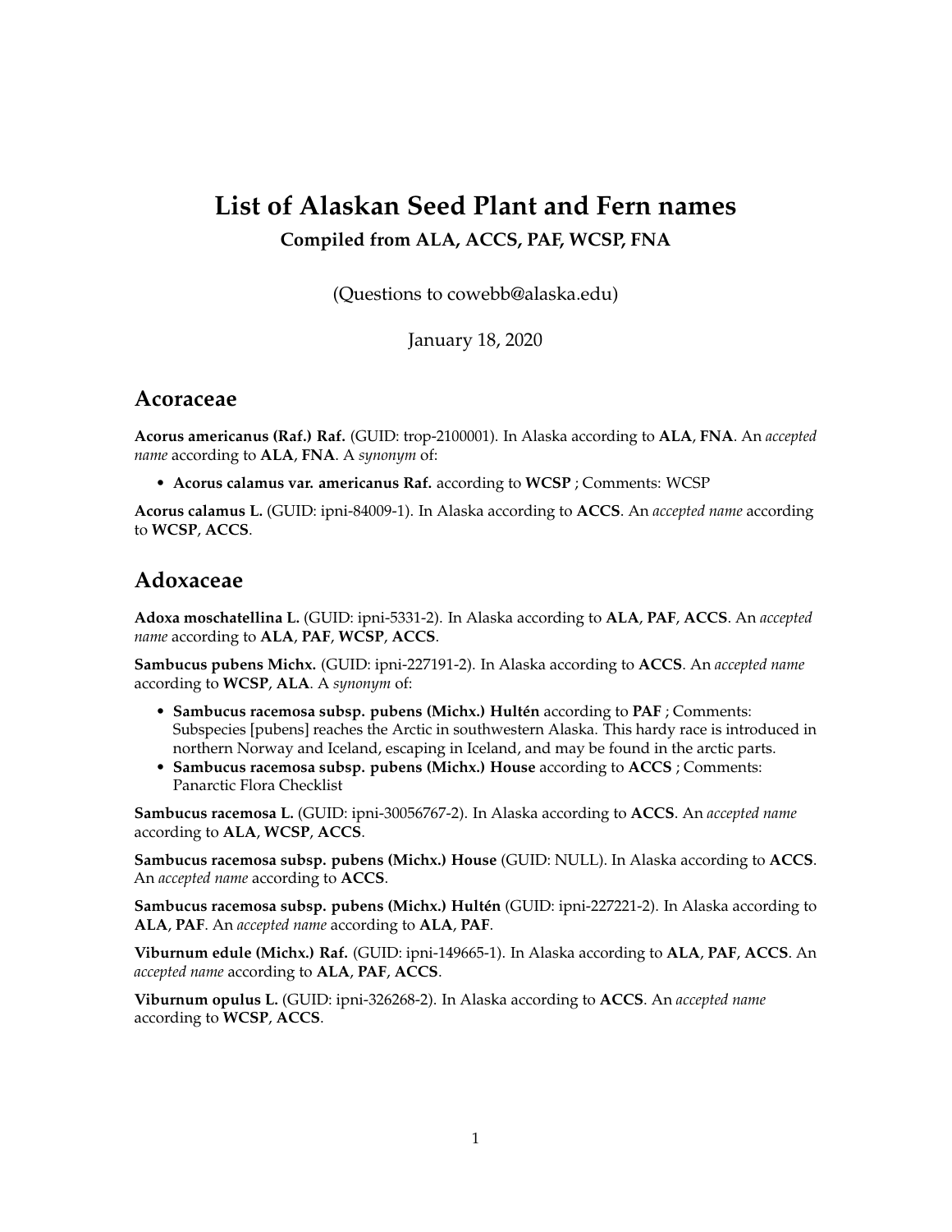# List of Alaskan Seed Plant and Fern names

**Compiled from ALA, ACCS, PAF, WCSP, FNA**

(Questions to cowebb@alaska.edu)

January 18, 2020

## Acoraceae

**Acorus americanus (Raf.) Raf.** (GUID: trop-2100001). In Alaska according to **ALA**, **FNA**. An *accepted name* according to **ALA**, **FNA**. A *synonym* of:

- **Acorus calamus var. americanus Raf.** according to **WCSP** ; Comments: WCSP

**Acorus calamus L.** (GUID: ipni-84009-1). In Alaska according to **ACCS**. An *accepted name* according to **WCSP**, **ACCS**.

## Adoxaceae

**Adoxa moschatellina L.** (GUID: ipni-5331-2). In Alaska according to **ALA**, **PAF**, **ACCS**. An *accepted name* according to **ALA**, **PAF**, **WCSP**, **ACCS**.

**Sambucus pubens Michx.** (GUID: ipni-227191-2). In Alaska according to **ACCS**. An *accepted name* according to **WCSP**, **ALA**. A *synonym* of:

- **Sambucus racemosa subsp. pubens (Michx.) Hultén** according to **PAF** ; Comments: Subspecies [pubens] reaches the Arctic in southwestern Alaska. This hardy race is introduced in northern Norway and Iceland, escaping in Iceland, and may be found in the arctic parts.
- **Sambucus racemosa subsp. pubens (Michx.) House** according to **ACCS** ; Comments: Panarctic Flora Checklist

**Sambucus racemosa L.** (GUID: ipni-30056767-2). In Alaska according to **ACCS**. An *accepted name* according to **ALA**, **WCSP**, **ACCS**.

**Sambucus racemosa subsp. pubens (Michx.) House** (GUID: NULL). In Alaska according to **ACCS**. An *accepted name* according to **ACCS**.

**Sambucus racemosa subsp. pubens (Michx.) Hultén** (GUID: ipni-227221-2). In Alaska according to **ALA**, **PAF**. An *accepted name* according to **ALA**, **PAF**.

**Viburnum edule (Michx.) Raf.** (GUID: ipni-149665-1). In Alaska according to **ALA**, **PAF**, **ACCS**. An *accepted name* according to **ALA**, **PAF**, **ACCS**.

**Viburnum opulus L.** (GUID: ipni-326268-2). In Alaska according to **ACCS**. An *accepted name* according to **WCSP**, **ACCS**.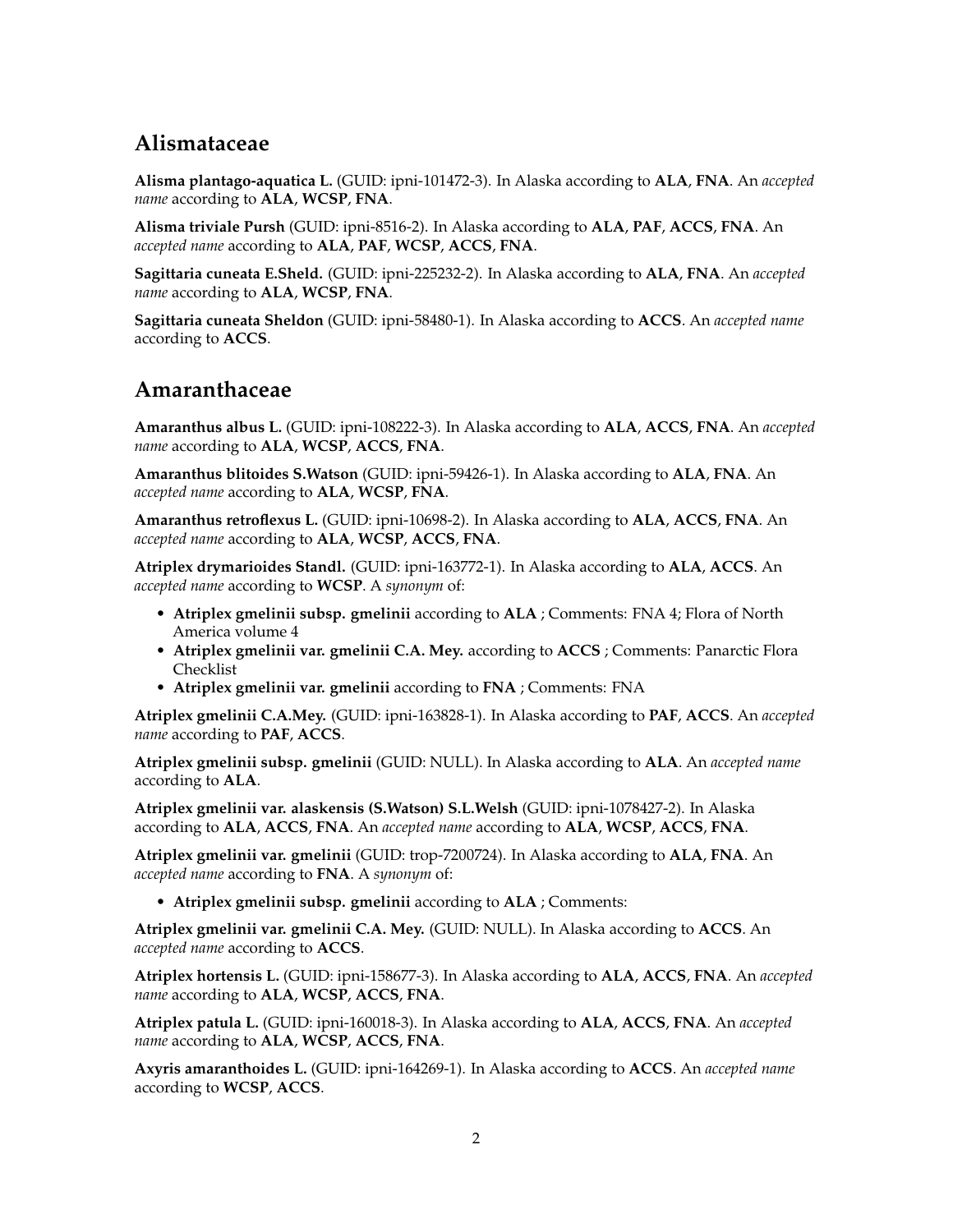## Alismataceae

**Alisma plantago-aquatica L.** (GUID: ipni-101472-3). In Alaska according to **ALA**, **FNA**. An *accepted name* according to **ALA**, **WCSP**, **FNA**.

**Alisma triviale Pursh** (GUID: ipni-8516-2). In Alaska according to **ALA**, **PAF**, **ACCS**, **FNA**. An *accepted name* according to **ALA**, **PAF**, **WCSP**, **ACCS**, **FNA**.

**Sagittaria cuneata E.Sheld.** (GUID: ipni-225232-2). In Alaska according to **ALA**, **FNA**. An *accepted name* according to **ALA**, **WCSP**, **FNA**.

**Sagittaria cuneata Sheldon** (GUID: ipni-58480-1). In Alaska according to **ACCS**. An *accepted name* according to **ACCS**.

## Amaranthaceae

**Amaranthus albus L.** (GUID: ipni-108222-3). In Alaska according to **ALA**, **ACCS**, **FNA**. An *accepted name* according to **ALA**, **WCSP**, **ACCS**, **FNA**.

**Amaranthus blitoides S.Watson** (GUID: ipni-59426-1). In Alaska according to **ALA**, **FNA**. An *accepted name* according to **ALA**, **WCSP**, **FNA**.

**Amaranthus retroflexus L.** (GUID: ipni-10698-2). In Alaska according to **ALA**, **ACCS**, **FNA**. An *accepted name* according to **ALA**, **WCSP**, **ACCS**, **FNA**.

**Atriplex drymarioides Standl.** (GUID: ipni-163772-1). In Alaska according to **ALA**, **ACCS**. An *accepted name* according to **WCSP**. A *synonym* of:

- **Atriplex gmelinii subsp. gmelinii** according to **ALA** ; Comments: FNA 4; Flora of North America volume 4
- **Atriplex gmelinii var. gmelinii C.A. Mey.** according to **ACCS** ; Comments: Panarctic Flora Checklist
- **Atriplex gmelinii var. gmelinii** according to **FNA** ; Comments: FNA

**Atriplex gmelinii C.A.Mey.** (GUID: ipni-163828-1). In Alaska according to **PAF**, **ACCS**. An *accepted name* according to **PAF**, **ACCS**.

**Atriplex gmelinii subsp. gmelinii** (GUID: NULL). In Alaska according to **ALA**. An *accepted name* according to **ALA**.

**Atriplex gmelinii var. alaskensis (S.Watson) S.L.Welsh** (GUID: ipni-1078427-2). In Alaska according to **ALA**, **ACCS**, **FNA**. An *accepted name* according to **ALA**, **WCSP**, **ACCS**, **FNA**.

**Atriplex gmelinii var. gmelinii** (GUID: trop-7200724). In Alaska according to **ALA**, **FNA**. An *accepted name* according to **FNA**. A *synonym* of:

- **Atriplex gmelinii subsp. gmelinii** according to **ALA** ; Comments:

**Atriplex gmelinii var. gmelinii C.A. Mey.** (GUID: NULL). In Alaska according to **ACCS**. An *accepted name* according to **ACCS**.

**Atriplex hortensis L.** (GUID: ipni-158677-3). In Alaska according to **ALA**, **ACCS**, **FNA**. An *accepted name* according to **ALA**, **WCSP**, **ACCS**, **FNA**.

**Atriplex patula L.** (GUID: ipni-160018-3). In Alaska according to **ALA**, **ACCS**, **FNA**. An *accepted name* according to **ALA**, **WCSP**, **ACCS**, **FNA**.

**Axyris amaranthoides L.** (GUID: ipni-164269-1). In Alaska according to **ACCS**. An *accepted name* according to **WCSP**, **ACCS**.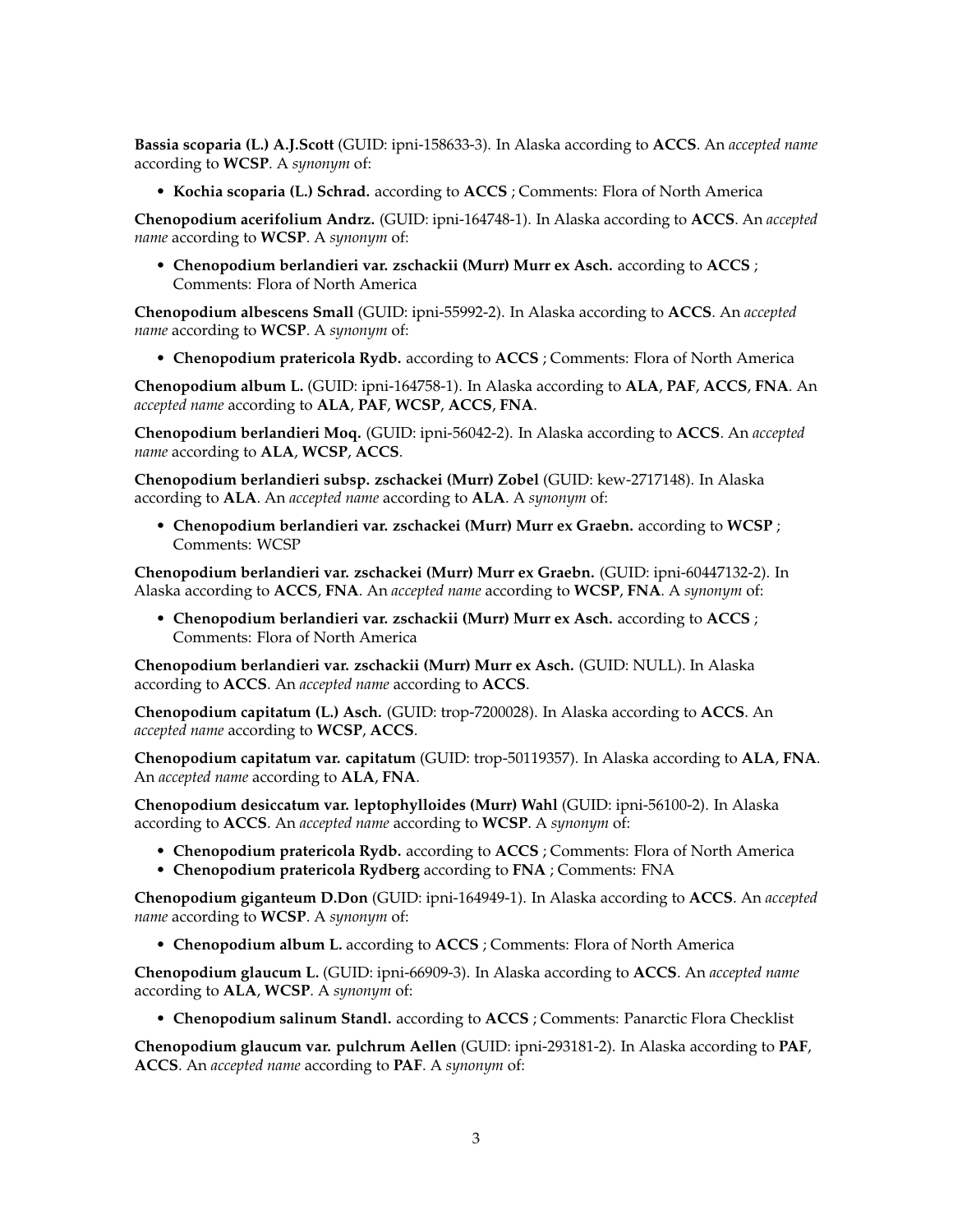**Bassia scoparia (L.) A.J.Scott** (GUID: ipni-158633-3). In Alaska according to **ACCS**. An *accepted name* according to **WCSP**. A *synonym* of:

- **Kochia scoparia (L.) Schrad.** according to **ACCS** ; Comments: Flora of North America

**Chenopodium acerifolium Andrz.** (GUID: ipni-164748-1). In Alaska according to **ACCS**. An *accepted name* according to **WCSP**. A *synonym* of:

- **Chenopodium berlandieri var. zschackii (Murr) Murr ex Asch.** according to **ACCS** ; Comments: Flora of North America

**Chenopodium albescens Small** (GUID: ipni-55992-2). In Alaska according to **ACCS**. An *accepted name* according to **WCSP**. A *synonym* of:

- **Chenopodium pratericola Rydb.** according to **ACCS** ; Comments: Flora of North America

**Chenopodium album L.** (GUID: ipni-164758-1). In Alaska according to **ALA**, **PAF**, **ACCS**, **FNA**. An *accepted name* according to **ALA**, **PAF**, **WCSP**, **ACCS**, **FNA**.

**Chenopodium berlandieri Moq.** (GUID: ipni-56042-2). In Alaska according to **ACCS**. An *accepted name* according to **ALA**, **WCSP**, **ACCS**.

**Chenopodium berlandieri subsp. zschackei (Murr) Zobel** (GUID: kew-2717148). In Alaska according to **ALA**. An *accepted name* according to **ALA**. A *synonym* of:

- **Chenopodium berlandieri var. zschackei (Murr) Murr ex Graebn.** according to **WCSP** ; Comments: WCSP

**Chenopodium berlandieri var. zschackei (Murr) Murr ex Graebn.** (GUID: ipni-60447132-2). In Alaska according to **ACCS**, **FNA**. An *accepted name* according to **WCSP**, **FNA**. A *synonym* of:

- **Chenopodium berlandieri var. zschackii (Murr) Murr ex Asch.** according to **ACCS** ; Comments: Flora of North America

**Chenopodium berlandieri var. zschackii (Murr) Murr ex Asch.** (GUID: NULL). In Alaska according to **ACCS**. An *accepted name* according to **ACCS**.

**Chenopodium capitatum (L.) Asch.** (GUID: trop-7200028). In Alaska according to **ACCS**. An *accepted name* according to **WCSP**, **ACCS**.

**Chenopodium capitatum var. capitatum** (GUID: trop-50119357). In Alaska according to **ALA**, **FNA**. An *accepted name* according to **ALA**, **FNA**.

**Chenopodium desiccatum var. leptophylloides (Murr) Wahl** (GUID: ipni-56100-2). In Alaska according to **ACCS**. An *accepted name* according to **WCSP**. A *synonym* of:

- **Chenopodium pratericola Rydb.** according to **ACCS** ; Comments: Flora of North America
- **Chenopodium pratericola Rydberg** according to **FNA** ; Comments: FNA

**Chenopodium giganteum D.Don** (GUID: ipni-164949-1). In Alaska according to **ACCS**. An *accepted name* according to **WCSP**. A *synonym* of:

- **Chenopodium album L.** according to **ACCS** ; Comments: Flora of North America

**Chenopodium glaucum L.** (GUID: ipni-66909-3). In Alaska according to **ACCS**. An *accepted name* according to **ALA**, **WCSP**. A *synonym* of:

- **Chenopodium salinum Standl.** according to **ACCS** ; Comments: Panarctic Flora Checklist

**Chenopodium glaucum var. pulchrum Aellen** (GUID: ipni-293181-2). In Alaska according to **PAF**, **ACCS**. An *accepted name* according to **PAF**. A *synonym* of: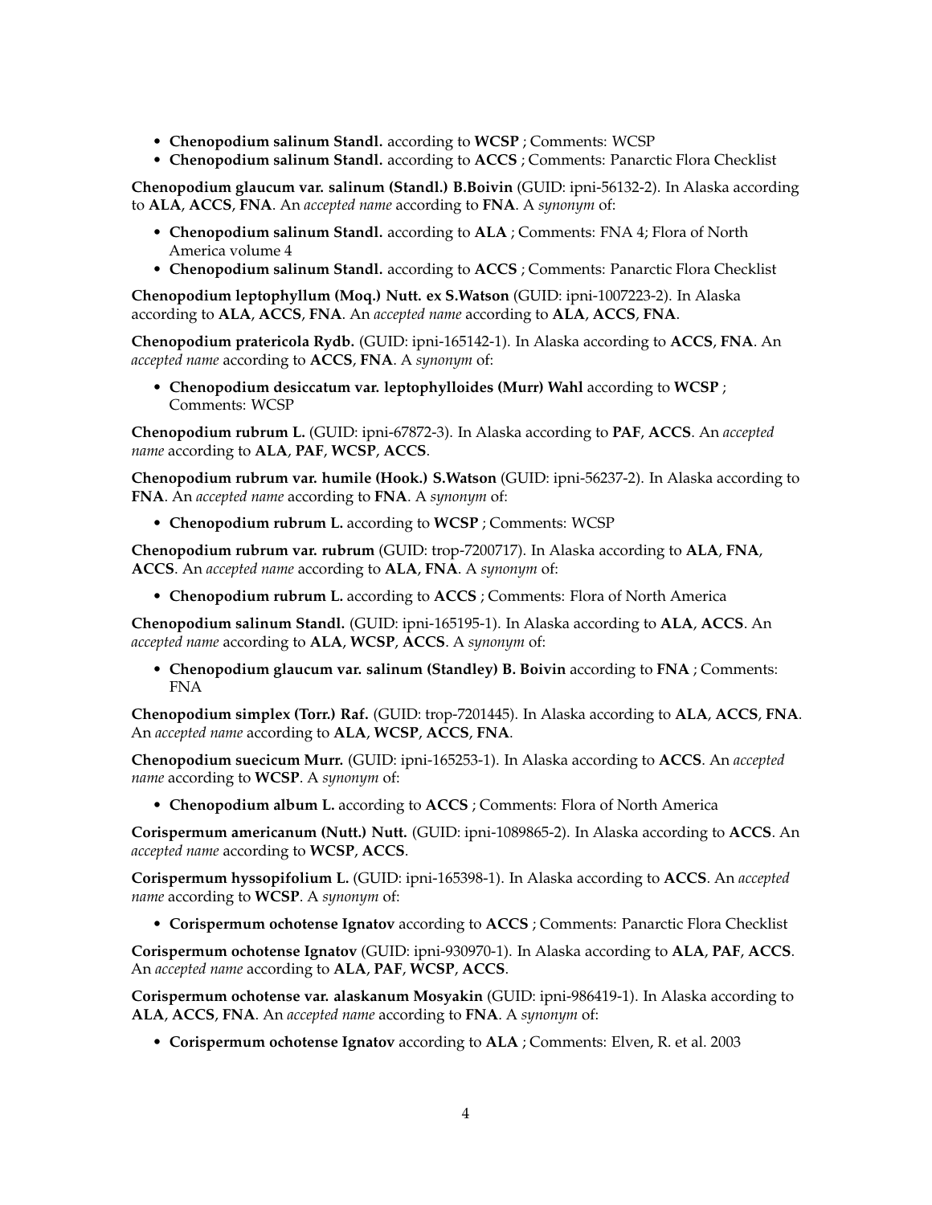- **Chenopodium salinum Standl.** according to **WCSP** ; Comments: WCSP
- **Chenopodium salinum Standl.** according to **ACCS** ; Comments: Panarctic Flora Checklist

**Chenopodium glaucum var. salinum (Standl.) B.Boivin** (GUID: ipni-56132-2). In Alaska according to **ALA**, **ACCS**, **FNA**. An *accepted name* according to **FNA**. A *synonym* of:

- **Chenopodium salinum Standl.** according to **ALA** ; Comments: FNA 4; Flora of North America volume 4
- **Chenopodium salinum Standl.** according to **ACCS** ; Comments: Panarctic Flora Checklist

**Chenopodium leptophyllum (Moq.) Nutt. ex S.Watson** (GUID: ipni-1007223-2). In Alaska according to **ALA**, **ACCS**, **FNA**. An *accepted name* according to **ALA**, **ACCS**, **FNA**.

**Chenopodium pratericola Rydb.** (GUID: ipni-165142-1). In Alaska according to **ACCS**, **FNA**. An *accepted name* according to **ACCS**, **FNA**. A *synonym* of:

- **Chenopodium desiccatum var. leptophylloides (Murr) Wahl** according to **WCSP** ; Comments: WCSP

**Chenopodium rubrum L.** (GUID: ipni-67872-3). In Alaska according to **PAF**, **ACCS**. An *accepted name* according to **ALA**, **PAF**, **WCSP**, **ACCS**.

**Chenopodium rubrum var. humile (Hook.) S.Watson** (GUID: ipni-56237-2). In Alaska according to **FNA**. An *accepted name* according to **FNA**. A *synonym* of:

- **Chenopodium rubrum L.** according to **WCSP** ; Comments: WCSP

**Chenopodium rubrum var. rubrum** (GUID: trop-7200717). In Alaska according to **ALA**, **FNA**, **ACCS**. An *accepted name* according to **ALA**, **FNA**. A *synonym* of:

- **Chenopodium rubrum L.** according to **ACCS** ; Comments: Flora of North America

**Chenopodium salinum Standl.** (GUID: ipni-165195-1). In Alaska according to **ALA**, **ACCS**. An *accepted name* according to **ALA**, **WCSP**, **ACCS**. A *synonym* of:

- **Chenopodium glaucum var. salinum (Standley) B. Boivin** according to **FNA** ; Comments: FNA

**Chenopodium simplex (Torr.) Raf.** (GUID: trop-7201445). In Alaska according to **ALA**, **ACCS**, **FNA**. An *accepted name* according to **ALA**, **WCSP**, **ACCS**, **FNA**.

**Chenopodium suecicum Murr.** (GUID: ipni-165253-1). In Alaska according to **ACCS**. An *accepted name* according to **WCSP**. A *synonym* of:

- **Chenopodium album L.** according to **ACCS** ; Comments: Flora of North America

**Corispermum americanum (Nutt.) Nutt.** (GUID: ipni-1089865-2). In Alaska according to **ACCS**. An *accepted name* according to **WCSP**, **ACCS**.

**Corispermum hyssopifolium L.** (GUID: ipni-165398-1). In Alaska according to **ACCS**. An *accepted name* according to **WCSP**. A *synonym* of:

- **Corispermum ochotense Ignatov** according to **ACCS** ; Comments: Panarctic Flora Checklist

**Corispermum ochotense Ignatov** (GUID: ipni-930970-1). In Alaska according to **ALA**, **PAF**, **ACCS**. An *accepted name* according to **ALA**, **PAF**, **WCSP**, **ACCS**.

**Corispermum ochotense var. alaskanum Mosyakin** (GUID: ipni-986419-1). In Alaska according to **ALA**, **ACCS**, **FNA**. An *accepted name* according to **FNA**. A *synonym* of:

- **Corispermum ochotense Ignatov** according to **ALA** ; Comments: Elven, R. et al. 2003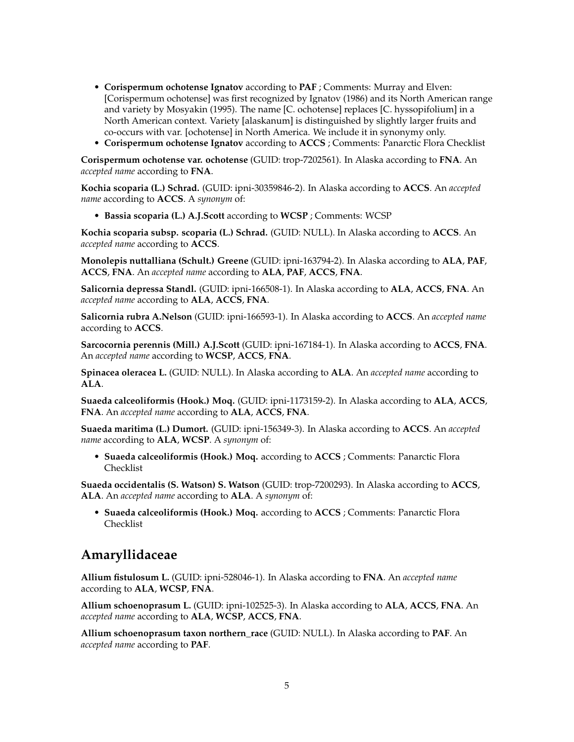- **Corispermum ochotense Ignatov** according to **PAF** ; Comments: Murray and Elven: [Corispermum ochotense] was first recognized by Ignatov (1986) and its North American range and variety by Mosyakin (1995). The name [C. ochotense] replaces [C. hyssopifolium] in a North American context. Variety [alaskanum] is distinguished by slightly larger fruits and co-occurs with var. [ochotense] in North America. We include it in synonymy only.
- **Corispermum ochotense Ignatov** according to **ACCS** ; Comments: Panarctic Flora Checklist

**Corispermum ochotense var. ochotense** (GUID: trop-7202561). In Alaska according to **FNA**. An *accepted name* according to **FNA**.

**Kochia scoparia (L.) Schrad.** (GUID: ipni-30359846-2). In Alaska according to **ACCS**. An *accepted name* according to **ACCS**. A *synonym* of:

- **Bassia scoparia (L.) A.J.Scott** according to **WCSP** ; Comments: WCSP

**Kochia scoparia subsp. scoparia (L.) Schrad.** (GUID: NULL). In Alaska according to **ACCS**. An *accepted name* according to **ACCS**.

**Monolepis nuttalliana (Schult.) Greene** (GUID: ipni-163794-2). In Alaska according to **ALA**, **PAF**, **ACCS**, **FNA**. An *accepted name* according to **ALA**, **PAF**, **ACCS**, **FNA**.

**Salicornia depressa Standl.** (GUID: ipni-166508-1). In Alaska according to **ALA**, **ACCS**, **FNA**. An *accepted name* according to **ALA**, **ACCS**, **FNA**.

**Salicornia rubra A.Nelson** (GUID: ipni-166593-1). In Alaska according to **ACCS**. An *accepted name* according to **ACCS**.

**Sarcocornia perennis (Mill.) A.J.Scott** (GUID: ipni-167184-1). In Alaska according to **ACCS**, **FNA**. An *accepted name* according to **WCSP**, **ACCS**, **FNA**.

**Spinacea oleracea L.** (GUID: NULL). In Alaska according to **ALA**. An *accepted name* according to **ALA**.

**Suaeda calceoliformis (Hook.) Moq.** (GUID: ipni-1173159-2). In Alaska according to **ALA**, **ACCS**, **FNA**. An *accepted name* according to **ALA**, **ACCS**, **FNA**.

**Suaeda maritima (L.) Dumort.** (GUID: ipni-156349-3). In Alaska according to **ACCS**. An *accepted name* according to **ALA**, **WCSP**. A *synonym* of:

- **Suaeda calceoliformis (Hook.) Moq.** according to **ACCS** ; Comments: Panarctic Flora Checklist

**Suaeda occidentalis (S. Watson) S. Watson** (GUID: trop-7200293). In Alaska according to **ACCS**, **ALA**. An *accepted name* according to **ALA**. A *synonym* of:

- **Suaeda calceoliformis (Hook.) Moq.** according to **ACCS** ; Comments: Panarctic Flora Checklist

## Amaryllidaceae

**Allium fistulosum L.** (GUID: ipni-528046-1). In Alaska according to **FNA**. An *accepted name* according to **ALA**, **WCSP**, **FNA**.

**Allium schoenoprasum L.** (GUID: ipni-102525-3). In Alaska according to **ALA**, **ACCS**, **FNA**. An *accepted name* according to **ALA**, **WCSP**, **ACCS**, **FNA**.

**Allium schoenoprasum taxon northern_race** (GUID: NULL). In Alaska according to **PAF**. An *accepted name* according to **PAF**.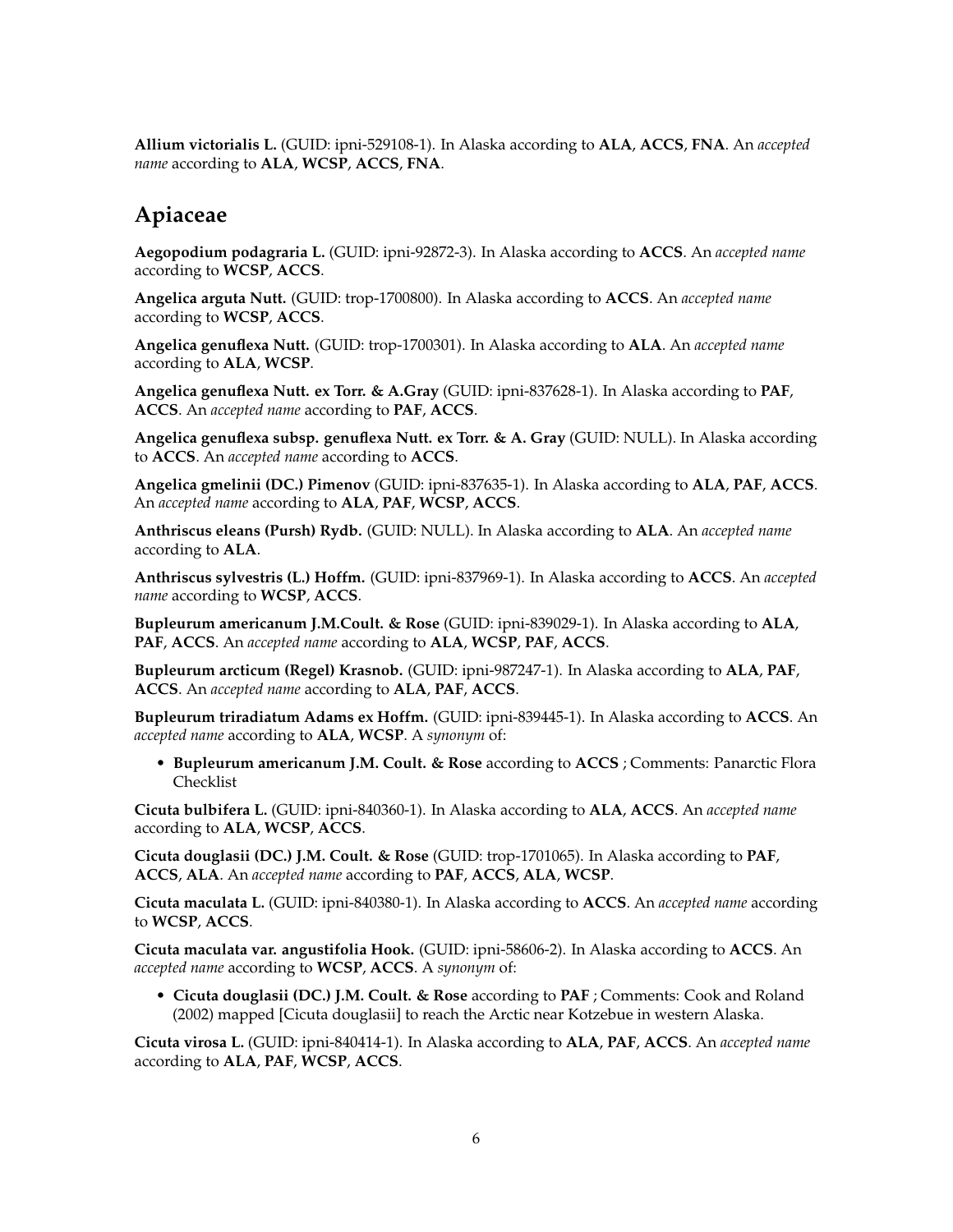**Allium victorialis L.** (GUID: ipni-529108-1). In Alaska according to **ALA**, **ACCS**, **FNA**. An *accepted name* according to **ALA**, **WCSP**, **ACCS**, **FNA**.

## Apiaceae

**Aegopodium podagraria L.** (GUID: ipni-92872-3). In Alaska according to **ACCS**. An *accepted name* according to **WCSP**, **ACCS**.

**Angelica arguta Nutt.** (GUID: trop-1700800). In Alaska according to **ACCS**. An *accepted name* according to **WCSP**, **ACCS**.

**Angelica genuflexa Nutt.** (GUID: trop-1700301). In Alaska according to **ALA**. An *accepted name* according to **ALA**, **WCSP**.

**Angelica genuflexa Nutt. ex Torr. & A.Gray** (GUID: ipni-837628-1). In Alaska according to **PAF**, **ACCS**. An *accepted name* according to **PAF**, **ACCS**.

**Angelica genuflexa subsp. genuflexa Nutt. ex Torr. & A. Gray** (GUID: NULL). In Alaska according to **ACCS**. An *accepted name* according to **ACCS**.

**Angelica gmelinii (DC.) Pimenov** (GUID: ipni-837635-1). In Alaska according to **ALA**, **PAF**, **ACCS**. An *accepted name* according to **ALA**, **PAF**, **WCSP**, **ACCS**.

**Anthriscus eleans (Pursh) Rydb.** (GUID: NULL). In Alaska according to **ALA**. An *accepted name* according to **ALA**.

**Anthriscus sylvestris (L.) Hoffm.** (GUID: ipni-837969-1). In Alaska according to **ACCS**. An *accepted name* according to **WCSP**, **ACCS**.

**Bupleurum americanum J.M.Coult. & Rose** (GUID: ipni-839029-1). In Alaska according to **ALA**, **PAF**, **ACCS**. An *accepted name* according to **ALA**, **WCSP**, **PAF**, **ACCS**.

**Bupleurum arcticum (Regel) Krasnob.** (GUID: ipni-987247-1). In Alaska according to **ALA**, **PAF**, **ACCS**. An *accepted name* according to **ALA**, **PAF**, **ACCS**.

**Bupleurum triradiatum Adams ex Hoffm.** (GUID: ipni-839445-1). In Alaska according to **ACCS**. An *accepted name* according to **ALA**, **WCSP**. A *synonym* of:

- **Bupleurum americanum J.M. Coult. & Rose** according to **ACCS** ; Comments: Panarctic Flora Checklist

**Cicuta bulbifera L.** (GUID: ipni-840360-1). In Alaska according to **ALA**, **ACCS**. An *accepted name* according to **ALA**, **WCSP**, **ACCS**.

**Cicuta douglasii (DC.) J.M. Coult. & Rose** (GUID: trop-1701065). In Alaska according to **PAF**, **ACCS**, **ALA**. An *accepted name* according to **PAF**, **ACCS**, **ALA**, **WCSP**.

**Cicuta maculata L.** (GUID: ipni-840380-1). In Alaska according to **ACCS**. An *accepted name* according to **WCSP**, **ACCS**.

**Cicuta maculata var. angustifolia Hook.** (GUID: ipni-58606-2). In Alaska according to **ACCS**. An *accepted name* according to **WCSP**, **ACCS**. A *synonym* of:

- **Cicuta douglasii (DC.) J.M. Coult. & Rose** according to **PAF** ; Comments: Cook and Roland (2002) mapped [Cicuta douglasii] to reach the Arctic near Kotzebue in western Alaska.

**Cicuta virosa L.** (GUID: ipni-840414-1). In Alaska according to **ALA**, **PAF**, **ACCS**. An *accepted name* according to **ALA**, **PAF**, **WCSP**, **ACCS**.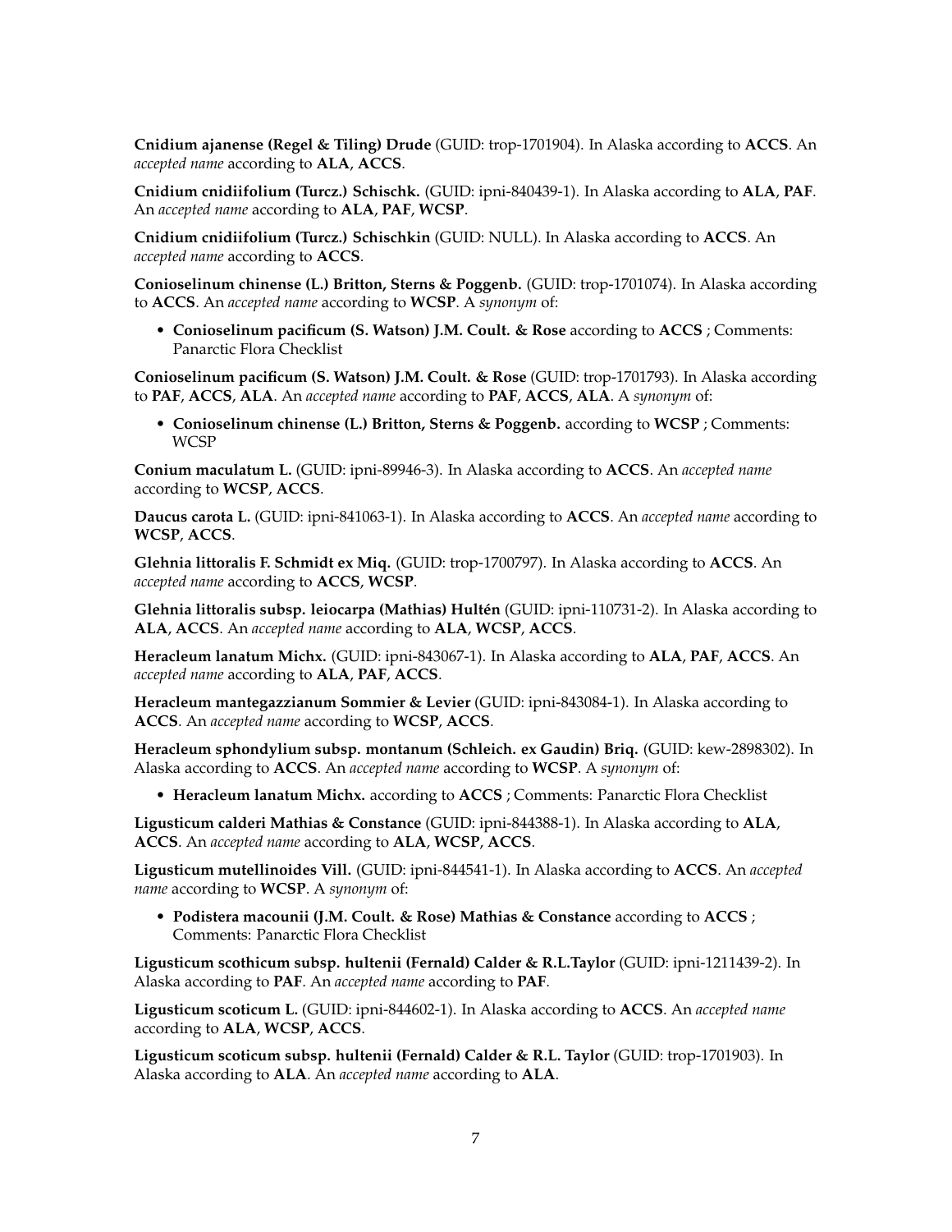**Cnidium ajanense (Regel & Tiling) Drude** (GUID: trop-1701904). In Alaska according to **ACCS**. An *accepted name* according to **ALA**, **ACCS**.

**Cnidium cnidiifolium (Turcz.) Schischk.** (GUID: ipni-840439-1). In Alaska according to **ALA**, **PAF**. An *accepted name* according to **ALA**, **PAF**, **WCSP**.

**Cnidium cnidiifolium (Turcz.) Schischkin** (GUID: NULL). In Alaska according to **ACCS**. An *accepted name* according to **ACCS**.

**Conioselinum chinense (L.) Britton, Sterns & Poggenb.** (GUID: trop-1701074). In Alaska according to **ACCS**. An *accepted name* according to **WCSP**. A *synonym* of:

- **Conioselinum pacificum (S. Watson) J.M. Coult. & Rose** according to **ACCS** ; Comments: Panarctic Flora Checklist

**Conioselinum pacificum (S. Watson) J.M. Coult. & Rose** (GUID: trop-1701793). In Alaska according to **PAF**, **ACCS**, **ALA**. An *accepted name* according to **PAF**, **ACCS**, **ALA**. A *synonym* of:

- **Conioselinum chinense (L.) Britton, Sterns & Poggenb.** according to **WCSP** ; Comments: WCSP

**Conium maculatum L.** (GUID: ipni-89946-3). In Alaska according to **ACCS**. An *accepted name* according to **WCSP**, **ACCS**.

**Daucus carota L.** (GUID: ipni-841063-1). In Alaska according to **ACCS**. An *accepted name* according to **WCSP**, **ACCS**.

**Glehnia littoralis F. Schmidt ex Miq.** (GUID: trop-1700797). In Alaska according to **ACCS**. An *accepted name* according to **ACCS**, **WCSP**.

**Glehnia littoralis subsp. leiocarpa (Mathias) Hultén** (GUID: ipni-110731-2). In Alaska according to **ALA**, **ACCS**. An *accepted name* according to **ALA**, **WCSP**, **ACCS**.

**Heracleum lanatum Michx.** (GUID: ipni-843067-1). In Alaska according to **ALA**, **PAF**, **ACCS**. An *accepted name* according to **ALA**, **PAF**, **ACCS**.

**Heracleum mantegazzianum Sommier & Levier** (GUID: ipni-843084-1). In Alaska according to **ACCS**. An *accepted name* according to **WCSP**, **ACCS**.

**Heracleum sphondylium subsp. montanum (Schleich. ex Gaudin) Briq.** (GUID: kew-2898302). In Alaska according to **ACCS**. An *accepted name* according to **WCSP**. A *synonym* of:

- **Heracleum lanatum Michx.** according to **ACCS** ; Comments: Panarctic Flora Checklist

**Ligusticum calderi Mathias & Constance** (GUID: ipni-844388-1). In Alaska according to **ALA**, **ACCS**. An *accepted name* according to **ALA**, **WCSP**, **ACCS**.

**Ligusticum mutellinoides Vill.** (GUID: ipni-844541-1). In Alaska according to **ACCS**. An *accepted name* according to **WCSP**. A *synonym* of:

- **Podistera macounii (J.M. Coult. & Rose) Mathias & Constance** according to **ACCS** ; Comments: Panarctic Flora Checklist

**Ligusticum scothicum subsp. hultenii (Fernald) Calder & R.L.Taylor** (GUID: ipni-1211439-2). In Alaska according to **PAF**. An *accepted name* according to **PAF**.

**Ligusticum scoticum L.** (GUID: ipni-844602-1). In Alaska according to **ACCS**. An *accepted name* according to **ALA**, **WCSP**, **ACCS**.

**Ligusticum scoticum subsp. hultenii (Fernald) Calder & R.L. Taylor** (GUID: trop-1701903). In Alaska according to **ALA**. An *accepted name* according to **ALA**.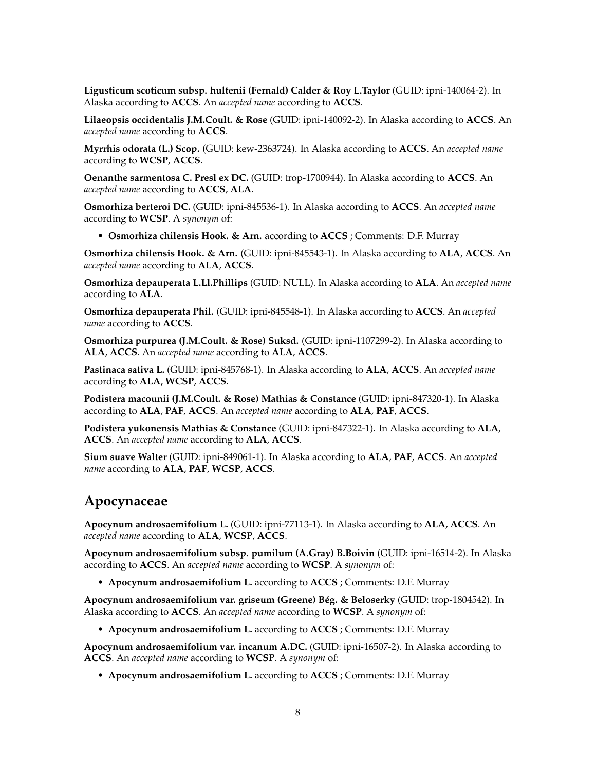**Ligusticum scoticum subsp. hultenii (Fernald) Calder & Roy L.Taylor** (GUID: ipni-140064-2). In Alaska according to **ACCS**. An *accepted name* according to **ACCS**.

**Lilaeopsis occidentalis J.M.Coult. & Rose** (GUID: ipni-140092-2). In Alaska according to **ACCS**. An *accepted name* according to **ACCS**.

**Myrrhis odorata (L.) Scop.** (GUID: kew-2363724). In Alaska according to **ACCS**. An *accepted name* according to **WCSP**, **ACCS**.

**Oenanthe sarmentosa C. Presl ex DC.** (GUID: trop-1700944). In Alaska according to **ACCS**. An *accepted name* according to **ACCS**, **ALA**.

**Osmorhiza berteroi DC.** (GUID: ipni-845536-1). In Alaska according to **ACCS**. An *accepted name* according to **WCSP**. A *synonym* of:

- **Osmorhiza chilensis Hook. & Arn.** according to **ACCS** ; Comments: D.F. Murray

**Osmorhiza chilensis Hook. & Arn.** (GUID: ipni-845543-1). In Alaska according to **ALA**, **ACCS**. An *accepted name* according to **ALA**, **ACCS**.

**Osmorhiza depauperata L.Ll.Phillips** (GUID: NULL). In Alaska according to **ALA**. An *accepted name* according to **ALA**.

**Osmorhiza depauperata Phil.** (GUID: ipni-845548-1). In Alaska according to **ACCS**. An *accepted name* according to **ACCS**.

**Osmorhiza purpurea (J.M.Coult. & Rose) Suksd.** (GUID: ipni-1107299-2). In Alaska according to **ALA**, **ACCS**. An *accepted name* according to **ALA**, **ACCS**.

**Pastinaca sativa L.** (GUID: ipni-845768-1). In Alaska according to **ALA**, **ACCS**. An *accepted name* according to **ALA**, **WCSP**, **ACCS**.

**Podistera macounii (J.M.Coult. & Rose) Mathias & Constance** (GUID: ipni-847320-1). In Alaska according to **ALA**, **PAF**, **ACCS**. An *accepted name* according to **ALA**, **PAF**, **ACCS**.

**Podistera yukonensis Mathias & Constance** (GUID: ipni-847322-1). In Alaska according to **ALA**, **ACCS**. An *accepted name* according to **ALA**, **ACCS**.

**Sium suave Walter** (GUID: ipni-849061-1). In Alaska according to **ALA**, **PAF**, **ACCS**. An *accepted name* according to **ALA**, **PAF**, **WCSP**, **ACCS**.

## Apocynaceae

**Apocynum androsaemifolium L.** (GUID: ipni-77113-1). In Alaska according to **ALA**, **ACCS**. An *accepted name* according to **ALA**, **WCSP**, **ACCS**.

**Apocynum androsaemifolium subsp. pumilum (A.Gray) B.Boivin** (GUID: ipni-16514-2). In Alaska according to **ACCS**. An *accepted name* according to **WCSP**. A *synonym* of:

- **Apocynum androsaemifolium L.** according to **ACCS** ; Comments: D.F. Murray

**Apocynum androsaemifolium var. griseum (Greene) Bég. & Beloserky** (GUID: trop-1804542). In Alaska according to **ACCS**. An *accepted name* according to **WCSP**. A *synonym* of:

- **Apocynum androsaemifolium L.** according to **ACCS** ; Comments: D.F. Murray

**Apocynum androsaemifolium var. incanum A.DC.** (GUID: ipni-16507-2). In Alaska according to **ACCS**. An *accepted name* according to **WCSP**. A *synonym* of:

- **Apocynum androsaemifolium L.** according to **ACCS** ; Comments: D.F. Murray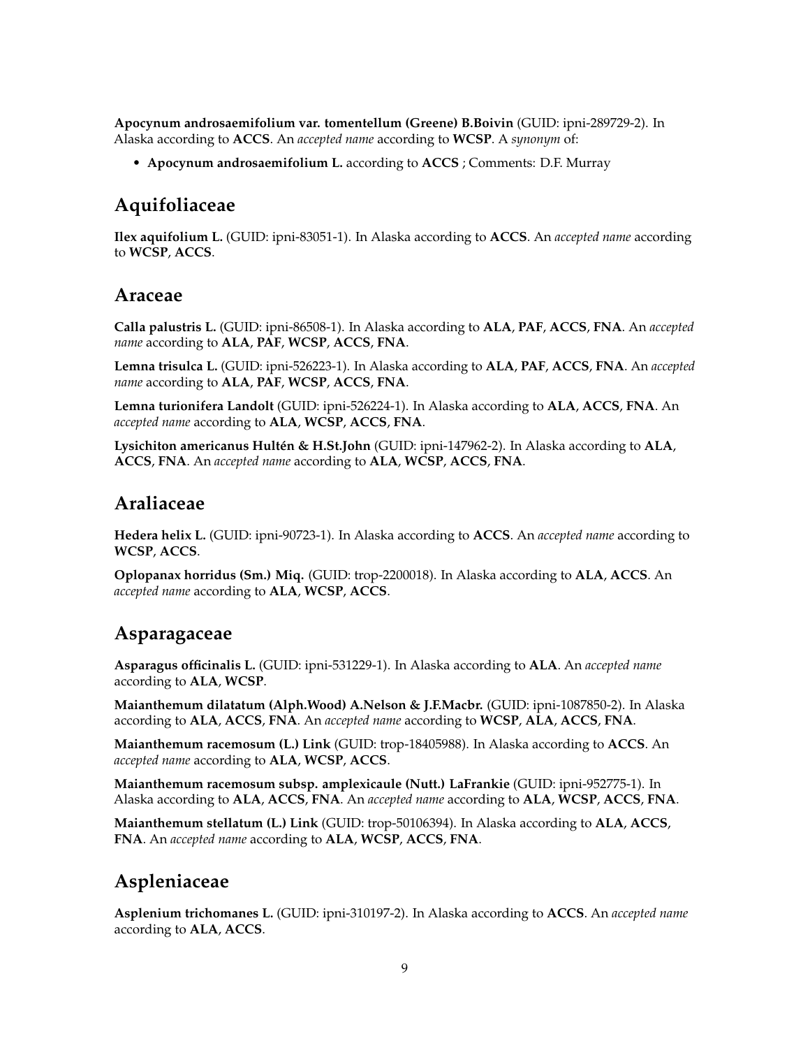**Apocynum androsaemifolium var. tomentellum (Greene) B.Boivin** (GUID: ipni-289729-2). In Alaska according to **ACCS**. An *accepted name* according to **WCSP**. A *synonym* of:

- **Apocynum androsaemifolium L.** according to **ACCS** ; Comments: D.F. Murray

## Aquifoliaceae

**Ilex aquifolium L.** (GUID: ipni-83051-1). In Alaska according to **ACCS**. An *accepted name* according to **WCSP**, **ACCS**.

## Araceae

**Calla palustris L.** (GUID: ipni-86508-1). In Alaska according to **ALA**, **PAF**, **ACCS**, **FNA**. An *accepted name* according to **ALA**, **PAF**, **WCSP**, **ACCS**, **FNA**.

**Lemna trisulca L.** (GUID: ipni-526223-1). In Alaska according to **ALA**, **PAF**, **ACCS**, **FNA**. An *accepted name* according to **ALA**, **PAF**, **WCSP**, **ACCS**, **FNA**.

**Lemna turionifera Landolt** (GUID: ipni-526224-1). In Alaska according to **ALA**, **ACCS**, **FNA**. An *accepted name* according to **ALA**, **WCSP**, **ACCS**, **FNA**.

**Lysichiton americanus Hultén & H.St.John** (GUID: ipni-147962-2). In Alaska according to **ALA**, **ACCS**, **FNA**. An *accepted name* according to **ALA**, **WCSP**, **ACCS**, **FNA**.

## Araliaceae

**Hedera helix L.** (GUID: ipni-90723-1). In Alaska according to **ACCS**. An *accepted name* according to **WCSP**, **ACCS**.

**Oplopanax horridus (Sm.) Miq.** (GUID: trop-2200018). In Alaska according to **ALA**, **ACCS**. An *accepted name* according to **ALA**, **WCSP**, **ACCS**.

## Asparagaceae

**Asparagus officinalis L.** (GUID: ipni-531229-1). In Alaska according to **ALA**. An *accepted name* according to **ALA**, **WCSP**.

**Maianthemum dilatatum (Alph.Wood) A.Nelson & J.F.Macbr.** (GUID: ipni-1087850-2). In Alaska according to **ALA**, **ACCS**, **FNA**. An *accepted name* according to **WCSP**, **ALA**, **ACCS**, **FNA**.

**Maianthemum racemosum (L.) Link** (GUID: trop-18405988). In Alaska according to **ACCS**. An *accepted name* according to **ALA**, **WCSP**, **ACCS**.

**Maianthemum racemosum subsp. amplexicaule (Nutt.) LaFrankie** (GUID: ipni-952775-1). In Alaska according to **ALA**, **ACCS**, **FNA**. An *accepted name* according to **ALA**, **WCSP**, **ACCS**, **FNA**.

**Maianthemum stellatum (L.) Link** (GUID: trop-50106394). In Alaska according to **ALA**, **ACCS**, **FNA**. An *accepted name* according to **ALA**, **WCSP**, **ACCS**, **FNA**.

## Aspleniaceae

**Asplenium trichomanes L.** (GUID: ipni-310197-2). In Alaska according to **ACCS**. An *accepted name* according to **ALA**, **ACCS**.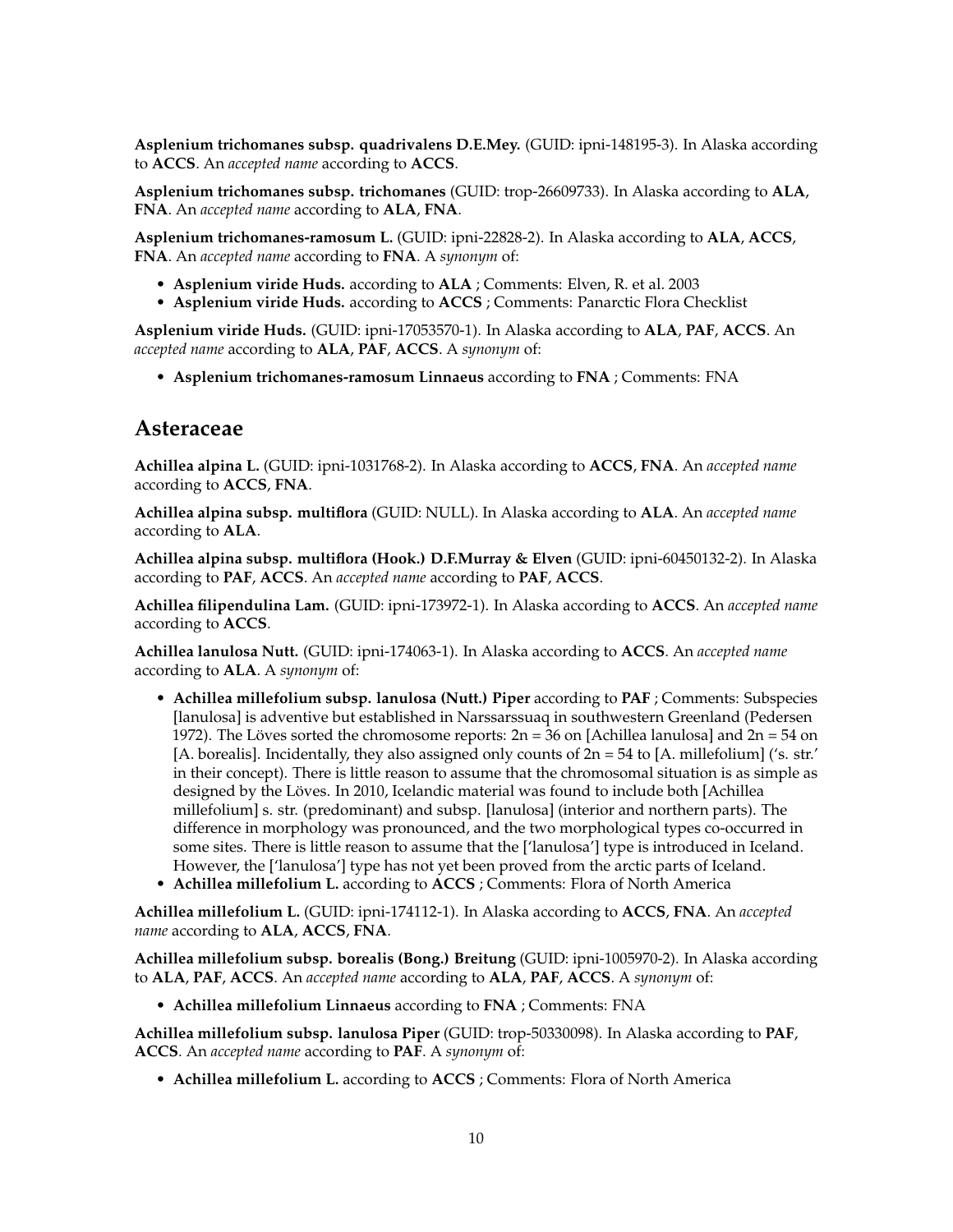**Asplenium trichomanes subsp. quadrivalens D.E.Mey.** (GUID: ipni-148195-3). In Alaska according to **ACCS**. An *accepted name* according to **ACCS**.

**Asplenium trichomanes subsp. trichomanes** (GUID: trop-26609733). In Alaska according to **ALA**, **FNA**. An *accepted name* according to **ALA, FNA**.

**Asplenium trichomanes-ramosum L.** (GUID: ipni-22828-2). In Alaska according to **ALA**, **ACCS**, **FNA**. An *accepted name* according to **FNA**. A *synonym* of:

- **Asplenium viride Huds.** according to **ALA** ; Comments: Elven, R. et al. 2003
- **Asplenium viride Huds.** according to **ACCS** ; Comments: Panarctic Flora Checklist

**Asplenium viride Huds.** (GUID: ipni-17053570-1). In Alaska according to **ALA**, **PAF**, **ACCS**. An *accepted name* according to **ALA**, **PAF**, **ACCS**. A *synonym* of:

- **Asplenium trichomanes-ramosum Linnaeus** according to **FNA** ; Comments: FNA

## Asteraceae

**Achillea alpina L.** (GUID: ipni-1031768-2). In Alaska according to **ACCS**, **FNA**. An *accepted name* according to **ACCS**, **FNA**.

**Achillea alpina subsp. multiflora** (GUID: NULL). In Alaska according to **ALA**. An *accepted name* according to **ALA**.

**Achillea alpina subsp. multiflora (Hook.) D.F.Murray & Elven** (GUID: ipni-60450132-2). In Alaska according to **PAF**, **ACCS**. An *accepted name* according to **PAF**, **ACCS**.

**Achillea filipendulina Lam.** (GUID: ipni-173972-1). In Alaska according to **ACCS**. An *accepted name* according to **ACCS**.

**Achillea lanulosa Nutt.** (GUID: ipni-174063-1). In Alaska according to **ACCS**. An *accepted name* according to **ALA**. A *synonym* of:

- **Achillea millefolium subsp. lanulosa (Nutt.) Piper** according to **PAF** ; Comments: Subspecies [lanulosa] is adventive but established in Narssarssuaq in southwestern Greenland (Pedersen 1972). The Löves sorted the chromosome reports: 2n = 36 on [Achillea lanulosa] and 2n = 54 on [A. borealis]. Incidentally, they also assigned only counts of 2n = 54 to [A. millefolium] ('s. str.' in their concept). There is little reason to assume that the chromosomal situation is as simple as designed by the Löves. In 2010, Icelandic material was found to include both [Achillea millefolium] s. str. (predominant) and subsp. [lanulosa] (interior and northern parts). The difference in morphology was pronounced, and the two morphological types co-occurred in some sites. There is little reason to assume that the ['lanulosa'] type is introduced in Iceland. However, the ['lanulosa'] type has not yet been proved from the arctic parts of Iceland.
- **Achillea millefolium L.** according to **ACCS** ; Comments: Flora of North America

**Achillea millefolium L.** (GUID: ipni-174112-1). In Alaska according to **ACCS**, **FNA**. An *accepted name* according to **ALA**, **ACCS**, **FNA**.

**Achillea millefolium subsp. borealis (Bong.) Breitung** (GUID: ipni-1005970-2). In Alaska according to **ALA**, **PAF**, **ACCS**. An *accepted name* according to **ALA**, **PAF**, **ACCS**. A *synonym* of:

- **Achillea millefolium Linnaeus** according to **FNA** ; Comments: FNA

**Achillea millefolium subsp. lanulosa Piper** (GUID: trop-50330098). In Alaska according to **PAF**, **ACCS**. An *accepted name* according to **PAF**. A *synonym* of:

- **Achillea millefolium L.** according to **ACCS** ; Comments: Flora of North America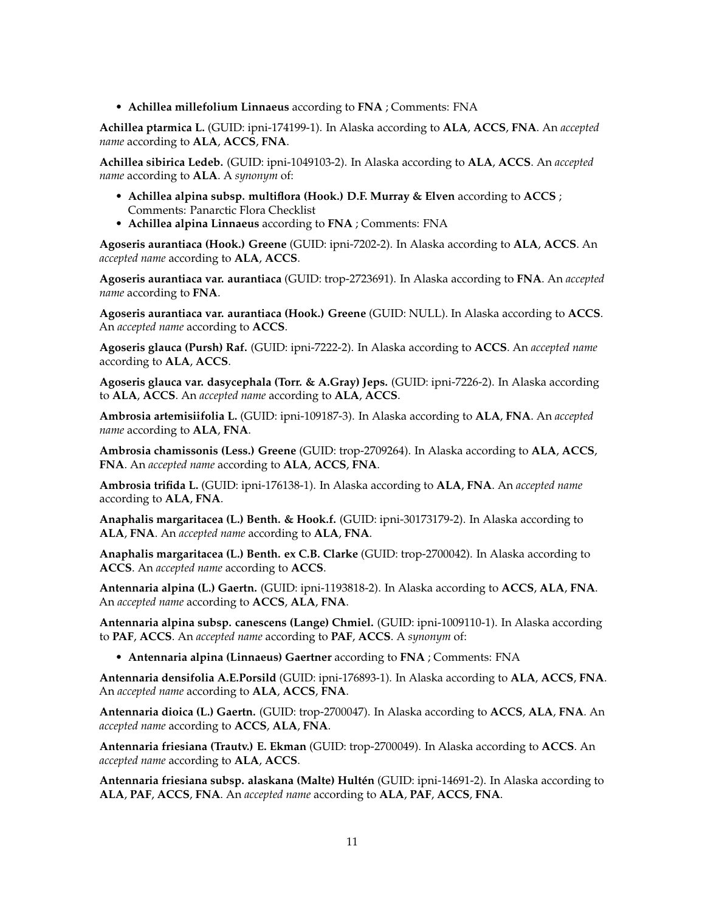- **Achillea millefolium Linnaeus** according to **FNA** ; Comments: FNA

**Achillea ptarmica L.** (GUID: ipni-174199-1). In Alaska according to **ALA**, **ACCS**, **FNA**. An *accepted name* according to **ALA**, **ACCS**, **FNA**.

**Achillea sibirica Ledeb.** (GUID: ipni-1049103-2). In Alaska according to **ALA**, **ACCS**. An *accepted name* according to **ALA**. A *synonym* of:

- **Achillea alpina subsp. multiflora (Hook.) D.F. Murray & Elven** according to **ACCS** ; Comments: Panarctic Flora Checklist
- **Achillea alpina Linnaeus** according to **FNA** ; Comments: FNA

**Agoseris aurantiaca (Hook.) Greene** (GUID: ipni-7202-2). In Alaska according to **ALA**, **ACCS**. An *accepted name* according to **ALA**, **ACCS**.

**Agoseris aurantiaca var. aurantiaca** (GUID: trop-2723691). In Alaska according to **FNA**. An *accepted name* according to **FNA**.

**Agoseris aurantiaca var. aurantiaca (Hook.) Greene** (GUID: NULL). In Alaska according to **ACCS**. An *accepted name* according to **ACCS**.

**Agoseris glauca (Pursh) Raf.** (GUID: ipni-7222-2). In Alaska according to **ACCS**. An *accepted name* according to **ALA**, **ACCS**.

**Agoseris glauca var. dasycephala (Torr. & A.Gray) Jeps.** (GUID: ipni-7226-2). In Alaska according to **ALA**, **ACCS**. An *accepted name* according to **ALA**, **ACCS**.

**Ambrosia artemisiifolia L.** (GUID: ipni-109187-3). In Alaska according to **ALA**, **FNA**. An *accepted name* according to **ALA**, **FNA**.

**Ambrosia chamissonis (Less.) Greene** (GUID: trop-2709264). In Alaska according to **ALA**, **ACCS**, **FNA**. An *accepted name* according to **ALA**, **ACCS**, **FNA**.

**Ambrosia trifida L.** (GUID: ipni-176138-1). In Alaska according to **ALA**, **FNA**. An *accepted name* according to **ALA**, **FNA**.

**Anaphalis margaritacea (L.) Benth. & Hook.f.** (GUID: ipni-30173179-2). In Alaska according to **ALA**, **FNA**. An *accepted name* according to **ALA**, **FNA**.

**Anaphalis margaritacea (L.) Benth. ex C.B. Clarke** (GUID: trop-2700042). In Alaska according to **ACCS**. An *accepted name* according to **ACCS**.

**Antennaria alpina (L.) Gaertn.** (GUID: ipni-1193818-2). In Alaska according to **ACCS**, **ALA**, **FNA**. An *accepted name* according to **ACCS**, **ALA**, **FNA**.

**Antennaria alpina subsp. canescens (Lange) Chmiel.** (GUID: ipni-1009110-1). In Alaska according to **PAF**, **ACCS**. An *accepted name* according to **PAF**, **ACCS**. A *synonym* of:

- **Antennaria alpina (Linnaeus) Gaertner** according to **FNA** ; Comments: FNA

**Antennaria densifolia A.E.Porsild** (GUID: ipni-176893-1). In Alaska according to **ALA**, **ACCS**, **FNA**. An *accepted name* according to **ALA**, **ACCS**, **FNA**.

**Antennaria dioica (L.) Gaertn.** (GUID: trop-2700047). In Alaska according to **ACCS**, **ALA**, **FNA**. An *accepted name* according to **ACCS**, **ALA**, **FNA**.

**Antennaria friesiana (Trautv.) E. Ekman** (GUID: trop-2700049). In Alaska according to **ACCS**. An *accepted name* according to **ALA**, **ACCS**.

**Antennaria friesiana subsp. alaskana (Malte) Hultén** (GUID: ipni-14691-2). In Alaska according to **ALA**, **PAF**, **ACCS**, **FNA**. An *accepted name* according to **ALA**, **PAF**, **ACCS**, **FNA**.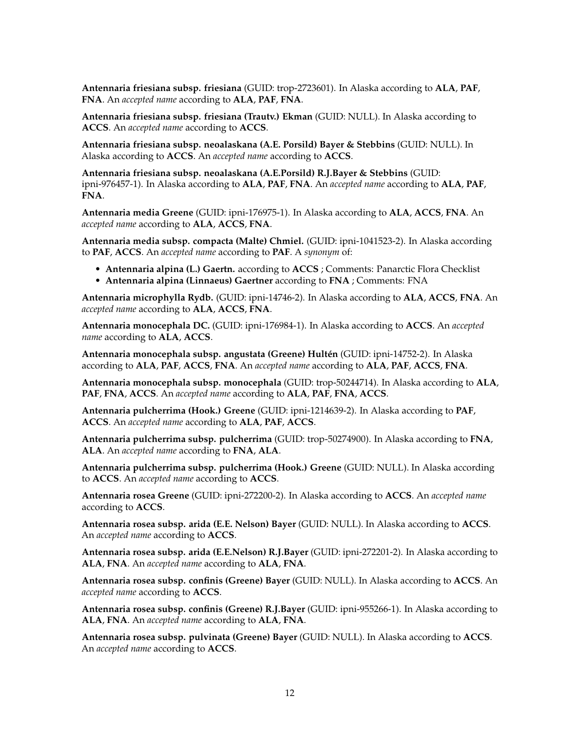**Antennaria friesiana subsp. friesiana** (GUID: trop-2723601). In Alaska according to **ALA**, **PAF**, **FNA**. An *accepted name* according to **ALA**, **PAF**, **FNA**.

**Antennaria friesiana subsp. friesiana (Trautv.) Ekman** (GUID: NULL). In Alaska according to **ACCS**. An *accepted name* according to **ACCS**.

**Antennaria friesiana subsp. neoalaskana (A.E. Porsild) Bayer & Stebbins** (GUID: NULL). In Alaska according to **ACCS**. An *accepted name* according to **ACCS**.

**Antennaria friesiana subsp. neoalaskana (A.E.Porsild) R.J.Bayer & Stebbins** (GUID: ipni-976457-1). In Alaska according to **ALA**, **PAF**, **FNA**. An *accepted name* according to **ALA**, **PAF**, **FNA**.

**Antennaria media Greene** (GUID: ipni-176975-1). In Alaska according to **ALA**, **ACCS**, **FNA**. An *accepted name* according to **ALA**, **ACCS**, **FNA**.

**Antennaria media subsp. compacta (Malte) Chmiel.** (GUID: ipni-1041523-2). In Alaska according to **PAF**, **ACCS**. An *accepted name* according to **PAF**. A *synonym* of:

- **Antennaria alpina (L.) Gaertn.** according to **ACCS** ; Comments: Panarctic Flora Checklist
- **Antennaria alpina (Linnaeus) Gaertner** according to **FNA** ; Comments: FNA

**Antennaria microphylla Rydb.** (GUID: ipni-14746-2). In Alaska according to **ALA**, **ACCS**, **FNA**. An *accepted name* according to **ALA**, **ACCS**, **FNA**.

**Antennaria monocephala DC.** (GUID: ipni-176984-1). In Alaska according to **ACCS**. An *accepted name* according to **ALA**, **ACCS**.

**Antennaria monocephala subsp. angustata (Greene) Hultén** (GUID: ipni-14752-2). In Alaska according to **ALA**, **PAF**, **ACCS**, **FNA**. An *accepted name* according to **ALA**, **PAF**, **ACCS**, **FNA**.

**Antennaria monocephala subsp. monocephala** (GUID: trop-50244714). In Alaska according to **ALA**, **PAF**, **FNA**, **ACCS**. An *accepted name* according to **ALA**, **PAF**, **FNA**, **ACCS**.

**Antennaria pulcherrima (Hook.) Greene** (GUID: ipni-1214639-2). In Alaska according to **PAF**, **ACCS**. An *accepted name* according to **ALA**, **PAF**, **ACCS**.

**Antennaria pulcherrima subsp. pulcherrima** (GUID: trop-50274900). In Alaska according to **FNA**, **ALA**. An *accepted name* according to **FNA**, **ALA**.

**Antennaria pulcherrima subsp. pulcherrima (Hook.) Greene** (GUID: NULL). In Alaska according to **ACCS**. An *accepted name* according to **ACCS**.

**Antennaria rosea Greene** (GUID: ipni-272200-2). In Alaska according to **ACCS**. An *accepted name* according to **ACCS**.

**Antennaria rosea subsp. arida (E.E. Nelson) Bayer** (GUID: NULL). In Alaska according to **ACCS**. An *accepted name* according to **ACCS**.

**Antennaria rosea subsp. arida (E.E.Nelson) R.J.Bayer** (GUID: ipni-272201-2). In Alaska according to **ALA**, **FNA**. An *accepted name* according to **ALA**, **FNA**.

**Antennaria rosea subsp. confinis (Greene) Bayer** (GUID: NULL). In Alaska according to **ACCS**. An *accepted name* according to **ACCS**.

**Antennaria rosea subsp. confinis (Greene) R.J.Bayer** (GUID: ipni-955266-1). In Alaska according to **ALA**, **FNA**. An *accepted name* according to **ALA**, **FNA**.

**Antennaria rosea subsp. pulvinata (Greene) Bayer** (GUID: NULL). In Alaska according to **ACCS**. An *accepted name* according to **ACCS**.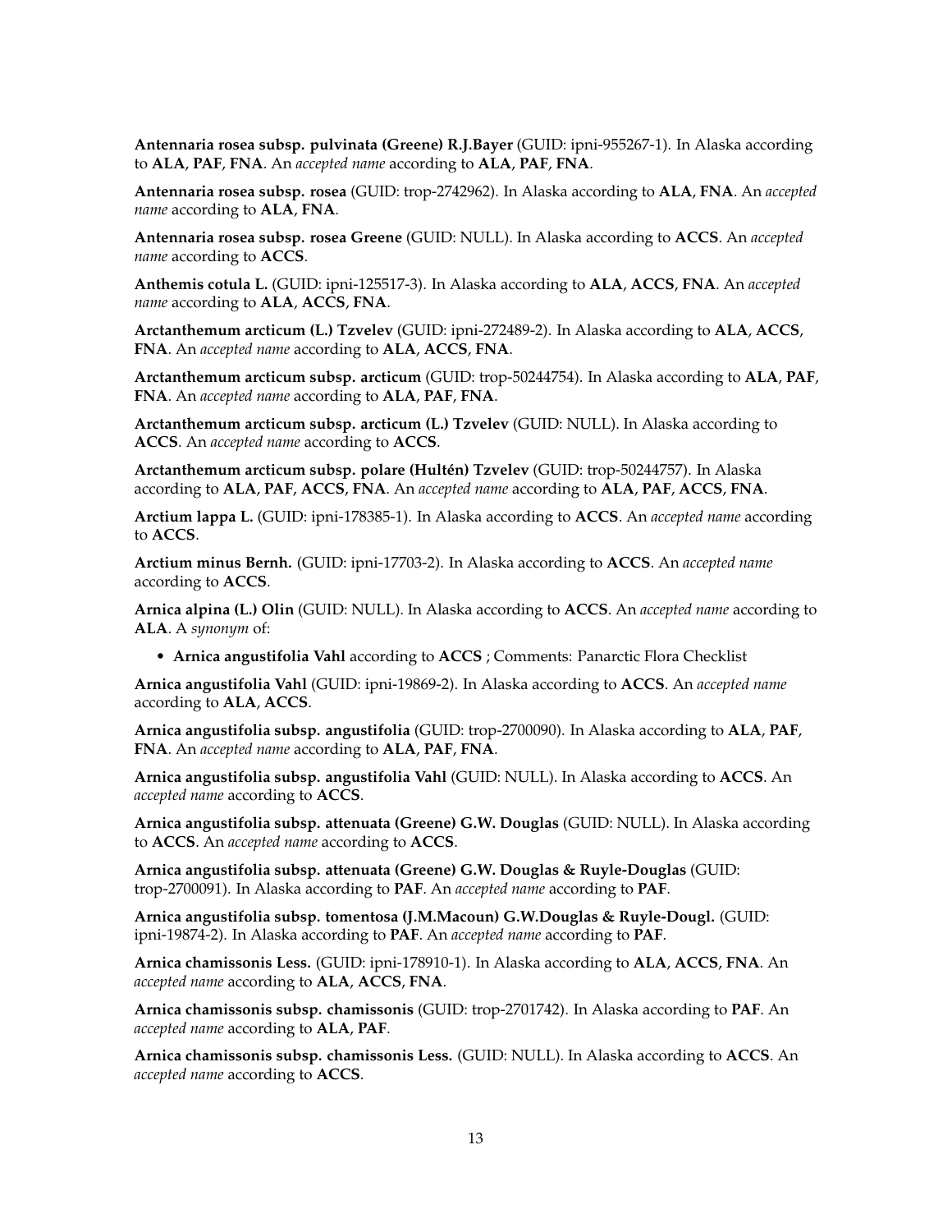**Antennaria rosea subsp. pulvinata (Greene) R.J.Bayer** (GUID: ipni-955267-1). In Alaska according to **ALA**, **PAF**, **FNA**. An *accepted name* according to **ALA**, **PAF**, **FNA**.

**Antennaria rosea subsp. rosea** (GUID: trop-2742962). In Alaska according to **ALA**, **FNA**. An *accepted name* according to **ALA**, **FNA**.

**Antennaria rosea subsp. rosea Greene** (GUID: NULL). In Alaska according to **ACCS**. An *accepted name* according to **ACCS**.

**Anthemis cotula L.** (GUID: ipni-125517-3). In Alaska according to **ALA**, **ACCS**, **FNA**. An *accepted name* according to **ALA**, **ACCS**, **FNA**.

**Arctanthemum arcticum (L.) Tzvelev** (GUID: ipni-272489-2). In Alaska according to **ALA**, **ACCS**, **FNA**. An *accepted name* according to **ALA**, **ACCS**, **FNA**.

**Arctanthemum arcticum subsp. arcticum** (GUID: trop-50244754). In Alaska according to **ALA**, **PAF**, **FNA**. An *accepted name* according to **ALA**, **PAF**, **FNA**.

**Arctanthemum arcticum subsp. arcticum (L.) Tzvelev** (GUID: NULL). In Alaska according to **ACCS**. An *accepted name* according to **ACCS**.

**Arctanthemum arcticum subsp. polare (Hultén) Tzvelev** (GUID: trop-50244757). In Alaska according to **ALA**, **PAF**, **ACCS**, **FNA**. An *accepted name* according to **ALA**, **PAF**, **ACCS**, **FNA**.

**Arctium lappa L.** (GUID: ipni-178385-1). In Alaska according to **ACCS**. An *accepted name* according to **ACCS**.

**Arctium minus Bernh.** (GUID: ipni-17703-2). In Alaska according to **ACCS**. An *accepted name* according to **ACCS**.

**Arnica alpina (L.) Olin** (GUID: NULL). In Alaska according to **ACCS**. An *accepted name* according to **ALA**. A *synonym* of:

- **Arnica angustifolia Vahl** according to **ACCS** ; Comments: Panarctic Flora Checklist

**Arnica angustifolia Vahl** (GUID: ipni-19869-2). In Alaska according to **ACCS**. An *accepted name* according to **ALA**, **ACCS**.

**Arnica angustifolia subsp. angustifolia** (GUID: trop-2700090). In Alaska according to **ALA**, **PAF**, **FNA**. An *accepted name* according to **ALA**, **PAF**, **FNA**.

**Arnica angustifolia subsp. angustifolia Vahl** (GUID: NULL). In Alaska according to **ACCS**. An *accepted name* according to **ACCS**.

**Arnica angustifolia subsp. attenuata (Greene) G.W. Douglas** (GUID: NULL). In Alaska according to **ACCS**. An *accepted name* according to **ACCS**.

**Arnica angustifolia subsp. attenuata (Greene) G.W. Douglas & Ruyle-Douglas** (GUID: trop-2700091). In Alaska according to **PAF**. An *accepted name* according to **PAF**.

**Arnica angustifolia subsp. tomentosa (J.M.Macoun) G.W.Douglas & Ruyle-Dougl.** (GUID: ipni-19874-2). In Alaska according to **PAF**. An *accepted name* according to **PAF**.

**Arnica chamissonis Less.** (GUID: ipni-178910-1). In Alaska according to **ALA**, **ACCS**, **FNA**. An *accepted name* according to **ALA**, **ACCS**, **FNA**.

**Arnica chamissonis subsp. chamissonis** (GUID: trop-2701742). In Alaska according to **PAF**. An *accepted name* according to **ALA**, **PAF**.

**Arnica chamissonis subsp. chamissonis Less.** (GUID: NULL). In Alaska according to **ACCS**. An *accepted name* according to **ACCS**.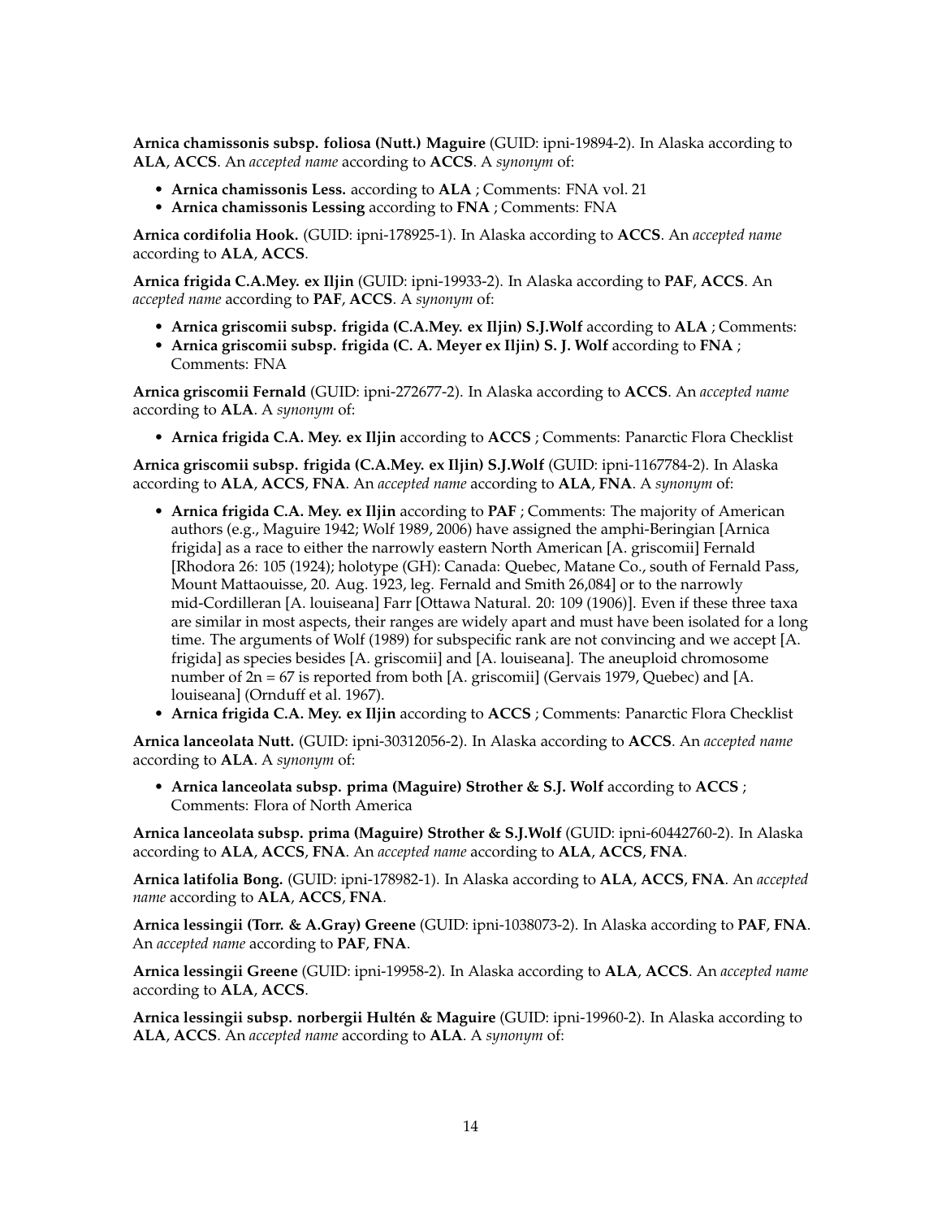**Arnica chamissonis subsp. foliosa (Nutt.) Maguire** (GUID: ipni-19894-2). In Alaska according to **ALA**, **ACCS**. An *accepted name* according to **ACCS**. A *synonym* of:

- **Arnica chamissonis Less.** according to **ALA** ; Comments: FNA vol. 21
- **Arnica chamissonis Lessing** according to **FNA** ; Comments: FNA

**Arnica cordifolia Hook.** (GUID: ipni-178925-1). In Alaska according to **ACCS**. An *accepted name* according to **ALA**, **ACCS**.

**Arnica frigida C.A.Mey. ex Iljin** (GUID: ipni-19933-2). In Alaska according to **PAF**, **ACCS**. An *accepted name* according to **PAF**, **ACCS**. A *synonym* of:

- **Arnica griscomii subsp. frigida (C.A.Mey. ex Iljin) S.J.Wolf** according to **ALA** ; Comments:
- **Arnica griscomii subsp. frigida (C. A. Meyer ex Iljin) S. J. Wolf** according to **FNA** ; Comments: FNA

**Arnica griscomii Fernald** (GUID: ipni-272677-2). In Alaska according to **ACCS**. An *accepted name* according to **ALA**. A *synonym* of:

- **Arnica frigida C.A. Mey. ex Iljin** according to **ACCS** ; Comments: Panarctic Flora Checklist

**Arnica griscomii subsp. frigida (C.A.Mey. ex Iljin) S.J.Wolf** (GUID: ipni-1167784-2). In Alaska according to **ALA**, **ACCS**, **FNA**. An *accepted name* according to **ALA**, **FNA**. A *synonym* of:

- **Arnica frigida C.A. Mey. ex Iljin** according to **PAF** ; Comments: The majority of American authors (e.g., Maguire 1942; Wolf 1989, 2006) have assigned the amphi-Beringian [Arnica frigida] as a race to either the narrowly eastern North American [A. griscomii] Fernald [Rhodora 26: 105 (1924); holotype (GH): Canada: Quebec, Matane Co., south of Fernald Pass, Mount Mattaouisse, 20. Aug. 1923, leg. Fernald and Smith 26,084] or to the narrowly mid-Cordilleran [A. louiseana] Farr [Ottawa Natural. 20: 109 (1906)]. Even if these three taxa are similar in most aspects, their ranges are widely apart and must have been isolated for a long time. The arguments of Wolf (1989) for subspecific rank are not convincing and we accept [A. frigida] as species besides [A. griscomii] and [A. louiseana]. The aneuploid chromosome number of 2n = 67 is reported from both [A. griscomii] (Gervais 1979, Quebec) and [A. louiseana] (Ornduff et al. 1967).
- **Arnica frigida C.A. Mey. ex Iljin** according to **ACCS** ; Comments: Panarctic Flora Checklist

**Arnica lanceolata Nutt.** (GUID: ipni-30312056-2). In Alaska according to **ACCS**. An *accepted name* according to **ALA**. A *synonym* of:

- **Arnica lanceolata subsp. prima (Maguire) Strother & S.J. Wolf** according to **ACCS** ; Comments: Flora of North America

**Arnica lanceolata subsp. prima (Maguire) Strother & S.J.Wolf** (GUID: ipni-60442760-2). In Alaska according to **ALA**, **ACCS**, **FNA**. An *accepted name* according to **ALA**, **ACCS**, **FNA**.

**Arnica latifolia Bong.** (GUID: ipni-178982-1). In Alaska according to **ALA**, **ACCS**, **FNA**. An *accepted name* according to **ALA**, **ACCS**, **FNA**.

**Arnica lessingii (Torr. & A.Gray) Greene** (GUID: ipni-1038073-2). In Alaska according to **PAF**, **FNA**. An *accepted name* according to **PAF**, **FNA**.

**Arnica lessingii Greene** (GUID: ipni-19958-2). In Alaska according to **ALA**, **ACCS**. An *accepted name* according to **ALA**, **ACCS**.

**Arnica lessingii subsp. norbergii Hultén & Maguire** (GUID: ipni-19960-2). In Alaska according to **ALA**, **ACCS**. An *accepted name* according to **ALA**. A *synonym* of: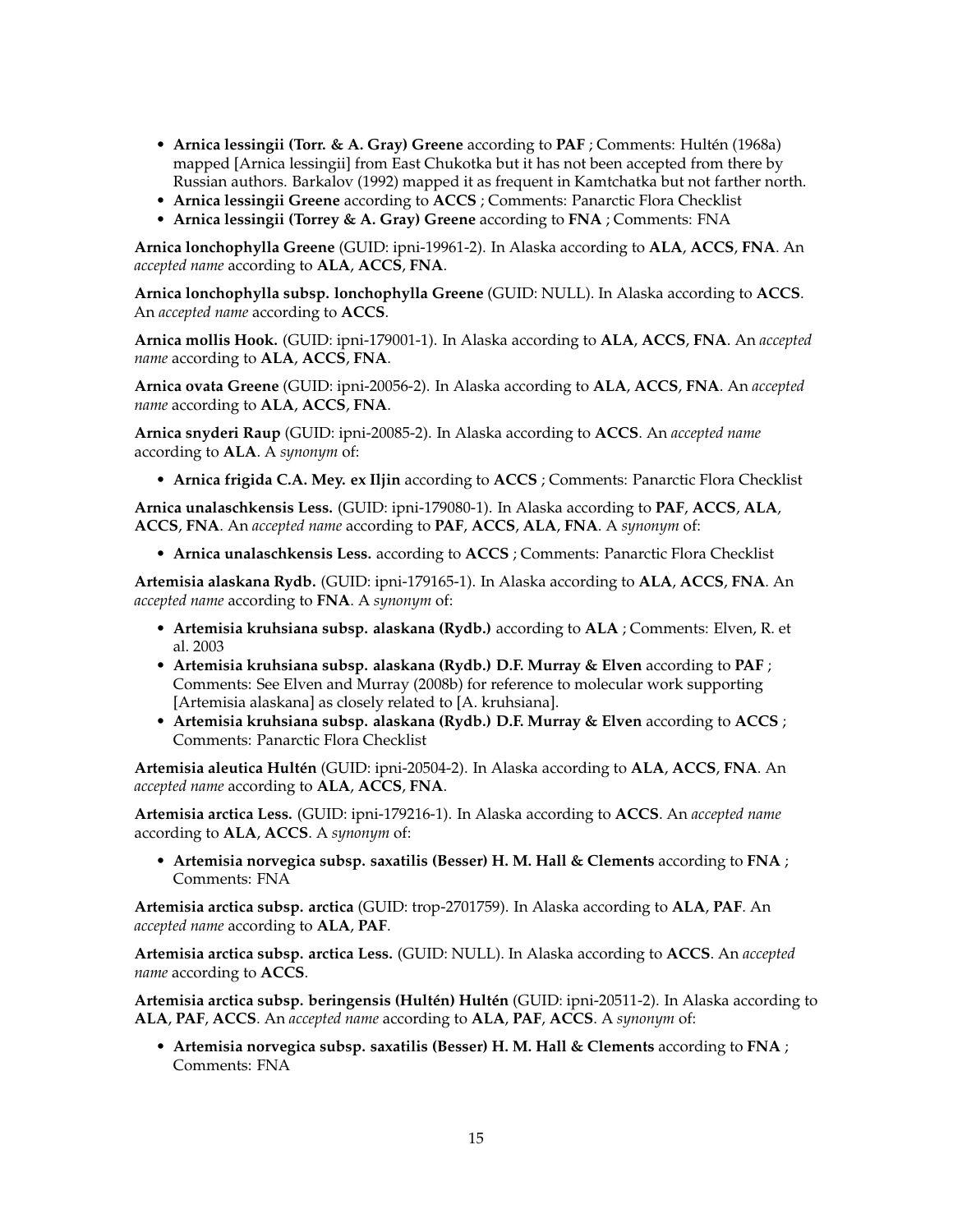- **Arnica lessingii (Torr. & A. Gray) Greene** according to **PAF** ; Comments: Hultén (1968a) mapped [Arnica lessingii] from East Chukotka but it has not been accepted from there by Russian authors. Barkalov (1992) mapped it as frequent in Kamtchatka but not farther north.
- **Arnica lessingii Greene** according to **ACCS** ; Comments: Panarctic Flora Checklist
- **Arnica lessingii (Torrey & A. Gray) Greene** according to **FNA** ; Comments: FNA

**Arnica lonchophylla Greene** (GUID: ipni-19961-2). In Alaska according to **ALA**, **ACCS**, **FNA**. An *accepted name* according to **ALA**, **ACCS**, **FNA**.

**Arnica lonchophylla subsp. lonchophylla Greene** (GUID: NULL). In Alaska according to **ACCS**. An *accepted name* according to **ACCS**.

**Arnica mollis Hook.** (GUID: ipni-179001-1). In Alaska according to **ALA**, **ACCS**, **FNA**. An *accepted name* according to **ALA**, **ACCS**, **FNA**.

**Arnica ovata Greene** (GUID: ipni-20056-2). In Alaska according to **ALA**, **ACCS**, **FNA**. An *accepted name* according to **ALA**, **ACCS**, **FNA**.

**Arnica snyderi Raup** (GUID: ipni-20085-2). In Alaska according to **ACCS**. An *accepted name* according to **ALA**. A *synonym* of:

- **Arnica frigida C.A. Mey. ex Iljin** according to **ACCS** ; Comments: Panarctic Flora Checklist

**Arnica unalaschkensis Less.** (GUID: ipni-179080-1). In Alaska according to **PAF**, **ACCS**, **ALA**, **ACCS**, **FNA**. An *accepted name* according to **PAF**, **ACCS**, **ALA**, **FNA**. A *synonym* of:

- **Arnica unalaschkensis Less.** according to **ACCS** ; Comments: Panarctic Flora Checklist

**Artemisia alaskana Rydb.** (GUID: ipni-179165-1). In Alaska according to **ALA**, **ACCS**, **FNA**. An *accepted name* according to **FNA**. A *synonym* of:

- **Artemisia kruhsiana subsp. alaskana (Rydb.)** according to **ALA** ; Comments: Elven, R. et al. 2003
- **Artemisia kruhsiana subsp. alaskana (Rydb.) D.F. Murray & Elven** according to **PAF** ; Comments: See Elven and Murray (2008b) for reference to molecular work supporting [Artemisia alaskana] as closely related to [A. kruhsiana].
- **Artemisia kruhsiana subsp. alaskana (Rydb.) D.F. Murray & Elven** according to **ACCS** ; Comments: Panarctic Flora Checklist

**Artemisia aleutica Hultén** (GUID: ipni-20504-2). In Alaska according to **ALA**, **ACCS**, **FNA**. An *accepted name* according to **ALA**, **ACCS**, **FNA**.

**Artemisia arctica Less.** (GUID: ipni-179216-1). In Alaska according to **ACCS**. An *accepted name* according to **ALA**, **ACCS**. A *synonym* of:

- **Artemisia norvegica subsp. saxatilis (Besser) H. M. Hall & Clements** according to **FNA** ; Comments: FNA

**Artemisia arctica subsp. arctica** (GUID: trop-2701759). In Alaska according to **ALA**, **PAF**. An *accepted name* according to **ALA**, **PAF**.

**Artemisia arctica subsp. arctica Less.** (GUID: NULL). In Alaska according to **ACCS**. An *accepted name* according to **ACCS**.

**Artemisia arctica subsp. beringensis (Hultén) Hultén** (GUID: ipni-20511-2). In Alaska according to **ALA**, **PAF**, **ACCS**. An *accepted name* according to **ALA**, **PAF**, **ACCS**. A *synonym* of:

- **Artemisia norvegica subsp. saxatilis (Besser) H. M. Hall & Clements** according to **FNA** ; Comments: FNA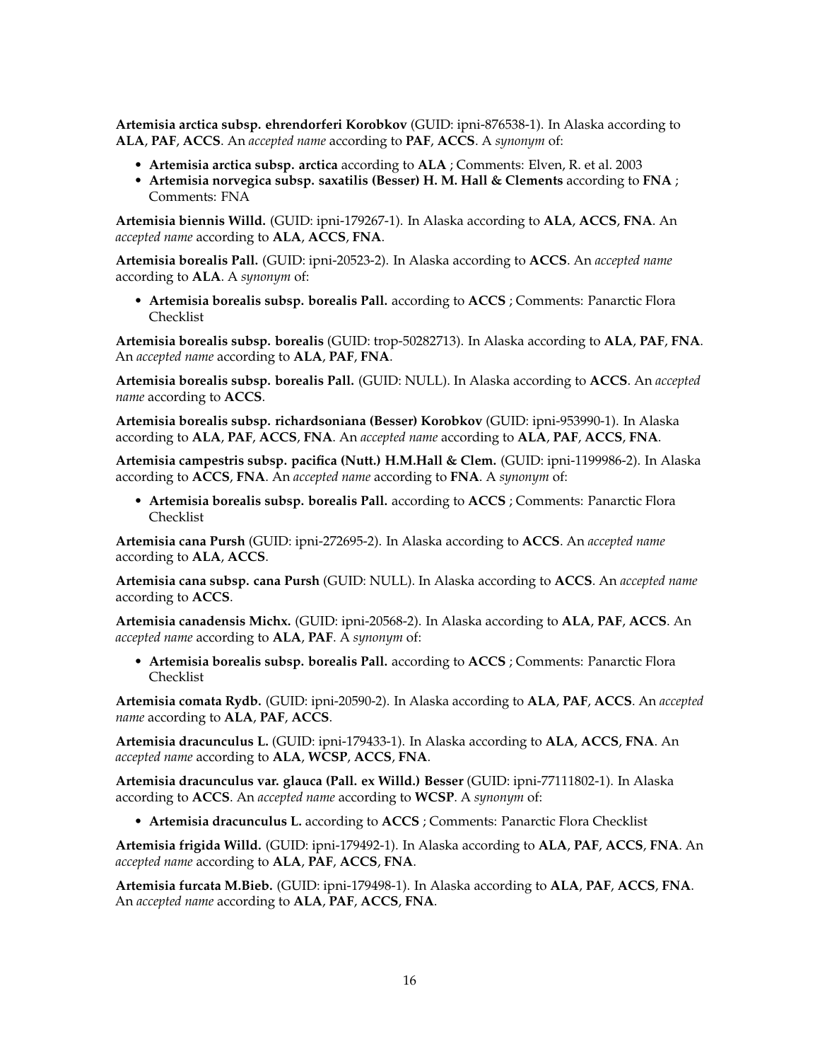**Artemisia arctica subsp. ehrendorferi Korobkov** (GUID: ipni-876538-1). In Alaska according to **ALA**, **PAF**, **ACCS**. An *accepted name* according to **PAF**, **ACCS**. A *synonym* of:

- **Artemisia arctica subsp. arctica** according to **ALA** ; Comments: Elven, R. et al. 2003
- **Artemisia norvegica subsp. saxatilis (Besser) H. M. Hall & Clements** according to **FNA** ; Comments: FNA

**Artemisia biennis Willd.** (GUID: ipni-179267-1). In Alaska according to **ALA**, **ACCS**, **FNA**. An *accepted name* according to **ALA**, **ACCS**, **FNA**.

**Artemisia borealis Pall.** (GUID: ipni-20523-2). In Alaska according to **ACCS**. An *accepted name* according to **ALA**. A *synonym* of:

- **Artemisia borealis subsp. borealis Pall.** according to **ACCS** ; Comments: Panarctic Flora Checklist

**Artemisia borealis subsp. borealis** (GUID: trop-50282713). In Alaska according to **ALA**, **PAF**, **FNA**. An *accepted name* according to **ALA**, **PAF**, **FNA**.

**Artemisia borealis subsp. borealis Pall.** (GUID: NULL). In Alaska according to **ACCS**. An *accepted name* according to **ACCS**.

**Artemisia borealis subsp. richardsoniana (Besser) Korobkov** (GUID: ipni-953990-1). In Alaska according to **ALA**, **PAF**, **ACCS**, **FNA**. An *accepted name* according to **ALA**, **PAF**, **ACCS**, **FNA**.

**Artemisia campestris subsp. pacifica (Nutt.) H.M.Hall & Clem.** (GUID: ipni-1199986-2). In Alaska according to **ACCS**, **FNA**. An *accepted name* according to **FNA**. A *synonym* of:

- **Artemisia borealis subsp. borealis Pall.** according to **ACCS** ; Comments: Panarctic Flora Checklist

**Artemisia cana Pursh** (GUID: ipni-272695-2). In Alaska according to **ACCS**. An *accepted name* according to **ALA**, **ACCS**.

**Artemisia cana subsp. cana Pursh** (GUID: NULL). In Alaska according to **ACCS**. An *accepted name* according to **ACCS**.

**Artemisia canadensis Michx.** (GUID: ipni-20568-2). In Alaska according to **ALA**, **PAF**, **ACCS**. An *accepted name* according to **ALA**, **PAF**. A *synonym* of:

- **Artemisia borealis subsp. borealis Pall.** according to **ACCS** ; Comments: Panarctic Flora Checklist

**Artemisia comata Rydb.** (GUID: ipni-20590-2). In Alaska according to **ALA**, **PAF**, **ACCS**. An *accepted name* according to **ALA**, **PAF**, **ACCS**.

**Artemisia dracunculus L.** (GUID: ipni-179433-1). In Alaska according to **ALA**, **ACCS**, **FNA**. An *accepted name* according to **ALA**, **WCSP**, **ACCS**, **FNA**.

**Artemisia dracunculus var. glauca (Pall. ex Willd.) Besser** (GUID: ipni-77111802-1). In Alaska according to **ACCS**. An *accepted name* according to **WCSP**. A *synonym* of:

- **Artemisia dracunculus L.** according to **ACCS** ; Comments: Panarctic Flora Checklist

**Artemisia frigida Willd.** (GUID: ipni-179492-1). In Alaska according to **ALA**, **PAF**, **ACCS**, **FNA**. An *accepted name* according to **ALA**, **PAF**, **ACCS**, **FNA**.

**Artemisia furcata M.Bieb.** (GUID: ipni-179498-1). In Alaska according to **ALA**, **PAF**, **ACCS**, **FNA**. An *accepted name* according to **ALA**, **PAF**, **ACCS**, **FNA**.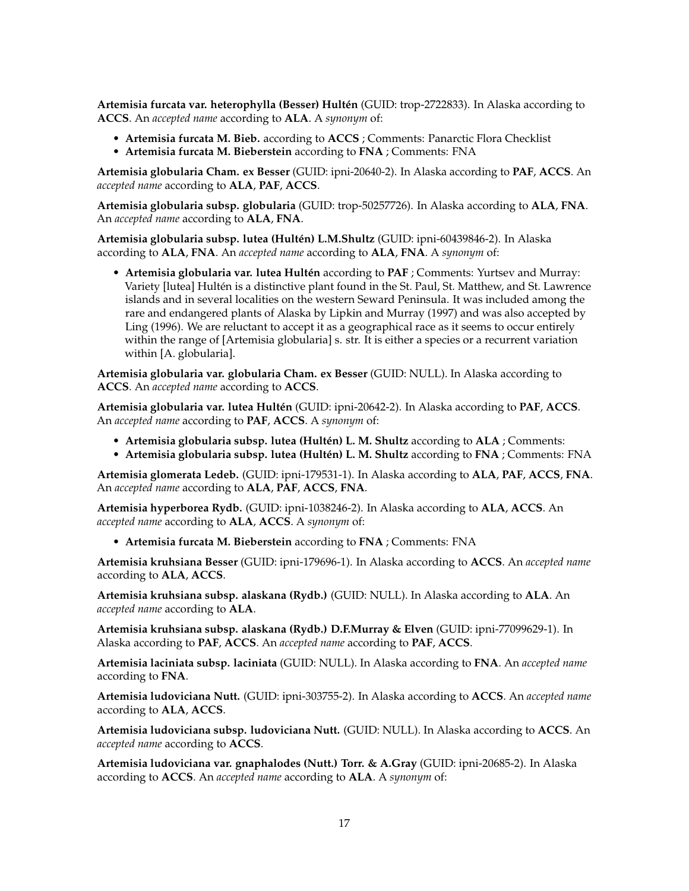**Artemisia furcata var. heterophylla (Besser) Hultén** (GUID: trop-2722833). In Alaska according to **ACCS**. An *accepted name* according to **ALA**. A *synonym* of:

- **Artemisia furcata M. Bieb.** according to **ACCS** ; Comments: Panarctic Flora Checklist
- **Artemisia furcata M. Bieberstein** according to **FNA** ; Comments: FNA

**Artemisia globularia Cham. ex Besser** (GUID: ipni-20640-2). In Alaska according to **PAF**, **ACCS**. An *accepted name* according to **ALA**, **PAF**, **ACCS**.

**Artemisia globularia subsp. globularia** (GUID: trop-50257726). In Alaska according to **ALA**, **FNA**. An *accepted name* according to **ALA**, **FNA**.

**Artemisia globularia subsp. lutea (Hultén) L.M.Shultz** (GUID: ipni-60439846-2). In Alaska according to **ALA**, **FNA**. An *accepted name* according to **ALA**, **FNA**. A *synonym* of:

- **Artemisia globularia var. lutea Hultén** according to **PAF** ; Comments: Yurtsev and Murray: Variety [lutea] Hultén is a distinctive plant found in the St. Paul, St. Matthew, and St. Lawrence islands and in several localities on the western Seward Peninsula. It was included among the rare and endangered plants of Alaska by Lipkin and Murray (1997) and was also accepted by Ling (1996). We are reluctant to accept it as a geographical race as it seems to occur entirely within the range of [Artemisia globularia] s. str. It is either a species or a recurrent variation within [A. globularia].

**Artemisia globularia var. globularia Cham. ex Besser** (GUID: NULL). In Alaska according to **ACCS**. An *accepted name* according to **ACCS**.

**Artemisia globularia var. lutea Hultén** (GUID: ipni-20642-2). In Alaska according to **PAF**, **ACCS**. An *accepted name* according to **PAF**, **ACCS**. A *synonym* of:

- **Artemisia globularia subsp. lutea (Hultén) L. M. Shultz** according to **ALA** ; Comments:
- **Artemisia globularia subsp. lutea (Hultén) L. M. Shultz** according to **FNA** ; Comments: FNA

**Artemisia glomerata Ledeb.** (GUID: ipni-179531-1). In Alaska according to **ALA**, **PAF**, **ACCS**, **FNA**. An *accepted name* according to **ALA**, **PAF**, **ACCS**, **FNA**.

**Artemisia hyperborea Rydb.** (GUID: ipni-1038246-2). In Alaska according to **ALA**, **ACCS**. An *accepted name* according to **ALA**, **ACCS**. A *synonym* of:

- **Artemisia furcata M. Bieberstein** according to **FNA** ; Comments: FNA

**Artemisia kruhsiana Besser** (GUID: ipni-179696-1). In Alaska according to **ACCS**. An *accepted name* according to **ALA**, **ACCS**.

**Artemisia kruhsiana subsp. alaskana (Rydb.)** (GUID: NULL). In Alaska according to **ALA**. An *accepted name* according to **ALA**.

**Artemisia kruhsiana subsp. alaskana (Rydb.) D.F.Murray & Elven** (GUID: ipni-77099629-1). In Alaska according to **PAF**, **ACCS**. An *accepted name* according to **PAF**, **ACCS**.

**Artemisia laciniata subsp. laciniata** (GUID: NULL). In Alaska according to **FNA**. An *accepted name* according to **FNA**.

**Artemisia ludoviciana Nutt.** (GUID: ipni-303755-2). In Alaska according to **ACCS**. An *accepted name* according to **ALA**, **ACCS**.

**Artemisia ludoviciana subsp. ludoviciana Nutt.** (GUID: NULL). In Alaska according to **ACCS**. An *accepted name* according to **ACCS**.

**Artemisia ludoviciana var. gnaphalodes (Nutt.) Torr. & A.Gray** (GUID: ipni-20685-2). In Alaska according to **ACCS**. An *accepted name* according to **ALA**. A *synonym* of: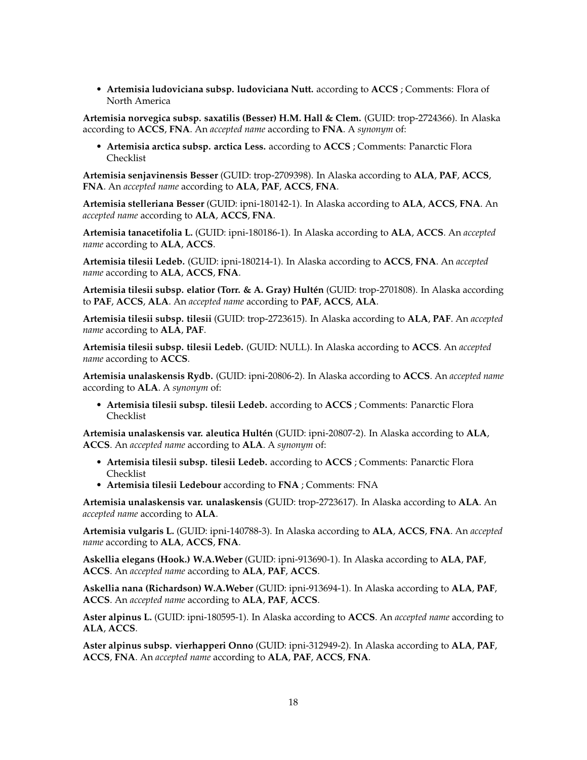- **Artemisia ludoviciana subsp. ludoviciana Nutt.** according to **ACCS** ; Comments: Flora of North America

**Artemisia norvegica subsp. saxatilis (Besser) H.M. Hall & Clem.** (GUID: trop-2724366). In Alaska according to **ACCS**, **FNA**. An *accepted name* according to **FNA**. A *synonym* of:

- **Artemisia arctica subsp. arctica Less.** according to **ACCS** ; Comments: Panarctic Flora Checklist

**Artemisia senjavinensis Besser** (GUID: trop-2709398). In Alaska according to **ALA**, **PAF**, **ACCS**, **FNA**. An *accepted name* according to **ALA**, **PAF**, **ACCS**, **FNA**.

**Artemisia stelleriana Besser** (GUID: ipni-180142-1). In Alaska according to **ALA**, **ACCS**, **FNA**. An *accepted name* according to **ALA**, **ACCS**, **FNA**.

**Artemisia tanacetifolia L.** (GUID: ipni-180186-1). In Alaska according to **ALA**, **ACCS**. An *accepted name* according to **ALA**, **ACCS**.

**Artemisia tilesii Ledeb.** (GUID: ipni-180214-1). In Alaska according to **ACCS**, **FNA**. An *accepted name* according to **ALA**, **ACCS**, **FNA**.

**Artemisia tilesii subsp. elatior (Torr. & A. Gray) Hultén** (GUID: trop-2701808). In Alaska according to **PAF**, **ACCS**, **ALA**. An *accepted name* according to **PAF**, **ACCS**, **ALA**.

**Artemisia tilesii subsp. tilesii** (GUID: trop-2723615). In Alaska according to **ALA**, **PAF**. An *accepted name* according to **ALA**, **PAF**.

**Artemisia tilesii subsp. tilesii Ledeb.** (GUID: NULL). In Alaska according to **ACCS**. An *accepted name* according to **ACCS**.

**Artemisia unalaskensis Rydb.** (GUID: ipni-20806-2). In Alaska according to **ACCS**. An *accepted name* according to **ALA**. A *synonym* of:

- **Artemisia tilesii subsp. tilesii Ledeb.** according to **ACCS** ; Comments: Panarctic Flora Checklist

**Artemisia unalaskensis var. aleutica Hultén** (GUID: ipni-20807-2). In Alaska according to **ALA**, **ACCS**. An *accepted name* according to **ALA**. A *synonym* of:

- **Artemisia tilesii subsp. tilesii Ledeb.** according to **ACCS** ; Comments: Panarctic Flora Checklist
- **Artemisia tilesii Ledebour** according to **FNA** ; Comments: FNA

**Artemisia unalaskensis var. unalaskensis** (GUID: trop-2723617). In Alaska according to **ALA**. An *accepted name* according to **ALA**.

**Artemisia vulgaris L.** (GUID: ipni-140788-3). In Alaska according to **ALA**, **ACCS**, **FNA**. An *accepted name* according to **ALA**, **ACCS**, **FNA**.

**Askellia elegans (Hook.) W.A.Weber** (GUID: ipni-913690-1). In Alaska according to **ALA**, **PAF**, **ACCS**. An *accepted name* according to **ALA**, **PAF**, **ACCS**.

**Askellia nana (Richardson) W.A.Weber** (GUID: ipni-913694-1). In Alaska according to **ALA**, **PAF**, **ACCS**. An *accepted name* according to **ALA**, **PAF**, **ACCS**.

**Aster alpinus L.** (GUID: ipni-180595-1). In Alaska according to **ACCS**. An *accepted name* according to **ALA**, **ACCS**.

**Aster alpinus subsp. vierhapperi Onno** (GUID: ipni-312949-2). In Alaska according to **ALA**, **PAF**, **ACCS**, **FNA**. An *accepted name* according to **ALA**, **PAF**, **ACCS**, **FNA**.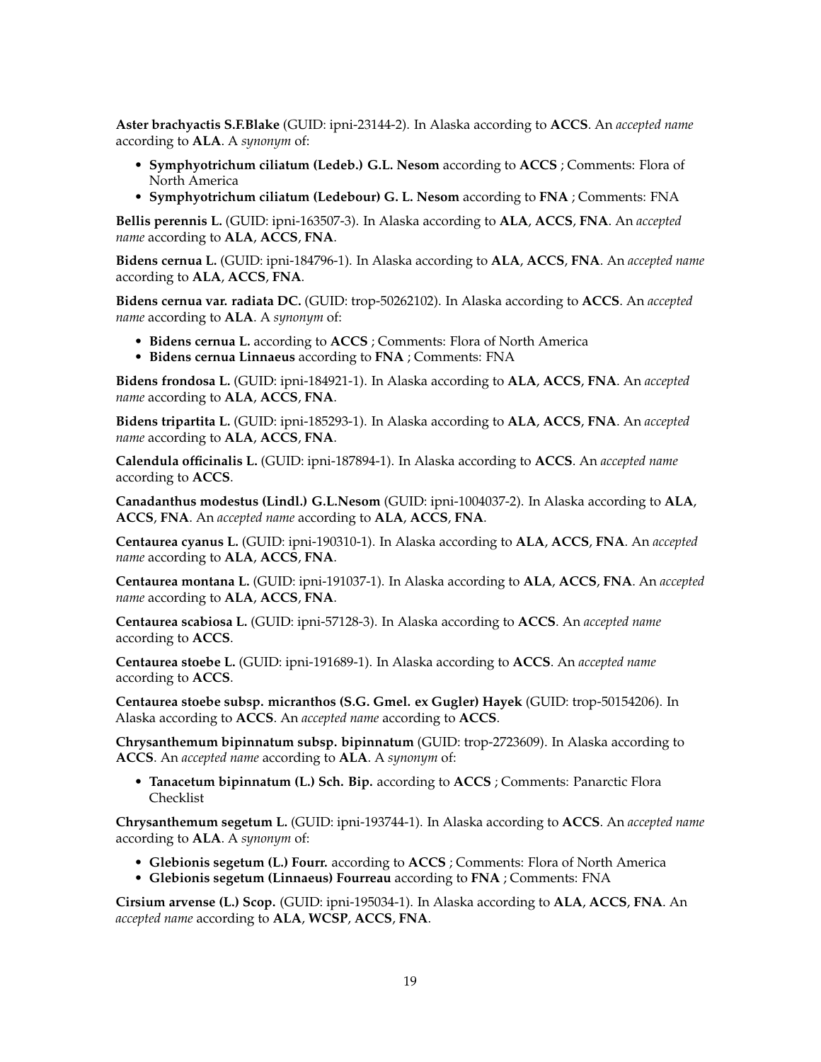**Aster brachyactis S.F.Blake** (GUID: ipni-23144-2). In Alaska according to **ACCS**. An *accepted name* according to **ALA**. A *synonym* of:

- **Symphyotrichum ciliatum (Ledeb.) G.L. Nesom** according to **ACCS** ; Comments: Flora of North America
- **Symphyotrichum ciliatum (Ledebour) G. L. Nesom** according to **FNA** ; Comments: FNA

**Bellis perennis L.** (GUID: ipni-163507-3). In Alaska according to **ALA**, **ACCS**, **FNA**. An *accepted name* according to **ALA**, **ACCS**, **FNA**.

**Bidens cernua L.** (GUID: ipni-184796-1). In Alaska according to **ALA**, **ACCS**, **FNA**. An *accepted name* according to **ALA**, **ACCS**, **FNA**.

**Bidens cernua var. radiata DC.** (GUID: trop-50262102). In Alaska according to **ACCS**. An *accepted name* according to **ALA**. A *synonym* of:

- **Bidens cernua L.** according to **ACCS** ; Comments: Flora of North America
- **Bidens cernua Linnaeus** according to **FNA** ; Comments: FNA

**Bidens frondosa L.** (GUID: ipni-184921-1). In Alaska according to **ALA**, **ACCS**, **FNA**. An *accepted name* according to **ALA**, **ACCS**, **FNA**.

**Bidens tripartita L.** (GUID: ipni-185293-1). In Alaska according to **ALA**, **ACCS**, **FNA**. An *accepted name* according to **ALA**, **ACCS**, **FNA**.

**Calendula officinalis L.** (GUID: ipni-187894-1). In Alaska according to **ACCS**. An *accepted name* according to **ACCS**.

**Canadanthus modestus (Lindl.) G.L.Nesom** (GUID: ipni-1004037-2). In Alaska according to **ALA**, **ACCS**, **FNA**. An *accepted name* according to **ALA**, **ACCS**, **FNA**.

**Centaurea cyanus L.** (GUID: ipni-190310-1). In Alaska according to **ALA**, **ACCS**, **FNA**. An *accepted name* according to **ALA**, **ACCS**, **FNA**.

**Centaurea montana L.** (GUID: ipni-191037-1). In Alaska according to **ALA**, **ACCS**, **FNA**. An *accepted name* according to **ALA**, **ACCS**, **FNA**.

**Centaurea scabiosa L.** (GUID: ipni-57128-3). In Alaska according to **ACCS**. An *accepted name* according to **ACCS**.

**Centaurea stoebe L.** (GUID: ipni-191689-1). In Alaska according to **ACCS**. An *accepted name* according to **ACCS**.

**Centaurea stoebe subsp. micranthos (S.G. Gmel. ex Gugler) Hayek** (GUID: trop-50154206). In Alaska according to **ACCS**. An *accepted name* according to **ACCS**.

**Chrysanthemum bipinnatum subsp. bipinnatum** (GUID: trop-2723609). In Alaska according to **ACCS**. An *accepted name* according to **ALA**. A *synonym* of:

- **Tanacetum bipinnatum (L.) Sch. Bip.** according to **ACCS** ; Comments: Panarctic Flora Checklist

**Chrysanthemum segetum L.** (GUID: ipni-193744-1). In Alaska according to **ACCS**. An *accepted name* according to **ALA**. A *synonym* of:

- **Glebionis segetum (L.) Fourr.** according to **ACCS** ; Comments: Flora of North America
- **Glebionis segetum (Linnaeus) Fourreau** according to **FNA** ; Comments: FNA

**Cirsium arvense (L.) Scop.** (GUID: ipni-195034-1). In Alaska according to **ALA**, **ACCS**, **FNA**. An *accepted name* according to **ALA**, **WCSP**, **ACCS**, **FNA**.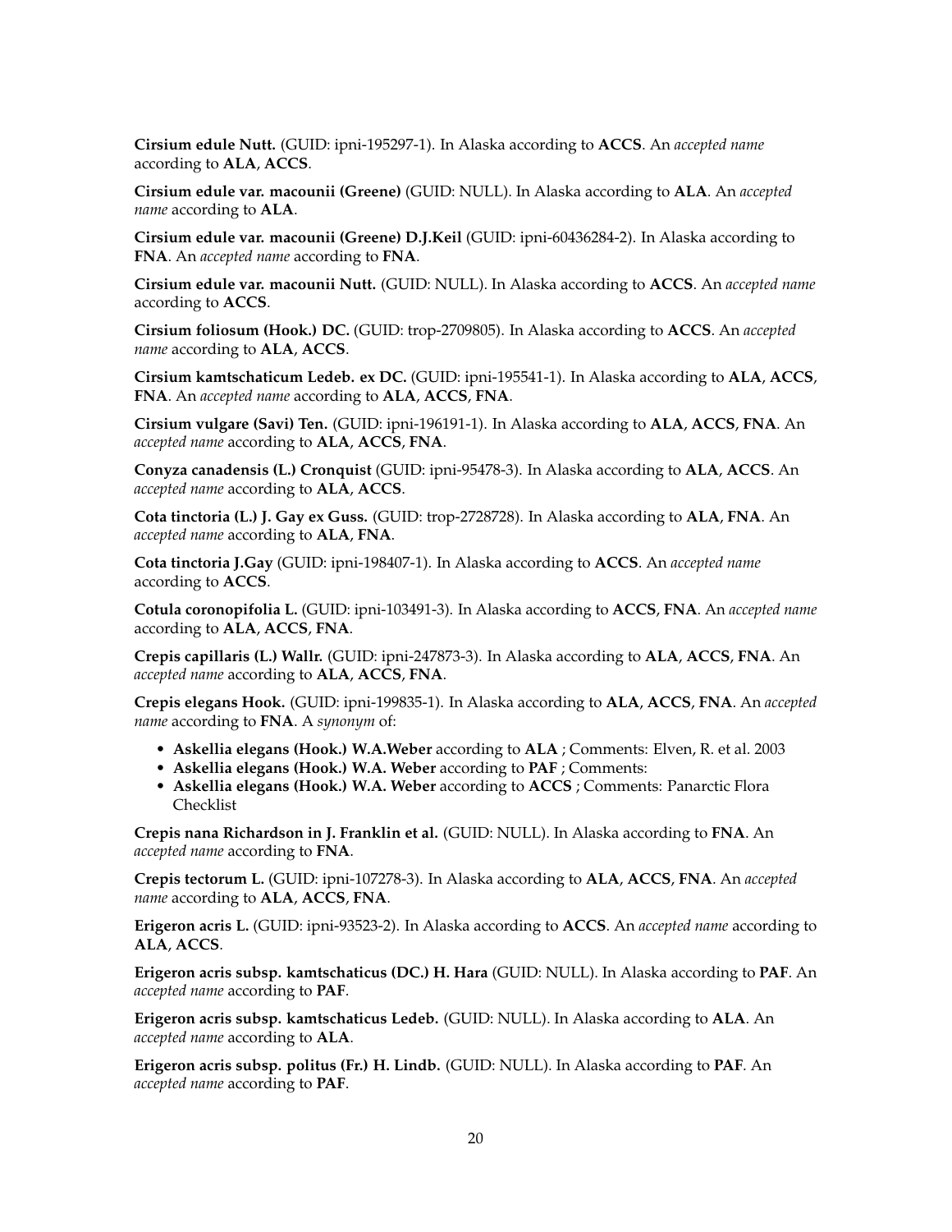**Cirsium edule Nutt.** (GUID: ipni-195297-1). In Alaska according to **ACCS**. An *accepted name* according to **ALA**, **ACCS**.

**Cirsium edule var. macounii (Greene)** (GUID: NULL). In Alaska according to **ALA**. An *accepted name* according to **ALA**.

**Cirsium edule var. macounii (Greene) D.J.Keil** (GUID: ipni-60436284-2). In Alaska according to **FNA**. An *accepted name* according to **FNA**.

**Cirsium edule var. macounii Nutt.** (GUID: NULL). In Alaska according to **ACCS**. An *accepted name* according to **ACCS**.

**Cirsium foliosum (Hook.) DC.** (GUID: trop-2709805). In Alaska according to **ACCS**. An *accepted name* according to **ALA**, **ACCS**.

**Cirsium kamtschaticum Ledeb. ex DC.** (GUID: ipni-195541-1). In Alaska according to **ALA**, **ACCS**, **FNA**. An *accepted name* according to **ALA**, **ACCS**, **FNA**.

**Cirsium vulgare (Savi) Ten.** (GUID: ipni-196191-1). In Alaska according to **ALA**, **ACCS**, **FNA**. An *accepted name* according to **ALA**, **ACCS**, **FNA**.

**Conyza canadensis (L.) Cronquist** (GUID: ipni-95478-3). In Alaska according to **ALA**, **ACCS**. An *accepted name* according to **ALA**, **ACCS**.

**Cota tinctoria (L.) J. Gay ex Guss.** (GUID: trop-2728728). In Alaska according to **ALA**, **FNA**. An *accepted name* according to **ALA**, **FNA**.

**Cota tinctoria J.Gay** (GUID: ipni-198407-1). In Alaska according to **ACCS**. An *accepted name* according to **ACCS**.

**Cotula coronopifolia L.** (GUID: ipni-103491-3). In Alaska according to **ACCS**, **FNA**. An *accepted name* according to **ALA**, **ACCS**, **FNA**.

**Crepis capillaris (L.) Wallr.** (GUID: ipni-247873-3). In Alaska according to **ALA**, **ACCS**, **FNA**. An *accepted name* according to **ALA**, **ACCS**, **FNA**.

**Crepis elegans Hook.** (GUID: ipni-199835-1). In Alaska according to **ALA**, **ACCS**, **FNA**. An *accepted name* according to **FNA**. A *synonym* of:

- **Askellia elegans (Hook.) W.A.Weber** according to **ALA** ; Comments: Elven, R. et al. 2003
- **Askellia elegans (Hook.) W.A. Weber** according to **PAF** ; Comments:
- **Askellia elegans (Hook.) W.A. Weber** according to **ACCS** ; Comments: Panarctic Flora Checklist

**Crepis nana Richardson in J. Franklin et al.** (GUID: NULL). In Alaska according to **FNA**. An *accepted name* according to **FNA**.

**Crepis tectorum L.** (GUID: ipni-107278-3). In Alaska according to **ALA**, **ACCS**, **FNA**. An *accepted name* according to **ALA**, **ACCS**, **FNA**.

**Erigeron acris L.** (GUID: ipni-93523-2). In Alaska according to **ACCS**. An *accepted name* according to **ALA**, **ACCS**.

**Erigeron acris subsp. kamtschaticus (DC.) H. Hara** (GUID: NULL). In Alaska according to **PAF**. An *accepted name* according to **PAF**.

**Erigeron acris subsp. kamtschaticus Ledeb.** (GUID: NULL). In Alaska according to **ALA**. An *accepted name* according to **ALA**.

**Erigeron acris subsp. politus (Fr.) H. Lindb.** (GUID: NULL). In Alaska according to **PAF**. An *accepted name* according to **PAF**.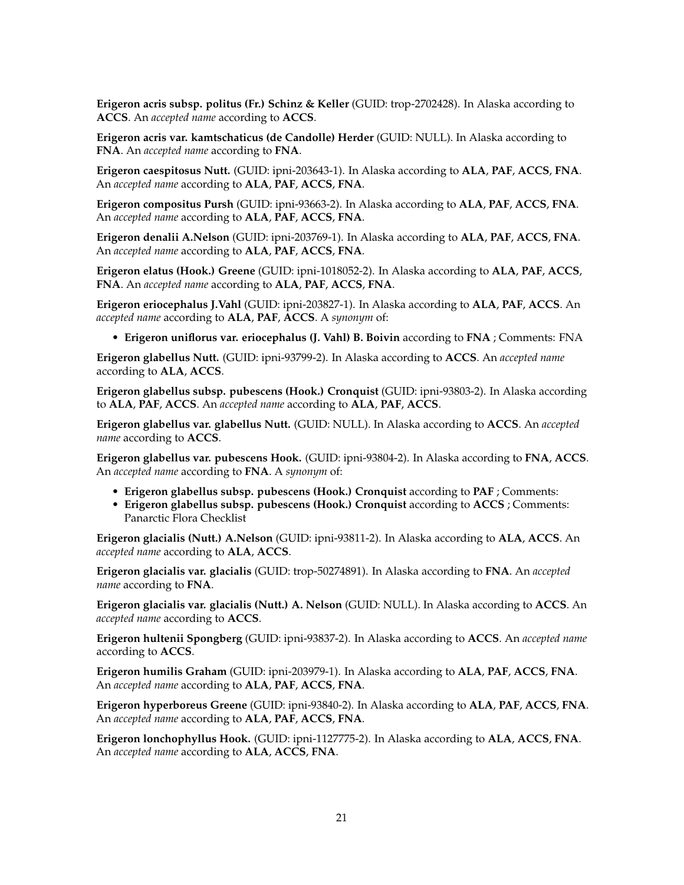**Erigeron acris subsp. politus (Fr.) Schinz & Keller** (GUID: trop-2702428). In Alaska according to **ACCS**. An *accepted name* according to **ACCS**.

**Erigeron acris var. kamtschaticus (de Candolle) Herder** (GUID: NULL). In Alaska according to **FNA**. An *accepted name* according to **FNA**.

**Erigeron caespitosus Nutt.** (GUID: ipni-203643-1). In Alaska according to **ALA**, **PAF**, **ACCS**, **FNA**. An *accepted name* according to **ALA**, **PAF**, **ACCS**, **FNA**.

**Erigeron compositus Pursh** (GUID: ipni-93663-2). In Alaska according to **ALA**, **PAF**, **ACCS**, **FNA**. An *accepted name* according to **ALA**, **PAF**, **ACCS**, **FNA**.

**Erigeron denalii A.Nelson** (GUID: ipni-203769-1). In Alaska according to **ALA**, **PAF**, **ACCS**, **FNA**. An *accepted name* according to **ALA**, **PAF**, **ACCS**, **FNA**.

**Erigeron elatus (Hook.) Greene** (GUID: ipni-1018052-2). In Alaska according to **ALA**, **PAF**, **ACCS**, **FNA**. An *accepted name* according to **ALA**, **PAF**, **ACCS**, **FNA**.

**Erigeron eriocephalus J.Vahl** (GUID: ipni-203827-1). In Alaska according to **ALA**, **PAF**, **ACCS**. An *accepted name* according to **ALA**, **PAF**, **ACCS**. A *synonym* of:

- **Erigeron uniflorus var. eriocephalus (J. Vahl) B. Boivin** according to **FNA** ; Comments: FNA

**Erigeron glabellus Nutt.** (GUID: ipni-93799-2). In Alaska according to **ACCS**. An *accepted name* according to **ALA**, **ACCS**.

**Erigeron glabellus subsp. pubescens (Hook.) Cronquist** (GUID: ipni-93803-2). In Alaska according to **ALA**, **PAF**, **ACCS**. An *accepted name* according to **ALA**, **PAF**, **ACCS**.

**Erigeron glabellus var. glabellus Nutt.** (GUID: NULL). In Alaska according to **ACCS**. An *accepted name* according to **ACCS**.

**Erigeron glabellus var. pubescens Hook.** (GUID: ipni-93804-2). In Alaska according to **FNA**, **ACCS**. An *accepted name* according to **FNA**. A *synonym* of:

- **Erigeron glabellus subsp. pubescens (Hook.) Cronquist** according to **PAF** ; Comments:
- **Erigeron glabellus subsp. pubescens (Hook.) Cronquist** according to **ACCS** ; Comments: Panarctic Flora Checklist

**Erigeron glacialis (Nutt.) A.Nelson** (GUID: ipni-93811-2). In Alaska according to **ALA**, **ACCS**. An *accepted name* according to **ALA**, **ACCS**.

**Erigeron glacialis var. glacialis** (GUID: trop-50274891). In Alaska according to **FNA**. An *accepted name* according to **FNA**.

**Erigeron glacialis var. glacialis (Nutt.) A. Nelson** (GUID: NULL). In Alaska according to **ACCS**. An *accepted name* according to **ACCS**.

**Erigeron hultenii Spongberg** (GUID: ipni-93837-2). In Alaska according to **ACCS**. An *accepted name* according to **ACCS**.

**Erigeron humilis Graham** (GUID: ipni-203979-1). In Alaska according to **ALA**, **PAF**, **ACCS**, **FNA**. An *accepted name* according to **ALA**, **PAF**, **ACCS**, **FNA**.

**Erigeron hyperboreus Greene** (GUID: ipni-93840-2). In Alaska according to **ALA**, **PAF**, **ACCS**, **FNA**. An *accepted name* according to **ALA**, **PAF**, **ACCS**, **FNA**.

**Erigeron lonchophyllus Hook.** (GUID: ipni-1127775-2). In Alaska according to **ALA**, **ACCS**, **FNA**. An *accepted name* according to **ALA**, **ACCS**, **FNA**.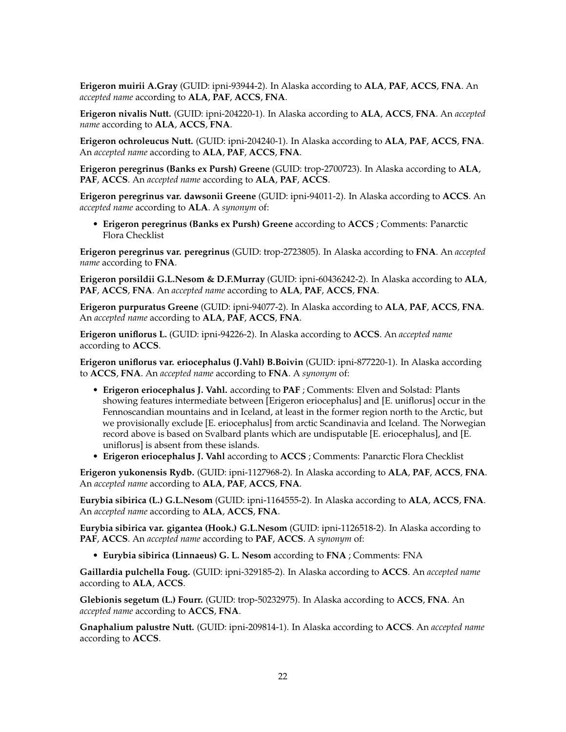**Erigeron muirii A.Gray** (GUID: ipni-93944-2). In Alaska according to **ALA**, **PAF**, **ACCS**, **FNA**. An *accepted name* according to **ALA**, **PAF**, **ACCS**, **FNA**.

**Erigeron nivalis Nutt.** (GUID: ipni-204220-1). In Alaska according to **ALA**, **ACCS**, **FNA**. An *accepted name* according to **ALA**, **ACCS**, **FNA**.

**Erigeron ochroleucus Nutt.** (GUID: ipni-204240-1). In Alaska according to **ALA**, **PAF**, **ACCS**, **FNA**. An *accepted name* according to **ALA**, **PAF**, **ACCS**, **FNA**.

**Erigeron peregrinus (Banks ex Pursh) Greene** (GUID: trop-2700723). In Alaska according to **ALA**, **PAF**, **ACCS**. An *accepted name* according to **ALA**, **PAF**, **ACCS**.

**Erigeron peregrinus var. dawsonii Greene** (GUID: ipni-94011-2). In Alaska according to **ACCS**. An *accepted name* according to **ALA**. A *synonym* of:

- **Erigeron peregrinus (Banks ex Pursh) Greene** according to **ACCS** ; Comments: Panarctic Flora Checklist

**Erigeron peregrinus var. peregrinus** (GUID: trop-2723805). In Alaska according to **FNA**. An *accepted name* according to **FNA**.

**Erigeron porsildii G.L.Nesom & D.F.Murray** (GUID: ipni-60436242-2). In Alaska according to **ALA**, **PAF**, **ACCS**, **FNA**. An *accepted name* according to **ALA**, **PAF**, **ACCS**, **FNA**.

**Erigeron purpuratus Greene** (GUID: ipni-94077-2). In Alaska according to **ALA**, **PAF**, **ACCS**, **FNA**. An *accepted name* according to **ALA**, **PAF**, **ACCS**, **FNA**.

**Erigeron uniflorus L.** (GUID: ipni-94226-2). In Alaska according to **ACCS**. An *accepted name* according to **ACCS**.

**Erigeron uniflorus var. eriocephalus (J.Vahl) B.Boivin** (GUID: ipni-877220-1). In Alaska according to **ACCS**, **FNA**. An *accepted name* according to **FNA**. A *synonym* of:

- **Erigeron eriocephalus J. Vahl.** according to **PAF** ; Comments: Elven and Solstad: Plants showing features intermediate between [Erigeron eriocephalus] and [E. uniflorus] occur in the Fennoscandian mountains and in Iceland, at least in the former region north to the Arctic, but we provisionally exclude [E. eriocephalus] from arctic Scandinavia and Iceland. The Norwegian record above is based on Svalbard plants which are undisputable [E. eriocephalus], and [E. uniflorus] is absent from these islands.
- **Erigeron eriocephalus J. Vahl** according to **ACCS** ; Comments: Panarctic Flora Checklist

**Erigeron yukonensis Rydb.** (GUID: ipni-1127968-2). In Alaska according to **ALA**, **PAF**, **ACCS**, **FNA**. An *accepted name* according to **ALA**, **PAF**, **ACCS**, **FNA**.

**Eurybia sibirica (L.) G.L.Nesom** (GUID: ipni-1164555-2). In Alaska according to **ALA**, **ACCS**, **FNA**. An *accepted name* according to **ALA**, **ACCS**, **FNA**.

**Eurybia sibirica var. gigantea (Hook.) G.L.Nesom** (GUID: ipni-1126518-2). In Alaska according to **PAF**, **ACCS**. An *accepted name* according to **PAF**, **ACCS**. A *synonym* of:

- **Eurybia sibirica (Linnaeus) G. L. Nesom** according to **FNA** ; Comments: FNA

**Gaillardia pulchella Foug.** (GUID: ipni-329185-2). In Alaska according to **ACCS**. An *accepted name* according to **ALA**, **ACCS**.

**Glebionis segetum (L.) Fourr.** (GUID: trop-50232975). In Alaska according to **ACCS**, **FNA**. An *accepted name* according to **ACCS**, **FNA**.

**Gnaphalium palustre Nutt.** (GUID: ipni-209814-1). In Alaska according to **ACCS**. An *accepted name* according to **ACCS**.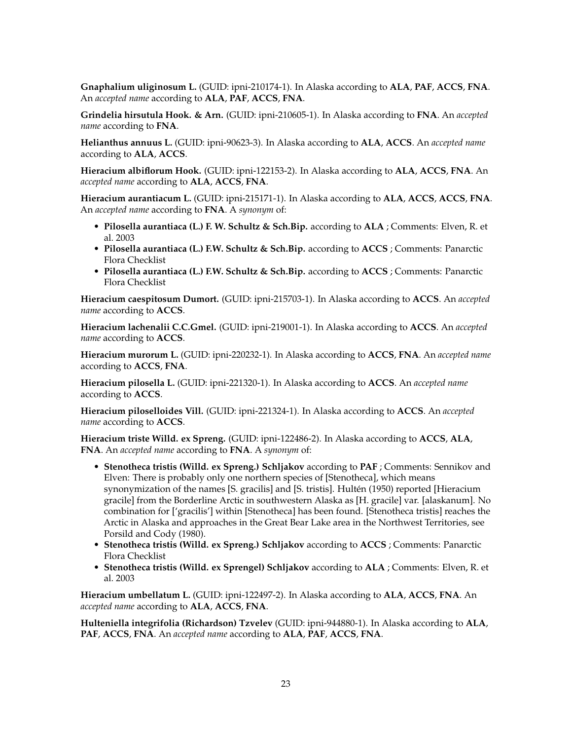**Gnaphalium uliginosum L.** (GUID: ipni-210174-1). In Alaska according to **ALA**, **PAF**, **ACCS**, **FNA**. An *accepted name* according to **ALA**, **PAF**, **ACCS**, **FNA**.

**Grindelia hirsutula Hook. & Arn.** (GUID: ipni-210605-1). In Alaska according to **FNA**. An *accepted name* according to **FNA**.

**Helianthus annuus L.** (GUID: ipni-90623-3). In Alaska according to **ALA**, **ACCS**. An *accepted name* according to **ALA**, **ACCS**.

**Hieracium albiflorum Hook.** (GUID: ipni-122153-2). In Alaska according to **ALA**, **ACCS**, **FNA**. An *accepted name* according to **ALA**, **ACCS**, **FNA**.

**Hieracium aurantiacum L.** (GUID: ipni-215171-1). In Alaska according to **ALA**, **ACCS**, **ACCS**, **FNA**. An *accepted name* according to **FNA**. A *synonym* of:

- **Pilosella aurantiaca (L.) F. W. Schultz & Sch.Bip.** according to **ALA** ; Comments: Elven, R. et al. 2003
- **Pilosella aurantiaca (L.) F.W. Schultz & Sch.Bip.** according to **ACCS** ; Comments: Panarctic Flora Checklist
- **Pilosella aurantiaca (L.) F.W. Schultz & Sch.Bip.** according to **ACCS** ; Comments: Panarctic Flora Checklist

**Hieracium caespitosum Dumort.** (GUID: ipni-215703-1). In Alaska according to **ACCS**. An *accepted name* according to **ACCS**.

**Hieracium lachenalii C.C.Gmel.** (GUID: ipni-219001-1). In Alaska according to **ACCS**. An *accepted name* according to **ACCS**.

**Hieracium murorum L.** (GUID: ipni-220232-1). In Alaska according to **ACCS**, **FNA**. An *accepted name* according to **ACCS**, **FNA**.

**Hieracium pilosella L.** (GUID: ipni-221320-1). In Alaska according to **ACCS**. An *accepted name* according to **ACCS**.

**Hieracium piloselloides Vill.** (GUID: ipni-221324-1). In Alaska according to **ACCS**. An *accepted name* according to **ACCS**.

**Hieracium triste Willd. ex Spreng.** (GUID: ipni-122486-2). In Alaska according to **ACCS**, **ALA**, **FNA**. An *accepted name* according to **FNA**. A *synonym* of:

- **Stenotheca tristis (Willd. ex Spreng.) Schljakov** according to **PAF** ; Comments: Sennikov and Elven: There is probably only one northern species of [Stenotheca], which means synonymization of the names [S. gracilis] and [S. tristis]. Hultén (1950) reported [Hieracium gracile] from the Borderline Arctic in southwestern Alaska as [H. gracile] var. [alaskanum]. No combination for ['gracilis'] within [Stenotheca] has been found. [Stenotheca tristis] reaches the Arctic in Alaska and approaches in the Great Bear Lake area in the Northwest Territories, see Porsild and Cody (1980).
- **Stenotheca tristis (Willd. ex Spreng.) Schljakov** according to **ACCS** ; Comments: Panarctic Flora Checklist
- **Stenotheca tristis (Willd. ex Sprengel) Schljakov** according to **ALA** ; Comments: Elven, R. et al. 2003

**Hieracium umbellatum L.** (GUID: ipni-122497-2). In Alaska according to **ALA**, **ACCS**, **FNA**. An *accepted name* according to **ALA**, **ACCS**, **FNA**.

**Hulteniella integrifolia (Richardson) Tzvelev** (GUID: ipni-944880-1). In Alaska according to **ALA**, **PAF**, **ACCS**, **FNA**. An *accepted name* according to **ALA**, **PAF**, **ACCS**, **FNA**.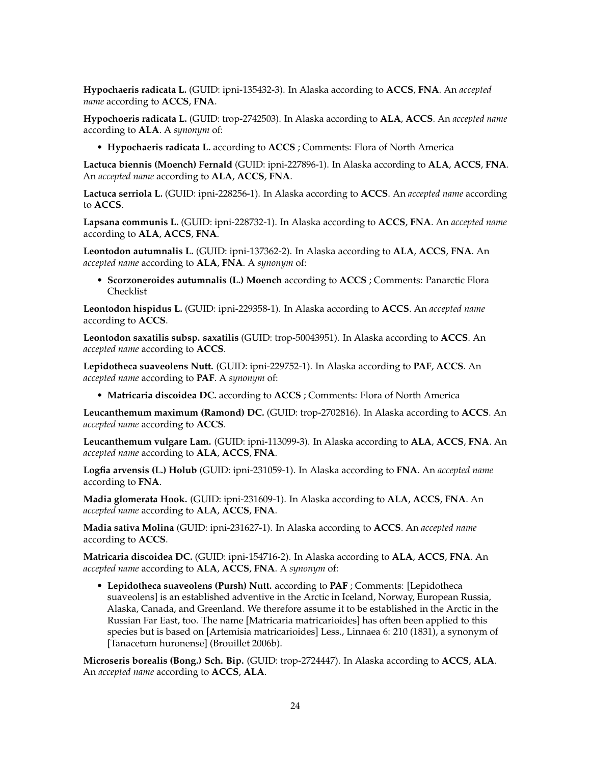**Hypochaeris radicata L.** (GUID: ipni-135432-3). In Alaska according to **ACCS**, **FNA**. An *accepted name* according to **ACCS**, **FNA**.

**Hypochoeris radicata L.** (GUID: trop-2742503). In Alaska according to **ALA**, **ACCS**. An *accepted name* according to **ALA**. A *synonym* of:

- **Hypochaeris radicata L.** according to **ACCS** ; Comments: Flora of North America

**Lactuca biennis (Moench) Fernald** (GUID: ipni-227896-1). In Alaska according to **ALA**, **ACCS**, **FNA**. An *accepted name* according to **ALA**, **ACCS**, **FNA**.

**Lactuca serriola L.** (GUID: ipni-228256-1). In Alaska according to **ACCS**. An *accepted name* according to **ACCS**.

**Lapsana communis L.** (GUID: ipni-228732-1). In Alaska according to **ACCS**, **FNA**. An *accepted name* according to **ALA**, **ACCS**, **FNA**.

**Leontodon autumnalis L.** (GUID: ipni-137362-2). In Alaska according to **ALA**, **ACCS**, **FNA**. An *accepted name* according to **ALA**, **FNA**. A *synonym* of:

- **Scorzoneroides autumnalis (L.) Moench** according to **ACCS** ; Comments: Panarctic Flora Checklist

**Leontodon hispidus L.** (GUID: ipni-229358-1). In Alaska according to **ACCS**. An *accepted name* according to **ACCS**.

**Leontodon saxatilis subsp. saxatilis** (GUID: trop-50043951). In Alaska according to **ACCS**. An *accepted name* according to **ACCS**.

**Lepidotheca suaveolens Nutt.** (GUID: ipni-229752-1). In Alaska according to **PAF**, **ACCS**. An *accepted name* according to **PAF**. A *synonym* of:

- **Matricaria discoidea DC.** according to **ACCS** ; Comments: Flora of North America

**Leucanthemum maximum (Ramond) DC.** (GUID: trop-2702816). In Alaska according to **ACCS**. An *accepted name* according to **ACCS**.

**Leucanthemum vulgare Lam.** (GUID: ipni-113099-3). In Alaska according to **ALA**, **ACCS**, **FNA**. An *accepted name* according to **ALA**, **ACCS**, **FNA**.

**Logfia arvensis (L.) Holub** (GUID: ipni-231059-1). In Alaska according to **FNA**. An *accepted name* according to **FNA**.

**Madia glomerata Hook.** (GUID: ipni-231609-1). In Alaska according to **ALA**, **ACCS**, **FNA**. An *accepted name* according to **ALA**, **ACCS**, **FNA**.

**Madia sativa Molina** (GUID: ipni-231627-1). In Alaska according to **ACCS**. An *accepted name* according to **ACCS**.

**Matricaria discoidea DC.** (GUID: ipni-154716-2). In Alaska according to **ALA**, **ACCS**, **FNA**. An *accepted name* according to **ALA**, **ACCS**, **FNA**. A *synonym* of:

- **Lepidotheca suaveolens (Pursh) Nutt.** according to **PAF** ; Comments: [Lepidotheca suaveolens] is an established adventive in the Arctic in Iceland, Norway, European Russia, Alaska, Canada, and Greenland. We therefore assume it to be established in the Arctic in the Russian Far East, too. The name [Matricaria matricarioides] has often been applied to this species but is based on [Artemisia matricarioides] Less., Linnaea 6: 210 (1831), a synonym of [Tanacetum huronense] (Brouillet 2006b).

**Microseris borealis (Bong.) Sch. Bip.** (GUID: trop-2724447). In Alaska according to **ACCS**, **ALA**. An *accepted name* according to **ACCS**, **ALA**.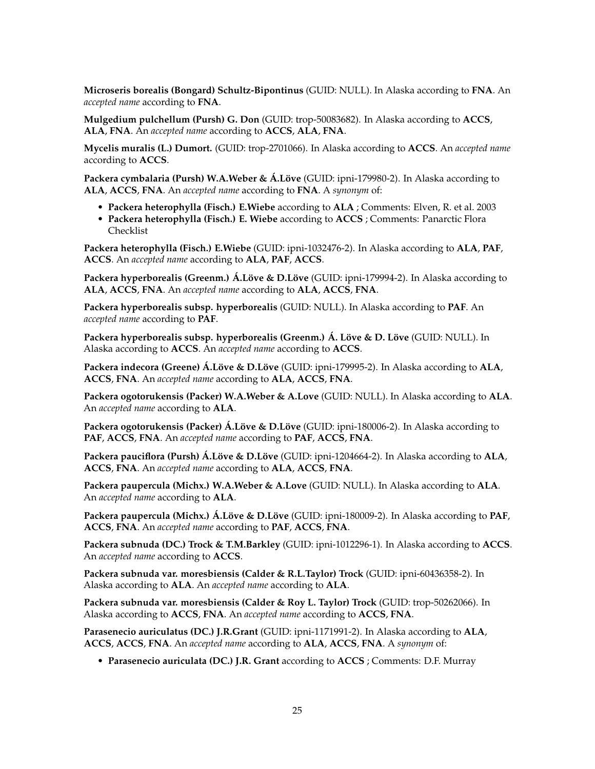**Microseris borealis (Bongard) Schultz-Bipontinus** (GUID: NULL). In Alaska according to **FNA**. An *accepted name* according to **FNA**.

**Mulgedium pulchellum (Pursh) G. Don** (GUID: trop-50083682). In Alaska according to **ACCS**, **ALA**, **FNA**. An *accepted name* according to **ACCS**, **ALA**, **FNA**.

**Mycelis muralis (L.) Dumort.** (GUID: trop-2701066). In Alaska according to **ACCS**. An *accepted name* according to **ACCS**.

**Packera cymbalaria (Pursh) W.A.Weber & Á.Löve** (GUID: ipni-179980-2). In Alaska according to **ALA**, **ACCS**, **FNA**. An *accepted name* according to **FNA**. A *synonym* of:

- **Packera heterophylla (Fisch.) E.Wiebe** according to **ALA** ; Comments: Elven, R. et al. 2003
- **Packera heterophylla (Fisch.) E. Wiebe** according to **ACCS** ; Comments: Panarctic Flora Checklist

**Packera heterophylla (Fisch.) E.Wiebe** (GUID: ipni-1032476-2). In Alaska according to **ALA**, **PAF**, **ACCS**. An *accepted name* according to **ALA**, **PAF**, **ACCS**.

**Packera hyperborealis (Greenm.) Á.Löve & D.Löve** (GUID: ipni-179994-2). In Alaska according to **ALA**, **ACCS**, **FNA**. An *accepted name* according to **ALA**, **ACCS**, **FNA**.

**Packera hyperborealis subsp. hyperborealis** (GUID: NULL). In Alaska according to **PAF**. An *accepted name* according to **PAF**.

**Packera hyperborealis subsp. hyperborealis (Greenm.) Á. Löve & D. Löve** (GUID: NULL). In Alaska according to **ACCS**. An *accepted name* according to **ACCS**.

**Packera indecora (Greene) Á.Löve & D.Löve** (GUID: ipni-179995-2). In Alaska according to **ALA**, **ACCS**, **FNA**. An *accepted name* according to **ALA**, **ACCS**, **FNA**.

**Packera ogotorukensis (Packer) W.A.Weber & A.Love** (GUID: NULL). In Alaska according to **ALA**. An *accepted name* according to **ALA**.

**Packera ogotorukensis (Packer) Á.Löve & D.Löve** (GUID: ipni-180006-2). In Alaska according to **PAF**, **ACCS**, **FNA**. An *accepted name* according to **PAF**, **ACCS**, **FNA**.

**Packera pauciflora (Pursh) Á.Löve & D.Löve** (GUID: ipni-1204664-2). In Alaska according to **ALA**, **ACCS**, **FNA**. An *accepted name* according to **ALA**, **ACCS**, **FNA**.

**Packera paupercula (Michx.) W.A.Weber & A.Love** (GUID: NULL). In Alaska according to **ALA**. An *accepted name* according to **ALA**.

**Packera paupercula (Michx.) Á.Löve & D.Löve** (GUID: ipni-180009-2). In Alaska according to **PAF**, **ACCS**, **FNA**. An *accepted name* according to **PAF**, **ACCS**, **FNA**.

**Packera subnuda (DC.) Trock & T.M.Barkley** (GUID: ipni-1012296-1). In Alaska according to **ACCS**. An *accepted name* according to **ACCS**.

**Packera subnuda var. moresbiensis (Calder & R.L.Taylor) Trock** (GUID: ipni-60436358-2). In Alaska according to **ALA**. An *accepted name* according to **ALA**.

**Packera subnuda var. moresbiensis (Calder & Roy L. Taylor) Trock** (GUID: trop-50262066). In Alaska according to **ACCS**, **FNA**. An *accepted name* according to **ACCS**, **FNA**.

**Parasenecio auriculatus (DC.) J.R.Grant** (GUID: ipni-1171991-2). In Alaska according to **ALA**, **ACCS**, **ACCS**, **FNA**. An *accepted name* according to **ALA**, **ACCS**, **FNA**. A *synonym* of:

- **Parasenecio auriculata (DC.) J.R. Grant** according to **ACCS** ; Comments: D.F. Murray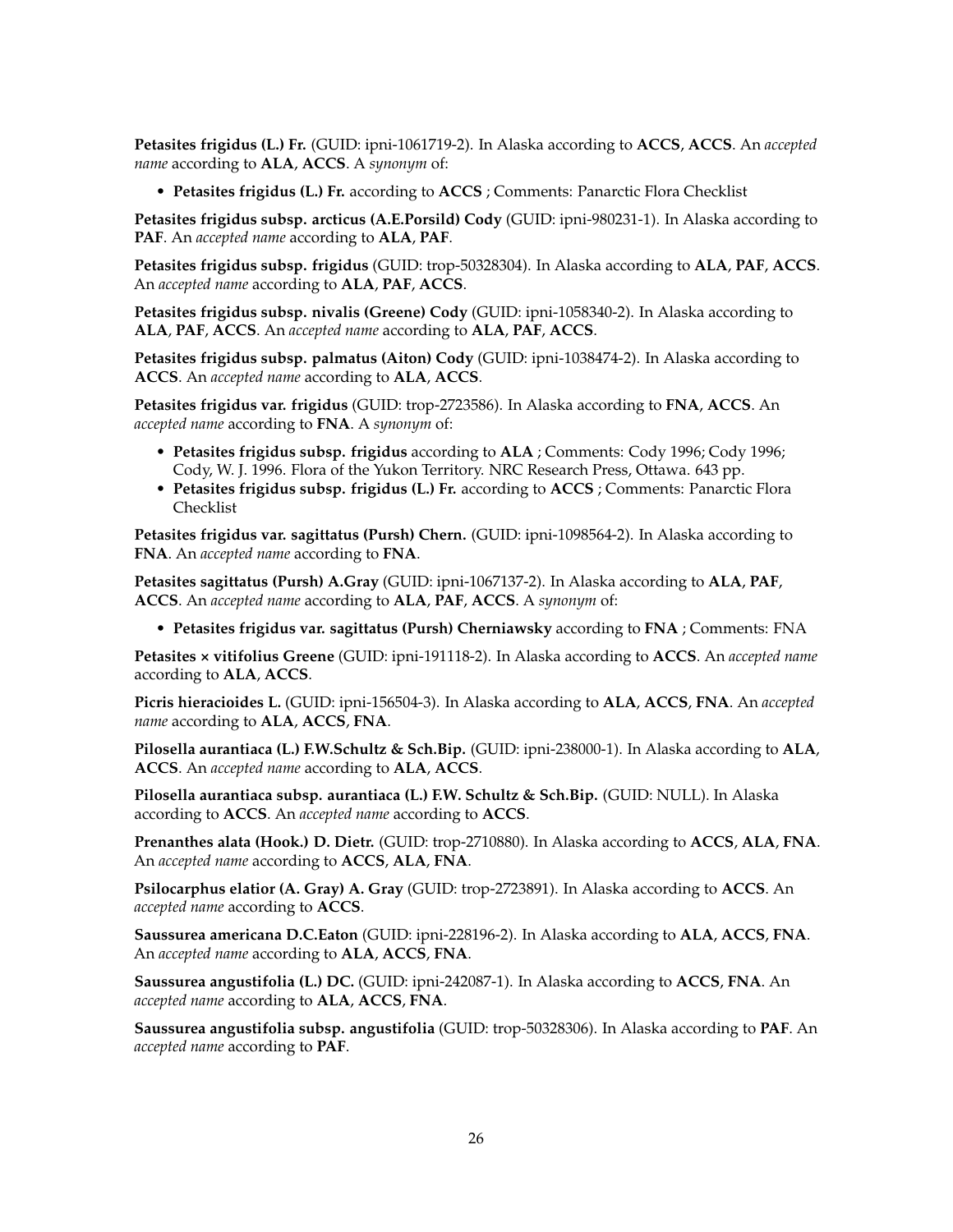**Petasites frigidus (L.) Fr.** (GUID: ipni-1061719-2). In Alaska according to **ACCS**, **ACCS**. An *accepted name* according to **ALA**, **ACCS**. A *synonym* of:

- **Petasites frigidus (L.) Fr.** according to **ACCS** ; Comments: Panarctic Flora Checklist

**Petasites frigidus subsp. arcticus (A.E.Porsild) Cody** (GUID: ipni-980231-1). In Alaska according to **PAF**. An *accepted name* according to **ALA**, **PAF**.

**Petasites frigidus subsp. frigidus** (GUID: trop-50328304). In Alaska according to **ALA**, **PAF**, **ACCS**. An *accepted name* according to **ALA**, **PAF**, **ACCS**.

**Petasites frigidus subsp. nivalis (Greene) Cody** (GUID: ipni-1058340-2). In Alaska according to **ALA**, **PAF**, **ACCS**. An *accepted name* according to **ALA**, **PAF**, **ACCS**.

**Petasites frigidus subsp. palmatus (Aiton) Cody** (GUID: ipni-1038474-2). In Alaska according to **ACCS**. An *accepted name* according to **ALA**, **ACCS**.

**Petasites frigidus var. frigidus** (GUID: trop-2723586). In Alaska according to **FNA**, **ACCS**. An *accepted name* according to **FNA**. A *synonym* of:

- **Petasites frigidus subsp. frigidus** according to **ALA** ; Comments: Cody 1996; Cody 1996; Cody, W. J. 1996. Flora of the Yukon Territory. NRC Research Press, Ottawa. 643 pp.
- **Petasites frigidus subsp. frigidus (L.) Fr.** according to **ACCS** ; Comments: Panarctic Flora Checklist

**Petasites frigidus var. sagittatus (Pursh) Chern.** (GUID: ipni-1098564-2). In Alaska according to **FNA**. An *accepted name* according to **FNA**.

**Petasites sagittatus (Pursh) A.Gray** (GUID: ipni-1067137-2). In Alaska according to **ALA**, **PAF**, **ACCS**. An *accepted name* according to **ALA**, **PAF**, **ACCS**. A *synonym* of:

- **Petasites frigidus var. sagittatus (Pursh) Cherniawsky** according to **FNA** ; Comments: FNA

**Petasites × vitifolius Greene** (GUID: ipni-191118-2). In Alaska according to **ACCS**. An *accepted name* according to **ALA**, **ACCS**.

**Picris hieracioides L.** (GUID: ipni-156504-3). In Alaska according to **ALA**, **ACCS**, **FNA**. An *accepted name* according to **ALA**, **ACCS**, **FNA**.

**Pilosella aurantiaca (L.) F.W.Schultz & Sch.Bip.** (GUID: ipni-238000-1). In Alaska according to **ALA**, **ACCS**. An *accepted name* according to **ALA**, **ACCS**.

**Pilosella aurantiaca subsp. aurantiaca (L.) F.W. Schultz & Sch.Bip.** (GUID: NULL). In Alaska according to **ACCS**. An *accepted name* according to **ACCS**.

**Prenanthes alata (Hook.) D. Dietr.** (GUID: trop-2710880). In Alaska according to **ACCS**, **ALA**, **FNA**. An *accepted name* according to **ACCS**, **ALA**, **FNA**.

**Psilocarphus elatior (A. Gray) A. Gray** (GUID: trop-2723891). In Alaska according to **ACCS**. An *accepted name* according to **ACCS**.

**Saussurea americana D.C.Eaton** (GUID: ipni-228196-2). In Alaska according to **ALA**, **ACCS**, **FNA**. An *accepted name* according to **ALA**, **ACCS**, **FNA**.

**Saussurea angustifolia (L.) DC.** (GUID: ipni-242087-1). In Alaska according to **ACCS**, **FNA**. An *accepted name* according to **ALA**, **ACCS**, **FNA**.

**Saussurea angustifolia subsp. angustifolia** (GUID: trop-50328306). In Alaska according to **PAF**. An *accepted name* according to **PAF**.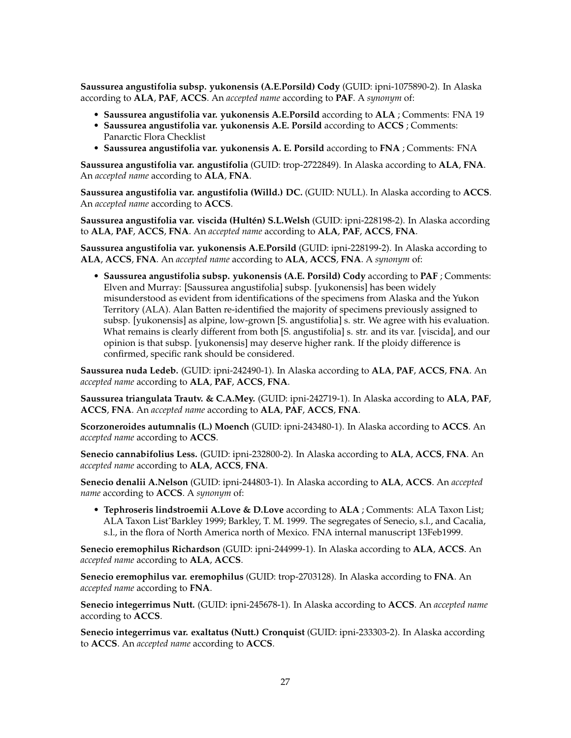**Saussurea angustifolia subsp. yukonensis (A.E.Porsild) Cody** (GUID: ipni-1075890-2). In Alaska according to **ALA**, **PAF**, **ACCS**. An *accepted name* according to **PAF**. A *synonym* of:

- **Saussurea angustifolia var. yukonensis A.E.Porsild** according to **ALA** ; Comments: FNA 19
- **Saussurea angustifolia var. yukonensis A.E. Porsild** according to **ACCS** ; Comments: Panarctic Flora Checklist
- **Saussurea angustifolia var. yukonensis A. E. Porsild** according to **FNA** ; Comments: FNA

**Saussurea angustifolia var. angustifolia** (GUID: trop-2722849). In Alaska according to **ALA**, **FNA**. An *accepted name* according to **ALA**, **FNA**.

**Saussurea angustifolia var. angustifolia (Willd.) DC.** (GUID: NULL). In Alaska according to **ACCS**. An *accepted name* according to **ACCS**.

**Saussurea angustifolia var. viscida (Hultén) S.L.Welsh** (GUID: ipni-228198-2). In Alaska according to **ALA**, **PAF**, **ACCS**, **FNA**. An *accepted name* according to **ALA**, **PAF**, **ACCS**, **FNA**.

**Saussurea angustifolia var. yukonensis A.E.Porsild** (GUID: ipni-228199-2). In Alaska according to **ALA**, **ACCS**, **FNA**. An *accepted name* according to **ALA**, **ACCS**, **FNA**. A *synonym* of:

- **Saussurea angustifolia subsp. yukonensis (A.E. Porsild) Cody** according to **PAF** ; Comments: Elven and Murray: [Saussurea angustifolia] subsp. [yukonensis] has been widely misunderstood as evident from identifications of the specimens from Alaska and the Yukon Territory (ALA). Alan Batten re-identified the majority of specimens previously assigned to subsp. [yukonensis] as alpine, low-grown [S. angustifolia] s. str. We agree with his evaluation. What remains is clearly different from both [S. angustifolia] s. str. and its var. [viscida], and our opinion is that subsp. [yukonensis] may deserve higher rank. If the ploidy difference is confirmed, specific rank should be considered.

**Saussurea nuda Ledeb.** (GUID: ipni-242490-1). In Alaska according to **ALA**, **PAF**, **ACCS**, **FNA**. An *accepted name* according to **ALA**, **PAF**, **ACCS**, **FNA**.

**Saussurea triangulata Trautv. & C.A.Mey.** (GUID: ipni-242719-1). In Alaska according to **ALA**, **PAF**, **ACCS**, **FNA**. An *accepted name* according to **ALA**, **PAF**, **ACCS**, **FNA**.

**Scorzoneroides autumnalis (L.) Moench** (GUID: ipni-243480-1). In Alaska according to **ACCS**. An *accepted name* according to **ACCS**.

**Senecio cannabifolius Less.** (GUID: ipni-232800-2). In Alaska according to **ALA**, **ACCS**, **FNA**. An *accepted name* according to **ALA**, **ACCS**, **FNA**.

**Senecio denalii A.Nelson** (GUID: ipni-244803-1). In Alaska according to **ALA**, **ACCS**. An *accepted name* according to **ACCS**. A *synonym* of:

- **Tephroseris lindstroemii A.Love & D.Love** according to **ALA** ; Comments: ALA Taxon List; ALA Taxon List^Barkley 1999; Barkley, T. M. 1999. The segregates of Senecio, s.l., and Cacalia, s.l., in the flora of North America north of Mexico. FNA internal manuscript 13Feb1999.

**Senecio eremophilus Richardson** (GUID: ipni-244999-1). In Alaska according to **ALA**, **ACCS**. An *accepted name* according to **ALA**, **ACCS**.

**Senecio eremophilus var. eremophilus** (GUID: trop-2703128). In Alaska according to **FNA**. An *accepted name* according to **FNA**.

**Senecio integerrimus Nutt.** (GUID: ipni-245678-1). In Alaska according to **ACCS**. An *accepted name* according to **ACCS**.

**Senecio integerrimus var. exaltatus (Nutt.) Cronquist** (GUID: ipni-233303-2). In Alaska according to **ACCS**. An *accepted name* according to **ACCS**.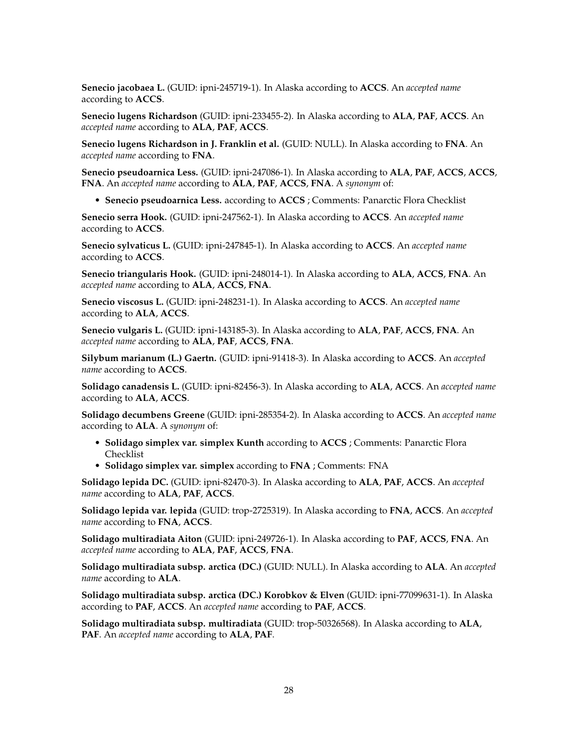**Senecio jacobaea L.** (GUID: ipni-245719-1). In Alaska according to **ACCS**. An *accepted name* according to **ACCS**.

**Senecio lugens Richardson** (GUID: ipni-233455-2). In Alaska according to **ALA**, **PAF**, **ACCS**. An *accepted name* according to **ALA**, **PAF**, **ACCS**.

**Senecio lugens Richardson in J. Franklin et al.** (GUID: NULL). In Alaska according to **FNA**. An *accepted name* according to **FNA**.

**Senecio pseudoarnica Less.** (GUID: ipni-247086-1). In Alaska according to **ALA**, **PAF**, **ACCS**, **ACCS**, **FNA**. An *accepted name* according to **ALA**, **PAF**, **ACCS**, **FNA**. A *synonym* of:

- **Senecio pseudoarnica Less.** according to **ACCS** ; Comments: Panarctic Flora Checklist

**Senecio serra Hook.** (GUID: ipni-247562-1). In Alaska according to **ACCS**. An *accepted name* according to **ACCS**.

**Senecio sylvaticus L.** (GUID: ipni-247845-1). In Alaska according to **ACCS**. An *accepted name* according to **ACCS**.

**Senecio triangularis Hook.** (GUID: ipni-248014-1). In Alaska according to **ALA**, **ACCS**, **FNA**. An *accepted name* according to **ALA**, **ACCS**, **FNA**.

**Senecio viscosus L.** (GUID: ipni-248231-1). In Alaska according to **ACCS**. An *accepted name* according to **ALA**, **ACCS**.

**Senecio vulgaris L.** (GUID: ipni-143185-3). In Alaska according to **ALA**, **PAF**, **ACCS**, **FNA**. An *accepted name* according to **ALA**, **PAF**, **ACCS**, **FNA**.

**Silybum marianum (L.) Gaertn.** (GUID: ipni-91418-3). In Alaska according to **ACCS**. An *accepted name* according to **ACCS**.

**Solidago canadensis L.** (GUID: ipni-82456-3). In Alaska according to **ALA**, **ACCS**. An *accepted name* according to **ALA**, **ACCS**.

**Solidago decumbens Greene** (GUID: ipni-285354-2). In Alaska according to **ACCS**. An *accepted name* according to **ALA**. A *synonym* of:

- **Solidago simplex var. simplex Kunth** according to **ACCS** ; Comments: Panarctic Flora Checklist
- **Solidago simplex var. simplex** according to **FNA** ; Comments: FNA

**Solidago lepida DC.** (GUID: ipni-82470-3). In Alaska according to **ALA**, **PAF**, **ACCS**. An *accepted name* according to **ALA**, **PAF**, **ACCS**.

**Solidago lepida var. lepida** (GUID: trop-2725319). In Alaska according to **FNA**, **ACCS**. An *accepted name* according to **FNA**, **ACCS**.

**Solidago multiradiata Aiton** (GUID: ipni-249726-1). In Alaska according to **PAF**, **ACCS**, **FNA**. An *accepted name* according to **ALA**, **PAF**, **ACCS**, **FNA**.

**Solidago multiradiata subsp. arctica (DC.)** (GUID: NULL). In Alaska according to **ALA**. An *accepted name* according to **ALA**.

**Solidago multiradiata subsp. arctica (DC.) Korobkov & Elven** (GUID: ipni-77099631-1). In Alaska according to **PAF**, **ACCS**. An *accepted name* according to **PAF**, **ACCS**.

**Solidago multiradiata subsp. multiradiata** (GUID: trop-50326568). In Alaska according to **ALA**, **PAF**. An *accepted name* according to **ALA**, **PAF**.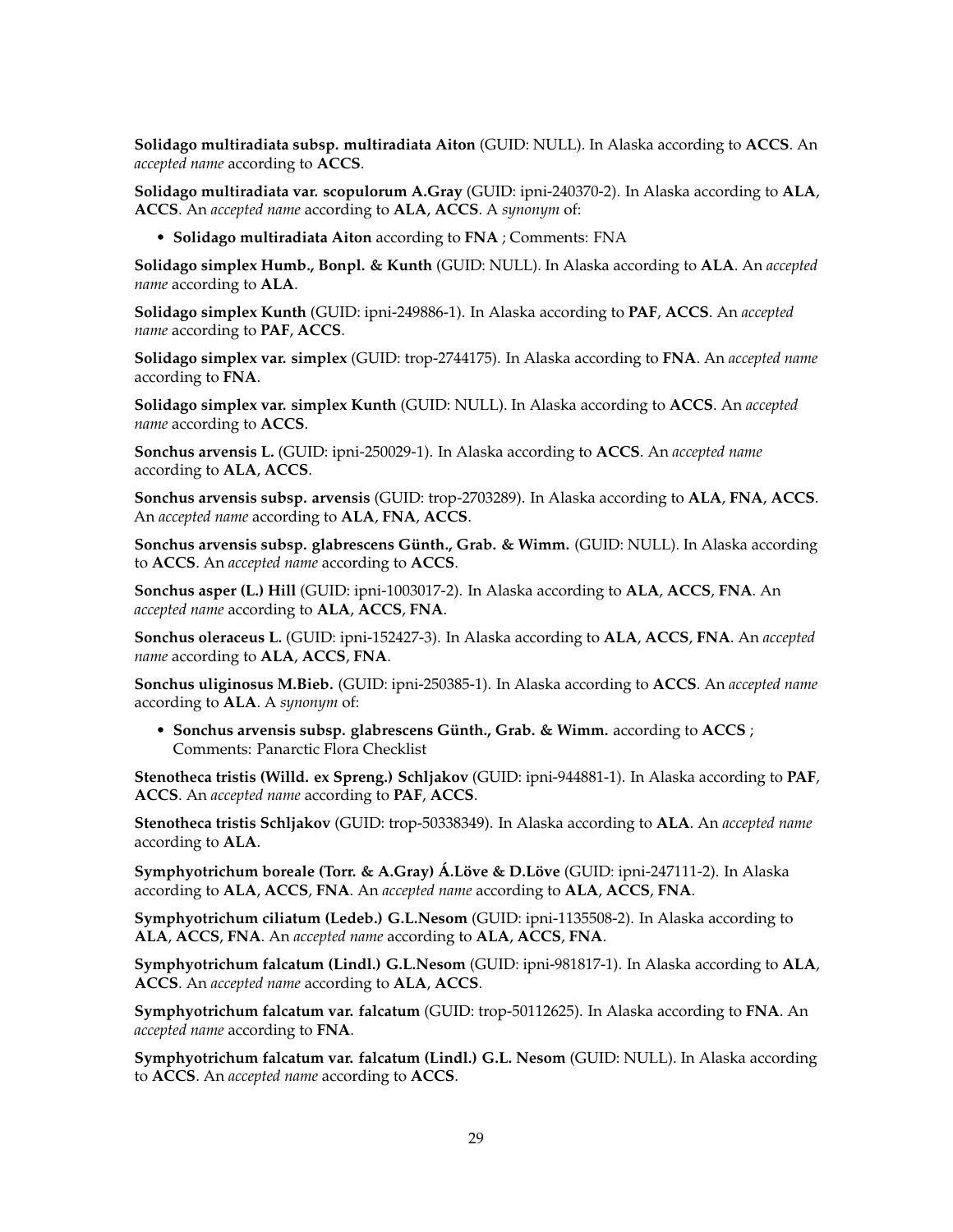**Solidago multiradiata subsp. multiradiata Aiton** (GUID: NULL). In Alaska according to **ACCS**. An *accepted name* according to **ACCS**.

**Solidago multiradiata var. scopulorum A.Gray** (GUID: ipni-240370-2). In Alaska according to **ALA**, **ACCS**. An *accepted name* according to **ALA, ACCS**. A *synonym* of:

- **Solidago multiradiata Aiton** according to **FNA** ; Comments: FNA

**Solidago simplex Humb., Bonpl. & Kunth** (GUID: NULL). In Alaska according to **ALA**. An *accepted name* according to **ALA**.

**Solidago simplex Kunth** (GUID: ipni-249886-1). In Alaska according to **PAF**, **ACCS**. An *accepted name* according to **PAF, ACCS**.

**Solidago simplex var. simplex** (GUID: trop-2744175). In Alaska according to **FNA**. An *accepted name* according to **FNA**.

**Solidago simplex var. simplex Kunth** (GUID: NULL). In Alaska according to **ACCS**. An *accepted name* according to **ACCS**.

**Sonchus arvensis L.** (GUID: ipni-250029-1). In Alaska according to **ACCS**. An *accepted name* according to **ALA**, **ACCS**.

**Sonchus arvensis subsp. arvensis** (GUID: trop-2703289). In Alaska according to **ALA**, **FNA**, **ACCS**. An *accepted name* according to **ALA**, **FNA**, **ACCS**.

**Sonchus arvensis subsp. glabrescens Günth., Grab. & Wimm.** (GUID: NULL). In Alaska according to **ACCS**. An *accepted name* according to **ACCS**.

**Sonchus asper (L.) Hill** (GUID: ipni-1003017-2). In Alaska according to **ALA**, **ACCS**, **FNA**. An *accepted name* according to **ALA**, **ACCS**, **FNA**.

**Sonchus oleraceus L.** (GUID: ipni-152427-3). In Alaska according to **ALA**, **ACCS**, **FNA**. An *accepted name* according to **ALA**, **ACCS**, **FNA**.

**Sonchus uliginosus M.Bieb.** (GUID: ipni-250385-1). In Alaska according to **ACCS**. An *accepted name* according to **ALA**. A *synonym* of:

- **Sonchus arvensis subsp. glabrescens Günth., Grab. & Wimm.** according to **ACCS** ; Comments: Panarctic Flora Checklist

**Stenotheca tristis (Willd. ex Spreng.) Schljakov** (GUID: ipni-944881-1). In Alaska according to **PAF**, **ACCS**. An *accepted name* according to **PAF**, **ACCS**.

**Stenotheca tristis Schljakov** (GUID: trop-50338349). In Alaska according to **ALA**. An *accepted name* according to **ALA**.

**Symphyotrichum boreale (Torr. & A.Gray) Á.Löve & D.Löve** (GUID: ipni-247111-2). In Alaska according to **ALA**, **ACCS**, **FNA**. An *accepted name* according to **ALA, ACCS, FNA**.

**Symphyotrichum ciliatum (Ledeb.) G.L.Nesom** (GUID: ipni-1135508-2). In Alaska according to **ALA**, **ACCS**, **FNA**. An *accepted name* according to **ALA**, **ACCS**, **FNA**.

**Symphyotrichum falcatum (Lindl.) G.L.Nesom** (GUID: ipni-981817-1). In Alaska according to **ALA**, **ACCS**. An *accepted name* according to **ALA**, **ACCS**.

**Symphyotrichum falcatum var. falcatum** (GUID: trop-50112625). In Alaska according to **FNA**. An *accepted name* according to **FNA**.

**Symphyotrichum falcatum var. falcatum (Lindl.) G.L. Nesom** (GUID: NULL). In Alaska according to **ACCS**. An *accepted name* according to **ACCS**.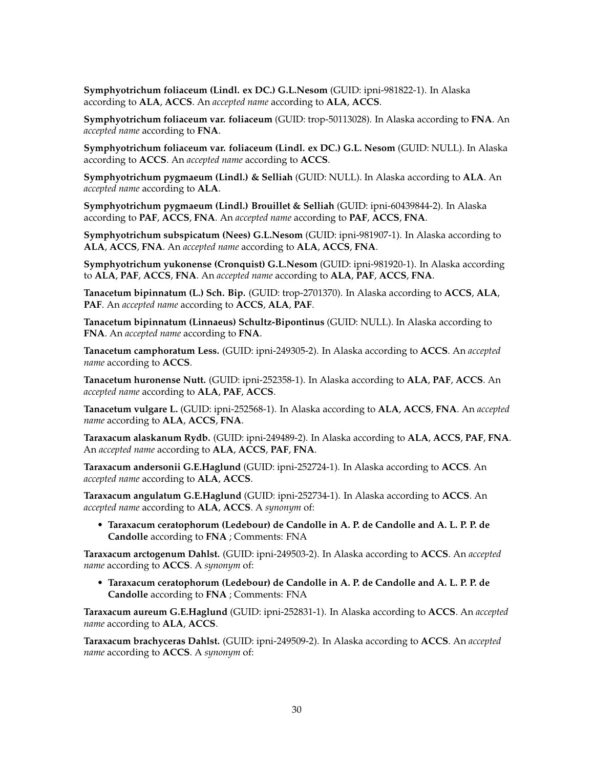**Symphyotrichum foliaceum (Lindl. ex DC.) G.L.Nesom** (GUID: ipni-981822-1). In Alaska according to **ALA**, **ACCS**. An *accepted name* according to **ALA**, **ACCS**.

**Symphyotrichum foliaceum var. foliaceum** (GUID: trop-50113028). In Alaska according to **FNA**. An *accepted name* according to **FNA**.

**Symphyotrichum foliaceum var. foliaceum (Lindl. ex DC.) G.L. Nesom** (GUID: NULL). In Alaska according to **ACCS**. An *accepted name* according to **ACCS**.

**Symphyotrichum pygmaeum (Lindl.) & Selliah** (GUID: NULL). In Alaska according to **ALA**. An *accepted name* according to **ALA**.

**Symphyotrichum pygmaeum (Lindl.) Brouillet & Selliah** (GUID: ipni-60439844-2). In Alaska according to **PAF**, **ACCS**, **FNA**. An *accepted name* according to **PAF**, **ACCS**, **FNA**.

**Symphyotrichum subspicatum (Nees) G.L.Nesom** (GUID: ipni-981907-1). In Alaska according to **ALA**, **ACCS**, **FNA**. An *accepted name* according to **ALA**, **ACCS**, **FNA**.

**Symphyotrichum yukonense (Cronquist) G.L.Nesom** (GUID: ipni-981920-1). In Alaska according to **ALA**, **PAF**, **ACCS**, **FNA**. An *accepted name* according to **ALA**, **PAF**, **ACCS**, **FNA**.

**Tanacetum bipinnatum (L.) Sch. Bip.** (GUID: trop-2701370). In Alaska according to **ACCS**, **ALA**, **PAF**. An *accepted name* according to **ACCS**, **ALA**, **PAF**.

**Tanacetum bipinnatum (Linnaeus) Schultz-Bipontinus** (GUID: NULL). In Alaska according to **FNA**. An *accepted name* according to **FNA**.

**Tanacetum camphoratum Less.** (GUID: ipni-249305-2). In Alaska according to **ACCS**. An *accepted name* according to **ACCS**.

**Tanacetum huronense Nutt.** (GUID: ipni-252358-1). In Alaska according to **ALA**, **PAF**, **ACCS**. An *accepted name* according to **ALA**, **PAF**, **ACCS**.

**Tanacetum vulgare L.** (GUID: ipni-252568-1). In Alaska according to **ALA**, **ACCS**, **FNA**. An *accepted name* according to **ALA**, **ACCS**, **FNA**.

**Taraxacum alaskanum Rydb.** (GUID: ipni-249489-2). In Alaska according to **ALA**, **ACCS**, **PAF**, **FNA**. An *accepted name* according to **ALA**, **ACCS**, **PAF**, **FNA**.

**Taraxacum andersonii G.E.Haglund** (GUID: ipni-252724-1). In Alaska according to **ACCS**. An *accepted name* according to **ALA**, **ACCS**.

**Taraxacum angulatum G.E.Haglund** (GUID: ipni-252734-1). In Alaska according to **ACCS**. An *accepted name* according to **ALA**, **ACCS**. A *synonym* of:

- **Taraxacum ceratophorum (Ledebour) de Candolle in A. P. de Candolle and A. L. P. P. de Candolle** according to **FNA** ; Comments: FNA

**Taraxacum arctogenum Dahlst.** (GUID: ipni-249503-2). In Alaska according to **ACCS**. An *accepted name* according to **ACCS**. A *synonym* of:

- **Taraxacum ceratophorum (Ledebour) de Candolle in A. P. de Candolle and A. L. P. P. de Candolle** according to **FNA** ; Comments: FNA

**Taraxacum aureum G.E.Haglund** (GUID: ipni-252831-1). In Alaska according to **ACCS**. An *accepted name* according to **ALA**, **ACCS**.

**Taraxacum brachyceras Dahlst.** (GUID: ipni-249509-2). In Alaska according to **ACCS**. An *accepted name* according to **ACCS**. A *synonym* of: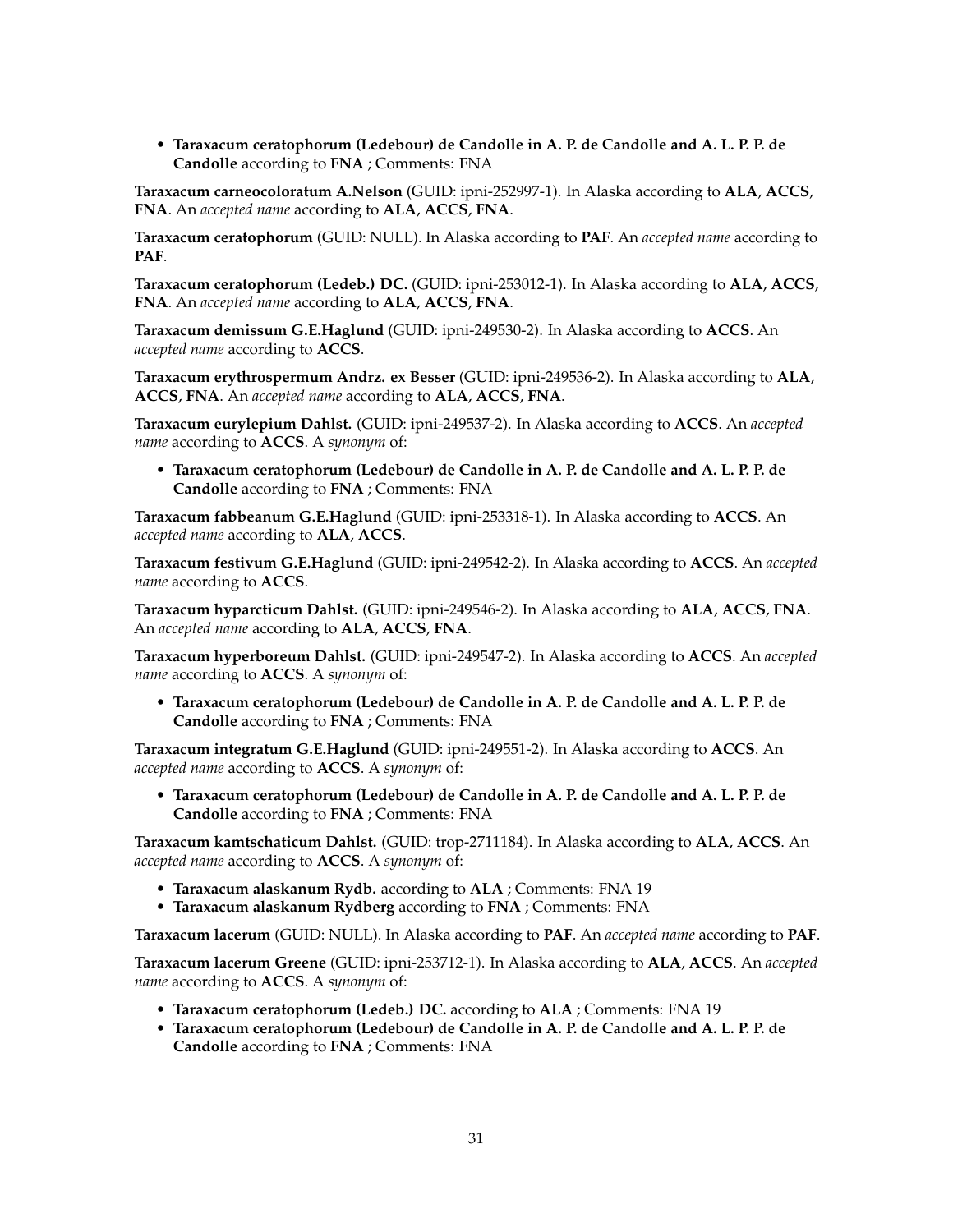- **Taraxacum ceratophorum (Ledebour) de Candolle in A. P. de Candolle and A. L. P. P. de Candolle** according to **FNA** ; Comments: FNA

**Taraxacum carneocoloratum A.Nelson** (GUID: ipni-252997-1). In Alaska according to **ALA, ACCS, FNA**. An *accepted name* according to **ALA, ACCS, FNA**.

**Taraxacum ceratophorum** (GUID: NULL). In Alaska according to **PAF**. An *accepted name* according to **PAF**.

**Taraxacum ceratophorum (Ledeb.) DC.** (GUID: ipni-253012-1). In Alaska according to **ALA, ACCS, FNA**. An *accepted name* according to **ALA, ACCS, FNA**.

**Taraxacum demissum G.E.Haglund** (GUID: ipni-249530-2). In Alaska according to **ACCS**. An *accepted name* according to **ACCS**.

**Taraxacum erythrospermum Andrz. ex Besser** (GUID: ipni-249536-2). In Alaska according to **ALA, ACCS, FNA**. An *accepted name* according to **ALA, ACCS, FNA**.

**Taraxacum eurylepium Dahlst.** (GUID: ipni-249537-2). In Alaska according to **ACCS**. An *accepted name* according to **ACCS**. A *synonym* of:

- **Taraxacum ceratophorum (Ledebour) de Candolle in A. P. de Candolle and A. L. P. P. de Candolle** according to **FNA** ; Comments: FNA

**Taraxacum fabbeanum G.E.Haglund** (GUID: ipni-253318-1). In Alaska according to **ACCS**. An *accepted name* according to **ALA, ACCS**.

**Taraxacum festivum G.E.Haglund** (GUID: ipni-249542-2). In Alaska according to **ACCS**. An *accepted name* according to **ACCS**.

**Taraxacum hyparcticum Dahlst.** (GUID: ipni-249546-2). In Alaska according to **ALA, ACCS, FNA**. An *accepted name* according to **ALA, ACCS, FNA**.

**Taraxacum hyperboreum Dahlst.** (GUID: ipni-249547-2). In Alaska according to **ACCS**. An *accepted name* according to **ACCS**. A *synonym* of:

- **Taraxacum ceratophorum (Ledebour) de Candolle in A. P. de Candolle and A. L. P. P. de Candolle** according to **FNA** ; Comments: FNA

**Taraxacum integratum G.E.Haglund** (GUID: ipni-249551-2). In Alaska according to **ACCS**. An *accepted name* according to **ACCS**. A *synonym* of:

- **Taraxacum ceratophorum (Ledebour) de Candolle in A. P. de Candolle and A. L. P. P. de Candolle** according to **FNA** ; Comments: FNA

**Taraxacum kamtschaticum Dahlst.** (GUID: trop-2711184). In Alaska according to **ALA, ACCS**. An *accepted name* according to **ACCS**. A *synonym* of:

- **Taraxacum alaskanum Rydb.** according to **ALA** ; Comments: FNA 19
- **Taraxacum alaskanum Rydberg** according to **FNA** ; Comments: FNA

**Taraxacum lacerum** (GUID: NULL). In Alaska according to **PAF**. An *accepted name* according to **PAF**.

**Taraxacum lacerum Greene** (GUID: ipni-253712-1). In Alaska according to **ALA, ACCS**. An *accepted name* according to **ACCS**. A *synonym* of:

- **Taraxacum ceratophorum (Ledeb.) DC.** according to **ALA** ; Comments: FNA 19
- **Taraxacum ceratophorum (Ledebour) de Candolle in A. P. de Candolle and A. L. P. P. de Candolle** according to **FNA** ; Comments: FNA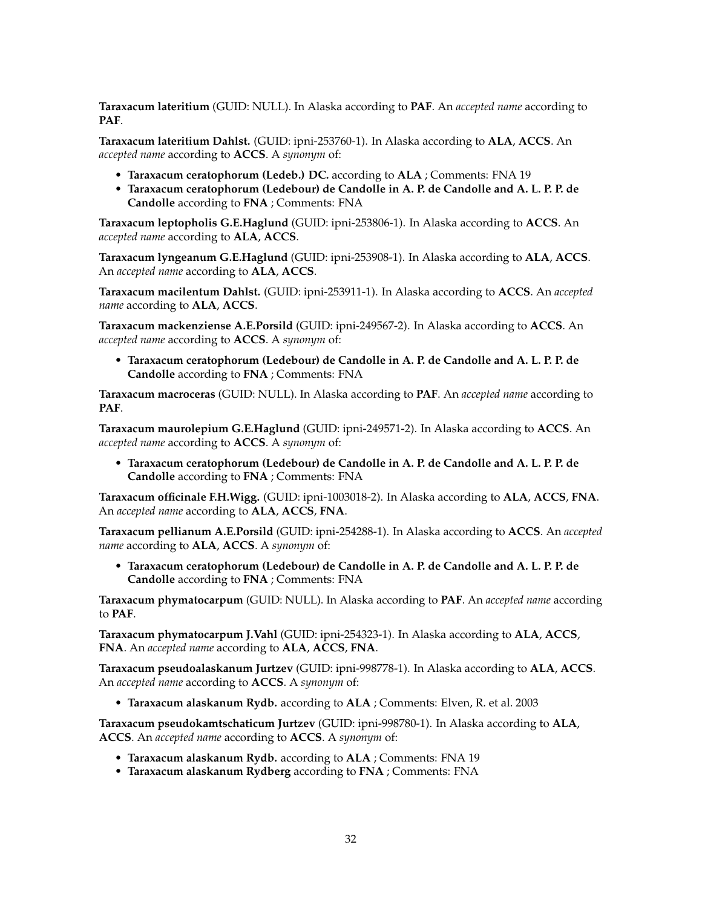**Taraxacum lateritium** (GUID: NULL). In Alaska according to **PAF**. An *accepted name* according to **PAF**.

**Taraxacum lateritium Dahlst.** (GUID: ipni-253760-1). In Alaska according to **ALA**, **ACCS**. An *accepted name* according to **ACCS**. A *synonym* of:

- **Taraxacum ceratophorum (Ledeb.) DC.** according to **ALA** ; Comments: FNA 19
- **Taraxacum ceratophorum (Ledebour) de Candolle in A. P. de Candolle and A. L. P. P. de Candolle** according to **FNA** ; Comments: FNA

**Taraxacum leptopholis G.E.Haglund** (GUID: ipni-253806-1). In Alaska according to **ACCS**. An *accepted name* according to **ALA**, **ACCS**.

**Taraxacum lyngeanum G.E.Haglund** (GUID: ipni-253908-1). In Alaska according to **ALA**, **ACCS**. An *accepted name* according to **ALA**, **ACCS**.

**Taraxacum macilentum Dahlst.** (GUID: ipni-253911-1). In Alaska according to **ACCS**. An *accepted name* according to **ALA**, **ACCS**.

**Taraxacum mackenziense A.E.Porsild** (GUID: ipni-249567-2). In Alaska according to **ACCS**. An *accepted name* according to **ACCS**. A *synonym* of:

- **Taraxacum ceratophorum (Ledebour) de Candolle in A. P. de Candolle and A. L. P. P. de Candolle** according to **FNA** ; Comments: FNA

**Taraxacum macroceras** (GUID: NULL). In Alaska according to **PAF**. An *accepted name* according to **PAF**.

**Taraxacum maurolepium G.E.Haglund** (GUID: ipni-249571-2). In Alaska according to **ACCS**. An *accepted name* according to **ACCS**. A *synonym* of:

- **Taraxacum ceratophorum (Ledebour) de Candolle in A. P. de Candolle and A. L. P. P. de Candolle** according to **FNA** ; Comments: FNA

**Taraxacum officinale F.H.Wigg.** (GUID: ipni-1003018-2). In Alaska according to **ALA**, **ACCS**, **FNA**. An *accepted name* according to **ALA**, **ACCS**, **FNA**.

**Taraxacum pellianum A.E.Porsild** (GUID: ipni-254288-1). In Alaska according to **ACCS**. An *accepted name* according to **ALA**, **ACCS**. A *synonym* of:

- **Taraxacum ceratophorum (Ledebour) de Candolle in A. P. de Candolle and A. L. P. P. de Candolle** according to **FNA** ; Comments: FNA

**Taraxacum phymatocarpum** (GUID: NULL). In Alaska according to **PAF**. An *accepted name* according to **PAF**.

**Taraxacum phymatocarpum J.Vahl** (GUID: ipni-254323-1). In Alaska according to **ALA**, **ACCS**, **FNA**. An *accepted name* according to **ALA**, **ACCS**, **FNA**.

**Taraxacum pseudoalaskanum Jurtzev** (GUID: ipni-998778-1). In Alaska according to **ALA**, **ACCS**. An *accepted name* according to **ACCS**. A *synonym* of:

- **Taraxacum alaskanum Rydb.** according to **ALA** ; Comments: Elven, R. et al. 2003

**Taraxacum pseudokamtschaticum Jurtzev** (GUID: ipni-998780-1). In Alaska according to **ALA**, **ACCS**. An *accepted name* according to **ACCS**. A *synonym* of:

- **Taraxacum alaskanum Rydb.** according to **ALA** ; Comments: FNA 19
- **Taraxacum alaskanum Rydberg** according to **FNA** ; Comments: FNA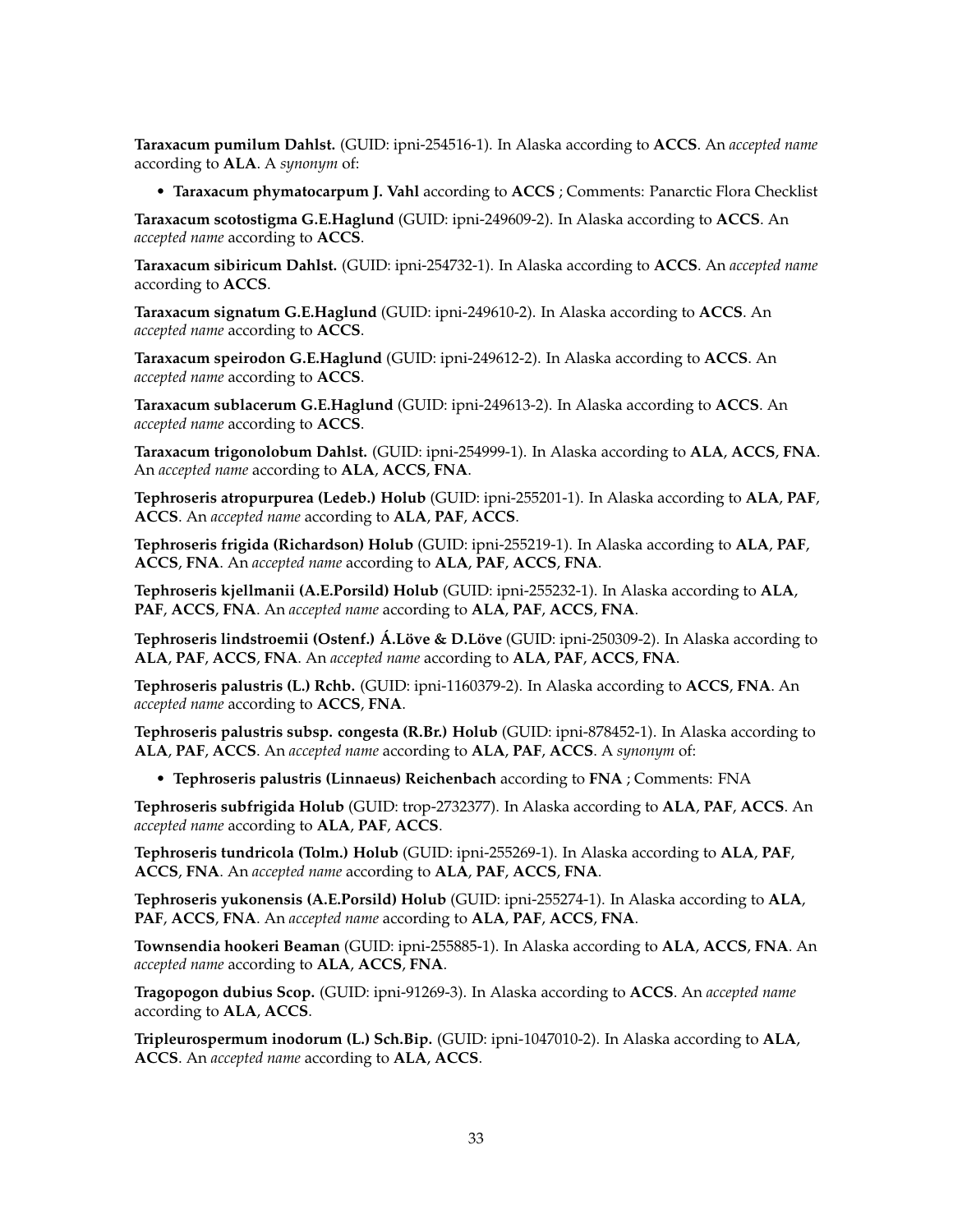**Taraxacum pumilum Dahlst.** (GUID: ipni-254516-1). In Alaska according to **ACCS**. An *accepted name* according to **ALA**. A *synonym* of:

- **Taraxacum phymatocarpum J. Vahl** according to **ACCS** ; Comments: Panarctic Flora Checklist

**Taraxacum scotostigma G.E.Haglund** (GUID: ipni-249609-2). In Alaska according to **ACCS**. An *accepted name* according to **ACCS**.

**Taraxacum sibiricum Dahlst.** (GUID: ipni-254732-1). In Alaska according to **ACCS**. An *accepted name* according to **ACCS**.

**Taraxacum signatum G.E.Haglund** (GUID: ipni-249610-2). In Alaska according to **ACCS**. An *accepted name* according to **ACCS**.

**Taraxacum speirodon G.E.Haglund** (GUID: ipni-249612-2). In Alaska according to **ACCS**. An *accepted name* according to **ACCS**.

**Taraxacum sublacerum G.E.Haglund** (GUID: ipni-249613-2). In Alaska according to **ACCS**. An *accepted name* according to **ACCS**.

**Taraxacum trigonolobum Dahlst.** (GUID: ipni-254999-1). In Alaska according to **ALA**, **ACCS**, **FNA**. An *accepted name* according to **ALA**, **ACCS**, **FNA**.

**Tephroseris atropurpurea (Ledeb.) Holub** (GUID: ipni-255201-1). In Alaska according to **ALA**, **PAF**, **ACCS**. An *accepted name* according to **ALA**, **PAF**, **ACCS**.

**Tephroseris frigida (Richardson) Holub** (GUID: ipni-255219-1). In Alaska according to **ALA**, **PAF**, **ACCS**, **FNA**. An *accepted name* according to **ALA**, **PAF**, **ACCS**, **FNA**.

**Tephroseris kjellmanii (A.E.Porsild) Holub** (GUID: ipni-255232-1). In Alaska according to **ALA**, **PAF**, **ACCS**, **FNA**. An *accepted name* according to **ALA**, **PAF**, **ACCS**, **FNA**.

**Tephroseris lindstroemii (Ostenf.) Á.Löve & D.Löve** (GUID: ipni-250309-2). In Alaska according to **ALA**, **PAF**, **ACCS**, **FNA**. An *accepted name* according to **ALA**, **PAF**, **ACCS**, **FNA**.

**Tephroseris palustris (L.) Rchb.** (GUID: ipni-1160379-2). In Alaska according to **ACCS**, **FNA**. An *accepted name* according to **ACCS**, **FNA**.

**Tephroseris palustris subsp. congesta (R.Br.) Holub** (GUID: ipni-878452-1). In Alaska according to **ALA**, **PAF**, **ACCS**. An *accepted name* according to **ALA**, **PAF**, **ACCS**. A *synonym* of:

- **Tephroseris palustris (Linnaeus) Reichenbach** according to **FNA** ; Comments: FNA

**Tephroseris subfrigida Holub** (GUID: trop-2732377). In Alaska according to **ALA**, **PAF**, **ACCS**. An *accepted name* according to **ALA**, **PAF**, **ACCS**.

**Tephroseris tundricola (Tolm.) Holub** (GUID: ipni-255269-1). In Alaska according to **ALA**, **PAF**, **ACCS**, **FNA**. An *accepted name* according to **ALA**, **PAF**, **ACCS**, **FNA**.

**Tephroseris yukonensis (A.E.Porsild) Holub** (GUID: ipni-255274-1). In Alaska according to **ALA**, **PAF**, **ACCS**, **FNA**. An *accepted name* according to **ALA**, **PAF**, **ACCS**, **FNA**.

**Townsendia hookeri Beaman** (GUID: ipni-255885-1). In Alaska according to **ALA**, **ACCS**, **FNA**. An *accepted name* according to **ALA**, **ACCS**, **FNA**.

**Tragopogon dubius Scop.** (GUID: ipni-91269-3). In Alaska according to **ACCS**. An *accepted name* according to **ALA**, **ACCS**.

**Tripleurospermum inodorum (L.) Sch.Bip.** (GUID: ipni-1047010-2). In Alaska according to **ALA**, **ACCS**. An *accepted name* according to **ALA**, **ACCS**.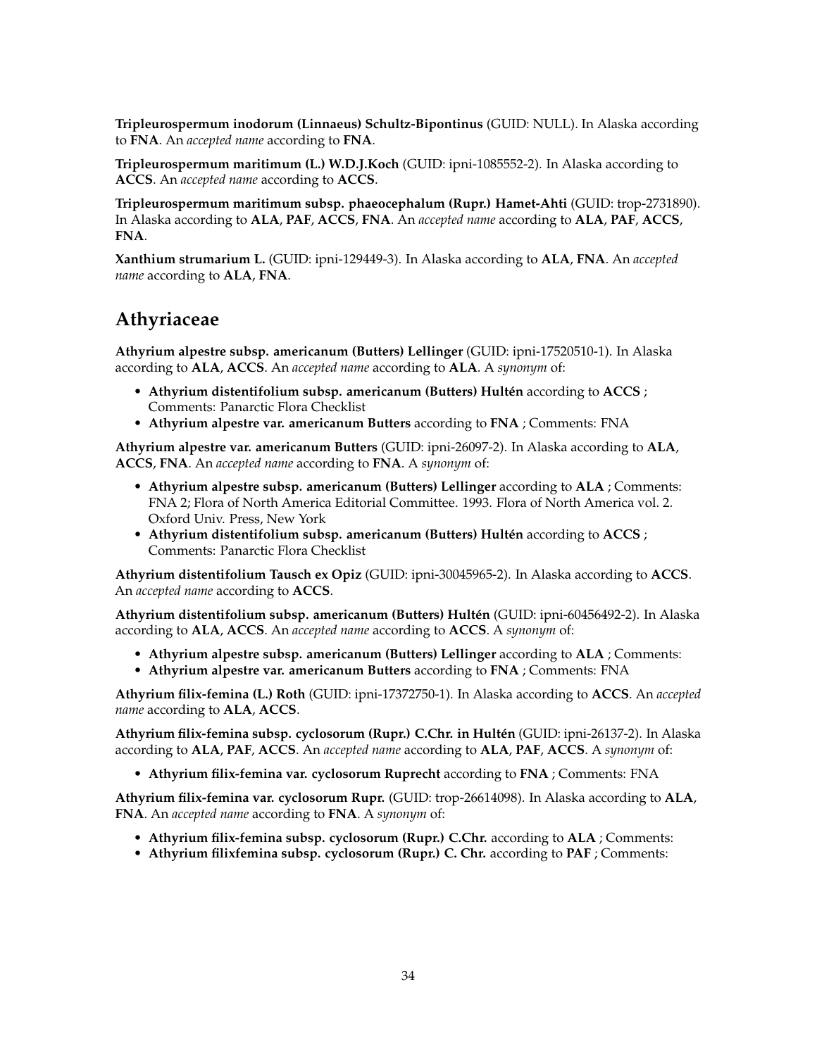**Tripleurospermum inodorum (Linnaeus) Schultz-Bipontinus** (GUID: NULL). In Alaska according to **FNA**. An *accepted name* according to **FNA**.

**Tripleurospermum maritimum (L.) W.D.J.Koch** (GUID: ipni-1085552-2). In Alaska according to **ACCS**. An *accepted name* according to **ACCS**.

**Tripleurospermum maritimum subsp. phaeocephalum (Rupr.) Hamet-Ahti** (GUID: trop-2731890). In Alaska according to **ALA**, **PAF**, **ACCS**, **FNA**. An *accepted name* according to **ALA**, **PAF**, **ACCS**, **FNA**.

**Xanthium strumarium L.** (GUID: ipni-129449-3). In Alaska according to **ALA**, **FNA**. An *accepted name* according to **ALA**, **FNA**.

## Athyriaceae

**Athyrium alpestre subsp. americanum (Butters) Lellinger** (GUID: ipni-17520510-1). In Alaska according to **ALA**, **ACCS**. An *accepted name* according to **ALA**. A *synonym* of:

- **Athyrium distentifolium subsp. americanum (Butters) Hultén** according to **ACCS** ; Comments: Panarctic Flora Checklist
- **Athyrium alpestre var. americanum Butters** according to **FNA** ; Comments: FNA

**Athyrium alpestre var. americanum Butters** (GUID: ipni-26097-2). In Alaska according to **ALA**, **ACCS**, **FNA**. An *accepted name* according to **FNA**. A *synonym* of:

- **Athyrium alpestre subsp. americanum (Butters) Lellinger** according to **ALA** ; Comments: FNA 2; Flora of North America Editorial Committee. 1993. Flora of North America vol. 2. Oxford Univ. Press, New York
- **Athyrium distentifolium subsp. americanum (Butters) Hultén** according to **ACCS** ; Comments: Panarctic Flora Checklist

**Athyrium distentifolium Tausch ex Opiz** (GUID: ipni-30045965-2). In Alaska according to **ACCS**. An *accepted name* according to **ACCS**.

**Athyrium distentifolium subsp. americanum (Butters) Hultén** (GUID: ipni-60456492-2). In Alaska according to **ALA**, **ACCS**. An *accepted name* according to **ACCS**. A *synonym* of:

- **Athyrium alpestre subsp. americanum (Butters) Lellinger** according to **ALA** ; Comments:
- **Athyrium alpestre var. americanum Butters** according to **FNA** ; Comments: FNA

**Athyrium filix-femina (L.) Roth** (GUID: ipni-17372750-1). In Alaska according to **ACCS**. An *accepted name* according to **ALA**, **ACCS**.

**Athyrium filix-femina subsp. cyclosorum (Rupr.) C.Chr. in Hultén** (GUID: ipni-26137-2). In Alaska according to **ALA**, **PAF**, **ACCS**. An *accepted name* according to **ALA**, **PAF**, **ACCS**. A *synonym* of:

- **Athyrium filix-femina var. cyclosorum Ruprecht** according to **FNA** ; Comments: FNA

**Athyrium filix-femina var. cyclosorum Rupr.** (GUID: trop-26614098). In Alaska according to **ALA**, **FNA**. An *accepted name* according to **FNA**. A *synonym* of:

- **Athyrium filix-femina subsp. cyclosorum (Rupr.) C.Chr.** according to **ALA** ; Comments:
- **Athyrium filixfemina subsp. cyclosorum (Rupr.) C. Chr.** according to **PAF** ; Comments: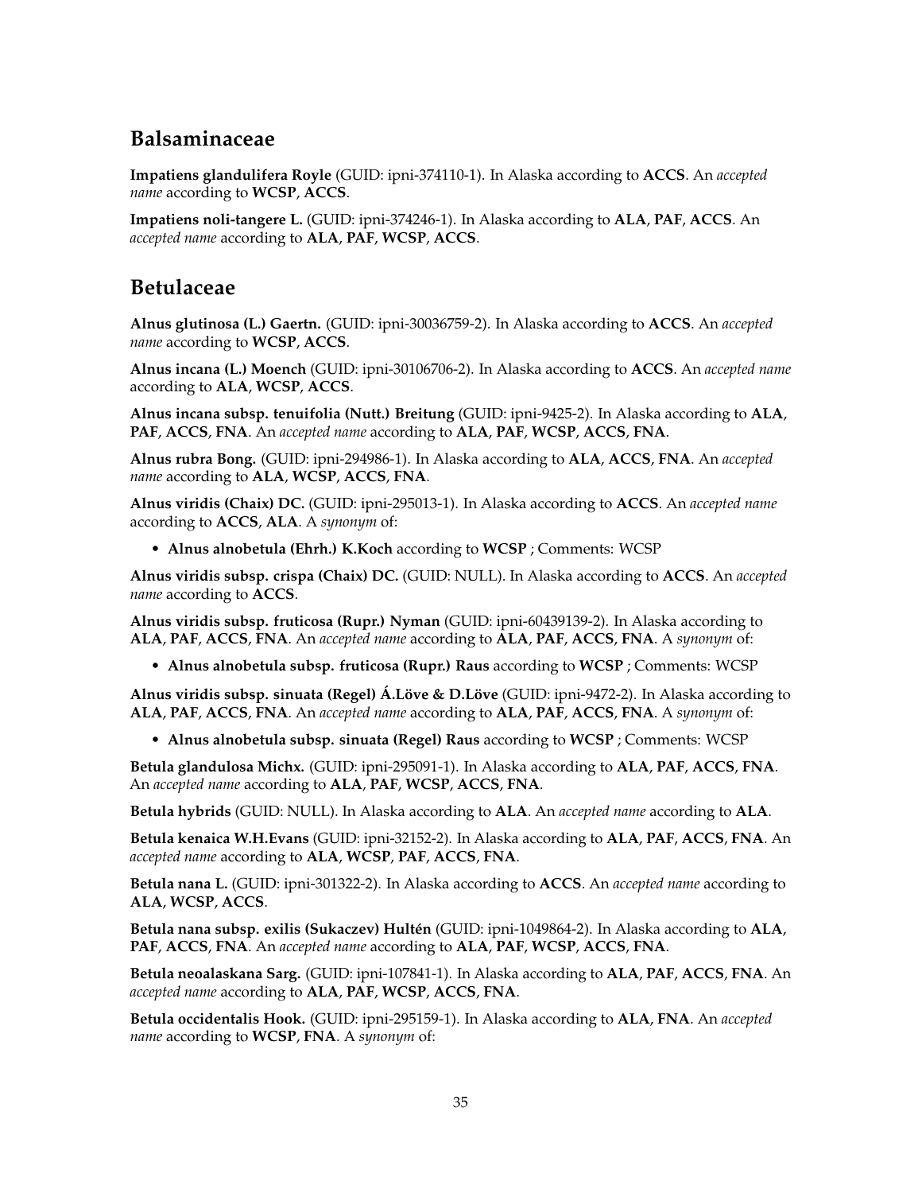## Balsaminaceae

**Impatiens glandulifera Royle** (GUID: ipni-374110-1). In Alaska according to **ACCS**. An *accepted name* according to **WCSP**, **ACCS**.

**Impatiens noli-tangere L.** (GUID: ipni-374246-1). In Alaska according to **ALA**, **PAF**, **ACCS**. An *accepted name* according to **ALA**, **PAF**, **WCSP**, **ACCS**.

## Betulaceae

**Alnus glutinosa (L.) Gaertn.** (GUID: ipni-30036759-2). In Alaska according to **ACCS**. An *accepted name* according to **WCSP**, **ACCS**.

**Alnus incana (L.) Moench** (GUID: ipni-30106706-2). In Alaska according to **ACCS**. An *accepted name* according to **ALA**, **WCSP**, **ACCS**.

**Alnus incana subsp. tenuifolia (Nutt.) Breitung** (GUID: ipni-9425-2). In Alaska according to **ALA**, **PAF**, **ACCS**, **FNA**. An *accepted name* according to **ALA**, **PAF**, **WCSP**, **ACCS**, **FNA**.

**Alnus rubra Bong.** (GUID: ipni-294986-1). In Alaska according to **ALA**, **ACCS**, **FNA**. An *accepted name* according to **ALA**, **WCSP**, **ACCS**, **FNA**.

**Alnus viridis (Chaix) DC.** (GUID: ipni-295013-1). In Alaska according to **ACCS**. An *accepted name* according to **ACCS**, **ALA**. A *synonym* of:

- **Alnus alnobetula (Ehrh.) K.Koch** according to **WCSP** ; Comments: WCSP

**Alnus viridis subsp. crispa (Chaix) DC.** (GUID: NULL). In Alaska according to **ACCS**. An *accepted name* according to **ACCS**.

**Alnus viridis subsp. fruticosa (Rupr.) Nyman** (GUID: ipni-60439139-2). In Alaska according to **ALA**, **PAF**, **ACCS**, **FNA**. An *accepted name* according to **ALA**, **PAF**, **ACCS**, **FNA**. A *synonym* of:

- **Alnus alnobetula subsp. fruticosa (Rupr.) Raus** according to **WCSP** ; Comments: WCSP

**Alnus viridis subsp. sinuata (Regel) Á.Löve & D.Löve** (GUID: ipni-9472-2). In Alaska according to **ALA**, **PAF**, **ACCS**, **FNA**. An *accepted name* according to **ALA**, **PAF**, **ACCS**, **FNA**. A *synonym* of:

- **Alnus alnobetula subsp. sinuata (Regel) Raus** according to **WCSP** ; Comments: WCSP

**Betula glandulosa Michx.** (GUID: ipni-295091-1). In Alaska according to **ALA**, **PAF**, **ACCS**, **FNA**. An *accepted name* according to **ALA**, **PAF**, **WCSP**, **ACCS**, **FNA**.

**Betula hybrids** (GUID: NULL). In Alaska according to **ALA**. An *accepted name* according to **ALA**.

**Betula kenaica W.H.Evans** (GUID: ipni-32152-2). In Alaska according to **ALA**, **PAF**, **ACCS**, **FNA**. An *accepted name* according to **ALA**, **WCSP**, **PAF**, **ACCS**, **FNA**.

**Betula nana L.** (GUID: ipni-301322-2). In Alaska according to **ACCS**. An *accepted name* according to **ALA**, **WCSP**, **ACCS**.

**Betula nana subsp. exilis (Sukaczev) Hultén** (GUID: ipni-1049864-2). In Alaska according to **ALA**, **PAF**, **ACCS**, **FNA**. An *accepted name* according to **ALA**, **PAF**, **WCSP**, **ACCS**, **FNA**.

**Betula neoalaskana Sarg.** (GUID: ipni-107841-1). In Alaska according to **ALA**, **PAF**, **ACCS**, **FNA**. An *accepted name* according to **ALA**, **PAF**, **WCSP**, **ACCS**, **FNA**.

**Betula occidentalis Hook.** (GUID: ipni-295159-1). In Alaska according to **ALA**, **FNA**. An *accepted name* according to **WCSP**, **FNA**. A *synonym* of: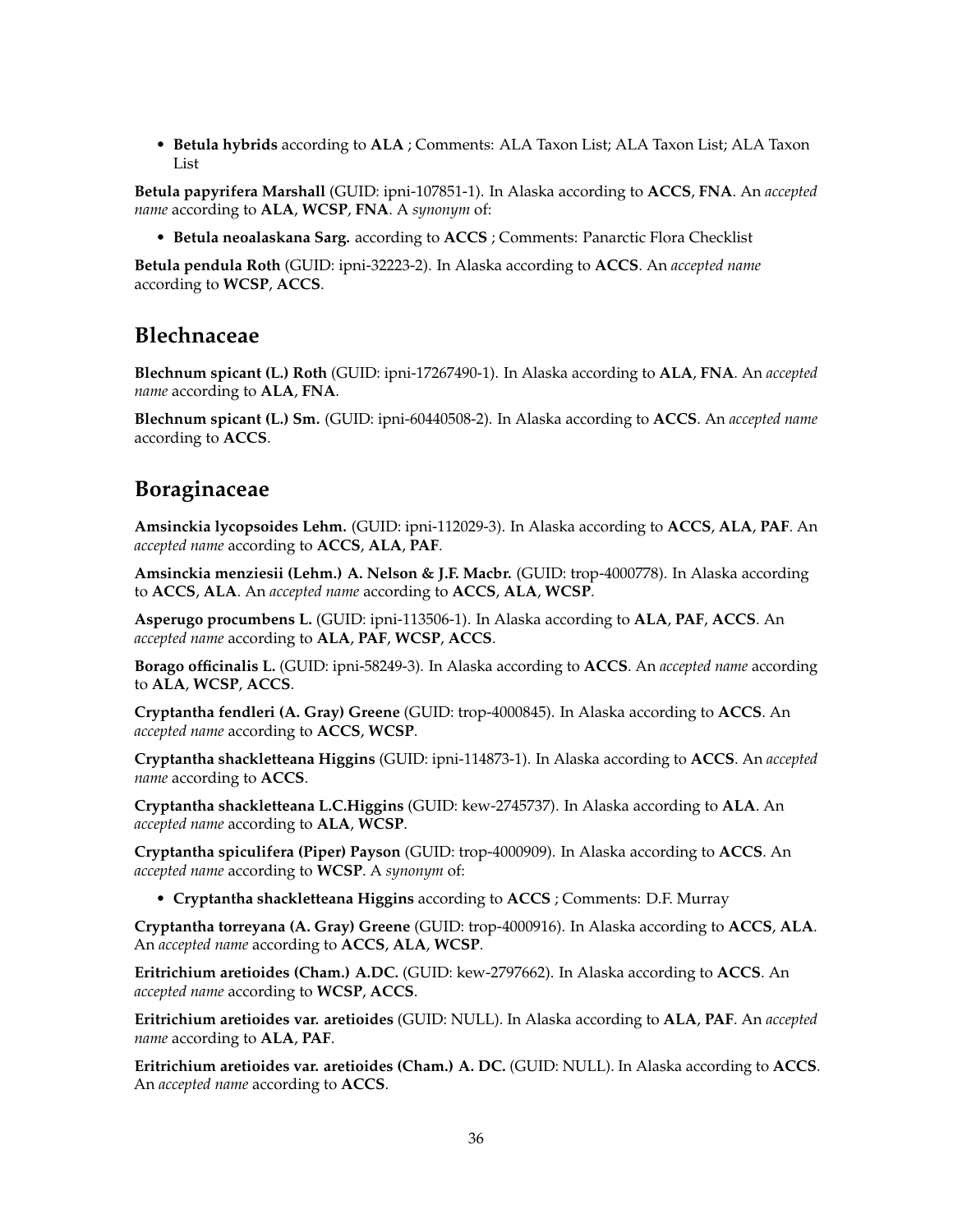- **Betula hybrids** according to **ALA** ; Comments: ALA Taxon List; ALA Taxon List; ALA Taxon List

**Betula papyrifera Marshall** (GUID: ipni-107851-1). In Alaska according to **ACCS**, **FNA**. An *accepted name* according to **ALA**, **WCSP**, **FNA**. A *synonym* of:

- **Betula neoalaskana Sarg.** according to **ACCS** ; Comments: Panarctic Flora Checklist

**Betula pendula Roth** (GUID: ipni-32223-2). In Alaska according to **ACCS**. An *accepted name* according to **WCSP**, **ACCS**.

## Blechnaceae

**Blechnum spicant (L.) Roth** (GUID: ipni-17267490-1). In Alaska according to **ALA**, **FNA**. An *accepted name* according to **ALA**, **FNA**.

**Blechnum spicant (L.) Sm.** (GUID: ipni-60440508-2). In Alaska according to **ACCS**. An *accepted name* according to **ACCS**.

## Boraginaceae

**Amsinckia lycopsoides Lehm.** (GUID: ipni-112029-3). In Alaska according to **ACCS**, **ALA**, **PAF**. An *accepted name* according to **ACCS**, **ALA**, **PAF**.

**Amsinckia menziesii (Lehm.) A. Nelson & J.F. Macbr.** (GUID: trop-4000778). In Alaska according to **ACCS**, **ALA**. An *accepted name* according to **ACCS**, **ALA**, **WCSP**.

**Asperugo procumbens L.** (GUID: ipni-113506-1). In Alaska according to **ALA**, **PAF**, **ACCS**. An *accepted name* according to **ALA**, **PAF**, **WCSP**, **ACCS**.

**Borago officinalis L.** (GUID: ipni-58249-3). In Alaska according to **ACCS**. An *accepted name* according to **ALA**, **WCSP**, **ACCS**.

**Cryptantha fendleri (A. Gray) Greene** (GUID: trop-4000845). In Alaska according to **ACCS**. An *accepted name* according to **ACCS**, **WCSP**.

**Cryptantha shackletteana Higgins** (GUID: ipni-114873-1). In Alaska according to **ACCS**. An *accepted name* according to **ACCS**.

**Cryptantha shackletteana L.C.Higgins** (GUID: kew-2745737). In Alaska according to **ALA**. An *accepted name* according to **ALA**, **WCSP**.

**Cryptantha spiculifera (Piper) Payson** (GUID: trop-4000909). In Alaska according to **ACCS**. An *accepted name* according to **WCSP**. A *synonym* of:

- **Cryptantha shackletteana Higgins** according to **ACCS** ; Comments: D.F. Murray

**Cryptantha torreyana (A. Gray) Greene** (GUID: trop-4000916). In Alaska according to **ACCS**, **ALA**. An *accepted name* according to **ACCS**, **ALA**, **WCSP**.

**Eritrichium aretioides (Cham.) A.DC.** (GUID: kew-2797662). In Alaska according to **ACCS**. An *accepted name* according to **WCSP**, **ACCS**.

**Eritrichium aretioides var. aretioides** (GUID: NULL). In Alaska according to **ALA**, **PAF**. An *accepted name* according to **ALA**, **PAF**.

**Eritrichium aretioides var. aretioides (Cham.) A. DC.** (GUID: NULL). In Alaska according to **ACCS**. An *accepted name* according to **ACCS**.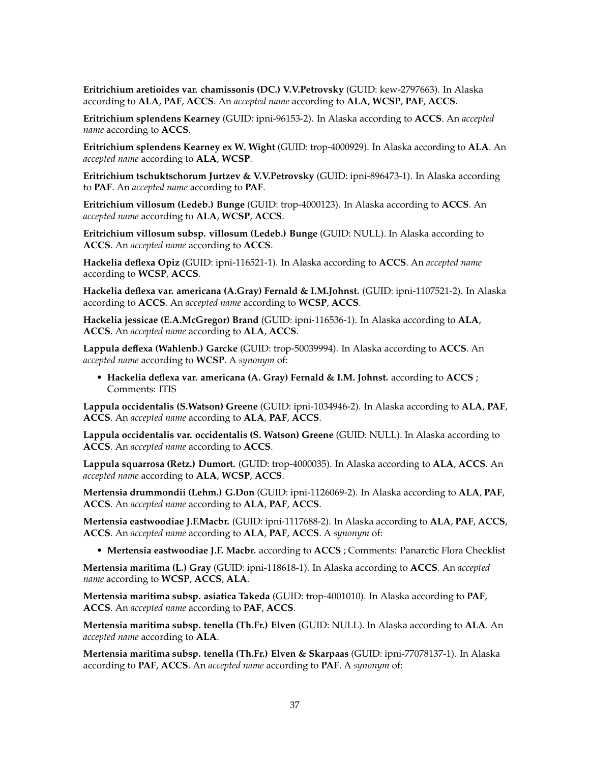**Eritrichium aretioides var. chamissonis (DC.) V.V.Petrovsky** (GUID: kew-2797663). In Alaska according to **ALA**, **PAF**, **ACCS**. An *accepted name* according to **ALA**, **WCSP**, **PAF**, **ACCS**.

**Eritrichium splendens Kearney** (GUID: ipni-96153-2). In Alaska according to **ACCS**. An *accepted name* according to **ACCS**.

**Eritrichium splendens Kearney ex W. Wight** (GUID: trop-4000929). In Alaska according to **ALA**. An *accepted name* according to **ALA**, **WCSP**.

**Eritrichium tschuktschorum Jurtzev & V.V.Petrovsky** (GUID: ipni-896473-1). In Alaska according to **PAF**. An *accepted name* according to **PAF**.

**Eritrichium villosum (Ledeb.) Bunge** (GUID: trop-4000123). In Alaska according to **ACCS**. An *accepted name* according to **ALA**, **WCSP**, **ACCS**.

**Eritrichium villosum subsp. villosum (Ledeb.) Bunge** (GUID: NULL). In Alaska according to **ACCS**. An *accepted name* according to **ACCS**.

**Hackelia deflexa Opiz** (GUID: ipni-116521-1). In Alaska according to **ACCS**. An *accepted name* according to **WCSP**, **ACCS**.

**Hackelia deflexa var. americana (A.Gray) Fernald & I.M.Johnst.** (GUID: ipni-1107521-2). In Alaska according to **ACCS**. An *accepted name* according to **WCSP**, **ACCS**.

**Hackelia jessicae (E.A.McGregor) Brand** (GUID: ipni-116536-1). In Alaska according to **ALA**, **ACCS**. An *accepted name* according to **ALA**, **ACCS**.

**Lappula deflexa (Wahlenb.) Garcke** (GUID: trop-50039994). In Alaska according to **ACCS**. An *accepted name* according to **WCSP**. A *synonym* of:

- **Hackelia deflexa var. americana (A. Gray) Fernald & I.M. Johnst.** according to **ACCS** ; Comments: ITIS

**Lappula occidentalis (S.Watson) Greene** (GUID: ipni-1034946-2). In Alaska according to **ALA**, **PAF**, **ACCS**. An *accepted name* according to **ALA**, **PAF**, **ACCS**.

**Lappula occidentalis var. occidentalis (S. Watson) Greene** (GUID: NULL). In Alaska according to **ACCS**. An *accepted name* according to **ACCS**.

**Lappula squarrosa (Retz.) Dumort.** (GUID: trop-4000035). In Alaska according to **ALA**, **ACCS**. An *accepted name* according to **ALA**, **WCSP**, **ACCS**.

**Mertensia drummondii (Lehm.) G.Don** (GUID: ipni-1126069-2). In Alaska according to **ALA**, **PAF**, **ACCS**. An *accepted name* according to **ALA**, **PAF**, **ACCS**.

**Mertensia eastwoodiae J.F.Macbr.** (GUID: ipni-1117688-2). In Alaska according to **ALA**, **PAF**, **ACCS**, **ACCS**. An *accepted name* according to **ALA**, **PAF**, **ACCS**. A *synonym* of:

- **Mertensia eastwoodiae J.F. Macbr.** according to **ACCS** ; Comments: Panarctic Flora Checklist

**Mertensia maritima (L.) Gray** (GUID: ipni-118618-1). In Alaska according to **ACCS**. An *accepted name* according to **WCSP**, **ACCS**, **ALA**.

**Mertensia maritima subsp. asiatica Takeda** (GUID: trop-4001010). In Alaska according to **PAF**, **ACCS**. An *accepted name* according to **PAF**, **ACCS**.

**Mertensia maritima subsp. tenella (Th.Fr.) Elven** (GUID: NULL). In Alaska according to **ALA**. An *accepted name* according to **ALA**.

**Mertensia maritima subsp. tenella (Th.Fr.) Elven & Skarpaas** (GUID: ipni-77078137-1). In Alaska according to **PAF**, **ACCS**. An *accepted name* according to **PAF**. A *synonym* of: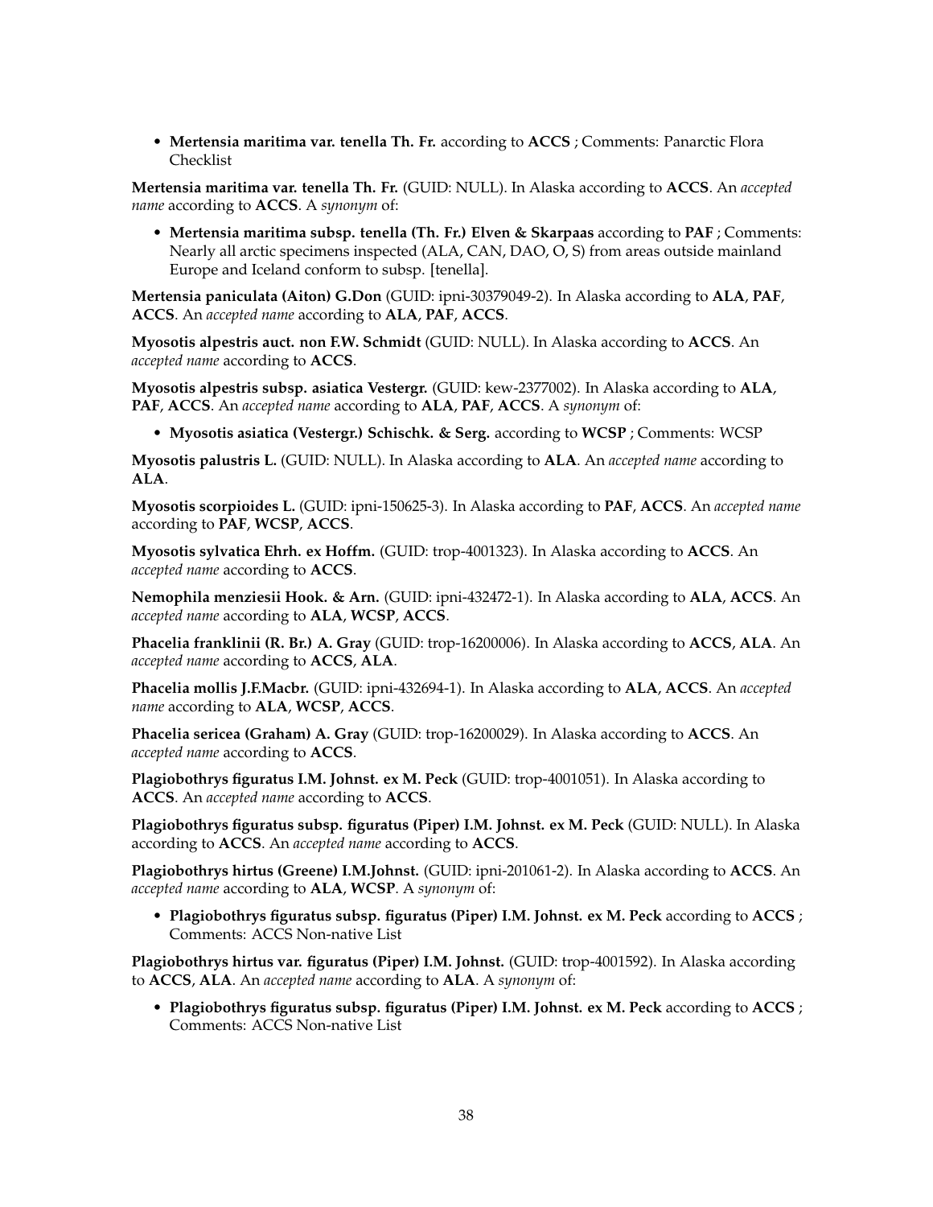- **Mertensia maritima var. tenella Th. Fr.** according to **ACCS** ; Comments: Panarctic Flora Checklist

**Mertensia maritima var. tenella Th. Fr.** (GUID: NULL). In Alaska according to **ACCS**. An *accepted name* according to **ACCS**. A *synonym* of:

- **Mertensia maritima subsp. tenella (Th. Fr.) Elven & Skarpaas** according to **PAF** ; Comments: Nearly all arctic specimens inspected (ALA, CAN, DAO, O, S) from areas outside mainland Europe and Iceland conform to subsp. [tenella].

**Mertensia paniculata (Aiton) G.Don** (GUID: ipni-30379049-2). In Alaska according to **ALA**, **PAF**, **ACCS**. An *accepted name* according to **ALA**, **PAF**, **ACCS**.

**Myosotis alpestris auct. non F.W. Schmidt** (GUID: NULL). In Alaska according to **ACCS**. An *accepted name* according to **ACCS**.

**Myosotis alpestris subsp. asiatica Vestergr.** (GUID: kew-2377002). In Alaska according to **ALA**, **PAF**, **ACCS**. An *accepted name* according to **ALA**, **PAF**, **ACCS**. A *synonym* of:

- **Myosotis asiatica (Vestergr.) Schischk. & Serg.** according to **WCSP** ; Comments: WCSP

**Myosotis palustris L.** (GUID: NULL). In Alaska according to **ALA**. An *accepted name* according to **ALA**.

**Myosotis scorpioides L.** (GUID: ipni-150625-3). In Alaska according to **PAF**, **ACCS**. An *accepted name* according to **PAF**, **WCSP**, **ACCS**.

**Myosotis sylvatica Ehrh. ex Hoffm.** (GUID: trop-4001323). In Alaska according to **ACCS**. An *accepted name* according to **ACCS**.

**Nemophila menziesii Hook. & Arn.** (GUID: ipni-432472-1). In Alaska according to **ALA**, **ACCS**. An *accepted name* according to **ALA**, **WCSP**, **ACCS**.

**Phacelia franklinii (R. Br.) A. Gray** (GUID: trop-16200006). In Alaska according to **ACCS**, **ALA**. An *accepted name* according to **ACCS**, **ALA**.

**Phacelia mollis J.F.Macbr.** (GUID: ipni-432694-1). In Alaska according to **ALA**, **ACCS**. An *accepted name* according to **ALA**, **WCSP**, **ACCS**.

**Phacelia sericea (Graham) A. Gray** (GUID: trop-16200029). In Alaska according to **ACCS**. An *accepted name* according to **ACCS**.

**Plagiobothrys figuratus I.M. Johnst. ex M. Peck** (GUID: trop-4001051). In Alaska according to **ACCS**. An *accepted name* according to **ACCS**.

**Plagiobothrys figuratus subsp. figuratus (Piper) I.M. Johnst. ex M. Peck** (GUID: NULL). In Alaska according to **ACCS**. An *accepted name* according to **ACCS**.

**Plagiobothrys hirtus (Greene) I.M.Johnst.** (GUID: ipni-201061-2). In Alaska according to **ACCS**. An *accepted name* according to **ALA**, **WCSP**. A *synonym* of:

- **Plagiobothrys figuratus subsp. figuratus (Piper) I.M. Johnst. ex M. Peck** according to **ACCS** ; Comments: ACCS Non-native List

**Plagiobothrys hirtus var. figuratus (Piper) I.M. Johnst.** (GUID: trop-4001592). In Alaska according to **ACCS**, **ALA**. An *accepted name* according to **ALA**. A *synonym* of:

- **Plagiobothrys figuratus subsp. figuratus (Piper) I.M. Johnst. ex M. Peck** according to **ACCS** ; Comments: ACCS Non-native List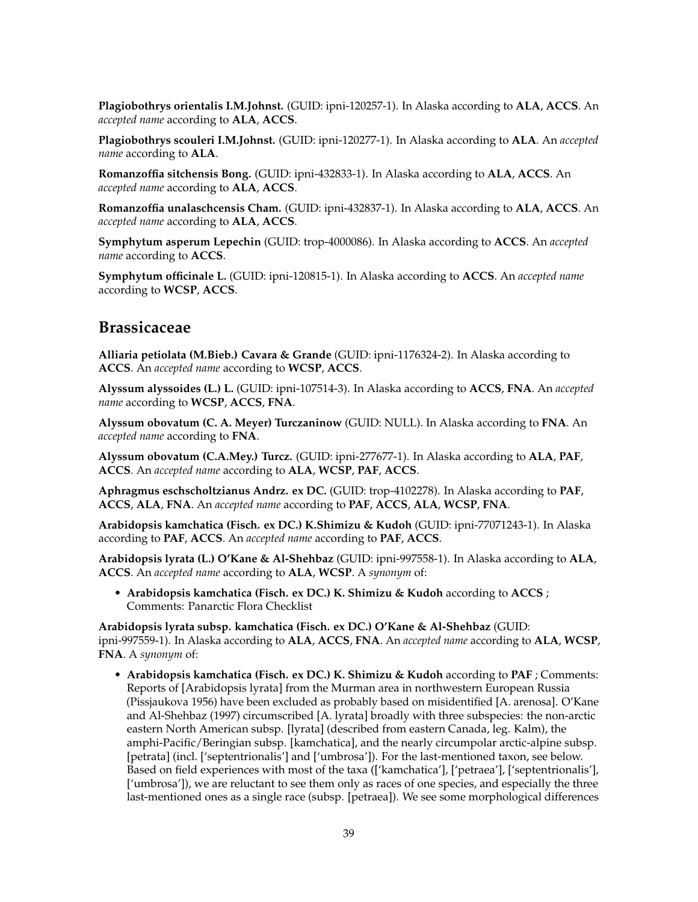**Plagiobothrys orientalis I.M.Johnst.** (GUID: ipni-120257-1). In Alaska according to **ALA**, **ACCS**. An *accepted name* according to **ALA**, **ACCS**.

**Plagiobothrys scouleri I.M.Johnst.** (GUID: ipni-120277-1). In Alaska according to **ALA**. An *accepted name* according to **ALA**.

**Romanzoffia sitchensis Bong.** (GUID: ipni-432833-1). In Alaska according to **ALA**, **ACCS**. An *accepted name* according to **ALA**, **ACCS**.

**Romanzoffia unalaschcensis Cham.** (GUID: ipni-432837-1). In Alaska according to **ALA**, **ACCS**. An *accepted name* according to **ALA**, **ACCS**.

**Symphytum asperum Lepechin** (GUID: trop-4000086). In Alaska according to **ACCS**. An *accepted name* according to **ACCS**.

**Symphytum officinale L.** (GUID: ipni-120815-1). In Alaska according to **ACCS**. An *accepted name* according to **WCSP**, **ACCS**.

## Brassicaceae

**Alliaria petiolata (M.Bieb.) Cavara & Grande** (GUID: ipni-1176324-2). In Alaska according to **ACCS**. An *accepted name* according to **WCSP**, **ACCS**.

**Alyssum alyssoides (L.) L.** (GUID: ipni-107514-3). In Alaska according to **ACCS**, **FNA**. An *accepted name* according to **WCSP**, **ACCS**, **FNA**.

**Alyssum obovatum (C. A. Meyer) Turczaninow** (GUID: NULL). In Alaska according to **FNA**. An *accepted name* according to **FNA**.

**Alyssum obovatum (C.A.Mey.) Turcz.** (GUID: ipni-277677-1). In Alaska according to **ALA**, **PAF**, **ACCS**. An *accepted name* according to **ALA**, **WCSP**, **PAF**, **ACCS**.

**Aphragmus eschscholtzianus Andrz. ex DC.** (GUID: trop-4102278). In Alaska according to **PAF**, **ACCS**, **ALA**, **FNA**. An *accepted name* according to **PAF**, **ACCS**, **ALA**, **WCSP**, **FNA**.

**Arabidopsis kamchatica (Fisch. ex DC.) K.Shimizu & Kudoh** (GUID: ipni-77071243-1). In Alaska according to **PAF**, **ACCS**. An *accepted name* according to **PAF**, **ACCS**.

**Arabidopsis lyrata (L.) O'Kane & Al-Shehbaz** (GUID: ipni-997558-1). In Alaska according to **ALA**, **ACCS**. An *accepted name* according to **ALA**, **WCSP**. A *synonym* of:

- **Arabidopsis kamchatica (Fisch. ex DC.) K. Shimizu & Kudoh** according to **ACCS** ; Comments: Panarctic Flora Checklist

**Arabidopsis lyrata subsp. kamchatica (Fisch. ex DC.) O'Kane & Al-Shehbaz** (GUID: ipni-997559-1). In Alaska according to **ALA**, **ACCS**, **FNA**. An *accepted name* according to **ALA**, **WCSP**, **FNA**. A *synonym* of:

- **Arabidopsis kamchatica (Fisch. ex DC.) K. Shimizu & Kudoh** according to **PAF** ; Comments: Reports of [Arabidopsis lyrata] from the Murman area in northwestern European Russia (Pissjaukova 1956) have been excluded as probably based on misidentified [A. arenosa]. O'Kane and Al-Shehbaz (1997) circumscribed [A. lyrata] broadly with three subspecies: the non-arctic eastern North American subsp. [lyrata] (described from eastern Canada, leg. Kalm), the amphi-Pacific/Beringian subsp. [kamchatica], and the nearly circumpolar arctic-alpine subsp. [petrata] (incl. ['septentrionalis'] and ['umbrosa']). For the last-mentioned taxon, see below. Based on field experiences with most of the taxa (['kamchatica'], ['petraea'], ['septentrionalis'], ['umbrosa']), we are reluctant to see them only as races of one species, and especially the three last-mentioned ones as a single race (subsp. [petraea]). We see some morphological differences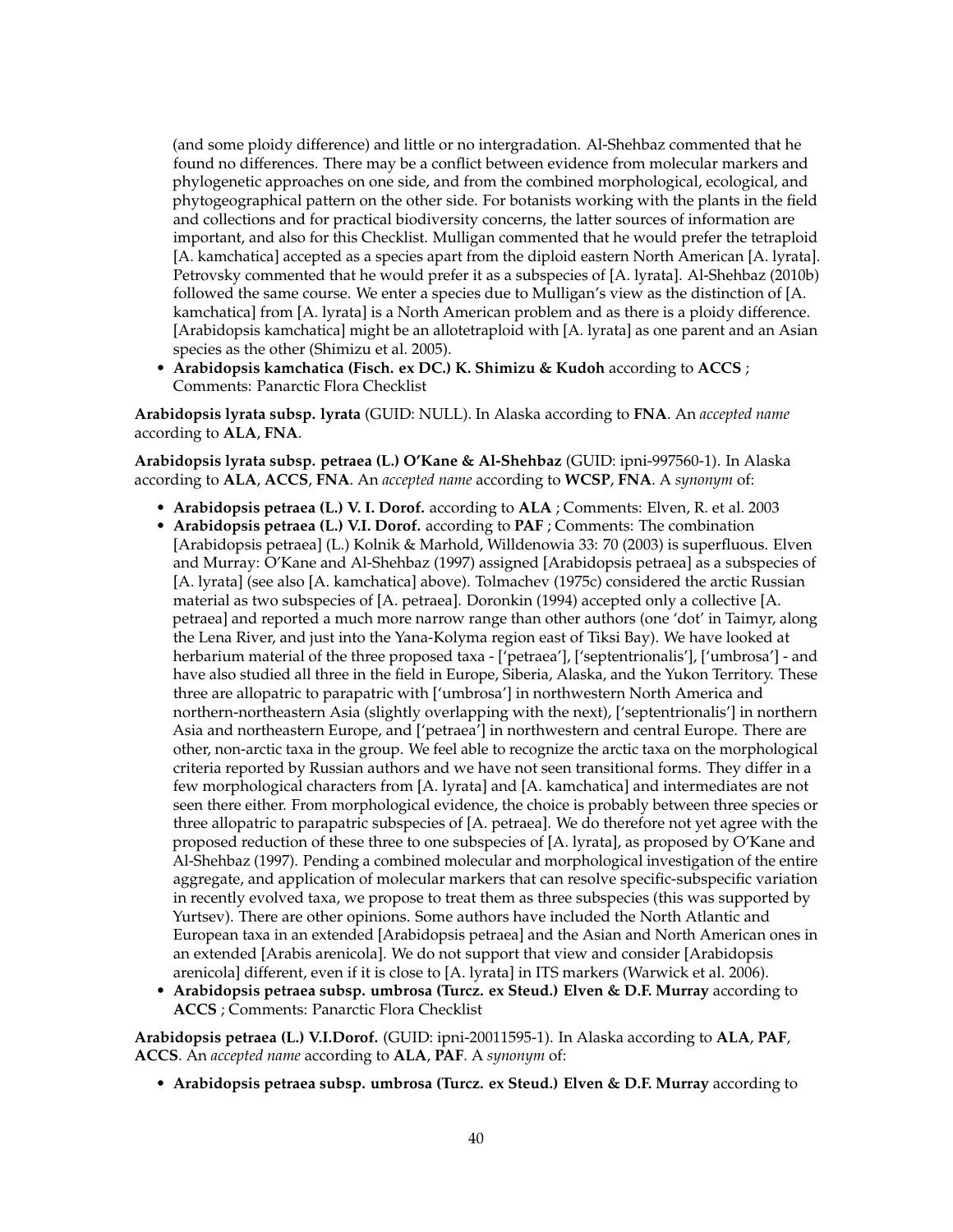(and some ploidy difference) and little or no intergradation. Al-Shehbaz commented that he found no differences. There may be a conflict between evidence from molecular markers and phylogenetic approaches on one side, and from the combined morphological, ecological, and phytogeographical pattern on the other side. For botanists working with the plants in the field and collections and for practical biodiversity concerns, the latter sources of information are important, and also for this Checklist. Mulligan commented that he would prefer the tetraploid [A. kamchatica] accepted as a species apart from the diploid eastern North American [A. lyrata]. Petrovsky commented that he would prefer it as a subspecies of [A. lyrata]. Al-Shehbaz (2010b) followed the same course. We enter a species due to Mulligan's view as the distinction of [A. kamchatica] from [A. lyrata] is a North American problem and as there is a ploidy difference. [Arabidopsis kamchatica] might be an allotetraploid with [A. lyrata] as one parent and an Asian species as the other (Shimizu et al. 2005).

- **Arabidopsis kamchatica (Fisch. ex DC.) K. Shimizu & Kudoh** according to **ACCS** ; Comments: Panarctic Flora Checklist

**Arabidopsis lyrata subsp. lyrata** (GUID: NULL). In Alaska according to **FNA**. An *accepted name* according to **ALA**, **FNA**.

**Arabidopsis lyrata subsp. petraea (L.) O'Kane & Al-Shehbaz** (GUID: ipni-997560-1). In Alaska according to **ALA**, **ACCS**, **FNA**. An *accepted name* according to **WCSP**, **FNA**. A *synonym* of:

- **Arabidopsis petraea (L.) V. I. Dorof.** according to **ALA** ; Comments: Elven, R. et al. 2003
- **Arabidopsis petraea (L.) V.I. Dorof.** according to **PAF** ; Comments: The combination [Arabidopsis petraea] (L.) Kolnik & Marhold, Willdenowia 33: 70 (2003) is superfluous. Elven and Murray: O'Kane and Al-Shehbaz (1997) assigned [Arabidopsis petraea] as a subspecies of [A. lyrata] (see also [A. kamchatica] above). Tolmachev (1975c) considered the arctic Russian material as two subspecies of [A. petraea]. Doronkin (1994) accepted only a collective [A. petraea] and reported a much more narrow range than other authors (one 'dot' in Taimyr, along the Lena River, and just into the Yana-Kolyma region east of Tiksi Bay). We have looked at herbarium material of the three proposed taxa - ['petraea'], ['septentrionalis'], ['umbrosa'] - and have also studied all three in the field in Europe, Siberia, Alaska, and the Yukon Territory. These three are allopatric to parapatric with ['umbrosa'] in northwestern North America and northern-northeastern Asia (slightly overlapping with the next), ['septentrionalis'] in northern Asia and northeastern Europe, and ['petraea'] in northwestern and central Europe. There are other, non-arctic taxa in the group. We feel able to recognize the arctic taxa on the morphological criteria reported by Russian authors and we have not seen transitional forms. They differ in a few morphological characters from [A. lyrata] and [A. kamchatica] and intermediates are not seen there either. From morphological evidence, the choice is probably between three species or three allopatric to parapatric subspecies of [A. petraea]. We do therefore not yet agree with the proposed reduction of these three to one subspecies of [A. lyrata], as proposed by O'Kane and Al-Shehbaz (1997). Pending a combined molecular and morphological investigation of the entire aggregate, and application of molecular markers that can resolve specific-subspecific variation in recently evolved taxa, we propose to treat them as three subspecies (this was supported by Yurtsev). There are other opinions. Some authors have included the North Atlantic and European taxa in an extended [Arabidopsis petraea] and the Asian and North American ones in an extended [Arabis arenicola]. We do not support that view and consider [Arabidopsis arenicola] different, even if it is close to [A. lyrata] in ITS markers (Warwick et al. 2006).
- **Arabidopsis petraea subsp. umbrosa (Turcz. ex Steud.) Elven & D.F. Murray** according to **ACCS** ; Comments: Panarctic Flora Checklist

**Arabidopsis petraea (L.) V.I.Dorof.** (GUID: ipni-20011595-1). In Alaska according to **ALA**, **PAF**, **ACCS**. An *accepted name* according to **ALA**, **PAF**. A *synonym* of:

- **Arabidopsis petraea subsp. umbrosa (Turcz. ex Steud.) Elven & D.F. Murray** according to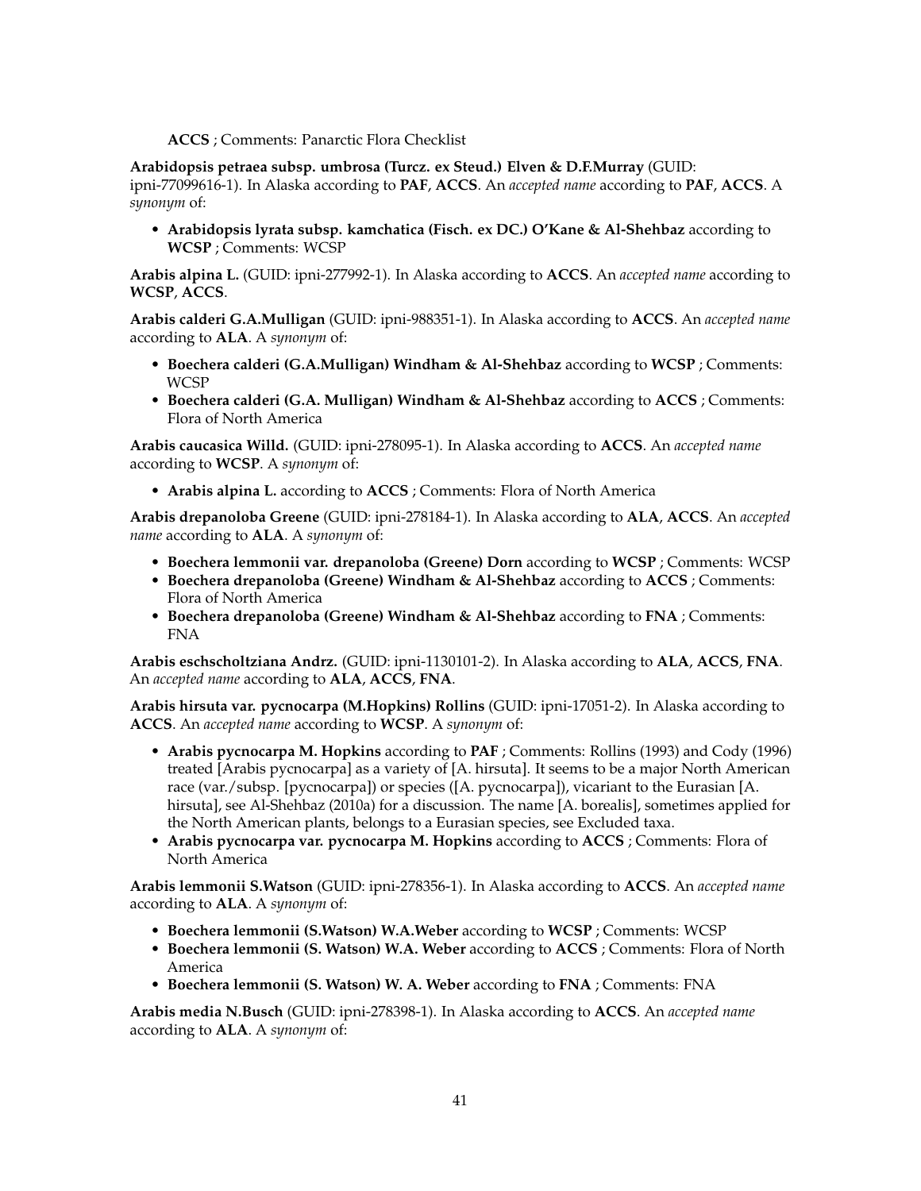**ACCS** ; Comments: Panarctic Flora Checklist

**Arabidopsis petraea subsp. umbrosa (Turcz. ex Steud.) Elven & D.F.Murray** (GUID: ipni-77099616-1). In Alaska according to **PAF**, **ACCS**. An *accepted name* according to **PAF**, **ACCS**. A *synonym* of:

- **Arabidopsis lyrata subsp. kamchatica (Fisch. ex DC.) O'Kane & Al-Shehbaz** according to **WCSP** ; Comments: WCSP

**Arabis alpina L.** (GUID: ipni-277992-1). In Alaska according to **ACCS**. An *accepted name* according to **WCSP**, **ACCS**.

**Arabis calderi G.A.Mulligan** (GUID: ipni-988351-1). In Alaska according to **ACCS**. An *accepted name* according to **ALA**. A *synonym* of:

- **Boechera calderi (G.A.Mulligan) Windham & Al-Shehbaz** according to **WCSP** ; Comments: WCSP
- **Boechera calderi (G.A. Mulligan) Windham & Al-Shehbaz** according to **ACCS** ; Comments: Flora of North America

**Arabis caucasica Willd.** (GUID: ipni-278095-1). In Alaska according to **ACCS**. An *accepted name* according to **WCSP**. A *synonym* of:

- **Arabis alpina L.** according to **ACCS** ; Comments: Flora of North America

**Arabis drepanoloba Greene** (GUID: ipni-278184-1). In Alaska according to **ALA**, **ACCS**. An *accepted name* according to **ALA**. A *synonym* of:

- **Boechera lemmonii var. drepanoloba (Greene) Dorn** according to **WCSP** ; Comments: WCSP
- **Boechera drepanoloba (Greene) Windham & Al-Shehbaz** according to **ACCS** ; Comments: Flora of North America
- **Boechera drepanoloba (Greene) Windham & Al-Shehbaz** according to **FNA** ; Comments: FNA

**Arabis eschscholtziana Andrz.** (GUID: ipni-1130101-2). In Alaska according to **ALA**, **ACCS**, **FNA**. An *accepted name* according to **ALA**, **ACCS**, **FNA**.

**Arabis hirsuta var. pycnocarpa (M.Hopkins) Rollins** (GUID: ipni-17051-2). In Alaska according to **ACCS**. An *accepted name* according to **WCSP**. A *synonym* of:

- **Arabis pycnocarpa M. Hopkins** according to **PAF** ; Comments: Rollins (1993) and Cody (1996) treated [Arabis pycnocarpa] as a variety of [A. hirsuta]. It seems to be a major North American race (var./subsp. [pycnocarpa]) or species ([A. pycnocarpa]), vicariant to the Eurasian [A. hirsuta], see Al-Shehbaz (2010a) for a discussion. The name [A. borealis], sometimes applied for the North American plants, belongs to a Eurasian species, see Excluded taxa.
- **Arabis pycnocarpa var. pycnocarpa M. Hopkins** according to **ACCS** ; Comments: Flora of North America

**Arabis lemmonii S.Watson** (GUID: ipni-278356-1). In Alaska according to **ACCS**. An *accepted name* according to **ALA**. A *synonym* of:

- **Boechera lemmonii (S.Watson) W.A.Weber** according to **WCSP** ; Comments: WCSP
- **Boechera lemmonii (S. Watson) W.A. Weber** according to **ACCS** ; Comments: Flora of North America
- **Boechera lemmonii (S. Watson) W. A. Weber** according to **FNA** ; Comments: FNA

**Arabis media N.Busch** (GUID: ipni-278398-1). In Alaska according to **ACCS**. An *accepted name* according to **ALA**. A *synonym* of: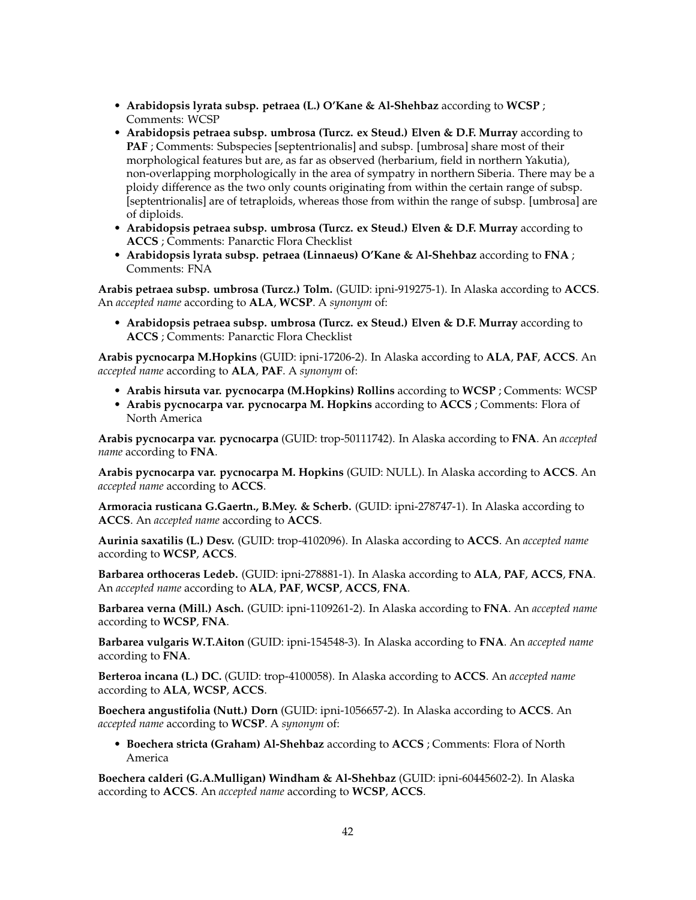- **Arabidopsis lyrata subsp. petraea (L.) O'Kane & Al-Shehbaz** according to **WCSP** ; Comments: WCSP
- **Arabidopsis petraea subsp. umbrosa (Turcz. ex Steud.) Elven & D.F. Murray** according to **PAF** ; Comments: Subspecies [septentrionalis] and subsp. [umbrosa] share most of their morphological features but are, as far as observed (herbarium, field in northern Yakutia), non-overlapping morphologically in the area of sympatry in northern Siberia. There may be a ploidy difference as the two only counts originating from within the certain range of subsp. [septentrionalis] are of tetraploids, whereas those from within the range of subsp. [umbrosa] are of diploids.
- **Arabidopsis petraea subsp. umbrosa (Turcz. ex Steud.) Elven & D.F. Murray** according to **ACCS** ; Comments: Panarctic Flora Checklist
- **Arabidopsis lyrata subsp. petraea (Linnaeus) O'Kane & Al-Shehbaz** according to **FNA** ; Comments: FNA

**Arabis petraea subsp. umbrosa (Turcz.) Tolm.** (GUID: ipni-919275-1). In Alaska according to **ACCS**. An *accepted name* according to **ALA**, **WCSP**. A *synonym* of:

- **Arabidopsis petraea subsp. umbrosa (Turcz. ex Steud.) Elven & D.F. Murray** according to **ACCS** ; Comments: Panarctic Flora Checklist

**Arabis pycnocarpa M.Hopkins** (GUID: ipni-17206-2). In Alaska according to **ALA**, **PAF**, **ACCS**. An *accepted name* according to **ALA**, **PAF**. A *synonym* of:

- **Arabis hirsuta var. pycnocarpa (M.Hopkins) Rollins** according to **WCSP** ; Comments: WCSP
- **Arabis pycnocarpa var. pycnocarpa M. Hopkins** according to **ACCS** ; Comments: Flora of North America

**Arabis pycnocarpa var. pycnocarpa** (GUID: trop-50111742). In Alaska according to **FNA**. An *accepted name* according to **FNA**.

**Arabis pycnocarpa var. pycnocarpa M. Hopkins** (GUID: NULL). In Alaska according to **ACCS**. An *accepted name* according to **ACCS**.

**Armoracia rusticana G.Gaertn., B.Mey. & Scherb.** (GUID: ipni-278747-1). In Alaska according to **ACCS**. An *accepted name* according to **ACCS**.

**Aurinia saxatilis (L.) Desv.** (GUID: trop-4102096). In Alaska according to **ACCS**. An *accepted name* according to **WCSP**, **ACCS**.

**Barbarea orthoceras Ledeb.** (GUID: ipni-278881-1). In Alaska according to **ALA**, **PAF**, **ACCS**, **FNA**. An *accepted name* according to **ALA**, **PAF**, **WCSP**, **ACCS**, **FNA**.

**Barbarea verna (Mill.) Asch.** (GUID: ipni-1109261-2). In Alaska according to **FNA**. An *accepted name* according to **WCSP**, **FNA**.

**Barbarea vulgaris W.T.Aiton** (GUID: ipni-154548-3). In Alaska according to **FNA**. An *accepted name* according to **FNA**.

**Berteroa incana (L.) DC.** (GUID: trop-4100058). In Alaska according to **ACCS**. An *accepted name* according to **ALA**, **WCSP**, **ACCS**.

**Boechera angustifolia (Nutt.) Dorn** (GUID: ipni-1056657-2). In Alaska according to **ACCS**. An *accepted name* according to **WCSP**. A *synonym* of:

- **Boechera stricta (Graham) Al-Shehbaz** according to **ACCS** ; Comments: Flora of North America

**Boechera calderi (G.A.Mulligan) Windham & Al-Shehbaz** (GUID: ipni-60445602-2). In Alaska according to **ACCS**. An *accepted name* according to **WCSP**, **ACCS**.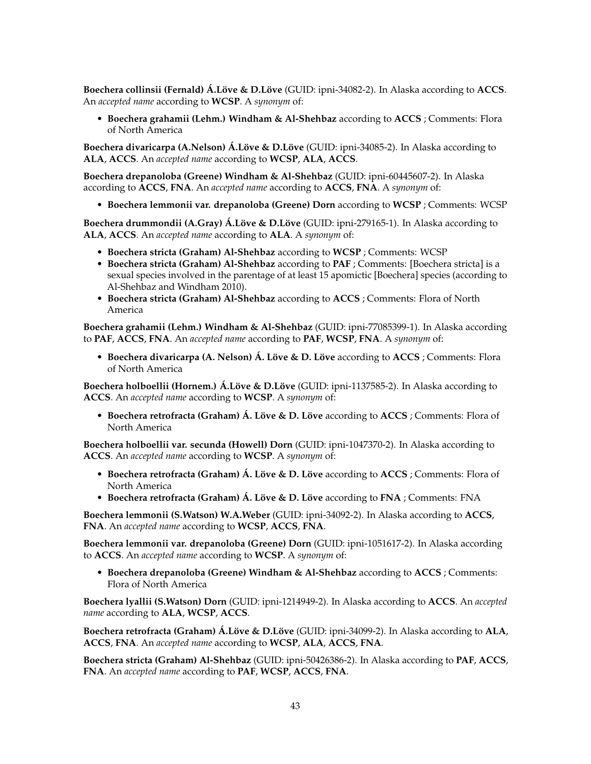**Boechera collinsii (Fernald) Á.Löve & D.Löve** (GUID: ipni-34082-2). In Alaska according to **ACCS**. An *accepted name* according to **WCSP**. A *synonym* of:

- **Boechera grahamii (Lehm.) Windham & Al-Shehbaz** according to **ACCS** ; Comments: Flora of North America

**Boechera divaricarpa (A.Nelson) Á.Löve & D.Löve** (GUID: ipni-34085-2). In Alaska according to **ALA**, **ACCS**. An *accepted name* according to **WCSP**, **ALA**, **ACCS**.

**Boechera drepanoloba (Greene) Windham & Al-Shehbaz** (GUID: ipni-60445607-2). In Alaska according to **ACCS**, **FNA**. An *accepted name* according to **ACCS**, **FNA**. A *synonym* of:

- **Boechera lemmonii var. drepanoloba (Greene) Dorn** according to **WCSP** ; Comments: WCSP

**Boechera drummondii (A.Gray) Á.Löve & D.Löve** (GUID: ipni-279165-1). In Alaska according to **ALA**, **ACCS**. An *accepted name* according to **ALA**. A *synonym* of:

- **Boechera stricta (Graham) Al-Shehbaz** according to **WCSP** ; Comments: WCSP
- **Boechera stricta (Graham) Al-Shehbaz** according to **PAF** ; Comments: [Boechera stricta] is a sexual species involved in the parentage of at least 15 apomictic [Boechera] species (according to Al-Shehbaz and Windham 2010).
- **Boechera stricta (Graham) Al-Shehbaz** according to **ACCS** ; Comments: Flora of North America

**Boechera grahamii (Lehm.) Windham & Al-Shehbaz** (GUID: ipni-77085399-1). In Alaska according to **PAF**, **ACCS**, **FNA**. An *accepted name* according to **PAF**, **WCSP**, **FNA**. A *synonym* of:

- **Boechera divaricarpa (A. Nelson) Á. Löve & D. Löve** according to **ACCS** ; Comments: Flora of North America

**Boechera holboellii (Hornem.) Á.Löve & D.Löve** (GUID: ipni-1137585-2). In Alaska according to **ACCS**. An *accepted name* according to **WCSP**. A *synonym* of:

- **Boechera retrofracta (Graham) Á. Löve & D. Löve** according to **ACCS** ; Comments: Flora of North America

**Boechera holboellii var. secunda (Howell) Dorn** (GUID: ipni-1047370-2). In Alaska according to **ACCS**. An *accepted name* according to **WCSP**. A *synonym* of:

- **Boechera retrofracta (Graham) Á. Löve & D. Löve** according to **ACCS** ; Comments: Flora of North America
- **Boechera retrofracta (Graham) Á. Löve & D. Löve** according to **FNA** ; Comments: FNA

**Boechera lemmonii (S.Watson) W.A.Weber** (GUID: ipni-34092-2). In Alaska according to **ACCS**, **FNA**. An *accepted name* according to **WCSP**, **ACCS**, **FNA**.

**Boechera lemmonii var. drepanoloba (Greene) Dorn** (GUID: ipni-1051617-2). In Alaska according to **ACCS**. An *accepted name* according to **WCSP**. A *synonym* of:

- **Boechera drepanoloba (Greene) Windham & Al-Shehbaz** according to **ACCS** ; Comments: Flora of North America

**Boechera lyallii (S.Watson) Dorn** (GUID: ipni-1214949-2). In Alaska according to **ACCS**. An *accepted name* according to **ALA**, **WCSP**, **ACCS**.

**Boechera retrofracta (Graham) Á.Löve & D.Löve** (GUID: ipni-34099-2). In Alaska according to **ALA**, **ACCS**, **FNA**. An *accepted name* according to **WCSP**, **ALA**, **ACCS**, **FNA**.

**Boechera stricta (Graham) Al-Shehbaz** (GUID: ipni-50426386-2). In Alaska according to **PAF**, **ACCS**, **FNA**. An *accepted name* according to **PAF**, **WCSP**, **ACCS**, **FNA**.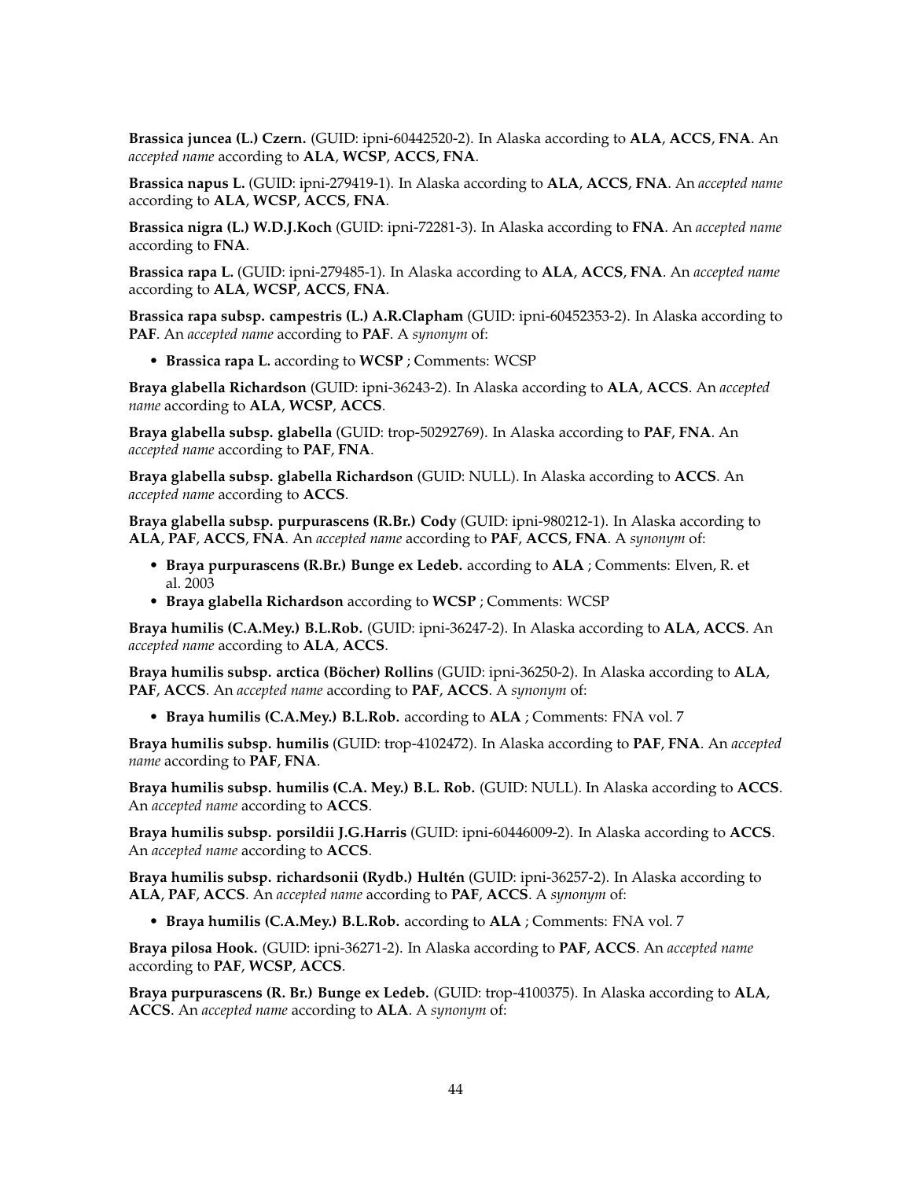**Brassica juncea (L.) Czern.** (GUID: ipni-60442520-2). In Alaska according to **ALA**, **ACCS**, **FNA**. An *accepted name* according to **ALA**, **WCSP**, **ACCS**, **FNA**.

**Brassica napus L.** (GUID: ipni-279419-1). In Alaska according to **ALA**, **ACCS**, **FNA**. An *accepted name* according to **ALA**, **WCSP**, **ACCS**, **FNA**.

**Brassica nigra (L.) W.D.J.Koch** (GUID: ipni-72281-3). In Alaska according to **FNA**. An *accepted name* according to **FNA**.

**Brassica rapa L.** (GUID: ipni-279485-1). In Alaska according to **ALA**, **ACCS**, **FNA**. An *accepted name* according to **ALA**, **WCSP**, **ACCS**, **FNA**.

**Brassica rapa subsp. campestris (L.) A.R.Clapham** (GUID: ipni-60452353-2). In Alaska according to **PAF**. An *accepted name* according to **PAF**. A *synonym* of:

- **Brassica rapa L.** according to **WCSP** ; Comments: WCSP

**Braya glabella Richardson** (GUID: ipni-36243-2). In Alaska according to **ALA**, **ACCS**. An *accepted name* according to **ALA**, **WCSP**, **ACCS**.

**Braya glabella subsp. glabella** (GUID: trop-50292769). In Alaska according to **PAF**, **FNA**. An *accepted name* according to **PAF**, **FNA**.

**Braya glabella subsp. glabella Richardson** (GUID: NULL). In Alaska according to **ACCS**. An *accepted name* according to **ACCS**.

**Braya glabella subsp. purpurascens (R.Br.) Cody** (GUID: ipni-980212-1). In Alaska according to **ALA**, **PAF**, **ACCS**, **FNA**. An *accepted name* according to **PAF**, **ACCS**, **FNA**. A *synonym* of:

- **Braya purpurascens (R.Br.) Bunge ex Ledeb.** according to **ALA** ; Comments: Elven, R. et al. 2003
- **Braya glabella Richardson** according to **WCSP** ; Comments: WCSP

**Braya humilis (C.A.Mey.) B.L.Rob.** (GUID: ipni-36247-2). In Alaska according to **ALA**, **ACCS**. An *accepted name* according to **ALA**, **ACCS**.

**Braya humilis subsp. arctica (Böcher) Rollins** (GUID: ipni-36250-2). In Alaska according to **ALA**, **PAF**, **ACCS**. An *accepted name* according to **PAF**, **ACCS**. A *synonym* of:

- **Braya humilis (C.A.Mey.) B.L.Rob.** according to **ALA** ; Comments: FNA vol. 7

**Braya humilis subsp. humilis** (GUID: trop-4102472). In Alaska according to **PAF**, **FNA**. An *accepted name* according to **PAF**, **FNA**.

**Braya humilis subsp. humilis (C.A. Mey.) B.L. Rob.** (GUID: NULL). In Alaska according to **ACCS**. An *accepted name* according to **ACCS**.

**Braya humilis subsp. porsildii J.G.Harris** (GUID: ipni-60446009-2). In Alaska according to **ACCS**. An *accepted name* according to **ACCS**.

**Braya humilis subsp. richardsonii (Rydb.) Hultén** (GUID: ipni-36257-2). In Alaska according to **ALA**, **PAF**, **ACCS**. An *accepted name* according to **PAF**, **ACCS**. A *synonym* of:

- **Braya humilis (C.A.Mey.) B.L.Rob.** according to **ALA** ; Comments: FNA vol. 7

**Braya pilosa Hook.** (GUID: ipni-36271-2). In Alaska according to **PAF**, **ACCS**. An *accepted name* according to **PAF**, **WCSP**, **ACCS**.

**Braya purpurascens (R. Br.) Bunge ex Ledeb.** (GUID: trop-4100375). In Alaska according to **ALA**, **ACCS**. An *accepted name* according to **ALA**. A *synonym* of: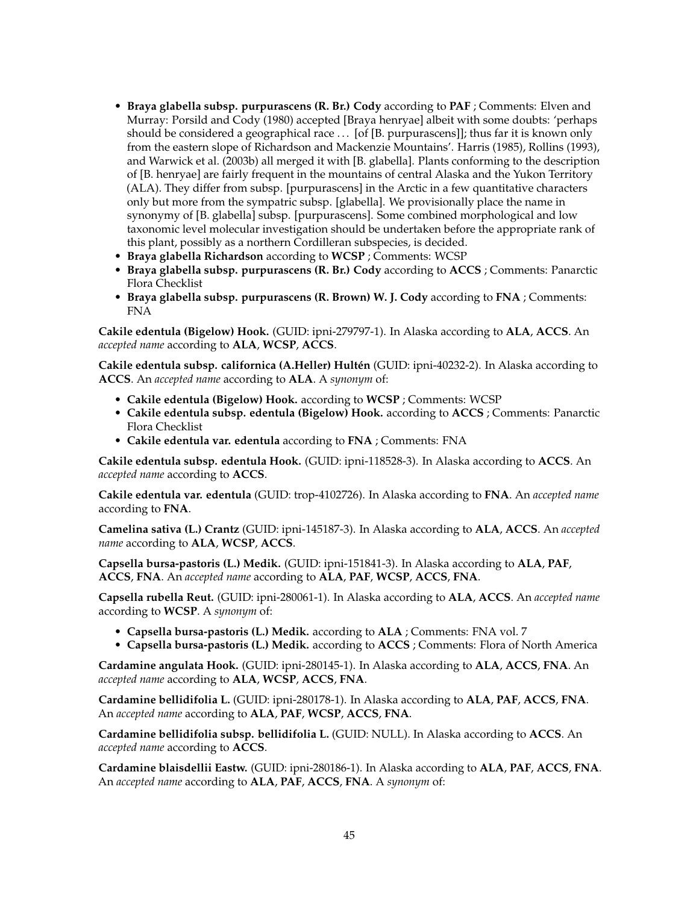- **Braya glabella subsp. purpurascens (R. Br.) Cody** according to **PAF** ; Comments: Elven and Murray: Porsild and Cody (1980) accepted [Braya henryae] albeit with some doubts: 'perhaps should be considered a geographical race . . . [of [B. purpurascens]]; thus far it is known only from the eastern slope of Richardson and Mackenzie Mountains'. Harris (1985), Rollins (1993), and Warwick et al. (2003b) all merged it with [B. glabella]. Plants conforming to the description of [B. henryae] are fairly frequent in the mountains of central Alaska and the Yukon Territory (ALA). They differ from subsp. [purpurascens] in the Arctic in a few quantitative characters only but more from the sympatric subsp. [glabella]. We provisionally place the name in synonymy of [B. glabella] subsp. [purpurascens]. Some combined morphological and low taxonomic level molecular investigation should be undertaken before the appropriate rank of this plant, possibly as a northern Cordilleran subspecies, is decided.
- **Braya glabella Richardson** according to **WCSP** ; Comments: WCSP
- **Braya glabella subsp. purpurascens (R. Br.) Cody** according to **ACCS** ; Comments: Panarctic Flora Checklist
- **Braya glabella subsp. purpurascens (R. Brown) W. J. Cody** according to **FNA** ; Comments: FNA

**Cakile edentula (Bigelow) Hook.** (GUID: ipni-279797-1). In Alaska according to **ALA**, **ACCS**. An *accepted name* according to **ALA**, **WCSP**, **ACCS**.

**Cakile edentula subsp. californica (A.Heller) Hultén** (GUID: ipni-40232-2). In Alaska according to **ACCS**. An *accepted name* according to **ALA**. A *synonym* of:

- **Cakile edentula (Bigelow) Hook.** according to **WCSP** ; Comments: WCSP
- **Cakile edentula subsp. edentula (Bigelow) Hook.** according to **ACCS** ; Comments: Panarctic Flora Checklist
- **Cakile edentula var. edentula** according to **FNA** ; Comments: FNA

**Cakile edentula subsp. edentula Hook.** (GUID: ipni-118528-3). In Alaska according to **ACCS**. An *accepted name* according to **ACCS**.

**Cakile edentula var. edentula** (GUID: trop-4102726). In Alaska according to **FNA**. An *accepted name* according to **FNA**.

**Camelina sativa (L.) Crantz** (GUID: ipni-145187-3). In Alaska according to **ALA**, **ACCS**. An *accepted name* according to **ALA**, **WCSP**, **ACCS**.

**Capsella bursa-pastoris (L.) Medik.** (GUID: ipni-151841-3). In Alaska according to **ALA**, **PAF**, **ACCS**, **FNA**. An *accepted name* according to **ALA**, **PAF**, **WCSP**, **ACCS**, **FNA**.

**Capsella rubella Reut.** (GUID: ipni-280061-1). In Alaska according to **ALA**, **ACCS**. An *accepted name* according to **WCSP**. A *synonym* of:

- **Capsella bursa-pastoris (L.) Medik.** according to **ALA** ; Comments: FNA vol. 7
- **Capsella bursa-pastoris (L.) Medik.** according to **ACCS** ; Comments: Flora of North America

**Cardamine angulata Hook.** (GUID: ipni-280145-1). In Alaska according to **ALA**, **ACCS**, **FNA**. An *accepted name* according to **ALA**, **WCSP**, **ACCS**, **FNA**.

**Cardamine bellidifolia L.** (GUID: ipni-280178-1). In Alaska according to **ALA**, **PAF**, **ACCS**, **FNA**. An *accepted name* according to **ALA**, **PAF**, **WCSP**, **ACCS**, **FNA**.

**Cardamine bellidifolia subsp. bellidifolia L.** (GUID: NULL). In Alaska according to **ACCS**. An *accepted name* according to **ACCS**.

**Cardamine blaisdellii Eastw.** (GUID: ipni-280186-1). In Alaska according to **ALA**, **PAF**, **ACCS**, **FNA**. An *accepted name* according to **ALA**, **PAF**, **ACCS**, **FNA**. A *synonym* of: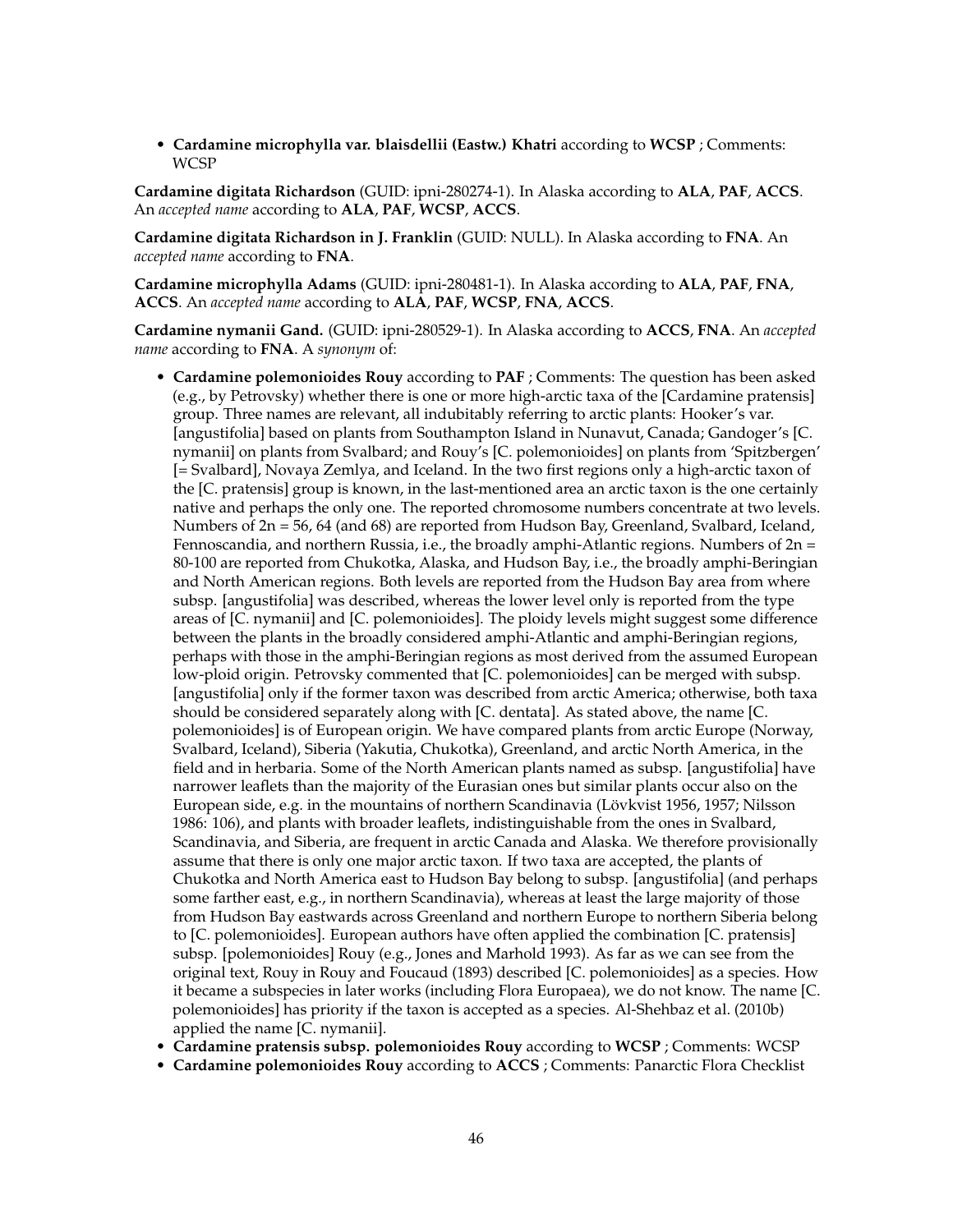- **Cardamine microphylla var. blaisdellii (Eastw.) Khatri** according to **WCSP** ; Comments: WCSP

**Cardamine digitata Richardson** (GUID: ipni-280274-1). In Alaska according to **ALA**, **PAF**, **ACCS**. An *accepted name* according to **ALA**, **PAF**, **WCSP**, **ACCS**.

**Cardamine digitata Richardson in J. Franklin** (GUID: NULL). In Alaska according to **FNA**. An *accepted name* according to **FNA**.

**Cardamine microphylla Adams** (GUID: ipni-280481-1). In Alaska according to **ALA**, **PAF**, **FNA**, **ACCS**. An *accepted name* according to **ALA**, **PAF**, **WCSP**, **FNA**, **ACCS**.

**Cardamine nymanii Gand.** (GUID: ipni-280529-1). In Alaska according to **ACCS**, **FNA**. An *accepted name* according to **FNA**. A *synonym* of:

- **Cardamine polemonioides Rouy** according to **PAF** ; Comments: The question has been asked (e.g., by Petrovsky) whether there is one or more high-arctic taxa of the [Cardamine pratensis] group. Three names are relevant, all indubitably referring to arctic plants: Hooker's var. [angustifolia] based on plants from Southampton Island in Nunavut, Canada; Gandoger's [C. nymanii] on plants from Svalbard; and Rouy's [C. polemonioides] on plants from 'Spitzbergen' [= Svalbard], Novaya Zemlya, and Iceland. In the two first regions only a high-arctic taxon of the [C. pratensis] group is known, in the last-mentioned area an arctic taxon is the one certainly native and perhaps the only one. The reported chromosome numbers concentrate at two levels. Numbers of 2n = 56, 64 (and 68) are reported from Hudson Bay, Greenland, Svalbard, Iceland, Fennoscandia, and northern Russia, i.e., the broadly amphi-Atlantic regions. Numbers of 2n = 80-100 are reported from Chukotka, Alaska, and Hudson Bay, i.e., the broadly amphi-Beringian and North American regions. Both levels are reported from the Hudson Bay area from where subsp. [angustifolia] was described, whereas the lower level only is reported from the type areas of [C. nymanii] and [C. polemonioides]. The ploidy levels might suggest some difference between the plants in the broadly considered amphi-Atlantic and amphi-Beringian regions, perhaps with those in the amphi-Beringian regions as most derived from the assumed European low-ploid origin. Petrovsky commented that [C. polemonioides] can be merged with subsp. [angustifolia] only if the former taxon was described from arctic America; otherwise, both taxa should be considered separately along with [C. dentata]. As stated above, the name [C. polemonioides] is of European origin. We have compared plants from arctic Europe (Norway, Svalbard, Iceland), Siberia (Yakutia, Chukotka), Greenland, and arctic North America, in the field and in herbaria. Some of the North American plants named as subsp. [angustifolia] have narrower leaflets than the majority of the Eurasian ones but similar plants occur also on the European side, e.g. in the mountains of northern Scandinavia (Lövkvist 1956, 1957; Nilsson 1986: 106), and plants with broader leaflets, indistinguishable from the ones in Svalbard, Scandinavia, and Siberia, are frequent in arctic Canada and Alaska. We therefore provisionally assume that there is only one major arctic taxon. If two taxa are accepted, the plants of Chukotka and North America east to Hudson Bay belong to subsp. [angustifolia] (and perhaps some farther east, e.g., in northern Scandinavia), whereas at least the large majority of those from Hudson Bay eastwards across Greenland and northern Europe to northern Siberia belong to [C. polemonioides]. European authors have often applied the combination [C. pratensis] subsp. [polemonioides] Rouy (e.g., Jones and Marhold 1993). As far as we can see from the original text, Rouy in Rouy and Foucaud (1893) described [C. polemonioides] as a species. How it became a subspecies in later works (including Flora Europaea), we do not know. The name [C. polemonioides] has priority if the taxon is accepted as a species. Al-Shehbaz et al. (2010b) applied the name [C. nymanii].
- **Cardamine pratensis subsp. polemonioides Rouy** according to **WCSP** ; Comments: WCSP
- **Cardamine polemonioides Rouy** according to **ACCS** ; Comments: Panarctic Flora Checklist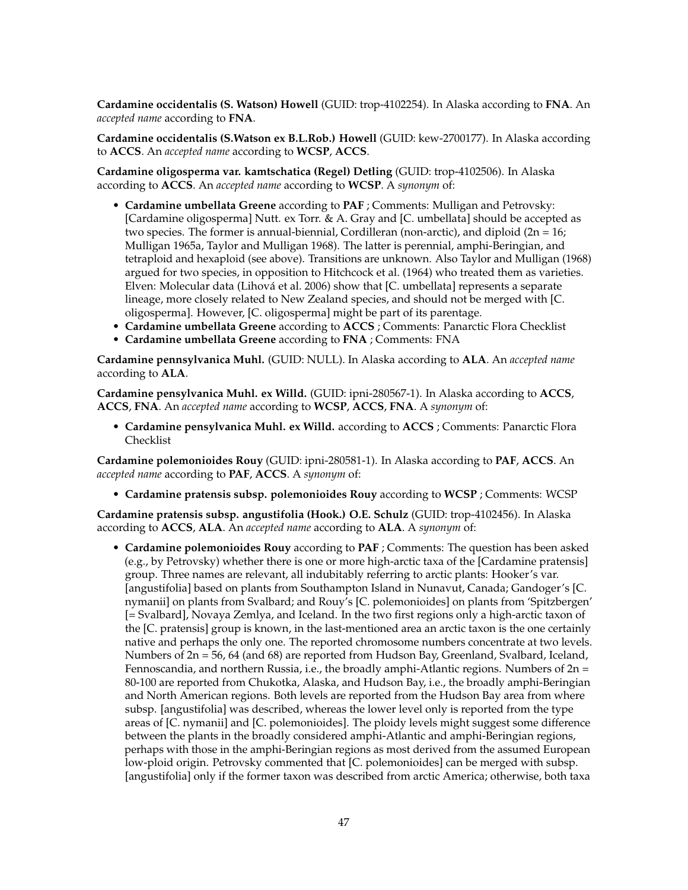**Cardamine occidentalis (S. Watson) Howell** (GUID: trop-4102254). In Alaska according to **FNA**. An *accepted name* according to **FNA**.

**Cardamine occidentalis (S.Watson ex B.L.Rob.) Howell** (GUID: kew-2700177). In Alaska according to **ACCS**. An *accepted name* according to **WCSP**, **ACCS**.

**Cardamine oligosperma var. kamtschatica (Regel) Detling** (GUID: trop-4102506). In Alaska according to **ACCS**. An *accepted name* according to **WCSP**. A *synonym* of:

- **Cardamine umbellata Greene** according to **PAF** ; Comments: Mulligan and Petrovsky: [Cardamine oligosperma] Nutt. ex Torr. & A. Gray and [C. umbellata] should be accepted as two species. The former is annual-biennial, Cordilleran (non-arctic), and diploid (2n = 16; Mulligan 1965a, Taylor and Mulligan 1968). The latter is perennial, amphi-Beringian, and tetraploid and hexaploid (see above). Transitions are unknown. Also Taylor and Mulligan (1968) argued for two species, in opposition to Hitchcock et al. (1964) who treated them as varieties. Elven: Molecular data (Lihová et al. 2006) show that [C. umbellata] represents a separate lineage, more closely related to New Zealand species, and should not be merged with [C. oligosperma]. However, [C. oligosperma] might be part of its parentage.
- **Cardamine umbellata Greene** according to **ACCS** ; Comments: Panarctic Flora Checklist
- **Cardamine umbellata Greene** according to **FNA** ; Comments: FNA

**Cardamine pennsylvanica Muhl.** (GUID: NULL). In Alaska according to **ALA**. An *accepted name* according to **ALA**.

**Cardamine pensylvanica Muhl. ex Willd.** (GUID: ipni-280567-1). In Alaska according to **ACCS**, **ACCS**, **FNA**. An *accepted name* according to **WCSP**, **ACCS**, **FNA**. A *synonym* of:

- **Cardamine pensylvanica Muhl. ex Willd.** according to **ACCS** ; Comments: Panarctic Flora Checklist

**Cardamine polemonioides Rouy** (GUID: ipni-280581-1). In Alaska according to **PAF**, **ACCS**. An *accepted name* according to **PAF**, **ACCS**. A *synonym* of:

- **Cardamine pratensis subsp. polemonioides Rouy** according to **WCSP** ; Comments: WCSP

**Cardamine pratensis subsp. angustifolia (Hook.) O.E. Schulz** (GUID: trop-4102456). In Alaska according to **ACCS**, **ALA**. An *accepted name* according to **ALA**. A *synonym* of:

- **Cardamine polemonioides Rouy** according to **PAF** ; Comments: The question has been asked (e.g., by Petrovsky) whether there is one or more high-arctic taxa of the [Cardamine pratensis] group. Three names are relevant, all indubitably referring to arctic plants: Hooker's var. [angustifolia] based on plants from Southampton Island in Nunavut, Canada; Gandoger's [C. nymanii] on plants from Svalbard; and Rouy's [C. polemonioides] on plants from 'Spitzbergen' [= Svalbard], Novaya Zemlya, and Iceland. In the two first regions only a high-arctic taxon of the [C. pratensis] group is known, in the last-mentioned area an arctic taxon is the one certainly native and perhaps the only one. The reported chromosome numbers concentrate at two levels. Numbers of 2n = 56, 64 (and 68) are reported from Hudson Bay, Greenland, Svalbard, Iceland, Fennoscandia, and northern Russia, i.e., the broadly amphi-Atlantic regions. Numbers of 2n = 80-100 are reported from Chukotka, Alaska, and Hudson Bay, i.e., the broadly amphi-Beringian and North American regions. Both levels are reported from the Hudson Bay area from where subsp. [angustifolia] was described, whereas the lower level only is reported from the type areas of [C. nymanii] and [C. polemonioides]. The ploidy levels might suggest some difference between the plants in the broadly considered amphi-Atlantic and amphi-Beringian regions, perhaps with those in the amphi-Beringian regions as most derived from the assumed European low-ploid origin. Petrovsky commented that [C. polemonioides] can be merged with subsp. [angustifolia] only if the former taxon was described from arctic America; otherwise, both taxa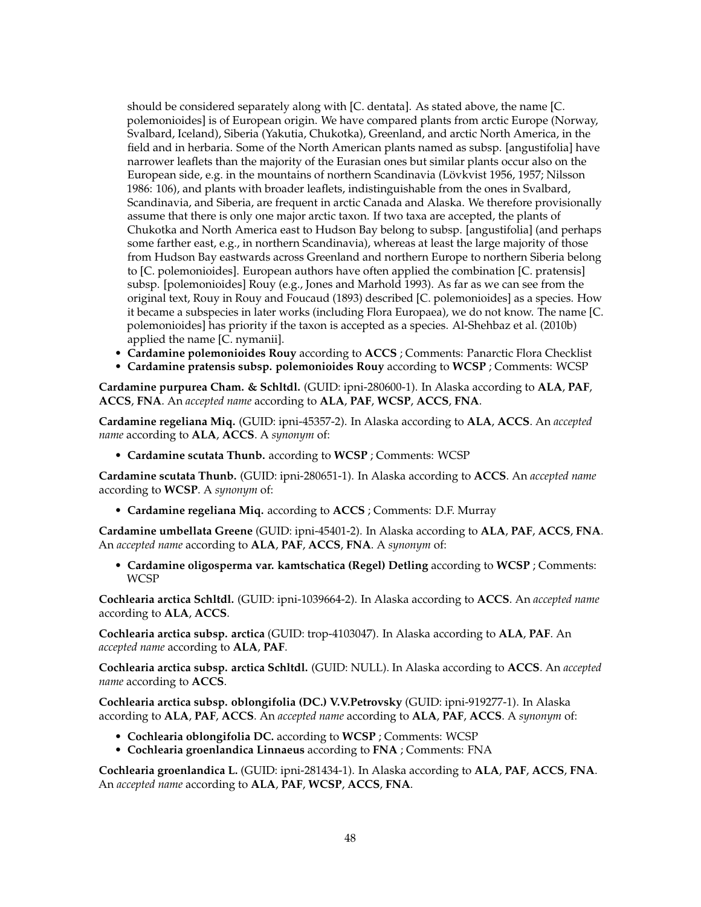should be considered separately along with [C. dentata]. As stated above, the name [C. polemonioides] is of European origin. We have compared plants from arctic Europe (Norway, Svalbard, Iceland), Siberia (Yakutia, Chukotka), Greenland, and arctic North America, in the field and in herbaria. Some of the North American plants named as subsp. [angustifolia] have narrower leaflets than the majority of the Eurasian ones but similar plants occur also on the European side, e.g. in the mountains of northern Scandinavia (Lövkvist 1956, 1957; Nilsson 1986: 106), and plants with broader leaflets, indistinguishable from the ones in Svalbard, Scandinavia, and Siberia, are frequent in arctic Canada and Alaska. We therefore provisionally assume that there is only one major arctic taxon. If two taxa are accepted, the plants of Chukotka and North America east to Hudson Bay belong to subsp. [angustifolia] (and perhaps some farther east, e.g., in northern Scandinavia), whereas at least the large majority of those from Hudson Bay eastwards across Greenland and northern Europe to northern Siberia belong to [C. polemonioides]. European authors have often applied the combination [C. pratensis] subsp. [polemonioides] Rouy (e.g., Jones and Marhold 1993). As far as we can see from the original text, Rouy in Rouy and Foucaud (1893) described [C. polemonioides] as a species. How it became a subspecies in later works (including Flora Europaea), we do not know. The name [C. polemonioides] has priority if the taxon is accepted as a species. Al-Shehbaz et al. (2010b) applied the name [C. nymanii].

- **Cardamine polemonioides Rouy** according to **ACCS** ; Comments: Panarctic Flora Checklist
- **Cardamine pratensis subsp. polemonioides Rouy** according to **WCSP** ; Comments: WCSP

**Cardamine purpurea Cham. & Schltdl.** (GUID: ipni-280600-1). In Alaska according to **ALA**, **PAF**, **ACCS**, **FNA**. An *accepted name* according to **ALA**, **PAF**, **WCSP**, **ACCS**, **FNA**.

**Cardamine regeliana Miq.** (GUID: ipni-45357-2). In Alaska according to **ALA**, **ACCS**. An *accepted name* according to **ALA**, **ACCS**. A *synonym* of:

- **Cardamine scutata Thunb.** according to **WCSP** ; Comments: WCSP

**Cardamine scutata Thunb.** (GUID: ipni-280651-1). In Alaska according to **ACCS**. An *accepted name* according to **WCSP**. A *synonym* of:

- **Cardamine regeliana Miq.** according to **ACCS** ; Comments: D.F. Murray

**Cardamine umbellata Greene** (GUID: ipni-45401-2). In Alaska according to **ALA**, **PAF**, **ACCS**, **FNA**. An *accepted name* according to **ALA**, **PAF**, **ACCS**, **FNA**. A *synonym* of:

- **Cardamine oligosperma var. kamtschatica (Regel) Detling** according to **WCSP** ; Comments: WCSP

**Cochlearia arctica Schltdl.** (GUID: ipni-1039664-2). In Alaska according to **ACCS**. An *accepted name* according to **ALA**, **ACCS**.

**Cochlearia arctica subsp. arctica** (GUID: trop-4103047). In Alaska according to **ALA**, **PAF**. An *accepted name* according to **ALA**, **PAF**.

**Cochlearia arctica subsp. arctica Schltdl.** (GUID: NULL). In Alaska according to **ACCS**. An *accepted name* according to **ACCS**.

**Cochlearia arctica subsp. oblongifolia (DC.) V.V.Petrovsky** (GUID: ipni-919277-1). In Alaska according to **ALA**, **PAF**, **ACCS**. An *accepted name* according to **ALA**, **PAF**, **ACCS**. A *synonym* of:

- **Cochlearia oblongifolia DC.** according to **WCSP** ; Comments: WCSP
- **Cochlearia groenlandica Linnaeus** according to **FNA** ; Comments: FNA

**Cochlearia groenlandica L.** (GUID: ipni-281434-1). In Alaska according to **ALA**, **PAF**, **ACCS**, **FNA**. An *accepted name* according to **ALA**, **PAF**, **WCSP**, **ACCS**, **FNA**.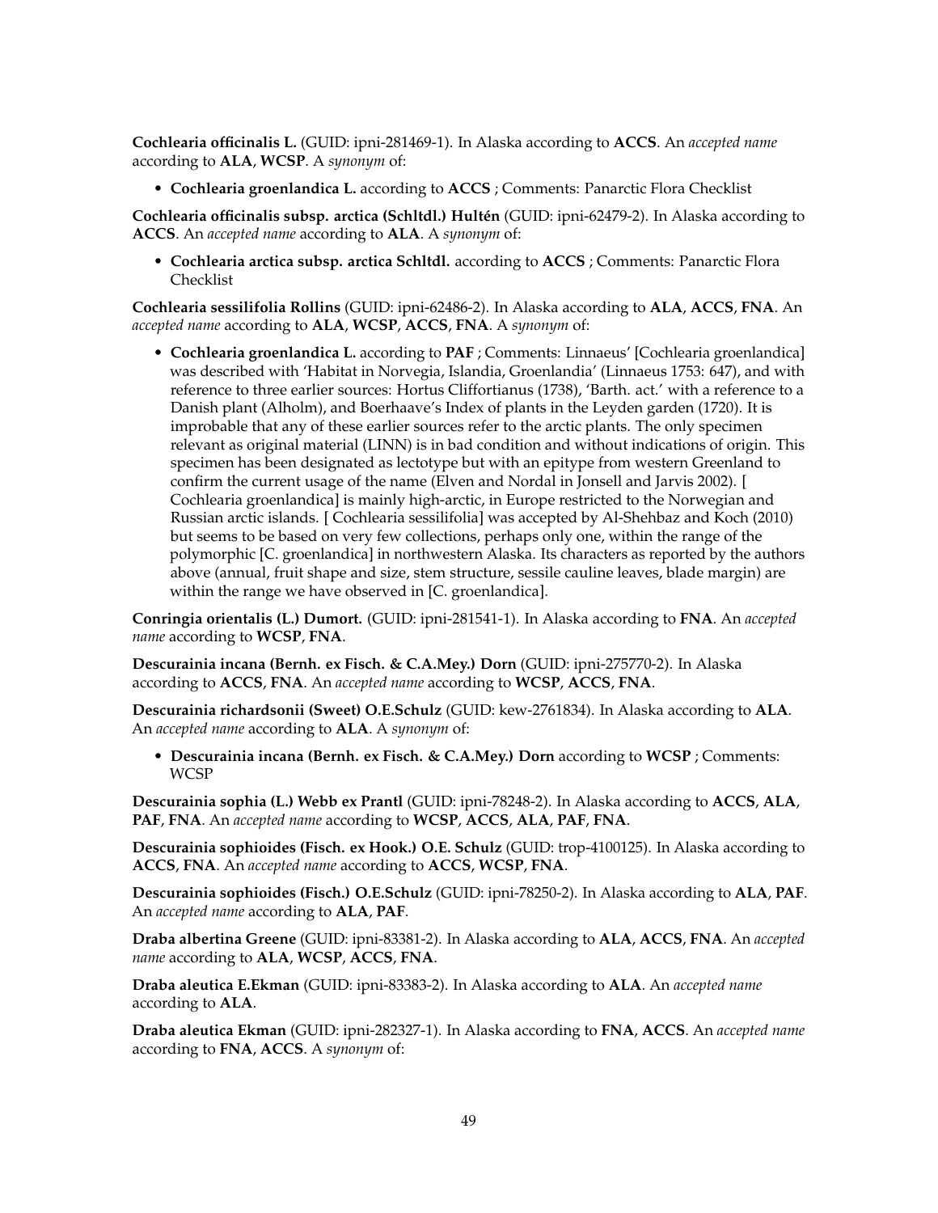**Cochlearia officinalis L.** (GUID: ipni-281469-1). In Alaska according to **ACCS**. An *accepted name* according to **ALA**, **WCSP**. A *synonym* of:

- **Cochlearia groenlandica L.** according to **ACCS** ; Comments: Panarctic Flora Checklist

**Cochlearia officinalis subsp. arctica (Schltdl.) Hultén** (GUID: ipni-62479-2). In Alaska according to **ACCS**. An *accepted name* according to **ALA**. A *synonym* of:

- **Cochlearia arctica subsp. arctica Schltdl.** according to **ACCS** ; Comments: Panarctic Flora Checklist

**Cochlearia sessilifolia Rollins** (GUID: ipni-62486-2). In Alaska according to **ALA**, **ACCS**, **FNA**. An *accepted name* according to **ALA**, **WCSP**, **ACCS**, **FNA**. A *synonym* of:

- **Cochlearia groenlandica L.** according to **PAF** ; Comments: Linnaeus' [Cochlearia groenlandica] was described with 'Habitat in Norvegia, Islandia, Groenlandia' (Linnaeus 1753: 647), and with reference to three earlier sources: Hortus Cliffortianus (1738), 'Barth. act.' with a reference to a Danish plant (Alholm), and Boerhaave's Index of plants in the Leyden garden (1720). It is improbable that any of these earlier sources refer to the arctic plants. The only specimen relevant as original material (LINN) is in bad condition and without indications of origin. This specimen has been designated as lectotype but with an epitype from western Greenland to confirm the current usage of the name (Elven and Nordal in Jonsell and Jarvis 2002). [ Cochlearia groenlandica] is mainly high-arctic, in Europe restricted to the Norwegian and Russian arctic islands. [ Cochlearia sessilifolia] was accepted by Al-Shehbaz and Koch (2010) but seems to be based on very few collections, perhaps only one, within the range of the polymorphic [C. groenlandica] in northwestern Alaska. Its characters as reported by the authors above (annual, fruit shape and size, stem structure, sessile cauline leaves, blade margin) are within the range we have observed in [C. groenlandica].

**Conringia orientalis (L.) Dumort.** (GUID: ipni-281541-1). In Alaska according to **FNA**. An *accepted name* according to **WCSP**, **FNA**.

**Descurainia incana (Bernh. ex Fisch. & C.A.Mey.) Dorn** (GUID: ipni-275770-2). In Alaska according to **ACCS**, **FNA**. An *accepted name* according to **WCSP**, **ACCS**, **FNA**.

**Descurainia richardsonii (Sweet) O.E.Schulz** (GUID: kew-2761834). In Alaska according to **ALA**. An *accepted name* according to **ALA**. A *synonym* of:

- **Descurainia incana (Bernh. ex Fisch. & C.A.Mey.) Dorn** according to **WCSP** ; Comments: WCSP

**Descurainia sophia (L.) Webb ex Prantl** (GUID: ipni-78248-2). In Alaska according to **ACCS**, **ALA**, **PAF**, **FNA**. An *accepted name* according to **WCSP**, **ACCS**, **ALA**, **PAF**, **FNA**.

**Descurainia sophioides (Fisch. ex Hook.) O.E. Schulz** (GUID: trop-4100125). In Alaska according to **ACCS**, **FNA**. An *accepted name* according to **ACCS**, **WCSP**, **FNA**.

**Descurainia sophioides (Fisch.) O.E.Schulz** (GUID: ipni-78250-2). In Alaska according to **ALA**, **PAF**. An *accepted name* according to **ALA**, **PAF**.

**Draba albertina Greene** (GUID: ipni-83381-2). In Alaska according to **ALA**, **ACCS**, **FNA**. An *accepted name* according to **ALA**, **WCSP**, **ACCS**, **FNA**.

**Draba aleutica E.Ekman** (GUID: ipni-83383-2). In Alaska according to **ALA**. An *accepted name* according to **ALA**.

**Draba aleutica Ekman** (GUID: ipni-282327-1). In Alaska according to **FNA, ACCS**. An *accepted name* according to **FNA, ACCS**. A *synonym* of: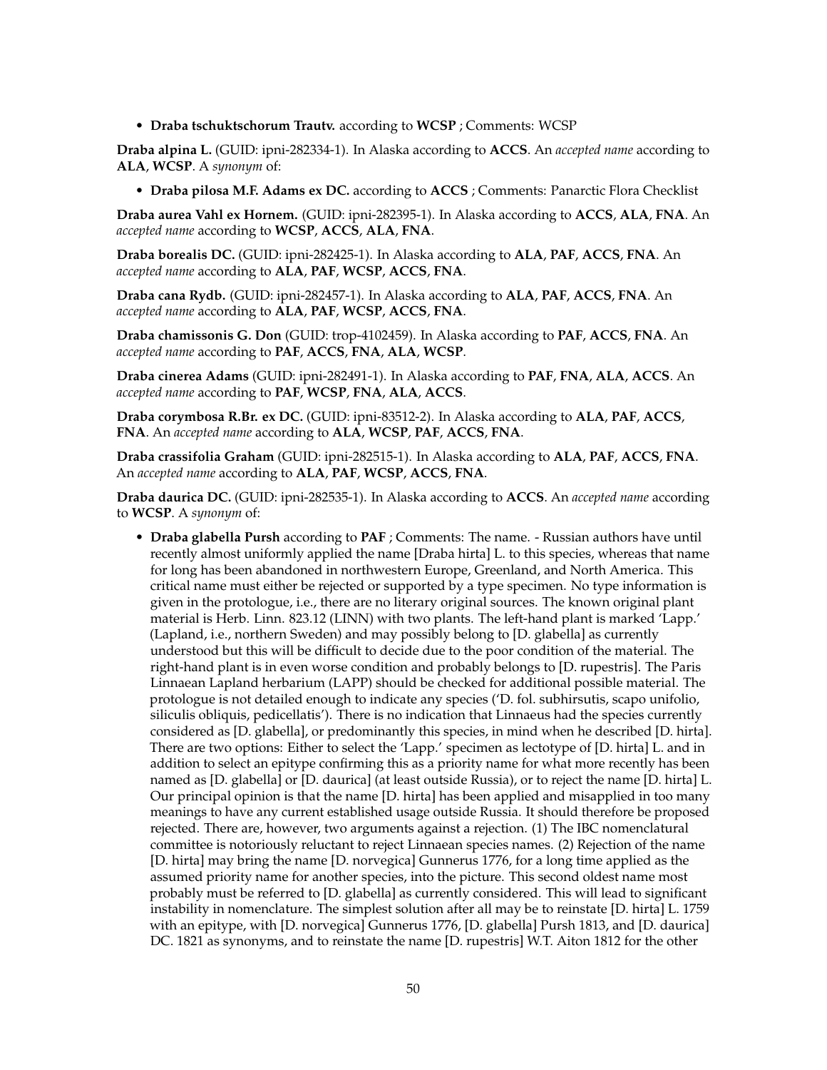- **Draba tschuktschorum Trautv.** according to **WCSP** ; Comments: WCSP

**Draba alpina L.** (GUID: ipni-282334-1). In Alaska according to **ACCS**. An *accepted name* according to **ALA**, **WCSP**. A *synonym* of:

- **Draba pilosa M.F. Adams ex DC.** according to **ACCS** ; Comments: Panarctic Flora Checklist

**Draba aurea Vahl ex Hornem.** (GUID: ipni-282395-1). In Alaska according to **ACCS**, **ALA**, **FNA**. An *accepted name* according to **WCSP**, **ACCS**, **ALA**, **FNA**.

**Draba borealis DC.** (GUID: ipni-282425-1). In Alaska according to **ALA**, **PAF**, **ACCS**, **FNA**. An *accepted name* according to **ALA**, **PAF**, **WCSP**, **ACCS**, **FNA**.

**Draba cana Rydb.** (GUID: ipni-282457-1). In Alaska according to **ALA**, **PAF**, **ACCS**, **FNA**. An *accepted name* according to **ALA**, **PAF**, **WCSP**, **ACCS**, **FNA**.

**Draba chamissonis G. Don** (GUID: trop-4102459). In Alaska according to **PAF**, **ACCS**, **FNA**. An *accepted name* according to **PAF**, **ACCS**, **FNA**, **ALA**, **WCSP**.

**Draba cinerea Adams** (GUID: ipni-282491-1). In Alaska according to **PAF**, **FNA**, **ALA**, **ACCS**. An *accepted name* according to **PAF**, **WCSP**, **FNA**, **ALA**, **ACCS**.

**Draba corymbosa R.Br. ex DC.** (GUID: ipni-83512-2). In Alaska according to **ALA**, **PAF**, **ACCS**, **FNA**. An *accepted name* according to **ALA**, **WCSP**, **PAF**, **ACCS**, **FNA**.

**Draba crassifolia Graham** (GUID: ipni-282515-1). In Alaska according to **ALA**, **PAF**, **ACCS**, **FNA**. An *accepted name* according to **ALA**, **PAF**, **WCSP**, **ACCS**, **FNA**.

**Draba daurica DC.** (GUID: ipni-282535-1). In Alaska according to **ACCS**. An *accepted name* according to **WCSP**. A *synonym* of:

- **Draba glabella Pursh** according to **PAF** ; Comments: The name. - Russian authors have until recently almost uniformly applied the name [Draba hirta] L. to this species, whereas that name for long has been abandoned in northwestern Europe, Greenland, and North America. This critical name must either be rejected or supported by a type specimen. No type information is given in the protologue, i.e., there are no literary original sources. The known original plant material is Herb. Linn. 823.12 (LINN) with two plants. The left-hand plant is marked 'Lapp.' (Lapland, i.e., northern Sweden) and may possibly belong to [D. glabella] as currently understood but this will be difficult to decide due to the poor condition of the material. The right-hand plant is in even worse condition and probably belongs to [D. rupestris]. The Paris Linnaean Lapland herbarium (LAPP) should be checked for additional possible material. The protologue is not detailed enough to indicate any species ('D. fol. subhirsutis, scapo unifolio, siliculis obliquis, pedicellatis'). There is no indication that Linnaeus had the species currently considered as [D. glabella], or predominantly this species, in mind when he described [D. hirta]. There are two options: Either to select the 'Lapp.' specimen as lectotype of [D. hirta] L. and in addition to select an epitype confirming this as a priority name for what more recently has been named as [D. glabella] or [D. daurica] (at least outside Russia), or to reject the name [D. hirta] L. Our principal opinion is that the name [D. hirta] has been applied and misapplied in too many meanings to have any current established usage outside Russia. It should therefore be proposed rejected. There are, however, two arguments against a rejection. (1) The IBC nomenclatural committee is notoriously reluctant to reject Linnaean species names. (2) Rejection of the name [D. hirta] may bring the name [D. norvegica] Gunnerus 1776, for a long time applied as the assumed priority name for another species, into the picture. This second oldest name most probably must be referred to [D. glabella] as currently considered. This will lead to significant instability in nomenclature. The simplest solution after all may be to reinstate [D. hirta] L. 1759 with an epitype, with [D. norvegica] Gunnerus 1776, [D. glabella] Pursh 1813, and [D. daurica] DC. 1821 as synonyms, and to reinstate the name [D. rupestris] W.T. Aiton 1812 for the other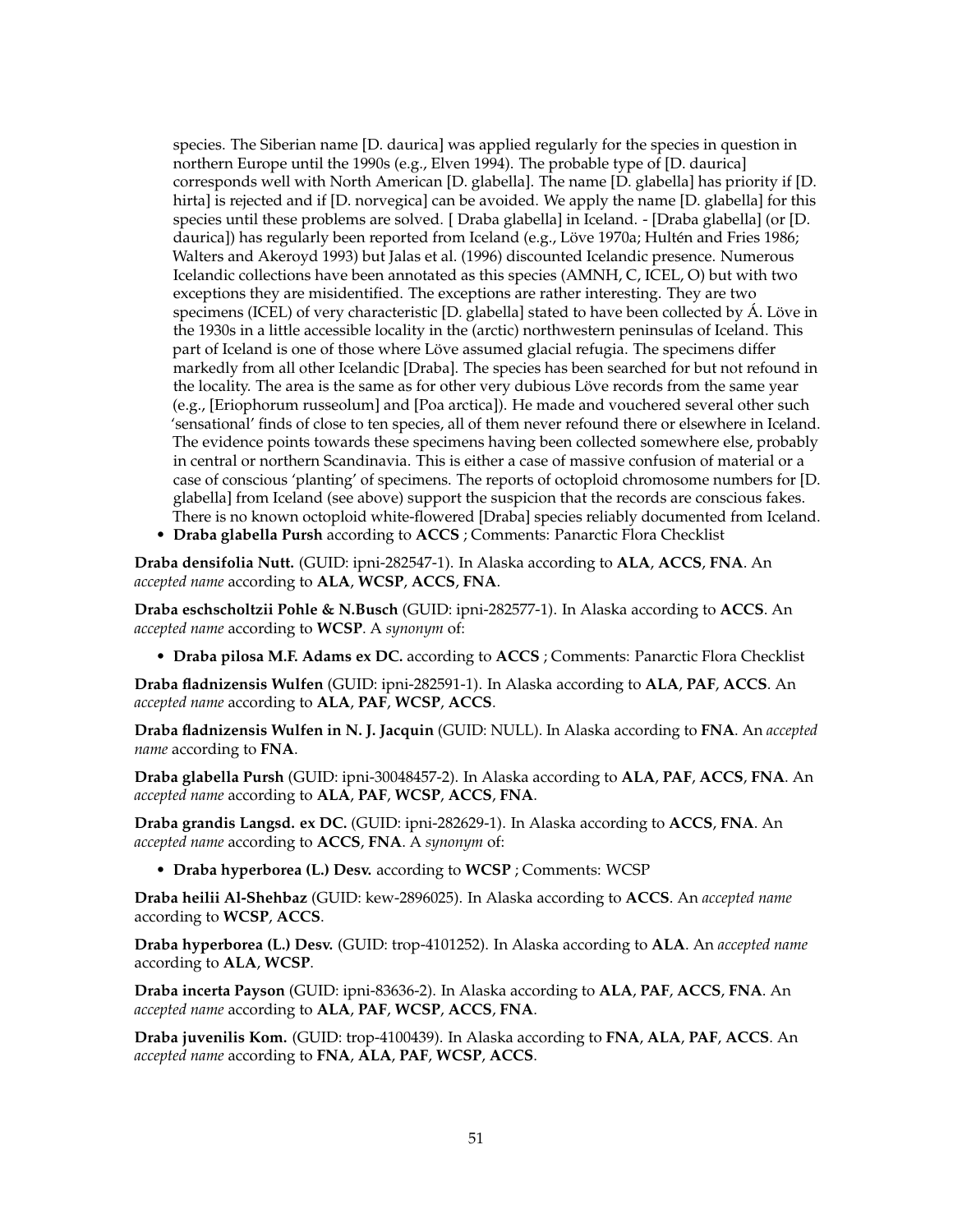species. The Siberian name [D. daurica] was applied regularly for the species in question in northern Europe until the 1990s (e.g., Elven 1994). The probable type of [D. daurica] corresponds well with North American [D. glabella]. The name [D. glabella] has priority if [D. hirta] is rejected and if [D. norvegica] can be avoided. We apply the name [D. glabella] for this species until these problems are solved. [ Draba glabella] in Iceland. - [Draba glabella] (or [D. daurica]) has regularly been reported from Iceland (e.g., Löve 1970a; Hultén and Fries 1986; Walters and Akeroyd 1993) but Jalas et al. (1996) discounted Icelandic presence. Numerous Icelandic collections have been annotated as this species (AMNH, C, ICEL, O) but with two exceptions they are misidentified. The exceptions are rather interesting. They are two specimens (ICEL) of very characteristic [D. glabella] stated to have been collected by Á. Löve in the 1930s in a little accessible locality in the (arctic) northwestern peninsulas of Iceland. This part of Iceland is one of those where Löve assumed glacial refugia. The specimens differ markedly from all other Icelandic [Draba]. The species has been searched for but not refound in the locality. The area is the same as for other very dubious Löve records from the same year (e.g., [Eriophorum russeolum] and [Poa arctica]). He made and vouchered several other such 'sensational' finds of close to ten species, all of them never refound there or elsewhere in Iceland. The evidence points towards these specimens having been collected somewhere else, probably in central or northern Scandinavia. This is either a case of massive confusion of material or a case of conscious 'planting' of specimens. The reports of octoploid chromosome numbers for [D. glabella] from Iceland (see above) support the suspicion that the records are conscious fakes. There is no known octoploid white-flowered [Draba] species reliably documented from Iceland.

- **Draba glabella Pursh** according to **ACCS** ; Comments: Panarctic Flora Checklist

**Draba densifolia Nutt.** (GUID: ipni-282547-1). In Alaska according to **ALA**, **ACCS**, **FNA**. An *accepted name* according to **ALA**, **WCSP**, **ACCS**, **FNA**.

**Draba eschscholtzii Pohle & N.Busch** (GUID: ipni-282577-1). In Alaska according to **ACCS**. An *accepted name* according to **WCSP**. A *synonym* of:

- **Draba pilosa M.F. Adams ex DC.** according to **ACCS** ; Comments: Panarctic Flora Checklist

**Draba fladnizensis Wulfen** (GUID: ipni-282591-1). In Alaska according to **ALA**, **PAF**, **ACCS**. An *accepted name* according to **ALA**, **PAF**, **WCSP**, **ACCS**.

**Draba fladnizensis Wulfen in N. J. Jacquin** (GUID: NULL). In Alaska according to **FNA**. An *accepted name* according to **FNA**.

**Draba glabella Pursh** (GUID: ipni-30048457-2). In Alaska according to **ALA**, **PAF**, **ACCS**, **FNA**. An *accepted name* according to **ALA**, **PAF**, **WCSP**, **ACCS**, **FNA**.

**Draba grandis Langsd. ex DC.** (GUID: ipni-282629-1). In Alaska according to **ACCS**, **FNA**. An *accepted name* according to **ACCS**, **FNA**. A *synonym* of:

- **Draba hyperborea (L.) Desv.** according to **WCSP** ; Comments: WCSP

**Draba heilii Al-Shehbaz** (GUID: kew-2896025). In Alaska according to **ACCS**. An *accepted name* according to **WCSP**, **ACCS**.

**Draba hyperborea (L.) Desv.** (GUID: trop-4101252). In Alaska according to **ALA**. An *accepted name* according to **ALA**, **WCSP**.

**Draba incerta Payson** (GUID: ipni-83636-2). In Alaska according to **ALA**, **PAF**, **ACCS**, **FNA**. An *accepted name* according to **ALA**, **PAF**, **WCSP**, **ACCS**, **FNA**.

**Draba juvenilis Kom.** (GUID: trop-4100439). In Alaska according to **FNA**, **ALA**, **PAF**, **ACCS**. An *accepted name* according to **FNA**, **ALA**, **PAF**, **WCSP**, **ACCS**.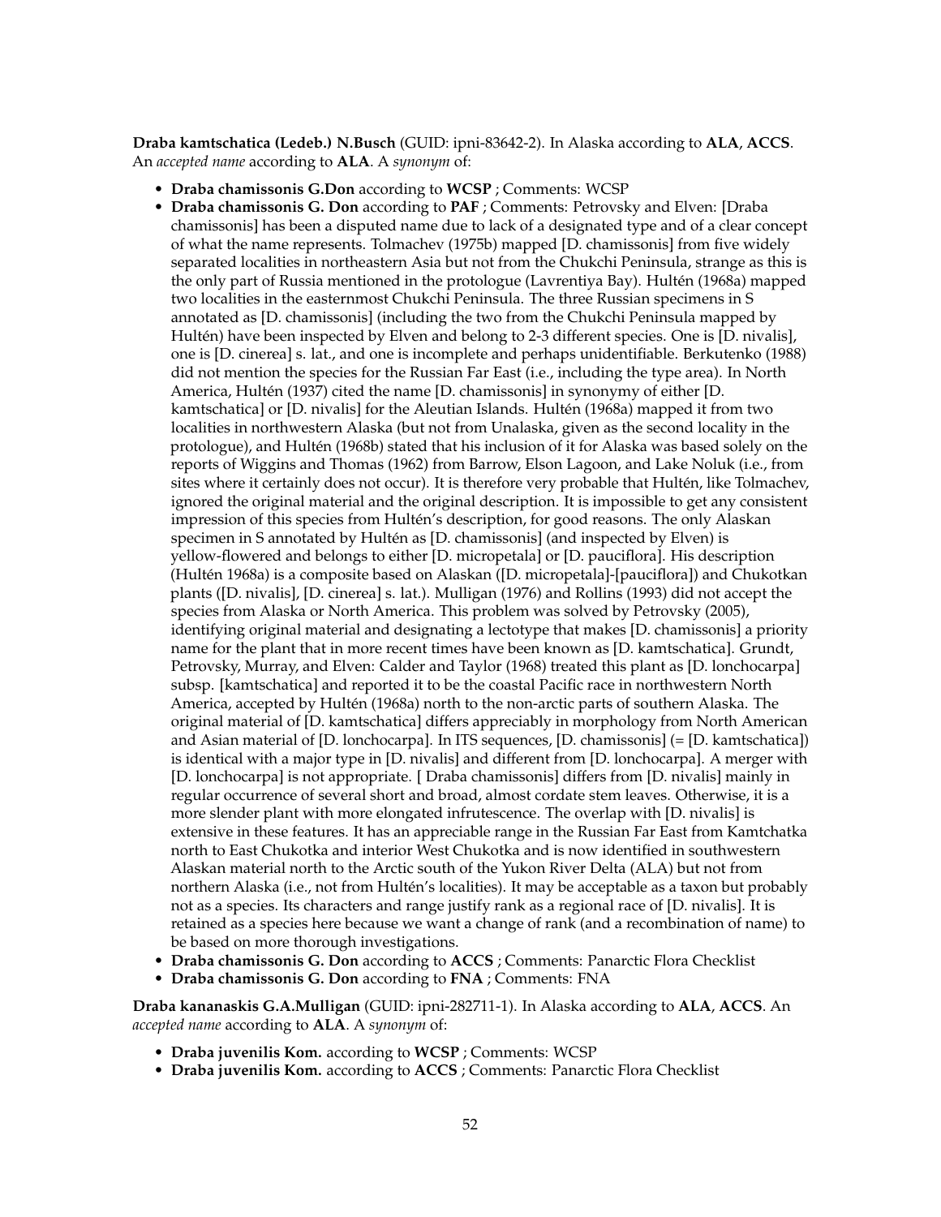**Draba kamtschatica (Ledeb.) N.Busch** (GUID: ipni-83642-2). In Alaska according to **ALA**, **ACCS**. An *accepted name* according to **ALA**. A *synonym* of:

- **Draba chamissonis G.Don** according to **WCSP** ; Comments: WCSP
- **Draba chamissonis G. Don** according to **PAF** ; Comments: Petrovsky and Elven: [Draba chamissonis] has been a disputed name due to lack of a designated type and of a clear concept of what the name represents. Tolmachev (1975b) mapped [D. chamissonis] from five widely separated localities in northeastern Asia but not from the Chukchi Peninsula, strange as this is the only part of Russia mentioned in the protologue (Lavrentiya Bay). Hultén (1968a) mapped two localities in the easternmost Chukchi Peninsula. The three Russian specimens in S annotated as [D. chamissonis] (including the two from the Chukchi Peninsula mapped by Hultén) have been inspected by Elven and belong to 2-3 different species. One is [D. nivalis], one is [D. cinerea] s. lat., and one is incomplete and perhaps unidentifiable. Berkutenko (1988) did not mention the species for the Russian Far East (i.e., including the type area). In North America, Hultén (1937) cited the name [D. chamissonis] in synonymy of either [D. kamtschatica] or [D. nivalis] for the Aleutian Islands. Hultén (1968a) mapped it from two localities in northwestern Alaska (but not from Unalaska, given as the second locality in the protologue), and Hultén (1968b) stated that his inclusion of it for Alaska was based solely on the reports of Wiggins and Thomas (1962) from Barrow, Elson Lagoon, and Lake Noluk (i.e., from sites where it certainly does not occur). It is therefore very probable that Hultén, like Tolmachev, ignored the original material and the original description. It is impossible to get any consistent impression of this species from Hultén's description, for good reasons. The only Alaskan specimen in S annotated by Hultén as [D. chamissonis] (and inspected by Elven) is yellow-flowered and belongs to either [D. micropetala] or [D. pauciflora]. His description (Hultén 1968a) is a composite based on Alaskan ([D. micropetala]-[pauciflora]) and Chukotkan plants ([D. nivalis], [D. cinerea] s. lat.). Mulligan (1976) and Rollins (1993) did not accept the species from Alaska or North America. This problem was solved by Petrovsky (2005), identifying original material and designating a lectotype that makes [D. chamissonis] a priority name for the plant that in more recent times have been known as [D. kamtschatica]. Grundt, Petrovsky, Murray, and Elven: Calder and Taylor (1968) treated this plant as [D. lonchocarpa] subsp. [kamtschatica] and reported it to be the coastal Pacific race in northwestern North America, accepted by Hultén (1968a) north to the non-arctic parts of southern Alaska. The original material of [D. kamtschatica] differs appreciably in morphology from North American and Asian material of [D. lonchocarpa]. In ITS sequences, [D. chamissonis] (= [D. kamtschatica]) is identical with a major type in [D. nivalis] and different from [D. lonchocarpa]. A merger with [D. lonchocarpa] is not appropriate. [ Draba chamissonis] differs from [D. nivalis] mainly in regular occurrence of several short and broad, almost cordate stem leaves. Otherwise, it is a more slender plant with more elongated infrutescence. The overlap with [D. nivalis] is extensive in these features. It has an appreciable range in the Russian Far East from Kamtchatka north to East Chukotka and interior West Chukotka and is now identified in southwestern Alaskan material north to the Arctic south of the Yukon River Delta (ALA) but not from northern Alaska (i.e., not from Hultén's localities). It may be acceptable as a taxon but probably not as a species. Its characters and range justify rank as a regional race of [D. nivalis]. It is retained as a species here because we want a change of rank (and a recombination of name) to be based on more thorough investigations.
- **Draba chamissonis G. Don** according to **ACCS** ; Comments: Panarctic Flora Checklist
- **Draba chamissonis G. Don** according to **FNA** ; Comments: FNA

**Draba kananaskis G.A.Mulligan** (GUID: ipni-282711-1). In Alaska according to **ALA**, **ACCS**. An *accepted name* according to **ALA**. A *synonym* of:

- **Draba juvenilis Kom.** according to **WCSP** ; Comments: WCSP
- **Draba juvenilis Kom.** according to **ACCS** ; Comments: Panarctic Flora Checklist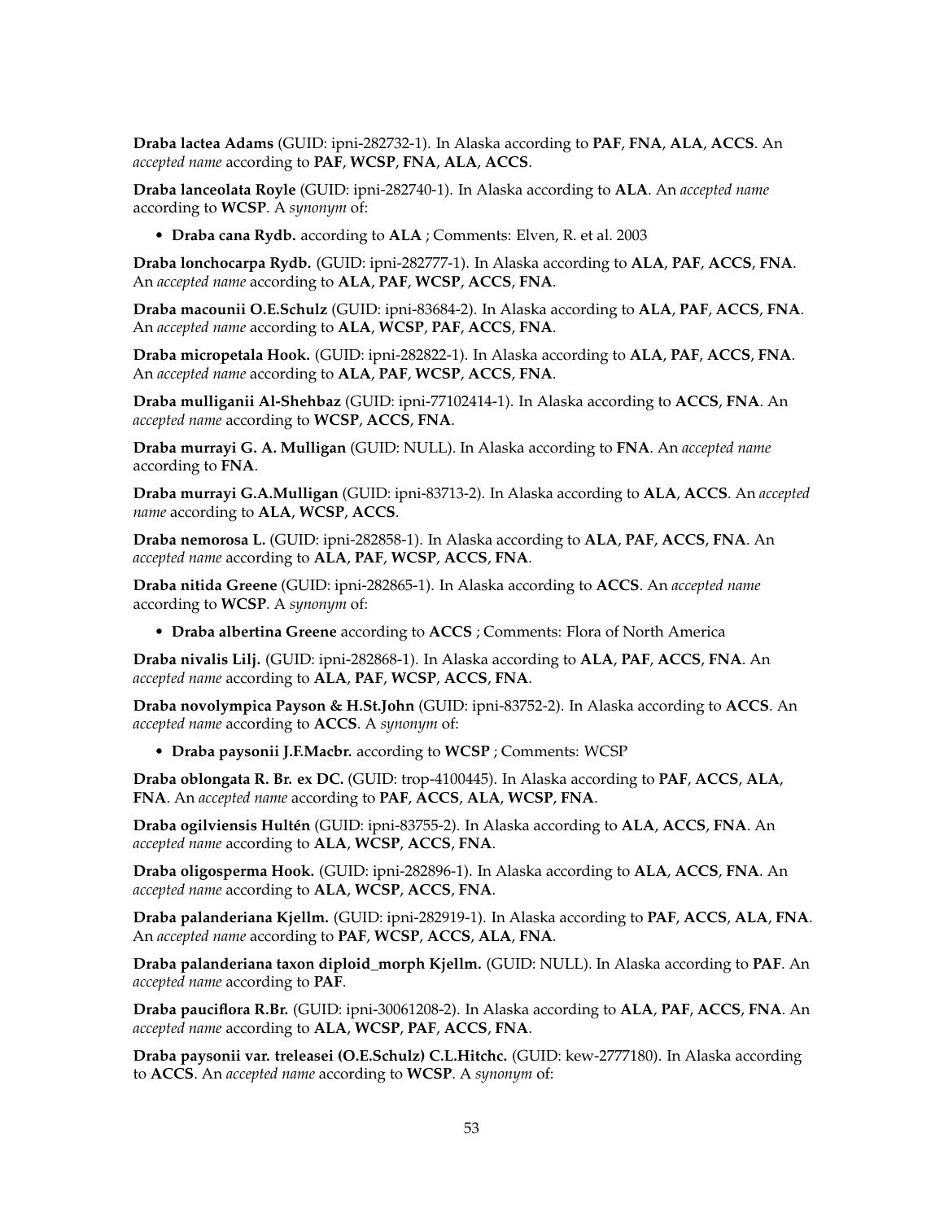**Draba lactea Adams** (GUID: ipni-282732-1). In Alaska according to **PAF**, **FNA**, **ALA**, **ACCS**. An *accepted name* according to **PAF**, **WCSP**, **FNA**, **ALA**, **ACCS**.

**Draba lanceolata Royle** (GUID: ipni-282740-1). In Alaska according to **ALA**. An *accepted name* according to **WCSP**. A *synonym* of:

- **Draba cana Rydb.** according to **ALA** ; Comments: Elven, R. et al. 2003

**Draba lonchocarpa Rydb.** (GUID: ipni-282777-1). In Alaska according to **ALA**, **PAF**, **ACCS**, **FNA**. An *accepted name* according to **ALA**, **PAF**, **WCSP**, **ACCS**, **FNA**.

**Draba macounii O.E.Schulz** (GUID: ipni-83684-2). In Alaska according to **ALA**, **PAF**, **ACCS**, **FNA**. An *accepted name* according to **ALA**, **WCSP**, **PAF**, **ACCS**, **FNA**.

**Draba micropetala Hook.** (GUID: ipni-282822-1). In Alaska according to **ALA**, **PAF**, **ACCS**, **FNA**. An *accepted name* according to **ALA**, **PAF**, **WCSP**, **ACCS**, **FNA**.

**Draba mulliganii Al-Shehbaz** (GUID: ipni-77102414-1). In Alaska according to **ACCS**, **FNA**. An *accepted name* according to **WCSP**, **ACCS**, **FNA**.

**Draba murrayi G. A. Mulligan** (GUID: NULL). In Alaska according to **FNA**. An *accepted name* according to **FNA**.

**Draba murrayi G.A.Mulligan** (GUID: ipni-83713-2). In Alaska according to **ALA**, **ACCS**. An *accepted name* according to **ALA**, **WCSP**, **ACCS**.

**Draba nemorosa L.** (GUID: ipni-282858-1). In Alaska according to **ALA**, **PAF**, **ACCS**, **FNA**. An *accepted name* according to **ALA**, **PAF**, **WCSP**, **ACCS**, **FNA**.

**Draba nitida Greene** (GUID: ipni-282865-1). In Alaska according to **ACCS**. An *accepted name* according to **WCSP**. A *synonym* of:

- **Draba albertina Greene** according to **ACCS** ; Comments: Flora of North America

**Draba nivalis Lilj.** (GUID: ipni-282868-1). In Alaska according to **ALA**, **PAF**, **ACCS**, **FNA**. An *accepted name* according to **ALA**, **PAF**, **WCSP**, **ACCS**, **FNA**.

**Draba novolympica Payson & H.St.John** (GUID: ipni-83752-2). In Alaska according to **ACCS**. An *accepted name* according to **ACCS**. A *synonym* of:

- **Draba paysonii J.F.Macbr.** according to **WCSP** ; Comments: WCSP

**Draba oblongata R. Br. ex DC.** (GUID: trop-4100445). In Alaska according to **PAF**, **ACCS**, **ALA**, **FNA**. An *accepted name* according to **PAF**, **ACCS**, **ALA**, **WCSP**, **FNA**.

**Draba ogilviensis Hultén** (GUID: ipni-83755-2). In Alaska according to **ALA**, **ACCS**, **FNA**. An *accepted name* according to **ALA**, **WCSP**, **ACCS**, **FNA**.

**Draba oligosperma Hook.** (GUID: ipni-282896-1). In Alaska according to **ALA**, **ACCS**, **FNA**. An *accepted name* according to **ALA**, **WCSP**, **ACCS**, **FNA**.

**Draba palanderiana Kjellm.** (GUID: ipni-282919-1). In Alaska according to **PAF**, **ACCS**, **ALA**, **FNA**. An *accepted name* according to **PAF**, **WCSP**, **ACCS**, **ALA**, **FNA**.

**Draba palanderiana taxon diploid_morph Kjellm.** (GUID: NULL). In Alaska according to **PAF**. An *accepted name* according to **PAF**.

**Draba pauciflora R.Br.** (GUID: ipni-30061208-2). In Alaska according to **ALA**, **PAF**, **ACCS**, **FNA**. An *accepted name* according to **ALA**, **WCSP**, **PAF**, **ACCS**, **FNA**.

**Draba paysonii var. treleasei (O.E.Schulz) C.L.Hitchc.** (GUID: kew-2777180). In Alaska according to **ACCS**. An *accepted name* according to **WCSP**. A *synonym* of: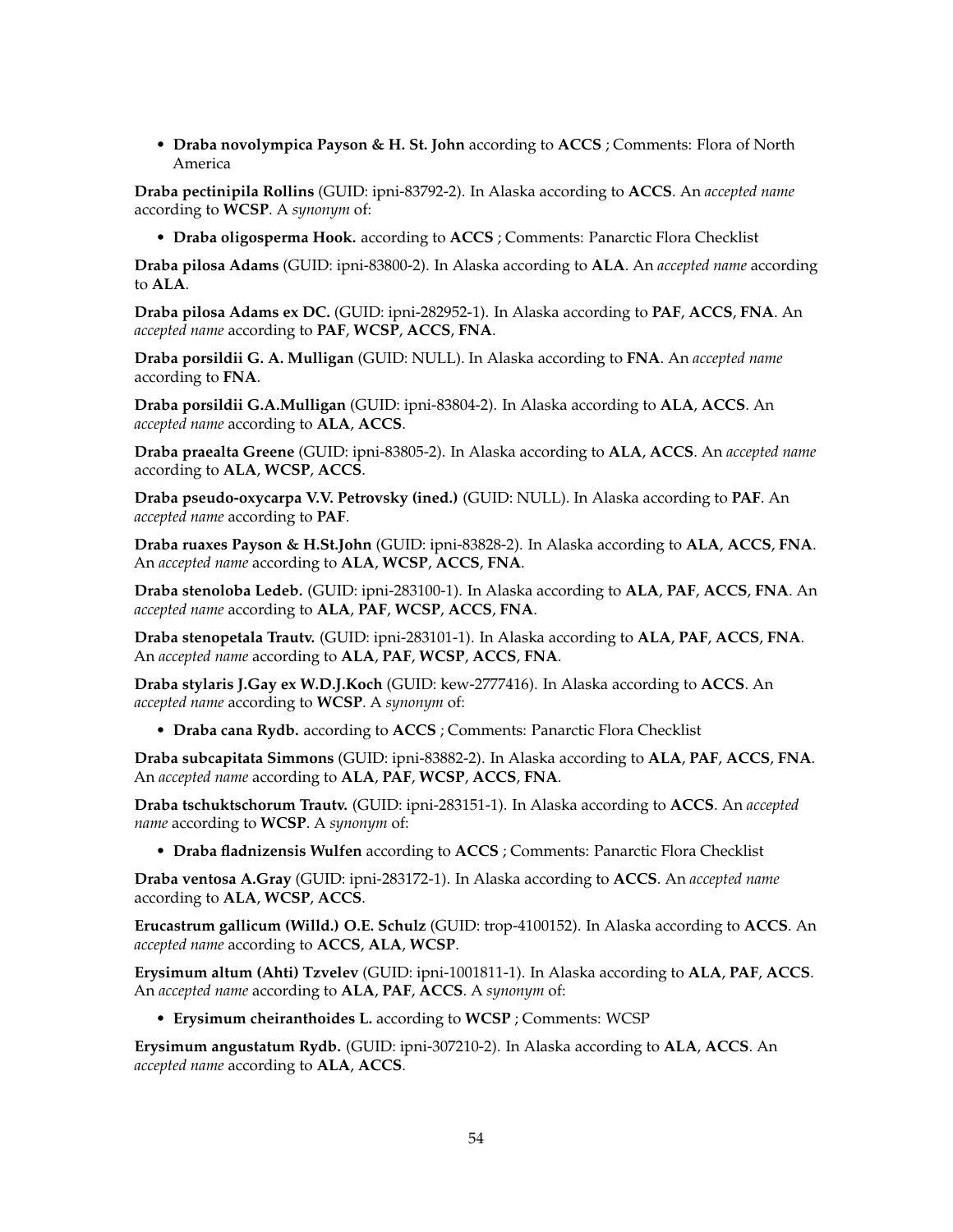- **Draba novolympica Payson & H. St. John** according to **ACCS** ; Comments: Flora of North America

**Draba pectinipila Rollins** (GUID: ipni-83792-2). In Alaska according to **ACCS**. An *accepted name* according to **WCSP**. A *synonym* of:

- **Draba oligosperma Hook.** according to **ACCS** ; Comments: Panarctic Flora Checklist

**Draba pilosa Adams** (GUID: ipni-83800-2). In Alaska according to **ALA**. An *accepted name* according to **ALA**.

**Draba pilosa Adams ex DC.** (GUID: ipni-282952-1). In Alaska according to **PAF**, **ACCS**, **FNA**. An *accepted name* according to **PAF**, **WCSP**, **ACCS**, **FNA**.

**Draba porsildii G. A. Mulligan** (GUID: NULL). In Alaska according to **FNA**. An *accepted name* according to **FNA**.

**Draba porsildii G.A.Mulligan** (GUID: ipni-83804-2). In Alaska according to **ALA**, **ACCS**. An *accepted name* according to **ALA**, **ACCS**.

**Draba praealta Greene** (GUID: ipni-83805-2). In Alaska according to **ALA**, **ACCS**. An *accepted name* according to **ALA**, **WCSP**, **ACCS**.

**Draba pseudo-oxycarpa V.V. Petrovsky (ined.)** (GUID: NULL). In Alaska according to **PAF**. An *accepted name* according to **PAF**.

**Draba ruaxes Payson & H.St.John** (GUID: ipni-83828-2). In Alaska according to **ALA**, **ACCS**, **FNA**. An *accepted name* according to **ALA**, **WCSP**, **ACCS**, **FNA**.

**Draba stenoloba Ledeb.** (GUID: ipni-283100-1). In Alaska according to **ALA**, **PAF**, **ACCS**, **FNA**. An *accepted name* according to **ALA**, **PAF**, **WCSP**, **ACCS**, **FNA**.

**Draba stenopetala Trautv.** (GUID: ipni-283101-1). In Alaska according to **ALA**, **PAF**, **ACCS**, **FNA**. An *accepted name* according to **ALA**, **PAF**, **WCSP**, **ACCS**, **FNA**.

**Draba stylaris J.Gay ex W.D.J.Koch** (GUID: kew-2777416). In Alaska according to **ACCS**. An *accepted name* according to **WCSP**. A *synonym* of:

- **Draba cana Rydb.** according to **ACCS** ; Comments: Panarctic Flora Checklist

**Draba subcapitata Simmons** (GUID: ipni-83882-2). In Alaska according to **ALA**, **PAF**, **ACCS**, **FNA**. An *accepted name* according to **ALA**, **PAF**, **WCSP**, **ACCS**, **FNA**.

**Draba tschuktschorum Trautv.** (GUID: ipni-283151-1). In Alaska according to **ACCS**. An *accepted name* according to **WCSP**. A *synonym* of:

- **Draba fladnizensis Wulfen** according to **ACCS** ; Comments: Panarctic Flora Checklist

**Draba ventosa A.Gray** (GUID: ipni-283172-1). In Alaska according to **ACCS**. An *accepted name* according to **ALA**, **WCSP**, **ACCS**.

**Erucastrum gallicum (Willd.) O.E. Schulz** (GUID: trop-4100152). In Alaska according to **ACCS**. An *accepted name* according to **ACCS**, **ALA**, **WCSP**.

**Erysimum altum (Ahti) Tzvelev** (GUID: ipni-1001811-1). In Alaska according to **ALA**, **PAF**, **ACCS**. An *accepted name* according to **ALA**, **PAF**, **ACCS**. A *synonym* of:

- **Erysimum cheiranthoides L.** according to **WCSP** ; Comments: WCSP

**Erysimum angustatum Rydb.** (GUID: ipni-307210-2). In Alaska according to **ALA**, **ACCS**. An *accepted name* according to **ALA**, **ACCS**.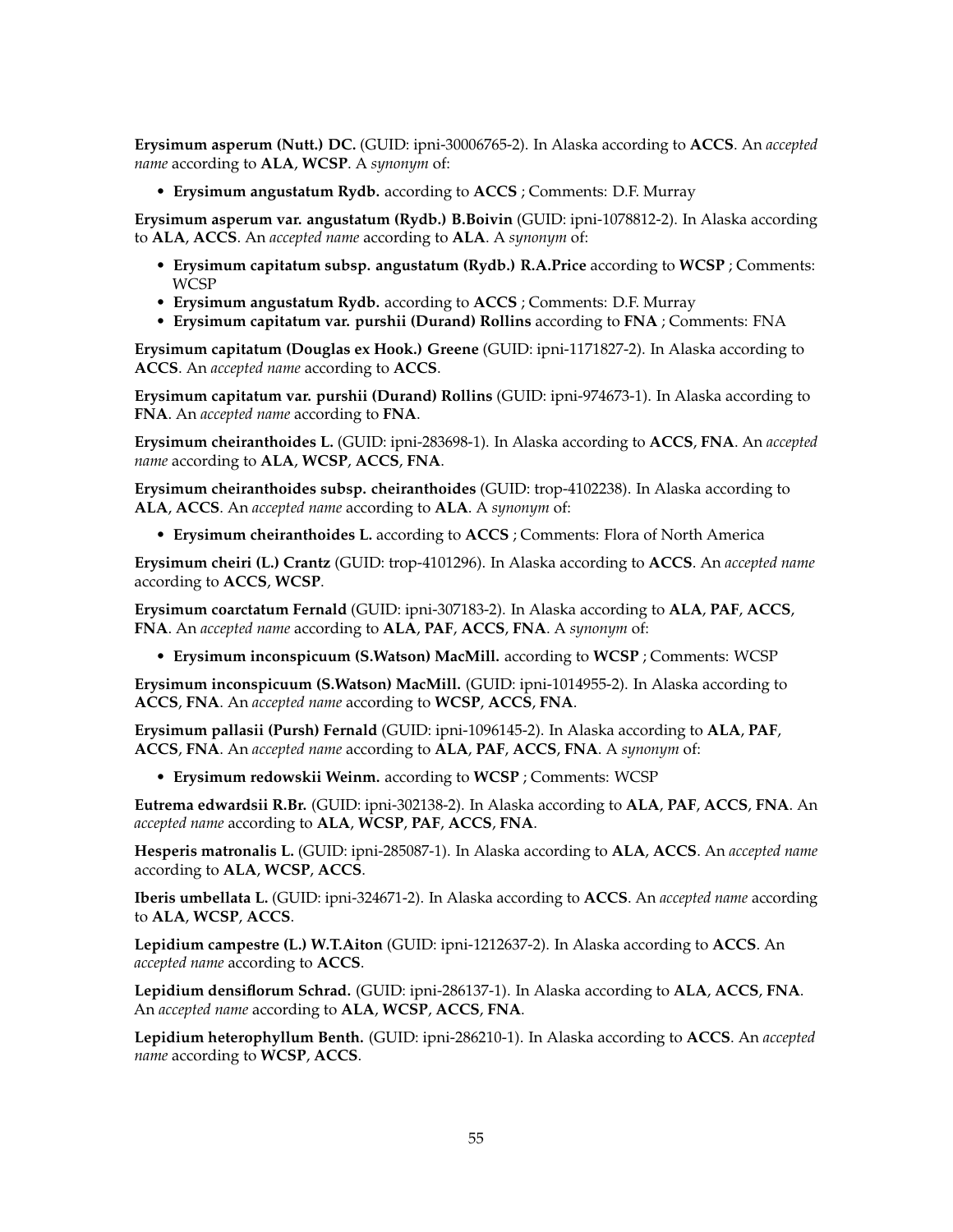**Erysimum asperum (Nutt.) DC.** (GUID: ipni-30006765-2). In Alaska according to **ACCS**. An *accepted name* according to **ALA**, **WCSP**. A *synonym* of:

- **Erysimum angustatum Rydb.** according to **ACCS** ; Comments: D.F. Murray

**Erysimum asperum var. angustatum (Rydb.) B.Boivin** (GUID: ipni-1078812-2). In Alaska according to **ALA**, **ACCS**. An *accepted name* according to **ALA**. A *synonym* of:

- **Erysimum capitatum subsp. angustatum (Rydb.) R.A.Price** according to **WCSP** ; Comments: WCSP
- **Erysimum angustatum Rydb.** according to **ACCS** ; Comments: D.F. Murray
- **Erysimum capitatum var. purshii (Durand) Rollins** according to **FNA** ; Comments: FNA

**Erysimum capitatum (Douglas ex Hook.) Greene** (GUID: ipni-1171827-2). In Alaska according to **ACCS**. An *accepted name* according to **ACCS**.

**Erysimum capitatum var. purshii (Durand) Rollins** (GUID: ipni-974673-1). In Alaska according to **FNA**. An *accepted name* according to **FNA**.

**Erysimum cheiranthoides L.** (GUID: ipni-283698-1). In Alaska according to **ACCS**, **FNA**. An *accepted name* according to **ALA**, **WCSP**, **ACCS**, **FNA**.

**Erysimum cheiranthoides subsp. cheiranthoides** (GUID: trop-4102238). In Alaska according to **ALA**, **ACCS**. An *accepted name* according to **ALA**. A *synonym* of:

- **Erysimum cheiranthoides L.** according to **ACCS** ; Comments: Flora of North America

**Erysimum cheiri (L.) Crantz** (GUID: trop-4101296). In Alaska according to **ACCS**. An *accepted name* according to **ACCS**, **WCSP**.

**Erysimum coarctatum Fernald** (GUID: ipni-307183-2). In Alaska according to **ALA**, **PAF**, **ACCS**, **FNA**. An *accepted name* according to **ALA**, **PAF**, **ACCS**, **FNA**. A *synonym* of:

- **Erysimum inconspicuum (S.Watson) MacMill.** according to **WCSP** ; Comments: WCSP

**Erysimum inconspicuum (S.Watson) MacMill.** (GUID: ipni-1014955-2). In Alaska according to **ACCS**, **FNA**. An *accepted name* according to **WCSP**, **ACCS**, **FNA**.

**Erysimum pallasii (Pursh) Fernald** (GUID: ipni-1096145-2). In Alaska according to **ALA**, **PAF**, **ACCS**, **FNA**. An *accepted name* according to **ALA**, **PAF**, **ACCS**, **FNA**. A *synonym* of:

- **Erysimum redowskii Weinm.** according to **WCSP** ; Comments: WCSP

**Eutrema edwardsii R.Br.** (GUID: ipni-302138-2). In Alaska according to **ALA**, **PAF**, **ACCS**, **FNA**. An *accepted name* according to **ALA**, **WCSP**, **PAF**, **ACCS**, **FNA**.

**Hesperis matronalis L.** (GUID: ipni-285087-1). In Alaska according to **ALA**, **ACCS**. An *accepted name* according to **ALA**, **WCSP**, **ACCS**.

**Iberis umbellata L.** (GUID: ipni-324671-2). In Alaska according to **ACCS**. An *accepted name* according to **ALA**, **WCSP**, **ACCS**.

**Lepidium campestre (L.) W.T.Aiton** (GUID: ipni-1212637-2). In Alaska according to **ACCS**. An *accepted name* according to **ACCS**.

**Lepidium densiflorum Schrad.** (GUID: ipni-286137-1). In Alaska according to **ALA**, **ACCS**, **FNA**. An *accepted name* according to **ALA**, **WCSP**, **ACCS**, **FNA**.

**Lepidium heterophyllum Benth.** (GUID: ipni-286210-1). In Alaska according to **ACCS**. An *accepted name* according to **WCSP**, **ACCS**.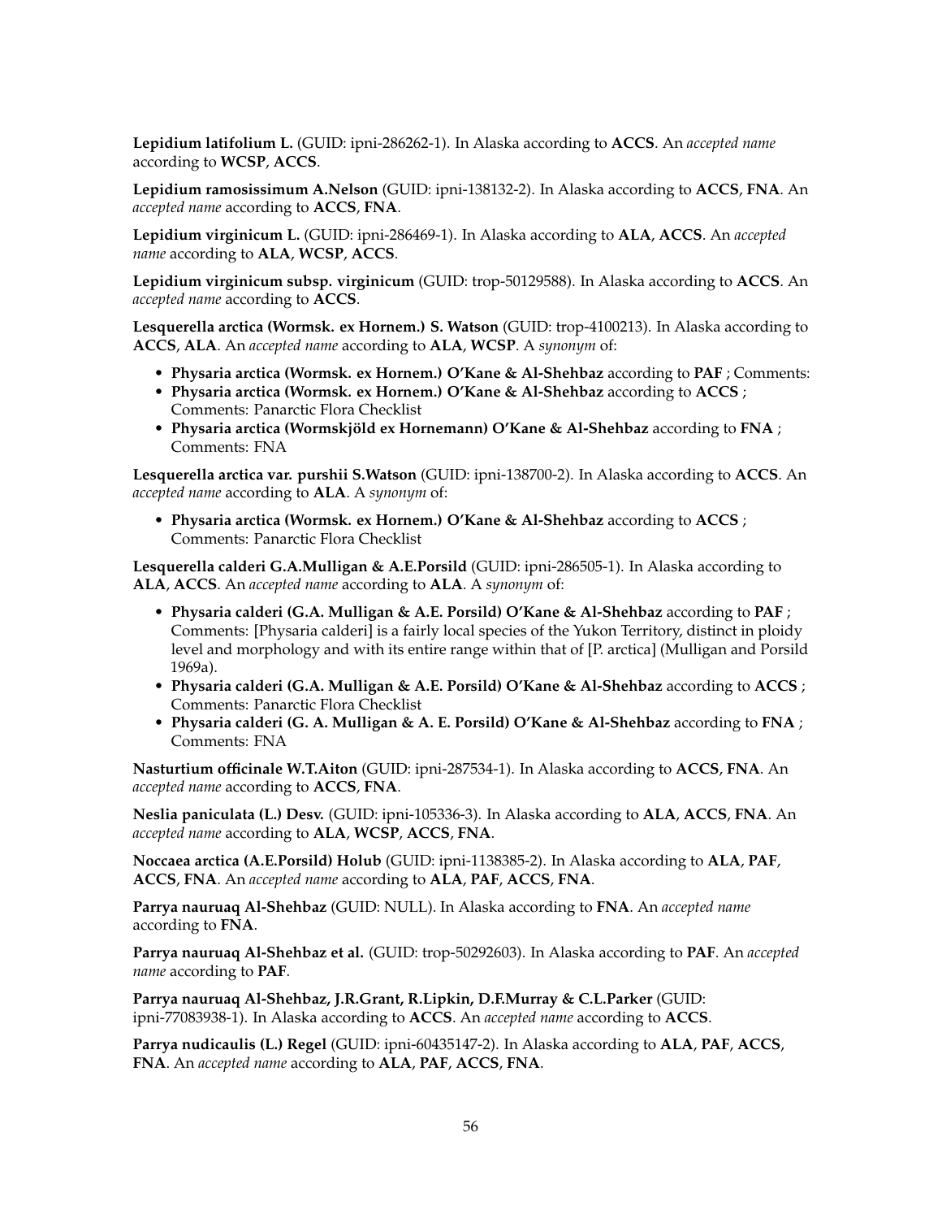**Lepidium latifolium L.** (GUID: ipni-286262-1). In Alaska according to **ACCS**. An *accepted name* according to **WCSP**, **ACCS**.

**Lepidium ramosissimum A.Nelson** (GUID: ipni-138132-2). In Alaska according to **ACCS**, **FNA**. An *accepted name* according to **ACCS**, **FNA**.

**Lepidium virginicum L.** (GUID: ipni-286469-1). In Alaska according to **ALA**, **ACCS**. An *accepted name* according to **ALA**, **WCSP**, **ACCS**.

**Lepidium virginicum subsp. virginicum** (GUID: trop-50129588). In Alaska according to **ACCS**. An *accepted name* according to **ACCS**.

**Lesquerella arctica (Wormsk. ex Hornem.) S. Watson** (GUID: trop-4100213). In Alaska according to **ACCS**, **ALA**. An *accepted name* according to **ALA**, **WCSP**. A *synonym* of:

- **Physaria arctica (Wormsk. ex Hornem.) O'Kane & Al-Shehbaz** according to **PAF** ; Comments:
- **Physaria arctica (Wormsk. ex Hornem.) O'Kane & Al-Shehbaz** according to **ACCS** ; Comments: Panarctic Flora Checklist
- **Physaria arctica (Wormskjöld ex Hornemann) O'Kane & Al-Shehbaz** according to **FNA** ; Comments: FNA

**Lesquerella arctica var. purshii S.Watson** (GUID: ipni-138700-2). In Alaska according to **ACCS**. An *accepted name* according to **ALA**. A *synonym* of:

- **Physaria arctica (Wormsk. ex Hornem.) O'Kane & Al-Shehbaz** according to **ACCS** ; Comments: Panarctic Flora Checklist

**Lesquerella calderi G.A.Mulligan & A.E.Porsild** (GUID: ipni-286505-1). In Alaska according to **ALA**, **ACCS**. An *accepted name* according to **ALA**. A *synonym* of:

- **Physaria calderi (G.A. Mulligan & A.E. Porsild) O'Kane & Al-Shehbaz** according to **PAF** ; Comments: [Physaria calderi] is a fairly local species of the Yukon Territory, distinct in ploidy level and morphology and with its entire range within that of [P. arctica] (Mulligan and Porsild 1969a).
- **Physaria calderi (G.A. Mulligan & A.E. Porsild) O'Kane & Al-Shehbaz** according to **ACCS** ; Comments: Panarctic Flora Checklist
- **Physaria calderi (G. A. Mulligan & A. E. Porsild) O'Kane & Al-Shehbaz** according to **FNA** ; Comments: FNA

**Nasturtium officinale W.T.Aiton** (GUID: ipni-287534-1). In Alaska according to **ACCS**, **FNA**. An *accepted name* according to **ACCS**, **FNA**.

**Neslia paniculata (L.) Desv.** (GUID: ipni-105336-3). In Alaska according to **ALA**, **ACCS**, **FNA**. An *accepted name* according to **ALA**, **WCSP**, **ACCS**, **FNA**.

**Noccaea arctica (A.E.Porsild) Holub** (GUID: ipni-1138385-2). In Alaska according to **ALA**, **PAF**, **ACCS**, **FNA**. An *accepted name* according to **ALA**, **PAF**, **ACCS**, **FNA**.

**Parrya nauruaq Al-Shehbaz** (GUID: NULL). In Alaska according to **FNA**. An *accepted name* according to **FNA**.

**Parrya nauruaq Al-Shehbaz et al.** (GUID: trop-50292603). In Alaska according to **PAF**. An *accepted name* according to **PAF**.

**Parrya nauruaq Al-Shehbaz, J.R.Grant, R.Lipkin, D.F.Murray & C.L.Parker** (GUID: ipni-77083938-1). In Alaska according to **ACCS**. An *accepted name* according to **ACCS**.

**Parrya nudicaulis (L.) Regel** (GUID: ipni-60435147-2). In Alaska according to **ALA**, **PAF**, **ACCS**, **FNA**. An *accepted name* according to **ALA**, **PAF**, **ACCS**, **FNA**.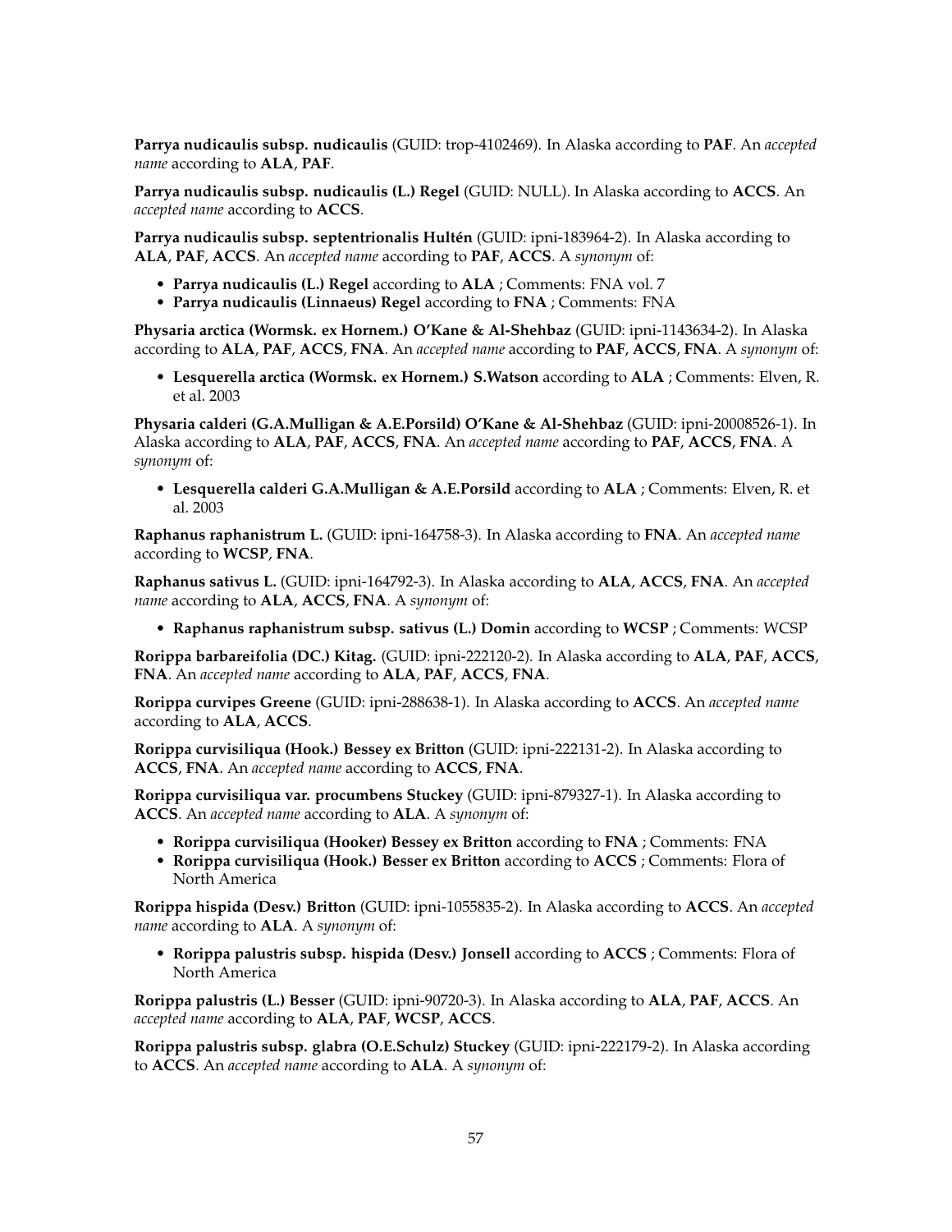**Parrya nudicaulis subsp. nudicaulis** (GUID: trop-4102469). In Alaska according to **PAF**. An *accepted name* according to **ALA**, **PAF**.

**Parrya nudicaulis subsp. nudicaulis (L.) Regel** (GUID: NULL). In Alaska according to **ACCS**. An *accepted name* according to **ACCS**.

**Parrya nudicaulis subsp. septentrionalis Hultén** (GUID: ipni-183964-2). In Alaska according to **ALA**, **PAF**, **ACCS**. An *accepted name* according to **PAF**, **ACCS**. A *synonym* of:

- **Parrya nudicaulis (L.) Regel** according to **ALA** ; Comments: FNA vol. 7
- **Parrya nudicaulis (Linnaeus) Regel** according to **FNA** ; Comments: FNA

**Physaria arctica (Wormsk. ex Hornem.) O'Kane & Al-Shehbaz** (GUID: ipni-1143634-2). In Alaska according to **ALA**, **PAF**, **ACCS**, **FNA**. An *accepted name* according to **PAF**, **ACCS**, **FNA**. A *synonym* of:

- **Lesquerella arctica (Wormsk. ex Hornem.) S.Watson** according to **ALA** ; Comments: Elven, R. et al. 2003

**Physaria calderi (G.A.Mulligan & A.E.Porsild) O'Kane & Al-Shehbaz** (GUID: ipni-20008526-1). In Alaska according to **ALA**, **PAF**, **ACCS**, **FNA**. An *accepted name* according to **PAF**, **ACCS**, **FNA**. A *synonym* of:

- **Lesquerella calderi G.A.Mulligan & A.E.Porsild** according to **ALA** ; Comments: Elven, R. et al. 2003

**Raphanus raphanistrum L.** (GUID: ipni-164758-3). In Alaska according to **FNA**. An *accepted name* according to **WCSP**, **FNA**.

**Raphanus sativus L.** (GUID: ipni-164792-3). In Alaska according to **ALA**, **ACCS**, **FNA**. An *accepted name* according to **ALA**, **ACCS**, **FNA**. A *synonym* of:

- **Raphanus raphanistrum subsp. sativus (L.) Domin** according to **WCSP** ; Comments: WCSP

**Rorippa barbareifolia (DC.) Kitag.** (GUID: ipni-222120-2). In Alaska according to **ALA**, **PAF**, **ACCS**, **FNA**. An *accepted name* according to **ALA**, **PAF**, **ACCS**, **FNA**.

**Rorippa curvipes Greene** (GUID: ipni-288638-1). In Alaska according to **ACCS**. An *accepted name* according to **ALA**, **ACCS**.

**Rorippa curvisiliqua (Hook.) Bessey ex Britton** (GUID: ipni-222131-2). In Alaska according to **ACCS**, **FNA**. An *accepted name* according to **ACCS**, **FNA**.

**Rorippa curvisiliqua var. procumbens Stuckey** (GUID: ipni-879327-1). In Alaska according to **ACCS**. An *accepted name* according to **ALA**. A *synonym* of:

- **Rorippa curvisiliqua (Hooker) Bessey ex Britton** according to **FNA** ; Comments: FNA
- **Rorippa curvisiliqua (Hook.) Besser ex Britton** according to **ACCS** ; Comments: Flora of North America

**Rorippa hispida (Desv.) Britton** (GUID: ipni-1055835-2). In Alaska according to **ACCS**. An *accepted name* according to **ALA**. A *synonym* of:

- **Rorippa palustris subsp. hispida (Desv.) Jonsell** according to **ACCS** ; Comments: Flora of North America

**Rorippa palustris (L.) Besser** (GUID: ipni-90720-3). In Alaska according to **ALA**, **PAF**, **ACCS**. An *accepted name* according to **ALA**, **PAF**, **WCSP**, **ACCS**.

**Rorippa palustris subsp. glabra (O.E.Schulz) Stuckey** (GUID: ipni-222179-2). In Alaska according to **ACCS**. An *accepted name* according to **ALA**. A *synonym* of: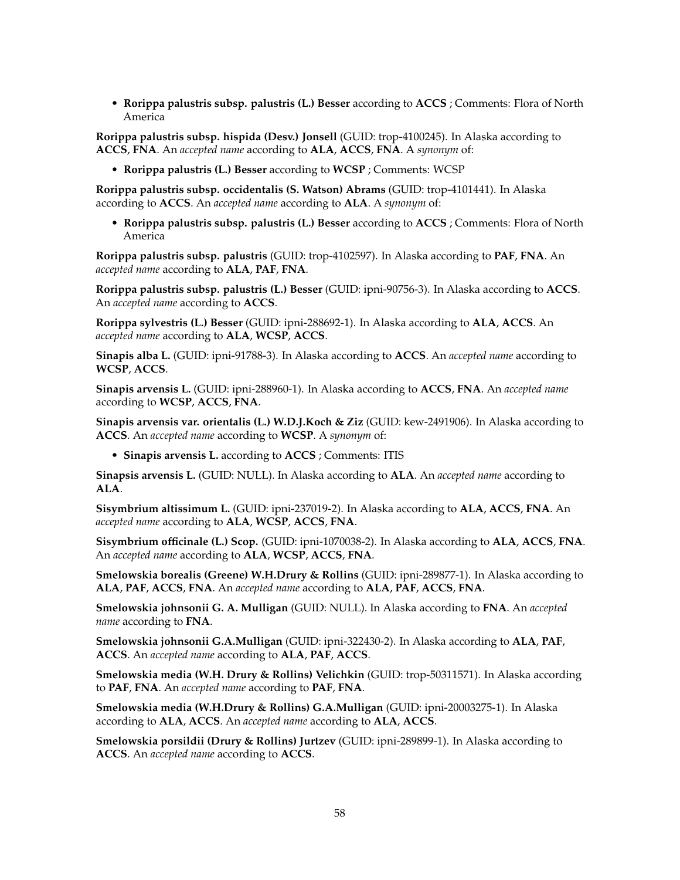- **Rorippa palustris subsp. palustris (L.) Besser** according to **ACCS** ; Comments: Flora of North America

**Rorippa palustris subsp. hispida (Desv.) Jonsell** (GUID: trop-4100245). In Alaska according to **ACCS**, **FNA**. An *accepted name* according to **ALA**, **ACCS**, **FNA**. A *synonym* of:

- **Rorippa palustris (L.) Besser** according to **WCSP** ; Comments: WCSP

**Rorippa palustris subsp. occidentalis (S. Watson) Abrams** (GUID: trop-4101441). In Alaska according to **ACCS**. An *accepted name* according to **ALA**. A *synonym* of:

- **Rorippa palustris subsp. palustris (L.) Besser** according to **ACCS** ; Comments: Flora of North America

**Rorippa palustris subsp. palustris** (GUID: trop-4102597). In Alaska according to **PAF**, **FNA**. An *accepted name* according to **ALA**, **PAF**, **FNA**.

**Rorippa palustris subsp. palustris (L.) Besser** (GUID: ipni-90756-3). In Alaska according to **ACCS**. An *accepted name* according to **ACCS**.

**Rorippa sylvestris (L.) Besser** (GUID: ipni-288692-1). In Alaska according to **ALA**, **ACCS**. An *accepted name* according to **ALA**, **WCSP**, **ACCS**.

**Sinapis alba L.** (GUID: ipni-91788-3). In Alaska according to **ACCS**. An *accepted name* according to **WCSP**, **ACCS**.

**Sinapis arvensis L.** (GUID: ipni-288960-1). In Alaska according to **ACCS**, **FNA**. An *accepted name* according to **WCSP**, **ACCS**, **FNA**.

**Sinapis arvensis var. orientalis (L.) W.D.J.Koch & Ziz** (GUID: kew-2491906). In Alaska according to **ACCS**. An *accepted name* according to **WCSP**. A *synonym* of:

- **Sinapis arvensis L.** according to **ACCS** ; Comments: ITIS

**Sinapsis arvensis L.** (GUID: NULL). In Alaska according to **ALA**. An *accepted name* according to **ALA**.

**Sisymbrium altissimum L.** (GUID: ipni-237019-2). In Alaska according to **ALA**, **ACCS**, **FNA**. An *accepted name* according to **ALA**, **WCSP**, **ACCS**, **FNA**.

**Sisymbrium officinale (L.) Scop.** (GUID: ipni-1070038-2). In Alaska according to **ALA**, **ACCS**, **FNA**. An *accepted name* according to **ALA**, **WCSP**, **ACCS**, **FNA**.

**Smelowskia borealis (Greene) W.H.Drury & Rollins** (GUID: ipni-289877-1). In Alaska according to **ALA**, **PAF**, **ACCS**, **FNA**. An *accepted name* according to **ALA**, **PAF**, **ACCS**, **FNA**.

**Smelowskia johnsonii G. A. Mulligan** (GUID: NULL). In Alaska according to **FNA**. An *accepted name* according to **FNA**.

**Smelowskia johnsonii G.A.Mulligan** (GUID: ipni-322430-2). In Alaska according to **ALA**, **PAF**, **ACCS**. An *accepted name* according to **ALA**, **PAF**, **ACCS**.

**Smelowskia media (W.H. Drury & Rollins) Velichkin** (GUID: trop-50311571). In Alaska according to **PAF**, **FNA**. An *accepted name* according to **PAF**, **FNA**.

**Smelowskia media (W.H.Drury & Rollins) G.A.Mulligan** (GUID: ipni-20003275-1). In Alaska according to **ALA**, **ACCS**. An *accepted name* according to **ALA**, **ACCS**.

**Smelowskia porsildii (Drury & Rollins) Jurtzev** (GUID: ipni-289899-1). In Alaska according to **ACCS**. An *accepted name* according to **ACCS**.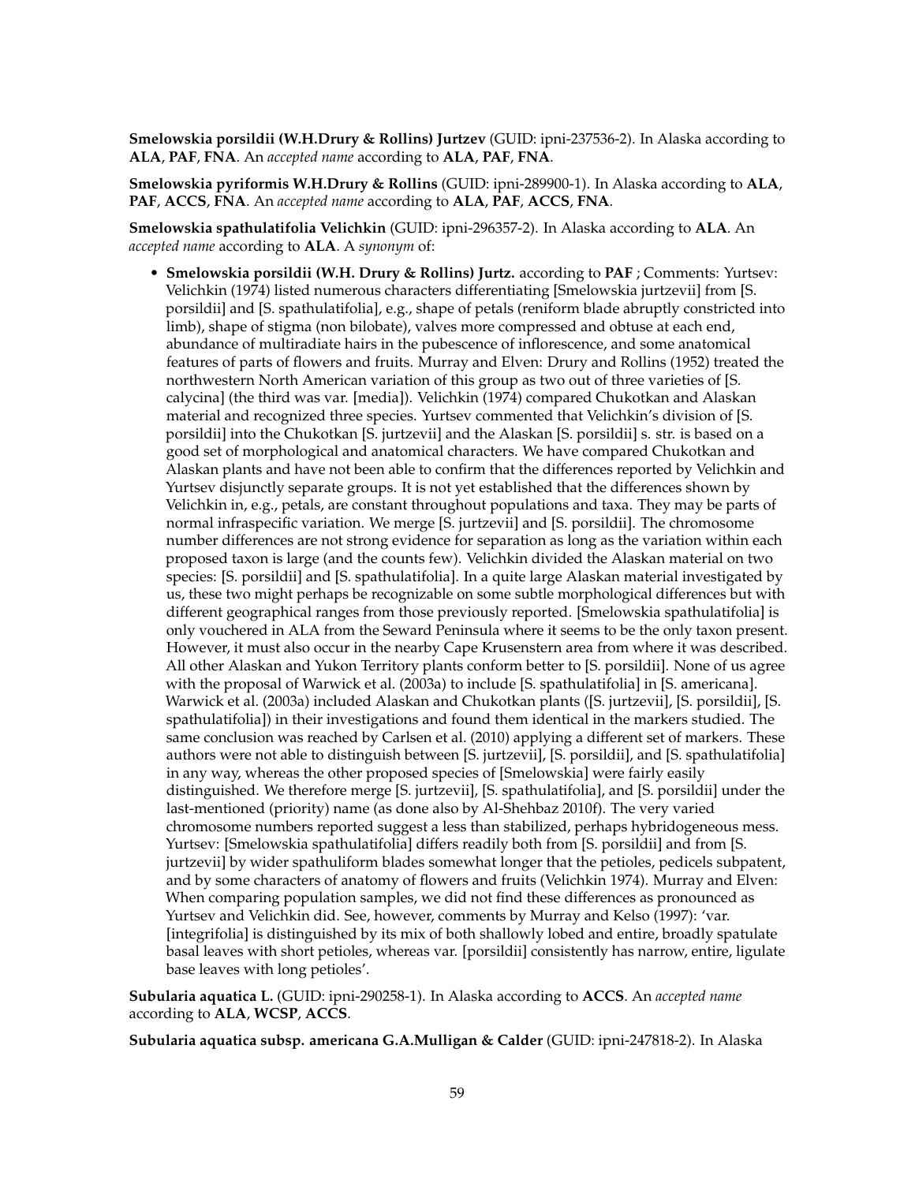**Smelowskia porsildii (W.H.Drury & Rollins) Jurtzev** (GUID: ipni-237536-2). In Alaska according to **ALA**, **PAF**, **FNA**. An *accepted name* according to **ALA**, **PAF**, **FNA**.

**Smelowskia pyriformis W.H.Drury & Rollins** (GUID: ipni-289900-1). In Alaska according to **ALA**, **PAF**, **ACCS**, **FNA**. An *accepted name* according to **ALA**, **PAF**, **ACCS**, **FNA**.

**Smelowskia spathulatifolia Velichkin** (GUID: ipni-296357-2). In Alaska according to **ALA**. An *accepted name* according to **ALA**. A *synonym* of:

- **Smelowskia porsildii (W.H. Drury & Rollins) Jurtz.** according to **PAF** ; Comments: Yurtsev: Velichkin (1974) listed numerous characters differentiating [Smelowskia jurtzevii] from [S. porsildii] and [S. spathulatifolia], e.g., shape of petals (reniform blade abruptly constricted into limb), shape of stigma (non bilobate), valves more compressed and obtuse at each end, abundance of multiradiate hairs in the pubescence of inflorescence, and some anatomical features of parts of flowers and fruits. Murray and Elven: Drury and Rollins (1952) treated the northwestern North American variation of this group as two out of three varieties of [S. calycina] (the third was var. [media]). Velichkin (1974) compared Chukotkan and Alaskan material and recognized three species. Yurtsev commented that Velichkin's division of [S. porsildii] into the Chukotkan [S. jurtzevii] and the Alaskan [S. porsildii] s. str. is based on a good set of morphological and anatomical characters. We have compared Chukotkan and Alaskan plants and have not been able to confirm that the differences reported by Velichkin and Yurtsev disjunctly separate groups. It is not yet established that the differences shown by Velichkin in, e.g., petals, are constant throughout populations and taxa. They may be parts of normal infraspecific variation. We merge [S. jurtzevii] and [S. porsildii]. The chromosome number differences are not strong evidence for separation as long as the variation within each proposed taxon is large (and the counts few). Velichkin divided the Alaskan material on two species: [S. porsildii] and [S. spathulatifolia]. In a quite large Alaskan material investigated by us, these two might perhaps be recognizable on some subtle morphological differences but with different geographical ranges from those previously reported. [Smelowskia spathulatifolia] is only vouchered in ALA from the Seward Peninsula where it seems to be the only taxon present. However, it must also occur in the nearby Cape Krusenstern area from where it was described. All other Alaskan and Yukon Territory plants conform better to [S. porsildii]. None of us agree with the proposal of Warwick et al. (2003a) to include [S. spathulatifolia] in [S. americana]. Warwick et al. (2003a) included Alaskan and Chukotkan plants ([S. jurtzevii], [S. porsildii], [S. spathulatifolia]) in their investigations and found them identical in the markers studied. The same conclusion was reached by Carlsen et al. (2010) applying a different set of markers. These authors were not able to distinguish between [S. jurtzevii], [S. porsildii], and [S. spathulatifolia] in any way, whereas the other proposed species of [Smelowskia] were fairly easily distinguished. We therefore merge [S. jurtzevii], [S. spathulatifolia], and [S. porsildii] under the last-mentioned (priority) name (as done also by Al-Shehbaz 2010f). The very varied chromosome numbers reported suggest a less than stabilized, perhaps hybridogeneous mess. Yurtsev: [Smelowskia spathulatifolia] differs readily both from [S. porsildii] and from [S. jurtzevii] by wider spathuliform blades somewhat longer that the petioles, pedicels subpatent, and by some characters of anatomy of flowers and fruits (Velichkin 1974). Murray and Elven: When comparing population samples, we did not find these differences as pronounced as Yurtsev and Velichkin did. See, however, comments by Murray and Kelso (1997): 'var. [integrifolia] is distinguished by its mix of both shallowly lobed and entire, broadly spatulate basal leaves with short petioles, whereas var. [porsildii] consistently has narrow, entire, ligulate base leaves with long petioles'.

**Subularia aquatica L.** (GUID: ipni-290258-1). In Alaska according to **ACCS**. An *accepted name* according to **ALA**, **WCSP**, **ACCS**.

**Subularia aquatica subsp. americana G.A.Mulligan & Calder** (GUID: ipni-247818-2). In Alaska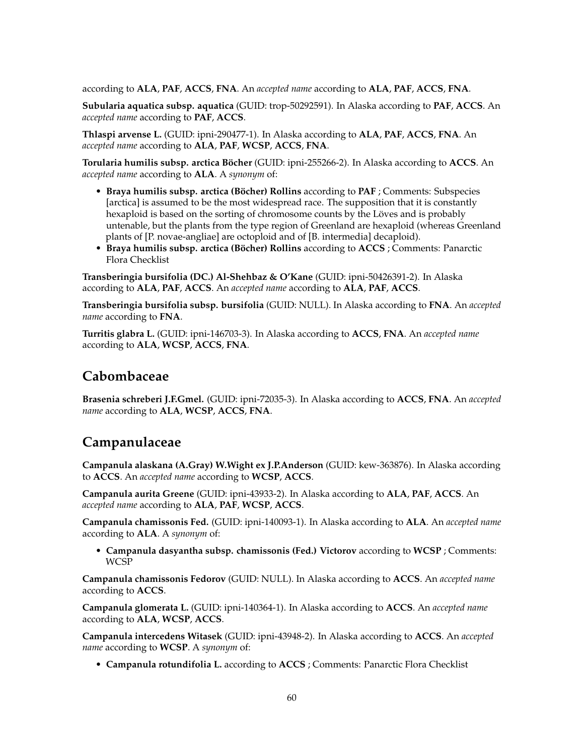according to **ALA**, **PAF**, **ACCS**, **FNA**. An *accepted name* according to **ALA**, **PAF**, **ACCS**, **FNA**.

**Subularia aquatica subsp. aquatica** (GUID: trop-50292591). In Alaska according to **PAF**, **ACCS**. An *accepted name* according to **PAF**, **ACCS**.

**Thlaspi arvense L.** (GUID: ipni-290477-1). In Alaska according to **ALA**, **PAF**, **ACCS**, **FNA**. An *accepted name* according to **ALA**, **PAF**, **WCSP**, **ACCS**, **FNA**.

**Torularia humilis subsp. arctica Böcher** (GUID: ipni-255266-2). In Alaska according to **ACCS**. An *accepted name* according to **ALA**. A *synonym* of:

- **Braya humilis subsp. arctica (Böcher) Rollins** according to **PAF** ; Comments: Subspecies [arctica] is assumed to be the most widespread race. The supposition that it is constantly hexaploid is based on the sorting of chromosome counts by the Löves and is probably untenable, but the plants from the type region of Greenland are hexaploid (whereas Greenland plants of [P. novae-angliae] are octoploid and of [B. intermedia] decaploid).
- **Braya humilis subsp. arctica (Böcher) Rollins** according to **ACCS** ; Comments: Panarctic Flora Checklist

**Transberingia bursifolia (DC.) Al-Shehbaz & O'Kane** (GUID: ipni-50426391-2). In Alaska according to **ALA**, **PAF**, **ACCS**. An *accepted name* according to **ALA**, **PAF**, **ACCS**.

**Transberingia bursifolia subsp. bursifolia** (GUID: NULL). In Alaska according to **FNA**. An *accepted name* according to **FNA**.

**Turritis glabra L.** (GUID: ipni-146703-3). In Alaska according to **ACCS**, **FNA**. An *accepted name* according to **ALA**, **WCSP**, **ACCS**, **FNA**.

## Cabombaceae

**Brasenia schreberi J.F.Gmel.** (GUID: ipni-72035-3). In Alaska according to **ACCS**, **FNA**. An *accepted name* according to **ALA**, **WCSP**, **ACCS**, **FNA**.

## Campanulaceae

**Campanula alaskana (A.Gray) W.Wight ex J.P.Anderson** (GUID: kew-363876). In Alaska according to **ACCS**. An *accepted name* according to **WCSP**, **ACCS**.

**Campanula aurita Greene** (GUID: ipni-43933-2). In Alaska according to **ALA**, **PAF**, **ACCS**. An *accepted name* according to **ALA**, **PAF**, **WCSP**, **ACCS**.

**Campanula chamissonis Fed.** (GUID: ipni-140093-1). In Alaska according to **ALA**. An *accepted name* according to **ALA**. A *synonym* of:

- **Campanula dasyantha subsp. chamissonis (Fed.) Victorov** according to **WCSP** ; Comments: WCSP

**Campanula chamissonis Fedorov** (GUID: NULL). In Alaska according to **ACCS**. An *accepted name* according to **ACCS**.

**Campanula glomerata L.** (GUID: ipni-140364-1). In Alaska according to **ACCS**. An *accepted name* according to **ALA**, **WCSP**, **ACCS**.

**Campanula intercedens Witasek** (GUID: ipni-43948-2). In Alaska according to **ACCS**. An *accepted name* according to **WCSP**. A *synonym* of:

- **Campanula rotundifolia L.** according to **ACCS** ; Comments: Panarctic Flora Checklist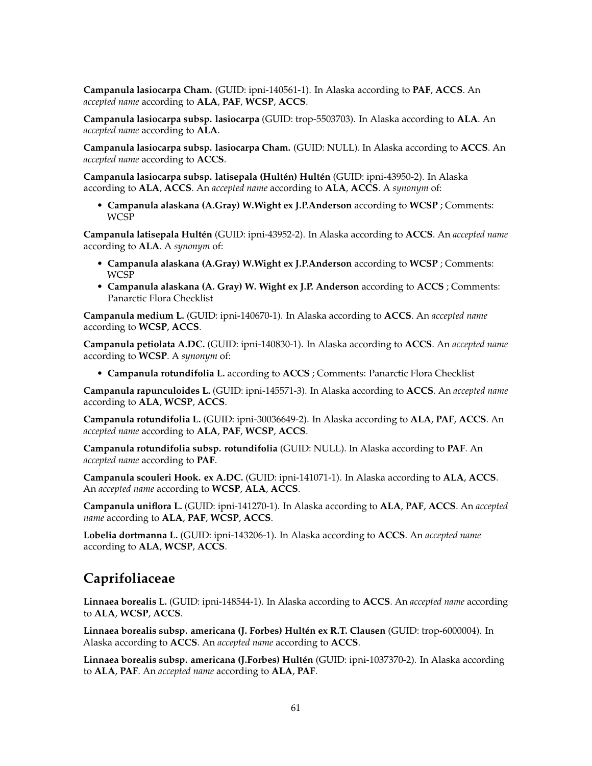**Campanula lasiocarpa Cham.** (GUID: ipni-140561-1). In Alaska according to **PAF**, **ACCS**. An *accepted name* according to **ALA**, **PAF**, **WCSP**, **ACCS**.

**Campanula lasiocarpa subsp. lasiocarpa** (GUID: trop-5503703). In Alaska according to **ALA**. An *accepted name* according to **ALA**.

**Campanula lasiocarpa subsp. lasiocarpa Cham.** (GUID: NULL). In Alaska according to **ACCS**. An *accepted name* according to **ACCS**.

**Campanula lasiocarpa subsp. latisepala (Hultén) Hultén** (GUID: ipni-43950-2). In Alaska according to **ALA**, **ACCS**. An *accepted name* according to **ALA**, **ACCS**. A *synonym* of:

- **Campanula alaskana (A.Gray) W.Wight ex J.P.Anderson** according to **WCSP** ; Comments: WCSP

**Campanula latisepala Hultén** (GUID: ipni-43952-2). In Alaska according to **ACCS**. An *accepted name* according to **ALA**. A *synonym* of:

- **Campanula alaskana (A.Gray) W.Wight ex J.P.Anderson** according to **WCSP** ; Comments: WCSP
- **Campanula alaskana (A. Gray) W. Wight ex J.P. Anderson** according to **ACCS** ; Comments: Panarctic Flora Checklist

**Campanula medium L.** (GUID: ipni-140670-1). In Alaska according to **ACCS**. An *accepted name* according to **WCSP**, **ACCS**.

**Campanula petiolata A.DC.** (GUID: ipni-140830-1). In Alaska according to **ACCS**. An *accepted name* according to **WCSP**. A *synonym* of:

- **Campanula rotundifolia L.** according to **ACCS** ; Comments: Panarctic Flora Checklist

**Campanula rapunculoides L.** (GUID: ipni-145571-3). In Alaska according to **ACCS**. An *accepted name* according to **ALA**, **WCSP**, **ACCS**.

**Campanula rotundifolia L.** (GUID: ipni-30036649-2). In Alaska according to **ALA**, **PAF**, **ACCS**. An *accepted name* according to **ALA**, **PAF**, **WCSP**, **ACCS**.

**Campanula rotundifolia subsp. rotundifolia** (GUID: NULL). In Alaska according to **PAF**. An *accepted name* according to **PAF**.

**Campanula scouleri Hook. ex A.DC.** (GUID: ipni-141071-1). In Alaska according to **ALA**, **ACCS**. An *accepted name* according to **WCSP**, **ALA**, **ACCS**.

**Campanula uniflora L.** (GUID: ipni-141270-1). In Alaska according to **ALA**, **PAF**, **ACCS**. An *accepted name* according to **ALA**, **PAF**, **WCSP**, **ACCS**.

**Lobelia dortmanna L.** (GUID: ipni-143206-1). In Alaska according to **ACCS**. An *accepted name* according to **ALA**, **WCSP**, **ACCS**.

## Caprifoliaceae

**Linnaea borealis L.** (GUID: ipni-148544-1). In Alaska according to **ACCS**. An *accepted name* according to **ALA**, **WCSP**, **ACCS**.

**Linnaea borealis subsp. americana (J. Forbes) Hultén ex R.T. Clausen** (GUID: trop-6000004). In Alaska according to **ACCS**. An *accepted name* according to **ACCS**.

**Linnaea borealis subsp. americana (J.Forbes) Hultén** (GUID: ipni-1037370-2). In Alaska according to **ALA**, **PAF**. An *accepted name* according to **ALA**, **PAF**.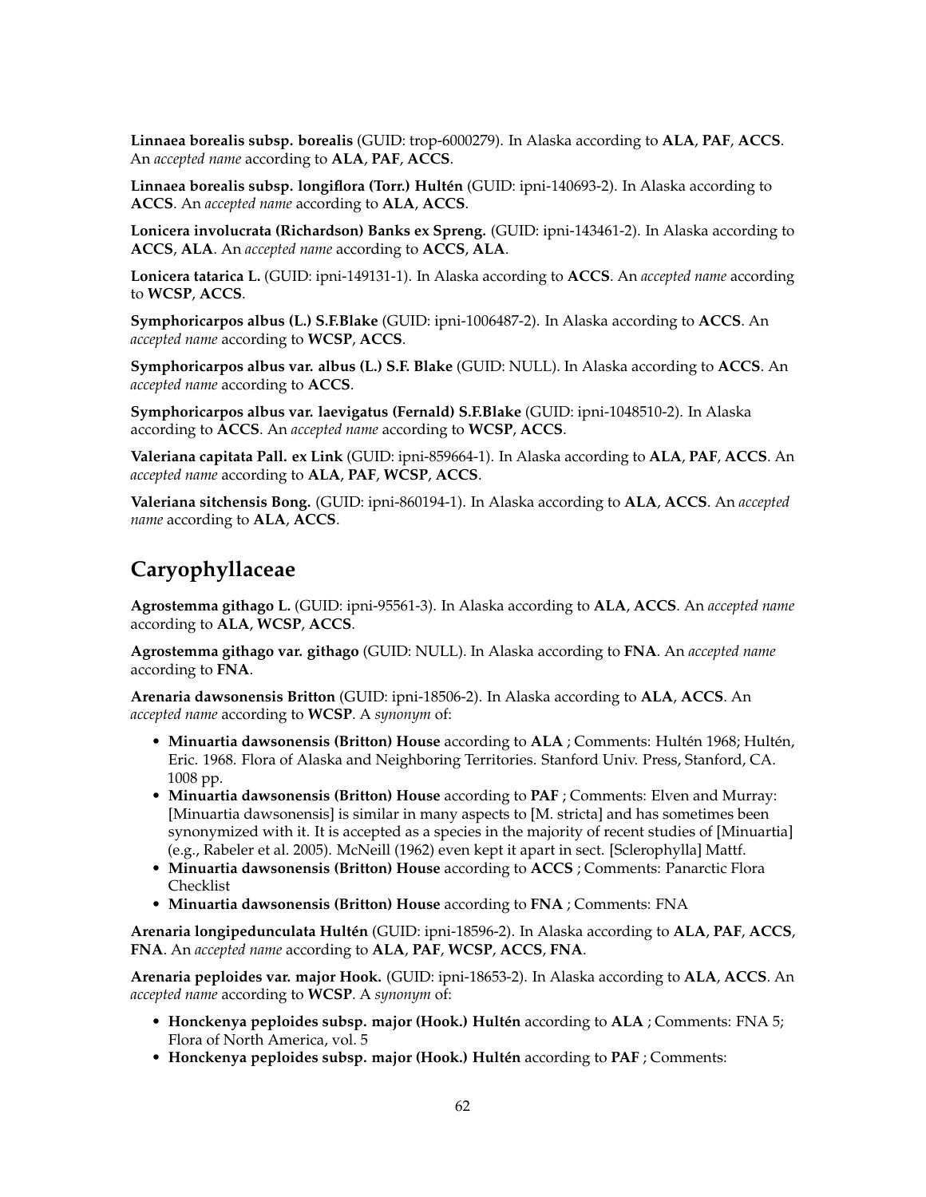**Linnaea borealis subsp. borealis** (GUID: trop-6000279). In Alaska according to **ALA**, **PAF**, **ACCS**. An *accepted name* according to **ALA**, **PAF**, **ACCS**.

**Linnaea borealis subsp. longiflora (Torr.) Hultén** (GUID: ipni-140693-2). In Alaska according to **ACCS**. An *accepted name* according to **ALA**, **ACCS**.

**Lonicera involucrata (Richardson) Banks ex Spreng.** (GUID: ipni-143461-2). In Alaska according to **ACCS**, **ALA**. An *accepted name* according to **ACCS**, **ALA**.

**Lonicera tatarica L.** (GUID: ipni-149131-1). In Alaska according to **ACCS**. An *accepted name* according to **WCSP**, **ACCS**.

**Symphoricarpos albus (L.) S.F.Blake** (GUID: ipni-1006487-2). In Alaska according to **ACCS**. An *accepted name* according to **WCSP**, **ACCS**.

**Symphoricarpos albus var. albus (L.) S.F. Blake** (GUID: NULL). In Alaska according to **ACCS**. An *accepted name* according to **ACCS**.

**Symphoricarpos albus var. laevigatus (Fernald) S.F.Blake** (GUID: ipni-1048510-2). In Alaska according to **ACCS**. An *accepted name* according to **WCSP**, **ACCS**.

**Valeriana capitata Pall. ex Link** (GUID: ipni-859664-1). In Alaska according to **ALA**, **PAF**, **ACCS**. An *accepted name* according to **ALA**, **PAF**, **WCSP**, **ACCS**.

**Valeriana sitchensis Bong.** (GUID: ipni-860194-1). In Alaska according to **ALA**, **ACCS**. An *accepted name* according to **ALA**, **ACCS**.

## Caryophyllaceae

**Agrostemma githago L.** (GUID: ipni-95561-3). In Alaska according to **ALA**, **ACCS**. An *accepted name* according to **ALA**, **WCSP**, **ACCS**.

**Agrostemma githago var. githago** (GUID: NULL). In Alaska according to **FNA**. An *accepted name* according to **FNA**.

**Arenaria dawsonensis Britton** (GUID: ipni-18506-2). In Alaska according to **ALA**, **ACCS**. An *accepted name* according to **WCSP**. A *synonym* of:

- **Minuartia dawsonensis (Britton) House** according to **ALA** ; Comments: Hultén 1968; Hultén, Eric. 1968. Flora of Alaska and Neighboring Territories. Stanford Univ. Press, Stanford, CA. 1008 pp.
- **Minuartia dawsonensis (Britton) House** according to **PAF** ; Comments: Elven and Murray: [Minuartia dawsonensis] is similar in many aspects to [M. stricta] and has sometimes been synonymized with it. It is accepted as a species in the majority of recent studies of [Minuartia] (e.g., Rabeler et al. 2005). McNeill (1962) even kept it apart in sect. [Sclerophylla] Mattf.
- **Minuartia dawsonensis (Britton) House** according to **ACCS** ; Comments: Panarctic Flora Checklist
- **Minuartia dawsonensis (Britton) House** according to **FNA** ; Comments: FNA

**Arenaria longipedunculata Hultén** (GUID: ipni-18596-2). In Alaska according to **ALA**, **PAF**, **ACCS**, **FNA**. An *accepted name* according to **ALA**, **PAF**, **WCSP**, **ACCS**, **FNA**.

**Arenaria peploides var. major Hook.** (GUID: ipni-18653-2). In Alaska according to **ALA**, **ACCS**. An *accepted name* according to **WCSP**. A *synonym* of:

- **Honckenya peploides subsp. major (Hook.) Hultén** according to **ALA** ; Comments: FNA 5; Flora of North America, vol. 5
- **Honckenya peploides subsp. major (Hook.) Hultén** according to **PAF** ; Comments: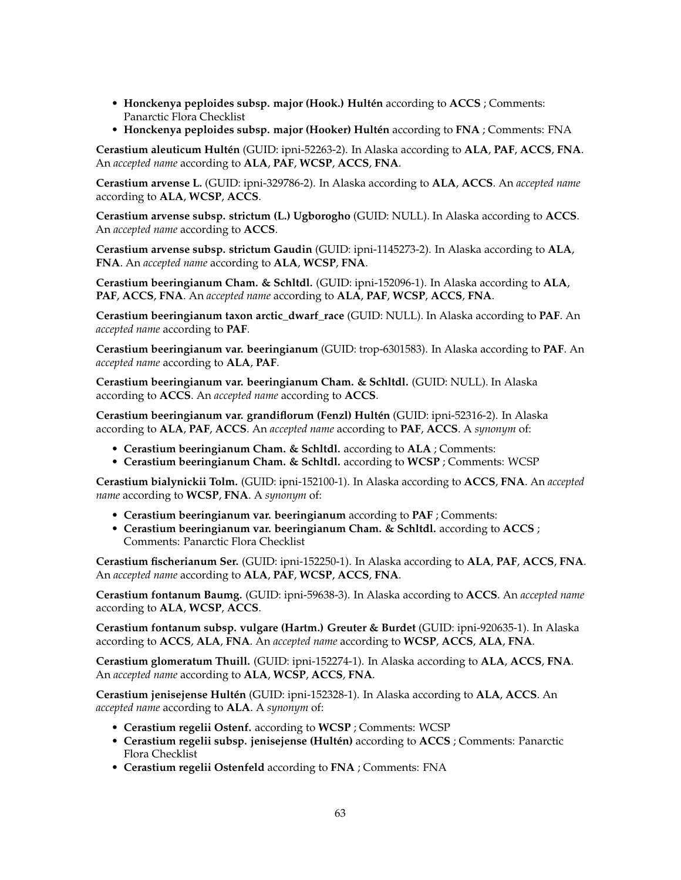- **Honckenya peploides subsp. major (Hook.) Hultén** according to **ACCS** ; Comments: Panarctic Flora Checklist
- **Honckenya peploides subsp. major (Hooker) Hultén** according to **FNA** ; Comments: FNA

**Cerastium aleuticum Hultén** (GUID: ipni-52263-2). In Alaska according to **ALA**, **PAF**, **ACCS**, **FNA**. An *accepted name* according to **ALA**, **PAF**, **WCSP**, **ACCS**, **FNA**.

**Cerastium arvense L.** (GUID: ipni-329786-2). In Alaska according to **ALA**, **ACCS**. An *accepted name* according to **ALA**, **WCSP**, **ACCS**.

**Cerastium arvense subsp. strictum (L.) Ugborogho** (GUID: NULL). In Alaska according to **ACCS**. An *accepted name* according to **ACCS**.

**Cerastium arvense subsp. strictum Gaudin** (GUID: ipni-1145273-2). In Alaska according to **ALA**, **FNA**. An *accepted name* according to **ALA**, **WCSP**, **FNA**.

**Cerastium beeringianum Cham. & Schltdl.** (GUID: ipni-152096-1). In Alaska according to **ALA**, **PAF**, **ACCS**, **FNA**. An *accepted name* according to **ALA**, **PAF**, **WCSP**, **ACCS**, **FNA**.

**Cerastium beeringianum taxon arctic_dwarf_race** (GUID: NULL). In Alaska according to **PAF**. An *accepted name* according to **PAF**.

**Cerastium beeringianum var. beeringianum** (GUID: trop-6301583). In Alaska according to **PAF**. An *accepted name* according to **ALA**, **PAF**.

**Cerastium beeringianum var. beeringianum Cham. & Schltdl.** (GUID: NULL). In Alaska according to **ACCS**. An *accepted name* according to **ACCS**.

**Cerastium beeringianum var. grandiflorum (Fenzl) Hultén** (GUID: ipni-52316-2). In Alaska according to **ALA**, **PAF**, **ACCS**. An *accepted name* according to **PAF**, **ACCS**. A *synonym* of:

- **Cerastium beeringianum Cham. & Schltdl.** according to **ALA** ; Comments:
- **Cerastium beeringianum Cham. & Schltdl.** according to **WCSP** ; Comments: WCSP

**Cerastium bialynickii Tolm.** (GUID: ipni-152100-1). In Alaska according to **ACCS**, **FNA**. An *accepted name* according to **WCSP**, **FNA**. A *synonym* of:

- **Cerastium beeringianum var. beeringianum** according to **PAF** ; Comments:
- **Cerastium beeringianum var. beeringianum Cham. & Schltdl.** according to **ACCS** ; Comments: Panarctic Flora Checklist

**Cerastium fischerianum Ser.** (GUID: ipni-152250-1). In Alaska according to **ALA**, **PAF**, **ACCS**, **FNA**. An *accepted name* according to **ALA**, **PAF**, **WCSP**, **ACCS**, **FNA**.

**Cerastium fontanum Baumg.** (GUID: ipni-59638-3). In Alaska according to **ACCS**. An *accepted name* according to **ALA**, **WCSP**, **ACCS**.

**Cerastium fontanum subsp. vulgare (Hartm.) Greuter & Burdet** (GUID: ipni-920635-1). In Alaska according to **ACCS**, **ALA**, **FNA**. An *accepted name* according to **WCSP**, **ACCS**, **ALA**, **FNA**.

**Cerastium glomeratum Thuill.** (GUID: ipni-152274-1). In Alaska according to **ALA**, **ACCS**, **FNA**. An *accepted name* according to **ALA**, **WCSP**, **ACCS**, **FNA**.

**Cerastium jenisejense Hultén** (GUID: ipni-152328-1). In Alaska according to **ALA**, **ACCS**. An *accepted name* according to **ALA**. A *synonym* of:

- **Cerastium regelii Ostenf.** according to **WCSP** ; Comments: WCSP
- **Cerastium regelii subsp. jenisejense (Hultén)** according to **ACCS** ; Comments: Panarctic Flora Checklist
- **Cerastium regelii Ostenfeld** according to **FNA** ; Comments: FNA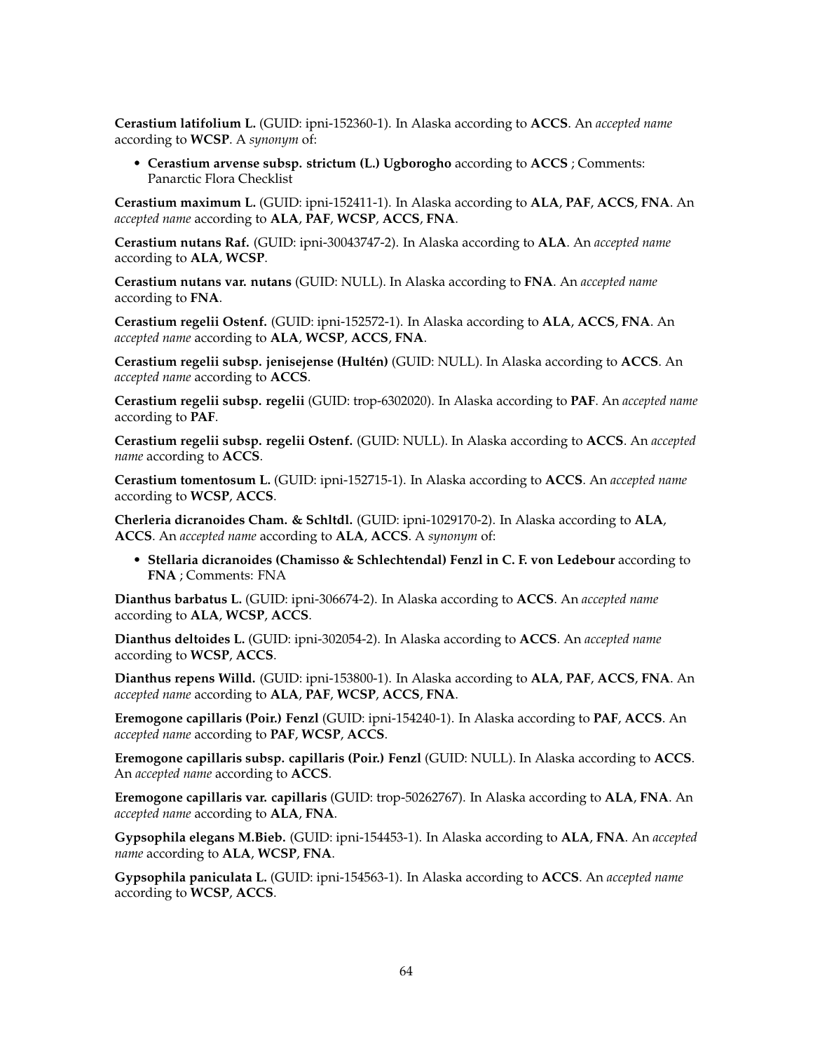**Cerastium latifolium L.** (GUID: ipni-152360-1). In Alaska according to **ACCS**. An *accepted name* according to **WCSP**. A *synonym* of:

- **Cerastium arvense subsp. strictum (L.) Ugborogho** according to **ACCS** ; Comments: Panarctic Flora Checklist

**Cerastium maximum L.** (GUID: ipni-152411-1). In Alaska according to **ALA**, **PAF**, **ACCS**, **FNA**. An *accepted name* according to **ALA**, **PAF**, **WCSP**, **ACCS**, **FNA**.

**Cerastium nutans Raf.** (GUID: ipni-30043747-2). In Alaska according to **ALA**. An *accepted name* according to **ALA**, **WCSP**.

**Cerastium nutans var. nutans** (GUID: NULL). In Alaska according to **FNA**. An *accepted name* according to **FNA**.

**Cerastium regelii Ostenf.** (GUID: ipni-152572-1). In Alaska according to **ALA**, **ACCS**, **FNA**. An *accepted name* according to **ALA**, **WCSP**, **ACCS**, **FNA**.

**Cerastium regelii subsp. jenisejense (Hultén)** (GUID: NULL). In Alaska according to **ACCS**. An *accepted name* according to **ACCS**.

**Cerastium regelii subsp. regelii** (GUID: trop-6302020). In Alaska according to **PAF**. An *accepted name* according to **PAF**.

**Cerastium regelii subsp. regelii Ostenf.** (GUID: NULL). In Alaska according to **ACCS**. An *accepted name* according to **ACCS**.

**Cerastium tomentosum L.** (GUID: ipni-152715-1). In Alaska according to **ACCS**. An *accepted name* according to **WCSP**, **ACCS**.

**Cherleria dicranoides Cham. & Schltdl.** (GUID: ipni-1029170-2). In Alaska according to **ALA**, **ACCS**. An *accepted name* according to **ALA**, **ACCS**. A *synonym* of:

- **Stellaria dicranoides (Chamisso & Schlechtendal) Fenzl in C. F. von Ledebour** according to **FNA** ; Comments: FNA

**Dianthus barbatus L.** (GUID: ipni-306674-2). In Alaska according to **ACCS**. An *accepted name* according to **ALA**, **WCSP**, **ACCS**.

**Dianthus deltoides L.** (GUID: ipni-302054-2). In Alaska according to **ACCS**. An *accepted name* according to **WCSP**, **ACCS**.

**Dianthus repens Willd.** (GUID: ipni-153800-1). In Alaska according to **ALA**, **PAF**, **ACCS**, **FNA**. An *accepted name* according to **ALA**, **PAF**, **WCSP**, **ACCS**, **FNA**.

**Eremogone capillaris (Poir.) Fenzl** (GUID: ipni-154240-1). In Alaska according to **PAF**, **ACCS**. An *accepted name* according to **PAF**, **WCSP**, **ACCS**.

**Eremogone capillaris subsp. capillaris (Poir.) Fenzl** (GUID: NULL). In Alaska according to **ACCS**. An *accepted name* according to **ACCS**.

**Eremogone capillaris var. capillaris** (GUID: trop-50262767). In Alaska according to **ALA**, **FNA**. An *accepted name* according to **ALA**, **FNA**.

**Gypsophila elegans M.Bieb.** (GUID: ipni-154453-1). In Alaska according to **ALA**, **FNA**. An *accepted name* according to **ALA**, **WCSP**, **FNA**.

**Gypsophila paniculata L.** (GUID: ipni-154563-1). In Alaska according to **ACCS**. An *accepted name* according to **WCSP**, **ACCS**.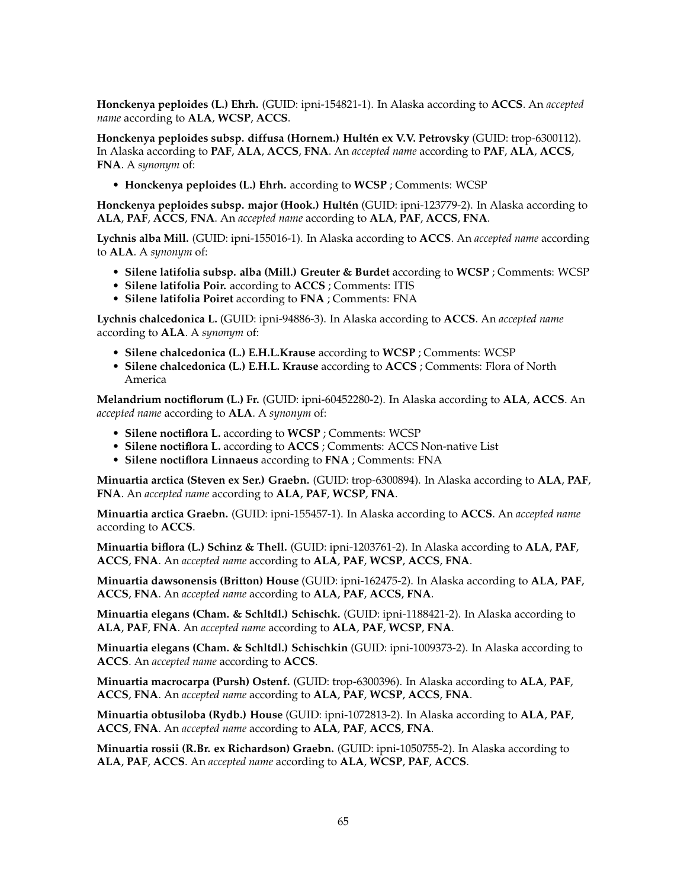**Honckenya peploides (L.) Ehrh.** (GUID: ipni-154821-1). In Alaska according to **ACCS**. An *accepted name* according to **ALA**, **WCSP**, **ACCS**.

**Honckenya peploides subsp. diffusa (Hornem.) Hultén ex V.V. Petrovsky** (GUID: trop-6300112). In Alaska according to **PAF**, **ALA**, **ACCS**, **FNA**. An *accepted name* according to **PAF**, **ALA**, **ACCS**, **FNA**. A *synonym* of:

- **Honckenya peploides (L.) Ehrh.** according to **WCSP** ; Comments: WCSP

**Honckenya peploides subsp. major (Hook.) Hultén** (GUID: ipni-123779-2). In Alaska according to **ALA**, **PAF**, **ACCS**, **FNA**. An *accepted name* according to **ALA**, **PAF**, **ACCS**, **FNA**.

**Lychnis alba Mill.** (GUID: ipni-155016-1). In Alaska according to **ACCS**. An *accepted name* according to **ALA**. A *synonym* of:

- **Silene latifolia subsp. alba (Mill.) Greuter & Burdet** according to **WCSP** ; Comments: WCSP
- **Silene latifolia Poir.** according to **ACCS** ; Comments: ITIS
- **Silene latifolia Poiret** according to **FNA** ; Comments: FNA

**Lychnis chalcedonica L.** (GUID: ipni-94886-3). In Alaska according to **ACCS**. An *accepted name* according to **ALA**. A *synonym* of:

- **Silene chalcedonica (L.) E.H.L.Krause** according to **WCSP** ; Comments: WCSP
- **Silene chalcedonica (L.) E.H.L. Krause** according to **ACCS** ; Comments: Flora of North America

**Melandrium noctiflorum (L.) Fr.** (GUID: ipni-60452280-2). In Alaska according to **ALA**, **ACCS**. An *accepted name* according to **ALA**. A *synonym* of:

- **Silene noctiflora L.** according to **WCSP** ; Comments: WCSP
- **Silene noctiflora L.** according to **ACCS** ; Comments: ACCS Non-native List
- **Silene noctiflora Linnaeus** according to **FNA** ; Comments: FNA

**Minuartia arctica (Steven ex Ser.) Graebn.** (GUID: trop-6300894). In Alaska according to **ALA**, **PAF**, **FNA**. An *accepted name* according to **ALA**, **PAF**, **WCSP**, **FNA**.

**Minuartia arctica Graebn.** (GUID: ipni-155457-1). In Alaska according to **ACCS**. An *accepted name* according to **ACCS**.

**Minuartia biflora (L.) Schinz & Thell.** (GUID: ipni-1203761-2). In Alaska according to **ALA**, **PAF**, **ACCS**, **FNA**. An *accepted name* according to **ALA**, **PAF**, **WCSP**, **ACCS**, **FNA**.

**Minuartia dawsonensis (Britton) House** (GUID: ipni-162475-2). In Alaska according to **ALA**, **PAF**, **ACCS**, **FNA**. An *accepted name* according to **ALA**, **PAF**, **ACCS**, **FNA**.

**Minuartia elegans (Cham. & Schltdl.) Schischk.** (GUID: ipni-1188421-2). In Alaska according to **ALA**, **PAF**, **FNA**. An *accepted name* according to **ALA**, **PAF**, **WCSP**, **FNA**.

**Minuartia elegans (Cham. & Schltdl.) Schischkin** (GUID: ipni-1009373-2). In Alaska according to **ACCS**. An *accepted name* according to **ACCS**.

**Minuartia macrocarpa (Pursh) Ostenf.** (GUID: trop-6300396). In Alaska according to **ALA**, **PAF**, **ACCS**, **FNA**. An *accepted name* according to **ALA**, **PAF**, **WCSP**, **ACCS**, **FNA**.

**Minuartia obtusiloba (Rydb.) House** (GUID: ipni-1072813-2). In Alaska according to **ALA**, **PAF**, **ACCS**, **FNA**. An *accepted name* according to **ALA**, **PAF**, **ACCS**, **FNA**.

**Minuartia rossii (R.Br. ex Richardson) Graebn.** (GUID: ipni-1050755-2). In Alaska according to **ALA**, **PAF**, **ACCS**. An *accepted name* according to **ALA**, **WCSP**, **PAF**, **ACCS**.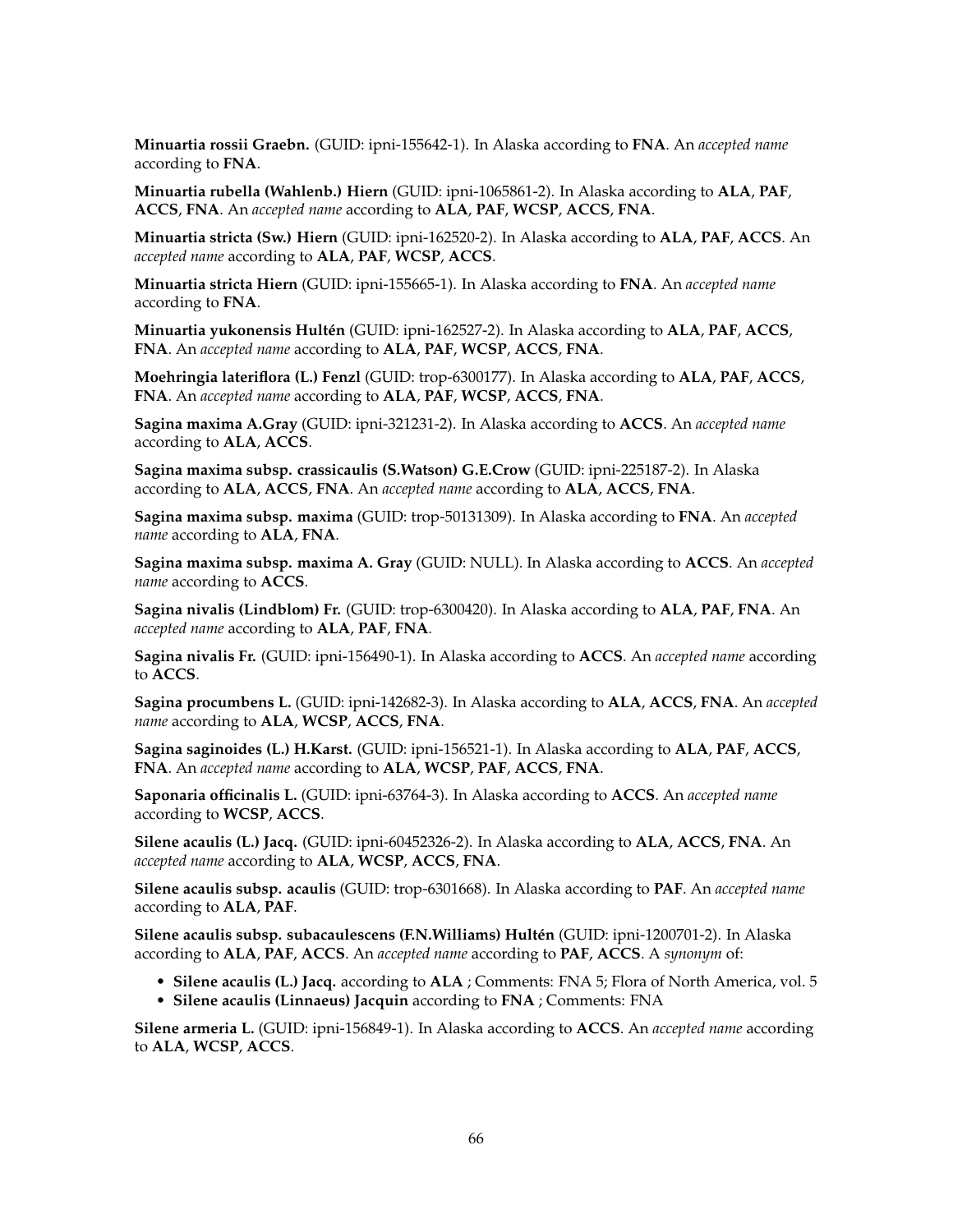**Minuartia rossii Graebn.** (GUID: ipni-155642-1). In Alaska according to **FNA**. An *accepted name* according to **FNA**.

**Minuartia rubella (Wahlenb.) Hiern** (GUID: ipni-1065861-2). In Alaska according to **ALA**, **PAF**, **ACCS**, **FNA**. An *accepted name* according to **ALA**, **PAF**, **WCSP**, **ACCS**, **FNA**.

**Minuartia stricta (Sw.) Hiern** (GUID: ipni-162520-2). In Alaska according to **ALA**, **PAF**, **ACCS**. An *accepted name* according to **ALA**, **PAF**, **WCSP**, **ACCS**.

**Minuartia stricta Hiern** (GUID: ipni-155665-1). In Alaska according to **FNA**. An *accepted name* according to **FNA**.

**Minuartia yukonensis Hultén** (GUID: ipni-162527-2). In Alaska according to **ALA**, **PAF**, **ACCS**, **FNA**. An *accepted name* according to **ALA**, **PAF**, **WCSP**, **ACCS**, **FNA**.

**Moehringia lateriflora (L.) Fenzl** (GUID: trop-6300177). In Alaska according to **ALA**, **PAF**, **ACCS**, **FNA**. An *accepted name* according to **ALA**, **PAF**, **WCSP**, **ACCS**, **FNA**.

**Sagina maxima A.Gray** (GUID: ipni-321231-2). In Alaska according to **ACCS**. An *accepted name* according to **ALA**, **ACCS**.

**Sagina maxima subsp. crassicaulis (S.Watson) G.E.Crow** (GUID: ipni-225187-2). In Alaska according to **ALA**, **ACCS**, **FNA**. An *accepted name* according to **ALA**, **ACCS**, **FNA**.

**Sagina maxima subsp. maxima** (GUID: trop-50131309). In Alaska according to **FNA**. An *accepted name* according to **ALA**, **FNA**.

**Sagina maxima subsp. maxima A. Gray** (GUID: NULL). In Alaska according to **ACCS**. An *accepted name* according to **ACCS**.

**Sagina nivalis (Lindblom) Fr.** (GUID: trop-6300420). In Alaska according to **ALA**, **PAF**, **FNA**. An *accepted name* according to **ALA**, **PAF**, **FNA**.

**Sagina nivalis Fr.** (GUID: ipni-156490-1). In Alaska according to **ACCS**. An *accepted name* according to **ACCS**.

**Sagina procumbens L.** (GUID: ipni-142682-3). In Alaska according to **ALA**, **ACCS**, **FNA**. An *accepted name* according to **ALA**, **WCSP**, **ACCS**, **FNA**.

**Sagina saginoides (L.) H.Karst.** (GUID: ipni-156521-1). In Alaska according to **ALA**, **PAF**, **ACCS**, **FNA**. An *accepted name* according to **ALA**, **WCSP**, **PAF**, **ACCS**, **FNA**.

**Saponaria officinalis L.** (GUID: ipni-63764-3). In Alaska according to **ACCS**. An *accepted name* according to **WCSP**, **ACCS**.

**Silene acaulis (L.) Jacq.** (GUID: ipni-60452326-2). In Alaska according to **ALA**, **ACCS**, **FNA**. An *accepted name* according to **ALA**, **WCSP**, **ACCS**, **FNA**.

**Silene acaulis subsp. acaulis** (GUID: trop-6301668). In Alaska according to **PAF**. An *accepted name* according to **ALA**, **PAF**.

**Silene acaulis subsp. subacaulescens (F.N.Williams) Hultén** (GUID: ipni-1200701-2). In Alaska according to **ALA**, **PAF**, **ACCS**. An *accepted name* according to **PAF**, **ACCS**. A *synonym* of:

- **Silene acaulis (L.) Jacq.** according to **ALA** ; Comments: FNA 5; Flora of North America, vol. 5
- **Silene acaulis (Linnaeus) Jacquin** according to **FNA** ; Comments: FNA

**Silene armeria L.** (GUID: ipni-156849-1). In Alaska according to **ACCS**. An *accepted name* according to **ALA**, **WCSP**, **ACCS**.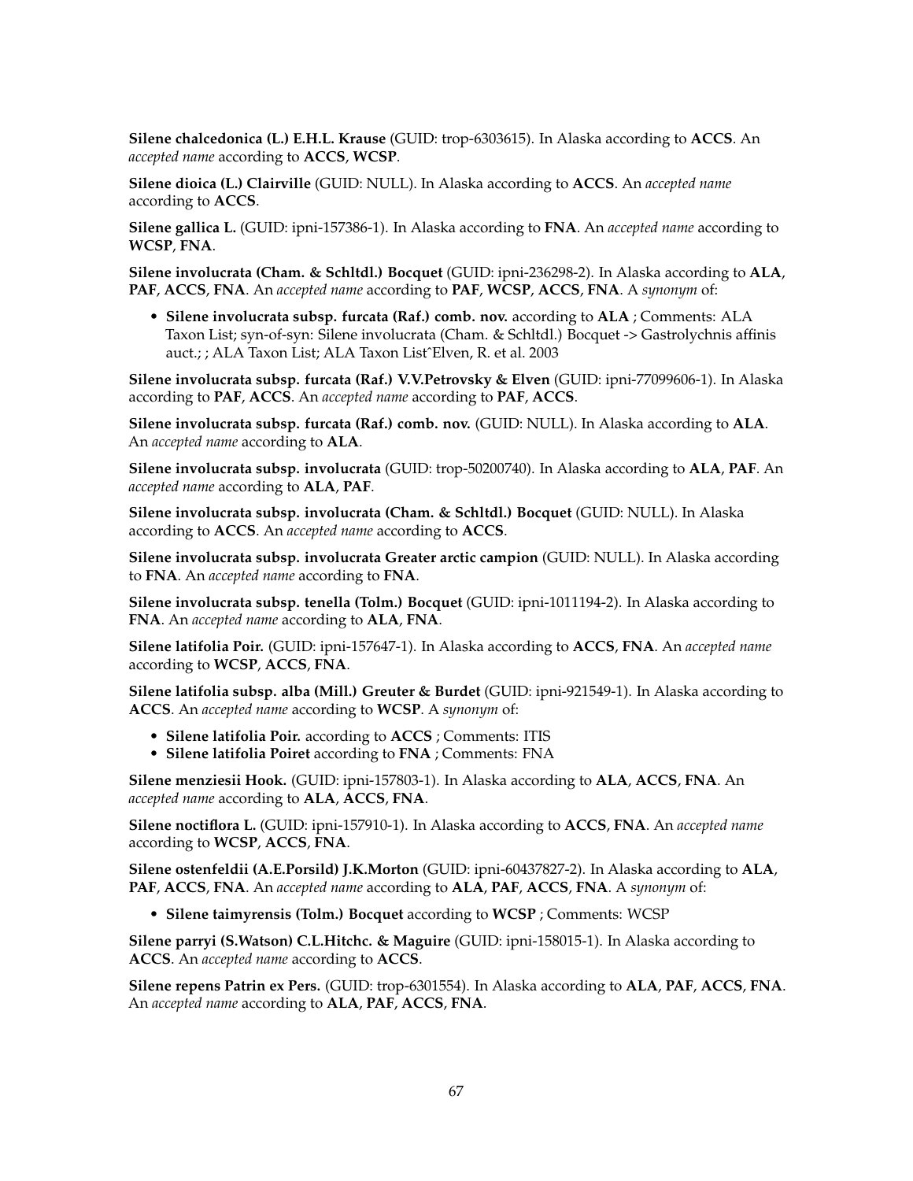**Silene chalcedonica (L.) E.H.L. Krause** (GUID: trop-6303615). In Alaska according to **ACCS**. An *accepted name* according to **ACCS**, **WCSP**.

**Silene dioica (L.) Clairville** (GUID: NULL). In Alaska according to **ACCS**. An *accepted name* according to **ACCS**.

**Silene gallica L.** (GUID: ipni-157386-1). In Alaska according to **FNA**. An *accepted name* according to **WCSP**, **FNA**.

**Silene involucrata (Cham. & Schltdl.) Bocquet** (GUID: ipni-236298-2). In Alaska according to **ALA**, **PAF**, **ACCS**, **FNA**. An *accepted name* according to **PAF**, **WCSP**, **ACCS**, **FNA**. A *synonym* of:

- **Silene involucrata subsp. furcata (Raf.) comb. nov.** according to **ALA** ; Comments: ALA Taxon List; syn-of-syn: Silene involucrata (Cham. & Schltdl.) Bocquet -> Gastrolychnis affinis auct.; ; ALA Taxon List; ALA Taxon List^Elven, R. et al. 2003

**Silene involucrata subsp. furcata (Raf.) V.V.Petrovsky & Elven** (GUID: ipni-77099606-1). In Alaska according to **PAF**, **ACCS**. An *accepted name* according to **PAF**, **ACCS**.

**Silene involucrata subsp. furcata (Raf.) comb. nov.** (GUID: NULL). In Alaska according to **ALA**. An *accepted name* according to **ALA**.

**Silene involucrata subsp. involucrata** (GUID: trop-50200740). In Alaska according to **ALA**, **PAF**. An *accepted name* according to **ALA**, **PAF**.

**Silene involucrata subsp. involucrata (Cham. & Schltdl.) Bocquet** (GUID: NULL). In Alaska according to **ACCS**. An *accepted name* according to **ACCS**.

**Silene involucrata subsp. involucrata Greater arctic campion** (GUID: NULL). In Alaska according to **FNA**. An *accepted name* according to **FNA**.

**Silene involucrata subsp. tenella (Tolm.) Bocquet** (GUID: ipni-1011194-2). In Alaska according to **FNA**. An *accepted name* according to **ALA**, **FNA**.

**Silene latifolia Poir.** (GUID: ipni-157647-1). In Alaska according to **ACCS**, **FNA**. An *accepted name* according to **WCSP**, **ACCS**, **FNA**.

**Silene latifolia subsp. alba (Mill.) Greuter & Burdet** (GUID: ipni-921549-1). In Alaska according to **ACCS**. An *accepted name* according to **WCSP**. A *synonym* of:

- **Silene latifolia Poir.** according to **ACCS** ; Comments: ITIS
- **Silene latifolia Poiret** according to **FNA** ; Comments: FNA

**Silene menziesii Hook.** (GUID: ipni-157803-1). In Alaska according to **ALA**, **ACCS**, **FNA**. An *accepted name* according to **ALA**, **ACCS**, **FNA**.

**Silene noctiflora L.** (GUID: ipni-157910-1). In Alaska according to **ACCS**, **FNA**. An *accepted name* according to **WCSP**, **ACCS**, **FNA**.

**Silene ostenfeldii (A.E.Porsild) J.K.Morton** (GUID: ipni-60437827-2). In Alaska according to **ALA**, **PAF**, **ACCS**, **FNA**. An *accepted name* according to **ALA**, **PAF**, **ACCS**, **FNA**. A *synonym* of:

- **Silene taimyrensis (Tolm.) Bocquet** according to **WCSP** ; Comments: WCSP

**Silene parryi (S.Watson) C.L.Hitchc. & Maguire** (GUID: ipni-158015-1). In Alaska according to **ACCS**. An *accepted name* according to **ACCS**.

**Silene repens Patrin ex Pers.** (GUID: trop-6301554). In Alaska according to **ALA**, **PAF**, **ACCS**, **FNA**. An *accepted name* according to **ALA**, **PAF**, **ACCS**, **FNA**.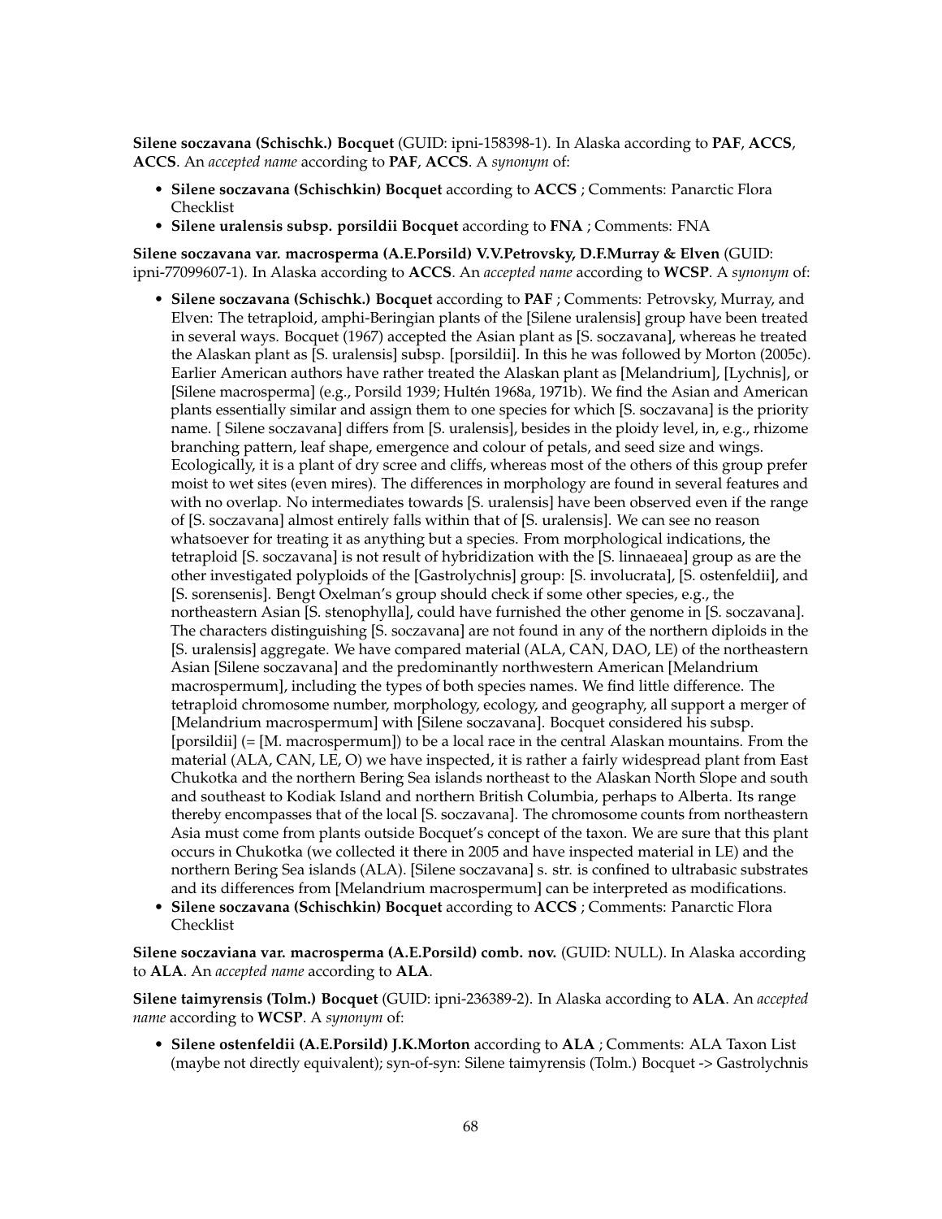**Silene soczavana (Schischk.) Bocquet** (GUID: ipni-158398-1). In Alaska according to **PAF**, **ACCS**, **ACCS**. An *accepted name* according to **PAF**, **ACCS**. A *synonym* of:

- **Silene soczavana (Schischkin) Bocquet** according to **ACCS** ; Comments: Panarctic Flora Checklist
- **Silene uralensis subsp. porsildii Bocquet** according to **FNA** ; Comments: FNA

**Silene soczavana var. macrosperma (A.E.Porsild) V.V.Petrovsky, D.F.Murray & Elven** (GUID: ipni-77099607-1). In Alaska according to **ACCS**. An *accepted name* according to **WCSP**. A *synonym* of:

- **Silene soczavana (Schischk.) Bocquet** according to **PAF** ; Comments: Petrovsky, Murray, and Elven: The tetraploid, amphi-Beringian plants of the [Silene uralensis] group have been treated in several ways. Bocquet (1967) accepted the Asian plant as [S. soczavana], whereas he treated the Alaskan plant as [S. uralensis] subsp. [porsildii]. In this he was followed by Morton (2005c). Earlier American authors have rather treated the Alaskan plant as [Melandrium], [Lychnis], or [Silene macrosperma] (e.g., Porsild 1939; Hultén 1968a, 1971b). We find the Asian and American plants essentially similar and assign them to one species for which [S. soczavana] is the priority name. [ Silene soczavana] differs from [S. uralensis], besides in the ploidy level, in, e.g., rhizome branching pattern, leaf shape, emergence and colour of petals, and seed size and wings. Ecologically, it is a plant of dry scree and cliffs, whereas most of the others of this group prefer moist to wet sites (even mires). The differences in morphology are found in several features and with no overlap. No intermediates towards [S. uralensis] have been observed even if the range of [S. soczavana] almost entirely falls within that of [S. uralensis]. We can see no reason whatsoever for treating it as anything but a species. From morphological indications, the tetraploid [S. soczavana] is not result of hybridization with the [S. linnaeaea] group as are the other investigated polyploids of the [Gastrolychnis] group: [S. involucrata], [S. ostenfeldii], and [S. sorensenis]. Bengt Oxelman's group should check if some other species, e.g., the northeastern Asian [S. stenophylla], could have furnished the other genome in [S. soczavana]. The characters distinguishing [S. soczavana] are not found in any of the northern diploids in the [S. uralensis] aggregate. We have compared material (ALA, CAN, DAO, LE) of the northeastern Asian [Silene soczavana] and the predominantly northwestern American [Melandrium macrospermum], including the types of both species names. We find little difference. The tetraploid chromosome number, morphology, ecology, and geography, all support a merger of [Melandrium macrospermum] with [Silene soczavana]. Bocquet considered his subsp. [porsildii] (= [M. macrospermum]) to be a local race in the central Alaskan mountains. From the material (ALA, CAN, LE, O) we have inspected, it is rather a fairly widespread plant from East Chukotka and the northern Bering Sea islands northeast to the Alaskan North Slope and south and southeast to Kodiak Island and northern British Columbia, perhaps to Alberta. Its range thereby encompasses that of the local [S. soczavana]. The chromosome counts from northeastern Asia must come from plants outside Bocquet's concept of the taxon. We are sure that this plant occurs in Chukotka (we collected it there in 2005 and have inspected material in LE) and the northern Bering Sea islands (ALA). [Silene soczavana] s. str. is confined to ultrabasic substrates and its differences from [Melandrium macrospermum] can be interpreted as modifications.
- **Silene soczavana (Schischkin) Bocquet** according to **ACCS** ; Comments: Panarctic Flora Checklist

**Silene soczaviana var. macrosperma (A.E.Porsild) comb. nov.** (GUID: NULL). In Alaska according to **ALA**. An *accepted name* according to **ALA**.

**Silene taimyrensis (Tolm.) Bocquet** (GUID: ipni-236389-2). In Alaska according to **ALA**. An *accepted name* according to **WCSP**. A *synonym* of:

- **Silene ostenfeldii (A.E.Porsild) J.K.Morton** according to **ALA** ; Comments: ALA Taxon List (maybe not directly equivalent); syn-of-syn: Silene taimyrensis (Tolm.) Bocquet -> Gastrolychnis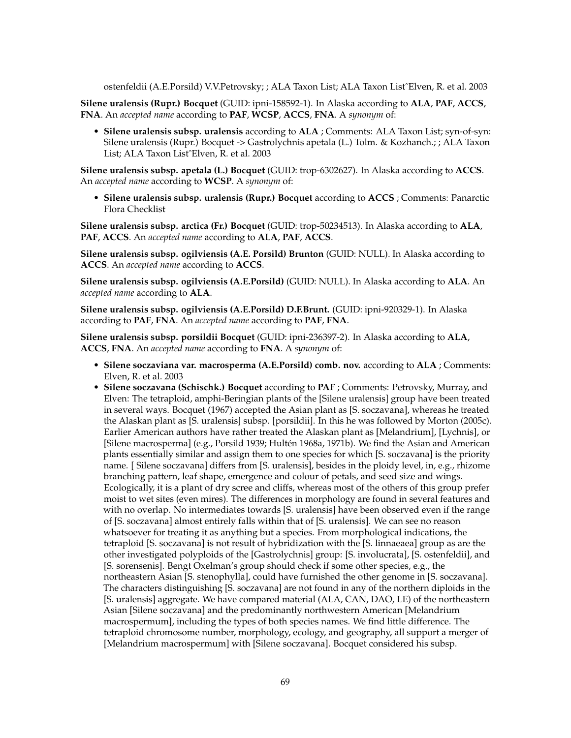ostenfeldii (A.E.Porsild) V.V.Petrovsky; ; ALA Taxon List; ALA Taxon Listˆ Elven, R. et al. 2003

**Silene uralensis (Rupr.) Bocquet** (GUID: ipni-158592-1). In Alaska according to **ALA**, **PAF**, **ACCS**, **FNA**. An *accepted name* according to **PAF**, **WCSP**, **ACCS**, **FNA**. A *synonym* of:

- **Silene uralensis subsp. uralensis** according to **ALA** ; Comments: ALA Taxon List; syn-of-syn: Silene uralensis (Rupr.) Bocquet -> Gastrolychnis apetala (L.) Tolm. & Kozhanch.; ; ALA Taxon List; ALA Taxon Listˆ Elven, R. et al. 2003

**Silene uralensis subsp. apetala (L.) Bocquet** (GUID: trop-6302627). In Alaska according to **ACCS**. An *accepted name* according to **WCSP**. A *synonym* of:

- **Silene uralensis subsp. uralensis (Rupr.) Bocquet** according to **ACCS** ; Comments: Panarctic Flora Checklist

**Silene uralensis subsp. arctica (Fr.) Bocquet** (GUID: trop-50234513). In Alaska according to **ALA**, **PAF**, **ACCS**. An *accepted name* according to **ALA**, **PAF**, **ACCS**.

**Silene uralensis subsp. ogilviensis (A.E. Porsild) Brunton** (GUID: NULL). In Alaska according to **ACCS**. An *accepted name* according to **ACCS**.

**Silene uralensis subsp. ogilviensis (A.E.Porsild)** (GUID: NULL). In Alaska according to **ALA**. An *accepted name* according to **ALA**.

**Silene uralensis subsp. ogilviensis (A.E.Porsild) D.F.Brunt.** (GUID: ipni-920329-1). In Alaska according to **PAF**, **FNA**. An *accepted name* according to **PAF**, **FNA**.

**Silene uralensis subsp. porsildii Bocquet** (GUID: ipni-236397-2). In Alaska according to **ALA**, **ACCS**, **FNA**. An *accepted name* according to **FNA**. A *synonym* of:

- **Silene soczaviana var. macrosperma (A.E.Porsild) comb. nov.** according to **ALA** ; Comments: Elven, R. et al. 2003
- **Silene soczavana (Schischk.) Bocquet** according to **PAF** ; Comments: Petrovsky, Murray, and Elven: The tetraploid, amphi-Beringian plants of the [Silene uralensis] group have been treated in several ways. Bocquet (1967) accepted the Asian plant as [S. soczavana], whereas he treated the Alaskan plant as [S. uralensis] subsp. [porsildii]. In this he was followed by Morton (2005c). Earlier American authors have rather treated the Alaskan plant as [Melandrium], [Lychnis], or [Silene macrosperma] (e.g., Porsild 1939; Hultén 1968a, 1971b). We find the Asian and American plants essentially similar and assign them to one species for which [S. soczavana] is the priority name. [ Silene soczavana] differs from [S. uralensis], besides in the ploidy level, in, e.g., rhizome branching pattern, leaf shape, emergence and colour of petals, and seed size and wings. Ecologically, it is a plant of dry scree and cliffs, whereas most of the others of this group prefer moist to wet sites (even mires). The differences in morphology are found in several features and with no overlap. No intermediates towards [S. uralensis] have been observed even if the range of [S. soczavana] almost entirely falls within that of [S. uralensis]. We can see no reason whatsoever for treating it as anything but a species. From morphological indications, the tetraploid [S. soczavana] is not result of hybridization with the [S. linnaeaea] group as are the other investigated polyploids of the [Gastrolychnis] group: [S. involucrata], [S. ostenfeldii], and [S. sorensenis]. Bengt Oxelman's group should check if some other species, e.g., the northeastern Asian [S. stenophylla], could have furnished the other genome in [S. soczavana]. The characters distinguishing [S. soczavana] are not found in any of the northern diploids in the [S. uralensis] aggregate. We have compared material (ALA, CAN, DAO, LE) of the northeastern Asian [Silene soczavana] and the predominantly northwestern American [Melandrium macrospermum], including the types of both species names. We find little difference. The tetraploid chromosome number, morphology, ecology, and geography, all support a merger of [Melandrium macrospermum] with [Silene soczavana]. Bocquet considered his subsp.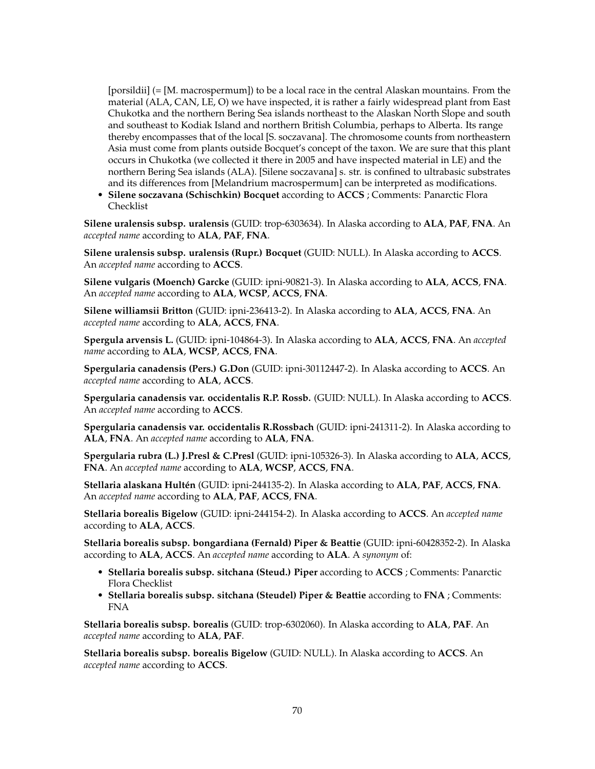[porsildii] (= [M. macrospermum]) to be a local race in the central Alaskan mountains. From the material (ALA, CAN, LE, O) we have inspected, it is rather a fairly widespread plant from East Chukotka and the northern Bering Sea islands northeast to the Alaskan North Slope and south and southeast to Kodiak Island and northern British Columbia, perhaps to Alberta. Its range thereby encompasses that of the local [S. soczavana]. The chromosome counts from northeastern Asia must come from plants outside Bocquet's concept of the taxon. We are sure that this plant occurs in Chukotka (we collected it there in 2005 and have inspected material in LE) and the northern Bering Sea islands (ALA). [Silene soczavana] s. str. is confined to ultrabasic substrates and its differences from [Melandrium macrospermum] can be interpreted as modifications.

- **Silene soczavana (Schischkin) Bocquet** according to **ACCS** ; Comments: Panarctic Flora Checklist

**Silene uralensis subsp. uralensis** (GUID: trop-6303634). In Alaska according to **ALA**, **PAF**, **FNA**. An *accepted name* according to **ALA**, **PAF**, **FNA**.

**Silene uralensis subsp. uralensis (Rupr.) Bocquet** (GUID: NULL). In Alaska according to **ACCS**. An *accepted name* according to **ACCS**.

**Silene vulgaris (Moench) Garcke** (GUID: ipni-90821-3). In Alaska according to **ALA**, **ACCS**, **FNA**. An *accepted name* according to **ALA**, **WCSP**, **ACCS**, **FNA**.

**Silene williamsii Britton** (GUID: ipni-236413-2). In Alaska according to **ALA**, **ACCS**, **FNA**. An *accepted name* according to **ALA**, **ACCS**, **FNA**.

**Spergula arvensis L.** (GUID: ipni-104864-3). In Alaska according to **ALA**, **ACCS**, **FNA**. An *accepted name* according to **ALA**, **WCSP**, **ACCS**, **FNA**.

**Spergularia canadensis (Pers.) G.Don** (GUID: ipni-30112447-2). In Alaska according to **ACCS**. An *accepted name* according to **ALA**, **ACCS**.

**Spergularia canadensis var. occidentalis R.P. Rossb.** (GUID: NULL). In Alaska according to **ACCS**. An *accepted name* according to **ACCS**.

**Spergularia canadensis var. occidentalis R.Rossbach** (GUID: ipni-241311-2). In Alaska according to **ALA**, **FNA**. An *accepted name* according to **ALA**, **FNA**.

**Spergularia rubra (L.) J.Presl & C.Presl** (GUID: ipni-105326-3). In Alaska according to **ALA**, **ACCS**, **FNA**. An *accepted name* according to **ALA**, **WCSP**, **ACCS**, **FNA**.

**Stellaria alaskana Hultén** (GUID: ipni-244135-2). In Alaska according to **ALA**, **PAF**, **ACCS**, **FNA**. An *accepted name* according to **ALA**, **PAF**, **ACCS**, **FNA**.

**Stellaria borealis Bigelow** (GUID: ipni-244154-2). In Alaska according to **ACCS**. An *accepted name* according to **ALA**, **ACCS**.

**Stellaria borealis subsp. bongardiana (Fernald) Piper & Beattie** (GUID: ipni-60428352-2). In Alaska according to **ALA**, **ACCS**. An *accepted name* according to **ALA**. A *synonym* of:

- **Stellaria borealis subsp. sitchana (Steud.) Piper** according to **ACCS** ; Comments: Panarctic Flora Checklist
- **Stellaria borealis subsp. sitchana (Steudel) Piper & Beattie** according to **FNA** ; Comments: FNA

**Stellaria borealis subsp. borealis** (GUID: trop-6302060). In Alaska according to **ALA**, **PAF**. An *accepted name* according to **ALA**, **PAF**.

**Stellaria borealis subsp. borealis Bigelow** (GUID: NULL). In Alaska according to **ACCS**. An *accepted name* according to **ACCS**.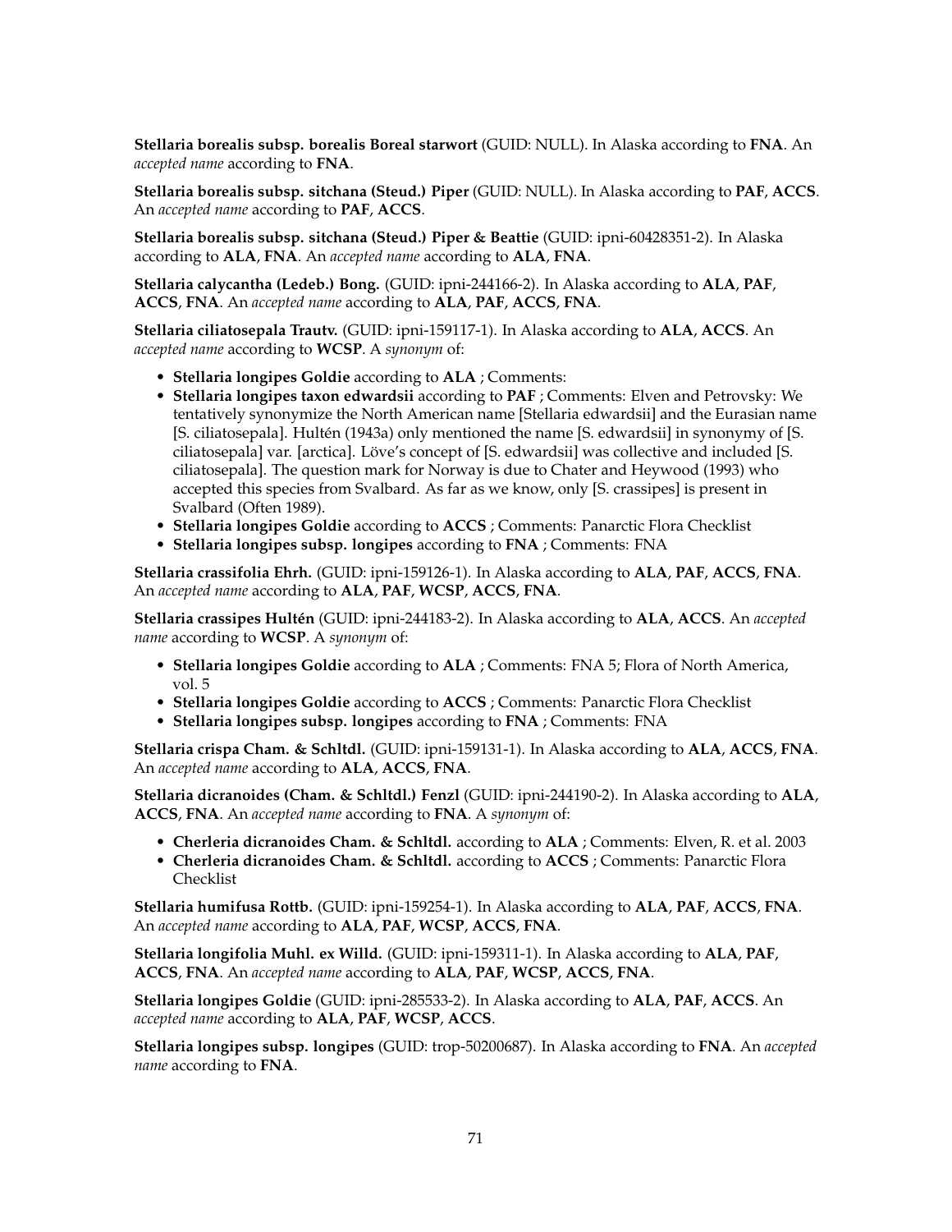**Stellaria borealis subsp. borealis Boreal starwort** (GUID: NULL). In Alaska according to **FNA**. An *accepted name* according to **FNA**.

**Stellaria borealis subsp. sitchana (Steud.) Piper** (GUID: NULL). In Alaska according to **PAF**, **ACCS**. An *accepted name* according to **PAF**, **ACCS**.

**Stellaria borealis subsp. sitchana (Steud.) Piper & Beattie** (GUID: ipni-60428351-2). In Alaska according to **ALA**, **FNA**. An *accepted name* according to **ALA**, **FNA**.

**Stellaria calycantha (Ledeb.) Bong.** (GUID: ipni-244166-2). In Alaska according to **ALA**, **PAF**, **ACCS**, **FNA**. An *accepted name* according to **ALA**, **PAF**, **ACCS**, **FNA**.

**Stellaria ciliatosepala Trautv.** (GUID: ipni-159117-1). In Alaska according to **ALA**, **ACCS**. An *accepted name* according to **WCSP**. A *synonym* of:

- **Stellaria longipes Goldie** according to **ALA** ; Comments:
- **Stellaria longipes taxon edwardsii** according to **PAF** ; Comments: Elven and Petrovsky: We tentatively synonymize the North American name [Stellaria edwardsii] and the Eurasian name [S. ciliatosepala]. Hultén (1943a) only mentioned the name [S. edwardsii] in synonymy of [S. ciliatosepala] var. [arctica]. Löve's concept of [S. edwardsii] was collective and included [S. ciliatosepala]. The question mark for Norway is due to Chater and Heywood (1993) who accepted this species from Svalbard. As far as we know, only [S. crassipes] is present in Svalbard (Often 1989).
- **Stellaria longipes Goldie** according to **ACCS** ; Comments: Panarctic Flora Checklist
- **Stellaria longipes subsp. longipes** according to **FNA** ; Comments: FNA

**Stellaria crassifolia Ehrh.** (GUID: ipni-159126-1). In Alaska according to **ALA**, **PAF**, **ACCS**, **FNA**. An *accepted name* according to **ALA**, **PAF**, **WCSP**, **ACCS**, **FNA**.

**Stellaria crassipes Hultén** (GUID: ipni-244183-2). In Alaska according to **ALA**, **ACCS**. An *accepted name* according to **WCSP**. A *synonym* of:

- **Stellaria longipes Goldie** according to **ALA** ; Comments: FNA 5; Flora of North America, vol. 5
- **Stellaria longipes Goldie** according to **ACCS** ; Comments: Panarctic Flora Checklist
- **Stellaria longipes subsp. longipes** according to **FNA** ; Comments: FNA

**Stellaria crispa Cham. & Schltdl.** (GUID: ipni-159131-1). In Alaska according to **ALA**, **ACCS**, **FNA**. An *accepted name* according to **ALA**, **ACCS**, **FNA**.

**Stellaria dicranoides (Cham. & Schltdl.) Fenzl** (GUID: ipni-244190-2). In Alaska according to **ALA**, **ACCS**, **FNA**. An *accepted name* according to **FNA**. A *synonym* of:

- **Cherleria dicranoides Cham. & Schltdl.** according to **ALA** ; Comments: Elven, R. et al. 2003
- **Cherleria dicranoides Cham. & Schltdl.** according to **ACCS** ; Comments: Panarctic Flora Checklist

**Stellaria humifusa Rottb.** (GUID: ipni-159254-1). In Alaska according to **ALA**, **PAF**, **ACCS**, **FNA**. An *accepted name* according to **ALA**, **PAF**, **WCSP**, **ACCS**, **FNA**.

**Stellaria longifolia Muhl. ex Willd.** (GUID: ipni-159311-1). In Alaska according to **ALA**, **PAF**, **ACCS**, **FNA**. An *accepted name* according to **ALA**, **PAF**, **WCSP**, **ACCS**, **FNA**.

**Stellaria longipes Goldie** (GUID: ipni-285533-2). In Alaska according to **ALA**, **PAF**, **ACCS**. An *accepted name* according to **ALA**, **PAF**, **WCSP**, **ACCS**.

**Stellaria longipes subsp. longipes** (GUID: trop-50200687). In Alaska according to **FNA**. An *accepted name* according to **FNA**.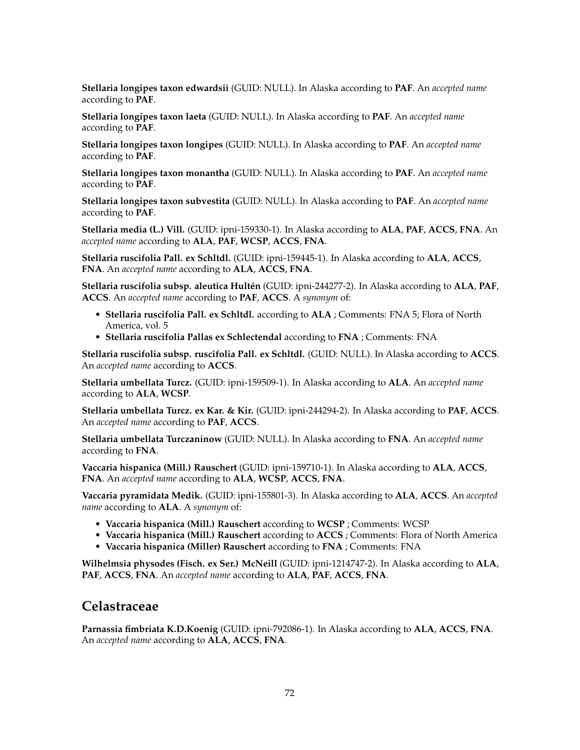**Stellaria longipes taxon edwardsii** (GUID: NULL). In Alaska according to **PAF**. An *accepted name* according to **PAF**.

**Stellaria longipes taxon laeta** (GUID: NULL). In Alaska according to **PAF**. An *accepted name* according to **PAF**.

**Stellaria longipes taxon longipes** (GUID: NULL). In Alaska according to **PAF**. An *accepted name* according to **PAF**.

**Stellaria longipes taxon monantha** (GUID: NULL). In Alaska according to **PAF**. An *accepted name* according to **PAF**.

**Stellaria longipes taxon subvestita** (GUID: NULL). In Alaska according to **PAF**. An *accepted name* according to **PAF**.

**Stellaria media (L.) Vill.** (GUID: ipni-159330-1). In Alaska according to **ALA**, **PAF**, **ACCS**, **FNA**. An *accepted name* according to **ALA**, **PAF**, **WCSP**, **ACCS**, **FNA**.

**Stellaria ruscifolia Pall. ex Schltdl.** (GUID: ipni-159445-1). In Alaska according to **ALA**, **ACCS**, **FNA**. An *accepted name* according to **ALA**, **ACCS**, **FNA**.

**Stellaria ruscifolia subsp. aleutica Hultén** (GUID: ipni-244277-2). In Alaska according to **ALA**, **PAF**, **ACCS**. An *accepted name* according to **PAF**, **ACCS**. A *synonym* of:

- **Stellaria ruscifolia Pall. ex Schltdl.** according to **ALA** ; Comments: FNA 5; Flora of North America, vol. 5
- **Stellaria ruscifolia Pallas ex Schlectendal** according to **FNA** ; Comments: FNA

**Stellaria ruscifolia subsp. ruscifolia Pall. ex Schltdl.** (GUID: NULL). In Alaska according to **ACCS**. An *accepted name* according to **ACCS**.

**Stellaria umbellata Turcz.** (GUID: ipni-159509-1). In Alaska according to **ALA**. An *accepted name* according to **ALA**, **WCSP**.

**Stellaria umbellata Turcz. ex Kar. & Kir.** (GUID: ipni-244294-2). In Alaska according to **PAF**, **ACCS**. An *accepted name* according to **PAF**, **ACCS**.

**Stellaria umbellata Turczaninow** (GUID: NULL). In Alaska according to **FNA**. An *accepted name* according to **FNA**.

**Vaccaria hispanica (Mill.) Rauschert** (GUID: ipni-159710-1). In Alaska according to **ALA**, **ACCS**, **FNA**. An *accepted name* according to **ALA**, **WCSP**, **ACCS**, **FNA**.

**Vaccaria pyramidata Medik.** (GUID: ipni-155801-3). In Alaska according to **ALA**, **ACCS**. An *accepted name* according to **ALA**. A *synonym* of:

- **Vaccaria hispanica (Mill.) Rauschert** according to **WCSP** ; Comments: WCSP
- **Vaccaria hispanica (Mill.) Rauschert** according to **ACCS** ; Comments: Flora of North America
- **Vaccaria hispanica (Miller) Rauschert** according to **FNA** ; Comments: FNA

**Wilhelmsia physodes (Fisch. ex Ser.) McNeill** (GUID: ipni-1214747-2). In Alaska according to **ALA**, **PAF**, **ACCS**, **FNA**. An *accepted name* according to **ALA**, **PAF**, **ACCS**, **FNA**.

## Celastraceae

**Parnassia fimbriata K.D.Koenig** (GUID: ipni-792086-1). In Alaska according to **ALA**, **ACCS**, **FNA**. An *accepted name* according to **ALA**, **ACCS**, **FNA**.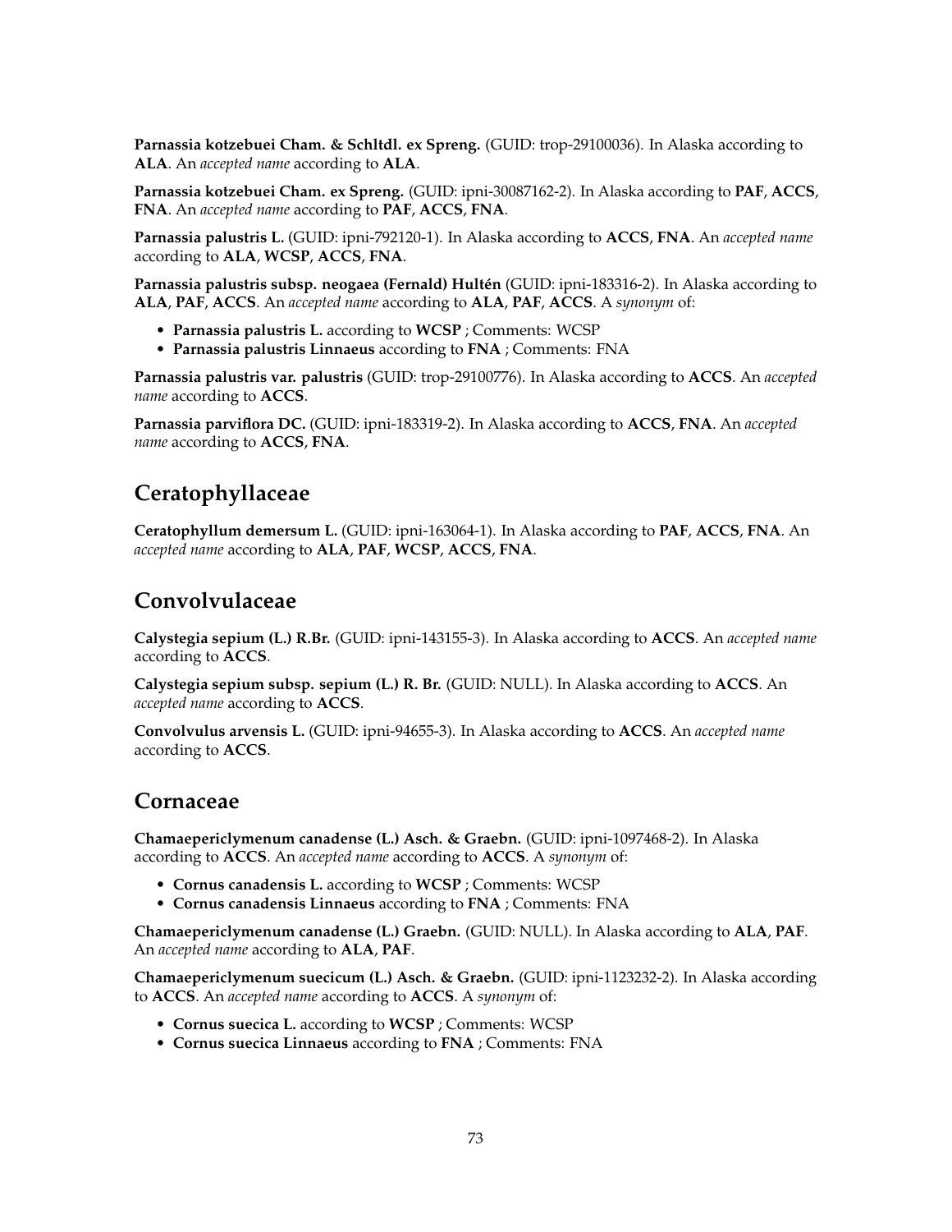**Parnassia kotzebuei Cham. & Schltdl. ex Spreng.** (GUID: trop-29100036). In Alaska according to **ALA**. An *accepted name* according to **ALA**.

**Parnassia kotzebuei Cham. ex Spreng.** (GUID: ipni-30087162-2). In Alaska according to **PAF**, **ACCS**, **FNA**. An *accepted name* according to **PAF**, **ACCS**, **FNA**.

**Parnassia palustris L.** (GUID: ipni-792120-1). In Alaska according to **ACCS**, **FNA**. An *accepted name* according to **ALA**, **WCSP**, **ACCS**, **FNA**.

**Parnassia palustris subsp. neogaea (Fernald) Hultén** (GUID: ipni-183316-2). In Alaska according to **ALA**, **PAF**, **ACCS**. An *accepted name* according to **ALA**, **PAF**, **ACCS**. A *synonym* of:

- **Parnassia palustris L.** according to **WCSP** ; Comments: WCSP
- **Parnassia palustris Linnaeus** according to **FNA** ; Comments: FNA

**Parnassia palustris var. palustris** (GUID: trop-29100776). In Alaska according to **ACCS**. An *accepted name* according to **ACCS**.

**Parnassia parviflora DC.** (GUID: ipni-183319-2). In Alaska according to **ACCS**, **FNA**. An *accepted name* according to **ACCS**, **FNA**.

## Ceratophyllaceae

**Ceratophyllum demersum L.** (GUID: ipni-163064-1). In Alaska according to **PAF**, **ACCS**, **FNA**. An *accepted name* according to **ALA**, **PAF**, **WCSP**, **ACCS**, **FNA**.

## Convolvulaceae

**Calystegia sepium (L.) R.Br.** (GUID: ipni-143155-3). In Alaska according to **ACCS**. An *accepted name* according to **ACCS**.

**Calystegia sepium subsp. sepium (L.) R. Br.** (GUID: NULL). In Alaska according to **ACCS**. An *accepted name* according to **ACCS**.

**Convolvulus arvensis L.** (GUID: ipni-94655-3). In Alaska according to **ACCS**. An *accepted name* according to **ACCS**.

## Cornaceae

**Chamaepericlymenum canadense (L.) Asch. & Graebn.** (GUID: ipni-1097468-2). In Alaska according to **ACCS**. An *accepted name* according to **ACCS**. A *synonym* of:

- **Cornus canadensis L.** according to **WCSP** ; Comments: WCSP
- **Cornus canadensis Linnaeus** according to **FNA** ; Comments: FNA

**Chamaepericlymenum canadense (L.) Graebn.** (GUID: NULL). In Alaska according to **ALA**, **PAF**. An *accepted name* according to **ALA**, **PAF**.

**Chamaepericlymenum suecicum (L.) Asch. & Graebn.** (GUID: ipni-1123232-2). In Alaska according to **ACCS**. An *accepted name* according to **ACCS**. A *synonym* of:

- **Cornus suecica L.** according to **WCSP** ; Comments: WCSP
- **Cornus suecica Linnaeus** according to **FNA** ; Comments: FNA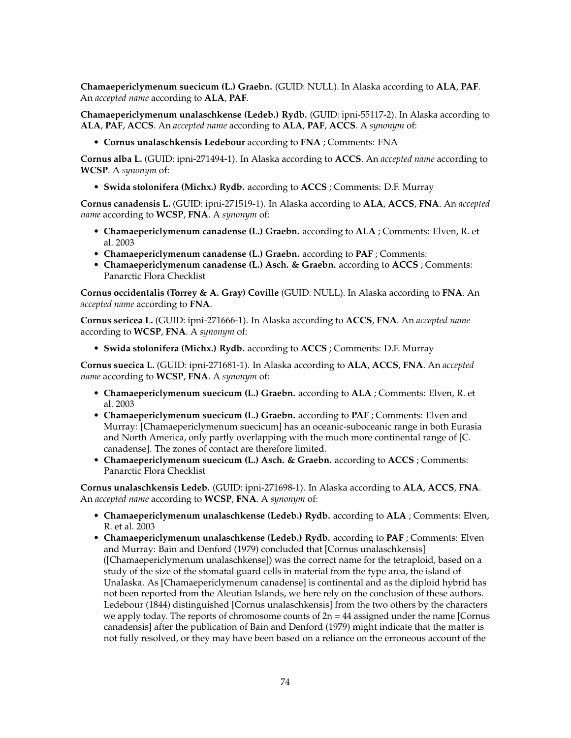**Chamaepericlymenum suecicum (L.) Graebn.** (GUID: NULL). In Alaska according to **ALA**, **PAF**. An *accepted name* according to **ALA**, **PAF**.

**Chamaepericlymenum unalaschkense (Ledeb.) Rydb.** (GUID: ipni-55117-2). In Alaska according to **ALA**, **PAF**, **ACCS**. An *accepted name* according to **ALA**, **PAF**, **ACCS**. A *synonym* of:

- **Cornus unalaschkensis Ledebour** according to **FNA** ; Comments: FNA

**Cornus alba L.** (GUID: ipni-271494-1). In Alaska according to **ACCS**. An *accepted name* according to **WCSP**. A *synonym* of:

- **Swida stolonifera (Michx.) Rydb.** according to **ACCS** ; Comments: D.F. Murray

**Cornus canadensis L.** (GUID: ipni-271519-1). In Alaska according to **ALA**, **ACCS**, **FNA**. An *accepted name* according to **WCSP**, **FNA**. A *synonym* of:

- **Chamaepericlymenum canadense (L.) Graebn.** according to **ALA** ; Comments: Elven, R. et al. 2003
- **Chamaepericlymenum canadense (L.) Graebn.** according to **PAF** ; Comments:
- **Chamaepericlymenum canadense (L.) Asch. & Graebn.** according to **ACCS** ; Comments: Panarctic Flora Checklist

**Cornus occidentalis (Torrey & A. Gray) Coville** (GUID: NULL). In Alaska according to **FNA**. An *accepted name* according to **FNA**.

**Cornus sericea L.** (GUID: ipni-271666-1). In Alaska according to **ACCS**, **FNA**. An *accepted name* according to **WCSP**, **FNA**. A *synonym* of:

- **Swida stolonifera (Michx.) Rydb.** according to **ACCS** ; Comments: D.F. Murray

**Cornus suecica L.** (GUID: ipni-271681-1). In Alaska according to **ALA**, **ACCS**, **FNA**. An *accepted name* according to **WCSP**, **FNA**. A *synonym* of:

- **Chamaepericlymenum suecicum (L.) Graebn.** according to **ALA** ; Comments: Elven, R. et al. 2003
- **Chamaepericlymenum suecicum (L.) Graebn.** according to **PAF** ; Comments: Elven and Murray: [Chamaepericlymenum suecicum] has an oceanic-suboceanic range in both Eurasia and North America, only partly overlapping with the much more continental range of [C. canadense]. The zones of contact are therefore limited.
- **Chamaepericlymenum suecicum (L.) Asch. & Graebn.** according to **ACCS** ; Comments: Panarctic Flora Checklist

**Cornus unalaschkensis Ledeb.** (GUID: ipni-271698-1). In Alaska according to **ALA**, **ACCS**, **FNA**. An *accepted name* according to **WCSP**, **FNA**. A *synonym* of:

- **Chamaepericlymenum unalaschkense (Ledeb.) Rydb.** according to **ALA** ; Comments: Elven, R. et al. 2003
- **Chamaepericlymenum unalaschkense (Ledeb.) Rydb.** according to **PAF** ; Comments: Elven and Murray: Bain and Denford (1979) concluded that [Cornus unalaschkensis] ([Chamaepericlymenum unalaschkense]) was the correct name for the tetraploid, based on a study of the size of the stomatal guard cells in material from the type area, the island of Unalaska. As [Chamaepericlymenum canadense] is continental and as the diploid hybrid has not been reported from the Aleutian Islands, we here rely on the conclusion of these authors. Ledebour (1844) distinguished [Cornus unalaschkensis] from the two others by the characters we apply today. The reports of chromosome counts of $2n = 44$ assigned under the name [Cornus canadensis] after the publication of Bain and Denford (1979) might indicate that the matter is not fully resolved, or they may have been based on a reliance on the erroneous account of the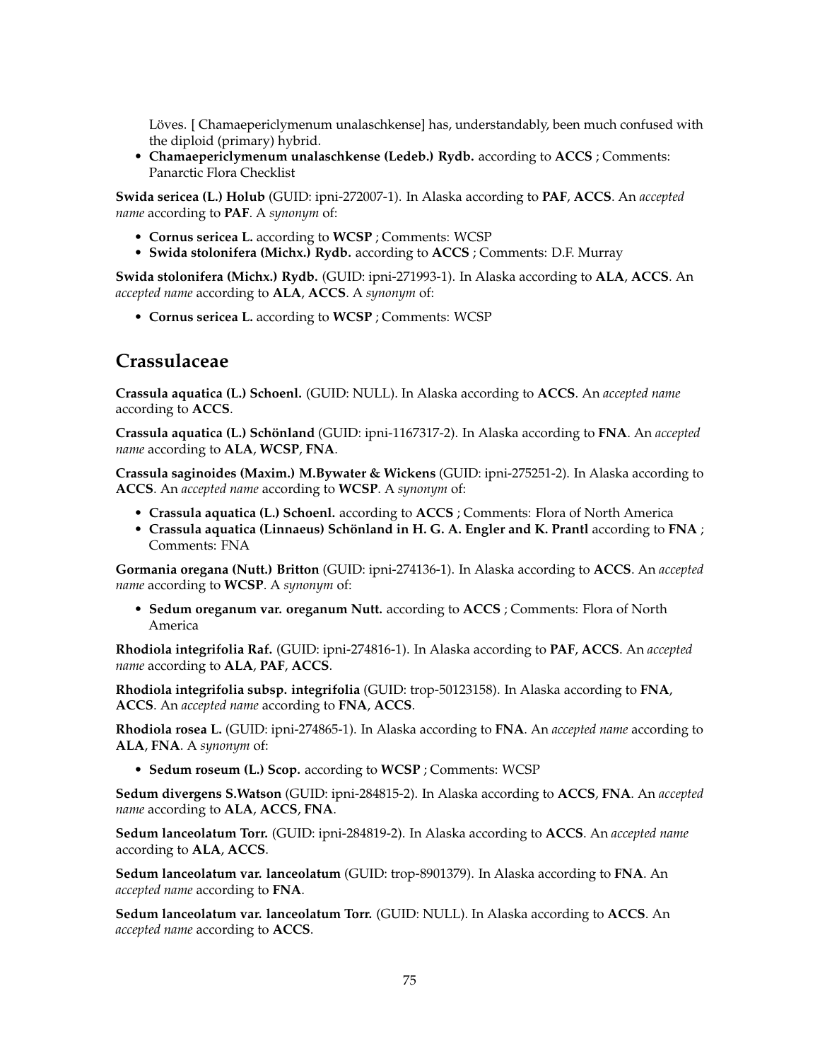Löves. [ Chamaepericlymenum unalaschkense] has, understandably, been much confused with the diploid (primary) hybrid.

- **Chamaepericlymenum unalaschkense (Ledeb.) Rydb.** according to **ACCS** ; Comments: Panarctic Flora Checklist

**Swida sericea (L.) Holub** (GUID: ipni-272007-1). In Alaska according to **PAF**, **ACCS**. An *accepted name* according to **PAF**. A *synonym* of:

- **Cornus sericea L.** according to **WCSP** ; Comments: WCSP
- **Swida stolonifera (Michx.) Rydb.** according to **ACCS** ; Comments: D.F. Murray

**Swida stolonifera (Michx.) Rydb.** (GUID: ipni-271993-1). In Alaska according to **ALA**, **ACCS**. An *accepted name* according to **ALA**, **ACCS**. A *synonym* of:

- **Cornus sericea L.** according to **WCSP** ; Comments: WCSP

## Crassulaceae

**Crassula aquatica (L.) Schoenl.** (GUID: NULL). In Alaska according to **ACCS**. An *accepted name* according to **ACCS**.

**Crassula aquatica (L.) Schönland** (GUID: ipni-1167317-2). In Alaska according to **FNA**. An *accepted name* according to **ALA**, **WCSP**, **FNA**.

**Crassula saginoides (Maxim.) M.Bywater & Wickens** (GUID: ipni-275251-2). In Alaska according to **ACCS**. An *accepted name* according to **WCSP**. A *synonym* of:

- **Crassula aquatica (L.) Schoenl.** according to **ACCS** ; Comments: Flora of North America
- **Crassula aquatica (Linnaeus) Schönland in H. G. A. Engler and K. Prantl** according to **FNA** ; Comments: FNA

**Gormania oregana (Nutt.) Britton** (GUID: ipni-274136-1). In Alaska according to **ACCS**. An *accepted name* according to **WCSP**. A *synonym* of:

- **Sedum oreganum var. oreganum Nutt.** according to **ACCS** ; Comments: Flora of North America

**Rhodiola integrifolia Raf.** (GUID: ipni-274816-1). In Alaska according to **PAF**, **ACCS**. An *accepted name* according to **ALA**, **PAF**, **ACCS**.

**Rhodiola integrifolia subsp. integrifolia** (GUID: trop-50123158). In Alaska according to **FNA**, **ACCS**. An *accepted name* according to **FNA**, **ACCS**.

**Rhodiola rosea L.** (GUID: ipni-274865-1). In Alaska according to **FNA**. An *accepted name* according to **ALA**, **FNA**. A *synonym* of:

- **Sedum roseum (L.) Scop.** according to **WCSP** ; Comments: WCSP

**Sedum divergens S.Watson** (GUID: ipni-284815-2). In Alaska according to **ACCS**, **FNA**. An *accepted name* according to **ALA**, **ACCS**, **FNA**.

**Sedum lanceolatum Torr.** (GUID: ipni-284819-2). In Alaska according to **ACCS**. An *accepted name* according to **ALA**, **ACCS**.

**Sedum lanceolatum var. lanceolatum** (GUID: trop-8901379). In Alaska according to **FNA**. An *accepted name* according to **FNA**.

**Sedum lanceolatum var. lanceolatum Torr.** (GUID: NULL). In Alaska according to **ACCS**. An *accepted name* according to **ACCS**.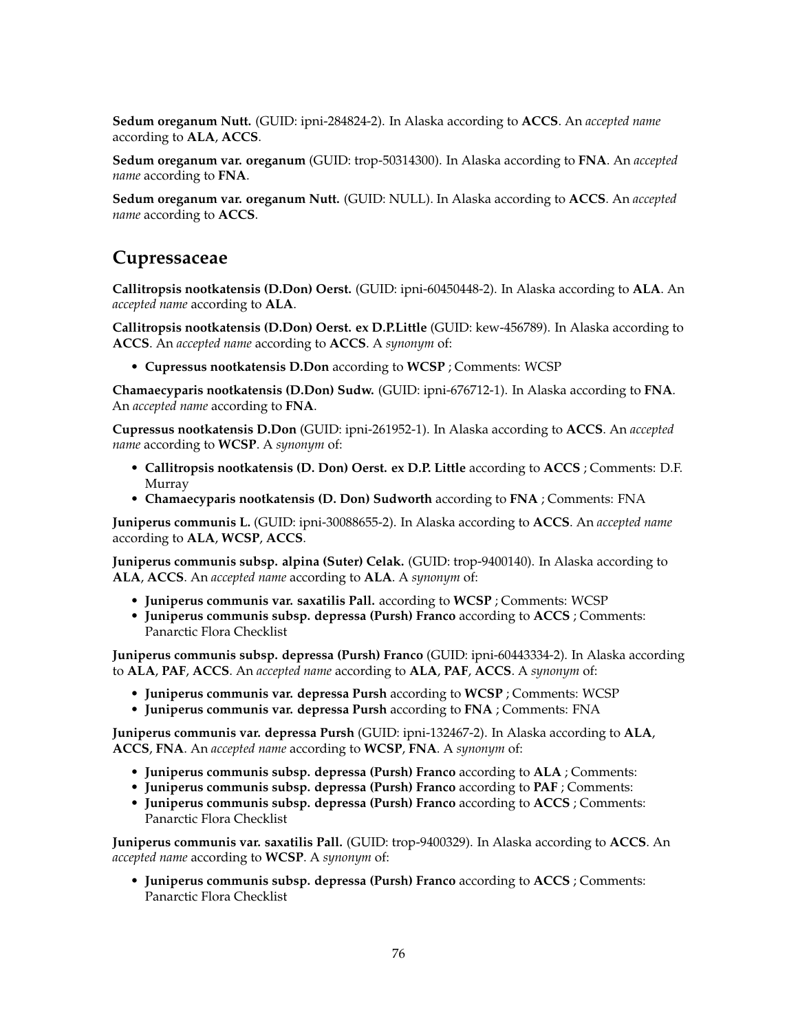**Sedum oreganum Nutt.** (GUID: ipni-284824-2). In Alaska according to **ACCS**. An *accepted name* according to **ALA**, **ACCS**.

**Sedum oreganum var. oreganum** (GUID: trop-50314300). In Alaska according to **FNA**. An *accepted name* according to **FNA**.

**Sedum oreganum var. oreganum Nutt.** (GUID: NULL). In Alaska according to **ACCS**. An *accepted name* according to **ACCS**.

## Cupressaceae

**Callitropsis nootkatensis (D.Don) Oerst.** (GUID: ipni-60450448-2). In Alaska according to **ALA**. An *accepted name* according to **ALA**.

**Callitropsis nootkatensis (D.Don) Oerst. ex D.P.Little** (GUID: kew-456789). In Alaska according to **ACCS**. An *accepted name* according to **ACCS**. A *synonym* of:

- **Cupressus nootkatensis D.Don** according to **WCSP** ; Comments: WCSP

**Chamaecyparis nootkatensis (D.Don) Sudw.** (GUID: ipni-676712-1). In Alaska according to **FNA**. An *accepted name* according to **FNA**.

**Cupressus nootkatensis D.Don** (GUID: ipni-261952-1). In Alaska according to **ACCS**. An *accepted name* according to **WCSP**. A *synonym* of:

- **Callitropsis nootkatensis (D. Don) Oerst. ex D.P. Little** according to **ACCS** ; Comments: D.F. Murray
- **Chamaecyparis nootkatensis (D. Don) Sudworth** according to **FNA** ; Comments: FNA

**Juniperus communis L.** (GUID: ipni-30088655-2). In Alaska according to **ACCS**. An *accepted name* according to **ALA**, **WCSP**, **ACCS**.

**Juniperus communis subsp. alpina (Suter) Celak.** (GUID: trop-9400140). In Alaska according to **ALA**, **ACCS**. An *accepted name* according to **ALA**. A *synonym* of:

- **Juniperus communis var. saxatilis Pall.** according to **WCSP** ; Comments: WCSP
- **Juniperus communis subsp. depressa (Pursh) Franco** according to **ACCS** ; Comments: Panarctic Flora Checklist

**Juniperus communis subsp. depressa (Pursh) Franco** (GUID: ipni-60443334-2). In Alaska according to **ALA**, **PAF**, **ACCS**. An *accepted name* according to **ALA**, **PAF**, **ACCS**. A *synonym* of:

- **Juniperus communis var. depressa Pursh** according to **WCSP** ; Comments: WCSP
- **Juniperus communis var. depressa Pursh** according to **FNA** ; Comments: FNA

**Juniperus communis var. depressa Pursh** (GUID: ipni-132467-2). In Alaska according to **ALA**, **ACCS**, **FNA**. An *accepted name* according to **WCSP**, **FNA**. A *synonym* of:

- **Juniperus communis subsp. depressa (Pursh) Franco** according to **ALA** ; Comments:
- **Juniperus communis subsp. depressa (Pursh) Franco** according to **PAF** ; Comments:
- **Juniperus communis subsp. depressa (Pursh) Franco** according to **ACCS** ; Comments: Panarctic Flora Checklist

**Juniperus communis var. saxatilis Pall.** (GUID: trop-9400329). In Alaska according to **ACCS**. An *accepted name* according to **WCSP**. A *synonym* of:

- **Juniperus communis subsp. depressa (Pursh) Franco** according to **ACCS** ; Comments: Panarctic Flora Checklist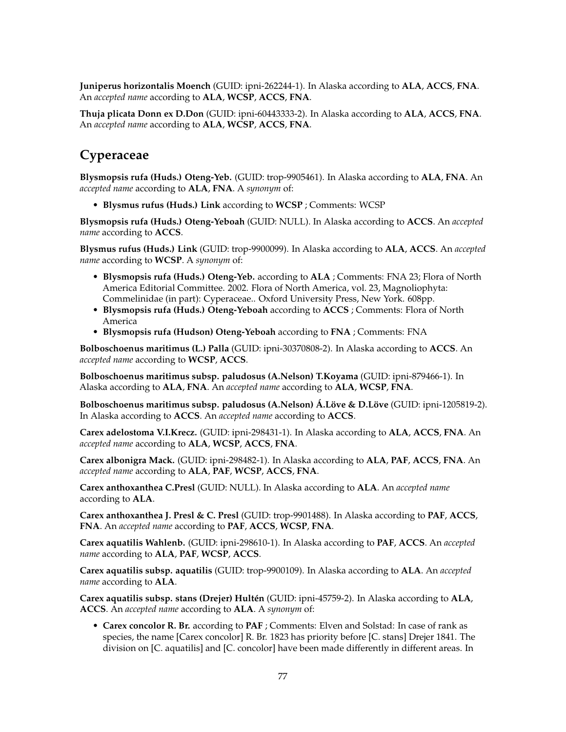**Juniperus horizontalis Moench** (GUID: ipni-262244-1). In Alaska according to **ALA**, **ACCS**, **FNA**. An *accepted name* according to **ALA**, **WCSP**, **ACCS**, **FNA**.

**Thuja plicata Donn ex D.Don** (GUID: ipni-60443333-2). In Alaska according to **ALA**, **ACCS**, **FNA**. An *accepted name* according to **ALA**, **WCSP**, **ACCS**, **FNA**.

## Cyperaceae

**Blysmopsis rufa (Huds.) Oteng-Yeb.** (GUID: trop-9905461). In Alaska according to **ALA**, **FNA**. An *accepted name* according to **ALA**, **FNA**. A *synonym* of:

- **Blysmus rufus (Huds.) Link** according to **WCSP** ; Comments: WCSP

**Blysmopsis rufa (Huds.) Oteng-Yeboah** (GUID: NULL). In Alaska according to **ACCS**. An *accepted name* according to **ACCS**.

**Blysmus rufus (Huds.) Link** (GUID: trop-9900099). In Alaska according to **ALA**, **ACCS**. An *accepted name* according to **WCSP**. A *synonym* of:

- **Blysmopsis rufa (Huds.) Oteng-Yeb.** according to **ALA** ; Comments: FNA 23; Flora of North America Editorial Committee. 2002. Flora of North America, vol. 23, Magnoliophyta: Commelinidae (in part): Cyperaceae.. Oxford University Press, New York. 608pp.
- **Blysmopsis rufa (Huds.) Oteng-Yeboah** according to **ACCS** ; Comments: Flora of North America
- **Blysmopsis rufa (Hudson) Oteng-Yeboah** according to **FNA** ; Comments: FNA

**Bolboschoenus maritimus (L.) Palla** (GUID: ipni-30370808-2). In Alaska according to **ACCS**. An *accepted name* according to **WCSP**, **ACCS**.

**Bolboschoenus maritimus subsp. paludosus (A.Nelson) T.Koyama** (GUID: ipni-879466-1). In Alaska according to **ALA**, **FNA**. An *accepted name* according to **ALA**, **WCSP**, **FNA**.

**Bolboschoenus maritimus subsp. paludosus (A.Nelson) Á.Löve & D.Löve** (GUID: ipni-1205819-2). In Alaska according to **ACCS**. An *accepted name* according to **ACCS**.

**Carex adelostoma V.I.Krecz.** (GUID: ipni-298431-1). In Alaska according to **ALA**, **ACCS**, **FNA**. An *accepted name* according to **ALA**, **WCSP**, **ACCS**, **FNA**.

**Carex albonigra Mack.** (GUID: ipni-298482-1). In Alaska according to **ALA**, **PAF**, **ACCS**, **FNA**. An *accepted name* according to **ALA**, **PAF**, **WCSP**, **ACCS**, **FNA**.

**Carex anthoxanthea C.Presl** (GUID: NULL). In Alaska according to **ALA**. An *accepted name* according to **ALA**.

**Carex anthoxanthea J. Presl & C. Presl** (GUID: trop-9901488). In Alaska according to **PAF**, **ACCS**, **FNA**. An *accepted name* according to **PAF**, **ACCS**, **WCSP**, **FNA**.

**Carex aquatilis Wahlenb.** (GUID: ipni-298610-1). In Alaska according to **PAF**, **ACCS**. An *accepted name* according to **ALA**, **PAF**, **WCSP**, **ACCS**.

**Carex aquatilis subsp. aquatilis** (GUID: trop-9900109). In Alaska according to **ALA**. An *accepted name* according to **ALA**.

**Carex aquatilis subsp. stans (Drejer) Hultén** (GUID: ipni-45759-2). In Alaska according to **ALA**, **ACCS**. An *accepted name* according to **ALA**. A *synonym* of:

- **Carex concolor R. Br.** according to **PAF** ; Comments: Elven and Solstad: In case of rank as species, the name [Carex concolor] R. Br. 1823 has priority before [C. stans] Drejer 1841. The division on [C. aquatilis] and [C. concolor] have been made differently in different areas. In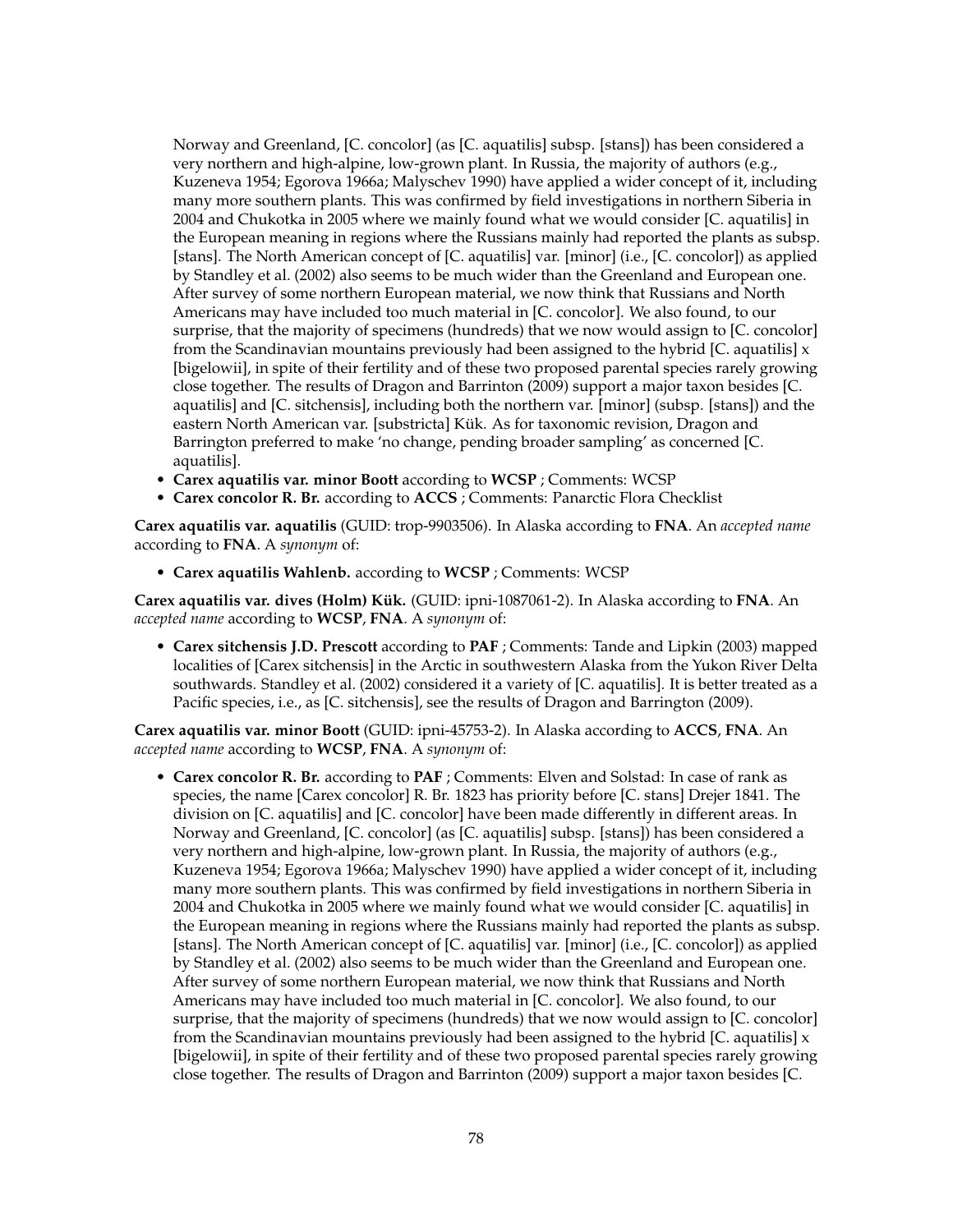Norway and Greenland, [C. concolor] (as [C. aquatilis] subsp. [stans]) has been considered a very northern and high-alpine, low-grown plant. In Russia, the majority of authors (e.g., Kuzeneva 1954; Egorova 1966a; Malyschev 1990) have applied a wider concept of it, including many more southern plants. This was confirmed by field investigations in northern Siberia in 2004 and Chukotka in 2005 where we mainly found what we would consider [C. aquatilis] in the European meaning in regions where the Russians mainly had reported the plants as subsp. [stans]. The North American concept of [C. aquatilis] var. [minor] (i.e., [C. concolor]) as applied by Standley et al. (2002) also seems to be much wider than the Greenland and European one. After survey of some northern European material, we now think that Russians and North Americans may have included too much material in [C. concolor]. We also found, to our surprise, that the majority of specimens (hundreds) that we now would assign to [C. concolor] from the Scandinavian mountains previously had been assigned to the hybrid [C. aquatilis] x [bigelowii], in spite of their fertility and of these two proposed parental species rarely growing close together. The results of Dragon and Barrinton (2009) support a major taxon besides [C. aquatilis] and [C. sitchensis], including both the northern var. [minor] (subsp. [stans]) and the eastern North American var. [substricta] Kük. As for taxonomic revision, Dragon and Barrington preferred to make 'no change, pending broader sampling' as concerned [C. aquatilis].

- **Carex aquatilis var. minor Boott** according to **WCSP** ; Comments: WCSP
- **Carex concolor R. Br.** according to **ACCS** ; Comments: Panarctic Flora Checklist

**Carex aquatilis var. aquatilis** (GUID: trop-9903506). In Alaska according to **FNA**. An *accepted name* according to **FNA**. A *synonym* of:

- **Carex aquatilis Wahlenb.** according to **WCSP** ; Comments: WCSP

**Carex aquatilis var. dives (Holm) Kük.** (GUID: ipni-1087061-2). In Alaska according to **FNA**. An *accepted name* according to **WCSP**, **FNA**. A *synonym* of:

- **Carex sitchensis J.D. Prescott** according to **PAF** ; Comments: Tande and Lipkin (2003) mapped localities of [Carex sitchensis] in the Arctic in southwestern Alaska from the Yukon River Delta southwards. Standley et al. (2002) considered it a variety of [C. aquatilis]. It is better treated as a Pacific species, i.e., as [C. sitchensis], see the results of Dragon and Barrington (2009).

**Carex aquatilis var. minor Boott** (GUID: ipni-45753-2). In Alaska according to **ACCS**, **FNA**. An *accepted name* according to **WCSP**, **FNA**. A *synonym* of:

- **Carex concolor R. Br.** according to **PAF** ; Comments: Elven and Solstad: In case of rank as species, the name [Carex concolor] R. Br. 1823 has priority before [C. stans] Drejer 1841. The division on [C. aquatilis] and [C. concolor] have been made differently in different areas. In Norway and Greenland, [C. concolor] (as [C. aquatilis] subsp. [stans]) has been considered a very northern and high-alpine, low-grown plant. In Russia, the majority of authors (e.g., Kuzeneva 1954; Egorova 1966a; Malyschev 1990) have applied a wider concept of it, including many more southern plants. This was confirmed by field investigations in northern Siberia in 2004 and Chukotka in 2005 where we mainly found what we would consider [C. aquatilis] in the European meaning in regions where the Russians mainly had reported the plants as subsp. [stans]. The North American concept of [C. aquatilis] var. [minor] (i.e., [C. concolor]) as applied by Standley et al. (2002) also seems to be much wider than the Greenland and European one. After survey of some northern European material, we now think that Russians and North Americans may have included too much material in [C. concolor]. We also found, to our surprise, that the majority of specimens (hundreds) that we now would assign to [C. concolor] from the Scandinavian mountains previously had been assigned to the hybrid [C. aquatilis] x [bigelowii], in spite of their fertility and of these two proposed parental species rarely growing close together. The results of Dragon and Barrinton (2009) support a major taxon besides [C.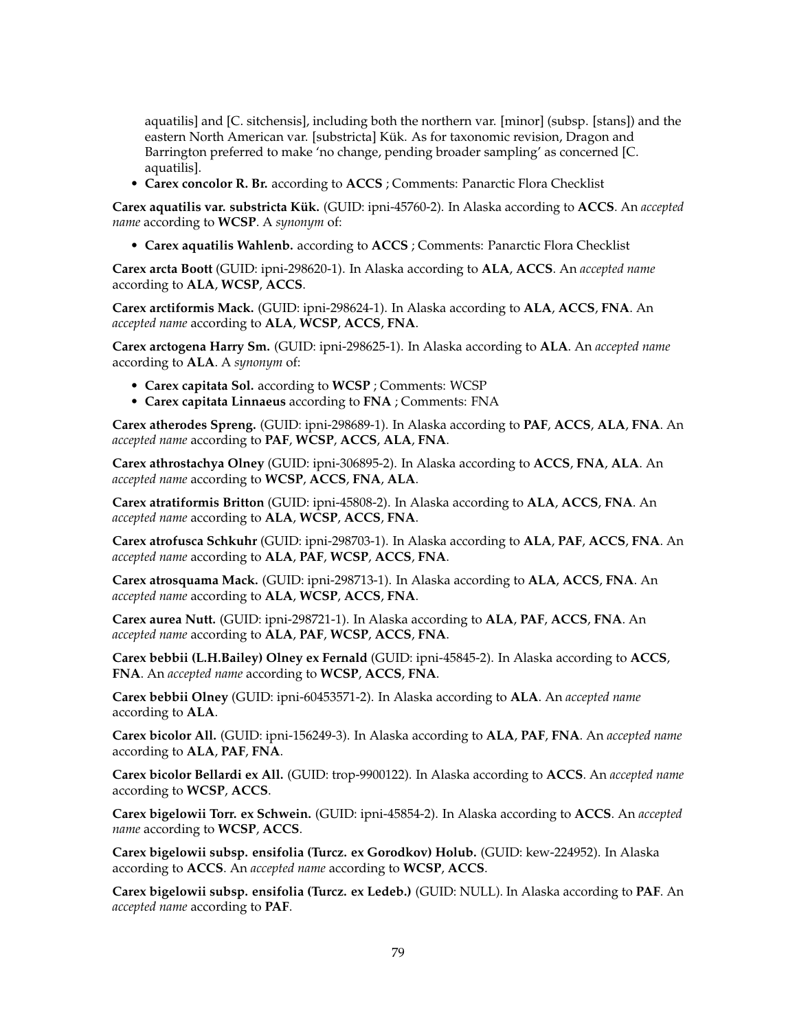aquatilis] and [C. sitchensis], including both the northern var. [minor] (subsp. [stans]) and the eastern North American var. [substricta] Kük. As for taxonomic revision, Dragon and Barrington preferred to make 'no change, pending broader sampling' as concerned [C. aquatilis].

- **Carex concolor R. Br.** according to **ACCS** ; Comments: Panarctic Flora Checklist

**Carex aquatilis var. substricta Kük.** (GUID: ipni-45760-2). In Alaska according to **ACCS**. An *accepted name* according to **WCSP**. A *synonym* of:

- **Carex aquatilis Wahlenb.** according to **ACCS** ; Comments: Panarctic Flora Checklist

**Carex arcta Boott** (GUID: ipni-298620-1). In Alaska according to **ALA**, **ACCS**. An *accepted name* according to **ALA**, **WCSP**, **ACCS**.

**Carex arctiformis Mack.** (GUID: ipni-298624-1). In Alaska according to **ALA**, **ACCS**, **FNA**. An *accepted name* according to **ALA**, **WCSP**, **ACCS**, **FNA**.

**Carex arctogena Harry Sm.** (GUID: ipni-298625-1). In Alaska according to **ALA**. An *accepted name* according to **ALA**. A *synonym* of:

- **Carex capitata Sol.** according to **WCSP** ; Comments: WCSP
- **Carex capitata Linnaeus** according to **FNA** ; Comments: FNA

**Carex atherodes Spreng.** (GUID: ipni-298689-1). In Alaska according to **PAF**, **ACCS**, **ALA**, **FNA**. An *accepted name* according to **PAF**, **WCSP**, **ACCS**, **ALA**, **FNA**.

**Carex athrostachya Olney** (GUID: ipni-306895-2). In Alaska according to **ACCS**, **FNA**, **ALA**. An *accepted name* according to **WCSP**, **ACCS**, **FNA**, **ALA**.

**Carex atratiformis Britton** (GUID: ipni-45808-2). In Alaska according to **ALA**, **ACCS**, **FNA**. An *accepted name* according to **ALA**, **WCSP**, **ACCS**, **FNA**.

**Carex atrofusca Schkuhr** (GUID: ipni-298703-1). In Alaska according to **ALA**, **PAF**, **ACCS**, **FNA**. An *accepted name* according to **ALA**, **PAF**, **WCSP**, **ACCS**, **FNA**.

**Carex atrosquama Mack.** (GUID: ipni-298713-1). In Alaska according to **ALA**, **ACCS**, **FNA**. An *accepted name* according to **ALA**, **WCSP**, **ACCS**, **FNA**.

**Carex aurea Nutt.** (GUID: ipni-298721-1). In Alaska according to **ALA**, **PAF**, **ACCS**, **FNA**. An *accepted name* according to **ALA**, **PAF**, **WCSP**, **ACCS**, **FNA**.

**Carex bebbii (L.H.Bailey) Olney ex Fernald** (GUID: ipni-45845-2). In Alaska according to **ACCS**, **FNA**. An *accepted name* according to **WCSP**, **ACCS**, **FNA**.

**Carex bebbii Olney** (GUID: ipni-60453571-2). In Alaska according to **ALA**. An *accepted name* according to **ALA**.

**Carex bicolor All.** (GUID: ipni-156249-3). In Alaska according to **ALA**, **PAF**, **FNA**. An *accepted name* according to **ALA**, **PAF**, **FNA**.

**Carex bicolor Bellardi ex All.** (GUID: trop-9900122). In Alaska according to **ACCS**. An *accepted name* according to **WCSP**, **ACCS**.

**Carex bigelowii Torr. ex Schwein.** (GUID: ipni-45854-2). In Alaska according to **ACCS**. An *accepted name* according to **WCSP**, **ACCS**.

**Carex bigelowii subsp. ensifolia (Turcz. ex Gorodkov) Holub.** (GUID: kew-224952). In Alaska according to **ACCS**. An *accepted name* according to **WCSP**, **ACCS**.

**Carex bigelowii subsp. ensifolia (Turcz. ex Ledeb.)** (GUID: NULL). In Alaska according to **PAF**. An *accepted name* according to **PAF**.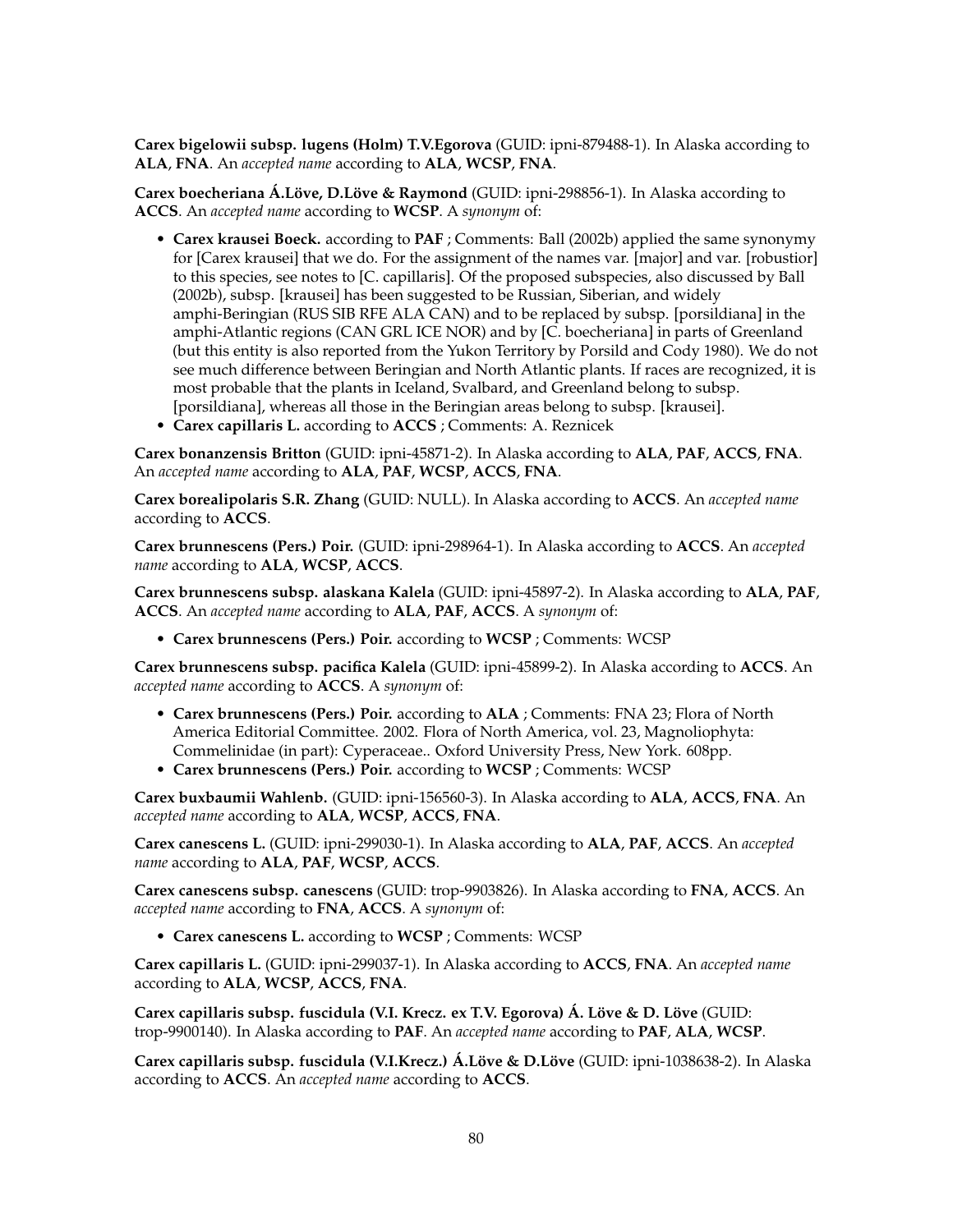**Carex bigelowii subsp. lugens (Holm) T.V.Egorova** (GUID: ipni-879488-1). In Alaska according to **ALA**, **FNA**. An *accepted name* according to **ALA**, **WCSP**, **FNA**.

**Carex boecheriana Á.Löve, D.Löve & Raymond** (GUID: ipni-298856-1). In Alaska according to **ACCS**. An *accepted name* according to **WCSP**. A *synonym* of:

- **Carex krausei Boeck.** according to **PAF** ; Comments: Ball (2002b) applied the same synonymy for [Carex krausei] that we do. For the assignment of the names var. [major] and var. [robustior] to this species, see notes to [C. capillaris]. Of the proposed subspecies, also discussed by Ball (2002b), subsp. [krausei] has been suggested to be Russian, Siberian, and widely amphi-Beringian (RUS SIB RFE ALA CAN) and to be replaced by subsp. [porsildiana] in the amphi-Atlantic regions (CAN GRL ICE NOR) and by [C. boecheriana] in parts of Greenland (but this entity is also reported from the Yukon Territory by Porsild and Cody 1980). We do not see much difference between Beringian and North Atlantic plants. If races are recognized, it is most probable that the plants in Iceland, Svalbard, and Greenland belong to subsp. [porsildiana], whereas all those in the Beringian areas belong to subsp. [krausei].
- **Carex capillaris L.** according to **ACCS** ; Comments: A. Reznicek

**Carex bonanzensis Britton** (GUID: ipni-45871-2). In Alaska according to **ALA**, **PAF**, **ACCS**, **FNA**. An *accepted name* according to **ALA**, **PAF**, **WCSP**, **ACCS**, **FNA**.

**Carex borealipolaris S.R. Zhang** (GUID: NULL). In Alaska according to **ACCS**. An *accepted name* according to **ACCS**.

**Carex brunnescens (Pers.) Poir.** (GUID: ipni-298964-1). In Alaska according to **ACCS**. An *accepted name* according to **ALA**, **WCSP**, **ACCS**.

**Carex brunnescens subsp. alaskana Kalela** (GUID: ipni-45897-2). In Alaska according to **ALA**, **PAF**, **ACCS**. An *accepted name* according to **ALA**, **PAF**, **ACCS**. A *synonym* of:

- **Carex brunnescens (Pers.) Poir.** according to **WCSP** ; Comments: WCSP

**Carex brunnescens subsp. pacifica Kalela** (GUID: ipni-45899-2). In Alaska according to **ACCS**. An *accepted name* according to **ACCS**. A *synonym* of:

- **Carex brunnescens (Pers.) Poir.** according to **ALA** ; Comments: FNA 23; Flora of North America Editorial Committee. 2002. Flora of North America, vol. 23, Magnoliophyta: Commelinidae (in part): Cyperaceae.. Oxford University Press, New York. 608pp.
- **Carex brunnescens (Pers.) Poir.** according to **WCSP** ; Comments: WCSP

**Carex buxbaumii Wahlenb.** (GUID: ipni-156560-3). In Alaska according to **ALA**, **ACCS**, **FNA**. An *accepted name* according to **ALA**, **WCSP**, **ACCS**, **FNA**.

**Carex canescens L.** (GUID: ipni-299030-1). In Alaska according to **ALA**, **PAF**, **ACCS**. An *accepted name* according to **ALA**, **PAF**, **WCSP**, **ACCS**.

**Carex canescens subsp. canescens** (GUID: trop-9903826). In Alaska according to **FNA**, **ACCS**. An *accepted name* according to **FNA**, **ACCS**. A *synonym* of:

- **Carex canescens L.** according to **WCSP** ; Comments: WCSP

**Carex capillaris L.** (GUID: ipni-299037-1). In Alaska according to **ACCS**, **FNA**. An *accepted name* according to **ALA**, **WCSP**, **ACCS**, **FNA**.

**Carex capillaris subsp. fuscidula (V.I. Krecz. ex T.V. Egorova) Á. Löve & D. Löve** (GUID: trop-9900140). In Alaska according to **PAF**. An *accepted name* according to **PAF**, **ALA**, **WCSP**.

**Carex capillaris subsp. fuscidula (V.I.Krecz.) Á.Löve & D.Löve** (GUID: ipni-1038638-2). In Alaska according to **ACCS**. An *accepted name* according to **ACCS**.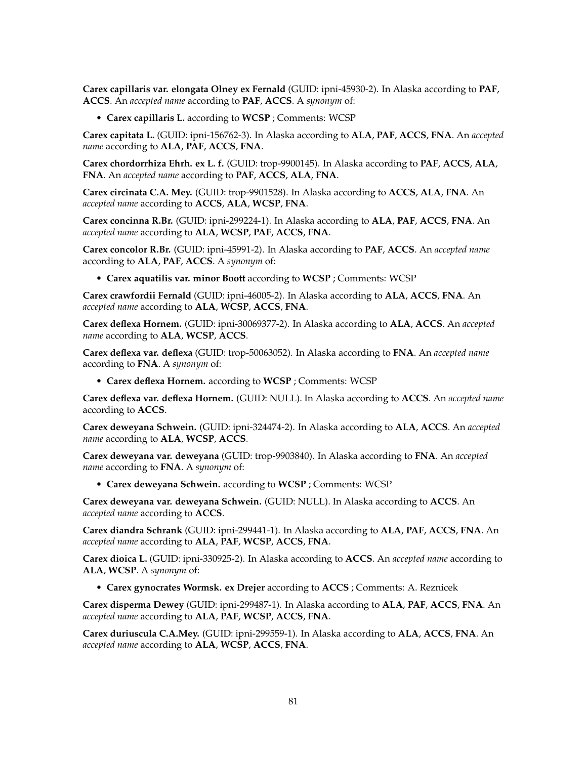**Carex capillaris var. elongata Olney ex Fernald** (GUID: ipni-45930-2). In Alaska according to **PAF**, **ACCS**. An *accepted name* according to **PAF**, **ACCS**. A *synonym* of:

- **Carex capillaris L.** according to **WCSP** ; Comments: WCSP

**Carex capitata L.** (GUID: ipni-156762-3). In Alaska according to **ALA**, **PAF**, **ACCS**, **FNA**. An *accepted name* according to **ALA**, **PAF**, **ACCS**, **FNA**.

**Carex chordorrhiza Ehrh. ex L. f.** (GUID: trop-9900145). In Alaska according to **PAF**, **ACCS**, **ALA**, **FNA**. An *accepted name* according to **PAF**, **ACCS**, **ALA**, **FNA**.

**Carex circinata C.A. Mey.** (GUID: trop-9901528). In Alaska according to **ACCS**, **ALA**, **FNA**. An *accepted name* according to **ACCS**, **ALA**, **WCSP**, **FNA**.

**Carex concinna R.Br.** (GUID: ipni-299224-1). In Alaska according to **ALA**, **PAF**, **ACCS**, **FNA**. An *accepted name* according to **ALA**, **WCSP**, **PAF**, **ACCS**, **FNA**.

**Carex concolor R.Br.** (GUID: ipni-45991-2). In Alaska according to **PAF**, **ACCS**. An *accepted name* according to **ALA**, **PAF**, **ACCS**. A *synonym* of:

- **Carex aquatilis var. minor Boott** according to **WCSP** ; Comments: WCSP

**Carex crawfordii Fernald** (GUID: ipni-46005-2). In Alaska according to **ALA**, **ACCS**, **FNA**. An *accepted name* according to **ALA**, **WCSP**, **ACCS**, **FNA**.

**Carex deflexa Hornem.** (GUID: ipni-30069377-2). In Alaska according to **ALA**, **ACCS**. An *accepted name* according to **ALA**, **WCSP**, **ACCS**.

**Carex deflexa var. deflexa** (GUID: trop-50063052). In Alaska according to **FNA**. An *accepted name* according to **FNA**. A *synonym* of:

- **Carex deflexa Hornem.** according to **WCSP** ; Comments: WCSP

**Carex deflexa var. deflexa Hornem.** (GUID: NULL). In Alaska according to **ACCS**. An *accepted name* according to **ACCS**.

**Carex deweyana Schwein.** (GUID: ipni-324474-2). In Alaska according to **ALA**, **ACCS**. An *accepted name* according to **ALA**, **WCSP**, **ACCS**.

**Carex deweyana var. deweyana** (GUID: trop-9903840). In Alaska according to **FNA**. An *accepted name* according to **FNA**. A *synonym* of:

- **Carex deweyana Schwein.** according to **WCSP** ; Comments: WCSP

**Carex deweyana var. deweyana Schwein.** (GUID: NULL). In Alaska according to **ACCS**. An *accepted name* according to **ACCS**.

**Carex diandra Schrank** (GUID: ipni-299441-1). In Alaska according to **ALA**, **PAF**, **ACCS**, **FNA**. An *accepted name* according to **ALA**, **PAF**, **WCSP**, **ACCS**, **FNA**.

**Carex dioica L.** (GUID: ipni-330925-2). In Alaska according to **ACCS**. An *accepted name* according to **ALA**, **WCSP**. A *synonym* of:

- **Carex gynocrates Wormsk. ex Drejer** according to **ACCS** ; Comments: A. Reznicek

**Carex disperma Dewey** (GUID: ipni-299487-1). In Alaska according to **ALA**, **PAF**, **ACCS**, **FNA**. An *accepted name* according to **ALA**, **PAF**, **WCSP**, **ACCS**, **FNA**.

**Carex duriuscula C.A.Mey.** (GUID: ipni-299559-1). In Alaska according to **ALA**, **ACCS**, **FNA**. An *accepted name* according to **ALA**, **WCSP**, **ACCS**, **FNA**.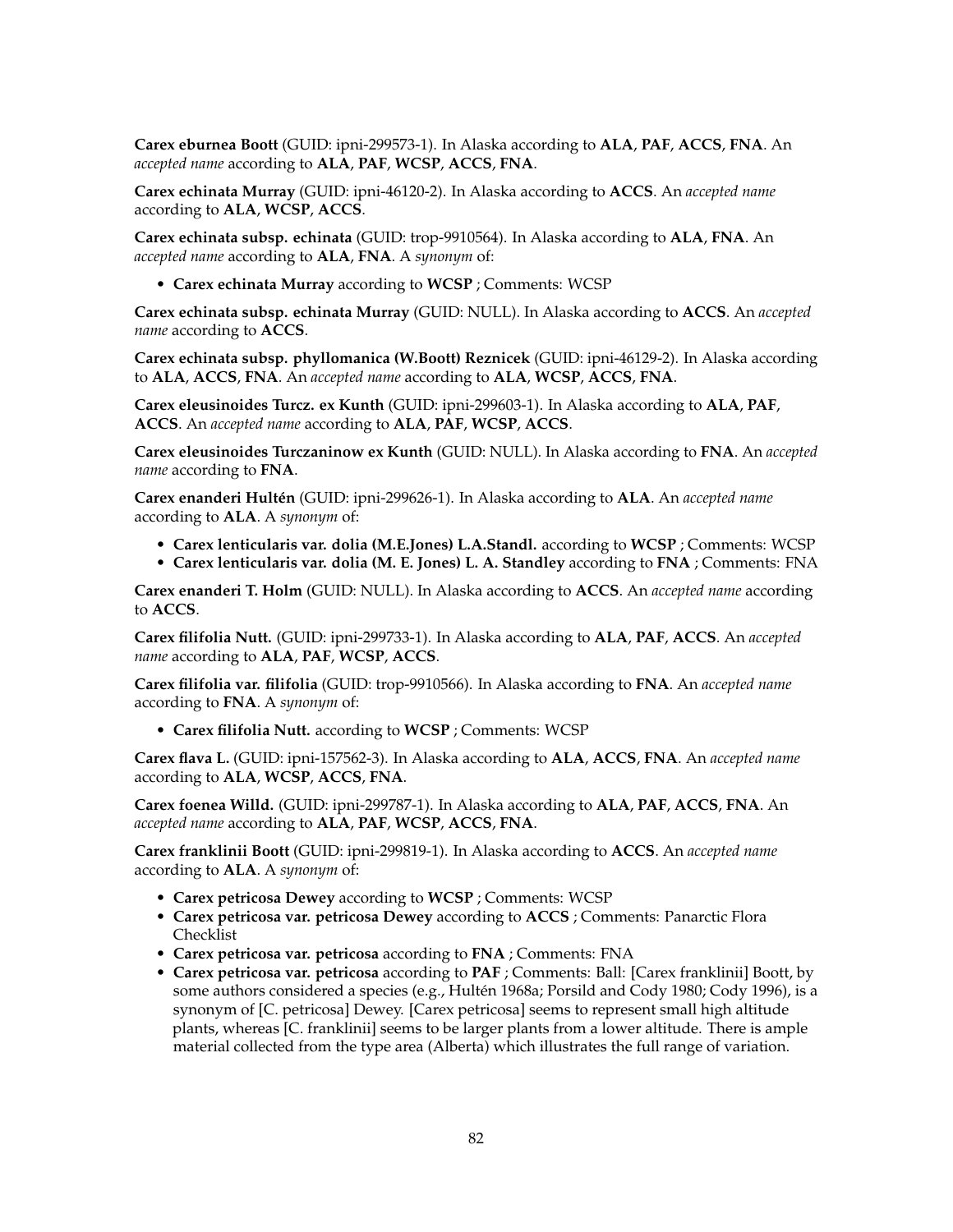**Carex eburnea Boott** (GUID: ipni-299573-1). In Alaska according to **ALA**, **PAF**, **ACCS**, **FNA**. An *accepted name* according to **ALA**, **PAF**, **WCSP**, **ACCS**, **FNA**.

**Carex echinata Murray** (GUID: ipni-46120-2). In Alaska according to **ACCS**. An *accepted name* according to **ALA**, **WCSP**, **ACCS**.

**Carex echinata subsp. echinata** (GUID: trop-9910564). In Alaska according to **ALA**, **FNA**. An *accepted name* according to **ALA**, **FNA**. A *synonym* of:

- **Carex echinata Murray** according to **WCSP** ; Comments: WCSP

**Carex echinata subsp. echinata Murray** (GUID: NULL). In Alaska according to **ACCS**. An *accepted name* according to **ACCS**.

**Carex echinata subsp. phyllomanica (W.Boott) Reznicek** (GUID: ipni-46129-2). In Alaska according to **ALA**, **ACCS**, **FNA**. An *accepted name* according to **ALA**, **WCSP**, **ACCS**, **FNA**.

**Carex eleusinoides Turcz. ex Kunth** (GUID: ipni-299603-1). In Alaska according to **ALA**, **PAF**, **ACCS**. An *accepted name* according to **ALA**, **PAF**, **WCSP**, **ACCS**.

**Carex eleusinoides Turczaninow ex Kunth** (GUID: NULL). In Alaska according to **FNA**. An *accepted name* according to **FNA**.

**Carex enanderi Hultén** (GUID: ipni-299626-1). In Alaska according to **ALA**. An *accepted name* according to **ALA**. A *synonym* of:

- **Carex lenticularis var. dolia (M.E.Jones) L.A.Standl.** according to **WCSP** ; Comments: WCSP
- **Carex lenticularis var. dolia (M. E. Jones) L. A. Standley** according to **FNA** ; Comments: FNA

**Carex enanderi T. Holm** (GUID: NULL). In Alaska according to **ACCS**. An *accepted name* according to **ACCS**.

**Carex filifolia Nutt.** (GUID: ipni-299733-1). In Alaska according to **ALA**, **PAF**, **ACCS**. An *accepted name* according to **ALA**, **PAF**, **WCSP**, **ACCS**.

**Carex filifolia var. filifolia** (GUID: trop-9910566). In Alaska according to **FNA**. An *accepted name* according to **FNA**. A *synonym* of:

- **Carex filifolia Nutt.** according to **WCSP** ; Comments: WCSP

**Carex flava L.** (GUID: ipni-157562-3). In Alaska according to **ALA**, **ACCS**, **FNA**. An *accepted name* according to **ALA**, **WCSP**, **ACCS**, **FNA**.

**Carex foenea Willd.** (GUID: ipni-299787-1). In Alaska according to **ALA**, **PAF**, **ACCS**, **FNA**. An *accepted name* according to **ALA**, **PAF**, **WCSP**, **ACCS**, **FNA**.

**Carex franklinii Boott** (GUID: ipni-299819-1). In Alaska according to **ACCS**. An *accepted name* according to **ALA**. A *synonym* of:

- **Carex petricosa Dewey** according to **WCSP** ; Comments: WCSP
- **Carex petricosa var. petricosa Dewey** according to **ACCS** ; Comments: Panarctic Flora Checklist
- **Carex petricosa var. petricosa** according to **FNA** ; Comments: FNA
- **Carex petricosa var. petricosa** according to **PAF** ; Comments: Ball: [Carex franklinii] Boott, by some authors considered a species (e.g., Hultén 1968a; Porsild and Cody 1980; Cody 1996), is a synonym of [C. petricosa] Dewey. [Carex petricosa] seems to represent small high altitude plants, whereas [C. franklinii] seems to be larger plants from a lower altitude. There is ample material collected from the type area (Alberta) which illustrates the full range of variation.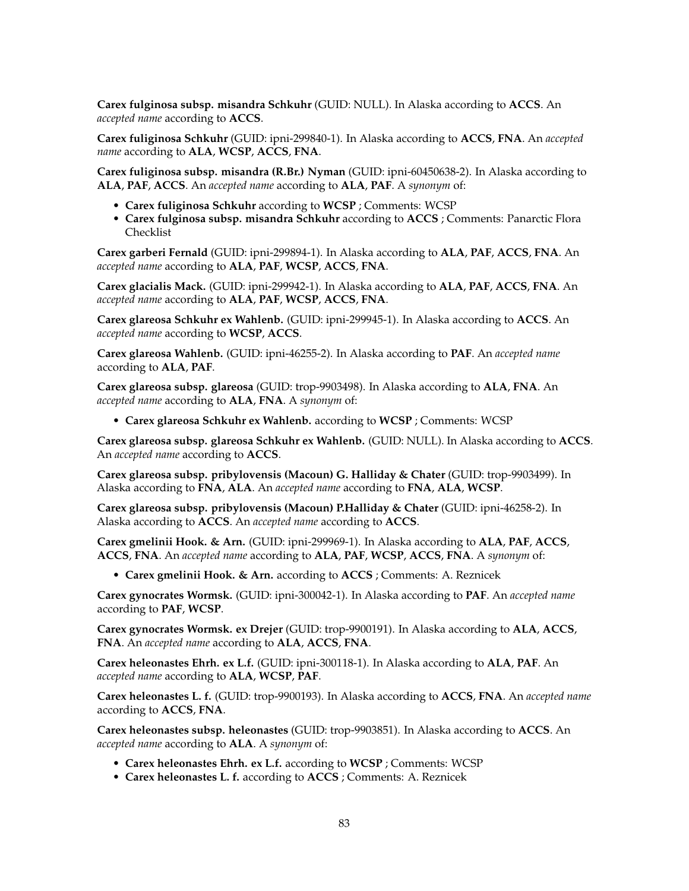**Carex fulginosa subsp. misandra Schkuhr** (GUID: NULL). In Alaska according to **ACCS**. An *accepted name* according to **ACCS**.

**Carex fuliginosa Schkuhr** (GUID: ipni-299840-1). In Alaska according to **ACCS, FNA**. An *accepted name* according to **ALA**, **WCSP**, **ACCS**, **FNA**.

**Carex fuliginosa subsp. misandra (R.Br.) Nyman** (GUID: ipni-60450638-2). In Alaska according to **ALA**, **PAF**, **ACCS**. An *accepted name* according to **ALA**, **PAF**. A *synonym* of:

- **Carex fuliginosa Schkuhr** according to **WCSP** ; Comments: WCSP
- **Carex fulginosa subsp. misandra Schkuhr** according to **ACCS** ; Comments: Panarctic Flora Checklist

**Carex garberi Fernald** (GUID: ipni-299894-1). In Alaska according to **ALA, PAF, ACCS, FNA**. An *accepted name* according to **ALA**, **PAF**, **WCSP**, **ACCS**, **FNA**.

**Carex glacialis Mack.** (GUID: ipni-299942-1). In Alaska according to **ALA, PAF, ACCS, FNA**. An *accepted name* according to **ALA**, **PAF**, **WCSP**, **ACCS**, **FNA**.

**Carex glareosa Schkuhr ex Wahlenb.** (GUID: ipni-299945-1). In Alaska according to **ACCS**. An *accepted name* according to **WCSP**, **ACCS**.

**Carex glareosa Wahlenb.** (GUID: ipni-46255-2). In Alaska according to **PAF**. An *accepted name* according to **ALA**, **PAF**.

**Carex glareosa subsp. glareosa** (GUID: trop-9903498). In Alaska according to **ALA, FNA**. An *accepted name* according to **ALA**, **FNA**. A *synonym* of:

- **Carex glareosa Schkuhr ex Wahlenb.** according to **WCSP** ; Comments: WCSP

**Carex glareosa subsp. glareosa Schkuhr ex Wahlenb.** (GUID: NULL). In Alaska according to **ACCS**. An *accepted name* according to **ACCS**.

**Carex glareosa subsp. pribylovensis (Macoun) G. Halliday & Chater** (GUID: trop-9903499). In Alaska according to **FNA**, **ALA**. An *accepted name* according to **FNA, ALA, WCSP**.

**Carex glareosa subsp. pribylovensis (Macoun) P.Halliday & Chater** (GUID: ipni-46258-2). In Alaska according to **ACCS**. An *accepted name* according to **ACCS**.

**Carex gmelinii Hook. & Arn.** (GUID: ipni-299969-1). In Alaska according to **ALA**, **PAF**, **ACCS**, **ACCS**, **FNA**. An *accepted name* according to **ALA**, **PAF**, **WCSP**, **ACCS**, **FNA**. A *synonym* of:

- **Carex gmelinii Hook. & Arn.** according to **ACCS** ; Comments: A. Reznicek

**Carex gynocrates Wormsk.** (GUID: ipni-300042-1). In Alaska according to **PAF**. An *accepted name* according to **PAF**, **WCSP**.

**Carex gynocrates Wormsk. ex Drejer** (GUID: trop-9900191). In Alaska according to **ALA**, **ACCS**, **FNA**. An *accepted name* according to **ALA**, **ACCS**, **FNA**.

**Carex heleonastes Ehrh. ex L.f.** (GUID: ipni-300118-1). In Alaska according to **ALA**, **PAF**. An *accepted name* according to **ALA**, **WCSP**, **PAF**.

**Carex heleonastes L. f.** (GUID: trop-9900193). In Alaska according to **ACCS**, **FNA**. An *accepted name* according to **ACCS**, **FNA**.

**Carex heleonastes subsp. heleonastes** (GUID: trop-9903851). In Alaska according to **ACCS**. An *accepted name* according to **ALA**. A *synonym* of:

- **Carex heleonastes Ehrh. ex L.f.** according to **WCSP** ; Comments: WCSP
- **Carex heleonastes L. f.** according to **ACCS** ; Comments: A. Reznicek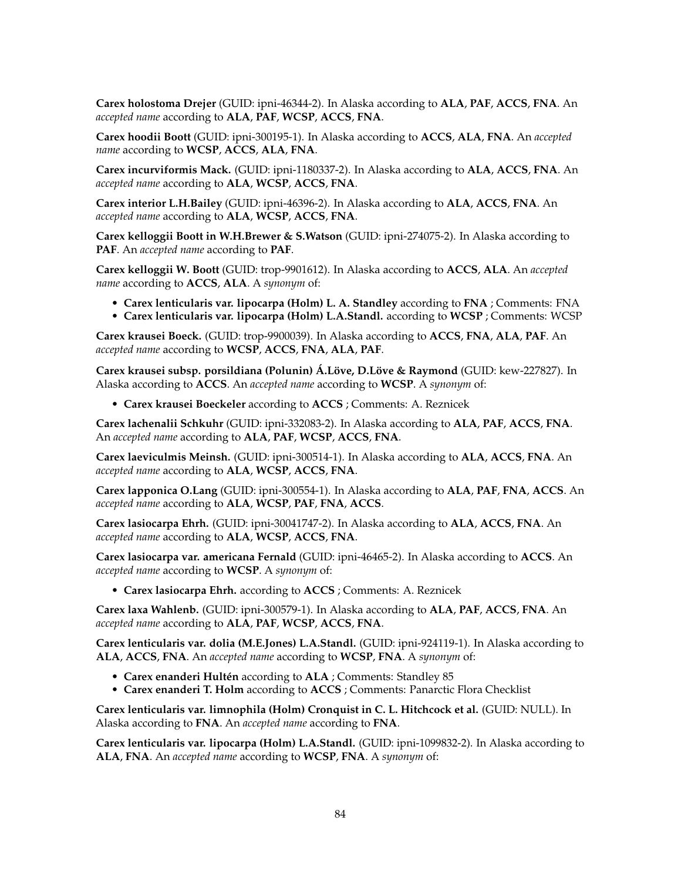**Carex holostoma Drejer** (GUID: ipni-46344-2). In Alaska according to **ALA**, **PAF**, **ACCS**, **FNA**. An *accepted name* according to **ALA**, **PAF**, **WCSP**, **ACCS**, **FNA**.

**Carex hoodii Boott** (GUID: ipni-300195-1). In Alaska according to **ACCS**, **ALA**, **FNA**. An *accepted name* according to **WCSP**, **ACCS**, **ALA**, **FNA**.

**Carex incurviformis Mack.** (GUID: ipni-1180337-2). In Alaska according to **ALA**, **ACCS**, **FNA**. An *accepted name* according to **ALA**, **WCSP**, **ACCS**, **FNA**.

**Carex interior L.H.Bailey** (GUID: ipni-46396-2). In Alaska according to **ALA**, **ACCS**, **FNA**. An *accepted name* according to **ALA**, **WCSP**, **ACCS**, **FNA**.

**Carex kelloggii Boott in W.H.Brewer & S.Watson** (GUID: ipni-274075-2). In Alaska according to **PAF**. An *accepted name* according to **PAF**.

**Carex kelloggii W. Boott** (GUID: trop-9901612). In Alaska according to **ACCS**, **ALA**. An *accepted name* according to **ACCS**, **ALA**. A *synonym* of:

- **Carex lenticularis var. lipocarpa (Holm) L. A. Standley** according to **FNA** ; Comments: FNA
- **Carex lenticularis var. lipocarpa (Holm) L.A.Standl.** according to **WCSP** ; Comments: WCSP

**Carex krausei Boeck.** (GUID: trop-9900039). In Alaska according to **ACCS**, **FNA**, **ALA**, **PAF**. An *accepted name* according to **WCSP**, **ACCS**, **FNA**, **ALA**, **PAF**.

**Carex krausei subsp. porsildiana (Polunin) Á.Löve, D.Löve & Raymond** (GUID: kew-227827). In Alaska according to **ACCS**. An *accepted name* according to **WCSP**. A *synonym* of:

- **Carex krausei Boeckeler** according to **ACCS** ; Comments: A. Reznicek

**Carex lachenalii Schkuhr** (GUID: ipni-332083-2). In Alaska according to **ALA**, **PAF**, **ACCS**, **FNA**. An *accepted name* according to **ALA**, **PAF**, **WCSP**, **ACCS**, **FNA**.

**Carex laeviculmis Meinsh.** (GUID: ipni-300514-1). In Alaska according to **ALA**, **ACCS**, **FNA**. An *accepted name* according to **ALA**, **WCSP**, **ACCS**, **FNA**.

**Carex lapponica O.Lang** (GUID: ipni-300554-1). In Alaska according to **ALA**, **PAF**, **FNA**, **ACCS**. An *accepted name* according to **ALA**, **WCSP**, **PAF**, **FNA**, **ACCS**.

**Carex lasiocarpa Ehrh.** (GUID: ipni-30041747-2). In Alaska according to **ALA**, **ACCS**, **FNA**. An *accepted name* according to **ALA**, **WCSP**, **ACCS**, **FNA**.

**Carex lasiocarpa var. americana Fernald** (GUID: ipni-46465-2). In Alaska according to **ACCS**. An *accepted name* according to **WCSP**. A *synonym* of:

- **Carex lasiocarpa Ehrh.** according to **ACCS** ; Comments: A. Reznicek

**Carex laxa Wahlenb.** (GUID: ipni-300579-1). In Alaska according to **ALA**, **PAF**, **ACCS**, **FNA**. An *accepted name* according to **ALA**, **PAF**, **WCSP**, **ACCS**, **FNA**.

**Carex lenticularis var. dolia (M.E.Jones) L.A.Standl.** (GUID: ipni-924119-1). In Alaska according to **ALA**, **ACCS**, **FNA**. An *accepted name* according to **WCSP**, **FNA**. A *synonym* of:

- **Carex enanderi Hultén** according to **ALA** ; Comments: Standley 85
- **Carex enanderi T. Holm** according to **ACCS** ; Comments: Panarctic Flora Checklist

**Carex lenticularis var. limnophila (Holm) Cronquist in C. L. Hitchcock et al.** (GUID: NULL). In Alaska according to **FNA**. An *accepted name* according to **FNA**.

**Carex lenticularis var. lipocarpa (Holm) L.A.Standl.** (GUID: ipni-1099832-2). In Alaska according to **ALA**, **FNA**. An *accepted name* according to **WCSP**, **FNA**. A *synonym* of: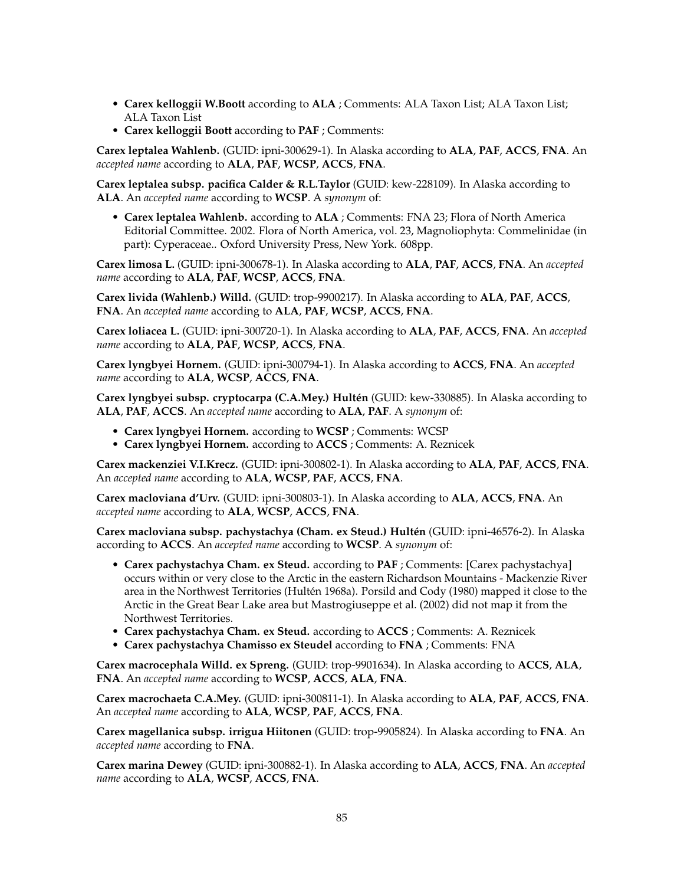- **Carex kelloggii W.Boott** according to **ALA** ; Comments: ALA Taxon List; ALA Taxon List; ALA Taxon List
- **Carex kelloggii Boott** according to **PAF** ; Comments:

**Carex leptalea Wahlenb.** (GUID: ipni-300629-1). In Alaska according to **ALA**, **PAF**, **ACCS**, **FNA**. An *accepted name* according to **ALA**, **PAF**, **WCSP**, **ACCS**, **FNA**.

**Carex leptalea subsp. pacifica Calder & R.L.Taylor** (GUID: kew-228109). In Alaska according to **ALA**. An *accepted name* according to **WCSP**. A *synonym* of:

- **Carex leptalea Wahlenb.** according to **ALA** ; Comments: FNA 23; Flora of North America Editorial Committee. 2002. Flora of North America, vol. 23, Magnoliophyta: Commelinidae (in part): Cyperaceae.. Oxford University Press, New York. 608pp.

**Carex limosa L.** (GUID: ipni-300678-1). In Alaska according to **ALA**, **PAF**, **ACCS**, **FNA**. An *accepted name* according to **ALA**, **PAF**, **WCSP**, **ACCS**, **FNA**.

**Carex livida (Wahlenb.) Willd.** (GUID: trop-9900217). In Alaska according to **ALA**, **PAF**, **ACCS**, **FNA**. An *accepted name* according to **ALA**, **PAF**, **WCSP**, **ACCS**, **FNA**.

**Carex loliacea L.** (GUID: ipni-300720-1). In Alaska according to **ALA**, **PAF**, **ACCS**, **FNA**. An *accepted name* according to **ALA**, **PAF**, **WCSP**, **ACCS**, **FNA**.

**Carex lyngbyei Hornem.** (GUID: ipni-300794-1). In Alaska according to **ACCS**, **FNA**. An *accepted name* according to **ALA**, **WCSP**, **ACCS**, **FNA**.

**Carex lyngbyei subsp. cryptocarpa (C.A.Mey.) Hultén** (GUID: kew-330885). In Alaska according to **ALA**, **PAF**, **ACCS**. An *accepted name* according to **ALA**, **PAF**. A *synonym* of:

- **Carex lyngbyei Hornem.** according to **WCSP** ; Comments: WCSP
- **Carex lyngbyei Hornem.** according to **ACCS** ; Comments: A. Reznicek

**Carex mackenziei V.I.Krecz.** (GUID: ipni-300802-1). In Alaska according to **ALA**, **PAF**, **ACCS**, **FNA**. An *accepted name* according to **ALA**, **WCSP**, **PAF**, **ACCS**, **FNA**.

**Carex macloviana d'Urv.** (GUID: ipni-300803-1). In Alaska according to **ALA**, **ACCS**, **FNA**. An *accepted name* according to **ALA**, **WCSP**, **ACCS**, **FNA**.

**Carex macloviana subsp. pachystachya (Cham. ex Steud.) Hultén** (GUID: ipni-46576-2). In Alaska according to **ACCS**. An *accepted name* according to **WCSP**. A *synonym* of:

- **Carex pachystachya Cham. ex Steud.** according to **PAF** ; Comments: [Carex pachystachya] occurs within or very close to the Arctic in the eastern Richardson Mountains - Mackenzie River area in the Northwest Territories (Hultén 1968a). Porsild and Cody (1980) mapped it close to the Arctic in the Great Bear Lake area but Mastrogiuseppe et al. (2002) did not map it from the Northwest Territories.
- **Carex pachystachya Cham. ex Steud.** according to **ACCS** ; Comments: A. Reznicek
- **Carex pachystachya Chamisso ex Steudel** according to **FNA** ; Comments: FNA

**Carex macrocephala Willd. ex Spreng.** (GUID: trop-9901634). In Alaska according to **ACCS**, **ALA**, **FNA**. An *accepted name* according to **WCSP**, **ACCS**, **ALA**, **FNA**.

**Carex macrochaeta C.A.Mey.** (GUID: ipni-300811-1). In Alaska according to **ALA**, **PAF**, **ACCS**, **FNA**. An *accepted name* according to **ALA**, **WCSP**, **PAF**, **ACCS**, **FNA**.

**Carex magellanica subsp. irrigua Hiitonen** (GUID: trop-9905824). In Alaska according to **FNA**. An *accepted name* according to **FNA**.

**Carex marina Dewey** (GUID: ipni-300882-1). In Alaska according to **ALA**, **ACCS**, **FNA**. An *accepted name* according to **ALA**, **WCSP**, **ACCS**, **FNA**.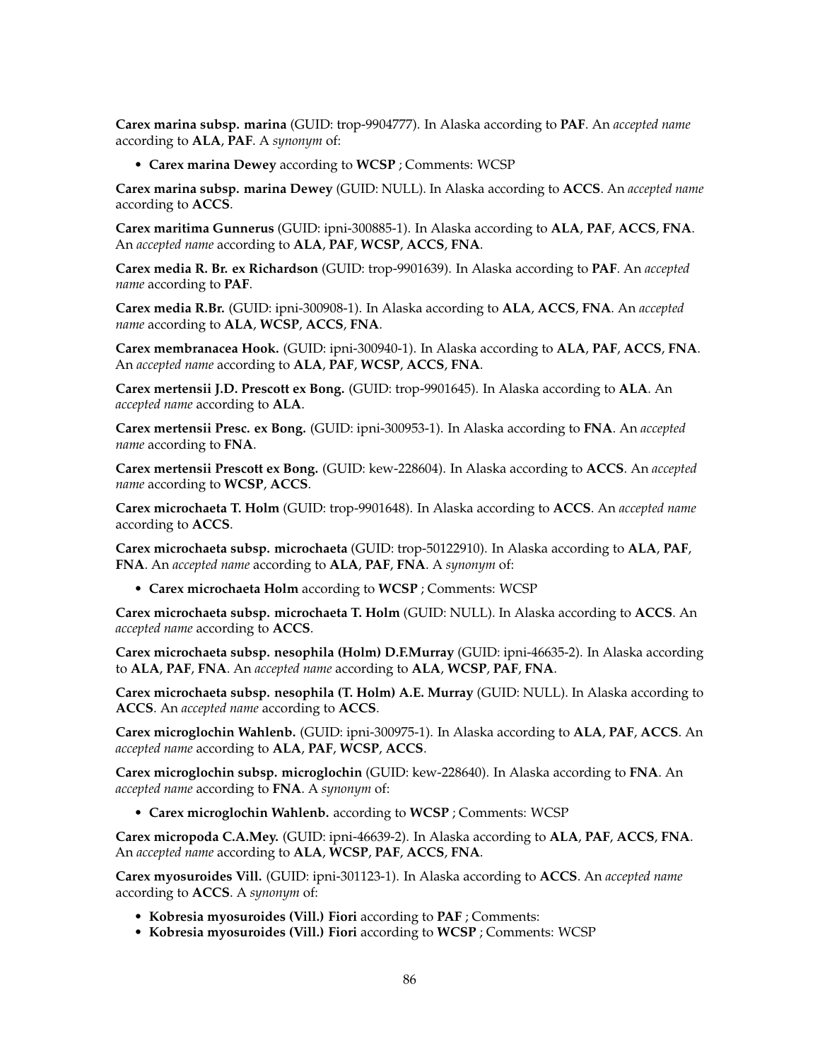**Carex marina subsp. marina** (GUID: trop-9904777). In Alaska according to **PAF**. An *accepted name* according to **ALA**, **PAF**. A *synonym* of:

- **Carex marina Dewey** according to **WCSP** ; Comments: WCSP

**Carex marina subsp. marina Dewey** (GUID: NULL). In Alaska according to **ACCS**. An *accepted name* according to **ACCS**.

**Carex maritima Gunnerus** (GUID: ipni-300885-1). In Alaska according to **ALA**, **PAF**, **ACCS**, **FNA**. An *accepted name* according to **ALA**, **PAF**, **WCSP**, **ACCS**, **FNA**.

**Carex media R. Br. ex Richardson** (GUID: trop-9901639). In Alaska according to **PAF**. An *accepted name* according to **PAF**.

**Carex media R.Br.** (GUID: ipni-300908-1). In Alaska according to **ALA**, **ACCS**, **FNA**. An *accepted name* according to **ALA**, **WCSP**, **ACCS**, **FNA**.

**Carex membranacea Hook.** (GUID: ipni-300940-1). In Alaska according to **ALA**, **PAF**, **ACCS**, **FNA**. An *accepted name* according to **ALA**, **PAF**, **WCSP**, **ACCS**, **FNA**.

**Carex mertensii J.D. Prescott ex Bong.** (GUID: trop-9901645). In Alaska according to **ALA**. An *accepted name* according to **ALA**.

**Carex mertensii Presc. ex Bong.** (GUID: ipni-300953-1). In Alaska according to **FNA**. An *accepted name* according to **FNA**.

**Carex mertensii Prescott ex Bong.** (GUID: kew-228604). In Alaska according to **ACCS**. An *accepted name* according to **WCSP**, **ACCS**.

**Carex microchaeta T. Holm** (GUID: trop-9901648). In Alaska according to **ACCS**. An *accepted name* according to **ACCS**.

**Carex microchaeta subsp. microchaeta** (GUID: trop-50122910). In Alaska according to **ALA**, **PAF**, **FNA**. An *accepted name* according to **ALA**, **PAF**, **FNA**. A *synonym* of:

- **Carex microchaeta Holm** according to **WCSP** ; Comments: WCSP

**Carex microchaeta subsp. microchaeta T. Holm** (GUID: NULL). In Alaska according to **ACCS**. An *accepted name* according to **ACCS**.

**Carex microchaeta subsp. nesophila (Holm) D.F.Murray** (GUID: ipni-46635-2). In Alaska according to **ALA**, **PAF**, **FNA**. An *accepted name* according to **ALA**, **WCSP**, **PAF**, **FNA**.

**Carex microchaeta subsp. nesophila (T. Holm) A.E. Murray** (GUID: NULL). In Alaska according to **ACCS**. An *accepted name* according to **ACCS**.

**Carex microglochin Wahlenb.** (GUID: ipni-300975-1). In Alaska according to **ALA**, **PAF**, **ACCS**. An *accepted name* according to **ALA**, **PAF**, **WCSP**, **ACCS**.

**Carex microglochin subsp. microglochin** (GUID: kew-228640). In Alaska according to **FNA**. An *accepted name* according to **FNA**. A *synonym* of:

- **Carex microglochin Wahlenb.** according to **WCSP** ; Comments: WCSP

**Carex micropoda C.A.Mey.** (GUID: ipni-46639-2). In Alaska according to **ALA**, **PAF**, **ACCS**, **FNA**. An *accepted name* according to **ALA**, **WCSP**, **PAF**, **ACCS**, **FNA**.

**Carex myosuroides Vill.** (GUID: ipni-301123-1). In Alaska according to **ACCS**. An *accepted name* according to **ACCS**. A *synonym* of:

- **Kobresia myosuroides (Vill.) Fiori** according to **PAF** ; Comments:
- **Kobresia myosuroides (Vill.) Fiori** according to **WCSP** ; Comments: WCSP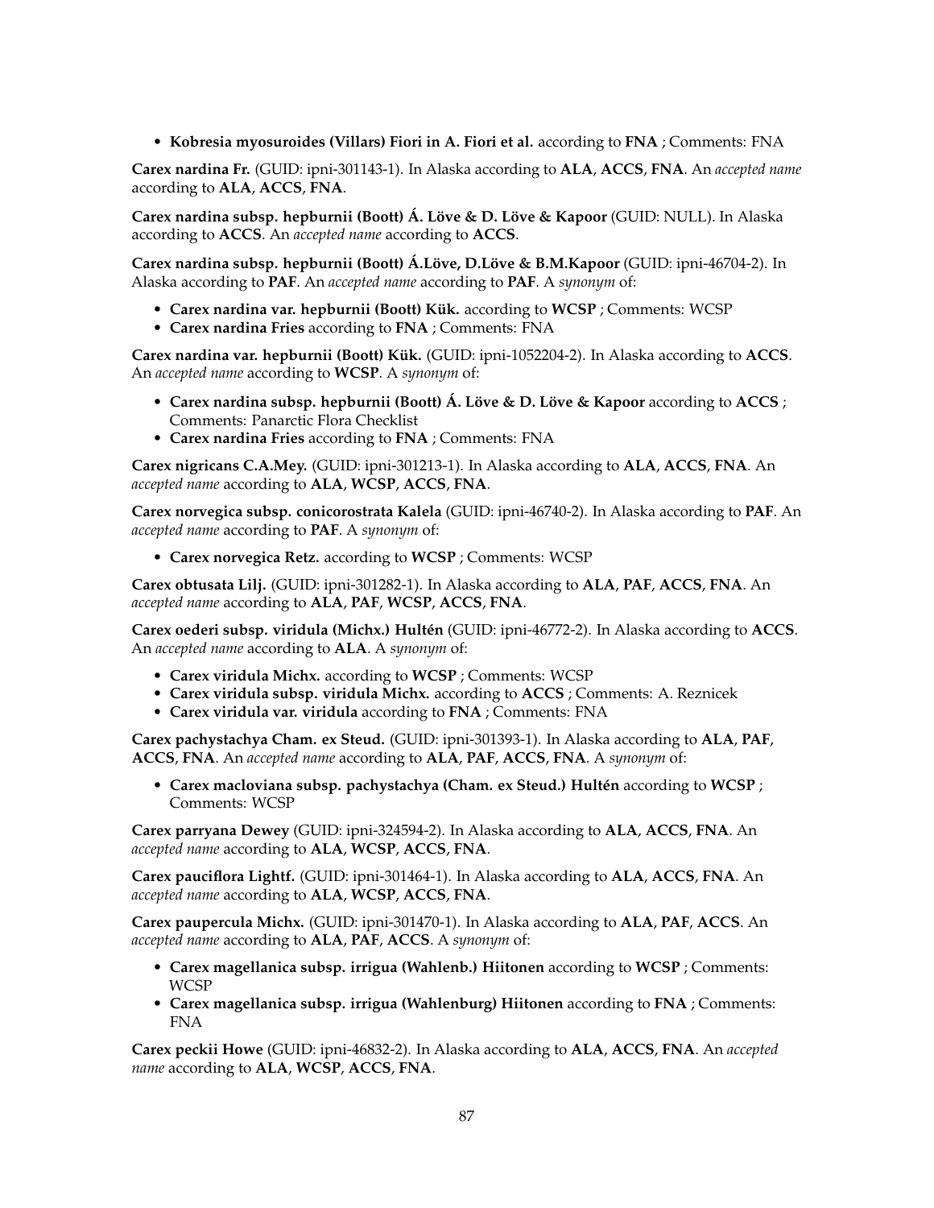- **Kobresia myosuroides (Villars) Fiori in A. Fiori et al.** according to **FNA** ; Comments: FNA

**Carex nardina Fr.** (GUID: ipni-301143-1). In Alaska according to **ALA**, **ACCS**, **FNA**. An *accepted name* according to **ALA**, **ACCS**, **FNA**.

**Carex nardina subsp. hepburnii (Boott) Á. Löve & D. Löve & Kapoor** (GUID: NULL). In Alaska according to **ACCS**. An *accepted name* according to **ACCS**.

**Carex nardina subsp. hepburnii (Boott) Á.Löve, D.Löve & B.M.Kapoor** (GUID: ipni-46704-2). In Alaska according to **PAF**. An *accepted name* according to **PAF**. A *synonym* of:

- **Carex nardina var. hepburnii (Boott) Kük.** according to **WCSP** ; Comments: WCSP
- **Carex nardina Fries** according to **FNA** ; Comments: FNA

**Carex nardina var. hepburnii (Boott) Kük.** (GUID: ipni-1052204-2). In Alaska according to **ACCS**. An *accepted name* according to **WCSP**. A *synonym* of:

- **Carex nardina subsp. hepburnii (Boott) Á. Löve & D. Löve & Kapoor** according to **ACCS** ; Comments: Panarctic Flora Checklist
- **Carex nardina Fries** according to **FNA** ; Comments: FNA

**Carex nigricans C.A.Mey.** (GUID: ipni-301213-1). In Alaska according to **ALA**, **ACCS**, **FNA**. An *accepted name* according to **ALA**, **WCSP**, **ACCS**, **FNA**.

**Carex norvegica subsp. conicorostrata Kalela** (GUID: ipni-46740-2). In Alaska according to **PAF**. An *accepted name* according to **PAF**. A *synonym* of:

- **Carex norvegica Retz.** according to **WCSP** ; Comments: WCSP

**Carex obtusata Lilj.** (GUID: ipni-301282-1). In Alaska according to **ALA**, **PAF**, **ACCS**, **FNA**. An *accepted name* according to **ALA**, **PAF**, **WCSP**, **ACCS**, **FNA**.

**Carex oederi subsp. viridula (Michx.) Hultén** (GUID: ipni-46772-2). In Alaska according to **ACCS**. An *accepted name* according to **ALA**. A *synonym* of:

- **Carex viridula Michx.** according to **WCSP** ; Comments: WCSP
- **Carex viridula subsp. viridula Michx.** according to **ACCS** ; Comments: A. Reznicek
- **Carex viridula var. viridula** according to **FNA** ; Comments: FNA

**Carex pachystachya Cham. ex Steud.** (GUID: ipni-301393-1). In Alaska according to **ALA**, **PAF**, **ACCS**, **FNA**. An *accepted name* according to **ALA**, **PAF**, **ACCS**, **FNA**. A *synonym* of:

- **Carex macloviana subsp. pachystachya (Cham. ex Steud.) Hultén** according to **WCSP** ; Comments: WCSP

**Carex parryana Dewey** (GUID: ipni-324594-2). In Alaska according to **ALA**, **ACCS**, **FNA**. An *accepted name* according to **ALA**, **WCSP**, **ACCS**, **FNA**.

**Carex pauciflora Lightf.** (GUID: ipni-301464-1). In Alaska according to **ALA**, **ACCS**, **FNA**. An *accepted name* according to **ALA**, **WCSP**, **ACCS**, **FNA**.

**Carex paupercula Michx.** (GUID: ipni-301470-1). In Alaska according to **ALA**, **PAF**, **ACCS**. An *accepted name* according to **ALA**, **PAF**, **ACCS**. A *synonym* of:

- **Carex magellanica subsp. irrigua (Wahlenb.) Hiitonen** according to **WCSP** ; Comments: WCSP
- **Carex magellanica subsp. irrigua (Wahlenburg) Hiitonen** according to **FNA** ; Comments: FNA

**Carex peckii Howe** (GUID: ipni-46832-2). In Alaska according to **ALA**, **ACCS**, **FNA**. An *accepted name* according to **ALA**, **WCSP**, **ACCS**, **FNA**.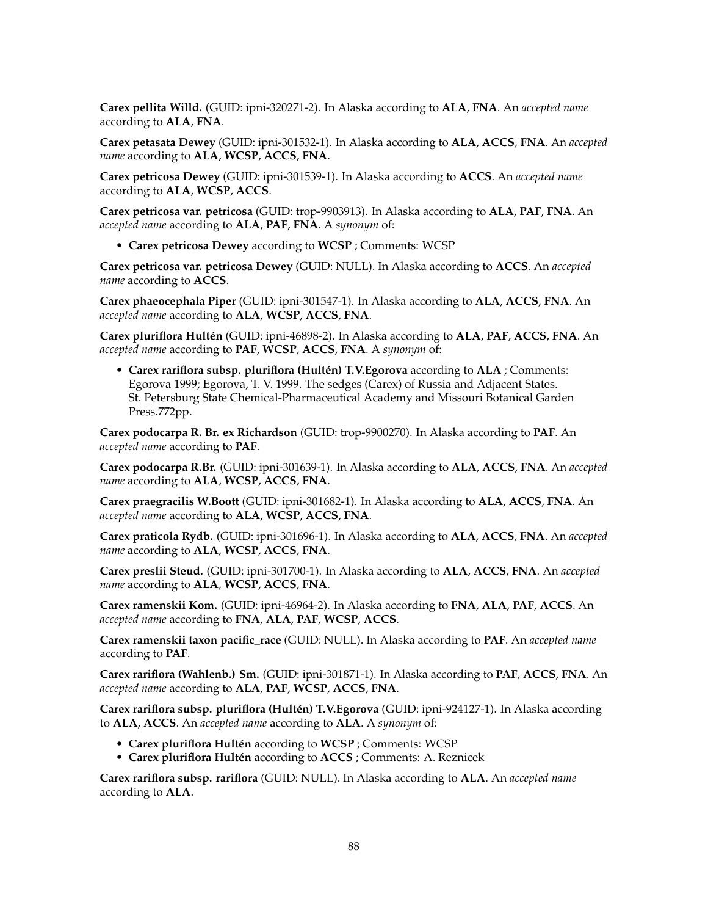**Carex pellita Willd.** (GUID: ipni-320271-2). In Alaska according to **ALA**, **FNA**. An *accepted name* according to **ALA**, **FNA**.

**Carex petasata Dewey** (GUID: ipni-301532-1). In Alaska according to **ALA**, **ACCS**, **FNA**. An *accepted name* according to **ALA**, **WCSP**, **ACCS**, **FNA**.

**Carex petricosa Dewey** (GUID: ipni-301539-1). In Alaska according to **ACCS**. An *accepted name* according to **ALA**, **WCSP**, **ACCS**.

**Carex petricosa var. petricosa** (GUID: trop-9903913). In Alaska according to **ALA**, **PAF**, **FNA**. An *accepted name* according to **ALA**, **PAF**, **FNA**. A *synonym* of:

- **Carex petricosa Dewey** according to **WCSP** ; Comments: WCSP

**Carex petricosa var. petricosa Dewey** (GUID: NULL). In Alaska according to **ACCS**. An *accepted name* according to **ACCS**.

**Carex phaeocephala Piper** (GUID: ipni-301547-1). In Alaska according to **ALA**, **ACCS**, **FNA**. An *accepted name* according to **ALA**, **WCSP**, **ACCS**, **FNA**.

**Carex pluriflora Hultén** (GUID: ipni-46898-2). In Alaska according to **ALA**, **PAF**, **ACCS**, **FNA**. An *accepted name* according to **PAF**, **WCSP**, **ACCS**, **FNA**. A *synonym* of:

- **Carex rariflora subsp. pluriflora (Hultén) T.V.Egorova** according to **ALA** ; Comments: Egorova 1999; Egorova, T. V. 1999. The sedges (Carex) of Russia and Adjacent States. St. Petersburg State Chemical-Pharmaceutical Academy and Missouri Botanical Garden Press.772pp.

**Carex podocarpa R. Br. ex Richardson** (GUID: trop-9900270). In Alaska according to **PAF**. An *accepted name* according to **PAF**.

**Carex podocarpa R.Br.** (GUID: ipni-301639-1). In Alaska according to **ALA**, **ACCS**, **FNA**. An *accepted name* according to **ALA**, **WCSP**, **ACCS**, **FNA**.

**Carex praegracilis W.Boott** (GUID: ipni-301682-1). In Alaska according to **ALA**, **ACCS**, **FNA**. An *accepted name* according to **ALA**, **WCSP**, **ACCS**, **FNA**.

**Carex praticola Rydb.** (GUID: ipni-301696-1). In Alaska according to **ALA**, **ACCS**, **FNA**. An *accepted name* according to **ALA**, **WCSP**, **ACCS**, **FNA**.

**Carex preslii Steud.** (GUID: ipni-301700-1). In Alaska according to **ALA**, **ACCS**, **FNA**. An *accepted name* according to **ALA**, **WCSP**, **ACCS**, **FNA**.

**Carex ramenskii Kom.** (GUID: ipni-46964-2). In Alaska according to **FNA**, **ALA**, **PAF**, **ACCS**. An *accepted name* according to **FNA**, **ALA**, **PAF**, **WCSP**, **ACCS**.

**Carex ramenskii taxon pacific_race** (GUID: NULL). In Alaska according to **PAF**. An *accepted name* according to **PAF**.

**Carex rariflora (Wahlenb.) Sm.** (GUID: ipni-301871-1). In Alaska according to **PAF**, **ACCS**, **FNA**. An *accepted name* according to **ALA**, **PAF**, **WCSP**, **ACCS**, **FNA**.

**Carex rariflora subsp. pluriflora (Hultén) T.V.Egorova** (GUID: ipni-924127-1). In Alaska according to **ALA**, **ACCS**. An *accepted name* according to **ALA**. A *synonym* of:

- **Carex pluriflora Hultén** according to **WCSP** ; Comments: WCSP
- **Carex pluriflora Hultén** according to **ACCS** ; Comments: A. Reznicek

**Carex rariflora subsp. rariflora** (GUID: NULL). In Alaska according to **ALA**. An *accepted name* according to **ALA**.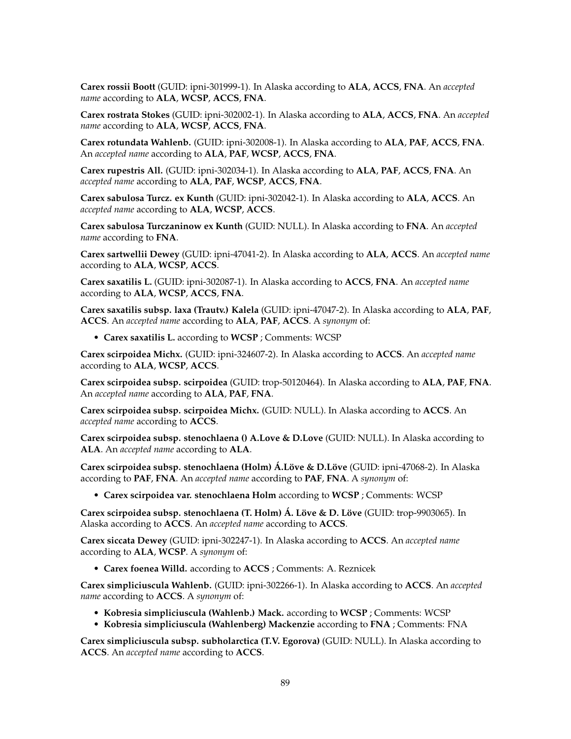**Carex rossii Boott** (GUID: ipni-301999-1). In Alaska according to **ALA**, **ACCS**, **FNA**. An *accepted name* according to **ALA**, **WCSP**, **ACCS**, **FNA**.

**Carex rostrata Stokes** (GUID: ipni-302002-1). In Alaska according to **ALA**, **ACCS**, **FNA**. An *accepted name* according to **ALA**, **WCSP**, **ACCS**, **FNA**.

**Carex rotundata Wahlenb.** (GUID: ipni-302008-1). In Alaska according to **ALA**, **PAF**, **ACCS**, **FNA**. An *accepted name* according to **ALA**, **PAF**, **WCSP**, **ACCS**, **FNA**.

**Carex rupestris All.** (GUID: ipni-302034-1). In Alaska according to **ALA**, **PAF**, **ACCS**, **FNA**. An *accepted name* according to **ALA**, **PAF**, **WCSP**, **ACCS**, **FNA**.

**Carex sabulosa Turcz. ex Kunth** (GUID: ipni-302042-1). In Alaska according to **ALA**, **ACCS**. An *accepted name* according to **ALA**, **WCSP**, **ACCS**.

**Carex sabulosa Turczaninow ex Kunth** (GUID: NULL). In Alaska according to **FNA**. An *accepted name* according to **FNA**.

**Carex sartwellii Dewey** (GUID: ipni-47041-2). In Alaska according to **ALA**, **ACCS**. An *accepted name* according to **ALA**, **WCSP**, **ACCS**.

**Carex saxatilis L.** (GUID: ipni-302087-1). In Alaska according to **ACCS**, **FNA**. An *accepted name* according to **ALA**, **WCSP**, **ACCS**, **FNA**.

**Carex saxatilis subsp. laxa (Trautv.) Kalela** (GUID: ipni-47047-2). In Alaska according to **ALA**, **PAF**, **ACCS**. An *accepted name* according to **ALA**, **PAF**, **ACCS**. A *synonym* of:

- **Carex saxatilis L.** according to **WCSP** ; Comments: WCSP

**Carex scirpoidea Michx.** (GUID: ipni-324607-2). In Alaska according to **ACCS**. An *accepted name* according to **ALA**, **WCSP**, **ACCS**.

**Carex scirpoidea subsp. scirpoidea** (GUID: trop-50120464). In Alaska according to **ALA**, **PAF**, **FNA**. An *accepted name* according to **ALA**, **PAF**, **FNA**.

**Carex scirpoidea subsp. scirpoidea Michx.** (GUID: NULL). In Alaska according to **ACCS**. An *accepted name* according to **ACCS**.

**Carex scirpoidea subsp. stenochlaena () A.Love & D.Love** (GUID: NULL). In Alaska according to **ALA**. An *accepted name* according to **ALA**.

**Carex scirpoidea subsp. stenochlaena (Holm) Á.Löve & D.Löve** (GUID: ipni-47068-2). In Alaska according to **PAF**, **FNA**. An *accepted name* according to **PAF**, **FNA**. A *synonym* of:

- **Carex scirpoidea var. stenochlaena Holm** according to **WCSP** ; Comments: WCSP

**Carex scirpoidea subsp. stenochlaena (T. Holm) Á. Löve & D. Löve** (GUID: trop-9903065). In Alaska according to **ACCS**. An *accepted name* according to **ACCS**.

**Carex siccata Dewey** (GUID: ipni-302247-1). In Alaska according to **ACCS**. An *accepted name* according to **ALA**, **WCSP**. A *synonym* of:

- **Carex foenea Willd.** according to **ACCS** ; Comments: A. Reznicek

**Carex simpliciuscula Wahlenb.** (GUID: ipni-302266-1). In Alaska according to **ACCS**. An *accepted name* according to **ACCS**. A *synonym* of:

- **Kobresia simpliciuscula (Wahlenb.) Mack.** according to **WCSP** ; Comments: WCSP
- **Kobresia simpliciuscula (Wahlenberg) Mackenzie** according to **FNA** ; Comments: FNA

**Carex simpliciuscula subsp. subholarctica (T.V. Egorova)** (GUID: NULL). In Alaska according to **ACCS**. An *accepted name* according to **ACCS**.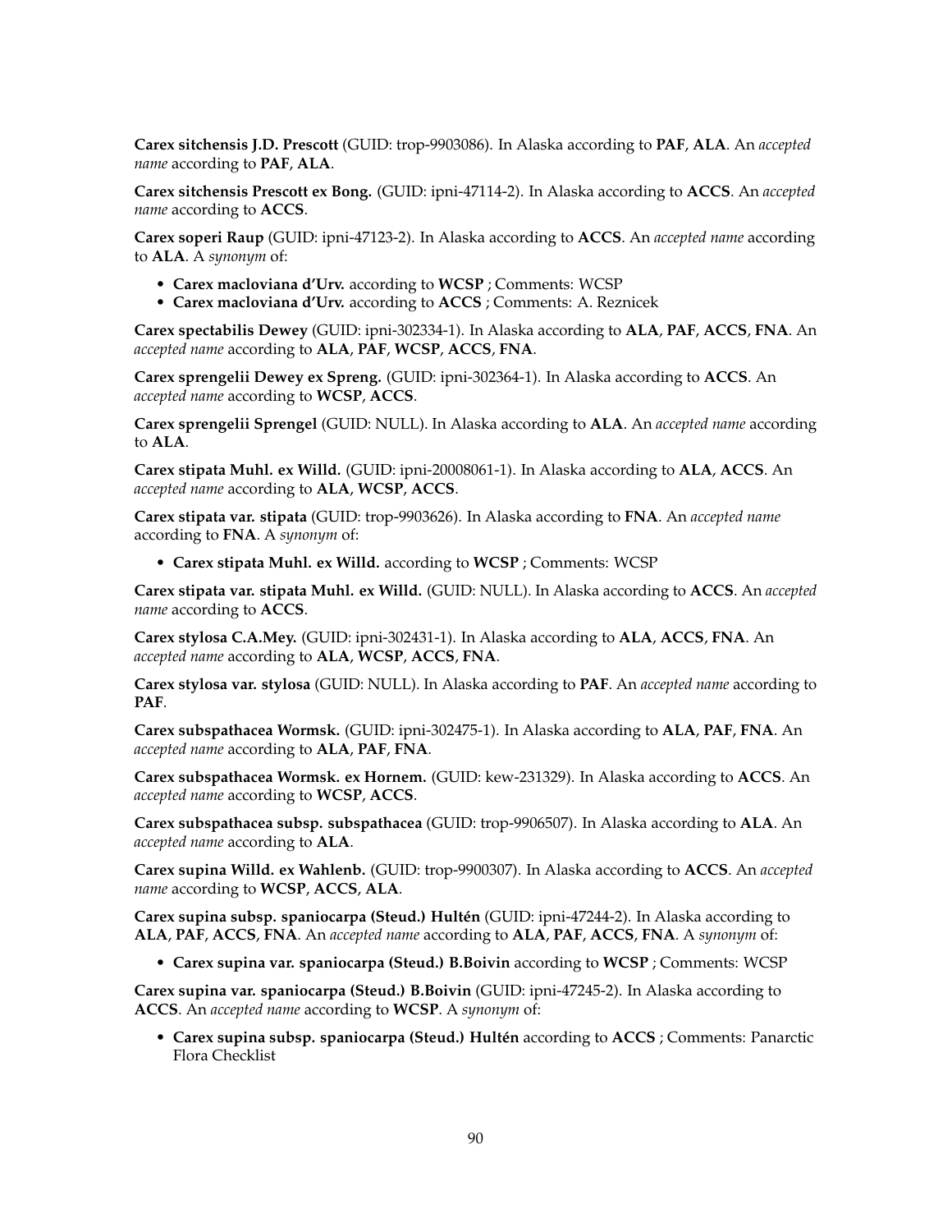**Carex sitchensis J.D. Prescott** (GUID: trop-9903086). In Alaska according to **PAF**, **ALA**. An *accepted name* according to **PAF**, **ALA**.

**Carex sitchensis Prescott ex Bong.** (GUID: ipni-47114-2). In Alaska according to **ACCS**. An *accepted name* according to **ACCS**.

**Carex soperi Raup** (GUID: ipni-47123-2). In Alaska according to **ACCS**. An *accepted name* according to **ALA**. A *synonym* of:

- **Carex macloviana d'Urv.** according to **WCSP** ; Comments: WCSP
- **Carex macloviana d'Urv.** according to **ACCS** ; Comments: A. Reznicek

**Carex spectabilis Dewey** (GUID: ipni-302334-1). In Alaska according to **ALA**, **PAF**, **ACCS**, **FNA**. An *accepted name* according to **ALA**, **PAF**, **WCSP**, **ACCS**, **FNA**.

**Carex sprengelii Dewey ex Spreng.** (GUID: ipni-302364-1). In Alaska according to **ACCS**. An *accepted name* according to **WCSP**, **ACCS**.

**Carex sprengelii Sprengel** (GUID: NULL). In Alaska according to **ALA**. An *accepted name* according to **ALA**.

**Carex stipata Muhl. ex Willd.** (GUID: ipni-20008061-1). In Alaska according to **ALA**, **ACCS**. An *accepted name* according to **ALA**, **WCSP**, **ACCS**.

**Carex stipata var. stipata** (GUID: trop-9903626). In Alaska according to **FNA**. An *accepted name* according to **FNA**. A *synonym* of:

- **Carex stipata Muhl. ex Willd.** according to **WCSP** ; Comments: WCSP

**Carex stipata var. stipata Muhl. ex Willd.** (GUID: NULL). In Alaska according to **ACCS**. An *accepted name* according to **ACCS**.

**Carex stylosa C.A.Mey.** (GUID: ipni-302431-1). In Alaska according to **ALA**, **ACCS**, **FNA**. An *accepted name* according to **ALA**, **WCSP**, **ACCS**, **FNA**.

**Carex stylosa var. stylosa** (GUID: NULL). In Alaska according to **PAF**. An *accepted name* according to **PAF**.

**Carex subspathacea Wormsk.** (GUID: ipni-302475-1). In Alaska according to **ALA**, **PAF**, **FNA**. An *accepted name* according to **ALA**, **PAF**, **FNA**.

**Carex subspathacea Wormsk. ex Hornem.** (GUID: kew-231329). In Alaska according to **ACCS**. An *accepted name* according to **WCSP**, **ACCS**.

**Carex subspathacea subsp. subspathacea** (GUID: trop-9906507). In Alaska according to **ALA**. An *accepted name* according to **ALA**.

**Carex supina Willd. ex Wahlenb.** (GUID: trop-9900307). In Alaska according to **ACCS**. An *accepted name* according to **WCSP**, **ACCS**, **ALA**.

**Carex supina subsp. spaniocarpa (Steud.) Hultén** (GUID: ipni-47244-2). In Alaska according to **ALA**, **PAF**, **ACCS**, **FNA**. An *accepted name* according to **ALA**, **PAF**, **ACCS**, **FNA**. A *synonym* of:

- **Carex supina var. spaniocarpa (Steud.) B.Boivin** according to **WCSP** ; Comments: WCSP

**Carex supina var. spaniocarpa (Steud.) B.Boivin** (GUID: ipni-47245-2). In Alaska according to **ACCS**. An *accepted name* according to **WCSP**. A *synonym* of:

- **Carex supina subsp. spaniocarpa (Steud.) Hultén** according to **ACCS** ; Comments: Panarctic Flora Checklist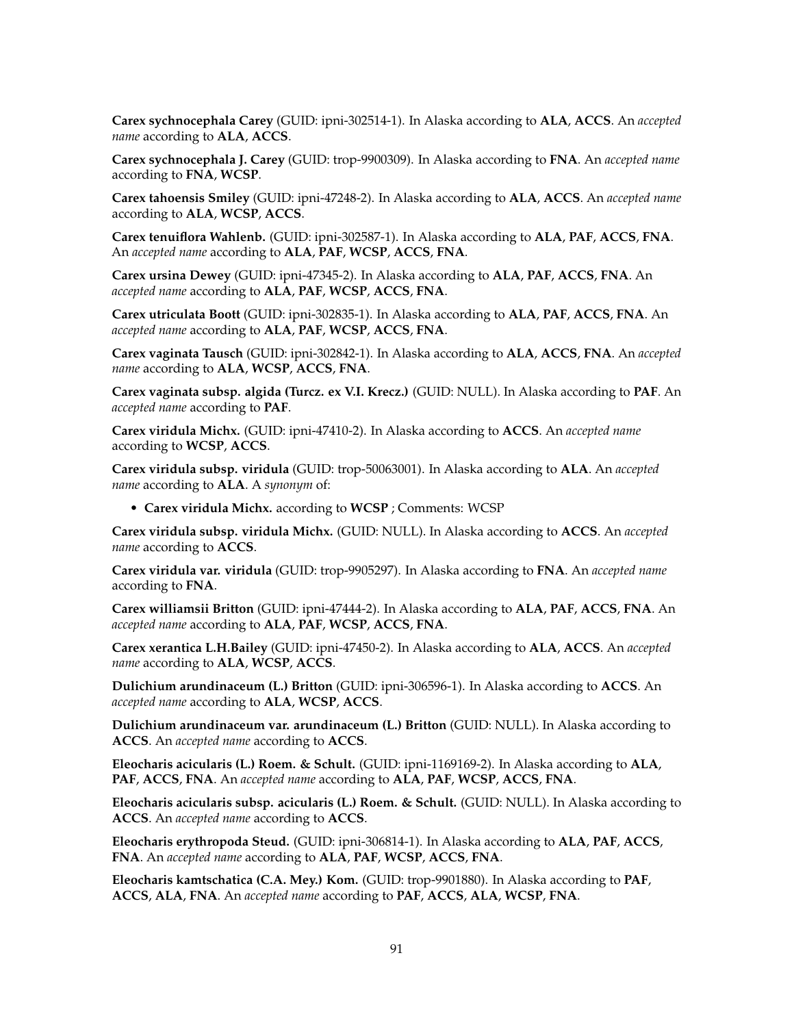**Carex sychnocephala Carey** (GUID: ipni-302514-1). In Alaska according to **ALA**, **ACCS**. An *accepted name* according to **ALA**, **ACCS**.

**Carex sychnocephala J. Carey** (GUID: trop-9900309). In Alaska according to **FNA**. An *accepted name* according to **FNA**, **WCSP**.

**Carex tahoensis Smiley** (GUID: ipni-47248-2). In Alaska according to **ALA**, **ACCS**. An *accepted name* according to **ALA**, **WCSP**, **ACCS**.

**Carex tenuiflora Wahlenb.** (GUID: ipni-302587-1). In Alaska according to **ALA**, **PAF**, **ACCS**, **FNA**. An *accepted name* according to **ALA**, **PAF**, **WCSP**, **ACCS**, **FNA**.

**Carex ursina Dewey** (GUID: ipni-47345-2). In Alaska according to **ALA**, **PAF**, **ACCS**, **FNA**. An *accepted name* according to **ALA**, **PAF**, **WCSP**, **ACCS**, **FNA**.

**Carex utriculata Boott** (GUID: ipni-302835-1). In Alaska according to **ALA**, **PAF**, **ACCS**, **FNA**. An *accepted name* according to **ALA**, **PAF**, **WCSP**, **ACCS**, **FNA**.

**Carex vaginata Tausch** (GUID: ipni-302842-1). In Alaska according to **ALA**, **ACCS**, **FNA**. An *accepted name* according to **ALA**, **WCSP**, **ACCS**, **FNA**.

**Carex vaginata subsp. algida (Turcz. ex V.I. Krecz.)** (GUID: NULL). In Alaska according to **PAF**. An *accepted name* according to **PAF**.

**Carex viridula Michx.** (GUID: ipni-47410-2). In Alaska according to **ACCS**. An *accepted name* according to **WCSP**, **ACCS**.

**Carex viridula subsp. viridula** (GUID: trop-50063001). In Alaska according to **ALA**. An *accepted name* according to **ALA**. A *synonym* of:

- **Carex viridula Michx.** according to **WCSP** ; Comments: WCSP

**Carex viridula subsp. viridula Michx.** (GUID: NULL). In Alaska according to **ACCS**. An *accepted name* according to **ACCS**.

**Carex viridula var. viridula** (GUID: trop-9905297). In Alaska according to **FNA**. An *accepted name* according to **FNA**.

**Carex williamsii Britton** (GUID: ipni-47444-2). In Alaska according to **ALA**, **PAF**, **ACCS**, **FNA**. An *accepted name* according to **ALA**, **PAF**, **WCSP**, **ACCS**, **FNA**.

**Carex xerantica L.H.Bailey** (GUID: ipni-47450-2). In Alaska according to **ALA**, **ACCS**. An *accepted name* according to **ALA**, **WCSP**, **ACCS**.

**Dulichium arundinaceum (L.) Britton** (GUID: ipni-306596-1). In Alaska according to **ACCS**. An *accepted name* according to **ALA**, **WCSP**, **ACCS**.

**Dulichium arundinaceum var. arundinaceum (L.) Britton** (GUID: NULL). In Alaska according to **ACCS**. An *accepted name* according to **ACCS**.

**Eleocharis acicularis (L.) Roem. & Schult.** (GUID: ipni-1169169-2). In Alaska according to **ALA**, **PAF**, **ACCS**, **FNA**. An *accepted name* according to **ALA**, **PAF**, **WCSP**, **ACCS**, **FNA**.

**Eleocharis acicularis subsp. acicularis (L.) Roem. & Schult.** (GUID: NULL). In Alaska according to **ACCS**. An *accepted name* according to **ACCS**.

**Eleocharis erythropoda Steud.** (GUID: ipni-306814-1). In Alaska according to **ALA**, **PAF**, **ACCS**, **FNA**. An *accepted name* according to **ALA**, **PAF**, **WCSP**, **ACCS**, **FNA**.

**Eleocharis kamtschatica (C.A. Mey.) Kom.** (GUID: trop-9901880). In Alaska according to **PAF**, **ACCS**, **ALA**, **FNA**. An *accepted name* according to **PAF**, **ACCS**, **ALA**, **WCSP**, **FNA**.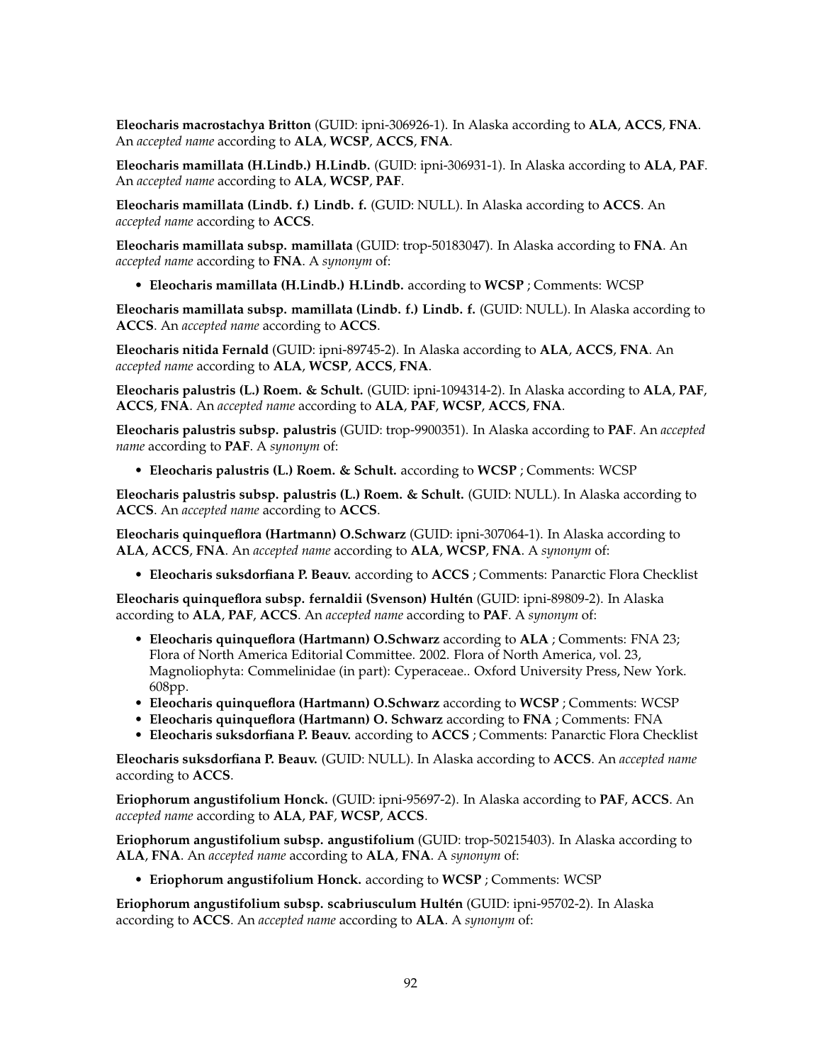**Eleocharis macrostachya Britton** (GUID: ipni-306926-1). In Alaska according to **ALA**, **ACCS**, **FNA**. An *accepted name* according to **ALA**, **WCSP**, **ACCS**, **FNA**.

**Eleocharis mamillata (H.Lindb.) H.Lindb.** (GUID: ipni-306931-1). In Alaska according to **ALA**, **PAF**. An *accepted name* according to **ALA**, **WCSP**, **PAF**.

**Eleocharis mamillata (Lindb. f.) Lindb. f.** (GUID: NULL). In Alaska according to **ACCS**. An *accepted name* according to **ACCS**.

**Eleocharis mamillata subsp. mamillata** (GUID: trop-50183047). In Alaska according to **FNA**. An *accepted name* according to **FNA**. A *synonym* of:

- **Eleocharis mamillata (H.Lindb.) H.Lindb.** according to **WCSP** ; Comments: WCSP

**Eleocharis mamillata subsp. mamillata (Lindb. f.) Lindb. f.** (GUID: NULL). In Alaska according to **ACCS**. An *accepted name* according to **ACCS**.

**Eleocharis nitida Fernald** (GUID: ipni-89745-2). In Alaska according to **ALA**, **ACCS**, **FNA**. An *accepted name* according to **ALA**, **WCSP**, **ACCS**, **FNA**.

**Eleocharis palustris (L.) Roem. & Schult.** (GUID: ipni-1094314-2). In Alaska according to **ALA**, **PAF**, **ACCS**, **FNA**. An *accepted name* according to **ALA**, **PAF**, **WCSP**, **ACCS**, **FNA**.

**Eleocharis palustris subsp. palustris** (GUID: trop-9900351). In Alaska according to **PAF**. An *accepted name* according to **PAF**. A *synonym* of:

- **Eleocharis palustris (L.) Roem. & Schult.** according to **WCSP** ; Comments: WCSP

**Eleocharis palustris subsp. palustris (L.) Roem. & Schult.** (GUID: NULL). In Alaska according to **ACCS**. An *accepted name* according to **ACCS**.

**Eleocharis quinqueflora (Hartmann) O.Schwarz** (GUID: ipni-307064-1). In Alaska according to **ALA**, **ACCS**, **FNA**. An *accepted name* according to **ALA**, **WCSP**, **FNA**. A *synonym* of:

- **Eleocharis suksdorfiana P. Beauv.** according to **ACCS** ; Comments: Panarctic Flora Checklist

**Eleocharis quinqueflora subsp. fernaldii (Svenson) Hultén** (GUID: ipni-89809-2). In Alaska according to **ALA**, **PAF**, **ACCS**. An *accepted name* according to **PAF**. A *synonym* of:

- **Eleocharis quinqueflora (Hartmann) O.Schwarz** according to **ALA** ; Comments: FNA 23; Flora of North America Editorial Committee. 2002. Flora of North America, vol. 23, Magnoliophyta: Commelinidae (in part): Cyperaceae.. Oxford University Press, New York. 608pp.
- **Eleocharis quinqueflora (Hartmann) O.Schwarz** according to **WCSP** ; Comments: WCSP
- **Eleocharis quinqueflora (Hartmann) O. Schwarz** according to **FNA** ; Comments: FNA
- **Eleocharis suksdorfiana P. Beauv.** according to **ACCS** ; Comments: Panarctic Flora Checklist

**Eleocharis suksdorfiana P. Beauv.** (GUID: NULL). In Alaska according to **ACCS**. An *accepted name* according to **ACCS**.

**Eriophorum angustifolium Honck.** (GUID: ipni-95697-2). In Alaska according to **PAF**, **ACCS**. An *accepted name* according to **ALA**, **PAF**, **WCSP**, **ACCS**.

**Eriophorum angustifolium subsp. angustifolium** (GUID: trop-50215403). In Alaska according to **ALA**, **FNA**. An *accepted name* according to **ALA**, **FNA**. A *synonym* of:

- **Eriophorum angustifolium Honck.** according to **WCSP** ; Comments: WCSP

**Eriophorum angustifolium subsp. scabriusculum Hultén** (GUID: ipni-95702-2). In Alaska according to **ACCS**. An *accepted name* according to **ALA**. A *synonym* of: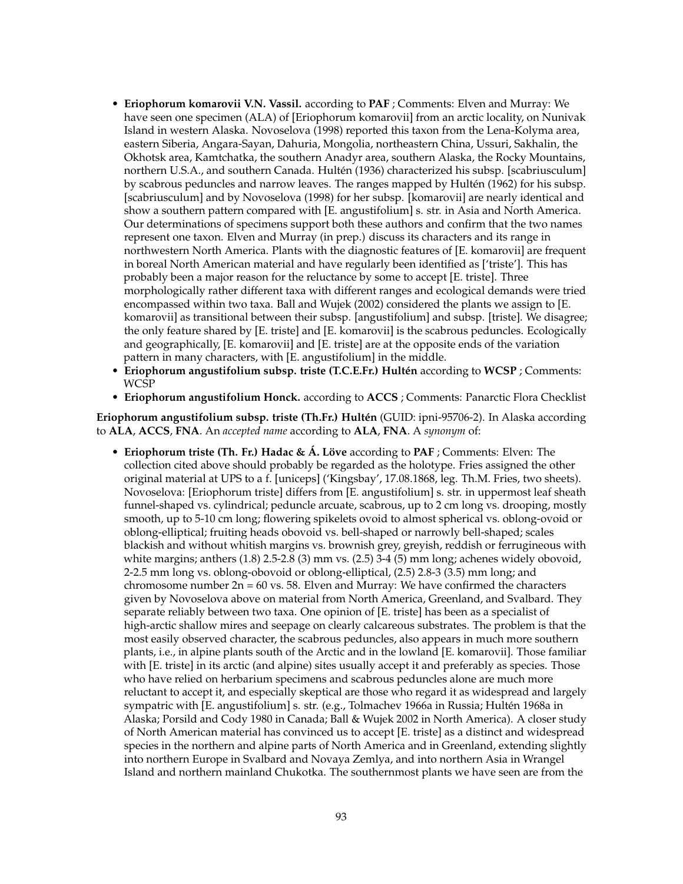- **Eriophorum komarovii V.N. Vassil.** according to **PAF** ; Comments: Elven and Murray: We have seen one specimen (ALA) of [Eriophorum komarovii] from an arctic locality, on Nunivak Island in western Alaska. Novoselova (1998) reported this taxon from the Lena-Kolyma area, eastern Siberia, Angara-Sayan, Dahuria, Mongolia, northeastern China, Ussuri, Sakhalin, the Okhotsk area, Kamtchatka, the southern Anadyr area, southern Alaska, the Rocky Mountains, northern U.S.A., and southern Canada. Hultén (1936) characterized his subsp. [scabriusculum] by scabrous peduncles and narrow leaves. The ranges mapped by Hultén (1962) for his subsp. [scabriusculum] and by Novoselova (1998) for her subsp. [komarovii] are nearly identical and show a southern pattern compared with [E. angustifolium] s. str. in Asia and North America. Our determinations of specimens support both these authors and confirm that the two names represent one taxon. Elven and Murray (in prep.) discuss its characters and its range in northwestern North America. Plants with the diagnostic features of [E. komarovii] are frequent in boreal North American material and have regularly been identified as ['triste']. This has probably been a major reason for the reluctance by some to accept [E. triste]. Three morphologically rather different taxa with different ranges and ecological demands were tried encompassed within two taxa. Ball and Wujek (2002) considered the plants we assign to [E. komarovii] as transitional between their subsp. [angustifolium] and subsp. [triste]. We disagree; the only feature shared by [E. triste] and [E. komarovii] is the scabrous peduncles. Ecologically and geographically, [E. komarovii] and [E. triste] are at the opposite ends of the variation pattern in many characters, with [E. angustifolium] in the middle.
- **Eriophorum angustifolium subsp. triste (T.C.E.Fr.) Hultén** according to **WCSP** ; Comments: WCSP
- **Eriophorum angustifolium Honck.** according to **ACCS** ; Comments: Panarctic Flora Checklist

**Eriophorum angustifolium subsp. triste (Th.Fr.) Hultén** (GUID: ipni-95706-2). In Alaska according to **ALA**, **ACCS**, **FNA**. An *accepted name* according to **ALA**, **FNA**. A *synonym* of:

- **Eriophorum triste (Th. Fr.) Hadac & Á. Löve** according to **PAF** ; Comments: Elven: The collection cited above should probably be regarded as the holotype. Fries assigned the other original material at UPS to a f. [uniceps] ('Kingsbay', 17.08.1868, leg. Th.M. Fries, two sheets). Novoselova: [Eriophorum triste] differs from [E. angustifolium] s. str. in uppermost leaf sheath funnel-shaped vs. cylindrical; peduncle arcuate, scabrous, up to 2 cm long vs. drooping, mostly smooth, up to 5-10 cm long; flowering spikelets ovoid to almost spherical vs. oblong-ovoid or oblong-elliptical; fruiting heads obovoid vs. bell-shaped or narrowly bell-shaped; scales blackish and without whitish margins vs. brownish grey, greyish, reddish or ferrugineous with white margins; anthers (1.8) 2.5-2.8 (3) mm vs. (2.5) 3-4 (5) mm long; achenes widely obovoid, 2-2.5 mm long vs. oblong-obovoid or oblong-elliptical, (2.5) 2.8-3 (3.5) mm long; and chromosome number 2n = 60 vs. 58. Elven and Murray: We have confirmed the characters given by Novoselova above on material from North America, Greenland, and Svalbard. They separate reliably between two taxa. One opinion of [E. triste] has been as a specialist of high-arctic shallow mires and seepage on clearly calcareous substrates. The problem is that the most easily observed character, the scabrous peduncles, also appears in much more southern plants, i.e., in alpine plants south of the Arctic and in the lowland [E. komarovii]. Those familiar with [E. triste] in its arctic (and alpine) sites usually accept it and preferably as species. Those who have relied on herbarium specimens and scabrous peduncles alone are much more reluctant to accept it, and especially skeptical are those who regard it as widespread and largely sympatric with [E. angustifolium] s. str. (e.g., Tolmachev 1966a in Russia; Hultén 1968a in Alaska; Porsild and Cody 1980 in Canada; Ball & Wujek 2002 in North America). A closer study of North American material has convinced us to accept [E. triste] as a distinct and widespread species in the northern and alpine parts of North America and in Greenland, extending slightly into northern Europe in Svalbard and Novaya Zemlya, and into northern Asia in Wrangel Island and northern mainland Chukotka. The southernmost plants we have seen are from the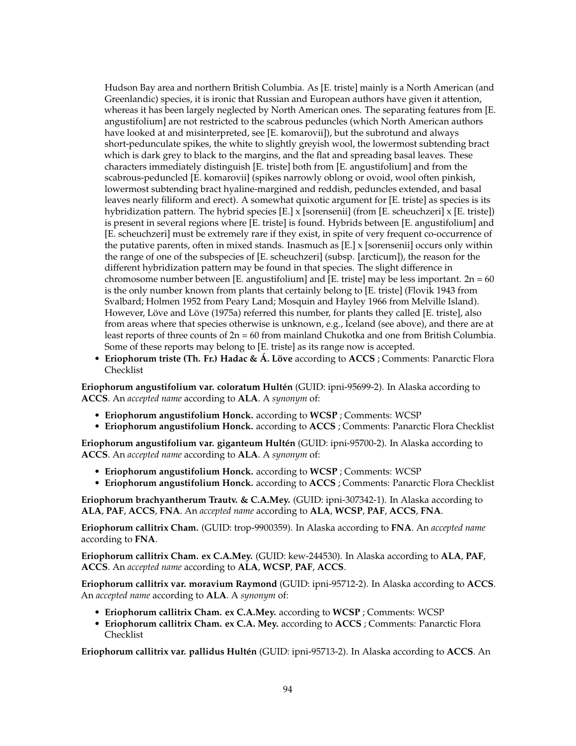Hudson Bay area and northern British Columbia. As [E. triste] mainly is a North American (and Greenlandic) species, it is ironic that Russian and European authors have given it attention, whereas it has been largely neglected by North American ones. The separating features from [E. angustifolium] are not restricted to the scabrous peduncles (which North American authors have looked at and misinterpreted, see [E. komarovii]), but the subrotund and always short-pedunculate spikes, the white to slightly greyish wool, the lowermost subtending bract which is dark grey to black to the margins, and the flat and spreading basal leaves. These characters immediately distinguish [E. triste] both from [E. angustifolium] and from the scabrous-peduncled [E. komarovii] (spikes narrowly oblong or ovoid, wool often pinkish, lowermost subtending bract hyaline-margined and reddish, peduncles extended, and basal leaves nearly filiform and erect). A somewhat quixotic argument for [E. triste] as species is its hybridization pattern. The hybrid species [E.] x [sorensenii] (from [E. scheuchzeri] x [E. triste]) is present in several regions where [E. triste] is found. Hybrids between [E. angustifolium] and [E. scheuchzeri] must be extremely rare if they exist, in spite of very frequent co-occurrence of the putative parents, often in mixed stands. Inasmuch as [E.] x [sorensenii] occurs only within the range of one of the subspecies of [E. scheuchzeri] (subsp. [arcticum]), the reason for the different hybridization pattern may be found in that species. The slight difference in chromosome number between [E. angustifolium] and [E. triste] may be less important. 2n = 60 is the only number known from plants that certainly belong to [E. triste] (Flovik 1943 from Svalbard; Holmen 1952 from Peary Land; Mosquin and Hayley 1966 from Melville Island). However, Löve and Löve (1975a) referred this number, for plants they called [E. triste], also from areas where that species otherwise is unknown, e.g., Iceland (see above), and there are at least reports of three counts of 2n = 60 from mainland Chukotka and one from British Columbia. Some of these reports may belong to [E. triste] as its range now is accepted.

- **Eriophorum triste (Th. Fr.) Hadac & Á. Löve** according to **ACCS** ; Comments: Panarctic Flora Checklist

**Eriophorum angustifolium var. coloratum Hultén** (GUID: ipni-95699-2). In Alaska according to **ACCS**. An *accepted name* according to **ALA**. A *synonym* of:

- **Eriophorum angustifolium Honck.** according to **WCSP** ; Comments: WCSP
- **Eriophorum angustifolium Honck.** according to **ACCS** ; Comments: Panarctic Flora Checklist

**Eriophorum angustifolium var. giganteum Hultén** (GUID: ipni-95700-2). In Alaska according to **ACCS**. An *accepted name* according to **ALA**. A *synonym* of:

- **Eriophorum angustifolium Honck.** according to **WCSP** ; Comments: WCSP
- **Eriophorum angustifolium Honck.** according to **ACCS** ; Comments: Panarctic Flora Checklist

**Eriophorum brachyantherum Trautv. & C.A.Mey.** (GUID: ipni-307342-1). In Alaska according to **ALA**, **PAF**, **ACCS**, **FNA**. An *accepted name* according to **ALA**, **WCSP**, **PAF**, **ACCS**, **FNA**.

**Eriophorum callitrix Cham.** (GUID: trop-9900359). In Alaska according to **FNA**. An *accepted name* according to **FNA**.

**Eriophorum callitrix Cham. ex C.A.Mey.** (GUID: kew-244530). In Alaska according to **ALA**, **PAF**, **ACCS**. An *accepted name* according to **ALA**, **WCSP**, **PAF**, **ACCS**.

**Eriophorum callitrix var. moravium Raymond** (GUID: ipni-95712-2). In Alaska according to **ACCS**. An *accepted name* according to **ALA**. A *synonym* of:

- **Eriophorum callitrix Cham. ex C.A.Mey.** according to **WCSP** ; Comments: WCSP
- **Eriophorum callitrix Cham. ex C.A. Mey.** according to **ACCS** ; Comments: Panarctic Flora Checklist

**Eriophorum callitrix var. pallidus Hultén** (GUID: ipni-95713-2). In Alaska according to **ACCS**. An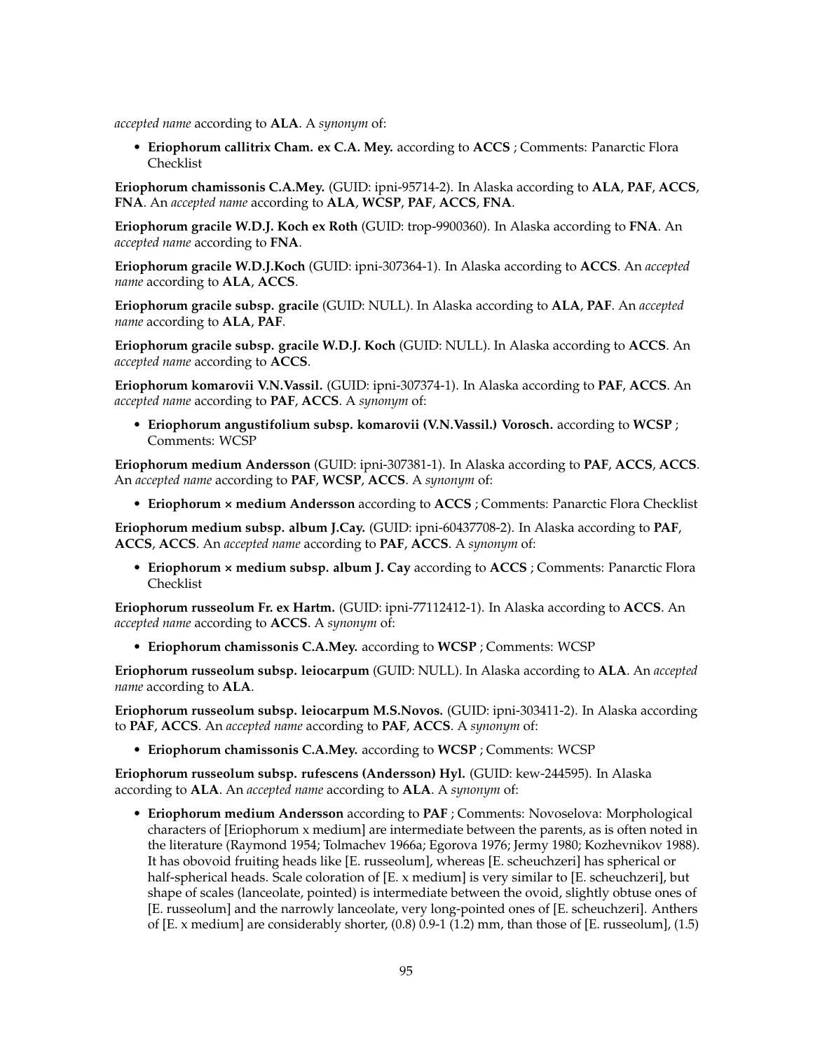*accepted name* according to **ALA**. A *synonym* of:

- **Eriophorum callitrix Cham. ex C.A. Mey.** according to **ACCS** ; Comments: Panarctic Flora Checklist

**Eriophorum chamissonis C.A.Mey.** (GUID: ipni-95714-2). In Alaska according to **ALA**, **PAF**, **ACCS**, **FNA**. An *accepted name* according to **ALA**, **WCSP**, **PAF**, **ACCS**, **FNA**.

**Eriophorum gracile W.D.J. Koch ex Roth** (GUID: trop-9900360). In Alaska according to **FNA**. An *accepted name* according to **FNA**.

**Eriophorum gracile W.D.J.Koch** (GUID: ipni-307364-1). In Alaska according to **ACCS**. An *accepted name* according to **ALA**, **ACCS**.

**Eriophorum gracile subsp. gracile** (GUID: NULL). In Alaska according to **ALA**, **PAF**. An *accepted name* according to **ALA**, **PAF**.

**Eriophorum gracile subsp. gracile W.D.J. Koch** (GUID: NULL). In Alaska according to **ACCS**. An *accepted name* according to **ACCS**.

**Eriophorum komarovii V.N.Vassil.** (GUID: ipni-307374-1). In Alaska according to **PAF**, **ACCS**. An *accepted name* according to **PAF**, **ACCS**. A *synonym* of:

- **Eriophorum angustifolium subsp. komarovii (V.N.Vassil.) Vorosch.** according to **WCSP** ; Comments: WCSP

**Eriophorum medium Andersson** (GUID: ipni-307381-1). In Alaska according to **PAF**, **ACCS**, **ACCS**. An *accepted name* according to **PAF**, **WCSP**, **ACCS**. A *synonym* of:

- **Eriophorum × medium Andersson** according to **ACCS** ; Comments: Panarctic Flora Checklist

**Eriophorum medium subsp. album J.Cay.** (GUID: ipni-60437708-2). In Alaska according to **PAF**, **ACCS**, **ACCS**. An *accepted name* according to **PAF**, **ACCS**. A *synonym* of:

- **Eriophorum × medium subsp. album J. Cay** according to **ACCS** ; Comments: Panarctic Flora Checklist

**Eriophorum russeolum Fr. ex Hartm.** (GUID: ipni-77112412-1). In Alaska according to **ACCS**. An *accepted name* according to **ACCS**. A *synonym* of:

- **Eriophorum chamissonis C.A.Mey.** according to **WCSP** ; Comments: WCSP

**Eriophorum russeolum subsp. leiocarpum** (GUID: NULL). In Alaska according to **ALA**. An *accepted name* according to **ALA**.

**Eriophorum russeolum subsp. leiocarpum M.S.Novos.** (GUID: ipni-303411-2). In Alaska according to **PAF**, **ACCS**. An *accepted name* according to **PAF**, **ACCS**. A *synonym* of:

- **Eriophorum chamissonis C.A.Mey.** according to **WCSP** ; Comments: WCSP

**Eriophorum russeolum subsp. rufescens (Andersson) Hyl.** (GUID: kew-244595). In Alaska according to **ALA**. An *accepted name* according to **ALA**. A *synonym* of:

- **Eriophorum medium Andersson** according to **PAF** ; Comments: Novoselova: Morphological characters of [Eriophorum x medium] are intermediate between the parents, as is often noted in the literature (Raymond 1954; Tolmachev 1966a; Egorova 1976; Jermy 1980; Kozhevnikov 1988). It has obovoid fruiting heads like [E. russeolum], whereas [E. scheuchzeri] has spherical or half-spherical heads. Scale coloration of [E. x medium] is very similar to [E. scheuchzeri], but shape of scales (lanceolate, pointed) is intermediate between the ovoid, slightly obtuse ones of [E. russeolum] and the narrowly lanceolate, very long-pointed ones of [E. scheuchzeri]. Anthers of [E. x medium] are considerably shorter, (0.8) 0.9-1 (1.2) mm, than those of [E. russeolum], (1.5)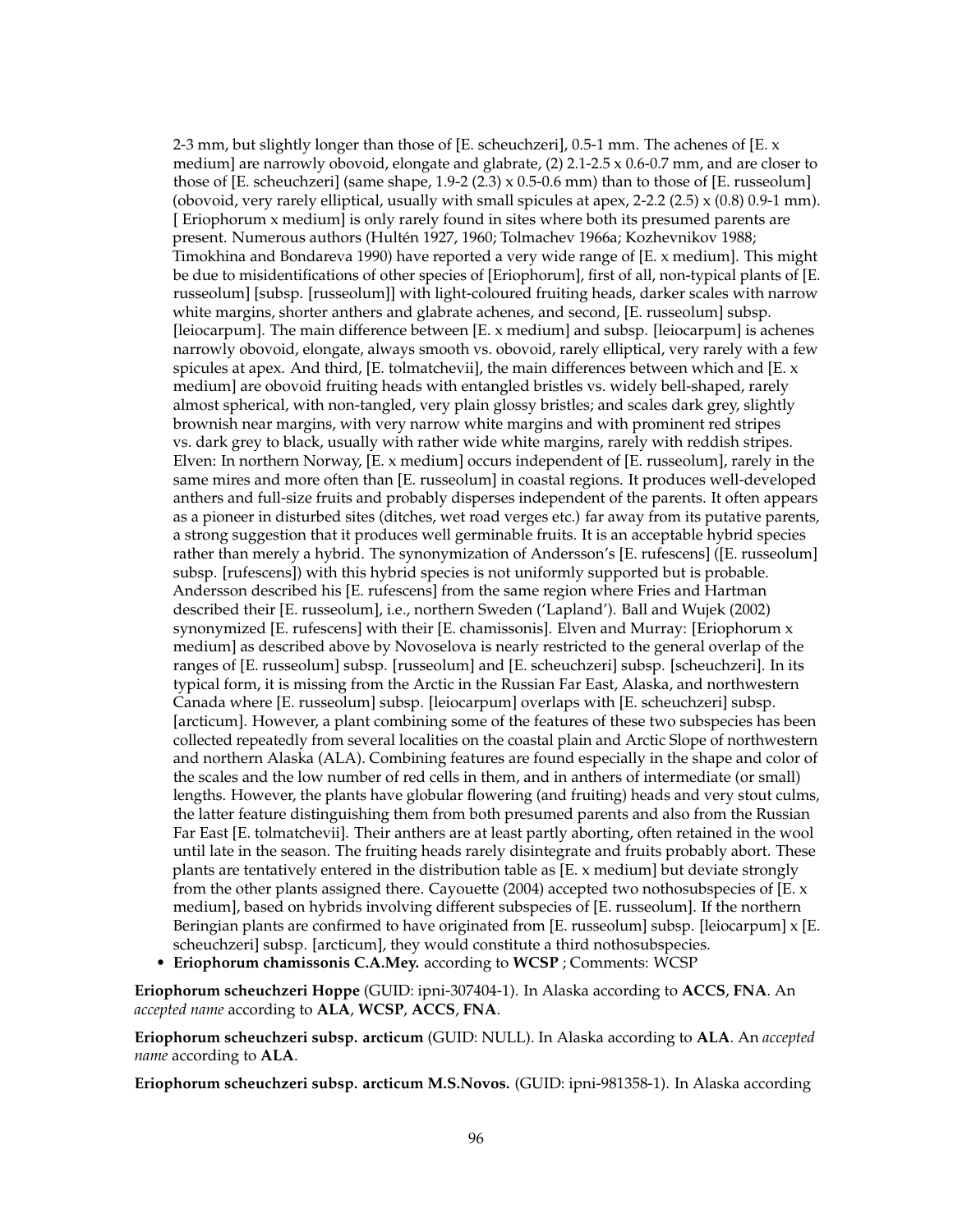2-3 mm, but slightly longer than those of [E. scheuchzeri], 0.5-1 mm. The achenes of [E. x medium] are narrowly obovoid, elongate and glabrate, (2) 2.1-2.5 x 0.6-0.7 mm, and are closer to those of [E. scheuchzeri] (same shape, 1.9-2 (2.3) x 0.5-0.6 mm) than to those of [E. russeolum] (obovoid, very rarely elliptical, usually with small spicules at apex, 2-2.2 (2.5) x (0.8) 0.9-1 mm). [ Eriophorum x medium] is only rarely found in sites where both its presumed parents are present. Numerous authors (Hultén 1927, 1960; Tolmachev 1966a; Kozhevnikov 1988; Timokhina and Bondareva 1990) have reported a very wide range of [E. x medium]. This might be due to misidentifications of other species of [Eriophorum], first of all, non-typical plants of [E. russeolum] [subsp. [russeolum]] with light-coloured fruiting heads, darker scales with narrow white margins, shorter anthers and glabrate achenes, and second, [E. russeolum] subsp. [leiocarpum]. The main difference between [E. x medium] and subsp. [leiocarpum] is achenes narrowly obovoid, elongate, always smooth vs. obovoid, rarely elliptical, very rarely with a few spicules at apex. And third, [E. tolmatchevii], the main differences between which and [E. x medium] are obovoid fruiting heads with entangled bristles vs. widely bell-shaped, rarely almost spherical, with non-tangled, very plain glossy bristles; and scales dark grey, slightly brownish near margins, with very narrow white margins and with prominent red stripes vs. dark grey to black, usually with rather wide white margins, rarely with reddish stripes. Elven: In northern Norway, [E. x medium] occurs independent of [E. russeolum], rarely in the same mires and more often than [E. russeolum] in coastal regions. It produces well-developed anthers and full-size fruits and probably disperses independent of the parents. It often appears as a pioneer in disturbed sites (ditches, wet road verges etc.) far away from its putative parents, a strong suggestion that it produces well germinable fruits. It is an acceptable hybrid species rather than merely a hybrid. The synonymization of Andersson's [E. rufescens] ([E. russeolum] subsp. [rufescens]) with this hybrid species is not uniformly supported but is probable. Andersson described his [E. rufescens] from the same region where Fries and Hartman described their [E. russeolum], i.e., northern Sweden ('Lapland'). Ball and Wujek (2002) synonymized [E. rufescens] with their [E. chamissonis]. Elven and Murray: [Eriophorum x medium] as described above by Novoselova is nearly restricted to the general overlap of the ranges of [E. russeolum] subsp. [russeolum] and [E. scheuchzeri] subsp. [scheuchzeri]. In its typical form, it is missing from the Arctic in the Russian Far East, Alaska, and northwestern Canada where [E. russeolum] subsp. [leiocarpum] overlaps with [E. scheuchzeri] subsp. [arcticum]. However, a plant combining some of the features of these two subspecies has been collected repeatedly from several localities on the coastal plain and Arctic Slope of northwestern and northern Alaska (ALA). Combining features are found especially in the shape and color of the scales and the low number of red cells in them, and in anthers of intermediate (or small) lengths. However, the plants have globular flowering (and fruiting) heads and very stout culms, the latter feature distinguishing them from both presumed parents and also from the Russian Far East [E. tolmatchevii]. Their anthers are at least partly aborting, often retained in the wool until late in the season. The fruiting heads rarely disintegrate and fruits probably abort. These plants are tentatively entered in the distribution table as [E. x medium] but deviate strongly from the other plants assigned there. Cayouette (2004) accepted two nothosubspecies of [E. x medium], based on hybrids involving different subspecies of [E. russeolum]. If the northern Beringian plants are confirmed to have originated from [E. russeolum] subsp. [leiocarpum] x [E. scheuchzeri] subsp. [arcticum], they would constitute a third nothosubspecies.

- **Eriophorum chamissonis C.A.Mey.** according to **WCSP** ; Comments: WCSP

**Eriophorum scheuchzeri Hoppe** (GUID: ipni-307404-1). In Alaska according to **ACCS**, **FNA**. An *accepted name* according to **ALA**, **WCSP**, **ACCS**, **FNA**.

**Eriophorum scheuchzeri subsp. arcticum** (GUID: NULL). In Alaska according to **ALA**. An *accepted name* according to **ALA**.

**Eriophorum scheuchzeri subsp. arcticum M.S.Novos.** (GUID: ipni-981358-1). In Alaska according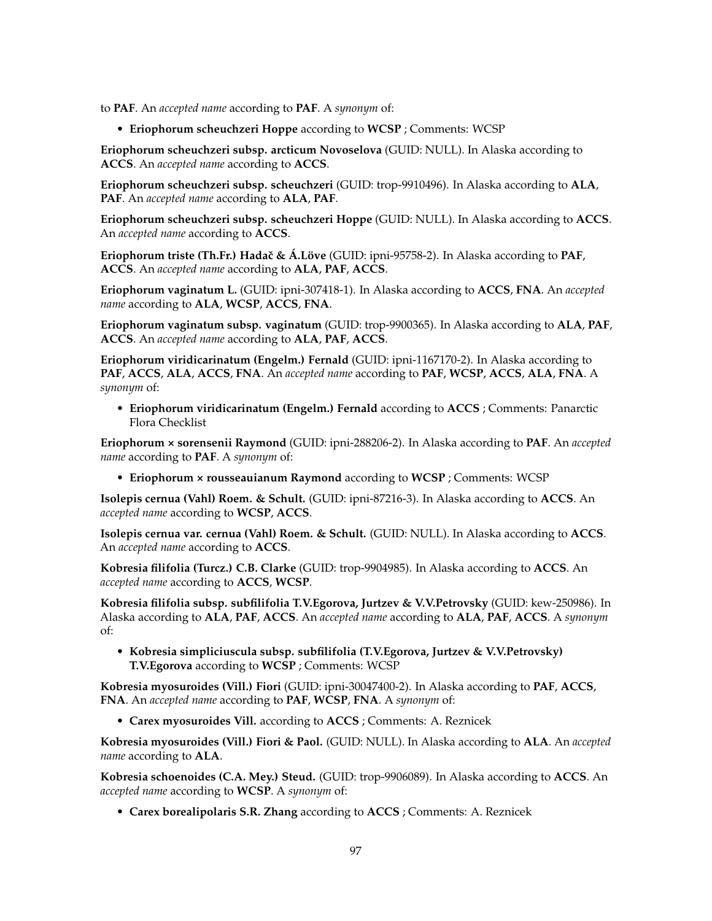to **PAF**. An *accepted name* according to **PAF**. A *synonym* of:

- **Eriophorum scheuchzeri Hoppe** according to **WCSP** ; Comments: WCSP

**Eriophorum scheuchzeri subsp. arcticum Novoselova** (GUID: NULL). In Alaska according to **ACCS**. An *accepted name* according to **ACCS**.

**Eriophorum scheuchzeri subsp. scheuchzeri** (GUID: trop-9910496). In Alaska according to **ALA**, **PAF**. An *accepted name* according to **ALA**, **PAF**.

**Eriophorum scheuchzeri subsp. scheuchzeri Hoppe** (GUID: NULL). In Alaska according to **ACCS**. An *accepted name* according to **ACCS**.

**Eriophorum triste (Th.Fr.) Hadač & Á.Löve** (GUID: ipni-95758-2). In Alaska according to **PAF**, **ACCS**. An *accepted name* according to **ALA**, **PAF**, **ACCS**.

**Eriophorum vaginatum L.** (GUID: ipni-307418-1). In Alaska according to **ACCS**, **FNA**. An *accepted name* according to **ALA**, **WCSP**, **ACCS**, **FNA**.

**Eriophorum vaginatum subsp. vaginatum** (GUID: trop-9900365). In Alaska according to **ALA**, **PAF**, **ACCS**. An *accepted name* according to **ALA**, **PAF**, **ACCS**.

**Eriophorum viridicarinatum (Engelm.) Fernald** (GUID: ipni-1167170-2). In Alaska according to **PAF**, **ACCS**, **ALA**, **ACCS**, **FNA**. An *accepted name* according to **PAF**, **WCSP**, **ACCS**, **ALA**, **FNA**. A *synonym* of:

- **Eriophorum viridicarinatum (Engelm.) Fernald** according to **ACCS** ; Comments: Panarctic Flora Checklist

**Eriophorum × sorensenii Raymond** (GUID: ipni-288206-2). In Alaska according to **PAF**. An *accepted name* according to **PAF**. A *synonym* of:

- **Eriophorum × rousseauianum Raymond** according to **WCSP** ; Comments: WCSP

**Isolepis cernua (Vahl) Roem. & Schult.** (GUID: ipni-87216-3). In Alaska according to **ACCS**. An *accepted name* according to **WCSP**, **ACCS**.

**Isolepis cernua var. cernua (Vahl) Roem. & Schult.** (GUID: NULL). In Alaska according to **ACCS**. An *accepted name* according to **ACCS**.

**Kobresia filifolia (Turcz.) C.B. Clarke** (GUID: trop-9904985). In Alaska according to **ACCS**. An *accepted name* according to **ACCS**, **WCSP**.

**Kobresia filifolia subsp. subfilifolia T.V.Egorova, Jurtzev & V.V.Petrovsky** (GUID: kew-250986). In Alaska according to **ALA**, **PAF**, **ACCS**. An *accepted name* according to **ALA**, **PAF**, **ACCS**. A *synonym* of:

- **Kobresia simpliciuscula subsp. subfilifolia (T.V.Egorova, Jurtzev & V.V.Petrovsky) T.V.Egorova** according to **WCSP** ; Comments: WCSP

**Kobresia myosuroides (Vill.) Fiori** (GUID: ipni-30047400-2). In Alaska according to **PAF**, **ACCS**, **FNA**. An *accepted name* according to **PAF**, **WCSP**, **FNA**. A *synonym* of:

- **Carex myosuroides Vill.** according to **ACCS** ; Comments: A. Reznicek

**Kobresia myosuroides (Vill.) Fiori & Paol.** (GUID: NULL). In Alaska according to **ALA**. An *accepted name* according to **ALA**.

**Kobresia schoenoides (C.A. Mey.) Steud.** (GUID: trop-9906089). In Alaska according to **ACCS**. An *accepted name* according to **WCSP**. A *synonym* of:

- **Carex borealipolaris S.R. Zhang** according to **ACCS** ; Comments: A. Reznicek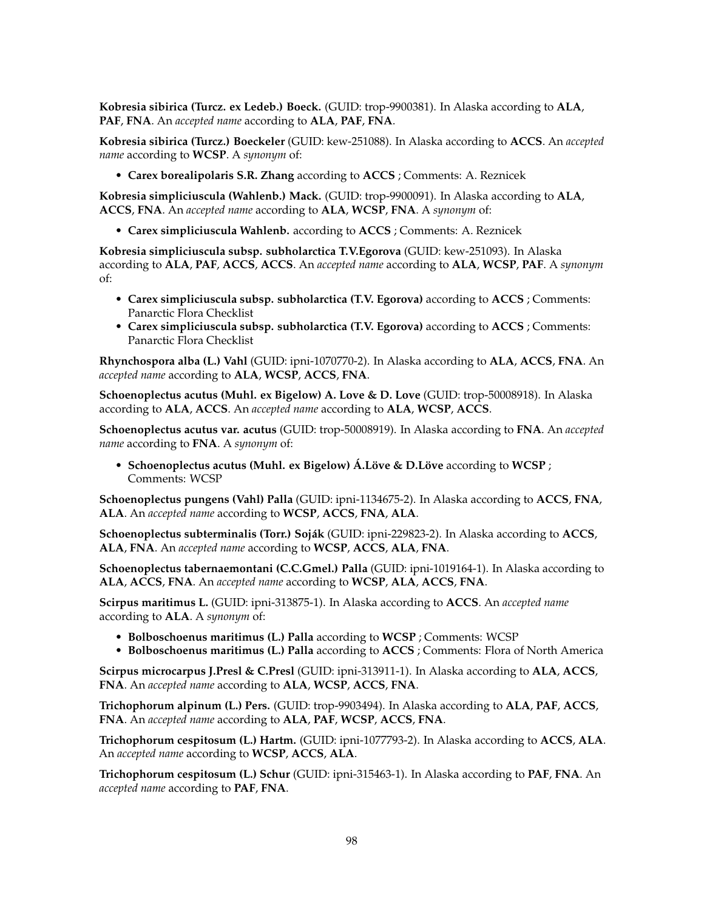**Kobresia sibirica (Turcz. ex Ledeb.) Boeck.** (GUID: trop-9900381). In Alaska according to **ALA**, **PAF**, **FNA**. An *accepted name* according to **ALA**, **PAF**, **FNA**.

**Kobresia sibirica (Turcz.) Boeckeler** (GUID: kew-251088). In Alaska according to **ACCS**. An *accepted name* according to **WCSP**. A *synonym* of:

- **Carex borealipolaris S.R. Zhang** according to **ACCS** ; Comments: A. Reznicek

**Kobresia simpliciuscula (Wahlenb.) Mack.** (GUID: trop-9900091). In Alaska according to **ALA**, **ACCS**, **FNA**. An *accepted name* according to **ALA**, **WCSP**, **FNA**. A *synonym* of:

- **Carex simpliciuscula Wahlenb.** according to **ACCS** ; Comments: A. Reznicek

**Kobresia simpliciuscula subsp. subholarctica T.V.Egorova** (GUID: kew-251093). In Alaska according to **ALA**, **PAF**, **ACCS**, **ACCS**. An *accepted name* according to **ALA**, **WCSP**, **PAF**. A *synonym* of:

- **Carex simpliciuscula subsp. subholarctica (T.V. Egorova)** according to **ACCS** ; Comments: Panarctic Flora Checklist
- **Carex simpliciuscula subsp. subholarctica (T.V. Egorova)** according to **ACCS** ; Comments: Panarctic Flora Checklist

**Rhynchospora alba (L.) Vahl** (GUID: ipni-1070770-2). In Alaska according to **ALA**, **ACCS**, **FNA**. An *accepted name* according to **ALA**, **WCSP**, **ACCS**, **FNA**.

**Schoenoplectus acutus (Muhl. ex Bigelow) A. Love & D. Love** (GUID: trop-50008918). In Alaska according to **ALA**, **ACCS**. An *accepted name* according to **ALA**, **WCSP**, **ACCS**.

**Schoenoplectus acutus var. acutus** (GUID: trop-50008919). In Alaska according to **FNA**. An *accepted name* according to **FNA**. A *synonym* of:

- **Schoenoplectus acutus (Muhl. ex Bigelow) Á.Löve & D.Löve** according to **WCSP** ; Comments: WCSP

**Schoenoplectus pungens (Vahl) Palla** (GUID: ipni-1134675-2). In Alaska according to **ACCS**, **FNA**, **ALA**. An *accepted name* according to **WCSP**, **ACCS**, **FNA**, **ALA**.

**Schoenoplectus subterminalis (Torr.) Soják** (GUID: ipni-229823-2). In Alaska according to **ACCS**, **ALA**, **FNA**. An *accepted name* according to **WCSP**, **ACCS**, **ALA**, **FNA**.

**Schoenoplectus tabernaemontani (C.C.Gmel.) Palla** (GUID: ipni-1019164-1). In Alaska according to **ALA**, **ACCS**, **FNA**. An *accepted name* according to **WCSP**, **ALA**, **ACCS**, **FNA**.

**Scirpus maritimus L.** (GUID: ipni-313875-1). In Alaska according to **ACCS**. An *accepted name* according to **ALA**. A *synonym* of:

- **Bolboschoenus maritimus (L.) Palla** according to **WCSP** ; Comments: WCSP
- **Bolboschoenus maritimus (L.) Palla** according to **ACCS** ; Comments: Flora of North America

**Scirpus microcarpus J.Presl & C.Presl** (GUID: ipni-313911-1). In Alaska according to **ALA**, **ACCS**, **FNA**. An *accepted name* according to **ALA**, **WCSP**, **ACCS**, **FNA**.

**Trichophorum alpinum (L.) Pers.** (GUID: trop-9903494). In Alaska according to **ALA**, **PAF**, **ACCS**, **FNA**. An *accepted name* according to **ALA**, **PAF**, **WCSP**, **ACCS**, **FNA**.

**Trichophorum cespitosum (L.) Hartm.** (GUID: ipni-1077793-2). In Alaska according to **ACCS**, **ALA**. An *accepted name* according to **WCSP**, **ACCS**, **ALA**.

**Trichophorum cespitosum (L.) Schur** (GUID: ipni-315463-1). In Alaska according to **PAF**, **FNA**. An *accepted name* according to **PAF**, **FNA**.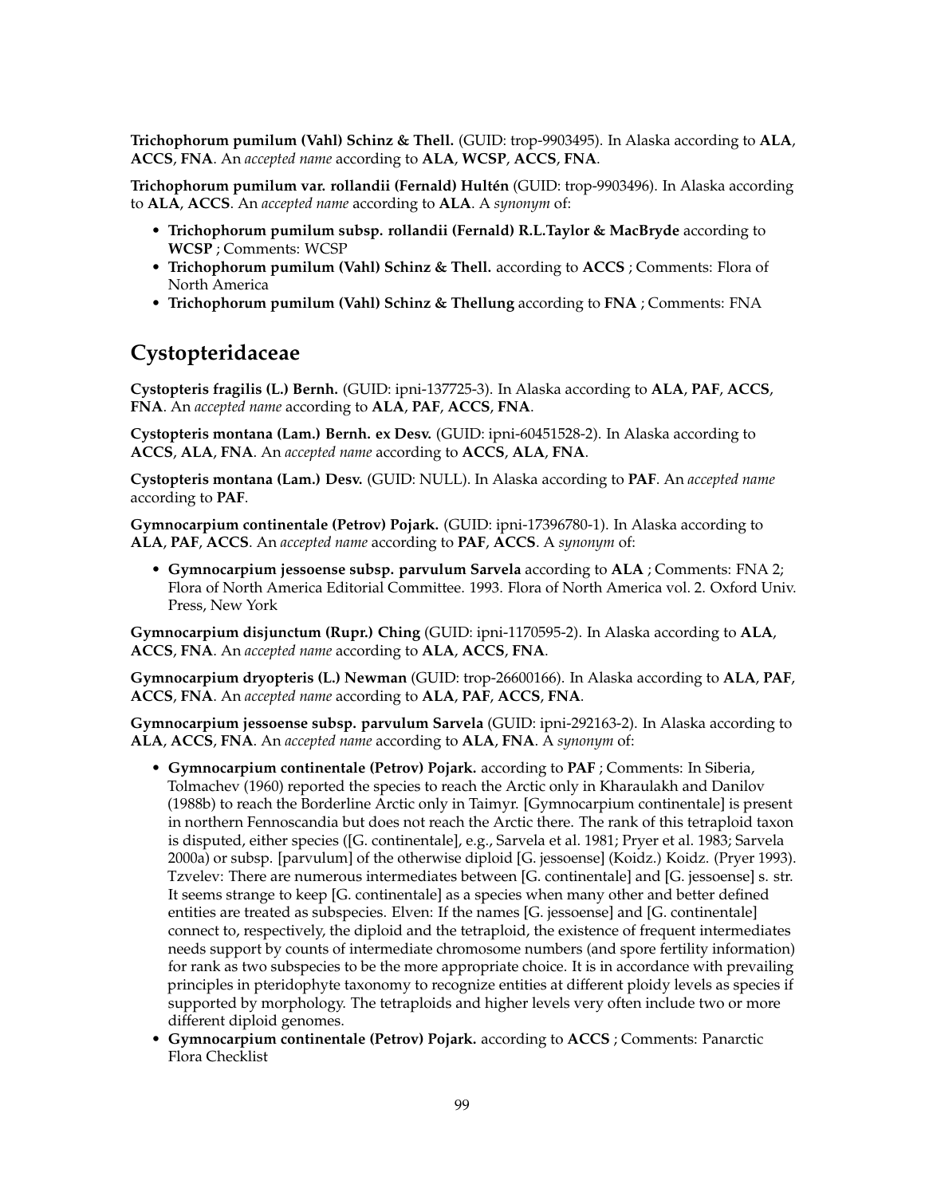**Trichophorum pumilum (Vahl) Schinz & Thell.** (GUID: trop-9903495). In Alaska according to **ALA**, **ACCS**, **FNA**. An *accepted name* according to **ALA**, **WCSP**, **ACCS**, **FNA**.

**Trichophorum pumilum var. rollandii (Fernald) Hultén** (GUID: trop-9903496). In Alaska according to **ALA**, **ACCS**. An *accepted name* according to **ALA**. A *synonym* of:

- **Trichophorum pumilum subsp. rollandii (Fernald) R.L.Taylor & MacBryde** according to **WCSP** ; Comments: WCSP
- **Trichophorum pumilum (Vahl) Schinz & Thell.** according to **ACCS** ; Comments: Flora of North America
- **Trichophorum pumilum (Vahl) Schinz & Thellung** according to **FNA** ; Comments: FNA

## Cystopteridaceae

**Cystopteris fragilis (L.) Bernh.** (GUID: ipni-137725-3). In Alaska according to **ALA**, **PAF**, **ACCS**, **FNA**. An *accepted name* according to **ALA**, **PAF**, **ACCS**, **FNA**.

**Cystopteris montana (Lam.) Bernh. ex Desv.** (GUID: ipni-60451528-2). In Alaska according to **ACCS**, **ALA**, **FNA**. An *accepted name* according to **ACCS**, **ALA**, **FNA**.

**Cystopteris montana (Lam.) Desv.** (GUID: NULL). In Alaska according to **PAF**. An *accepted name* according to **PAF**.

**Gymnocarpium continentale (Petrov) Pojark.** (GUID: ipni-17396780-1). In Alaska according to **ALA**, **PAF**, **ACCS**. An *accepted name* according to **PAF**, **ACCS**. A *synonym* of:

- **Gymnocarpium jessoense subsp. parvulum Sarvela** according to **ALA** ; Comments: FNA 2; Flora of North America Editorial Committee. 1993. Flora of North America vol. 2. Oxford Univ. Press, New York

**Gymnocarpium disjunctum (Rupr.) Ching** (GUID: ipni-1170595-2). In Alaska according to **ALA**, **ACCS**, **FNA**. An *accepted name* according to **ALA**, **ACCS**, **FNA**.

**Gymnocarpium dryopteris (L.) Newman** (GUID: trop-26600166). In Alaska according to **ALA**, **PAF**, **ACCS**, **FNA**. An *accepted name* according to **ALA**, **PAF**, **ACCS**, **FNA**.

**Gymnocarpium jessoense subsp. parvulum Sarvela** (GUID: ipni-292163-2). In Alaska according to **ALA**, **ACCS**, **FNA**. An *accepted name* according to **ALA**, **FNA**. A *synonym* of:

- **Gymnocarpium continentale (Petrov) Pojark.** according to **PAF** ; Comments: In Siberia, Tolmachev (1960) reported the species to reach the Arctic only in Kharaulakh and Danilov (1988b) to reach the Borderline Arctic only in Taimyr. [Gymnocarpium continentale] is present in northern Fennoscandia but does not reach the Arctic there. The rank of this tetraploid taxon is disputed, either species ([G. continentale], e.g., Sarvela et al. 1981; Pryer et al. 1983; Sarvela 2000a) or subsp. [parvulum] of the otherwise diploid [G. jessoense] (Koidz.) Koidz. (Pryer 1993). Tzvelev: There are numerous intermediates between [G. continentale] and [G. jessoense] s. str. It seems strange to keep [G. continentale] as a species when many other and better defined entities are treated as subspecies. Elven: If the names [G. jessoense] and [G. continentale] connect to, respectively, the diploid and the tetraploid, the existence of frequent intermediates needs support by counts of intermediate chromosome numbers (and spore fertility information) for rank as two subspecies to be the more appropriate choice. It is in accordance with prevailing principles in pteridophyte taxonomy to recognize entities at different ploidy levels as species if supported by morphology. The tetraploids and higher levels very often include two or more different diploid genomes.
- **Gymnocarpium continentale (Petrov) Pojark.** according to **ACCS** ; Comments: Panarctic Flora Checklist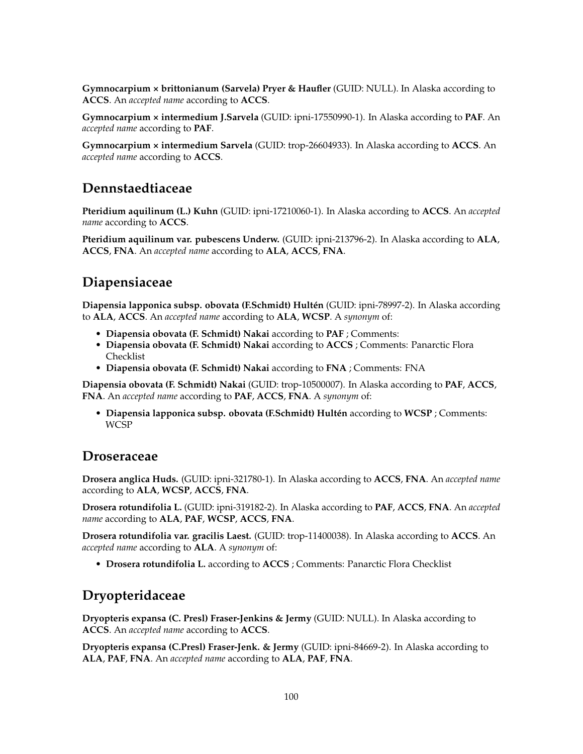**Gymnocarpium × brittonianum (Sarvela) Pryer & Haufler** (GUID: NULL). In Alaska according to **ACCS**. An *accepted name* according to **ACCS**.

**Gymnocarpium × intermedium J.Sarvela** (GUID: ipni-17550990-1). In Alaska according to **PAF**. An *accepted name* according to **PAF**.

**Gymnocarpium × intermedium Sarvela** (GUID: trop-26604933). In Alaska according to **ACCS**. An *accepted name* according to **ACCS**.

## Dennstaedtiaceae

**Pteridium aquilinum (L.) Kuhn** (GUID: ipni-17210060-1). In Alaska according to **ACCS**. An *accepted name* according to **ACCS**.

**Pteridium aquilinum var. pubescens Underw.** (GUID: ipni-213796-2). In Alaska according to **ALA**, **ACCS**, **FNA**. An *accepted name* according to **ALA**, **ACCS**, **FNA**.

## Diapensiaceae

**Diapensia lapponica subsp. obovata (F.Schmidt) Hultén** (GUID: ipni-78997-2). In Alaska according to **ALA**, **ACCS**. An *accepted name* according to **ALA**, **WCSP**. A *synonym* of:

- **Diapensia obovata (F. Schmidt) Nakai** according to **PAF** ; Comments:
- **Diapensia obovata (F. Schmidt) Nakai** according to **ACCS** ; Comments: Panarctic Flora Checklist
- **Diapensia obovata (F. Schmidt) Nakai** according to **FNA** ; Comments: FNA

**Diapensia obovata (F. Schmidt) Nakai** (GUID: trop-10500007). In Alaska according to **PAF**, **ACCS**, **FNA**. An *accepted name* according to **PAF**, **ACCS**, **FNA**. A *synonym* of:

- **Diapensia lapponica subsp. obovata (F.Schmidt) Hultén** according to **WCSP** ; Comments: WCSP

## Droseraceae

**Drosera anglica Huds.** (GUID: ipni-321780-1). In Alaska according to **ACCS**, **FNA**. An *accepted name* according to **ALA**, **WCSP**, **ACCS**, **FNA**.

**Drosera rotundifolia L.** (GUID: ipni-319182-2). In Alaska according to **PAF**, **ACCS**, **FNA**. An *accepted name* according to **ALA**, **PAF**, **WCSP**, **ACCS**, **FNA**.

**Drosera rotundifolia var. gracilis Laest.** (GUID: trop-11400038). In Alaska according to **ACCS**. An *accepted name* according to **ALA**. A *synonym* of:

- **Drosera rotundifolia L.** according to **ACCS** ; Comments: Panarctic Flora Checklist

## Dryopteridaceae

**Dryopteris expansa (C. Presl) Fraser-Jenkins & Jermy** (GUID: NULL). In Alaska according to **ACCS**. An *accepted name* according to **ACCS**.

**Dryopteris expansa (C.Presl) Fraser-Jenk. & Jermy** (GUID: ipni-84669-2). In Alaska according to **ALA**, **PAF**, **FNA**. An *accepted name* according to **ALA**, **PAF**, **FNA**.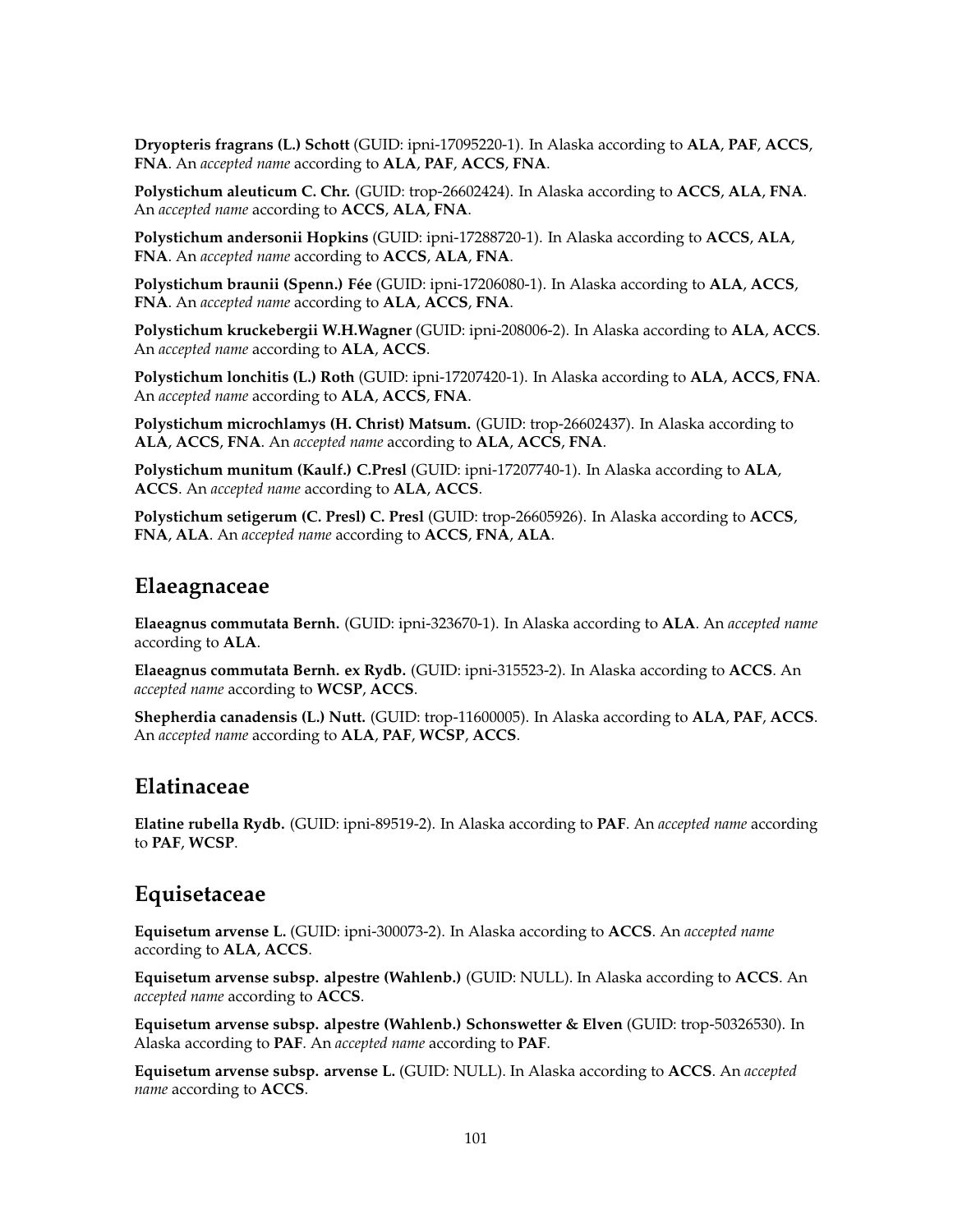**Dryopteris fragrans (L.) Schott** (GUID: ipni-17095220-1). In Alaska according to **ALA**, **PAF**, **ACCS**, **FNA**. An *accepted name* according to **ALA**, **PAF**, **ACCS**, **FNA**.

**Polystichum aleuticum C. Chr.** (GUID: trop-26602424). In Alaska according to **ACCS**, **ALA**, **FNA**. An *accepted name* according to **ACCS**, **ALA**, **FNA**.

**Polystichum andersonii Hopkins** (GUID: ipni-17288720-1). In Alaska according to **ACCS**, **ALA**, **FNA**. An *accepted name* according to **ACCS**, **ALA**, **FNA**.

**Polystichum braunii (Spenn.) Fée** (GUID: ipni-17206080-1). In Alaska according to **ALA**, **ACCS**, **FNA**. An *accepted name* according to **ALA**, **ACCS**, **FNA**.

**Polystichum kruckebergii W.H.Wagner** (GUID: ipni-208006-2). In Alaska according to **ALA**, **ACCS**. An *accepted name* according to **ALA**, **ACCS**.

**Polystichum lonchitis (L.) Roth** (GUID: ipni-17207420-1). In Alaska according to **ALA**, **ACCS**, **FNA**. An *accepted name* according to **ALA**, **ACCS**, **FNA**.

**Polystichum microchlamys (H. Christ) Matsum.** (GUID: trop-26602437). In Alaska according to **ALA**, **ACCS**, **FNA**. An *accepted name* according to **ALA**, **ACCS**, **FNA**.

**Polystichum munitum (Kaulf.) C.Presl** (GUID: ipni-17207740-1). In Alaska according to **ALA**, **ACCS**. An *accepted name* according to **ALA**, **ACCS**.

**Polystichum setigerum (C. Presl) C. Presl** (GUID: trop-26605926). In Alaska according to **ACCS**, **FNA**, **ALA**. An *accepted name* according to **ACCS**, **FNA**, **ALA**.

## Elaeagnaceae

**Elaeagnus commutata Bernh.** (GUID: ipni-323670-1). In Alaska according to **ALA**. An *accepted name* according to **ALA**.

**Elaeagnus commutata Bernh. ex Rydb.** (GUID: ipni-315523-2). In Alaska according to **ACCS**. An *accepted name* according to **WCSP**, **ACCS**.

**Shepherdia canadensis (L.) Nutt.** (GUID: trop-11600005). In Alaska according to **ALA**, **PAF**, **ACCS**. An *accepted name* according to **ALA**, **PAF**, **WCSP**, **ACCS**.

## Elatinaceae

**Elatine rubella Rydb.** (GUID: ipni-89519-2). In Alaska according to **PAF**. An *accepted name* according to **PAF**, **WCSP**.

## Equisetaceae

**Equisetum arvense L.** (GUID: ipni-300073-2). In Alaska according to **ACCS**. An *accepted name* according to **ALA**, **ACCS**.

**Equisetum arvense subsp. alpestre (Wahlenb.)** (GUID: NULL). In Alaska according to **ACCS**. An *accepted name* according to **ACCS**.

**Equisetum arvense subsp. alpestre (Wahlenb.) Schonswetter & Elven** (GUID: trop-50326530). In Alaska according to **PAF**. An *accepted name* according to **PAF**.

**Equisetum arvense subsp. arvense L.** (GUID: NULL). In Alaska according to **ACCS**. An *accepted name* according to **ACCS**.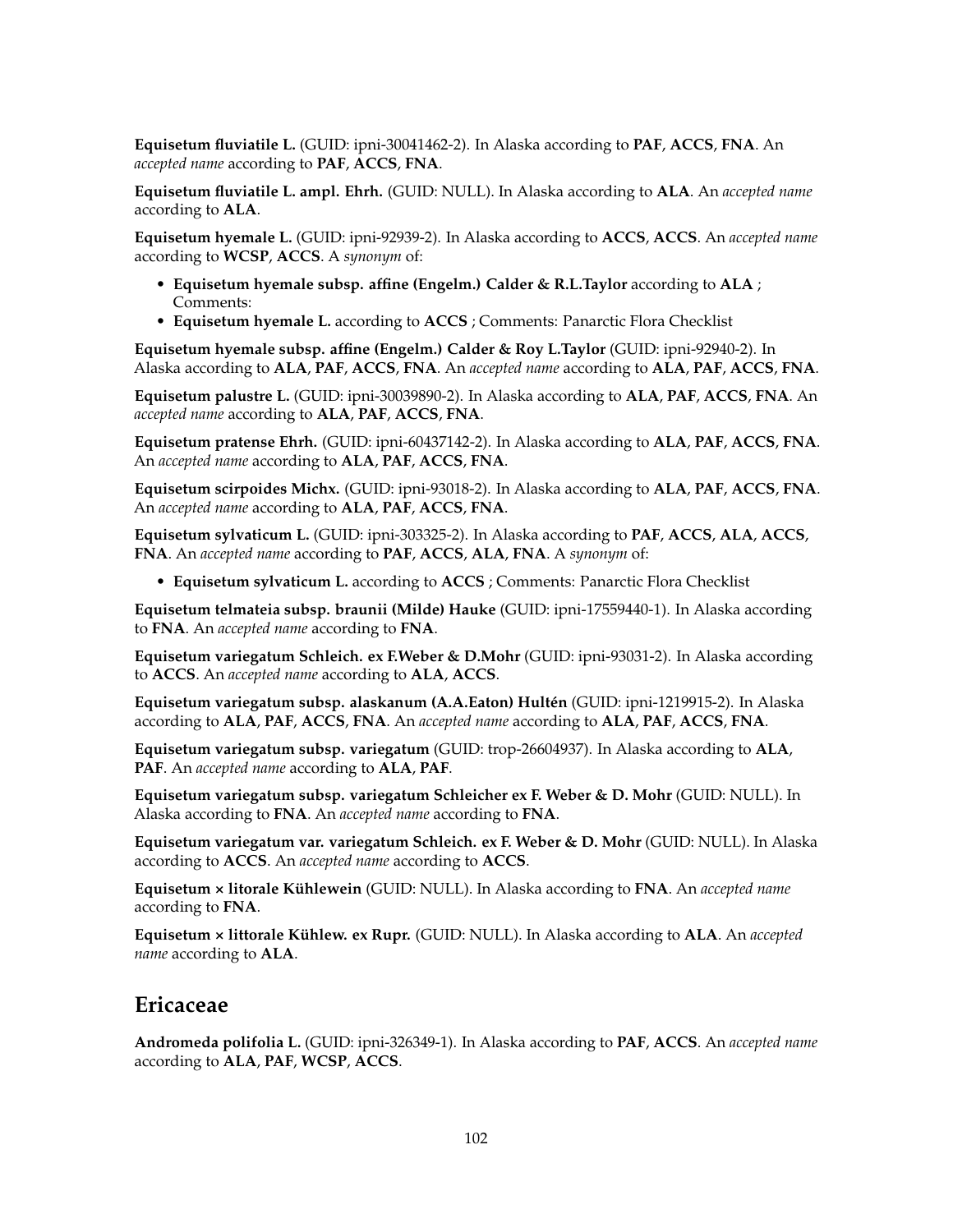**Equisetum fluviatile L.** (GUID: ipni-30041462-2). In Alaska according to **PAF**, **ACCS**, **FNA**. An *accepted name* according to **PAF**, **ACCS**, **FNA**.

**Equisetum fluviatile L. ampl. Ehrh.** (GUID: NULL). In Alaska according to **ALA**. An *accepted name* according to **ALA**.

**Equisetum hyemale L.** (GUID: ipni-92939-2). In Alaska according to **ACCS**, **ACCS**. An *accepted name* according to **WCSP**, **ACCS**. A *synonym* of:

- **Equisetum hyemale subsp. affine (Engelm.) Calder & R.L.Taylor** according to **ALA** ; Comments:
- **Equisetum hyemale L.** according to **ACCS** ; Comments: Panarctic Flora Checklist

**Equisetum hyemale subsp. affine (Engelm.) Calder & Roy L.Taylor** (GUID: ipni-92940-2). In Alaska according to **ALA**, **PAF**, **ACCS**, **FNA**. An *accepted name* according to **ALA**, **PAF**, **ACCS**, **FNA**.

**Equisetum palustre L.** (GUID: ipni-30039890-2). In Alaska according to **ALA**, **PAF**, **ACCS**, **FNA**. An *accepted name* according to **ALA**, **PAF**, **ACCS**, **FNA**.

**Equisetum pratense Ehrh.** (GUID: ipni-60437142-2). In Alaska according to **ALA**, **PAF**, **ACCS**, **FNA**. An *accepted name* according to **ALA**, **PAF**, **ACCS**, **FNA**.

**Equisetum scirpoides Michx.** (GUID: ipni-93018-2). In Alaska according to **ALA**, **PAF**, **ACCS**, **FNA**. An *accepted name* according to **ALA**, **PAF**, **ACCS**, **FNA**.

**Equisetum sylvaticum L.** (GUID: ipni-303325-2). In Alaska according to **PAF**, **ACCS**, **ALA**, **ACCS**, **FNA**. An *accepted name* according to **PAF**, **ACCS**, **ALA**, **FNA**. A *synonym* of:

- **Equisetum sylvaticum L.** according to **ACCS** ; Comments: Panarctic Flora Checklist

**Equisetum telmateia subsp. braunii (Milde) Hauke** (GUID: ipni-17559440-1). In Alaska according to **FNA**. An *accepted name* according to **FNA**.

**Equisetum variegatum Schleich. ex F.Weber & D.Mohr** (GUID: ipni-93031-2). In Alaska according to **ACCS**. An *accepted name* according to **ALA**, **ACCS**.

**Equisetum variegatum subsp. alaskanum (A.A.Eaton) Hultén** (GUID: ipni-1219915-2). In Alaska according to **ALA**, **PAF**, **ACCS**, **FNA**. An *accepted name* according to **ALA**, **PAF**, **ACCS**, **FNA**.

**Equisetum variegatum subsp. variegatum** (GUID: trop-26604937). In Alaska according to **ALA**, **PAF**. An *accepted name* according to **ALA**, **PAF**.

**Equisetum variegatum subsp. variegatum Schleicher ex F. Weber & D. Mohr** (GUID: NULL). In Alaska according to **FNA**. An *accepted name* according to **FNA**.

**Equisetum variegatum var. variegatum Schleich. ex F. Weber & D. Mohr** (GUID: NULL). In Alaska according to **ACCS**. An *accepted name* according to **ACCS**.

**Equisetum × litorale Kühlewein** (GUID: NULL). In Alaska according to **FNA**. An *accepted name* according to **FNA**.

**Equisetum × littorale Kühlew. ex Rupr.** (GUID: NULL). In Alaska according to **ALA**. An *accepted name* according to **ALA**.

## Ericaceae

**Andromeda polifolia L.** (GUID: ipni-326349-1). In Alaska according to **PAF**, **ACCS**. An *accepted name* according to **ALA**, **PAF**, **WCSP**, **ACCS**.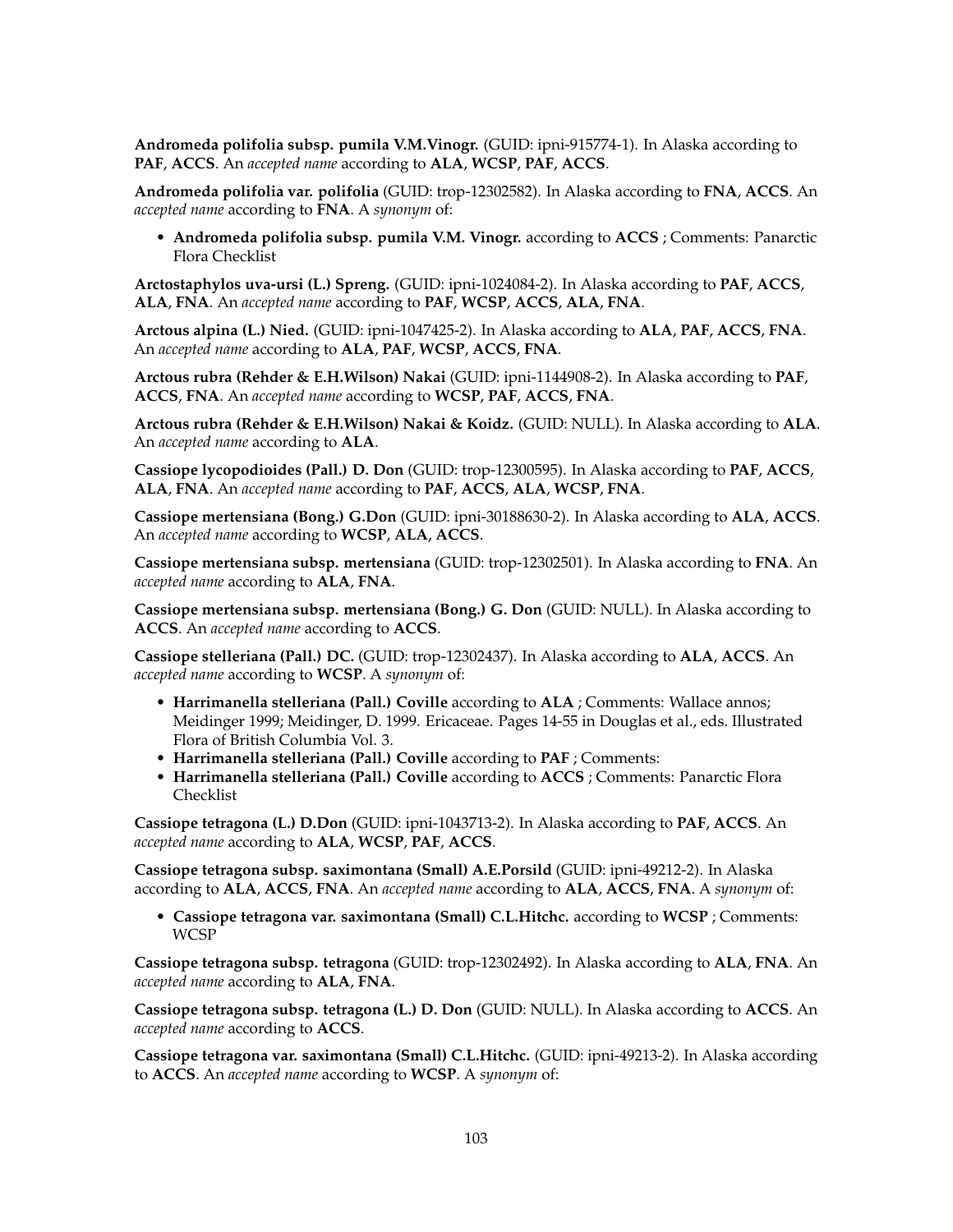**Andromeda polifolia subsp. pumila V.M.Vinogr.** (GUID: ipni-915774-1). In Alaska according to **PAF**, **ACCS**. An *accepted name* according to **ALA**, **WCSP**, **PAF**, **ACCS**.

**Andromeda polifolia var. polifolia** (GUID: trop-12302582). In Alaska according to **FNA**, **ACCS**. An *accepted name* according to **FNA**. A *synonym* of:

- **Andromeda polifolia subsp. pumila V.M. Vinogr.** according to **ACCS** ; Comments: Panarctic Flora Checklist

**Arctostaphylos uva-ursi (L.) Spreng.** (GUID: ipni-1024084-2). In Alaska according to **PAF**, **ACCS**, **ALA**, **FNA**. An *accepted name* according to **PAF**, **WCSP**, **ACCS**, **ALA**, **FNA**.

**Arctous alpina (L.) Nied.** (GUID: ipni-1047425-2). In Alaska according to **ALA**, **PAF**, **ACCS**, **FNA**. An *accepted name* according to **ALA**, **PAF**, **WCSP**, **ACCS**, **FNA**.

**Arctous rubra (Rehder & E.H.Wilson) Nakai** (GUID: ipni-1144908-2). In Alaska according to **PAF**, **ACCS**, **FNA**. An *accepted name* according to **WCSP**, **PAF**, **ACCS**, **FNA**.

**Arctous rubra (Rehder & E.H.Wilson) Nakai & Koidz.** (GUID: NULL). In Alaska according to **ALA**. An *accepted name* according to **ALA**.

**Cassiope lycopodioides (Pall.) D. Don** (GUID: trop-12300595). In Alaska according to **PAF**, **ACCS**, **ALA**, **FNA**. An *accepted name* according to **PAF**, **ACCS**, **ALA**, **WCSP**, **FNA**.

**Cassiope mertensiana (Bong.) G.Don** (GUID: ipni-30188630-2). In Alaska according to **ALA**, **ACCS**. An *accepted name* according to **WCSP**, **ALA**, **ACCS**.

**Cassiope mertensiana subsp. mertensiana** (GUID: trop-12302501). In Alaska according to **FNA**. An *accepted name* according to **ALA**, **FNA**.

**Cassiope mertensiana subsp. mertensiana (Bong.) G. Don** (GUID: NULL). In Alaska according to **ACCS**. An *accepted name* according to **ACCS**.

**Cassiope stelleriana (Pall.) DC.** (GUID: trop-12302437). In Alaska according to **ALA**, **ACCS**. An *accepted name* according to **WCSP**. A *synonym* of:

- **Harrimanella stelleriana (Pall.) Coville** according to **ALA** ; Comments: Wallace annos; Meidinger 1999; Meidinger, D. 1999. Ericaceae. Pages 14-55 in Douglas et al., eds. Illustrated Flora of British Columbia Vol. 3.
- **Harrimanella stelleriana (Pall.) Coville** according to **PAF** ; Comments:
- **Harrimanella stelleriana (Pall.) Coville** according to **ACCS** ; Comments: Panarctic Flora Checklist

**Cassiope tetragona (L.) D.Don** (GUID: ipni-1043713-2). In Alaska according to **PAF**, **ACCS**. An *accepted name* according to **ALA**, **WCSP**, **PAF**, **ACCS**.

**Cassiope tetragona subsp. saximontana (Small) A.E.Porsild** (GUID: ipni-49212-2). In Alaska according to **ALA**, **ACCS**, **FNA**. An *accepted name* according to **ALA**, **ACCS**, **FNA**. A *synonym* of:

- **Cassiope tetragona var. saximontana (Small) C.L.Hitchc.** according to **WCSP** ; Comments: WCSP

**Cassiope tetragona subsp. tetragona** (GUID: trop-12302492). In Alaska according to **ALA**, **FNA**. An *accepted name* according to **ALA**, **FNA**.

**Cassiope tetragona subsp. tetragona (L.) D. Don** (GUID: NULL). In Alaska according to **ACCS**. An *accepted name* according to **ACCS**.

**Cassiope tetragona var. saximontana (Small) C.L.Hitchc.** (GUID: ipni-49213-2). In Alaska according to **ACCS**. An *accepted name* according to **WCSP**. A *synonym* of: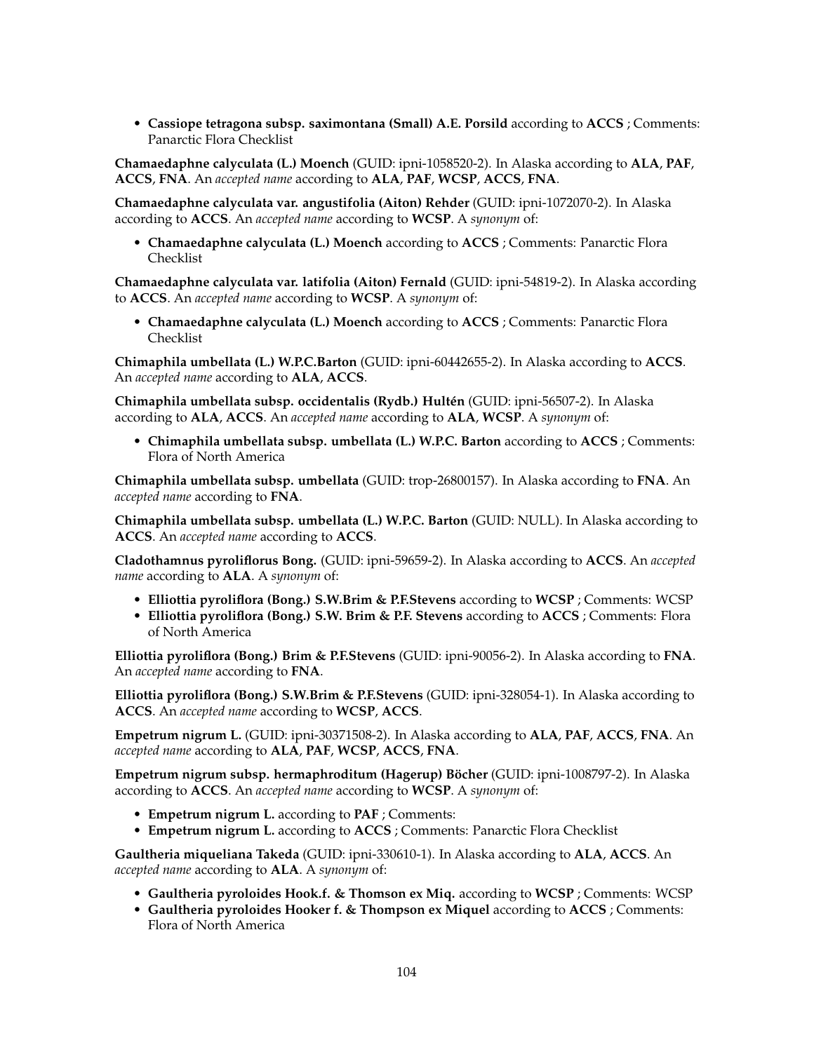- **Cassiope tetragona subsp. saximontana (Small) A.E. Porsild** according to **ACCS** ; Comments: Panarctic Flora Checklist

**Chamaedaphne calyculata (L.) Moench** (GUID: ipni-1058520-2). In Alaska according to **ALA**, **PAF**, **ACCS**, **FNA**. An *accepted name* according to **ALA**, **PAF**, **WCSP**, **ACCS**, **FNA**.

**Chamaedaphne calyculata var. angustifolia (Aiton) Rehder** (GUID: ipni-1072070-2). In Alaska according to **ACCS**. An *accepted name* according to **WCSP**. A *synonym* of:

- **Chamaedaphne calyculata (L.) Moench** according to **ACCS** ; Comments: Panarctic Flora Checklist

**Chamaedaphne calyculata var. latifolia (Aiton) Fernald** (GUID: ipni-54819-2). In Alaska according to **ACCS**. An *accepted name* according to **WCSP**. A *synonym* of:

- **Chamaedaphne calyculata (L.) Moench** according to **ACCS** ; Comments: Panarctic Flora Checklist

**Chimaphila umbellata (L.) W.P.C.Barton** (GUID: ipni-60442655-2). In Alaska according to **ACCS**. An *accepted name* according to **ALA**, **ACCS**.

**Chimaphila umbellata subsp. occidentalis (Rydb.) Hultén** (GUID: ipni-56507-2). In Alaska according to **ALA**, **ACCS**. An *accepted name* according to **ALA**, **WCSP**. A *synonym* of:

- **Chimaphila umbellata subsp. umbellata (L.) W.P.C. Barton** according to **ACCS** ; Comments: Flora of North America

**Chimaphila umbellata subsp. umbellata** (GUID: trop-26800157). In Alaska according to **FNA**. An *accepted name* according to **FNA**.

**Chimaphila umbellata subsp. umbellata (L.) W.P.C. Barton** (GUID: NULL). In Alaska according to **ACCS**. An *accepted name* according to **ACCS**.

**Cladothamnus pyroliflorus Bong.** (GUID: ipni-59659-2). In Alaska according to **ACCS**. An *accepted name* according to **ALA**. A *synonym* of:

- **Elliottia pyroliflora (Bong.) S.W.Brim & P.F.Stevens** according to **WCSP** ; Comments: WCSP
- **Elliottia pyroliflora (Bong.) S.W. Brim & P.F. Stevens** according to **ACCS** ; Comments: Flora of North America

**Elliottia pyroliflora (Bong.) Brim & P.F.Stevens** (GUID: ipni-90056-2). In Alaska according to **FNA**. An *accepted name* according to **FNA**.

**Elliottia pyroliflora (Bong.) S.W.Brim & P.F.Stevens** (GUID: ipni-328054-1). In Alaska according to **ACCS**. An *accepted name* according to **WCSP**, **ACCS**.

**Empetrum nigrum L.** (GUID: ipni-30371508-2). In Alaska according to **ALA**, **PAF**, **ACCS**, **FNA**. An *accepted name* according to **ALA**, **PAF**, **WCSP**, **ACCS**, **FNA**.

**Empetrum nigrum subsp. hermaphroditum (Hagerup) Böcher** (GUID: ipni-1008797-2). In Alaska according to **ACCS**. An *accepted name* according to **WCSP**. A *synonym* of:

- **Empetrum nigrum L.** according to **PAF** ; Comments:
- **Empetrum nigrum L.** according to **ACCS** ; Comments: Panarctic Flora Checklist

**Gaultheria miqueliana Takeda** (GUID: ipni-330610-1). In Alaska according to **ALA**, **ACCS**. An *accepted name* according to **ALA**. A *synonym* of:

- **Gaultheria pyroloides Hook.f. & Thomson ex Miq.** according to **WCSP** ; Comments: WCSP
- **Gaultheria pyroloides Hooker f. & Thompson ex Miquel** according to **ACCS** ; Comments: Flora of North America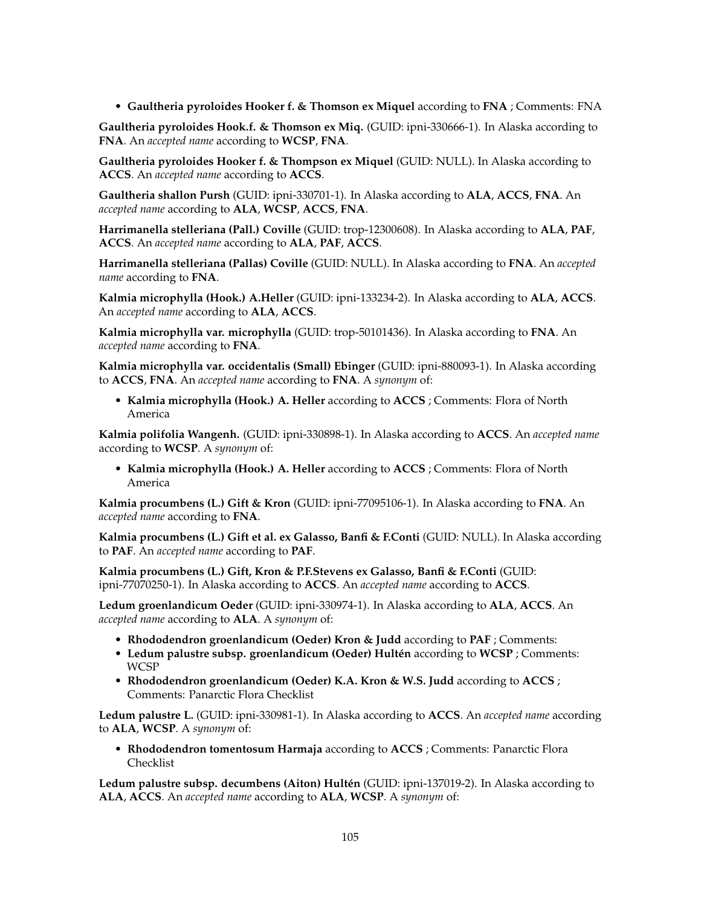- **Gaultheria pyroloides Hooker f. & Thomson ex Miquel** according to **FNA** ; Comments: FNA

**Gaultheria pyroloides Hook.f. & Thomson ex Miq.** (GUID: ipni-330666-1). In Alaska according to **FNA**. An *accepted name* according to **WCSP**, **FNA**.

**Gaultheria pyroloides Hooker f. & Thompson ex Miquel** (GUID: NULL). In Alaska according to **ACCS**. An *accepted name* according to **ACCS**.

**Gaultheria shallon Pursh** (GUID: ipni-330701-1). In Alaska according to **ALA, ACCS**, **FNA**. An *accepted name* according to **ALA**, **WCSP**, **ACCS**, **FNA**.

**Harrimanella stelleriana (Pall.) Coville** (GUID: trop-12300608). In Alaska according to **ALA**, **PAF**, **ACCS**. An *accepted name* according to **ALA**, **PAF**, **ACCS**.

**Harrimanella stelleriana (Pallas) Coville** (GUID: NULL). In Alaska according to **FNA**. An *accepted name* according to **FNA**.

**Kalmia microphylla (Hook.) A.Heller** (GUID: ipni-133234-2). In Alaska according to **ALA**, **ACCS**. An *accepted name* according to **ALA**, **ACCS**.

**Kalmia microphylla var. microphylla** (GUID: trop-50101436). In Alaska according to **FNA**. An *accepted name* according to **FNA**.

**Kalmia microphylla var. occidentalis (Small) Ebinger** (GUID: ipni-880093-1). In Alaska according to **ACCS**, **FNA**. An *accepted name* according to **FNA**. A *synonym* of:

- **Kalmia microphylla (Hook.) A. Heller** according to **ACCS** ; Comments: Flora of North America

**Kalmia polifolia Wangenh.** (GUID: ipni-330898-1). In Alaska according to **ACCS**. An *accepted name* according to **WCSP**. A *synonym* of:

- **Kalmia microphylla (Hook.) A. Heller** according to **ACCS** ; Comments: Flora of North America

**Kalmia procumbens (L.) Gift & Kron** (GUID: ipni-77095106-1). In Alaska according to **FNA**. An *accepted name* according to **FNA**.

**Kalmia procumbens (L.) Gift et al. ex Galasso, Banfi & F.Conti** (GUID: NULL). In Alaska according to **PAF**. An *accepted name* according to **PAF**.

**Kalmia procumbens (L.) Gift, Kron & P.F.Stevens ex Galasso, Banfi & F.Conti** (GUID: ipni-77070250-1). In Alaska according to **ACCS**. An *accepted name* according to **ACCS**.

**Ledum groenlandicum Oeder** (GUID: ipni-330974-1). In Alaska according to **ALA, ACCS**. An *accepted name* according to **ALA**. A *synonym* of:

- **Rhododendron groenlandicum (Oeder) Kron & Judd** according to **PAF** ; Comments:
- **Ledum palustre subsp. groenlandicum (Oeder) Hultén** according to **WCSP** ; Comments: WCSP
- **Rhododendron groenlandicum (Oeder) K.A. Kron & W.S. Judd** according to **ACCS** ; Comments: Panarctic Flora Checklist

**Ledum palustre L.** (GUID: ipni-330981-1). In Alaska according to **ACCS**. An *accepted name* according to **ALA, WCSP**. A *synonym* of:

- **Rhododendron tomentosum Harmaja** according to **ACCS** ; Comments: Panarctic Flora Checklist

**Ledum palustre subsp. decumbens (Aiton) Hultén** (GUID: ipni-137019-2). In Alaska according to **ALA**, **ACCS**. An *accepted name* according to **ALA, WCSP**. A *synonym* of: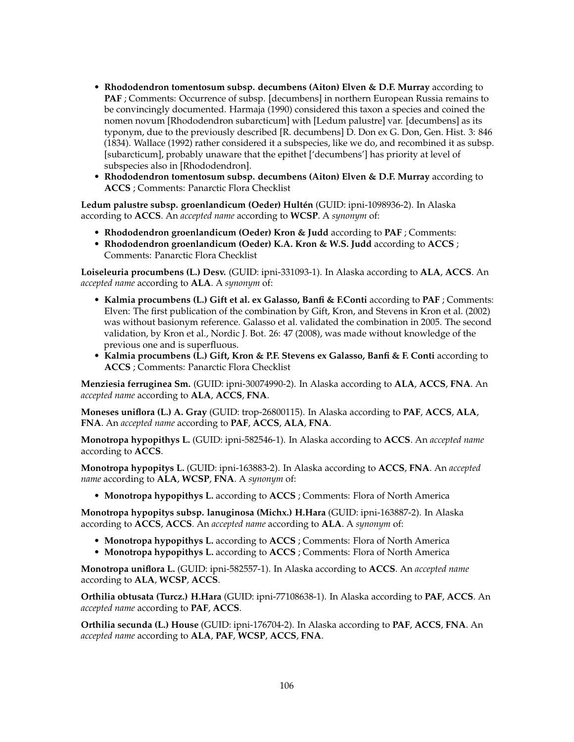- **Rhododendron tomentosum subsp. decumbens (Aiton) Elven & D.F. Murray** according to **PAF** ; Comments: Occurrence of subsp. [decumbens] in northern European Russia remains to be convincingly documented. Harmaja (1990) considered this taxon a species and coined the nomen novum [Rhododendron subarcticum] with [Ledum palustre] var. [decumbens] as its typonym, due to the previously described [R. decumbens] D. Don ex G. Don, Gen. Hist. 3: 846 (1834). Wallace (1992) rather considered it a subspecies, like we do, and recombined it as subsp. [subarcticum], probably unaware that the epithet ['decumbens'] has priority at level of subspecies also in [Rhododendron].
- **Rhododendron tomentosum subsp. decumbens (Aiton) Elven & D.F. Murray** according to **ACCS** ; Comments: Panarctic Flora Checklist

**Ledum palustre subsp. groenlandicum (Oeder) Hultén** (GUID: ipni-1098936-2). In Alaska according to **ACCS**. An *accepted name* according to **WCSP**. A *synonym* of:

- **Rhododendron groenlandicum (Oeder) Kron & Judd** according to **PAF** ; Comments:
- **Rhododendron groenlandicum (Oeder) K.A. Kron & W.S. Judd** according to **ACCS** ; Comments: Panarctic Flora Checklist

**Loiseleuria procumbens (L.) Desv.** (GUID: ipni-331093-1). In Alaska according to **ALA**, **ACCS**. An *accepted name* according to **ALA**. A *synonym* of:

- **Kalmia procumbens (L.) Gift et al. ex Galasso, Banfi & F.Conti** according to **PAF** ; Comments: Elven: The first publication of the combination by Gift, Kron, and Stevens in Kron et al. (2002) was without basionym reference. Galasso et al. validated the combination in 2005. The second validation, by Kron et al., Nordic J. Bot. 26: 47 (2008), was made without knowledge of the previous one and is superfluous.
- **Kalmia procumbens (L.) Gift, Kron & P.F. Stevens ex Galasso, Banfi & F. Conti** according to **ACCS** ; Comments: Panarctic Flora Checklist

**Menziesia ferruginea Sm.** (GUID: ipni-30074990-2). In Alaska according to **ALA**, **ACCS**, **FNA**. An *accepted name* according to **ALA**, **ACCS**, **FNA**.

**Moneses uniflora (L.) A. Gray** (GUID: trop-26800115). In Alaska according to **PAF**, **ACCS**, **ALA**, **FNA**. An *accepted name* according to **PAF**, **ACCS**, **ALA**, **FNA**.

**Monotropa hypopithys L.** (GUID: ipni-582546-1). In Alaska according to **ACCS**. An *accepted name* according to **ACCS**.

**Monotropa hypopitys L.** (GUID: ipni-163883-2). In Alaska according to **ACCS**, **FNA**. An *accepted name* according to **ALA**, **WCSP**, **FNA**. A *synonym* of:

- **Monotropa hypopithys L.** according to **ACCS** ; Comments: Flora of North America

**Monotropa hypopitys subsp. lanuginosa (Michx.) H.Hara** (GUID: ipni-163887-2). In Alaska according to **ACCS**, **ACCS**. An *accepted name* according to **ALA**. A *synonym* of:

- **Monotropa hypopithys L.** according to **ACCS** ; Comments: Flora of North America
- **Monotropa hypopithys L.** according to **ACCS** ; Comments: Flora of North America

**Monotropa uniflora L.** (GUID: ipni-582557-1). In Alaska according to **ACCS**. An *accepted name* according to **ALA**, **WCSP**, **ACCS**.

**Orthilia obtusata (Turcz.) H.Hara** (GUID: ipni-77108638-1). In Alaska according to **PAF**, **ACCS**. An *accepted name* according to **PAF**, **ACCS**.

**Orthilia secunda (L.) House** (GUID: ipni-176704-2). In Alaska according to **PAF**, **ACCS**, **FNA**. An *accepted name* according to **ALA**, **PAF**, **WCSP**, **ACCS**, **FNA**.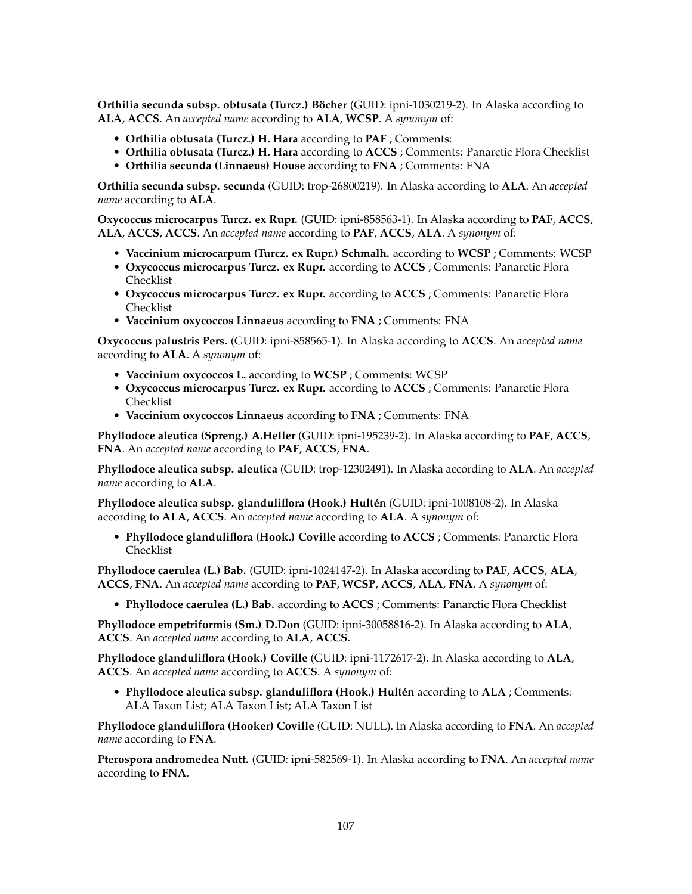**Orthilia secunda subsp. obtusata (Turcz.) Böcher** (GUID: ipni-1030219-2). In Alaska according to **ALA**, **ACCS**. An *accepted name* according to **ALA**, **WCSP**. A *synonym* of:

- **Orthilia obtusata (Turcz.) H. Hara** according to **PAF** ; Comments:
- **Orthilia obtusata (Turcz.) H. Hara** according to **ACCS** ; Comments: Panarctic Flora Checklist
- **Orthilia secunda (Linnaeus) House** according to **FNA** ; Comments: FNA

**Orthilia secunda subsp. secunda** (GUID: trop-26800219). In Alaska according to **ALA**. An *accepted name* according to **ALA**.

**Oxycoccus microcarpus Turcz. ex Rupr.** (GUID: ipni-858563-1). In Alaska according to **PAF**, **ACCS**, **ALA**, **ACCS**, **ACCS**. An *accepted name* according to **PAF**, **ACCS**, **ALA**. A *synonym* of:

- **Vaccinium microcarpum (Turcz. ex Rupr.) Schmalh.** according to **WCSP** ; Comments: WCSP
- **Oxycoccus microcarpus Turcz. ex Rupr.** according to **ACCS** ; Comments: Panarctic Flora Checklist
- **Oxycoccus microcarpus Turcz. ex Rupr.** according to **ACCS** ; Comments: Panarctic Flora Checklist
- **Vaccinium oxycoccos Linnaeus** according to **FNA** ; Comments: FNA

**Oxycoccus palustris Pers.** (GUID: ipni-858565-1). In Alaska according to **ACCS**. An *accepted name* according to **ALA**. A *synonym* of:

- **Vaccinium oxycoccos L.** according to **WCSP** ; Comments: WCSP
- **Oxycoccus microcarpus Turcz. ex Rupr.** according to **ACCS** ; Comments: Panarctic Flora Checklist
- **Vaccinium oxycoccos Linnaeus** according to **FNA** ; Comments: FNA

**Phyllodoce aleutica (Spreng.) A.Heller** (GUID: ipni-195239-2). In Alaska according to **PAF**, **ACCS**, **FNA**. An *accepted name* according to **PAF**, **ACCS**, **FNA**.

**Phyllodoce aleutica subsp. aleutica** (GUID: trop-12302491). In Alaska according to **ALA**. An *accepted name* according to **ALA**.

**Phyllodoce aleutica subsp. glanduliflora (Hook.) Hultén** (GUID: ipni-1008108-2). In Alaska according to **ALA**, **ACCS**. An *accepted name* according to **ALA**. A *synonym* of:

- **Phyllodoce glanduliflora (Hook.) Coville** according to **ACCS** ; Comments: Panarctic Flora Checklist

**Phyllodoce caerulea (L.) Bab.** (GUID: ipni-1024147-2). In Alaska according to **PAF**, **ACCS**, **ALA**, **ACCS**, **FNA**. An *accepted name* according to **PAF**, **WCSP**, **ACCS**, **ALA**, **FNA**. A *synonym* of:

- **Phyllodoce caerulea (L.) Bab.** according to **ACCS** ; Comments: Panarctic Flora Checklist

**Phyllodoce empetriformis (Sm.) D.Don** (GUID: ipni-30058816-2). In Alaska according to **ALA**, **ACCS**. An *accepted name* according to **ALA**, **ACCS**.

**Phyllodoce glanduliflora (Hook.) Coville** (GUID: ipni-1172617-2). In Alaska according to **ALA**, **ACCS**. An *accepted name* according to **ACCS**. A *synonym* of:

- **Phyllodoce aleutica subsp. glanduliflora (Hook.) Hultén** according to **ALA** ; Comments: ALA Taxon List; ALA Taxon List; ALA Taxon List

**Phyllodoce glanduliflora (Hooker) Coville** (GUID: NULL). In Alaska according to **FNA**. An *accepted name* according to **FNA**.

**Pterospora andromedea Nutt.** (GUID: ipni-582569-1). In Alaska according to **FNA**. An *accepted name* according to **FNA**.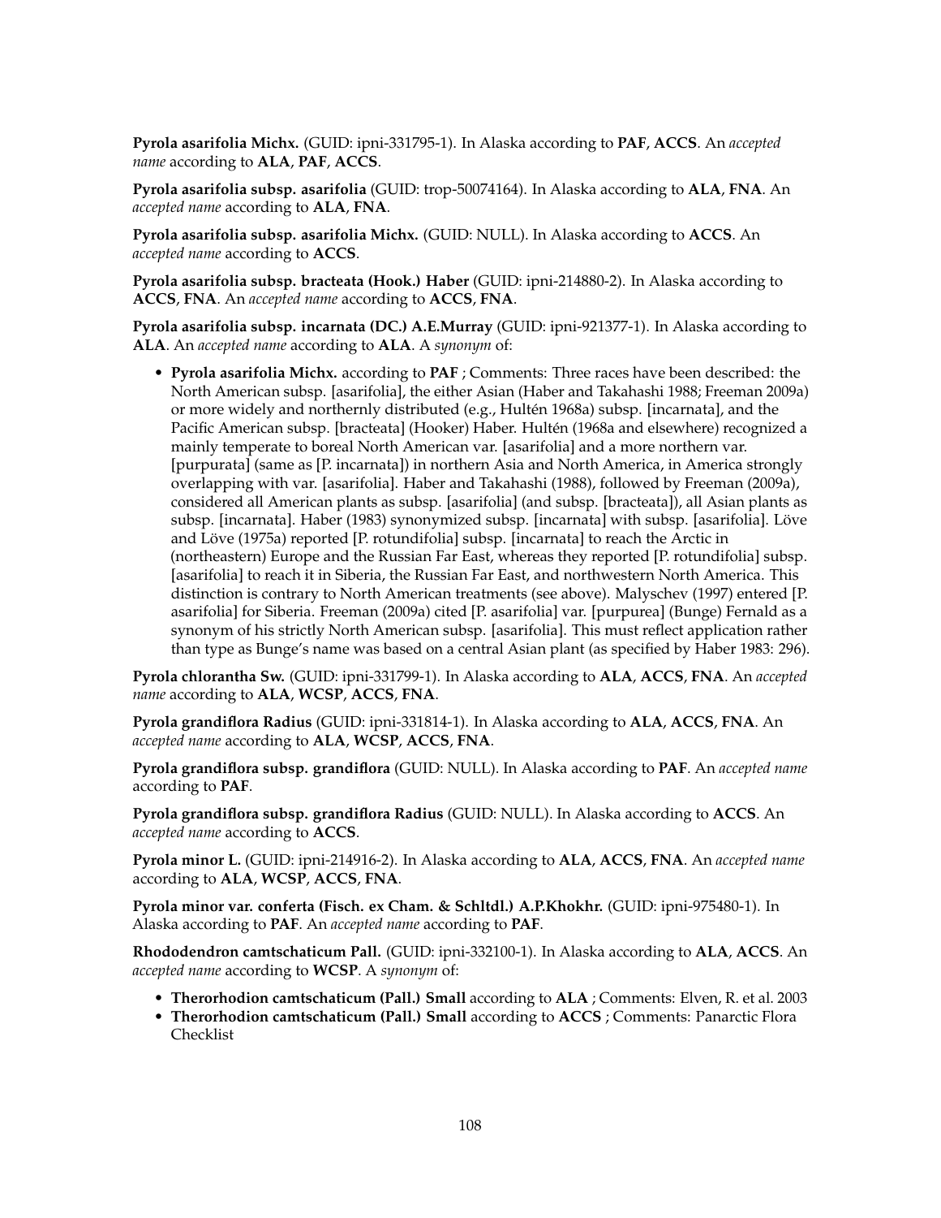**Pyrola asarifolia Michx.** (GUID: ipni-331795-1). In Alaska according to **PAF**, **ACCS**. An *accepted name* according to **ALA**, **PAF**, **ACCS**.

**Pyrola asarifolia subsp. asarifolia** (GUID: trop-50074164). In Alaska according to **ALA**, **FNA**. An *accepted name* according to **ALA**, **FNA**.

**Pyrola asarifolia subsp. asarifolia Michx.** (GUID: NULL). In Alaska according to **ACCS**. An *accepted name* according to **ACCS**.

**Pyrola asarifolia subsp. bracteata (Hook.) Haber** (GUID: ipni-214880-2). In Alaska according to **ACCS**, **FNA**. An *accepted name* according to **ACCS**, **FNA**.

**Pyrola asarifolia subsp. incarnata (DC.) A.E.Murray** (GUID: ipni-921377-1). In Alaska according to **ALA**. An *accepted name* according to **ALA**. A *synonym* of:

- **Pyrola asarifolia Michx.** according to **PAF** ; Comments: Three races have been described: the North American subsp. [asarifolia], the either Asian (Haber and Takahashi 1988; Freeman 2009a) or more widely and northernly distributed (e.g., Hultén 1968a) subsp. [incarnata], and the Pacific American subsp. [bracteata] (Hooker) Haber. Hultén (1968a and elsewhere) recognized a mainly temperate to boreal North American var. [asarifolia] and a more northern var. [purpurata] (same as [P. incarnata]) in northern Asia and North America, in America strongly overlapping with var. [asarifolia]. Haber and Takahashi (1988), followed by Freeman (2009a), considered all American plants as subsp. [asarifolia] (and subsp. [bracteata]), all Asian plants as subsp. [incarnata]. Haber (1983) synonymized subsp. [incarnata] with subsp. [asarifolia]. Löve and Löve (1975a) reported [P. rotundifolia] subsp. [incarnata] to reach the Arctic in (northeastern) Europe and the Russian Far East, whereas they reported [P. rotundifolia] subsp. [asarifolia] to reach it in Siberia, the Russian Far East, and northwestern North America. This distinction is contrary to North American treatments (see above). Malyschev (1997) entered [P. asarifolia] for Siberia. Freeman (2009a) cited [P. asarifolia] var. [purpurea] (Bunge) Fernald as a synonym of his strictly North American subsp. [asarifolia]. This must reflect application rather than type as Bunge's name was based on a central Asian plant (as specified by Haber 1983: 296).

**Pyrola chlorantha Sw.** (GUID: ipni-331799-1). In Alaska according to **ALA**, **ACCS**, **FNA**. An *accepted name* according to **ALA**, **WCSP**, **ACCS**, **FNA**.

**Pyrola grandiflora Radius** (GUID: ipni-331814-1). In Alaska according to **ALA**, **ACCS**, **FNA**. An *accepted name* according to **ALA**, **WCSP**, **ACCS**, **FNA**.

**Pyrola grandiflora subsp. grandiflora** (GUID: NULL). In Alaska according to **PAF**. An *accepted name* according to **PAF**.

**Pyrola grandiflora subsp. grandiflora Radius** (GUID: NULL). In Alaska according to **ACCS**. An *accepted name* according to **ACCS**.

**Pyrola minor L.** (GUID: ipni-214916-2). In Alaska according to **ALA**, **ACCS**, **FNA**. An *accepted name* according to **ALA**, **WCSP**, **ACCS**, **FNA**.

**Pyrola minor var. conferta (Fisch. ex Cham. & Schltdl.) A.P.Khokhr.** (GUID: ipni-975480-1). In Alaska according to **PAF**. An *accepted name* according to **PAF**.

**Rhododendron camtschaticum Pall.** (GUID: ipni-332100-1). In Alaska according to **ALA**, **ACCS**. An *accepted name* according to **WCSP**. A *synonym* of:

- **Therorhodion camtschaticum (Pall.) Small** according to **ALA** ; Comments: Elven, R. et al. 2003
- **Therorhodion camtschaticum (Pall.) Small** according to **ACCS** ; Comments: Panarctic Flora Checklist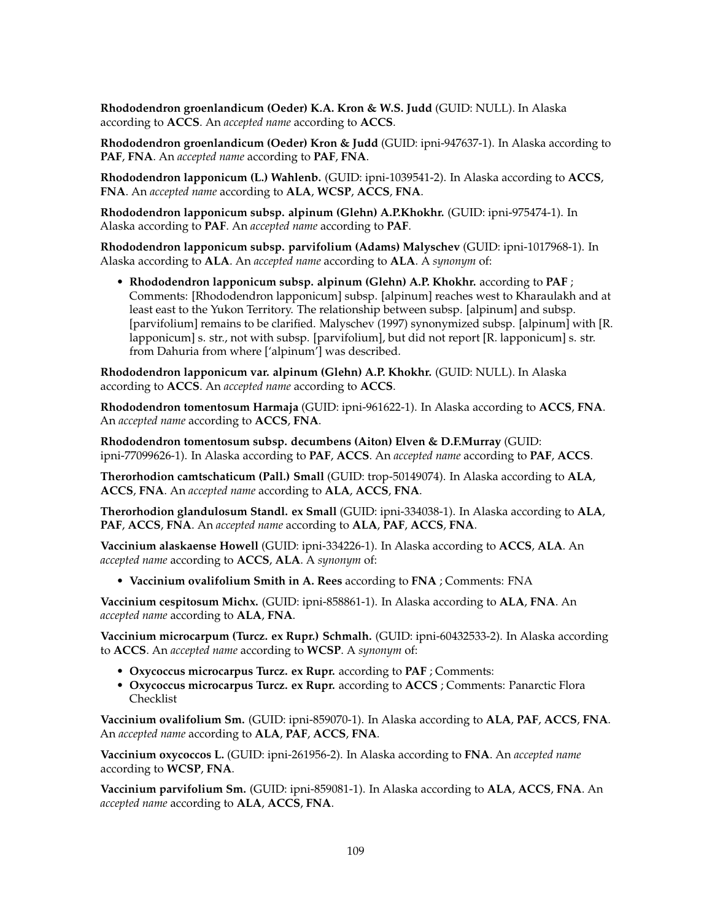**Rhododendron groenlandicum (Oeder) K.A. Kron & W.S. Judd** (GUID: NULL). In Alaska according to **ACCS**. An *accepted name* according to **ACCS**.

**Rhododendron groenlandicum (Oeder) Kron & Judd** (GUID: ipni-947637-1). In Alaska according to **PAF**, **FNA**. An *accepted name* according to **PAF, FNA**.

**Rhododendron lapponicum (L.) Wahlenb.** (GUID: ipni-1039541-2). In Alaska according to **ACCS**, **FNA**. An *accepted name* according to **ALA, WCSP**, **ACCS**, **FNA**.

**Rhododendron lapponicum subsp. alpinum (Glehn) A.P.Khokhr.** (GUID: ipni-975474-1). In Alaska according to **PAF**. An *accepted name* according to **PAF**.

**Rhododendron lapponicum subsp. parvifolium (Adams) Malyschev** (GUID: ipni-1017968-1). In Alaska according to **ALA**. An *accepted name* according to **ALA**. A *synonym* of:

- **Rhododendron lapponicum subsp. alpinum (Glehn) A.P. Khokhr.** according to **PAF** ; Comments: [Rhododendron lapponicum] subsp. [alpinum] reaches west to Kharaulakh and at least east to the Yukon Territory. The relationship between subsp. [alpinum] and subsp. [parvifolium] remains to be clarified. Malyschev (1997) synonymized subsp. [alpinum] with [R. lapponicum] s. str., not with subsp. [parvifolium], but did not report [R. lapponicum] s. str. from Dahuria from where ['alpinum'] was described.

**Rhododendron lapponicum var. alpinum (Glehn) A.P. Khokhr.** (GUID: NULL). In Alaska according to **ACCS**. An *accepted name* according to **ACCS**.

**Rhododendron tomentosum Harmaja** (GUID: ipni-961622-1). In Alaska according to **ACCS**, **FNA**. An *accepted name* according to **ACCS**, **FNA**.

**Rhododendron tomentosum subsp. decumbens (Aiton) Elven & D.F.Murray** (GUID: ipni-77099626-1). In Alaska according to **PAF**, **ACCS**. An *accepted name* according to **PAF, ACCS**.

**Therorhodion camtschaticum (Pall.) Small** (GUID: trop-50149074). In Alaska according to **ALA**, **ACCS**, **FNA**. An *accepted name* according to **ALA, ACCS**, **FNA**.

**Therorhodion glandulosum Standl. ex Small** (GUID: ipni-334038-1). In Alaska according to **ALA**, **PAF**, **ACCS**, **FNA**. An *accepted name* according to **ALA**, **PAF**, **ACCS**, **FNA**.

**Vaccinium alaskaense Howell** (GUID: ipni-334226-1). In Alaska according to **ACCS**, **ALA**. An *accepted name* according to **ACCS**, **ALA**. A *synonym* of:

- **Vaccinium ovalifolium Smith in A. Rees** according to **FNA** ; Comments: FNA

**Vaccinium cespitosum Michx.** (GUID: ipni-858861-1). In Alaska according to **ALA**, **FNA**. An *accepted name* according to **ALA**, **FNA**.

**Vaccinium microcarpum (Turcz. ex Rupr.) Schmalh.** (GUID: ipni-60432533-2). In Alaska according to **ACCS**. An *accepted name* according to **WCSP**. A *synonym* of:

- **Oxycoccus microcarpus Turcz. ex Rupr.** according to **PAF** ; Comments:
- **Oxycoccus microcarpus Turcz. ex Rupr.** according to **ACCS** ; Comments: Panarctic Flora Checklist

**Vaccinium ovalifolium Sm.** (GUID: ipni-859070-1). In Alaska according to **ALA**, **PAF**, **ACCS**, **FNA**. An *accepted name* according to **ALA**, **PAF**, **ACCS**, **FNA**.

**Vaccinium oxycoccos L.** (GUID: ipni-261956-2). In Alaska according to **FNA**. An *accepted name* according to **WCSP**, **FNA**.

**Vaccinium parvifolium Sm.** (GUID: ipni-859081-1). In Alaska according to **ALA**, **ACCS**, **FNA**. An *accepted name* according to **ALA**, **ACCS**, **FNA**.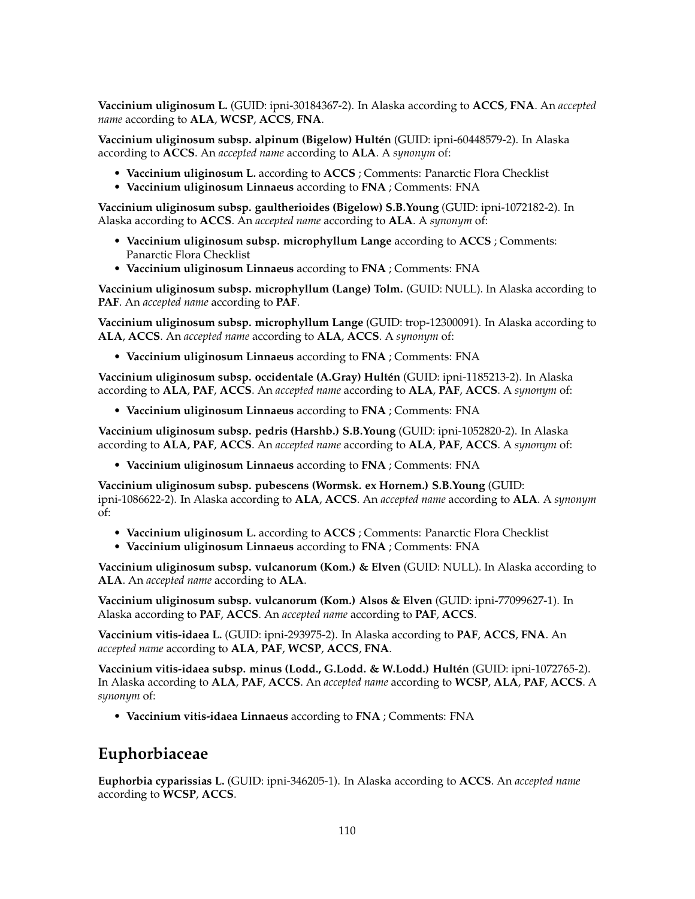**Vaccinium uliginosum L.** (GUID: ipni-30184367-2). In Alaska according to **ACCS**, **FNA**. An *accepted name* according to **ALA**, **WCSP**, **ACCS**, **FNA**.

**Vaccinium uliginosum subsp. alpinum (Bigelow) Hultén** (GUID: ipni-60448579-2). In Alaska according to **ACCS**. An *accepted name* according to **ALA**. A *synonym* of:

- **Vaccinium uliginosum L.** according to **ACCS** ; Comments: Panarctic Flora Checklist
- **Vaccinium uliginosum Linnaeus** according to **FNA** ; Comments: FNA

**Vaccinium uliginosum subsp. gaultherioides (Bigelow) S.B.Young** (GUID: ipni-1072182-2). In Alaska according to **ACCS**. An *accepted name* according to **ALA**. A *synonym* of:

- **Vaccinium uliginosum subsp. microphyllum Lange** according to **ACCS** ; Comments: Panarctic Flora Checklist
- **Vaccinium uliginosum Linnaeus** according to **FNA** ; Comments: FNA

**Vaccinium uliginosum subsp. microphyllum (Lange) Tolm.** (GUID: NULL). In Alaska according to **PAF**. An *accepted name* according to **PAF**.

**Vaccinium uliginosum subsp. microphyllum Lange** (GUID: trop-12300091). In Alaska according to **ALA**, **ACCS**. An *accepted name* according to **ALA**, **ACCS**. A *synonym* of:

- **Vaccinium uliginosum Linnaeus** according to **FNA** ; Comments: FNA

**Vaccinium uliginosum subsp. occidentale (A.Gray) Hultén** (GUID: ipni-1185213-2). In Alaska according to **ALA**, **PAF**, **ACCS**. An *accepted name* according to **ALA**, **PAF**, **ACCS**. A *synonym* of:

- **Vaccinium uliginosum Linnaeus** according to **FNA** ; Comments: FNA

**Vaccinium uliginosum subsp. pedris (Harshb.) S.B.Young** (GUID: ipni-1052820-2). In Alaska according to **ALA**, **PAF**, **ACCS**. An *accepted name* according to **ALA**, **PAF**, **ACCS**. A *synonym* of:

- **Vaccinium uliginosum Linnaeus** according to **FNA** ; Comments: FNA

**Vaccinium uliginosum subsp. pubescens (Wormsk. ex Hornem.) S.B.Young** (GUID: ipni-1086622-2). In Alaska according to **ALA**, **ACCS**. An *accepted name* according to **ALA**. A *synonym* of:

- **Vaccinium uliginosum L.** according to **ACCS** ; Comments: Panarctic Flora Checklist
- **Vaccinium uliginosum Linnaeus** according to **FNA** ; Comments: FNA

**Vaccinium uliginosum subsp. vulcanorum (Kom.) & Elven** (GUID: NULL). In Alaska according to **ALA**. An *accepted name* according to **ALA**.

**Vaccinium uliginosum subsp. vulcanorum (Kom.) Alsos & Elven** (GUID: ipni-77099627-1). In Alaska according to **PAF**, **ACCS**. An *accepted name* according to **PAF**, **ACCS**.

**Vaccinium vitis-idaea L.** (GUID: ipni-293975-2). In Alaska according to **PAF**, **ACCS**, **FNA**. An *accepted name* according to **ALA**, **PAF**, **WCSP**, **ACCS**, **FNA**.

**Vaccinium vitis-idaea subsp. minus (Lodd., G.Lodd. & W.Lodd.) Hultén** (GUID: ipni-1072765-2). In Alaska according to **ALA**, **PAF**, **ACCS**. An *accepted name* according to **WCSP**, **ALA**, **PAF**, **ACCS**. A *synonym* of:

- **Vaccinium vitis-idaea Linnaeus** according to **FNA** ; Comments: FNA

## Euphorbiaceae

**Euphorbia cyparissias L.** (GUID: ipni-346205-1). In Alaska according to **ACCS**. An *accepted name* according to **WCSP**, **ACCS**.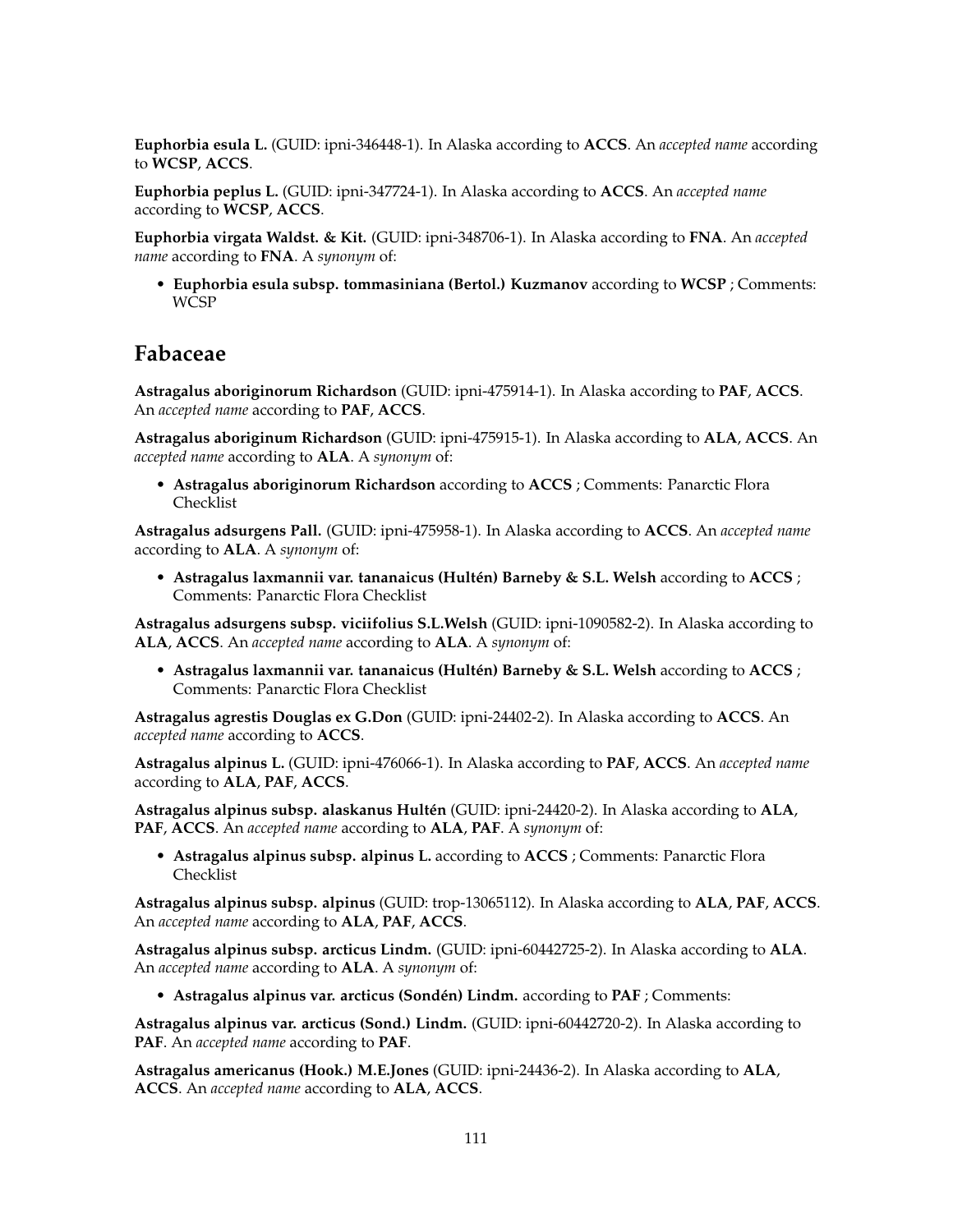**Euphorbia esula L.** (GUID: ipni-346448-1). In Alaska according to **ACCS**. An *accepted name* according to **WCSP**, **ACCS**.

**Euphorbia peplus L.** (GUID: ipni-347724-1). In Alaska according to **ACCS**. An *accepted name* according to **WCSP**, **ACCS**.

**Euphorbia virgata Waldst. & Kit.** (GUID: ipni-348706-1). In Alaska according to **FNA**. An *accepted name* according to **FNA**. A *synonym* of:

- **Euphorbia esula subsp. tommasiniana (Bertol.) Kuzmanov** according to **WCSP** ; Comments: WCSP

## Fabaceae

**Astragalus aboriginorum Richardson** (GUID: ipni-475914-1). In Alaska according to **PAF**, **ACCS**. An *accepted name* according to **PAF**, **ACCS**.

**Astragalus aboriginum Richardson** (GUID: ipni-475915-1). In Alaska according to **ALA**, **ACCS**. An *accepted name* according to **ALA**. A *synonym* of:

- **Astragalus aboriginorum Richardson** according to **ACCS** ; Comments: Panarctic Flora Checklist

**Astragalus adsurgens Pall.** (GUID: ipni-475958-1). In Alaska according to **ACCS**. An *accepted name* according to **ALA**. A *synonym* of:

- **Astragalus laxmannii var. tananaicus (Hultén) Barneby & S.L. Welsh** according to **ACCS** ; Comments: Panarctic Flora Checklist

**Astragalus adsurgens subsp. viciifolius S.L.Welsh** (GUID: ipni-1090582-2). In Alaska according to **ALA**, **ACCS**. An *accepted name* according to **ALA**. A *synonym* of:

- **Astragalus laxmannii var. tananaicus (Hultén) Barneby & S.L. Welsh** according to **ACCS** ; Comments: Panarctic Flora Checklist

**Astragalus agrestis Douglas ex G.Don** (GUID: ipni-24402-2). In Alaska according to **ACCS**. An *accepted name* according to **ACCS**.

**Astragalus alpinus L.** (GUID: ipni-476066-1). In Alaska according to **PAF**, **ACCS**. An *accepted name* according to **ALA**, **PAF**, **ACCS**.

**Astragalus alpinus subsp. alaskanus Hultén** (GUID: ipni-24420-2). In Alaska according to **ALA**, **PAF**, **ACCS**. An *accepted name* according to **ALA**, **PAF**. A *synonym* of:

- **Astragalus alpinus subsp. alpinus L.** according to **ACCS** ; Comments: Panarctic Flora Checklist

**Astragalus alpinus subsp. alpinus** (GUID: trop-13065112). In Alaska according to **ALA**, **PAF**, **ACCS**. An *accepted name* according to **ALA**, **PAF**, **ACCS**.

**Astragalus alpinus subsp. arcticus Lindm.** (GUID: ipni-60442725-2). In Alaska according to **ALA**. An *accepted name* according to **ALA**. A *synonym* of:

- **Astragalus alpinus var. arcticus (Sondén) Lindm.** according to **PAF** ; Comments:

**Astragalus alpinus var. arcticus (Sond.) Lindm.** (GUID: ipni-60442720-2). In Alaska according to **PAF**. An *accepted name* according to **PAF**.

**Astragalus americanus (Hook.) M.E.Jones** (GUID: ipni-24436-2). In Alaska according to **ALA**, **ACCS**. An *accepted name* according to **ALA**, **ACCS**.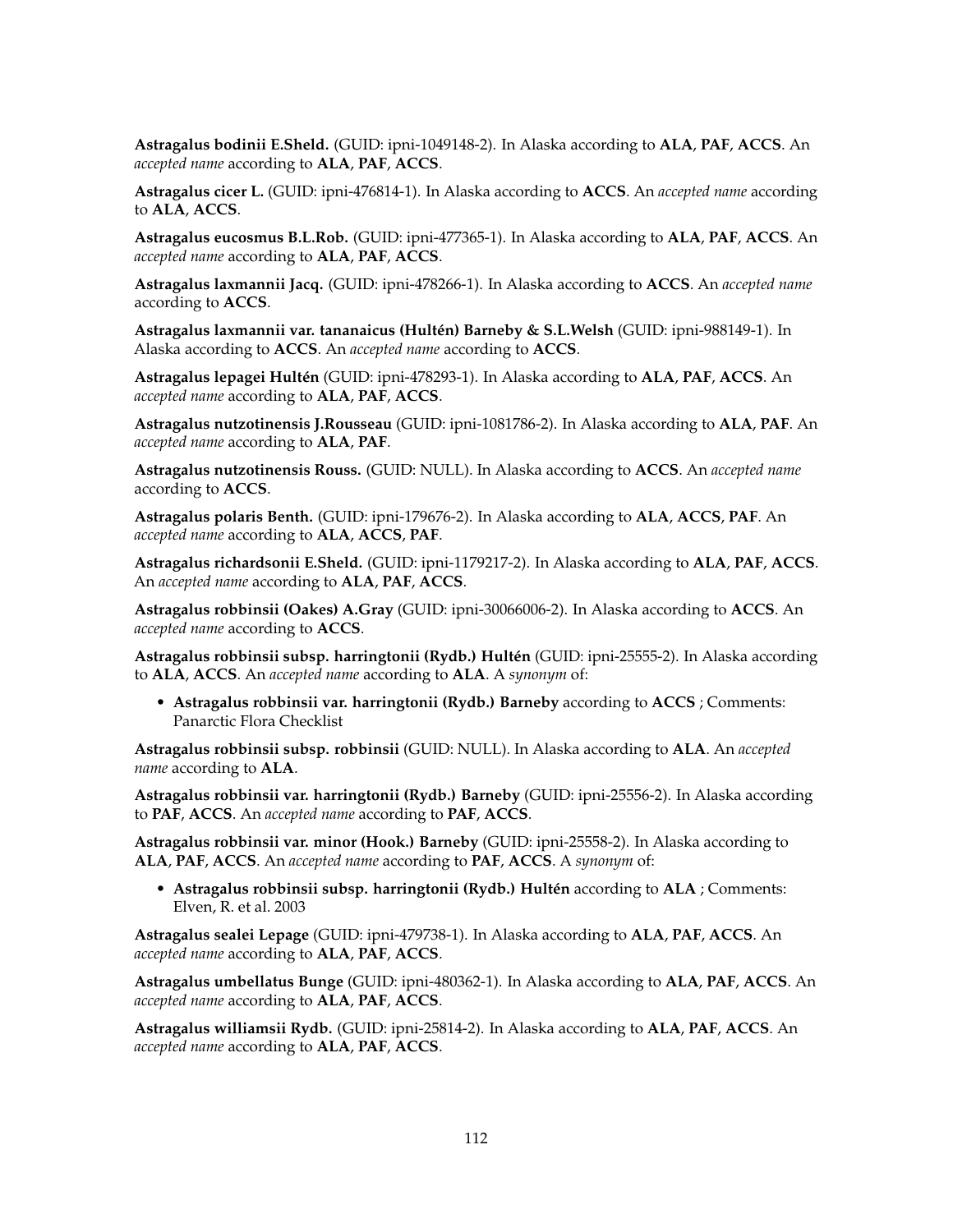**Astragalus bodinii E.Sheld.** (GUID: ipni-1049148-2). In Alaska according to **ALA**, **PAF**, **ACCS**. An *accepted name* according to **ALA**, **PAF**, **ACCS**.

**Astragalus cicer L.** (GUID: ipni-476814-1). In Alaska according to **ACCS**. An *accepted name* according to **ALA**, **ACCS**.

**Astragalus eucosmus B.L.Rob.** (GUID: ipni-477365-1). In Alaska according to **ALA**, **PAF**, **ACCS**. An *accepted name* according to **ALA**, **PAF**, **ACCS**.

**Astragalus laxmannii Jacq.** (GUID: ipni-478266-1). In Alaska according to **ACCS**. An *accepted name* according to **ACCS**.

**Astragalus laxmannii var. tananaicus (Hultén) Barneby & S.L.Welsh** (GUID: ipni-988149-1). In Alaska according to **ACCS**. An *accepted name* according to **ACCS**.

**Astragalus lepagei Hultén** (GUID: ipni-478293-1). In Alaska according to **ALA**, **PAF**, **ACCS**. An *accepted name* according to **ALA**, **PAF**, **ACCS**.

**Astragalus nutzotinensis J.Rousseau** (GUID: ipni-1081786-2). In Alaska according to **ALA**, **PAF**. An *accepted name* according to **ALA**, **PAF**.

**Astragalus nutzotinensis Rouss.** (GUID: NULL). In Alaska according to **ACCS**. An *accepted name* according to **ACCS**.

**Astragalus polaris Benth.** (GUID: ipni-179676-2). In Alaska according to **ALA**, **ACCS**, **PAF**. An *accepted name* according to **ALA**, **ACCS**, **PAF**.

**Astragalus richardsonii E.Sheld.** (GUID: ipni-1179217-2). In Alaska according to **ALA**, **PAF**, **ACCS**. An *accepted name* according to **ALA**, **PAF**, **ACCS**.

**Astragalus robbinsii (Oakes) A.Gray** (GUID: ipni-30066006-2). In Alaska according to **ACCS**. An *accepted name* according to **ACCS**.

**Astragalus robbinsii subsp. harringtonii (Rydb.) Hultén** (GUID: ipni-25555-2). In Alaska according to **ALA**, **ACCS**. An *accepted name* according to **ALA**. A *synonym* of:

- **Astragalus robbinsii var. harringtonii (Rydb.) Barneby** according to **ACCS** ; Comments: Panarctic Flora Checklist

**Astragalus robbinsii subsp. robbinsii** (GUID: NULL). In Alaska according to **ALA**. An *accepted name* according to **ALA**.

**Astragalus robbinsii var. harringtonii (Rydb.) Barneby** (GUID: ipni-25556-2). In Alaska according to **PAF**, **ACCS**. An *accepted name* according to **PAF**, **ACCS**.

**Astragalus robbinsii var. minor (Hook.) Barneby** (GUID: ipni-25558-2). In Alaska according to **ALA**, **PAF**, **ACCS**. An *accepted name* according to **PAF**, **ACCS**. A *synonym* of:

- **Astragalus robbinsii subsp. harringtonii (Rydb.) Hultén** according to **ALA** ; Comments: Elven, R. et al. 2003

**Astragalus sealei Lepage** (GUID: ipni-479738-1). In Alaska according to **ALA**, **PAF**, **ACCS**. An *accepted name* according to **ALA**, **PAF**, **ACCS**.

**Astragalus umbellatus Bunge** (GUID: ipni-480362-1). In Alaska according to **ALA**, **PAF**, **ACCS**. An *accepted name* according to **ALA**, **PAF**, **ACCS**.

**Astragalus williamsii Rydb.** (GUID: ipni-25814-2). In Alaska according to **ALA**, **PAF**, **ACCS**. An *accepted name* according to **ALA**, **PAF**, **ACCS**.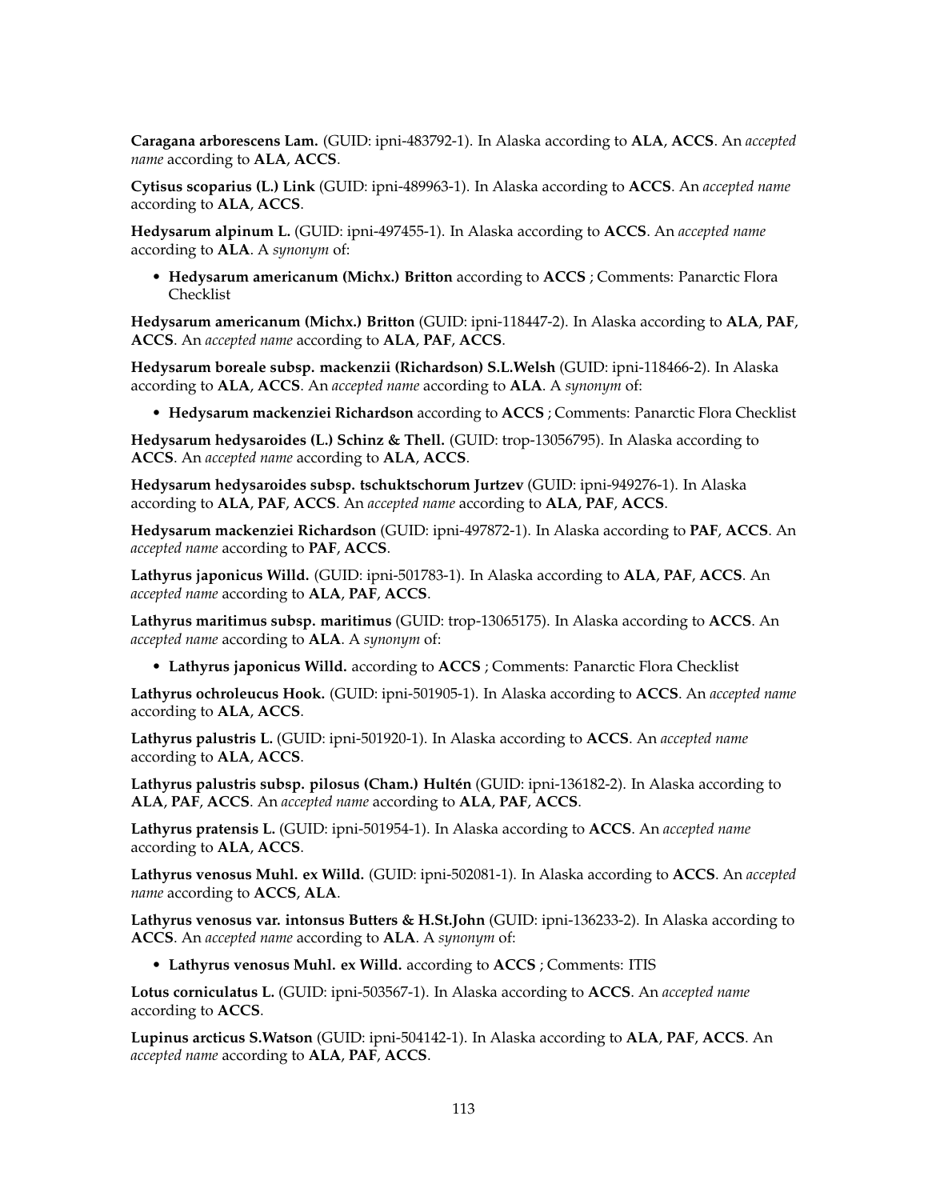**Caragana arborescens Lam.** (GUID: ipni-483792-1). In Alaska according to **ALA**, **ACCS**. An *accepted name* according to **ALA**, **ACCS**.

**Cytisus scoparius (L.) Link** (GUID: ipni-489963-1). In Alaska according to **ACCS**. An *accepted name* according to **ALA**, **ACCS**.

**Hedysarum alpinum L.** (GUID: ipni-497455-1). In Alaska according to **ACCS**. An *accepted name* according to **ALA**. A *synonym* of:

- **Hedysarum americanum (Michx.) Britton** according to **ACCS** ; Comments: Panarctic Flora Checklist

**Hedysarum americanum (Michx.) Britton** (GUID: ipni-118447-2). In Alaska according to **ALA**, **PAF**, **ACCS**. An *accepted name* according to **ALA**, **PAF**, **ACCS**.

**Hedysarum boreale subsp. mackenzii (Richardson) S.L.Welsh** (GUID: ipni-118466-2). In Alaska according to **ALA**, **ACCS**. An *accepted name* according to **ALA**. A *synonym* of:

- **Hedysarum mackenziei Richardson** according to **ACCS** ; Comments: Panarctic Flora Checklist

**Hedysarum hedysaroides (L.) Schinz & Thell.** (GUID: trop-13056795). In Alaska according to **ACCS**. An *accepted name* according to **ALA**, **ACCS**.

**Hedysarum hedysaroides subsp. tschuktschorum Jurtzev** (GUID: ipni-949276-1). In Alaska according to **ALA**, **PAF**, **ACCS**. An *accepted name* according to **ALA**, **PAF**, **ACCS**.

**Hedysarum mackenziei Richardson** (GUID: ipni-497872-1). In Alaska according to **PAF**, **ACCS**. An *accepted name* according to **PAF**, **ACCS**.

**Lathyrus japonicus Willd.** (GUID: ipni-501783-1). In Alaska according to **ALA**, **PAF**, **ACCS**. An *accepted name* according to **ALA**, **PAF**, **ACCS**.

**Lathyrus maritimus subsp. maritimus** (GUID: trop-13065175). In Alaska according to **ACCS**. An *accepted name* according to **ALA**. A *synonym* of:

- **Lathyrus japonicus Willd.** according to **ACCS** ; Comments: Panarctic Flora Checklist

**Lathyrus ochroleucus Hook.** (GUID: ipni-501905-1). In Alaska according to **ACCS**. An *accepted name* according to **ALA**, **ACCS**.

**Lathyrus palustris L.** (GUID: ipni-501920-1). In Alaska according to **ACCS**. An *accepted name* according to **ALA**, **ACCS**.

**Lathyrus palustris subsp. pilosus (Cham.) Hultén** (GUID: ipni-136182-2). In Alaska according to **ALA**, **PAF**, **ACCS**. An *accepted name* according to **ALA**, **PAF**, **ACCS**.

**Lathyrus pratensis L.** (GUID: ipni-501954-1). In Alaska according to **ACCS**. An *accepted name* according to **ALA**, **ACCS**.

**Lathyrus venosus Muhl. ex Willd.** (GUID: ipni-502081-1). In Alaska according to **ACCS**. An *accepted name* according to **ACCS**, **ALA**.

**Lathyrus venosus var. intonsus Butters & H.St.John** (GUID: ipni-136233-2). In Alaska according to **ACCS**. An *accepted name* according to **ALA**. A *synonym* of:

- **Lathyrus venosus Muhl. ex Willd.** according to **ACCS** ; Comments: ITIS

**Lotus corniculatus L.** (GUID: ipni-503567-1). In Alaska according to **ACCS**. An *accepted name* according to **ACCS**.

**Lupinus arcticus S.Watson** (GUID: ipni-504142-1). In Alaska according to **ALA**, **PAF**, **ACCS**. An *accepted name* according to **ALA**, **PAF**, **ACCS**.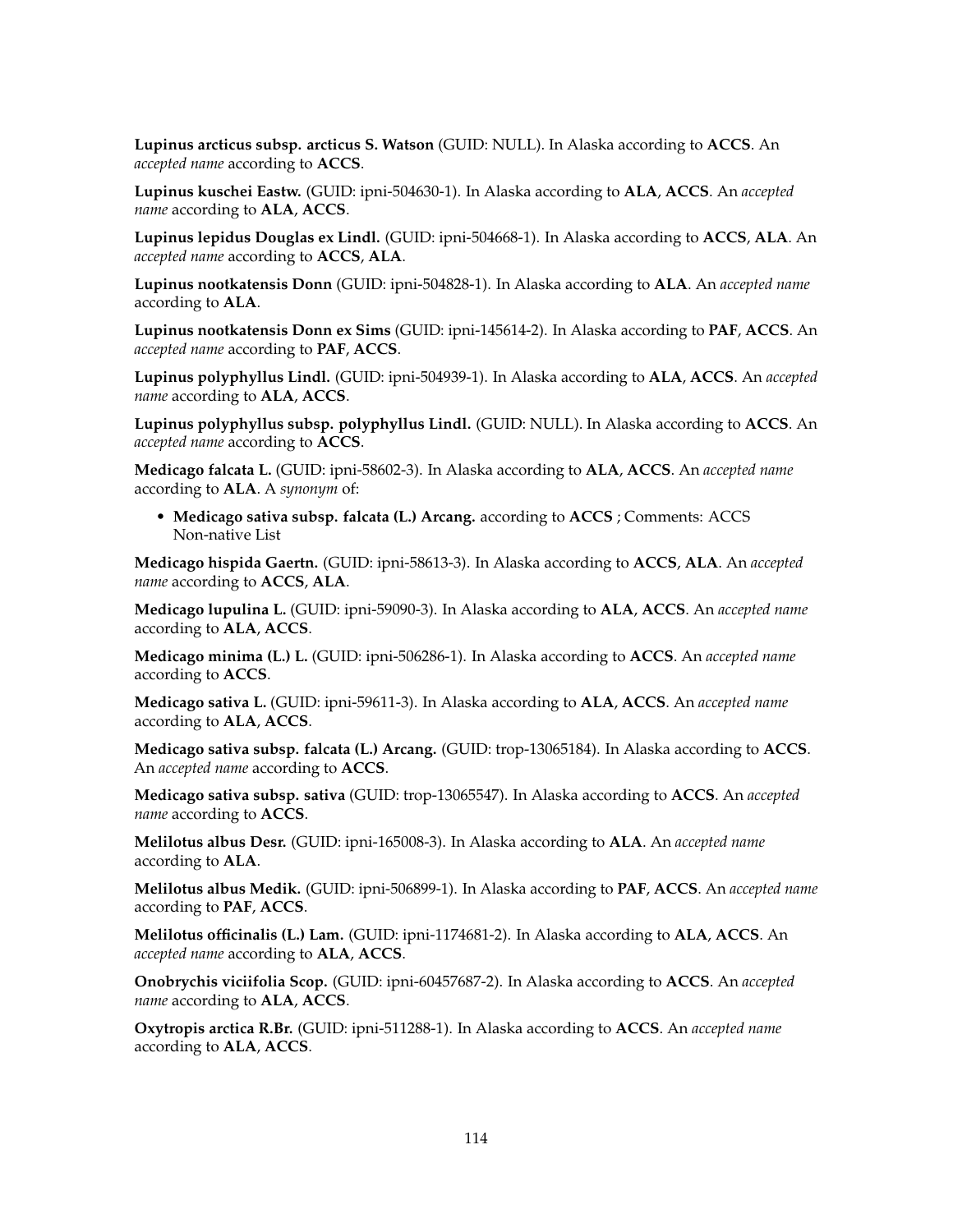**Lupinus arcticus subsp. arcticus S. Watson** (GUID: NULL). In Alaska according to **ACCS**. An *accepted name* according to **ACCS**.

**Lupinus kuschei Eastw.** (GUID: ipni-504630-1). In Alaska according to **ALA**, **ACCS**. An *accepted name* according to **ALA**, **ACCS**.

**Lupinus lepidus Douglas ex Lindl.** (GUID: ipni-504668-1). In Alaska according to **ACCS**, **ALA**. An *accepted name* according to **ACCS**, **ALA**.

**Lupinus nootkatensis Donn** (GUID: ipni-504828-1). In Alaska according to **ALA**. An *accepted name* according to **ALA**.

**Lupinus nootkatensis Donn ex Sims** (GUID: ipni-145614-2). In Alaska according to **PAF**, **ACCS**. An *accepted name* according to **PAF**, **ACCS**.

**Lupinus polyphyllus Lindl.** (GUID: ipni-504939-1). In Alaska according to **ALA**, **ACCS**. An *accepted name* according to **ALA**, **ACCS**.

**Lupinus polyphyllus subsp. polyphyllus Lindl.** (GUID: NULL). In Alaska according to **ACCS**. An *accepted name* according to **ACCS**.

**Medicago falcata L.** (GUID: ipni-58602-3). In Alaska according to **ALA**, **ACCS**. An *accepted name* according to **ALA**. A *synonym* of:

- **Medicago sativa subsp. falcata (L.) Arcang.** according to **ACCS** ; Comments: ACCS Non-native List

**Medicago hispida Gaertn.** (GUID: ipni-58613-3). In Alaska according to **ACCS**, **ALA**. An *accepted name* according to **ACCS**, **ALA**.

**Medicago lupulina L.** (GUID: ipni-59090-3). In Alaska according to **ALA**, **ACCS**. An *accepted name* according to **ALA**, **ACCS**.

**Medicago minima (L.) L.** (GUID: ipni-506286-1). In Alaska according to **ACCS**. An *accepted name* according to **ACCS**.

**Medicago sativa L.** (GUID: ipni-59611-3). In Alaska according to **ALA**, **ACCS**. An *accepted name* according to **ALA**, **ACCS**.

**Medicago sativa subsp. falcata (L.) Arcang.** (GUID: trop-13065184). In Alaska according to **ACCS**. An *accepted name* according to **ACCS**.

**Medicago sativa subsp. sativa** (GUID: trop-13065547). In Alaska according to **ACCS**. An *accepted name* according to **ACCS**.

**Melilotus albus Desr.** (GUID: ipni-165008-3). In Alaska according to **ALA**. An *accepted name* according to **ALA**.

**Melilotus albus Medik.** (GUID: ipni-506899-1). In Alaska according to **PAF**, **ACCS**. An *accepted name* according to **PAF**, **ACCS**.

**Melilotus officinalis (L.) Lam.** (GUID: ipni-1174681-2). In Alaska according to **ALA**, **ACCS**. An *accepted name* according to **ALA**, **ACCS**.

**Onobrychis viciifolia Scop.** (GUID: ipni-60457687-2). In Alaska according to **ACCS**. An *accepted name* according to **ALA**, **ACCS**.

**Oxytropis arctica R.Br.** (GUID: ipni-511288-1). In Alaska according to **ACCS**. An *accepted name* according to **ALA**, **ACCS**.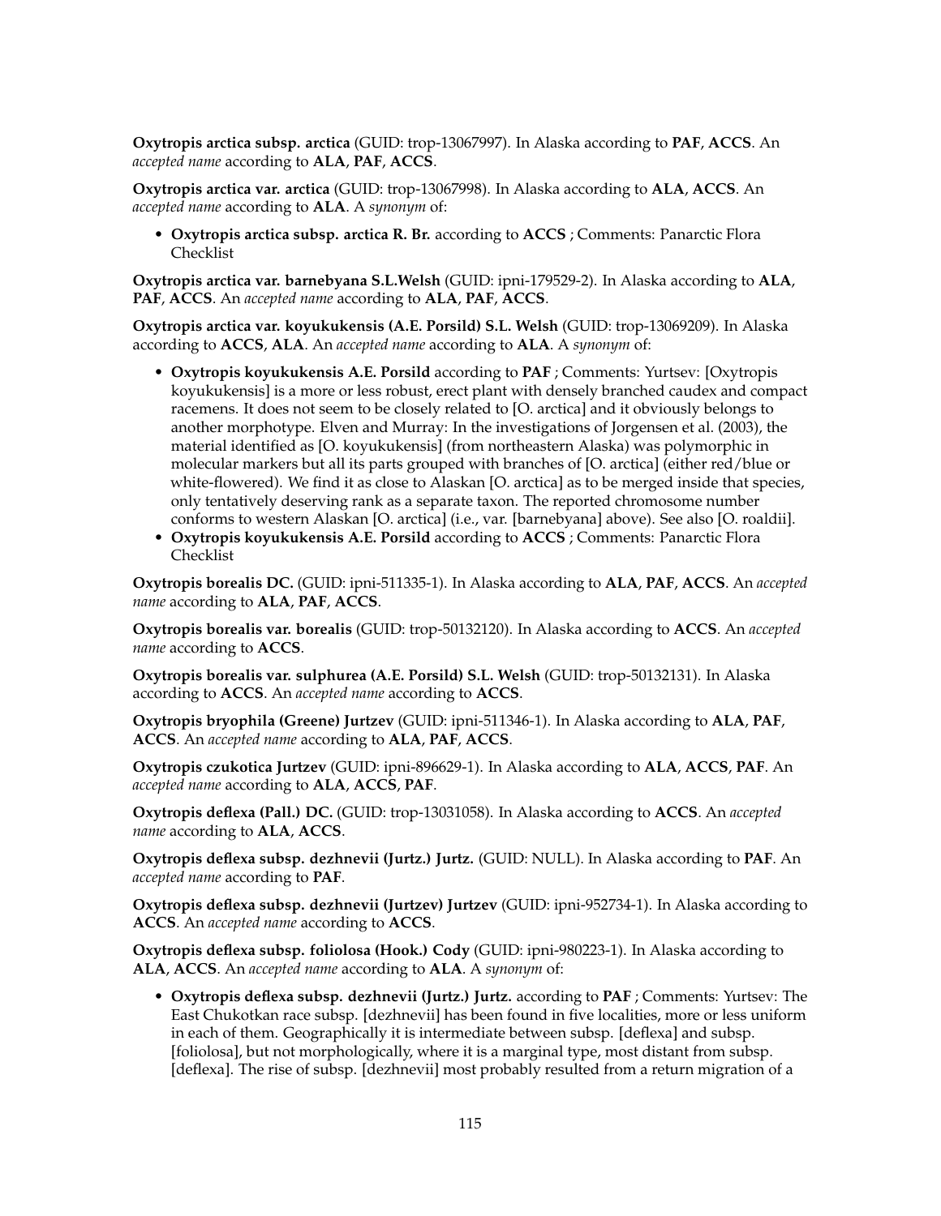**Oxytropis arctica subsp. arctica** (GUID: trop-13067997). In Alaska according to **PAF**, **ACCS**. An *accepted name* according to **ALA**, **PAF**, **ACCS**.

**Oxytropis arctica var. arctica** (GUID: trop-13067998). In Alaska according to **ALA**, **ACCS**. An *accepted name* according to **ALA**. A *synonym* of:

- **Oxytropis arctica subsp. arctica R. Br.** according to **ACCS** ; Comments: Panarctic Flora Checklist

**Oxytropis arctica var. barnebyana S.L.Welsh** (GUID: ipni-179529-2). In Alaska according to **ALA**, **PAF**, **ACCS**. An *accepted name* according to **ALA**, **PAF**, **ACCS**.

**Oxytropis arctica var. koyukukensis (A.E. Porsild) S.L. Welsh** (GUID: trop-13069209). In Alaska according to **ACCS**, **ALA**. An *accepted name* according to **ALA**. A *synonym* of:

- **Oxytropis koyukukensis A.E. Porsild** according to **PAF** ; Comments: Yurtsev: [Oxytropis koyukukensis] is a more or less robust, erect plant with densely branched caudex and compact racemens. It does not seem to be closely related to [O. arctica] and it obviously belongs to another morphotype. Elven and Murray: In the investigations of Jorgensen et al. (2003), the material identified as [O. koyukukensis] (from northeastern Alaska) was polymorphic in molecular markers but all its parts grouped with branches of [O. arctica] (either red/blue or white-flowered). We find it as close to Alaskan [O. arctica] as to be merged inside that species, only tentatively deserving rank as a separate taxon. The reported chromosome number conforms to western Alaskan [O. arctica] (i.e., var. [barnebyana] above). See also [O. roaldii].
- **Oxytropis koyukukensis A.E. Porsild** according to **ACCS** ; Comments: Panarctic Flora Checklist

**Oxytropis borealis DC.** (GUID: ipni-511335-1). In Alaska according to **ALA**, **PAF**, **ACCS**. An *accepted name* according to **ALA**, **PAF**, **ACCS**.

**Oxytropis borealis var. borealis** (GUID: trop-50132120). In Alaska according to **ACCS**. An *accepted name* according to **ACCS**.

**Oxytropis borealis var. sulphurea (A.E. Porsild) S.L. Welsh** (GUID: trop-50132131). In Alaska according to **ACCS**. An *accepted name* according to **ACCS**.

**Oxytropis bryophila (Greene) Jurtzev** (GUID: ipni-511346-1). In Alaska according to **ALA**, **PAF**, **ACCS**. An *accepted name* according to **ALA**, **PAF**, **ACCS**.

**Oxytropis czukotica Jurtzev** (GUID: ipni-896629-1). In Alaska according to **ALA**, **ACCS**, **PAF**. An *accepted name* according to **ALA**, **ACCS**, **PAF**.

**Oxytropis deflexa (Pall.) DC.** (GUID: trop-13031058). In Alaska according to **ACCS**. An *accepted name* according to **ALA**, **ACCS**.

**Oxytropis deflexa subsp. dezhnevii (Jurtz.) Jurtz.** (GUID: NULL). In Alaska according to **PAF**. An *accepted name* according to **PAF**.

**Oxytropis deflexa subsp. dezhnevii (Jurtzev) Jurtzev** (GUID: ipni-952734-1). In Alaska according to **ACCS**. An *accepted name* according to **ACCS**.

**Oxytropis deflexa subsp. foliolosa (Hook.) Cody** (GUID: ipni-980223-1). In Alaska according to **ALA**, **ACCS**. An *accepted name* according to **ALA**. A *synonym* of:

- **Oxytropis deflexa subsp. dezhnevii (Jurtz.) Jurtz.** according to **PAF** ; Comments: Yurtsev: The East Chukotkan race subsp. [dezhnevii] has been found in five localities, more or less uniform in each of them. Geographically it is intermediate between subsp. [deflexa] and subsp. [foliolosa], but not morphologically, where it is a marginal type, most distant from subsp. [deflexa]. The rise of subsp. [dezhnevii] most probably resulted from a return migration of a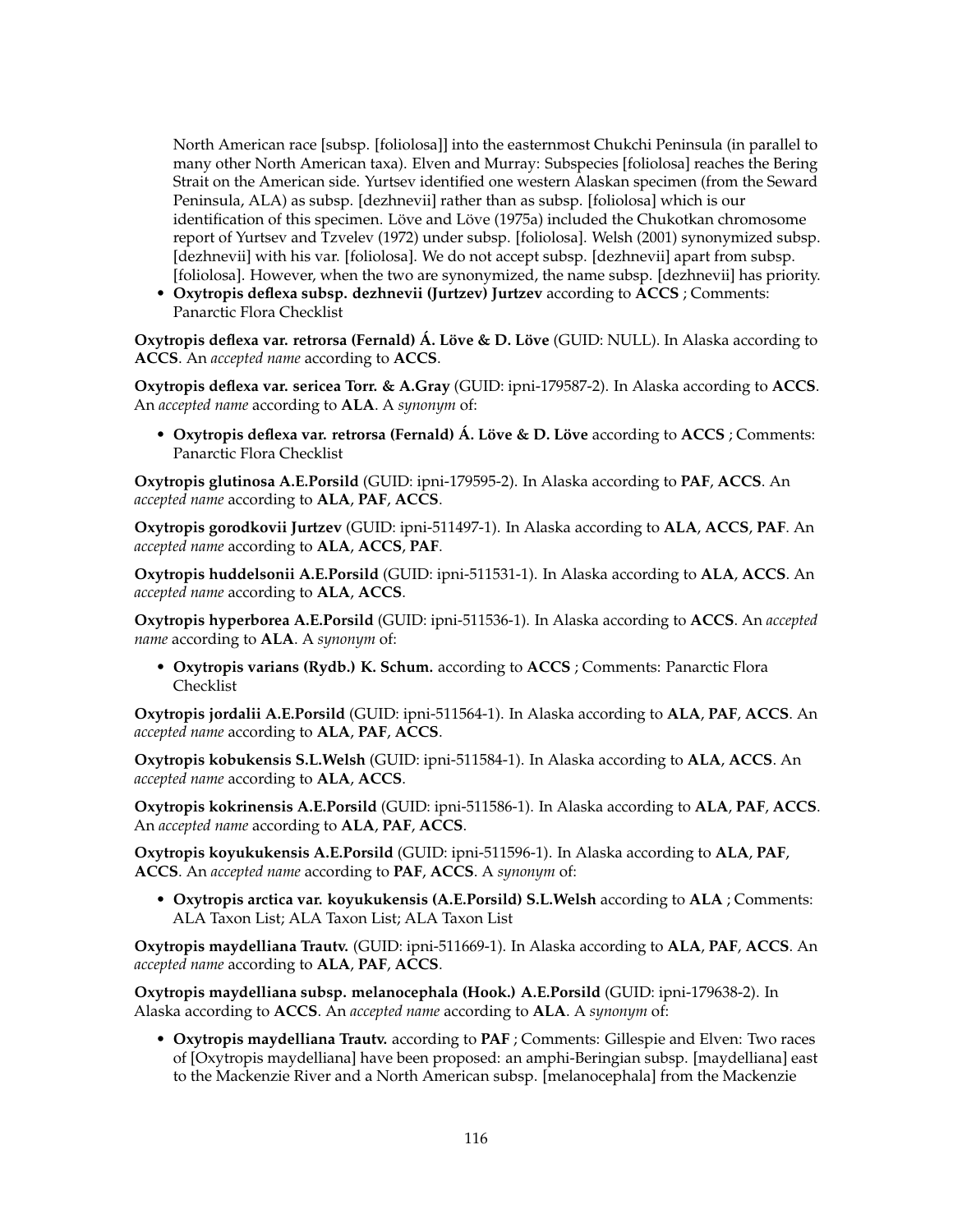North American race [subsp. [foliolosa]] into the easternmost Chukchi Peninsula (in parallel to many other North American taxa). Elven and Murray: Subspecies [foliolosa] reaches the Bering Strait on the American side. Yurtsev identified one western Alaskan specimen (from the Seward Peninsula, ALA) as subsp. [dezhnevii] rather than as subsp. [foliolosa] which is our identification of this specimen. Löve and Löve (1975a) included the Chukotkan chromosome report of Yurtsev and Tzvelev (1972) under subsp. [foliolosa]. Welsh (2001) synonymized subsp. [dezhnevii] with his var. [foliolosa]. We do not accept subsp. [dezhnevii] apart from subsp. [foliolosa]. However, when the two are synonymized, the name subsp. [dezhnevii] has priority.

- **Oxytropis deflexa subsp. dezhnevii (Jurtzev) Jurtzev** according to **ACCS** ; Comments: Panarctic Flora Checklist

**Oxytropis deflexa var. retrorsa (Fernald) Á. Löve & D. Löve** (GUID: NULL). In Alaska according to **ACCS**. An *accepted name* according to **ACCS**.

**Oxytropis deflexa var. sericea Torr. & A.Gray** (GUID: ipni-179587-2). In Alaska according to **ACCS**. An *accepted name* according to **ALA**. A *synonym* of:

- **Oxytropis deflexa var. retrorsa (Fernald) Á. Löve & D. Löve** according to **ACCS** ; Comments: Panarctic Flora Checklist

**Oxytropis glutinosa A.E.Porsild** (GUID: ipni-179595-2). In Alaska according to **PAF**, **ACCS**. An *accepted name* according to **ALA**, **PAF**, **ACCS**.

**Oxytropis gorodkovii Jurtzev** (GUID: ipni-511497-1). In Alaska according to **ALA**, **ACCS**, **PAF**. An *accepted name* according to **ALA**, **ACCS**, **PAF**.

**Oxytropis huddelsonii A.E.Porsild** (GUID: ipni-511531-1). In Alaska according to **ALA**, **ACCS**. An *accepted name* according to **ALA**, **ACCS**.

**Oxytropis hyperborea A.E.Porsild** (GUID: ipni-511536-1). In Alaska according to **ACCS**. An *accepted name* according to **ALA**. A *synonym* of:

- **Oxytropis varians (Rydb.) K. Schum.** according to **ACCS** ; Comments: Panarctic Flora Checklist

**Oxytropis jordalii A.E.Porsild** (GUID: ipni-511564-1). In Alaska according to **ALA**, **PAF**, **ACCS**. An *accepted name* according to **ALA**, **PAF**, **ACCS**.

**Oxytropis kobukensis S.L.Welsh** (GUID: ipni-511584-1). In Alaska according to **ALA**, **ACCS**. An *accepted name* according to **ALA**, **ACCS**.

**Oxytropis kokrinensis A.E.Porsild** (GUID: ipni-511586-1). In Alaska according to **ALA**, **PAF**, **ACCS**. An *accepted name* according to **ALA**, **PAF**, **ACCS**.

**Oxytropis koyukukensis A.E.Porsild** (GUID: ipni-511596-1). In Alaska according to **ALA**, **PAF**, **ACCS**. An *accepted name* according to **PAF**, **ACCS**. A *synonym* of:

- **Oxytropis arctica var. koyukukensis (A.E.Porsild) S.L.Welsh** according to **ALA** ; Comments: ALA Taxon List; ALA Taxon List; ALA Taxon List

**Oxytropis maydelliana Trautv.** (GUID: ipni-511669-1). In Alaska according to **ALA**, **PAF**, **ACCS**. An *accepted name* according to **ALA**, **PAF**, **ACCS**.

**Oxytropis maydelliana subsp. melanocephala (Hook.) A.E.Porsild** (GUID: ipni-179638-2). In Alaska according to **ACCS**. An *accepted name* according to **ALA**. A *synonym* of:

- **Oxytropis maydelliana Trautv.** according to **PAF** ; Comments: Gillespie and Elven: Two races of [Oxytropis maydelliana] have been proposed: an amphi-Beringian subsp. [maydelliana] east to the Mackenzie River and a North American subsp. [melanocephala] from the Mackenzie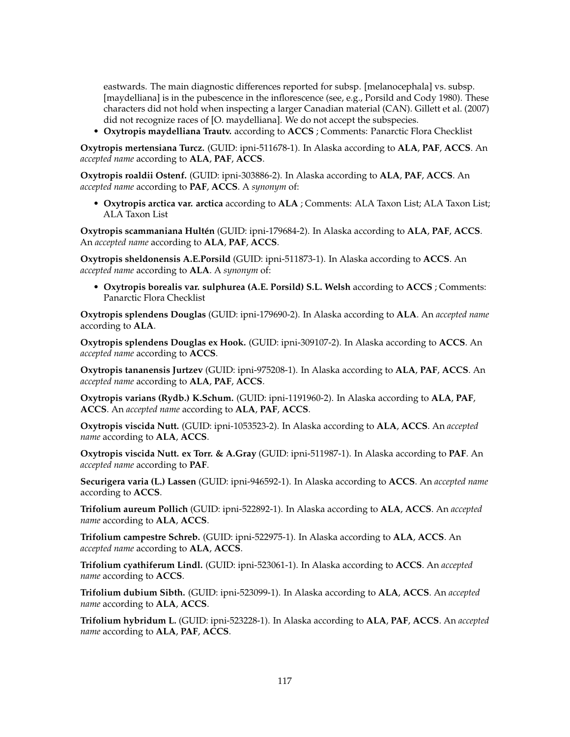eastwards. The main diagnostic differences reported for subsp. [melanocephala] vs. subsp. [maydelliana] is in the pubescence in the inflorescence (see, e.g., Porsild and Cody 1980). These characters did not hold when inspecting a larger Canadian material (CAN). Gillett et al. (2007) did not recognize races of [O. maydelliana]. We do not accept the subspecies.

- **Oxytropis maydelliana Trautv.** according to **ACCS** ; Comments: Panarctic Flora Checklist

**Oxytropis mertensiana Turcz.** (GUID: ipni-511678-1). In Alaska according to **ALA**, **PAF**, **ACCS**. An *accepted name* according to **ALA**, **PAF**, **ACCS**.

**Oxytropis roaldii Ostenf.** (GUID: ipni-303886-2). In Alaska according to **ALA**, **PAF**, **ACCS**. An *accepted name* according to **PAF, ACCS**. A *synonym* of:

- **Oxytropis arctica var. arctica** according to **ALA** ; Comments: ALA Taxon List; ALA Taxon List; ALA Taxon List

**Oxytropis scammaniana Hultén** (GUID: ipni-179684-2). In Alaska according to **ALA**, **PAF**, **ACCS**. An *accepted name* according to **ALA**, **PAF**, **ACCS**.

**Oxytropis sheldonensis A.E.Porsild** (GUID: ipni-511873-1). In Alaska according to **ACCS**. An *accepted name* according to **ALA**. A *synonym* of:

- **Oxytropis borealis var. sulphurea (A.E. Porsild) S.L. Welsh** according to **ACCS** ; Comments: Panarctic Flora Checklist

**Oxytropis splendens Douglas** (GUID: ipni-179690-2). In Alaska according to **ALA**. An *accepted name* according to **ALA**.

**Oxytropis splendens Douglas ex Hook.** (GUID: ipni-309107-2). In Alaska according to **ACCS**. An *accepted name* according to **ACCS**.

**Oxytropis tananensis Jurtzev** (GUID: ipni-975208-1). In Alaska according to **ALA**, **PAF**, **ACCS**. An *accepted name* according to **ALA**, **PAF**, **ACCS**.

**Oxytropis varians (Rydb.) K.Schum.** (GUID: ipni-1191960-2). In Alaska according to **ALA**, **PAF**, **ACCS**. An *accepted name* according to **ALA**, **PAF**, **ACCS**.

**Oxytropis viscida Nutt.** (GUID: ipni-1053523-2). In Alaska according to **ALA**, **ACCS**. An *accepted name* according to **ALA**, **ACCS**.

**Oxytropis viscida Nutt. ex Torr. & A.Gray** (GUID: ipni-511987-1). In Alaska according to **PAF**. An *accepted name* according to **PAF**.

**Securigera varia (L.) Lassen** (GUID: ipni-946592-1). In Alaska according to **ACCS**. An *accepted name* according to **ACCS**.

**Trifolium aureum Pollich** (GUID: ipni-522892-1). In Alaska according to **ALA, ACCS**. An *accepted name* according to **ALA**, **ACCS**.

**Trifolium campestre Schreb.** (GUID: ipni-522975-1). In Alaska according to **ALA, ACCS**. An *accepted name* according to **ALA**, **ACCS**.

**Trifolium cyathiferum Lindl.** (GUID: ipni-523061-1). In Alaska according to **ACCS**. An *accepted name* according to **ACCS**.

**Trifolium dubium Sibth.** (GUID: ipni-523099-1). In Alaska according to **ALA, ACCS**. An *accepted name* according to **ALA**, **ACCS**.

**Trifolium hybridum L.** (GUID: ipni-523228-1). In Alaska according to **ALA**, **PAF**, **ACCS**. An *accepted name* according to **ALA**, **PAF**, **ACCS**.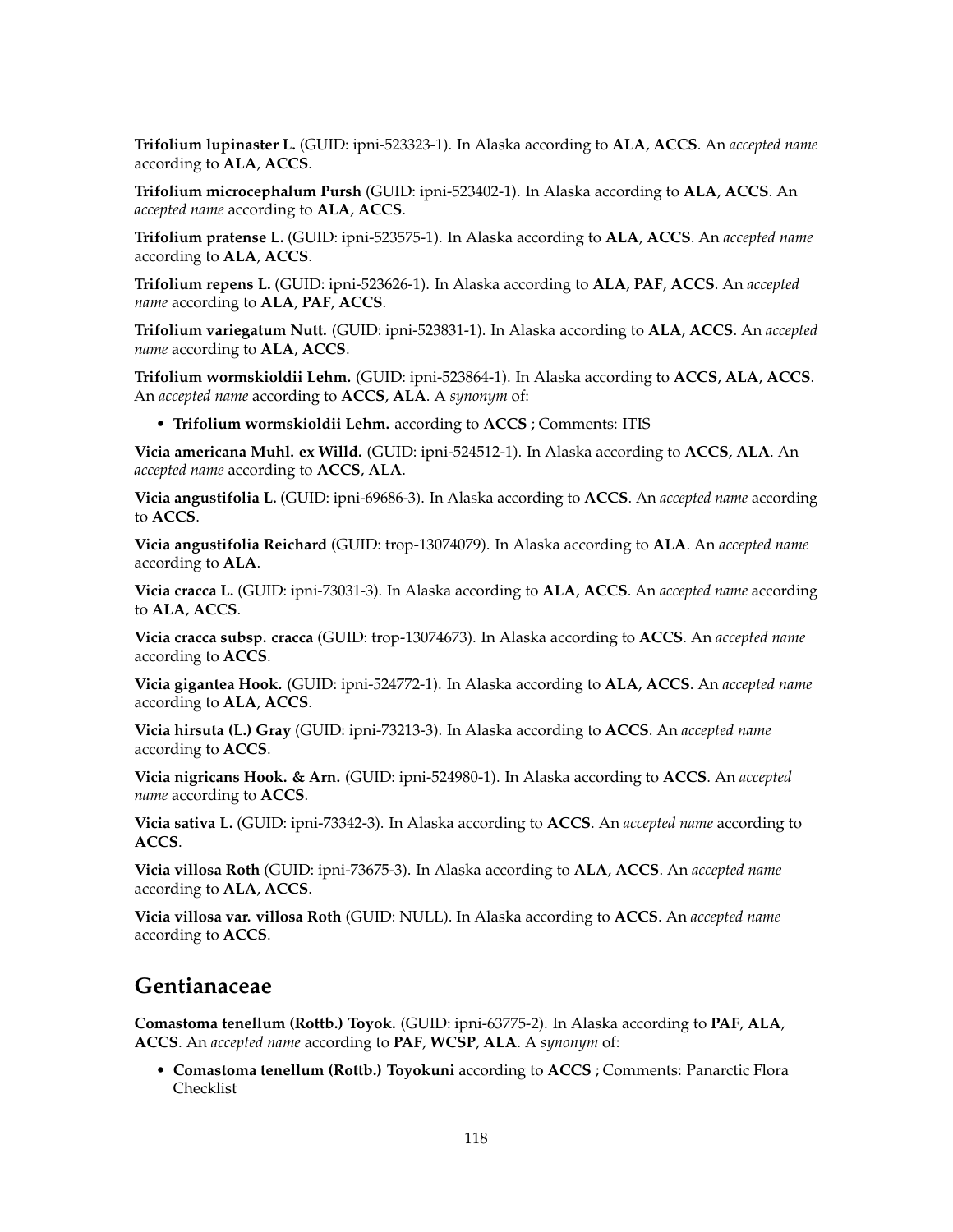**Trifolium lupinaster L.** (GUID: ipni-523323-1). In Alaska according to **ALA**, **ACCS**. An *accepted name* according to **ALA**, **ACCS**.

**Trifolium microcephalum Pursh** (GUID: ipni-523402-1). In Alaska according to **ALA**, **ACCS**. An *accepted name* according to **ALA**, **ACCS**.

**Trifolium pratense L.** (GUID: ipni-523575-1). In Alaska according to **ALA**, **ACCS**. An *accepted name* according to **ALA**, **ACCS**.

**Trifolium repens L.** (GUID: ipni-523626-1). In Alaska according to **ALA**, **PAF**, **ACCS**. An *accepted name* according to **ALA**, **PAF**, **ACCS**.

**Trifolium variegatum Nutt.** (GUID: ipni-523831-1). In Alaska according to **ALA**, **ACCS**. An *accepted name* according to **ALA**, **ACCS**.

**Trifolium wormskioldii Lehm.** (GUID: ipni-523864-1). In Alaska according to **ACCS**, **ALA**, **ACCS**. An *accepted name* according to **ACCS**, **ALA**. A *synonym* of:

- **Trifolium wormskioldii Lehm.** according to **ACCS** ; Comments: ITIS

**Vicia americana Muhl. ex Willd.** (GUID: ipni-524512-1). In Alaska according to **ACCS**, **ALA**. An *accepted name* according to **ACCS**, **ALA**.

**Vicia angustifolia L.** (GUID: ipni-69686-3). In Alaska according to **ACCS**. An *accepted name* according to **ACCS**.

**Vicia angustifolia Reichard** (GUID: trop-13074079). In Alaska according to **ALA**. An *accepted name* according to **ALA**.

**Vicia cracca L.** (GUID: ipni-73031-3). In Alaska according to **ALA**, **ACCS**. An *accepted name* according to **ALA**, **ACCS**.

**Vicia cracca subsp. cracca** (GUID: trop-13074673). In Alaska according to **ACCS**. An *accepted name* according to **ACCS**.

**Vicia gigantea Hook.** (GUID: ipni-524772-1). In Alaska according to **ALA**, **ACCS**. An *accepted name* according to **ALA**, **ACCS**.

**Vicia hirsuta (L.) Gray** (GUID: ipni-73213-3). In Alaska according to **ACCS**. An *accepted name* according to **ACCS**.

**Vicia nigricans Hook. & Arn.** (GUID: ipni-524980-1). In Alaska according to **ACCS**. An *accepted name* according to **ACCS**.

**Vicia sativa L.** (GUID: ipni-73342-3). In Alaska according to **ACCS**. An *accepted name* according to **ACCS**.

**Vicia villosa Roth** (GUID: ipni-73675-3). In Alaska according to **ALA**, **ACCS**. An *accepted name* according to **ALA**, **ACCS**.

**Vicia villosa var. villosa Roth** (GUID: NULL). In Alaska according to **ACCS**. An *accepted name* according to **ACCS**.

## Gentianaceae

**Comastoma tenellum (Rottb.) Toyok.** (GUID: ipni-63775-2). In Alaska according to **PAF**, **ALA**, **ACCS**. An *accepted name* according to **PAF**, **WCSP**, **ALA**. A *synonym* of:

- **Comastoma tenellum (Rottb.) Toyokuni** according to **ACCS** ; Comments: Panarctic Flora Checklist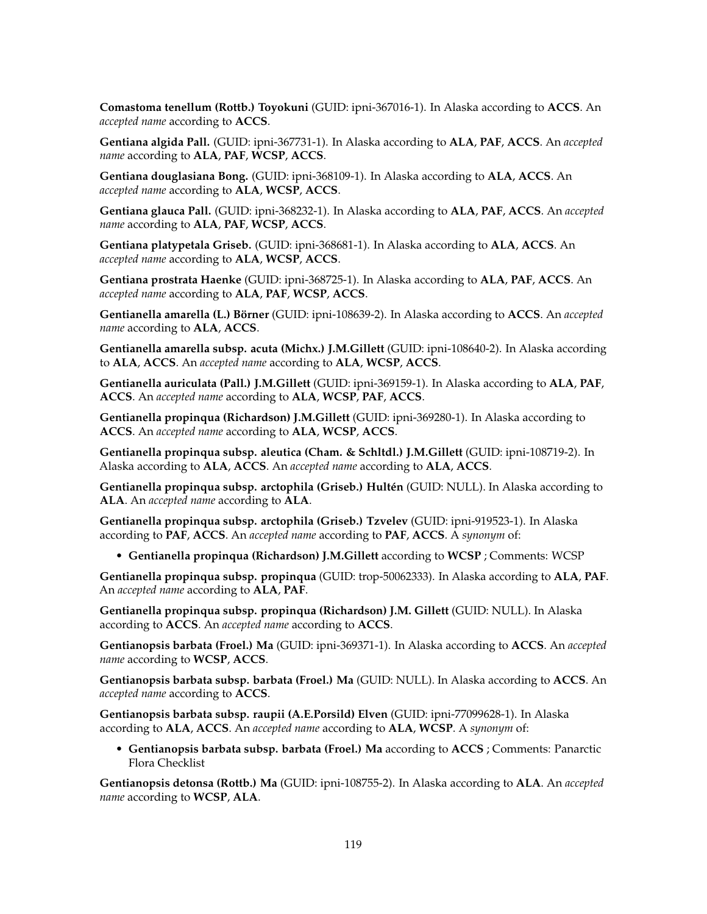**Comastoma tenellum (Rottb.) Toyokuni** (GUID: ipni-367016-1). In Alaska according to **ACCS**. An *accepted name* according to **ACCS**.

**Gentiana algida Pall.** (GUID: ipni-367731-1). In Alaska according to **ALA**, **PAF**, **ACCS**. An *accepted name* according to **ALA**, **PAF**, **WCSP**, **ACCS**.

**Gentiana douglasiana Bong.** (GUID: ipni-368109-1). In Alaska according to **ALA**, **ACCS**. An *accepted name* according to **ALA**, **WCSP**, **ACCS**.

**Gentiana glauca Pall.** (GUID: ipni-368232-1). In Alaska according to **ALA**, **PAF**, **ACCS**. An *accepted name* according to **ALA**, **PAF**, **WCSP**, **ACCS**.

**Gentiana platypetala Griseb.** (GUID: ipni-368681-1). In Alaska according to **ALA**, **ACCS**. An *accepted name* according to **ALA**, **WCSP**, **ACCS**.

**Gentiana prostrata Haenke** (GUID: ipni-368725-1). In Alaska according to **ALA**, **PAF**, **ACCS**. An *accepted name* according to **ALA**, **PAF**, **WCSP**, **ACCS**.

**Gentianella amarella (L.) Börner** (GUID: ipni-108639-2). In Alaska according to **ACCS**. An *accepted name* according to **ALA**, **ACCS**.

**Gentianella amarella subsp. acuta (Michx.) J.M.Gillett** (GUID: ipni-108640-2). In Alaska according to **ALA**, **ACCS**. An *accepted name* according to **ALA**, **WCSP**, **ACCS**.

**Gentianella auriculata (Pall.) J.M.Gillett** (GUID: ipni-369159-1). In Alaska according to **ALA**, **PAF**, **ACCS**. An *accepted name* according to **ALA**, **WCSP**, **PAF**, **ACCS**.

**Gentianella propinqua (Richardson) J.M.Gillett** (GUID: ipni-369280-1). In Alaska according to **ACCS**. An *accepted name* according to **ALA**, **WCSP**, **ACCS**.

**Gentianella propinqua subsp. aleutica (Cham. & Schltdl.) J.M.Gillett** (GUID: ipni-108719-2). In Alaska according to **ALA**, **ACCS**. An *accepted name* according to **ALA**, **ACCS**.

**Gentianella propinqua subsp. arctophila (Griseb.) Hultén** (GUID: NULL). In Alaska according to **ALA**. An *accepted name* according to **ALA**.

**Gentianella propinqua subsp. arctophila (Griseb.) Tzvelev** (GUID: ipni-919523-1). In Alaska according to **PAF**, **ACCS**. An *accepted name* according to **PAF**, **ACCS**. A *synonym* of:

- **Gentianella propinqua (Richardson) J.M.Gillett** according to **WCSP** ; Comments: WCSP

**Gentianella propinqua subsp. propinqua** (GUID: trop-50062333). In Alaska according to **ALA**, **PAF**. An *accepted name* according to **ALA**, **PAF**.

**Gentianella propinqua subsp. propinqua (Richardson) J.M. Gillett** (GUID: NULL). In Alaska according to **ACCS**. An *accepted name* according to **ACCS**.

**Gentianopsis barbata (Froel.) Ma** (GUID: ipni-369371-1). In Alaska according to **ACCS**. An *accepted name* according to **WCSP**, **ACCS**.

**Gentianopsis barbata subsp. barbata (Froel.) Ma** (GUID: NULL). In Alaska according to **ACCS**. An *accepted name* according to **ACCS**.

**Gentianopsis barbata subsp. raupii (A.E.Porsild) Elven** (GUID: ipni-77099628-1). In Alaska according to **ALA**, **ACCS**. An *accepted name* according to **ALA**, **WCSP**. A *synonym* of:

- **Gentianopsis barbata subsp. barbata (Froel.) Ma** according to **ACCS** ; Comments: Panarctic Flora Checklist

**Gentianopsis detonsa (Rottb.) Ma** (GUID: ipni-108755-2). In Alaska according to **ALA**. An *accepted name* according to **WCSP**, **ALA**.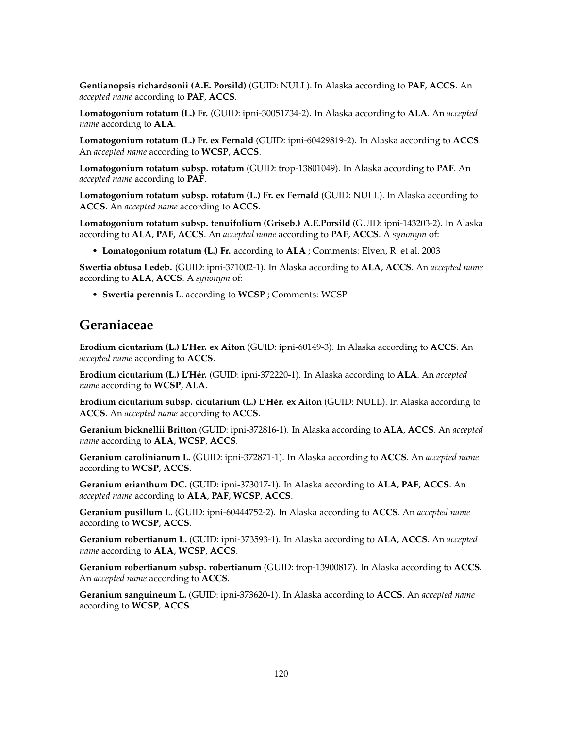**Gentianopsis richardsonii (A.E. Porsild)** (GUID: NULL). In Alaska according to **PAF**, **ACCS**. An *accepted name* according to **PAF**, **ACCS**.

**Lomatogonium rotatum (L.) Fr.** (GUID: ipni-30051734-2). In Alaska according to **ALA**. An *accepted name* according to **ALA**.

**Lomatogonium rotatum (L.) Fr. ex Fernald** (GUID: ipni-60429819-2). In Alaska according to **ACCS**. An *accepted name* according to **WCSP**, **ACCS**.

**Lomatogonium rotatum subsp. rotatum** (GUID: trop-13801049). In Alaska according to **PAF**. An *accepted name* according to **PAF**.

**Lomatogonium rotatum subsp. rotatum (L.) Fr. ex Fernald** (GUID: NULL). In Alaska according to **ACCS**. An *accepted name* according to **ACCS**.

**Lomatogonium rotatum subsp. tenuifolium (Griseb.) A.E.Porsild** (GUID: ipni-143203-2). In Alaska according to **ALA**, **PAF**, **ACCS**. An *accepted name* according to **PAF**, **ACCS**. A *synonym* of:

- **Lomatogonium rotatum (L.) Fr.** according to **ALA** ; Comments: Elven, R. et al. 2003

**Swertia obtusa Ledeb.** (GUID: ipni-371002-1). In Alaska according to **ALA**, **ACCS**. An *accepted name* according to **ALA**, **ACCS**. A *synonym* of:

- **Swertia perennis L.** according to **WCSP** ; Comments: WCSP

## Geraniaceae

**Erodium cicutarium (L.) L'Her. ex Aiton** (GUID: ipni-60149-3). In Alaska according to **ACCS**. An *accepted name* according to **ACCS**.

**Erodium cicutarium (L.) L'Hér.** (GUID: ipni-372220-1). In Alaska according to **ALA**. An *accepted name* according to **WCSP**, **ALA**.

**Erodium cicutarium subsp. cicutarium (L.) L'Hér. ex Aiton** (GUID: NULL). In Alaska according to **ACCS**. An *accepted name* according to **ACCS**.

**Geranium bicknellii Britton** (GUID: ipni-372816-1). In Alaska according to **ALA**, **ACCS**. An *accepted name* according to **ALA**, **WCSP**, **ACCS**.

**Geranium carolinianum L.** (GUID: ipni-372871-1). In Alaska according to **ACCS**. An *accepted name* according to **WCSP**, **ACCS**.

**Geranium erianthum DC.** (GUID: ipni-373017-1). In Alaska according to **ALA**, **PAF**, **ACCS**. An *accepted name* according to **ALA**, **PAF**, **WCSP**, **ACCS**.

**Geranium pusillum L.** (GUID: ipni-60444752-2). In Alaska according to **ACCS**. An *accepted name* according to **WCSP**, **ACCS**.

**Geranium robertianum L.** (GUID: ipni-373593-1). In Alaska according to **ALA**, **ACCS**. An *accepted name* according to **ALA**, **WCSP**, **ACCS**.

**Geranium robertianum subsp. robertianum** (GUID: trop-13900817). In Alaska according to **ACCS**. An *accepted name* according to **ACCS**.

**Geranium sanguineum L.** (GUID: ipni-373620-1). In Alaska according to **ACCS**. An *accepted name* according to **WCSP**, **ACCS**.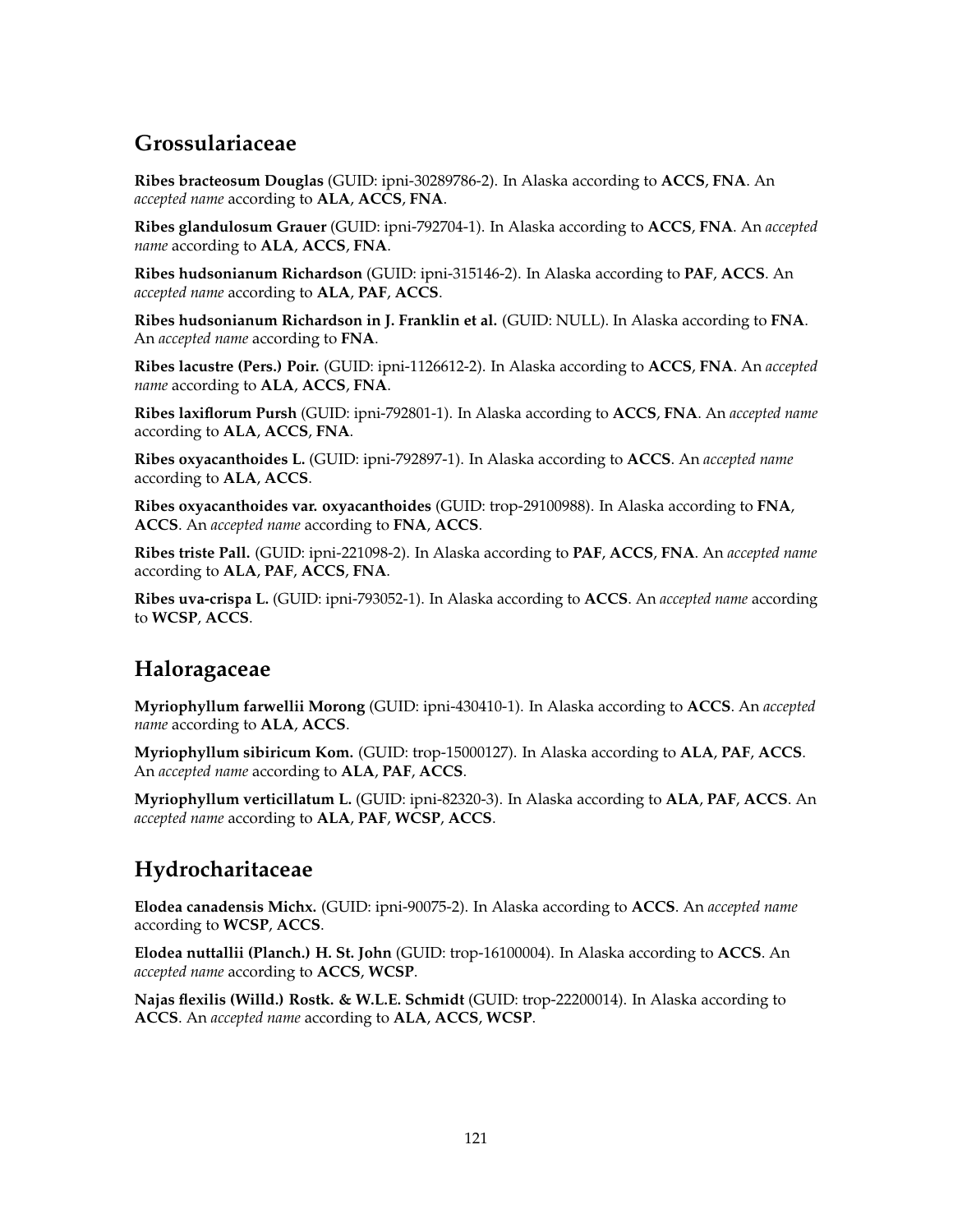## Grossulariaceae

**Ribes bracteosum Douglas** (GUID: ipni-30289786-2). In Alaska according to **ACCS**, **FNA**. An *accepted name* according to **ALA**, **ACCS**, **FNA**.

**Ribes glandulosum Grauer** (GUID: ipni-792704-1). In Alaska according to **ACCS**, **FNA**. An *accepted name* according to **ALA**, **ACCS**, **FNA**.

**Ribes hudsonianum Richardson** (GUID: ipni-315146-2). In Alaska according to **PAF**, **ACCS**. An *accepted name* according to **ALA**, **PAF**, **ACCS**.

**Ribes hudsonianum Richardson in J. Franklin et al.** (GUID: NULL). In Alaska according to **FNA**. An *accepted name* according to **FNA**.

**Ribes lacustre (Pers.) Poir.** (GUID: ipni-1126612-2). In Alaska according to **ACCS**, **FNA**. An *accepted name* according to **ALA**, **ACCS**, **FNA**.

**Ribes laxiflorum Pursh** (GUID: ipni-792801-1). In Alaska according to **ACCS**, **FNA**. An *accepted name* according to **ALA**, **ACCS**, **FNA**.

**Ribes oxyacanthoides L.** (GUID: ipni-792897-1). In Alaska according to **ACCS**. An *accepted name* according to **ALA**, **ACCS**.

**Ribes oxyacanthoides var. oxyacanthoides** (GUID: trop-29100988). In Alaska according to **FNA**, **ACCS**. An *accepted name* according to **FNA**, **ACCS**.

**Ribes triste Pall.** (GUID: ipni-221098-2). In Alaska according to **PAF**, **ACCS**, **FNA**. An *accepted name* according to **ALA**, **PAF**, **ACCS**, **FNA**.

**Ribes uva-crispa L.** (GUID: ipni-793052-1). In Alaska according to **ACCS**. An *accepted name* according to **WCSP**, **ACCS**.

## Haloragaceae

**Myriophyllum farwellii Morong** (GUID: ipni-430410-1). In Alaska according to **ACCS**. An *accepted name* according to **ALA**, **ACCS**.

**Myriophyllum sibiricum Kom.** (GUID: trop-15000127). In Alaska according to **ALA**, **PAF**, **ACCS**. An *accepted name* according to **ALA**, **PAF**, **ACCS**.

**Myriophyllum verticillatum L.** (GUID: ipni-82320-3). In Alaska according to **ALA**, **PAF**, **ACCS**. An *accepted name* according to **ALA**, **PAF**, **WCSP**, **ACCS**.

## Hydrocharitaceae

**Elodea canadensis Michx.** (GUID: ipni-90075-2). In Alaska according to **ACCS**. An *accepted name* according to **WCSP**, **ACCS**.

**Elodea nuttallii (Planch.) H. St. John** (GUID: trop-16100004). In Alaska according to **ACCS**. An *accepted name* according to **ACCS**, **WCSP**.

**Najas flexilis (Willd.) Rostk. & W.L.E. Schmidt** (GUID: trop-22200014). In Alaska according to **ACCS**. An *accepted name* according to **ALA**, **ACCS**, **WCSP**.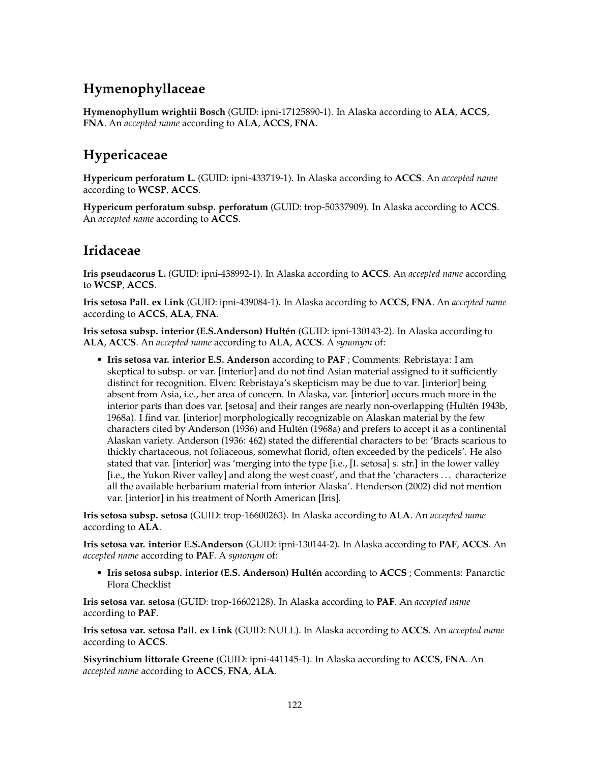## Hymenophyllaceae

**Hymenophyllum wrightii Bosch** (GUID: ipni-17125890-1). In Alaska according to **ALA**, **ACCS**, **FNA**. An *accepted name* according to **ALA**, **ACCS**, **FNA**.

## Hypericaceae

**Hypericum perforatum L.** (GUID: ipni-433719-1). In Alaska according to **ACCS**. An *accepted name* according to **WCSP**, **ACCS**.

**Hypericum perforatum subsp. perforatum** (GUID: trop-50337909). In Alaska according to **ACCS**. An *accepted name* according to **ACCS**.

## Iridaceae

**Iris pseudacorus L.** (GUID: ipni-438992-1). In Alaska according to **ACCS**. An *accepted name* according to **WCSP**, **ACCS**.

**Iris setosa Pall. ex Link** (GUID: ipni-439084-1). In Alaska according to **ACCS**, **FNA**. An *accepted name* according to **ACCS**, **ALA**, **FNA**.

**Iris setosa subsp. interior (E.S.Anderson) Hultén** (GUID: ipni-130143-2). In Alaska according to **ALA**, **ACCS**. An *accepted name* according to **ALA**, **ACCS**. A *synonym* of:

- **Iris setosa var. interior E.S. Anderson** according to **PAF** ; Comments: Rebristaya: I am skeptical to subsp. or var. [interior] and do not find Asian material assigned to it sufficiently distinct for recognition. Elven: Rebristaya's skepticism may be due to var. [interior] being absent from Asia, i.e., her area of concern. In Alaska, var. [interior] occurs much more in the interior parts than does var. [setosa] and their ranges are nearly non-overlapping (Hultén 1943b, 1968a). I find var. [interior] morphologically recognizable on Alaskan material by the few characters cited by Anderson (1936) and Hultén (1968a) and prefers to accept it as a continental Alaskan variety. Anderson (1936: 462) stated the differential characters to be: 'Bracts scarious to thickly chartaceous, not foliaceous, somewhat florid, often exceeded by the pedicels'. He also stated that var. [interior] was 'merging into the type [i.e., [I. setosa] s. str.] in the lower valley [i.e., the Yukon River valley] and along the west coast', and that the 'characters ... characterize all the available herbarium material from interior Alaska'. Henderson (2002) did not mention var. [interior] in his treatment of North American [Iris].

**Iris setosa subsp. setosa** (GUID: trop-16600263). In Alaska according to **ALA**. An *accepted name* according to **ALA**.

**Iris setosa var. interior E.S.Anderson** (GUID: ipni-130144-2). In Alaska according to **PAF**, **ACCS**. An *accepted name* according to **PAF**. A *synonym* of:

- **Iris setosa subsp. interior (E.S. Anderson) Hultén** according to **ACCS** ; Comments: Panarctic Flora Checklist

**Iris setosa var. setosa** (GUID: trop-16602128). In Alaska according to **PAF**. An *accepted name* according to **PAF**.

**Iris setosa var. setosa Pall. ex Link** (GUID: NULL). In Alaska according to **ACCS**. An *accepted name* according to **ACCS**.

**Sisyrinchium littorale Greene** (GUID: ipni-441145-1). In Alaska according to **ACCS**, **FNA**. An *accepted name* according to **ACCS**, **FNA**, **ALA**.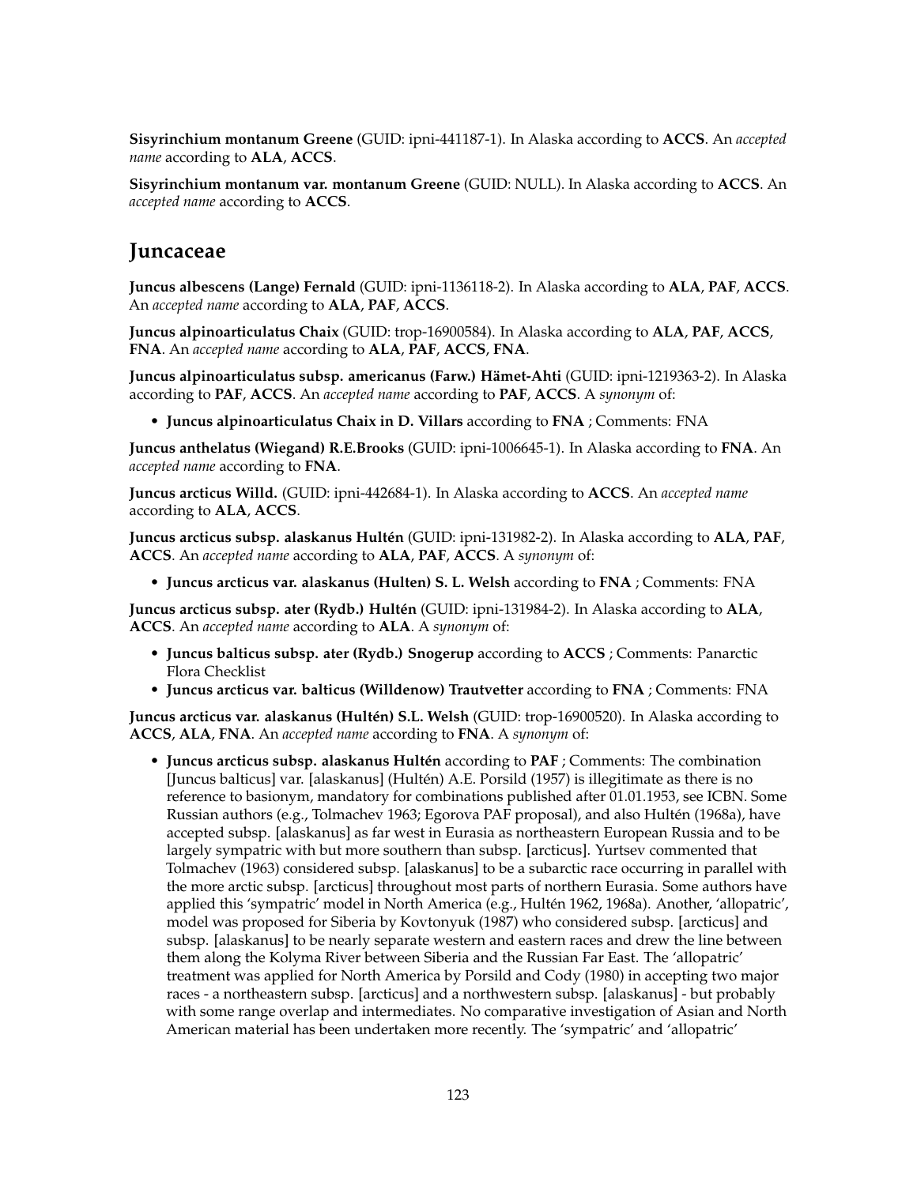**Sisyrinchium montanum Greene** (GUID: ipni-441187-1). In Alaska according to **ACCS**. An *accepted name* according to **ALA**, **ACCS**.

**Sisyrinchium montanum var. montanum Greene** (GUID: NULL). In Alaska according to **ACCS**. An *accepted name* according to **ACCS**.

## Juncaceae

**Juncus albescens (Lange) Fernald** (GUID: ipni-1136118-2). In Alaska according to **ALA**, **PAF**, **ACCS**. An *accepted name* according to **ALA**, **PAF**, **ACCS**.

**Juncus alpinoarticulatus Chaix** (GUID: trop-16900584). In Alaska according to **ALA**, **PAF**, **ACCS**, **FNA**. An *accepted name* according to **ALA**, **PAF**, **ACCS**, **FNA**.

**Juncus alpinoarticulatus subsp. americanus (Farw.) Hämet-Ahti** (GUID: ipni-1219363-2). In Alaska according to **PAF**, **ACCS**. An *accepted name* according to **PAF**, **ACCS**. A *synonym* of:

- **Juncus alpinoarticulatus Chaix in D. Villars** according to **FNA** ; Comments: FNA

**Juncus anthelatus (Wiegand) R.E.Brooks** (GUID: ipni-1006645-1). In Alaska according to **FNA**. An *accepted name* according to **FNA**.

**Juncus arcticus Willd.** (GUID: ipni-442684-1). In Alaska according to **ACCS**. An *accepted name* according to **ALA**, **ACCS**.

**Juncus arcticus subsp. alaskanus Hultén** (GUID: ipni-131982-2). In Alaska according to **ALA**, **PAF**, **ACCS**. An *accepted name* according to **ALA**, **PAF**, **ACCS**. A *synonym* of:

- **Juncus arcticus var. alaskanus (Hulten) S. L. Welsh** according to **FNA** ; Comments: FNA

**Juncus arcticus subsp. ater (Rydb.) Hultén** (GUID: ipni-131984-2). In Alaska according to **ALA**, **ACCS**. An *accepted name* according to **ALA**. A *synonym* of:

- **Juncus balticus subsp. ater (Rydb.) Snogerup** according to **ACCS** ; Comments: Panarctic Flora Checklist
- **Juncus arcticus var. balticus (Willdenow) Trautvetter** according to **FNA** ; Comments: FNA

**Juncus arcticus var. alaskanus (Hultén) S.L. Welsh** (GUID: trop-16900520). In Alaska according to **ACCS**, **ALA**, **FNA**. An *accepted name* according to **FNA**. A *synonym* of:

- **Juncus arcticus subsp. alaskanus Hultén** according to **PAF** ; Comments: The combination [Juncus balticus] var. [alaskanus] (Hultén) A.E. Porsild (1957) is illegitimate as there is no reference to basionym, mandatory for combinations published after 01.01.1953, see ICBN. Some Russian authors (e.g., Tolmachev 1963; Egorova PAF proposal), and also Hultén (1968a), have accepted subsp. [alaskanus] as far west in Eurasia as northeastern European Russia and to be largely sympatric with but more southern than subsp. [arcticus]. Yurtsev commented that Tolmachev (1963) considered subsp. [alaskanus] to be a subarctic race occurring in parallel with the more arctic subsp. [arcticus] throughout most parts of northern Eurasia. Some authors have applied this 'sympatric' model in North America (e.g., Hultén 1962, 1968a). Another, 'allopatric', model was proposed for Siberia by Kovtonyuk (1987) who considered subsp. [arcticus] and subsp. [alaskanus] to be nearly separate western and eastern races and drew the line between them along the Kolyma River between Siberia and the Russian Far East. The 'allopatric' treatment was applied for North America by Porsild and Cody (1980) in accepting two major races - a northeastern subsp. [arcticus] and a northwestern subsp. [alaskanus] - but probably with some range overlap and intermediates. No comparative investigation of Asian and North American material has been undertaken more recently. The 'sympatric' and 'allopatric'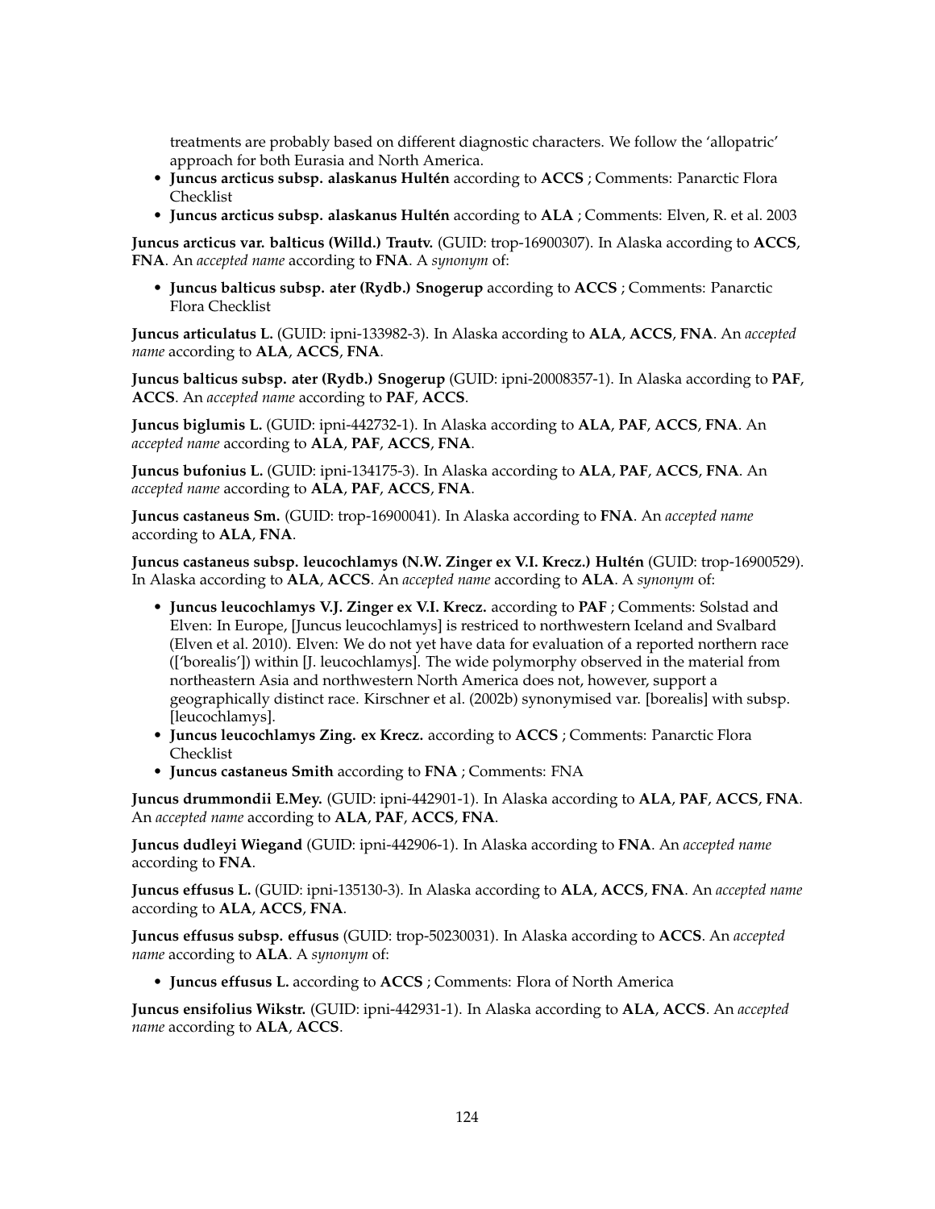treatments are probably based on different diagnostic characters. We follow the 'allopatric' approach for both Eurasia and North America.

- **Juncus arcticus subsp. alaskanus Hultén** according to **ACCS** ; Comments: Panarctic Flora Checklist
- **Juncus arcticus subsp. alaskanus Hultén** according to **ALA** ; Comments: Elven, R. et al. 2003

**Juncus arcticus var. balticus (Willd.) Trautv.** (GUID: trop-16900307). In Alaska according to **ACCS**, **FNA**. An *accepted name* according to **FNA**. A *synonym* of:

- **Juncus balticus subsp. ater (Rydb.) Snogerup** according to **ACCS** ; Comments: Panarctic Flora Checklist

**Juncus articulatus L.** (GUID: ipni-133982-3). In Alaska according to **ALA**, **ACCS**, **FNA**. An *accepted name* according to **ALA**, **ACCS**, **FNA**.

**Juncus balticus subsp. ater (Rydb.) Snogerup** (GUID: ipni-20008357-1). In Alaska according to **PAF**, **ACCS**. An *accepted name* according to **PAF**, **ACCS**.

**Juncus biglumis L.** (GUID: ipni-442732-1). In Alaska according to **ALA**, **PAF**, **ACCS**, **FNA**. An *accepted name* according to **ALA**, **PAF**, **ACCS**, **FNA**.

**Juncus bufonius L.** (GUID: ipni-134175-3). In Alaska according to **ALA**, **PAF**, **ACCS**, **FNA**. An *accepted name* according to **ALA**, **PAF**, **ACCS**, **FNA**.

**Juncus castaneus Sm.** (GUID: trop-16900041). In Alaska according to **FNA**. An *accepted name* according to **ALA**, **FNA**.

**Juncus castaneus subsp. leucochlamys (N.W. Zinger ex V.I. Krecz.) Hultén** (GUID: trop-16900529). In Alaska according to **ALA**, **ACCS**. An *accepted name* according to **ALA**. A *synonym* of:

- **Juncus leucochlamys V.J. Zinger ex V.I. Krecz.** according to **PAF** ; Comments: Solstad and Elven: In Europe, [Juncus leucochlamys] is restriced to northwestern Iceland and Svalbard (Elven et al. 2010). Elven: We do not yet have data for evaluation of a reported northern race (['borealis']) within [J. leucochlamys]. The wide polymorphy observed in the material from northeastern Asia and northwestern North America does not, however, support a geographically distinct race. Kirschner et al. (2002b) synonymised var. [borealis] with subsp. [leucochlamys].
- **Juncus leucochlamys Zing. ex Krecz.** according to **ACCS** ; Comments: Panarctic Flora Checklist
- **Juncus castaneus Smith** according to **FNA** ; Comments: FNA

**Juncus drummondii E.Mey.** (GUID: ipni-442901-1). In Alaska according to **ALA**, **PAF**, **ACCS**, **FNA**. An *accepted name* according to **ALA**, **PAF**, **ACCS**, **FNA**.

**Juncus dudleyi Wiegand** (GUID: ipni-442906-1). In Alaska according to **FNA**. An *accepted name* according to **FNA**.

**Juncus effusus L.** (GUID: ipni-135130-3). In Alaska according to **ALA**, **ACCS**, **FNA**. An *accepted name* according to **ALA**, **ACCS**, **FNA**.

**Juncus effusus subsp. effusus** (GUID: trop-50230031). In Alaska according to **ACCS**. An *accepted name* according to **ALA**. A *synonym* of:

- **Juncus effusus L.** according to **ACCS** ; Comments: Flora of North America

**Juncus ensifolius Wikstr.** (GUID: ipni-442931-1). In Alaska according to **ALA**, **ACCS**. An *accepted name* according to **ALA**, **ACCS**.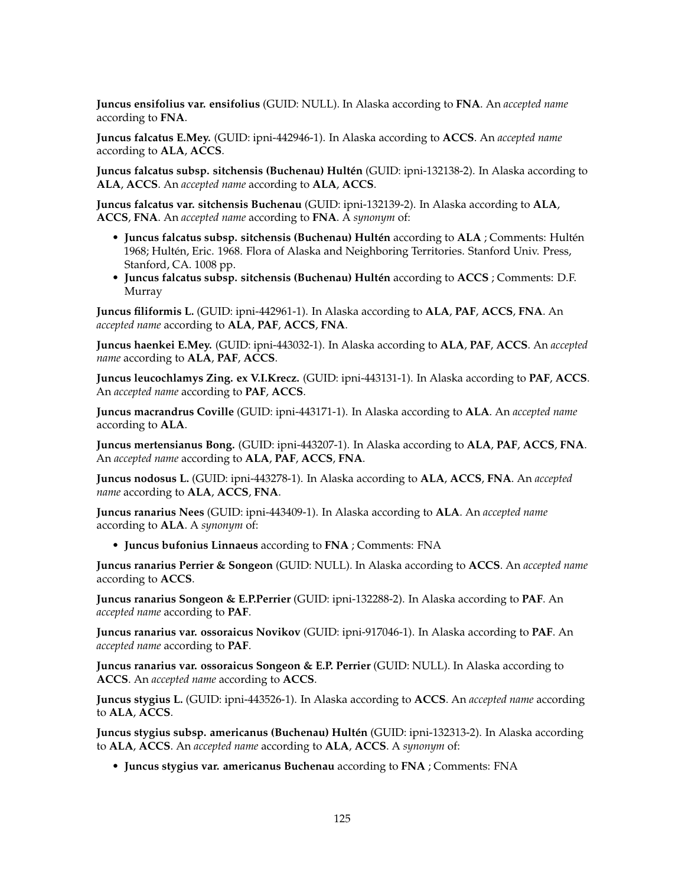**Juncus ensifolius var. ensifolius** (GUID: NULL). In Alaska according to **FNA**. An *accepted name* according to **FNA**.

**Juncus falcatus E.Mey.** (GUID: ipni-442946-1). In Alaska according to **ACCS**. An *accepted name* according to **ALA**, **ACCS**.

**Juncus falcatus subsp. sitchensis (Buchenau) Hultén** (GUID: ipni-132138-2). In Alaska according to **ALA**, **ACCS**. An *accepted name* according to **ALA**, **ACCS**.

**Juncus falcatus var. sitchensis Buchenau** (GUID: ipni-132139-2). In Alaska according to **ALA**, **ACCS**, **FNA**. An *accepted name* according to **FNA**. A *synonym* of:

- **Juncus falcatus subsp. sitchensis (Buchenau) Hultén** according to **ALA** ; Comments: Hultén 1968; Hultén, Eric. 1968. Flora of Alaska and Neighboring Territories. Stanford Univ. Press, Stanford, CA. 1008 pp.
- **Juncus falcatus subsp. sitchensis (Buchenau) Hultén** according to **ACCS** ; Comments: D.F. Murray

**Juncus filiformis L.** (GUID: ipni-442961-1). In Alaska according to **ALA**, **PAF**, **ACCS**, **FNA**. An *accepted name* according to **ALA**, **PAF**, **ACCS**, **FNA**.

**Juncus haenkei E.Mey.** (GUID: ipni-443032-1). In Alaska according to **ALA**, **PAF**, **ACCS**. An *accepted name* according to **ALA**, **PAF**, **ACCS**.

**Juncus leucochlamys Zing. ex V.I.Krecz.** (GUID: ipni-443131-1). In Alaska according to **PAF**, **ACCS**. An *accepted name* according to **PAF**, **ACCS**.

**Juncus macrandrus Coville** (GUID: ipni-443171-1). In Alaska according to **ALA**. An *accepted name* according to **ALA**.

**Juncus mertensianus Bong.** (GUID: ipni-443207-1). In Alaska according to **ALA**, **PAF**, **ACCS**, **FNA**. An *accepted name* according to **ALA**, **PAF**, **ACCS**, **FNA**.

**Juncus nodosus L.** (GUID: ipni-443278-1). In Alaska according to **ALA**, **ACCS**, **FNA**. An *accepted name* according to **ALA**, **ACCS**, **FNA**.

**Juncus ranarius Nees** (GUID: ipni-443409-1). In Alaska according to **ALA**. An *accepted name* according to **ALA**. A *synonym* of:

- **Juncus bufonius Linnaeus** according to **FNA** ; Comments: FNA

**Juncus ranarius Perrier & Songeon** (GUID: NULL). In Alaska according to **ACCS**. An *accepted name* according to **ACCS**.

**Juncus ranarius Songeon & E.P.Perrier** (GUID: ipni-132288-2). In Alaska according to **PAF**. An *accepted name* according to **PAF**.

**Juncus ranarius var. ossoraicus Novikov** (GUID: ipni-917046-1). In Alaska according to **PAF**. An *accepted name* according to **PAF**.

**Juncus ranarius var. ossoraicus Songeon & E.P. Perrier** (GUID: NULL). In Alaska according to **ACCS**. An *accepted name* according to **ACCS**.

**Juncus stygius L.** (GUID: ipni-443526-1). In Alaska according to **ACCS**. An *accepted name* according to **ALA**, **ACCS**.

**Juncus stygius subsp. americanus (Buchenau) Hultén** (GUID: ipni-132313-2). In Alaska according to **ALA**, **ACCS**. An *accepted name* according to **ALA**, **ACCS**. A *synonym* of:

- **Juncus stygius var. americanus Buchenau** according to **FNA** ; Comments: FNA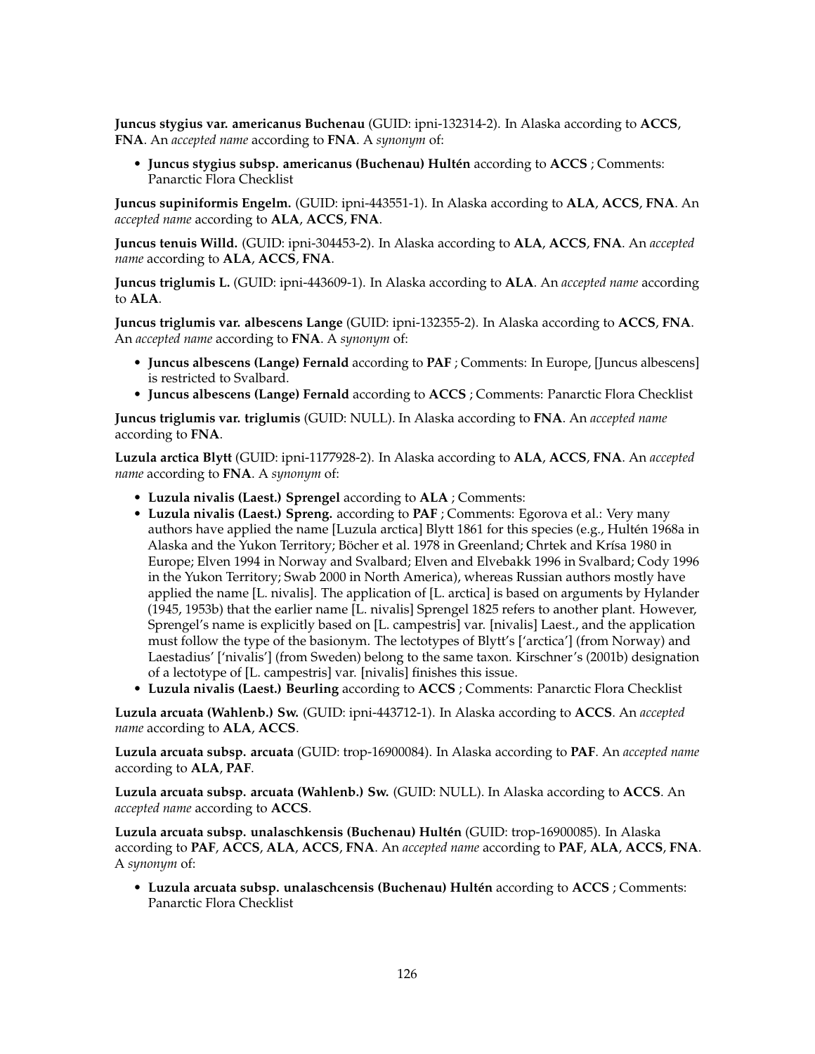**Juncus stygius var. americanus Buchenau** (GUID: ipni-132314-2). In Alaska according to **ACCS**, **FNA**. An *accepted name* according to **FNA**. A *synonym* of:

- **Juncus stygius subsp. americanus (Buchenau) Hultén** according to **ACCS** ; Comments: Panarctic Flora Checklist

**Juncus supiniformis Engelm.** (GUID: ipni-443551-1). In Alaska according to **ALA**, **ACCS**, **FNA**. An *accepted name* according to **ALA**, **ACCS**, **FNA**.

**Juncus tenuis Willd.** (GUID: ipni-304453-2). In Alaska according to **ALA**, **ACCS**, **FNA**. An *accepted name* according to **ALA**, **ACCS**, **FNA**.

**Juncus triglumis L.** (GUID: ipni-443609-1). In Alaska according to **ALA**. An *accepted name* according to **ALA**.

**Juncus triglumis var. albescens Lange** (GUID: ipni-132355-2). In Alaska according to **ACCS**, **FNA**. An *accepted name* according to **FNA**. A *synonym* of:

- **Juncus albescens (Lange) Fernald** according to **PAF** ; Comments: In Europe, [Juncus albescens] is restricted to Svalbard.
- **Juncus albescens (Lange) Fernald** according to **ACCS** ; Comments: Panarctic Flora Checklist

**Juncus triglumis var. triglumis** (GUID: NULL). In Alaska according to **FNA**. An *accepted name* according to **FNA**.

**Luzula arctica Blytt** (GUID: ipni-1177928-2). In Alaska according to **ALA**, **ACCS**, **FNA**. An *accepted name* according to **FNA**. A *synonym* of:

- **Luzula nivalis (Laest.) Sprengel** according to **ALA** ; Comments:
- **Luzula nivalis (Laest.) Spreng.** according to **PAF** ; Comments: Egorova et al.: Very many authors have applied the name [Luzula arctica] Blytt 1861 for this species (e.g., Hultén 1968a in Alaska and the Yukon Territory; Böcher et al. 1978 in Greenland; Chrtek and Krísa 1980 in Europe; Elven 1994 in Norway and Svalbard; Elven and Elvebakk 1996 in Svalbard; Cody 1996 in the Yukon Territory; Swab 2000 in North America), whereas Russian authors mostly have applied the name [L. nivalis]. The application of [L. arctica] is based on arguments by Hylander (1945, 1953b) that the earlier name [L. nivalis] Sprengel 1825 refers to another plant. However, Sprengel's name is explicitly based on [L. campestris] var. [nivalis] Laest., and the application must follow the type of the basionym. The lectotypes of Blytt's ['arctica'] (from Norway) and Laestadius' ['nivalis'] (from Sweden) belong to the same taxon. Kirschner's (2001b) designation of a lectotype of [L. campestris] var. [nivalis] finishes this issue.
- **Luzula nivalis (Laest.) Beurling** according to **ACCS** ; Comments: Panarctic Flora Checklist

**Luzula arcuata (Wahlenb.) Sw.** (GUID: ipni-443712-1). In Alaska according to **ACCS**. An *accepted name* according to **ALA**, **ACCS**.

**Luzula arcuata subsp. arcuata** (GUID: trop-16900084). In Alaska according to **PAF**. An *accepted name* according to **ALA**, **PAF**.

**Luzula arcuata subsp. arcuata (Wahlenb.) Sw.** (GUID: NULL). In Alaska according to **ACCS**. An *accepted name* according to **ACCS**.

**Luzula arcuata subsp. unalaschkensis (Buchenau) Hultén** (GUID: trop-16900085). In Alaska according to **PAF**, **ACCS**, **ALA**, **ACCS**, **FNA**. An *accepted name* according to **PAF**, **ALA**, **ACCS**, **FNA**. A *synonym* of:

- **Luzula arcuata subsp. unalaschcensis (Buchenau) Hultén** according to **ACCS** ; Comments: Panarctic Flora Checklist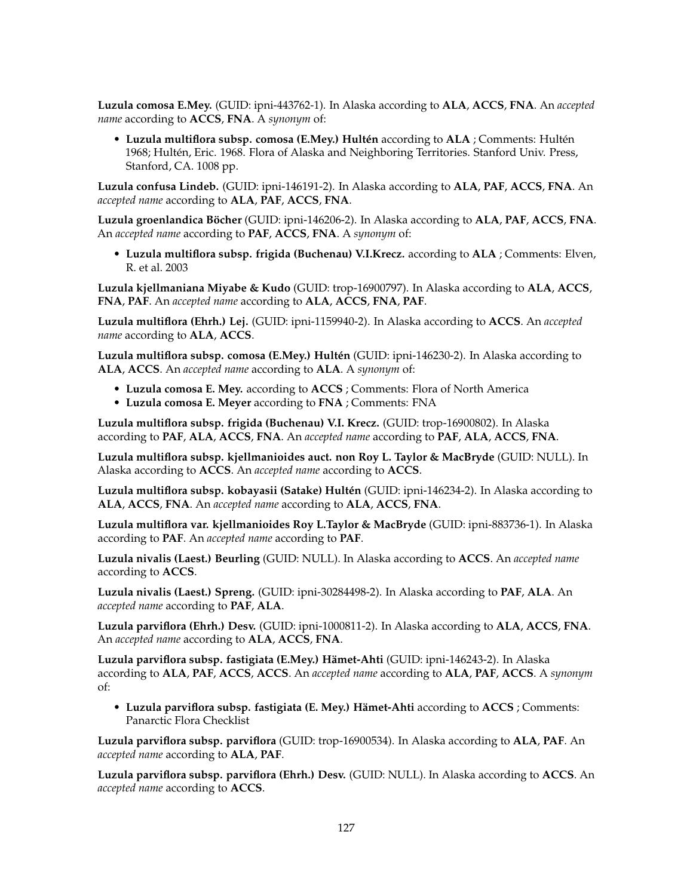**Luzula comosa E.Mey.** (GUID: ipni-443762-1). In Alaska according to **ALA**, **ACCS**, **FNA**. An *accepted name* according to **ACCS**, **FNA**. A *synonym* of:

- **Luzula multiflora subsp. comosa (E.Mey.) Hultén** according to **ALA** ; Comments: Hultén 1968; Hultén, Eric. 1968. Flora of Alaska and Neighboring Territories. Stanford Univ. Press, Stanford, CA. 1008 pp.

**Luzula confusa Lindeb.** (GUID: ipni-146191-2). In Alaska according to **ALA**, **PAF**, **ACCS**, **FNA**. An *accepted name* according to **ALA**, **PAF**, **ACCS**, **FNA**.

**Luzula groenlandica Böcher** (GUID: ipni-146206-2). In Alaska according to **ALA**, **PAF**, **ACCS**, **FNA**. An *accepted name* according to **PAF**, **ACCS**, **FNA**. A *synonym* of:

- **Luzula multiflora subsp. frigida (Buchenau) V.I.Krecz.** according to **ALA** ; Comments: Elven, R. et al. 2003

**Luzula kjellmaniana Miyabe & Kudo** (GUID: trop-16900797). In Alaska according to **ALA**, **ACCS**, **FNA**, **PAF**. An *accepted name* according to **ALA**, **ACCS**, **FNA**, **PAF**.

**Luzula multiflora (Ehrh.) Lej.** (GUID: ipni-1159940-2). In Alaska according to **ACCS**. An *accepted name* according to **ALA**, **ACCS**.

**Luzula multiflora subsp. comosa (E.Mey.) Hultén** (GUID: ipni-146230-2). In Alaska according to **ALA**, **ACCS**. An *accepted name* according to **ALA**. A *synonym* of:

- **Luzula comosa E. Mey.** according to **ACCS** ; Comments: Flora of North America
- **Luzula comosa E. Meyer** according to **FNA** ; Comments: FNA

**Luzula multiflora subsp. frigida (Buchenau) V.I. Krecz.** (GUID: trop-16900802). In Alaska according to **PAF**, **ALA**, **ACCS**, **FNA**. An *accepted name* according to **PAF**, **ALA**, **ACCS**, **FNA**.

**Luzula multiflora subsp. kjellmanioides auct. non Roy L. Taylor & MacBryde** (GUID: NULL). In Alaska according to **ACCS**. An *accepted name* according to **ACCS**.

**Luzula multiflora subsp. kobayasii (Satake) Hultén** (GUID: ipni-146234-2). In Alaska according to **ALA**, **ACCS**, **FNA**. An *accepted name* according to **ALA**, **ACCS**, **FNA**.

**Luzula multiflora var. kjellmanioides Roy L.Taylor & MacBryde** (GUID: ipni-883736-1). In Alaska according to **PAF**. An *accepted name* according to **PAF**.

**Luzula nivalis (Laest.) Beurling** (GUID: NULL). In Alaska according to **ACCS**. An *accepted name* according to **ACCS**.

**Luzula nivalis (Laest.) Spreng.** (GUID: ipni-30284498-2). In Alaska according to **PAF**, **ALA**. An *accepted name* according to **PAF**, **ALA**.

**Luzula parviflora (Ehrh.) Desv.** (GUID: ipni-1000811-2). In Alaska according to **ALA**, **ACCS**, **FNA**. An *accepted name* according to **ALA**, **ACCS**, **FNA**.

**Luzula parviflora subsp. fastigiata (E.Mey.) Hämet-Ahti** (GUID: ipni-146243-2). In Alaska according to **ALA**, **PAF**, **ACCS**, **ACCS**. An *accepted name* according to **ALA**, **PAF**, **ACCS**. A *synonym* of:

- **Luzula parviflora subsp. fastigiata (E. Mey.) Hämet-Ahti** according to **ACCS** ; Comments: Panarctic Flora Checklist

**Luzula parviflora subsp. parviflora** (GUID: trop-16900534). In Alaska according to **ALA**, **PAF**. An *accepted name* according to **ALA**, **PAF**.

**Luzula parviflora subsp. parviflora (Ehrh.) Desv.** (GUID: NULL). In Alaska according to **ACCS**. An *accepted name* according to **ACCS**.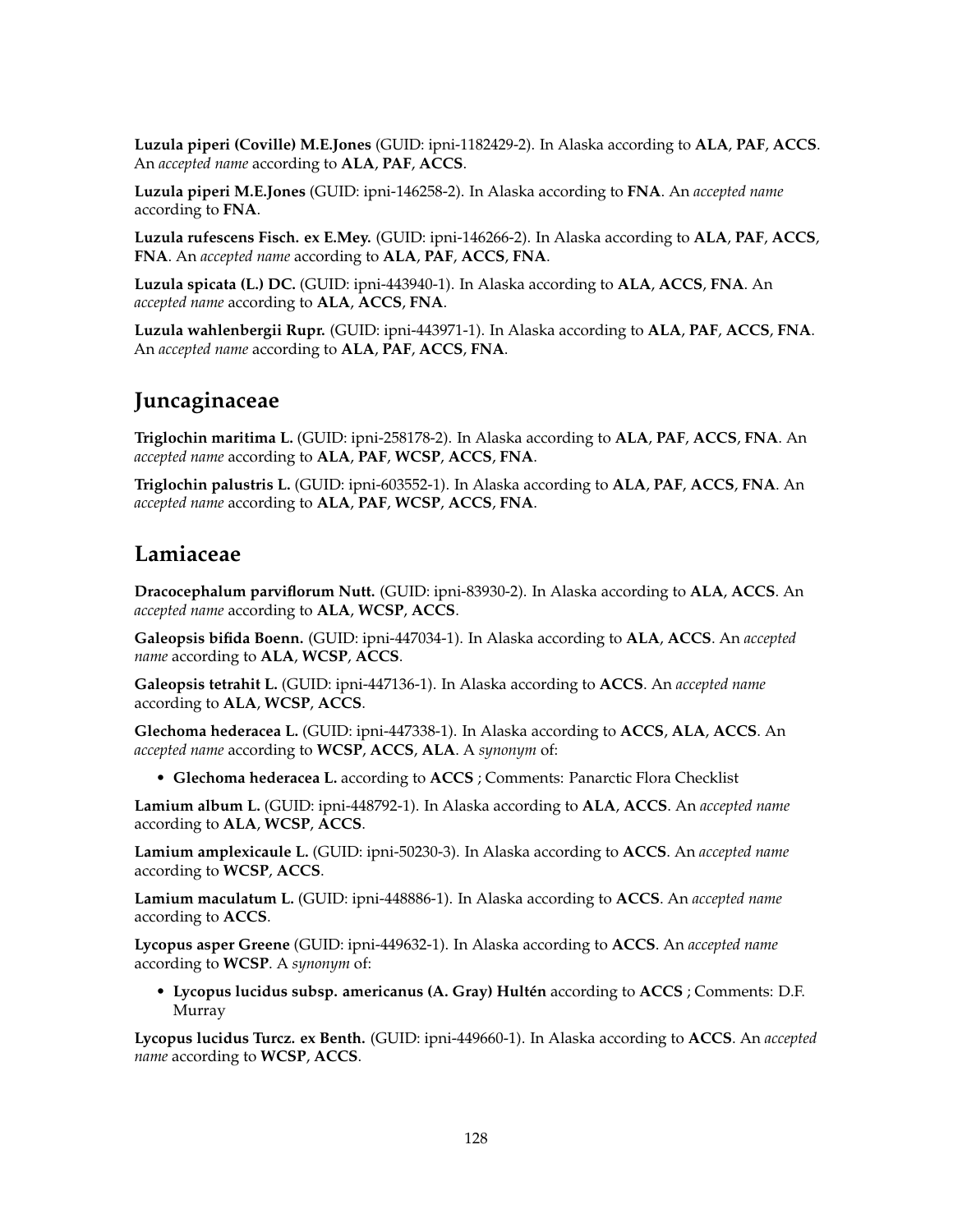**Luzula piperi (Coville) M.E.Jones** (GUID: ipni-1182429-2). In Alaska according to **ALA**, **PAF**, **ACCS**. An *accepted name* according to **ALA**, **PAF**, **ACCS**.

**Luzula piperi M.E.Jones** (GUID: ipni-146258-2). In Alaska according to **FNA**. An *accepted name* according to **FNA**.

**Luzula rufescens Fisch. ex E.Mey.** (GUID: ipni-146266-2). In Alaska according to **ALA**, **PAF**, **ACCS**, **FNA**. An *accepted name* according to **ALA**, **PAF**, **ACCS**, **FNA**.

**Luzula spicata (L.) DC.** (GUID: ipni-443940-1). In Alaska according to **ALA**, **ACCS**, **FNA**. An *accepted name* according to **ALA**, **ACCS**, **FNA**.

**Luzula wahlenbergii Rupr.** (GUID: ipni-443971-1). In Alaska according to **ALA**, **PAF**, **ACCS**, **FNA**. An *accepted name* according to **ALA**, **PAF**, **ACCS**, **FNA**.

## Juncaginaceae

**Triglochin maritima L.** (GUID: ipni-258178-2). In Alaska according to **ALA**, **PAF**, **ACCS**, **FNA**. An *accepted name* according to **ALA**, **PAF**, **WCSP**, **ACCS**, **FNA**.

**Triglochin palustris L.** (GUID: ipni-603552-1). In Alaska according to **ALA**, **PAF**, **ACCS**, **FNA**. An *accepted name* according to **ALA**, **PAF**, **WCSP**, **ACCS**, **FNA**.

## Lamiaceae

**Dracocephalum parviflorum Nutt.** (GUID: ipni-83930-2). In Alaska according to **ALA**, **ACCS**. An *accepted name* according to **ALA**, **WCSP**, **ACCS**.

**Galeopsis bifida Boenn.** (GUID: ipni-447034-1). In Alaska according to **ALA**, **ACCS**. An *accepted name* according to **ALA**, **WCSP**, **ACCS**.

**Galeopsis tetrahit L.** (GUID: ipni-447136-1). In Alaska according to **ACCS**. An *accepted name* according to **ALA**, **WCSP**, **ACCS**.

**Glechoma hederacea L.** (GUID: ipni-447338-1). In Alaska according to **ACCS**, **ALA**, **ACCS**. An *accepted name* according to **WCSP**, **ACCS**, **ALA**. A *synonym* of:

- **Glechoma hederacea L.** according to **ACCS** ; Comments: Panarctic Flora Checklist

**Lamium album L.** (GUID: ipni-448792-1). In Alaska according to **ALA**, **ACCS**. An *accepted name* according to **ALA**, **WCSP**, **ACCS**.

**Lamium amplexicaule L.** (GUID: ipni-50230-3). In Alaska according to **ACCS**. An *accepted name* according to **WCSP**, **ACCS**.

**Lamium maculatum L.** (GUID: ipni-448886-1). In Alaska according to **ACCS**. An *accepted name* according to **ACCS**.

**Lycopus asper Greene** (GUID: ipni-449632-1). In Alaska according to **ACCS**. An *accepted name* according to **WCSP**. A *synonym* of:

- **Lycopus lucidus subsp. americanus (A. Gray) Hultén** according to **ACCS** ; Comments: D.F. Murray

**Lycopus lucidus Turcz. ex Benth.** (GUID: ipni-449660-1). In Alaska according to **ACCS**. An *accepted name* according to **WCSP**, **ACCS**.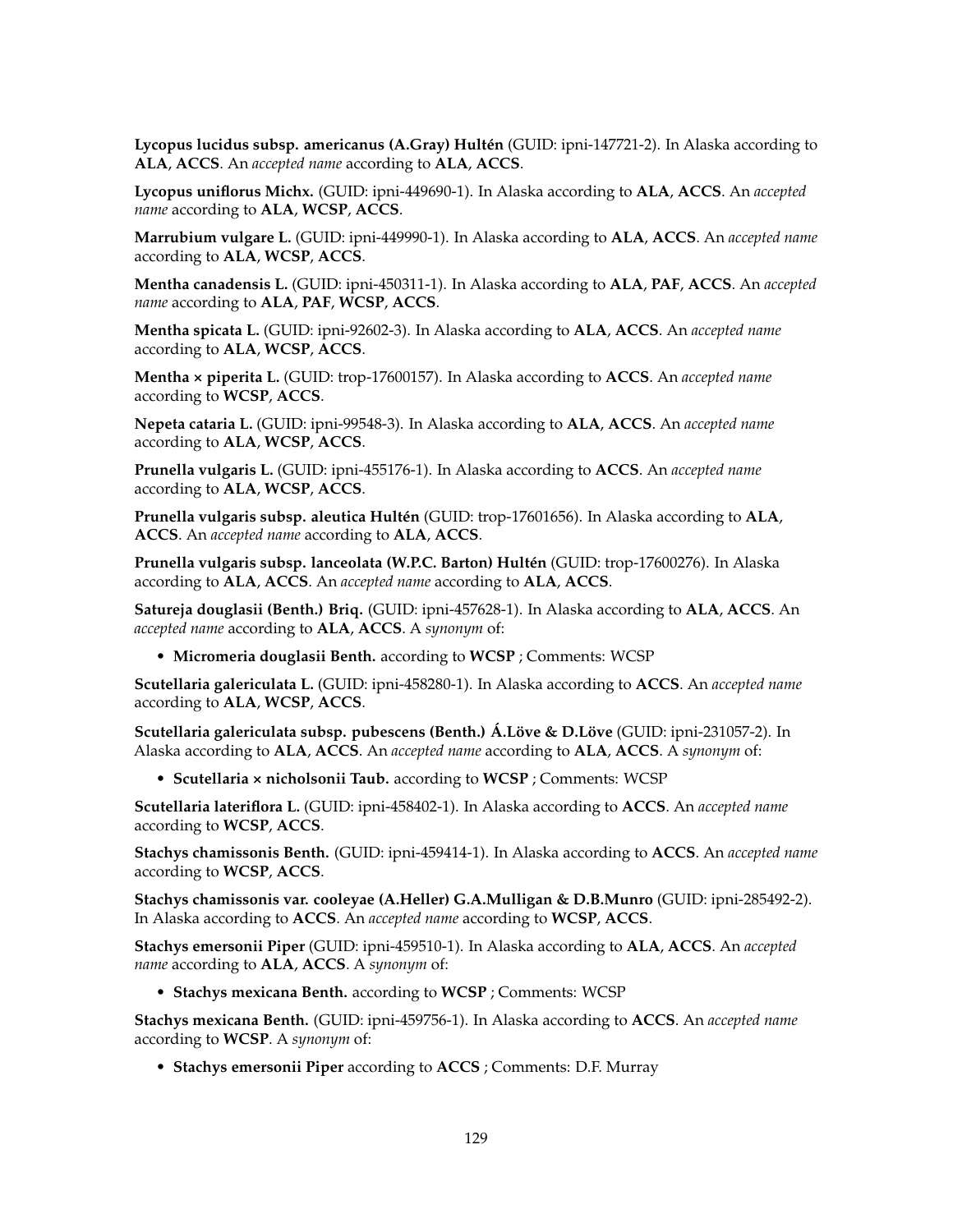**Lycopus lucidus subsp. americanus (A.Gray) Hultén** (GUID: ipni-147721-2). In Alaska according to **ALA**, **ACCS**. An *accepted name* according to **ALA**, **ACCS**.

**Lycopus uniflorus Michx.** (GUID: ipni-449690-1). In Alaska according to **ALA**, **ACCS**. An *accepted name* according to **ALA**, **WCSP**, **ACCS**.

**Marrubium vulgare L.** (GUID: ipni-449990-1). In Alaska according to **ALA**, **ACCS**. An *accepted name* according to **ALA**, **WCSP**, **ACCS**.

**Mentha canadensis L.** (GUID: ipni-450311-1). In Alaska according to **ALA**, **PAF**, **ACCS**. An *accepted name* according to **ALA**, **PAF**, **WCSP**, **ACCS**.

**Mentha spicata L.** (GUID: ipni-92602-3). In Alaska according to **ALA**, **ACCS**. An *accepted name* according to **ALA**, **WCSP**, **ACCS**.

**Mentha × piperita L.** (GUID: trop-17600157). In Alaska according to **ACCS**. An *accepted name* according to **WCSP**, **ACCS**.

**Nepeta cataria L.** (GUID: ipni-99548-3). In Alaska according to **ALA**, **ACCS**. An *accepted name* according to **ALA**, **WCSP**, **ACCS**.

**Prunella vulgaris L.** (GUID: ipni-455176-1). In Alaska according to **ACCS**. An *accepted name* according to **ALA**, **WCSP**, **ACCS**.

**Prunella vulgaris subsp. aleutica Hultén** (GUID: trop-17601656). In Alaska according to **ALA**, **ACCS**. An *accepted name* according to **ALA**, **ACCS**.

**Prunella vulgaris subsp. lanceolata (W.P.C. Barton) Hultén** (GUID: trop-17600276). In Alaska according to **ALA**, **ACCS**. An *accepted name* according to **ALA**, **ACCS**.

**Satureja douglasii (Benth.) Briq.** (GUID: ipni-457628-1). In Alaska according to **ALA**, **ACCS**. An *accepted name* according to **ALA**, **ACCS**. A *synonym* of:

- **Micromeria douglasii Benth.** according to **WCSP** ; Comments: WCSP

**Scutellaria galericulata L.** (GUID: ipni-458280-1). In Alaska according to **ACCS**. An *accepted name* according to **ALA**, **WCSP**, **ACCS**.

**Scutellaria galericulata subsp. pubescens (Benth.) Á.Löve & D.Löve** (GUID: ipni-231057-2). In Alaska according to **ALA**, **ACCS**. An *accepted name* according to **ALA**, **ACCS**. A *synonym* of:

- **Scutellaria × nicholsonii Taub.** according to **WCSP** ; Comments: WCSP

**Scutellaria lateriflora L.** (GUID: ipni-458402-1). In Alaska according to **ACCS**. An *accepted name* according to **WCSP**, **ACCS**.

**Stachys chamissonis Benth.** (GUID: ipni-459414-1). In Alaska according to **ACCS**. An *accepted name* according to **WCSP**, **ACCS**.

**Stachys chamissonis var. cooleyae (A.Heller) G.A.Mulligan & D.B.Munro** (GUID: ipni-285492-2). In Alaska according to **ACCS**. An *accepted name* according to **WCSP**, **ACCS**.

**Stachys emersonii Piper** (GUID: ipni-459510-1). In Alaska according to **ALA**, **ACCS**. An *accepted name* according to **ALA**, **ACCS**. A *synonym* of:

- **Stachys mexicana Benth.** according to **WCSP** ; Comments: WCSP

**Stachys mexicana Benth.** (GUID: ipni-459756-1). In Alaska according to **ACCS**. An *accepted name* according to **WCSP**. A *synonym* of:

- **Stachys emersonii Piper** according to **ACCS** ; Comments: D.F. Murray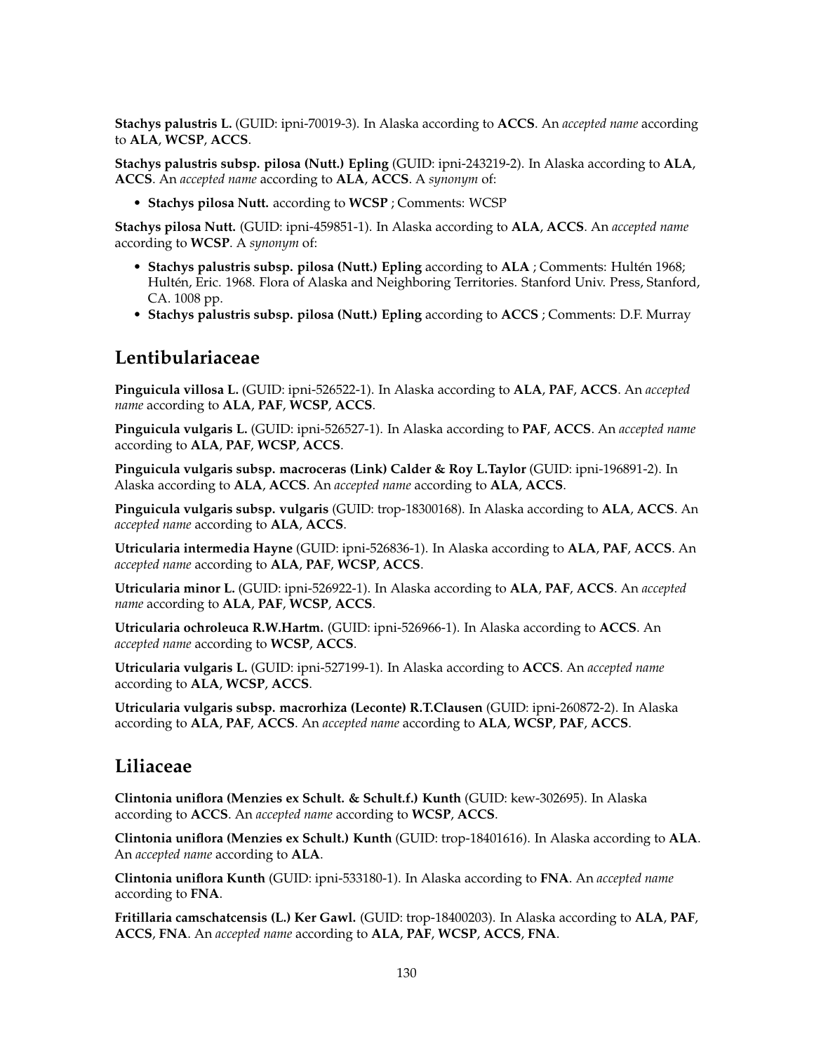**Stachys palustris L.** (GUID: ipni-70019-3). In Alaska according to **ACCS**. An *accepted name* according to **ALA**, **WCSP**, **ACCS**.

**Stachys palustris subsp. pilosa (Nutt.) Epling** (GUID: ipni-243219-2). In Alaska according to **ALA**, **ACCS**. An *accepted name* according to **ALA**, **ACCS**. A *synonym* of:

- **Stachys pilosa Nutt.** according to **WCSP** ; Comments: WCSP

**Stachys pilosa Nutt.** (GUID: ipni-459851-1). In Alaska according to **ALA**, **ACCS**. An *accepted name* according to **WCSP**. A *synonym* of:

- **Stachys palustris subsp. pilosa (Nutt.) Epling** according to **ALA** ; Comments: Hultén 1968; Hultén, Eric. 1968. Flora of Alaska and Neighboring Territories. Stanford Univ. Press, Stanford, CA. 1008 pp.
- **Stachys palustris subsp. pilosa (Nutt.) Epling** according to **ACCS** ; Comments: D.F. Murray

## Lentibulariaceae

**Pinguicula villosa L.** (GUID: ipni-526522-1). In Alaska according to **ALA**, **PAF**, **ACCS**. An *accepted name* according to **ALA**, **PAF**, **WCSP**, **ACCS**.

**Pinguicula vulgaris L.** (GUID: ipni-526527-1). In Alaska according to **PAF**, **ACCS**. An *accepted name* according to **ALA**, **PAF**, **WCSP**, **ACCS**.

**Pinguicula vulgaris subsp. macroceras (Link) Calder & Roy L.Taylor** (GUID: ipni-196891-2). In Alaska according to **ALA**, **ACCS**. An *accepted name* according to **ALA**, **ACCS**.

**Pinguicula vulgaris subsp. vulgaris** (GUID: trop-18300168). In Alaska according to **ALA**, **ACCS**. An *accepted name* according to **ALA**, **ACCS**.

**Utricularia intermedia Hayne** (GUID: ipni-526836-1). In Alaska according to **ALA**, **PAF**, **ACCS**. An *accepted name* according to **ALA**, **PAF**, **WCSP**, **ACCS**.

**Utricularia minor L.** (GUID: ipni-526922-1). In Alaska according to **ALA**, **PAF**, **ACCS**. An *accepted name* according to **ALA**, **PAF**, **WCSP**, **ACCS**.

**Utricularia ochroleuca R.W.Hartm.** (GUID: ipni-526966-1). In Alaska according to **ACCS**. An *accepted name* according to **WCSP**, **ACCS**.

**Utricularia vulgaris L.** (GUID: ipni-527199-1). In Alaska according to **ACCS**. An *accepted name* according to **ALA**, **WCSP**, **ACCS**.

**Utricularia vulgaris subsp. macrorhiza (Leconte) R.T.Clausen** (GUID: ipni-260872-2). In Alaska according to **ALA**, **PAF**, **ACCS**. An *accepted name* according to **ALA**, **WCSP**, **PAF**, **ACCS**.

## Liliaceae

**Clintonia uniflora (Menzies ex Schult. & Schult.f.) Kunth** (GUID: kew-302695). In Alaska according to **ACCS**. An *accepted name* according to **WCSP**, **ACCS**.

**Clintonia uniflora (Menzies ex Schult.) Kunth** (GUID: trop-18401616). In Alaska according to **ALA**. An *accepted name* according to **ALA**.

**Clintonia uniflora Kunth** (GUID: ipni-533180-1). In Alaska according to **FNA**. An *accepted name* according to **FNA**.

**Fritillaria camschatcensis (L.) Ker Gawl.** (GUID: trop-18400203). In Alaska according to **ALA**, **PAF**, **ACCS**, **FNA**. An *accepted name* according to **ALA**, **PAF**, **WCSP**, **ACCS**, **FNA**.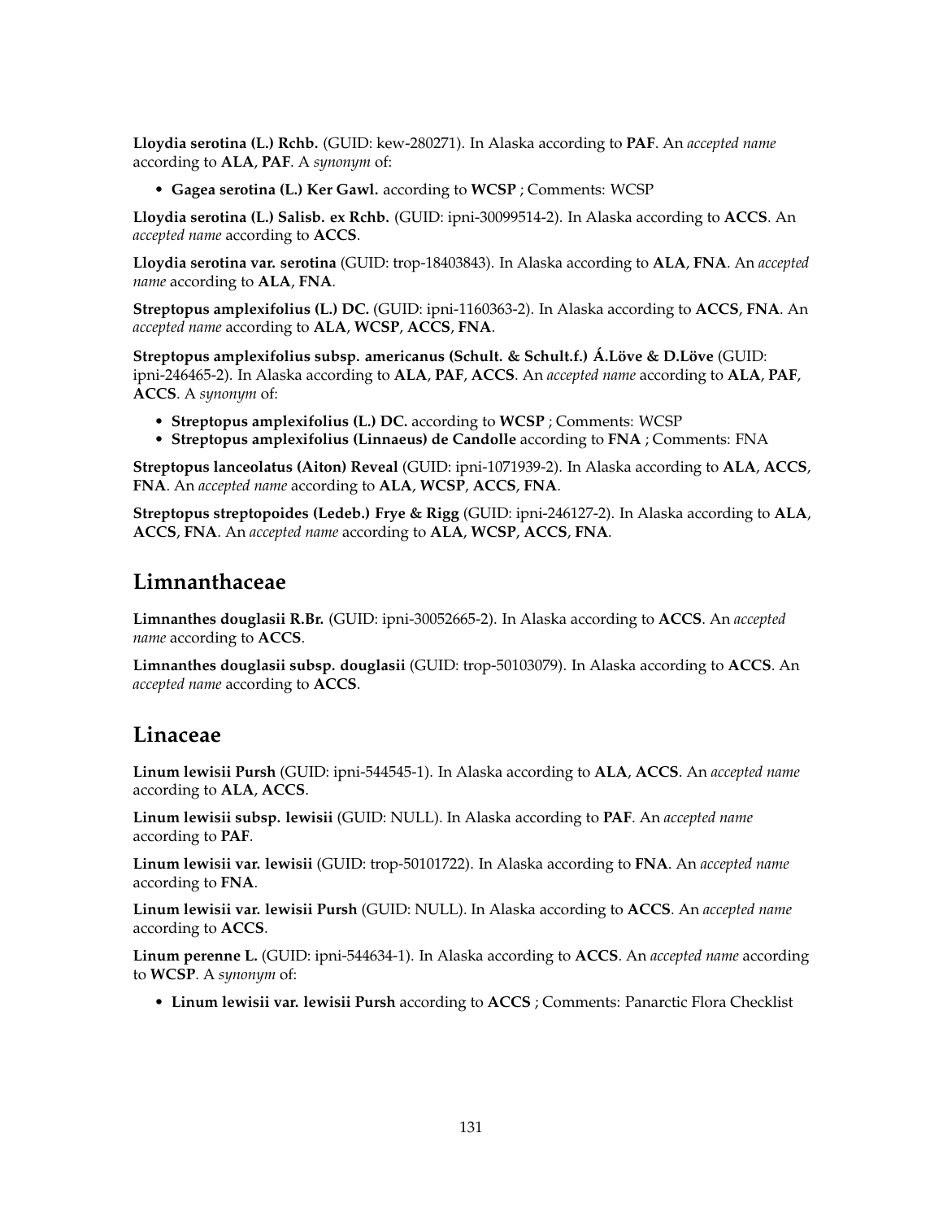**Lloydia serotina (L.) Rchb.** (GUID: kew-280271). In Alaska according to **PAF**. An *accepted name* according to **ALA**, **PAF**. A *synonym* of:

- **Gagea serotina (L.) Ker Gawl.** according to **WCSP** ; Comments: WCSP

**Lloydia serotina (L.) Salisb. ex Rchb.** (GUID: ipni-30099514-2). In Alaska according to **ACCS**. An *accepted name* according to **ACCS**.

**Lloydia serotina var. serotina** (GUID: trop-18403843). In Alaska according to **ALA**, **FNA**. An *accepted name* according to **ALA**, **FNA**.

**Streptopus amplexifolius (L.) DC.** (GUID: ipni-1160363-2). In Alaska according to **ACCS**, **FNA**. An *accepted name* according to **ALA**, **WCSP**, **ACCS**, **FNA**.

**Streptopus amplexifolius subsp. americanus (Schult. & Schult.f.) Á.Löve & D.Löve** (GUID: ipni-246465-2). In Alaska according to **ALA**, **PAF**, **ACCS**. An *accepted name* according to **ALA**, **PAF**, **ACCS**. A *synonym* of:

- **Streptopus amplexifolius (L.) DC.** according to **WCSP** ; Comments: WCSP
- **Streptopus amplexifolius (Linnaeus) de Candolle** according to **FNA** ; Comments: FNA

**Streptopus lanceolatus (Aiton) Reveal** (GUID: ipni-1071939-2). In Alaska according to **ALA**, **ACCS**, **FNA**. An *accepted name* according to **ALA**, **WCSP**, **ACCS**, **FNA**.

**Streptopus streptopoides (Ledeb.) Frye & Rigg** (GUID: ipni-246127-2). In Alaska according to **ALA**, **ACCS**, **FNA**. An *accepted name* according to **ALA**, **WCSP**, **ACCS**, **FNA**.

## Limnanthaceae

**Limnanthes douglasii R.Br.** (GUID: ipni-30052665-2). In Alaska according to **ACCS**. An *accepted name* according to **ACCS**.

**Limnanthes douglasii subsp. douglasii** (GUID: trop-50103079). In Alaska according to **ACCS**. An *accepted name* according to **ACCS**.

## Linaceae

**Linum lewisii Pursh** (GUID: ipni-544545-1). In Alaska according to **ALA**, **ACCS**. An *accepted name* according to **ALA**, **ACCS**.

**Linum lewisii subsp. lewisii** (GUID: NULL). In Alaska according to **PAF**. An *accepted name* according to **PAF**.

**Linum lewisii var. lewisii** (GUID: trop-50101722). In Alaska according to **FNA**. An *accepted name* according to **FNA**.

**Linum lewisii var. lewisii Pursh** (GUID: NULL). In Alaska according to **ACCS**. An *accepted name* according to **ACCS**.

**Linum perenne L.** (GUID: ipni-544634-1). In Alaska according to **ACCS**. An *accepted name* according to **WCSP**. A *synonym* of:

- **Linum lewisii var. lewisii Pursh** according to **ACCS** ; Comments: Panarctic Flora Checklist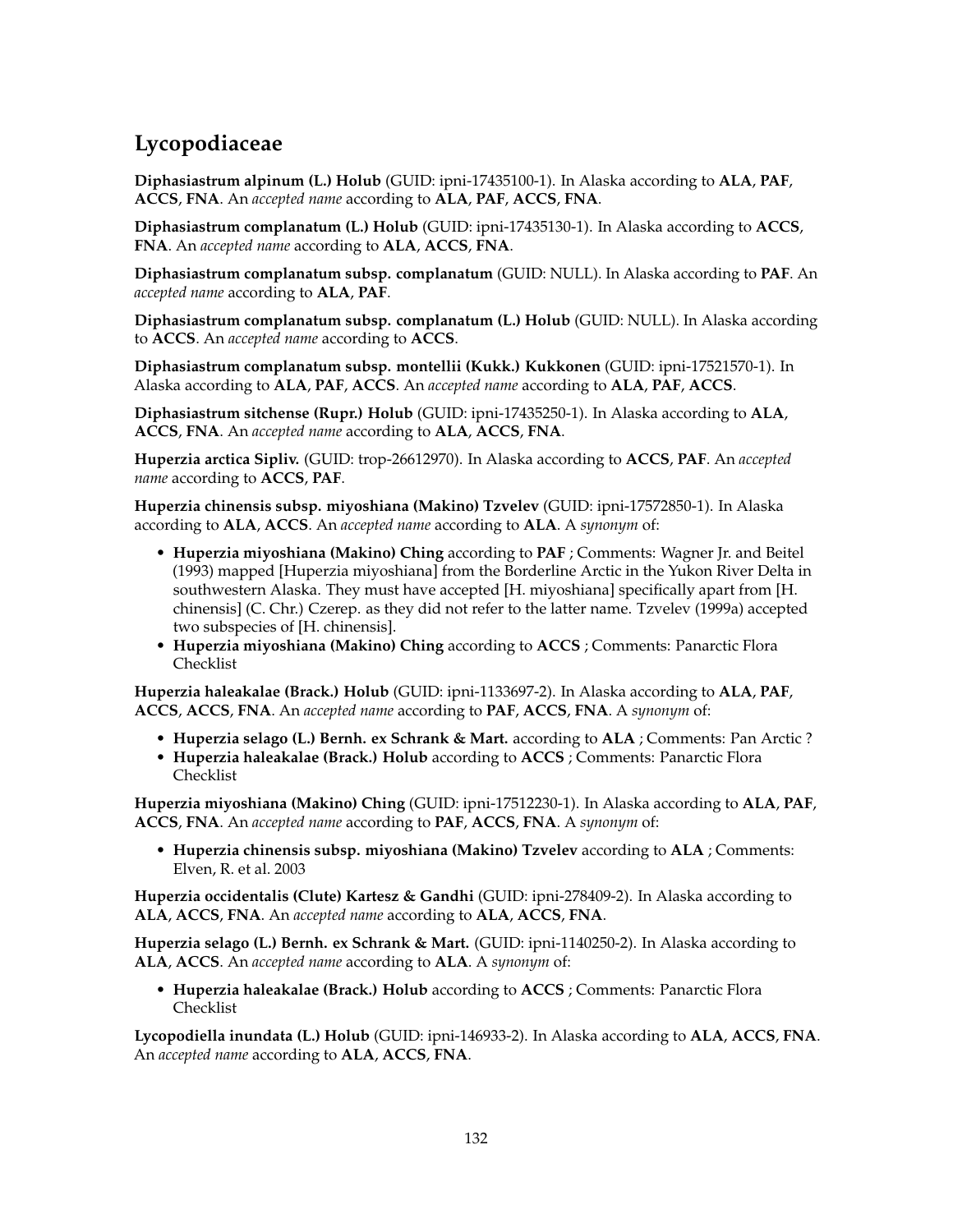## Lycopodiaceae

**Diphasiastrum alpinum (L.) Holub** (GUID: ipni-17435100-1). In Alaska according to **ALA**, **PAF**, **ACCS**, **FNA**. An *accepted name* according to **ALA**, **PAF**, **ACCS**, **FNA**.

**Diphasiastrum complanatum (L.) Holub** (GUID: ipni-17435130-1). In Alaska according to **ACCS**, **FNA**. An *accepted name* according to **ALA**, **ACCS**, **FNA**.

**Diphasiastrum complanatum subsp. complanatum** (GUID: NULL). In Alaska according to **PAF**. An *accepted name* according to **ALA**, **PAF**.

**Diphasiastrum complanatum subsp. complanatum (L.) Holub** (GUID: NULL). In Alaska according to **ACCS**. An *accepted name* according to **ACCS**.

**Diphasiastrum complanatum subsp. montellii (Kukk.) Kukkonen** (GUID: ipni-17521570-1). In Alaska according to **ALA**, **PAF**, **ACCS**. An *accepted name* according to **ALA**, **PAF**, **ACCS**.

**Diphasiastrum sitchense (Rupr.) Holub** (GUID: ipni-17435250-1). In Alaska according to **ALA**, **ACCS**, **FNA**. An *accepted name* according to **ALA**, **ACCS**, **FNA**.

**Huperzia arctica Sipliv.** (GUID: trop-26612970). In Alaska according to **ACCS**, **PAF**. An *accepted name* according to **ACCS**, **PAF**.

**Huperzia chinensis subsp. miyoshiana (Makino) Tzvelev** (GUID: ipni-17572850-1). In Alaska according to **ALA**, **ACCS**. An *accepted name* according to **ALA**. A *synonym* of:

- **Huperzia miyoshiana (Makino) Ching** according to **PAF** ; Comments: Wagner Jr. and Beitel (1993) mapped [Huperzia miyoshiana] from the Borderline Arctic in the Yukon River Delta in southwestern Alaska. They must have accepted [H. miyoshiana] specifically apart from [H. chinensis] (C. Chr.) Czerep. as they did not refer to the latter name. Tzvelev (1999a) accepted two subspecies of [H. chinensis].
- **Huperzia miyoshiana (Makino) Ching** according to **ACCS** ; Comments: Panarctic Flora Checklist

**Huperzia haleakalae (Brack.) Holub** (GUID: ipni-1133697-2). In Alaska according to **ALA**, **PAF**, **ACCS**, **ACCS**, **FNA**. An *accepted name* according to **PAF**, **ACCS**, **FNA**. A *synonym* of:

- **Huperzia selago (L.) Bernh. ex Schrank & Mart.** according to **ALA** ; Comments: Pan Arctic ?
- **Huperzia haleakalae (Brack.) Holub** according to **ACCS** ; Comments: Panarctic Flora Checklist

**Huperzia miyoshiana (Makino) Ching** (GUID: ipni-17512230-1). In Alaska according to **ALA**, **PAF**, **ACCS**, **FNA**. An *accepted name* according to **PAF**, **ACCS**, **FNA**. A *synonym* of:

- **Huperzia chinensis subsp. miyoshiana (Makino) Tzvelev** according to **ALA** ; Comments: Elven, R. et al. 2003

**Huperzia occidentalis (Clute) Kartesz & Gandhi** (GUID: ipni-278409-2). In Alaska according to **ALA**, **ACCS**, **FNA**. An *accepted name* according to **ALA**, **ACCS**, **FNA**.

**Huperzia selago (L.) Bernh. ex Schrank & Mart.** (GUID: ipni-1140250-2). In Alaska according to **ALA**, **ACCS**. An *accepted name* according to **ALA**. A *synonym* of:

- **Huperzia haleakalae (Brack.) Holub** according to **ACCS** ; Comments: Panarctic Flora Checklist

**Lycopodiella inundata (L.) Holub** (GUID: ipni-146933-2). In Alaska according to **ALA**, **ACCS**, **FNA**. An *accepted name* according to **ALA**, **ACCS**, **FNA**.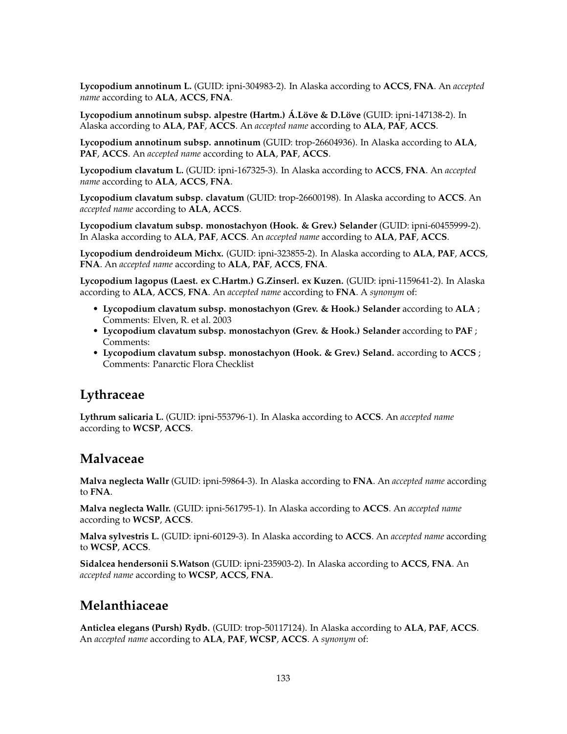**Lycopodium annotinum L.** (GUID: ipni-304983-2). In Alaska according to **ACCS**, **FNA**. An *accepted name* according to **ALA**, **ACCS**, **FNA**.

**Lycopodium annotinum subsp. alpestre (Hartm.) Á.Löve & D.Löve** (GUID: ipni-147138-2). In Alaska according to **ALA**, **PAF**, **ACCS**. An *accepted name* according to **ALA**, **PAF**, **ACCS**.

**Lycopodium annotinum subsp. annotinum** (GUID: trop-26604936). In Alaska according to **ALA**, **PAF**, **ACCS**. An *accepted name* according to **ALA**, **PAF**, **ACCS**.

**Lycopodium clavatum L.** (GUID: ipni-167325-3). In Alaska according to **ACCS**, **FNA**. An *accepted name* according to **ALA**, **ACCS**, **FNA**.

**Lycopodium clavatum subsp. clavatum** (GUID: trop-26600198). In Alaska according to **ACCS**. An *accepted name* according to **ALA**, **ACCS**.

**Lycopodium clavatum subsp. monostachyon (Hook. & Grev.) Selander** (GUID: ipni-60455999-2). In Alaska according to **ALA**, **PAF**, **ACCS**. An *accepted name* according to **ALA**, **PAF**, **ACCS**.

**Lycopodium dendroideum Michx.** (GUID: ipni-323855-2). In Alaska according to **ALA**, **PAF**, **ACCS**, **FNA**. An *accepted name* according to **ALA**, **PAF**, **ACCS**, **FNA**.

**Lycopodium lagopus (Laest. ex C.Hartm.) G.Zinserl. ex Kuzen.** (GUID: ipni-1159641-2). In Alaska according to **ALA**, **ACCS**, **FNA**. An *accepted name* according to **FNA**. A *synonym* of:

- **Lycopodium clavatum subsp. monostachyon (Grev. & Hook.) Selander** according to **ALA** ; Comments: Elven, R. et al. 2003
- **Lycopodium clavatum subsp. monostachyon (Grev. & Hook.) Selander** according to **PAF** ; Comments:
- **Lycopodium clavatum subsp. monostachyon (Hook. & Grev.) Seland.** according to **ACCS** ; Comments: Panarctic Flora Checklist

## Lythraceae

**Lythrum salicaria L.** (GUID: ipni-553796-1). In Alaska according to **ACCS**. An *accepted name* according to **WCSP**, **ACCS**.

## Malvaceae

**Malva neglecta Wallr** (GUID: ipni-59864-3). In Alaska according to **FNA**. An *accepted name* according to **FNA**.

**Malva neglecta Wallr.** (GUID: ipni-561795-1). In Alaska according to **ACCS**. An *accepted name* according to **WCSP**, **ACCS**.

**Malva sylvestris L.** (GUID: ipni-60129-3). In Alaska according to **ACCS**. An *accepted name* according to **WCSP**, **ACCS**.

**Sidalcea hendersonii S.Watson** (GUID: ipni-235903-2). In Alaska according to **ACCS**, **FNA**. An *accepted name* according to **WCSP**, **ACCS**, **FNA**.

## Melanthiaceae

**Anticlea elegans (Pursh) Rydb.** (GUID: trop-50117124). In Alaska according to **ALA**, **PAF**, **ACCS**. An *accepted name* according to **ALA**, **PAF**, **WCSP**, **ACCS**. A *synonym* of: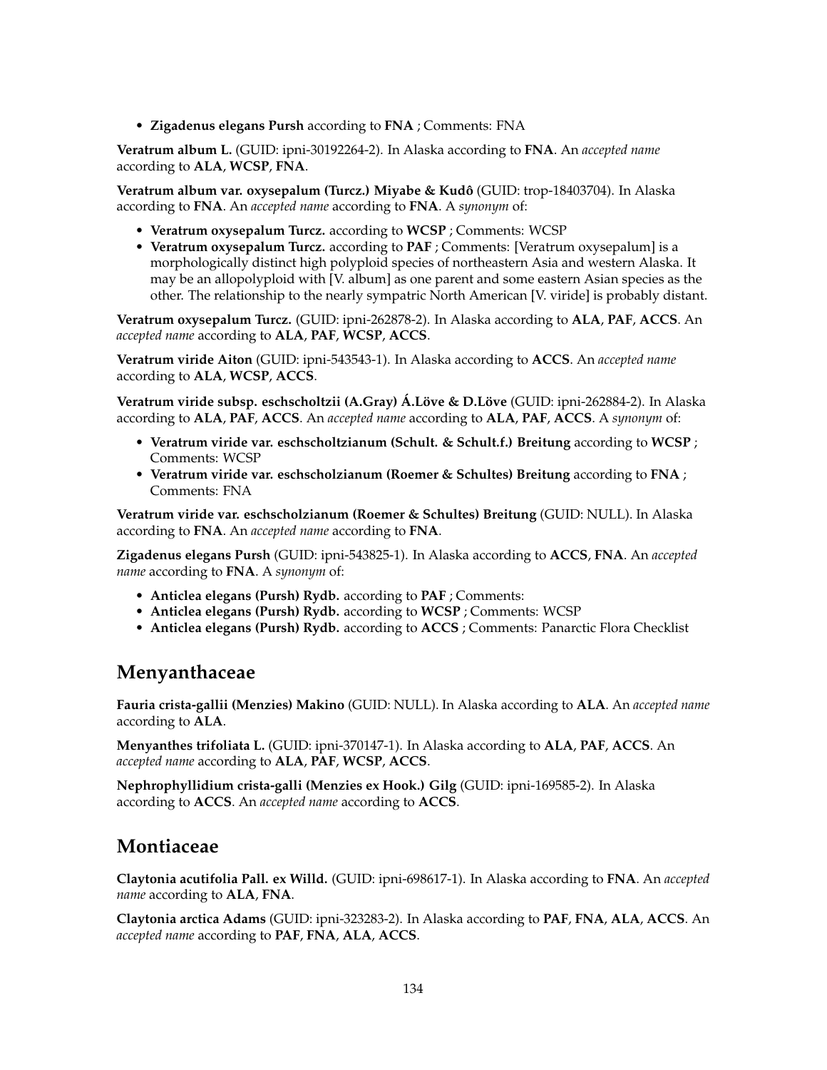- **Zigadenus elegans Pursh** according to **FNA** ; Comments: FNA

**Veratrum album L.** (GUID: ipni-30192264-2). In Alaska according to **FNA**. An *accepted name* according to **ALA**, **WCSP**, **FNA**.

**Veratrum album var. oxysepalum (Turcz.) Miyabe & Kudô** (GUID: trop-18403704). In Alaska according to **FNA**. An *accepted name* according to **FNA**. A *synonym* of:

- **Veratrum oxysepalum Turcz.** according to **WCSP** ; Comments: WCSP
- **Veratrum oxysepalum Turcz.** according to **PAF** ; Comments: [Veratrum oxysepalum] is a morphologically distinct high polyploid species of northeastern Asia and western Alaska. It may be an allopolyploid with [V. album] as one parent and some eastern Asian species as the other. The relationship to the nearly sympatric North American [V. viride] is probably distant.

**Veratrum oxysepalum Turcz.** (GUID: ipni-262878-2). In Alaska according to **ALA**, **PAF**, **ACCS**. An *accepted name* according to **ALA**, **PAF**, **WCSP**, **ACCS**.

**Veratrum viride Aiton** (GUID: ipni-543543-1). In Alaska according to **ACCS**. An *accepted name* according to **ALA**, **WCSP**, **ACCS**.

**Veratrum viride subsp. eschscholtzii (A.Gray) Á.Löve & D.Löve** (GUID: ipni-262884-2). In Alaska according to **ALA**, **PAF**, **ACCS**. An *accepted name* according to **ALA**, **PAF**, **ACCS**. A *synonym* of:

- **Veratrum viride var. eschscholtzianum (Schult. & Schult.f.) Breitung** according to **WCSP** ; Comments: WCSP
- **Veratrum viride var. eschscholzianum (Roemer & Schultes) Breitung** according to **FNA** ; Comments: FNA

**Veratrum viride var. eschscholzianum (Roemer & Schultes) Breitung** (GUID: NULL). In Alaska according to **FNA**. An *accepted name* according to **FNA**.

**Zigadenus elegans Pursh** (GUID: ipni-543825-1). In Alaska according to **ACCS**, **FNA**. An *accepted name* according to **FNA**. A *synonym* of:

- **Anticlea elegans (Pursh) Rydb.** according to **PAF** ; Comments:
- **Anticlea elegans (Pursh) Rydb.** according to **WCSP** ; Comments: WCSP
- **Anticlea elegans (Pursh) Rydb.** according to **ACCS** ; Comments: Panarctic Flora Checklist

## Menyanthaceae

**Fauria crista-gallii (Menzies) Makino** (GUID: NULL). In Alaska according to **ALA**. An *accepted name* according to **ALA**.

**Menyanthes trifoliata L.** (GUID: ipni-370147-1). In Alaska according to **ALA**, **PAF**, **ACCS**. An *accepted name* according to **ALA**, **PAF**, **WCSP**, **ACCS**.

**Nephrophyllidium crista-galli (Menzies ex Hook.) Gilg** (GUID: ipni-169585-2). In Alaska according to **ACCS**. An *accepted name* according to **ACCS**.

## Montiaceae

**Claytonia acutifolia Pall. ex Willd.** (GUID: ipni-698617-1). In Alaska according to **FNA**. An *accepted name* according to **ALA**, **FNA**.

**Claytonia arctica Adams** (GUID: ipni-323283-2). In Alaska according to **PAF**, **FNA**, **ALA**, **ACCS**. An *accepted name* according to **PAF**, **FNA**, **ALA**, **ACCS**.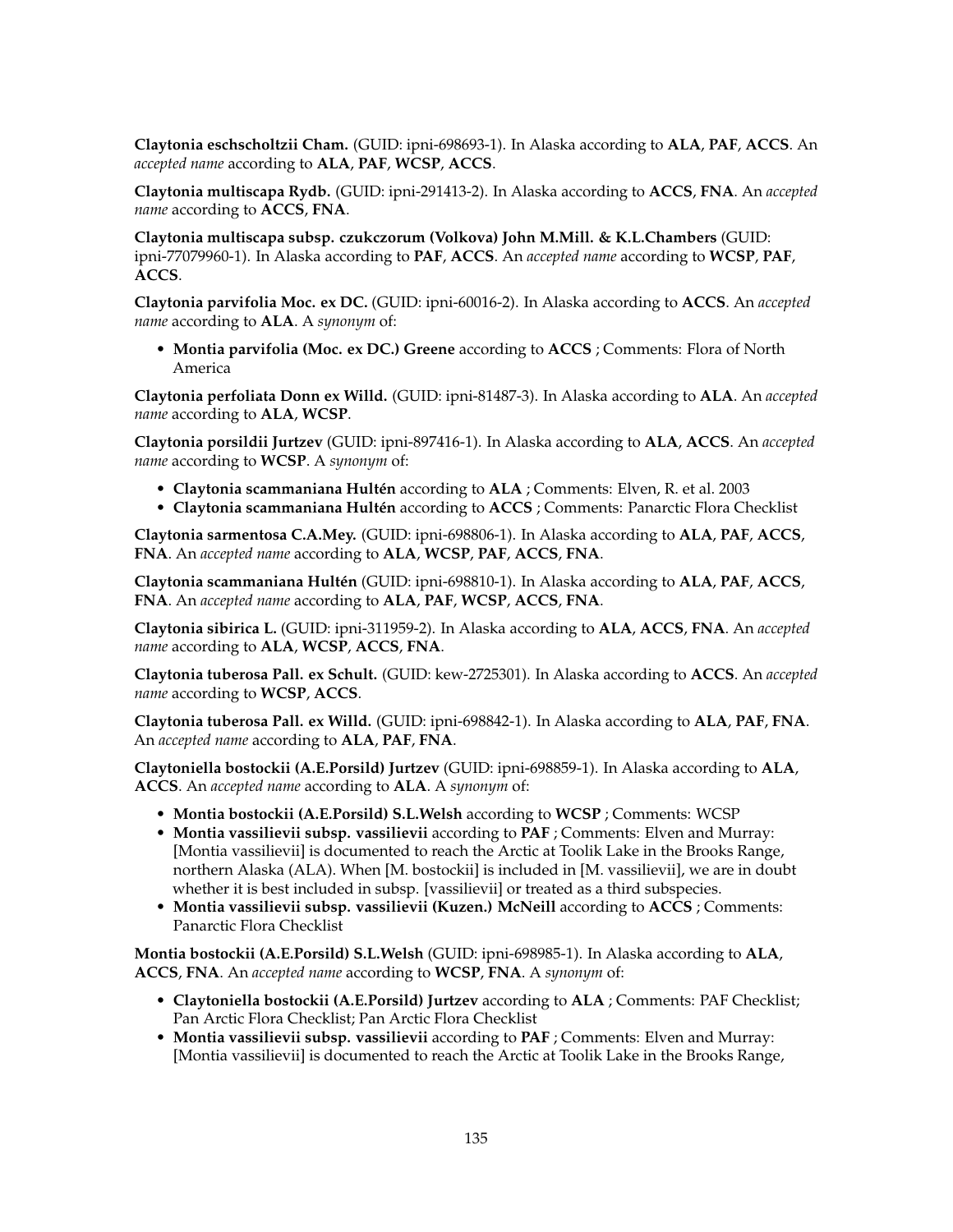**Claytonia eschscholtzii Cham.** (GUID: ipni-698693-1). In Alaska according to **ALA**, **PAF**, **ACCS**. An *accepted name* according to **ALA**, **PAF**, **WCSP**, **ACCS**.

**Claytonia multiscapa Rydb.** (GUID: ipni-291413-2). In Alaska according to **ACCS**, **FNA**. An *accepted name* according to **ACCS**, **FNA**.

**Claytonia multiscapa subsp. czukczorum (Volkova) John M.Mill. & K.L.Chambers** (GUID: ipni-77079960-1). In Alaska according to **PAF**, **ACCS**. An *accepted name* according to **WCSP**, **PAF**, **ACCS**.

**Claytonia parvifolia Moc. ex DC.** (GUID: ipni-60016-2). In Alaska according to **ACCS**. An *accepted name* according to **ALA**. A *synonym* of:

- **Montia parvifolia (Moc. ex DC.) Greene** according to **ACCS** ; Comments: Flora of North America

**Claytonia perfoliata Donn ex Willd.** (GUID: ipni-81487-3). In Alaska according to **ALA**. An *accepted name* according to **ALA**, **WCSP**.

**Claytonia porsildii Jurtzev** (GUID: ipni-897416-1). In Alaska according to **ALA**, **ACCS**. An *accepted name* according to **WCSP**. A *synonym* of:

- **Claytonia scammaniana Hultén** according to **ALA** ; Comments: Elven, R. et al. 2003
- **Claytonia scammaniana Hultén** according to **ACCS** ; Comments: Panarctic Flora Checklist

**Claytonia sarmentosa C.A.Mey.** (GUID: ipni-698806-1). In Alaska according to **ALA**, **PAF**, **ACCS**, **FNA**. An *accepted name* according to **ALA**, **WCSP**, **PAF**, **ACCS**, **FNA**.

**Claytonia scammaniana Hultén** (GUID: ipni-698810-1). In Alaska according to **ALA**, **PAF**, **ACCS**, **FNA**. An *accepted name* according to **ALA**, **PAF**, **WCSP**, **ACCS**, **FNA**.

**Claytonia sibirica L.** (GUID: ipni-311959-2). In Alaska according to **ALA**, **ACCS**, **FNA**. An *accepted name* according to **ALA**, **WCSP**, **ACCS**, **FNA**.

**Claytonia tuberosa Pall. ex Schult.** (GUID: kew-2725301). In Alaska according to **ACCS**. An *accepted name* according to **WCSP**, **ACCS**.

**Claytonia tuberosa Pall. ex Willd.** (GUID: ipni-698842-1). In Alaska according to **ALA**, **PAF**, **FNA**. An *accepted name* according to **ALA**, **PAF**, **FNA**.

**Claytoniella bostockii (A.E.Porsild) Jurtzev** (GUID: ipni-698859-1). In Alaska according to **ALA**, **ACCS**. An *accepted name* according to **ALA**. A *synonym* of:

- **Montia bostockii (A.E.Porsild) S.L.Welsh** according to **WCSP** ; Comments: WCSP
- **Montia vassilievii subsp. vassilievii** according to **PAF** ; Comments: Elven and Murray: [Montia vassilievii] is documented to reach the Arctic at Toolik Lake in the Brooks Range, northern Alaska (ALA). When [M. bostockii] is included in [M. vassilievii], we are in doubt whether it is best included in subsp. [vassilievii] or treated as a third subspecies.
- **Montia vassilievii subsp. vassilievii (Kuzen.) McNeill** according to **ACCS** ; Comments: Panarctic Flora Checklist

**Montia bostockii (A.E.Porsild) S.L.Welsh** (GUID: ipni-698985-1). In Alaska according to **ALA**, **ACCS**, **FNA**. An *accepted name* according to **WCSP**, **FNA**. A *synonym* of:

- **Claytoniella bostockii (A.E.Porsild) Jurtzev** according to **ALA** ; Comments: PAF Checklist; Pan Arctic Flora Checklist; Pan Arctic Flora Checklist
- **Montia vassilievii subsp. vassilievii** according to **PAF** ; Comments: Elven and Murray: [Montia vassilievii] is documented to reach the Arctic at Toolik Lake in the Brooks Range,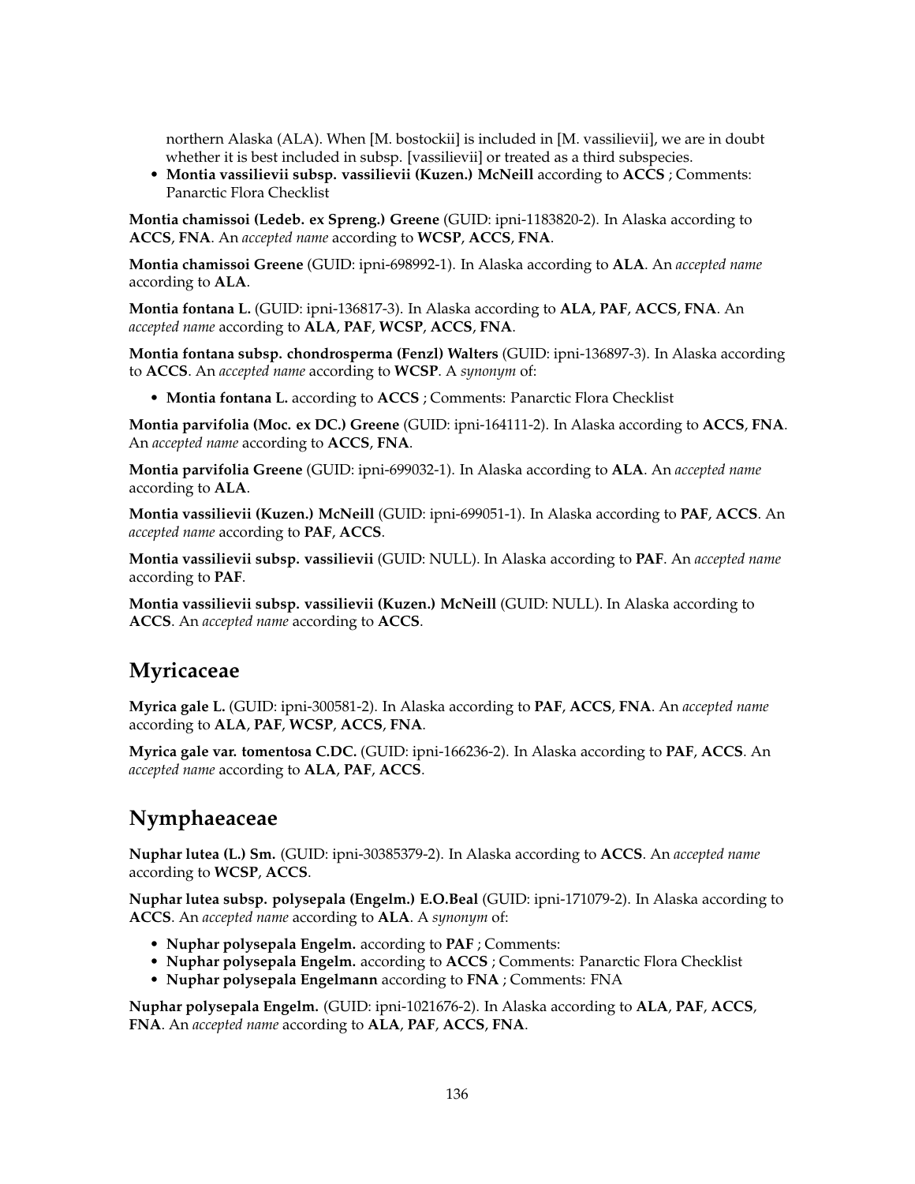northern Alaska (ALA). When [M. bostockii] is included in [M. vassilievii], we are in doubt whether it is best included in subsp. [vassilievii] or treated as a third subspecies.

- **Montia vassilievii subsp. vassilievii (Kuzen.) McNeill** according to **ACCS** ; Comments: Panarctic Flora Checklist

**Montia chamissoi (Ledeb. ex Spreng.) Greene** (GUID: ipni-1183820-2). In Alaska according to **ACCS**, **FNA**. An *accepted name* according to **WCSP**, **ACCS**, **FNA**.

**Montia chamissoi Greene** (GUID: ipni-698992-1). In Alaska according to **ALA**. An *accepted name* according to **ALA**.

**Montia fontana L.** (GUID: ipni-136817-3). In Alaska according to **ALA**, **PAF**, **ACCS**, **FNA**. An *accepted name* according to **ALA**, **PAF**, **WCSP**, **ACCS**, **FNA**.

**Montia fontana subsp. chondrosperma (Fenzl) Walters** (GUID: ipni-136897-3). In Alaska according to **ACCS**. An *accepted name* according to **WCSP**. A *synonym* of:

- **Montia fontana L.** according to **ACCS** ; Comments: Panarctic Flora Checklist

**Montia parvifolia (Moc. ex DC.) Greene** (GUID: ipni-164111-2). In Alaska according to **ACCS**, **FNA**. An *accepted name* according to **ACCS**, **FNA**.

**Montia parvifolia Greene** (GUID: ipni-699032-1). In Alaska according to **ALA**. An *accepted name* according to **ALA**.

**Montia vassilievii (Kuzen.) McNeill** (GUID: ipni-699051-1). In Alaska according to **PAF**, **ACCS**. An *accepted name* according to **PAF**, **ACCS**.

**Montia vassilievii subsp. vassilievii** (GUID: NULL). In Alaska according to **PAF**. An *accepted name* according to **PAF**.

**Montia vassilievii subsp. vassilievii (Kuzen.) McNeill** (GUID: NULL). In Alaska according to **ACCS**. An *accepted name* according to **ACCS**.

## Myricaceae

**Myrica gale L.** (GUID: ipni-300581-2). In Alaska according to **PAF**, **ACCS**, **FNA**. An *accepted name* according to **ALA**, **PAF**, **WCSP**, **ACCS**, **FNA**.

**Myrica gale var. tomentosa C.DC.** (GUID: ipni-166236-2). In Alaska according to **PAF**, **ACCS**. An *accepted name* according to **ALA**, **PAF**, **ACCS**.

## Nymphaeaceae

**Nuphar lutea (L.) Sm.** (GUID: ipni-30385379-2). In Alaska according to **ACCS**. An *accepted name* according to **WCSP**, **ACCS**.

**Nuphar lutea subsp. polysepala (Engelm.) E.O.Beal** (GUID: ipni-171079-2). In Alaska according to **ACCS**. An *accepted name* according to **ALA**. A *synonym* of:

- **Nuphar polysepala Engelm.** according to **PAF** ; Comments:
- **Nuphar polysepala Engelm.** according to **ACCS** ; Comments: Panarctic Flora Checklist
- **Nuphar polysepala Engelmann** according to **FNA** ; Comments: FNA

**Nuphar polysepala Engelm.** (GUID: ipni-1021676-2). In Alaska according to **ALA**, **PAF**, **ACCS**, **FNA**. An *accepted name* according to **ALA**, **PAF**, **ACCS**, **FNA**.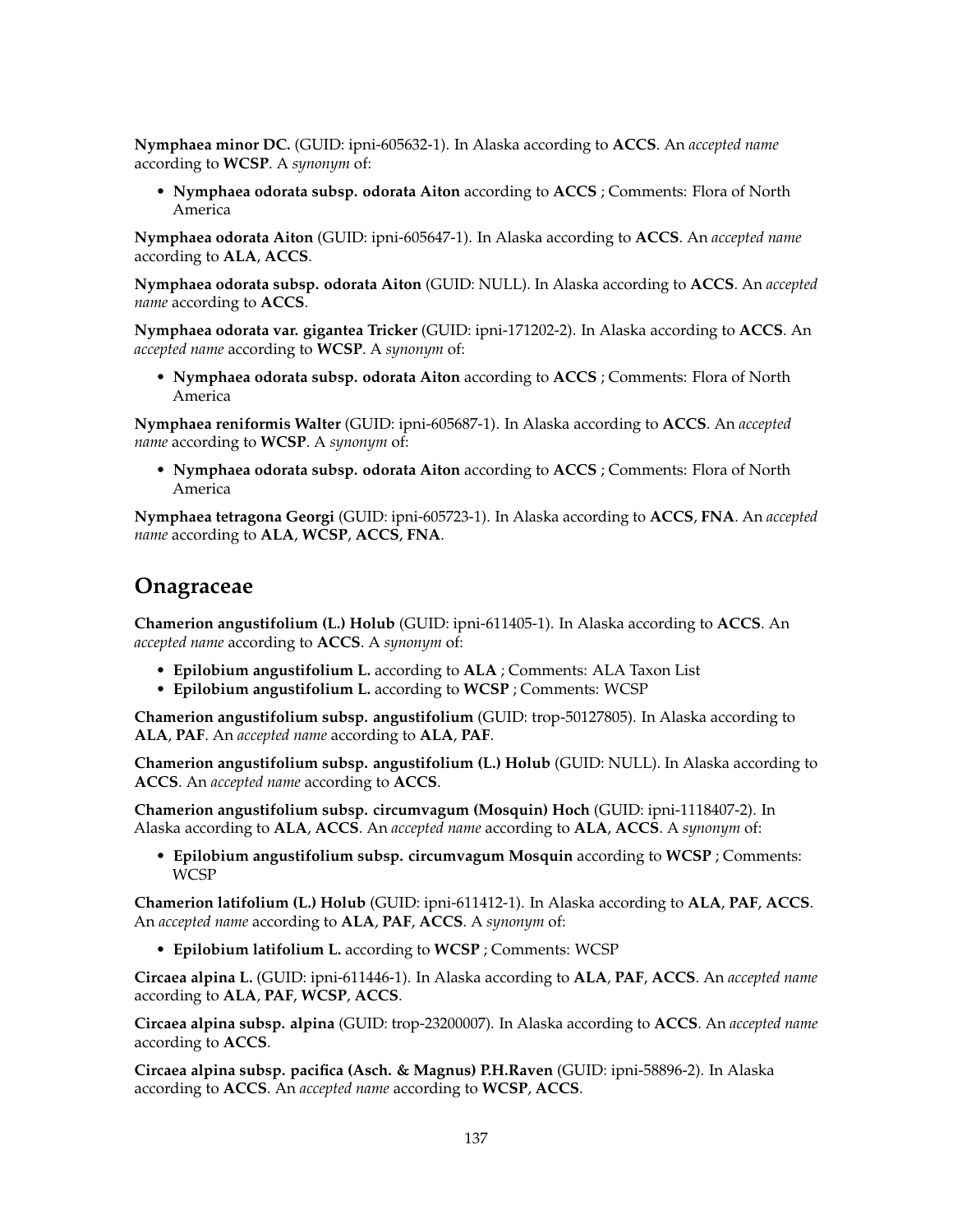**Nymphaea minor DC.** (GUID: ipni-605632-1). In Alaska according to **ACCS**. An *accepted name* according to **WCSP**. A *synonym* of:

- **Nymphaea odorata subsp. odorata Aiton** according to **ACCS** ; Comments: Flora of North America

**Nymphaea odorata Aiton** (GUID: ipni-605647-1). In Alaska according to **ACCS**. An *accepted name* according to **ALA**, **ACCS**.

**Nymphaea odorata subsp. odorata Aiton** (GUID: NULL). In Alaska according to **ACCS**. An *accepted name* according to **ACCS**.

**Nymphaea odorata var. gigantea Tricker** (GUID: ipni-171202-2). In Alaska according to **ACCS**. An *accepted name* according to **WCSP**. A *synonym* of:

- **Nymphaea odorata subsp. odorata Aiton** according to **ACCS** ; Comments: Flora of North America

**Nymphaea reniformis Walter** (GUID: ipni-605687-1). In Alaska according to **ACCS**. An *accepted name* according to **WCSP**. A *synonym* of:

- **Nymphaea odorata subsp. odorata Aiton** according to **ACCS** ; Comments: Flora of North America

**Nymphaea tetragona Georgi** (GUID: ipni-605723-1). In Alaska according to **ACCS**, **FNA**. An *accepted name* according to **ALA**, **WCSP**, **ACCS**, **FNA**.

## Onagraceae

**Chamerion angustifolium (L.) Holub** (GUID: ipni-611405-1). In Alaska according to **ACCS**. An *accepted name* according to **ACCS**. A *synonym* of:

- **Epilobium angustifolium L.** according to **ALA** ; Comments: ALA Taxon List
- **Epilobium angustifolium L.** according to **WCSP** ; Comments: WCSP

**Chamerion angustifolium subsp. angustifolium** (GUID: trop-50127805). In Alaska according to **ALA**, **PAF**. An *accepted name* according to **ALA**, **PAF**.

**Chamerion angustifolium subsp. angustifolium (L.) Holub** (GUID: NULL). In Alaska according to **ACCS**. An *accepted name* according to **ACCS**.

**Chamerion angustifolium subsp. circumvagum (Mosquin) Hoch** (GUID: ipni-1118407-2). In Alaska according to **ALA**, **ACCS**. An *accepted name* according to **ALA**, **ACCS**. A *synonym* of:

- **Epilobium angustifolium subsp. circumvagum Mosquin** according to **WCSP** ; Comments: WCSP

**Chamerion latifolium (L.) Holub** (GUID: ipni-611412-1). In Alaska according to **ALA**, **PAF**, **ACCS**. An *accepted name* according to **ALA**, **PAF**, **ACCS**. A *synonym* of:

- **Epilobium latifolium L.** according to **WCSP** ; Comments: WCSP

**Circaea alpina L.** (GUID: ipni-611446-1). In Alaska according to **ALA**, **PAF**, **ACCS**. An *accepted name* according to **ALA**, **PAF**, **WCSP**, **ACCS**.

**Circaea alpina subsp. alpina** (GUID: trop-23200007). In Alaska according to **ACCS**. An *accepted name* according to **ACCS**.

**Circaea alpina subsp. pacifica (Asch. & Magnus) P.H.Raven** (GUID: ipni-58896-2). In Alaska according to **ACCS**. An *accepted name* according to **WCSP**, **ACCS**.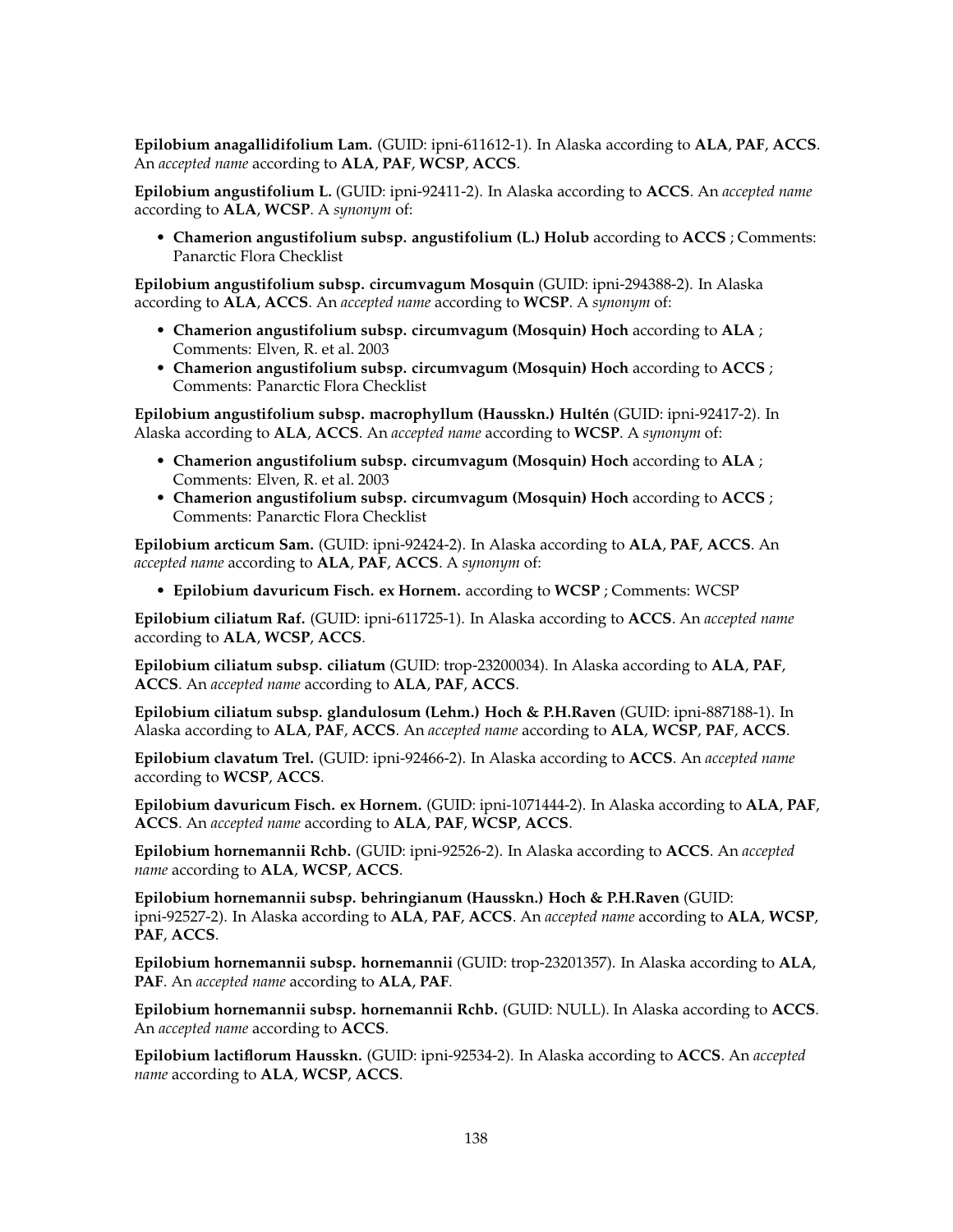**Epilobium anagallidifolium Lam.** (GUID: ipni-611612-1). In Alaska according to **ALA**, **PAF**, **ACCS**. An *accepted name* according to **ALA**, **PAF**, **WCSP**, **ACCS**.

**Epilobium angustifolium L.** (GUID: ipni-92411-2). In Alaska according to **ACCS**. An *accepted name* according to **ALA**, **WCSP**. A *synonym* of:

- **Chamerion angustifolium subsp. angustifolium (L.) Holub** according to **ACCS** ; Comments: Panarctic Flora Checklist

**Epilobium angustifolium subsp. circumvagum Mosquin** (GUID: ipni-294388-2). In Alaska according to **ALA**, **ACCS**. An *accepted name* according to **WCSP**. A *synonym* of:

- **Chamerion angustifolium subsp. circumvagum (Mosquin) Hoch** according to **ALA** ; Comments: Elven, R. et al. 2003
- **Chamerion angustifolium subsp. circumvagum (Mosquin) Hoch** according to **ACCS** ; Comments: Panarctic Flora Checklist

**Epilobium angustifolium subsp. macrophyllum (Hausskn.) Hultén** (GUID: ipni-92417-2). In Alaska according to **ALA**, **ACCS**. An *accepted name* according to **WCSP**. A *synonym* of:

- **Chamerion angustifolium subsp. circumvagum (Mosquin) Hoch** according to **ALA** ; Comments: Elven, R. et al. 2003
- **Chamerion angustifolium subsp. circumvagum (Mosquin) Hoch** according to **ACCS** ; Comments: Panarctic Flora Checklist

**Epilobium arcticum Sam.** (GUID: ipni-92424-2). In Alaska according to **ALA**, **PAF**, **ACCS**. An *accepted name* according to **ALA**, **PAF**, **ACCS**. A *synonym* of:

- **Epilobium davuricum Fisch. ex Hornem.** according to **WCSP** ; Comments: WCSP

**Epilobium ciliatum Raf.** (GUID: ipni-611725-1). In Alaska according to **ACCS**. An *accepted name* according to **ALA**, **WCSP**, **ACCS**.

**Epilobium ciliatum subsp. ciliatum** (GUID: trop-23200034). In Alaska according to **ALA**, **PAF**, **ACCS**. An *accepted name* according to **ALA**, **PAF**, **ACCS**.

**Epilobium ciliatum subsp. glandulosum (Lehm.) Hoch & P.H.Raven** (GUID: ipni-887188-1). In Alaska according to **ALA**, **PAF**, **ACCS**. An *accepted name* according to **ALA**, **WCSP**, **PAF**, **ACCS**.

**Epilobium clavatum Trel.** (GUID: ipni-92466-2). In Alaska according to **ACCS**. An *accepted name* according to **WCSP**, **ACCS**.

**Epilobium davuricum Fisch. ex Hornem.** (GUID: ipni-1071444-2). In Alaska according to **ALA**, **PAF**, **ACCS**. An *accepted name* according to **ALA**, **PAF**, **WCSP**, **ACCS**.

**Epilobium hornemannii Rchb.** (GUID: ipni-92526-2). In Alaska according to **ACCS**. An *accepted name* according to **ALA**, **WCSP**, **ACCS**.

**Epilobium hornemannii subsp. behringianum (Hausskn.) Hoch & P.H.Raven** (GUID: ipni-92527-2). In Alaska according to **ALA**, **PAF**, **ACCS**. An *accepted name* according to **ALA**, **WCSP**, **PAF**, **ACCS**.

**Epilobium hornemannii subsp. hornemannii** (GUID: trop-23201357). In Alaska according to **ALA**, **PAF**. An *accepted name* according to **ALA**, **PAF**.

**Epilobium hornemannii subsp. hornemannii Rchb.** (GUID: NULL). In Alaska according to **ACCS**. An *accepted name* according to **ACCS**.

**Epilobium lactiflorum Hausskn.** (GUID: ipni-92534-2). In Alaska according to **ACCS**. An *accepted name* according to **ALA**, **WCSP**, **ACCS**.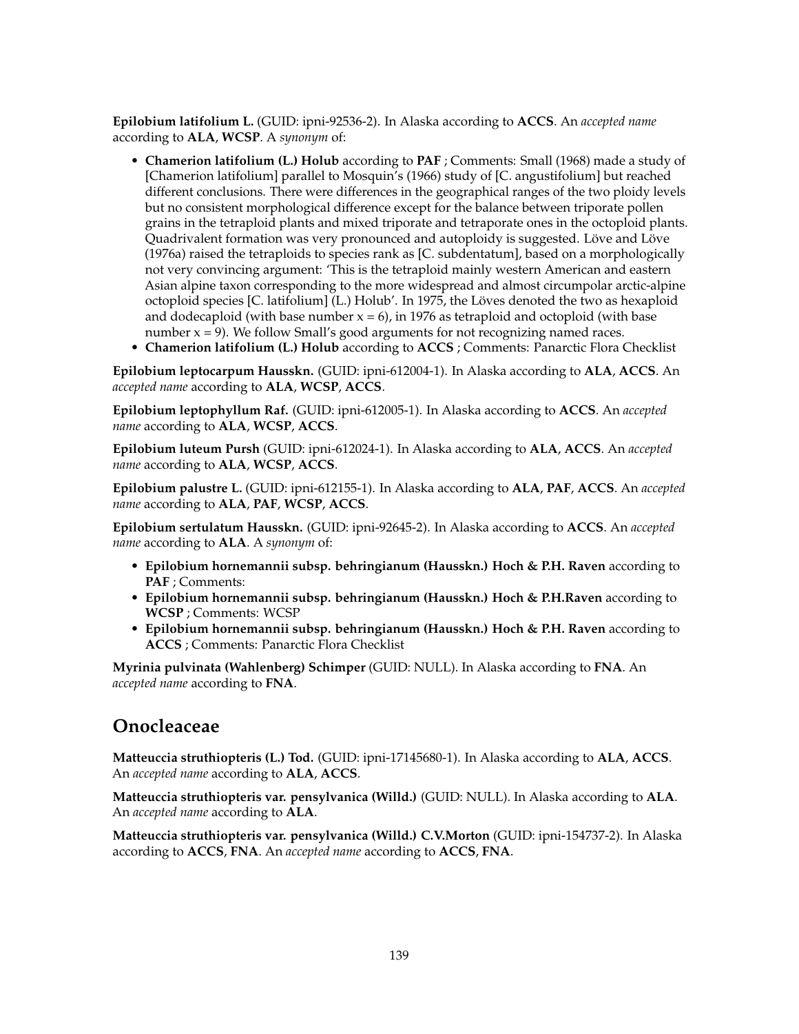**Epilobium latifolium L.** (GUID: ipni-92536-2). In Alaska according to **ACCS**. An *accepted name* according to **ALA**, **WCSP**. A *synonym* of:

- **Chamerion latifolium (L.) Holub** according to **PAF** ; Comments: Small (1968) made a study of [Chamerion latifolium] parallel to Mosquin's (1966) study of [C. angustifolium] but reached different conclusions. There were differences in the geographical ranges of the two ploidy levels but no consistent morphological difference except for the balance between triporate pollen grains in the tetraploid plants and mixed triporate and tetraporate ones in the octoploid plants. Quadrivalent formation was very pronounced and autoploidy is suggested. Löve and Löve (1976a) raised the tetraploids to species rank as [C. subdentatum], based on a morphologically not very convincing argument: 'This is the tetraploid mainly western American and eastern Asian alpine taxon corresponding to the more widespread and almost circumpolar arctic-alpine octoploid species [C. latifolium] (L.) Holub'. In 1975, the Löves denoted the two as hexaploid and dodecaploid (with base number $x = 6$), in 1976 as tetraploid and octoploid (with base number $x = 9$). We follow Small's good arguments for not recognizing named races.
- **Chamerion latifolium (L.) Holub** according to **ACCS** ; Comments: Panarctic Flora Checklist

**Epilobium leptocarpum Hausskn.** (GUID: ipni-612004-1). In Alaska according to **ALA**, **ACCS**. An *accepted name* according to **ALA**, **WCSP**, **ACCS**.

**Epilobium leptophyllum Raf.** (GUID: ipni-612005-1). In Alaska according to **ACCS**. An *accepted name* according to **ALA**, **WCSP**, **ACCS**.

**Epilobium luteum Pursh** (GUID: ipni-612024-1). In Alaska according to **ALA**, **ACCS**. An *accepted name* according to **ALA**, **WCSP**, **ACCS**.

**Epilobium palustre L.** (GUID: ipni-612155-1). In Alaska according to **ALA**, **PAF**, **ACCS**. An *accepted name* according to **ALA**, **PAF**, **WCSP**, **ACCS**.

**Epilobium sertulatum Hausskn.** (GUID: ipni-92645-2). In Alaska according to **ACCS**. An *accepted name* according to **ALA**. A *synonym* of:

- **Epilobium hornemannii subsp. behringianum (Hausskn.) Hoch & P.H. Raven** according to **PAF** ; Comments:
- **Epilobium hornemannii subsp. behringianum (Hausskn.) Hoch & P.H.Raven** according to **WCSP** ; Comments: WCSP
- **Epilobium hornemannii subsp. behringianum (Hausskn.) Hoch & P.H. Raven** according to **ACCS** ; Comments: Panarctic Flora Checklist

**Myrinia pulvinata (Wahlenberg) Schimper** (GUID: NULL). In Alaska according to **FNA**. An *accepted name* according to **FNA**.

## Onocleaceae

**Matteuccia struthiopteris (L.) Tod.** (GUID: ipni-17145680-1). In Alaska according to **ALA**, **ACCS**. An *accepted name* according to **ALA**, **ACCS**.

**Matteuccia struthiopteris var. pensylvanica (Willd.)** (GUID: NULL). In Alaska according to **ALA**. An *accepted name* according to **ALA**.

**Matteuccia struthiopteris var. pensylvanica (Willd.) C.V.Morton** (GUID: ipni-154737-2). In Alaska according to **ACCS**, **FNA**. An *accepted name* according to **ACCS**, **FNA**.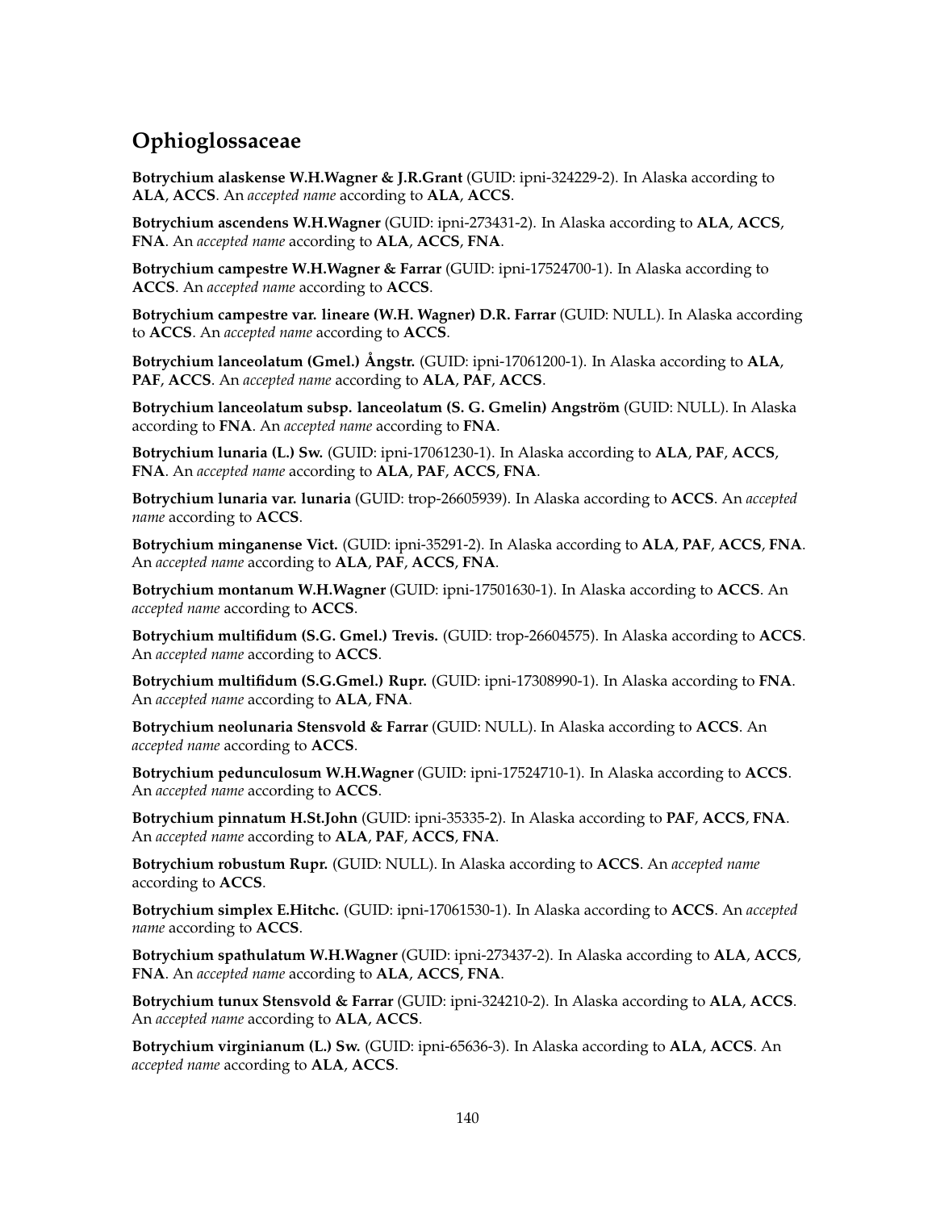## Ophioglossaceae

**Botrychium alaskense W.H.Wagner & J.R.Grant** (GUID: ipni-324229-2). In Alaska according to **ALA**, **ACCS**. An *accepted name* according to **ALA**, **ACCS**.

**Botrychium ascendens W.H.Wagner** (GUID: ipni-273431-2). In Alaska according to **ALA**, **ACCS**, **FNA**. An *accepted name* according to **ALA**, **ACCS**, **FNA**.

**Botrychium campestre W.H.Wagner & Farrar** (GUID: ipni-17524700-1). In Alaska according to **ACCS**. An *accepted name* according to **ACCS**.

**Botrychium campestre var. lineare (W.H. Wagner) D.R. Farrar** (GUID: NULL). In Alaska according to **ACCS**. An *accepted name* according to **ACCS**.

**Botrychium lanceolatum (Gmel.) Ångstr.** (GUID: ipni-17061200-1). In Alaska according to **ALA**, **PAF**, **ACCS**. An *accepted name* according to **ALA**, **PAF**, **ACCS**.

**Botrychium lanceolatum subsp. lanceolatum (S. G. Gmelin) Angström** (GUID: NULL). In Alaska according to **FNA**. An *accepted name* according to **FNA**.

**Botrychium lunaria (L.) Sw.** (GUID: ipni-17061230-1). In Alaska according to **ALA**, **PAF**, **ACCS**, **FNA**. An *accepted name* according to **ALA**, **PAF**, **ACCS**, **FNA**.

**Botrychium lunaria var. lunaria** (GUID: trop-26605939). In Alaska according to **ACCS**. An *accepted name* according to **ACCS**.

**Botrychium minganense Vict.** (GUID: ipni-35291-2). In Alaska according to **ALA**, **PAF**, **ACCS**, **FNA**. An *accepted name* according to **ALA**, **PAF**, **ACCS**, **FNA**.

**Botrychium montanum W.H.Wagner** (GUID: ipni-17501630-1). In Alaska according to **ACCS**. An *accepted name* according to **ACCS**.

**Botrychium multifidum (S.G. Gmel.) Trevis.** (GUID: trop-26604575). In Alaska according to **ACCS**. An *accepted name* according to **ACCS**.

**Botrychium multifidum (S.G.Gmel.) Rupr.** (GUID: ipni-17308990-1). In Alaska according to **FNA**. An *accepted name* according to **ALA**, **FNA**.

**Botrychium neolunaria Stensvold & Farrar** (GUID: NULL). In Alaska according to **ACCS**. An *accepted name* according to **ACCS**.

**Botrychium pedunculosum W.H.Wagner** (GUID: ipni-17524710-1). In Alaska according to **ACCS**. An *accepted name* according to **ACCS**.

**Botrychium pinnatum H.St.John** (GUID: ipni-35335-2). In Alaska according to **PAF**, **ACCS**, **FNA**. An *accepted name* according to **ALA**, **PAF**, **ACCS**, **FNA**.

**Botrychium robustum Rupr.** (GUID: NULL). In Alaska according to **ACCS**. An *accepted name* according to **ACCS**.

**Botrychium simplex E.Hitchc.** (GUID: ipni-17061530-1). In Alaska according to **ACCS**. An *accepted name* according to **ACCS**.

**Botrychium spathulatum W.H.Wagner** (GUID: ipni-273437-2). In Alaska according to **ALA**, **ACCS**, **FNA**. An *accepted name* according to **ALA**, **ACCS**, **FNA**.

**Botrychium tunux Stensvold & Farrar** (GUID: ipni-324210-2). In Alaska according to **ALA**, **ACCS**. An *accepted name* according to **ALA**, **ACCS**.

**Botrychium virginianum (L.) Sw.** (GUID: ipni-65636-3). In Alaska according to **ALA**, **ACCS**. An *accepted name* according to **ALA**, **ACCS**.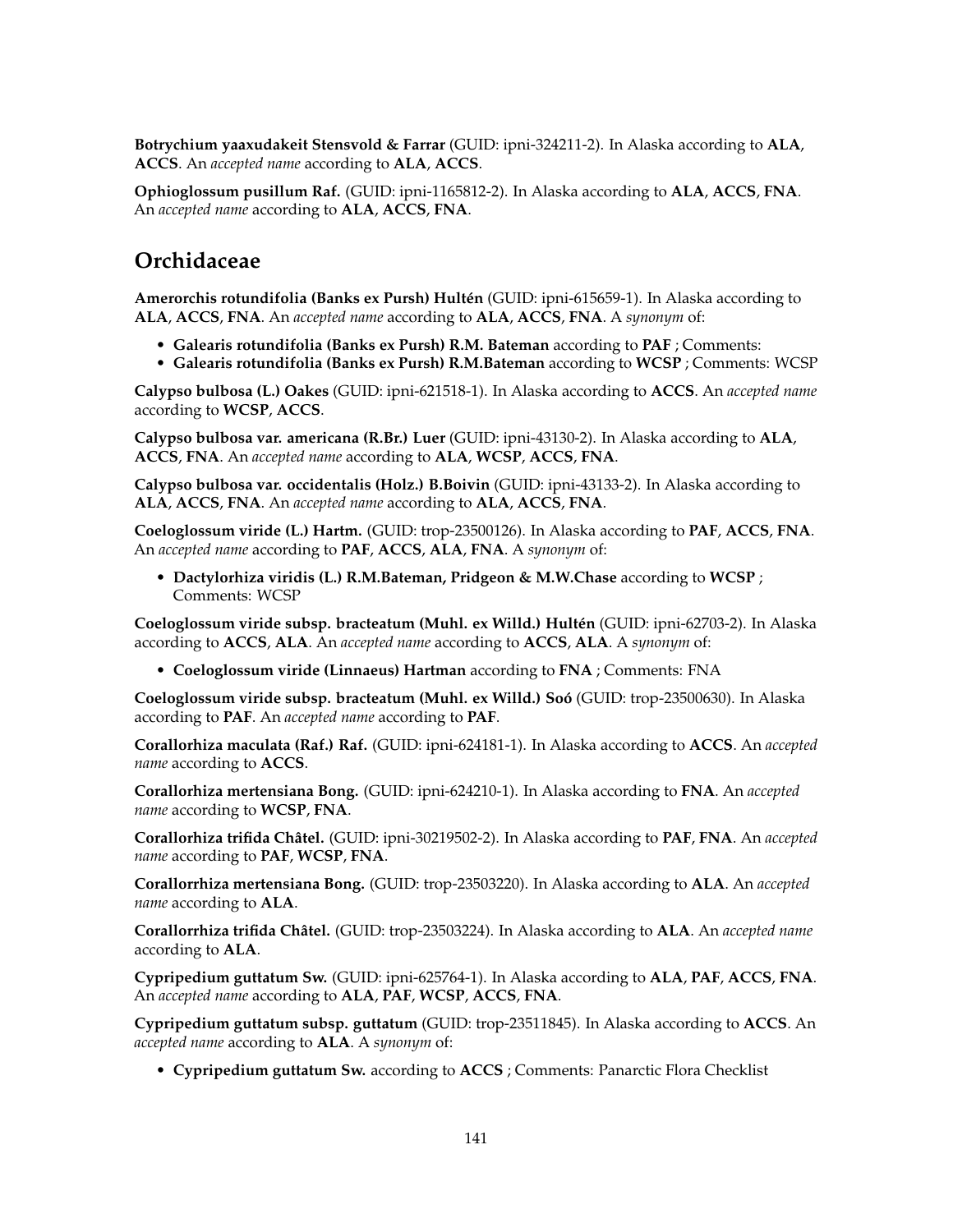**Botrychium yaaxudakeit Stensvold & Farrar** (GUID: ipni-324211-2). In Alaska according to **ALA**, **ACCS**. An *accepted name* according to **ALA**, **ACCS**.

**Ophioglossum pusillum Raf.** (GUID: ipni-1165812-2). In Alaska according to **ALA**, **ACCS**, **FNA**. An *accepted name* according to **ALA**, **ACCS**, **FNA**.

## Orchidaceae

**Amerorchis rotundifolia (Banks ex Pursh) Hultén** (GUID: ipni-615659-1). In Alaska according to **ALA**, **ACCS**, **FNA**. An *accepted name* according to **ALA**, **ACCS**, **FNA**. A *synonym* of:

- **Galearis rotundifolia (Banks ex Pursh) R.M. Bateman** according to **PAF** ; Comments:
- **Galearis rotundifolia (Banks ex Pursh) R.M.Bateman** according to **WCSP** ; Comments: WCSP

**Calypso bulbosa (L.) Oakes** (GUID: ipni-621518-1). In Alaska according to **ACCS**. An *accepted name* according to **WCSP**, **ACCS**.

**Calypso bulbosa var. americana (R.Br.) Luer** (GUID: ipni-43130-2). In Alaska according to **ALA**, **ACCS**, **FNA**. An *accepted name* according to **ALA**, **WCSP**, **ACCS**, **FNA**.

**Calypso bulbosa var. occidentalis (Holz.) B.Boivin** (GUID: ipni-43133-2). In Alaska according to **ALA**, **ACCS**, **FNA**. An *accepted name* according to **ALA**, **ACCS**, **FNA**.

**Coeloglossum viride (L.) Hartm.** (GUID: trop-23500126). In Alaska according to **PAF**, **ACCS**, **FNA**. An *accepted name* according to **PAF**, **ACCS**, **ALA**, **FNA**. A *synonym* of:

- **Dactylorhiza viridis (L.) R.M.Bateman, Pridgeon & M.W.Chase** according to **WCSP** ; Comments: WCSP

**Coeloglossum viride subsp. bracteatum (Muhl. ex Willd.) Hultén** (GUID: ipni-62703-2). In Alaska according to **ACCS**, **ALA**. An *accepted name* according to **ACCS**, **ALA**. A *synonym* of:

- **Coeloglossum viride (Linnaeus) Hartman** according to **FNA** ; Comments: FNA

**Coeloglossum viride subsp. bracteatum (Muhl. ex Willd.) Soó** (GUID: trop-23500630). In Alaska according to **PAF**. An *accepted name* according to **PAF**.

**Corallorhiza maculata (Raf.) Raf.** (GUID: ipni-624181-1). In Alaska according to **ACCS**. An *accepted name* according to **ACCS**.

**Corallorhiza mertensiana Bong.** (GUID: ipni-624210-1). In Alaska according to **FNA**. An *accepted name* according to **WCSP**, **FNA**.

**Corallorhiza trifida Châtel.** (GUID: ipni-30219502-2). In Alaska according to **PAF**, **FNA**. An *accepted name* according to **PAF**, **WCSP**, **FNA**.

**Corallorrhiza mertensiana Bong.** (GUID: trop-23503220). In Alaska according to **ALA**. An *accepted name* according to **ALA**.

**Corallorrhiza trifida Châtel.** (GUID: trop-23503224). In Alaska according to **ALA**. An *accepted name* according to **ALA**.

**Cypripedium guttatum Sw.** (GUID: ipni-625764-1). In Alaska according to **ALA**, **PAF**, **ACCS**, **FNA**. An *accepted name* according to **ALA**, **PAF**, **WCSP**, **ACCS**, **FNA**.

**Cypripedium guttatum subsp. guttatum** (GUID: trop-23511845). In Alaska according to **ACCS**. An *accepted name* according to **ALA**. A *synonym* of:

- **Cypripedium guttatum Sw.** according to **ACCS** ; Comments: Panarctic Flora Checklist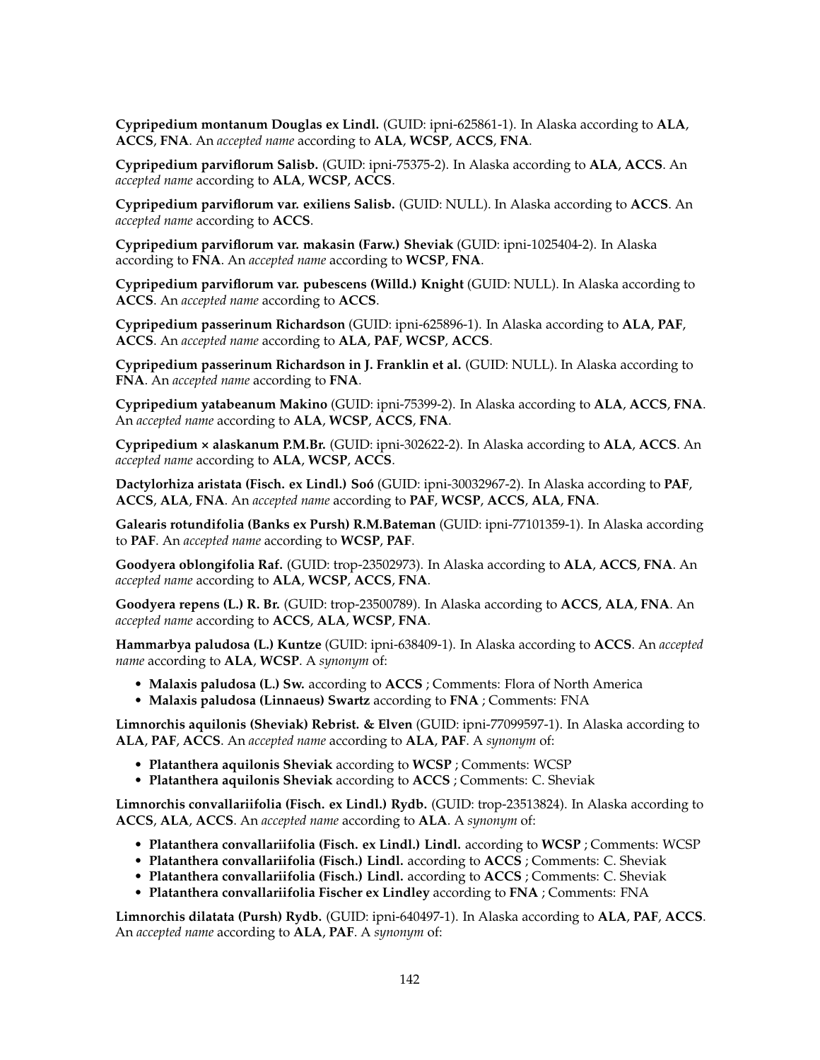**Cypripedium montanum Douglas ex Lindl.** (GUID: ipni-625861-1). In Alaska according to **ALA**, **ACCS**, **FNA**. An *accepted name* according to **ALA**, **WCSP**, **ACCS**, **FNA**.

**Cypripedium parviflorum Salisb.** (GUID: ipni-75375-2). In Alaska according to **ALA**, **ACCS**. An *accepted name* according to **ALA**, **WCSP**, **ACCS**.

**Cypripedium parviflorum var. exiliens Salisb.** (GUID: NULL). In Alaska according to **ACCS**. An *accepted name* according to **ACCS**.

**Cypripedium parviflorum var. makasin (Farw.) Sheviak** (GUID: ipni-1025404-2). In Alaska according to **FNA**. An *accepted name* according to **WCSP**, **FNA**.

**Cypripedium parviflorum var. pubescens (Willd.) Knight** (GUID: NULL). In Alaska according to **ACCS**. An *accepted name* according to **ACCS**.

**Cypripedium passerinum Richardson** (GUID: ipni-625896-1). In Alaska according to **ALA**, **PAF**, **ACCS**. An *accepted name* according to **ALA**, **PAF**, **WCSP**, **ACCS**.

**Cypripedium passerinum Richardson in J. Franklin et al.** (GUID: NULL). In Alaska according to **FNA**. An *accepted name* according to **FNA**.

**Cypripedium yatabeanum Makino** (GUID: ipni-75399-2). In Alaska according to **ALA**, **ACCS**, **FNA**. An *accepted name* according to **ALA**, **WCSP**, **ACCS**, **FNA**.

**Cypripedium × alaskanum P.M.Br.** (GUID: ipni-302622-2). In Alaska according to **ALA**, **ACCS**. An *accepted name* according to **ALA**, **WCSP**, **ACCS**.

**Dactylorhiza aristata (Fisch. ex Lindl.) Soó** (GUID: ipni-30032967-2). In Alaska according to **PAF**, **ACCS**, **ALA**, **FNA**. An *accepted name* according to **PAF**, **WCSP**, **ACCS**, **ALA**, **FNA**.

**Galearis rotundifolia (Banks ex Pursh) R.M.Bateman** (GUID: ipni-77101359-1). In Alaska according to **PAF**. An *accepted name* according to **WCSP**, **PAF**.

**Goodyera oblongifolia Raf.** (GUID: trop-23502973). In Alaska according to **ALA**, **ACCS**, **FNA**. An *accepted name* according to **ALA**, **WCSP**, **ACCS**, **FNA**.

**Goodyera repens (L.) R. Br.** (GUID: trop-23500789). In Alaska according to **ACCS**, **ALA**, **FNA**. An *accepted name* according to **ACCS**, **ALA**, **WCSP**, **FNA**.

**Hammarbya paludosa (L.) Kuntze** (GUID: ipni-638409-1). In Alaska according to **ACCS**. An *accepted name* according to **ALA**, **WCSP**. A *synonym* of:

- **Malaxis paludosa (L.) Sw.** according to **ACCS** ; Comments: Flora of North America
- **Malaxis paludosa (Linnaeus) Swartz** according to **FNA** ; Comments: FNA

**Limnorchis aquilonis (Sheviak) Rebrist. & Elven** (GUID: ipni-77099597-1). In Alaska according to **ALA**, **PAF**, **ACCS**. An *accepted name* according to **ALA**, **PAF**. A *synonym* of:

- **Platanthera aquilonis Sheviak** according to **WCSP** ; Comments: WCSP
- **Platanthera aquilonis Sheviak** according to **ACCS** ; Comments: C. Sheviak

**Limnorchis convallariifolia (Fisch. ex Lindl.) Rydb.** (GUID: trop-23513824). In Alaska according to **ACCS**, **ALA**, **ACCS**. An *accepted name* according to **ALA**. A *synonym* of:

- **Platanthera convallariifolia (Fisch. ex Lindl.) Lindl.** according to **WCSP** ; Comments: WCSP
- **Platanthera convallariifolia (Fisch.) Lindl.** according to **ACCS** ; Comments: C. Sheviak
- **Platanthera convallariifolia (Fisch.) Lindl.** according to **ACCS** ; Comments: C. Sheviak
- **Platanthera convallariifolia Fischer ex Lindley** according to **FNA** ; Comments: FNA

**Limnorchis dilatata (Pursh) Rydb.** (GUID: ipni-640497-1). In Alaska according to **ALA**, **PAF**, **ACCS**. An *accepted name* according to **ALA**, **PAF**. A *synonym* of: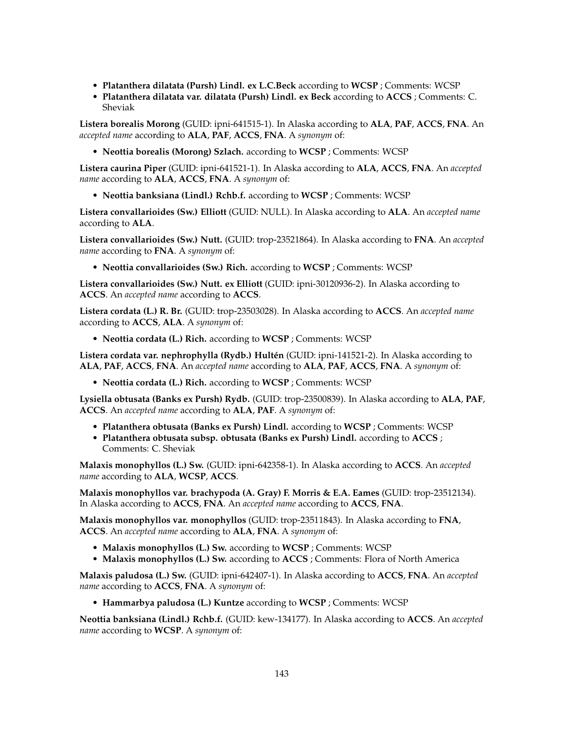- **Platanthera dilatata (Pursh) Lindl. ex L.C.Beck** according to **WCSP** ; Comments: WCSP
- **Platanthera dilatata var. dilatata (Pursh) Lindl. ex Beck** according to **ACCS** ; Comments: C. Sheviak

**Listera borealis Morong** (GUID: ipni-641515-1). In Alaska according to **ALA**, **PAF**, **ACCS**, **FNA**. An *accepted name* according to **ALA**, **PAF**, **ACCS**, **FNA**. A *synonym* of:

- **Neottia borealis (Morong) Szlach.** according to **WCSP** ; Comments: WCSP

**Listera caurina Piper** (GUID: ipni-641521-1). In Alaska according to **ALA**, **ACCS**, **FNA**. An *accepted name* according to **ALA**, **ACCS**, **FNA**. A *synonym* of:

- **Neottia banksiana (Lindl.) Rchb.f.** according to **WCSP** ; Comments: WCSP

**Listera convallarioides (Sw.) Elliott** (GUID: NULL). In Alaska according to **ALA**. An *accepted name* according to **ALA**.

**Listera convallarioides (Sw.) Nutt.** (GUID: trop-23521864). In Alaska according to **FNA**. An *accepted name* according to **FNA**. A *synonym* of:

- **Neottia convallarioides (Sw.) Rich.** according to **WCSP** ; Comments: WCSP

**Listera convallarioides (Sw.) Nutt. ex Elliott** (GUID: ipni-30120936-2). In Alaska according to **ACCS**. An *accepted name* according to **ACCS**.

**Listera cordata (L.) R. Br.** (GUID: trop-23503028). In Alaska according to **ACCS**. An *accepted name* according to **ACCS**, **ALA**. A *synonym* of:

- **Neottia cordata (L.) Rich.** according to **WCSP** ; Comments: WCSP

**Listera cordata var. nephrophylla (Rydb.) Hultén** (GUID: ipni-141521-2). In Alaska according to **ALA**, **PAF**, **ACCS**, **FNA**. An *accepted name* according to **ALA**, **PAF**, **ACCS**, **FNA**. A *synonym* of:

- **Neottia cordata (L.) Rich.** according to **WCSP** ; Comments: WCSP

**Lysiella obtusata (Banks ex Pursh) Rydb.** (GUID: trop-23500839). In Alaska according to **ALA**, **PAF**, **ACCS**. An *accepted name* according to **ALA**, **PAF**. A *synonym* of:

- **Platanthera obtusata (Banks ex Pursh) Lindl.** according to **WCSP** ; Comments: WCSP
- **Platanthera obtusata subsp. obtusata (Banks ex Pursh) Lindl.** according to **ACCS** ; Comments: C. Sheviak

**Malaxis monophyllos (L.) Sw.** (GUID: ipni-642358-1). In Alaska according to **ACCS**. An *accepted name* according to **ALA**, **WCSP**, **ACCS**.

**Malaxis monophyllos var. brachypoda (A. Gray) F. Morris & E.A. Eames** (GUID: trop-23512134). In Alaska according to **ACCS**, **FNA**. An *accepted name* according to **ACCS**, **FNA**.

**Malaxis monophyllos var. monophyllos** (GUID: trop-23511843). In Alaska according to **FNA**, **ACCS**. An *accepted name* according to **ALA**, **FNA**. A *synonym* of:

- **Malaxis monophyllos (L.) Sw.** according to **WCSP** ; Comments: WCSP
- **Malaxis monophyllos (L.) Sw.** according to **ACCS** ; Comments: Flora of North America

**Malaxis paludosa (L.) Sw.** (GUID: ipni-642407-1). In Alaska according to **ACCS**, **FNA**. An *accepted name* according to **ACCS**, **FNA**. A *synonym* of:

- **Hammarbya paludosa (L.) Kuntze** according to **WCSP** ; Comments: WCSP

**Neottia banksiana (Lindl.) Rchb.f.** (GUID: kew-134177). In Alaska according to **ACCS**. An *accepted name* according to **WCSP**. A *synonym* of: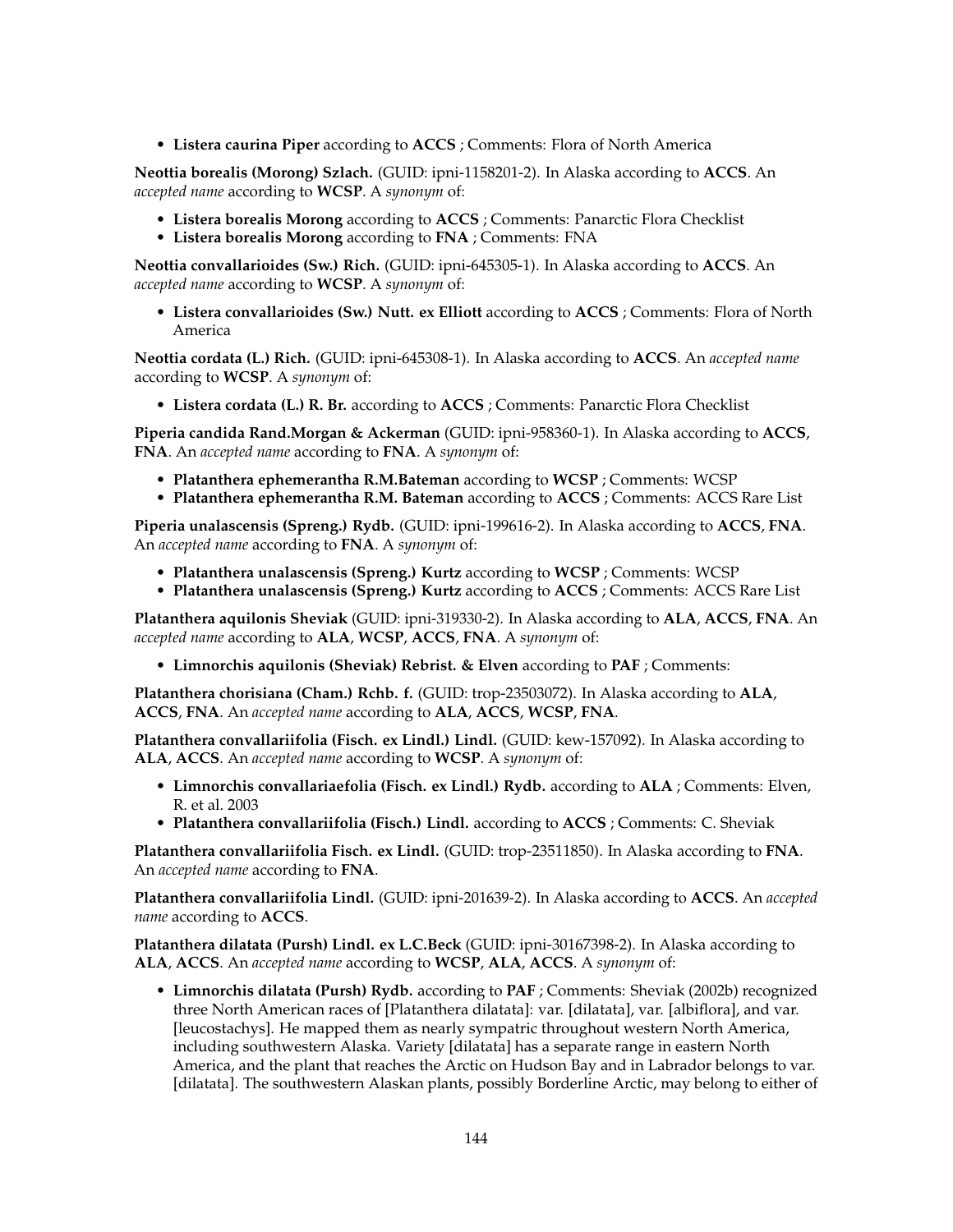- **Listera caurina Piper** according to **ACCS** ; Comments: Flora of North America

**Neottia borealis (Morong) Szlach.** (GUID: ipni-1158201-2). In Alaska according to **ACCS**. An *accepted name* according to **WCSP**. A *synonym* of:

- **Listera borealis Morong** according to **ACCS** ; Comments: Panarctic Flora Checklist
- **Listera borealis Morong** according to **FNA** ; Comments: FNA

**Neottia convallarioides (Sw.) Rich.** (GUID: ipni-645305-1). In Alaska according to **ACCS**. An *accepted name* according to **WCSP**. A *synonym* of:

- **Listera convallarioides (Sw.) Nutt. ex Elliott** according to **ACCS** ; Comments: Flora of North America

**Neottia cordata (L.) Rich.** (GUID: ipni-645308-1). In Alaska according to **ACCS**. An *accepted name* according to **WCSP**. A *synonym* of:

- **Listera cordata (L.) R. Br.** according to **ACCS** ; Comments: Panarctic Flora Checklist

**Piperia candida Rand.Morgan & Ackerman** (GUID: ipni-958360-1). In Alaska according to **ACCS**, **FNA**. An *accepted name* according to **FNA**. A *synonym* of:

- **Platanthera ephemerantha R.M.Bateman** according to **WCSP** ; Comments: WCSP
- **Platanthera ephemerantha R.M. Bateman** according to **ACCS** ; Comments: ACCS Rare List

**Piperia unalascensis (Spreng.) Rydb.** (GUID: ipni-199616-2). In Alaska according to **ACCS**, **FNA**. An *accepted name* according to **FNA**. A *synonym* of:

- **Platanthera unalascensis (Spreng.) Kurtz** according to **WCSP** ; Comments: WCSP
- **Platanthera unalascensis (Spreng.) Kurtz** according to **ACCS** ; Comments: ACCS Rare List

**Platanthera aquilonis Sheviak** (GUID: ipni-319330-2). In Alaska according to **ALA**, **ACCS**, **FNA**. An *accepted name* according to **ALA**, **WCSP**, **ACCS**, **FNA**. A *synonym* of:

- **Limnorchis aquilonis (Sheviak) Rebrist. & Elven** according to **PAF** ; Comments:

**Platanthera chorisiana (Cham.) Rchb. f.** (GUID: trop-23503072). In Alaska according to **ALA**, **ACCS**, **FNA**. An *accepted name* according to **ALA**, **ACCS**, **WCSP**, **FNA**.

**Platanthera convallariifolia (Fisch. ex Lindl.) Lindl.** (GUID: kew-157092). In Alaska according to **ALA**, **ACCS**. An *accepted name* according to **WCSP**. A *synonym* of:

- **Limnorchis convallariaefolia (Fisch. ex Lindl.) Rydb.** according to **ALA** ; Comments: Elven, R. et al. 2003
- **Platanthera convallariifolia (Fisch.) Lindl.** according to **ACCS** ; Comments: C. Sheviak

**Platanthera convallariifolia Fisch. ex Lindl.** (GUID: trop-23511850). In Alaska according to **FNA**. An *accepted name* according to **FNA**.

**Platanthera convallariifolia Lindl.** (GUID: ipni-201639-2). In Alaska according to **ACCS**. An *accepted name* according to **ACCS**.

**Platanthera dilatata (Pursh) Lindl. ex L.C.Beck** (GUID: ipni-30167398-2). In Alaska according to **ALA**, **ACCS**. An *accepted name* according to **WCSP**, **ALA**, **ACCS**. A *synonym* of:

- **Limnorchis dilatata (Pursh) Rydb.** according to **PAF** ; Comments: Sheviak (2002b) recognized three North American races of [Platanthera dilatata]: var. [dilatata], var. [albiflora], and var. [leucostachys]. He mapped them as nearly sympatric throughout western North America, including southwestern Alaska. Variety [dilatata] has a separate range in eastern North America, and the plant that reaches the Arctic on Hudson Bay and in Labrador belongs to var. [dilatata]. The southwestern Alaskan plants, possibly Borderline Arctic, may belong to either of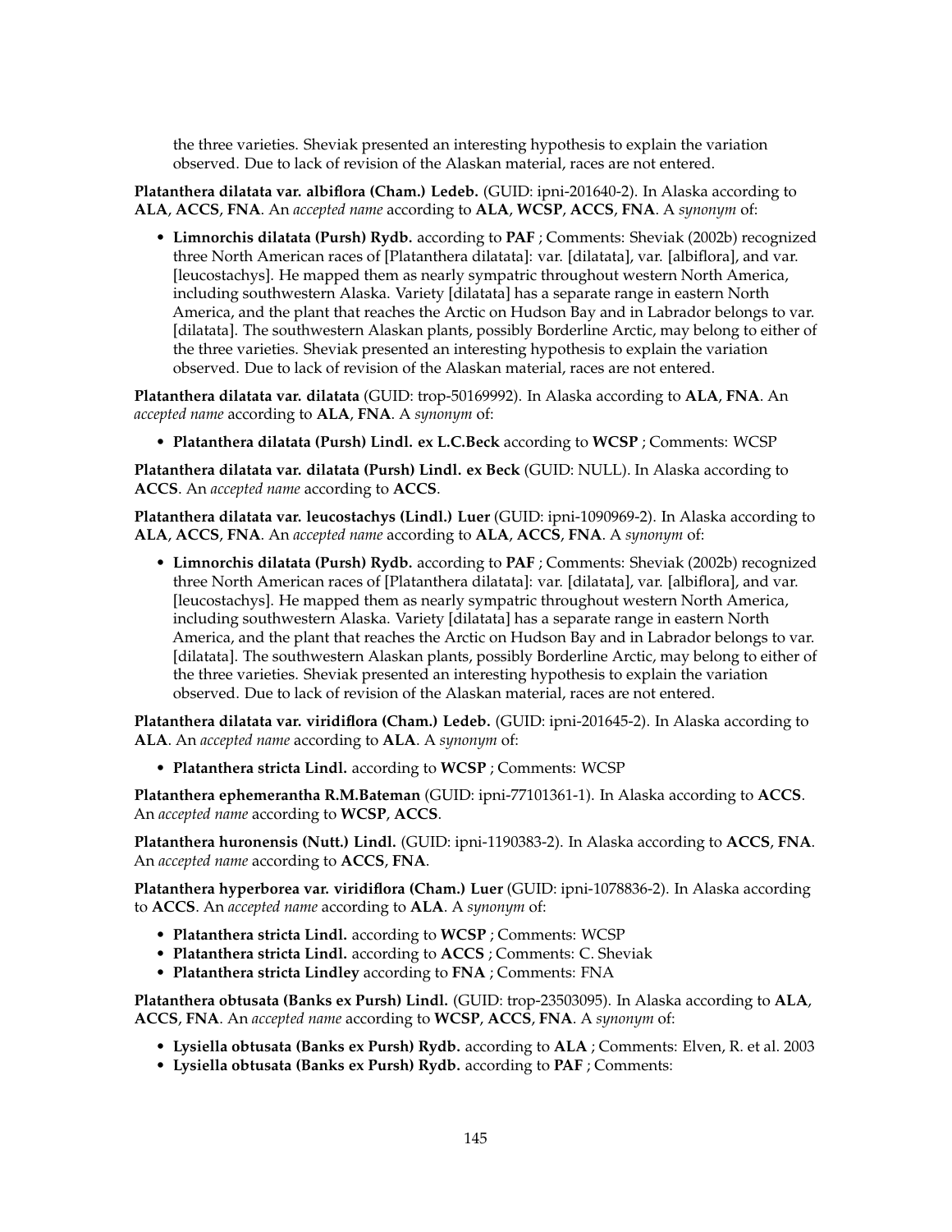the three varieties. Sheviak presented an interesting hypothesis to explain the variation observed. Due to lack of revision of the Alaskan material, races are not entered.

**Platanthera dilatata var. albiflora (Cham.) Ledeb.** (GUID: ipni-201640-2). In Alaska according to **ALA**, **ACCS**, **FNA**. An *accepted name* according to **ALA**, **WCSP**, **ACCS**, **FNA**. A *synonym* of:

- **Limnorchis dilatata (Pursh) Rydb.** according to **PAF** ; Comments: Sheviak (2002b) recognized three North American races of [Platanthera dilatata]: var. [dilatata], var. [albiflora], and var. [leucostachys]. He mapped them as nearly sympatric throughout western North America, including southwestern Alaska. Variety [dilatata] has a separate range in eastern North America, and the plant that reaches the Arctic on Hudson Bay and in Labrador belongs to var. [dilatata]. The southwestern Alaskan plants, possibly Borderline Arctic, may belong to either of the three varieties. Sheviak presented an interesting hypothesis to explain the variation observed. Due to lack of revision of the Alaskan material, races are not entered.

**Platanthera dilatata var. dilatata** (GUID: trop-50169992). In Alaska according to **ALA**, **FNA**. An *accepted name* according to **ALA**, **FNA**. A *synonym* of:

- **Platanthera dilatata (Pursh) Lindl. ex L.C.Beck** according to **WCSP** ; Comments: WCSP

**Platanthera dilatata var. dilatata (Pursh) Lindl. ex Beck** (GUID: NULL). In Alaska according to **ACCS**. An *accepted name* according to **ACCS**.

**Platanthera dilatata var. leucostachys (Lindl.) Luer** (GUID: ipni-1090969-2). In Alaska according to **ALA**, **ACCS**, **FNA**. An *accepted name* according to **ALA**, **ACCS**, **FNA**. A *synonym* of:

- **Limnorchis dilatata (Pursh) Rydb.** according to **PAF** ; Comments: Sheviak (2002b) recognized three North American races of [Platanthera dilatata]: var. [dilatata], var. [albiflora], and var. [leucostachys]. He mapped them as nearly sympatric throughout western North America, including southwestern Alaska. Variety [dilatata] has a separate range in eastern North America, and the plant that reaches the Arctic on Hudson Bay and in Labrador belongs to var. [dilatata]. The southwestern Alaskan plants, possibly Borderline Arctic, may belong to either of the three varieties. Sheviak presented an interesting hypothesis to explain the variation observed. Due to lack of revision of the Alaskan material, races are not entered.

**Platanthera dilatata var. viridiflora (Cham.) Ledeb.** (GUID: ipni-201645-2). In Alaska according to **ALA**. An *accepted name* according to **ALA**. A *synonym* of:

- **Platanthera stricta Lindl.** according to **WCSP** ; Comments: WCSP

**Platanthera ephemerantha R.M.Bateman** (GUID: ipni-77101361-1). In Alaska according to **ACCS**. An *accepted name* according to **WCSP**, **ACCS**.

**Platanthera huronensis (Nutt.) Lindl.** (GUID: ipni-1190383-2). In Alaska according to **ACCS**, **FNA**. An *accepted name* according to **ACCS**, **FNA**.

**Platanthera hyperborea var. viridiflora (Cham.) Luer** (GUID: ipni-1078836-2). In Alaska according to **ACCS**. An *accepted name* according to **ALA**. A *synonym* of:

- **Platanthera stricta Lindl.** according to **WCSP** ; Comments: WCSP
- **Platanthera stricta Lindl.** according to **ACCS** ; Comments: C. Sheviak
- **Platanthera stricta Lindley** according to **FNA** ; Comments: FNA

**Platanthera obtusata (Banks ex Pursh) Lindl.** (GUID: trop-23503095). In Alaska according to **ALA**, **ACCS**, **FNA**. An *accepted name* according to **WCSP**, **ACCS**, **FNA**. A *synonym* of:

- **Lysiella obtusata (Banks ex Pursh) Rydb.** according to **ALA** ; Comments: Elven, R. et al. 2003
- **Lysiella obtusata (Banks ex Pursh) Rydb.** according to **PAF** ; Comments: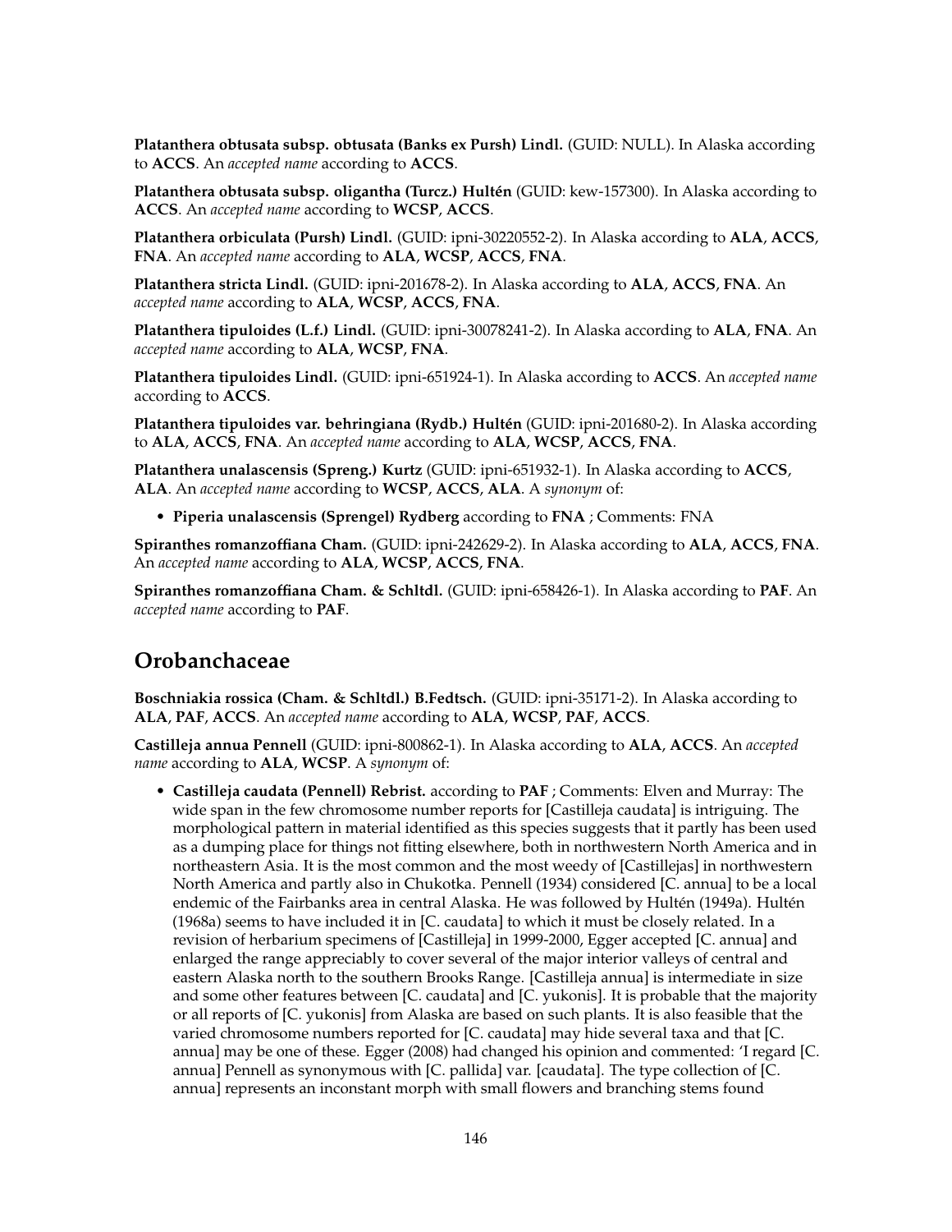**Platanthera obtusata subsp. obtusata (Banks ex Pursh) Lindl.** (GUID: NULL). In Alaska according to **ACCS**. An *accepted name* according to **ACCS**.

**Platanthera obtusata subsp. oligantha (Turcz.) Hultén** (GUID: kew-157300). In Alaska according to **ACCS**. An *accepted name* according to **WCSP**, **ACCS**.

**Platanthera orbiculata (Pursh) Lindl.** (GUID: ipni-30220552-2). In Alaska according to **ALA**, **ACCS**, **FNA**. An *accepted name* according to **ALA**, **WCSP**, **ACCS**, **FNA**.

**Platanthera stricta Lindl.** (GUID: ipni-201678-2). In Alaska according to **ALA**, **ACCS**, **FNA**. An *accepted name* according to **ALA**, **WCSP**, **ACCS**, **FNA**.

**Platanthera tipuloides (L.f.) Lindl.** (GUID: ipni-30078241-2). In Alaska according to **ALA**, **FNA**. An *accepted name* according to **ALA**, **WCSP**, **FNA**.

**Platanthera tipuloides Lindl.** (GUID: ipni-651924-1). In Alaska according to **ACCS**. An *accepted name* according to **ACCS**.

**Platanthera tipuloides var. behringiana (Rydb.) Hultén** (GUID: ipni-201680-2). In Alaska according to **ALA**, **ACCS**, **FNA**. An *accepted name* according to **ALA**, **WCSP**, **ACCS**, **FNA**.

**Platanthera unalascensis (Spreng.) Kurtz** (GUID: ipni-651932-1). In Alaska according to **ACCS**, **ALA**. An *accepted name* according to **WCSP**, **ACCS**, **ALA**. A *synonym* of:

- **Piperia unalascensis (Sprengel) Rydberg** according to **FNA** ; Comments: FNA

**Spiranthes romanzoffiana Cham.** (GUID: ipni-242629-2). In Alaska according to **ALA**, **ACCS**, **FNA**. An *accepted name* according to **ALA**, **WCSP**, **ACCS**, **FNA**.

**Spiranthes romanzoffiana Cham. & Schltdl.** (GUID: ipni-658426-1). In Alaska according to **PAF**. An *accepted name* according to **PAF**.

## Orobanchaceae

**Boschniakia rossica (Cham. & Schltdl.) B.Fedtsch.** (GUID: ipni-35171-2). In Alaska according to **ALA**, **PAF**, **ACCS**. An *accepted name* according to **ALA**, **WCSP**, **PAF**, **ACCS**.

**Castilleja annua Pennell** (GUID: ipni-800862-1). In Alaska according to **ALA**, **ACCS**. An *accepted name* according to **ALA**, **WCSP**. A *synonym* of:

- **Castilleja caudata (Pennell) Rebrist.** according to **PAF** ; Comments: Elven and Murray: The wide span in the few chromosome number reports for [Castilleja caudata] is intriguing. The morphological pattern in material identified as this species suggests that it partly has been used as a dumping place for things not fitting elsewhere, both in northwestern North America and in northeastern Asia. It is the most common and the most weedy of [Castillejas] in northwestern North America and partly also in Chukotka. Pennell (1934) considered [C. annua] to be a local endemic of the Fairbanks area in central Alaska. He was followed by Hultén (1949a). Hultén (1968a) seems to have included it in [C. caudata] to which it must be closely related. In a revision of herbarium specimens of [Castilleja] in 1999-2000, Egger accepted [C. annua] and enlarged the range appreciably to cover several of the major interior valleys of central and eastern Alaska north to the southern Brooks Range. [Castilleja annua] is intermediate in size and some other features between [C. caudata] and [C. yukonis]. It is probable that the majority or all reports of [C. yukonis] from Alaska are based on such plants. It is also feasible that the varied chromosome numbers reported for [C. caudata] may hide several taxa and that [C. annua] may be one of these. Egger (2008) had changed his opinion and commented: 'I regard [C. annua] Pennell as synonymous with [C. pallida] var. [caudata]. The type collection of [C. annua] represents an inconstant morph with small flowers and branching stems found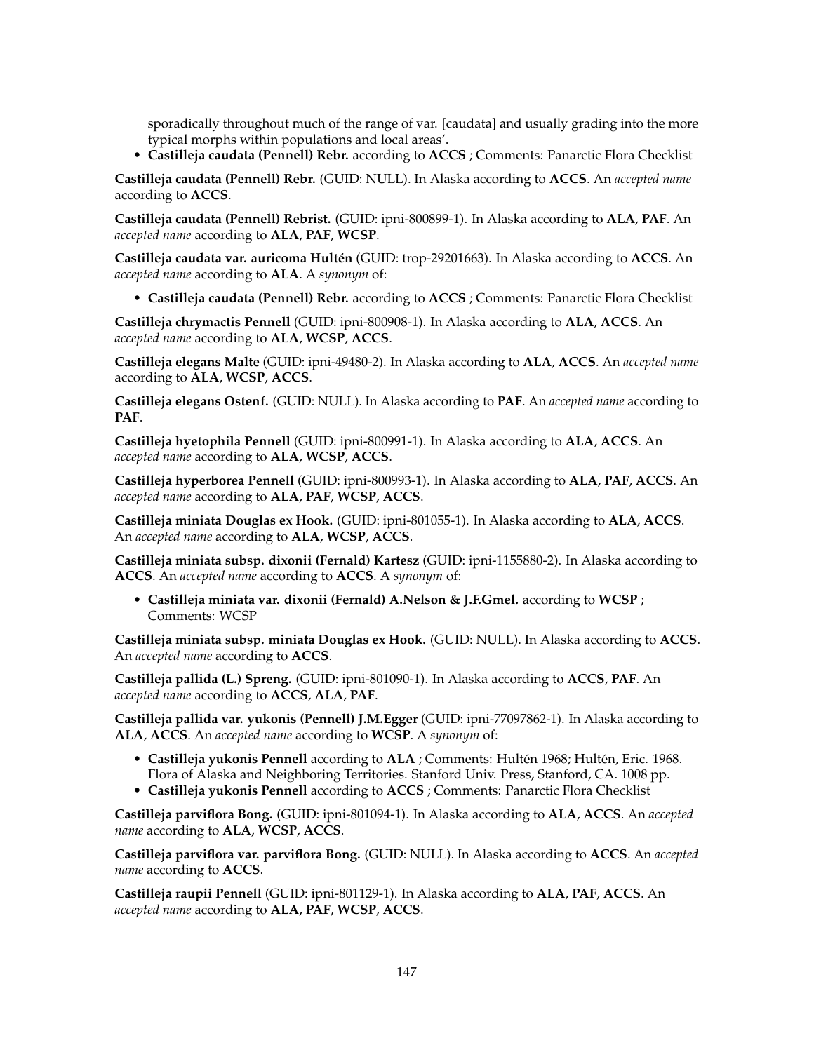sporadically throughout much of the range of var. [caudata] and usually grading into the more typical morphs within populations and local areas'.

- **Castilleja caudata (Pennell) Rebr.** according to **ACCS** ; Comments: Panarctic Flora Checklist

**Castilleja caudata (Pennell) Rebr.** (GUID: NULL). In Alaska according to **ACCS**. An *accepted name* according to **ACCS**.

**Castilleja caudata (Pennell) Rebrist.** (GUID: ipni-800899-1). In Alaska according to **ALA**, **PAF**. An *accepted name* according to **ALA**, **PAF**, **WCSP**.

**Castilleja caudata var. auricoma Hultén** (GUID: trop-29201663). In Alaska according to **ACCS**. An *accepted name* according to **ALA**. A *synonym* of:

- **Castilleja caudata (Pennell) Rebr.** according to **ACCS** ; Comments: Panarctic Flora Checklist

**Castilleja chrymactis Pennell** (GUID: ipni-800908-1). In Alaska according to **ALA**, **ACCS**. An *accepted name* according to **ALA**, **WCSP**, **ACCS**.

**Castilleja elegans Malte** (GUID: ipni-49480-2). In Alaska according to **ALA**, **ACCS**. An *accepted name* according to **ALA**, **WCSP**, **ACCS**.

**Castilleja elegans Ostenf.** (GUID: NULL). In Alaska according to **PAF**. An *accepted name* according to **PAF**.

**Castilleja hyetophila Pennell** (GUID: ipni-800991-1). In Alaska according to **ALA**, **ACCS**. An *accepted name* according to **ALA**, **WCSP**, **ACCS**.

**Castilleja hyperborea Pennell** (GUID: ipni-800993-1). In Alaska according to **ALA**, **PAF**, **ACCS**. An *accepted name* according to **ALA**, **PAF**, **WCSP**, **ACCS**.

**Castilleja miniata Douglas ex Hook.** (GUID: ipni-801055-1). In Alaska according to **ALA**, **ACCS**. An *accepted name* according to **ALA**, **WCSP**, **ACCS**.

**Castilleja miniata subsp. dixonii (Fernald) Kartesz** (GUID: ipni-1155880-2). In Alaska according to **ACCS**. An *accepted name* according to **ACCS**. A *synonym* of:

- **Castilleja miniata var. dixonii (Fernald) A.Nelson & J.F.Gmel.** according to **WCSP** ; Comments: WCSP

**Castilleja miniata subsp. miniata Douglas ex Hook.** (GUID: NULL). In Alaska according to **ACCS**. An *accepted name* according to **ACCS**.

**Castilleja pallida (L.) Spreng.** (GUID: ipni-801090-1). In Alaska according to **ACCS**, **PAF**. An *accepted name* according to **ACCS**, **ALA**, **PAF**.

**Castilleja pallida var. yukonis (Pennell) J.M.Egger** (GUID: ipni-77097862-1). In Alaska according to **ALA**, **ACCS**. An *accepted name* according to **WCSP**. A *synonym* of:

- **Castilleja yukonis Pennell** according to **ALA** ; Comments: Hultén 1968; Hultén, Eric. 1968. Flora of Alaska and Neighboring Territories. Stanford Univ. Press, Stanford, CA. 1008 pp.
- **Castilleja yukonis Pennell** according to **ACCS** ; Comments: Panarctic Flora Checklist

**Castilleja parviflora Bong.** (GUID: ipni-801094-1). In Alaska according to **ALA**, **ACCS**. An *accepted name* according to **ALA**, **WCSP**, **ACCS**.

**Castilleja parviflora var. parviflora Bong.** (GUID: NULL). In Alaska according to **ACCS**. An *accepted name* according to **ACCS**.

**Castilleja raupii Pennell** (GUID: ipni-801129-1). In Alaska according to **ALA**, **PAF**, **ACCS**. An *accepted name* according to **ALA**, **PAF**, **WCSP**, **ACCS**.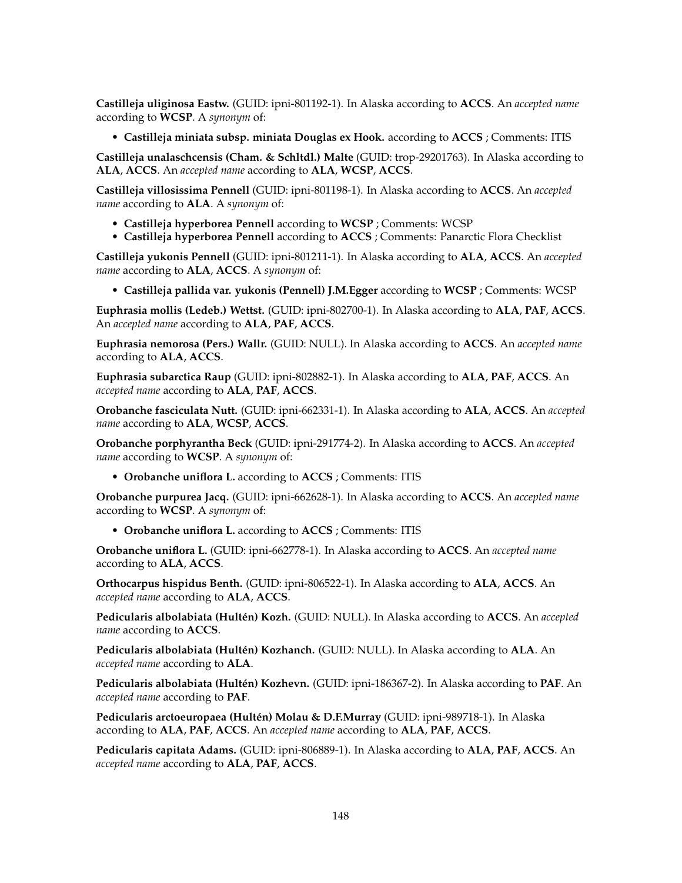**Castilleja uliginosa Eastw.** (GUID: ipni-801192-1). In Alaska according to **ACCS**. An *accepted name* according to **WCSP**. A *synonym* of:

- **Castilleja miniata subsp. miniata Douglas ex Hook.** according to **ACCS** ; Comments: ITIS

**Castilleja unalaschcensis (Cham. & Schltdl.) Malte** (GUID: trop-29201763). In Alaska according to **ALA**, **ACCS**. An *accepted name* according to **ALA**, **WCSP**, **ACCS**.

**Castilleja villosissima Pennell** (GUID: ipni-801198-1). In Alaska according to **ACCS**. An *accepted name* according to **ALA**. A *synonym* of:

- **Castilleja hyperborea Pennell** according to **WCSP** ; Comments: WCSP
- **Castilleja hyperborea Pennell** according to **ACCS** ; Comments: Panarctic Flora Checklist

**Castilleja yukonis Pennell** (GUID: ipni-801211-1). In Alaska according to **ALA**, **ACCS**. An *accepted name* according to **ALA**, **ACCS**. A *synonym* of:

- **Castilleja pallida var. yukonis (Pennell) J.M.Egger** according to **WCSP** ; Comments: WCSP

**Euphrasia mollis (Ledeb.) Wettst.** (GUID: ipni-802700-1). In Alaska according to **ALA**, **PAF**, **ACCS**. An *accepted name* according to **ALA**, **PAF**, **ACCS**.

**Euphrasia nemorosa (Pers.) Wallr.** (GUID: NULL). In Alaska according to **ACCS**. An *accepted name* according to **ALA**, **ACCS**.

**Euphrasia subarctica Raup** (GUID: ipni-802882-1). In Alaska according to **ALA**, **PAF**, **ACCS**. An *accepted name* according to **ALA**, **PAF**, **ACCS**.

**Orobanche fasciculata Nutt.** (GUID: ipni-662331-1). In Alaska according to **ALA**, **ACCS**. An *accepted name* according to **ALA**, **WCSP**, **ACCS**.

**Orobanche porphyrantha Beck** (GUID: ipni-291774-2). In Alaska according to **ACCS**. An *accepted name* according to **WCSP**. A *synonym* of:

- **Orobanche uniflora L.** according to **ACCS** ; Comments: ITIS

**Orobanche purpurea Jacq.** (GUID: ipni-662628-1). In Alaska according to **ACCS**. An *accepted name* according to **WCSP**. A *synonym* of:

- **Orobanche uniflora L.** according to **ACCS** ; Comments: ITIS

**Orobanche uniflora L.** (GUID: ipni-662778-1). In Alaska according to **ACCS**. An *accepted name* according to **ALA**, **ACCS**.

**Orthocarpus hispidus Benth.** (GUID: ipni-806522-1). In Alaska according to **ALA**, **ACCS**. An *accepted name* according to **ALA**, **ACCS**.

**Pedicularis albolabiata (Hultén) Kozh.** (GUID: NULL). In Alaska according to **ACCS**. An *accepted name* according to **ACCS**.

**Pedicularis albolabiata (Hultén) Kozhanch.** (GUID: NULL). In Alaska according to **ALA**. An *accepted name* according to **ALA**.

**Pedicularis albolabiata (Hultén) Kozhevn.** (GUID: ipni-186367-2). In Alaska according to **PAF**. An *accepted name* according to **PAF**.

**Pedicularis arctoeuropaea (Hultén) Molau & D.F.Murray** (GUID: ipni-989718-1). In Alaska according to **ALA**, **PAF**, **ACCS**. An *accepted name* according to **ALA**, **PAF**, **ACCS**.

**Pedicularis capitata Adams.** (GUID: ipni-806889-1). In Alaska according to **ALA**, **PAF**, **ACCS**. An *accepted name* according to **ALA**, **PAF**, **ACCS**.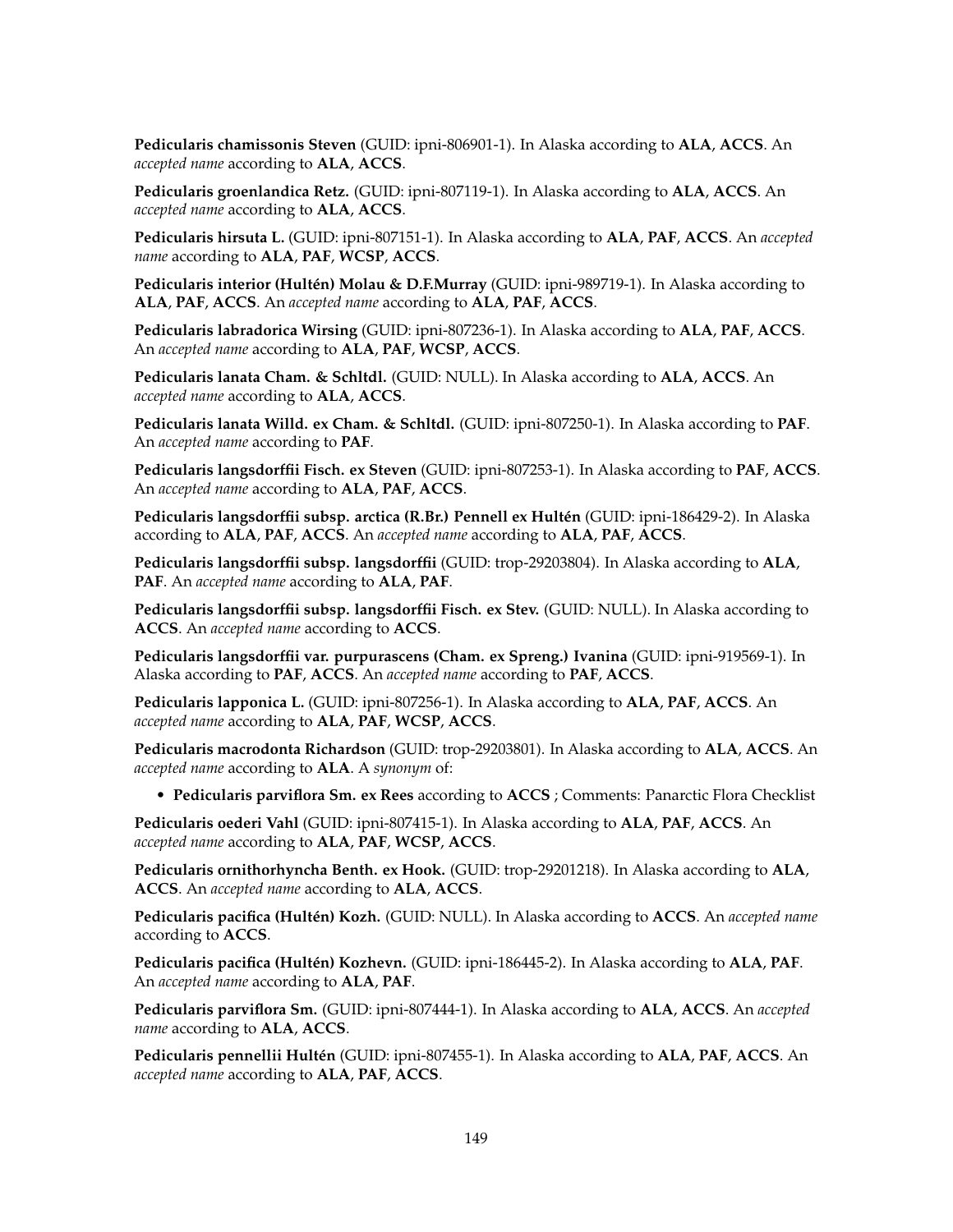**Pedicularis chamissonis Steven** (GUID: ipni-806901-1). In Alaska according to **ALA**, **ACCS**. An *accepted name* according to **ALA**, **ACCS**.

**Pedicularis groenlandica Retz.** (GUID: ipni-807119-1). In Alaska according to **ALA**, **ACCS**. An *accepted name* according to **ALA**, **ACCS**.

**Pedicularis hirsuta L.** (GUID: ipni-807151-1). In Alaska according to **ALA**, **PAF**, **ACCS**. An *accepted name* according to **ALA**, **PAF**, **WCSP**, **ACCS**.

**Pedicularis interior (Hultén) Molau & D.F.Murray** (GUID: ipni-989719-1). In Alaska according to **ALA**, **PAF**, **ACCS**. An *accepted name* according to **ALA**, **PAF**, **ACCS**.

**Pedicularis labradorica Wirsing** (GUID: ipni-807236-1). In Alaska according to **ALA**, **PAF**, **ACCS**. An *accepted name* according to **ALA**, **PAF**, **WCSP**, **ACCS**.

**Pedicularis lanata Cham. & Schltdl.** (GUID: NULL). In Alaska according to **ALA**, **ACCS**. An *accepted name* according to **ALA**, **ACCS**.

**Pedicularis lanata Willd. ex Cham. & Schltdl.** (GUID: ipni-807250-1). In Alaska according to **PAF**. An *accepted name* according to **PAF**.

**Pedicularis langsdorffii Fisch. ex Steven** (GUID: ipni-807253-1). In Alaska according to **PAF**, **ACCS**. An *accepted name* according to **ALA**, **PAF**, **ACCS**.

**Pedicularis langsdorffii subsp. arctica (R.Br.) Pennell ex Hultén** (GUID: ipni-186429-2). In Alaska according to **ALA**, **PAF**, **ACCS**. An *accepted name* according to **ALA**, **PAF**, **ACCS**.

**Pedicularis langsdorffii subsp. langsdorffii** (GUID: trop-29203804). In Alaska according to **ALA**, **PAF**. An *accepted name* according to **ALA**, **PAF**.

**Pedicularis langsdorffii subsp. langsdorffii Fisch. ex Stev.** (GUID: NULL). In Alaska according to **ACCS**. An *accepted name* according to **ACCS**.

**Pedicularis langsdorffii var. purpurascens (Cham. ex Spreng.) Ivanina** (GUID: ipni-919569-1). In Alaska according to **PAF**, **ACCS**. An *accepted name* according to **PAF**, **ACCS**.

**Pedicularis lapponica L.** (GUID: ipni-807256-1). In Alaska according to **ALA**, **PAF**, **ACCS**. An *accepted name* according to **ALA**, **PAF**, **WCSP**, **ACCS**.

**Pedicularis macrodonta Richardson** (GUID: trop-29203801). In Alaska according to **ALA**, **ACCS**. An *accepted name* according to **ALA**. A *synonym* of:

- **Pedicularis parviflora Sm. ex Rees** according to **ACCS** ; Comments: Panarctic Flora Checklist

**Pedicularis oederi Vahl** (GUID: ipni-807415-1). In Alaska according to **ALA**, **PAF**, **ACCS**. An *accepted name* according to **ALA**, **PAF**, **WCSP**, **ACCS**.

**Pedicularis ornithorhyncha Benth. ex Hook.** (GUID: trop-29201218). In Alaska according to **ALA**, **ACCS**. An *accepted name* according to **ALA**, **ACCS**.

**Pedicularis pacifica (Hultén) Kozh.** (GUID: NULL). In Alaska according to **ACCS**. An *accepted name* according to **ACCS**.

**Pedicularis pacifica (Hultén) Kozhevn.** (GUID: ipni-186445-2). In Alaska according to **ALA**, **PAF**. An *accepted name* according to **ALA**, **PAF**.

**Pedicularis parviflora Sm.** (GUID: ipni-807444-1). In Alaska according to **ALA**, **ACCS**. An *accepted name* according to **ALA**, **ACCS**.

**Pedicularis pennellii Hultén** (GUID: ipni-807455-1). In Alaska according to **ALA**, **PAF**, **ACCS**. An *accepted name* according to **ALA**, **PAF**, **ACCS**.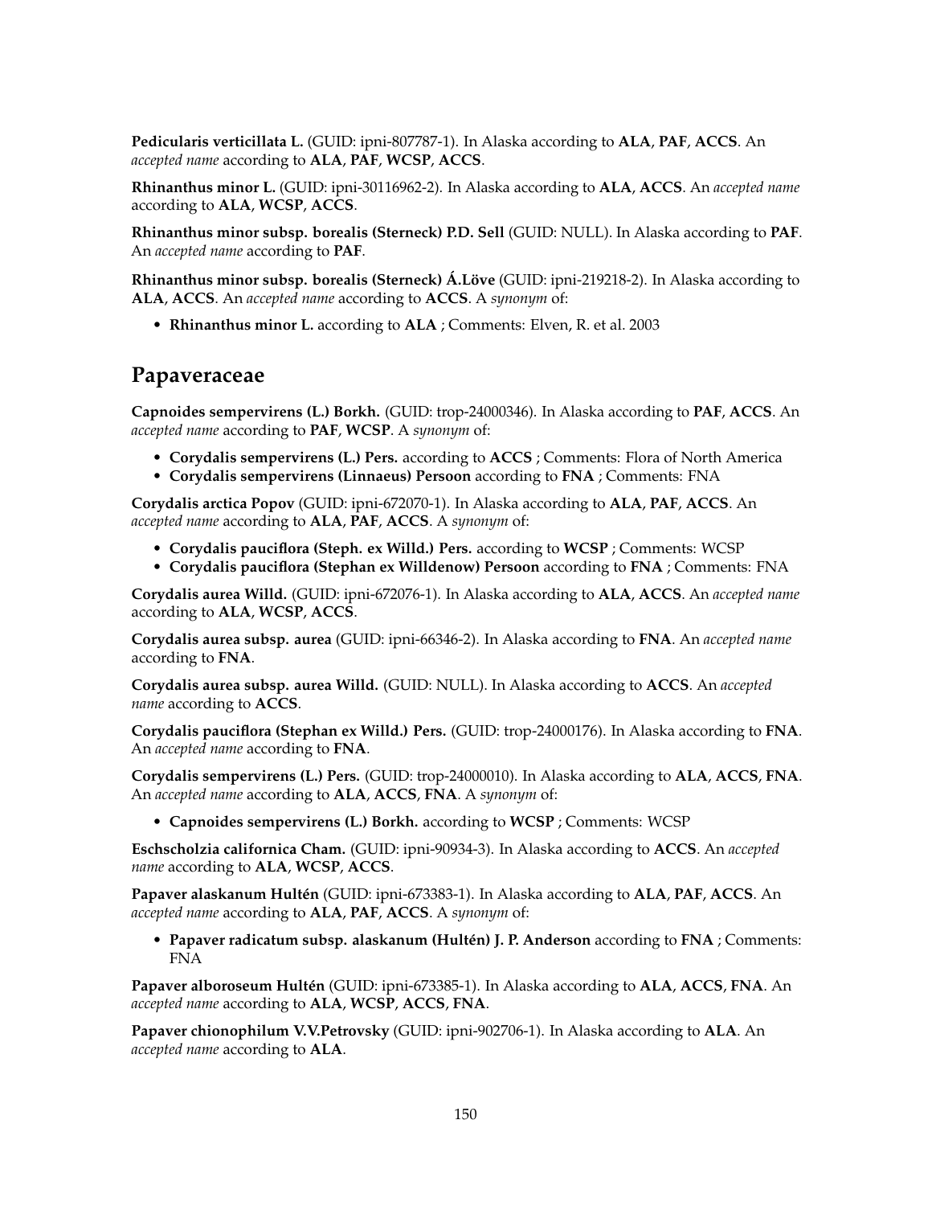**Pedicularis verticillata L.** (GUID: ipni-807787-1). In Alaska according to **ALA**, **PAF**, **ACCS**. An *accepted name* according to **ALA**, **PAF**, **WCSP**, **ACCS**.

**Rhinanthus minor L.** (GUID: ipni-30116962-2). In Alaska according to **ALA**, **ACCS**. An *accepted name* according to **ALA**, **WCSP**, **ACCS**.

**Rhinanthus minor subsp. borealis (Sterneck) P.D. Sell** (GUID: NULL). In Alaska according to **PAF**. An *accepted name* according to **PAF**.

**Rhinanthus minor subsp. borealis (Sterneck) Á.Löve** (GUID: ipni-219218-2). In Alaska according to **ALA**, **ACCS**. An *accepted name* according to **ACCS**. A *synonym* of:

- **Rhinanthus minor L.** according to **ALA** ; Comments: Elven, R. et al. 2003

## Papaveraceae

**Capnoides sempervirens (L.) Borkh.** (GUID: trop-24000346). In Alaska according to **PAF**, **ACCS**. An *accepted name* according to **PAF**, **WCSP**. A *synonym* of:

- **Corydalis sempervirens (L.) Pers.** according to **ACCS** ; Comments: Flora of North America
- **Corydalis sempervirens (Linnaeus) Persoon** according to **FNA** ; Comments: FNA

**Corydalis arctica Popov** (GUID: ipni-672070-1). In Alaska according to **ALA**, **PAF**, **ACCS**. An *accepted name* according to **ALA**, **PAF**, **ACCS**. A *synonym* of:

- **Corydalis pauciflora (Steph. ex Willd.) Pers.** according to **WCSP** ; Comments: WCSP
- **Corydalis pauciflora (Stephan ex Willdenow) Persoon** according to **FNA** ; Comments: FNA

**Corydalis aurea Willd.** (GUID: ipni-672076-1). In Alaska according to **ALA**, **ACCS**. An *accepted name* according to **ALA**, **WCSP**, **ACCS**.

**Corydalis aurea subsp. aurea** (GUID: ipni-66346-2). In Alaska according to **FNA**. An *accepted name* according to **FNA**.

**Corydalis aurea subsp. aurea Willd.** (GUID: NULL). In Alaska according to **ACCS**. An *accepted name* according to **ACCS**.

**Corydalis pauciflora (Stephan ex Willd.) Pers.** (GUID: trop-24000176). In Alaska according to **FNA**. An *accepted name* according to **FNA**.

**Corydalis sempervirens (L.) Pers.** (GUID: trop-24000010). In Alaska according to **ALA**, **ACCS**, **FNA**. An *accepted name* according to **ALA**, **ACCS**, **FNA**. A *synonym* of:

- **Capnoides sempervirens (L.) Borkh.** according to **WCSP** ; Comments: WCSP

**Eschscholzia californica Cham.** (GUID: ipni-90934-3). In Alaska according to **ACCS**. An *accepted name* according to **ALA**, **WCSP**, **ACCS**.

**Papaver alaskanum Hultén** (GUID: ipni-673383-1). In Alaska according to **ALA**, **PAF**, **ACCS**. An *accepted name* according to **ALA**, **PAF**, **ACCS**. A *synonym* of:

- **Papaver radicatum subsp. alaskanum (Hultén) J. P. Anderson** according to **FNA** ; Comments: FNA

**Papaver alboroseum Hultén** (GUID: ipni-673385-1). In Alaska according to **ALA**, **ACCS**, **FNA**. An *accepted name* according to **ALA**, **WCSP**, **ACCS**, **FNA**.

**Papaver chionophilum V.V.Petrovsky** (GUID: ipni-902706-1). In Alaska according to **ALA**. An *accepted name* according to **ALA**.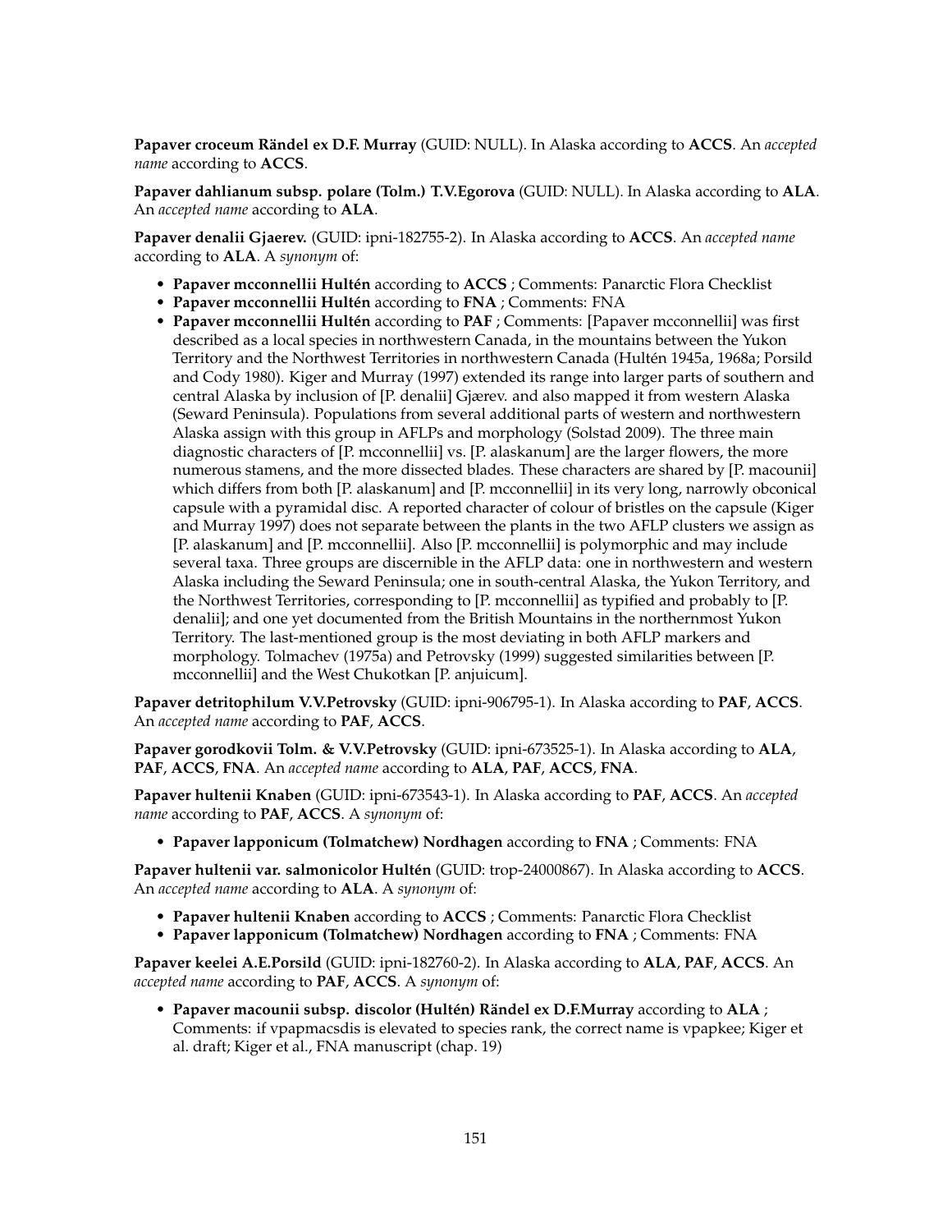**Papaver croceum Rändel ex D.F. Murray** (GUID: NULL). In Alaska according to **ACCS**. An *accepted name* according to **ACCS**.

**Papaver dahlianum subsp. polare (Tolm.) T.V.Egorova** (GUID: NULL). In Alaska according to **ALA**. An *accepted name* according to **ALA**.

**Papaver denalii Gjaerev.** (GUID: ipni-182755-2). In Alaska according to **ACCS**. An *accepted name* according to **ALA**. A *synonym* of:

- **Papaver mcconnellii Hultén** according to **ACCS** ; Comments: Panarctic Flora Checklist
- **Papaver mcconnellii Hultén** according to **FNA** ; Comments: FNA
- **Papaver mcconnellii Hultén** according to **PAF** ; Comments: [Papaver mcconnellii] was first described as a local species in northwestern Canada, in the mountains between the Yukon Territory and the Northwest Territories in northwestern Canada (Hultén 1945a, 1968a; Porsild and Cody 1980). Kiger and Murray (1997) extended its range into larger parts of southern and central Alaska by inclusion of [P. denalii] Gjærev. and also mapped it from western Alaska (Seward Peninsula). Populations from several additional parts of western and northwestern Alaska assign with this group in AFLPs and morphology (Solstad 2009). The three main diagnostic characters of [P. mcconnellii] vs. [P. alaskanum] are the larger flowers, the more numerous stamens, and the more dissected blades. These characters are shared by [P. macounii] which differs from both [P. alaskanum] and [P. mcconnellii] in its very long, narrowly obconical capsule with a pyramidal disc. A reported character of colour of bristles on the capsule (Kiger and Murray 1997) does not separate between the plants in the two AFLP clusters we assign as [P. alaskanum] and [P. mcconnellii]. Also [P. mcconnellii] is polymorphic and may include several taxa. Three groups are discernible in the AFLP data: one in northwestern and western Alaska including the Seward Peninsula; one in south-central Alaska, the Yukon Territory, and the Northwest Territories, corresponding to [P. mcconnellii] as typified and probably to [P. denalii]; and one yet documented from the British Mountains in the northernmost Yukon Territory. The last-mentioned group is the most deviating in both AFLP markers and morphology. Tolmachev (1975a) and Petrovsky (1999) suggested similarities between [P. mcconnellii] and the West Chukotkan [P. anjuicum].

**Papaver detritophilum V.V.Petrovsky** (GUID: ipni-906795-1). In Alaska according to **PAF**, **ACCS**. An *accepted name* according to **PAF**, **ACCS**.

**Papaver gorodkovii Tolm. & V.V.Petrovsky** (GUID: ipni-673525-1). In Alaska according to **ALA**, **PAF**, **ACCS**, **FNA**. An *accepted name* according to **ALA**, **PAF**, **ACCS**, **FNA**.

**Papaver hultenii Knaben** (GUID: ipni-673543-1). In Alaska according to **PAF**, **ACCS**. An *accepted name* according to **PAF**, **ACCS**. A *synonym* of:

- **Papaver lapponicum (Tolmatchew) Nordhagen** according to **FNA** ; Comments: FNA

**Papaver hultenii var. salmonicolor Hultén** (GUID: trop-24000867). In Alaska according to **ACCS**. An *accepted name* according to **ALA**. A *synonym* of:

- **Papaver hultenii Knaben** according to **ACCS** ; Comments: Panarctic Flora Checklist
- **Papaver lapponicum (Tolmatchew) Nordhagen** according to **FNA** ; Comments: FNA

**Papaver keelei A.E.Porsild** (GUID: ipni-182760-2). In Alaska according to **ALA**, **PAF**, **ACCS**. An *accepted name* according to **PAF**, **ACCS**. A *synonym* of:

- **Papaver macounii subsp. discolor (Hultén) Rändel ex D.F.Murray** according to **ALA** ; Comments: if vpapmacsdis is elevated to species rank, the correct name is vpapkee; Kiger et al. draft; Kiger et al., FNA manuscript (chap. 19)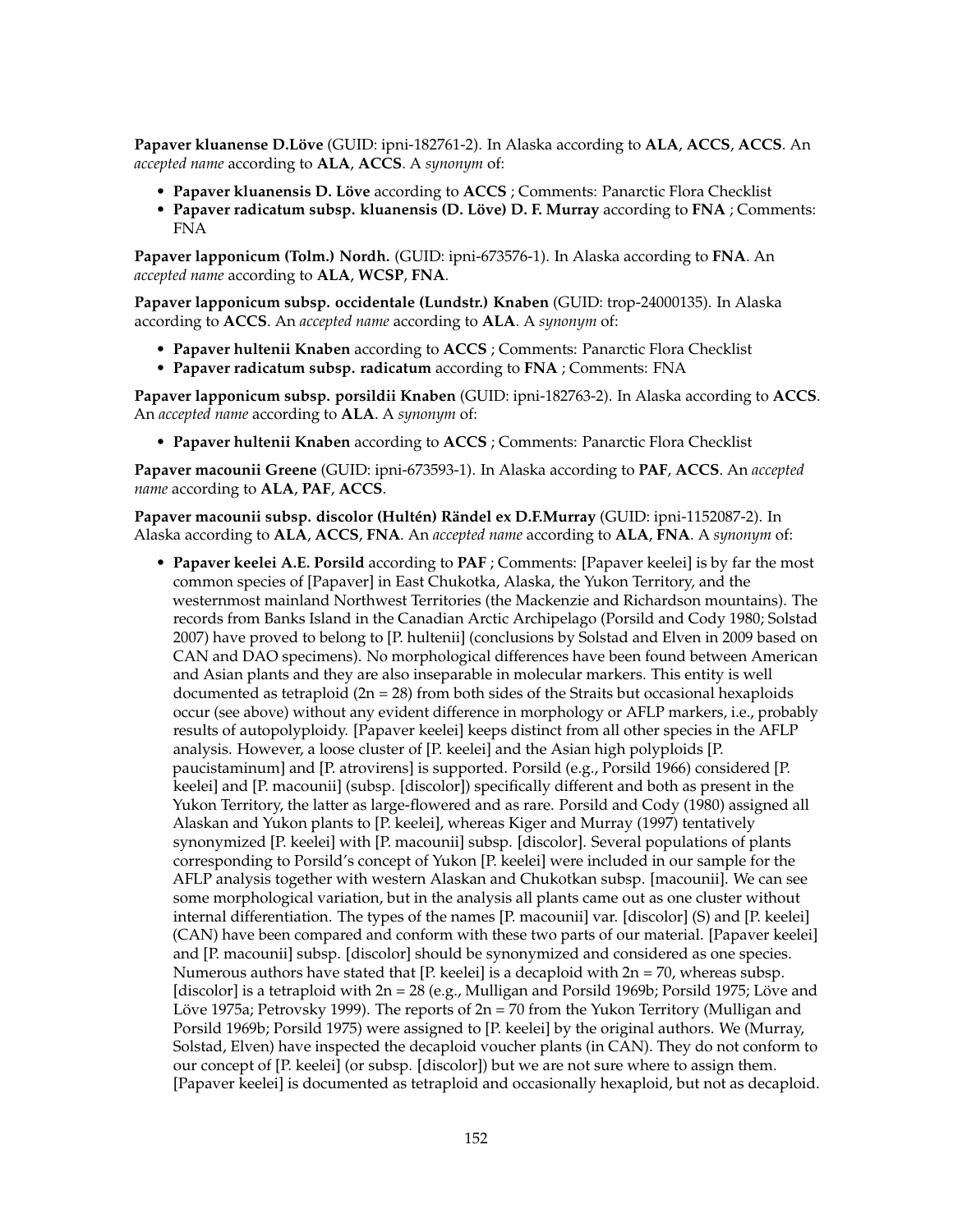**Papaver kluanense D.Löve** (GUID: ipni-182761-2). In Alaska according to **ALA**, **ACCS**, **ACCS**. An *accepted name* according to **ALA**, **ACCS**. A *synonym* of:

- **Papaver kluanensis D. Löve** according to **ACCS** ; Comments: Panarctic Flora Checklist
- **Papaver radicatum subsp. kluanensis (D. Löve) D. F. Murray** according to **FNA** ; Comments: FNA

**Papaver lapponicum (Tolm.) Nordh.** (GUID: ipni-673576-1). In Alaska according to **FNA**. An *accepted name* according to **ALA**, **WCSP**, **FNA**.

**Papaver lapponicum subsp. occidentale (Lundstr.) Knaben** (GUID: trop-24000135). In Alaska according to **ACCS**. An *accepted name* according to **ALA**. A *synonym* of:

- **Papaver hultenii Knaben** according to **ACCS** ; Comments: Panarctic Flora Checklist
- **Papaver radicatum subsp. radicatum** according to **FNA** ; Comments: FNA

**Papaver lapponicum subsp. porsildii Knaben** (GUID: ipni-182763-2). In Alaska according to **ACCS**. An *accepted name* according to **ALA**. A *synonym* of:

- **Papaver hultenii Knaben** according to **ACCS** ; Comments: Panarctic Flora Checklist

**Papaver macounii Greene** (GUID: ipni-673593-1). In Alaska according to **PAF**, **ACCS**. An *accepted name* according to **ALA**, **PAF**, **ACCS**.

**Papaver macounii subsp. discolor (Hultén) Rändel ex D.F.Murray** (GUID: ipni-1152087-2). In Alaska according to **ALA**, **ACCS**, **FNA**. An *accepted name* according to **ALA**, **FNA**. A *synonym* of:

- **Papaver keelei A.E. Porsild** according to **PAF** ; Comments: [Papaver keelei] is by far the most common species of [Papaver] in East Chukotka, Alaska, the Yukon Territory, and the westernmost mainland Northwest Territories (the Mackenzie and Richardson mountains). The records from Banks Island in the Canadian Arctic Archipelago (Porsild and Cody 1980; Solstad 2007) have proved to belong to [P. hultenii] (conclusions by Solstad and Elven in 2009 based on CAN and DAO specimens). No morphological differences have been found between American and Asian plants and they are also inseparable in molecular markers. This entity is well documented as tetraploid (2n = 28) from both sides of the Straits but occasional hexaploids occur (see above) without any evident difference in morphology or AFLP markers, i.e., probably results of autopolyploidy. [Papaver keelei] keeps distinct from all other species in the AFLP analysis. However, a loose cluster of [P. keelei] and the Asian high polyploids [P. paucistaminum] and [P. atrovirens] is supported. Porsild (e.g., Porsild 1966) considered [P. keelei] and [P. macounii] (subsp. [discolor]) specifically different and both as present in the Yukon Territory, the latter as large-flowered and as rare. Porsild and Cody (1980) assigned all Alaskan and Yukon plants to [P. keelei], whereas Kiger and Murray (1997) tentatively synonymized [P. keelei] with [P. macounii] subsp. [discolor]. Several populations of plants corresponding to Porsild's concept of Yukon [P. keelei] were included in our sample for the AFLP analysis together with western Alaskan and Chukotkan subsp. [macounii]. We can see some morphological variation, but in the analysis all plants came out as one cluster without internal differentiation. The types of the names [P. macounii] var. [discolor] (S) and [P. keelei] (CAN) have been compared and conform with these two parts of our material. [Papaver keelei] and [P. macounii] subsp. [discolor] should be synonymized and considered as one species. Numerous authors have stated that [P. keelei] is a decaploid with 2n = 70, whereas subsp. [discolor] is a tetraploid with 2n = 28 (e.g., Mulligan and Porsild 1969b; Porsild 1975; Löve and Löve 1975a; Petrovsky 1999). The reports of 2n = 70 from the Yukon Territory (Mulligan and Porsild 1969b; Porsild 1975) were assigned to [P. keelei] by the original authors. We (Murray, Solstad, Elven) have inspected the decaploid voucher plants (in CAN). They do not conform to our concept of [P. keelei] (or subsp. [discolor]) but we are not sure where to assign them. [Papaver keelei] is documented as tetraploid and occasionally hexaploid, but not as decaploid.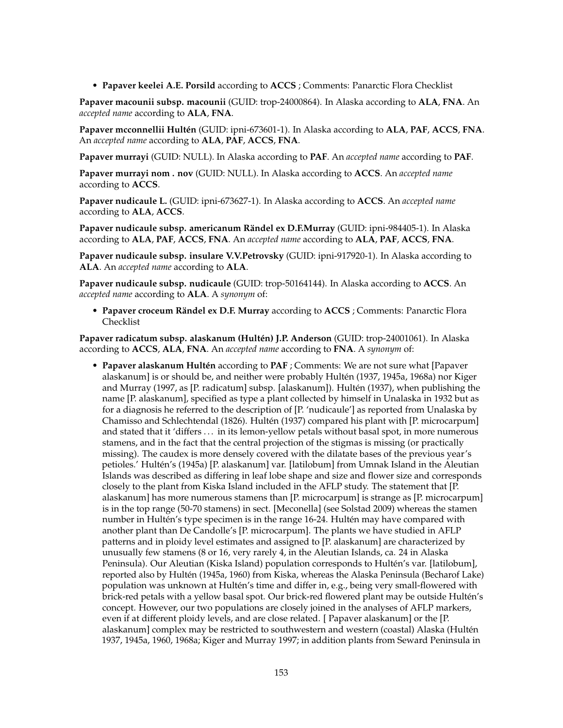- **Papaver keelei A.E. Porsild** according to **ACCS** ; Comments: Panarctic Flora Checklist

**Papaver macounii subsp. macounii** (GUID: trop-24000864). In Alaska according to **ALA**, **FNA**. An *accepted name* according to **ALA**, **FNA**.

**Papaver mcconnellii Hultén** (GUID: ipni-673601-1). In Alaska according to **ALA**, **PAF**, **ACCS**, **FNA**. An *accepted name* according to **ALA**, **PAF**, **ACCS**, **FNA**.

**Papaver murrayi** (GUID: NULL). In Alaska according to **PAF**. An *accepted name* according to **PAF**.

**Papaver murrayi nom . nov** (GUID: NULL). In Alaska according to **ACCS**. An *accepted name* according to **ACCS**.

**Papaver nudicaule L.** (GUID: ipni-673627-1). In Alaska according to **ACCS**. An *accepted name* according to **ALA**, **ACCS**.

**Papaver nudicaule subsp. americanum Rändel ex D.F.Murray** (GUID: ipni-984405-1). In Alaska according to **ALA**, **PAF**, **ACCS**, **FNA**. An *accepted name* according to **ALA**, **PAF**, **ACCS**, **FNA**.

**Papaver nudicaule subsp. insulare V.V.Petrovsky** (GUID: ipni-917920-1). In Alaska according to **ALA**. An *accepted name* according to **ALA**.

**Papaver nudicaule subsp. nudicaule** (GUID: trop-50164144). In Alaska according to **ACCS**. An *accepted name* according to **ALA**. A *synonym* of:

- **Papaver croceum Rändel ex D.F. Murray** according to **ACCS** ; Comments: Panarctic Flora Checklist

**Papaver radicatum subsp. alaskanum (Hultén) J.P. Anderson** (GUID: trop-24001061). In Alaska according to **ACCS**, **ALA**, **FNA**. An *accepted name* according to **FNA**. A *synonym* of:

- **Papaver alaskanum Hultén** according to **PAF** ; Comments: We are not sure what [Papaver alaskanum] is or should be, and neither were probably Hultén (1937, 1945a, 1968a) nor Kiger and Murray (1997, as [P. radicatum] subsp. [alaskanum]). Hultén (1937), when publishing the name [P. alaskanum], specified as type a plant collected by himself in Unalaska in 1932 but as for a diagnosis he referred to the description of [P. 'nudicaule'] as reported from Unalaska by Chamisso and Schlechtendal (1826). Hultén (1937) compared his plant with [P. microcarpum] and stated that it 'differs ... in its lemon-yellow petals without basal spot, in more numerous stamens, and in the fact that the central projection of the stigmas is missing (or practically missing). The caudex is more densely covered with the dilatate bases of the previous year's petioles.' Hultén's (1945a) [P. alaskanum] var. [latilobum] from Umnak Island in the Aleutian Islands was described as differing in leaf lobe shape and size and flower size and corresponds closely to the plant from Kiska Island included in the AFLP study. The statement that [P. alaskanum] has more numerous stamens than [P. microcarpum] is strange as [P. microcarpum] is in the top range (50-70 stamens) in sect. [Meconella] (see Solstad 2009) whereas the stamen number in Hultén's type specimen is in the range 16-24. Hultén may have compared with another plant than De Candolle's [P. microcarpum]. The plants we have studied in AFLP patterns and in ploidy level estimates and assigned to [P. alaskanum] are characterized by unusually few stamens (8 or 16, very rarely 4, in the Aleutian Islands, ca. 24 in Alaska Peninsula). Our Aleutian (Kiska Island) population corresponds to Hultén's var. [latilobum], reported also by Hultén (1945a, 1960) from Kiska, whereas the Alaska Peninsula (Becharof Lake) population was unknown at Hultén's time and differ in, e.g., being very small-flowered with brick-red petals with a yellow basal spot. Our brick-red flowered plant may be outside Hultén's concept. However, our two populations are closely joined in the analyses of AFLP markers, even if at different ploidy levels, and are close related. [ Papaver alaskanum] or the [P. alaskanum] complex may be restricted to southwestern and western (coastal) Alaska (Hultén 1937, 1945a, 1960, 1968a; Kiger and Murray 1997; in addition plants from Seward Peninsula in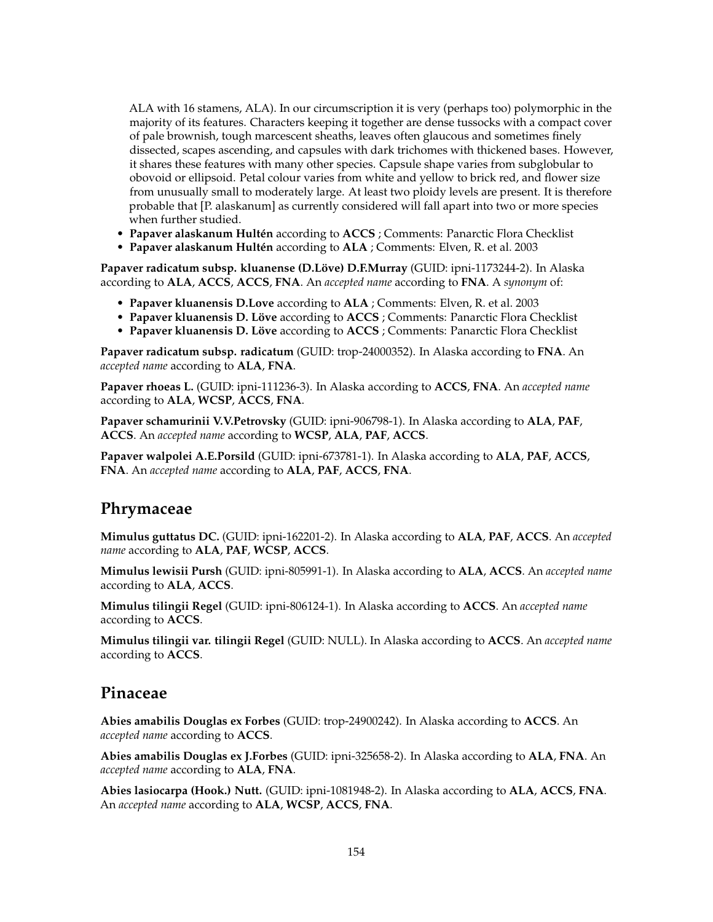ALA with 16 stamens, ALA). In our circumscription it is very (perhaps too) polymorphic in the majority of its features. Characters keeping it together are dense tussocks with a compact cover of pale brownish, tough marcescent sheaths, leaves often glaucous and sometimes finely dissected, scapes ascending, and capsules with dark trichomes with thickened bases. However, it shares these features with many other species. Capsule shape varies from subglobular to obovoid or ellipsoid. Petal colour varies from white and yellow to brick red, and flower size from unusually small to moderately large. At least two ploidy levels are present. It is therefore probable that [P. alaskanum] as currently considered will fall apart into two or more species when further studied.

- **Papaver alaskanum Hultén** according to **ACCS** ; Comments: Panarctic Flora Checklist
- **Papaver alaskanum Hultén** according to **ALA** ; Comments: Elven, R. et al. 2003

**Papaver radicatum subsp. kluanense (D.Löve) D.F.Murray** (GUID: ipni-1173244-2). In Alaska according to **ALA**, **ACCS**, **ACCS**, **FNA**. An *accepted name* according to **FNA**. A *synonym* of:

- **Papaver kluanensis D.Love** according to **ALA** ; Comments: Elven, R. et al. 2003
- **Papaver kluanensis D. Löve** according to **ACCS** ; Comments: Panarctic Flora Checklist
- **Papaver kluanensis D. Löve** according to **ACCS** ; Comments: Panarctic Flora Checklist

**Papaver radicatum subsp. radicatum** (GUID: trop-24000352). In Alaska according to **FNA**. An *accepted name* according to **ALA**, **FNA**.

**Papaver rhoeas L.** (GUID: ipni-111236-3). In Alaska according to **ACCS**, **FNA**. An *accepted name* according to **ALA**, **WCSP**, **ACCS**, **FNA**.

**Papaver schamurinii V.V.Petrovsky** (GUID: ipni-906798-1). In Alaska according to **ALA**, **PAF**, **ACCS**. An *accepted name* according to **WCSP**, **ALA**, **PAF**, **ACCS**.

**Papaver walpolei A.E.Porsild** (GUID: ipni-673781-1). In Alaska according to **ALA**, **PAF**, **ACCS**, **FNA**. An *accepted name* according to **ALA**, **PAF**, **ACCS**, **FNA**.

## Phrymaceae

**Mimulus guttatus DC.** (GUID: ipni-162201-2). In Alaska according to **ALA**, **PAF**, **ACCS**. An *accepted name* according to **ALA**, **PAF**, **WCSP**, **ACCS**.

**Mimulus lewisii Pursh** (GUID: ipni-805991-1). In Alaska according to **ALA**, **ACCS**. An *accepted name* according to **ALA**, **ACCS**.

**Mimulus tilingii Regel** (GUID: ipni-806124-1). In Alaska according to **ACCS**. An *accepted name* according to **ACCS**.

**Mimulus tilingii var. tilingii Regel** (GUID: NULL). In Alaska according to **ACCS**. An *accepted name* according to **ACCS**.

## Pinaceae

**Abies amabilis Douglas ex Forbes** (GUID: trop-24900242). In Alaska according to **ACCS**. An *accepted name* according to **ACCS**.

**Abies amabilis Douglas ex J.Forbes** (GUID: ipni-325658-2). In Alaska according to **ALA**, **FNA**. An *accepted name* according to **ALA**, **FNA**.

**Abies lasiocarpa (Hook.) Nutt.** (GUID: ipni-1081948-2). In Alaska according to **ALA**, **ACCS**, **FNA**. An *accepted name* according to **ALA**, **WCSP**, **ACCS**, **FNA**.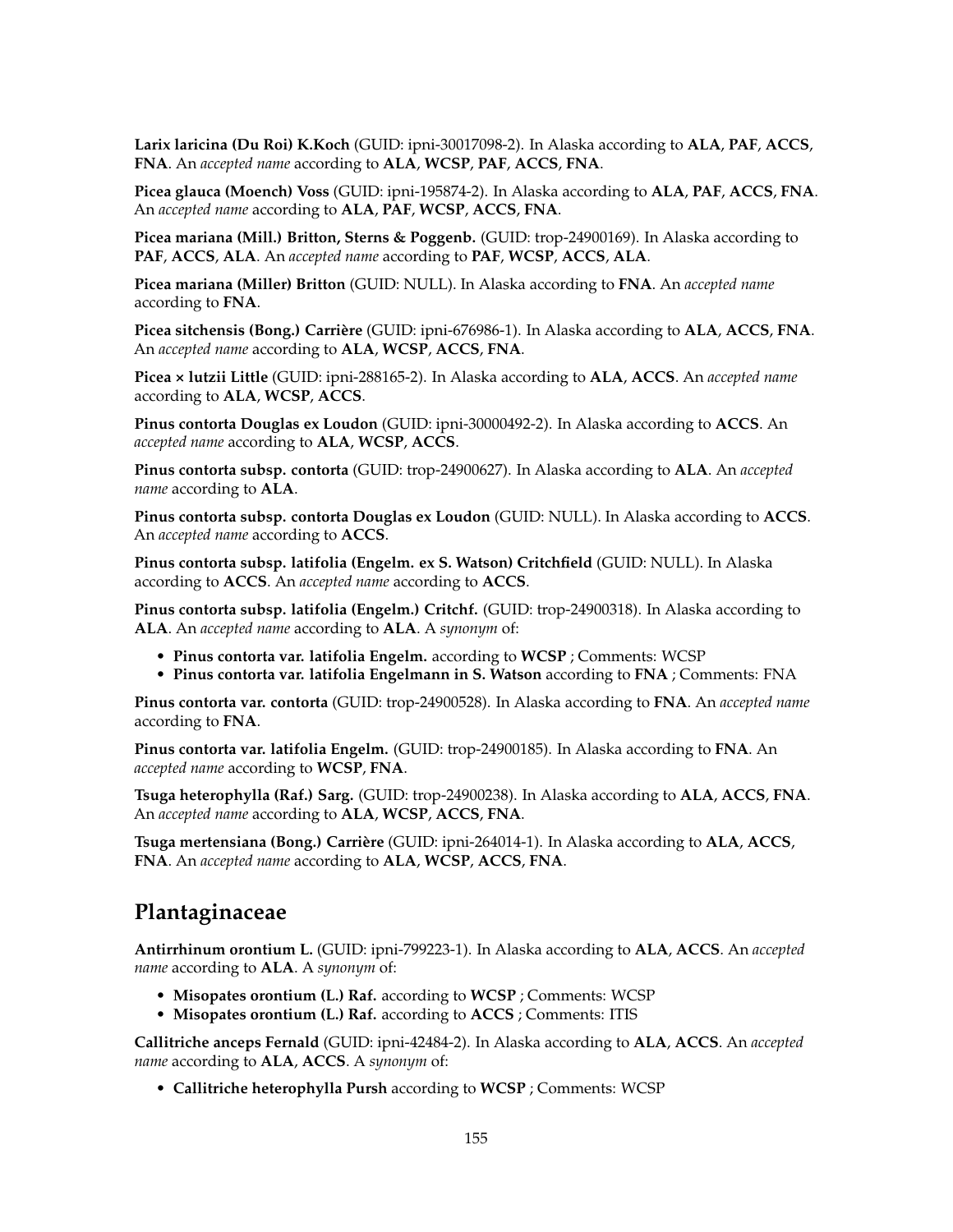**Larix laricina (Du Roi) K.Koch** (GUID: ipni-30017098-2). In Alaska according to **ALA**, **PAF**, **ACCS**, **FNA**. An *accepted name* according to **ALA**, **WCSP**, **PAF**, **ACCS**, **FNA**.

**Picea glauca (Moench) Voss** (GUID: ipni-195874-2). In Alaska according to **ALA**, **PAF**, **ACCS**, **FNA**. An *accepted name* according to **ALA**, **PAF**, **WCSP**, **ACCS**, **FNA**.

**Picea mariana (Mill.) Britton, Sterns & Poggenb.** (GUID: trop-24900169). In Alaska according to **PAF**, **ACCS**, **ALA**. An *accepted name* according to **PAF**, **WCSP**, **ACCS**, **ALA**.

**Picea mariana (Miller) Britton** (GUID: NULL). In Alaska according to **FNA**. An *accepted name* according to **FNA**.

**Picea sitchensis (Bong.) Carrière** (GUID: ipni-676986-1). In Alaska according to **ALA**, **ACCS**, **FNA**. An *accepted name* according to **ALA**, **WCSP**, **ACCS**, **FNA**.

**Picea × lutzii Little** (GUID: ipni-288165-2). In Alaska according to **ALA**, **ACCS**. An *accepted name* according to **ALA**, **WCSP**, **ACCS**.

**Pinus contorta Douglas ex Loudon** (GUID: ipni-30000492-2). In Alaska according to **ACCS**. An *accepted name* according to **ALA**, **WCSP**, **ACCS**.

**Pinus contorta subsp. contorta** (GUID: trop-24900627). In Alaska according to **ALA**. An *accepted name* according to **ALA**.

**Pinus contorta subsp. contorta Douglas ex Loudon** (GUID: NULL). In Alaska according to **ACCS**. An *accepted name* according to **ACCS**.

**Pinus contorta subsp. latifolia (Engelm. ex S. Watson) Critchfield** (GUID: NULL). In Alaska according to **ACCS**. An *accepted name* according to **ACCS**.

**Pinus contorta subsp. latifolia (Engelm.) Critchf.** (GUID: trop-24900318). In Alaska according to **ALA**. An *accepted name* according to **ALA**. A *synonym* of:

- **Pinus contorta var. latifolia Engelm.** according to **WCSP** ; Comments: WCSP
- **Pinus contorta var. latifolia Engelmann in S. Watson** according to **FNA** ; Comments: FNA

**Pinus contorta var. contorta** (GUID: trop-24900528). In Alaska according to **FNA**. An *accepted name* according to **FNA**.

**Pinus contorta var. latifolia Engelm.** (GUID: trop-24900185). In Alaska according to **FNA**. An *accepted name* according to **WCSP**, **FNA**.

**Tsuga heterophylla (Raf.) Sarg.** (GUID: trop-24900238). In Alaska according to **ALA**, **ACCS**, **FNA**. An *accepted name* according to **ALA**, **WCSP**, **ACCS**, **FNA**.

**Tsuga mertensiana (Bong.) Carrière** (GUID: ipni-264014-1). In Alaska according to **ALA**, **ACCS**, **FNA**. An *accepted name* according to **ALA**, **WCSP**, **ACCS**, **FNA**.

## Plantaginaceae

**Antirrhinum orontium L.** (GUID: ipni-799223-1). In Alaska according to **ALA**, **ACCS**. An *accepted name* according to **ALA**. A *synonym* of:

- **Misopates orontium (L.) Raf.** according to **WCSP** ; Comments: WCSP
- **Misopates orontium (L.) Raf.** according to **ACCS** ; Comments: ITIS

**Callitriche anceps Fernald** (GUID: ipni-42484-2). In Alaska according to **ALA**, **ACCS**. An *accepted name* according to **ALA**, **ACCS**. A *synonym* of:

- **Callitriche heterophylla Pursh** according to **WCSP** ; Comments: WCSP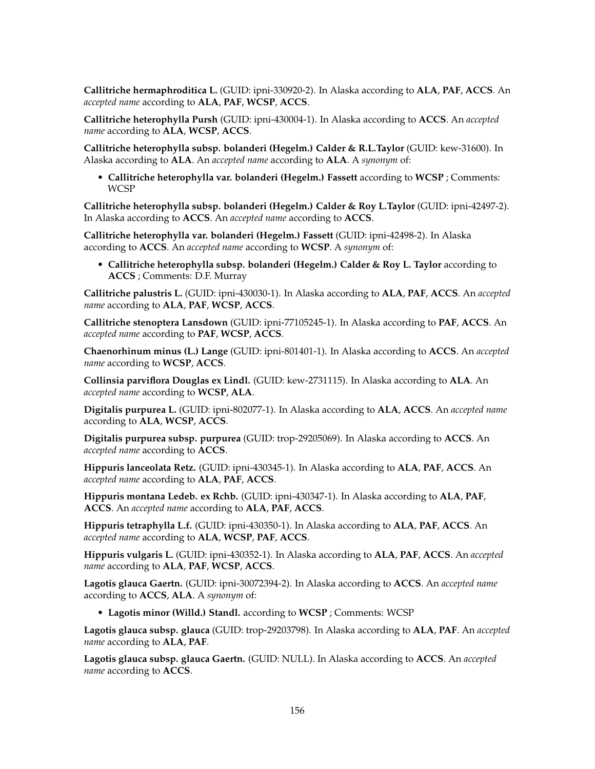**Callitriche hermaphroditica L.** (GUID: ipni-330920-2). In Alaska according to **ALA**, **PAF**, **ACCS**. An *accepted name* according to **ALA**, **PAF**, **WCSP**, **ACCS**.

**Callitriche heterophylla Pursh** (GUID: ipni-430004-1). In Alaska according to **ACCS**. An *accepted name* according to **ALA**, **WCSP**, **ACCS**.

**Callitriche heterophylla subsp. bolanderi (Hegelm.) Calder & R.L.Taylor** (GUID: kew-31600). In Alaska according to **ALA**. An *accepted name* according to **ALA**. A *synonym* of:

- **Callitriche heterophylla var. bolanderi (Hegelm.) Fassett** according to **WCSP** ; Comments: WCSP

**Callitriche heterophylla subsp. bolanderi (Hegelm.) Calder & Roy L.Taylor** (GUID: ipni-42497-2). In Alaska according to **ACCS**. An *accepted name* according to **ACCS**.

**Callitriche heterophylla var. bolanderi (Hegelm.) Fassett** (GUID: ipni-42498-2). In Alaska according to **ACCS**. An *accepted name* according to **WCSP**. A *synonym* of:

- **Callitriche heterophylla subsp. bolanderi (Hegelm.) Calder & Roy L. Taylor** according to **ACCS** ; Comments: D.F. Murray

**Callitriche palustris L.** (GUID: ipni-430030-1). In Alaska according to **ALA**, **PAF**, **ACCS**. An *accepted name* according to **ALA**, **PAF**, **WCSP**, **ACCS**.

**Callitriche stenoptera Lansdown** (GUID: ipni-77105245-1). In Alaska according to **PAF**, **ACCS**. An *accepted name* according to **PAF**, **WCSP**, **ACCS**.

**Chaenorhinum minus (L.) Lange** (GUID: ipni-801401-1). In Alaska according to **ACCS**. An *accepted name* according to **WCSP**, **ACCS**.

**Collinsia parviflora Douglas ex Lindl.** (GUID: kew-2731115). In Alaska according to **ALA**. An *accepted name* according to **WCSP**, **ALA**.

**Digitalis purpurea L.** (GUID: ipni-802077-1). In Alaska according to **ALA**, **ACCS**. An *accepted name* according to **ALA**, **WCSP**, **ACCS**.

**Digitalis purpurea subsp. purpurea** (GUID: trop-29205069). In Alaska according to **ACCS**. An *accepted name* according to **ACCS**.

**Hippuris lanceolata Retz.** (GUID: ipni-430345-1). In Alaska according to **ALA**, **PAF**, **ACCS**. An *accepted name* according to **ALA**, **PAF**, **ACCS**.

**Hippuris montana Ledeb. ex Rchb.** (GUID: ipni-430347-1). In Alaska according to **ALA**, **PAF**, **ACCS**. An *accepted name* according to **ALA**, **PAF**, **ACCS**.

**Hippuris tetraphylla L.f.** (GUID: ipni-430350-1). In Alaska according to **ALA**, **PAF**, **ACCS**. An *accepted name* according to **ALA**, **WCSP**, **PAF**, **ACCS**.

**Hippuris vulgaris L.** (GUID: ipni-430352-1). In Alaska according to **ALA**, **PAF**, **ACCS**. An *accepted name* according to **ALA**, **PAF**, **WCSP**, **ACCS**.

**Lagotis glauca Gaertn.** (GUID: ipni-30072394-2). In Alaska according to **ACCS**. An *accepted name* according to **ACCS**, **ALA**. A *synonym* of:

- **Lagotis minor (Willd.) Standl.** according to **WCSP** ; Comments: WCSP

**Lagotis glauca subsp. glauca** (GUID: trop-29203798). In Alaska according to **ALA**, **PAF**. An *accepted name* according to **ALA**, **PAF**.

**Lagotis glauca subsp. glauca Gaertn.** (GUID: NULL). In Alaska according to **ACCS**. An *accepted name* according to **ACCS**.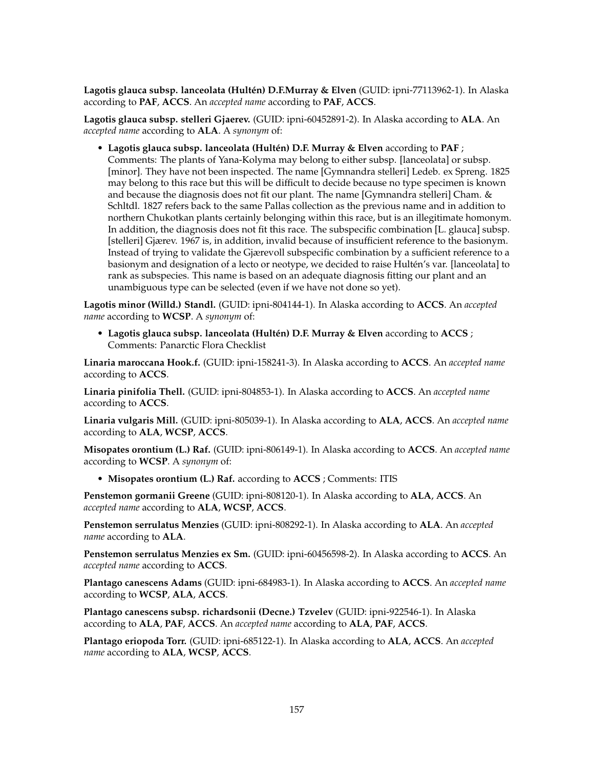**Lagotis glauca subsp. lanceolata (Hultén) D.F.Murray & Elven** (GUID: ipni-77113962-1). In Alaska according to **PAF**, **ACCS**. An *accepted name* according to **PAF**, **ACCS**.

**Lagotis glauca subsp. stelleri Gjaerev.** (GUID: ipni-60452891-2). In Alaska according to **ALA**. An *accepted name* according to **ALA**. A *synonym* of:

- **Lagotis glauca subsp. lanceolata (Hultén) D.F. Murray & Elven** according to **PAF** ; Comments: The plants of Yana-Kolyma may belong to either subsp. [lanceolata] or subsp. [minor]. They have not been inspected. The name [Gymnandra stelleri] Ledeb. ex Spreng. 1825 may belong to this race but this will be difficult to decide because no type specimen is known and because the diagnosis does not fit our plant. The name [Gymnandra stelleri] Cham. & Schltdl. 1827 refers back to the same Pallas collection as the previous name and in addition to northern Chukotkan plants certainly belonging within this race, but is an illegitimate homonym. In addition, the diagnosis does not fit this race. The subspecific combination [L. glauca] subsp. [stelleri] Gjærev. 1967 is, in addition, invalid because of insufficient reference to the basionym. Instead of trying to validate the Gjærevoll subspecific combination by a sufficient reference to a basionym and designation of a lecto or neotype, we decided to raise Hultén's var. [lanceolata] to rank as subspecies. This name is based on an adequate diagnosis fitting our plant and an unambiguous type can be selected (even if we have not done so yet).

**Lagotis minor (Willd.) Standl.** (GUID: ipni-804144-1). In Alaska according to **ACCS**. An *accepted name* according to **WCSP**. A *synonym* of:

- **Lagotis glauca subsp. lanceolata (Hultén) D.F. Murray & Elven** according to **ACCS** ; Comments: Panarctic Flora Checklist

**Linaria maroccana Hook.f.** (GUID: ipni-158241-3). In Alaska according to **ACCS**. An *accepted name* according to **ACCS**.

**Linaria pinifolia Thell.** (GUID: ipni-804853-1). In Alaska according to **ACCS**. An *accepted name* according to **ACCS**.

**Linaria vulgaris Mill.** (GUID: ipni-805039-1). In Alaska according to **ALA**, **ACCS**. An *accepted name* according to **ALA**, **WCSP**, **ACCS**.

**Misopates orontium (L.) Raf.** (GUID: ipni-806149-1). In Alaska according to **ACCS**. An *accepted name* according to **WCSP**. A *synonym* of:

- **Misopates orontium (L.) Raf.** according to **ACCS** ; Comments: ITIS

**Penstemon gormanii Greene** (GUID: ipni-808120-1). In Alaska according to **ALA**, **ACCS**. An *accepted name* according to **ALA**, **WCSP**, **ACCS**.

**Penstemon serrulatus Menzies** (GUID: ipni-808292-1). In Alaska according to **ALA**. An *accepted name* according to **ALA**.

**Penstemon serrulatus Menzies ex Sm.** (GUID: ipni-60456598-2). In Alaska according to **ACCS**. An *accepted name* according to **ACCS**.

**Plantago canescens Adams** (GUID: ipni-684983-1). In Alaska according to **ACCS**. An *accepted name* according to **WCSP**, **ALA**, **ACCS**.

**Plantago canescens subsp. richardsonii (Decne.) Tzvelev** (GUID: ipni-922546-1). In Alaska according to **ALA**, **PAF**, **ACCS**. An *accepted name* according to **ALA**, **PAF**, **ACCS**.

**Plantago eriopoda Torr.** (GUID: ipni-685122-1). In Alaska according to **ALA**, **ACCS**. An *accepted name* according to **ALA**, **WCSP**, **ACCS**.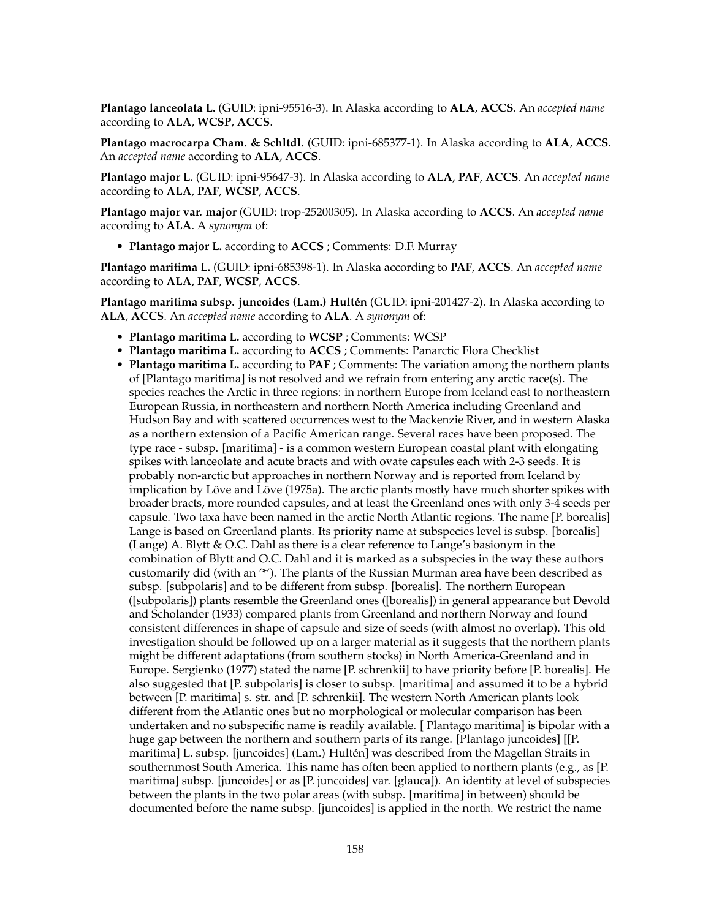**Plantago lanceolata L.** (GUID: ipni-95516-3). In Alaska according to **ALA**, **ACCS**. An *accepted name* according to **ALA**, **WCSP**, **ACCS**.

**Plantago macrocarpa Cham. & Schltdl.** (GUID: ipni-685377-1). In Alaska according to **ALA**, **ACCS**. An *accepted name* according to **ALA**, **ACCS**.

**Plantago major L.** (GUID: ipni-95647-3). In Alaska according to **ALA**, **PAF**, **ACCS**. An *accepted name* according to **ALA**, **PAF**, **WCSP**, **ACCS**.

**Plantago major var. major** (GUID: trop-25200305). In Alaska according to **ACCS**. An *accepted name* according to **ALA**. A *synonym* of:

- **Plantago major L.** according to **ACCS** ; Comments: D.F. Murray

**Plantago maritima L.** (GUID: ipni-685398-1). In Alaska according to **PAF**, **ACCS**. An *accepted name* according to **ALA**, **PAF**, **WCSP**, **ACCS**.

**Plantago maritima subsp. juncoides (Lam.) Hultén** (GUID: ipni-201427-2). In Alaska according to **ALA**, **ACCS**. An *accepted name* according to **ALA**. A *synonym* of:

- **Plantago maritima L.** according to **WCSP** ; Comments: WCSP
- **Plantago maritima L.** according to **ACCS** ; Comments: Panarctic Flora Checklist
- **Plantago maritima L.** according to **PAF** ; Comments: The variation among the northern plants of [Plantago maritima] is not resolved and we refrain from entering any arctic race(s). The species reaches the Arctic in three regions: in northern Europe from Iceland east to northeastern European Russia, in northeastern and northern North America including Greenland and Hudson Bay and with scattered occurrences west to the Mackenzie River, and in western Alaska as a northern extension of a Pacific American range. Several races have been proposed. The type race - subsp. [maritima] - is a common western European coastal plant with elongating spikes with lanceolate and acute bracts and with ovate capsules each with 2-3 seeds. It is probably non-arctic but approaches in northern Norway and is reported from Iceland by implication by Löve and Löve (1975a). The arctic plants mostly have much shorter spikes with broader bracts, more rounded capsules, and at least the Greenland ones with only 3-4 seeds per capsule. Two taxa have been named in the arctic North Atlantic regions. The name [P. borealis] Lange is based on Greenland plants. Its priority name at subspecies level is subsp. [borealis] (Lange) A. Blytt & O.C. Dahl as there is a clear reference to Lange's basionym in the combination of Blytt and O.C. Dahl and it is marked as a subspecies in the way these authors customarily did (with an '*'). The plants of the Russian Murman area have been described as subsp. [subpolaris] and to be different from subsp. [borealis]. The northern European ([subpolaris]) plants resemble the Greenland ones ([borealis]) in general appearance but Devold and Scholander (1933) compared plants from Greenland and northern Norway and found consistent differences in shape of capsule and size of seeds (with almost no overlap). This old investigation should be followed up on a larger material as it suggests that the northern plants might be different adaptations (from southern stocks) in North America-Greenland and in Europe. Sergienko (1977) stated the name [P. schrenkii] to have priority before [P. borealis]. He also suggested that [P. subpolaris] is closer to subsp. [maritima] and assumed it to be a hybrid between [P. maritima] s. str. and [P. schrenkii]. The western North American plants look different from the Atlantic ones but no morphological or molecular comparison has been undertaken and no subspecific name is readily available. [ Plantago maritima] is bipolar with a huge gap between the northern and southern parts of its range. [Plantago juncoides] [[P. maritima] L. subsp. [juncoides] (Lam.) Hultén] was described from the Magellan Straits in southernmost South America. This name has often been applied to northern plants (e.g., as [P. maritima] subsp. [juncoides] or as [P. juncoides] var. [glauca]). An identity at level of subspecies between the plants in the two polar areas (with subsp. [maritima] in between) should be documented before the name subsp. [juncoides] is applied in the north. We restrict the name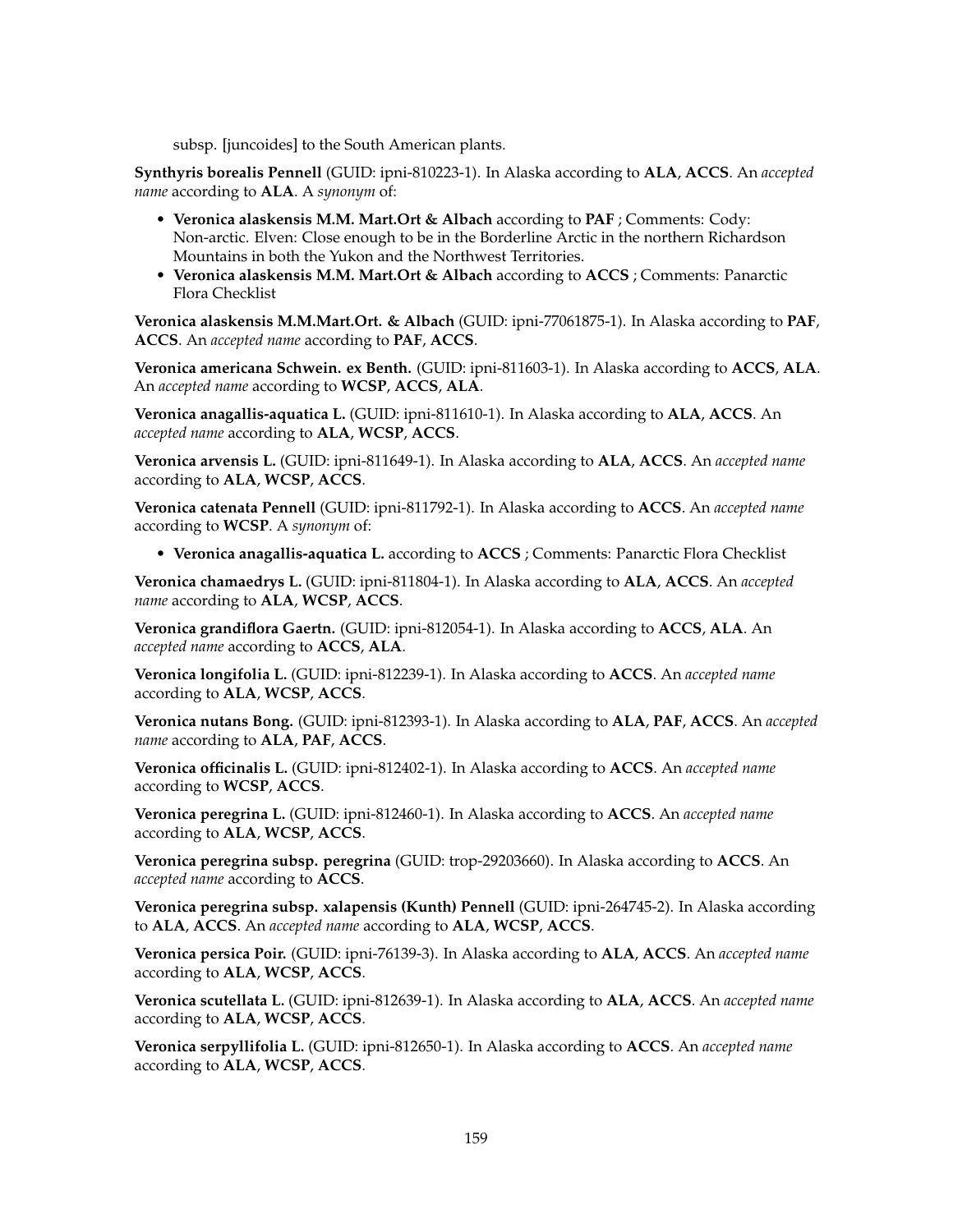subsp. [juncoides] to the South American plants.

**Synthyris borealis Pennell** (GUID: ipni-810223-1). In Alaska according to **ALA**, **ACCS**. An *accepted name* according to **ALA**. A *synonym* of:

- **Veronica alaskensis M.M. Mart.Ort & Albach** according to **PAF** ; Comments: Cody: Non-arctic. Elven: Close enough to be in the Borderline Arctic in the northern Richardson Mountains in both the Yukon and the Northwest Territories.
- **Veronica alaskensis M.M. Mart.Ort & Albach** according to **ACCS** ; Comments: Panarctic Flora Checklist

**Veronica alaskensis M.M.Mart.Ort. & Albach** (GUID: ipni-77061875-1). In Alaska according to **PAF**, **ACCS**. An *accepted name* according to **PAF**, **ACCS**.

**Veronica americana Schwein. ex Benth.** (GUID: ipni-811603-1). In Alaska according to **ACCS**, **ALA**. An *accepted name* according to **WCSP**, **ACCS**, **ALA**.

**Veronica anagallis-aquatica L.** (GUID: ipni-811610-1). In Alaska according to **ALA**, **ACCS**. An *accepted name* according to **ALA**, **WCSP**, **ACCS**.

**Veronica arvensis L.** (GUID: ipni-811649-1). In Alaska according to **ALA**, **ACCS**. An *accepted name* according to **ALA**, **WCSP**, **ACCS**.

**Veronica catenata Pennell** (GUID: ipni-811792-1). In Alaska according to **ACCS**. An *accepted name* according to **WCSP**. A *synonym* of:

- **Veronica anagallis-aquatica L.** according to **ACCS** ; Comments: Panarctic Flora Checklist

**Veronica chamaedrys L.** (GUID: ipni-811804-1). In Alaska according to **ALA**, **ACCS**. An *accepted name* according to **ALA**, **WCSP**, **ACCS**.

**Veronica grandiflora Gaertn.** (GUID: ipni-812054-1). In Alaska according to **ACCS**, **ALA**. An *accepted name* according to **ACCS**, **ALA**.

**Veronica longifolia L.** (GUID: ipni-812239-1). In Alaska according to **ACCS**. An *accepted name* according to **ALA**, **WCSP**, **ACCS**.

**Veronica nutans Bong.** (GUID: ipni-812393-1). In Alaska according to **ALA**, **PAF**, **ACCS**. An *accepted name* according to **ALA**, **PAF**, **ACCS**.

**Veronica officinalis L.** (GUID: ipni-812402-1). In Alaska according to **ACCS**. An *accepted name* according to **WCSP**, **ACCS**.

**Veronica peregrina L.** (GUID: ipni-812460-1). In Alaska according to **ACCS**. An *accepted name* according to **ALA**, **WCSP**, **ACCS**.

**Veronica peregrina subsp. peregrina** (GUID: trop-29203660). In Alaska according to **ACCS**. An *accepted name* according to **ACCS**.

**Veronica peregrina subsp. xalapensis (Kunth) Pennell** (GUID: ipni-264745-2). In Alaska according to **ALA**, **ACCS**. An *accepted name* according to **ALA**, **WCSP**, **ACCS**.

**Veronica persica Poir.** (GUID: ipni-76139-3). In Alaska according to **ALA**, **ACCS**. An *accepted name* according to **ALA**, **WCSP**, **ACCS**.

**Veronica scutellata L.** (GUID: ipni-812639-1). In Alaska according to **ALA**, **ACCS**. An *accepted name* according to **ALA**, **WCSP**, **ACCS**.

**Veronica serpyllifolia L.** (GUID: ipni-812650-1). In Alaska according to **ACCS**. An *accepted name* according to **ALA**, **WCSP**, **ACCS**.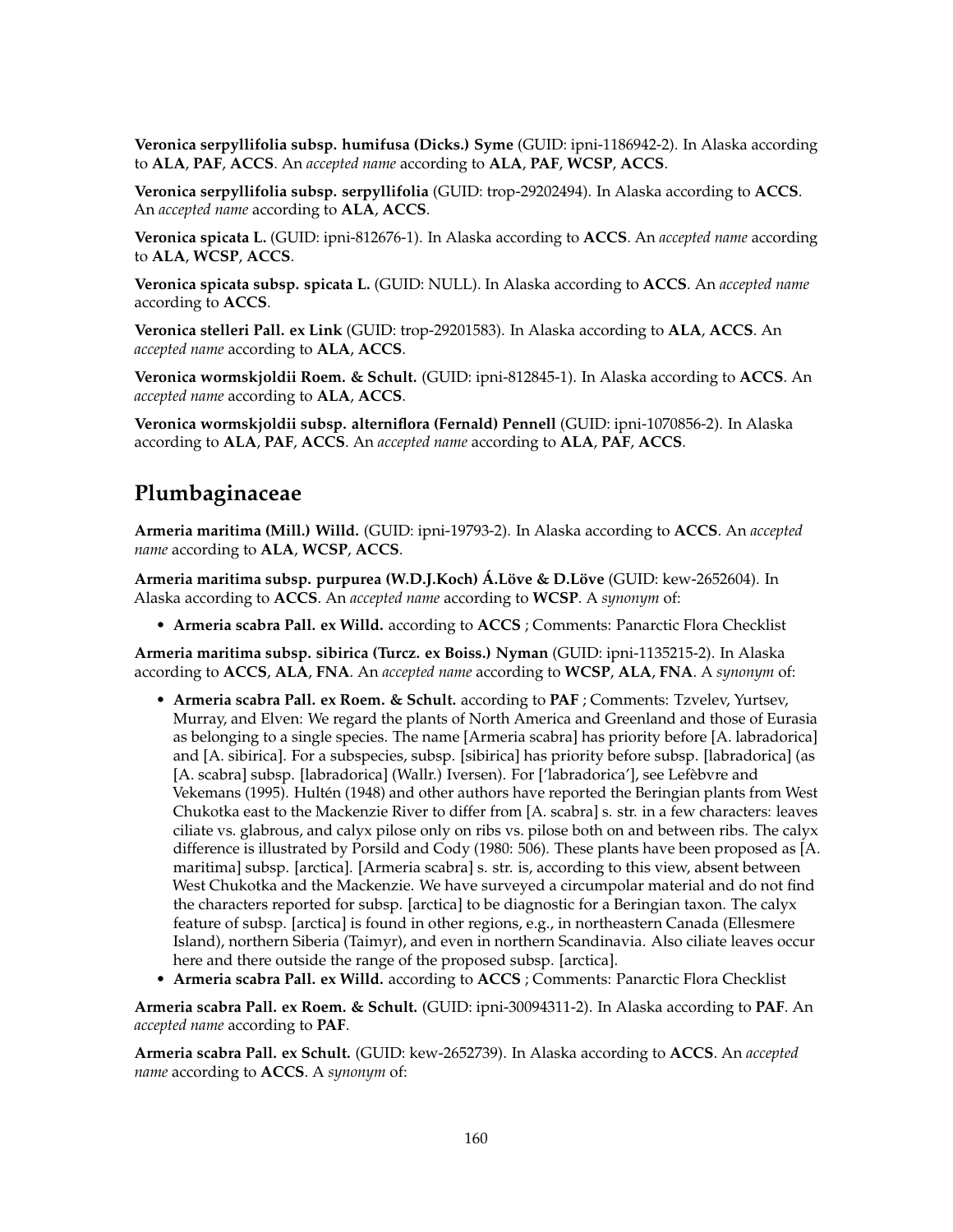**Veronica serpyllifolia subsp. humifusa (Dicks.) Syme** (GUID: ipni-1186942-2). In Alaska according to **ALA**, **PAF**, **ACCS**. An *accepted name* according to **ALA**, **PAF**, **WCSP**, **ACCS**.

**Veronica serpyllifolia subsp. serpyllifolia** (GUID: trop-29202494). In Alaska according to **ACCS**. An *accepted name* according to **ALA**, **ACCS**.

**Veronica spicata L.** (GUID: ipni-812676-1). In Alaska according to **ACCS**. An *accepted name* according to **ALA**, **WCSP**, **ACCS**.

**Veronica spicata subsp. spicata L.** (GUID: NULL). In Alaska according to **ACCS**. An *accepted name* according to **ACCS**.

**Veronica stelleri Pall. ex Link** (GUID: trop-29201583). In Alaska according to **ALA**, **ACCS**. An *accepted name* according to **ALA**, **ACCS**.

**Veronica wormskjoldii Roem. & Schult.** (GUID: ipni-812845-1). In Alaska according to **ACCS**. An *accepted name* according to **ALA**, **ACCS**.

**Veronica wormskjoldii subsp. alterniflora (Fernald) Pennell** (GUID: ipni-1070856-2). In Alaska according to **ALA**, **PAF**, **ACCS**. An *accepted name* according to **ALA**, **PAF**, **ACCS**.

## Plumbaginaceae

**Armeria maritima (Mill.) Willd.** (GUID: ipni-19793-2). In Alaska according to **ACCS**. An *accepted name* according to **ALA**, **WCSP**, **ACCS**.

**Armeria maritima subsp. purpurea (W.D.J.Koch) Á.Löve & D.Löve** (GUID: kew-2652604). In Alaska according to **ACCS**. An *accepted name* according to **WCSP**. A *synonym* of:

- **Armeria scabra Pall. ex Willd.** according to **ACCS** ; Comments: Panarctic Flora Checklist

**Armeria maritima subsp. sibirica (Turcz. ex Boiss.) Nyman** (GUID: ipni-1135215-2). In Alaska according to **ACCS**, **ALA**, **FNA**. An *accepted name* according to **WCSP**, **ALA**, **FNA**. A *synonym* of:

- **Armeria scabra Pall. ex Roem. & Schult.** according to **PAF** ; Comments: Tzvelev, Yurtsev, Murray, and Elven: We regard the plants of North America and Greenland and those of Eurasia as belonging to a single species. The name [Armeria scabra] has priority before [A. labradorica] and [A. sibirica]. For a subspecies, subsp. [sibirica] has priority before subsp. [labradorica] (as [A. scabra] subsp. [labradorica] (Wallr.) Iversen). For ['labradorica'], see Lefèbvre and Vekemans (1995). Hultén (1948) and other authors have reported the Beringian plants from West Chukotka east to the Mackenzie River to differ from [A. scabra] s. str. in a few characters: leaves ciliate vs. glabrous, and calyx pilose only on ribs vs. pilose both on and between ribs. The calyx difference is illustrated by Porsild and Cody (1980: 506). These plants have been proposed as [A. maritima] subsp. [arctica]. [Armeria scabra] s. str. is, according to this view, absent between West Chukotka and the Mackenzie. We have surveyed a circumpolar material and do not find the characters reported for subsp. [arctica] to be diagnostic for a Beringian taxon. The calyx feature of subsp. [arctica] is found in other regions, e.g., in northeastern Canada (Ellesmere Island), northern Siberia (Taimyr), and even in northern Scandinavia. Also ciliate leaves occur here and there outside the range of the proposed subsp. [arctica].
- **Armeria scabra Pall. ex Willd.** according to **ACCS** ; Comments: Panarctic Flora Checklist

**Armeria scabra Pall. ex Roem. & Schult.** (GUID: ipni-30094311-2). In Alaska according to **PAF**. An *accepted name* according to **PAF**.

**Armeria scabra Pall. ex Schult.** (GUID: kew-2652739). In Alaska according to **ACCS**. An *accepted name* according to **ACCS**. A *synonym* of: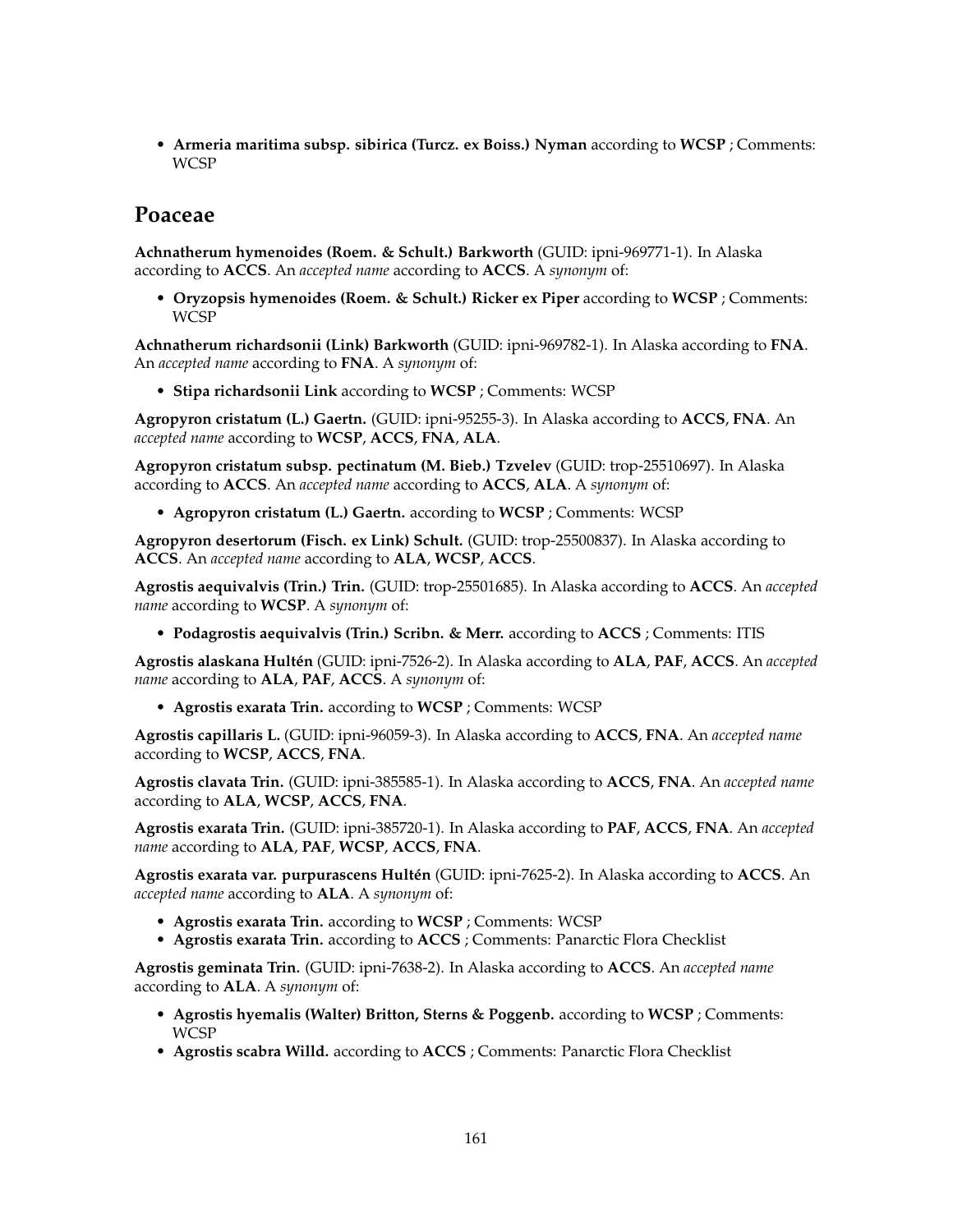- **Armeria maritima subsp. sibirica (Turcz. ex Boiss.) Nyman** according to **WCSP** ; Comments: WCSP

## Poaceae

**Achnatherum hymenoides (Roem. & Schult.) Barkworth** (GUID: ipni-969771-1). In Alaska according to **ACCS**. An *accepted name* according to **ACCS**. A *synonym* of:

- **Oryzopsis hymenoides (Roem. & Schult.) Ricker ex Piper** according to **WCSP** ; Comments: WCSP

**Achnatherum richardsonii (Link) Barkworth** (GUID: ipni-969782-1). In Alaska according to **FNA**. An *accepted name* according to **FNA**. A *synonym* of:

- **Stipa richardsonii Link** according to **WCSP** ; Comments: WCSP

**Agropyron cristatum (L.) Gaertn.** (GUID: ipni-95255-3). In Alaska according to **ACCS**, **FNA**. An *accepted name* according to **WCSP**, **ACCS**, **FNA**, **ALA**.

**Agropyron cristatum subsp. pectinatum (M. Bieb.) Tzvelev** (GUID: trop-25510697). In Alaska according to **ACCS**. An *accepted name* according to **ACCS**, **ALA**. A *synonym* of:

- **Agropyron cristatum (L.) Gaertn.** according to **WCSP** ; Comments: WCSP

**Agropyron desertorum (Fisch. ex Link) Schult.** (GUID: trop-25500837). In Alaska according to **ACCS**. An *accepted name* according to **ALA**, **WCSP**, **ACCS**.

**Agrostis aequivalvis (Trin.) Trin.** (GUID: trop-25501685). In Alaska according to **ACCS**. An *accepted name* according to **WCSP**. A *synonym* of:

- **Podagrostis aequivalvis (Trin.) Scribn. & Merr.** according to **ACCS** ; Comments: ITIS

**Agrostis alaskana Hultén** (GUID: ipni-7526-2). In Alaska according to **ALA**, **PAF**, **ACCS**. An *accepted name* according to **ALA**, **PAF**, **ACCS**. A *synonym* of:

- **Agrostis exarata Trin.** according to **WCSP** ; Comments: WCSP

**Agrostis capillaris L.** (GUID: ipni-96059-3). In Alaska according to **ACCS**, **FNA**. An *accepted name* according to **WCSP**, **ACCS**, **FNA**.

**Agrostis clavata Trin.** (GUID: ipni-385585-1). In Alaska according to **ACCS**, **FNA**. An *accepted name* according to **ALA**, **WCSP**, **ACCS**, **FNA**.

**Agrostis exarata Trin.** (GUID: ipni-385720-1). In Alaska according to **PAF**, **ACCS**, **FNA**. An *accepted name* according to **ALA**, **PAF**, **WCSP**, **ACCS**, **FNA**.

**Agrostis exarata var. purpurascens Hultén** (GUID: ipni-7625-2). In Alaska according to **ACCS**. An *accepted name* according to **ALA**. A *synonym* of:

- **Agrostis exarata Trin.** according to **WCSP** ; Comments: WCSP
- **Agrostis exarata Trin.** according to **ACCS** ; Comments: Panarctic Flora Checklist

**Agrostis geminata Trin.** (GUID: ipni-7638-2). In Alaska according to **ACCS**. An *accepted name* according to **ALA**. A *synonym* of:

- **Agrostis hyemalis (Walter) Britton, Sterns & Poggenb.** according to **WCSP** ; Comments: WCSP
- **Agrostis scabra Willd.** according to **ACCS** ; Comments: Panarctic Flora Checklist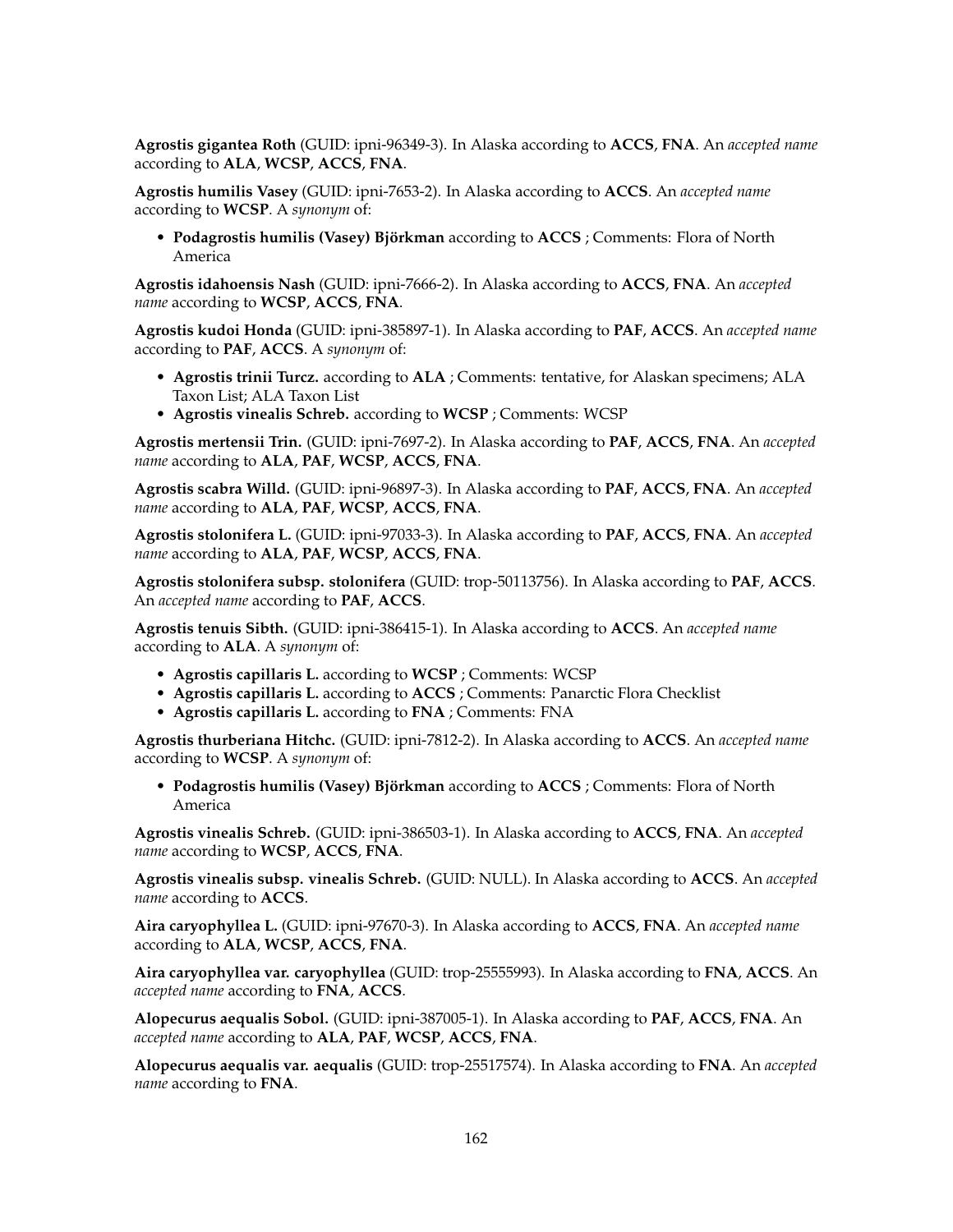**Agrostis gigantea Roth** (GUID: ipni-96349-3). In Alaska according to **ACCS**, **FNA**. An *accepted name* according to **ALA**, **WCSP**, **ACCS**, **FNA**.

**Agrostis humilis Vasey** (GUID: ipni-7653-2). In Alaska according to **ACCS**. An *accepted name* according to **WCSP**. A *synonym* of:

- **Podagrostis humilis (Vasey) Björkman** according to **ACCS** ; Comments: Flora of North America

**Agrostis idahoensis Nash** (GUID: ipni-7666-2). In Alaska according to **ACCS**, **FNA**. An *accepted name* according to **WCSP**, **ACCS**, **FNA**.

**Agrostis kudoi Honda** (GUID: ipni-385897-1). In Alaska according to **PAF**, **ACCS**. An *accepted name* according to **PAF**, **ACCS**. A *synonym* of:

- **Agrostis trinii Turcz.** according to **ALA** ; Comments: tentative, for Alaskan specimens; ALA Taxon List; ALA Taxon List
- **Agrostis vinealis Schreb.** according to **WCSP** ; Comments: WCSP

**Agrostis mertensii Trin.** (GUID: ipni-7697-2). In Alaska according to **PAF**, **ACCS**, **FNA**. An *accepted name* according to **ALA**, **PAF**, **WCSP**, **ACCS**, **FNA**.

**Agrostis scabra Willd.** (GUID: ipni-96897-3). In Alaska according to **PAF**, **ACCS**, **FNA**. An *accepted name* according to **ALA**, **PAF**, **WCSP**, **ACCS**, **FNA**.

**Agrostis stolonifera L.** (GUID: ipni-97033-3). In Alaska according to **PAF**, **ACCS**, **FNA**. An *accepted name* according to **ALA**, **PAF**, **WCSP**, **ACCS**, **FNA**.

**Agrostis stolonifera subsp. stolonifera** (GUID: trop-50113756). In Alaska according to **PAF**, **ACCS**. An *accepted name* according to **PAF**, **ACCS**.

**Agrostis tenuis Sibth.** (GUID: ipni-386415-1). In Alaska according to **ACCS**. An *accepted name* according to **ALA**. A *synonym* of:

- **Agrostis capillaris L.** according to **WCSP** ; Comments: WCSP
- **Agrostis capillaris L.** according to **ACCS** ; Comments: Panarctic Flora Checklist
- **Agrostis capillaris L.** according to **FNA** ; Comments: FNA

**Agrostis thurberiana Hitchc.** (GUID: ipni-7812-2). In Alaska according to **ACCS**. An *accepted name* according to **WCSP**. A *synonym* of:

- **Podagrostis humilis (Vasey) Björkman** according to **ACCS** ; Comments: Flora of North America

**Agrostis vinealis Schreb.** (GUID: ipni-386503-1). In Alaska according to **ACCS**, **FNA**. An *accepted name* according to **WCSP**, **ACCS**, **FNA**.

**Agrostis vinealis subsp. vinealis Schreb.** (GUID: NULL). In Alaska according to **ACCS**. An *accepted name* according to **ACCS**.

**Aira caryophyllea L.** (GUID: ipni-97670-3). In Alaska according to **ACCS**, **FNA**. An *accepted name* according to **ALA**, **WCSP**, **ACCS**, **FNA**.

**Aira caryophyllea var. caryophyllea** (GUID: trop-25555993). In Alaska according to **FNA**, **ACCS**. An *accepted name* according to **FNA**, **ACCS**.

**Alopecurus aequalis Sobol.** (GUID: ipni-387005-1). In Alaska according to **PAF**, **ACCS**, **FNA**. An *accepted name* according to **ALA**, **PAF**, **WCSP**, **ACCS**, **FNA**.

**Alopecurus aequalis var. aequalis** (GUID: trop-25517574). In Alaska according to **FNA**. An *accepted name* according to **FNA**.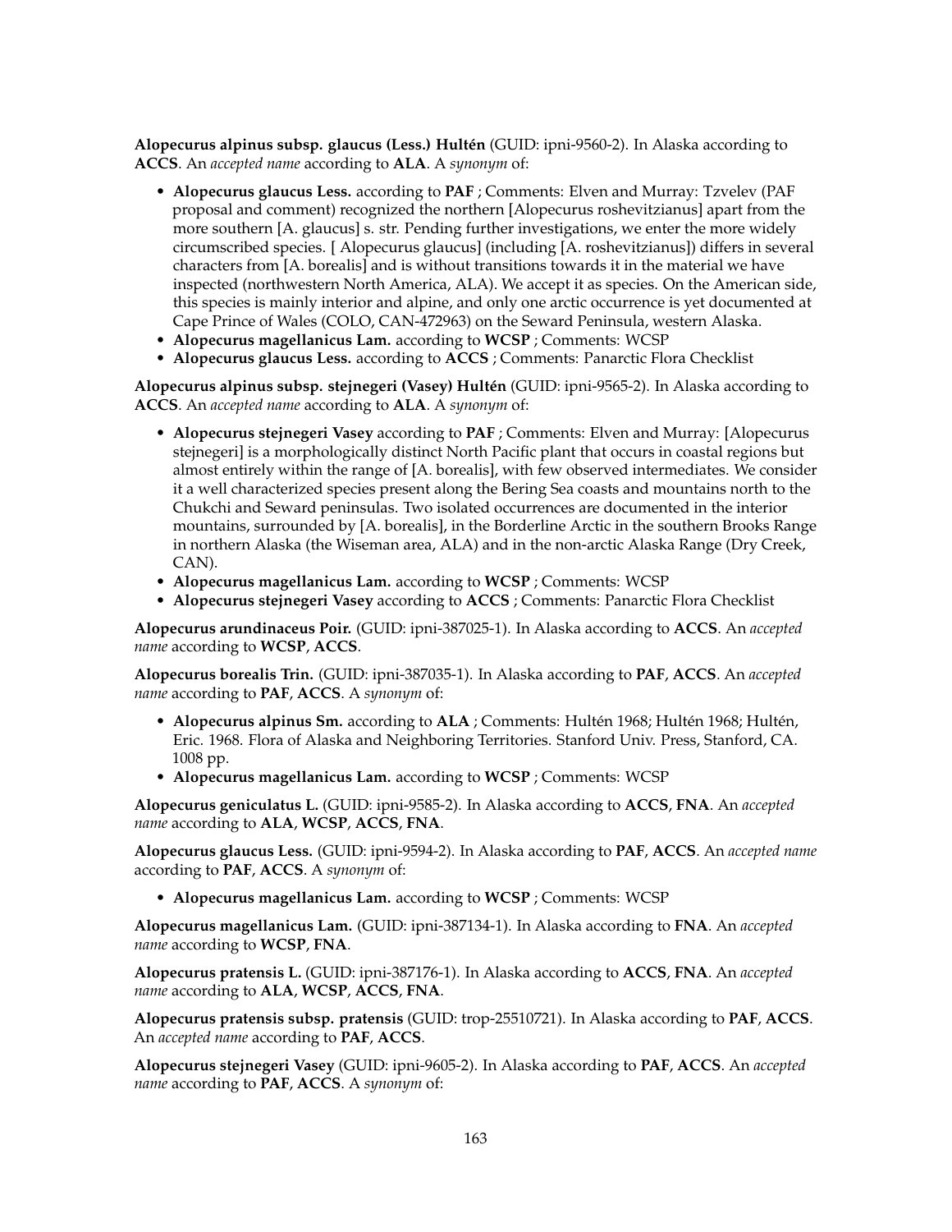**Alopecurus alpinus subsp. glaucus (Less.) Hultén** (GUID: ipni-9560-2). In Alaska according to **ACCS**. An *accepted name* according to **ALA**. A *synonym* of:

- **Alopecurus glaucus Less.** according to **PAF** ; Comments: Elven and Murray: Tzvelev (PAF proposal and comment) recognized the northern [Alopecurus roshevitzianus] apart from the more southern [A. glaucus] s. str. Pending further investigations, we enter the more widely circumscribed species. [ Alopecurus glaucus] (including [A. roshevitzianus]) differs in several characters from [A. borealis] and is without transitions towards it in the material we have inspected (northwestern North America, ALA). We accept it as species. On the American side, this species is mainly interior and alpine, and only one arctic occurrence is yet documented at Cape Prince of Wales (COLO, CAN-472963) on the Seward Peninsula, western Alaska.
- **Alopecurus magellanicus Lam.** according to **WCSP** ; Comments: WCSP
- **Alopecurus glaucus Less.** according to **ACCS** ; Comments: Panarctic Flora Checklist

**Alopecurus alpinus subsp. stejnegeri (Vasey) Hultén** (GUID: ipni-9565-2). In Alaska according to **ACCS**. An *accepted name* according to **ALA**. A *synonym* of:

- **Alopecurus stejnegeri Vasey** according to **PAF** ; Comments: Elven and Murray: [Alopecurus stejnegeri] is a morphologically distinct North Pacific plant that occurs in coastal regions but almost entirely within the range of [A. borealis], with few observed intermediates. We consider it a well characterized species present along the Bering Sea coasts and mountains north to the Chukchi and Seward peninsulas. Two isolated occurrences are documented in the interior mountains, surrounded by [A. borealis], in the Borderline Arctic in the southern Brooks Range in northern Alaska (the Wiseman area, ALA) and in the non-arctic Alaska Range (Dry Creek, CAN).
- **Alopecurus magellanicus Lam.** according to **WCSP** ; Comments: WCSP
- **Alopecurus stejnegeri Vasey** according to **ACCS** ; Comments: Panarctic Flora Checklist

**Alopecurus arundinaceus Poir.** (GUID: ipni-387025-1). In Alaska according to **ACCS**. An *accepted name* according to **WCSP**, **ACCS**.

**Alopecurus borealis Trin.** (GUID: ipni-387035-1). In Alaska according to **PAF**, **ACCS**. An *accepted name* according to **PAF**, **ACCS**. A *synonym* of:

- **Alopecurus alpinus Sm.** according to **ALA** ; Comments: Hultén 1968; Hultén 1968; Hultén, Eric. 1968. Flora of Alaska and Neighboring Territories. Stanford Univ. Press, Stanford, CA. 1008 pp.
- **Alopecurus magellanicus Lam.** according to **WCSP** ; Comments: WCSP

**Alopecurus geniculatus L.** (GUID: ipni-9585-2). In Alaska according to **ACCS**, **FNA**. An *accepted name* according to **ALA**, **WCSP**, **ACCS**, **FNA**.

**Alopecurus glaucus Less.** (GUID: ipni-9594-2). In Alaska according to **PAF**, **ACCS**. An *accepted name* according to **PAF**, **ACCS**. A *synonym* of:

- **Alopecurus magellanicus Lam.** according to **WCSP** ; Comments: WCSP

**Alopecurus magellanicus Lam.** (GUID: ipni-387134-1). In Alaska according to **FNA**. An *accepted name* according to **WCSP**, **FNA**.

**Alopecurus pratensis L.** (GUID: ipni-387176-1). In Alaska according to **ACCS**, **FNA**. An *accepted name* according to **ALA**, **WCSP**, **ACCS**, **FNA**.

**Alopecurus pratensis subsp. pratensis** (GUID: trop-25510721). In Alaska according to **PAF**, **ACCS**. An *accepted name* according to **PAF**, **ACCS**.

**Alopecurus stejnegeri Vasey** (GUID: ipni-9605-2). In Alaska according to **PAF**, **ACCS**. An *accepted name* according to **PAF**, **ACCS**. A *synonym* of: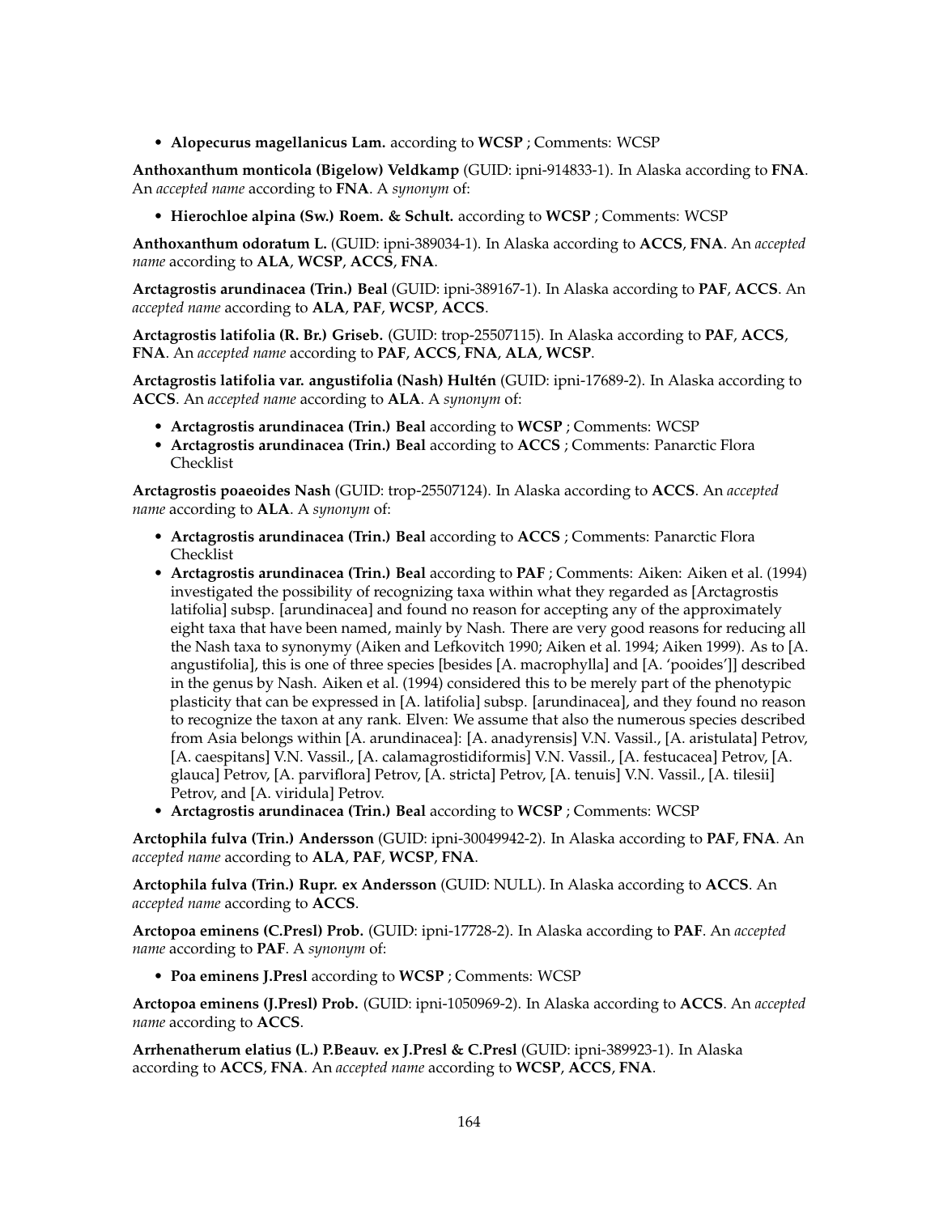- **Alopecurus magellanicus Lam.** according to **WCSP** ; Comments: WCSP

**Anthoxanthum monticola (Bigelow) Veldkamp** (GUID: ipni-914833-1). In Alaska according to **FNA**. An *accepted name* according to **FNA**. A *synonym* of:

- **Hierochloe alpina (Sw.) Roem. & Schult.** according to **WCSP** ; Comments: WCSP

**Anthoxanthum odoratum L.** (GUID: ipni-389034-1). In Alaska according to **ACCS**, **FNA**. An *accepted name* according to **ALA**, **WCSP**, **ACCS**, **FNA**.

**Arctagrostis arundinacea (Trin.) Beal** (GUID: ipni-389167-1). In Alaska according to **PAF**, **ACCS**. An *accepted name* according to **ALA**, **PAF**, **WCSP**, **ACCS**.

**Arctagrostis latifolia (R. Br.) Griseb.** (GUID: trop-25507115). In Alaska according to **PAF**, **ACCS**, **FNA**. An *accepted name* according to **PAF**, **ACCS**, **FNA**, **ALA**, **WCSP**.

**Arctagrostis latifolia var. angustifolia (Nash) Hultén** (GUID: ipni-17689-2). In Alaska according to **ACCS**. An *accepted name* according to **ALA**. A *synonym* of:

- **Arctagrostis arundinacea (Trin.) Beal** according to **WCSP** ; Comments: WCSP
- **Arctagrostis arundinacea (Trin.) Beal** according to **ACCS** ; Comments: Panarctic Flora Checklist

**Arctagrostis poaeoides Nash** (GUID: trop-25507124). In Alaska according to **ACCS**. An *accepted name* according to **ALA**. A *synonym* of:

- **Arctagrostis arundinacea (Trin.) Beal** according to **ACCS** ; Comments: Panarctic Flora Checklist
- **Arctagrostis arundinacea (Trin.) Beal** according to **PAF** ; Comments: Aiken: Aiken et al. (1994) investigated the possibility of recognizing taxa within what they regarded as [Arctagrostis latifolia] subsp. [arundinacea] and found no reason for accepting any of the approximately eight taxa that have been named, mainly by Nash. There are very good reasons for reducing all the Nash taxa to synonymy (Aiken and Lefkovitch 1990; Aiken et al. 1994; Aiken 1999). As to [A. angustifolia], this is one of three species [besides [A. macrophylla] and [A. 'pooides']] described in the genus by Nash. Aiken et al. (1994) considered this to be merely part of the phenotypic plasticity that can be expressed in [A. latifolia] subsp. [arundinacea], and they found no reason to recognize the taxon at any rank. Elven: We assume that also the numerous species described from Asia belongs within [A. arundinacea]: [A. anadyrensis] V.N. Vassil., [A. aristulata] Petrov, [A. caespitans] V.N. Vassil., [A. calamagrostidiformis] V.N. Vassil., [A. festucacea] Petrov, [A. glauca] Petrov, [A. parviflora] Petrov, [A. stricta] Petrov, [A. tenuis] V.N. Vassil., [A. tilesii] Petrov, and [A. viridula] Petrov.
- **Arctagrostis arundinacea (Trin.) Beal** according to **WCSP** ; Comments: WCSP

**Arctophila fulva (Trin.) Andersson** (GUID: ipni-30049942-2). In Alaska according to **PAF**, **FNA**. An *accepted name* according to **ALA**, **PAF**, **WCSP**, **FNA**.

**Arctophila fulva (Trin.) Rupr. ex Andersson** (GUID: NULL). In Alaska according to **ACCS**. An *accepted name* according to **ACCS**.

**Arctopoa eminens (C.Presl) Prob.** (GUID: ipni-17728-2). In Alaska according to **PAF**. An *accepted name* according to **PAF**. A *synonym* of:

- **Poa eminens J.Presl** according to **WCSP** ; Comments: WCSP

**Arctopoa eminens (J.Presl) Prob.** (GUID: ipni-1050969-2). In Alaska according to **ACCS**. An *accepted name* according to **ACCS**.

**Arrhenatherum elatius (L.) P.Beauv. ex J.Presl & C.Presl** (GUID: ipni-389923-1). In Alaska according to **ACCS**, **FNA**. An *accepted name* according to **WCSP**, **ACCS**, **FNA**.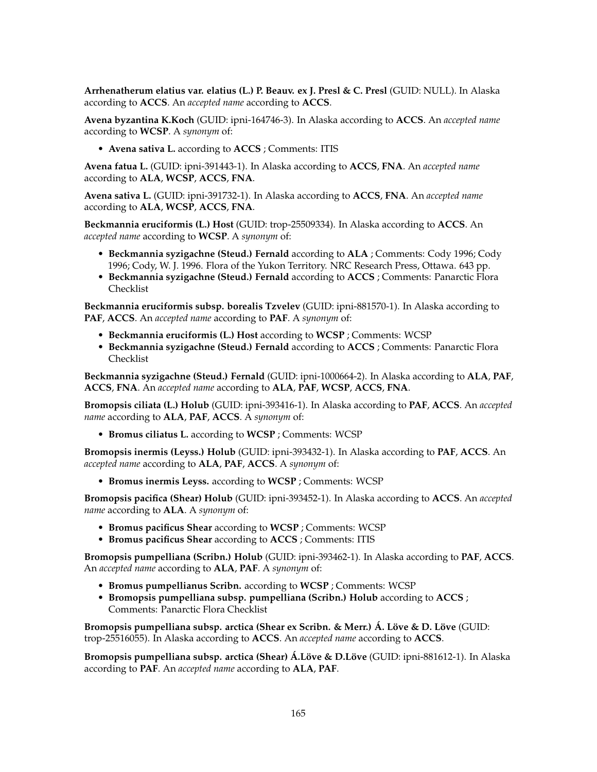**Arrhenatherum elatius var. elatius (L.) P. Beauv. ex J. Presl & C. Presl** (GUID: NULL). In Alaska according to **ACCS**. An *accepted name* according to **ACCS**.

**Avena byzantina K.Koch** (GUID: ipni-164746-3). In Alaska according to **ACCS**. An *accepted name* according to **WCSP**. A *synonym* of:

- **Avena sativa L.** according to **ACCS** ; Comments: ITIS

**Avena fatua L.** (GUID: ipni-391443-1). In Alaska according to **ACCS**, **FNA**. An *accepted name* according to **ALA**, **WCSP**, **ACCS**, **FNA**.

**Avena sativa L.** (GUID: ipni-391732-1). In Alaska according to **ACCS**, **FNA**. An *accepted name* according to **ALA**, **WCSP**, **ACCS**, **FNA**.

**Beckmannia eruciformis (L.) Host** (GUID: trop-25509334). In Alaska according to **ACCS**. An *accepted name* according to **WCSP**. A *synonym* of:

- **Beckmannia syzigachne (Steud.) Fernald** according to **ALA** ; Comments: Cody 1996; Cody 1996; Cody, W. J. 1996. Flora of the Yukon Territory. NRC Research Press, Ottawa. 643 pp.
- **Beckmannia syzigachne (Steud.) Fernald** according to **ACCS** ; Comments: Panarctic Flora Checklist

**Beckmannia eruciformis subsp. borealis Tzvelev** (GUID: ipni-881570-1). In Alaska according to **PAF**, **ACCS**. An *accepted name* according to **PAF**. A *synonym* of:

- **Beckmannia eruciformis (L.) Host** according to **WCSP** ; Comments: WCSP
- **Beckmannia syzigachne (Steud.) Fernald** according to **ACCS** ; Comments: Panarctic Flora Checklist

**Beckmannia syzigachne (Steud.) Fernald** (GUID: ipni-1000664-2). In Alaska according to **ALA**, **PAF**, **ACCS**, **FNA**. An *accepted name* according to **ALA**, **PAF**, **WCSP**, **ACCS**, **FNA**.

**Bromopsis ciliata (L.) Holub** (GUID: ipni-393416-1). In Alaska according to **PAF**, **ACCS**. An *accepted name* according to **ALA**, **PAF**, **ACCS**. A *synonym* of:

- **Bromus ciliatus L.** according to **WCSP** ; Comments: WCSP

**Bromopsis inermis (Leyss.) Holub** (GUID: ipni-393432-1). In Alaska according to **PAF**, **ACCS**. An *accepted name* according to **ALA**, **PAF**, **ACCS**. A *synonym* of:

- **Bromus inermis Leyss.** according to **WCSP** ; Comments: WCSP

**Bromopsis pacifica (Shear) Holub** (GUID: ipni-393452-1). In Alaska according to **ACCS**. An *accepted name* according to **ALA**. A *synonym* of:

- **Bromus pacificus Shear** according to **WCSP** ; Comments: WCSP
- **Bromus pacificus Shear** according to **ACCS** ; Comments: ITIS

**Bromopsis pumpelliana (Scribn.) Holub** (GUID: ipni-393462-1). In Alaska according to **PAF**, **ACCS**. An *accepted name* according to **ALA**, **PAF**. A *synonym* of:

- **Bromus pumpellianus Scribn.** according to **WCSP** ; Comments: WCSP
- **Bromopsis pumpelliana subsp. pumpelliana (Scribn.) Holub** according to **ACCS** ; Comments: Panarctic Flora Checklist

**Bromopsis pumpelliana subsp. arctica (Shear ex Scribn. & Merr.) Á. Löve & D. Löve** (GUID: trop-25516055). In Alaska according to **ACCS**. An *accepted name* according to **ACCS**.

**Bromopsis pumpelliana subsp. arctica (Shear) Á.Löve & D.Löve** (GUID: ipni-881612-1). In Alaska according to **PAF**. An *accepted name* according to **ALA**, **PAF**.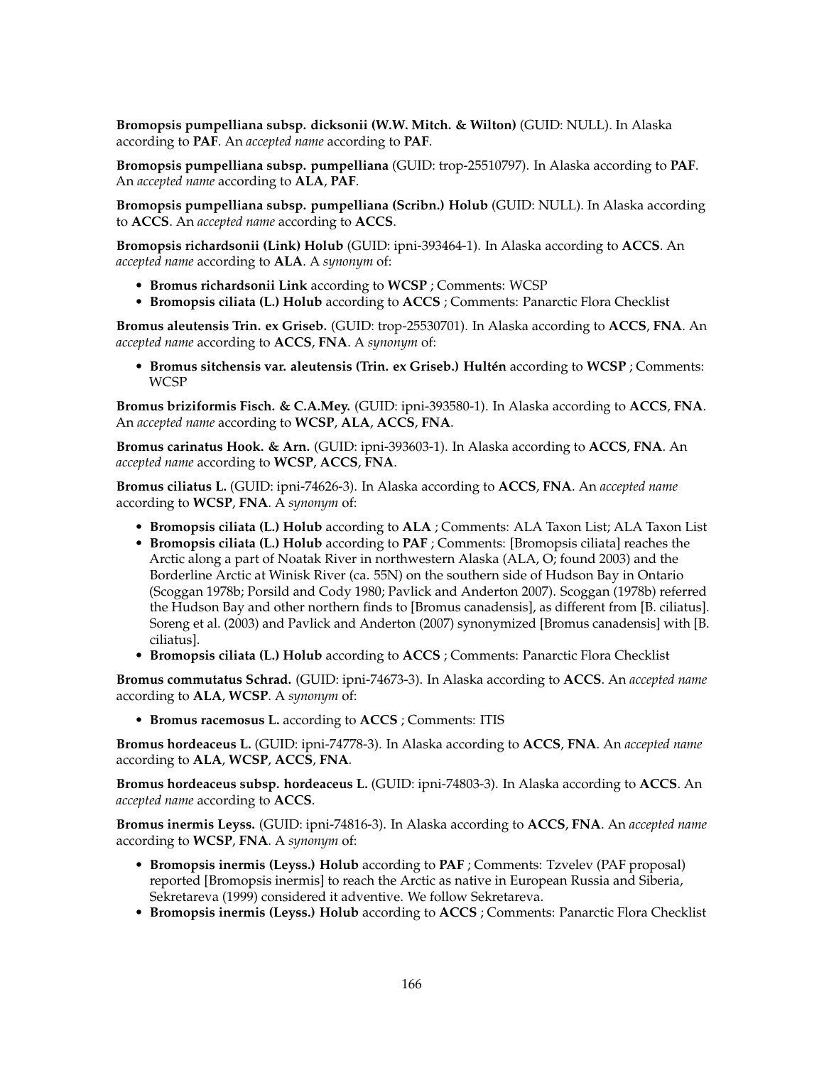**Bromopsis pumpelliana subsp. dicksonii (W.W. Mitch. & Wilton)** (GUID: NULL). In Alaska according to **PAF**. An *accepted name* according to **PAF**.

**Bromopsis pumpelliana subsp. pumpelliana** (GUID: trop-25510797). In Alaska according to **PAF**. An *accepted name* according to **ALA**, **PAF**.

**Bromopsis pumpelliana subsp. pumpelliana (Scribn.) Holub** (GUID: NULL). In Alaska according to **ACCS**. An *accepted name* according to **ACCS**.

**Bromopsis richardsonii (Link) Holub** (GUID: ipni-393464-1). In Alaska according to **ACCS**. An *accepted name* according to **ALA**. A *synonym* of:

- **Bromus richardsonii Link** according to **WCSP** ; Comments: WCSP
- **Bromopsis ciliata (L.) Holub** according to **ACCS** ; Comments: Panarctic Flora Checklist

**Bromus aleutensis Trin. ex Griseb.** (GUID: trop-25530701). In Alaska according to **ACCS**, **FNA**. An *accepted name* according to **ACCS**, **FNA**. A *synonym* of:

- **Bromus sitchensis var. aleutensis (Trin. ex Griseb.) Hultén** according to **WCSP** ; Comments: WCSP

**Bromus briziformis Fisch. & C.A.Mey.** (GUID: ipni-393580-1). In Alaska according to **ACCS**, **FNA**. An *accepted name* according to **WCSP**, **ALA**, **ACCS**, **FNA**.

**Bromus carinatus Hook. & Arn.** (GUID: ipni-393603-1). In Alaska according to **ACCS**, **FNA**. An *accepted name* according to **WCSP**, **ACCS**, **FNA**.

**Bromus ciliatus L.** (GUID: ipni-74626-3). In Alaska according to **ACCS**, **FNA**. An *accepted name* according to **WCSP**, **FNA**. A *synonym* of:

- **Bromopsis ciliata (L.) Holub** according to **ALA** ; Comments: ALA Taxon List; ALA Taxon List
- **Bromopsis ciliata (L.) Holub** according to **PAF** ; Comments: [Bromopsis ciliata] reaches the Arctic along a part of Noatak River in northwestern Alaska (ALA, O; found 2003) and the Borderline Arctic at Winisk River (ca. 55N) on the southern side of Hudson Bay in Ontario (Scoggan 1978b; Porsild and Cody 1980; Pavlick and Anderton 2007). Scoggan (1978b) referred the Hudson Bay and other northern finds to [Bromus canadensis], as different from [B. ciliatus]. Soreng et al. (2003) and Pavlick and Anderton (2007) synonymized [Bromus canadensis] with [B. ciliatus].
- **Bromopsis ciliata (L.) Holub** according to **ACCS** ; Comments: Panarctic Flora Checklist

**Bromus commutatus Schrad.** (GUID: ipni-74673-3). In Alaska according to **ACCS**. An *accepted name* according to **ALA**, **WCSP**. A *synonym* of:

- **Bromus racemosus L.** according to **ACCS** ; Comments: ITIS

**Bromus hordeaceus L.** (GUID: ipni-74778-3). In Alaska according to **ACCS**, **FNA**. An *accepted name* according to **ALA**, **WCSP**, **ACCS**, **FNA**.

**Bromus hordeaceus subsp. hordeaceus L.** (GUID: ipni-74803-3). In Alaska according to **ACCS**. An *accepted name* according to **ACCS**.

**Bromus inermis Leyss.** (GUID: ipni-74816-3). In Alaska according to **ACCS**, **FNA**. An *accepted name* according to **WCSP**, **FNA**. A *synonym* of:

- **Bromopsis inermis (Leyss.) Holub** according to **PAF** ; Comments: Tzvelev (PAF proposal) reported [Bromopsis inermis] to reach the Arctic as native in European Russia and Siberia, Sekretareva (1999) considered it adventive. We follow Sekretareva.
- **Bromopsis inermis (Leyss.) Holub** according to **ACCS** ; Comments: Panarctic Flora Checklist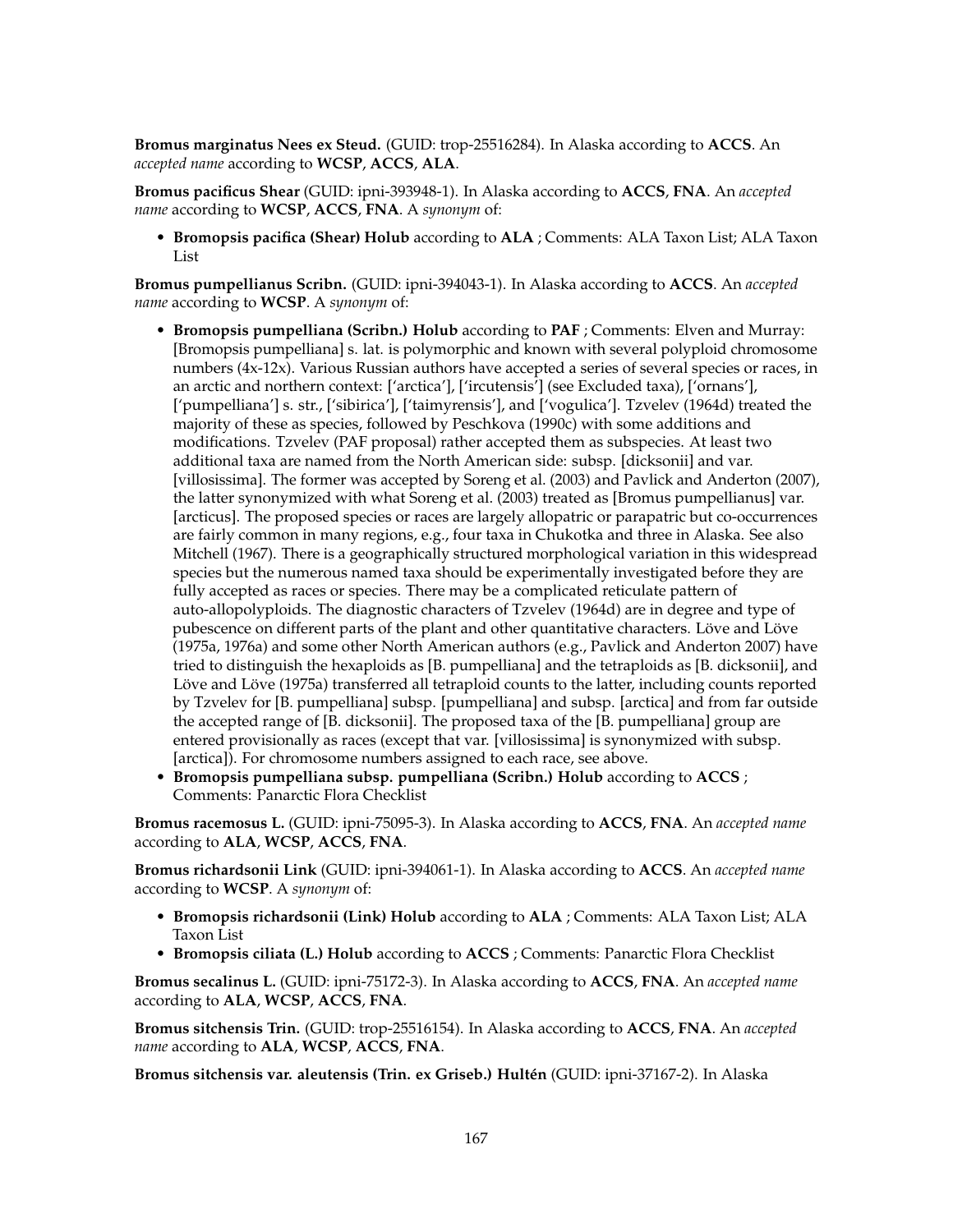**Bromus marginatus Nees ex Steud.** (GUID: trop-25516284). In Alaska according to **ACCS**. An *accepted name* according to **WCSP**, **ACCS**, **ALA**.

**Bromus pacificus Shear** (GUID: ipni-393948-1). In Alaska according to **ACCS**, **FNA**. An *accepted name* according to **WCSP**, **ACCS**, **FNA**. A *synonym* of:

- **Bromopsis pacifica (Shear) Holub** according to **ALA** ; Comments: ALA Taxon List; ALA Taxon List

**Bromus pumpellianus Scribn.** (GUID: ipni-394043-1). In Alaska according to **ACCS**. An *accepted name* according to **WCSP**. A *synonym* of:

- **Bromopsis pumpelliana (Scribn.) Holub** according to **PAF** ; Comments: Elven and Murray: [Bromopsis pumpelliana] s. lat. is polymorphic and known with several polyploid chromosome numbers (4x-12x). Various Russian authors have accepted a series of several species or races, in an arctic and northern context: ['arctica'], ['ircutensis'] (see Excluded taxa), ['ornans'], ['pumpelliana'] s. str., ['sibirica'], ['taimyrensis'], and ['vogulica']. Tzvelev (1964d) treated the majority of these as species, followed by Peschkova (1990c) with some additions and modifications. Tzvelev (PAF proposal) rather accepted them as subspecies. At least two additional taxa are named from the North American side: subsp. [dicksonii] and var. [villosissima]. The former was accepted by Soreng et al. (2003) and Pavlick and Anderton (2007), the latter synonymized with what Soreng et al. (2003) treated as [Bromus pumpellianus] var. [arcticus]. The proposed species or races are largely allopatric or parapatric but co-occurrences are fairly common in many regions, e.g., four taxa in Chukotka and three in Alaska. See also Mitchell (1967). There is a geographically structured morphological variation in this widespread species but the numerous named taxa should be experimentally investigated before they are fully accepted as races or species. There may be a complicated reticulate pattern of auto-allopolyploids. The diagnostic characters of Tzvelev (1964d) are in degree and type of pubescence on different parts of the plant and other quantitative characters. Löve and Löve (1975a, 1976a) and some other North American authors (e.g., Pavlick and Anderton 2007) have tried to distinguish the hexaploids as [B. pumpelliana] and the tetraploids as [B. dicksonii], and Löve and Löve (1975a) transferred all tetraploid counts to the latter, including counts reported by Tzvelev for [B. pumpelliana] subsp. [pumpelliana] and subsp. [arctica] and from far outside the accepted range of [B. dicksonii]. The proposed taxa of the [B. pumpelliana] group are entered provisionally as races (except that var. [villosissima] is synonymized with subsp. [arctica]). For chromosome numbers assigned to each race, see above.
- **Bromopsis pumpelliana subsp. pumpelliana (Scribn.) Holub** according to **ACCS** ; Comments: Panarctic Flora Checklist

**Bromus racemosus L.** (GUID: ipni-75095-3). In Alaska according to **ACCS**, **FNA**. An *accepted name* according to **ALA**, **WCSP**, **ACCS**, **FNA**.

**Bromus richardsonii Link** (GUID: ipni-394061-1). In Alaska according to **ACCS**. An *accepted name* according to **WCSP**. A *synonym* of:

- **Bromopsis richardsonii (Link) Holub** according to **ALA** ; Comments: ALA Taxon List; ALA Taxon List
- **Bromopsis ciliata (L.) Holub** according to **ACCS** ; Comments: Panarctic Flora Checklist

**Bromus secalinus L.** (GUID: ipni-75172-3). In Alaska according to **ACCS**, **FNA**. An *accepted name* according to **ALA**, **WCSP**, **ACCS**, **FNA**.

**Bromus sitchensis Trin.** (GUID: trop-25516154). In Alaska according to **ACCS**, **FNA**. An *accepted name* according to **ALA**, **WCSP**, **ACCS**, **FNA**.

**Bromus sitchensis var. aleutensis (Trin. ex Griseb.) Hultén** (GUID: ipni-37167-2). In Alaska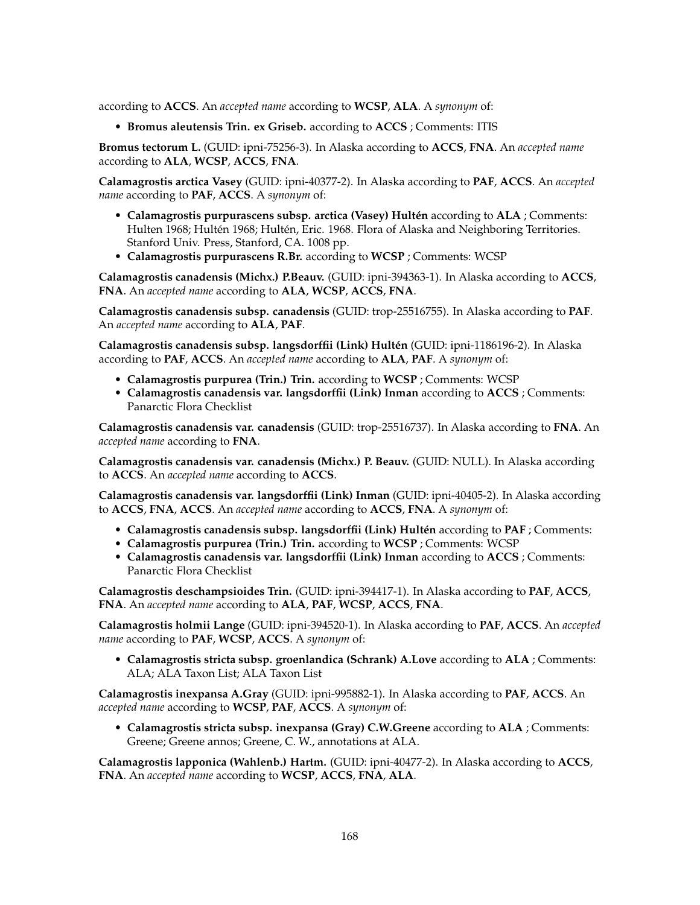according to **ACCS**. An *accepted name* according to **WCSP**, **ALA**. A *synonym* of:

- **Bromus aleutensis Trin. ex Griseb.** according to **ACCS** ; Comments: ITIS

**Bromus tectorum L.** (GUID: ipni-75256-3). In Alaska according to **ACCS**, **FNA**. An *accepted name* according to **ALA**, **WCSP**, **ACCS**, **FNA**.

**Calamagrostis arctica Vasey** (GUID: ipni-40377-2). In Alaska according to **PAF**, **ACCS**. An *accepted name* according to **PAF**, **ACCS**. A *synonym* of:

- **Calamagrostis purpurascens subsp. arctica (Vasey) Hultén** according to **ALA** ; Comments: Hulten 1968; Hultén 1968; Hultén, Eric. 1968. Flora of Alaska and Neighboring Territories. Stanford Univ. Press, Stanford, CA. 1008 pp.
- **Calamagrostis purpurascens R.Br.** according to **WCSP** ; Comments: WCSP

**Calamagrostis canadensis (Michx.) P.Beauv.** (GUID: ipni-394363-1). In Alaska according to **ACCS**, **FNA**. An *accepted name* according to **ALA**, **WCSP**, **ACCS**, **FNA**.

**Calamagrostis canadensis subsp. canadensis** (GUID: trop-25516755). In Alaska according to **PAF**. An *accepted name* according to **ALA**, **PAF**.

**Calamagrostis canadensis subsp. langsdorffii (Link) Hultén** (GUID: ipni-1186196-2). In Alaska according to **PAF**, **ACCS**. An *accepted name* according to **ALA**, **PAF**. A *synonym* of:

- **Calamagrostis purpurea (Trin.) Trin.** according to **WCSP** ; Comments: WCSP
- **Calamagrostis canadensis var. langsdorffii (Link) Inman** according to **ACCS** ; Comments: Panarctic Flora Checklist

**Calamagrostis canadensis var. canadensis** (GUID: trop-25516737). In Alaska according to **FNA**. An *accepted name* according to **FNA**.

**Calamagrostis canadensis var. canadensis (Michx.) P. Beauv.** (GUID: NULL). In Alaska according to **ACCS**. An *accepted name* according to **ACCS**.

**Calamagrostis canadensis var. langsdorffii (Link) Inman** (GUID: ipni-40405-2). In Alaska according to **ACCS**, **FNA**, **ACCS**. An *accepted name* according to **ACCS**, **FNA**. A *synonym* of:

- **Calamagrostis canadensis subsp. langsdorffii (Link) Hultén** according to **PAF** ; Comments:
- **Calamagrostis purpurea (Trin.) Trin.** according to **WCSP** ; Comments: WCSP
- **Calamagrostis canadensis var. langsdorffii (Link) Inman** according to **ACCS** ; Comments: Panarctic Flora Checklist

**Calamagrostis deschampsioides Trin.** (GUID: ipni-394417-1). In Alaska according to **PAF**, **ACCS**, **FNA**. An *accepted name* according to **ALA**, **PAF**, **WCSP**, **ACCS**, **FNA**.

**Calamagrostis holmii Lange** (GUID: ipni-394520-1). In Alaska according to **PAF**, **ACCS**. An *accepted name* according to **PAF**, **WCSP**, **ACCS**. A *synonym* of:

- **Calamagrostis stricta subsp. groenlandica (Schrank) A.Love** according to **ALA** ; Comments: ALA; ALA Taxon List; ALA Taxon List

**Calamagrostis inexpansa A.Gray** (GUID: ipni-995882-1). In Alaska according to **PAF**, **ACCS**. An *accepted name* according to **WCSP**, **PAF**, **ACCS**. A *synonym* of:

- **Calamagrostis stricta subsp. inexpansa (Gray) C.W.Greene** according to **ALA** ; Comments: Greene; Greene annos; Greene, C. W., annotations at ALA.

**Calamagrostis lapponica (Wahlenb.) Hartm.** (GUID: ipni-40477-2). In Alaska according to **ACCS**, **FNA**. An *accepted name* according to **WCSP**, **ACCS**, **FNA**, **ALA**.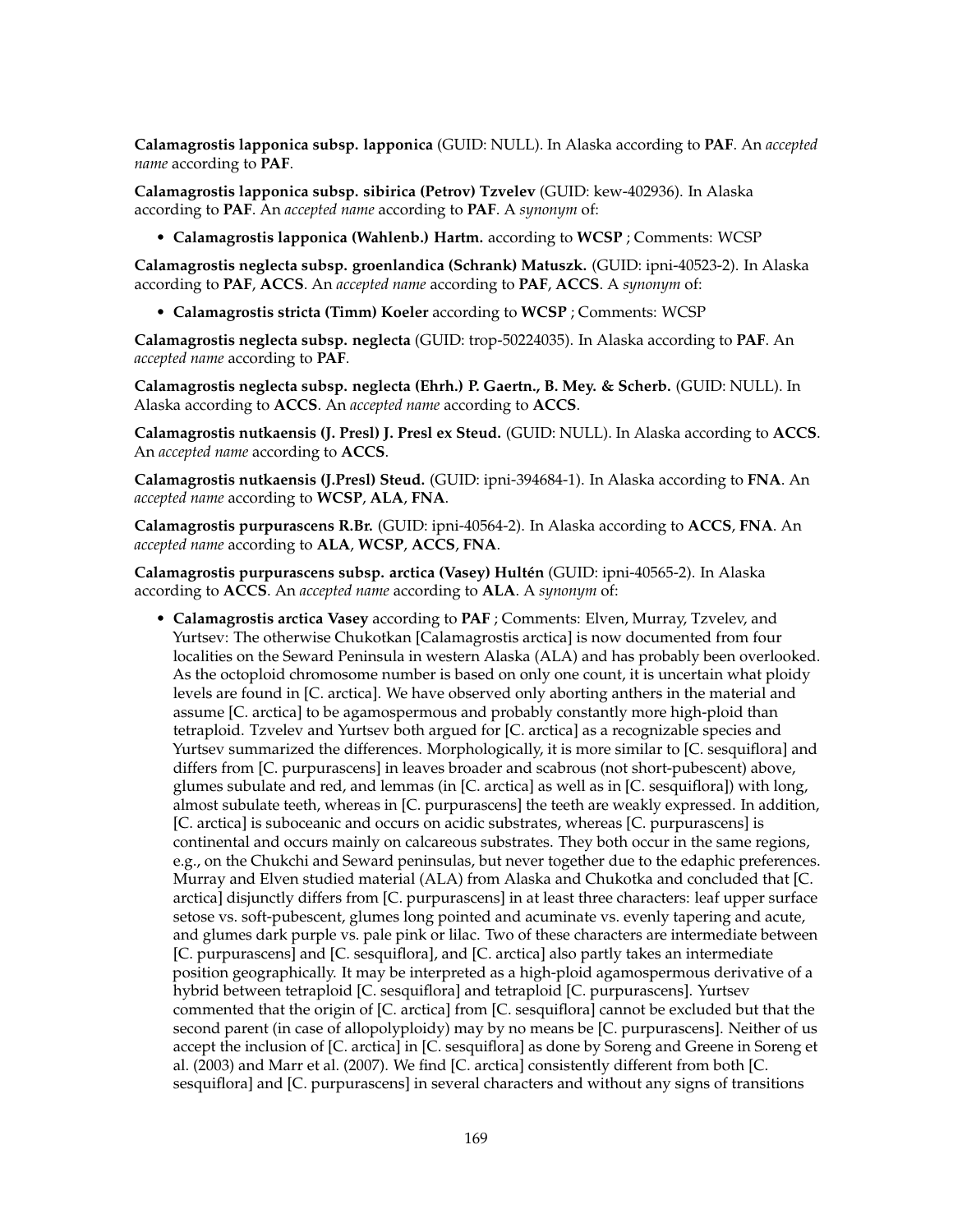**Calamagrostis lapponica subsp. lapponica** (GUID: NULL). In Alaska according to **PAF**. An *accepted name* according to **PAF**.

**Calamagrostis lapponica subsp. sibirica (Petrov) Tzvelev** (GUID: kew-402936). In Alaska according to **PAF**. An *accepted name* according to **PAF**. A *synonym* of:

- **Calamagrostis lapponica (Wahlenb.) Hartm.** according to **WCSP** ; Comments: WCSP

**Calamagrostis neglecta subsp. groenlandica (Schrank) Matuszk.** (GUID: ipni-40523-2). In Alaska according to **PAF**, **ACCS**. An *accepted name* according to **PAF**, **ACCS**. A *synonym* of:

- **Calamagrostis stricta (Timm) Koeler** according to **WCSP** ; Comments: WCSP

**Calamagrostis neglecta subsp. neglecta** (GUID: trop-50224035). In Alaska according to **PAF**. An *accepted name* according to **PAF**.

**Calamagrostis neglecta subsp. neglecta (Ehrh.) P. Gaertn., B. Mey. & Scherb.** (GUID: NULL). In Alaska according to **ACCS**. An *accepted name* according to **ACCS**.

**Calamagrostis nutkaensis (J. Presl) J. Presl ex Steud.** (GUID: NULL). In Alaska according to **ACCS**. An *accepted name* according to **ACCS**.

**Calamagrostis nutkaensis (J.Presl) Steud.** (GUID: ipni-394684-1). In Alaska according to **FNA**. An *accepted name* according to **WCSP**, **ALA**, **FNA**.

**Calamagrostis purpurascens R.Br.** (GUID: ipni-40564-2). In Alaska according to **ACCS**, **FNA**. An *accepted name* according to **ALA**, **WCSP**, **ACCS**, **FNA**.

**Calamagrostis purpurascens subsp. arctica (Vasey) Hultén** (GUID: ipni-40565-2). In Alaska according to **ACCS**. An *accepted name* according to **ALA**. A *synonym* of:

- **Calamagrostis arctica Vasey** according to **PAF** ; Comments: Elven, Murray, Tzvelev, and Yurtsev: The otherwise Chukotkan [Calamagrostis arctica] is now documented from four localities on the Seward Peninsula in western Alaska (ALA) and has probably been overlooked. As the octoploid chromosome number is based on only one count, it is uncertain what ploidy levels are found in [C. arctica]. We have observed only aborting anthers in the material and assume [C. arctica] to be agamospermous and probably constantly more high-ploid than tetraploid. Tzvelev and Yurtsev both argued for [C. arctica] as a recognizable species and Yurtsev summarized the differences. Morphologically, it is more similar to [C. sesquiflora] and differs from [C. purpurascens] in leaves broader and scabrous (not short-pubescent) above, glumes subulate and red, and lemmas (in [C. arctica] as well as in [C. sesquiflora]) with long, almost subulate teeth, whereas in [C. purpurascens] the teeth are weakly expressed. In addition, [C. arctica] is suboceanic and occurs on acidic substrates, whereas [C. purpurascens] is continental and occurs mainly on calcareous substrates. They both occur in the same regions, e.g., on the Chukchi and Seward peninsulas, but never together due to the edaphic preferences. Murray and Elven studied material (ALA) from Alaska and Chukotka and concluded that [C. arctica] disjunctly differs from [C. purpurascens] in at least three characters: leaf upper surface setose vs. soft-pubescent, glumes long pointed and acuminate vs. evenly tapering and acute, and glumes dark purple vs. pale pink or lilac. Two of these characters are intermediate between [C. purpurascens] and [C. sesquiflora], and [C. arctica] also partly takes an intermediate position geographically. It may be interpreted as a high-ploid agamospermous derivative of a hybrid between tetraploid [C. sesquiflora] and tetraploid [C. purpurascens]. Yurtsev commented that the origin of [C. arctica] from [C. sesquiflora] cannot be excluded but that the second parent (in case of allopolyploidy) may by no means be [C. purpurascens]. Neither of us accept the inclusion of [C. arctica] in [C. sesquiflora] as done by Soreng and Greene in Soreng et al. (2003) and Marr et al. (2007). We find [C. arctica] consistently different from both [C. sesquiflora] and [C. purpurascens] in several characters and without any signs of transitions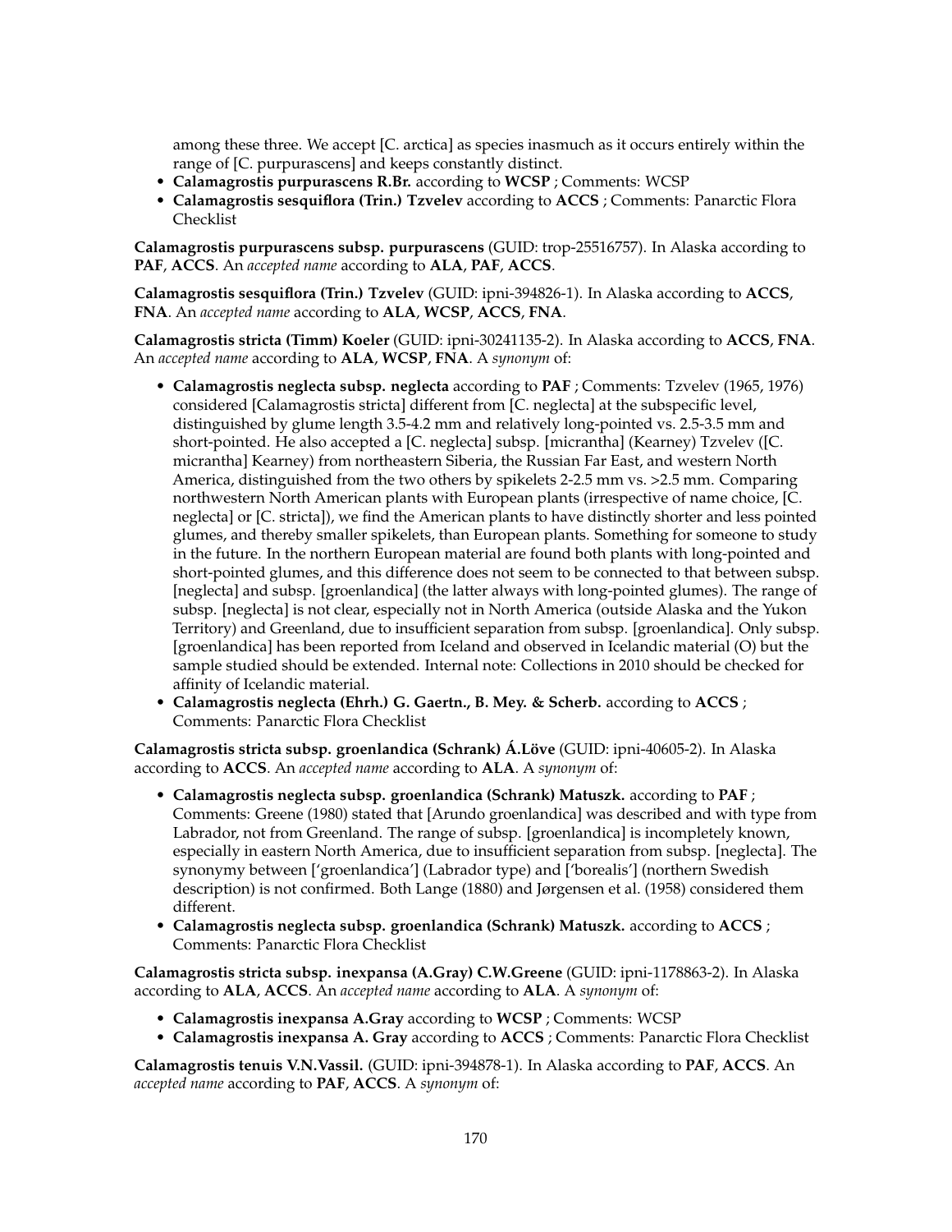among these three. We accept [C. arctica] as species inasmuch as it occurs entirely within the range of [C. purpurascens] and keeps constantly distinct.

- **Calamagrostis purpurascens R.Br.** according to **WCSP** ; Comments: WCSP
- **Calamagrostis sesquiflora (Trin.) Tzvelev** according to **ACCS** ; Comments: Panarctic Flora Checklist

**Calamagrostis purpurascens subsp. purpurascens** (GUID: trop-25516757). In Alaska according to **PAF**, **ACCS**. An *accepted name* according to **ALA**, **PAF**, **ACCS**.

**Calamagrostis sesquiflora (Trin.) Tzvelev** (GUID: ipni-394826-1). In Alaska according to **ACCS**, **FNA**. An *accepted name* according to **ALA**, **WCSP**, **ACCS**, **FNA**.

**Calamagrostis stricta (Timm) Koeler** (GUID: ipni-30241135-2). In Alaska according to **ACCS**, **FNA**. An *accepted name* according to **ALA**, **WCSP**, **FNA**. A *synonym* of:

- **Calamagrostis neglecta subsp. neglecta** according to **PAF** ; Comments: Tzvelev (1965, 1976) considered [Calamagrostis stricta] different from [C. neglecta] at the subspecific level, distinguished by glume length 3.5-4.2 mm and relatively long-pointed vs. 2.5-3.5 mm and short-pointed. He also accepted a [C. neglecta] subsp. [micrantha] (Kearney) Tzvelev ([C. micrantha] Kearney) from northeastern Siberia, the Russian Far East, and western North America, distinguished from the two others by spikelets 2-2.5 mm vs. >2.5 mm. Comparing northwestern North American plants with European plants (irrespective of name choice, [C. neglecta] or [C. stricta]), we find the American plants to have distinctly shorter and less pointed glumes, and thereby smaller spikelets, than European plants. Something for someone to study in the future. In the northern European material are found both plants with long-pointed and short-pointed glumes, and this difference does not seem to be connected to that between subsp. [neglecta] and subsp. [groenlandica] (the latter always with long-pointed glumes). The range of subsp. [neglecta] is not clear, especially not in North America (outside Alaska and the Yukon Territory) and Greenland, due to insufficient separation from subsp. [groenlandica]. Only subsp. [groenlandica] has been reported from Iceland and observed in Icelandic material (O) but the sample studied should be extended. Internal note: Collections in 2010 should be checked for affinity of Icelandic material.
- **Calamagrostis neglecta (Ehrh.) G. Gaertn., B. Mey. & Scherb.** according to **ACCS** ; Comments: Panarctic Flora Checklist

**Calamagrostis stricta subsp. groenlandica (Schrank) Á.Löve** (GUID: ipni-40605-2). In Alaska according to **ACCS**. An *accepted name* according to **ALA**. A *synonym* of:

- **Calamagrostis neglecta subsp. groenlandica (Schrank) Matuszk.** according to **PAF** ; Comments: Greene (1980) stated that [Arundo groenlandica] was described and with type from Labrador, not from Greenland. The range of subsp. [groenlandica] is incompletely known, especially in eastern North America, due to insufficient separation from subsp. [neglecta]. The synonymy between ['groenlandica'] (Labrador type) and ['borealis'] (northern Swedish description) is not confirmed. Both Lange (1880) and Jørgensen et al. (1958) considered them different.
- **Calamagrostis neglecta subsp. groenlandica (Schrank) Matuszk.** according to **ACCS** ; Comments: Panarctic Flora Checklist

**Calamagrostis stricta subsp. inexpansa (A.Gray) C.W.Greene** (GUID: ipni-1178863-2). In Alaska according to **ALA**, **ACCS**. An *accepted name* according to **ALA**. A *synonym* of:

- **Calamagrostis inexpansa A.Gray** according to **WCSP** ; Comments: WCSP
- **Calamagrostis inexpansa A. Gray** according to **ACCS** ; Comments: Panarctic Flora Checklist

**Calamagrostis tenuis V.N.Vassil.** (GUID: ipni-394878-1). In Alaska according to **PAF**, **ACCS**. An *accepted name* according to **PAF**, **ACCS**. A *synonym* of: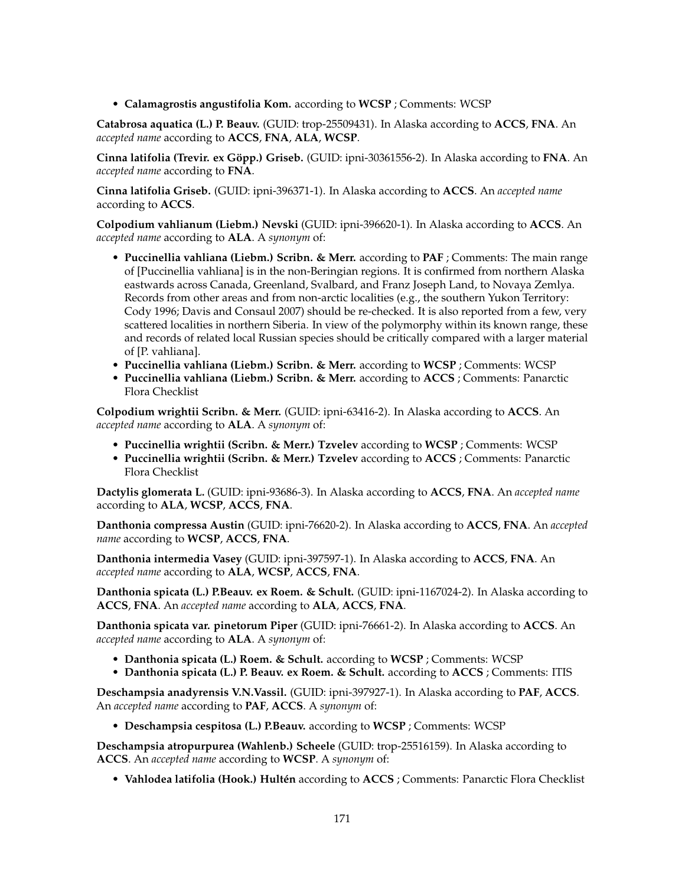- **Calamagrostis angustifolia Kom.** according to **WCSP** ; Comments: WCSP

**Catabrosa aquatica (L.) P. Beauv.** (GUID: trop-25509431). In Alaska according to **ACCS**, **FNA**. An *accepted name* according to **ACCS**, **FNA**, **ALA**, **WCSP**.

**Cinna latifolia (Trevir. ex Göpp.) Griseb.** (GUID: ipni-30361556-2). In Alaska according to **FNA**. An *accepted name* according to **FNA**.

**Cinna latifolia Griseb.** (GUID: ipni-396371-1). In Alaska according to **ACCS**. An *accepted name* according to **ACCS**.

**Colpodium vahlianum (Liebm.) Nevski** (GUID: ipni-396620-1). In Alaska according to **ACCS**. An *accepted name* according to **ALA**. A *synonym* of:

- **Puccinellia vahliana (Liebm.) Scribn. & Merr.** according to **PAF** ; Comments: The main range of [Puccinellia vahliana] is in the non-Beringian regions. It is confirmed from northern Alaska eastwards across Canada, Greenland, Svalbard, and Franz Joseph Land, to Novaya Zemlya. Records from other areas and from non-arctic localities (e.g., the southern Yukon Territory: Cody 1996; Davis and Consaul 2007) should be re-checked. It is also reported from a few, very scattered localities in northern Siberia. In view of the polymorphy within its known range, these and records of related local Russian species should be critically compared with a larger material of [P. vahliana].
- **Puccinellia vahliana (Liebm.) Scribn. & Merr.** according to **WCSP** ; Comments: WCSP
- **Puccinellia vahliana (Liebm.) Scribn. & Merr.** according to **ACCS** ; Comments: Panarctic Flora Checklist

**Colpodium wrightii Scribn. & Merr.** (GUID: ipni-63416-2). In Alaska according to **ACCS**. An *accepted name* according to **ALA**. A *synonym* of:

- **Puccinellia wrightii (Scribn. & Merr.) Tzvelev** according to **WCSP** ; Comments: WCSP
- **Puccinellia wrightii (Scribn. & Merr.) Tzvelev** according to **ACCS** ; Comments: Panarctic Flora Checklist

**Dactylis glomerata L.** (GUID: ipni-93686-3). In Alaska according to **ACCS**, **FNA**. An *accepted name* according to **ALA**, **WCSP**, **ACCS**, **FNA**.

**Danthonia compressa Austin** (GUID: ipni-76620-2). In Alaska according to **ACCS**, **FNA**. An *accepted name* according to **WCSP**, **ACCS**, **FNA**.

**Danthonia intermedia Vasey** (GUID: ipni-397597-1). In Alaska according to **ACCS**, **FNA**. An *accepted name* according to **ALA**, **WCSP**, **ACCS**, **FNA**.

**Danthonia spicata (L.) P.Beauv. ex Roem. & Schult.** (GUID: ipni-1167024-2). In Alaska according to **ACCS**, **FNA**. An *accepted name* according to **ALA**, **ACCS**, **FNA**.

**Danthonia spicata var. pinetorum Piper** (GUID: ipni-76661-2). In Alaska according to **ACCS**. An *accepted name* according to **ALA**. A *synonym* of:

- **Danthonia spicata (L.) Roem. & Schult.** according to **WCSP** ; Comments: WCSP
- **Danthonia spicata (L.) P. Beauv. ex Roem. & Schult.** according to **ACCS** ; Comments: ITIS

**Deschampsia anadyrensis V.N.Vassil.** (GUID: ipni-397927-1). In Alaska according to **PAF**, **ACCS**. An *accepted name* according to **PAF**, **ACCS**. A *synonym* of:

- **Deschampsia cespitosa (L.) P.Beauv.** according to **WCSP** ; Comments: WCSP

**Deschampsia atropurpurea (Wahlenb.) Scheele** (GUID: trop-25516159). In Alaska according to **ACCS**. An *accepted name* according to **WCSP**. A *synonym* of:

- **Vahlodea latifolia (Hook.) Hultén** according to **ACCS** ; Comments: Panarctic Flora Checklist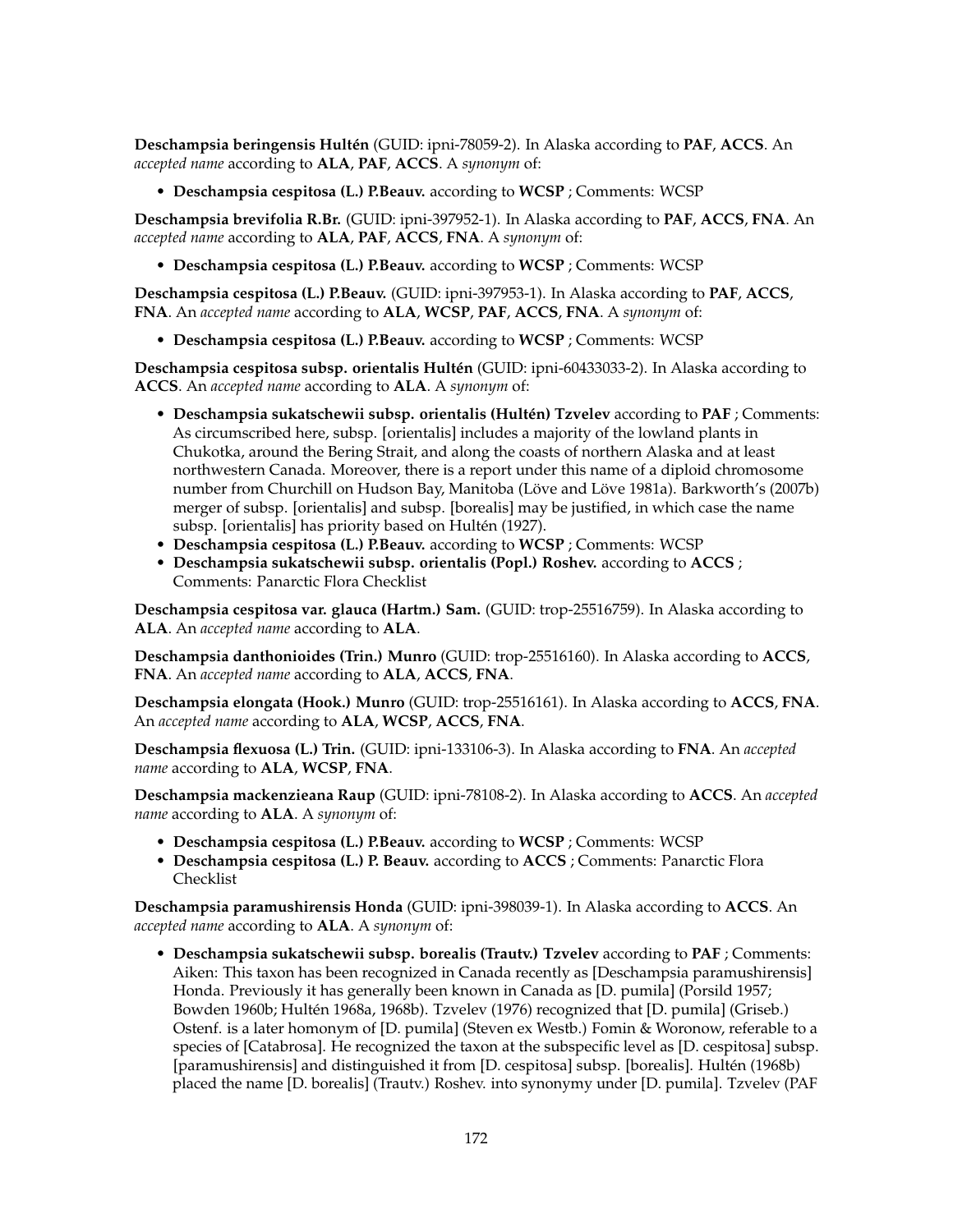**Deschampsia beringensis Hultén** (GUID: ipni-78059-2). In Alaska according to **PAF**, **ACCS**. An *accepted name* according to **ALA**, **PAF**, **ACCS**. A *synonym* of:

- **Deschampsia cespitosa (L.) P.Beauv.** according to **WCSP** ; Comments: WCSP

**Deschampsia brevifolia R.Br.** (GUID: ipni-397952-1). In Alaska according to **PAF**, **ACCS**, **FNA**. An *accepted name* according to **ALA**, **PAF**, **ACCS**, **FNA**. A *synonym* of:

- **Deschampsia cespitosa (L.) P.Beauv.** according to **WCSP** ; Comments: WCSP

**Deschampsia cespitosa (L.) P.Beauv.** (GUID: ipni-397953-1). In Alaska according to **PAF**, **ACCS**, **FNA**. An *accepted name* according to **ALA**, **WCSP**, **PAF**, **ACCS**, **FNA**. A *synonym* of:

- **Deschampsia cespitosa (L.) P.Beauv.** according to **WCSP** ; Comments: WCSP

**Deschampsia cespitosa subsp. orientalis Hultén** (GUID: ipni-60433033-2). In Alaska according to **ACCS**. An *accepted name* according to **ALA**. A *synonym* of:

- **Deschampsia sukatschewii subsp. orientalis (Hultén) Tzvelev** according to **PAF** ; Comments: As circumscribed here, subsp. [orientalis] includes a majority of the lowland plants in Chukotka, around the Bering Strait, and along the coasts of northern Alaska and at least northwestern Canada. Moreover, there is a report under this name of a diploid chromosome number from Churchill on Hudson Bay, Manitoba (Löve and Löve 1981a). Barkworth's (2007b) merger of subsp. [orientalis] and subsp. [borealis] may be justified, in which case the name subsp. [orientalis] has priority based on Hultén (1927).
- **Deschampsia cespitosa (L.) P.Beauv.** according to **WCSP** ; Comments: WCSP
- **Deschampsia sukatschewii subsp. orientalis (Popl.) Roshev.** according to **ACCS** ; Comments: Panarctic Flora Checklist

**Deschampsia cespitosa var. glauca (Hartm.) Sam.** (GUID: trop-25516759). In Alaska according to **ALA**. An *accepted name* according to **ALA**.

**Deschampsia danthonioides (Trin.) Munro** (GUID: trop-25516160). In Alaska according to **ACCS**, **FNA**. An *accepted name* according to **ALA**, **ACCS**, **FNA**.

**Deschampsia elongata (Hook.) Munro** (GUID: trop-25516161). In Alaska according to **ACCS**, **FNA**. An *accepted name* according to **ALA**, **WCSP**, **ACCS**, **FNA**.

**Deschampsia flexuosa (L.) Trin.** (GUID: ipni-133106-3). In Alaska according to **FNA**. An *accepted name* according to **ALA**, **WCSP**, **FNA**.

**Deschampsia mackenzieana Raup** (GUID: ipni-78108-2). In Alaska according to **ACCS**. An *accepted name* according to **ALA**. A *synonym* of:

- **Deschampsia cespitosa (L.) P.Beauv.** according to **WCSP** ; Comments: WCSP
- **Deschampsia cespitosa (L.) P. Beauv.** according to **ACCS** ; Comments: Panarctic Flora Checklist

**Deschampsia paramushirensis Honda** (GUID: ipni-398039-1). In Alaska according to **ACCS**. An *accepted name* according to **ALA**. A *synonym* of:

- **Deschampsia sukatschewii subsp. borealis (Trautv.) Tzvelev** according to **PAF** ; Comments: Aiken: This taxon has been recognized in Canada recently as [Deschampsia paramushirensis] Honda. Previously it has generally been known in Canada as [D. pumila] (Porsild 1957; Bowden 1960b; Hultén 1968a, 1968b). Tzvelev (1976) recognized that [D. pumila] (Griseb.) Ostenf. is a later homonym of [D. pumila] (Steven ex Westb.) Fomin & Woronow, referable to a species of [Catabrosa]. He recognized the taxon at the subspecific level as [D. cespitosa] subsp. [paramushirensis] and distinguished it from [D. cespitosa] subsp. [borealis]. Hultén (1968b) placed the name [D. borealis] (Trautv.) Roshev. into synonymy under [D. pumila]. Tzvelev (PAF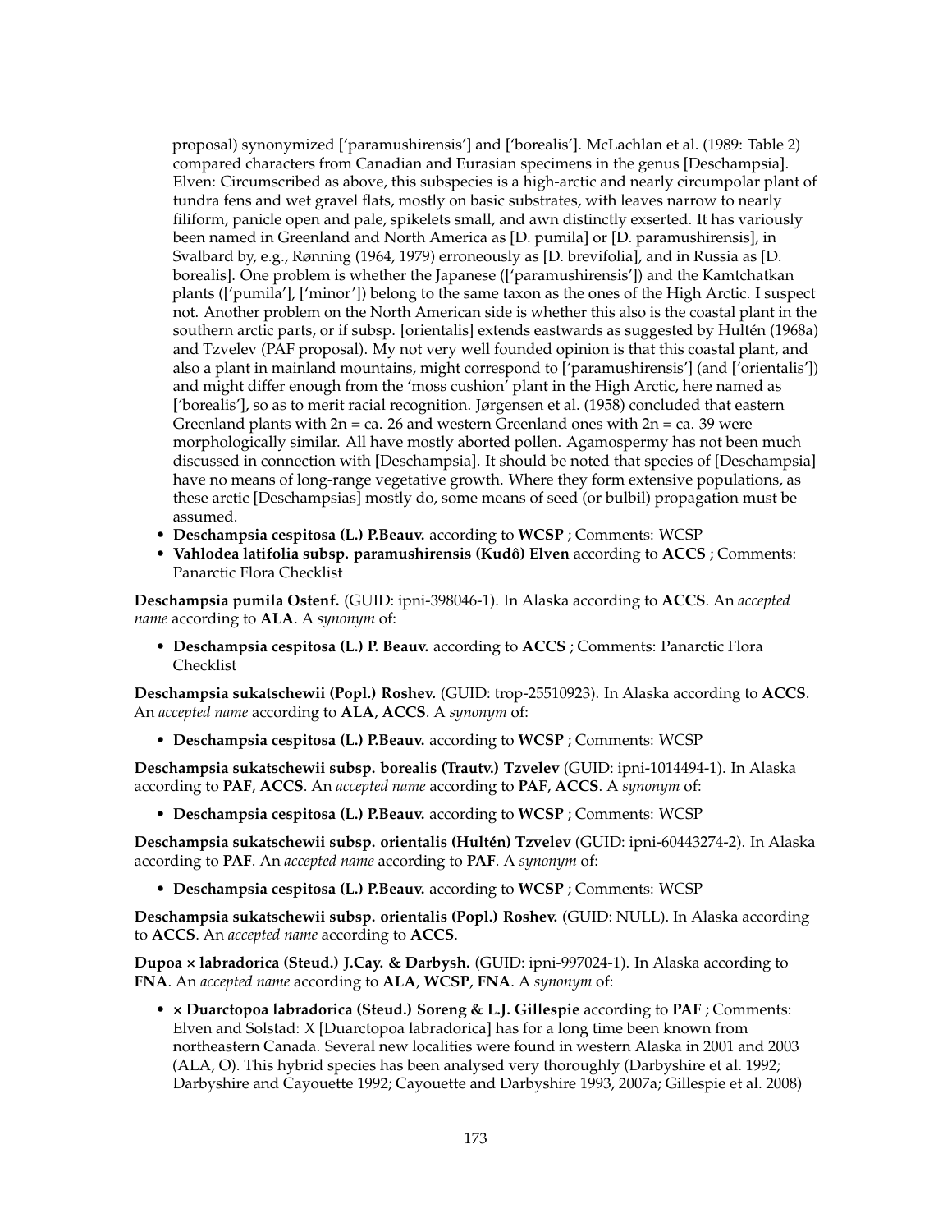proposal) synonymized ['paramushirensis'] and ['borealis']. McLachlan et al. (1989: Table 2) compared characters from Canadian and Eurasian specimens in the genus [Deschampsia]. Elven: Circumscribed as above, this subspecies is a high-arctic and nearly circumpolar plant of tundra fens and wet gravel flats, mostly on basic substrates, with leaves narrow to nearly filiform, panicle open and pale, spikelets small, and awn distinctly exserted. It has variously been named in Greenland and North America as [D. pumila] or [D. paramushirensis], in Svalbard by, e.g., Rønning (1964, 1979) erroneously as [D. brevifolia], and in Russia as [D. borealis]. One problem is whether the Japanese (['paramushirensis']) and the Kamtchatkan plants (['pumila'], ['minor']) belong to the same taxon as the ones of the High Arctic. I suspect not. Another problem on the North American side is whether this also is the coastal plant in the southern arctic parts, or if subsp. [orientalis] extends eastwards as suggested by Hultén (1968a) and Tzvelev (PAF proposal). My not very well founded opinion is that this coastal plant, and also a plant in mainland mountains, might correspond to ['paramushirensis'] (and ['orientalis']) and might differ enough from the 'moss cushion' plant in the High Arctic, here named as ['borealis'], so as to merit racial recognition. Jørgensen et al. (1958) concluded that eastern Greenland plants with 2n = ca. 26 and western Greenland ones with 2n = ca. 39 were morphologically similar. All have mostly aborted pollen. Agamospermy has not been much discussed in connection with [Deschampsia]. It should be noted that species of [Deschampsia] have no means of long-range vegetative growth. Where they form extensive populations, as these arctic [Deschampsias] mostly do, some means of seed (or bulbil) propagation must be assumed.
- **Deschampsia cespitosa (L.) P.Beauv.** according to **WCSP** ; Comments: WCSP
- **Vahlodea latifolia subsp. paramushirensis (Kudô) Elven** according to **ACCS** ; Comments: Panarctic Flora Checklist

**Deschampsia pumila Ostenf.** (GUID: ipni-398046-1). In Alaska according to **ACCS**. An *accepted name* according to **ALA**. A *synonym* of:

- **Deschampsia cespitosa (L.) P. Beauv.** according to **ACCS** ; Comments: Panarctic Flora Checklist

**Deschampsia sukatschewii (Popl.) Roshev.** (GUID: trop-25510923). In Alaska according to **ACCS**. An *accepted name* according to **ALA**, **ACCS**. A *synonym* of:

- **Deschampsia cespitosa (L.) P.Beauv.** according to **WCSP** ; Comments: WCSP

**Deschampsia sukatschewii subsp. borealis (Trautv.) Tzvelev** (GUID: ipni-1014494-1). In Alaska according to **PAF**, **ACCS**. An *accepted name* according to **PAF**, **ACCS**. A *synonym* of:

- **Deschampsia cespitosa (L.) P.Beauv.** according to **WCSP** ; Comments: WCSP

**Deschampsia sukatschewii subsp. orientalis (Hultén) Tzvelev** (GUID: ipni-60443274-2). In Alaska according to **PAF**. An *accepted name* according to **PAF**. A *synonym* of:

- **Deschampsia cespitosa (L.) P.Beauv.** according to **WCSP** ; Comments: WCSP

**Deschampsia sukatschewii subsp. orientalis (Popl.) Roshev.** (GUID: NULL). In Alaska according to **ACCS**. An *accepted name* according to **ACCS**.

**Dupoa × labradorica (Steud.) J.Cay. & Darbysh.** (GUID: ipni-997024-1). In Alaska according to **FNA**. An *accepted name* according to **ALA**, **WCSP**, **FNA**. A *synonym* of:

- **× Duarctopoa labradorica (Steud.) Soreng & L.J. Gillespie** according to **PAF** ; Comments: Elven and Solstad: X [Duarctopoa labradorica] has for a long time been known from northeastern Canada. Several new localities were found in western Alaska in 2001 and 2003 (ALA, O). This hybrid species has been analysed very thoroughly (Darbyshire et al. 1992; Darbyshire and Cayouette 1992; Cayouette and Darbyshire 1993, 2007a; Gillespie et al. 2008)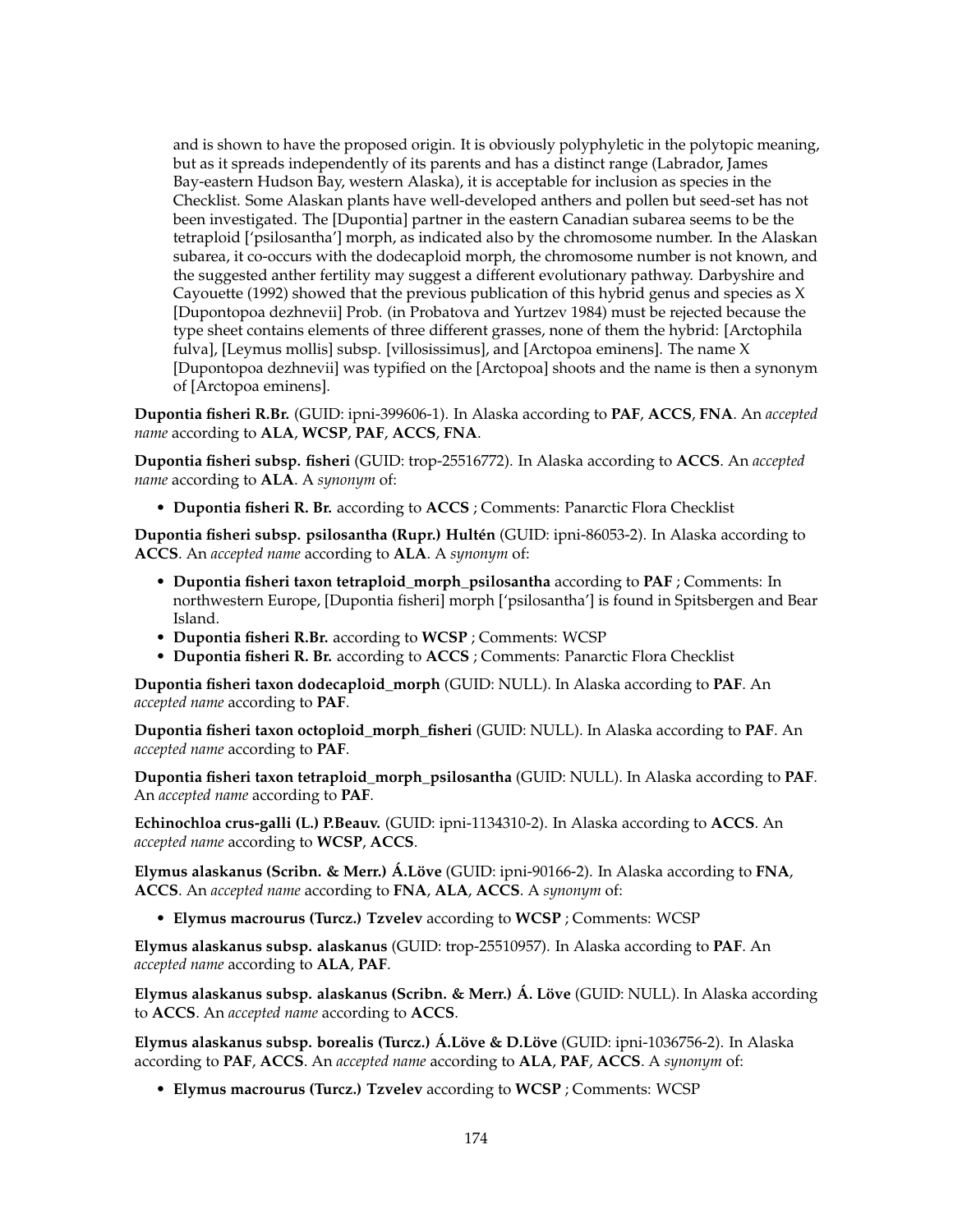and is shown to have the proposed origin. It is obviously polyphyletic in the polytopic meaning, but as it spreads independently of its parents and has a distinct range (Labrador, James Bay-eastern Hudson Bay, western Alaska), it is acceptable for inclusion as species in the Checklist. Some Alaskan plants have well-developed anthers and pollen but seed-set has not been investigated. The [Dupontia] partner in the eastern Canadian subarea seems to be the tetraploid ['psilosantha'] morph, as indicated also by the chromosome number. In the Alaskan subarea, it co-occurs with the dodecaploid morph, the chromosome number is not known, and the suggested anther fertility may suggest a different evolutionary pathway. Darbyshire and Cayouette (1992) showed that the previous publication of this hybrid genus and species as X [Dupontopoa dezhnevii] Prob. (in Probatova and Yurtzev 1984) must be rejected because the type sheet contains elements of three different grasses, none of them the hybrid: [Arctophila fulva], [Leymus mollis] subsp. [villosissimus], and [Arctopoa eminens]. The name X [Dupontopoa dezhnevii] was typified on the [Arctopoa] shoots and the name is then a synonym of [Arctopoa eminens].

**Dupontia fisheri R.Br.** (GUID: ipni-399606-1). In Alaska according to **PAF**, **ACCS**, **FNA**. An *accepted name* according to **ALA**, **WCSP**, **PAF**, **ACCS**, **FNA**.

**Dupontia fisheri subsp. fisheri** (GUID: trop-25516772). In Alaska according to **ACCS**. An *accepted name* according to **ALA**. A *synonym* of:

- **Dupontia fisheri R. Br.** according to **ACCS** ; Comments: Panarctic Flora Checklist

**Dupontia fisheri subsp. psilosantha (Rupr.) Hultén** (GUID: ipni-86053-2). In Alaska according to **ACCS**. An *accepted name* according to **ALA**. A *synonym* of:

- **Dupontia fisheri taxon tetraploid_morph_psilosantha** according to **PAF** ; Comments: In northwestern Europe, [Dupontia fisheri] morph ['psilosantha'] is found in Spitsbergen and Bear Island.
- **Dupontia fisheri R.Br.** according to **WCSP** ; Comments: WCSP
- **Dupontia fisheri R. Br.** according to **ACCS** ; Comments: Panarctic Flora Checklist

**Dupontia fisheri taxon dodecaploid_morph** (GUID: NULL). In Alaska according to **PAF**. An *accepted name* according to **PAF**.

**Dupontia fisheri taxon octoploid_morph_fisheri** (GUID: NULL). In Alaska according to **PAF**. An *accepted name* according to **PAF**.

**Dupontia fisheri taxon tetraploid_morph_psilosantha** (GUID: NULL). In Alaska according to **PAF**. An *accepted name* according to **PAF**.

**Echinochloa crus-galli (L.) P.Beauv.** (GUID: ipni-1134310-2). In Alaska according to **ACCS**. An *accepted name* according to **WCSP**, **ACCS**.

**Elymus alaskanus (Scribn. & Merr.) Á.Löve** (GUID: ipni-90166-2). In Alaska according to **FNA**, **ACCS**. An *accepted name* according to **FNA**, **ALA**, **ACCS**. A *synonym* of:

- **Elymus macrourus (Turcz.) Tzvelev** according to **WCSP** ; Comments: WCSP

**Elymus alaskanus subsp. alaskanus** (GUID: trop-25510957). In Alaska according to **PAF**. An *accepted name* according to **ALA**, **PAF**.

**Elymus alaskanus subsp. alaskanus (Scribn. & Merr.) Á. Löve** (GUID: NULL). In Alaska according to **ACCS**. An *accepted name* according to **ACCS**.

**Elymus alaskanus subsp. borealis (Turcz.) Á.Löve & D.Löve** (GUID: ipni-1036756-2). In Alaska according to **PAF**, **ACCS**. An *accepted name* according to **ALA**, **PAF**, **ACCS**. A *synonym* of:

- **Elymus macrourus (Turcz.) Tzvelev** according to **WCSP** ; Comments: WCSP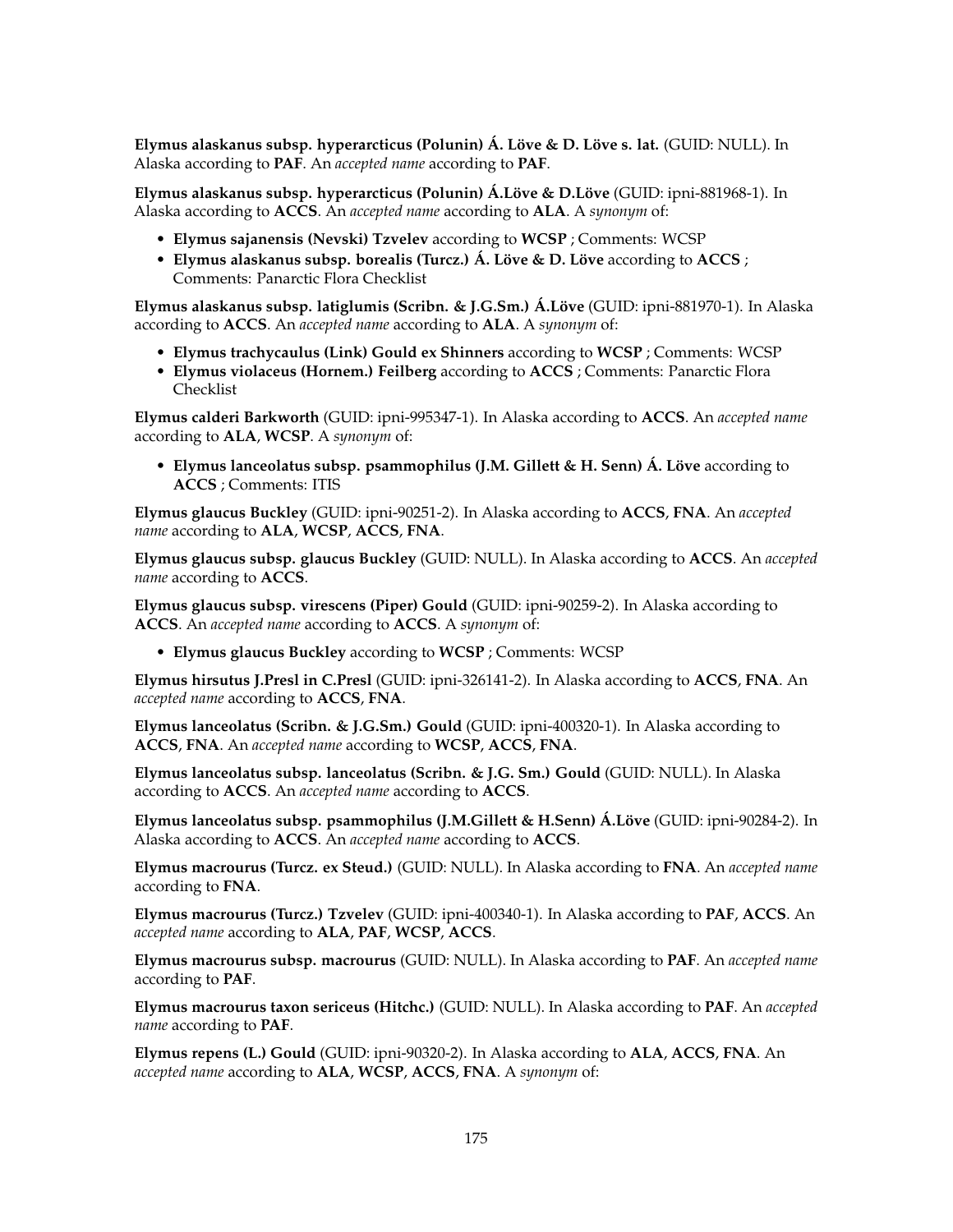**Elymus alaskanus subsp. hyperarcticus (Polunin) Á. Löve & D. Löve s. lat.** (GUID: NULL). In Alaska according to **PAF**. An *accepted name* according to **PAF**.

**Elymus alaskanus subsp. hyperarcticus (Polunin) Á.Löve & D.Löve** (GUID: ipni-881968-1). In Alaska according to **ACCS**. An *accepted name* according to **ALA**. A *synonym* of:

- **Elymus sajanensis (Nevski) Tzvelev** according to **WCSP** ; Comments: WCSP
- **Elymus alaskanus subsp. borealis (Turcz.) Á. Löve & D. Löve** according to **ACCS** ; Comments: Panarctic Flora Checklist

**Elymus alaskanus subsp. latiglumis (Scribn. & J.G.Sm.) Á.Löve** (GUID: ipni-881970-1). In Alaska according to **ACCS**. An *accepted name* according to **ALA**. A *synonym* of:

- **Elymus trachycaulus (Link) Gould ex Shinners** according to **WCSP** ; Comments: WCSP
- **Elymus violaceus (Hornem.) Feilberg** according to **ACCS** ; Comments: Panarctic Flora Checklist

**Elymus calderi Barkworth** (GUID: ipni-995347-1). In Alaska according to **ACCS**. An *accepted name* according to **ALA**, **WCSP**. A *synonym* of:

- **Elymus lanceolatus subsp. psammophilus (J.M. Gillett & H. Senn) Á. Löve** according to **ACCS** ; Comments: ITIS

**Elymus glaucus Buckley** (GUID: ipni-90251-2). In Alaska according to **ACCS**, **FNA**. An *accepted name* according to **ALA**, **WCSP**, **ACCS**, **FNA**.

**Elymus glaucus subsp. glaucus Buckley** (GUID: NULL). In Alaska according to **ACCS**. An *accepted name* according to **ACCS**.

**Elymus glaucus subsp. virescens (Piper) Gould** (GUID: ipni-90259-2). In Alaska according to **ACCS**. An *accepted name* according to **ACCS**. A *synonym* of:

- **Elymus glaucus Buckley** according to **WCSP** ; Comments: WCSP

**Elymus hirsutus J.Presl in C.Presl** (GUID: ipni-326141-2). In Alaska according to **ACCS**, **FNA**. An *accepted name* according to **ACCS**, **FNA**.

**Elymus lanceolatus (Scribn. & J.G.Sm.) Gould** (GUID: ipni-400320-1). In Alaska according to **ACCS**, **FNA**. An *accepted name* according to **WCSP**, **ACCS**, **FNA**.

**Elymus lanceolatus subsp. lanceolatus (Scribn. & J.G. Sm.) Gould** (GUID: NULL). In Alaska according to **ACCS**. An *accepted name* according to **ACCS**.

**Elymus lanceolatus subsp. psammophilus (J.M.Gillett & H.Senn) Á.Löve** (GUID: ipni-90284-2). In Alaska according to **ACCS**. An *accepted name* according to **ACCS**.

**Elymus macrourus (Turcz. ex Steud.)** (GUID: NULL). In Alaska according to **FNA**. An *accepted name* according to **FNA**.

**Elymus macrourus (Turcz.) Tzvelev** (GUID: ipni-400340-1). In Alaska according to **PAF**, **ACCS**. An *accepted name* according to **ALA**, **PAF**, **WCSP**, **ACCS**.

**Elymus macrourus subsp. macrourus** (GUID: NULL). In Alaska according to **PAF**. An *accepted name* according to **PAF**.

**Elymus macrourus taxon sericeus (Hitchc.)** (GUID: NULL). In Alaska according to **PAF**. An *accepted name* according to **PAF**.

**Elymus repens (L.) Gould** (GUID: ipni-90320-2). In Alaska according to **ALA**, **ACCS**, **FNA**. An *accepted name* according to **ALA**, **WCSP**, **ACCS**, **FNA**. A *synonym* of: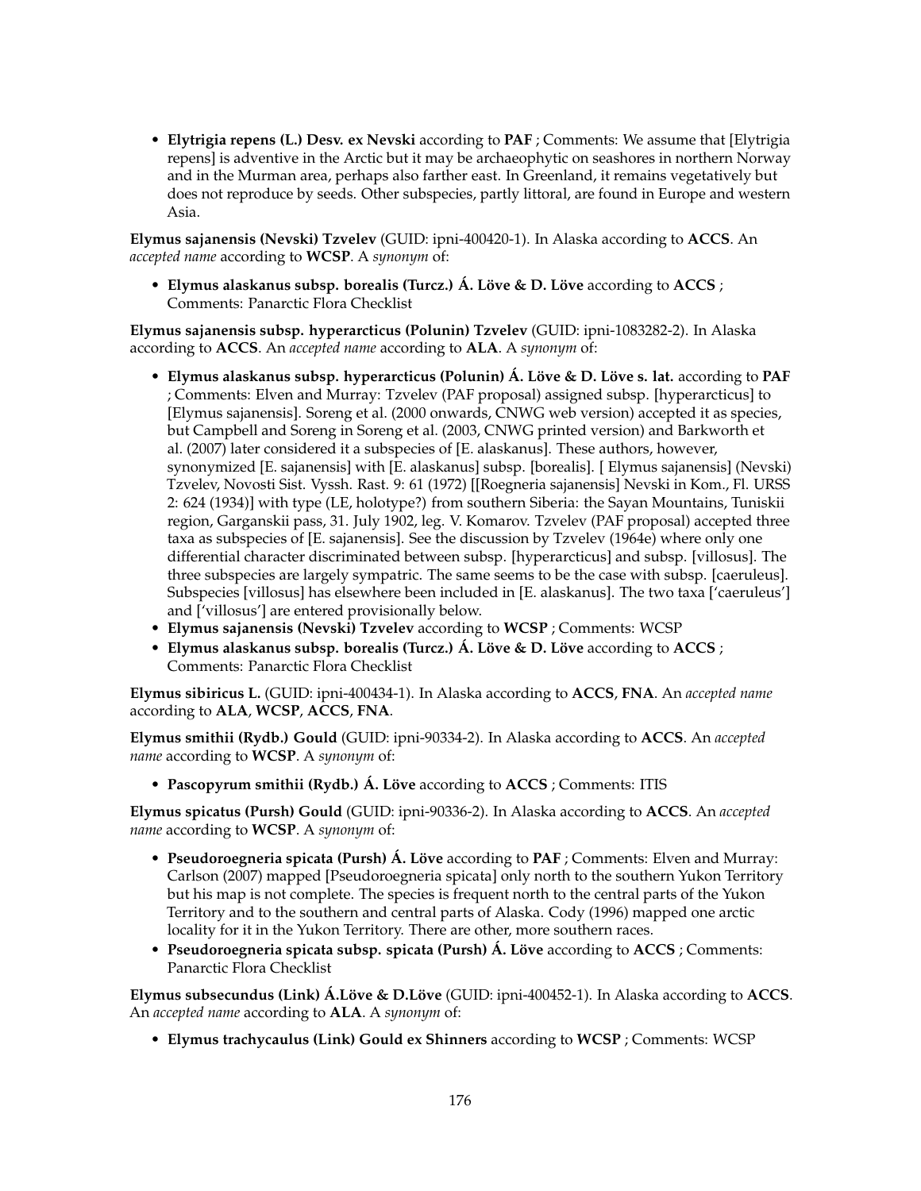- **Elytrigia repens (L.) Desv. ex Nevski** according to **PAF** ; Comments: We assume that [Elytrigia repens] is adventive in the Arctic but it may be archaeophytic on seashores in northern Norway and in the Murman area, perhaps also farther east. In Greenland, it remains vegetatively but does not reproduce by seeds. Other subspecies, partly littoral, are found in Europe and western Asia.

**Elymus sajanensis (Nevski) Tzvelev** (GUID: ipni-400420-1). In Alaska according to **ACCS**. An *accepted name* according to **WCSP**. A *synonym* of:

- **Elymus alaskanus subsp. borealis (Turcz.) Á. Löve & D. Löve** according to **ACCS** ; Comments: Panarctic Flora Checklist

**Elymus sajanensis subsp. hyperarcticus (Polunin) Tzvelev** (GUID: ipni-1083282-2). In Alaska according to **ACCS**. An *accepted name* according to **ALA**. A *synonym* of:

- **Elymus alaskanus subsp. hyperarcticus (Polunin) Á. Löve & D. Löve s. lat.** according to **PAF** ; Comments: Elven and Murray: Tzvelev (PAF proposal) assigned subsp. [hyperarcticus] to [Elymus sajanensis]. Soreng et al. (2000 onwards, CNWG web version) accepted it as species, but Campbell and Soreng in Soreng et al. (2003, CNWG printed version) and Barkworth et al. (2007) later considered it a subspecies of [E. alaskanus]. These authors, however, synonymized [E. sajanensis] with [E. alaskanus] subsp. [borealis]. [ Elymus sajanensis] (Nevski) Tzvelev, Novosti Sist. Vyssh. Rast. 9: 61 (1972) [[Roegneria sajanensis] Nevski in Kom., Fl. URSS 2: 624 (1934)] with type (LE, holotype?) from southern Siberia: the Sayan Mountains, Tuniskii region, Garganskii pass, 31. July 1902, leg. V. Komarov. Tzvelev (PAF proposal) accepted three taxa as subspecies of [E. sajanensis]. See the discussion by Tzvelev (1964e) where only one differential character discriminated between subsp. [hyperarcticus] and subsp. [villosus]. The three subspecies are largely sympatric. The same seems to be the case with subsp. [caeruleus]. Subspecies [villosus] has elsewhere been included in [E. alaskanus]. The two taxa ['caeruleus'] and ['villosus'] are entered provisionally below.
- **Elymus sajanensis (Nevski) Tzvelev** according to **WCSP** ; Comments: WCSP
- **Elymus alaskanus subsp. borealis (Turcz.) Á. Löve & D. Löve** according to **ACCS** ; Comments: Panarctic Flora Checklist

**Elymus sibiricus L.** (GUID: ipni-400434-1). In Alaska according to **ACCS**, **FNA**. An *accepted name* according to **ALA**, **WCSP**, **ACCS**, **FNA**.

**Elymus smithii (Rydb.) Gould** (GUID: ipni-90334-2). In Alaska according to **ACCS**. An *accepted name* according to **WCSP**. A *synonym* of:

- **Pascopyrum smithii (Rydb.) Á. Löve** according to **ACCS** ; Comments: ITIS

**Elymus spicatus (Pursh) Gould** (GUID: ipni-90336-2). In Alaska according to **ACCS**. An *accepted name* according to **WCSP**. A *synonym* of:

- **Pseudoroegneria spicata (Pursh) Á. Löve** according to **PAF** ; Comments: Elven and Murray: Carlson (2007) mapped [Pseudoroegneria spicata] only north to the southern Yukon Territory but his map is not complete. The species is frequent north to the central parts of the Yukon Territory and to the southern and central parts of Alaska. Cody (1996) mapped one arctic locality for it in the Yukon Territory. There are other, more southern races.
- **Pseudoroegneria spicata subsp. spicata (Pursh) Á. Löve** according to **ACCS** ; Comments: Panarctic Flora Checklist

**Elymus subsecundus (Link) Á.Löve & D.Löve** (GUID: ipni-400452-1). In Alaska according to **ACCS**. An *accepted name* according to **ALA**. A *synonym* of:

- **Elymus trachycaulus (Link) Gould ex Shinners** according to **WCSP** ; Comments: WCSP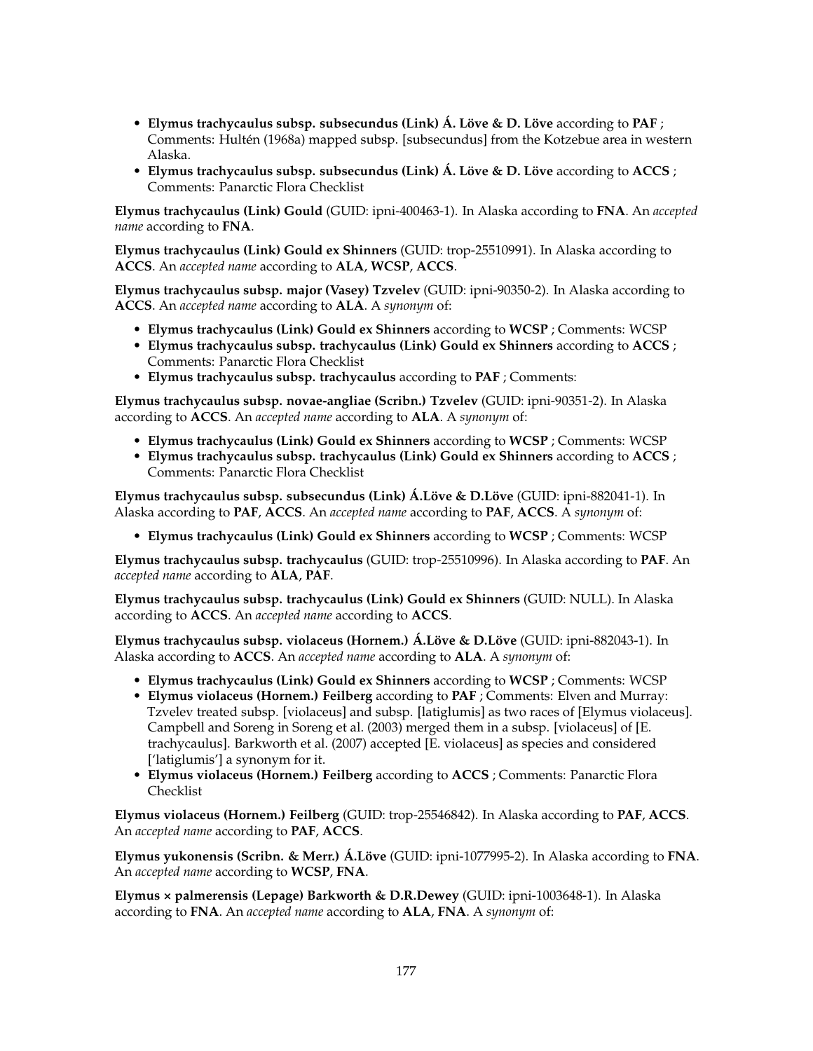- **Elymus trachycaulus subsp. subsecundus (Link) Á. Löve & D. Löve** according to **PAF** ; Comments: Hultén (1968a) mapped subsp. [subsecundus] from the Kotzebue area in western Alaska.
- **Elymus trachycaulus subsp. subsecundus (Link) Á. Löve & D. Löve** according to **ACCS** ; Comments: Panarctic Flora Checklist

**Elymus trachycaulus (Link) Gould** (GUID: ipni-400463-1). In Alaska according to **FNA**. An *accepted name* according to **FNA**.

**Elymus trachycaulus (Link) Gould ex Shinners** (GUID: trop-25510991). In Alaska according to **ACCS**. An *accepted name* according to **ALA**, **WCSP**, **ACCS**.

**Elymus trachycaulus subsp. major (Vasey) Tzvelev** (GUID: ipni-90350-2). In Alaska according to **ACCS**. An *accepted name* according to **ALA**. A *synonym* of:

- **Elymus trachycaulus (Link) Gould ex Shinners** according to **WCSP** ; Comments: WCSP
- **Elymus trachycaulus subsp. trachycaulus (Link) Gould ex Shinners** according to **ACCS** ; Comments: Panarctic Flora Checklist
- **Elymus trachycaulus subsp. trachycaulus** according to **PAF** ; Comments:

**Elymus trachycaulus subsp. novae-angliae (Scribn.) Tzvelev** (GUID: ipni-90351-2). In Alaska according to **ACCS**. An *accepted name* according to **ALA**. A *synonym* of:

- **Elymus trachycaulus (Link) Gould ex Shinners** according to **WCSP** ; Comments: WCSP
- **Elymus trachycaulus subsp. trachycaulus (Link) Gould ex Shinners** according to **ACCS** ; Comments: Panarctic Flora Checklist

**Elymus trachycaulus subsp. subsecundus (Link) Á.Löve & D.Löve** (GUID: ipni-882041-1). In Alaska according to **PAF**, **ACCS**. An *accepted name* according to **PAF**, **ACCS**. A *synonym* of:

- **Elymus trachycaulus (Link) Gould ex Shinners** according to **WCSP** ; Comments: WCSP

**Elymus trachycaulus subsp. trachycaulus** (GUID: trop-25510996). In Alaska according to **PAF**. An *accepted name* according to **ALA**, **PAF**.

**Elymus trachycaulus subsp. trachycaulus (Link) Gould ex Shinners** (GUID: NULL). In Alaska according to **ACCS**. An *accepted name* according to **ACCS**.

**Elymus trachycaulus subsp. violaceus (Hornem.) Á.Löve & D.Löve** (GUID: ipni-882043-1). In Alaska according to **ACCS**. An *accepted name* according to **ALA**. A *synonym* of:

- **Elymus trachycaulus (Link) Gould ex Shinners** according to **WCSP** ; Comments: WCSP
- **Elymus violaceus (Hornem.) Feilberg** according to **PAF** ; Comments: Elven and Murray: Tzvelev treated subsp. [violaceus] and subsp. [latiglumis] as two races of [Elymus violaceus]. Campbell and Soreng in Soreng et al. (2003) merged them in a subsp. [violaceus] of [E. trachycaulus]. Barkworth et al. (2007) accepted [E. violaceus] as species and considered ['latiglumis'] a synonym for it.
- **Elymus violaceus (Hornem.) Feilberg** according to **ACCS** ; Comments: Panarctic Flora Checklist

**Elymus violaceus (Hornem.) Feilberg** (GUID: trop-25546842). In Alaska according to **PAF**, **ACCS**. An *accepted name* according to **PAF**, **ACCS**.

**Elymus yukonensis (Scribn. & Merr.) Á.Löve** (GUID: ipni-1077995-2). In Alaska according to **FNA**. An *accepted name* according to **WCSP**, **FNA**.

**Elymus × palmerensis (Lepage) Barkworth & D.R.Dewey** (GUID: ipni-1003648-1). In Alaska according to **FNA**. An *accepted name* according to **ALA**, **FNA**. A *synonym* of: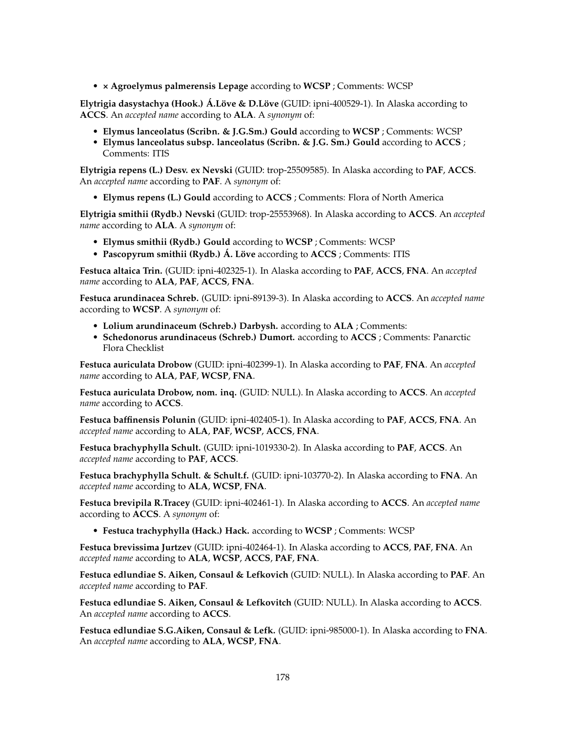- **× Agroelymus palmerensis Lepage** according to **WCSP** ; Comments: WCSP

**Elytrigia dasystachya (Hook.) Á.Löve & D.Löve** (GUID: ipni-400529-1). In Alaska according to **ACCS**. An *accepted name* according to **ALA**. A *synonym* of:

- **Elymus lanceolatus (Scribn. & J.G.Sm.) Gould** according to **WCSP** ; Comments: WCSP
- **Elymus lanceolatus subsp. lanceolatus (Scribn. & J.G. Sm.) Gould** according to **ACCS** ; Comments: ITIS

**Elytrigia repens (L.) Desv. ex Nevski** (GUID: trop-25509585). In Alaska according to **PAF**, **ACCS**. An *accepted name* according to **PAF**. A *synonym* of:

- **Elymus repens (L.) Gould** according to **ACCS** ; Comments: Flora of North America

**Elytrigia smithii (Rydb.) Nevski** (GUID: trop-25553968). In Alaska according to **ACCS**. An *accepted name* according to **ALA**. A *synonym* of:

- **Elymus smithii (Rydb.) Gould** according to **WCSP** ; Comments: WCSP
- **Pascopyrum smithii (Rydb.) Á. Löve** according to **ACCS** ; Comments: ITIS

**Festuca altaica Trin.** (GUID: ipni-402325-1). In Alaska according to **PAF**, **ACCS**, **FNA**. An *accepted name* according to **ALA**, **PAF**, **ACCS**, **FNA**.

**Festuca arundinacea Schreb.** (GUID: ipni-89139-3). In Alaska according to **ACCS**. An *accepted name* according to **WCSP**. A *synonym* of:

- **Lolium arundinaceum (Schreb.) Darbysh.** according to **ALA** ; Comments:
- **Schedonorus arundinaceus (Schreb.) Dumort.** according to **ACCS** ; Comments: Panarctic Flora Checklist

**Festuca auriculata Drobow** (GUID: ipni-402399-1). In Alaska according to **PAF**, **FNA**. An *accepted name* according to **ALA**, **PAF**, **WCSP**, **FNA**.

**Festuca auriculata Drobow, nom. inq.** (GUID: NULL). In Alaska according to **ACCS**. An *accepted name* according to **ACCS**.

**Festuca baffinensis Polunin** (GUID: ipni-402405-1). In Alaska according to **PAF**, **ACCS**, **FNA**. An *accepted name* according to **ALA**, **PAF**, **WCSP**, **ACCS**, **FNA**.

**Festuca brachyphylla Schult.** (GUID: ipni-1019330-2). In Alaska according to **PAF**, **ACCS**. An *accepted name* according to **PAF**, **ACCS**.

**Festuca brachyphylla Schult. & Schult.f.** (GUID: ipni-103770-2). In Alaska according to **FNA**. An *accepted name* according to **ALA**, **WCSP**, **FNA**.

**Festuca brevipila R.Tracey** (GUID: ipni-402461-1). In Alaska according to **ACCS**. An *accepted name* according to **ACCS**. A *synonym* of:

- **Festuca trachyphylla (Hack.) Hack.** according to **WCSP** ; Comments: WCSP

**Festuca brevissima Jurtzev** (GUID: ipni-402464-1). In Alaska according to **ACCS**, **PAF**, **FNA**. An *accepted name* according to **ALA**, **WCSP**, **ACCS**, **PAF**, **FNA**.

**Festuca edlundiae S. Aiken, Consaul & Lefkovich** (GUID: NULL). In Alaska according to **PAF**. An *accepted name* according to **PAF**.

**Festuca edlundiae S. Aiken, Consaul & Lefkovitch** (GUID: NULL). In Alaska according to **ACCS**. An *accepted name* according to **ACCS**.

**Festuca edlundiae S.G.Aiken, Consaul & Lefk.** (GUID: ipni-985000-1). In Alaska according to **FNA**. An *accepted name* according to **ALA**, **WCSP**, **FNA**.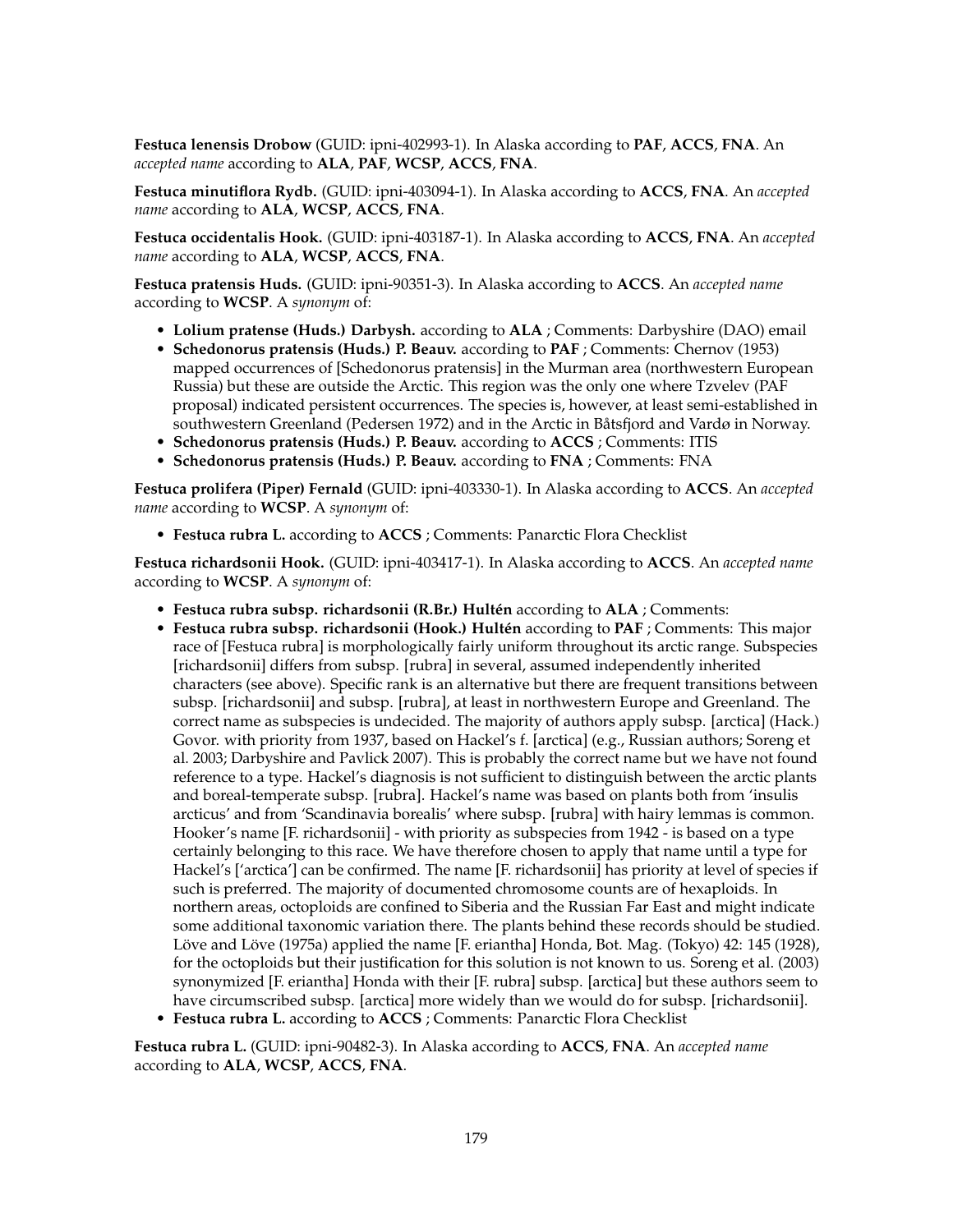**Festuca lenensis Drobow** (GUID: ipni-402993-1). In Alaska according to **PAF**, **ACCS**, **FNA**. An *accepted name* according to **ALA**, **PAF**, **WCSP**, **ACCS**, **FNA**.

**Festuca minutiflora Rydb.** (GUID: ipni-403094-1). In Alaska according to **ACCS**, **FNA**. An *accepted name* according to **ALA**, **WCSP**, **ACCS**, **FNA**.

**Festuca occidentalis Hook.** (GUID: ipni-403187-1). In Alaska according to **ACCS**, **FNA**. An *accepted name* according to **ALA**, **WCSP**, **ACCS**, **FNA**.

**Festuca pratensis Huds.** (GUID: ipni-90351-3). In Alaska according to **ACCS**. An *accepted name* according to **WCSP**. A *synonym* of:

- **Lolium pratense (Huds.) Darbysh.** according to **ALA** ; Comments: Darbyshire (DAO) email
- **Schedonorus pratensis (Huds.) P. Beauv.** according to **PAF** ; Comments: Chernov (1953) mapped occurrences of [Schedonorus pratensis] in the Murman area (northwestern European Russia) but these are outside the Arctic. This region was the only one where Tzvelev (PAF proposal) indicated persistent occurrences. The species is, however, at least semi-established in southwestern Greenland (Pedersen 1972) and in the Arctic in Båtsfjord and Vardø in Norway.
- **Schedonorus pratensis (Huds.) P. Beauv.** according to **ACCS** ; Comments: ITIS
- **Schedonorus pratensis (Huds.) P. Beauv.** according to **FNA** ; Comments: FNA

**Festuca prolifera (Piper) Fernald** (GUID: ipni-403330-1). In Alaska according to **ACCS**. An *accepted name* according to **WCSP**. A *synonym* of:

- **Festuca rubra L.** according to **ACCS** ; Comments: Panarctic Flora Checklist

**Festuca richardsonii Hook.** (GUID: ipni-403417-1). In Alaska according to **ACCS**. An *accepted name* according to **WCSP**. A *synonym* of:

- **Festuca rubra subsp. richardsonii (R.Br.) Hultén** according to **ALA** ; Comments:
- **Festuca rubra subsp. richardsonii (Hook.) Hultén** according to **PAF** ; Comments: This major race of [Festuca rubra] is morphologically fairly uniform throughout its arctic range. Subspecies [richardsonii] differs from subsp. [rubra] in several, assumed independently inherited characters (see above). Specific rank is an alternative but there are frequent transitions between subsp. [richardsonii] and subsp. [rubra], at least in northwestern Europe and Greenland. The correct name as subspecies is undecided. The majority of authors apply subsp. [arctica] (Hack.) Govor. with priority from 1937, based on Hackel's f. [arctica] (e.g., Russian authors; Soreng et al. 2003; Darbyshire and Pavlick 2007). This is probably the correct name but we have not found reference to a type. Hackel's diagnosis is not sufficient to distinguish between the arctic plants and boreal-temperate subsp. [rubra]. Hackel's name was based on plants both from 'insulis arcticus' and from 'Scandinavia borealis' where subsp. [rubra] with hairy lemmas is common. Hooker's name [F. richardsonii] - with priority as subspecies from 1942 - is based on a type certainly belonging to this race. We have therefore chosen to apply that name until a type for Hackel's ['arctica'] can be confirmed. The name [F. richardsonii] has priority at level of species if such is preferred. The majority of documented chromosome counts are of hexaploids. In northern areas, octoploids are confined to Siberia and the Russian Far East and might indicate some additional taxonomic variation there. The plants behind these records should be studied. Löve and Löve (1975a) applied the name [F. eriantha] Honda, Bot. Mag. (Tokyo) 42: 145 (1928), for the octoploids but their justification for this solution is not known to us. Soreng et al. (2003) synonymized [F. eriantha] Honda with their [F. rubra] subsp. [arctica] but these authors seem to have circumscribed subsp. [arctica] more widely than we would do for subsp. [richardsonii].
- **Festuca rubra L.** according to **ACCS** ; Comments: Panarctic Flora Checklist

**Festuca rubra L.** (GUID: ipni-90482-3). In Alaska according to **ACCS**, **FNA**. An *accepted name* according to **ALA**, **WCSP**, **ACCS**, **FNA**.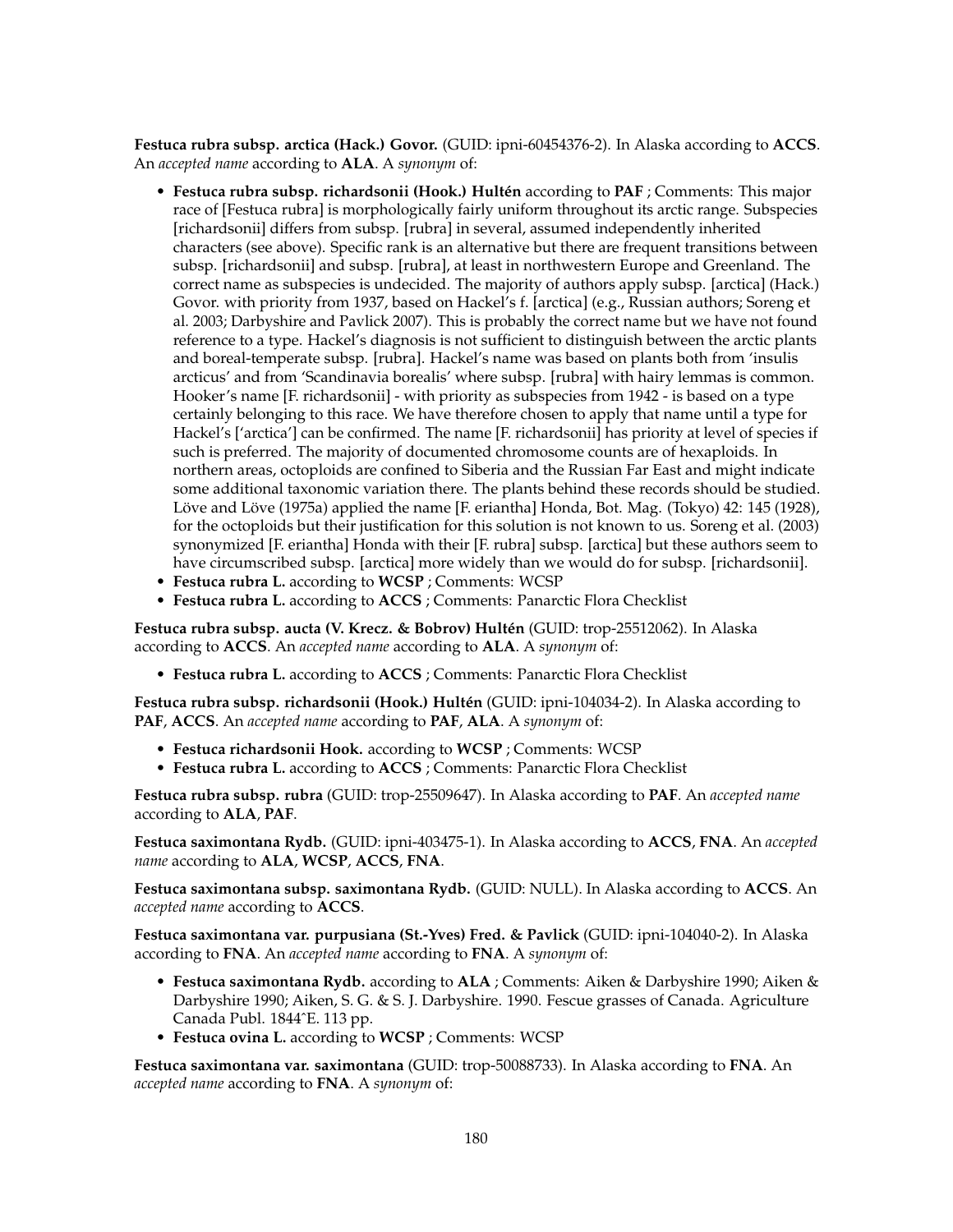**Festuca rubra subsp. arctica (Hack.) Govor.** (GUID: ipni-60454376-2). In Alaska according to **ACCS**. An *accepted name* according to **ALA**. A *synonym* of:

- **Festuca rubra subsp. richardsonii (Hook.) Hultén** according to **PAF** ; Comments: This major race of [Festuca rubra] is morphologically fairly uniform throughout its arctic range. Subspecies [richardsonii] differs from subsp. [rubra] in several, assumed independently inherited characters (see above). Specific rank is an alternative but there are frequent transitions between subsp. [richardsonii] and subsp. [rubra], at least in northwestern Europe and Greenland. The correct name as subspecies is undecided. The majority of authors apply subsp. [arctica] (Hack.) Govor. with priority from 1937, based on Hackel's f. [arctica] (e.g., Russian authors; Soreng et al. 2003; Darbyshire and Pavlick 2007). This is probably the correct name but we have not found reference to a type. Hackel's diagnosis is not sufficient to distinguish between the arctic plants and boreal-temperate subsp. [rubra]. Hackel's name was based on plants both from 'insulis arcticus' and from 'Scandinavia borealis' where subsp. [rubra] with hairy lemmas is common. Hooker's name [F. richardsonii] - with priority as subspecies from 1942 - is based on a type certainly belonging to this race. We have therefore chosen to apply that name until a type for Hackel's ['arctica'] can be confirmed. The name [F. richardsonii] has priority at level of species if such is preferred. The majority of documented chromosome counts are of hexaploids. In northern areas, octoploids are confined to Siberia and the Russian Far East and might indicate some additional taxonomic variation there. The plants behind these records should be studied. Löve and Löve (1975a) applied the name [F. eriantha] Honda, Bot. Mag. (Tokyo) 42: 145 (1928), for the octoploids but their justification for this solution is not known to us. Soreng et al. (2003) synonymized [F. eriantha] Honda with their [F. rubra] subsp. [arctica] but these authors seem to have circumscribed subsp. [arctica] more widely than we would do for subsp. [richardsonii].
- **Festuca rubra L.** according to **WCSP** ; Comments: WCSP
- **Festuca rubra L.** according to **ACCS** ; Comments: Panarctic Flora Checklist

**Festuca rubra subsp. aucta (V. Krecz. & Bobrov) Hultén** (GUID: trop-25512062). In Alaska according to **ACCS**. An *accepted name* according to **ALA**. A *synonym* of:

- **Festuca rubra L.** according to **ACCS** ; Comments: Panarctic Flora Checklist

**Festuca rubra subsp. richardsonii (Hook.) Hultén** (GUID: ipni-104034-2). In Alaska according to **PAF**, **ACCS**. An *accepted name* according to **PAF**, **ALA**. A *synonym* of:

- **Festuca richardsonii Hook.** according to **WCSP** ; Comments: WCSP
- **Festuca rubra L.** according to **ACCS** ; Comments: Panarctic Flora Checklist

**Festuca rubra subsp. rubra** (GUID: trop-25509647). In Alaska according to **PAF**. An *accepted name* according to **ALA**, **PAF**.

**Festuca saximontana Rydb.** (GUID: ipni-403475-1). In Alaska according to **ACCS**, **FNA**. An *accepted name* according to **ALA**, **WCSP**, **ACCS**, **FNA**.

**Festuca saximontana subsp. saximontana Rydb.** (GUID: NULL). In Alaska according to **ACCS**. An *accepted name* according to **ACCS**.

**Festuca saximontana var. purpusiana (St.-Yves) Fred. & Pavlick** (GUID: ipni-104040-2). In Alaska according to **FNA**. An *accepted name* according to **FNA**. A *synonym* of:

- **Festuca saximontana Rydb.** according to **ALA** ; Comments: Aiken & Darbyshire 1990; Aiken & Darbyshire 1990; Aiken, S. G. & S. J. Darbyshire. 1990. Fescue grasses of Canada. Agriculture Canada Publ. 1844ˆE. 113 pp.
- **Festuca ovina L.** according to **WCSP** ; Comments: WCSP

**Festuca saximontana var. saximontana** (GUID: trop-50088733). In Alaska according to **FNA**. An *accepted name* according to **FNA**. A *synonym* of: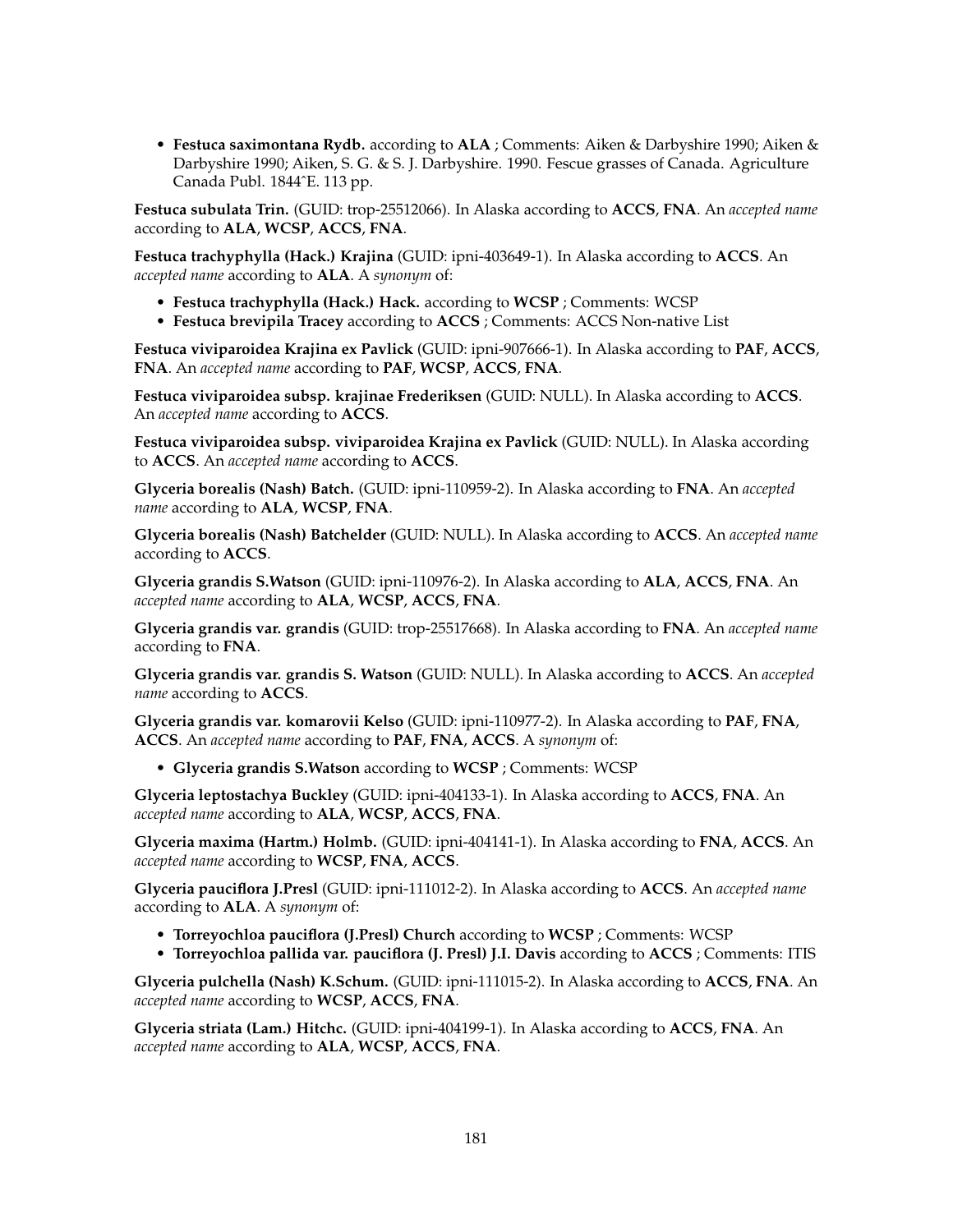- **Festuca saximontana Rydb.** according to **ALA** ; Comments: Aiken & Darbyshire 1990; Aiken & Darbyshire 1990; Aiken, S. G. & S. J. Darbyshire. 1990. Fescue grasses of Canada. Agriculture Canada Publ. 1844ˆE. 113 pp.

**Festuca subulata Trin.** (GUID: trop-25512066). In Alaska according to **ACCS**, **FNA**. An *accepted name* according to **ALA**, **WCSP**, **ACCS**, **FNA**.

**Festuca trachyphylla (Hack.) Krajina** (GUID: ipni-403649-1). In Alaska according to **ACCS**. An *accepted name* according to **ALA**. A *synonym* of:

- **Festuca trachyphylla (Hack.) Hack.** according to **WCSP** ; Comments: WCSP
- **Festuca brevipila Tracey** according to **ACCS** ; Comments: ACCS Non-native List

**Festuca viviparoidea Krajina ex Pavlick** (GUID: ipni-907666-1). In Alaska according to **PAF**, **ACCS**, **FNA**. An *accepted name* according to **PAF**, **WCSP**, **ACCS**, **FNA**.

**Festuca viviparoidea subsp. krajinae Frederiksen** (GUID: NULL). In Alaska according to **ACCS**. An *accepted name* according to **ACCS**.

**Festuca viviparoidea subsp. viviparoidea Krajina ex Pavlick** (GUID: NULL). In Alaska according to **ACCS**. An *accepted name* according to **ACCS**.

**Glyceria borealis (Nash) Batch.** (GUID: ipni-110959-2). In Alaska according to **FNA**. An *accepted name* according to **ALA**, **WCSP**, **FNA**.

**Glyceria borealis (Nash) Batchelder** (GUID: NULL). In Alaska according to **ACCS**. An *accepted name* according to **ACCS**.

**Glyceria grandis S.Watson** (GUID: ipni-110976-2). In Alaska according to **ALA**, **ACCS**, **FNA**. An *accepted name* according to **ALA**, **WCSP**, **ACCS**, **FNA**.

**Glyceria grandis var. grandis** (GUID: trop-25517668). In Alaska according to **FNA**. An *accepted name* according to **FNA**.

**Glyceria grandis var. grandis S. Watson** (GUID: NULL). In Alaska according to **ACCS**. An *accepted name* according to **ACCS**.

**Glyceria grandis var. komarovii Kelso** (GUID: ipni-110977-2). In Alaska according to **PAF**, **FNA**, **ACCS**. An *accepted name* according to **PAF**, **FNA**, **ACCS**. A *synonym* of:

- **Glyceria grandis S.Watson** according to **WCSP** ; Comments: WCSP

**Glyceria leptostachya Buckley** (GUID: ipni-404133-1). In Alaska according to **ACCS**, **FNA**. An *accepted name* according to **ALA**, **WCSP**, **ACCS**, **FNA**.

**Glyceria maxima (Hartm.) Holmb.** (GUID: ipni-404141-1). In Alaska according to **FNA**, **ACCS**. An *accepted name* according to **WCSP**, **FNA**, **ACCS**.

**Glyceria pauciflora J.Presl** (GUID: ipni-111012-2). In Alaska according to **ACCS**. An *accepted name* according to **ALA**. A *synonym* of:

- **Torreyochloa pauciflora (J.Presl) Church** according to **WCSP** ; Comments: WCSP
- **Torreyochloa pallida var. pauciflora (J. Presl) J.I. Davis** according to **ACCS** ; Comments: ITIS

**Glyceria pulchella (Nash) K.Schum.** (GUID: ipni-111015-2). In Alaska according to **ACCS**, **FNA**. An *accepted name* according to **WCSP**, **ACCS**, **FNA**.

**Glyceria striata (Lam.) Hitchc.** (GUID: ipni-404199-1). In Alaska according to **ACCS**, **FNA**. An *accepted name* according to **ALA**, **WCSP**, **ACCS**, **FNA**.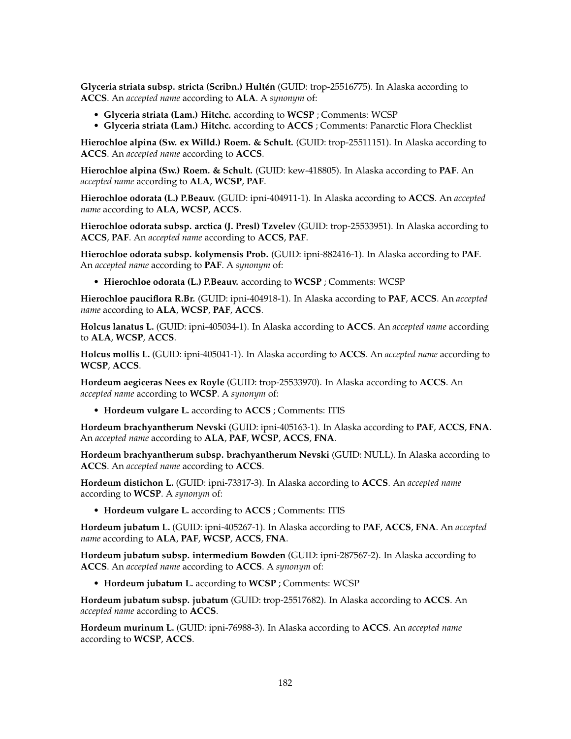**Glyceria striata subsp. stricta (Scribn.) Hultén** (GUID: trop-25516775). In Alaska according to **ACCS**. An *accepted name* according to **ALA**. A *synonym* of:

- **Glyceria striata (Lam.) Hitchc.** according to **WCSP** ; Comments: WCSP
- **Glyceria striata (Lam.) Hitchc.** according to **ACCS** ; Comments: Panarctic Flora Checklist

**Hierochloe alpina (Sw. ex Willd.) Roem. & Schult.** (GUID: trop-25511151). In Alaska according to **ACCS**. An *accepted name* according to **ACCS**.

**Hierochloe alpina (Sw.) Roem. & Schult.** (GUID: kew-418805). In Alaska according to **PAF**. An *accepted name* according to **ALA**, **WCSP**, **PAF**.

**Hierochloe odorata (L.) P.Beauv.** (GUID: ipni-404911-1). In Alaska according to **ACCS**. An *accepted name* according to **ALA**, **WCSP**, **ACCS**.

**Hierochloe odorata subsp. arctica (J. Presl) Tzvelev** (GUID: trop-25533951). In Alaska according to **ACCS**, **PAF**. An *accepted name* according to **ACCS**, **PAF**.

**Hierochloe odorata subsp. kolymensis Prob.** (GUID: ipni-882416-1). In Alaska according to **PAF**. An *accepted name* according to **PAF**. A *synonym* of:

- **Hierochloe odorata (L.) P.Beauv.** according to **WCSP** ; Comments: WCSP

**Hierochloe pauciflora R.Br.** (GUID: ipni-404918-1). In Alaska according to **PAF**, **ACCS**. An *accepted name* according to **ALA**, **WCSP**, **PAF**, **ACCS**.

**Holcus lanatus L.** (GUID: ipni-405034-1). In Alaska according to **ACCS**. An *accepted name* according to **ALA**, **WCSP**, **ACCS**.

**Holcus mollis L.** (GUID: ipni-405041-1). In Alaska according to **ACCS**. An *accepted name* according to **WCSP**, **ACCS**.

**Hordeum aegiceras Nees ex Royle** (GUID: trop-25533970). In Alaska according to **ACCS**. An *accepted name* according to **WCSP**. A *synonym* of:

- **Hordeum vulgare L.** according to **ACCS** ; Comments: ITIS

**Hordeum brachyantherum Nevski** (GUID: ipni-405163-1). In Alaska according to **PAF**, **ACCS**, **FNA**. An *accepted name* according to **ALA**, **PAF**, **WCSP**, **ACCS**, **FNA**.

**Hordeum brachyantherum subsp. brachyantherum Nevski** (GUID: NULL). In Alaska according to **ACCS**. An *accepted name* according to **ACCS**.

**Hordeum distichon L.** (GUID: ipni-73317-3). In Alaska according to **ACCS**. An *accepted name* according to **WCSP**. A *synonym* of:

- **Hordeum vulgare L.** according to **ACCS** ; Comments: ITIS

**Hordeum jubatum L.** (GUID: ipni-405267-1). In Alaska according to **PAF**, **ACCS**, **FNA**. An *accepted name* according to **ALA**, **PAF**, **WCSP**, **ACCS**, **FNA**.

**Hordeum jubatum subsp. intermedium Bowden** (GUID: ipni-287567-2). In Alaska according to **ACCS**. An *accepted name* according to **ACCS**. A *synonym* of:

- **Hordeum jubatum L.** according to **WCSP** ; Comments: WCSP

**Hordeum jubatum subsp. jubatum** (GUID: trop-25517682). In Alaska according to **ACCS**. An *accepted name* according to **ACCS**.

**Hordeum murinum L.** (GUID: ipni-76988-3). In Alaska according to **ACCS**. An *accepted name* according to **WCSP**, **ACCS**.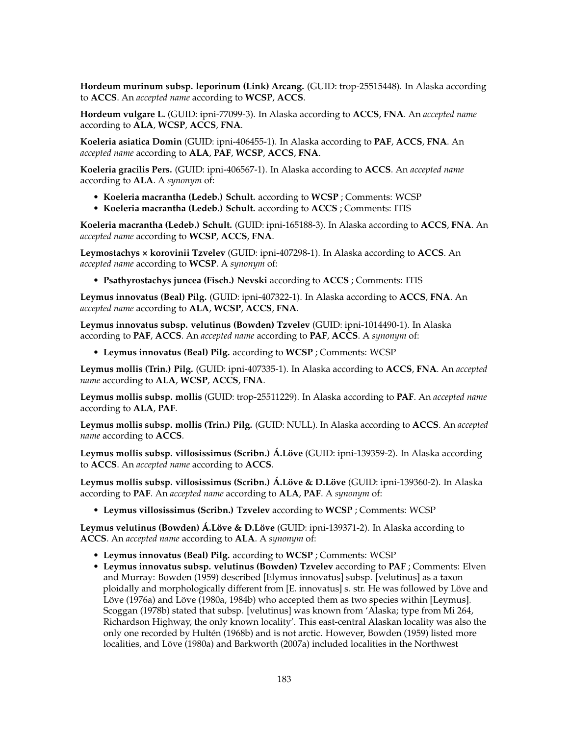**Hordeum murinum subsp. leporinum (Link) Arcang.** (GUID: trop-25515448). In Alaska according to **ACCS**. An *accepted name* according to **WCSP**, **ACCS**.

**Hordeum vulgare L.** (GUID: ipni-77099-3). In Alaska according to **ACCS**, **FNA**. An *accepted name* according to **ALA**, **WCSP**, **ACCS**, **FNA**.

**Koeleria asiatica Domin** (GUID: ipni-406455-1). In Alaska according to **PAF**, **ACCS**, **FNA**. An *accepted name* according to **ALA**, **PAF**, **WCSP**, **ACCS**, **FNA**.

**Koeleria gracilis Pers.** (GUID: ipni-406567-1). In Alaska according to **ACCS**. An *accepted name* according to **ALA**. A *synonym* of:

- **Koeleria macrantha (Ledeb.) Schult.** according to **WCSP** ; Comments: WCSP
- **Koeleria macrantha (Ledeb.) Schult.** according to **ACCS** ; Comments: ITIS

**Koeleria macrantha (Ledeb.) Schult.** (GUID: ipni-165188-3). In Alaska according to **ACCS**, **FNA**. An *accepted name* according to **WCSP**, **ACCS**, **FNA**.

**Leymostachys × korovinii Tzvelev** (GUID: ipni-407298-1). In Alaska according to **ACCS**. An *accepted name* according to **WCSP**. A *synonym* of:

- **Psathyrostachys juncea (Fisch.) Nevski** according to **ACCS** ; Comments: ITIS

**Leymus innovatus (Beal) Pilg.** (GUID: ipni-407322-1). In Alaska according to **ACCS**, **FNA**. An *accepted name* according to **ALA**, **WCSP**, **ACCS**, **FNA**.

**Leymus innovatus subsp. velutinus (Bowden) Tzvelev** (GUID: ipni-1014490-1). In Alaska according to **PAF**, **ACCS**. An *accepted name* according to **PAF**, **ACCS**. A *synonym* of:

- **Leymus innovatus (Beal) Pilg.** according to **WCSP** ; Comments: WCSP

**Leymus mollis (Trin.) Pilg.** (GUID: ipni-407335-1). In Alaska according to **ACCS**, **FNA**. An *accepted name* according to **ALA**, **WCSP**, **ACCS**, **FNA**.

**Leymus mollis subsp. mollis** (GUID: trop-25511229). In Alaska according to **PAF**. An *accepted name* according to **ALA**, **PAF**.

**Leymus mollis subsp. mollis (Trin.) Pilg.** (GUID: NULL). In Alaska according to **ACCS**. An *accepted name* according to **ACCS**.

**Leymus mollis subsp. villosissimus (Scribn.) Á.Löve** (GUID: ipni-139359-2). In Alaska according to **ACCS**. An *accepted name* according to **ACCS**.

**Leymus mollis subsp. villosissimus (Scribn.) Á.Löve & D.Löve** (GUID: ipni-139360-2). In Alaska according to **PAF**. An *accepted name* according to **ALA**, **PAF**. A *synonym* of:

- **Leymus villosissimus (Scribn.) Tzvelev** according to **WCSP** ; Comments: WCSP

**Leymus velutinus (Bowden) Á.Löve & D.Löve** (GUID: ipni-139371-2). In Alaska according to **ACCS**. An *accepted name* according to **ALA**. A *synonym* of:

- **Leymus innovatus (Beal) Pilg.** according to **WCSP** ; Comments: WCSP
- **Leymus innovatus subsp. velutinus (Bowden) Tzvelev** according to **PAF** ; Comments: Elven and Murray: Bowden (1959) described [Elymus innovatus] subsp. [velutinus] as a taxon ploidally and morphologically different from [E. innovatus] s. str. He was followed by Löve and Löve (1976a) and Löve (1980a, 1984b) who accepted them as two species within [Leymus]. Scoggan (1978b) stated that subsp. [velutinus] was known from 'Alaska; type from Mi 264, Richardson Highway, the only known locality'. This east-central Alaskan locality was also the only one recorded by Hultén (1968b) and is not arctic. However, Bowden (1959) listed more localities, and Löve (1980a) and Barkworth (2007a) included localities in the Northwest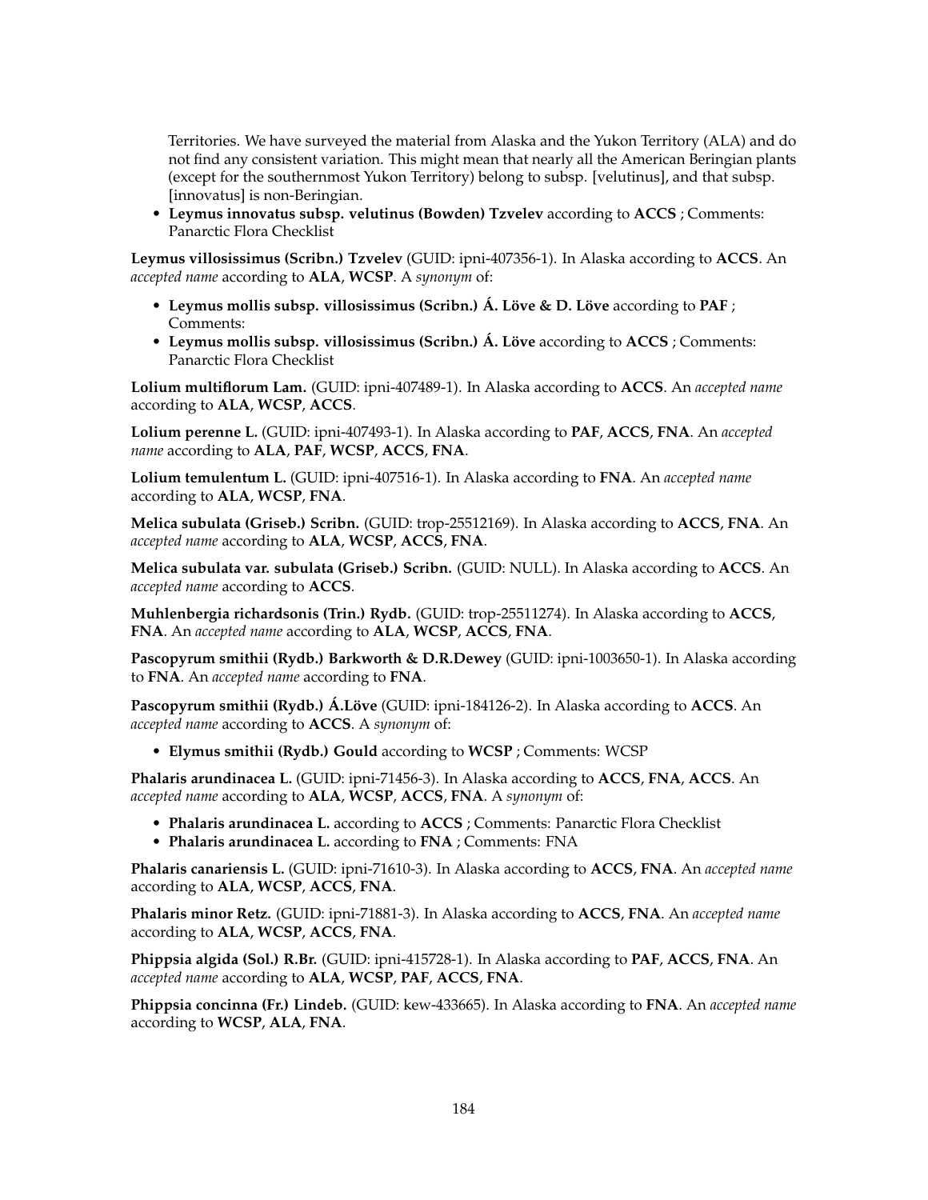Territories. We have surveyed the material from Alaska and the Yukon Territory (ALA) and do not find any consistent variation. This might mean that nearly all the American Beringian plants (except for the southernmost Yukon Territory) belong to subsp. [velutinus], and that subsp. [innovatus] is non-Beringian.

- **Leymus innovatus subsp. velutinus (Bowden) Tzvelev** according to **ACCS** ; Comments: Panarctic Flora Checklist

**Leymus villosissimus (Scribn.) Tzvelev** (GUID: ipni-407356-1). In Alaska according to **ACCS**. An *accepted name* according to **ALA**, **WCSP**. A *synonym* of:

- **Leymus mollis subsp. villosissimus (Scribn.) Á. Löve & D. Löve** according to **PAF** ; Comments:
- **Leymus mollis subsp. villosissimus (Scribn.) Á. Löve** according to **ACCS** ; Comments: Panarctic Flora Checklist

**Lolium multiflorum Lam.** (GUID: ipni-407489-1). In Alaska according to **ACCS**. An *accepted name* according to **ALA**, **WCSP**, **ACCS**.

**Lolium perenne L.** (GUID: ipni-407493-1). In Alaska according to **PAF**, **ACCS**, **FNA**. An *accepted name* according to **ALA**, **PAF**, **WCSP**, **ACCS**, **FNA**.

**Lolium temulentum L.** (GUID: ipni-407516-1). In Alaska according to **FNA**. An *accepted name* according to **ALA**, **WCSP**, **FNA**.

**Melica subulata (Griseb.) Scribn.** (GUID: trop-25512169). In Alaska according to **ACCS**, **FNA**. An *accepted name* according to **ALA**, **WCSP**, **ACCS**, **FNA**.

**Melica subulata var. subulata (Griseb.) Scribn.** (GUID: NULL). In Alaska according to **ACCS**. An *accepted name* according to **ACCS**.

**Muhlenbergia richardsonis (Trin.) Rydb.** (GUID: trop-25511274). In Alaska according to **ACCS**, **FNA**. An *accepted name* according to **ALA**, **WCSP**, **ACCS**, **FNA**.

**Pascopyrum smithii (Rydb.) Barkworth & D.R.Dewey** (GUID: ipni-1003650-1). In Alaska according to **FNA**. An *accepted name* according to **FNA**.

**Pascopyrum smithii (Rydb.) Á.Löve** (GUID: ipni-184126-2). In Alaska according to **ACCS**. An *accepted name* according to **ACCS**. A *synonym* of:

- **Elymus smithii (Rydb.) Gould** according to **WCSP** ; Comments: WCSP

**Phalaris arundinacea L.** (GUID: ipni-71456-3). In Alaska according to **ACCS**, **FNA**, **ACCS**. An *accepted name* according to **ALA**, **WCSP**, **ACCS**, **FNA**. A *synonym* of:

- **Phalaris arundinacea L.** according to **ACCS** ; Comments: Panarctic Flora Checklist
- **Phalaris arundinacea L.** according to **FNA** ; Comments: FNA

**Phalaris canariensis L.** (GUID: ipni-71610-3). In Alaska according to **ACCS**, **FNA**. An *accepted name* according to **ALA**, **WCSP**, **ACCS**, **FNA**.

**Phalaris minor Retz.** (GUID: ipni-71881-3). In Alaska according to **ACCS**, **FNA**. An *accepted name* according to **ALA**, **WCSP**, **ACCS**, **FNA**.

**Phippsia algida (Sol.) R.Br.** (GUID: ipni-415728-1). In Alaska according to **PAF**, **ACCS**, **FNA**. An *accepted name* according to **ALA**, **WCSP**, **PAF**, **ACCS**, **FNA**.

**Phippsia concinna (Fr.) Lindeb.** (GUID: kew-433665). In Alaska according to **FNA**. An *accepted name* according to **WCSP**, **ALA**, **FNA**.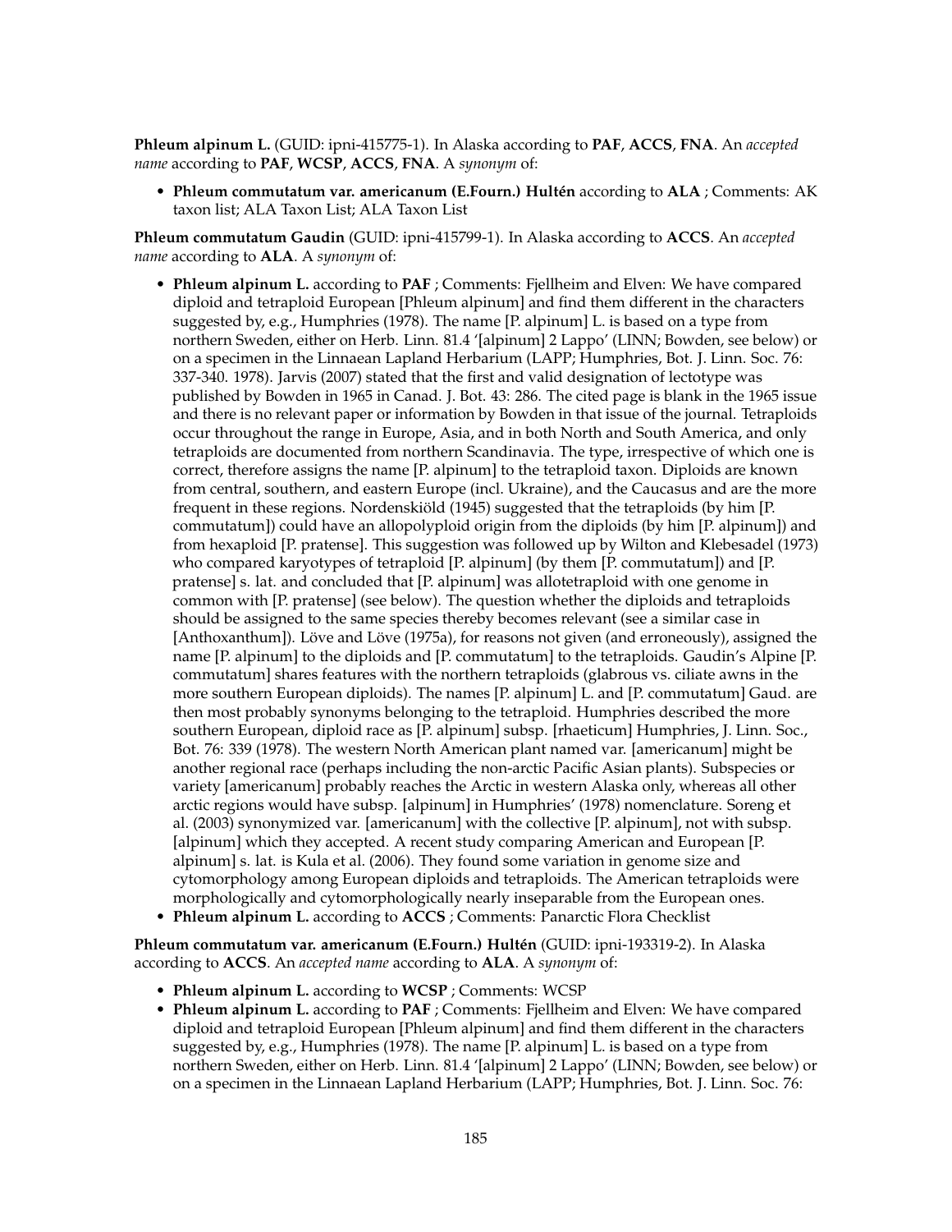**Phleum alpinum L.** (GUID: ipni-415775-1). In Alaska according to **PAF**, **ACCS**, **FNA**. An *accepted name* according to **PAF**, **WCSP**, **ACCS**, **FNA**. A *synonym* of:

- **Phleum commutatum var. americanum (E.Fourn.) Hultén** according to **ALA** ; Comments: AK taxon list; ALA Taxon List; ALA Taxon List

**Phleum commutatum Gaudin** (GUID: ipni-415799-1). In Alaska according to **ACCS**. An *accepted name* according to **ALA**. A *synonym* of:

- **Phleum alpinum L.** according to **PAF** ; Comments: Fjellheim and Elven: We have compared diploid and tetraploid European [Phleum alpinum] and find them different in the characters suggested by, e.g., Humphries (1978). The name [P. alpinum] L. is based on a type from northern Sweden, either on Herb. Linn. 81.4 '[alpinum] 2 Lappo' (LINN; Bowden, see below) or on a specimen in the Linnaean Lapland Herbarium (LAPP; Humphries, Bot. J. Linn. Soc. 76: 337-340. 1978). Jarvis (2007) stated that the first and valid designation of lectotype was published by Bowden in 1965 in Canad. J. Bot. 43: 286. The cited page is blank in the 1965 issue and there is no relevant paper or information by Bowden in that issue of the journal. Tetraploids occur throughout the range in Europe, Asia, and in both North and South America, and only tetraploids are documented from northern Scandinavia. The type, irrespective of which one is correct, therefore assigns the name [P. alpinum] to the tetraploid taxon. Diploids are known from central, southern, and eastern Europe (incl. Ukraine), and the Caucasus and are the more frequent in these regions. Nordenskiöld (1945) suggested that the tetraploids (by him [P. commutatum]) could have an allopolyploid origin from the diploids (by him [P. alpinum]) and from hexaploid [P. pratense]. This suggestion was followed up by Wilton and Klebesadel (1973) who compared karyotypes of tetraploid [P. alpinum] (by them [P. commutatum]) and [P. pratense] s. lat. and concluded that [P. alpinum] was allotetraploid with one genome in common with [P. pratense] (see below). The question whether the diploids and tetraploids should be assigned to the same species thereby becomes relevant (see a similar case in [Anthoxanthum]). Löve and Löve (1975a), for reasons not given (and erroneously), assigned the name [P. alpinum] to the diploids and [P. commutatum] to the tetraploids. Gaudin's Alpine [P. commutatum] shares features with the northern tetraploids (glabrous vs. ciliate awns in the more southern European diploids). The names [P. alpinum] L. and [P. commutatum] Gaud. are then most probably synonyms belonging to the tetraploid. Humphries described the more southern European, diploid race as [P. alpinum] subsp. [rhaeticum] Humphries, J. Linn. Soc., Bot. 76: 339 (1978). The western North American plant named var. [americanum] might be another regional race (perhaps including the non-arctic Pacific Asian plants). Subspecies or variety [americanum] probably reaches the Arctic in western Alaska only, whereas all other arctic regions would have subsp. [alpinum] in Humphries' (1978) nomenclature. Soreng et al. (2003) synonymized var. [americanum] with the collective [P. alpinum], not with subsp. [alpinum] which they accepted. A recent study comparing American and European [P. alpinum] s. lat. is Kula et al. (2006). They found some variation in genome size and cytomorphology among European diploids and tetraploids. The American tetraploids were morphologically and cytomorphologically nearly inseparable from the European ones.
- **Phleum alpinum L.** according to **ACCS** ; Comments: Panarctic Flora Checklist

**Phleum commutatum var. americanum (E.Fourn.) Hultén** (GUID: ipni-193319-2). In Alaska according to **ACCS**. An *accepted name* according to **ALA**. A *synonym* of:

- **Phleum alpinum L.** according to **WCSP** ; Comments: WCSP
- **Phleum alpinum L.** according to **PAF** ; Comments: Fjellheim and Elven: We have compared diploid and tetraploid European [Phleum alpinum] and find them different in the characters suggested by, e.g., Humphries (1978). The name [P. alpinum] L. is based on a type from northern Sweden, either on Herb. Linn. 81.4 '[alpinum] 2 Lappo' (LINN; Bowden, see below) or on a specimen in the Linnaean Lapland Herbarium (LAPP; Humphries, Bot. J. Linn. Soc. 76: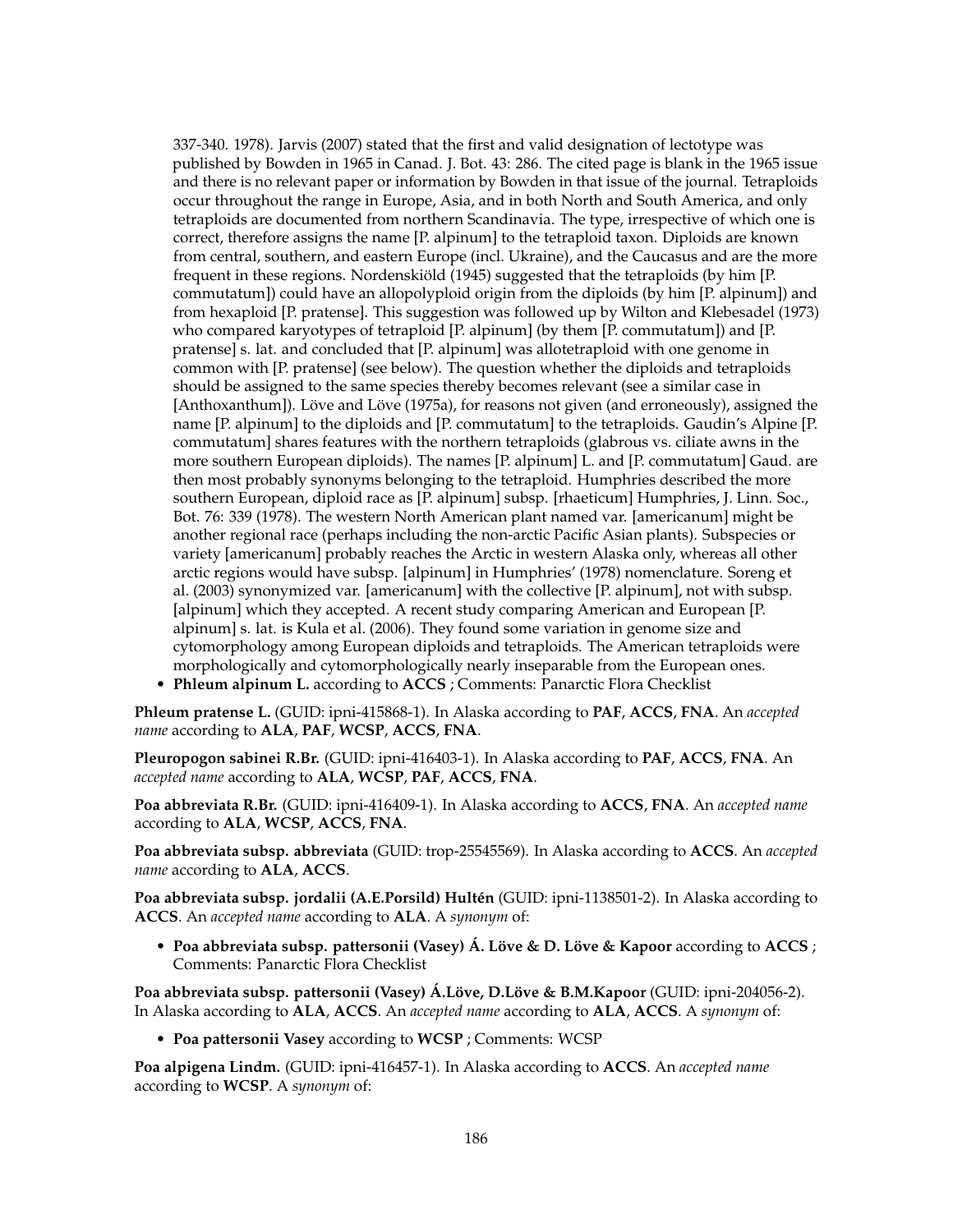337-340. 1978). Jarvis (2007) stated that the first and valid designation of lectotype was published by Bowden in 1965 in Canad. J. Bot. 43: 286. The cited page is blank in the 1965 issue and there is no relevant paper or information by Bowden in that issue of the journal. Tetraploids occur throughout the range in Europe, Asia, and in both North and South America, and only tetraploids are documented from northern Scandinavia. The type, irrespective of which one is correct, therefore assigns the name [P. alpinum] to the tetraploid taxon. Diploids are known from central, southern, and eastern Europe (incl. Ukraine), and the Caucasus and are the more frequent in these regions. Nordenskiöld (1945) suggested that the tetraploids (by him [P. commutatum]) could have an allopolyploid origin from the diploids (by him [P. alpinum]) and from hexaploid [P. pratense]. This suggestion was followed up by Wilton and Klebesadel (1973) who compared karyotypes of tetraploid [P. alpinum] (by them [P. commutatum]) and [P. pratense] s. lat. and concluded that [P. alpinum] was allotetraploid with one genome in common with [P. pratense] (see below). The question whether the diploids and tetraploids should be assigned to the same species thereby becomes relevant (see a similar case in [Anthoxanthum]). Löve and Löve (1975a), for reasons not given (and erroneously), assigned the name [P. alpinum] to the diploids and [P. commutatum] to the tetraploids. Gaudin's Alpine [P. commutatum] shares features with the northern tetraploids (glabrous vs. ciliate awns in the more southern European diploids). The names [P. alpinum] L. and [P. commutatum] Gaud. are then most probably synonyms belonging to the tetraploid. Humphries described the more southern European, diploid race as [P. alpinum] subsp. [rhaeticum] Humphries, J. Linn. Soc., Bot. 76: 339 (1978). The western North American plant named var. [americanum] might be another regional race (perhaps including the non-arctic Pacific Asian plants). Subspecies or variety [americanum] probably reaches the Arctic in western Alaska only, whereas all other arctic regions would have subsp. [alpinum] in Humphries' (1978) nomenclature. Soreng et al. (2003) synonymized var. [americanum] with the collective [P. alpinum], not with subsp. [alpinum] which they accepted. A recent study comparing American and European [P. alpinum] s. lat. is Kula et al. (2006). They found some variation in genome size and cytomorphology among European diploids and tetraploids. The American tetraploids were morphologically and cytomorphologically nearly inseparable from the European ones.

- **Phleum alpinum L.** according to **ACCS** ; Comments: Panarctic Flora Checklist

**Phleum pratense L.** (GUID: ipni-415868-1). In Alaska according to **PAF**, **ACCS**, **FNA**. An *accepted name* according to **ALA**, **PAF**, **WCSP**, **ACCS**, **FNA**.

**Pleuropogon sabinei R.Br.** (GUID: ipni-416403-1). In Alaska according to **PAF**, **ACCS**, **FNA**. An *accepted name* according to **ALA**, **WCSP**, **PAF**, **ACCS**, **FNA**.

**Poa abbreviata R.Br.** (GUID: ipni-416409-1). In Alaska according to **ACCS**, **FNA**. An *accepted name* according to **ALA**, **WCSP**, **ACCS**, **FNA**.

**Poa abbreviata subsp. abbreviata** (GUID: trop-25545569). In Alaska according to **ACCS**. An *accepted name* according to **ALA**, **ACCS**.

**Poa abbreviata subsp. jordalii (A.E.Porsild) Hultén** (GUID: ipni-1138501-2). In Alaska according to **ACCS**. An *accepted name* according to **ALA**. A *synonym* of:

- **Poa abbreviata subsp. pattersonii (Vasey) Á. Löve & D. Löve & Kapoor** according to **ACCS** ; Comments: Panarctic Flora Checklist

**Poa abbreviata subsp. pattersonii (Vasey) Á.Löve, D.Löve & B.M.Kapoor** (GUID: ipni-204056-2). In Alaska according to **ALA**, **ACCS**. An *accepted name* according to **ALA**, **ACCS**. A *synonym* of:

- **Poa pattersonii Vasey** according to **WCSP** ; Comments: WCSP

**Poa alpigena Lindm.** (GUID: ipni-416457-1). In Alaska according to **ACCS**. An *accepted name* according to **WCSP**. A *synonym* of: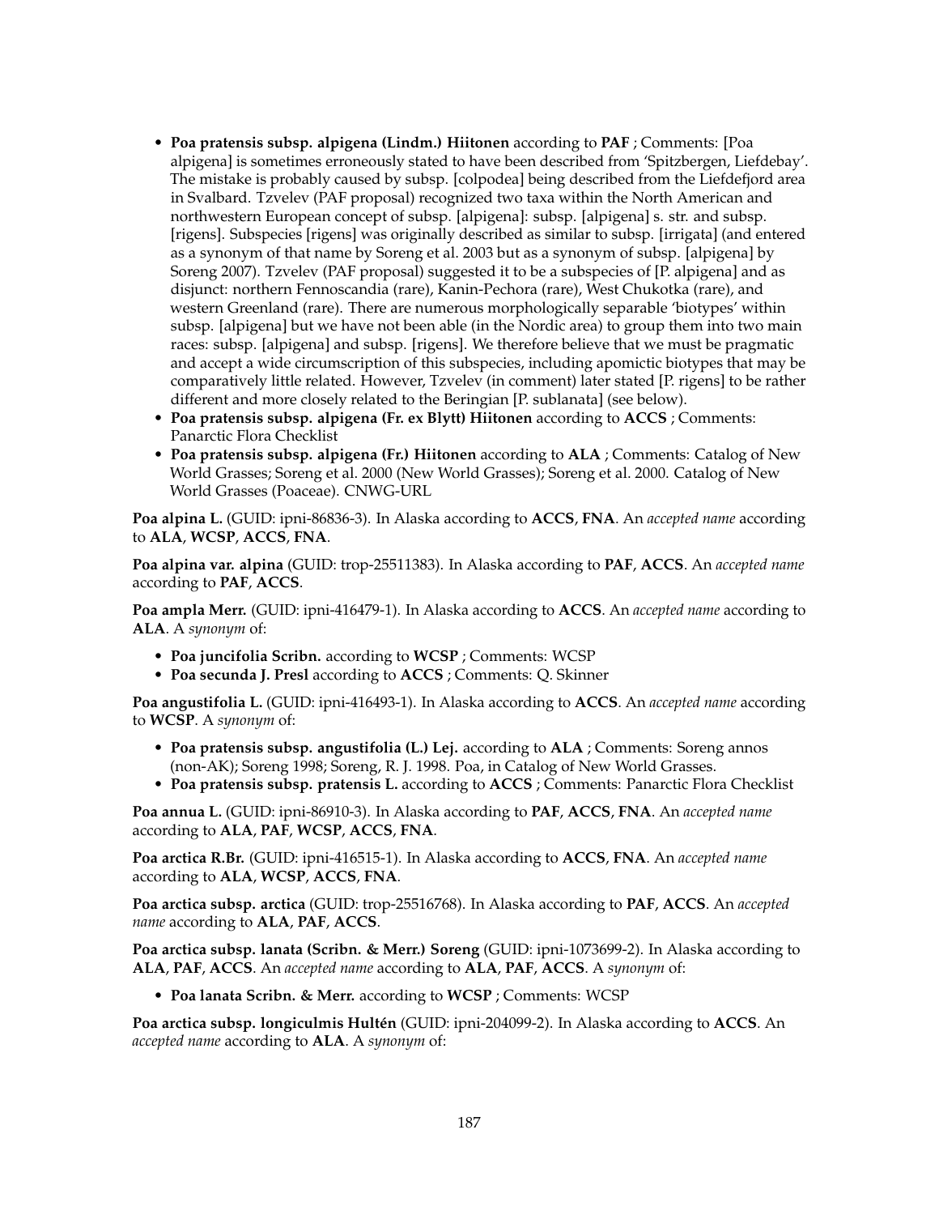- **Poa pratensis subsp. alpigena (Lindm.) Hiitonen** according to **PAF** ; Comments: [Poa alpigena] is sometimes erroneously stated to have been described from 'Spitzbergen, Liefdebay'. The mistake is probably caused by subsp. [colpodea] being described from the Liefdefjord area in Svalbard. Tzvelev (PAF proposal) recognized two taxa within the North American and northwestern European concept of subsp. [alpigena]: subsp. [alpigena] s. str. and subsp. [rigens]. Subspecies [rigens] was originally described as similar to subsp. [irrigata] (and entered as a synonym of that name by Soreng et al. 2003 but as a synonym of subsp. [alpigena] by Soreng 2007). Tzvelev (PAF proposal) suggested it to be a subspecies of [P. alpigena] and as disjunct: northern Fennoscandia (rare), Kanin-Pechora (rare), West Chukotka (rare), and western Greenland (rare). There are numerous morphologically separable 'biotypes' within subsp. [alpigena] but we have not been able (in the Nordic area) to group them into two main races: subsp. [alpigena] and subsp. [rigens]. We therefore believe that we must be pragmatic and accept a wide circumscription of this subspecies, including apomictic biotypes that may be comparatively little related. However, Tzvelev (in comment) later stated [P. rigens] to be rather different and more closely related to the Beringian [P. sublanata] (see below).
- **Poa pratensis subsp. alpigena (Fr. ex Blytt) Hiitonen** according to **ACCS** ; Comments: Panarctic Flora Checklist
- **Poa pratensis subsp. alpigena (Fr.) Hiitonen** according to **ALA** ; Comments: Catalog of New World Grasses; Soreng et al. 2000 (New World Grasses); Soreng et al. 2000. Catalog of New World Grasses (Poaceae). CNWG-URL

**Poa alpina L.** (GUID: ipni-86836-3). In Alaska according to **ACCS**, **FNA**. An *accepted name* according to **ALA**, **WCSP**, **ACCS**, **FNA**.

**Poa alpina var. alpina** (GUID: trop-25511383). In Alaska according to **PAF**, **ACCS**. An *accepted name* according to **PAF**, **ACCS**.

**Poa ampla Merr.** (GUID: ipni-416479-1). In Alaska according to **ACCS**. An *accepted name* according to **ALA**. A *synonym* of:

- **Poa juncifolia Scribn.** according to **WCSP** ; Comments: WCSP
- **Poa secunda J. Presl** according to **ACCS** ; Comments: Q. Skinner

**Poa angustifolia L.** (GUID: ipni-416493-1). In Alaska according to **ACCS**. An *accepted name* according to **WCSP**. A *synonym* of:

- **Poa pratensis subsp. angustifolia (L.) Lej.** according to **ALA** ; Comments: Soreng annos (non-AK); Soreng 1998; Soreng, R. J. 1998. Poa, in Catalog of New World Grasses.
- **Poa pratensis subsp. pratensis L.** according to **ACCS** ; Comments: Panarctic Flora Checklist

**Poa annua L.** (GUID: ipni-86910-3). In Alaska according to **PAF**, **ACCS**, **FNA**. An *accepted name* according to **ALA**, **PAF**, **WCSP**, **ACCS**, **FNA**.

**Poa arctica R.Br.** (GUID: ipni-416515-1). In Alaska according to **ACCS**, **FNA**. An *accepted name* according to **ALA**, **WCSP**, **ACCS**, **FNA**.

**Poa arctica subsp. arctica** (GUID: trop-25516768). In Alaska according to **PAF**, **ACCS**. An *accepted name* according to **ALA**, **PAF**, **ACCS**.

**Poa arctica subsp. lanata (Scribn. & Merr.) Soreng** (GUID: ipni-1073699-2). In Alaska according to **ALA**, **PAF**, **ACCS**. An *accepted name* according to **ALA**, **PAF**, **ACCS**. A *synonym* of:

- **Poa lanata Scribn. & Merr.** according to **WCSP** ; Comments: WCSP

**Poa arctica subsp. longiculmis Hultén** (GUID: ipni-204099-2). In Alaska according to **ACCS**. An *accepted name* according to **ALA**. A *synonym* of: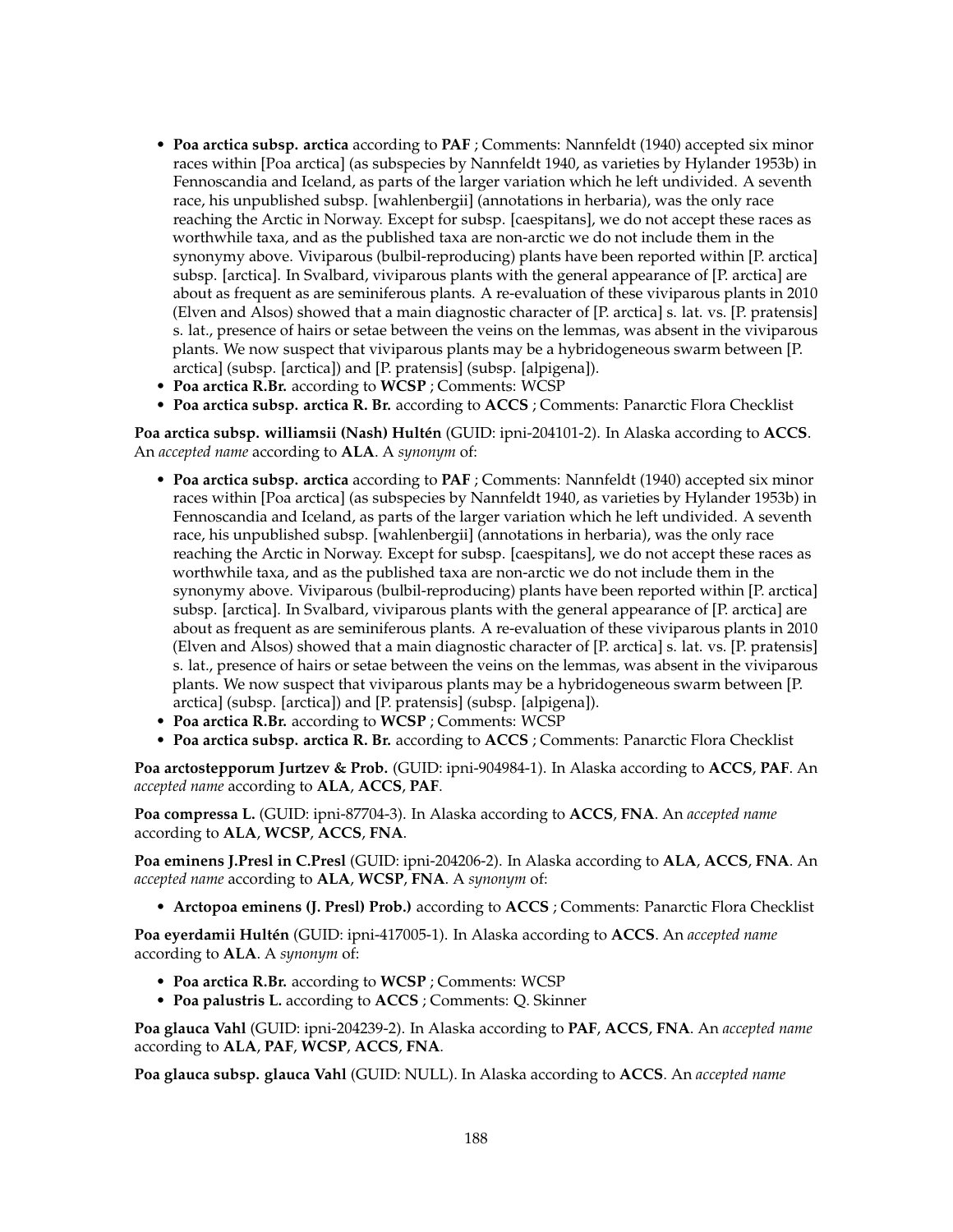- **Poa arctica subsp. arctica** according to **PAF** ; Comments: Nannfeldt (1940) accepted six minor races within [Poa arctica] (as subspecies by Nannfeldt 1940, as varieties by Hylander 1953b) in Fennoscandia and Iceland, as parts of the larger variation which he left undivided. A seventh race, his unpublished subsp. [wahlenbergii] (annotations in herbaria), was the only race reaching the Arctic in Norway. Except for subsp. [caespitans], we do not accept these races as worthwhile taxa, and as the published taxa are non-arctic we do not include them in the synonymy above. Viviparous (bulbil-reproducing) plants have been reported within [P. arctica] subsp. [arctica]. In Svalbard, viviparous plants with the general appearance of [P. arctica] are about as frequent as are seminiferous plants. A re-evaluation of these viviparous plants in 2010 (Elven and Alsos) showed that a main diagnostic character of [P. arctica] s. lat. vs. [P. pratensis] s. lat., presence of hairs or setae between the veins on the lemmas, was absent in the viviparous plants. We now suspect that viviparous plants may be a hybridogeneous swarm between [P. arctica] (subsp. [arctica]) and [P. pratensis] (subsp. [alpigena]).
- **Poa arctica R.Br.** according to **WCSP** ; Comments: WCSP
- **Poa arctica subsp. arctica R. Br.** according to **ACCS** ; Comments: Panarctic Flora Checklist

**Poa arctica subsp. williamsii (Nash) Hultén** (GUID: ipni-204101-2). In Alaska according to **ACCS**. An *accepted name* according to **ALA**. A *synonym* of:

- **Poa arctica subsp. arctica** according to **PAF** ; Comments: Nannfeldt (1940) accepted six minor races within [Poa arctica] (as subspecies by Nannfeldt 1940, as varieties by Hylander 1953b) in Fennoscandia and Iceland, as parts of the larger variation which he left undivided. A seventh race, his unpublished subsp. [wahlenbergii] (annotations in herbaria), was the only race reaching the Arctic in Norway. Except for subsp. [caespitans], we do not accept these races as worthwhile taxa, and as the published taxa are non-arctic we do not include them in the synonymy above. Viviparous (bulbil-reproducing) plants have been reported within [P. arctica] subsp. [arctica]. In Svalbard, viviparous plants with the general appearance of [P. arctica] are about as frequent as are seminiferous plants. A re-evaluation of these viviparous plants in 2010 (Elven and Alsos) showed that a main diagnostic character of [P. arctica] s. lat. vs. [P. pratensis] s. lat., presence of hairs or setae between the veins on the lemmas, was absent in the viviparous plants. We now suspect that viviparous plants may be a hybridogeneous swarm between [P. arctica] (subsp. [arctica]) and [P. pratensis] (subsp. [alpigena]).
- **Poa arctica R.Br.** according to **WCSP** ; Comments: WCSP
- **Poa arctica subsp. arctica R. Br.** according to **ACCS** ; Comments: Panarctic Flora Checklist

**Poa arctostepporum Jurtzev & Prob.** (GUID: ipni-904984-1). In Alaska according to **ACCS**, **PAF**. An *accepted name* according to **ALA**, **ACCS**, **PAF**.

**Poa compressa L.** (GUID: ipni-87704-3). In Alaska according to **ACCS**, **FNA**. An *accepted name* according to **ALA**, **WCSP**, **ACCS**, **FNA**.

**Poa eminens J.Presl in C.Presl** (GUID: ipni-204206-2). In Alaska according to **ALA**, **ACCS**, **FNA**. An *accepted name* according to **ALA**, **WCSP**, **FNA**. A *synonym* of:

- **Arctopoa eminens (J. Presl) Prob.)** according to **ACCS** ; Comments: Panarctic Flora Checklist

**Poa eyerdamii Hultén** (GUID: ipni-417005-1). In Alaska according to **ACCS**. An *accepted name* according to **ALA**. A *synonym* of:

- **Poa arctica R.Br.** according to **WCSP** ; Comments: WCSP
- **Poa palustris L.** according to **ACCS** ; Comments: Q. Skinner

**Poa glauca Vahl** (GUID: ipni-204239-2). In Alaska according to **PAF**, **ACCS**, **FNA**. An *accepted name* according to **ALA**, **PAF**, **WCSP**, **ACCS**, **FNA**.

**Poa glauca subsp. glauca Vahl** (GUID: NULL). In Alaska according to **ACCS**. An *accepted name*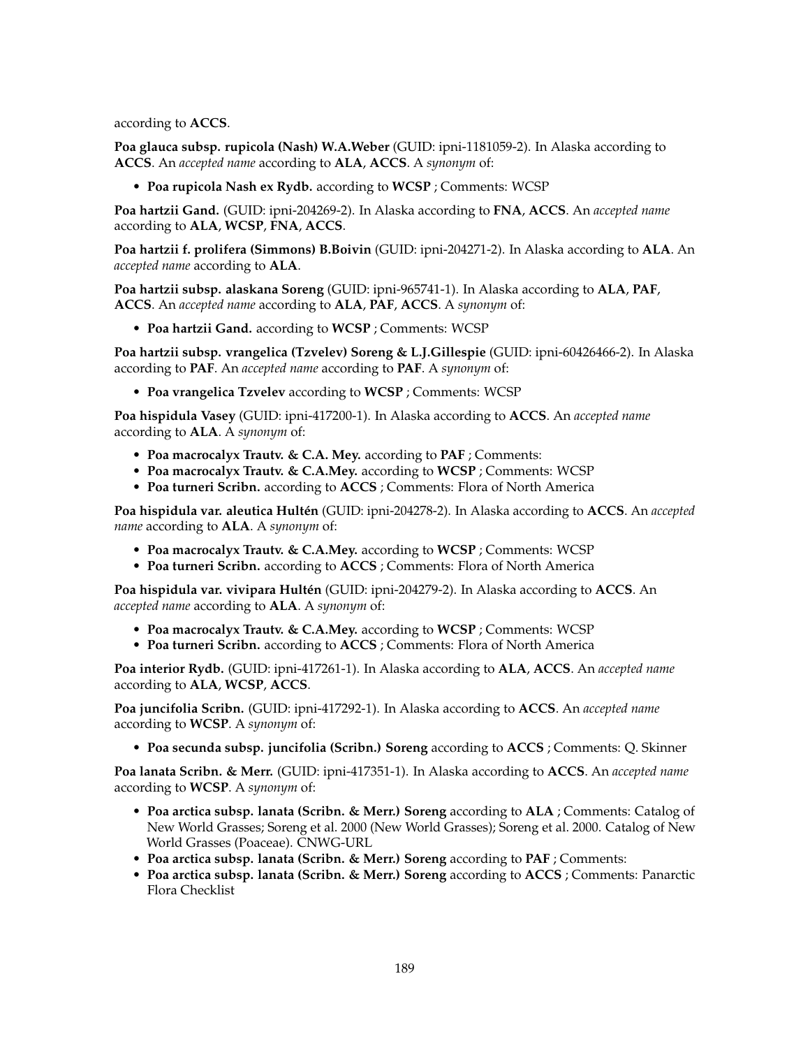according to **ACCS**.

**Poa glauca subsp. rupicola (Nash) W.A.Weber** (GUID: ipni-1181059-2). In Alaska according to **ACCS**. An *accepted name* according to **ALA**, **ACCS**. A *synonym* of:

- **Poa rupicola Nash ex Rydb.** according to **WCSP** ; Comments: WCSP

**Poa hartzii Gand.** (GUID: ipni-204269-2). In Alaska according to **FNA**, **ACCS**. An *accepted name* according to **ALA**, **WCSP**, **FNA**, **ACCS**.

**Poa hartzii f. prolifera (Simmons) B.Boivin** (GUID: ipni-204271-2). In Alaska according to **ALA**. An *accepted name* according to **ALA**.

**Poa hartzii subsp. alaskana Soreng** (GUID: ipni-965741-1). In Alaska according to **ALA**, **PAF**, **ACCS**. An *accepted name* according to **ALA**, **PAF**, **ACCS**. A *synonym* of:

- **Poa hartzii Gand.** according to **WCSP** ; Comments: WCSP

**Poa hartzii subsp. vrangelica (Tzvelev) Soreng & L.J.Gillespie** (GUID: ipni-60426466-2). In Alaska according to **PAF**. An *accepted name* according to **PAF**. A *synonym* of:

- **Poa vrangelica Tzvelev** according to **WCSP** ; Comments: WCSP

**Poa hispidula Vasey** (GUID: ipni-417200-1). In Alaska according to **ACCS**. An *accepted name* according to **ALA**. A *synonym* of:

- **Poa macrocalyx Trautv. & C.A. Mey.** according to **PAF** ; Comments:
- **Poa macrocalyx Trautv. & C.A.Mey.** according to **WCSP** ; Comments: WCSP
- **Poa turneri Scribn.** according to **ACCS** ; Comments: Flora of North America

**Poa hispidula var. aleutica Hultén** (GUID: ipni-204278-2). In Alaska according to **ACCS**. An *accepted name* according to **ALA**. A *synonym* of:

- **Poa macrocalyx Trautv. & C.A.Mey.** according to **WCSP** ; Comments: WCSP
- **Poa turneri Scribn.** according to **ACCS** ; Comments: Flora of North America

**Poa hispidula var. vivipara Hultén** (GUID: ipni-204279-2). In Alaska according to **ACCS**. An *accepted name* according to **ALA**. A *synonym* of:

- **Poa macrocalyx Trautv. & C.A.Mey.** according to **WCSP** ; Comments: WCSP
- **Poa turneri Scribn.** according to **ACCS** ; Comments: Flora of North America

**Poa interior Rydb.** (GUID: ipni-417261-1). In Alaska according to **ALA**, **ACCS**. An *accepted name* according to **ALA**, **WCSP**, **ACCS**.

**Poa juncifolia Scribn.** (GUID: ipni-417292-1). In Alaska according to **ACCS**. An *accepted name* according to **WCSP**. A *synonym* of:

- **Poa secunda subsp. juncifolia (Scribn.) Soreng** according to **ACCS** ; Comments: Q. Skinner

**Poa lanata Scribn. & Merr.** (GUID: ipni-417351-1). In Alaska according to **ACCS**. An *accepted name* according to **WCSP**. A *synonym* of:

- **Poa arctica subsp. lanata (Scribn. & Merr.) Soreng** according to **ALA** ; Comments: Catalog of New World Grasses; Soreng et al. 2000 (New World Grasses); Soreng et al. 2000. Catalog of New World Grasses (Poaceae). CNWG-URL
- **Poa arctica subsp. lanata (Scribn. & Merr.) Soreng** according to **PAF** ; Comments:
- **Poa arctica subsp. lanata (Scribn. & Merr.) Soreng** according to **ACCS** ; Comments: Panarctic Flora Checklist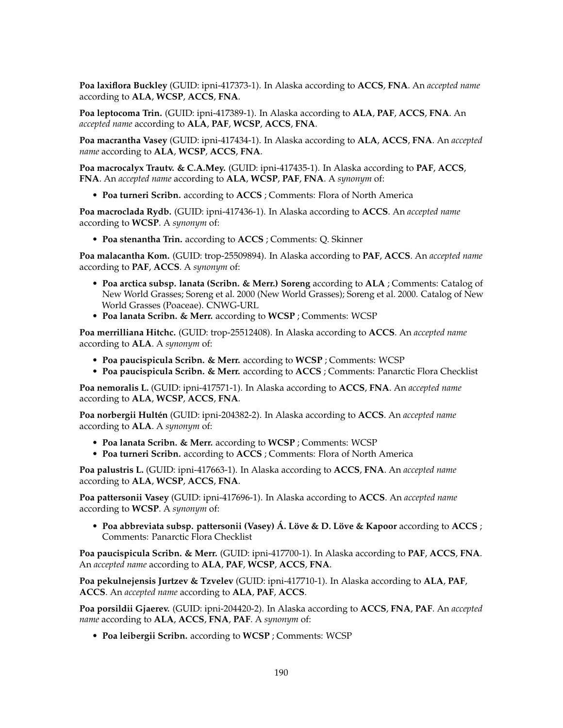**Poa laxiflora Buckley** (GUID: ipni-417373-1). In Alaska according to **ACCS**, **FNA**. An *accepted name* according to **ALA**, **WCSP**, **ACCS**, **FNA**.

**Poa leptocoma Trin.** (GUID: ipni-417389-1). In Alaska according to **ALA**, **PAF**, **ACCS**, **FNA**. An *accepted name* according to **ALA**, **PAF**, **WCSP**, **ACCS**, **FNA**.

**Poa macrantha Vasey** (GUID: ipni-417434-1). In Alaska according to **ALA**, **ACCS**, **FNA**. An *accepted name* according to **ALA**, **WCSP**, **ACCS**, **FNA**.

**Poa macrocalyx Trautv. & C.A.Mey.** (GUID: ipni-417435-1). In Alaska according to **PAF**, **ACCS**, **FNA**. An *accepted name* according to **ALA**, **WCSP**, **PAF**, **FNA**. A *synonym* of:

- **Poa turneri Scribn.** according to **ACCS** ; Comments: Flora of North America

**Poa macroclada Rydb.** (GUID: ipni-417436-1). In Alaska according to **ACCS**. An *accepted name* according to **WCSP**. A *synonym* of:

- **Poa stenantha Trin.** according to **ACCS** ; Comments: Q. Skinner

**Poa malacantha Kom.** (GUID: trop-25509894). In Alaska according to **PAF**, **ACCS**. An *accepted name* according to **PAF**, **ACCS**. A *synonym* of:

- **Poa arctica subsp. lanata (Scribn. & Merr.) Soreng** according to **ALA** ; Comments: Catalog of New World Grasses; Soreng et al. 2000 (New World Grasses); Soreng et al. 2000. Catalog of New World Grasses (Poaceae). CNWG-URL
- **Poa lanata Scribn. & Merr.** according to **WCSP** ; Comments: WCSP

**Poa merrilliana Hitchc.** (GUID: trop-25512408). In Alaska according to **ACCS**. An *accepted name* according to **ALA**. A *synonym* of:

- **Poa paucispicula Scribn. & Merr.** according to **WCSP** ; Comments: WCSP
- **Poa paucispicula Scribn. & Merr.** according to **ACCS** ; Comments: Panarctic Flora Checklist

**Poa nemoralis L.** (GUID: ipni-417571-1). In Alaska according to **ACCS**, **FNA**. An *accepted name* according to **ALA**, **WCSP**, **ACCS**, **FNA**.

**Poa norbergii Hultén** (GUID: ipni-204382-2). In Alaska according to **ACCS**. An *accepted name* according to **ALA**. A *synonym* of:

- **Poa lanata Scribn. & Merr.** according to **WCSP** ; Comments: WCSP
- **Poa turneri Scribn.** according to **ACCS** ; Comments: Flora of North America

**Poa palustris L.** (GUID: ipni-417663-1). In Alaska according to **ACCS**, **FNA**. An *accepted name* according to **ALA**, **WCSP**, **ACCS**, **FNA**.

**Poa pattersonii Vasey** (GUID: ipni-417696-1). In Alaska according to **ACCS**. An *accepted name* according to **WCSP**. A *synonym* of:

- **Poa abbreviata subsp. pattersonii (Vasey) Á. Löve & D. Löve & Kapoor** according to **ACCS** ; Comments: Panarctic Flora Checklist

**Poa paucispicula Scribn. & Merr.** (GUID: ipni-417700-1). In Alaska according to **PAF**, **ACCS**, **FNA**. An *accepted name* according to **ALA**, **PAF**, **WCSP**, **ACCS**, **FNA**.

**Poa pekulnejensis Jurtzev & Tzvelev** (GUID: ipni-417710-1). In Alaska according to **ALA**, **PAF**, **ACCS**. An *accepted name* according to **ALA**, **PAF**, **ACCS**.

**Poa porsildii Gjaerev.** (GUID: ipni-204420-2). In Alaska according to **ACCS**, **FNA**, **PAF**. An *accepted name* according to **ALA**, **ACCS**, **FNA**, **PAF**. A *synonym* of:

- **Poa leibergii Scribn.** according to **WCSP** ; Comments: WCSP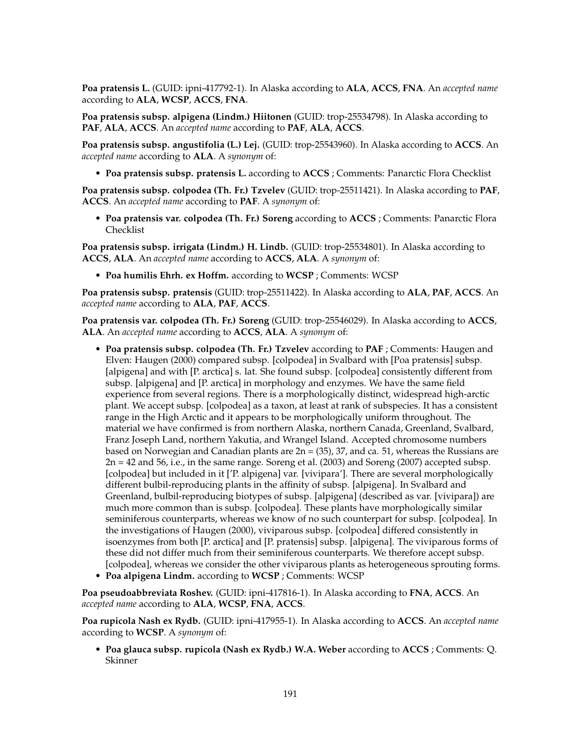**Poa pratensis L.** (GUID: ipni-417792-1). In Alaska according to **ALA**, **ACCS**, **FNA**. An *accepted name* according to **ALA**, **WCSP**, **ACCS**, **FNA**.

**Poa pratensis subsp. alpigena (Lindm.) Hiitonen** (GUID: trop-25534798). In Alaska according to **PAF**, **ALA**, **ACCS**. An *accepted name* according to **PAF**, **ALA**, **ACCS**.

**Poa pratensis subsp. angustifolia (L.) Lej.** (GUID: trop-25543960). In Alaska according to **ACCS**. An *accepted name* according to **ALA**. A *synonym* of:

- **Poa pratensis subsp. pratensis L.** according to **ACCS** ; Comments: Panarctic Flora Checklist

**Poa pratensis subsp. colpodea (Th. Fr.) Tzvelev** (GUID: trop-25511421). In Alaska according to **PAF**, **ACCS**. An *accepted name* according to **PAF**. A *synonym* of:

- **Poa pratensis var. colpodea (Th. Fr.) Soreng** according to **ACCS** ; Comments: Panarctic Flora Checklist

**Poa pratensis subsp. irrigata (Lindm.) H. Lindb.** (GUID: trop-25534801). In Alaska according to **ACCS**, **ALA**. An *accepted name* according to **ACCS**, **ALA**. A *synonym* of:

- **Poa humilis Ehrh. ex Hoffm.** according to **WCSP** ; Comments: WCSP

**Poa pratensis subsp. pratensis** (GUID: trop-25511422). In Alaska according to **ALA**, **PAF**, **ACCS**. An *accepted name* according to **ALA**, **PAF**, **ACCS**.

**Poa pratensis var. colpodea (Th. Fr.) Soreng** (GUID: trop-25546029). In Alaska according to **ACCS**, **ALA**. An *accepted name* according to **ACCS**, **ALA**. A *synonym* of:

- **Poa pratensis subsp. colpodea (Th. Fr.) Tzvelev** according to **PAF** ; Comments: Haugen and Elven: Haugen (2000) compared subsp. [colpodea] in Svalbard with [Poa pratensis] subsp. [alpigena] and with [P. arctica] s. lat. She found subsp. [colpodea] consistently different from subsp. [alpigena] and [P. arctica] in morphology and enzymes. We have the same field experience from several regions. There is a morphologically distinct, widespread high-arctic plant. We accept subsp. [colpodea] as a taxon, at least at rank of subspecies. It has a consistent range in the High Arctic and it appears to be morphologically uniform throughout. The material we have confirmed is from northern Alaska, northern Canada, Greenland, Svalbard, Franz Joseph Land, northern Yakutia, and Wrangel Island. Accepted chromosome numbers based on Norwegian and Canadian plants are 2n = (35), 37, and ca. 51, whereas the Russians are 2n = 42 and 56, i.e., in the same range. Soreng et al. (2003) and Soreng (2007) accepted subsp. [colpodea] but included in it ['P. alpigena] var. [vivipara']. There are several morphologically different bulbil-reproducing plants in the affinity of subsp. [alpigena]. In Svalbard and Greenland, bulbil-reproducing biotypes of subsp. [alpigena] (described as var. [vivipara]) are much more common than is subsp. [colpodea]. These plants have morphologically similar seminiferous counterparts, whereas we know of no such counterpart for subsp. [colpodea]. In the investigations of Haugen (2000), viviparous subsp. [colpodea] differed consistently in isoenzymes from both [P. arctica] and [P. pratensis] subsp. [alpigena]. The viviparous forms of these did not differ much from their seminiferous counterparts. We therefore accept subsp. [colpodea], whereas we consider the other viviparous plants as heterogeneous sprouting forms.
- **Poa alpigena Lindm.** according to **WCSP** ; Comments: WCSP

**Poa pseudoabbreviata Roshev.** (GUID: ipni-417816-1). In Alaska according to **FNA**, **ACCS**. An *accepted name* according to **ALA**, **WCSP**, **FNA**, **ACCS**.

**Poa rupicola Nash ex Rydb.** (GUID: ipni-417955-1). In Alaska according to **ACCS**. An *accepted name* according to **WCSP**. A *synonym* of:

- **Poa glauca subsp. rupicola (Nash ex Rydb.) W.A. Weber** according to **ACCS** ; Comments: Q. Skinner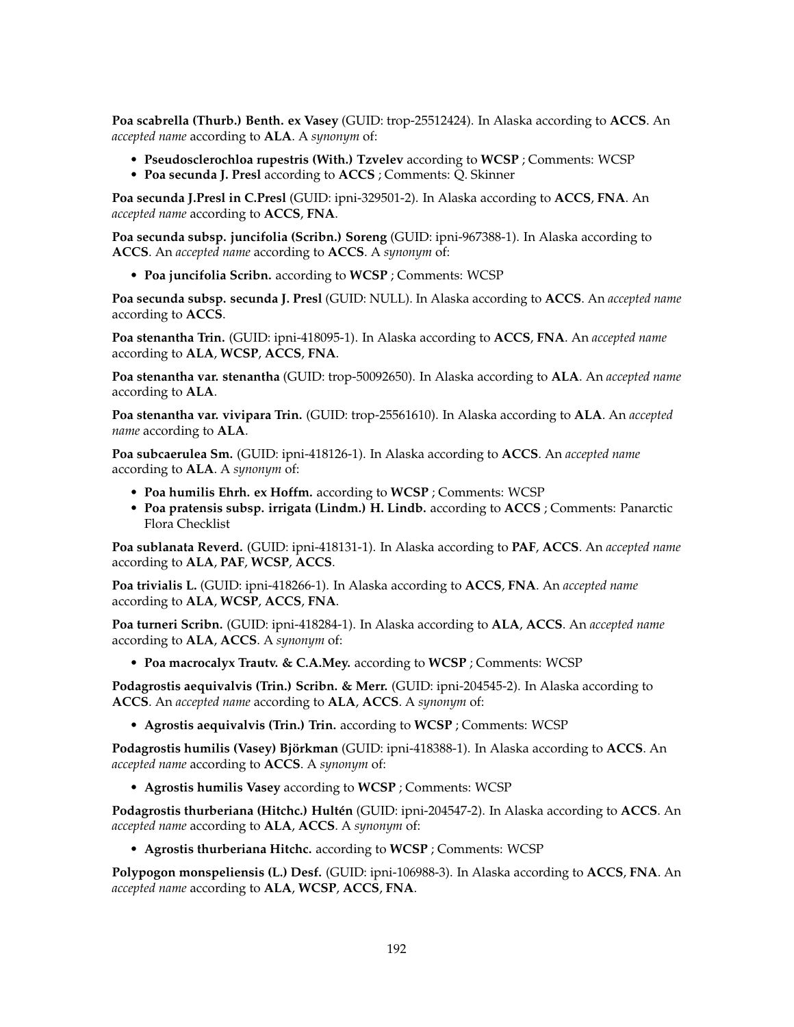**Poa scabrella (Thurb.) Benth. ex Vasey** (GUID: trop-25512424). In Alaska according to **ACCS**. An *accepted name* according to **ALA**. A *synonym* of:

- **Pseudosclerochloa rupestris (With.) Tzvelev** according to **WCSP** ; Comments: WCSP
- **Poa secunda J. Presl** according to **ACCS** ; Comments: Q. Skinner

**Poa secunda J.Presl in C.Presl** (GUID: ipni-329501-2). In Alaska according to **ACCS**, **FNA**. An *accepted name* according to **ACCS**, **FNA**.

**Poa secunda subsp. juncifolia (Scribn.) Soreng** (GUID: ipni-967388-1). In Alaska according to **ACCS**. An *accepted name* according to **ACCS**. A *synonym* of:

- **Poa juncifolia Scribn.** according to **WCSP** ; Comments: WCSP

**Poa secunda subsp. secunda J. Presl** (GUID: NULL). In Alaska according to **ACCS**. An *accepted name* according to **ACCS**.

**Poa stenantha Trin.** (GUID: ipni-418095-1). In Alaska according to **ACCS**, **FNA**. An *accepted name* according to **ALA**, **WCSP**, **ACCS**, **FNA**.

**Poa stenantha var. stenantha** (GUID: trop-50092650). In Alaska according to **ALA**. An *accepted name* according to **ALA**.

**Poa stenantha var. vivipara Trin.** (GUID: trop-25561610). In Alaska according to **ALA**. An *accepted name* according to **ALA**.

**Poa subcaerulea Sm.** (GUID: ipni-418126-1). In Alaska according to **ACCS**. An *accepted name* according to **ALA**. A *synonym* of:

- **Poa humilis Ehrh. ex Hoffm.** according to **WCSP** ; Comments: WCSP
- **Poa pratensis subsp. irrigata (Lindm.) H. Lindb.** according to **ACCS** ; Comments: Panarctic Flora Checklist

**Poa sublanata Reverd.** (GUID: ipni-418131-1). In Alaska according to **PAF**, **ACCS**. An *accepted name* according to **ALA**, **PAF**, **WCSP**, **ACCS**.

**Poa trivialis L.** (GUID: ipni-418266-1). In Alaska according to **ACCS**, **FNA**. An *accepted name* according to **ALA**, **WCSP**, **ACCS**, **FNA**.

**Poa turneri Scribn.** (GUID: ipni-418284-1). In Alaska according to **ALA**, **ACCS**. An *accepted name* according to **ALA**, **ACCS**. A *synonym* of:

- **Poa macrocalyx Trautv. & C.A.Mey.** according to **WCSP** ; Comments: WCSP

**Podagrostis aequivalvis (Trin.) Scribn. & Merr.** (GUID: ipni-204545-2). In Alaska according to **ACCS**. An *accepted name* according to **ALA**, **ACCS**. A *synonym* of:

- **Agrostis aequivalvis (Trin.) Trin.** according to **WCSP** ; Comments: WCSP

**Podagrostis humilis (Vasey) Björkman** (GUID: ipni-418388-1). In Alaska according to **ACCS**. An *accepted name* according to **ACCS**. A *synonym* of:

- **Agrostis humilis Vasey** according to **WCSP** ; Comments: WCSP

**Podagrostis thurberiana (Hitchc.) Hultén** (GUID: ipni-204547-2). In Alaska according to **ACCS**. An *accepted name* according to **ALA**, **ACCS**. A *synonym* of:

- **Agrostis thurberiana Hitchc.** according to **WCSP** ; Comments: WCSP

**Polypogon monspeliensis (L.) Desf.** (GUID: ipni-106988-3). In Alaska according to **ACCS**, **FNA**. An *accepted name* according to **ALA**, **WCSP**, **ACCS**, **FNA**.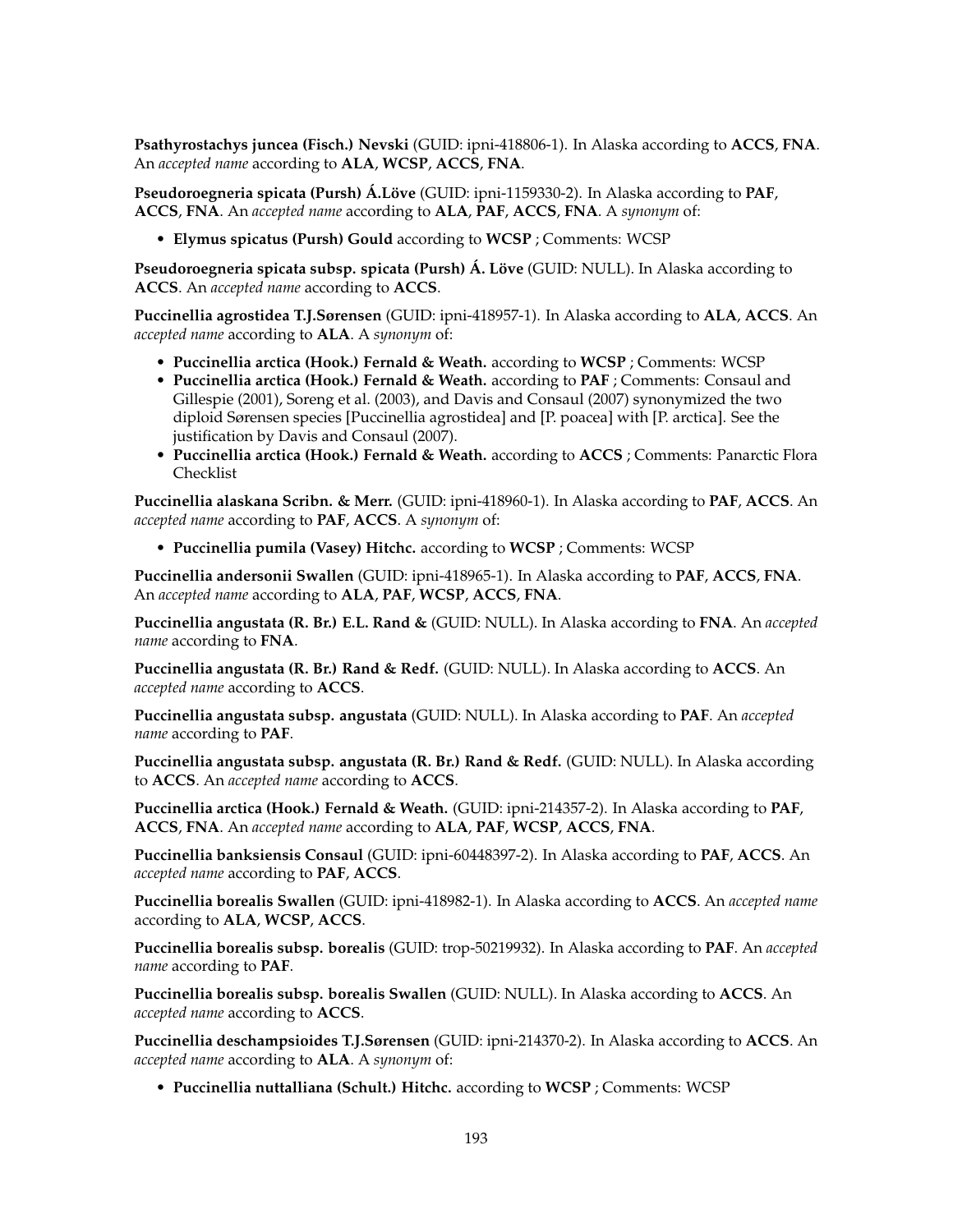**Psathyrostachys juncea (Fisch.) Nevski** (GUID: ipni-418806-1). In Alaska according to **ACCS**, **FNA**. An *accepted name* according to **ALA**, **WCSP**, **ACCS**, **FNA**.

**Pseudoroegneria spicata (Pursh) Á.Löve** (GUID: ipni-1159330-2). In Alaska according to **PAF**, **ACCS**, **FNA**. An *accepted name* according to **ALA**, **PAF**, **ACCS**, **FNA**. A *synonym* of:

- **Elymus spicatus (Pursh) Gould** according to **WCSP** ; Comments: WCSP

**Pseudoroegneria spicata subsp. spicata (Pursh) Á. Löve** (GUID: NULL). In Alaska according to **ACCS**. An *accepted name* according to **ACCS**.

**Puccinellia agrostidea T.J.Sørensen** (GUID: ipni-418957-1). In Alaska according to **ALA**, **ACCS**. An *accepted name* according to **ALA**. A *synonym* of:

- **Puccinellia arctica (Hook.) Fernald & Weath.** according to **WCSP** ; Comments: WCSP
- **Puccinellia arctica (Hook.) Fernald & Weath.** according to **PAF** ; Comments: Consaul and Gillespie (2001), Soreng et al. (2003), and Davis and Consaul (2007) synonymized the two diploid Sørensen species [Puccinellia agrostidea] and [P. poacea] with [P. arctica]. See the justification by Davis and Consaul (2007).
- **Puccinellia arctica (Hook.) Fernald & Weath.** according to **ACCS** ; Comments: Panarctic Flora Checklist

**Puccinellia alaskana Scribn. & Merr.** (GUID: ipni-418960-1). In Alaska according to **PAF**, **ACCS**. An *accepted name* according to **PAF**, **ACCS**. A *synonym* of:

- **Puccinellia pumila (Vasey) Hitchc.** according to **WCSP** ; Comments: WCSP

**Puccinellia andersonii Swallen** (GUID: ipni-418965-1). In Alaska according to **PAF**, **ACCS**, **FNA**. An *accepted name* according to **ALA**, **PAF**, **WCSP**, **ACCS**, **FNA**.

**Puccinellia angustata (R. Br.) E.L. Rand &** (GUID: NULL). In Alaska according to **FNA**. An *accepted name* according to **FNA**.

**Puccinellia angustata (R. Br.) Rand & Redf.** (GUID: NULL). In Alaska according to **ACCS**. An *accepted name* according to **ACCS**.

**Puccinellia angustata subsp. angustata** (GUID: NULL). In Alaska according to **PAF**. An *accepted name* according to **PAF**.

**Puccinellia angustata subsp. angustata (R. Br.) Rand & Redf.** (GUID: NULL). In Alaska according to **ACCS**. An *accepted name* according to **ACCS**.

**Puccinellia arctica (Hook.) Fernald & Weath.** (GUID: ipni-214357-2). In Alaska according to **PAF**, **ACCS**, **FNA**. An *accepted name* according to **ALA**, **PAF**, **WCSP**, **ACCS**, **FNA**.

**Puccinellia banksiensis Consaul** (GUID: ipni-60448397-2). In Alaska according to **PAF**, **ACCS**. An *accepted name* according to **PAF**, **ACCS**.

**Puccinellia borealis Swallen** (GUID: ipni-418982-1). In Alaska according to **ACCS**. An *accepted name* according to **ALA**, **WCSP**, **ACCS**.

**Puccinellia borealis subsp. borealis** (GUID: trop-50219932). In Alaska according to **PAF**. An *accepted name* according to **PAF**.

**Puccinellia borealis subsp. borealis Swallen** (GUID: NULL). In Alaska according to **ACCS**. An *accepted name* according to **ACCS**.

**Puccinellia deschampsioides T.J.Sørensen** (GUID: ipni-214370-2). In Alaska according to **ACCS**. An *accepted name* according to **ALA**. A *synonym* of:

- **Puccinellia nuttalliana (Schult.) Hitchc.** according to **WCSP** ; Comments: WCSP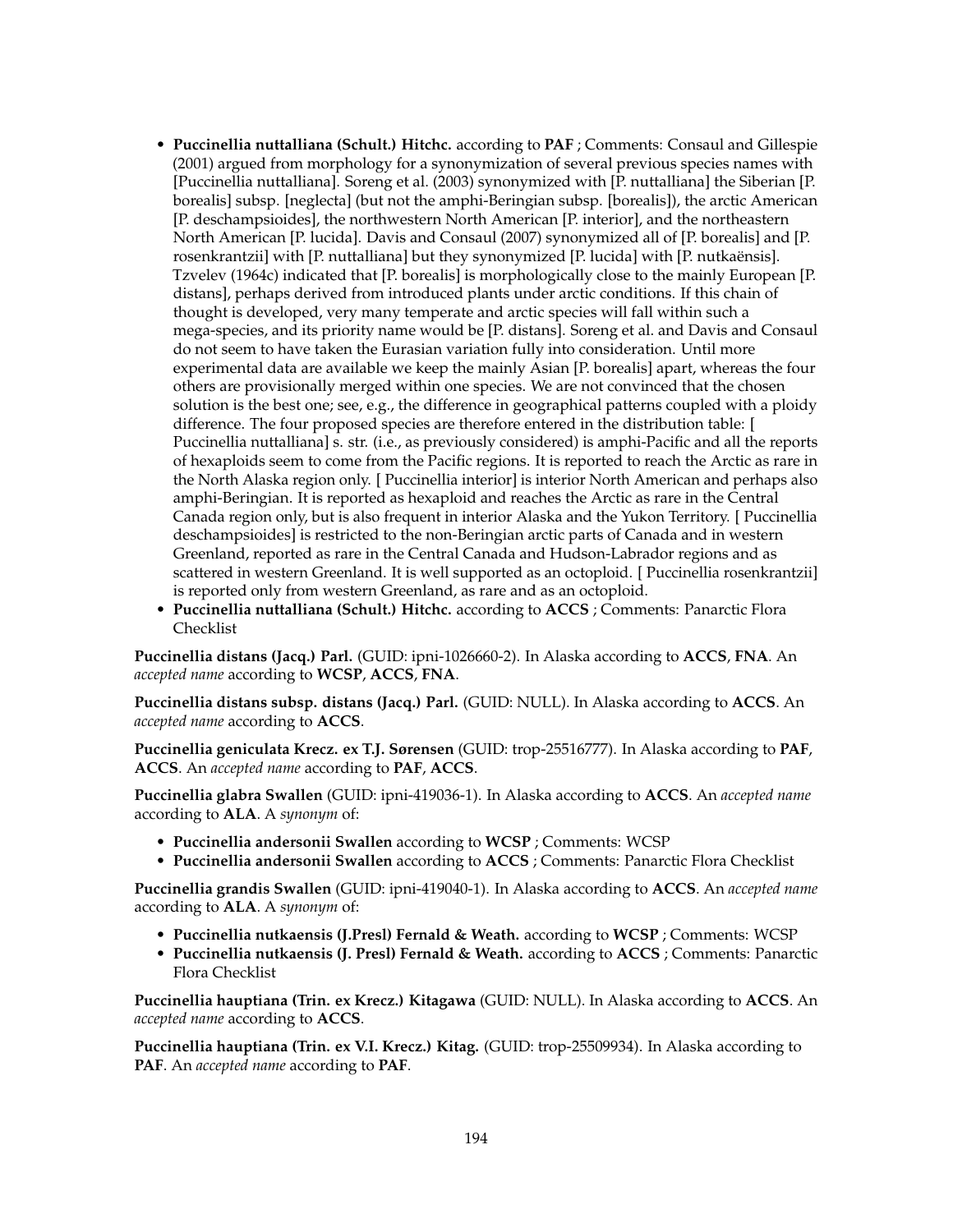- **Puccinellia nuttalliana (Schult.) Hitchc.** according to **PAF** ; Comments: Consaul and Gillespie (2001) argued from morphology for a synonymization of several previous species names with [Puccinellia nuttalliana]. Soreng et al. (2003) synonymized with [P. nuttalliana] the Siberian [P. borealis] subsp. [neglecta] (but not the amphi-Beringian subsp. [borealis]), the arctic American [P. deschampsioides], the northwestern North American [P. interior], and the northeastern North American [P. lucida]. Davis and Consaul (2007) synonymized all of [P. borealis] and [P. rosenkrantzii] with [P. nuttalliana] but they synonymized [P. lucida] with [P. nutkaënsis]. Tzvelev (1964c) indicated that [P. borealis] is morphologically close to the mainly European [P. distans], perhaps derived from introduced plants under arctic conditions. If this chain of thought is developed, very many temperate and arctic species will fall within such a mega-species, and its priority name would be [P. distans]. Soreng et al. and Davis and Consaul do not seem to have taken the Eurasian variation fully into consideration. Until more experimental data are available we keep the mainly Asian [P. borealis] apart, whereas the four others are provisionally merged within one species. We are not convinced that the chosen solution is the best one; see, e.g., the difference in geographical patterns coupled with a ploidy difference. The four proposed species are therefore entered in the distribution table: [ Puccinellia nuttalliana] s. str. (i.e., as previously considered) is amphi-Pacific and all the reports of hexaploids seem to come from the Pacific regions. It is reported to reach the Arctic as rare in the North Alaska region only. [ Puccinellia interior] is interior North American and perhaps also amphi-Beringian. It is reported as hexaploid and reaches the Arctic as rare in the Central Canada region only, but is also frequent in interior Alaska and the Yukon Territory. [ Puccinellia deschampsioides] is restricted to the non-Beringian arctic parts of Canada and in western Greenland, reported as rare in the Central Canada and Hudson-Labrador regions and as scattered in western Greenland. It is well supported as an octoploid. [ Puccinellia rosenkrantzii] is reported only from western Greenland, as rare and as an octoploid.
- **Puccinellia nuttalliana (Schult.) Hitchc.** according to **ACCS** ; Comments: Panarctic Flora Checklist

**Puccinellia distans (Jacq.) Parl.** (GUID: ipni-1026660-2). In Alaska according to **ACCS**, **FNA**. An *accepted name* according to **WCSP**, **ACCS**, **FNA**.

**Puccinellia distans subsp. distans (Jacq.) Parl.** (GUID: NULL). In Alaska according to **ACCS**. An *accepted name* according to **ACCS**.

**Puccinellia geniculata Krecz. ex T.J. Sørensen** (GUID: trop-25516777). In Alaska according to **PAF**, **ACCS**. An *accepted name* according to **PAF**, **ACCS**.

**Puccinellia glabra Swallen** (GUID: ipni-419036-1). In Alaska according to **ACCS**. An *accepted name* according to **ALA**. A *synonym* of:

- **Puccinellia andersonii Swallen** according to **WCSP** ; Comments: WCSP
- **Puccinellia andersonii Swallen** according to **ACCS** ; Comments: Panarctic Flora Checklist

**Puccinellia grandis Swallen** (GUID: ipni-419040-1). In Alaska according to **ACCS**. An *accepted name* according to **ALA**. A *synonym* of:

- **Puccinellia nutkaensis (J.Presl) Fernald & Weath.** according to **WCSP** ; Comments: WCSP
- **Puccinellia nutkaensis (J. Presl) Fernald & Weath.** according to **ACCS** ; Comments: Panarctic Flora Checklist

**Puccinellia hauptiana (Trin. ex Krecz.) Kitagawa** (GUID: NULL). In Alaska according to **ACCS**. An *accepted name* according to **ACCS**.

**Puccinellia hauptiana (Trin. ex V.I. Krecz.) Kitag.** (GUID: trop-25509934). In Alaska according to **PAF**. An *accepted name* according to **PAF**.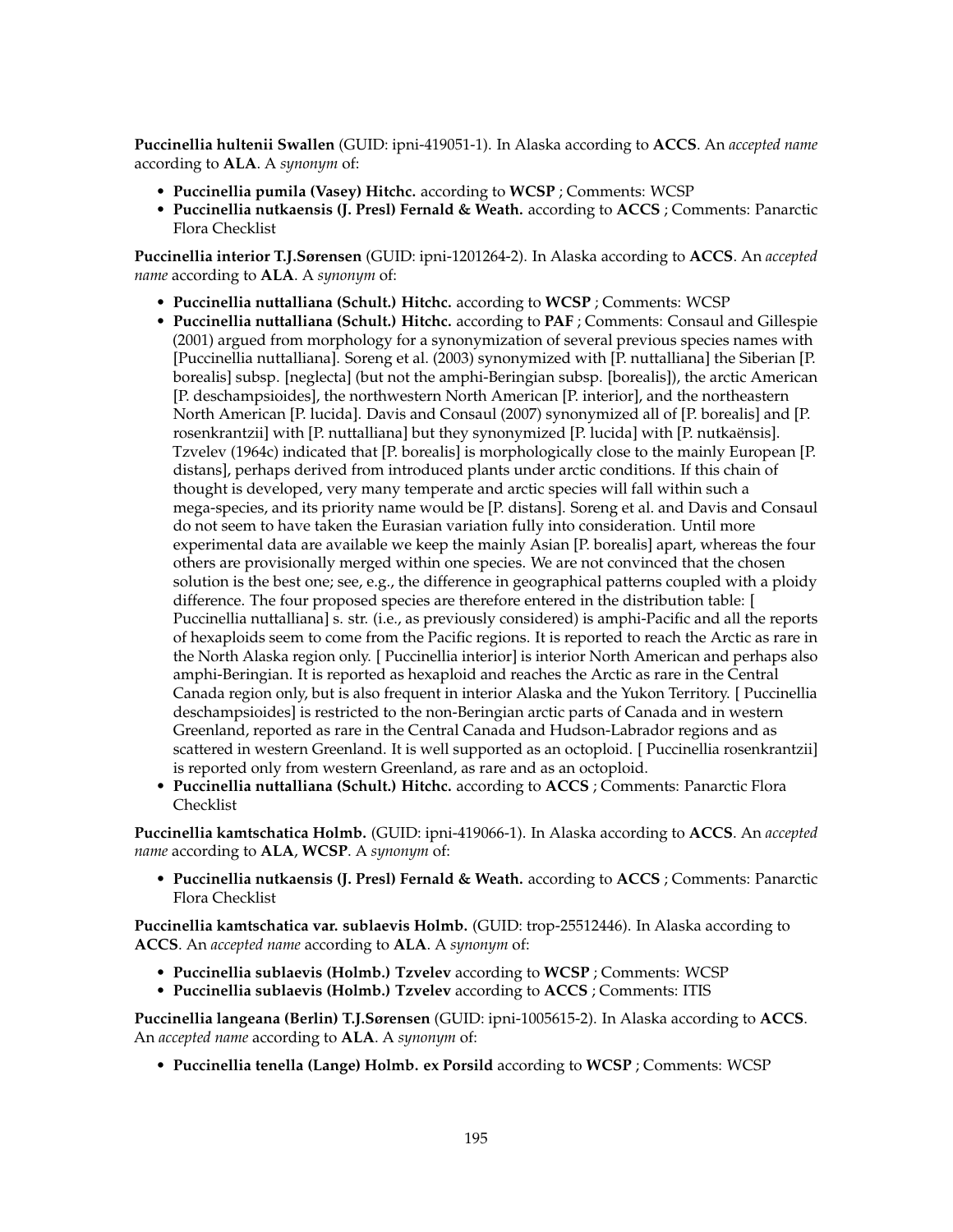**Puccinellia hultenii Swallen** (GUID: ipni-419051-1). In Alaska according to **ACCS**. An *accepted name* according to **ALA**. A *synonym* of:

- **Puccinellia pumila (Vasey) Hitchc.** according to **WCSP** ; Comments: WCSP
- **Puccinellia nutkaensis (J. Presl) Fernald & Weath.** according to **ACCS** ; Comments: Panarctic Flora Checklist

**Puccinellia interior T.J.Sørensen** (GUID: ipni-1201264-2). In Alaska according to **ACCS**. An *accepted name* according to **ALA**. A *synonym* of:

- **Puccinellia nuttalliana (Schult.) Hitchc.** according to **WCSP** ; Comments: WCSP
- **Puccinellia nuttalliana (Schult.) Hitchc.** according to **PAF** ; Comments: Consaul and Gillespie (2001) argued from morphology for a synonymization of several previous species names with [Puccinellia nuttalliana]. Soreng et al. (2003) synonymized with [P. nuttalliana] the Siberian [P. borealis] subsp. [neglecta] (but not the amphi-Beringian subsp. [borealis]), the arctic American [P. deschampsioides], the northwestern North American [P. interior], and the northeastern North American [P. lucida]. Davis and Consaul (2007) synonymized all of [P. borealis] and [P. rosenkrantzii] with [P. nuttalliana] but they synonymized [P. lucida] with [P. nutkaënsis]. Tzvelev (1964c) indicated that [P. borealis] is morphologically close to the mainly European [P. distans], perhaps derived from introduced plants under arctic conditions. If this chain of thought is developed, very many temperate and arctic species will fall within such a mega-species, and its priority name would be [P. distans]. Soreng et al. and Davis and Consaul do not seem to have taken the Eurasian variation fully into consideration. Until more experimental data are available we keep the mainly Asian [P. borealis] apart, whereas the four others are provisionally merged within one species. We are not convinced that the chosen solution is the best one; see, e.g., the difference in geographical patterns coupled with a ploidy difference. The four proposed species are therefore entered in the distribution table: [ Puccinellia nuttalliana] s. str. (i.e., as previously considered) is amphi-Pacific and all the reports of hexaploids seem to come from the Pacific regions. It is reported to reach the Arctic as rare in the North Alaska region only. [ Puccinellia interior] is interior North American and perhaps also amphi-Beringian. It is reported as hexaploid and reaches the Arctic as rare in the Central Canada region only, but is also frequent in interior Alaska and the Yukon Territory. [ Puccinellia deschampsioides] is restricted to the non-Beringian arctic parts of Canada and in western Greenland, reported as rare in the Central Canada and Hudson-Labrador regions and as scattered in western Greenland. It is well supported as an octoploid. [ Puccinellia rosenkrantzii] is reported only from western Greenland, as rare and as an octoploid.
- **Puccinellia nuttalliana (Schult.) Hitchc.** according to **ACCS** ; Comments: Panarctic Flora Checklist

**Puccinellia kamtschatica Holmb.** (GUID: ipni-419066-1). In Alaska according to **ACCS**. An *accepted name* according to **ALA**, **WCSP**. A *synonym* of:

- **Puccinellia nutkaensis (J. Presl) Fernald & Weath.** according to **ACCS** ; Comments: Panarctic Flora Checklist

**Puccinellia kamtschatica var. sublaevis Holmb.** (GUID: trop-25512446). In Alaska according to **ACCS**. An *accepted name* according to **ALA**. A *synonym* of:

- **Puccinellia sublaevis (Holmb.) Tzvelev** according to **WCSP** ; Comments: WCSP
- **Puccinellia sublaevis (Holmb.) Tzvelev** according to **ACCS** ; Comments: ITIS

**Puccinellia langeana (Berlin) T.J.Sørensen** (GUID: ipni-1005615-2). In Alaska according to **ACCS**. An *accepted name* according to **ALA**. A *synonym* of:

- **Puccinellia tenella (Lange) Holmb. ex Porsild** according to **WCSP** ; Comments: WCSP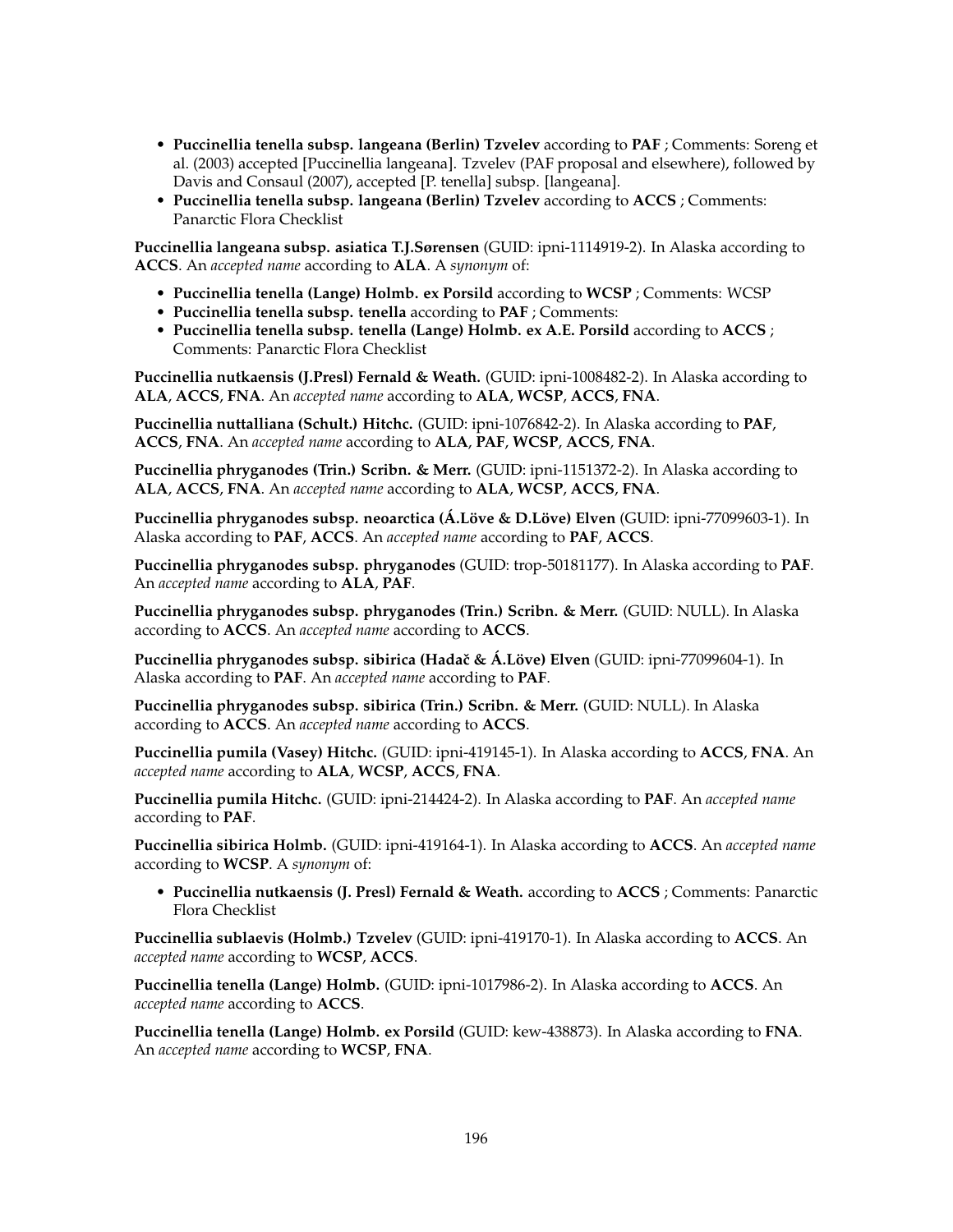- **Puccinellia tenella subsp. langeana (Berlin) Tzvelev** according to **PAF** ; Comments: Soreng et al. (2003) accepted [Puccinellia langeana]. Tzvelev (PAF proposal and elsewhere), followed by Davis and Consaul (2007), accepted [P. tenella] subsp. [langeana].
- **Puccinellia tenella subsp. langeana (Berlin) Tzvelev** according to **ACCS** ; Comments: Panarctic Flora Checklist

**Puccinellia langeana subsp. asiatica T.J.Sørensen** (GUID: ipni-1114919-2). In Alaska according to **ACCS**. An *accepted name* according to **ALA**. A *synonym* of:

- **Puccinellia tenella (Lange) Holmb. ex Porsild** according to **WCSP** ; Comments: WCSP
- **Puccinellia tenella subsp. tenella** according to **PAF** ; Comments:
- **Puccinellia tenella subsp. tenella (Lange) Holmb. ex A.E. Porsild** according to **ACCS** ; Comments: Panarctic Flora Checklist

**Puccinellia nutkaensis (J.Presl) Fernald & Weath.** (GUID: ipni-1008482-2). In Alaska according to **ALA**, **ACCS**, **FNA**. An *accepted name* according to **ALA**, **WCSP**, **ACCS**, **FNA**.

**Puccinellia nuttalliana (Schult.) Hitchc.** (GUID: ipni-1076842-2). In Alaska according to **PAF**, **ACCS**, **FNA**. An *accepted name* according to **ALA**, **PAF**, **WCSP**, **ACCS**, **FNA**.

**Puccinellia phryganodes (Trin.) Scribn. & Merr.** (GUID: ipni-1151372-2). In Alaska according to **ALA**, **ACCS**, **FNA**. An *accepted name* according to **ALA**, **WCSP**, **ACCS**, **FNA**.

**Puccinellia phryganodes subsp. neoarctica (Á.Löve & D.Löve) Elven** (GUID: ipni-77099603-1). In Alaska according to **PAF**, **ACCS**. An *accepted name* according to **PAF**, **ACCS**.

**Puccinellia phryganodes subsp. phryganodes** (GUID: trop-50181177). In Alaska according to **PAF**. An *accepted name* according to **ALA**, **PAF**.

**Puccinellia phryganodes subsp. phryganodes (Trin.) Scribn. & Merr.** (GUID: NULL). In Alaska according to **ACCS**. An *accepted name* according to **ACCS**.

**Puccinellia phryganodes subsp. sibirica (Hadač & Á.Löve) Elven** (GUID: ipni-77099604-1). In Alaska according to **PAF**. An *accepted name* according to **PAF**.

**Puccinellia phryganodes subsp. sibirica (Trin.) Scribn. & Merr.** (GUID: NULL). In Alaska according to **ACCS**. An *accepted name* according to **ACCS**.

**Puccinellia pumila (Vasey) Hitchc.** (GUID: ipni-419145-1). In Alaska according to **ACCS**, **FNA**. An *accepted name* according to **ALA**, **WCSP**, **ACCS**, **FNA**.

**Puccinellia pumila Hitchc.** (GUID: ipni-214424-2). In Alaska according to **PAF**. An *accepted name* according to **PAF**.

**Puccinellia sibirica Holmb.** (GUID: ipni-419164-1). In Alaska according to **ACCS**. An *accepted name* according to **WCSP**. A *synonym* of:

- **Puccinellia nutkaensis (J. Presl) Fernald & Weath.** according to **ACCS** ; Comments: Panarctic Flora Checklist

**Puccinellia sublaevis (Holmb.) Tzvelev** (GUID: ipni-419170-1). In Alaska according to **ACCS**. An *accepted name* according to **WCSP**, **ACCS**.

**Puccinellia tenella (Lange) Holmb.** (GUID: ipni-1017986-2). In Alaska according to **ACCS**. An *accepted name* according to **ACCS**.

**Puccinellia tenella (Lange) Holmb. ex Porsild** (GUID: kew-438873). In Alaska according to **FNA**. An *accepted name* according to **WCSP**, **FNA**.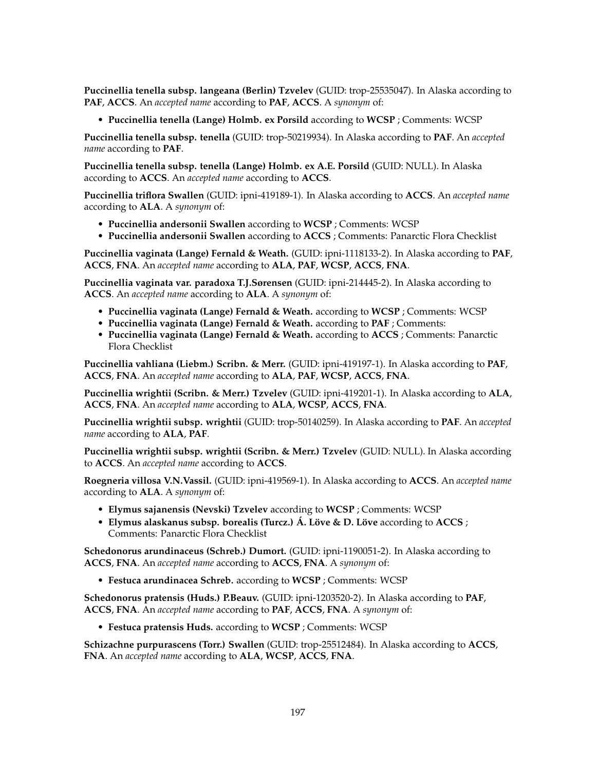**Puccinellia tenella subsp. langeana (Berlin) Tzvelev** (GUID: trop-25535047). In Alaska according to **PAF**, **ACCS**. An *accepted name* according to **PAF**, **ACCS**. A *synonym* of:

- **Puccinellia tenella (Lange) Holmb. ex Porsild** according to **WCSP** ; Comments: WCSP

**Puccinellia tenella subsp. tenella** (GUID: trop-50219934). In Alaska according to **PAF**. An *accepted name* according to **PAF**.

**Puccinellia tenella subsp. tenella (Lange) Holmb. ex A.E. Porsild** (GUID: NULL). In Alaska according to **ACCS**. An *accepted name* according to **ACCS**.

**Puccinellia triflora Swallen** (GUID: ipni-419189-1). In Alaska according to **ACCS**. An *accepted name* according to **ALA**. A *synonym* of:

- **Puccinellia andersonii Swallen** according to **WCSP** ; Comments: WCSP
- **Puccinellia andersonii Swallen** according to **ACCS** ; Comments: Panarctic Flora Checklist

**Puccinellia vaginata (Lange) Fernald & Weath.** (GUID: ipni-1118133-2). In Alaska according to **PAF**, **ACCS**, **FNA**. An *accepted name* according to **ALA**, **PAF**, **WCSP**, **ACCS**, **FNA**.

**Puccinellia vaginata var. paradoxa T.J.Sørensen** (GUID: ipni-214445-2). In Alaska according to **ACCS**. An *accepted name* according to **ALA**. A *synonym* of:

- **Puccinellia vaginata (Lange) Fernald & Weath.** according to **WCSP** ; Comments: WCSP
- **Puccinellia vaginata (Lange) Fernald & Weath.** according to **PAF** ; Comments:
- **Puccinellia vaginata (Lange) Fernald & Weath.** according to **ACCS** ; Comments: Panarctic Flora Checklist

**Puccinellia vahliana (Liebm.) Scribn. & Merr.** (GUID: ipni-419197-1). In Alaska according to **PAF**, **ACCS**, **FNA**. An *accepted name* according to **ALA**, **PAF**, **WCSP**, **ACCS**, **FNA**.

**Puccinellia wrightii (Scribn. & Merr.) Tzvelev** (GUID: ipni-419201-1). In Alaska according to **ALA**, **ACCS**, **FNA**. An *accepted name* according to **ALA**, **WCSP**, **ACCS**, **FNA**.

**Puccinellia wrightii subsp. wrightii** (GUID: trop-50140259). In Alaska according to **PAF**. An *accepted name* according to **ALA**, **PAF**.

**Puccinellia wrightii subsp. wrightii (Scribn. & Merr.) Tzvelev** (GUID: NULL). In Alaska according to **ACCS**. An *accepted name* according to **ACCS**.

**Roegneria villosa V.N.Vassil.** (GUID: ipni-419569-1). In Alaska according to **ACCS**. An *accepted name* according to **ALA**. A *synonym* of:

- **Elymus sajanensis (Nevski) Tzvelev** according to **WCSP** ; Comments: WCSP
- **Elymus alaskanus subsp. borealis (Turcz.) Á. Löve & D. Löve** according to **ACCS** ; Comments: Panarctic Flora Checklist

**Schedonorus arundinaceus (Schreb.) Dumort.** (GUID: ipni-1190051-2). In Alaska according to **ACCS**, **FNA**. An *accepted name* according to **ACCS**, **FNA**. A *synonym* of:

- **Festuca arundinacea Schreb.** according to **WCSP** ; Comments: WCSP

**Schedonorus pratensis (Huds.) P.Beauv.** (GUID: ipni-1203520-2). In Alaska according to **PAF**, **ACCS**, **FNA**. An *accepted name* according to **PAF**, **ACCS**, **FNA**. A *synonym* of:

- **Festuca pratensis Huds.** according to **WCSP** ; Comments: WCSP

**Schizachne purpurascens (Torr.) Swallen** (GUID: trop-25512484). In Alaska according to **ACCS**, **FNA**. An *accepted name* according to **ALA**, **WCSP**, **ACCS**, **FNA**.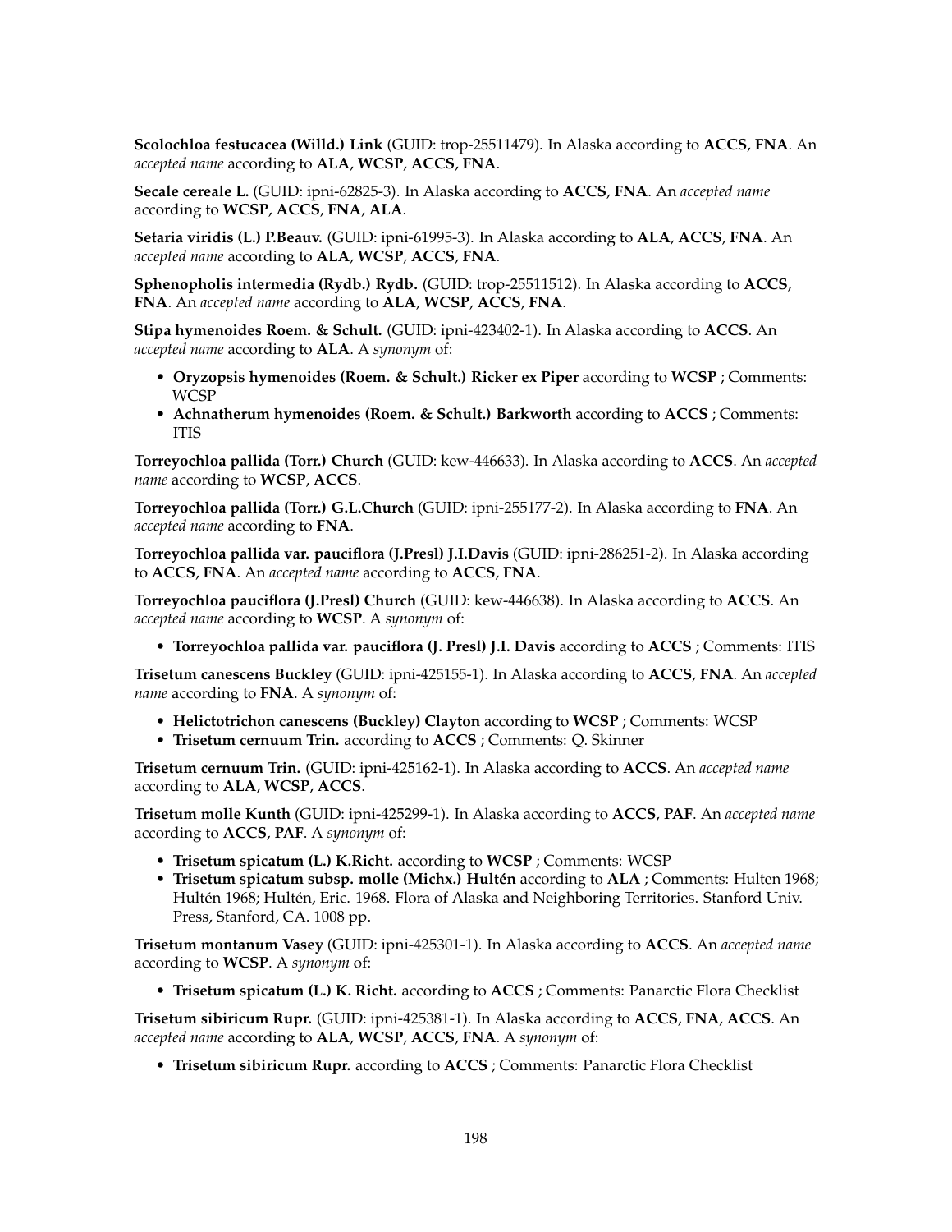**Scolochloa festucacea (Willd.) Link** (GUID: trop-25511479). In Alaska according to **ACCS**, **FNA**. An *accepted name* according to **ALA**, **WCSP**, **ACCS**, **FNA**.

**Secale cereale L.** (GUID: ipni-62825-3). In Alaska according to **ACCS**, **FNA**. An *accepted name* according to **WCSP**, **ACCS**, **FNA**, **ALA**.

**Setaria viridis (L.) P.Beauv.** (GUID: ipni-61995-3). In Alaska according to **ALA**, **ACCS**, **FNA**. An *accepted name* according to **ALA**, **WCSP**, **ACCS**, **FNA**.

**Sphenopholis intermedia (Rydb.) Rydb.** (GUID: trop-25511512). In Alaska according to **ACCS**, **FNA**. An *accepted name* according to **ALA**, **WCSP**, **ACCS**, **FNA**.

**Stipa hymenoides Roem. & Schult.** (GUID: ipni-423402-1). In Alaska according to **ACCS**. An *accepted name* according to **ALA**. A *synonym* of:

- **Oryzopsis hymenoides (Roem. & Schult.) Ricker ex Piper** according to **WCSP** ; Comments: WCSP
- **Achnatherum hymenoides (Roem. & Schult.) Barkworth** according to **ACCS** ; Comments: ITIS

**Torreyochloa pallida (Torr.) Church** (GUID: kew-446633). In Alaska according to **ACCS**. An *accepted name* according to **WCSP**, **ACCS**.

**Torreyochloa pallida (Torr.) G.L.Church** (GUID: ipni-255177-2). In Alaska according to **FNA**. An *accepted name* according to **FNA**.

**Torreyochloa pallida var. pauciflora (J.Presl) J.I.Davis** (GUID: ipni-286251-2). In Alaska according to **ACCS**, **FNA**. An *accepted name* according to **ACCS**, **FNA**.

**Torreyochloa pauciflora (J.Presl) Church** (GUID: kew-446638). In Alaska according to **ACCS**. An *accepted name* according to **WCSP**. A *synonym* of:

- **Torreyochloa pallida var. pauciflora (J. Presl) J.I. Davis** according to **ACCS** ; Comments: ITIS

**Trisetum canescens Buckley** (GUID: ipni-425155-1). In Alaska according to **ACCS**, **FNA**. An *accepted name* according to **FNA**. A *synonym* of:

- **Helictotrichon canescens (Buckley) Clayton** according to **WCSP** ; Comments: WCSP
- **Trisetum cernuum Trin.** according to **ACCS** ; Comments: Q. Skinner

**Trisetum cernuum Trin.** (GUID: ipni-425162-1). In Alaska according to **ACCS**. An *accepted name* according to **ALA**, **WCSP**, **ACCS**.

**Trisetum molle Kunth** (GUID: ipni-425299-1). In Alaska according to **ACCS**, **PAF**. An *accepted name* according to **ACCS**, **PAF**. A *synonym* of:

- **Trisetum spicatum (L.) K.Richt.** according to **WCSP** ; Comments: WCSP
- **Trisetum spicatum subsp. molle (Michx.) Hultén** according to **ALA** ; Comments: Hulten 1968; Hultén 1968; Hultén, Eric. 1968. Flora of Alaska and Neighboring Territories. Stanford Univ. Press, Stanford, CA. 1008 pp.

**Trisetum montanum Vasey** (GUID: ipni-425301-1). In Alaska according to **ACCS**. An *accepted name* according to **WCSP**. A *synonym* of:

- **Trisetum spicatum (L.) K. Richt.** according to **ACCS** ; Comments: Panarctic Flora Checklist

**Trisetum sibiricum Rupr.** (GUID: ipni-425381-1). In Alaska according to **ACCS**, **FNA**, **ACCS**. An *accepted name* according to **ALA**, **WCSP**, **ACCS**, **FNA**. A *synonym* of:

- **Trisetum sibiricum Rupr.** according to **ACCS** ; Comments: Panarctic Flora Checklist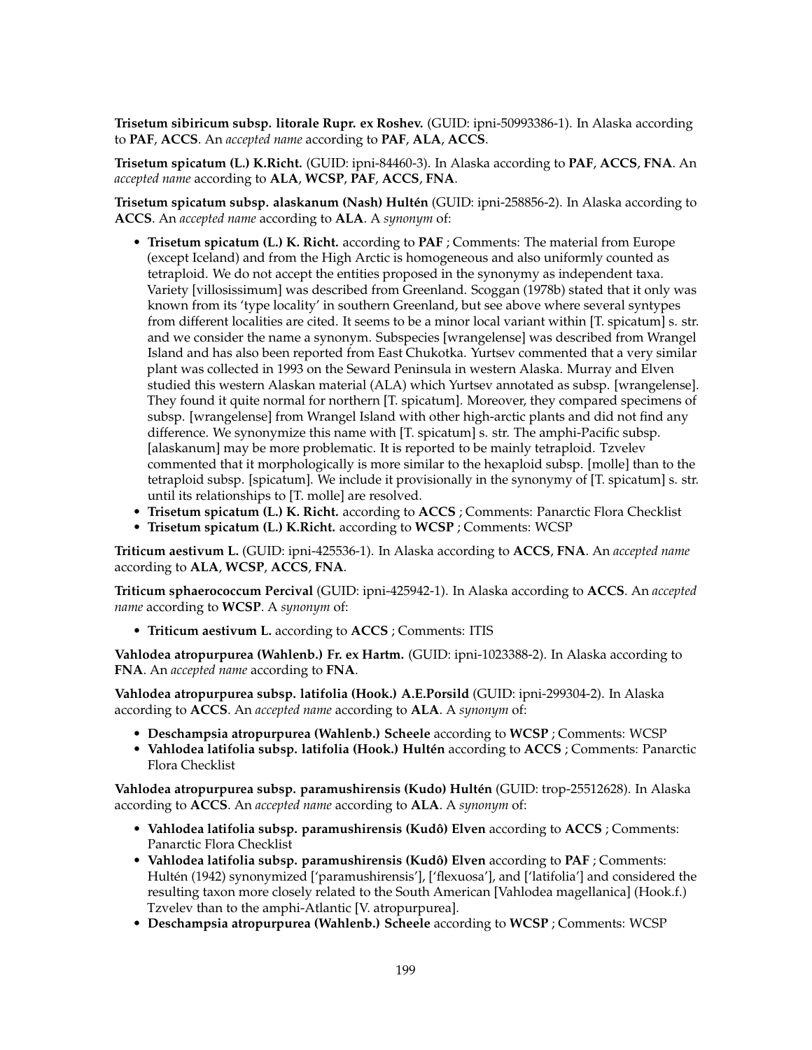**Trisetum sibiricum subsp. litorale Rupr. ex Roshev.** (GUID: ipni-50993386-1). In Alaska according to **PAF**, **ACCS**. An *accepted name* according to **PAF**, **ALA, ACCS**.

**Trisetum spicatum (L.) K.Richt.** (GUID: ipni-84460-3). In Alaska according to **PAF**, **ACCS**, **FNA**. An *accepted name* according to **ALA**, **WCSP**, **PAF**, **ACCS**, **FNA**.

**Trisetum spicatum subsp. alaskanum (Nash) Hultén** (GUID: ipni-258856-2). In Alaska according to **ACCS**. An *accepted name* according to **ALA**. A *synonym* of:

- **Trisetum spicatum (L.) K. Richt.** according to **PAF** ; Comments: The material from Europe (except Iceland) and from the High Arctic is homogeneous and also uniformly counted as tetraploid. We do not accept the entities proposed in the synonymy as independent taxa. Variety [villosissimum] was described from Greenland. Scoggan (1978b) stated that it only was known from its 'type locality' in southern Greenland, but see above where several syntypes from different localities are cited. It seems to be a minor local variant within [T. spicatum] s. str. and we consider the name a synonym. Subspecies [wrangelense] was described from Wrangel Island and has also been reported from East Chukotka. Yurtsev commented that a very similar plant was collected in 1993 on the Seward Peninsula in western Alaska. Murray and Elven studied this western Alaskan material (ALA) which Yurtsev annotated as subsp. [wrangelense]. They found it quite normal for northern [T. spicatum]. Moreover, they compared specimens of subsp. [wrangelense] from Wrangel Island with other high-arctic plants and did not find any difference. We synonymize this name with [T. spicatum] s. str. The amphi-Pacific subsp. [alaskanum] may be more problematic. It is reported to be mainly tetraploid. Tzvelev commented that it morphologically is more similar to the hexaploid subsp. [molle] than to the tetraploid subsp. [spicatum]. We include it provisionally in the synonymy of [T. spicatum] s. str. until its relationships to [T. molle] are resolved.
- **Trisetum spicatum (L.) K. Richt.** according to **ACCS** ; Comments: Panarctic Flora Checklist
- **Trisetum spicatum (L.) K.Richt.** according to **WCSP** ; Comments: WCSP

**Triticum aestivum L.** (GUID: ipni-425536-1). In Alaska according to **ACCS**, **FNA**. An *accepted name* according to **ALA**, **WCSP**, **ACCS**, **FNA**.

**Triticum sphaerococcum Percival** (GUID: ipni-425942-1). In Alaska according to **ACCS**. An *accepted name* according to **WCSP**. A *synonym* of:

- **Triticum aestivum L.** according to **ACCS** ; Comments: ITIS

**Vahlodea atropurpurea (Wahlenb.) Fr. ex Hartm.** (GUID: ipni-1023388-2). In Alaska according to **FNA**. An *accepted name* according to **FNA**.

**Vahlodea atropurpurea subsp. latifolia (Hook.) A.E.Porsild** (GUID: ipni-299304-2). In Alaska according to **ACCS**. An *accepted name* according to **ALA**. A *synonym* of:

- **Deschampsia atropurpurea (Wahlenb.) Scheele** according to **WCSP** ; Comments: WCSP
- **Vahlodea latifolia subsp. latifolia (Hook.) Hultén** according to **ACCS** ; Comments: Panarctic Flora Checklist

**Vahlodea atropurpurea subsp. paramushirensis (Kudo) Hultén** (GUID: trop-25512628). In Alaska according to **ACCS**. An *accepted name* according to **ALA**. A *synonym* of:

- **Vahlodea latifolia subsp. paramushirensis (Kudô) Elven** according to **ACCS** ; Comments: Panarctic Flora Checklist
- **Vahlodea latifolia subsp. paramushirensis (Kudô) Elven** according to **PAF** ; Comments: Hultén (1942) synonymized ['paramushirensis'], ['flexuosa'], and ['latifolia'] and considered the resulting taxon more closely related to the South American [Vahlodea magellanica] (Hook.f.) Tzvelev than to the amphi-Atlantic [V. atropurpurea].
- **Deschampsia atropurpurea (Wahlenb.) Scheele** according to **WCSP** ; Comments: WCSP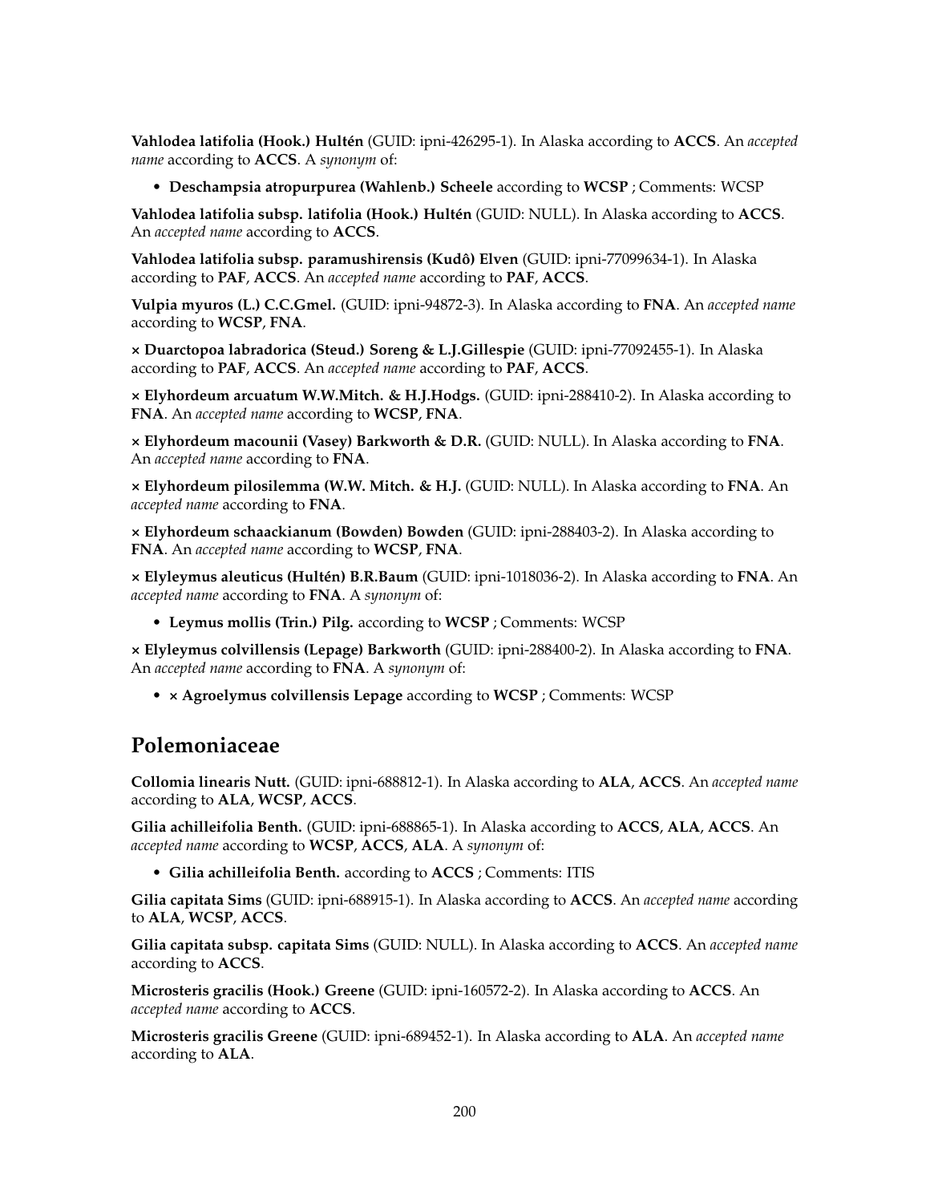**Vahlodea latifolia (Hook.) Hultén** (GUID: ipni-426295-1). In Alaska according to **ACCS**. An *accepted name* according to **ACCS**. A *synonym* of:

- **Deschampsia atropurpurea (Wahlenb.) Scheele** according to **WCSP** ; Comments: WCSP

**Vahlodea latifolia subsp. latifolia (Hook.) Hultén** (GUID: NULL). In Alaska according to **ACCS**. An *accepted name* according to **ACCS**.

**Vahlodea latifolia subsp. paramushirensis (Kudô) Elven** (GUID: ipni-77099634-1). In Alaska according to **PAF**, **ACCS**. An *accepted name* according to **PAF**, **ACCS**.

**Vulpia myuros (L.) C.C.Gmel.** (GUID: ipni-94872-3). In Alaska according to **FNA**. An *accepted name* according to **WCSP**, **FNA**.

**× Duarctopoa labradorica (Steud.) Soreng & L.J.Gillespie** (GUID: ipni-77092455-1). In Alaska according to **PAF**, **ACCS**. An *accepted name* according to **PAF**, **ACCS**.

**× Elyhordeum arcuatum W.W.Mitch. & H.J.Hodgs.** (GUID: ipni-288410-2). In Alaska according to **FNA**. An *accepted name* according to **WCSP**, **FNA**.

**× Elyhordeum macounii (Vasey) Barkworth & D.R.** (GUID: NULL). In Alaska according to **FNA**. An *accepted name* according to **FNA**.

**× Elyhordeum pilosilemma (W.W. Mitch. & H.J.** (GUID: NULL). In Alaska according to **FNA**. An *accepted name* according to **FNA**.

**× Elyhordeum schaackianum (Bowden) Bowden** (GUID: ipni-288403-2). In Alaska according to **FNA**. An *accepted name* according to **WCSP**, **FNA**.

**× Elyleymus aleuticus (Hultén) B.R.Baum** (GUID: ipni-1018036-2). In Alaska according to **FNA**. An *accepted name* according to **FNA**. A *synonym* of:

- **Leymus mollis (Trin.) Pilg.** according to **WCSP** ; Comments: WCSP

**× Elyleymus colvillensis (Lepage) Barkworth** (GUID: ipni-288400-2). In Alaska according to **FNA**. An *accepted name* according to **FNA**. A *synonym* of:

- **× Agroelymus colvillensis Lepage** according to **WCSP** ; Comments: WCSP

## Polemoniaceae

**Collomia linearis Nutt.** (GUID: ipni-688812-1). In Alaska according to **ALA**, **ACCS**. An *accepted name* according to **ALA**, **WCSP**, **ACCS**.

**Gilia achilleifolia Benth.** (GUID: ipni-688865-1). In Alaska according to **ACCS**, **ALA**, **ACCS**. An *accepted name* according to **WCSP**, **ACCS**, **ALA**. A *synonym* of:

- **Gilia achilleifolia Benth.** according to **ACCS** ; Comments: ITIS

**Gilia capitata Sims** (GUID: ipni-688915-1). In Alaska according to **ACCS**. An *accepted name* according to **ALA**, **WCSP**, **ACCS**.

**Gilia capitata subsp. capitata Sims** (GUID: NULL). In Alaska according to **ACCS**. An *accepted name* according to **ACCS**.

**Microsteris gracilis (Hook.) Greene** (GUID: ipni-160572-2). In Alaska according to **ACCS**. An *accepted name* according to **ACCS**.

**Microsteris gracilis Greene** (GUID: ipni-689452-1). In Alaska according to **ALA**. An *accepted name* according to **ALA**.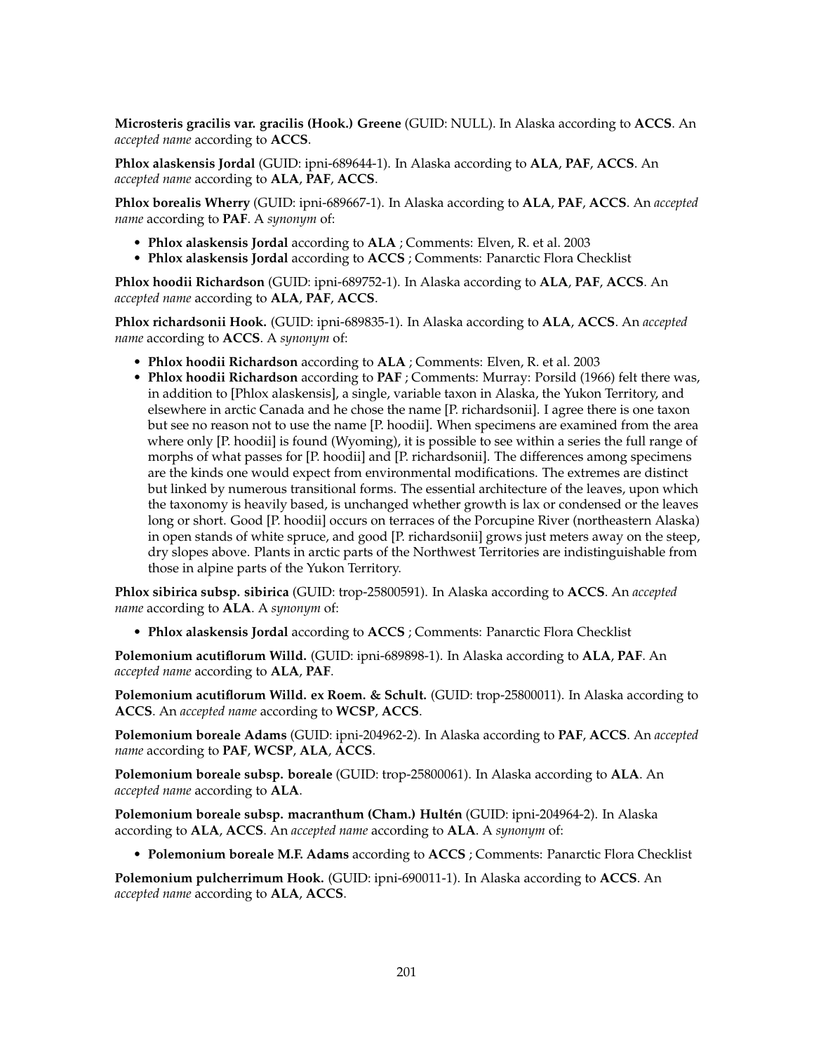**Microsteris gracilis var. gracilis (Hook.) Greene** (GUID: NULL). In Alaska according to **ACCS**. An *accepted name* according to **ACCS**.

**Phlox alaskensis Jordal** (GUID: ipni-689644-1). In Alaska according to **ALA**, **PAF**, **ACCS**. An *accepted name* according to **ALA**, **PAF**, **ACCS**.

**Phlox borealis Wherry** (GUID: ipni-689667-1). In Alaska according to **ALA**, **PAF**, **ACCS**. An *accepted name* according to **PAF**. A *synonym* of:

- **Phlox alaskensis Jordal** according to **ALA** ; Comments: Elven, R. et al. 2003
- **Phlox alaskensis Jordal** according to **ACCS** ; Comments: Panarctic Flora Checklist

**Phlox hoodii Richardson** (GUID: ipni-689752-1). In Alaska according to **ALA**, **PAF**, **ACCS**. An *accepted name* according to **ALA**, **PAF**, **ACCS**.

**Phlox richardsonii Hook.** (GUID: ipni-689835-1). In Alaska according to **ALA**, **ACCS**. An *accepted name* according to **ACCS**. A *synonym* of:

- **Phlox hoodii Richardson** according to **ALA** ; Comments: Elven, R. et al. 2003
- **Phlox hoodii Richardson** according to **PAF** ; Comments: Murray: Porsild (1966) felt there was, in addition to [Phlox alaskensis], a single, variable taxon in Alaska, the Yukon Territory, and elsewhere in arctic Canada and he chose the name [P. richardsonii]. I agree there is one taxon but see no reason not to use the name [P. hoodii]. When specimens are examined from the area where only [P. hoodii] is found (Wyoming), it is possible to see within a series the full range of morphs of what passes for [P. hoodii] and [P. richardsonii]. The differences among specimens are the kinds one would expect from environmental modifications. The extremes are distinct but linked by numerous transitional forms. The essential architecture of the leaves, upon which the taxonomy is heavily based, is unchanged whether growth is lax or condensed or the leaves long or short. Good [P. hoodii] occurs on terraces of the Porcupine River (northeastern Alaska) in open stands of white spruce, and good [P. richardsonii] grows just meters away on the steep, dry slopes above. Plants in arctic parts of the Northwest Territories are indistinguishable from those in alpine parts of the Yukon Territory.

**Phlox sibirica subsp. sibirica** (GUID: trop-25800591). In Alaska according to **ACCS**. An *accepted name* according to **ALA**. A *synonym* of:

- **Phlox alaskensis Jordal** according to **ACCS** ; Comments: Panarctic Flora Checklist

**Polemonium acutiflorum Willd.** (GUID: ipni-689898-1). In Alaska according to **ALA**, **PAF**. An *accepted name* according to **ALA**, **PAF**.

**Polemonium acutiflorum Willd. ex Roem. & Schult.** (GUID: trop-25800011). In Alaska according to **ACCS**. An *accepted name* according to **WCSP**, **ACCS**.

**Polemonium boreale Adams** (GUID: ipni-204962-2). In Alaska according to **PAF**, **ACCS**. An *accepted name* according to **PAF**, **WCSP**, **ALA**, **ACCS**.

**Polemonium boreale subsp. boreale** (GUID: trop-25800061). In Alaska according to **ALA**. An *accepted name* according to **ALA**.

**Polemonium boreale subsp. macranthum (Cham.) Hultén** (GUID: ipni-204964-2). In Alaska according to **ALA**, **ACCS**. An *accepted name* according to **ALA**. A *synonym* of:

- **Polemonium boreale M.F. Adams** according to **ACCS** ; Comments: Panarctic Flora Checklist

**Polemonium pulcherrimum Hook.** (GUID: ipni-690011-1). In Alaska according to **ACCS**. An *accepted name* according to **ALA**, **ACCS**.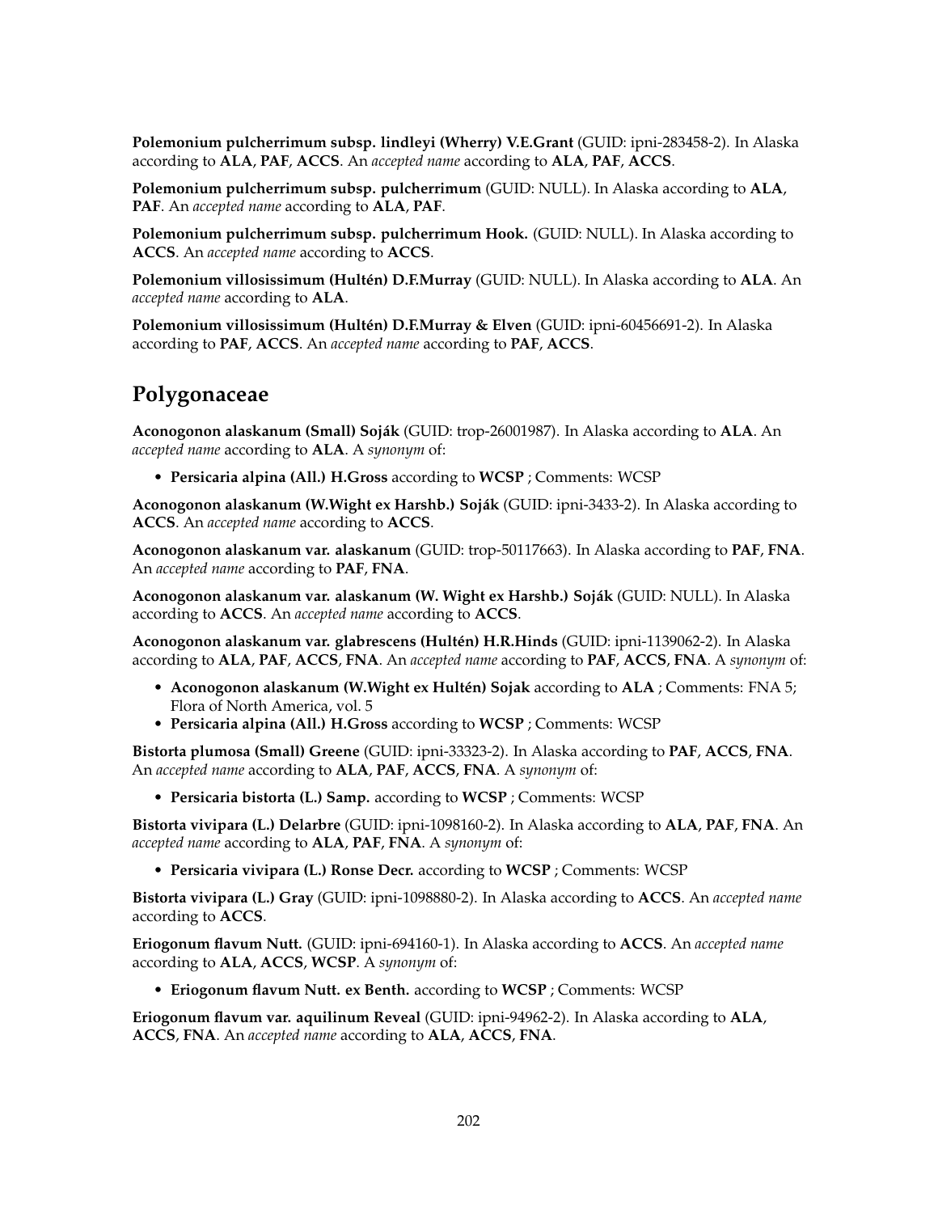**Polemonium pulcherrimum subsp. lindleyi (Wherry) V.E.Grant** (GUID: ipni-283458-2). In Alaska according to **ALA**, **PAF**, **ACCS**. An *accepted name* according to **ALA**, **PAF**, **ACCS**.

**Polemonium pulcherrimum subsp. pulcherrimum** (GUID: NULL). In Alaska according to **ALA**, **PAF**. An *accepted name* according to **ALA**, **PAF**.

**Polemonium pulcherrimum subsp. pulcherrimum Hook.** (GUID: NULL). In Alaska according to **ACCS**. An *accepted name* according to **ACCS**.

**Polemonium villosissimum (Hultén) D.F.Murray** (GUID: NULL). In Alaska according to **ALA**. An *accepted name* according to **ALA**.

**Polemonium villosissimum (Hultén) D.F.Murray & Elven** (GUID: ipni-60456691-2). In Alaska according to **PAF**, **ACCS**. An *accepted name* according to **PAF**, **ACCS**.

## Polygonaceae

**Aconogonon alaskanum (Small) Soják** (GUID: trop-26001987). In Alaska according to **ALA**. An *accepted name* according to **ALA**. A *synonym* of:

- **Persicaria alpina (All.) H.Gross** according to **WCSP** ; Comments: WCSP

**Aconogonon alaskanum (W.Wight ex Harshb.) Soják** (GUID: ipni-3433-2). In Alaska according to **ACCS**. An *accepted name* according to **ACCS**.

**Aconogonon alaskanum var. alaskanum** (GUID: trop-50117663). In Alaska according to **PAF**, **FNA**. An *accepted name* according to **PAF**, **FNA**.

**Aconogonon alaskanum var. alaskanum (W. Wight ex Harshb.) Soják** (GUID: NULL). In Alaska according to **ACCS**. An *accepted name* according to **ACCS**.

**Aconogonon alaskanum var. glabrescens (Hultén) H.R.Hinds** (GUID: ipni-1139062-2). In Alaska according to **ALA**, **PAF**, **ACCS**, **FNA**. An *accepted name* according to **PAF**, **ACCS**, **FNA**. A *synonym* of:

- **Aconogonon alaskanum (W.Wight ex Hultén) Sojak** according to **ALA** ; Comments: FNA 5; Flora of North America, vol. 5
- **Persicaria alpina (All.) H.Gross** according to **WCSP** ; Comments: WCSP

**Bistorta plumosa (Small) Greene** (GUID: ipni-33323-2). In Alaska according to **PAF**, **ACCS**, **FNA**. An *accepted name* according to **ALA**, **PAF**, **ACCS**, **FNA**. A *synonym* of:

- **Persicaria bistorta (L.) Samp.** according to **WCSP** ; Comments: WCSP

**Bistorta vivipara (L.) Delarbre** (GUID: ipni-1098160-2). In Alaska according to **ALA**, **PAF**, **FNA**. An *accepted name* according to **ALA**, **PAF**, **FNA**. A *synonym* of:

- **Persicaria vivipara (L.) Ronse Decr.** according to **WCSP** ; Comments: WCSP

**Bistorta vivipara (L.) Gray** (GUID: ipni-1098880-2). In Alaska according to **ACCS**. An *accepted name* according to **ACCS**.

**Eriogonum flavum Nutt.** (GUID: ipni-694160-1). In Alaska according to **ACCS**. An *accepted name* according to **ALA**, **ACCS**, **WCSP**. A *synonym* of:

- **Eriogonum flavum Nutt. ex Benth.** according to **WCSP** ; Comments: WCSP

**Eriogonum flavum var. aquilinum Reveal** (GUID: ipni-94962-2). In Alaska according to **ALA**, **ACCS**, **FNA**. An *accepted name* according to **ALA**, **ACCS**, **FNA**.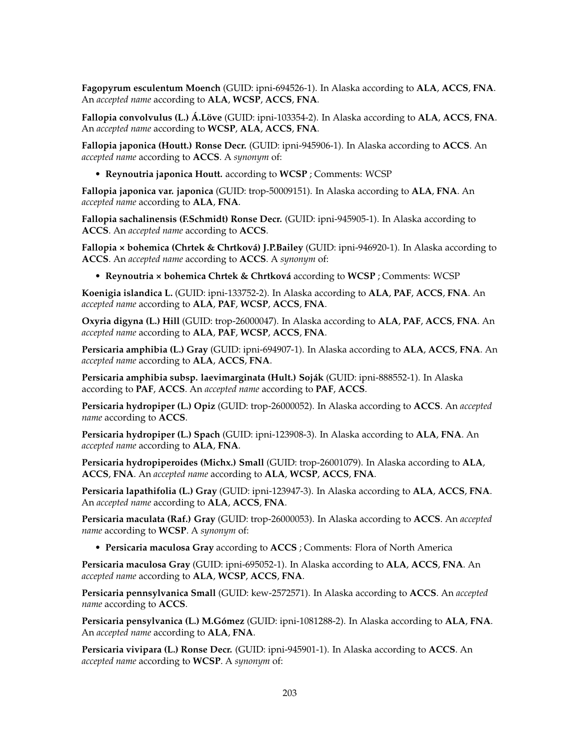**Fagopyrum esculentum Moench** (GUID: ipni-694526-1). In Alaska according to **ALA**, **ACCS**, **FNA**. An *accepted name* according to **ALA**, **WCSP**, **ACCS**, **FNA**.

**Fallopia convolvulus (L.) Á.Löve** (GUID: ipni-103354-2). In Alaska according to **ALA**, **ACCS**, **FNA**. An *accepted name* according to **WCSP**, **ALA**, **ACCS**, **FNA**.

**Fallopia japonica (Houtt.) Ronse Decr.** (GUID: ipni-945906-1). In Alaska according to **ACCS**. An *accepted name* according to **ACCS**. A *synonym* of:

- **Reynoutria japonica Houtt.** according to **WCSP** ; Comments: WCSP

**Fallopia japonica var. japonica** (GUID: trop-50009151). In Alaska according to **ALA**, **FNA**. An *accepted name* according to **ALA**, **FNA**.

**Fallopia sachalinensis (F.Schmidt) Ronse Decr.** (GUID: ipni-945905-1). In Alaska according to **ACCS**. An *accepted name* according to **ACCS**.

**Fallopia × bohemica (Chrtek & Chrtková) J.P.Bailey** (GUID: ipni-946920-1). In Alaska according to **ACCS**. An *accepted name* according to **ACCS**. A *synonym* of:

- **Reynoutria × bohemica Chrtek & Chrtková** according to **WCSP** ; Comments: WCSP

**Koenigia islandica L.** (GUID: ipni-133752-2). In Alaska according to **ALA**, **PAF**, **ACCS**, **FNA**. An *accepted name* according to **ALA**, **PAF**, **WCSP**, **ACCS**, **FNA**.

**Oxyria digyna (L.) Hill** (GUID: trop-26000047). In Alaska according to **ALA**, **PAF**, **ACCS**, **FNA**. An *accepted name* according to **ALA**, **PAF**, **WCSP**, **ACCS**, **FNA**.

**Persicaria amphibia (L.) Gray** (GUID: ipni-694907-1). In Alaska according to **ALA**, **ACCS**, **FNA**. An *accepted name* according to **ALA**, **ACCS**, **FNA**.

**Persicaria amphibia subsp. laevimarginata (Hult.) Soják** (GUID: ipni-888552-1). In Alaska according to **PAF**, **ACCS**. An *accepted name* according to **PAF**, **ACCS**.

**Persicaria hydropiper (L.) Opiz** (GUID: trop-26000052). In Alaska according to **ACCS**. An *accepted name* according to **ACCS**.

**Persicaria hydropiper (L.) Spach** (GUID: ipni-123908-3). In Alaska according to **ALA**, **FNA**. An *accepted name* according to **ALA**, **FNA**.

**Persicaria hydropiperoides (Michx.) Small** (GUID: trop-26001079). In Alaska according to **ALA**, **ACCS**, **FNA**. An *accepted name* according to **ALA**, **WCSP**, **ACCS**, **FNA**.

**Persicaria lapathifolia (L.) Gray** (GUID: ipni-123947-3). In Alaska according to **ALA**, **ACCS**, **FNA**. An *accepted name* according to **ALA**, **ACCS**, **FNA**.

**Persicaria maculata (Raf.) Gray** (GUID: trop-26000053). In Alaska according to **ACCS**. An *accepted name* according to **WCSP**. A *synonym* of:

- **Persicaria maculosa Gray** according to **ACCS** ; Comments: Flora of North America

**Persicaria maculosa Gray** (GUID: ipni-695052-1). In Alaska according to **ALA**, **ACCS**, **FNA**. An *accepted name* according to **ALA**, **WCSP**, **ACCS**, **FNA**.

**Persicaria pennsylvanica Small** (GUID: kew-2572571). In Alaska according to **ACCS**. An *accepted name* according to **ACCS**.

**Persicaria pensylvanica (L.) M.Gómez** (GUID: ipni-1081288-2). In Alaska according to **ALA**, **FNA**. An *accepted name* according to **ALA**, **FNA**.

**Persicaria vivipara (L.) Ronse Decr.** (GUID: ipni-945901-1). In Alaska according to **ACCS**. An *accepted name* according to **WCSP**. A *synonym* of: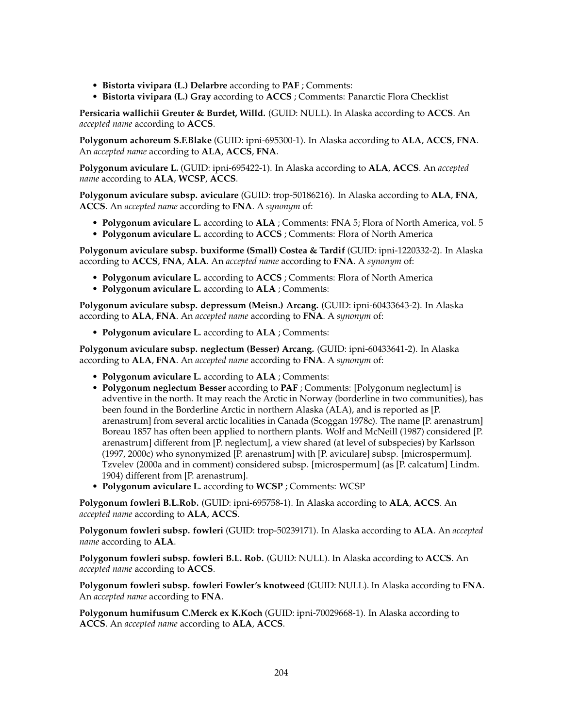- **Bistorta vivipara (L.) Delarbre** according to **PAF** ; Comments:
- **Bistorta vivipara (L.) Gray** according to **ACCS** ; Comments: Panarctic Flora Checklist

**Persicaria wallichii Greuter & Burdet, Willd.** (GUID: NULL). In Alaska according to **ACCS**. An *accepted name* according to **ACCS**.

**Polygonum achoreum S.F.Blake** (GUID: ipni-695300-1). In Alaska according to **ALA**, **ACCS**, **FNA**. An *accepted name* according to **ALA**, **ACCS**, **FNA**.

**Polygonum aviculare L.** (GUID: ipni-695422-1). In Alaska according to **ALA**, **ACCS**. An *accepted name* according to **ALA**, **WCSP**, **ACCS**.

**Polygonum aviculare subsp. aviculare** (GUID: trop-50186216). In Alaska according to **ALA**, **FNA**, **ACCS**. An *accepted name* according to **FNA**. A *synonym* of:

- **Polygonum aviculare L.** according to **ALA** ; Comments: FNA 5; Flora of North America, vol. 5
- **Polygonum aviculare L.** according to **ACCS** ; Comments: Flora of North America

**Polygonum aviculare subsp. buxiforme (Small) Costea & Tardif** (GUID: ipni-1220332-2). In Alaska according to **ACCS**, **FNA**, **ALA**. An *accepted name* according to **FNA**. A *synonym* of:

- **Polygonum aviculare L.** according to **ACCS** ; Comments: Flora of North America
- **Polygonum aviculare L.** according to **ALA** ; Comments:

**Polygonum aviculare subsp. depressum (Meisn.) Arcang.** (GUID: ipni-60433643-2). In Alaska according to **ALA**, **FNA**. An *accepted name* according to **FNA**. A *synonym* of:

- **Polygonum aviculare L.** according to **ALA** ; Comments:

**Polygonum aviculare subsp. neglectum (Besser) Arcang.** (GUID: ipni-60433641-2). In Alaska according to **ALA**, **FNA**. An *accepted name* according to **FNA**. A *synonym* of:

- **Polygonum aviculare L.** according to **ALA** ; Comments:
- **Polygonum neglectum Besser** according to **PAF** ; Comments: [Polygonum neglectum] is adventive in the north. It may reach the Arctic in Norway (borderline in two communities), has been found in the Borderline Arctic in northern Alaska (ALA), and is reported as [P. arenastrum] from several arctic localities in Canada (Scoggan 1978c). The name [P. arenastrum] Boreau 1857 has often been applied to northern plants. Wolf and McNeill (1987) considered [P. arenastrum] different from [P. neglectum], a view shared (at level of subspecies) by Karlsson (1997, 2000c) who synonymized [P. arenastrum] with [P. aviculare] subsp. [microspermum]. Tzvelev (2000a and in comment) considered subsp. [microspermum] (as [P. calcatum] Lindm. 1904) different from [P. arenastrum].
- **Polygonum aviculare L.** according to **WCSP** ; Comments: WCSP

**Polygonum fowleri B.L.Rob.** (GUID: ipni-695758-1). In Alaska according to **ALA**, **ACCS**. An *accepted name* according to **ALA**, **ACCS**.

**Polygonum fowleri subsp. fowleri** (GUID: trop-50239171). In Alaska according to **ALA**. An *accepted name* according to **ALA**.

**Polygonum fowleri subsp. fowleri B.L. Rob.** (GUID: NULL). In Alaska according to **ACCS**. An *accepted name* according to **ACCS**.

**Polygonum fowleri subsp. fowleri Fowler's knotweed** (GUID: NULL). In Alaska according to **FNA**. An *accepted name* according to **FNA**.

**Polygonum humifusum C.Merck ex K.Koch** (GUID: ipni-70029668-1). In Alaska according to **ACCS**. An *accepted name* according to **ALA**, **ACCS**.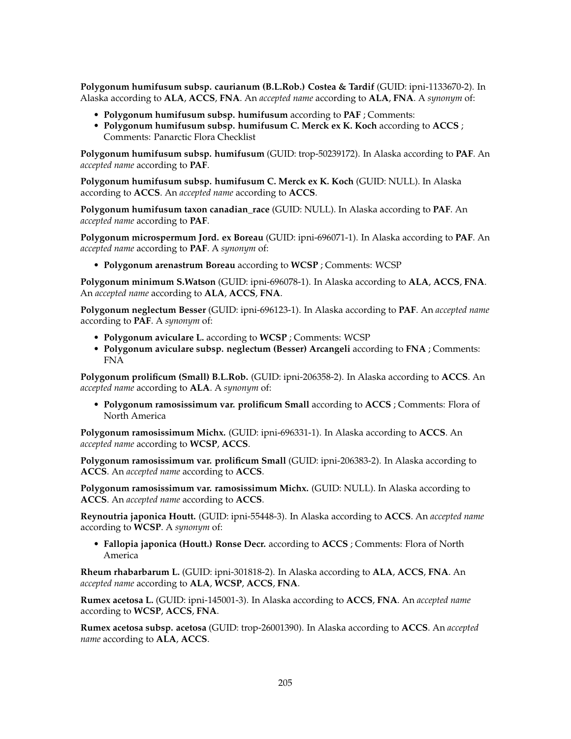**Polygonum humifusum subsp. caurianum (B.L.Rob.) Costea & Tardif** (GUID: ipni-1133670-2). In Alaska according to **ALA**, **ACCS**, **FNA**. An *accepted name* according to **ALA**, **FNA**. A *synonym* of:

- **Polygonum humifusum subsp. humifusum** according to **PAF** ; Comments:
- **Polygonum humifusum subsp. humifusum C. Merck ex K. Koch** according to **ACCS** ; Comments: Panarctic Flora Checklist

**Polygonum humifusum subsp. humifusum** (GUID: trop-50239172). In Alaska according to **PAF**. An *accepted name* according to **PAF**.

**Polygonum humifusum subsp. humifusum C. Merck ex K. Koch** (GUID: NULL). In Alaska according to **ACCS**. An *accepted name* according to **ACCS**.

**Polygonum humifusum taxon canadian_race** (GUID: NULL). In Alaska according to **PAF**. An *accepted name* according to **PAF**.

**Polygonum microspermum Jord. ex Boreau** (GUID: ipni-696071-1). In Alaska according to **PAF**. An *accepted name* according to **PAF**. A *synonym* of:

- **Polygonum arenastrum Boreau** according to **WCSP** ; Comments: WCSP

**Polygonum minimum S.Watson** (GUID: ipni-696078-1). In Alaska according to **ALA**, **ACCS**, **FNA**. An *accepted name* according to **ALA**, **ACCS**, **FNA**.

**Polygonum neglectum Besser** (GUID: ipni-696123-1). In Alaska according to **PAF**. An *accepted name* according to **PAF**. A *synonym* of:

- **Polygonum aviculare L.** according to **WCSP** ; Comments: WCSP
- **Polygonum aviculare subsp. neglectum (Besser) Arcangeli** according to **FNA** ; Comments: FNA

**Polygonum prolificum (Small) B.L.Rob.** (GUID: ipni-206358-2). In Alaska according to **ACCS**. An *accepted name* according to **ALA**. A *synonym* of:

- **Polygonum ramosissimum var. prolificum Small** according to **ACCS** ; Comments: Flora of North America

**Polygonum ramosissimum Michx.** (GUID: ipni-696331-1). In Alaska according to **ACCS**. An *accepted name* according to **WCSP**, **ACCS**.

**Polygonum ramosissimum var. prolificum Small** (GUID: ipni-206383-2). In Alaska according to **ACCS**. An *accepted name* according to **ACCS**.

**Polygonum ramosissimum var. ramosissimum Michx.** (GUID: NULL). In Alaska according to **ACCS**. An *accepted name* according to **ACCS**.

**Reynoutria japonica Houtt.** (GUID: ipni-55448-3). In Alaska according to **ACCS**. An *accepted name* according to **WCSP**. A *synonym* of:

- **Fallopia japonica (Houtt.) Ronse Decr.** according to **ACCS** ; Comments: Flora of North America

**Rheum rhabarbarum L.** (GUID: ipni-301818-2). In Alaska according to **ALA**, **ACCS**, **FNA**. An *accepted name* according to **ALA**, **WCSP**, **ACCS**, **FNA**.

**Rumex acetosa L.** (GUID: ipni-145001-3). In Alaska according to **ACCS**, **FNA**. An *accepted name* according to **WCSP**, **ACCS**, **FNA**.

**Rumex acetosa subsp. acetosa** (GUID: trop-26001390). In Alaska according to **ACCS**. An *accepted name* according to **ALA**, **ACCS**.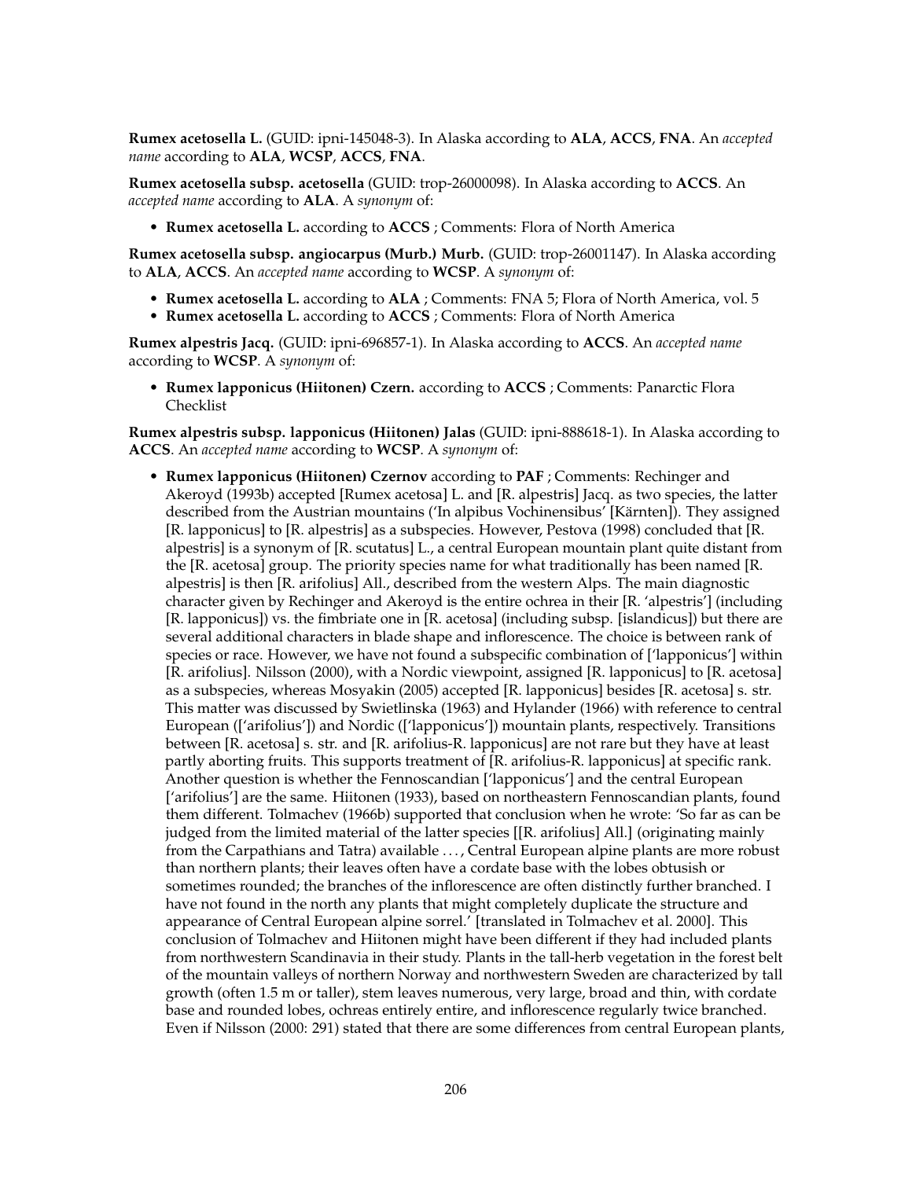**Rumex acetosella L.** (GUID: ipni-145048-3). In Alaska according to **ALA**, **ACCS**, **FNA**. An *accepted name* according to **ALA**, **WCSP**, **ACCS**, **FNA**.

**Rumex acetosella subsp. acetosella** (GUID: trop-26000098). In Alaska according to **ACCS**. An *accepted name* according to **ALA**. A *synonym* of:

- **Rumex acetosella L.** according to **ACCS** ; Comments: Flora of North America

**Rumex acetosella subsp. angiocarpus (Murb.) Murb.** (GUID: trop-26001147). In Alaska according to **ALA**, **ACCS**. An *accepted name* according to **WCSP**. A *synonym* of:

- **Rumex acetosella L.** according to **ALA** ; Comments: FNA 5; Flora of North America, vol. 5
- **Rumex acetosella L.** according to **ACCS** ; Comments: Flora of North America

**Rumex alpestris Jacq.** (GUID: ipni-696857-1). In Alaska according to **ACCS**. An *accepted name* according to **WCSP**. A *synonym* of:

- **Rumex lapponicus (Hiitonen) Czern.** according to **ACCS** ; Comments: Panarctic Flora Checklist

**Rumex alpestris subsp. lapponicus (Hiitonen) Jalas** (GUID: ipni-888618-1). In Alaska according to **ACCS**. An *accepted name* according to **WCSP**. A *synonym* of:

- **Rumex lapponicus (Hiitonen) Czernov** according to **PAF** ; Comments: Rechinger and Akeroyd (1993b) accepted [Rumex acetosa] L. and [R. alpestris] Jacq. as two species, the latter described from the Austrian mountains ('In alpibus Vochinensibus' [Kärnten]). They assigned [R. lapponicus] to [R. alpestris] as a subspecies. However, Pestova (1998) concluded that [R. alpestris] is a synonym of [R. scutatus] L., a central European mountain plant quite distant from the [R. acetosa] group. The priority species name for what traditionally has been named [R. alpestris] is then [R. arifolius] All., described from the western Alps. The main diagnostic character given by Rechinger and Akeroyd is the entire ochrea in their [R. 'alpestris'] (including [R. lapponicus]) vs. the fimbriate one in [R. acetosa] (including subsp. [islandicus]) but there are several additional characters in blade shape and inflorescence. The choice is between rank of species or race. However, we have not found a subspecific combination of ['lapponicus'] within [R. arifolius]. Nilsson (2000), with a Nordic viewpoint, assigned [R. lapponicus] to [R. acetosa] as a subspecies, whereas Mosyakin (2005) accepted [R. lapponicus] besides [R. acetosa] s. str. This matter was discussed by Swietlinska (1963) and Hylander (1966) with reference to central European (['arifolius']) and Nordic (['lapponicus']) mountain plants, respectively. Transitions between [R. acetosa] s. str. and [R. arifolius-R. lapponicus] are not rare but they have at least partly aborting fruits. This supports treatment of [R. arifolius-R. lapponicus] at specific rank. Another question is whether the Fennoscandian ['lapponicus'] and the central European ['arifolius'] are the same. Hiitonen (1933), based on northeastern Fennoscandian plants, found them different. Tolmachev (1966b) supported that conclusion when he wrote: 'So far as can be judged from the limited material of the latter species [[R. arifolius] All.] (originating mainly from the Carpathians and Tatra) available . . . , Central European alpine plants are more robust than northern plants; their leaves often have a cordate base with the lobes obtusish or sometimes rounded; the branches of the inflorescence are often distinctly further branched. I have not found in the north any plants that might completely duplicate the structure and appearance of Central European alpine sorrel.' [translated in Tolmachev et al. 2000]. This conclusion of Tolmachev and Hiitonen might have been different if they had included plants from northwestern Scandinavia in their study. Plants in the tall-herb vegetation in the forest belt of the mountain valleys of northern Norway and northwestern Sweden are characterized by tall growth (often 1.5 m or taller), stem leaves numerous, very large, broad and thin, with cordate base and rounded lobes, ochreas entirely entire, and inflorescence regularly twice branched. Even if Nilsson (2000: 291) stated that there are some differences from central European plants,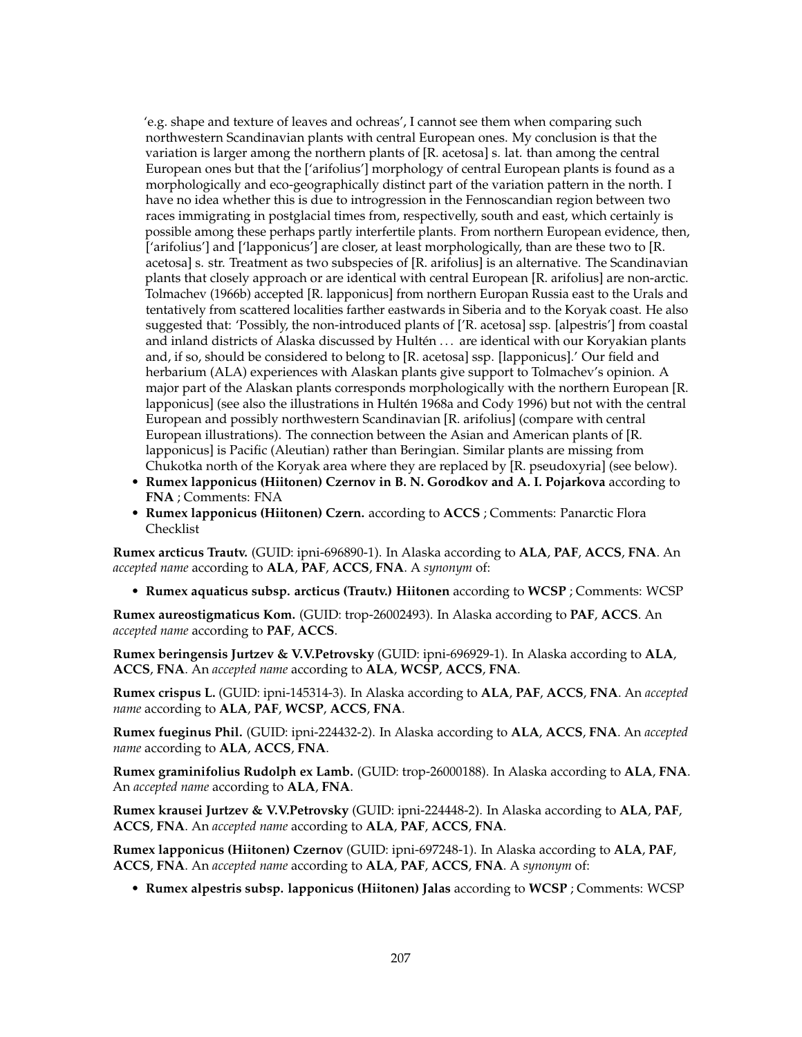'e.g. shape and texture of leaves and ochreas', I cannot see them when comparing such northwestern Scandinavian plants with central European ones. My conclusion is that the variation is larger among the northern plants of [R. acetosa] s. lat. than among the central European ones but that the ['arifolius'] morphology of central European plants is found as a morphologically and eco-geographically distinct part of the variation pattern in the north. I have no idea whether this is due to introgression in the Fennoscandian region between two races immigrating in postglacial times from, respectivelly, south and east, which certainly is possible among these perhaps partly interfertile plants. From northern European evidence, then, ['arifolius'] and ['lapponicus'] are closer, at least morphologically, than are these two to [R. acetosa] s. str. Treatment as two subspecies of [R. arifolius] is an alternative. The Scandinavian plants that closely approach or are identical with central European [R. arifolius] are non-arctic. Tolmachev (1966b) accepted [R. lapponicus] from northern Europan Russia east to the Urals and tentatively from scattered localities farther eastwards in Siberia and to the Koryak coast. He also suggested that: 'Possibly, the non-introduced plants of ['R. acetosa] ssp. [alpestris'] from coastal and inland districts of Alaska discussed by Hultén . . . are identical with our Koryakian plants and, if so, should be considered to belong to [R. acetosa] ssp. [lapponicus].' Our field and herbarium (ALA) experiences with Alaskan plants give support to Tolmachev's opinion. A major part of the Alaskan plants corresponds morphologically with the northern European [R. lapponicus] (see also the illustrations in Hultén 1968a and Cody 1996) but not with the central European and possibly northwestern Scandinavian [R. arifolius] (compare with central European illustrations). The connection between the Asian and American plants of [R. lapponicus] is Pacific (Aleutian) rather than Beringian. Similar plants are missing from Chukotka north of the Koryak area where they are replaced by [R. pseudoxyria] (see below).

- **Rumex lapponicus (Hiitonen) Czernov in B. N. Gorodkov and A. I. Pojarkova** according to **FNA** ; Comments: FNA
- **Rumex lapponicus (Hiitonen) Czern.** according to **ACCS** ; Comments: Panarctic Flora Checklist

**Rumex arcticus Trautv.** (GUID: ipni-696890-1). In Alaska according to **ALA**, **PAF**, **ACCS**, **FNA**. An *accepted name* according to **ALA**, **PAF**, **ACCS**, **FNA**. A *synonym* of:

- **Rumex aquaticus subsp. arcticus (Trautv.) Hiitonen** according to **WCSP** ; Comments: WCSP

**Rumex aureostigmaticus Kom.** (GUID: trop-26002493). In Alaska according to **PAF**, **ACCS**. An *accepted name* according to **PAF**, **ACCS**.

**Rumex beringensis Jurtzev & V.V.Petrovsky** (GUID: ipni-696929-1). In Alaska according to **ALA**, **ACCS**, **FNA**. An *accepted name* according to **ALA**, **WCSP**, **ACCS**, **FNA**.

**Rumex crispus L.** (GUID: ipni-145314-3). In Alaska according to **ALA**, **PAF**, **ACCS**, **FNA**. An *accepted name* according to **ALA**, **PAF**, **WCSP**, **ACCS**, **FNA**.

**Rumex fueginus Phil.** (GUID: ipni-224432-2). In Alaska according to **ALA**, **ACCS**, **FNA**. An *accepted name* according to **ALA**, **ACCS**, **FNA**.

**Rumex graminifolius Rudolph ex Lamb.** (GUID: trop-26000188). In Alaska according to **ALA**, **FNA**. An *accepted name* according to **ALA**, **FNA**.

**Rumex krausei Jurtzev & V.V.Petrovsky** (GUID: ipni-224448-2). In Alaska according to **ALA**, **PAF**, **ACCS**, **FNA**. An *accepted name* according to **ALA**, **PAF**, **ACCS**, **FNA**.

**Rumex lapponicus (Hiitonen) Czernov** (GUID: ipni-697248-1). In Alaska according to **ALA**, **PAF**, **ACCS**, **FNA**. An *accepted name* according to **ALA**, **PAF**, **ACCS**, **FNA**. A *synonym* of:

- **Rumex alpestris subsp. lapponicus (Hiitonen) Jalas** according to **WCSP** ; Comments: WCSP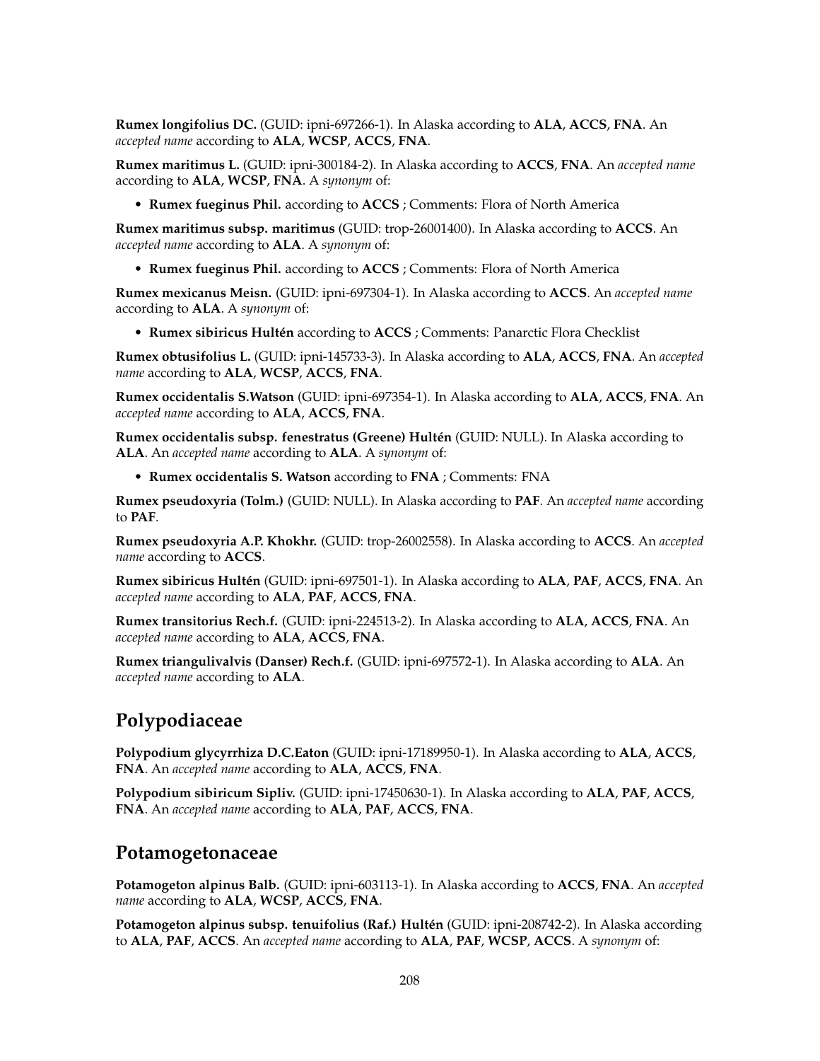**Rumex longifolius DC.** (GUID: ipni-697266-1). In Alaska according to **ALA**, **ACCS**, **FNA**. An *accepted name* according to **ALA**, **WCSP**, **ACCS**, **FNA**.

**Rumex maritimus L.** (GUID: ipni-300184-2). In Alaska according to **ACCS**, **FNA**. An *accepted name* according to **ALA**, **WCSP**, **FNA**. A *synonym* of:

- **Rumex fueginus Phil.** according to **ACCS** ; Comments: Flora of North America

**Rumex maritimus subsp. maritimus** (GUID: trop-26001400). In Alaska according to **ACCS**. An *accepted name* according to **ALA**. A *synonym* of:

- **Rumex fueginus Phil.** according to **ACCS** ; Comments: Flora of North America

**Rumex mexicanus Meisn.** (GUID: ipni-697304-1). In Alaska according to **ACCS**. An *accepted name* according to **ALA**. A *synonym* of:

- **Rumex sibiricus Hultén** according to **ACCS** ; Comments: Panarctic Flora Checklist

**Rumex obtusifolius L.** (GUID: ipni-145733-3). In Alaska according to **ALA**, **ACCS**, **FNA**. An *accepted name* according to **ALA**, **WCSP**, **ACCS**, **FNA**.

**Rumex occidentalis S.Watson** (GUID: ipni-697354-1). In Alaska according to **ALA**, **ACCS**, **FNA**. An *accepted name* according to **ALA**, **ACCS**, **FNA**.

**Rumex occidentalis subsp. fenestratus (Greene) Hultén** (GUID: NULL). In Alaska according to **ALA**. An *accepted name* according to **ALA**. A *synonym* of:

- **Rumex occidentalis S. Watson** according to **FNA** ; Comments: FNA

**Rumex pseudoxyria (Tolm.)** (GUID: NULL). In Alaska according to **PAF**. An *accepted name* according to **PAF**.

**Rumex pseudoxyria A.P. Khokhr.** (GUID: trop-26002558). In Alaska according to **ACCS**. An *accepted name* according to **ACCS**.

**Rumex sibiricus Hultén** (GUID: ipni-697501-1). In Alaska according to **ALA**, **PAF**, **ACCS**, **FNA**. An *accepted name* according to **ALA**, **PAF**, **ACCS**, **FNA**.

**Rumex transitorius Rech.f.** (GUID: ipni-224513-2). In Alaska according to **ALA**, **ACCS**, **FNA**. An *accepted name* according to **ALA**, **ACCS**, **FNA**.

**Rumex triangulivalvis (Danser) Rech.f.** (GUID: ipni-697572-1). In Alaska according to **ALA**. An *accepted name* according to **ALA**.

## Polypodiaceae

**Polypodium glycyrrhiza D.C.Eaton** (GUID: ipni-17189950-1). In Alaska according to **ALA**, **ACCS**, **FNA**. An *accepted name* according to **ALA**, **ACCS**, **FNA**.

**Polypodium sibiricum Sipliv.** (GUID: ipni-17450630-1). In Alaska according to **ALA**, **PAF**, **ACCS**, **FNA**. An *accepted name* according to **ALA**, **PAF**, **ACCS**, **FNA**.

## Potamogetonaceae

**Potamogeton alpinus Balb.** (GUID: ipni-603113-1). In Alaska according to **ACCS**, **FNA**. An *accepted name* according to **ALA**, **WCSP**, **ACCS**, **FNA**.

**Potamogeton alpinus subsp. tenuifolius (Raf.) Hultén** (GUID: ipni-208742-2). In Alaska according to **ALA**, **PAF**, **ACCS**. An *accepted name* according to **ALA**, **PAF**, **WCSP**, **ACCS**. A *synonym* of: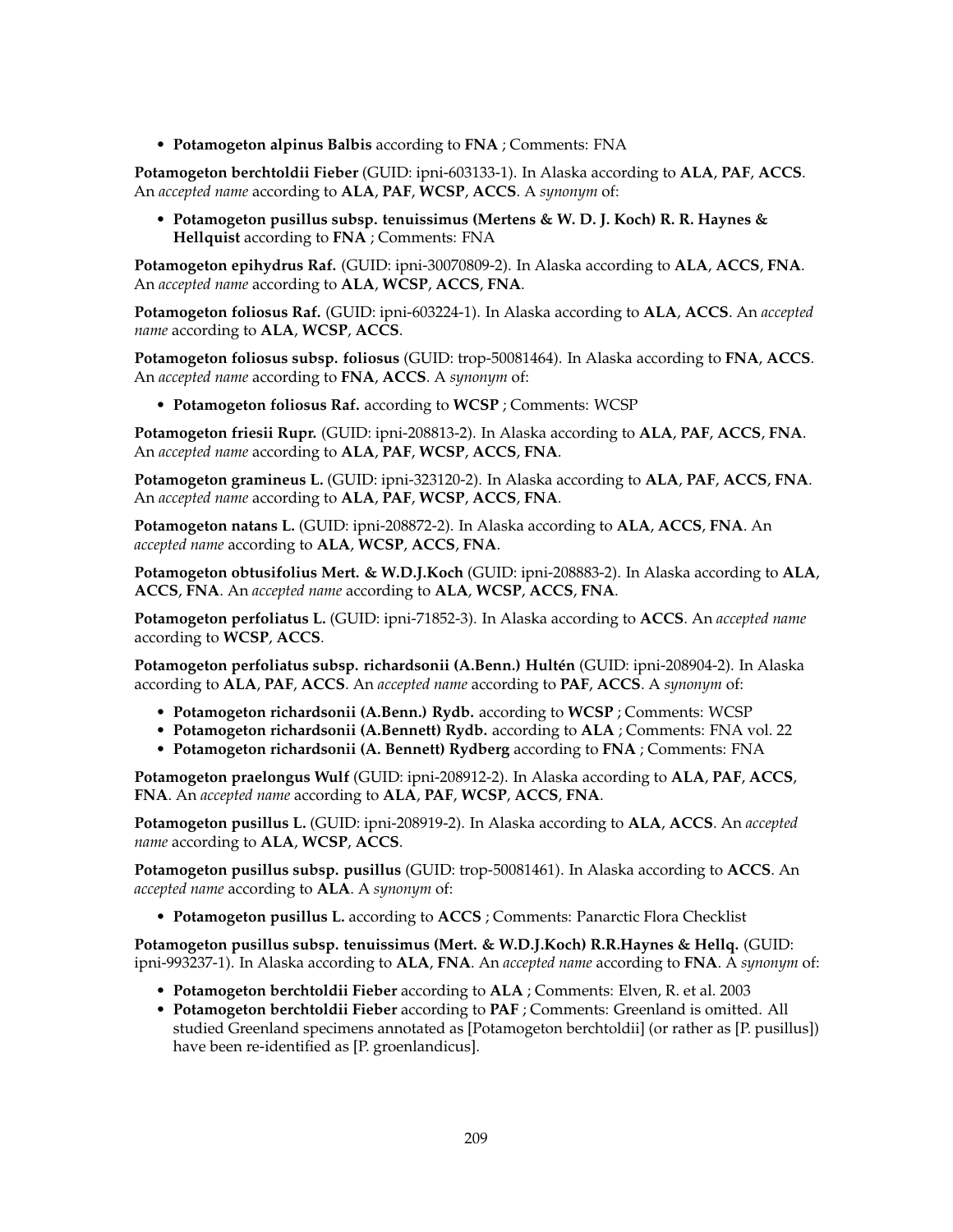- **Potamogeton alpinus Balbis** according to **FNA** ; Comments: FNA

**Potamogeton berchtoldii Fieber** (GUID: ipni-603133-1). In Alaska according to **ALA**, **PAF**, **ACCS**. An *accepted name* according to **ALA**, **PAF**, **WCSP**, **ACCS**. A *synonym* of:

- **Potamogeton pusillus subsp. tenuissimus (Mertens & W. D. J. Koch) R. R. Haynes & Hellquist** according to **FNA** ; Comments: FNA

**Potamogeton epihydrus Raf.** (GUID: ipni-30070809-2). In Alaska according to **ALA**, **ACCS**, **FNA**. An *accepted name* according to **ALA**, **WCSP**, **ACCS**, **FNA**.

**Potamogeton foliosus Raf.** (GUID: ipni-603224-1). In Alaska according to **ALA**, **ACCS**. An *accepted name* according to **ALA**, **WCSP**, **ACCS**.

**Potamogeton foliosus subsp. foliosus** (GUID: trop-50081464). In Alaska according to **FNA**, **ACCS**. An *accepted name* according to **FNA**, **ACCS**. A *synonym* of:

- **Potamogeton foliosus Raf.** according to **WCSP** ; Comments: WCSP

**Potamogeton friesii Rupr.** (GUID: ipni-208813-2). In Alaska according to **ALA**, **PAF**, **ACCS**, **FNA**. An *accepted name* according to **ALA**, **PAF**, **WCSP**, **ACCS**, **FNA**.

**Potamogeton gramineus L.** (GUID: ipni-323120-2). In Alaska according to **ALA**, **PAF**, **ACCS**, **FNA**. An *accepted name* according to **ALA**, **PAF**, **WCSP**, **ACCS**, **FNA**.

**Potamogeton natans L.** (GUID: ipni-208872-2). In Alaska according to **ALA**, **ACCS**, **FNA**. An *accepted name* according to **ALA**, **WCSP**, **ACCS**, **FNA**.

**Potamogeton obtusifolius Mert. & W.D.J.Koch** (GUID: ipni-208883-2). In Alaska according to **ALA**, **ACCS**, **FNA**. An *accepted name* according to **ALA**, **WCSP**, **ACCS**, **FNA**.

**Potamogeton perfoliatus L.** (GUID: ipni-71852-3). In Alaska according to **ACCS**. An *accepted name* according to **WCSP**, **ACCS**.

**Potamogeton perfoliatus subsp. richardsonii (A.Benn.) Hultén** (GUID: ipni-208904-2). In Alaska according to **ALA**, **PAF**, **ACCS**. An *accepted name* according to **PAF**, **ACCS**. A *synonym* of:

- **Potamogeton richardsonii (A.Benn.) Rydb.** according to **WCSP** ; Comments: WCSP
- **Potamogeton richardsonii (A.Bennett) Rydb.** according to **ALA** ; Comments: FNA vol. 22
- **Potamogeton richardsonii (A. Bennett) Rydberg** according to **FNA** ; Comments: FNA

**Potamogeton praelongus Wulf** (GUID: ipni-208912-2). In Alaska according to **ALA**, **PAF**, **ACCS**, **FNA**. An *accepted name* according to **ALA**, **PAF**, **WCSP**, **ACCS**, **FNA**.

**Potamogeton pusillus L.** (GUID: ipni-208919-2). In Alaska according to **ALA**, **ACCS**. An *accepted name* according to **ALA**, **WCSP**, **ACCS**.

**Potamogeton pusillus subsp. pusillus** (GUID: trop-50081461). In Alaska according to **ACCS**. An *accepted name* according to **ALA**. A *synonym* of:

- **Potamogeton pusillus L.** according to **ACCS** ; Comments: Panarctic Flora Checklist

**Potamogeton pusillus subsp. tenuissimus (Mert. & W.D.J.Koch) R.R.Haynes & Hellq.** (GUID: ipni-993237-1). In Alaska according to **ALA**, **FNA**. An *accepted name* according to **FNA**. A *synonym* of:

- **Potamogeton berchtoldii Fieber** according to **ALA** ; Comments: Elven, R. et al. 2003
- **Potamogeton berchtoldii Fieber** according to **PAF** ; Comments: Greenland is omitted. All studied Greenland specimens annotated as [Potamogeton berchtoldii] (or rather as [P. pusillus]) have been re-identified as [P. groenlandicus].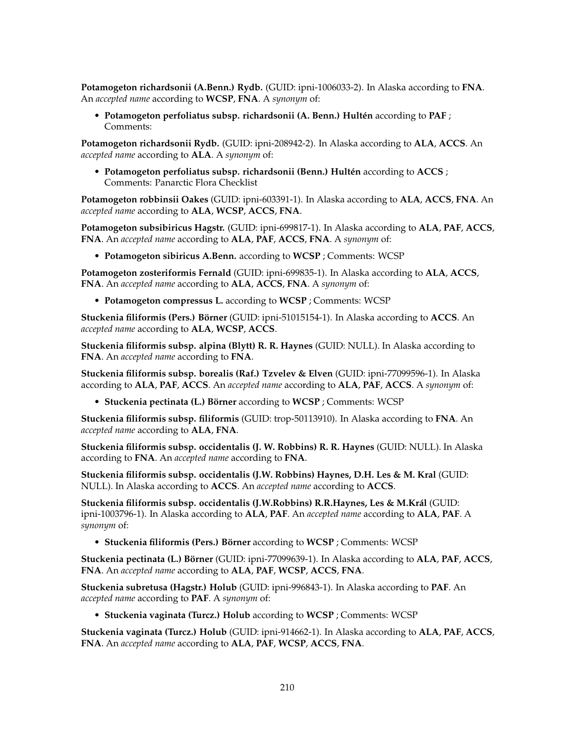**Potamogeton richardsonii (A.Benn.) Rydb.** (GUID: ipni-1006033-2). In Alaska according to **FNA**. An *accepted name* according to **WCSP**, **FNA**. A *synonym* of:

- **Potamogeton perfoliatus subsp. richardsonii (A. Benn.) Hultén** according to **PAF** ; Comments:

**Potamogeton richardsonii Rydb.** (GUID: ipni-208942-2). In Alaska according to **ALA**, **ACCS**. An *accepted name* according to **ALA**. A *synonym* of:

- **Potamogeton perfoliatus subsp. richardsonii (Benn.) Hultén** according to **ACCS** ; Comments: Panarctic Flora Checklist

**Potamogeton robbinsii Oakes** (GUID: ipni-603391-1). In Alaska according to **ALA**, **ACCS**, **FNA**. An *accepted name* according to **ALA**, **WCSP**, **ACCS**, **FNA**.

**Potamogeton subsibiricus Hagstr.** (GUID: ipni-699817-1). In Alaska according to **ALA**, **PAF**, **ACCS**, **FNA**. An *accepted name* according to **ALA**, **PAF**, **ACCS**, **FNA**. A *synonym* of:

- **Potamogeton sibiricus A.Benn.** according to **WCSP** ; Comments: WCSP

**Potamogeton zosteriformis Fernald** (GUID: ipni-699835-1). In Alaska according to **ALA**, **ACCS**, **FNA**. An *accepted name* according to **ALA**, **ACCS**, **FNA**. A *synonym* of:

- **Potamogeton compressus L.** according to **WCSP** ; Comments: WCSP

**Stuckenia filiformis (Pers.) Börner** (GUID: ipni-51015154-1). In Alaska according to **ACCS**. An *accepted name* according to **ALA**, **WCSP**, **ACCS**.

**Stuckenia filiformis subsp. alpina (Blytt) R. R. Haynes** (GUID: NULL). In Alaska according to **FNA**. An *accepted name* according to **FNA**.

**Stuckenia filiformis subsp. borealis (Raf.) Tzvelev & Elven** (GUID: ipni-77099596-1). In Alaska according to **ALA**, **PAF**, **ACCS**. An *accepted name* according to **ALA**, **PAF**, **ACCS**. A *synonym* of:

- **Stuckenia pectinata (L.) Börner** according to **WCSP** ; Comments: WCSP

**Stuckenia filiformis subsp. filiformis** (GUID: trop-50113910). In Alaska according to **FNA**. An *accepted name* according to **ALA**, **FNA**.

**Stuckenia filiformis subsp. occidentalis (J. W. Robbins) R. R. Haynes** (GUID: NULL). In Alaska according to **FNA**. An *accepted name* according to **FNA**.

**Stuckenia filiformis subsp. occidentalis (J.W. Robbins) Haynes, D.H. Les & M. Kral** (GUID: NULL). In Alaska according to **ACCS**. An *accepted name* according to **ACCS**.

**Stuckenia filiformis subsp. occidentalis (J.W.Robbins) R.R.Haynes, Les & M.Král** (GUID: ipni-1003796-1). In Alaska according to **ALA**, **PAF**. An *accepted name* according to **ALA**, **PAF**. A *synonym* of:

- **Stuckenia filiformis (Pers.) Börner** according to **WCSP** ; Comments: WCSP

**Stuckenia pectinata (L.) Börner** (GUID: ipni-77099639-1). In Alaska according to **ALA**, **PAF**, **ACCS**, **FNA**. An *accepted name* according to **ALA**, **PAF**, **WCSP**, **ACCS**, **FNA**.

**Stuckenia subretusa (Hagstr.) Holub** (GUID: ipni-996843-1). In Alaska according to **PAF**. An *accepted name* according to **PAF**. A *synonym* of:

- **Stuckenia vaginata (Turcz.) Holub** according to **WCSP** ; Comments: WCSP

**Stuckenia vaginata (Turcz.) Holub** (GUID: ipni-914662-1). In Alaska according to **ALA**, **PAF**, **ACCS**, **FNA**. An *accepted name* according to **ALA**, **PAF**, **WCSP**, **ACCS**, **FNA**.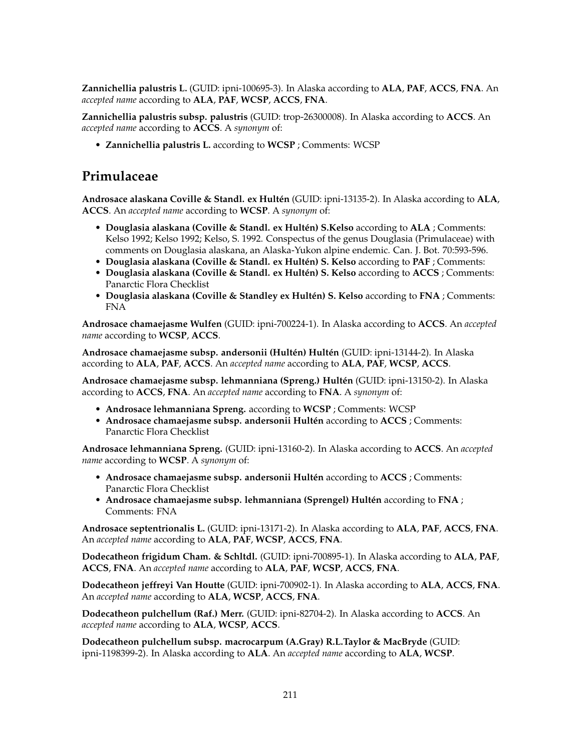**Zannichellia palustris L.** (GUID: ipni-100695-3). In Alaska according to **ALA**, **PAF**, **ACCS**, **FNA**. An *accepted name* according to **ALA**, **PAF**, **WCSP**, **ACCS**, **FNA**.

**Zannichellia palustris subsp. palustris** (GUID: trop-26300008). In Alaska according to **ACCS**. An *accepted name* according to **ACCS**. A *synonym* of:

- **Zannichellia palustris L.** according to **WCSP** ; Comments: WCSP

## Primulaceae

**Androsace alaskana Coville & Standl. ex Hultén** (GUID: ipni-13135-2). In Alaska according to **ALA**, **ACCS**. An *accepted name* according to **WCSP**. A *synonym* of:

- **Douglasia alaskana (Coville & Standl. ex Hultén) S.Kelso** according to **ALA** ; Comments: Kelso 1992; Kelso 1992; Kelso, S. 1992. Conspectus of the genus Douglasia (Primulaceae) with comments on Douglasia alaskana, an Alaska-Yukon alpine endemic. Can. J. Bot. 70:593-596.
- **Douglasia alaskana (Coville & Standl. ex Hultén) S. Kelso** according to **PAF** ; Comments:
- **Douglasia alaskana (Coville & Standl. ex Hultén) S. Kelso** according to **ACCS** ; Comments: Panarctic Flora Checklist
- **Douglasia alaskana (Coville & Standley ex Hultén) S. Kelso** according to **FNA** ; Comments: FNA

**Androsace chamaejasme Wulfen** (GUID: ipni-700224-1). In Alaska according to **ACCS**. An *accepted name* according to **WCSP**, **ACCS**.

**Androsace chamaejasme subsp. andersonii (Hultén) Hultén** (GUID: ipni-13144-2). In Alaska according to **ALA**, **PAF**, **ACCS**. An *accepted name* according to **ALA**, **PAF**, **WCSP**, **ACCS**.

**Androsace chamaejasme subsp. lehmanniana (Spreng.) Hultén** (GUID: ipni-13150-2). In Alaska according to **ACCS**, **FNA**. An *accepted name* according to **FNA**. A *synonym* of:

- **Androsace lehmanniana Spreng.** according to **WCSP** ; Comments: WCSP
- **Androsace chamaejasme subsp. andersonii Hultén** according to **ACCS** ; Comments: Panarctic Flora Checklist

**Androsace lehmanniana Spreng.** (GUID: ipni-13160-2). In Alaska according to **ACCS**. An *accepted name* according to **WCSP**. A *synonym* of:

- **Androsace chamaejasme subsp. andersonii Hultén** according to **ACCS** ; Comments: Panarctic Flora Checklist
- **Androsace chamaejasme subsp. lehmanniana (Sprengel) Hultén** according to **FNA** ; Comments: FNA

**Androsace septentrionalis L.** (GUID: ipni-13171-2). In Alaska according to **ALA**, **PAF**, **ACCS**, **FNA**. An *accepted name* according to **ALA**, **PAF**, **WCSP**, **ACCS**, **FNA**.

**Dodecatheon frigidum Cham. & Schltdl.** (GUID: ipni-700895-1). In Alaska according to **ALA**, **PAF**, **ACCS**, **FNA**. An *accepted name* according to **ALA**, **PAF**, **WCSP**, **ACCS**, **FNA**.

**Dodecatheon jeffreyi Van Houtte** (GUID: ipni-700902-1). In Alaska according to **ALA**, **ACCS**, **FNA**. An *accepted name* according to **ALA**, **WCSP**, **ACCS**, **FNA**.

**Dodecatheon pulchellum (Raf.) Merr.** (GUID: ipni-82704-2). In Alaska according to **ACCS**. An *accepted name* according to **ALA**, **WCSP**, **ACCS**.

**Dodecatheon pulchellum subsp. macrocarpum (A.Gray) R.L.Taylor & MacBryde** (GUID: ipni-1198399-2). In Alaska according to **ALA**. An *accepted name* according to **ALA**, **WCSP**.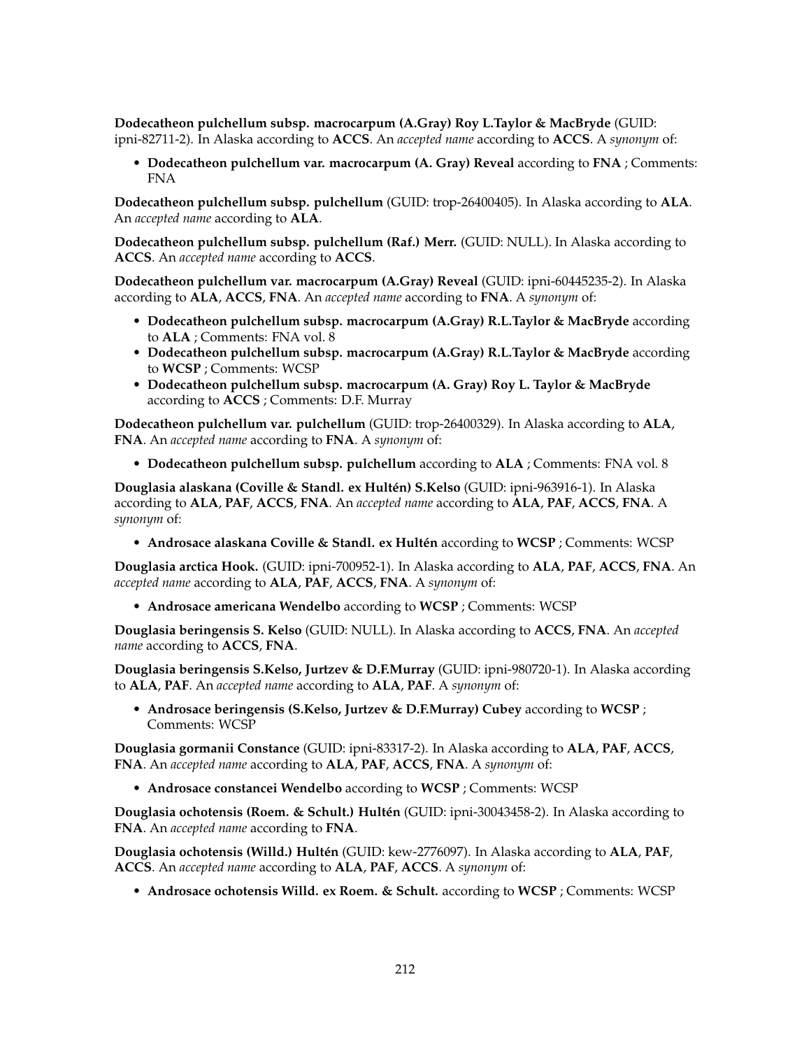**Dodecatheon pulchellum subsp. macrocarpum (A.Gray) Roy L.Taylor & MacBryde** (GUID: ipni-82711-2). In Alaska according to **ACCS**. An *accepted name* according to **ACCS**. A *synonym* of:

- **Dodecatheon pulchellum var. macrocarpum (A. Gray) Reveal** according to **FNA** ; Comments: FNA

**Dodecatheon pulchellum subsp. pulchellum** (GUID: trop-26400405). In Alaska according to **ALA**. An *accepted name* according to **ALA**.

**Dodecatheon pulchellum subsp. pulchellum (Raf.) Merr.** (GUID: NULL). In Alaska according to **ACCS**. An *accepted name* according to **ACCS**.

**Dodecatheon pulchellum var. macrocarpum (A.Gray) Reveal** (GUID: ipni-60445235-2). In Alaska according to **ALA**, **ACCS**, **FNA**. An *accepted name* according to **FNA**. A *synonym* of:

- **Dodecatheon pulchellum subsp. macrocarpum (A.Gray) R.L.Taylor & MacBryde** according to **ALA** ; Comments: FNA vol. 8
- **Dodecatheon pulchellum subsp. macrocarpum (A.Gray) R.L.Taylor & MacBryde** according to **WCSP** ; Comments: WCSP
- **Dodecatheon pulchellum subsp. macrocarpum (A. Gray) Roy L. Taylor & MacBryde** according to **ACCS** ; Comments: D.F. Murray

**Dodecatheon pulchellum var. pulchellum** (GUID: trop-26400329). In Alaska according to **ALA**, **FNA**. An *accepted name* according to **FNA**. A *synonym* of:

- **Dodecatheon pulchellum subsp. pulchellum** according to **ALA** ; Comments: FNA vol. 8

**Douglasia alaskana (Coville & Standl. ex Hultén) S.Kelso** (GUID: ipni-963916-1). In Alaska according to **ALA**, **PAF**, **ACCS**, **FNA**. An *accepted name* according to **ALA**, **PAF**, **ACCS**, **FNA**. A *synonym* of:

- **Androsace alaskana Coville & Standl. ex Hultén** according to **WCSP** ; Comments: WCSP

**Douglasia arctica Hook.** (GUID: ipni-700952-1). In Alaska according to **ALA**, **PAF**, **ACCS**, **FNA**. An *accepted name* according to **ALA**, **PAF**, **ACCS**, **FNA**. A *synonym* of:

- **Androsace americana Wendelbo** according to **WCSP** ; Comments: WCSP

**Douglasia beringensis S. Kelso** (GUID: NULL). In Alaska according to **ACCS**, **FNA**. An *accepted name* according to **ACCS**, **FNA**.

**Douglasia beringensis S.Kelso, Jurtzev & D.F.Murray** (GUID: ipni-980720-1). In Alaska according to **ALA**, **PAF**. An *accepted name* according to **ALA**, **PAF**. A *synonym* of:

- **Androsace beringensis (S.Kelso, Jurtzev & D.F.Murray) Cubey** according to **WCSP** ; Comments: WCSP

**Douglasia gormanii Constance** (GUID: ipni-83317-2). In Alaska according to **ALA**, **PAF**, **ACCS**, **FNA**. An *accepted name* according to **ALA**, **PAF**, **ACCS**, **FNA**. A *synonym* of:

- **Androsace constancei Wendelbo** according to **WCSP** ; Comments: WCSP

**Douglasia ochotensis (Roem. & Schult.) Hultén** (GUID: ipni-30043458-2). In Alaska according to **FNA**. An *accepted name* according to **FNA**.

**Douglasia ochotensis (Willd.) Hultén** (GUID: kew-2776097). In Alaska according to **ALA**, **PAF**, **ACCS**. An *accepted name* according to **ALA**, **PAF**, **ACCS**. A *synonym* of:

- **Androsace ochotensis Willd. ex Roem. & Schult.** according to **WCSP** ; Comments: WCSP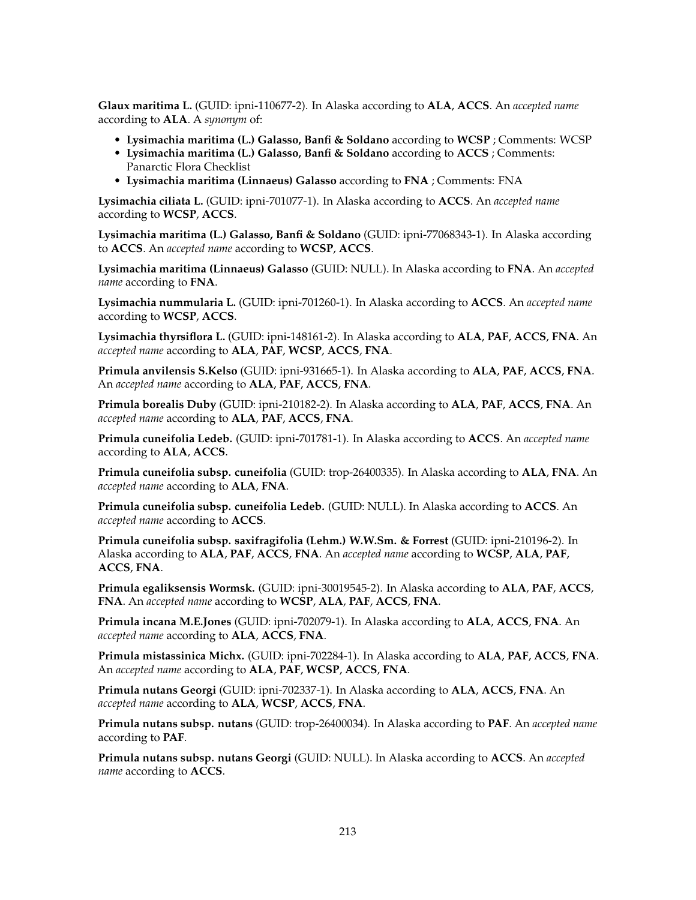**Glaux maritima L.** (GUID: ipni-110677-2). In Alaska according to **ALA**, **ACCS**. An *accepted name* according to **ALA**. A *synonym* of:

- **Lysimachia maritima (L.) Galasso, Banfi & Soldano** according to **WCSP** ; Comments: WCSP
- **Lysimachia maritima (L.) Galasso, Banfi & Soldano** according to **ACCS** ; Comments: Panarctic Flora Checklist
- **Lysimachia maritima (Linnaeus) Galasso** according to **FNA** ; Comments: FNA

**Lysimachia ciliata L.** (GUID: ipni-701077-1). In Alaska according to **ACCS**. An *accepted name* according to **WCSP**, **ACCS**.

**Lysimachia maritima (L.) Galasso, Banfi & Soldano** (GUID: ipni-77068343-1). In Alaska according to **ACCS**. An *accepted name* according to **WCSP**, **ACCS**.

**Lysimachia maritima (Linnaeus) Galasso** (GUID: NULL). In Alaska according to **FNA**. An *accepted name* according to **FNA**.

**Lysimachia nummularia L.** (GUID: ipni-701260-1). In Alaska according to **ACCS**. An *accepted name* according to **WCSP**, **ACCS**.

**Lysimachia thyrsiflora L.** (GUID: ipni-148161-2). In Alaska according to **ALA**, **PAF**, **ACCS**, **FNA**. An *accepted name* according to **ALA**, **PAF**, **WCSP**, **ACCS**, **FNA**.

**Primula anvilensis S.Kelso** (GUID: ipni-931665-1). In Alaska according to **ALA**, **PAF**, **ACCS**, **FNA**. An *accepted name* according to **ALA**, **PAF**, **ACCS**, **FNA**.

**Primula borealis Duby** (GUID: ipni-210182-2). In Alaska according to **ALA**, **PAF**, **ACCS**, **FNA**. An *accepted name* according to **ALA**, **PAF**, **ACCS**, **FNA**.

**Primula cuneifolia Ledeb.** (GUID: ipni-701781-1). In Alaska according to **ACCS**. An *accepted name* according to **ALA**, **ACCS**.

**Primula cuneifolia subsp. cuneifolia** (GUID: trop-26400335). In Alaska according to **ALA**, **FNA**. An *accepted name* according to **ALA**, **FNA**.

**Primula cuneifolia subsp. cuneifolia Ledeb.** (GUID: NULL). In Alaska according to **ACCS**. An *accepted name* according to **ACCS**.

**Primula cuneifolia subsp. saxifragifolia (Lehm.) W.W.Sm. & Forrest** (GUID: ipni-210196-2). In Alaska according to **ALA**, **PAF**, **ACCS**, **FNA**. An *accepted name* according to **WCSP**, **ALA**, **PAF**, **ACCS**, **FNA**.

**Primula egaliksensis Wormsk.** (GUID: ipni-30019545-2). In Alaska according to **ALA**, **PAF**, **ACCS**, **FNA**. An *accepted name* according to **WCSP**, **ALA**, **PAF**, **ACCS**, **FNA**.

**Primula incana M.E.Jones** (GUID: ipni-702079-1). In Alaska according to **ALA**, **ACCS**, **FNA**. An *accepted name* according to **ALA**, **ACCS**, **FNA**.

**Primula mistassinica Michx.** (GUID: ipni-702284-1). In Alaska according to **ALA**, **PAF**, **ACCS**, **FNA**. An *accepted name* according to **ALA**, **PAF**, **WCSP**, **ACCS**, **FNA**.

**Primula nutans Georgi** (GUID: ipni-702337-1). In Alaska according to **ALA**, **ACCS**, **FNA**. An *accepted name* according to **ALA**, **WCSP**, **ACCS**, **FNA**.

**Primula nutans subsp. nutans** (GUID: trop-26400034). In Alaska according to **PAF**. An *accepted name* according to **PAF**.

**Primula nutans subsp. nutans Georgi** (GUID: NULL). In Alaska according to **ACCS**. An *accepted name* according to **ACCS**.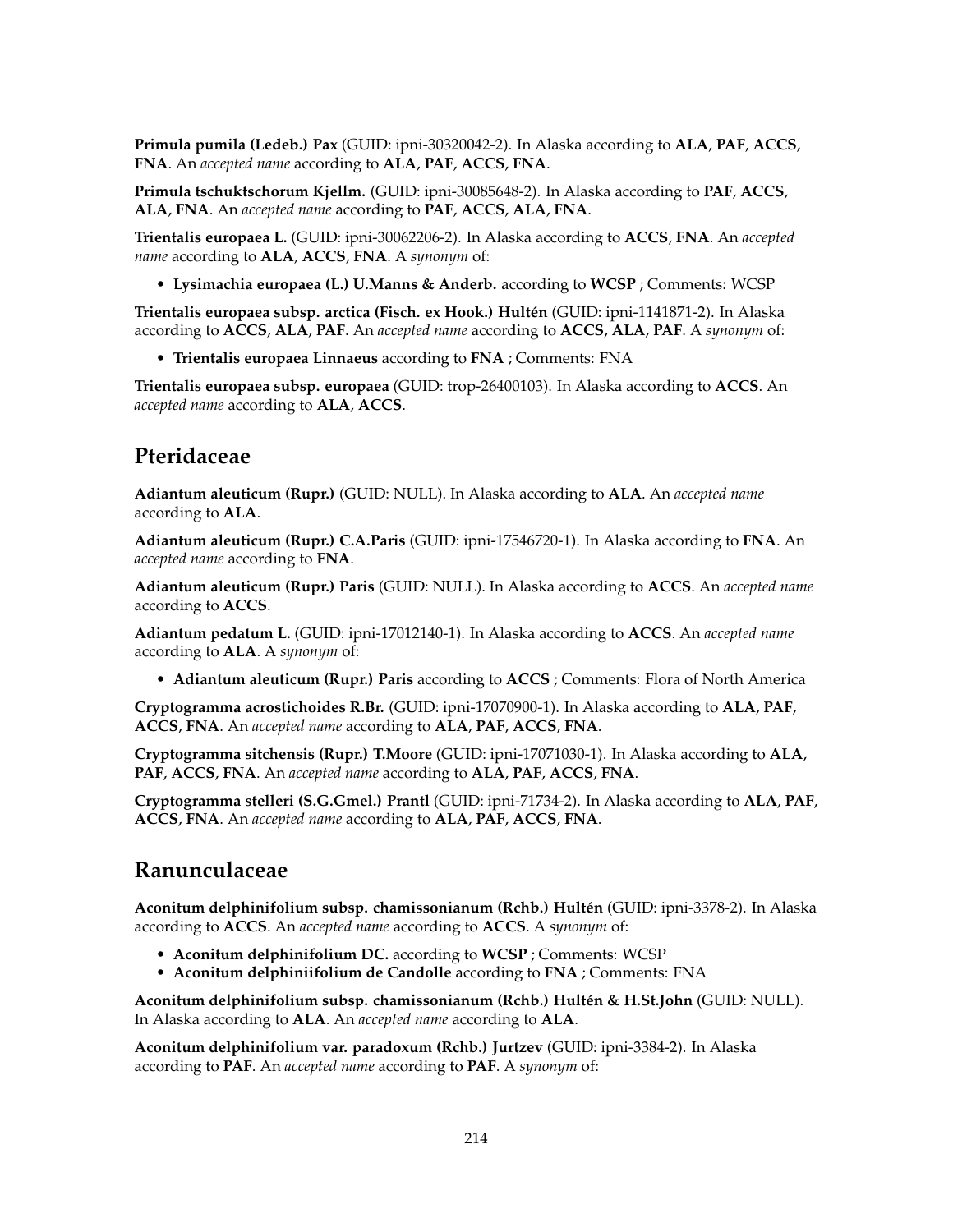**Primula pumila (Ledeb.) Pax** (GUID: ipni-30320042-2). In Alaska according to **ALA**, **PAF**, **ACCS**, **FNA**. An *accepted name* according to **ALA**, **PAF**, **ACCS**, **FNA**.

**Primula tschuktschorum Kjellm.** (GUID: ipni-30085648-2). In Alaska according to **PAF**, **ACCS**, **ALA**, **FNA**. An *accepted name* according to **PAF**, **ACCS**, **ALA**, **FNA**.

**Trientalis europaea L.** (GUID: ipni-30062206-2). In Alaska according to **ACCS**, **FNA**. An *accepted name* according to **ALA**, **ACCS**, **FNA**. A *synonym* of:

- **Lysimachia europaea (L.) U.Manns & Anderb.** according to **WCSP** ; Comments: WCSP

**Trientalis europaea subsp. arctica (Fisch. ex Hook.) Hultén** (GUID: ipni-1141871-2). In Alaska according to **ACCS**, **ALA**, **PAF**. An *accepted name* according to **ACCS**, **ALA**, **PAF**. A *synonym* of:

- **Trientalis europaea Linnaeus** according to **FNA** ; Comments: FNA

**Trientalis europaea subsp. europaea** (GUID: trop-26400103). In Alaska according to **ACCS**. An *accepted name* according to **ALA**, **ACCS**.

## Pteridaceae

**Adiantum aleuticum (Rupr.)** (GUID: NULL). In Alaska according to **ALA**. An *accepted name* according to **ALA**.

**Adiantum aleuticum (Rupr.) C.A.Paris** (GUID: ipni-17546720-1). In Alaska according to **FNA**. An *accepted name* according to **FNA**.

**Adiantum aleuticum (Rupr.) Paris** (GUID: NULL). In Alaska according to **ACCS**. An *accepted name* according to **ACCS**.

**Adiantum pedatum L.** (GUID: ipni-17012140-1). In Alaska according to **ACCS**. An *accepted name* according to **ALA**. A *synonym* of:

- **Adiantum aleuticum (Rupr.) Paris** according to **ACCS** ; Comments: Flora of North America

**Cryptogramma acrostichoides R.Br.** (GUID: ipni-17070900-1). In Alaska according to **ALA**, **PAF**, **ACCS**, **FNA**. An *accepted name* according to **ALA**, **PAF**, **ACCS**, **FNA**.

**Cryptogramma sitchensis (Rupr.) T.Moore** (GUID: ipni-17071030-1). In Alaska according to **ALA**, **PAF**, **ACCS**, **FNA**. An *accepted name* according to **ALA**, **PAF**, **ACCS**, **FNA**.

**Cryptogramma stelleri (S.G.Gmel.) Prantl** (GUID: ipni-71734-2). In Alaska according to **ALA**, **PAF**, **ACCS**, **FNA**. An *accepted name* according to **ALA**, **PAF**, **ACCS**, **FNA**.

## Ranunculaceae

**Aconitum delphinifolium subsp. chamissonianum (Rchb.) Hultén** (GUID: ipni-3378-2). In Alaska according to **ACCS**. An *accepted name* according to **ACCS**. A *synonym* of:

- **Aconitum delphinifolium DC.** according to **WCSP** ; Comments: WCSP
- **Aconitum delphiniifolium de Candolle** according to **FNA** ; Comments: FNA

**Aconitum delphinifolium subsp. chamissonianum (Rchb.) Hultén & H.St.John** (GUID: NULL). In Alaska according to **ALA**. An *accepted name* according to **ALA**.

**Aconitum delphinifolium var. paradoxum (Rchb.) Jurtzev** (GUID: ipni-3384-2). In Alaska according to **PAF**. An *accepted name* according to **PAF**. A *synonym* of: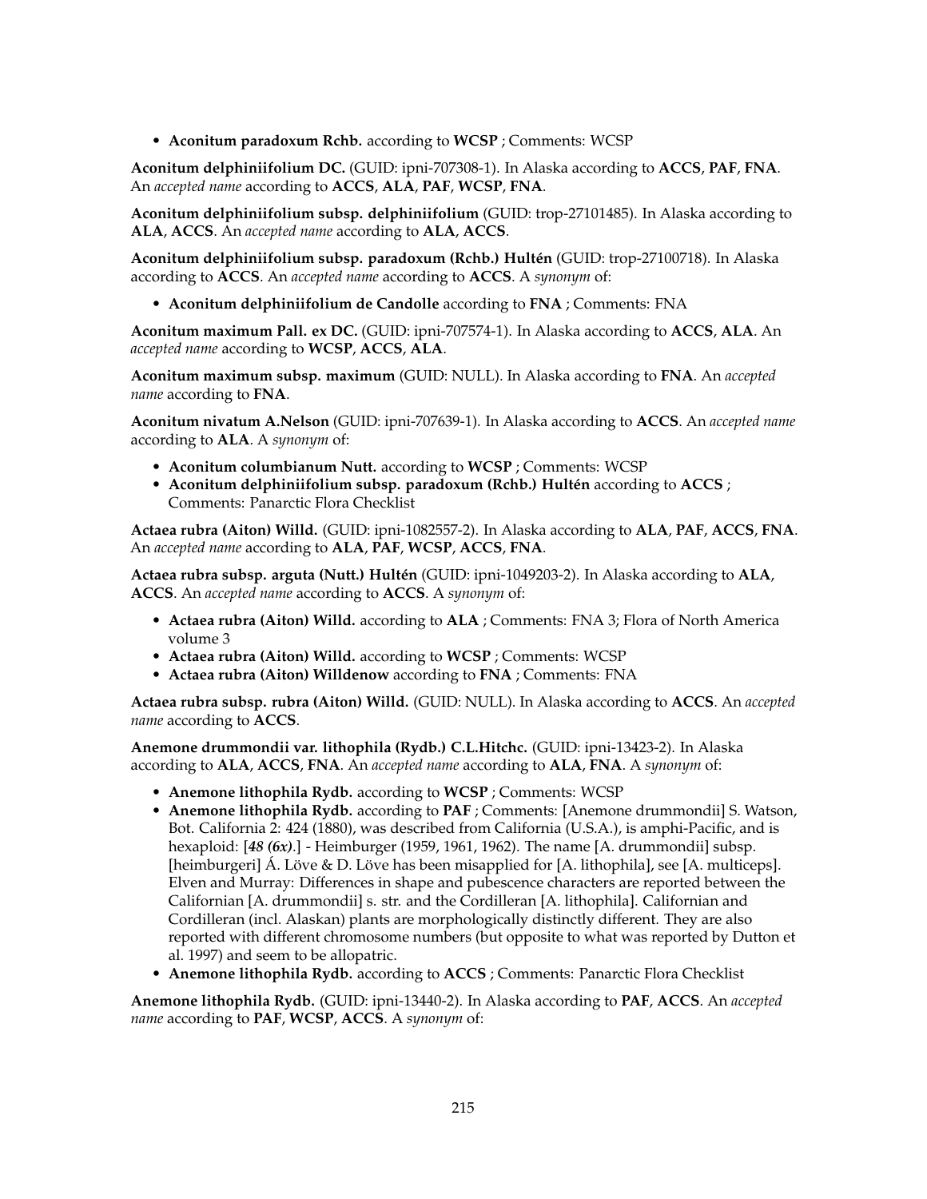- **Aconitum paradoxum Rchb.** according to **WCSP** ; Comments: WCSP

**Aconitum delphiniifolium DC.** (GUID: ipni-707308-1). In Alaska according to **ACCS**, **PAF**, **FNA**. An *accepted name* according to **ACCS**, **ALA**, **PAF**, **WCSP**, **FNA**.

**Aconitum delphiniifolium subsp. delphiniifolium** (GUID: trop-27101485). In Alaska according to **ALA**, **ACCS**. An *accepted name* according to **ALA**, **ACCS**.

**Aconitum delphiniifolium subsp. paradoxum (Rchb.) Hultén** (GUID: trop-27100718). In Alaska according to **ACCS**. An *accepted name* according to **ACCS**. A *synonym* of:

- **Aconitum delphiniifolium de Candolle** according to **FNA** ; Comments: FNA

**Aconitum maximum Pall. ex DC.** (GUID: ipni-707574-1). In Alaska according to **ACCS**, **ALA**. An *accepted name* according to **WCSP**, **ACCS**, **ALA**.

**Aconitum maximum subsp. maximum** (GUID: NULL). In Alaska according to **FNA**. An *accepted name* according to **FNA**.

**Aconitum nivatum A.Nelson** (GUID: ipni-707639-1). In Alaska according to **ACCS**. An *accepted name* according to **ALA**. A *synonym* of:

- **Aconitum columbianum Nutt.** according to **WCSP** ; Comments: WCSP
- **Aconitum delphiniifolium subsp. paradoxum (Rchb.) Hultén** according to **ACCS** ; Comments: Panarctic Flora Checklist

**Actaea rubra (Aiton) Willd.** (GUID: ipni-1082557-2). In Alaska according to **ALA**, **PAF**, **ACCS**, **FNA**. An *accepted name* according to **ALA**, **PAF**, **WCSP**, **ACCS**, **FNA**.

**Actaea rubra subsp. arguta (Nutt.) Hultén** (GUID: ipni-1049203-2). In Alaska according to **ALA**, **ACCS**. An *accepted name* according to **ACCS**. A *synonym* of:

- **Actaea rubra (Aiton) Willd.** according to **ALA** ; Comments: FNA 3; Flora of North America volume 3
- **Actaea rubra (Aiton) Willd.** according to **WCSP** ; Comments: WCSP
- **Actaea rubra (Aiton) Willdenow** according to **FNA** ; Comments: FNA

**Actaea rubra subsp. rubra (Aiton) Willd.** (GUID: NULL). In Alaska according to **ACCS**. An *accepted name* according to **ACCS**.

**Anemone drummondii var. lithophila (Rydb.) C.L.Hitchc.** (GUID: ipni-13423-2). In Alaska according to **ALA**, **ACCS**, **FNA**. An *accepted name* according to **ALA, FNA**. A *synonym* of:

- **Anemone lithophila Rydb.** according to **WCSP** ; Comments: WCSP
- **Anemone lithophila Rydb.** according to **PAF** ; Comments: [Anemone drummondii] S. Watson, Bot. California 2: 424 (1880), was described from California (U.S.A.), is amphi-Pacific, and is hexaploid: [***48 (6x)***.] - Heimburger (1959, 1961, 1962). The name [A. drummondii] subsp. [heimburgeri] Á. Löve & D. Löve has been misapplied for [A. lithophila], see [A. multiceps]. Elven and Murray: Differences in shape and pubescence characters are reported between the Californian [A. drummondii] s. str. and the Cordilleran [A. lithophila]. Californian and Cordilleran (incl. Alaskan) plants are morphologically distinctly different. They are also reported with different chromosome numbers (but opposite to what was reported by Dutton et al. 1997) and seem to be allopatric.
- **Anemone lithophila Rydb.** according to **ACCS** ; Comments: Panarctic Flora Checklist

**Anemone lithophila Rydb.** (GUID: ipni-13440-2). In Alaska according to **PAF, ACCS**. An *accepted name* according to **PAF**, **WCSP**, **ACCS**. A *synonym* of: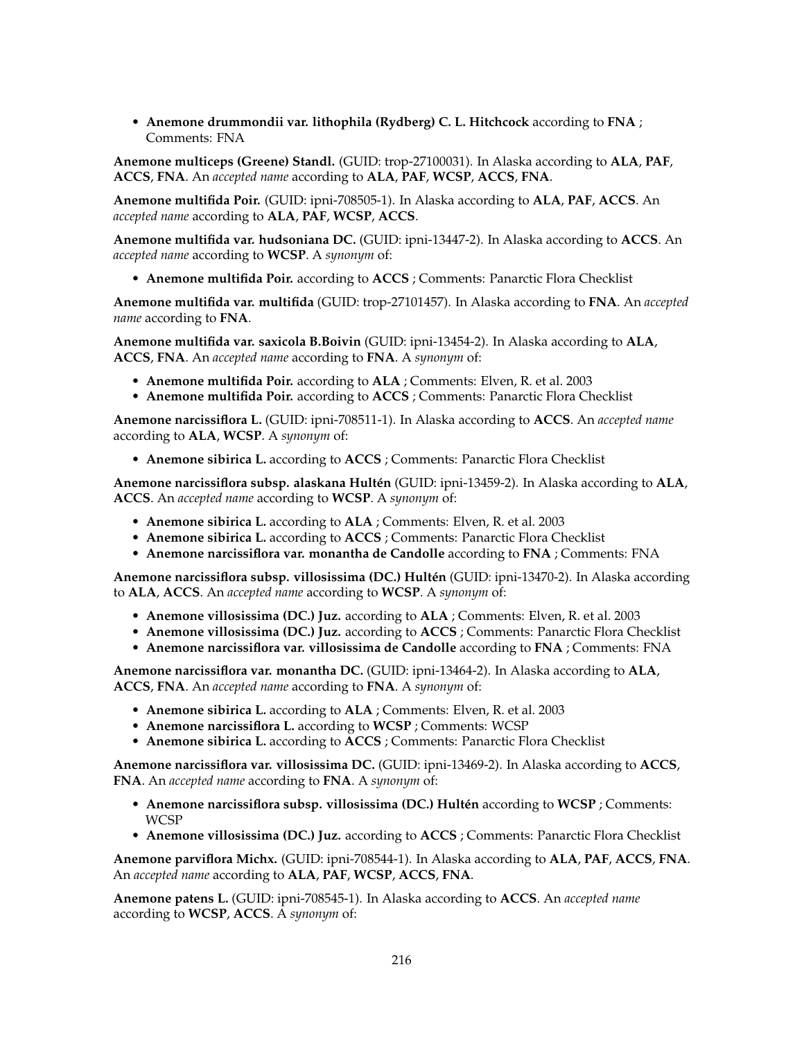- **Anemone drummondii var. lithophila (Rydberg) C. L. Hitchcock** according to **FNA** ; Comments: FNA

**Anemone multiceps (Greene) Standl.** (GUID: trop-27100031). In Alaska according to **ALA**, **PAF**, **ACCS**, **FNA**. An *accepted name* according to **ALA**, **PAF**, **WCSP**, **ACCS**, **FNA**.

**Anemone multifida Poir.** (GUID: ipni-708505-1). In Alaska according to **ALA**, **PAF**, **ACCS**. An *accepted name* according to **ALA**, **PAF**, **WCSP**, **ACCS**.

**Anemone multifida var. hudsoniana DC.** (GUID: ipni-13447-2). In Alaska according to **ACCS**. An *accepted name* according to **WCSP**. A *synonym* of:

- **Anemone multifida Poir.** according to **ACCS** ; Comments: Panarctic Flora Checklist

**Anemone multifida var. multifida** (GUID: trop-27101457). In Alaska according to **FNA**. An *accepted name* according to **FNA**.

**Anemone multifida var. saxicola B.Boivin** (GUID: ipni-13454-2). In Alaska according to **ALA**, **ACCS**, **FNA**. An *accepted name* according to **FNA**. A *synonym* of:

- **Anemone multifida Poir.** according to **ALA** ; Comments: Elven, R. et al. 2003
- **Anemone multifida Poir.** according to **ACCS** ; Comments: Panarctic Flora Checklist

**Anemone narcissiflora L.** (GUID: ipni-708511-1). In Alaska according to **ACCS**. An *accepted name* according to **ALA**, **WCSP**. A *synonym* of:

- **Anemone sibirica L.** according to **ACCS** ; Comments: Panarctic Flora Checklist

**Anemone narcissiflora subsp. alaskana Hultén** (GUID: ipni-13459-2). In Alaska according to **ALA**, **ACCS**. An *accepted name* according to **WCSP**. A *synonym* of:

- **Anemone sibirica L.** according to **ALA** ; Comments: Elven, R. et al. 2003
- **Anemone sibirica L.** according to **ACCS** ; Comments: Panarctic Flora Checklist
- **Anemone narcissiflora var. monantha de Candolle** according to **FNA** ; Comments: FNA

**Anemone narcissiflora subsp. villosissima (DC.) Hultén** (GUID: ipni-13470-2). In Alaska according to **ALA**, **ACCS**. An *accepted name* according to **WCSP**. A *synonym* of:

- **Anemone villosissima (DC.) Juz.** according to **ALA** ; Comments: Elven, R. et al. 2003
- **Anemone villosissima (DC.) Juz.** according to **ACCS** ; Comments: Panarctic Flora Checklist
- **Anemone narcissiflora var. villosissima de Candolle** according to **FNA** ; Comments: FNA

**Anemone narcissiflora var. monantha DC.** (GUID: ipni-13464-2). In Alaska according to **ALA**, **ACCS**, **FNA**. An *accepted name* according to **FNA**. A *synonym* of:

- **Anemone sibirica L.** according to **ALA** ; Comments: Elven, R. et al. 2003
- **Anemone narcissiflora L.** according to **WCSP** ; Comments: WCSP
- **Anemone sibirica L.** according to **ACCS** ; Comments: Panarctic Flora Checklist

**Anemone narcissiflora var. villosissima DC.** (GUID: ipni-13469-2). In Alaska according to **ACCS**, **FNA**. An *accepted name* according to **FNA**. A *synonym* of:

- **Anemone narcissiflora subsp. villosissima (DC.) Hultén** according to **WCSP** ; Comments: WCSP
- **Anemone villosissima (DC.) Juz.** according to **ACCS** ; Comments: Panarctic Flora Checklist

**Anemone parviflora Michx.** (GUID: ipni-708544-1). In Alaska according to **ALA**, **PAF**, **ACCS**, **FNA**. An *accepted name* according to **ALA**, **PAF**, **WCSP**, **ACCS**, **FNA**.

**Anemone patens L.** (GUID: ipni-708545-1). In Alaska according to **ACCS**. An *accepted name* according to **WCSP**, **ACCS**. A *synonym* of: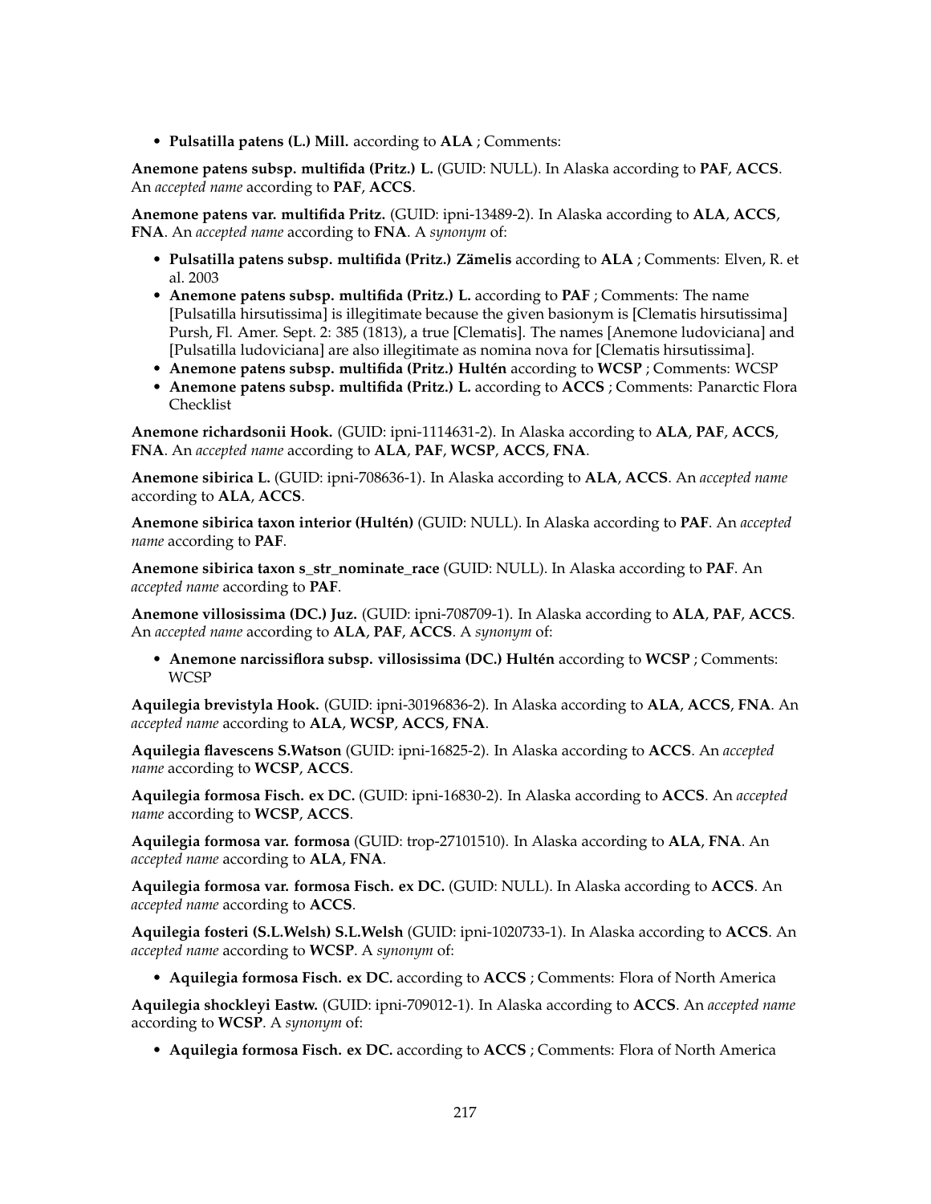- **Pulsatilla patens (L.) Mill.** according to **ALA** ; Comments:

**Anemone patens subsp. multifida (Pritz.) L.** (GUID: NULL). In Alaska according to **PAF**, **ACCS**. An *accepted name* according to **PAF**, **ACCS**.

**Anemone patens var. multifida Pritz.** (GUID: ipni-13489-2). In Alaska according to **ALA**, **ACCS**, **FNA**. An *accepted name* according to **FNA**. A *synonym* of:

- **Pulsatilla patens subsp. multifida (Pritz.) Zämelis** according to **ALA** ; Comments: Elven, R. et al. 2003
- **Anemone patens subsp. multifida (Pritz.) L.** according to **PAF** ; Comments: The name [Pulsatilla hirsutissima] is illegitimate because the given basionym is [Clematis hirsutissima] Pursh, Fl. Amer. Sept. 2: 385 (1813), a true [Clematis]. The names [Anemone ludoviciana] and [Pulsatilla ludoviciana] are also illegitimate as nomina nova for [Clematis hirsutissima].
- **Anemone patens subsp. multifida (Pritz.) Hultén** according to **WCSP** ; Comments: WCSP
- **Anemone patens subsp. multifida (Pritz.) L.** according to **ACCS** ; Comments: Panarctic Flora Checklist

**Anemone richardsonii Hook.** (GUID: ipni-1114631-2). In Alaska according to **ALA**, **PAF**, **ACCS**, **FNA**. An *accepted name* according to **ALA**, **PAF**, **WCSP**, **ACCS**, **FNA**.

**Anemone sibirica L.** (GUID: ipni-708636-1). In Alaska according to **ALA**, **ACCS**. An *accepted name* according to **ALA**, **ACCS**.

**Anemone sibirica taxon interior (Hultén)** (GUID: NULL). In Alaska according to **PAF**. An *accepted name* according to **PAF**.

**Anemone sibirica taxon s_str_nominate_race** (GUID: NULL). In Alaska according to **PAF**. An *accepted name* according to **PAF**.

**Anemone villosissima (DC.) Juz.** (GUID: ipni-708709-1). In Alaska according to **ALA**, **PAF**, **ACCS**. An *accepted name* according to **ALA**, **PAF**, **ACCS**. A *synonym* of:

- **Anemone narcissiflora subsp. villosissima (DC.) Hultén** according to **WCSP** ; Comments: WCSP

**Aquilegia brevistyla Hook.** (GUID: ipni-30196836-2). In Alaska according to **ALA**, **ACCS**, **FNA**. An *accepted name* according to **ALA**, **WCSP**, **ACCS**, **FNA**.

**Aquilegia flavescens S.Watson** (GUID: ipni-16825-2). In Alaska according to **ACCS**. An *accepted name* according to **WCSP**, **ACCS**.

**Aquilegia formosa Fisch. ex DC.** (GUID: ipni-16830-2). In Alaska according to **ACCS**. An *accepted name* according to **WCSP**, **ACCS**.

**Aquilegia formosa var. formosa** (GUID: trop-27101510). In Alaska according to **ALA**, **FNA**. An *accepted name* according to **ALA**, **FNA**.

**Aquilegia formosa var. formosa Fisch. ex DC.** (GUID: NULL). In Alaska according to **ACCS**. An *accepted name* according to **ACCS**.

**Aquilegia fosteri (S.L.Welsh) S.L.Welsh** (GUID: ipni-1020733-1). In Alaska according to **ACCS**. An *accepted name* according to **WCSP**. A *synonym* of:

- **Aquilegia formosa Fisch. ex DC.** according to **ACCS** ; Comments: Flora of North America

**Aquilegia shockleyi Eastw.** (GUID: ipni-709012-1). In Alaska according to **ACCS**. An *accepted name* according to **WCSP**. A *synonym* of:

- **Aquilegia formosa Fisch. ex DC.** according to **ACCS** ; Comments: Flora of North America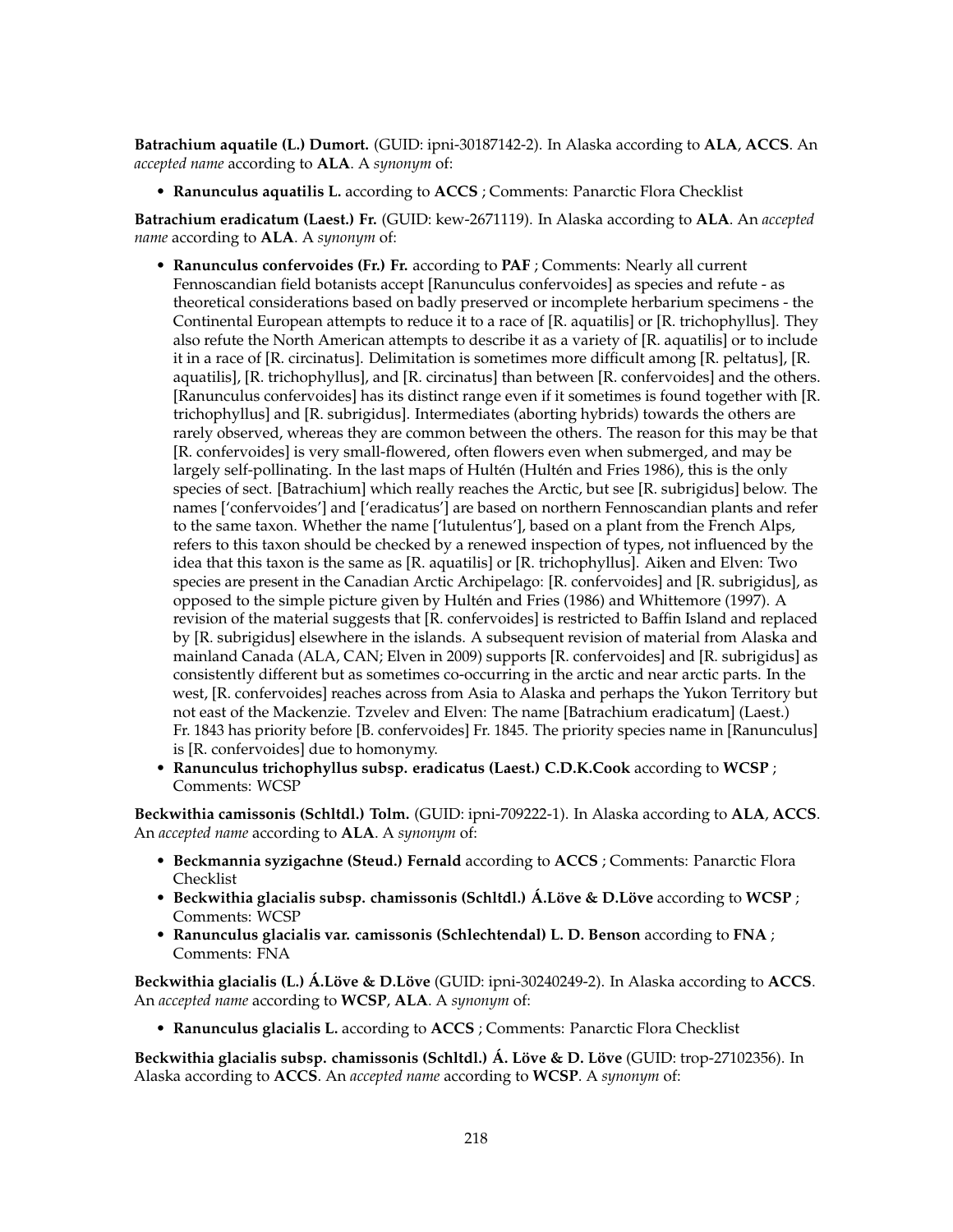**Batrachium aquatile (L.) Dumort.** (GUID: ipni-30187142-2). In Alaska according to **ALA**, **ACCS**. An *accepted name* according to **ALA**. A *synonym* of:

- **Ranunculus aquatilis L.** according to **ACCS** ; Comments: Panarctic Flora Checklist

**Batrachium eradicatum (Laest.) Fr.** (GUID: kew-2671119). In Alaska according to **ALA**. An *accepted name* according to **ALA**. A *synonym* of:

- **Ranunculus confervoides (Fr.) Fr.** according to **PAF** ; Comments: Nearly all current Fennoscandian field botanists accept [Ranunculus confervoides] as species and refute - as theoretical considerations based on badly preserved or incomplete herbarium specimens - the Continental European attempts to reduce it to a race of [R. aquatilis] or [R. trichophyllus]. They also refute the North American attempts to describe it as a variety of [R. aquatilis] or to include it in a race of [R. circinatus]. Delimitation is sometimes more difficult among [R. peltatus], [R. aquatilis], [R. trichophyllus], and [R. circinatus] than between [R. confervoides] and the others. [Ranunculus confervoides] has its distinct range even if it sometimes is found together with [R. trichophyllus] and [R. subrigidus]. Intermediates (aborting hybrids) towards the others are rarely observed, whereas they are common between the others. The reason for this may be that [R. confervoides] is very small-flowered, often flowers even when submerged, and may be largely self-pollinating. In the last maps of Hultén (Hultén and Fries 1986), this is the only species of sect. [Batrachium] which really reaches the Arctic, but see [R. subrigidus] below. The names ['confervoides'] and ['eradicatus'] are based on northern Fennoscandian plants and refer to the same taxon. Whether the name ['lutulentus'], based on a plant from the French Alps, refers to this taxon should be checked by a renewed inspection of types, not influenced by the idea that this taxon is the same as [R. aquatilis] or [R. trichophyllus]. Aiken and Elven: Two species are present in the Canadian Arctic Archipelago: [R. confervoides] and [R. subrigidus], as opposed to the simple picture given by Hultén and Fries (1986) and Whittemore (1997). A revision of the material suggests that [R. confervoides] is restricted to Baffin Island and replaced by [R. subrigidus] elsewhere in the islands. A subsequent revision of material from Alaska and mainland Canada (ALA, CAN; Elven in 2009) supports [R. confervoides] and [R. subrigidus] as consistently different but as sometimes co-occurring in the arctic and near arctic parts. In the west, [R. confervoides] reaches across from Asia to Alaska and perhaps the Yukon Territory but not east of the Mackenzie. Tzvelev and Elven: The name [Batrachium eradicatum] (Laest.) Fr. 1843 has priority before [B. confervoides] Fr. 1845. The priority species name in [Ranunculus] is [R. confervoides] due to homonymy.
- **Ranunculus trichophyllus subsp. eradicatus (Laest.) C.D.K.Cook** according to **WCSP** ; Comments: WCSP

**Beckwithia camissonis (Schltdl.) Tolm.** (GUID: ipni-709222-1). In Alaska according to **ALA**, **ACCS**. An *accepted name* according to **ALA**. A *synonym* of:

- **Beckmannia syzigachne (Steud.) Fernald** according to **ACCS** ; Comments: Panarctic Flora Checklist
- **Beckwithia glacialis subsp. chamissonis (Schltdl.) Á.Löve & D.Löve** according to **WCSP** ; Comments: WCSP
- **Ranunculus glacialis var. camissonis (Schlechtendal) L. D. Benson** according to **FNA** ; Comments: FNA

**Beckwithia glacialis (L.) Á.Löve & D.Löve** (GUID: ipni-30240249-2). In Alaska according to **ACCS**. An *accepted name* according to **WCSP**, **ALA**. A *synonym* of:

- **Ranunculus glacialis L.** according to **ACCS** ; Comments: Panarctic Flora Checklist

**Beckwithia glacialis subsp. chamissonis (Schltdl.) Á. Löve & D. Löve** (GUID: trop-27102356). In Alaska according to **ACCS**. An *accepted name* according to **WCSP**. A *synonym* of: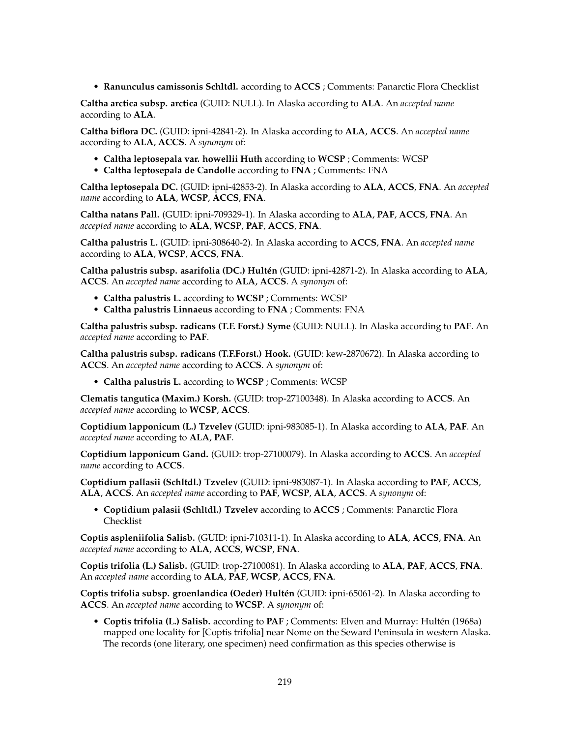- **Ranunculus camissonis Schltdl.** according to **ACCS** ; Comments: Panarctic Flora Checklist

**Caltha arctica subsp. arctica** (GUID: NULL). In Alaska according to **ALA**. An *accepted name* according to **ALA**.

**Caltha biflora DC.** (GUID: ipni-42841-2). In Alaska according to **ALA, ACCS**. An *accepted name* according to **ALA, ACCS**. A *synonym* of:

- **Caltha leptosepala var. howellii Huth** according to **WCSP** ; Comments: WCSP
- **Caltha leptosepala de Candolle** according to **FNA** ; Comments: FNA

**Caltha leptosepala DC.** (GUID: ipni-42853-2). In Alaska according to **ALA, ACCS, FNA**. An *accepted name* according to **ALA, WCSP, ACCS, FNA**.

**Caltha natans Pall.** (GUID: ipni-709329-1). In Alaska according to **ALA, PAF, ACCS, FNA**. An *accepted name* according to **ALA, WCSP, PAF, ACCS, FNA**.

**Caltha palustris L.** (GUID: ipni-308640-2). In Alaska according to **ACCS, FNA**. An *accepted name* according to **ALA, WCSP, ACCS, FNA**.

**Caltha palustris subsp. asarifolia (DC.) Hultén** (GUID: ipni-42871-2). In Alaska according to **ALA, ACCS**. An *accepted name* according to **ALA, ACCS**. A *synonym* of:

- **Caltha palustris L.** according to **WCSP** ; Comments: WCSP
- **Caltha palustris Linnaeus** according to **FNA** ; Comments: FNA

**Caltha palustris subsp. radicans (T.F. Forst.) Syme** (GUID: NULL). In Alaska according to **PAF**. An *accepted name* according to **PAF**.

**Caltha palustris subsp. radicans (T.F.Forst.) Hook.** (GUID: kew-2870672). In Alaska according to **ACCS**. An *accepted name* according to **ACCS**. A *synonym* of:

- **Caltha palustris L.** according to **WCSP** ; Comments: WCSP

**Clematis tangutica (Maxim.) Korsh.** (GUID: trop-27100348). In Alaska according to **ACCS**. An *accepted name* according to **WCSP, ACCS**.

**Coptidium lapponicum (L.) Tzvelev** (GUID: ipni-983085-1). In Alaska according to **ALA, PAF**. An *accepted name* according to **ALA, PAF**.

**Coptidium lapponicum Gand.** (GUID: trop-27100079). In Alaska according to **ACCS**. An *accepted name* according to **ACCS**.

**Coptidium pallasii (Schltdl.) Tzvelev** (GUID: ipni-983087-1). In Alaska according to **PAF, ACCS, ALA, ACCS**. An *accepted name* according to **PAF, WCSP, ALA, ACCS**. A *synonym* of:

- **Coptidium palasii (Schltdl.) Tzvelev** according to **ACCS** ; Comments: Panarctic Flora Checklist

**Coptis aspleniifolia Salisb.** (GUID: ipni-710311-1). In Alaska according to **ALA, ACCS, FNA**. An *accepted name* according to **ALA, ACCS, WCSP, FNA**.

**Coptis trifolia (L.) Salisb.** (GUID: trop-27100081). In Alaska according to **ALA, PAF, ACCS, FNA**. An *accepted name* according to **ALA, PAF, WCSP, ACCS, FNA**.

**Coptis trifolia subsp. groenlandica (Oeder) Hultén** (GUID: ipni-65061-2). In Alaska according to **ACCS**. An *accepted name* according to **WCSP**. A *synonym* of:

- **Coptis trifolia (L.) Salisb.** according to **PAF** ; Comments: Elven and Murray: Hultén (1968a) mapped one locality for [Coptis trifolia] near Nome on the Seward Peninsula in western Alaska. The records (one literary, one specimen) need confirmation as this species otherwise is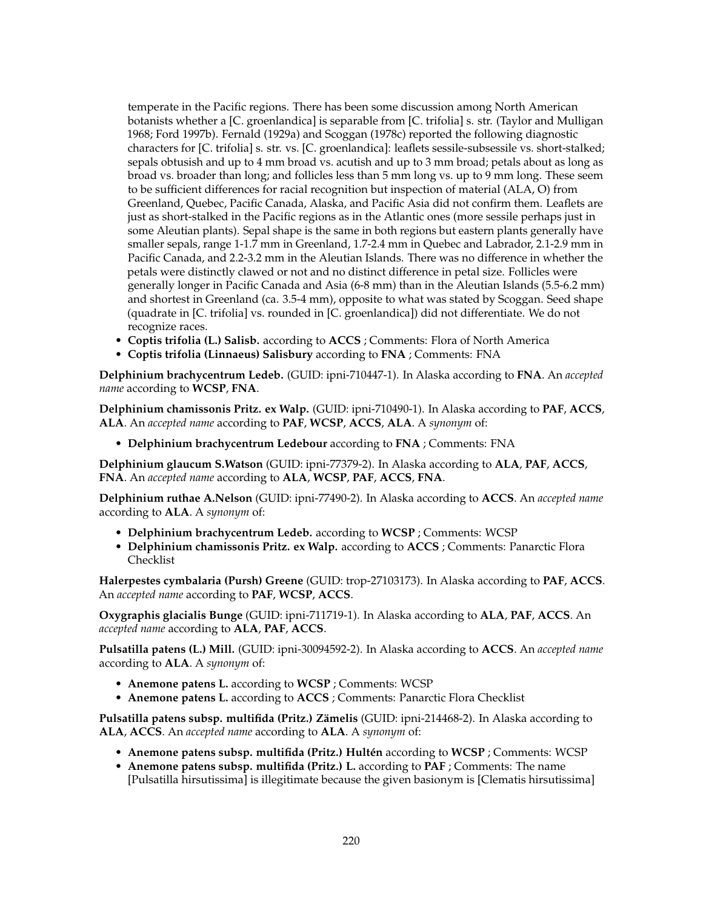temperate in the Pacific regions. There has been some discussion among North American botanists whether a [C. groenlandica] is separable from [C. trifolia] s. str. (Taylor and Mulligan 1968; Ford 1997b). Fernald (1929a) and Scoggan (1978c) reported the following diagnostic characters for [C. trifolia] s. str. vs. [C. groenlandica]: leaflets sessile-subsessile vs. short-stalked; sepals obtusish and up to 4 mm broad vs. acutish and up to 3 mm broad; petals about as long as broad vs. broader than long; and follicles less than 5 mm long vs. up to 9 mm long. These seem to be sufficient differences for racial recognition but inspection of material (ALA, O) from Greenland, Quebec, Pacific Canada, Alaska, and Pacific Asia did not confirm them. Leaflets are just as short-stalked in the Pacific regions as in the Atlantic ones (more sessile perhaps just in some Aleutian plants). Sepal shape is the same in both regions but eastern plants generally have smaller sepals, range 1-1.7 mm in Greenland, 1.7-2.4 mm in Quebec and Labrador, 2.1-2.9 mm in Pacific Canada, and 2.2-3.2 mm in the Aleutian Islands. There was no difference in whether the petals were distinctly clawed or not and no distinct difference in petal size. Follicles were generally longer in Pacific Canada and Asia (6-8 mm) than in the Aleutian Islands (5.5-6.2 mm) and shortest in Greenland (ca. 3.5-4 mm), opposite to what was stated by Scoggan. Seed shape (quadrate in [C. trifolia] vs. rounded in [C. groenlandica]) did not differentiate. We do not recognize races.

- **Coptis trifolia (L.) Salisb.** according to **ACCS** ; Comments: Flora of North America
- **Coptis trifolia (Linnaeus) Salisbury** according to **FNA** ; Comments: FNA

**Delphinium brachycentrum Ledeb.** (GUID: ipni-710447-1). In Alaska according to **FNA**. An *accepted name* according to **WCSP**, **FNA**.

**Delphinium chamissonis Pritz. ex Walp.** (GUID: ipni-710490-1). In Alaska according to **PAF**, **ACCS**, **ALA**. An *accepted name* according to **PAF**, **WCSP**, **ACCS**, **ALA**. A *synonym* of:

- **Delphinium brachycentrum Ledebour** according to **FNA** ; Comments: FNA

**Delphinium glaucum S.Watson** (GUID: ipni-77379-2). In Alaska according to **ALA**, **PAF**, **ACCS**, **FNA**. An *accepted name* according to **ALA**, **WCSP**, **PAF**, **ACCS**, **FNA**.

**Delphinium ruthae A.Nelson** (GUID: ipni-77490-2). In Alaska according to **ACCS**. An *accepted name* according to **ALA**. A *synonym* of:

- **Delphinium brachycentrum Ledeb.** according to **WCSP** ; Comments: WCSP
- **Delphinium chamissonis Pritz. ex Walp.** according to **ACCS** ; Comments: Panarctic Flora Checklist

**Halerpestes cymbalaria (Pursh) Greene** (GUID: trop-27103173). In Alaska according to **PAF**, **ACCS**. An *accepted name* according to **PAF**, **WCSP**, **ACCS**.

**Oxygraphis glacialis Bunge** (GUID: ipni-711719-1). In Alaska according to **ALA**, **PAF**, **ACCS**. An *accepted name* according to **ALA**, **PAF**, **ACCS**.

**Pulsatilla patens (L.) Mill.** (GUID: ipni-30094592-2). In Alaska according to **ACCS**. An *accepted name* according to **ALA**. A *synonym* of:

- **Anemone patens L.** according to **WCSP** ; Comments: WCSP
- **Anemone patens L.** according to **ACCS** ; Comments: Panarctic Flora Checklist

**Pulsatilla patens subsp. multifida (Pritz.) Zämelis** (GUID: ipni-214468-2). In Alaska according to **ALA**, **ACCS**. An *accepted name* according to **ALA**. A *synonym* of:

- **Anemone patens subsp. multifida (Pritz.) Hultén** according to **WCSP** ; Comments: WCSP
- **Anemone patens subsp. multifida (Pritz.) L.** according to **PAF** ; Comments: The name [Pulsatilla hirsutissima] is illegitimate because the given basionym is [Clematis hirsutissima]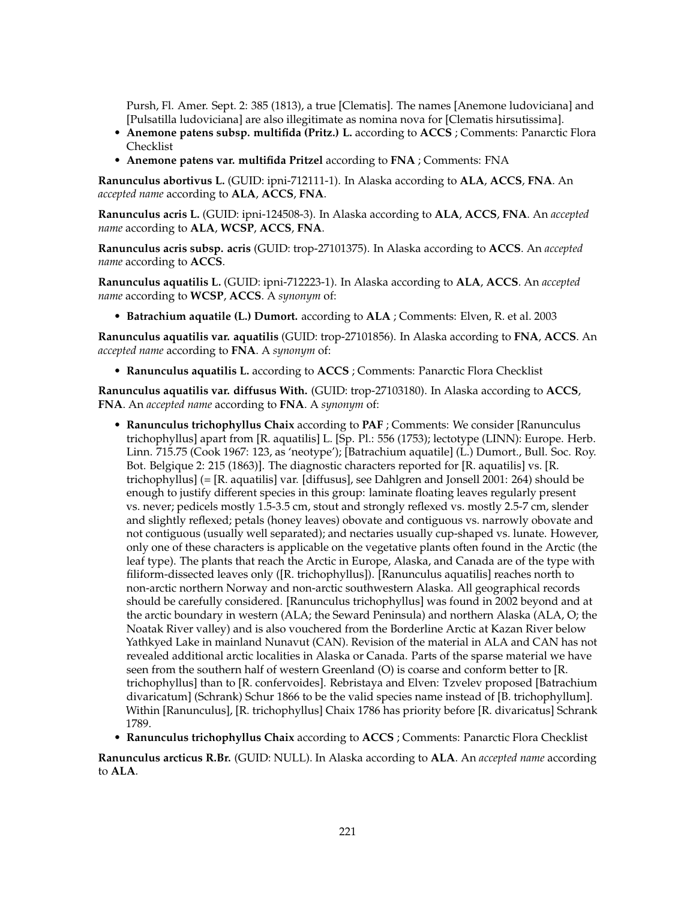Pursh, Fl. Amer. Sept. 2: 385 (1813), a true [Clematis]. The names [Anemone ludoviciana] and [Pulsatilla ludoviciana] are also illegitimate as nomina nova for [Clematis hirsutissima].

- **Anemone patens subsp. multifida (Pritz.) L.** according to **ACCS** ; Comments: Panarctic Flora Checklist
- **Anemone patens var. multifida Pritzel** according to **FNA** ; Comments: FNA

**Ranunculus abortivus L.** (GUID: ipni-712111-1). In Alaska according to **ALA**, **ACCS**, **FNA**. An *accepted name* according to **ALA**, **ACCS**, **FNA**.

**Ranunculus acris L.** (GUID: ipni-124508-3). In Alaska according to **ALA**, **ACCS**, **FNA**. An *accepted name* according to **ALA**, **WCSP**, **ACCS**, **FNA**.

**Ranunculus acris subsp. acris** (GUID: trop-27101375). In Alaska according to **ACCS**. An *accepted name* according to **ACCS**.

**Ranunculus aquatilis L.** (GUID: ipni-712223-1). In Alaska according to **ALA**, **ACCS**. An *accepted name* according to **WCSP**, **ACCS**. A *synonym* of:

- **Batrachium aquatile (L.) Dumort.** according to **ALA** ; Comments: Elven, R. et al. 2003

**Ranunculus aquatilis var. aquatilis** (GUID: trop-27101856). In Alaska according to **FNA**, **ACCS**. An *accepted name* according to **FNA**. A *synonym* of:

- **Ranunculus aquatilis L.** according to **ACCS** ; Comments: Panarctic Flora Checklist

**Ranunculus aquatilis var. diffusus With.** (GUID: trop-27103180). In Alaska according to **ACCS**, **FNA**. An *accepted name* according to **FNA**. A *synonym* of:

- **Ranunculus trichophyllus Chaix** according to **PAF** ; Comments: We consider [Ranunculus trichophyllus] apart from [R. aquatilis] L. [Sp. Pl.: 556 (1753); lectotype (LINN): Europe. Herb. Linn. 715.75 (Cook 1967: 123, as 'neotype'); [Batrachium aquatile] (L.) Dumort., Bull. Soc. Roy. Bot. Belgique 2: 215 (1863)]. The diagnostic characters reported for [R. aquatilis] vs. [R. trichophyllus] (= [R. aquatilis] var. [diffusus], see Dahlgren and Jonsell 2001: 264) should be enough to justify different species in this group: laminate floating leaves regularly present vs. never; pedicels mostly 1.5-3.5 cm, stout and strongly reflexed vs. mostly 2.5-7 cm, slender and slightly reflexed; petals (honey leaves) obovate and contiguous vs. narrowly obovate and not contiguous (usually well separated); and nectaries usually cup-shaped vs. lunate. However, only one of these characters is applicable on the vegetative plants often found in the Arctic (the leaf type). The plants that reach the Arctic in Europe, Alaska, and Canada are of the type with filiform-dissected leaves only ([R. trichophyllus]). [Ranunculus aquatilis] reaches north to non-arctic northern Norway and non-arctic southwestern Alaska. All geographical records should be carefully considered. [Ranunculus trichophyllus] was found in 2002 beyond and at the arctic boundary in western (ALA; the Seward Peninsula) and northern Alaska (ALA, O; the Noatak River valley) and is also vouchered from the Borderline Arctic at Kazan River below Yathkyed Lake in mainland Nunavut (CAN). Revision of the material in ALA and CAN has not revealed additional arctic localities in Alaska or Canada. Parts of the sparse material we have seen from the southern half of western Greenland (O) is coarse and conform better to [R. trichophyllus] than to [R. confervoides]. Rebristaya and Elven: Tzvelev proposed [Batrachium divaricatum] (Schrank) Schur 1866 to be the valid species name instead of [B. trichophyllum]. Within [Ranunculus], [R. trichophyllus] Chaix 1786 has priority before [R. divaricatus] Schrank 1789.
- **Ranunculus trichophyllus Chaix** according to **ACCS** ; Comments: Panarctic Flora Checklist

**Ranunculus arcticus R.Br.** (GUID: NULL). In Alaska according to **ALA**. An *accepted name* according to **ALA**.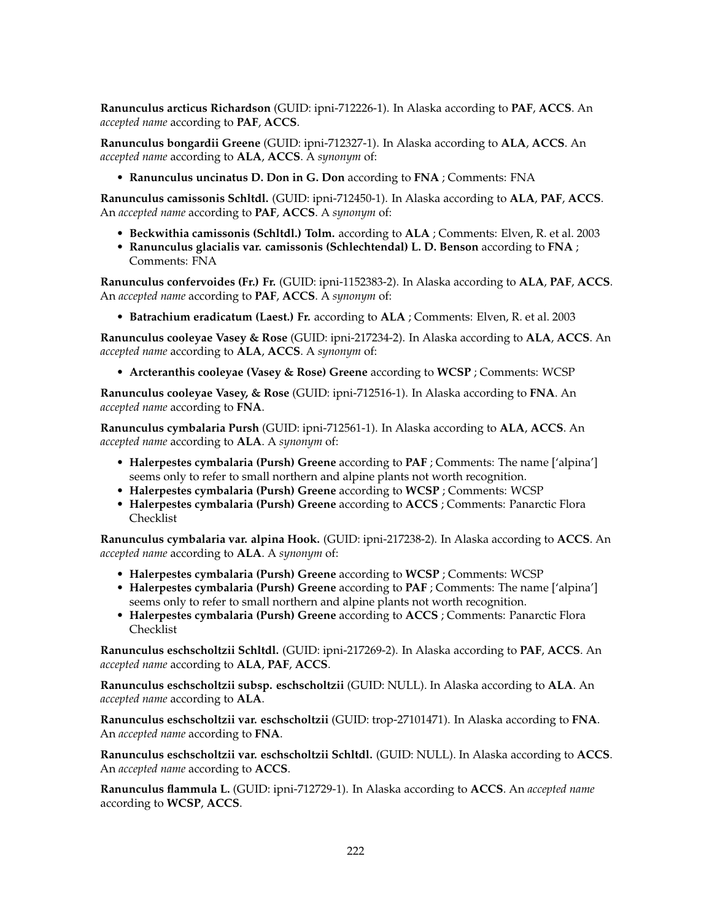**Ranunculus arcticus Richardson** (GUID: ipni-712226-1). In Alaska according to **PAF**, **ACCS**. An *accepted name* according to **PAF**, **ACCS**.

**Ranunculus bongardii Greene** (GUID: ipni-712327-1). In Alaska according to **ALA**, **ACCS**. An *accepted name* according to **ALA**, **ACCS**. A *synonym* of:

- **Ranunculus uncinatus D. Don in G. Don** according to **FNA** ; Comments: FNA

**Ranunculus camissonis Schltdl.** (GUID: ipni-712450-1). In Alaska according to **ALA**, **PAF**, **ACCS**. An *accepted name* according to **PAF**, **ACCS**. A *synonym* of:

- **Beckwithia camissonis (Schltdl.) Tolm.** according to **ALA** ; Comments: Elven, R. et al. 2003
- **Ranunculus glacialis var. camissonis (Schlechtendal) L. D. Benson** according to **FNA** ; Comments: FNA

**Ranunculus confervoides (Fr.) Fr.** (GUID: ipni-1152383-2). In Alaska according to **ALA**, **PAF**, **ACCS**. An *accepted name* according to **PAF**, **ACCS**. A *synonym* of:

- **Batrachium eradicatum (Laest.) Fr.** according to **ALA** ; Comments: Elven, R. et al. 2003

**Ranunculus cooleyae Vasey & Rose** (GUID: ipni-217234-2). In Alaska according to **ALA**, **ACCS**. An *accepted name* according to **ALA**, **ACCS**. A *synonym* of:

- **Arcteranthis cooleyae (Vasey & Rose) Greene** according to **WCSP** ; Comments: WCSP

**Ranunculus cooleyae Vasey, & Rose** (GUID: ipni-712516-1). In Alaska according to **FNA**. An *accepted name* according to **FNA**.

**Ranunculus cymbalaria Pursh** (GUID: ipni-712561-1). In Alaska according to **ALA**, **ACCS**. An *accepted name* according to **ALA**. A *synonym* of:

- **Halerpestes cymbalaria (Pursh) Greene** according to **PAF** ; Comments: The name ['alpina'] seems only to refer to small northern and alpine plants not worth recognition.
- **Halerpestes cymbalaria (Pursh) Greene** according to **WCSP** ; Comments: WCSP
- **Halerpestes cymbalaria (Pursh) Greene** according to **ACCS** ; Comments: Panarctic Flora Checklist

**Ranunculus cymbalaria var. alpina Hook.** (GUID: ipni-217238-2). In Alaska according to **ACCS**. An *accepted name* according to **ALA**. A *synonym* of:

- **Halerpestes cymbalaria (Pursh) Greene** according to **WCSP** ; Comments: WCSP
- **Halerpestes cymbalaria (Pursh) Greene** according to **PAF** ; Comments: The name ['alpina'] seems only to refer to small northern and alpine plants not worth recognition.
- **Halerpestes cymbalaria (Pursh) Greene** according to **ACCS** ; Comments: Panarctic Flora Checklist

**Ranunculus eschscholtzii Schltdl.** (GUID: ipni-217269-2). In Alaska according to **PAF**, **ACCS**. An *accepted name* according to **ALA**, **PAF**, **ACCS**.

**Ranunculus eschscholtzii subsp. eschscholtzii** (GUID: NULL). In Alaska according to **ALA**. An *accepted name* according to **ALA**.

**Ranunculus eschscholtzii var. eschscholtzii** (GUID: trop-27101471). In Alaska according to **FNA**. An *accepted name* according to **FNA**.

**Ranunculus eschscholtzii var. eschscholtzii Schltdl.** (GUID: NULL). In Alaska according to **ACCS**. An *accepted name* according to **ACCS**.

**Ranunculus flammula L.** (GUID: ipni-712729-1). In Alaska according to **ACCS**. An *accepted name* according to **WCSP**, **ACCS**.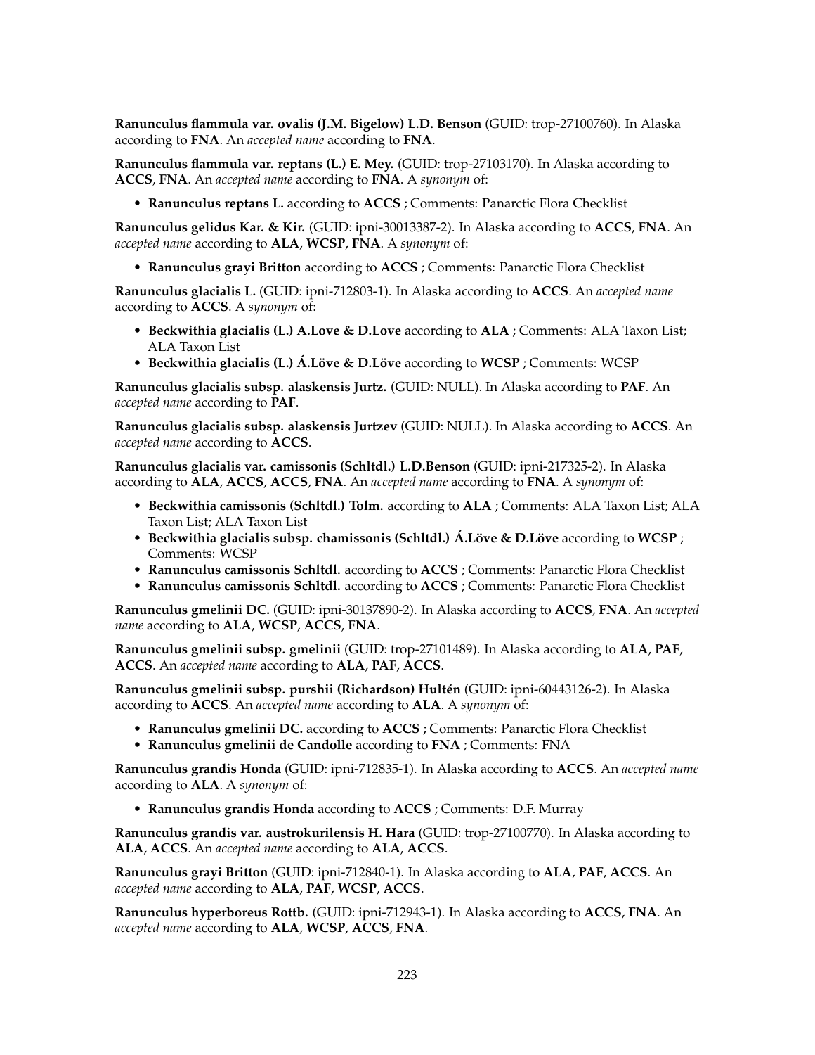**Ranunculus flammula var. ovalis (J.M. Bigelow) L.D. Benson** (GUID: trop-27100760). In Alaska according to **FNA**. An *accepted name* according to **FNA**.

**Ranunculus flammula var. reptans (L.) E. Mey.** (GUID: trop-27103170). In Alaska according to **ACCS**, **FNA**. An *accepted name* according to **FNA**. A *synonym* of:

- **Ranunculus reptans L.** according to **ACCS** ; Comments: Panarctic Flora Checklist

**Ranunculus gelidus Kar. & Kir.** (GUID: ipni-30013387-2). In Alaska according to **ACCS**, **FNA**. An *accepted name* according to **ALA**, **WCSP**, **FNA**. A *synonym* of:

- **Ranunculus grayi Britton** according to **ACCS** ; Comments: Panarctic Flora Checklist

**Ranunculus glacialis L.** (GUID: ipni-712803-1). In Alaska according to **ACCS**. An *accepted name* according to **ACCS**. A *synonym* of:

- **Beckwithia glacialis (L.) A.Love & D.Love** according to **ALA** ; Comments: ALA Taxon List; ALA Taxon List
- **Beckwithia glacialis (L.) Á.Löve & D.Löve** according to **WCSP** ; Comments: WCSP

**Ranunculus glacialis subsp. alaskensis Jurtz.** (GUID: NULL). In Alaska according to **PAF**. An *accepted name* according to **PAF**.

**Ranunculus glacialis subsp. alaskensis Jurtzev** (GUID: NULL). In Alaska according to **ACCS**. An *accepted name* according to **ACCS**.

**Ranunculus glacialis var. camissonis (Schltdl.) L.D.Benson** (GUID: ipni-217325-2). In Alaska according to **ALA**, **ACCS**, **ACCS**, **FNA**. An *accepted name* according to **FNA**. A *synonym* of:

- **Beckwithia camissonis (Schltdl.) Tolm.** according to **ALA** ; Comments: ALA Taxon List; ALA Taxon List; ALA Taxon List
- **Beckwithia glacialis subsp. chamissonis (Schltdl.) Á.Löve & D.Löve** according to **WCSP** ; Comments: WCSP
- **Ranunculus camissonis Schltdl.** according to **ACCS** ; Comments: Panarctic Flora Checklist
- **Ranunculus camissonis Schltdl.** according to **ACCS** ; Comments: Panarctic Flora Checklist

**Ranunculus gmelinii DC.** (GUID: ipni-30137890-2). In Alaska according to **ACCS**, **FNA**. An *accepted name* according to **ALA**, **WCSP**, **ACCS**, **FNA**.

**Ranunculus gmelinii subsp. gmelinii** (GUID: trop-27101489). In Alaska according to **ALA**, **PAF**, **ACCS**. An *accepted name* according to **ALA**, **PAF**, **ACCS**.

**Ranunculus gmelinii subsp. purshii (Richardson) Hultén** (GUID: ipni-60443126-2). In Alaska according to **ACCS**. An *accepted name* according to **ALA**. A *synonym* of:

- **Ranunculus gmelinii DC.** according to **ACCS** ; Comments: Panarctic Flora Checklist
- **Ranunculus gmelinii de Candolle** according to **FNA** ; Comments: FNA

**Ranunculus grandis Honda** (GUID: ipni-712835-1). In Alaska according to **ACCS**. An *accepted name* according to **ALA**. A *synonym* of:

- **Ranunculus grandis Honda** according to **ACCS** ; Comments: D.F. Murray

**Ranunculus grandis var. austrokurilensis H. Hara** (GUID: trop-27100770). In Alaska according to **ALA**, **ACCS**. An *accepted name* according to **ALA**, **ACCS**.

**Ranunculus grayi Britton** (GUID: ipni-712840-1). In Alaska according to **ALA**, **PAF**, **ACCS**. An *accepted name* according to **ALA**, **PAF**, **WCSP**, **ACCS**.

**Ranunculus hyperboreus Rottb.** (GUID: ipni-712943-1). In Alaska according to **ACCS**, **FNA**. An *accepted name* according to **ALA**, **WCSP**, **ACCS**, **FNA**.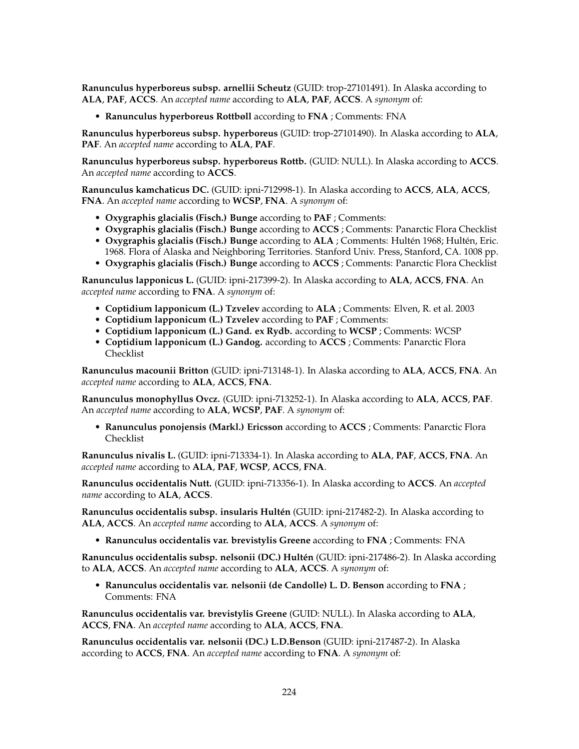**Ranunculus hyperboreus subsp. arnellii Scheutz** (GUID: trop-27101491). In Alaska according to **ALA**, **PAF**, **ACCS**. An *accepted name* according to **ALA**, **PAF**, **ACCS**. A *synonym* of:

- **Ranunculus hyperboreus Rottbøll** according to **FNA** ; Comments: FNA

**Ranunculus hyperboreus subsp. hyperboreus** (GUID: trop-27101490). In Alaska according to **ALA**, **PAF**. An *accepted name* according to **ALA**, **PAF**.

**Ranunculus hyperboreus subsp. hyperboreus Rottb.** (GUID: NULL). In Alaska according to **ACCS**. An *accepted name* according to **ACCS**.

**Ranunculus kamchaticus DC.** (GUID: ipni-712998-1). In Alaska according to **ACCS**, **ALA**, **ACCS**, **FNA**. An *accepted name* according to **WCSP**, **FNA**. A *synonym* of:

- **Oxygraphis glacialis (Fisch.) Bunge** according to **PAF** ; Comments:
- **Oxygraphis glacialis (Fisch.) Bunge** according to **ACCS** ; Comments: Panarctic Flora Checklist
- **Oxygraphis glacialis (Fisch.) Bunge** according to **ALA** ; Comments: Hultén 1968; Hultén, Eric. 1968. Flora of Alaska and Neighboring Territories. Stanford Univ. Press, Stanford, CA. 1008 pp.
- **Oxygraphis glacialis (Fisch.) Bunge** according to **ACCS** ; Comments: Panarctic Flora Checklist

**Ranunculus lapponicus L.** (GUID: ipni-217399-2). In Alaska according to **ALA**, **ACCS**, **FNA**. An *accepted name* according to **FNA**. A *synonym* of:

- **Coptidium lapponicum (L.) Tzvelev** according to **ALA** ; Comments: Elven, R. et al. 2003
- **Coptidium lapponicum (L.) Tzvelev** according to **PAF** ; Comments:
- **Coptidium lapponicum (L.) Gand. ex Rydb.** according to **WCSP** ; Comments: WCSP
- **Coptidium lapponicum (L.) Gandog.** according to **ACCS** ; Comments: Panarctic Flora Checklist

**Ranunculus macounii Britton** (GUID: ipni-713148-1). In Alaska according to **ALA**, **ACCS**, **FNA**. An *accepted name* according to **ALA**, **ACCS**, **FNA**.

**Ranunculus monophyllus Ovcz.** (GUID: ipni-713252-1). In Alaska according to **ALA**, **ACCS**, **PAF**. An *accepted name* according to **ALA**, **WCSP**, **PAF**. A *synonym* of:

- **Ranunculus ponojensis (Markl.) Ericsson** according to **ACCS** ; Comments: Panarctic Flora Checklist

**Ranunculus nivalis L.** (GUID: ipni-713334-1). In Alaska according to **ALA**, **PAF**, **ACCS**, **FNA**. An *accepted name* according to **ALA**, **PAF**, **WCSP**, **ACCS**, **FNA**.

**Ranunculus occidentalis Nutt.** (GUID: ipni-713356-1). In Alaska according to **ACCS**. An *accepted name* according to **ALA**, **ACCS**.

**Ranunculus occidentalis subsp. insularis Hultén** (GUID: ipni-217482-2). In Alaska according to **ALA**, **ACCS**. An *accepted name* according to **ALA**, **ACCS**. A *synonym* of:

- **Ranunculus occidentalis var. brevistylis Greene** according to **FNA** ; Comments: FNA

**Ranunculus occidentalis subsp. nelsonii (DC.) Hultén** (GUID: ipni-217486-2). In Alaska according to **ALA**, **ACCS**. An *accepted name* according to **ALA**, **ACCS**. A *synonym* of:

- **Ranunculus occidentalis var. nelsonii (de Candolle) L. D. Benson** according to **FNA** ; Comments: FNA

**Ranunculus occidentalis var. brevistylis Greene** (GUID: NULL). In Alaska according to **ALA**, **ACCS**, **FNA**. An *accepted name* according to **ALA**, **ACCS**, **FNA**.

**Ranunculus occidentalis var. nelsonii (DC.) L.D.Benson** (GUID: ipni-217487-2). In Alaska according to **ACCS**, **FNA**. An *accepted name* according to **FNA**. A *synonym* of: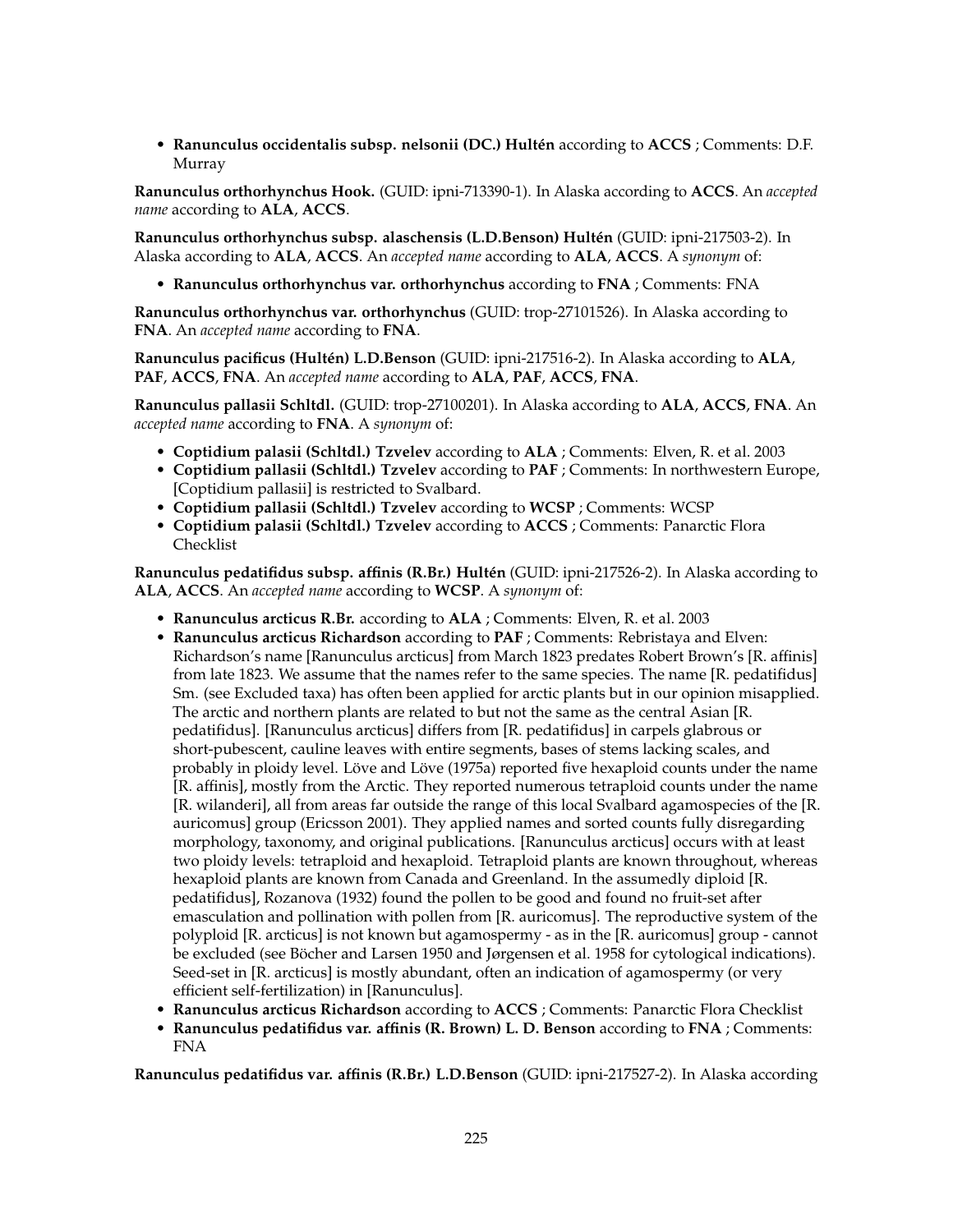- **Ranunculus occidentalis subsp. nelsonii (DC.) Hultén** according to **ACCS** ; Comments: D.F. Murray

**Ranunculus orthorhynchus Hook.** (GUID: ipni-713390-1). In Alaska according to **ACCS**. An *accepted name* according to **ALA**, **ACCS**.

**Ranunculus orthorhynchus subsp. alaschensis (L.D.Benson) Hultén** (GUID: ipni-217503-2). In Alaska according to **ALA**, **ACCS**. An *accepted name* according to **ALA**, **ACCS**. A *synonym* of:

- **Ranunculus orthorhynchus var. orthorhynchus** according to **FNA** ; Comments: FNA

**Ranunculus orthorhynchus var. orthorhynchus** (GUID: trop-27101526). In Alaska according to **FNA**. An *accepted name* according to **FNA**.

**Ranunculus pacificus (Hultén) L.D.Benson** (GUID: ipni-217516-2). In Alaska according to **ALA**, **PAF**, **ACCS**, **FNA**. An *accepted name* according to **ALA**, **PAF**, **ACCS**, **FNA**.

**Ranunculus pallasii Schltdl.** (GUID: trop-27100201). In Alaska according to **ALA**, **ACCS**, **FNA**. An *accepted name* according to **FNA**. A *synonym* of:

- **Coptidium palasii (Schltdl.) Tzvelev** according to **ALA** ; Comments: Elven, R. et al. 2003
- **Coptidium pallasii (Schltdl.) Tzvelev** according to **PAF** ; Comments: In northwestern Europe, [Coptidium pallasii] is restricted to Svalbard.
- **Coptidium pallasii (Schltdl.) Tzvelev** according to **WCSP** ; Comments: WCSP
- **Coptidium palasii (Schltdl.) Tzvelev** according to **ACCS** ; Comments: Panarctic Flora Checklist

**Ranunculus pedatifidus subsp. affinis (R.Br.) Hultén** (GUID: ipni-217526-2). In Alaska according to **ALA**, **ACCS**. An *accepted name* according to **WCSP**. A *synonym* of:

- **Ranunculus arcticus R.Br.** according to **ALA** ; Comments: Elven, R. et al. 2003
- **Ranunculus arcticus Richardson** according to **PAF** ; Comments: Rebristaya and Elven: Richardson's name [Ranunculus arcticus] from March 1823 predates Robert Brown's [R. affinis] from late 1823. We assume that the names refer to the same species. The name [R. pedatifidus] Sm. (see Excluded taxa) has often been applied for arctic plants but in our opinion misapplied. The arctic and northern plants are related to but not the same as the central Asian [R. pedatifidus]. [Ranunculus arcticus] differs from [R. pedatifidus] in carpels glabrous or short-pubescent, cauline leaves with entire segments, bases of stems lacking scales, and probably in ploidy level. Löve and Löve (1975a) reported five hexaploid counts under the name [R. affinis], mostly from the Arctic. They reported numerous tetraploid counts under the name [R. wilanderi], all from areas far outside the range of this local Svalbard agamospecies of the [R. auricomus] group (Ericsson 2001). They applied names and sorted counts fully disregarding morphology, taxonomy, and original publications. [Ranunculus arcticus] occurs with at least two ploidy levels: tetraploid and hexaploid. Tetraploid plants are known throughout, whereas hexaploid plants are known from Canada and Greenland. In the assumedly diploid [R. pedatifidus], Rozanova (1932) found the pollen to be good and found no fruit-set after emasculation and pollination with pollen from [R. auricomus]. The reproductive system of the polyploid [R. arcticus] is not known but agamospermy - as in the [R. auricomus] group - cannot be excluded (see Böcher and Larsen 1950 and Jørgensen et al. 1958 for cytological indications). Seed-set in [R. arcticus] is mostly abundant, often an indication of agamospermy (or very efficient self-fertilization) in [Ranunculus].
- **Ranunculus arcticus Richardson** according to **ACCS** ; Comments: Panarctic Flora Checklist
- **Ranunculus pedatifidus var. affinis (R. Brown) L. D. Benson** according to **FNA** ; Comments: FNA

**Ranunculus pedatifidus var. affinis (R.Br.) L.D.Benson** (GUID: ipni-217527-2). In Alaska according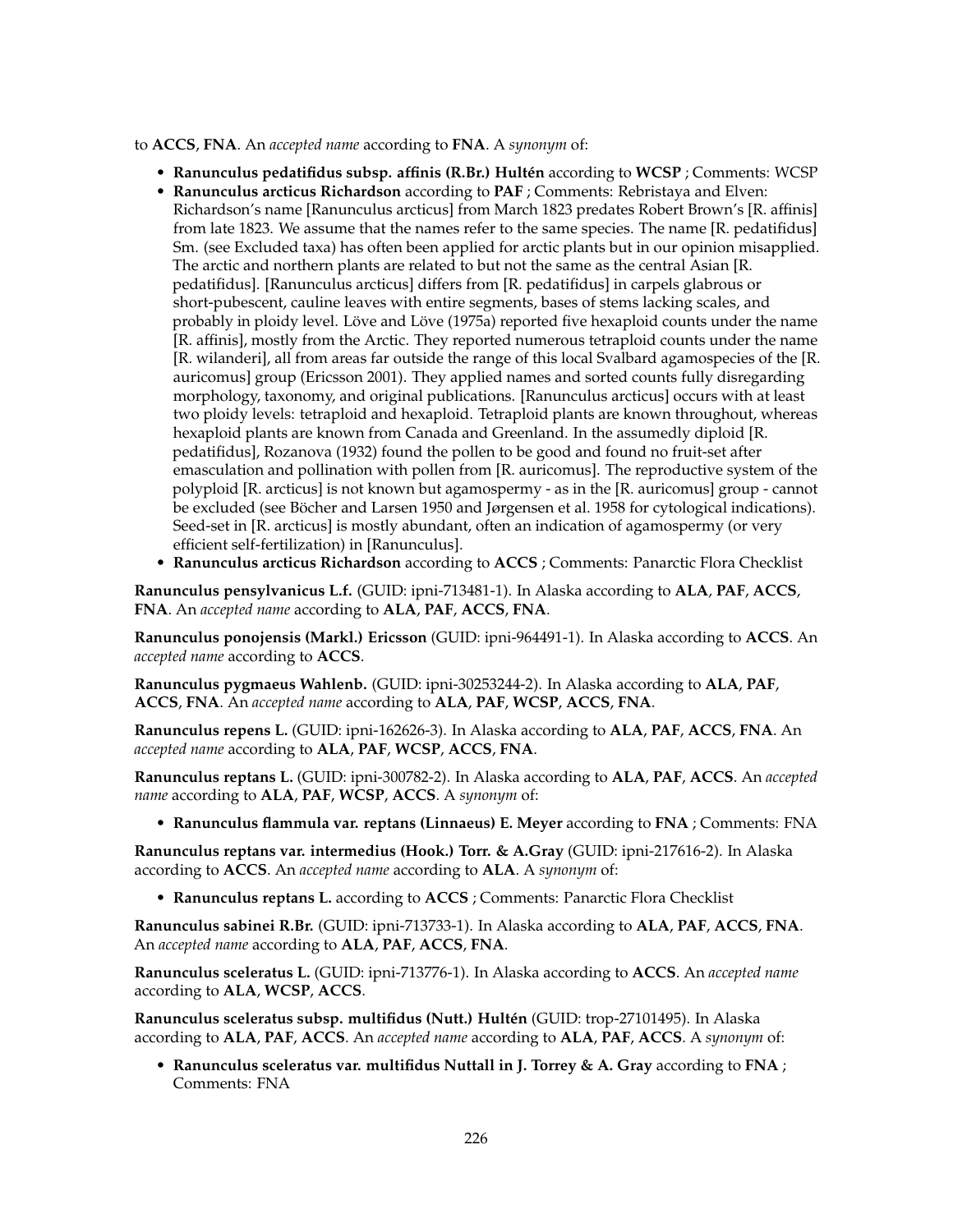to **ACCS**, **FNA**. An *accepted name* according to **FNA**. A *synonym* of:

- **Ranunculus pedatifidus subsp. affinis (R.Br.) Hultén** according to **WCSP** ; Comments: WCSP
- **Ranunculus arcticus Richardson** according to **PAF** ; Comments: Rebristaya and Elven: Richardson's name [Ranunculus arcticus] from March 1823 predates Robert Brown's [R. affinis] from late 1823. We assume that the names refer to the same species. The name [R. pedatifidus] Sm. (see Excluded taxa) has often been applied for arctic plants but in our opinion misapplied. The arctic and northern plants are related to but not the same as the central Asian [R. pedatifidus]. [Ranunculus arcticus] differs from [R. pedatifidus] in carpels glabrous or short-pubescent, cauline leaves with entire segments, bases of stems lacking scales, and probably in ploidy level. Löve and Löve (1975a) reported five hexaploid counts under the name [R. affinis], mostly from the Arctic. They reported numerous tetraploid counts under the name [R. wilanderi], all from areas far outside the range of this local Svalbard agamospecies of the [R. auricomus] group (Ericsson 2001). They applied names and sorted counts fully disregarding morphology, taxonomy, and original publications. [Ranunculus arcticus] occurs with at least two ploidy levels: tetraploid and hexaploid. Tetraploid plants are known throughout, whereas hexaploid plants are known from Canada and Greenland. In the assumedly diploid [R. pedatifidus], Rozanova (1932) found the pollen to be good and found no fruit-set after emasculation and pollination with pollen from [R. auricomus]. The reproductive system of the polyploid [R. arcticus] is not known but agamospermy - as in the [R. auricomus] group - cannot be excluded (see Böcher and Larsen 1950 and Jørgensen et al. 1958 for cytological indications). Seed-set in [R. arcticus] is mostly abundant, often an indication of agamospermy (or very efficient self-fertilization) in [Ranunculus].
- **Ranunculus arcticus Richardson** according to **ACCS** ; Comments: Panarctic Flora Checklist

**Ranunculus pensylvanicus L.f.** (GUID: ipni-713481-1). In Alaska according to **ALA**, **PAF**, **ACCS**, **FNA**. An *accepted name* according to **ALA**, **PAF**, **ACCS**, **FNA**.

**Ranunculus ponojensis (Markl.) Ericsson** (GUID: ipni-964491-1). In Alaska according to **ACCS**. An *accepted name* according to **ACCS**.

**Ranunculus pygmaeus Wahlenb.** (GUID: ipni-30253244-2). In Alaska according to **ALA**, **PAF**, **ACCS**, **FNA**. An *accepted name* according to **ALA**, **PAF**, **WCSP**, **ACCS**, **FNA**.

**Ranunculus repens L.** (GUID: ipni-162626-3). In Alaska according to **ALA**, **PAF**, **ACCS**, **FNA**. An *accepted name* according to **ALA**, **PAF**, **WCSP**, **ACCS**, **FNA**.

**Ranunculus reptans L.** (GUID: ipni-300782-2). In Alaska according to **ALA**, **PAF**, **ACCS**. An *accepted name* according to **ALA**, **PAF**, **WCSP**, **ACCS**. A *synonym* of:

- **Ranunculus flammula var. reptans (Linnaeus) E. Meyer** according to **FNA** ; Comments: FNA

**Ranunculus reptans var. intermedius (Hook.) Torr. & A.Gray** (GUID: ipni-217616-2). In Alaska according to **ACCS**. An *accepted name* according to **ALA**. A *synonym* of:

- **Ranunculus reptans L.** according to **ACCS** ; Comments: Panarctic Flora Checklist

**Ranunculus sabinei R.Br.** (GUID: ipni-713733-1). In Alaska according to **ALA**, **PAF**, **ACCS**, **FNA**. An *accepted name* according to **ALA**, **PAF**, **ACCS**, **FNA**.

**Ranunculus sceleratus L.** (GUID: ipni-713776-1). In Alaska according to **ACCS**. An *accepted name* according to **ALA**, **WCSP**, **ACCS**.

**Ranunculus sceleratus subsp. multifidus (Nutt.) Hultén** (GUID: trop-27101495). In Alaska according to **ALA**, **PAF**, **ACCS**. An *accepted name* according to **ALA**, **PAF**, **ACCS**. A *synonym* of:

- **Ranunculus sceleratus var. multifidus Nuttall in J. Torrey & A. Gray** according to **FNA** ; Comments: FNA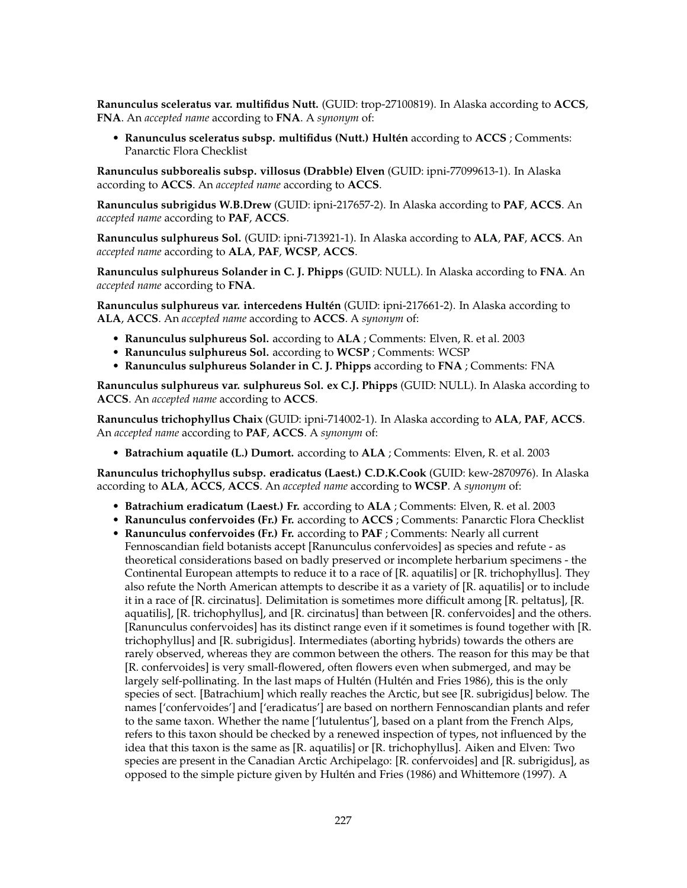**Ranunculus sceleratus var. multifidus Nutt.** (GUID: trop-27100819). In Alaska according to **ACCS**, **FNA**. An *accepted name* according to **FNA**. A *synonym* of:

- **Ranunculus sceleratus subsp. multifidus (Nutt.) Hultén** according to **ACCS** ; Comments: Panarctic Flora Checklist

**Ranunculus subborealis subsp. villosus (Drabble) Elven** (GUID: ipni-77099613-1). In Alaska according to **ACCS**. An *accepted name* according to **ACCS**.

**Ranunculus subrigidus W.B.Drew** (GUID: ipni-217657-2). In Alaska according to **PAF**, **ACCS**. An *accepted name* according to **PAF**, **ACCS**.

**Ranunculus sulphureus Sol.** (GUID: ipni-713921-1). In Alaska according to **ALA**, **PAF**, **ACCS**. An *accepted name* according to **ALA**, **PAF**, **WCSP**, **ACCS**.

**Ranunculus sulphureus Solander in C. J. Phipps** (GUID: NULL). In Alaska according to **FNA**. An *accepted name* according to **FNA**.

**Ranunculus sulphureus var. intercedens Hultén** (GUID: ipni-217661-2). In Alaska according to **ALA**, **ACCS**. An *accepted name* according to **ACCS**. A *synonym* of:

- **Ranunculus sulphureus Sol.** according to **ALA** ; Comments: Elven, R. et al. 2003
- **Ranunculus sulphureus Sol.** according to **WCSP** ; Comments: WCSP
- **Ranunculus sulphureus Solander in C. J. Phipps** according to **FNA** ; Comments: FNA

**Ranunculus sulphureus var. sulphureus Sol. ex C.J. Phipps** (GUID: NULL). In Alaska according to **ACCS**. An *accepted name* according to **ACCS**.

**Ranunculus trichophyllus Chaix** (GUID: ipni-714002-1). In Alaska according to **ALA**, **PAF**, **ACCS**. An *accepted name* according to **PAF**, **ACCS**. A *synonym* of:

- **Batrachium aquatile (L.) Dumort.** according to **ALA** ; Comments: Elven, R. et al. 2003

**Ranunculus trichophyllus subsp. eradicatus (Laest.) C.D.K.Cook** (GUID: kew-2870976). In Alaska according to **ALA**, **ACCS**, **ACCS**. An *accepted name* according to **WCSP**. A *synonym* of:

- **Batrachium eradicatum (Laest.) Fr.** according to **ALA** ; Comments: Elven, R. et al. 2003
- **Ranunculus confervoides (Fr.) Fr.** according to **ACCS** ; Comments: Panarctic Flora Checklist
- **Ranunculus confervoides (Fr.) Fr.** according to **PAF** ; Comments: Nearly all current Fennoscandian field botanists accept [Ranunculus confervoides] as species and refute - as theoretical considerations based on badly preserved or incomplete herbarium specimens - the Continental European attempts to reduce it to a race of [R. aquatilis] or [R. trichophyllus]. They also refute the North American attempts to describe it as a variety of [R. aquatilis] or to include it in a race of [R. circinatus]. Delimitation is sometimes more difficult among [R. peltatus], [R. aquatilis], [R. trichophyllus], and [R. circinatus] than between [R. confervoides] and the others. [Ranunculus confervoides] has its distinct range even if it sometimes is found together with [R. trichophyllus] and [R. subrigidus]. Intermediates (aborting hybrids) towards the others are rarely observed, whereas they are common between the others. The reason for this may be that [R. confervoides] is very small-flowered, often flowers even when submerged, and may be largely self-pollinating. In the last maps of Hultén (Hultén and Fries 1986), this is the only species of sect. [Batrachium] which really reaches the Arctic, but see [R. subrigidus] below. The names ['confervoides'] and ['eradicatus'] are based on northern Fennoscandian plants and refer to the same taxon. Whether the name ['lutulentus'], based on a plant from the French Alps, refers to this taxon should be checked by a renewed inspection of types, not influenced by the idea that this taxon is the same as [R. aquatilis] or [R. trichophyllus]. Aiken and Elven: Two species are present in the Canadian Arctic Archipelago: [R. confervoides] and [R. subrigidus], as opposed to the simple picture given by Hultén and Fries (1986) and Whittemore (1997). A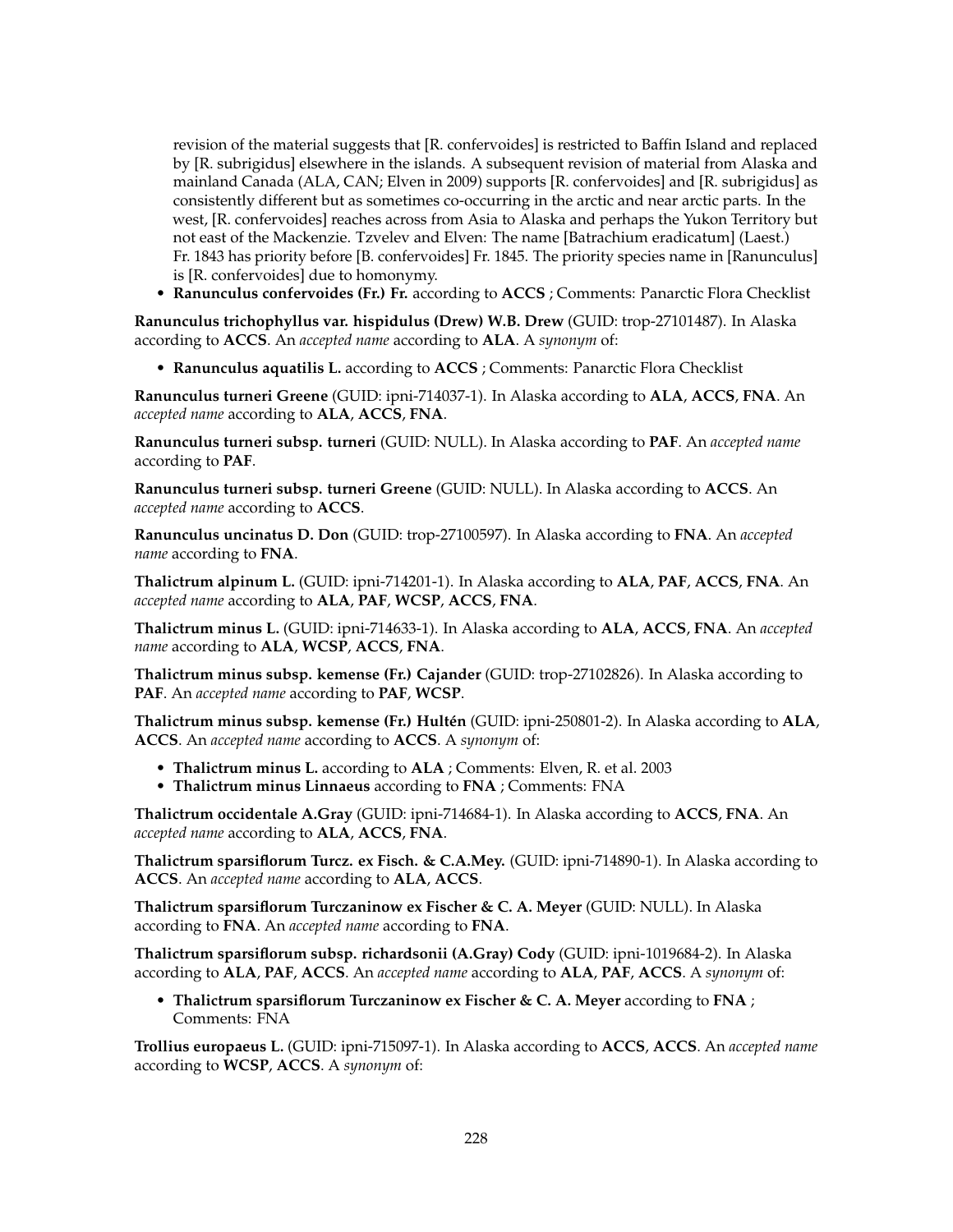revision of the material suggests that [R. confervoides] is restricted to Baffin Island and replaced by [R. subrigidus] elsewhere in the islands. A subsequent revision of material from Alaska and mainland Canada (ALA, CAN; Elven in 2009) supports [R. confervoides] and [R. subrigidus] as consistently different but as sometimes co-occurring in the arctic and near arctic parts. In the west, [R. confervoides] reaches across from Asia to Alaska and perhaps the Yukon Territory but not east of the Mackenzie. Tzvelev and Elven: The name [Batrachium eradicatum] (Laest.) Fr. 1843 has priority before [B. confervoides] Fr. 1845. The priority species name in [Ranunculus] is [R. confervoides] due to homonymy.

- **Ranunculus confervoides (Fr.) Fr.** according to **ACCS** ; Comments: Panarctic Flora Checklist

**Ranunculus trichophyllus var. hispidulus (Drew) W.B. Drew** (GUID: trop-27101487). In Alaska according to **ACCS**. An *accepted name* according to **ALA**. A *synonym* of:

- **Ranunculus aquatilis L.** according to **ACCS** ; Comments: Panarctic Flora Checklist

**Ranunculus turneri Greene** (GUID: ipni-714037-1). In Alaska according to **ALA**, **ACCS**, **FNA**. An *accepted name* according to **ALA**, **ACCS**, **FNA**.

**Ranunculus turneri subsp. turneri** (GUID: NULL). In Alaska according to **PAF**. An *accepted name* according to **PAF**.

**Ranunculus turneri subsp. turneri Greene** (GUID: NULL). In Alaska according to **ACCS**. An *accepted name* according to **ACCS**.

**Ranunculus uncinatus D. Don** (GUID: trop-27100597). In Alaska according to **FNA**. An *accepted name* according to **FNA**.

**Thalictrum alpinum L.** (GUID: ipni-714201-1). In Alaska according to **ALA**, **PAF**, **ACCS**, **FNA**. An *accepted name* according to **ALA**, **PAF**, **WCSP**, **ACCS**, **FNA**.

**Thalictrum minus L.** (GUID: ipni-714633-1). In Alaska according to **ALA**, **ACCS**, **FNA**. An *accepted name* according to **ALA**, **WCSP**, **ACCS**, **FNA**.

**Thalictrum minus subsp. kemense (Fr.) Cajander** (GUID: trop-27102826). In Alaska according to **PAF**. An *accepted name* according to **PAF**, **WCSP**.

**Thalictrum minus subsp. kemense (Fr.) Hultén** (GUID: ipni-250801-2). In Alaska according to **ALA**, **ACCS**. An *accepted name* according to **ACCS**. A *synonym* of:

- **Thalictrum minus L.** according to **ALA** ; Comments: Elven, R. et al. 2003
- **Thalictrum minus Linnaeus** according to **FNA** ; Comments: FNA

**Thalictrum occidentale A.Gray** (GUID: ipni-714684-1). In Alaska according to **ACCS**, **FNA**. An *accepted name* according to **ALA**, **ACCS**, **FNA**.

**Thalictrum sparsiflorum Turcz. ex Fisch. & C.A.Mey.** (GUID: ipni-714890-1). In Alaska according to **ACCS**. An *accepted name* according to **ALA**, **ACCS**.

**Thalictrum sparsiflorum Turczaninow ex Fischer & C. A. Meyer** (GUID: NULL). In Alaska according to **FNA**. An *accepted name* according to **FNA**.

**Thalictrum sparsiflorum subsp. richardsonii (A.Gray) Cody** (GUID: ipni-1019684-2). In Alaska according to **ALA**, **PAF**, **ACCS**. An *accepted name* according to **ALA**, **PAF**, **ACCS**. A *synonym* of:

- **Thalictrum sparsiflorum Turczaninow ex Fischer & C. A. Meyer** according to **FNA** ; Comments: FNA

**Trollius europaeus L.** (GUID: ipni-715097-1). In Alaska according to **ACCS**, **ACCS**. An *accepted name* according to **WCSP**, **ACCS**. A *synonym* of: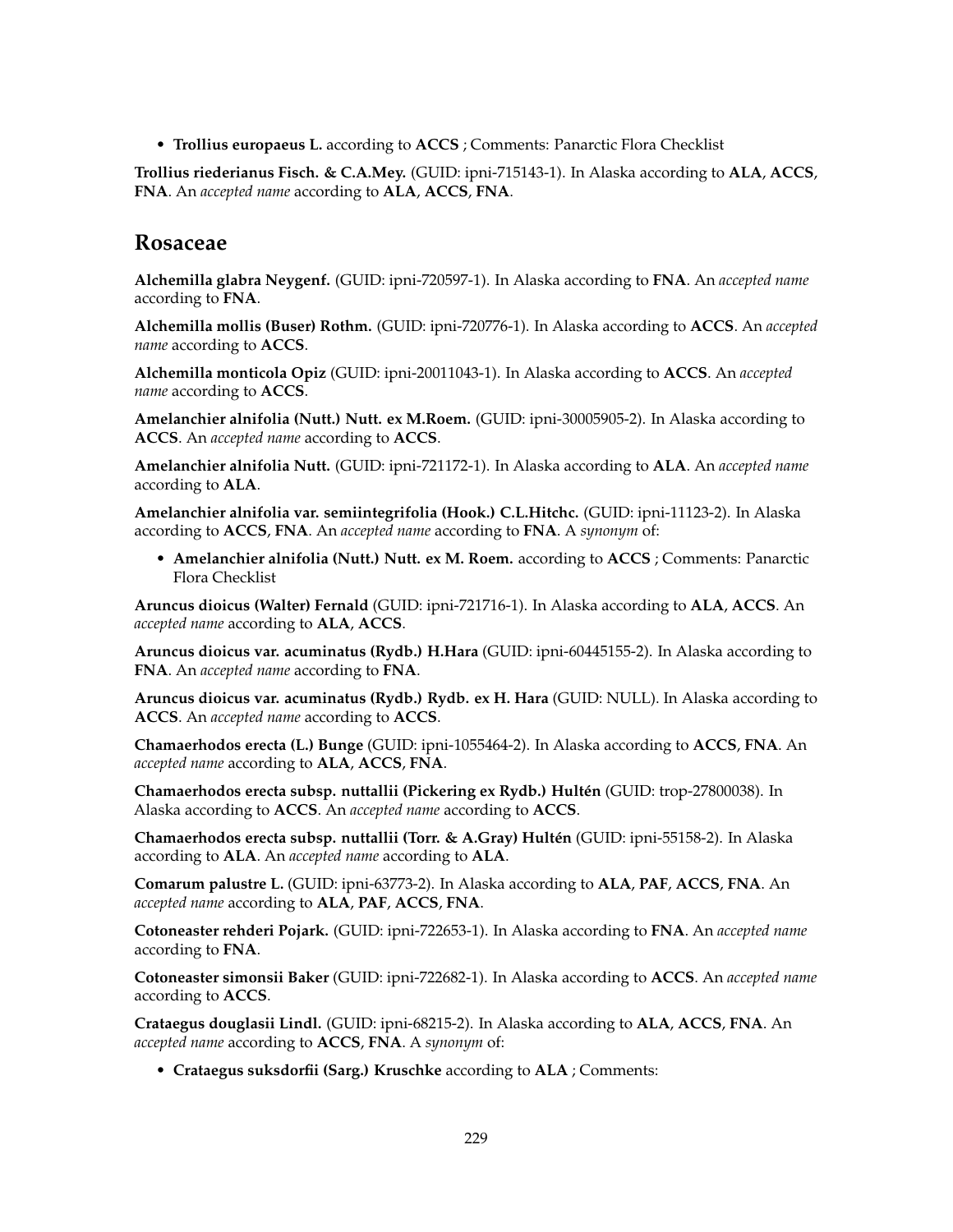- **Trollius europaeus L.** according to **ACCS** ; Comments: Panarctic Flora Checklist

**Trollius riederianus Fisch. & C.A.Mey.** (GUID: ipni-715143-1). In Alaska according to **ALA**, **ACCS**, **FNA**. An *accepted name* according to **ALA**, **ACCS**, **FNA**.

## Rosaceae

**Alchemilla glabra Neygenf.** (GUID: ipni-720597-1). In Alaska according to **FNA**. An *accepted name* according to **FNA**.

**Alchemilla mollis (Buser) Rothm.** (GUID: ipni-720776-1). In Alaska according to **ACCS**. An *accepted name* according to **ACCS**.

**Alchemilla monticola Opiz** (GUID: ipni-20011043-1). In Alaska according to **ACCS**. An *accepted name* according to **ACCS**.

**Amelanchier alnifolia (Nutt.) Nutt. ex M.Roem.** (GUID: ipni-30005905-2). In Alaska according to **ACCS**. An *accepted name* according to **ACCS**.

**Amelanchier alnifolia Nutt.** (GUID: ipni-721172-1). In Alaska according to **ALA**. An *accepted name* according to **ALA**.

**Amelanchier alnifolia var. semiintegrifolia (Hook.) C.L.Hitchc.** (GUID: ipni-11123-2). In Alaska according to **ACCS**, **FNA**. An *accepted name* according to **FNA**. A *synonym* of:

- **Amelanchier alnifolia (Nutt.) Nutt. ex M. Roem.** according to **ACCS** ; Comments: Panarctic Flora Checklist

**Aruncus dioicus (Walter) Fernald** (GUID: ipni-721716-1). In Alaska according to **ALA**, **ACCS**. An *accepted name* according to **ALA**, **ACCS**.

**Aruncus dioicus var. acuminatus (Rydb.) H.Hara** (GUID: ipni-60445155-2). In Alaska according to **FNA**. An *accepted name* according to **FNA**.

**Aruncus dioicus var. acuminatus (Rydb.) Rydb. ex H. Hara** (GUID: NULL). In Alaska according to **ACCS**. An *accepted name* according to **ACCS**.

**Chamaerhodos erecta (L.) Bunge** (GUID: ipni-1055464-2). In Alaska according to **ACCS**, **FNA**. An *accepted name* according to **ALA**, **ACCS**, **FNA**.

**Chamaerhodos erecta subsp. nuttallii (Pickering ex Rydb.) Hultén** (GUID: trop-27800038). In Alaska according to **ACCS**. An *accepted name* according to **ACCS**.

**Chamaerhodos erecta subsp. nuttallii (Torr. & A.Gray) Hultén** (GUID: ipni-55158-2). In Alaska according to **ALA**. An *accepted name* according to **ALA**.

**Comarum palustre L.** (GUID: ipni-63773-2). In Alaska according to **ALA**, **PAF**, **ACCS**, **FNA**. An *accepted name* according to **ALA**, **PAF**, **ACCS**, **FNA**.

**Cotoneaster rehderi Pojark.** (GUID: ipni-722653-1). In Alaska according to **FNA**. An *accepted name* according to **FNA**.

**Cotoneaster simonsii Baker** (GUID: ipni-722682-1). In Alaska according to **ACCS**. An *accepted name* according to **ACCS**.

**Crataegus douglasii Lindl.** (GUID: ipni-68215-2). In Alaska according to **ALA**, **ACCS**, **FNA**. An *accepted name* according to **ACCS**, **FNA**. A *synonym* of:

- **Crataegus suksdorfii (Sarg.) Kruschke** according to **ALA** ; Comments: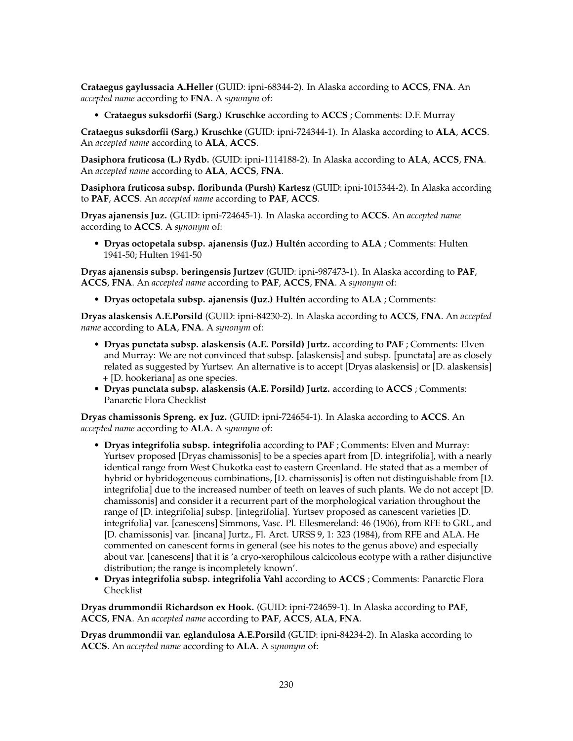**Crataegus gaylussacia A.Heller** (GUID: ipni-68344-2). In Alaska according to **ACCS**, **FNA**. An *accepted name* according to **FNA**. A *synonym* of:

- **Crataegus suksdorfii (Sarg.) Kruschke** according to **ACCS** ; Comments: D.F. Murray

**Crataegus suksdorfii (Sarg.) Kruschke** (GUID: ipni-724344-1). In Alaska according to **ALA**, **ACCS**. An *accepted name* according to **ALA**, **ACCS**.

**Dasiphora fruticosa (L.) Rydb.** (GUID: ipni-1114188-2). In Alaska according to **ALA**, **ACCS**, **FNA**. An *accepted name* according to **ALA**, **ACCS**, **FNA**.

**Dasiphora fruticosa subsp. floribunda (Pursh) Kartesz** (GUID: ipni-1015344-2). In Alaska according to **PAF**, **ACCS**. An *accepted name* according to **PAF**, **ACCS**.

**Dryas ajanensis Juz.** (GUID: ipni-724645-1). In Alaska according to **ACCS**. An *accepted name* according to **ACCS**. A *synonym* of:

- **Dryas octopetala subsp. ajanensis (Juz.) Hultén** according to **ALA** ; Comments: Hulten 1941-50; Hulten 1941-50

**Dryas ajanensis subsp. beringensis Jurtzev** (GUID: ipni-987473-1). In Alaska according to **PAF**, **ACCS**, **FNA**. An *accepted name* according to **PAF**, **ACCS**, **FNA**. A *synonym* of:

- **Dryas octopetala subsp. ajanensis (Juz.) Hultén** according to **ALA** ; Comments:

**Dryas alaskensis A.E.Porsild** (GUID: ipni-84230-2). In Alaska according to **ACCS**, **FNA**. An *accepted name* according to **ALA**, **FNA**. A *synonym* of:

- **Dryas punctata subsp. alaskensis (A.E. Porsild) Jurtz.** according to **PAF** ; Comments: Elven and Murray: We are not convinced that subsp. [alaskensis] and subsp. [punctata] are as closely related as suggested by Yurtsev. An alternative is to accept [Dryas alaskensis] or [D. alaskensis] + [D. hookeriana] as one species.
- **Dryas punctata subsp. alaskensis (A.E. Porsild) Jurtz.** according to **ACCS** ; Comments: Panarctic Flora Checklist

**Dryas chamissonis Spreng. ex Juz.** (GUID: ipni-724654-1). In Alaska according to **ACCS**. An *accepted name* according to **ALA**. A *synonym* of:

- **Dryas integrifolia subsp. integrifolia** according to **PAF** ; Comments: Elven and Murray: Yurtsev proposed [Dryas chamissonis] to be a species apart from [D. integrifolia], with a nearly identical range from West Chukotka east to eastern Greenland. He stated that as a member of hybrid or hybridogeneous combinations, [D. chamissonis] is often not distinguishable from [D. integrifolia] due to the increased number of teeth on leaves of such plants. We do not accept [D. chamissonis] and consider it a recurrent part of the morphological variation throughout the range of [D. integrifolia] subsp. [integrifolia]. Yurtsev proposed as canescent varieties [D. integrifolia] var. [canescens] Simmons, Vasc. Pl. Ellesmereland: 46 (1906), from RFE to GRL, and [D. chamissonis] var. [incana] Jurtz., Fl. Arct. URSS 9, 1: 323 (1984), from RFE and ALA. He commented on canescent forms in general (see his notes to the genus above) and especially about var. [canescens] that it is 'a cryo-xerophilous calcicolous ecotype with a rather disjunctive distribution; the range is incompletely known'.
- **Dryas integrifolia subsp. integrifolia Vahl** according to **ACCS** ; Comments: Panarctic Flora Checklist

**Dryas drummondii Richardson ex Hook.** (GUID: ipni-724659-1). In Alaska according to **PAF**, **ACCS**, **FNA**. An *accepted name* according to **PAF**, **ACCS**, **ALA**, **FNA**.

**Dryas drummondii var. eglandulosa A.E.Porsild** (GUID: ipni-84234-2). In Alaska according to **ACCS**. An *accepted name* according to **ALA**. A *synonym* of: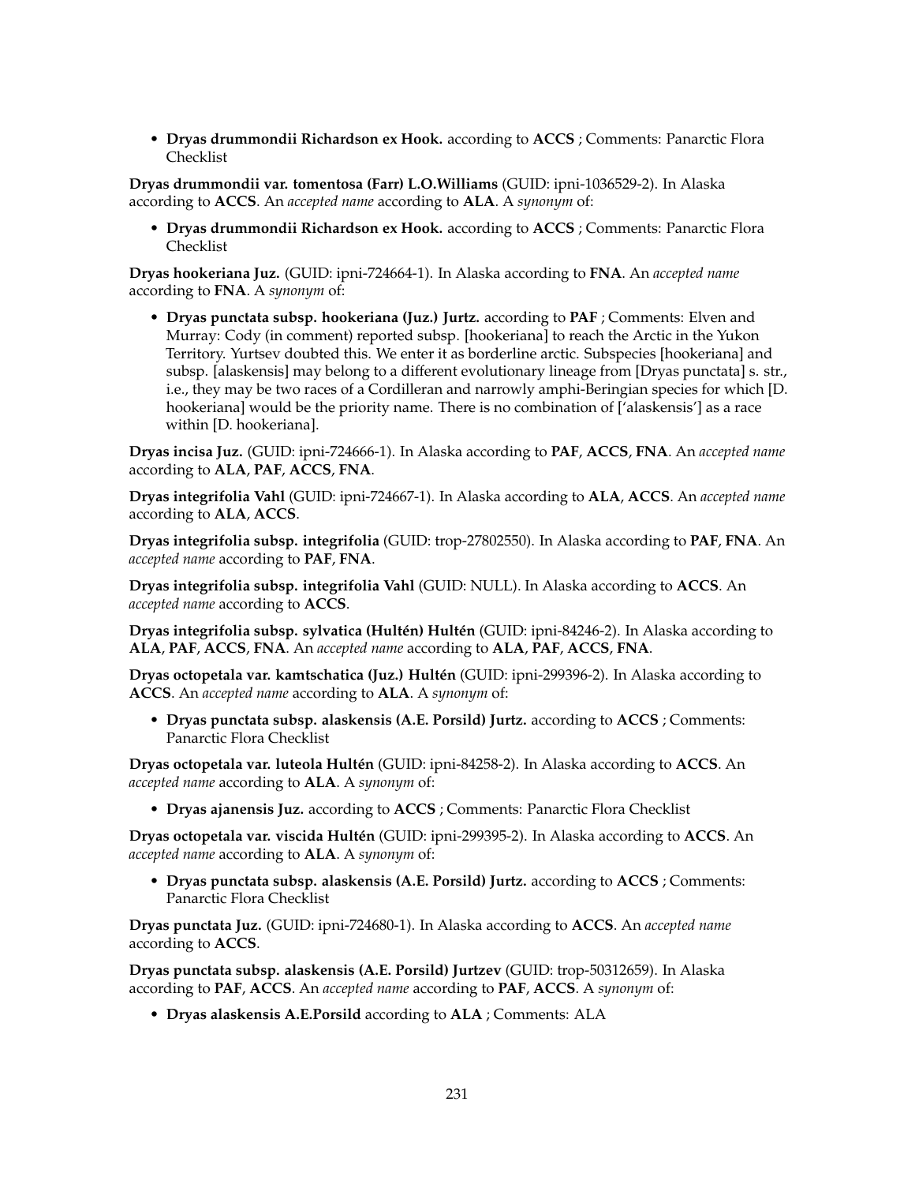- **Dryas drummondii Richardson ex Hook.** according to **ACCS** ; Comments: Panarctic Flora Checklist

**Dryas drummondii var. tomentosa (Farr) L.O.Williams** (GUID: ipni-1036529-2). In Alaska according to **ACCS**. An *accepted name* according to **ALA**. A *synonym* of:

- **Dryas drummondii Richardson ex Hook.** according to **ACCS** ; Comments: Panarctic Flora Checklist

**Dryas hookeriana Juz.** (GUID: ipni-724664-1). In Alaska according to **FNA**. An *accepted name* according to **FNA**. A *synonym* of:

- **Dryas punctata subsp. hookeriana (Juz.) Jurtz.** according to **PAF** ; Comments: Elven and Murray: Cody (in comment) reported subsp. [hookeriana] to reach the Arctic in the Yukon Territory. Yurtsev doubted this. We enter it as borderline arctic. Subspecies [hookeriana] and subsp. [alaskensis] may belong to a different evolutionary lineage from [Dryas punctata] s. str., i.e., they may be two races of a Cordilleran and narrowly amphi-Beringian species for which [D. hookeriana] would be the priority name. There is no combination of ['alaskensis'] as a race within [D. hookeriana].

**Dryas incisa Juz.** (GUID: ipni-724666-1). In Alaska according to **PAF**, **ACCS**, **FNA**. An *accepted name* according to **ALA**, **PAF**, **ACCS**, **FNA**.

**Dryas integrifolia Vahl** (GUID: ipni-724667-1). In Alaska according to **ALA**, **ACCS**. An *accepted name* according to **ALA**, **ACCS**.

**Dryas integrifolia subsp. integrifolia** (GUID: trop-27802550). In Alaska according to **PAF**, **FNA**. An *accepted name* according to **PAF**, **FNA**.

**Dryas integrifolia subsp. integrifolia Vahl** (GUID: NULL). In Alaska according to **ACCS**. An *accepted name* according to **ACCS**.

**Dryas integrifolia subsp. sylvatica (Hultén) Hultén** (GUID: ipni-84246-2). In Alaska according to **ALA**, **PAF**, **ACCS**, **FNA**. An *accepted name* according to **ALA**, **PAF**, **ACCS**, **FNA**.

**Dryas octopetala var. kamtschatica (Juz.) Hultén** (GUID: ipni-299396-2). In Alaska according to **ACCS**. An *accepted name* according to **ALA**. A *synonym* of:

- **Dryas punctata subsp. alaskensis (A.E. Porsild) Jurtz.** according to **ACCS** ; Comments: Panarctic Flora Checklist

**Dryas octopetala var. luteola Hultén** (GUID: ipni-84258-2). In Alaska according to **ACCS**. An *accepted name* according to **ALA**. A *synonym* of:

- **Dryas ajanensis Juz.** according to **ACCS** ; Comments: Panarctic Flora Checklist

**Dryas octopetala var. viscida Hultén** (GUID: ipni-299395-2). In Alaska according to **ACCS**. An *accepted name* according to **ALA**. A *synonym* of:

- **Dryas punctata subsp. alaskensis (A.E. Porsild) Jurtz.** according to **ACCS** ; Comments: Panarctic Flora Checklist

**Dryas punctata Juz.** (GUID: ipni-724680-1). In Alaska according to **ACCS**. An *accepted name* according to **ACCS**.

**Dryas punctata subsp. alaskensis (A.E. Porsild) Jurtzev** (GUID: trop-50312659). In Alaska according to **PAF**, **ACCS**. An *accepted name* according to **PAF**, **ACCS**. A *synonym* of:

- **Dryas alaskensis A.E.Porsild** according to **ALA** ; Comments: ALA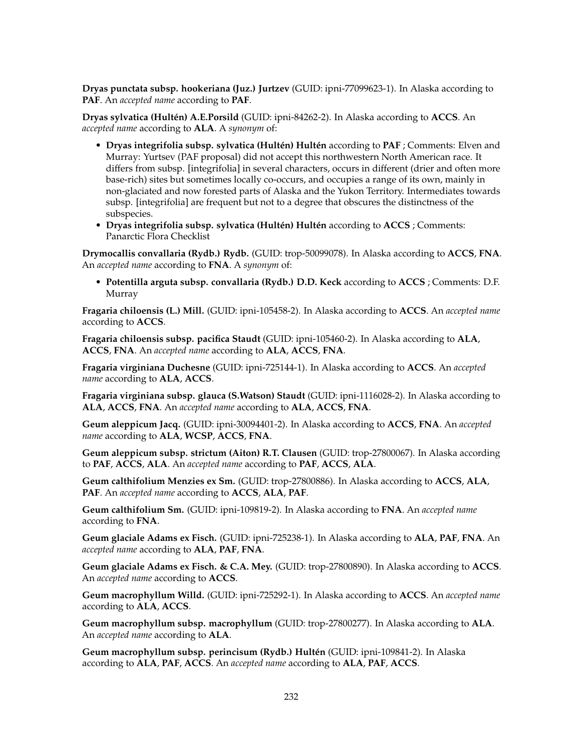**Dryas punctata subsp. hookeriana (Juz.) Jurtzev** (GUID: ipni-77099623-1). In Alaska according to **PAF**. An *accepted name* according to **PAF**.

**Dryas sylvatica (Hultén) A.E.Porsild** (GUID: ipni-84262-2). In Alaska according to **ACCS**. An *accepted name* according to **ALA**. A *synonym* of:

- **Dryas integrifolia subsp. sylvatica (Hultén) Hultén** according to **PAF** ; Comments: Elven and Murray: Yurtsev (PAF proposal) did not accept this northwestern North American race. It differs from subsp. [integrifolia] in several characters, occurs in different (drier and often more base-rich) sites but sometimes locally co-occurs, and occupies a range of its own, mainly in non-glaciated and now forested parts of Alaska and the Yukon Territory. Intermediates towards subsp. [integrifolia] are frequent but not to a degree that obscures the distinctness of the subspecies.
- **Dryas integrifolia subsp. sylvatica (Hultén) Hultén** according to **ACCS** ; Comments: Panarctic Flora Checklist

**Drymocallis convallaria (Rydb.) Rydb.** (GUID: trop-50099078). In Alaska according to **ACCS**, **FNA**. An *accepted name* according to **FNA**. A *synonym* of:

- **Potentilla arguta subsp. convallaria (Rydb.) D.D. Keck** according to **ACCS** ; Comments: D.F. Murray

**Fragaria chiloensis (L.) Mill.** (GUID: ipni-105458-2). In Alaska according to **ACCS**. An *accepted name* according to **ACCS**.

**Fragaria chiloensis subsp. pacifica Staudt** (GUID: ipni-105460-2). In Alaska according to **ALA**, **ACCS**, **FNA**. An *accepted name* according to **ALA**, **ACCS**, **FNA**.

**Fragaria virginiana Duchesne** (GUID: ipni-725144-1). In Alaska according to **ACCS**. An *accepted name* according to **ALA**, **ACCS**.

**Fragaria virginiana subsp. glauca (S.Watson) Staudt** (GUID: ipni-1116028-2). In Alaska according to **ALA**, **ACCS**, **FNA**. An *accepted name* according to **ALA**, **ACCS**, **FNA**.

**Geum aleppicum Jacq.** (GUID: ipni-30094401-2). In Alaska according to **ACCS**, **FNA**. An *accepted name* according to **ALA**, **WCSP**, **ACCS**, **FNA**.

**Geum aleppicum subsp. strictum (Aiton) R.T. Clausen** (GUID: trop-27800067). In Alaska according to **PAF**, **ACCS**, **ALA**. An *accepted name* according to **PAF**, **ACCS**, **ALA**.

**Geum calthifolium Menzies ex Sm.** (GUID: trop-27800886). In Alaska according to **ACCS**, **ALA**, **PAF**. An *accepted name* according to **ACCS**, **ALA**, **PAF**.

**Geum calthifolium Sm.** (GUID: ipni-109819-2). In Alaska according to **FNA**. An *accepted name* according to **FNA**.

**Geum glaciale Adams ex Fisch.** (GUID: ipni-725238-1). In Alaska according to **ALA**, **PAF**, **FNA**. An *accepted name* according to **ALA**, **PAF**, **FNA**.

**Geum glaciale Adams ex Fisch. & C.A. Mey.** (GUID: trop-27800890). In Alaska according to **ACCS**. An *accepted name* according to **ACCS**.

**Geum macrophyllum Willd.** (GUID: ipni-725292-1). In Alaska according to **ACCS**. An *accepted name* according to **ALA**, **ACCS**.

**Geum macrophyllum subsp. macrophyllum** (GUID: trop-27800277). In Alaska according to **ALA**. An *accepted name* according to **ALA**.

**Geum macrophyllum subsp. perincisum (Rydb.) Hultén** (GUID: ipni-109841-2). In Alaska according to **ALA**, **PAF**, **ACCS**. An *accepted name* according to **ALA**, **PAF**, **ACCS**.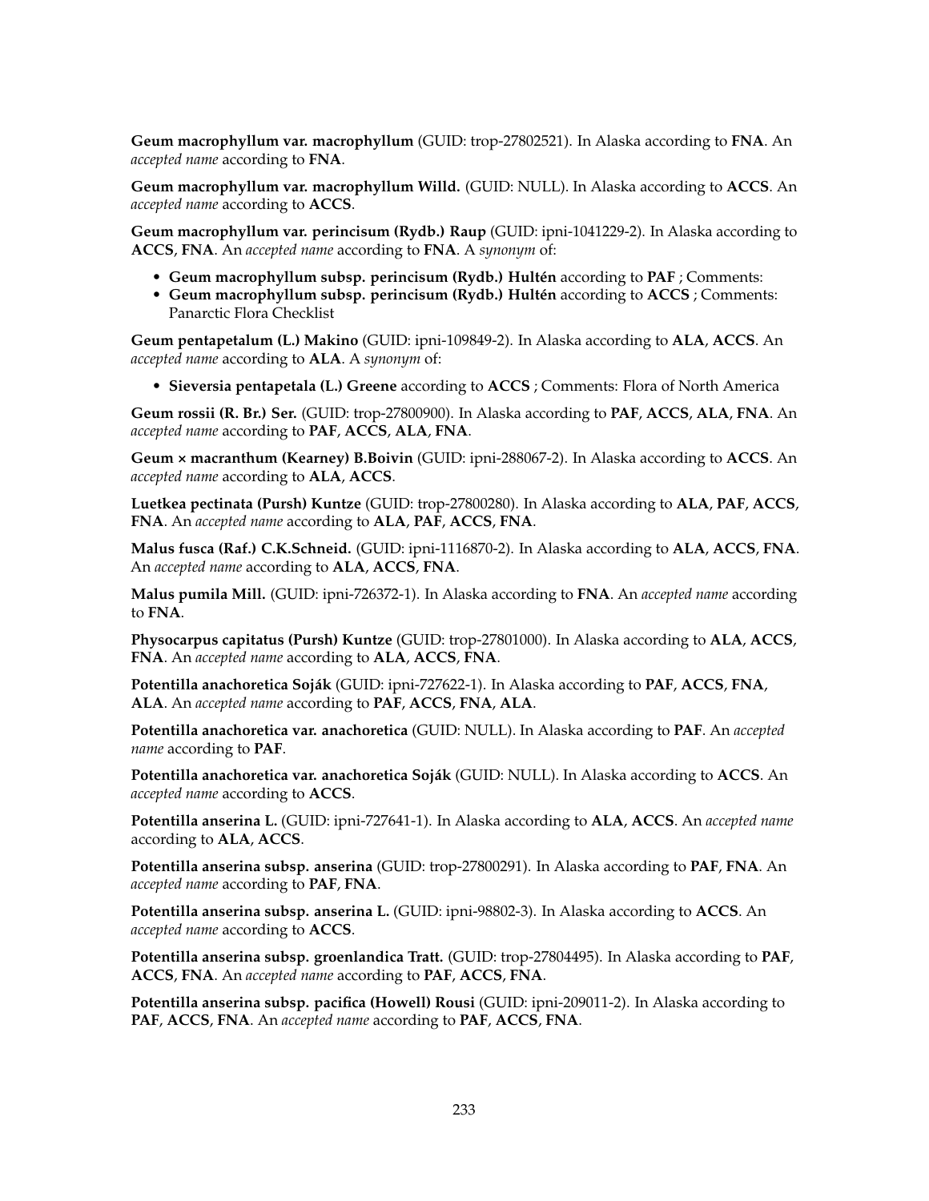**Geum macrophyllum var. macrophyllum** (GUID: trop-27802521). In Alaska according to **FNA**. An *accepted name* according to **FNA**.

**Geum macrophyllum var. macrophyllum Willd.** (GUID: NULL). In Alaska according to **ACCS**. An *accepted name* according to **ACCS**.

**Geum macrophyllum var. perincisum (Rydb.) Raup** (GUID: ipni-1041229-2). In Alaska according to **ACCS**, **FNA**. An *accepted name* according to **FNA**. A *synonym* of:

- **Geum macrophyllum subsp. perincisum (Rydb.) Hultén** according to **PAF** ; Comments:
- **Geum macrophyllum subsp. perincisum (Rydb.) Hultén** according to **ACCS** ; Comments: Panarctic Flora Checklist

**Geum pentapetalum (L.) Makino** (GUID: ipni-109849-2). In Alaska according to **ALA**, **ACCS**. An *accepted name* according to **ALA**. A *synonym* of:

- **Sieversia pentapetala (L.) Greene** according to **ACCS** ; Comments: Flora of North America

**Geum rossii (R. Br.) Ser.** (GUID: trop-27800900). In Alaska according to **PAF**, **ACCS**, **ALA**, **FNA**. An *accepted name* according to **PAF**, **ACCS**, **ALA**, **FNA**.

**Geum × macranthum (Kearney) B.Boivin** (GUID: ipni-288067-2). In Alaska according to **ACCS**. An *accepted name* according to **ALA**, **ACCS**.

**Luetkea pectinata (Pursh) Kuntze** (GUID: trop-27800280). In Alaska according to **ALA**, **PAF**, **ACCS**, **FNA**. An *accepted name* according to **ALA**, **PAF**, **ACCS**, **FNA**.

**Malus fusca (Raf.) C.K.Schneid.** (GUID: ipni-1116870-2). In Alaska according to **ALA**, **ACCS**, **FNA**. An *accepted name* according to **ALA**, **ACCS**, **FNA**.

**Malus pumila Mill.** (GUID: ipni-726372-1). In Alaska according to **FNA**. An *accepted name* according to **FNA**.

**Physocarpus capitatus (Pursh) Kuntze** (GUID: trop-27801000). In Alaska according to **ALA**, **ACCS**, **FNA**. An *accepted name* according to **ALA**, **ACCS**, **FNA**.

**Potentilla anachoretica Soják** (GUID: ipni-727622-1). In Alaska according to **PAF**, **ACCS**, **FNA**, **ALA**. An *accepted name* according to **PAF**, **ACCS**, **FNA**, **ALA**.

**Potentilla anachoretica var. anachoretica** (GUID: NULL). In Alaska according to **PAF**. An *accepted name* according to **PAF**.

**Potentilla anachoretica var. anachoretica Soják** (GUID: NULL). In Alaska according to **ACCS**. An *accepted name* according to **ACCS**.

**Potentilla anserina L.** (GUID: ipni-727641-1). In Alaska according to **ALA**, **ACCS**. An *accepted name* according to **ALA**, **ACCS**.

**Potentilla anserina subsp. anserina** (GUID: trop-27800291). In Alaska according to **PAF**, **FNA**. An *accepted name* according to **PAF**, **FNA**.

**Potentilla anserina subsp. anserina L.** (GUID: ipni-98802-3). In Alaska according to **ACCS**. An *accepted name* according to **ACCS**.

**Potentilla anserina subsp. groenlandica Tratt.** (GUID: trop-27804495). In Alaska according to **PAF**, **ACCS**, **FNA**. An *accepted name* according to **PAF**, **ACCS**, **FNA**.

**Potentilla anserina subsp. pacifica (Howell) Rousi** (GUID: ipni-209011-2). In Alaska according to **PAF**, **ACCS**, **FNA**. An *accepted name* according to **PAF**, **ACCS**, **FNA**.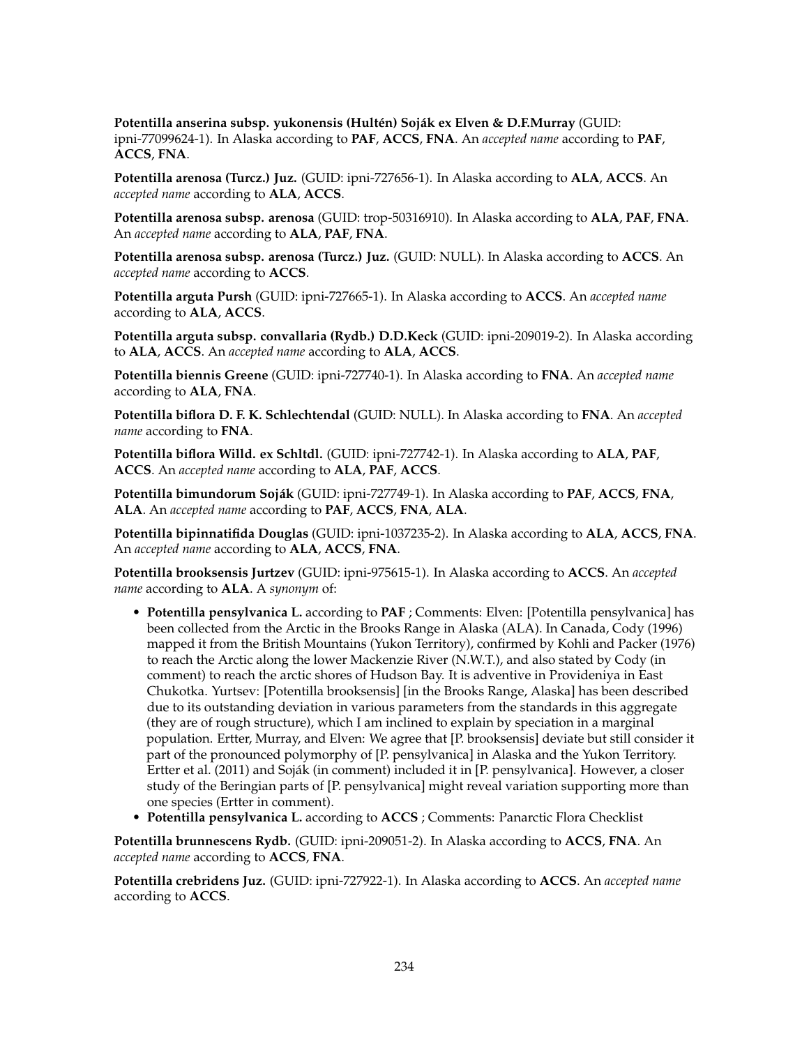**Potentilla anserina subsp. yukonensis (Hultén) Soják ex Elven & D.F.Murray** (GUID: ipni-77099624-1). In Alaska according to **PAF**, **ACCS**, **FNA**. An *accepted name* according to **PAF**, **ACCS**, **FNA**.

**Potentilla arenosa (Turcz.) Juz.** (GUID: ipni-727656-1). In Alaska according to **ALA**, **ACCS**. An *accepted name* according to **ALA**, **ACCS**.

**Potentilla arenosa subsp. arenosa** (GUID: trop-50316910). In Alaska according to **ALA**, **PAF**, **FNA**. An *accepted name* according to **ALA**, **PAF**, **FNA**.

**Potentilla arenosa subsp. arenosa (Turcz.) Juz.** (GUID: NULL). In Alaska according to **ACCS**. An *accepted name* according to **ACCS**.

**Potentilla arguta Pursh** (GUID: ipni-727665-1). In Alaska according to **ACCS**. An *accepted name* according to **ALA**, **ACCS**.

**Potentilla arguta subsp. convallaria (Rydb.) D.D.Keck** (GUID: ipni-209019-2). In Alaska according to **ALA**, **ACCS**. An *accepted name* according to **ALA**, **ACCS**.

**Potentilla biennis Greene** (GUID: ipni-727740-1). In Alaska according to **FNA**. An *accepted name* according to **ALA**, **FNA**.

**Potentilla biflora D. F. K. Schlechtendal** (GUID: NULL). In Alaska according to **FNA**. An *accepted name* according to **FNA**.

**Potentilla biflora Willd. ex Schltdl.** (GUID: ipni-727742-1). In Alaska according to **ALA**, **PAF**, **ACCS**. An *accepted name* according to **ALA**, **PAF**, **ACCS**.

**Potentilla bimundorum Soják** (GUID: ipni-727749-1). In Alaska according to **PAF**, **ACCS**, **FNA**, **ALA**. An *accepted name* according to **PAF**, **ACCS**, **FNA**, **ALA**.

**Potentilla bipinnatifida Douglas** (GUID: ipni-1037235-2). In Alaska according to **ALA**, **ACCS**, **FNA**. An *accepted name* according to **ALA**, **ACCS**, **FNA**.

**Potentilla brooksensis Jurtzev** (GUID: ipni-975615-1). In Alaska according to **ACCS**. An *accepted name* according to **ALA**. A *synonym* of:

- **Potentilla pensylvanica L.** according to **PAF** ; Comments: Elven: [Potentilla pensylvanica] has been collected from the Arctic in the Brooks Range in Alaska (ALA). In Canada, Cody (1996) mapped it from the British Mountains (Yukon Territory), confirmed by Kohli and Packer (1976) to reach the Arctic along the lower Mackenzie River (N.W.T.), and also stated by Cody (in comment) to reach the arctic shores of Hudson Bay. It is adventive in Provideniya in East Chukotka. Yurtsev: [Potentilla brooksensis] [in the Brooks Range, Alaska] has been described due to its outstanding deviation in various parameters from the standards in this aggregate (they are of rough structure), which I am inclined to explain by speciation in a marginal population. Ertter, Murray, and Elven: We agree that [P. brooksensis] deviate but still consider it part of the pronounced polymorphy of [P. pensylvanica] in Alaska and the Yukon Territory. Ertter et al. (2011) and Soják (in comment) included it in [P. pensylvanica]. However, a closer study of the Beringian parts of [P. pensylvanica] might reveal variation supporting more than one species (Ertter in comment).
- **Potentilla pensylvanica L.** according to **ACCS** ; Comments: Panarctic Flora Checklist

**Potentilla brunnescens Rydb.** (GUID: ipni-209051-2). In Alaska according to **ACCS**, **FNA**. An *accepted name* according to **ACCS**, **FNA**.

**Potentilla crebridens Juz.** (GUID: ipni-727922-1). In Alaska according to **ACCS**. An *accepted name* according to **ACCS**.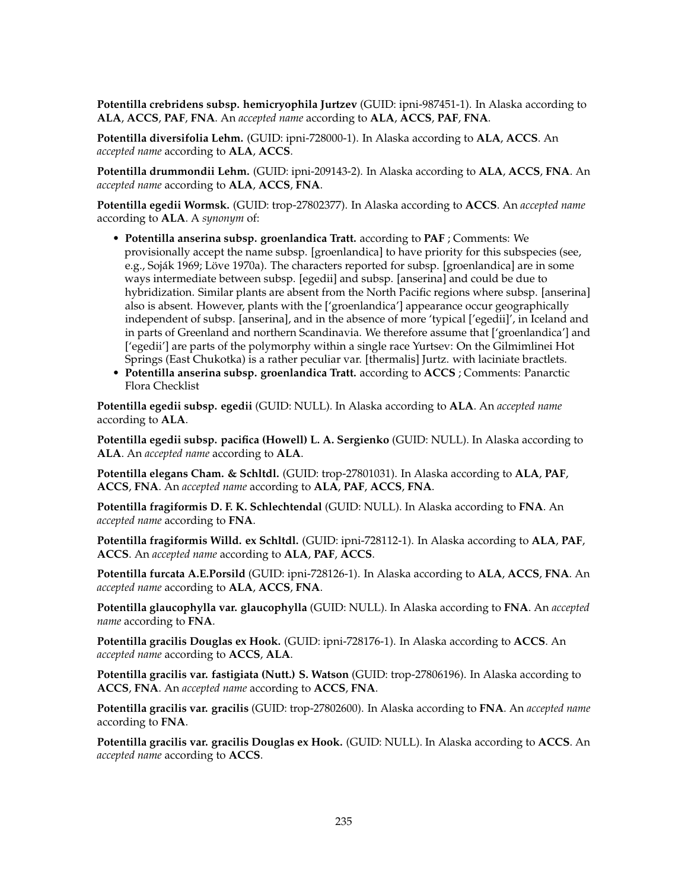**Potentilla crebridens subsp. hemicryophila Jurtzev** (GUID: ipni-987451-1). In Alaska according to **ALA**, **ACCS**, **PAF**, **FNA**. An *accepted name* according to **ALA**, **ACCS**, **PAF**, **FNA**.

**Potentilla diversifolia Lehm.** (GUID: ipni-728000-1). In Alaska according to **ALA**, **ACCS**. An *accepted name* according to **ALA**, **ACCS**.

**Potentilla drummondii Lehm.** (GUID: ipni-209143-2). In Alaska according to **ALA**, **ACCS**, **FNA**. An *accepted name* according to **ALA**, **ACCS**, **FNA**.

**Potentilla egedii Wormsk.** (GUID: trop-27802377). In Alaska according to **ACCS**. An *accepted name* according to **ALA**. A *synonym* of:

- **Potentilla anserina subsp. groenlandica Tratt.** according to **PAF** ; Comments: We provisionally accept the name subsp. [groenlandica] to have priority for this subspecies (see, e.g., Soják 1969; Löve 1970a). The characters reported for subsp. [groenlandica] are in some ways intermediate between subsp. [egedii] and subsp. [anserina] and could be due to hybridization. Similar plants are absent from the North Pacific regions where subsp. [anserina] also is absent. However, plants with the ['groenlandica'] appearance occur geographically independent of subsp. [anserina], and in the absence of more 'typical ['egedii]', in Iceland and in parts of Greenland and northern Scandinavia. We therefore assume that ['groenlandica'] and ['egedii'] are parts of the polymorphy within a single race Yurtsev: On the Gilmimlinei Hot Springs (East Chukotka) is a rather peculiar var. [thermalis] Jurtz. with laciniate bractlets.
- **Potentilla anserina subsp. groenlandica Tratt.** according to **ACCS** ; Comments: Panarctic Flora Checklist

**Potentilla egedii subsp. egedii** (GUID: NULL). In Alaska according to **ALA**. An *accepted name* according to **ALA**.

**Potentilla egedii subsp. pacifica (Howell) L. A. Sergienko** (GUID: NULL). In Alaska according to **ALA**. An *accepted name* according to **ALA**.

**Potentilla elegans Cham. & Schltdl.** (GUID: trop-27801031). In Alaska according to **ALA**, **PAF**, **ACCS**, **FNA**. An *accepted name* according to **ALA**, **PAF**, **ACCS**, **FNA**.

**Potentilla fragiformis D. F. K. Schlechtendal** (GUID: NULL). In Alaska according to **FNA**. An *accepted name* according to **FNA**.

**Potentilla fragiformis Willd. ex Schltdl.** (GUID: ipni-728112-1). In Alaska according to **ALA**, **PAF**, **ACCS**. An *accepted name* according to **ALA**, **PAF**, **ACCS**.

**Potentilla furcata A.E.Porsild** (GUID: ipni-728126-1). In Alaska according to **ALA**, **ACCS**, **FNA**. An *accepted name* according to **ALA**, **ACCS**, **FNA**.

**Potentilla glaucophylla var. glaucophylla** (GUID: NULL). In Alaska according to **FNA**. An *accepted name* according to **FNA**.

**Potentilla gracilis Douglas ex Hook.** (GUID: ipni-728176-1). In Alaska according to **ACCS**. An *accepted name* according to **ACCS**, **ALA**.

**Potentilla gracilis var. fastigiata (Nutt.) S. Watson** (GUID: trop-27806196). In Alaska according to **ACCS**, **FNA**. An *accepted name* according to **ACCS**, **FNA**.

**Potentilla gracilis var. gracilis** (GUID: trop-27802600). In Alaska according to **FNA**. An *accepted name* according to **FNA**.

**Potentilla gracilis var. gracilis Douglas ex Hook.** (GUID: NULL). In Alaska according to **ACCS**. An *accepted name* according to **ACCS**.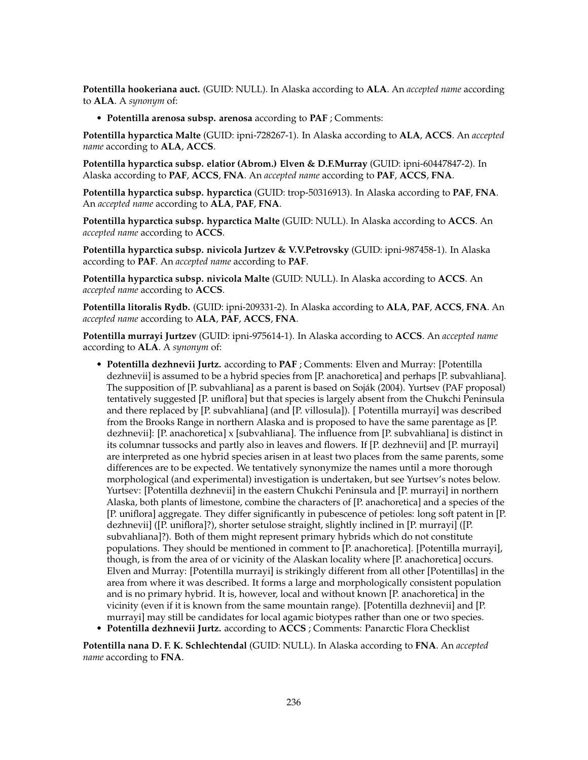**Potentilla hookeriana auct.** (GUID: NULL). In Alaska according to **ALA**. An *accepted name* according to **ALA**. A *synonym* of:

- **Potentilla arenosa subsp. arenosa** according to **PAF** ; Comments:

**Potentilla hyparctica Malte** (GUID: ipni-728267-1). In Alaska according to **ALA**, **ACCS**. An *accepted name* according to **ALA**, **ACCS**.

**Potentilla hyparctica subsp. elatior (Abrom.) Elven & D.F.Murray** (GUID: ipni-60447847-2). In Alaska according to **PAF**, **ACCS**, **FNA**. An *accepted name* according to **PAF**, **ACCS**, **FNA**.

**Potentilla hyparctica subsp. hyparctica** (GUID: trop-50316913). In Alaska according to **PAF**, **FNA**. An *accepted name* according to **ALA**, **PAF**, **FNA**.

**Potentilla hyparctica subsp. hyparctica Malte** (GUID: NULL). In Alaska according to **ACCS**. An *accepted name* according to **ACCS**.

**Potentilla hyparctica subsp. nivicola Jurtzev & V.V.Petrovsky** (GUID: ipni-987458-1). In Alaska according to **PAF**. An *accepted name* according to **PAF**.

**Potentilla hyparctica subsp. nivicola Malte** (GUID: NULL). In Alaska according to **ACCS**. An *accepted name* according to **ACCS**.

**Potentilla litoralis Rydb.** (GUID: ipni-209331-2). In Alaska according to **ALA**, **PAF**, **ACCS**, **FNA**. An *accepted name* according to **ALA**, **PAF**, **ACCS**, **FNA**.

**Potentilla murrayi Jurtzev** (GUID: ipni-975614-1). In Alaska according to **ACCS**. An *accepted name* according to **ALA**. A *synonym* of:

- **Potentilla dezhnevii Jurtz.** according to **PAF** ; Comments: Elven and Murray: [Potentilla dezhnevii] is assumed to be a hybrid species from [P. anachoretica] and perhaps [P. subvahliana]. The supposition of [P. subvahliana] as a parent is based on Soják (2004). Yurtsev (PAF proposal) tentatively suggested [P. uniflora] but that species is largely absent from the Chukchi Peninsula and there replaced by [P. subvahliana] (and [P. villosula]). [ Potentilla murrayi] was described from the Brooks Range in northern Alaska and is proposed to have the same parentage as [P. dezhnevii]: [P. anachoretica] x [subvahliana]. The influence from [P. subvahliana] is distinct in its columnar tussocks and partly also in leaves and flowers. If [P. dezhnevii] and [P. murrayi] are interpreted as one hybrid species arisen in at least two places from the same parents, some differences are to be expected. We tentatively synonymize the names until a more thorough morphological (and experimental) investigation is undertaken, but see Yurtsev's notes below. Yurtsev: [Potentilla dezhnevii] in the eastern Chukchi Peninsula and [P. murrayi] in northern Alaska, both plants of limestone, combine the characters of [P. anachoretica] and a species of the [P. uniflora] aggregate. They differ significantly in pubescence of petioles: long soft patent in [P. dezhnevii] ([P. uniflora]?), shorter setulose straight, slightly inclined in [P. murrayi] ([P. subvahliana]?). Both of them might represent primary hybrids which do not constitute populations. They should be mentioned in comment to [P. anachoretica]. [Potentilla murrayi], though, is from the area of or vicinity of the Alaskan locality where [P. anachoretica] occurs. Elven and Murray: [Potentilla murrayi] is strikingly different from all other [Potentillas] in the area from where it was described. It forms a large and morphologically consistent population and is no primary hybrid. It is, however, local and without known [P. anachoretica] in the vicinity (even if it is known from the same mountain range). [Potentilla dezhnevii] and [P. murrayi] may still be candidates for local agamic biotypes rather than one or two species.
- **Potentilla dezhnevii Jurtz.** according to **ACCS** ; Comments: Panarctic Flora Checklist

**Potentilla nana D. F. K. Schlechtendal** (GUID: NULL). In Alaska according to **FNA**. An *accepted name* according to **FNA**.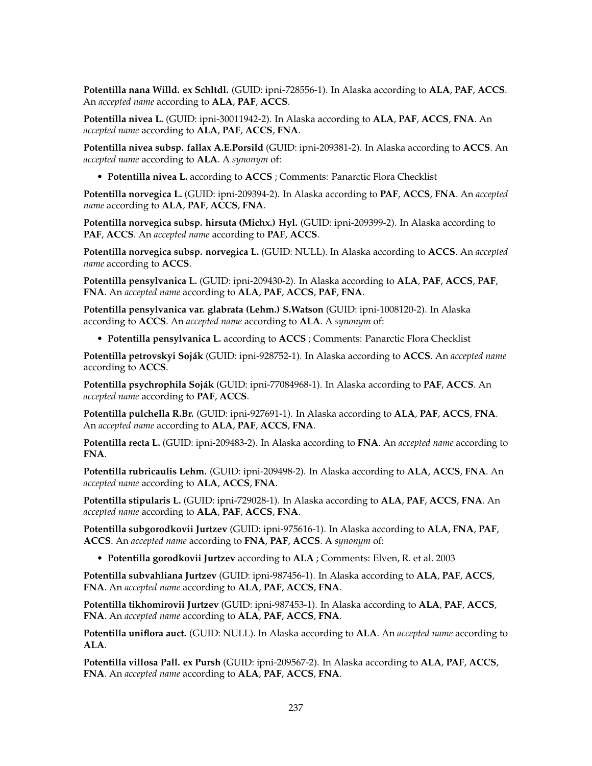**Potentilla nana Willd. ex Schltdl.** (GUID: ipni-728556-1). In Alaska according to **ALA**, **PAF**, **ACCS**. An *accepted name* according to **ALA**, **PAF**, **ACCS**.

**Potentilla nivea L.** (GUID: ipni-30011942-2). In Alaska according to **ALA**, **PAF**, **ACCS**, **FNA**. An *accepted name* according to **ALA**, **PAF**, **ACCS**, **FNA**.

**Potentilla nivea subsp. fallax A.E.Porsild** (GUID: ipni-209381-2). In Alaska according to **ACCS**. An *accepted name* according to **ALA**. A *synonym* of:

- **Potentilla nivea L.** according to **ACCS** ; Comments: Panarctic Flora Checklist

**Potentilla norvegica L.** (GUID: ipni-209394-2). In Alaska according to **PAF**, **ACCS**, **FNA**. An *accepted name* according to **ALA**, **PAF**, **ACCS**, **FNA**.

**Potentilla norvegica subsp. hirsuta (Michx.) Hyl.** (GUID: ipni-209399-2). In Alaska according to **PAF**, **ACCS**. An *accepted name* according to **PAF**, **ACCS**.

**Potentilla norvegica subsp. norvegica L.** (GUID: NULL). In Alaska according to **ACCS**. An *accepted name* according to **ACCS**.

**Potentilla pensylvanica L.** (GUID: ipni-209430-2). In Alaska according to **ALA**, **PAF**, **ACCS**, **PAF**, **FNA**. An *accepted name* according to **ALA**, **PAF**, **ACCS**, **PAF**, **FNA**.

**Potentilla pensylvanica var. glabrata (Lehm.) S.Watson** (GUID: ipni-1008120-2). In Alaska according to **ACCS**. An *accepted name* according to **ALA**. A *synonym* of:

- **Potentilla pensylvanica L.** according to **ACCS** ; Comments: Panarctic Flora Checklist

**Potentilla petrovskyi Soják** (GUID: ipni-928752-1). In Alaska according to **ACCS**. An *accepted name* according to **ACCS**.

**Potentilla psychrophila Soják** (GUID: ipni-77084968-1). In Alaska according to **PAF**, **ACCS**. An *accepted name* according to **PAF**, **ACCS**.

**Potentilla pulchella R.Br.** (GUID: ipni-927691-1). In Alaska according to **ALA**, **PAF**, **ACCS**, **FNA**. An *accepted name* according to **ALA**, **PAF**, **ACCS**, **FNA**.

**Potentilla recta L.** (GUID: ipni-209483-2). In Alaska according to **FNA**. An *accepted name* according to **FNA**.

**Potentilla rubricaulis Lehm.** (GUID: ipni-209498-2). In Alaska according to **ALA**, **ACCS**, **FNA**. An *accepted name* according to **ALA**, **ACCS**, **FNA**.

**Potentilla stipularis L.** (GUID: ipni-729028-1). In Alaska according to **ALA**, **PAF**, **ACCS**, **FNA**. An *accepted name* according to **ALA**, **PAF**, **ACCS**, **FNA**.

**Potentilla subgorodkovii Jurtzev** (GUID: ipni-975616-1). In Alaska according to **ALA**, **FNA**, **PAF**, **ACCS**. An *accepted name* according to **FNA**, **PAF**, **ACCS**. A *synonym* of:

- **Potentilla gorodkovii Jurtzev** according to **ALA** ; Comments: Elven, R. et al. 2003

**Potentilla subvahliana Jurtzev** (GUID: ipni-987456-1). In Alaska according to **ALA**, **PAF**, **ACCS**, **FNA**. An *accepted name* according to **ALA**, **PAF**, **ACCS**, **FNA**.

**Potentilla tikhomirovii Jurtzev** (GUID: ipni-987453-1). In Alaska according to **ALA**, **PAF**, **ACCS**, **FNA**. An *accepted name* according to **ALA**, **PAF**, **ACCS**, **FNA**.

**Potentilla uniflora auct.** (GUID: NULL). In Alaska according to **ALA**. An *accepted name* according to **ALA**.

**Potentilla villosa Pall. ex Pursh** (GUID: ipni-209567-2). In Alaska according to **ALA**, **PAF**, **ACCS**, **FNA**. An *accepted name* according to **ALA**, **PAF**, **ACCS**, **FNA**.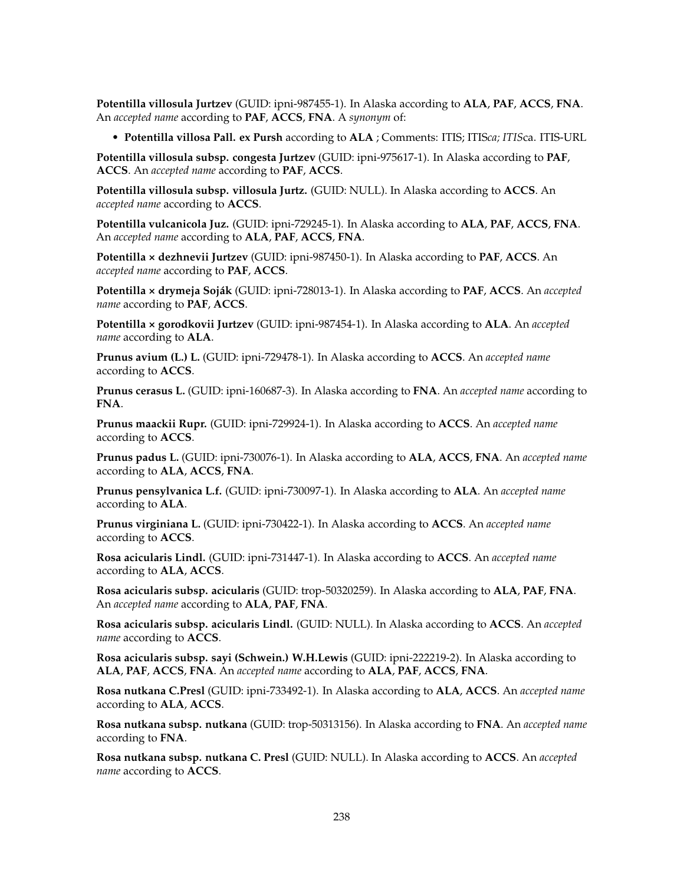**Potentilla villosula Jurtzev** (GUID: ipni-987455-1). In Alaska according to **ALA**, **PAF**, **ACCS**, **FNA**. An *accepted name* according to **PAF**, **ACCS**, **FNA**. A *synonym* of:

- **Potentilla villosa Pall. ex Pursh** according to **ALA** ; Comments: ITIS; ITIS*ca; ITIS*ca. ITIS-URL

**Potentilla villosula subsp. congesta Jurtzev** (GUID: ipni-975617-1). In Alaska according to **PAF**, **ACCS**. An *accepted name* according to **PAF**, **ACCS**.

**Potentilla villosula subsp. villosula Jurtz.** (GUID: NULL). In Alaska according to **ACCS**. An *accepted name* according to **ACCS**.

**Potentilla vulcanicola Juz.** (GUID: ipni-729245-1). In Alaska according to **ALA**, **PAF**, **ACCS**, **FNA**. An *accepted name* according to **ALA**, **PAF**, **ACCS**, **FNA**.

**Potentilla × dezhnevii Jurtzev** (GUID: ipni-987450-1). In Alaska according to **PAF**, **ACCS**. An *accepted name* according to **PAF**, **ACCS**.

**Potentilla × drymeja Soják** (GUID: ipni-728013-1). In Alaska according to **PAF**, **ACCS**. An *accepted name* according to **PAF**, **ACCS**.

**Potentilla × gorodkovii Jurtzev** (GUID: ipni-987454-1). In Alaska according to **ALA**. An *accepted name* according to **ALA**.

**Prunus avium (L.) L.** (GUID: ipni-729478-1). In Alaska according to **ACCS**. An *accepted name* according to **ACCS**.

**Prunus cerasus L.** (GUID: ipni-160687-3). In Alaska according to **FNA**. An *accepted name* according to **FNA**.

**Prunus maackii Rupr.** (GUID: ipni-729924-1). In Alaska according to **ACCS**. An *accepted name* according to **ACCS**.

**Prunus padus L.** (GUID: ipni-730076-1). In Alaska according to **ALA**, **ACCS**, **FNA**. An *accepted name* according to **ALA**, **ACCS**, **FNA**.

**Prunus pensylvanica L.f.** (GUID: ipni-730097-1). In Alaska according to **ALA**. An *accepted name* according to **ALA**.

**Prunus virginiana L.** (GUID: ipni-730422-1). In Alaska according to **ACCS**. An *accepted name* according to **ACCS**.

**Rosa acicularis Lindl.** (GUID: ipni-731447-1). In Alaska according to **ACCS**. An *accepted name* according to **ALA**, **ACCS**.

**Rosa acicularis subsp. acicularis** (GUID: trop-50320259). In Alaska according to **ALA**, **PAF**, **FNA**. An *accepted name* according to **ALA**, **PAF**, **FNA**.

**Rosa acicularis subsp. acicularis Lindl.** (GUID: NULL). In Alaska according to **ACCS**. An *accepted name* according to **ACCS**.

**Rosa acicularis subsp. sayi (Schwein.) W.H.Lewis** (GUID: ipni-222219-2). In Alaska according to **ALA**, **PAF**, **ACCS**, **FNA**. An *accepted name* according to **ALA**, **PAF**, **ACCS**, **FNA**.

**Rosa nutkana C.Presl** (GUID: ipni-733492-1). In Alaska according to **ALA**, **ACCS**. An *accepted name* according to **ALA**, **ACCS**.

**Rosa nutkana subsp. nutkana** (GUID: trop-50313156). In Alaska according to **FNA**. An *accepted name* according to **FNA**.

**Rosa nutkana subsp. nutkana C. Presl** (GUID: NULL). In Alaska according to **ACCS**. An *accepted name* according to **ACCS**.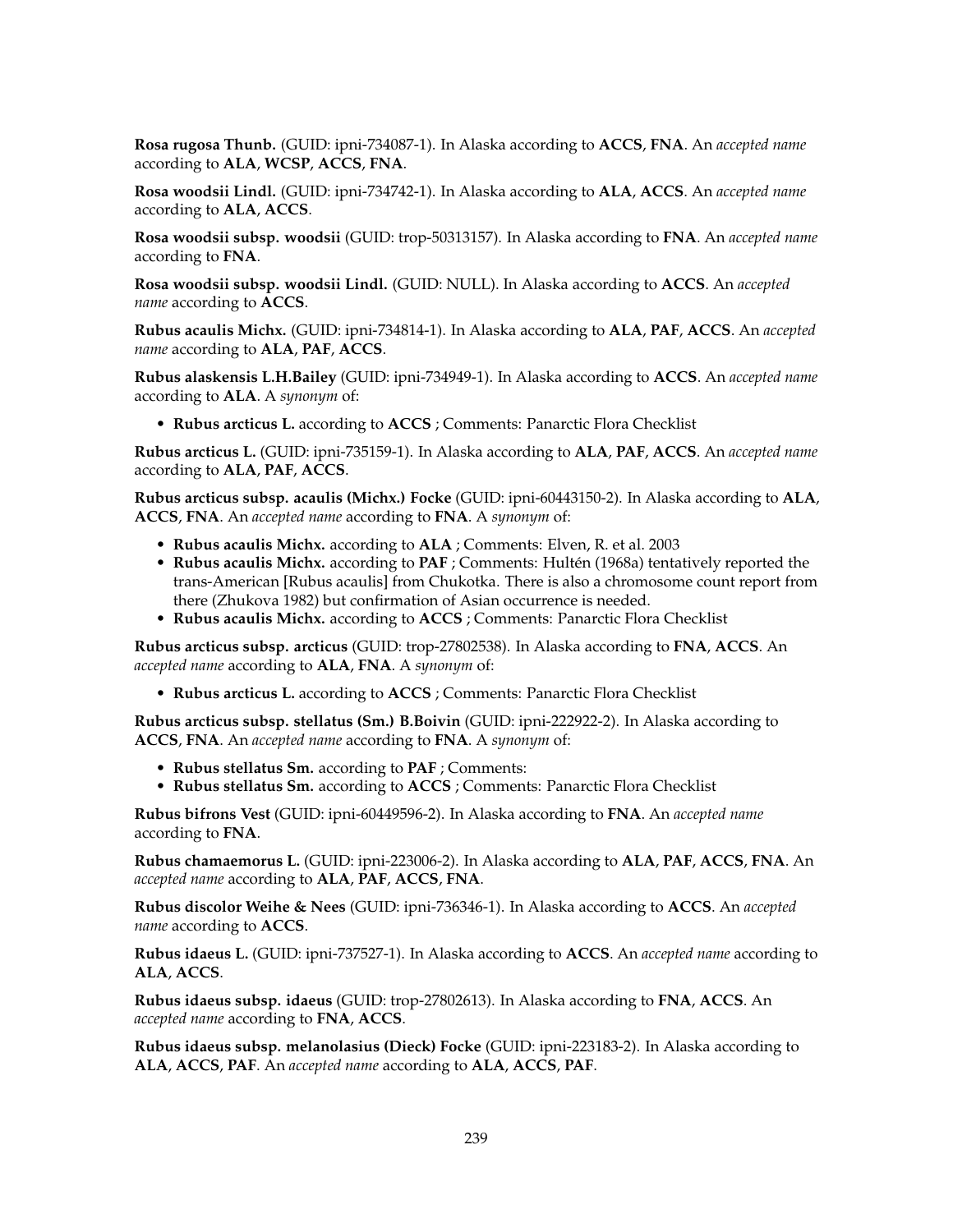**Rosa rugosa Thunb.** (GUID: ipni-734087-1). In Alaska according to **ACCS**, **FNA**. An *accepted name* according to **ALA**, **WCSP**, **ACCS**, **FNA**.

**Rosa woodsii Lindl.** (GUID: ipni-734742-1). In Alaska according to **ALA**, **ACCS**. An *accepted name* according to **ALA**, **ACCS**.

**Rosa woodsii subsp. woodsii** (GUID: trop-50313157). In Alaska according to **FNA**. An *accepted name* according to **FNA**.

**Rosa woodsii subsp. woodsii Lindl.** (GUID: NULL). In Alaska according to **ACCS**. An *accepted name* according to **ACCS**.

**Rubus acaulis Michx.** (GUID: ipni-734814-1). In Alaska according to **ALA**, **PAF**, **ACCS**. An *accepted name* according to **ALA**, **PAF**, **ACCS**.

**Rubus alaskensis L.H.Bailey** (GUID: ipni-734949-1). In Alaska according to **ACCS**. An *accepted name* according to **ALA**. A *synonym* of:

- **Rubus arcticus L.** according to **ACCS** ; Comments: Panarctic Flora Checklist

**Rubus arcticus L.** (GUID: ipni-735159-1). In Alaska according to **ALA**, **PAF**, **ACCS**. An *accepted name* according to **ALA**, **PAF**, **ACCS**.

**Rubus arcticus subsp. acaulis (Michx.) Focke** (GUID: ipni-60443150-2). In Alaska according to **ALA**, **ACCS**, **FNA**. An *accepted name* according to **FNA**. A *synonym* of:

- **Rubus acaulis Michx.** according to **ALA** ; Comments: Elven, R. et al. 2003
- **Rubus acaulis Michx.** according to **PAF** ; Comments: Hultén (1968a) tentatively reported the trans-American [Rubus acaulis] from Chukotka. There is also a chromosome count report from there (Zhukova 1982) but confirmation of Asian occurrence is needed.
- **Rubus acaulis Michx.** according to **ACCS** ; Comments: Panarctic Flora Checklist

**Rubus arcticus subsp. arcticus** (GUID: trop-27802538). In Alaska according to **FNA**, **ACCS**. An *accepted name* according to **ALA**, **FNA**. A *synonym* of:

- **Rubus arcticus L.** according to **ACCS** ; Comments: Panarctic Flora Checklist

**Rubus arcticus subsp. stellatus (Sm.) B.Boivin** (GUID: ipni-222922-2). In Alaska according to **ACCS**, **FNA**. An *accepted name* according to **FNA**. A *synonym* of:

- **Rubus stellatus Sm.** according to **PAF** ; Comments:
- **Rubus stellatus Sm.** according to **ACCS** ; Comments: Panarctic Flora Checklist

**Rubus bifrons Vest** (GUID: ipni-60449596-2). In Alaska according to **FNA**. An *accepted name* according to **FNA**.

**Rubus chamaemorus L.** (GUID: ipni-223006-2). In Alaska according to **ALA**, **PAF**, **ACCS**, **FNA**. An *accepted name* according to **ALA**, **PAF**, **ACCS**, **FNA**.

**Rubus discolor Weihe & Nees** (GUID: ipni-736346-1). In Alaska according to **ACCS**. An *accepted name* according to **ACCS**.

**Rubus idaeus L.** (GUID: ipni-737527-1). In Alaska according to **ACCS**. An *accepted name* according to **ALA**, **ACCS**.

**Rubus idaeus subsp. idaeus** (GUID: trop-27802613). In Alaska according to **FNA**, **ACCS**. An *accepted name* according to **FNA**, **ACCS**.

**Rubus idaeus subsp. melanolasius (Dieck) Focke** (GUID: ipni-223183-2). In Alaska according to **ALA**, **ACCS**, **PAF**. An *accepted name* according to **ALA**, **ACCS**, **PAF**.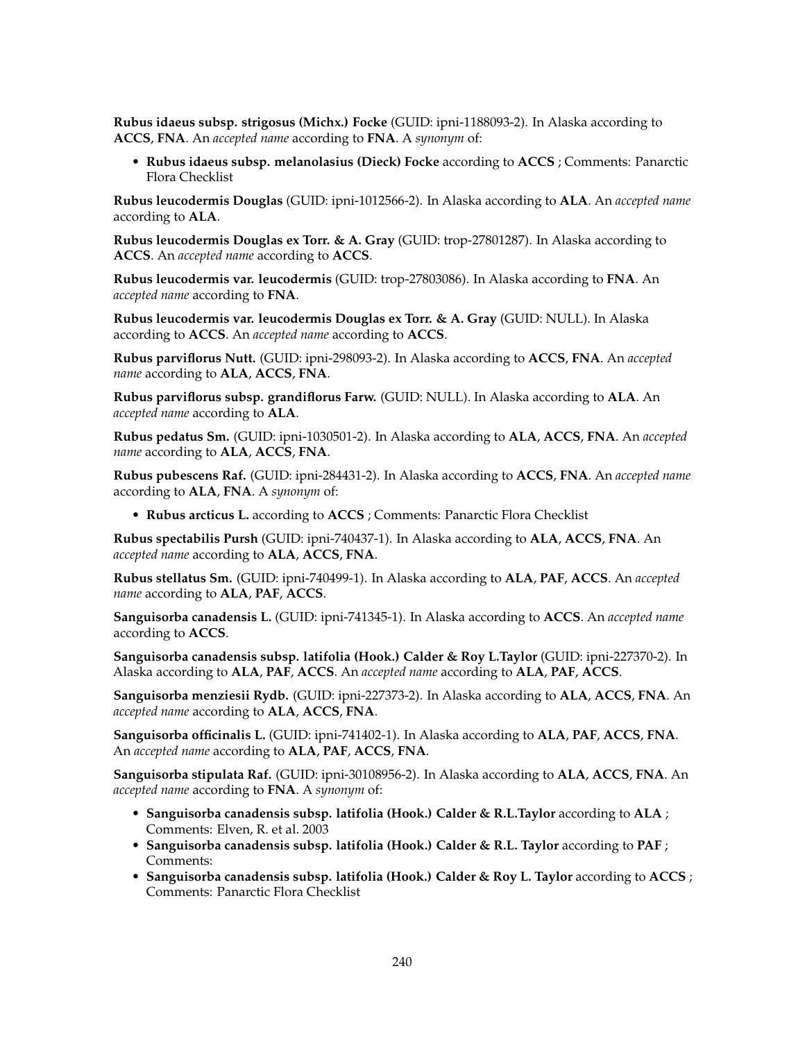**Rubus idaeus subsp. strigosus (Michx.) Focke** (GUID: ipni-1188093-2). In Alaska according to **ACCS**, **FNA**. An *accepted name* according to **FNA**. A *synonym* of:

- **Rubus idaeus subsp. melanolasius (Dieck) Focke** according to **ACCS** ; Comments: Panarctic Flora Checklist

**Rubus leucodermis Douglas** (GUID: ipni-1012566-2). In Alaska according to **ALA**. An *accepted name* according to **ALA**.

**Rubus leucodermis Douglas ex Torr. & A. Gray** (GUID: trop-27801287). In Alaska according to **ACCS**. An *accepted name* according to **ACCS**.

**Rubus leucodermis var. leucodermis** (GUID: trop-27803086). In Alaska according to **FNA**. An *accepted name* according to **FNA**.

**Rubus leucodermis var. leucodermis Douglas ex Torr. & A. Gray** (GUID: NULL). In Alaska according to **ACCS**. An *accepted name* according to **ACCS**.

**Rubus parviflorus Nutt.** (GUID: ipni-298093-2). In Alaska according to **ACCS**, **FNA**. An *accepted name* according to **ALA**, **ACCS**, **FNA**.

**Rubus parviflorus subsp. grandiflorus Farw.** (GUID: NULL). In Alaska according to **ALA**. An *accepted name* according to **ALA**.

**Rubus pedatus Sm.** (GUID: ipni-1030501-2). In Alaska according to **ALA**, **ACCS**, **FNA**. An *accepted name* according to **ALA**, **ACCS**, **FNA**.

**Rubus pubescens Raf.** (GUID: ipni-284431-2). In Alaska according to **ACCS**, **FNA**. An *accepted name* according to **ALA**, **FNA**. A *synonym* of:

- **Rubus arcticus L.** according to **ACCS** ; Comments: Panarctic Flora Checklist

**Rubus spectabilis Pursh** (GUID: ipni-740437-1). In Alaska according to **ALA**, **ACCS**, **FNA**. An *accepted name* according to **ALA**, **ACCS**, **FNA**.

**Rubus stellatus Sm.** (GUID: ipni-740499-1). In Alaska according to **ALA**, **PAF**, **ACCS**. An *accepted name* according to **ALA**, **PAF**, **ACCS**.

**Sanguisorba canadensis L.** (GUID: ipni-741345-1). In Alaska according to **ACCS**. An *accepted name* according to **ACCS**.

**Sanguisorba canadensis subsp. latifolia (Hook.) Calder & Roy L.Taylor** (GUID: ipni-227370-2). In Alaska according to **ALA**, **PAF**, **ACCS**. An *accepted name* according to **ALA**, **PAF**, **ACCS**.

**Sanguisorba menziesii Rydb.** (GUID: ipni-227373-2). In Alaska according to **ALA**, **ACCS**, **FNA**. An *accepted name* according to **ALA**, **ACCS**, **FNA**.

**Sanguisorba officinalis L.** (GUID: ipni-741402-1). In Alaska according to **ALA**, **PAF**, **ACCS**, **FNA**. An *accepted name* according to **ALA**, **PAF**, **ACCS**, **FNA**.

**Sanguisorba stipulata Raf.** (GUID: ipni-30108956-2). In Alaska according to **ALA**, **ACCS**, **FNA**. An *accepted name* according to **FNA**. A *synonym* of:

- **Sanguisorba canadensis subsp. latifolia (Hook.) Calder & R.L.Taylor** according to **ALA** ; Comments: Elven, R. et al. 2003
- **Sanguisorba canadensis subsp. latifolia (Hook.) Calder & R.L. Taylor** according to **PAF** ; Comments:
- **Sanguisorba canadensis subsp. latifolia (Hook.) Calder & Roy L. Taylor** according to **ACCS** ; Comments: Panarctic Flora Checklist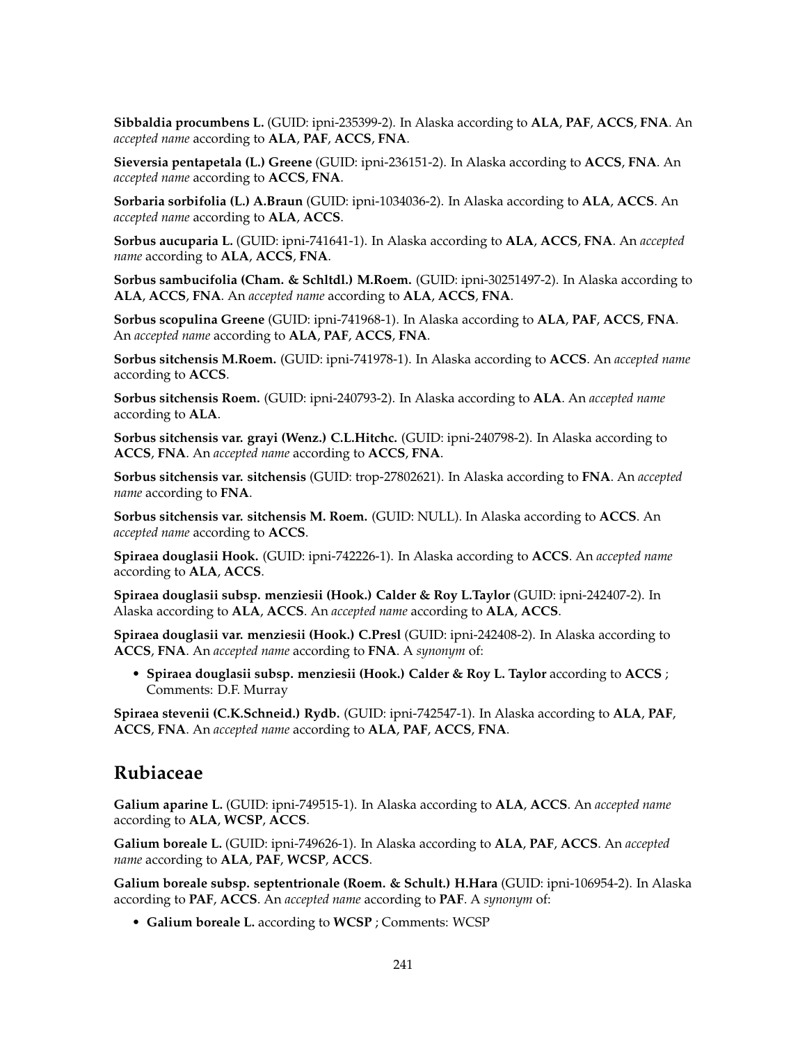**Sibbaldia procumbens L.** (GUID: ipni-235399-2). In Alaska according to **ALA**, **PAF**, **ACCS**, **FNA**. An *accepted name* according to **ALA**, **PAF**, **ACCS**, **FNA**.

**Sieversia pentapetala (L.) Greene** (GUID: ipni-236151-2). In Alaska according to **ACCS**, **FNA**. An *accepted name* according to **ACCS**, **FNA**.

**Sorbaria sorbifolia (L.) A.Braun** (GUID: ipni-1034036-2). In Alaska according to **ALA**, **ACCS**. An *accepted name* according to **ALA**, **ACCS**.

**Sorbus aucuparia L.** (GUID: ipni-741641-1). In Alaska according to **ALA**, **ACCS**, **FNA**. An *accepted name* according to **ALA**, **ACCS**, **FNA**.

**Sorbus sambucifolia (Cham. & Schltdl.) M.Roem.** (GUID: ipni-30251497-2). In Alaska according to **ALA**, **ACCS**, **FNA**. An *accepted name* according to **ALA**, **ACCS**, **FNA**.

**Sorbus scopulina Greene** (GUID: ipni-741968-1). In Alaska according to **ALA**, **PAF**, **ACCS**, **FNA**. An *accepted name* according to **ALA**, **PAF**, **ACCS**, **FNA**.

**Sorbus sitchensis M.Roem.** (GUID: ipni-741978-1). In Alaska according to **ACCS**. An *accepted name* according to **ACCS**.

**Sorbus sitchensis Roem.** (GUID: ipni-240793-2). In Alaska according to **ALA**. An *accepted name* according to **ALA**.

**Sorbus sitchensis var. grayi (Wenz.) C.L.Hitchc.** (GUID: ipni-240798-2). In Alaska according to **ACCS**, **FNA**. An *accepted name* according to **ACCS**, **FNA**.

**Sorbus sitchensis var. sitchensis** (GUID: trop-27802621). In Alaska according to **FNA**. An *accepted name* according to **FNA**.

**Sorbus sitchensis var. sitchensis M. Roem.** (GUID: NULL). In Alaska according to **ACCS**. An *accepted name* according to **ACCS**.

**Spiraea douglasii Hook.** (GUID: ipni-742226-1). In Alaska according to **ACCS**. An *accepted name* according to **ALA**, **ACCS**.

**Spiraea douglasii subsp. menziesii (Hook.) Calder & Roy L.Taylor** (GUID: ipni-242407-2). In Alaska according to **ALA**, **ACCS**. An *accepted name* according to **ALA**, **ACCS**.

**Spiraea douglasii var. menziesii (Hook.) C.Presl** (GUID: ipni-242408-2). In Alaska according to **ACCS**, **FNA**. An *accepted name* according to **FNA**. A *synonym* of:

- **Spiraea douglasii subsp. menziesii (Hook.) Calder & Roy L. Taylor** according to **ACCS** ; Comments: D.F. Murray

**Spiraea stevenii (C.K.Schneid.) Rydb.** (GUID: ipni-742547-1). In Alaska according to **ALA**, **PAF**, **ACCS**, **FNA**. An *accepted name* according to **ALA**, **PAF**, **ACCS**, **FNA**.

## Rubiaceae

**Galium aparine L.** (GUID: ipni-749515-1). In Alaska according to **ALA**, **ACCS**. An *accepted name* according to **ALA**, **WCSP**, **ACCS**.

**Galium boreale L.** (GUID: ipni-749626-1). In Alaska according to **ALA**, **PAF**, **ACCS**. An *accepted name* according to **ALA**, **PAF**, **WCSP**, **ACCS**.

**Galium boreale subsp. septentrionale (Roem. & Schult.) H.Hara** (GUID: ipni-106954-2). In Alaska according to **PAF**, **ACCS**. An *accepted name* according to **PAF**. A *synonym* of:

- **Galium boreale L.** according to **WCSP** ; Comments: WCSP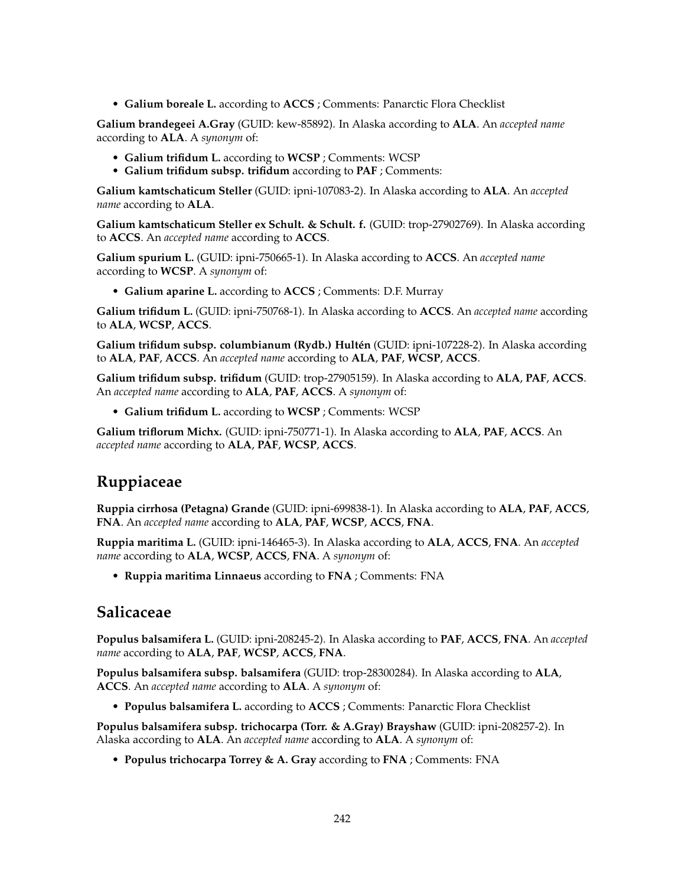- **Galium boreale L.** according to **ACCS** ; Comments: Panarctic Flora Checklist

**Galium brandegeei A.Gray** (GUID: kew-85892). In Alaska according to **ALA**. An *accepted name* according to **ALA**. A *synonym* of:

- **Galium trifidum L.** according to **WCSP** ; Comments: WCSP
- **Galium trifidum subsp. trifidum** according to **PAF** ; Comments:

**Galium kamtschaticum Steller** (GUID: ipni-107083-2). In Alaska according to **ALA**. An *accepted name* according to **ALA**.

**Galium kamtschaticum Steller ex Schult. & Schult. f.** (GUID: trop-27902769). In Alaska according to **ACCS**. An *accepted name* according to **ACCS**.

**Galium spurium L.** (GUID: ipni-750665-1). In Alaska according to **ACCS**. An *accepted name* according to **WCSP**. A *synonym* of:

- **Galium aparine L.** according to **ACCS** ; Comments: D.F. Murray

**Galium trifidum L.** (GUID: ipni-750768-1). In Alaska according to **ACCS**. An *accepted name* according to **ALA**, **WCSP**, **ACCS**.

**Galium trifidum subsp. columbianum (Rydb.) Hultén** (GUID: ipni-107228-2). In Alaska according to **ALA**, **PAF**, **ACCS**. An *accepted name* according to **ALA**, **PAF**, **WCSP**, **ACCS**.

**Galium trifidum subsp. trifidum** (GUID: trop-27905159). In Alaska according to **ALA**, **PAF**, **ACCS**. An *accepted name* according to **ALA**, **PAF**, **ACCS**. A *synonym* of:

- **Galium trifidum L.** according to **WCSP** ; Comments: WCSP

**Galium triflorum Michx.** (GUID: ipni-750771-1). In Alaska according to **ALA**, **PAF**, **ACCS**. An *accepted name* according to **ALA**, **PAF**, **WCSP**, **ACCS**.

## Ruppiaceae

**Ruppia cirrhosa (Petagna) Grande** (GUID: ipni-699838-1). In Alaska according to **ALA**, **PAF**, **ACCS**, **FNA**. An *accepted name* according to **ALA**, **PAF**, **WCSP**, **ACCS**, **FNA**.

**Ruppia maritima L.** (GUID: ipni-146465-3). In Alaska according to **ALA**, **ACCS**, **FNA**. An *accepted name* according to **ALA**, **WCSP**, **ACCS**, **FNA**. A *synonym* of:

- **Ruppia maritima Linnaeus** according to **FNA** ; Comments: FNA

## Salicaceae

**Populus balsamifera L.** (GUID: ipni-208245-2). In Alaska according to **PAF**, **ACCS**, **FNA**. An *accepted name* according to **ALA**, **PAF**, **WCSP**, **ACCS**, **FNA**.

**Populus balsamifera subsp. balsamifera** (GUID: trop-28300284). In Alaska according to **ALA**, **ACCS**. An *accepted name* according to **ALA**. A *synonym* of:

- **Populus balsamifera L.** according to **ACCS** ; Comments: Panarctic Flora Checklist

**Populus balsamifera subsp. trichocarpa (Torr. & A.Gray) Brayshaw** (GUID: ipni-208257-2). In Alaska according to **ALA**. An *accepted name* according to **ALA**. A *synonym* of:

- **Populus trichocarpa Torrey & A. Gray** according to **FNA** ; Comments: FNA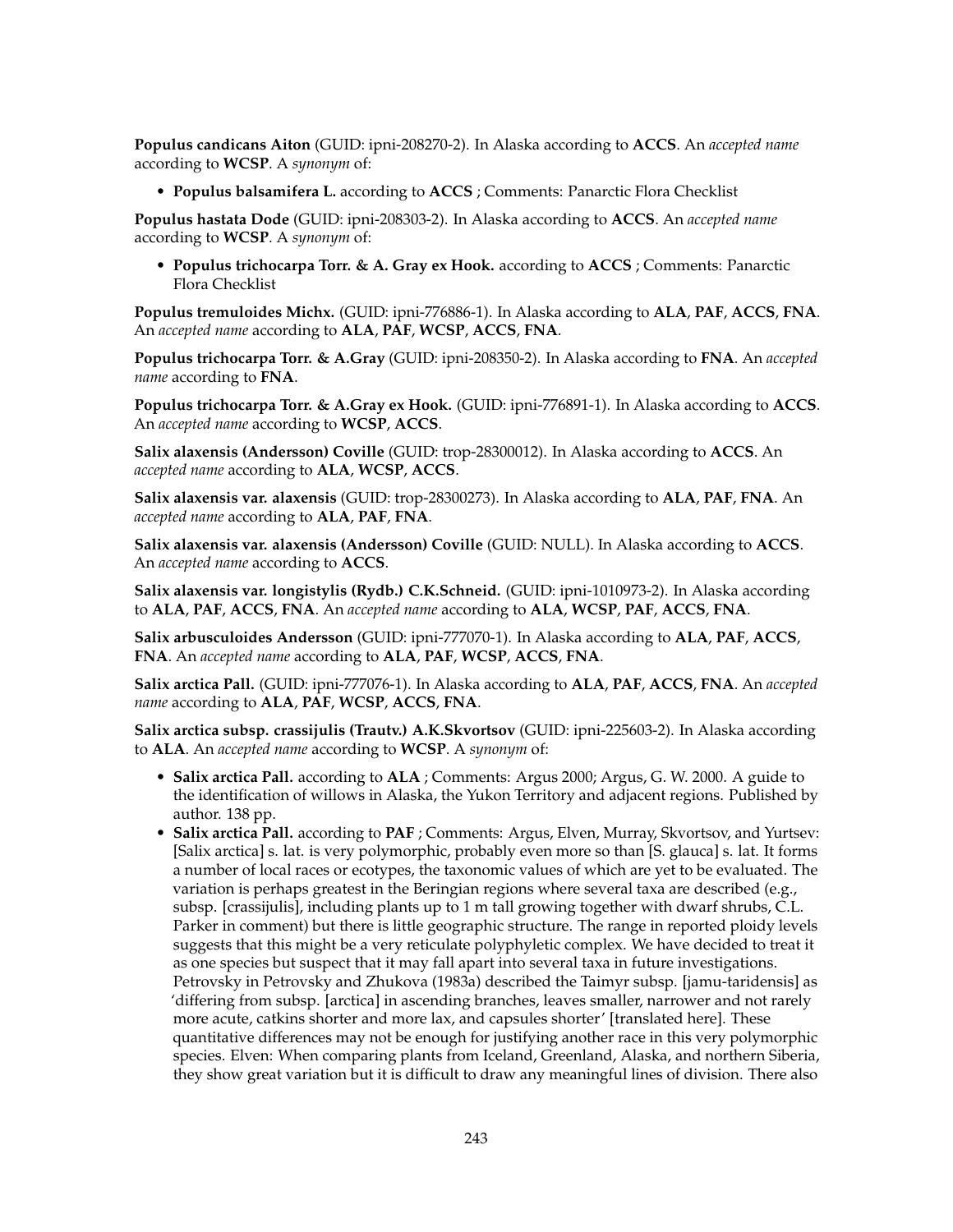**Populus candicans Aiton** (GUID: ipni-208270-2). In Alaska according to **ACCS**. An *accepted name* according to **WCSP**. A *synonym* of:

- **Populus balsamifera L.** according to **ACCS** ; Comments: Panarctic Flora Checklist

**Populus hastata Dode** (GUID: ipni-208303-2). In Alaska according to **ACCS**. An *accepted name* according to **WCSP**. A *synonym* of:

- **Populus trichocarpa Torr. & A. Gray ex Hook.** according to **ACCS** ; Comments: Panarctic Flora Checklist

**Populus tremuloides Michx.** (GUID: ipni-776886-1). In Alaska according to **ALA**, **PAF**, **ACCS**, **FNA**. An *accepted name* according to **ALA**, **PAF**, **WCSP**, **ACCS**, **FNA**.

**Populus trichocarpa Torr. & A.Gray** (GUID: ipni-208350-2). In Alaska according to **FNA**. An *accepted name* according to **FNA**.

**Populus trichocarpa Torr. & A.Gray ex Hook.** (GUID: ipni-776891-1). In Alaska according to **ACCS**. An *accepted name* according to **WCSP**, **ACCS**.

**Salix alaxensis (Andersson) Coville** (GUID: trop-28300012). In Alaska according to **ACCS**. An *accepted name* according to **ALA**, **WCSP**, **ACCS**.

**Salix alaxensis var. alaxensis** (GUID: trop-28300273). In Alaska according to **ALA**, **PAF**, **FNA**. An *accepted name* according to **ALA**, **PAF**, **FNA**.

**Salix alaxensis var. alaxensis (Andersson) Coville** (GUID: NULL). In Alaska according to **ACCS**. An *accepted name* according to **ACCS**.

**Salix alaxensis var. longistylis (Rydb.) C.K.Schneid.** (GUID: ipni-1010973-2). In Alaska according to **ALA**, **PAF**, **ACCS**, **FNA**. An *accepted name* according to **ALA**, **WCSP**, **PAF**, **ACCS**, **FNA**.

**Salix arbusculoides Andersson** (GUID: ipni-777070-1). In Alaska according to **ALA**, **PAF**, **ACCS**, **FNA**. An *accepted name* according to **ALA**, **PAF**, **WCSP**, **ACCS**, **FNA**.

**Salix arctica Pall.** (GUID: ipni-777076-1). In Alaska according to **ALA**, **PAF**, **ACCS**, **FNA**. An *accepted name* according to **ALA**, **PAF**, **WCSP**, **ACCS**, **FNA**.

**Salix arctica subsp. crassijulis (Trautv.) A.K.Skvortsov** (GUID: ipni-225603-2). In Alaska according to **ALA**. An *accepted name* according to **WCSP**. A *synonym* of:

- **Salix arctica Pall.** according to **ALA** ; Comments: Argus 2000; Argus, G. W. 2000. A guide to the identification of willows in Alaska, the Yukon Territory and adjacent regions. Published by author. 138 pp.
- **Salix arctica Pall.** according to **PAF** ; Comments: Argus, Elven, Murray, Skvortsov, and Yurtsev: [Salix arctica] s. lat. is very polymorphic, probably even more so than [S. glauca] s. lat. It forms a number of local races or ecotypes, the taxonomic values of which are yet to be evaluated. The variation is perhaps greatest in the Beringian regions where several taxa are described (e.g., subsp. [crassijulis], including plants up to 1 m tall growing together with dwarf shrubs, C.L. Parker in comment) but there is little geographic structure. The range in reported ploidy levels suggests that this might be a very reticulate polyphyletic complex. We have decided to treat it as one species but suspect that it may fall apart into several taxa in future investigations. Petrovsky in Petrovsky and Zhukova (1983a) described the Taimyr subsp. [jamu-taridensis] as 'differing from subsp. [arctica] in ascending branches, leaves smaller, narrower and not rarely more acute, catkins shorter and more lax, and capsules shorter' [translated here]. These quantitative differences may not be enough for justifying another race in this very polymorphic species. Elven: When comparing plants from Iceland, Greenland, Alaska, and northern Siberia, they show great variation but it is difficult to draw any meaningful lines of division. There also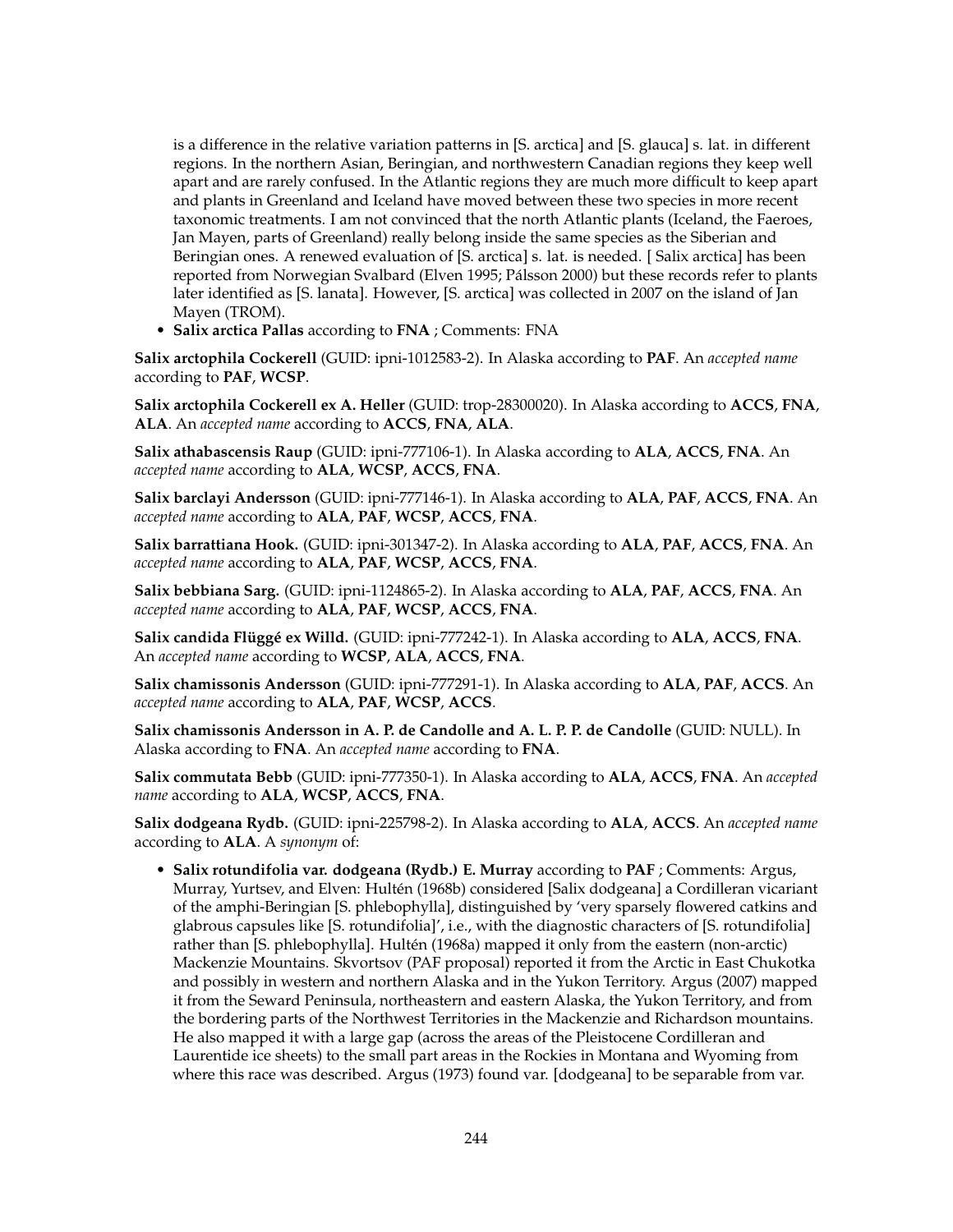is a difference in the relative variation patterns in [S. arctica] and [S. glauca] s. lat. in different regions. In the northern Asian, Beringian, and northwestern Canadian regions they keep well apart and are rarely confused. In the Atlantic regions they are much more difficult to keep apart and plants in Greenland and Iceland have moved between these two species in more recent taxonomic treatments. I am not convinced that the north Atlantic plants (Iceland, the Faeroes, Jan Mayen, parts of Greenland) really belong inside the same species as the Siberian and Beringian ones. A renewed evaluation of [S. arctica] s. lat. is needed. [ Salix arctica] has been reported from Norwegian Svalbard (Elven 1995; Pálsson 2000) but these records refer to plants later identified as [S. lanata]. However, [S. arctica] was collected in 2007 on the island of Jan Mayen (TROM).

- **Salix arctica Pallas** according to **FNA** ; Comments: FNA

**Salix arctophila Cockerell** (GUID: ipni-1012583-2). In Alaska according to **PAF**. An *accepted name* according to **PAF**, **WCSP**.

**Salix arctophila Cockerell ex A. Heller** (GUID: trop-28300020). In Alaska according to **ACCS**, **FNA**, **ALA**. An *accepted name* according to **ACCS**, **FNA**, **ALA**.

**Salix athabascensis Raup** (GUID: ipni-777106-1). In Alaska according to **ALA**, **ACCS**, **FNA**. An *accepted name* according to **ALA**, **WCSP**, **ACCS**, **FNA**.

**Salix barclayi Andersson** (GUID: ipni-777146-1). In Alaska according to **ALA**, **PAF**, **ACCS**, **FNA**. An *accepted name* according to **ALA**, **PAF**, **WCSP**, **ACCS**, **FNA**.

**Salix barrattiana Hook.** (GUID: ipni-301347-2). In Alaska according to **ALA**, **PAF**, **ACCS**, **FNA**. An *accepted name* according to **ALA**, **PAF**, **WCSP**, **ACCS**, **FNA**.

**Salix bebbiana Sarg.** (GUID: ipni-1124865-2). In Alaska according to **ALA**, **PAF**, **ACCS**, **FNA**. An *accepted name* according to **ALA**, **PAF**, **WCSP**, **ACCS**, **FNA**.

**Salix candida Flüggé ex Willd.** (GUID: ipni-777242-1). In Alaska according to **ALA**, **ACCS**, **FNA**. An *accepted name* according to **WCSP**, **ALA**, **ACCS**, **FNA**.

**Salix chamissonis Andersson** (GUID: ipni-777291-1). In Alaska according to **ALA**, **PAF**, **ACCS**. An *accepted name* according to **ALA**, **PAF**, **WCSP**, **ACCS**.

**Salix chamissonis Andersson in A. P. de Candolle and A. L. P. P. de Candolle** (GUID: NULL). In Alaska according to **FNA**. An *accepted name* according to **FNA**.

**Salix commutata Bebb** (GUID: ipni-777350-1). In Alaska according to **ALA**, **ACCS**, **FNA**. An *accepted name* according to **ALA**, **WCSP**, **ACCS**, **FNA**.

**Salix dodgeana Rydb.** (GUID: ipni-225798-2). In Alaska according to **ALA**, **ACCS**. An *accepted name* according to **ALA**. A *synonym* of:

- **Salix rotundifolia var. dodgeana (Rydb.) E. Murray** according to **PAF** ; Comments: Argus, Murray, Yurtsev, and Elven: Hultén (1968b) considered [Salix dodgeana] a Cordilleran vicariant of the amphi-Beringian [S. phlebophylla], distinguished by 'very sparsely flowered catkins and glabrous capsules like [S. rotundifolia]', i.e., with the diagnostic characters of [S. rotundifolia] rather than [S. phlebophylla]. Hultén (1968a) mapped it only from the eastern (non-arctic) Mackenzie Mountains. Skvortsov (PAF proposal) reported it from the Arctic in East Chukotka and possibly in western and northern Alaska and in the Yukon Territory. Argus (2007) mapped it from the Seward Peninsula, northeastern and eastern Alaska, the Yukon Territory, and from the bordering parts of the Northwest Territories in the Mackenzie and Richardson mountains. He also mapped it with a large gap (across the areas of the Pleistocene Cordilleran and Laurentide ice sheets) to the small part areas in the Rockies in Montana and Wyoming from where this race was described. Argus (1973) found var. [dodgeana] to be separable from var.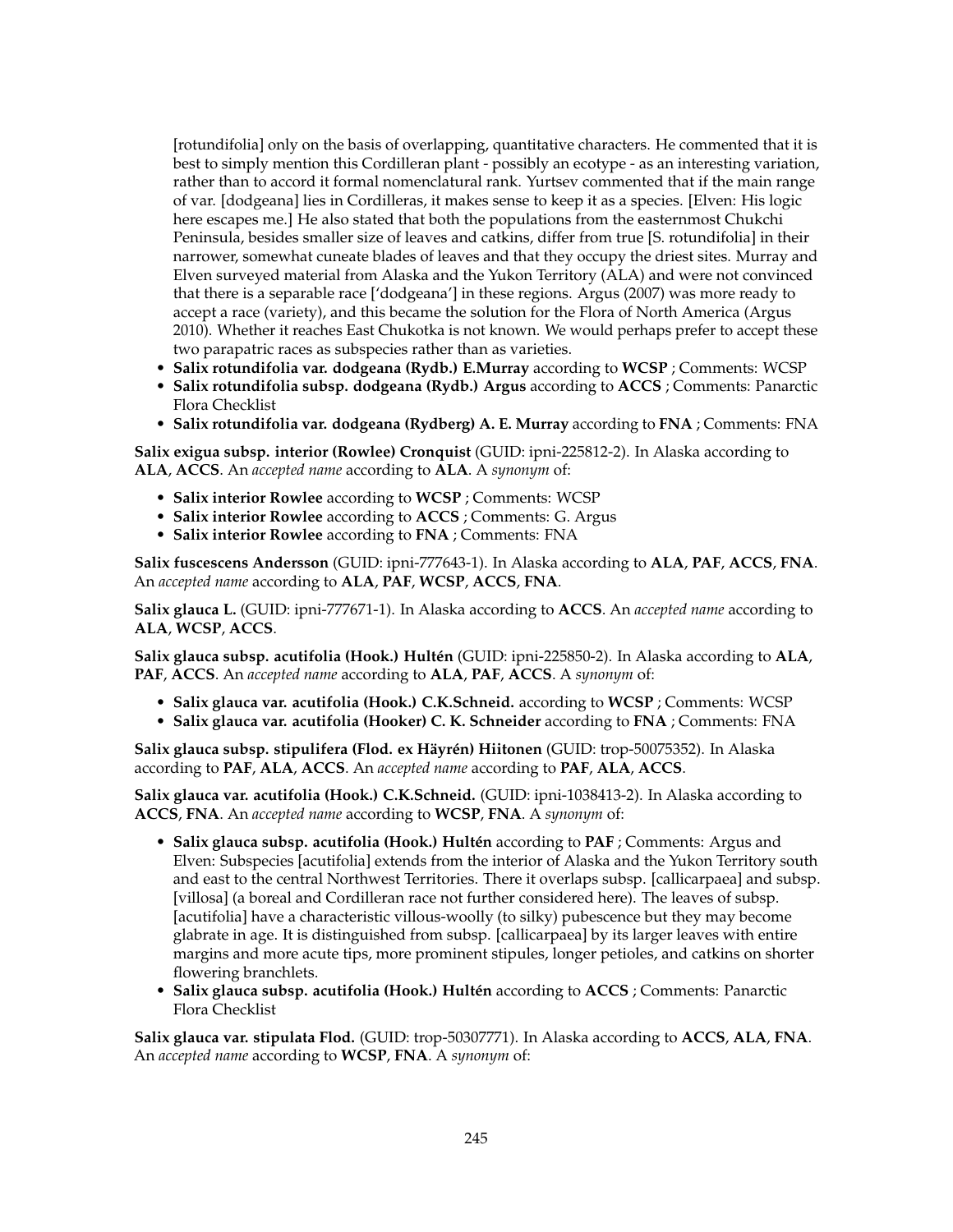[rotundifolia] only on the basis of overlapping, quantitative characters. He commented that it is best to simply mention this Cordilleran plant - possibly an ecotype - as an interesting variation, rather than to accord it formal nomenclatural rank. Yurtsev commented that if the main range of var. [dodgeana] lies in Cordilleras, it makes sense to keep it as a species. [Elven: His logic here escapes me.] He also stated that both the populations from the easternmost Chukchi Peninsula, besides smaller size of leaves and catkins, differ from true [S. rotundifolia] in their narrower, somewhat cuneate blades of leaves and that they occupy the driest sites. Murray and Elven surveyed material from Alaska and the Yukon Territory (ALA) and were not convinced that there is a separable race ['dodgeana'] in these regions. Argus (2007) was more ready to accept a race (variety), and this became the solution for the Flora of North America (Argus 2010). Whether it reaches East Chukotka is not known. We would perhaps prefer to accept these two parapatric races as subspecies rather than as varieties.

- **Salix rotundifolia var. dodgeana (Rydb.) E.Murray** according to **WCSP** ; Comments: WCSP
- **Salix rotundifolia subsp. dodgeana (Rydb.) Argus** according to **ACCS** ; Comments: Panarctic Flora Checklist
- **Salix rotundifolia var. dodgeana (Rydberg) A. E. Murray** according to **FNA** ; Comments: FNA

**Salix exigua subsp. interior (Rowlee) Cronquist** (GUID: ipni-225812-2). In Alaska according to **ALA**, **ACCS**. An *accepted name* according to **ALA**. A *synonym* of:

- **Salix interior Rowlee** according to **WCSP** ; Comments: WCSP
- **Salix interior Rowlee** according to **ACCS** ; Comments: G. Argus
- **Salix interior Rowlee** according to **FNA** ; Comments: FNA

**Salix fuscescens Andersson** (GUID: ipni-777643-1). In Alaska according to **ALA**, **PAF**, **ACCS**, **FNA**. An *accepted name* according to **ALA**, **PAF**, **WCSP**, **ACCS**, **FNA**.

**Salix glauca L.** (GUID: ipni-777671-1). In Alaska according to **ACCS**. An *accepted name* according to **ALA**, **WCSP**, **ACCS**.

**Salix glauca subsp. acutifolia (Hook.) Hultén** (GUID: ipni-225850-2). In Alaska according to **ALA**, **PAF**, **ACCS**. An *accepted name* according to **ALA**, **PAF**, **ACCS**. A *synonym* of:

- **Salix glauca var. acutifolia (Hook.) C.K.Schneid.** according to **WCSP** ; Comments: WCSP
- **Salix glauca var. acutifolia (Hooker) C. K. Schneider** according to **FNA** ; Comments: FNA

**Salix glauca subsp. stipulifera (Flod. ex Häyrén) Hiitonen** (GUID: trop-50075352). In Alaska according to **PAF**, **ALA**, **ACCS**. An *accepted name* according to **PAF**, **ALA**, **ACCS**.

**Salix glauca var. acutifolia (Hook.) C.K.Schneid.** (GUID: ipni-1038413-2). In Alaska according to **ACCS**, **FNA**. An *accepted name* according to **WCSP**, **FNA**. A *synonym* of:

- **Salix glauca subsp. acutifolia (Hook.) Hultén** according to **PAF** ; Comments: Argus and Elven: Subspecies [acutifolia] extends from the interior of Alaska and the Yukon Territory south and east to the central Northwest Territories. There it overlaps subsp. [callicarpaea] and subsp. [villosa] (a boreal and Cordilleran race not further considered here). The leaves of subsp. [acutifolia] have a characteristic villous-woolly (to silky) pubescence but they may become glabrate in age. It is distinguished from subsp. [callicarpaea] by its larger leaves with entire margins and more acute tips, more prominent stipules, longer petioles, and catkins on shorter flowering branchlets.
- **Salix glauca subsp. acutifolia (Hook.) Hultén** according to **ACCS** ; Comments: Panarctic Flora Checklist

**Salix glauca var. stipulata Flod.** (GUID: trop-50307771). In Alaska according to **ACCS**, **ALA**, **FNA**. An *accepted name* according to **WCSP**, **FNA**. A *synonym* of: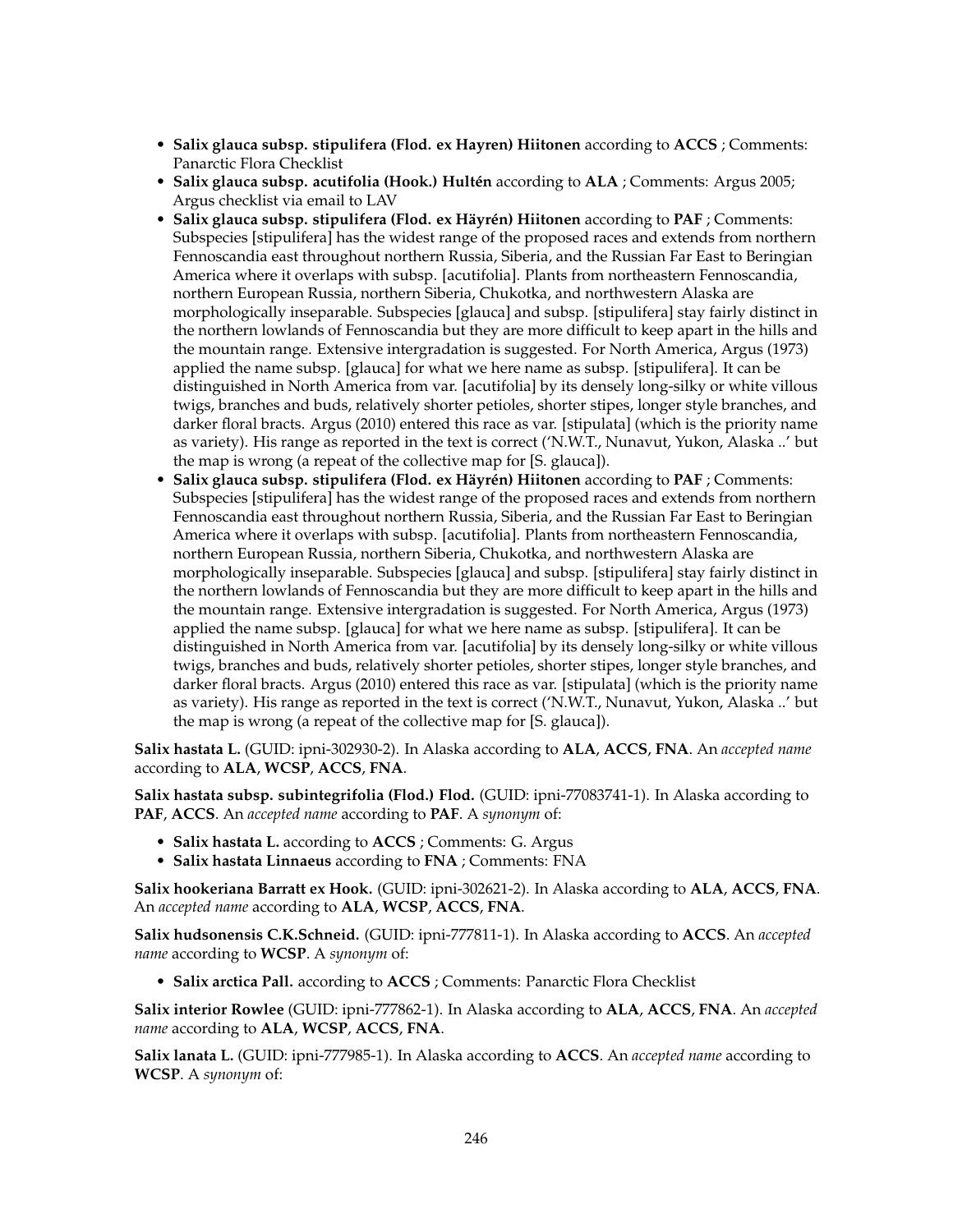- **Salix glauca subsp. stipulifera (Flod. ex Hayren) Hiitonen** according to **ACCS** ; Comments: Panarctic Flora Checklist
- **Salix glauca subsp. acutifolia (Hook.) Hultén** according to **ALA** ; Comments: Argus 2005; Argus checklist via email to LAV
- **Salix glauca subsp. stipulifera (Flod. ex Häyrén) Hiitonen** according to **PAF** ; Comments: Subspecies [stipulifera] has the widest range of the proposed races and extends from northern Fennoscandia east throughout northern Russia, Siberia, and the Russian Far East to Beringian America where it overlaps with subsp. [acutifolia]. Plants from northeastern Fennoscandia, northern European Russia, northern Siberia, Chukotka, and northwestern Alaska are morphologically inseparable. Subspecies [glauca] and subsp. [stipulifera] stay fairly distinct in the northern lowlands of Fennoscandia but they are more difficult to keep apart in the hills and the mountain range. Extensive intergradation is suggested. For North America, Argus (1973) applied the name subsp. [glauca] for what we here name as subsp. [stipulifera]. It can be distinguished in North America from var. [acutifolia] by its densely long-silky or white villous twigs, branches and buds, relatively shorter petioles, shorter stipes, longer style branches, and darker floral bracts. Argus (2010) entered this race as var. [stipulata] (which is the priority name as variety). His range as reported in the text is correct ('N.W.T., Nunavut, Yukon, Alaska ..' but the map is wrong (a repeat of the collective map for [S. glauca]).
- **Salix glauca subsp. stipulifera (Flod. ex Häyrén) Hiitonen** according to **PAF** ; Comments: Subspecies [stipulifera] has the widest range of the proposed races and extends from northern Fennoscandia east throughout northern Russia, Siberia, and the Russian Far East to Beringian America where it overlaps with subsp. [acutifolia]. Plants from northeastern Fennoscandia, northern European Russia, northern Siberia, Chukotka, and northwestern Alaska are morphologically inseparable. Subspecies [glauca] and subsp. [stipulifera] stay fairly distinct in the northern lowlands of Fennoscandia but they are more difficult to keep apart in the hills and the mountain range. Extensive intergradation is suggested. For North America, Argus (1973) applied the name subsp. [glauca] for what we here name as subsp. [stipulifera]. It can be distinguished in North America from var. [acutifolia] by its densely long-silky or white villous twigs, branches and buds, relatively shorter petioles, shorter stipes, longer style branches, and darker floral bracts. Argus (2010) entered this race as var. [stipulata] (which is the priority name as variety). His range as reported in the text is correct ('N.W.T., Nunavut, Yukon, Alaska ..' but the map is wrong (a repeat of the collective map for [S. glauca]).

**Salix hastata L.** (GUID: ipni-302930-2). In Alaska according to **ALA**, **ACCS**, **FNA**. An *accepted name* according to **ALA**, **WCSP**, **ACCS**, **FNA**.

**Salix hastata subsp. subintegrifolia (Flod.) Flod.** (GUID: ipni-77083741-1). In Alaska according to **PAF**, **ACCS**. An *accepted name* according to **PAF**. A *synonym* of:

- **Salix hastata L.** according to **ACCS** ; Comments: G. Argus
- **Salix hastata Linnaeus** according to **FNA** ; Comments: FNA

**Salix hookeriana Barratt ex Hook.** (GUID: ipni-302621-2). In Alaska according to **ALA**, **ACCS**, **FNA**. An *accepted name* according to **ALA**, **WCSP**, **ACCS**, **FNA**.

**Salix hudsonensis C.K.Schneid.** (GUID: ipni-777811-1). In Alaska according to **ACCS**. An *accepted name* according to **WCSP**. A *synonym* of:

- **Salix arctica Pall.** according to **ACCS** ; Comments: Panarctic Flora Checklist

**Salix interior Rowlee** (GUID: ipni-777862-1). In Alaska according to **ALA**, **ACCS**, **FNA**. An *accepted name* according to **ALA**, **WCSP**, **ACCS**, **FNA**.

**Salix lanata L.** (GUID: ipni-777985-1). In Alaska according to **ACCS**. An *accepted name* according to **WCSP**. A *synonym* of: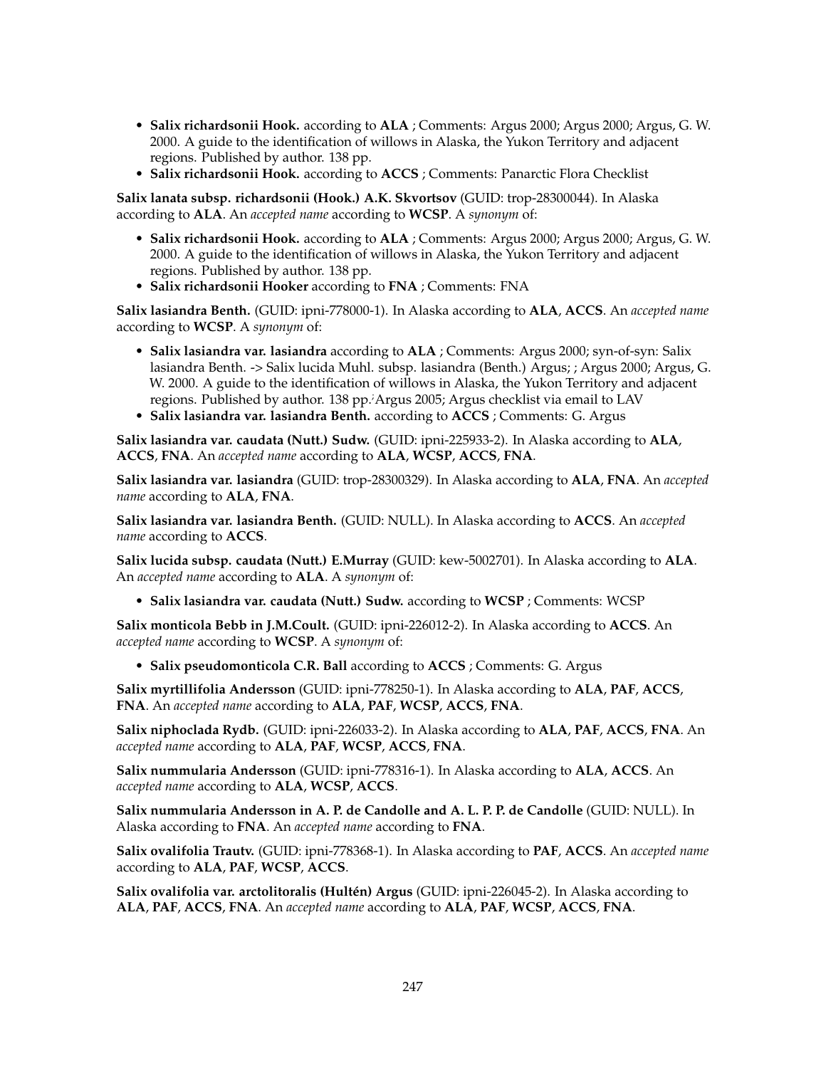- **Salix richardsonii Hook.** according to **ALA** ; Comments: Argus 2000; Argus 2000; Argus, G. W. 2000. A guide to the identification of willows in Alaska, the Yukon Territory and adjacent regions. Published by author. 138 pp.
- **Salix richardsonii Hook.** according to **ACCS** ; Comments: Panarctic Flora Checklist

**Salix lanata subsp. richardsonii (Hook.) A.K. Skvortsov** (GUID: trop-28300044). In Alaska according to **ALA**. An *accepted name* according to **WCSP**. A *synonym* of:

- **Salix richardsonii Hook.** according to **ALA** ; Comments: Argus 2000; Argus 2000; Argus, G. W. 2000. A guide to the identification of willows in Alaska, the Yukon Territory and adjacent regions. Published by author. 138 pp.
- **Salix richardsonii Hooker** according to **FNA** ; Comments: FNA

**Salix lasiandra Benth.** (GUID: ipni-778000-1). In Alaska according to **ALA**, **ACCS**. An *accepted name* according to **WCSP**. A *synonym* of:

- **Salix lasiandra var. lasiandra** according to **ALA** ; Comments: Argus 2000; syn-of-syn: Salix lasiandra Benth. -> Salix lucida Muhl. subsp. lasiandra (Benth.) Argus; ; Argus 2000; Argus, G. W. 2000. A guide to the identification of willows in Alaska, the Yukon Territory and adjacent regions. Published by author. 138 pp.;Argus 2005; Argus checklist via email to LAV
- **Salix lasiandra var. lasiandra Benth.** according to **ACCS** ; Comments: G. Argus

**Salix lasiandra var. caudata (Nutt.) Sudw.** (GUID: ipni-225933-2). In Alaska according to **ALA**, **ACCS**, **FNA**. An *accepted name* according to **ALA**, **WCSP**, **ACCS**, **FNA**.

**Salix lasiandra var. lasiandra** (GUID: trop-28300329). In Alaska according to **ALA**, **FNA**. An *accepted name* according to **ALA**, **FNA**.

**Salix lasiandra var. lasiandra Benth.** (GUID: NULL). In Alaska according to **ACCS**. An *accepted name* according to **ACCS**.

**Salix lucida subsp. caudata (Nutt.) E.Murray** (GUID: kew-5002701). In Alaska according to **ALA**. An *accepted name* according to **ALA**. A *synonym* of:

- **Salix lasiandra var. caudata (Nutt.) Sudw.** according to **WCSP** ; Comments: WCSP

**Salix monticola Bebb in J.M.Coult.** (GUID: ipni-226012-2). In Alaska according to **ACCS**. An *accepted name* according to **WCSP**. A *synonym* of:

- **Salix pseudomonticola C.R. Ball** according to **ACCS** ; Comments: G. Argus

**Salix myrtillifolia Andersson** (GUID: ipni-778250-1). In Alaska according to **ALA**, **PAF**, **ACCS**, **FNA**. An *accepted name* according to **ALA**, **PAF**, **WCSP**, **ACCS**, **FNA**.

**Salix niphoclada Rydb.** (GUID: ipni-226033-2). In Alaska according to **ALA**, **PAF**, **ACCS**, **FNA**. An *accepted name* according to **ALA**, **PAF**, **WCSP**, **ACCS**, **FNA**.

**Salix nummularia Andersson** (GUID: ipni-778316-1). In Alaska according to **ALA**, **ACCS**. An *accepted name* according to **ALA**, **WCSP**, **ACCS**.

**Salix nummularia Andersson in A. P. de Candolle and A. L. P. P. de Candolle** (GUID: NULL). In Alaska according to **FNA**. An *accepted name* according to **FNA**.

**Salix ovalifolia Trautv.** (GUID: ipni-778368-1). In Alaska according to **PAF**, **ACCS**. An *accepted name* according to **ALA**, **PAF**, **WCSP**, **ACCS**.

**Salix ovalifolia var. arctolitoralis (Hultén) Argus** (GUID: ipni-226045-2). In Alaska according to **ALA**, **PAF**, **ACCS**, **FNA**. An *accepted name* according to **ALA**, **PAF**, **WCSP**, **ACCS**, **FNA**.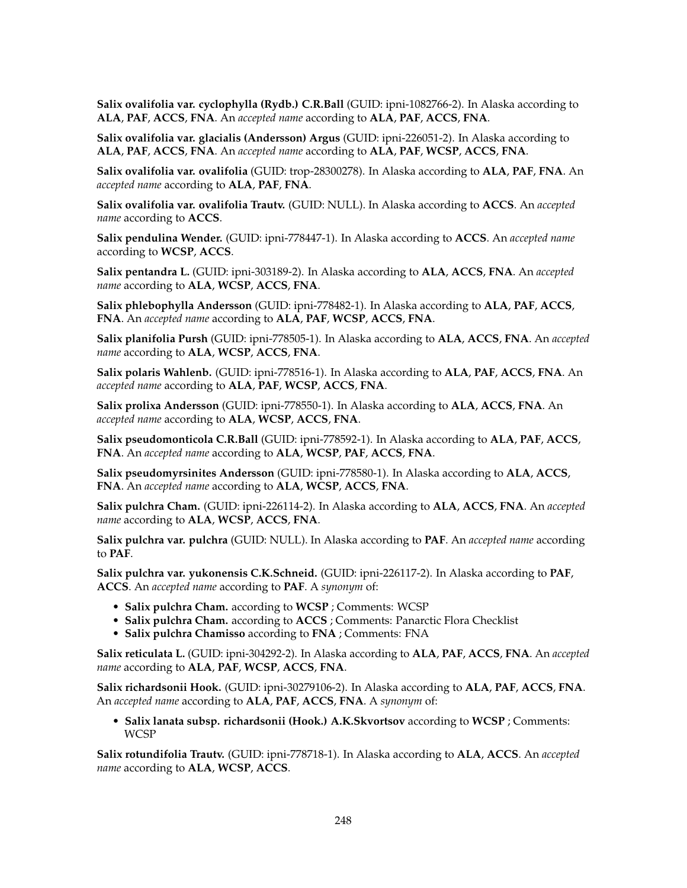**Salix ovalifolia var. cyclophylla (Rydb.) C.R.Ball** (GUID: ipni-1082766-2). In Alaska according to **ALA**, **PAF**, **ACCS**, **FNA**. An *accepted name* according to **ALA**, **PAF**, **ACCS**, **FNA**.

**Salix ovalifolia var. glacialis (Andersson) Argus** (GUID: ipni-226051-2). In Alaska according to **ALA**, **PAF**, **ACCS**, **FNA**. An *accepted name* according to **ALA**, **PAF**, **WCSP**, **ACCS**, **FNA**.

**Salix ovalifolia var. ovalifolia** (GUID: trop-28300278). In Alaska according to **ALA**, **PAF**, **FNA**. An *accepted name* according to **ALA**, **PAF**, **FNA**.

**Salix ovalifolia var. ovalifolia Trautv.** (GUID: NULL). In Alaska according to **ACCS**. An *accepted name* according to **ACCS**.

**Salix pendulina Wender.** (GUID: ipni-778447-1). In Alaska according to **ACCS**. An *accepted name* according to **WCSP**, **ACCS**.

**Salix pentandra L.** (GUID: ipni-303189-2). In Alaska according to **ALA**, **ACCS**, **FNA**. An *accepted name* according to **ALA**, **WCSP**, **ACCS**, **FNA**.

**Salix phlebophylla Andersson** (GUID: ipni-778482-1). In Alaska according to **ALA**, **PAF**, **ACCS**, **FNA**. An *accepted name* according to **ALA**, **PAF**, **WCSP**, **ACCS**, **FNA**.

**Salix planifolia Pursh** (GUID: ipni-778505-1). In Alaska according to **ALA**, **ACCS**, **FNA**. An *accepted name* according to **ALA**, **WCSP**, **ACCS**, **FNA**.

**Salix polaris Wahlenb.** (GUID: ipni-778516-1). In Alaska according to **ALA**, **PAF**, **ACCS**, **FNA**. An *accepted name* according to **ALA**, **PAF**, **WCSP**, **ACCS**, **FNA**.

**Salix prolixa Andersson** (GUID: ipni-778550-1). In Alaska according to **ALA**, **ACCS**, **FNA**. An *accepted name* according to **ALA**, **WCSP**, **ACCS**, **FNA**.

**Salix pseudomonticola C.R.Ball** (GUID: ipni-778592-1). In Alaska according to **ALA**, **PAF**, **ACCS**, **FNA**. An *accepted name* according to **ALA**, **WCSP**, **PAF**, **ACCS**, **FNA**.

**Salix pseudomyrsinites Andersson** (GUID: ipni-778580-1). In Alaska according to **ALA**, **ACCS**, **FNA**. An *accepted name* according to **ALA**, **WCSP**, **ACCS**, **FNA**.

**Salix pulchra Cham.** (GUID: ipni-226114-2). In Alaska according to **ALA**, **ACCS**, **FNA**. An *accepted name* according to **ALA**, **WCSP**, **ACCS**, **FNA**.

**Salix pulchra var. pulchra** (GUID: NULL). In Alaska according to **PAF**. An *accepted name* according to **PAF**.

**Salix pulchra var. yukonensis C.K.Schneid.** (GUID: ipni-226117-2). In Alaska according to **PAF**, **ACCS**. An *accepted name* according to **PAF**. A *synonym* of:

- **Salix pulchra Cham.** according to **WCSP** ; Comments: WCSP
- **Salix pulchra Cham.** according to **ACCS** ; Comments: Panarctic Flora Checklist
- **Salix pulchra Chamisso** according to **FNA** ; Comments: FNA

**Salix reticulata L.** (GUID: ipni-304292-2). In Alaska according to **ALA**, **PAF**, **ACCS**, **FNA**. An *accepted name* according to **ALA**, **PAF**, **WCSP**, **ACCS**, **FNA**.

**Salix richardsonii Hook.** (GUID: ipni-30279106-2). In Alaska according to **ALA**, **PAF**, **ACCS**, **FNA**. An *accepted name* according to **ALA**, **PAF**, **ACCS**, **FNA**. A *synonym* of:

- **Salix lanata subsp. richardsonii (Hook.) A.K.Skvortsov** according to **WCSP** ; Comments: WCSP

**Salix rotundifolia Trautv.** (GUID: ipni-778718-1). In Alaska according to **ALA**, **ACCS**. An *accepted name* according to **ALA**, **WCSP**, **ACCS**.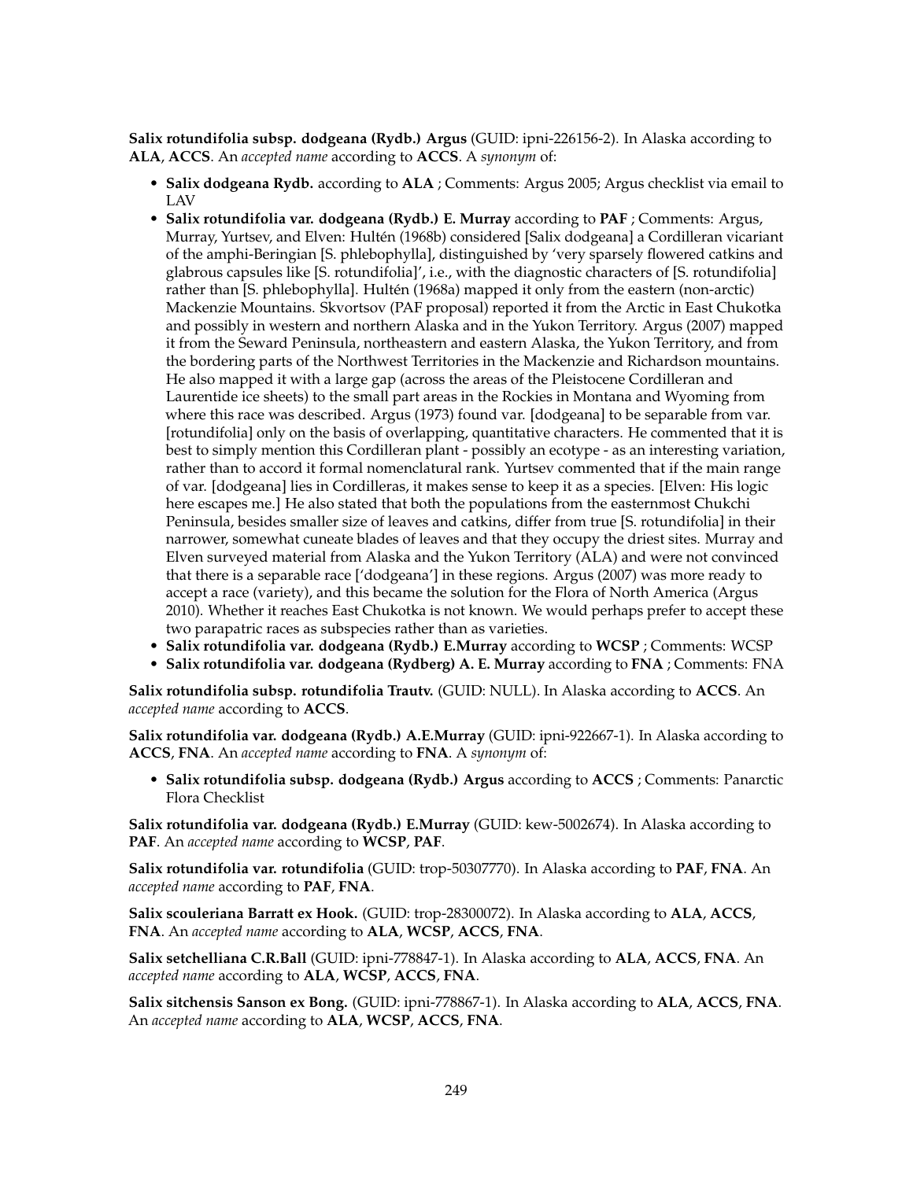**Salix rotundifolia subsp. dodgeana (Rydb.) Argus** (GUID: ipni-226156-2). In Alaska according to **ALA**, **ACCS**. An *accepted name* according to **ACCS**. A *synonym* of:

- **Salix dodgeana Rydb.** according to **ALA** ; Comments: Argus 2005; Argus checklist via email to LAV
- **Salix rotundifolia var. dodgeana (Rydb.) E. Murray** according to **PAF** ; Comments: Argus, Murray, Yurtsev, and Elven: Hultén (1968b) considered [Salix dodgeana] a Cordilleran vicariant of the amphi-Beringian [S. phlebophylla], distinguished by 'very sparsely flowered catkins and glabrous capsules like [S. rotundifolia]', i.e., with the diagnostic characters of [S. rotundifolia] rather than [S. phlebophylla]. Hultén (1968a) mapped it only from the eastern (non-arctic) Mackenzie Mountains. Skvortsov (PAF proposal) reported it from the Arctic in East Chukotka and possibly in western and northern Alaska and in the Yukon Territory. Argus (2007) mapped it from the Seward Peninsula, northeastern and eastern Alaska, the Yukon Territory, and from the bordering parts of the Northwest Territories in the Mackenzie and Richardson mountains. He also mapped it with a large gap (across the areas of the Pleistocene Cordilleran and Laurentide ice sheets) to the small part areas in the Rockies in Montana and Wyoming from where this race was described. Argus (1973) found var. [dodgeana] to be separable from var. [rotundifolia] only on the basis of overlapping, quantitative characters. He commented that it is best to simply mention this Cordilleran plant - possibly an ecotype - as an interesting variation, rather than to accord it formal nomenclatural rank. Yurtsev commented that if the main range of var. [dodgeana] lies in Cordilleras, it makes sense to keep it as a species. [Elven: His logic here escapes me.] He also stated that both the populations from the easternmost Chukchi Peninsula, besides smaller size of leaves and catkins, differ from true [S. rotundifolia] in their narrower, somewhat cuneate blades of leaves and that they occupy the driest sites. Murray and Elven surveyed material from Alaska and the Yukon Territory (ALA) and were not convinced that there is a separable race ['dodgeana'] in these regions. Argus (2007) was more ready to accept a race (variety), and this became the solution for the Flora of North America (Argus 2010). Whether it reaches East Chukotka is not known. We would perhaps prefer to accept these two parapatric races as subspecies rather than as varieties.
- **Salix rotundifolia var. dodgeana (Rydb.) E.Murray** according to **WCSP** ; Comments: WCSP
- **Salix rotundifolia var. dodgeana (Rydberg) A. E. Murray** according to **FNA** ; Comments: FNA

**Salix rotundifolia subsp. rotundifolia Trautv.** (GUID: NULL). In Alaska according to **ACCS**. An *accepted name* according to **ACCS**.

**Salix rotundifolia var. dodgeana (Rydb.) A.E.Murray** (GUID: ipni-922667-1). In Alaska according to **ACCS**, **FNA**. An *accepted name* according to **FNA**. A *synonym* of:

- **Salix rotundifolia subsp. dodgeana (Rydb.) Argus** according to **ACCS** ; Comments: Panarctic Flora Checklist

**Salix rotundifolia var. dodgeana (Rydb.) E.Murray** (GUID: kew-5002674). In Alaska according to **PAF**. An *accepted name* according to **WCSP**, **PAF**.

**Salix rotundifolia var. rotundifolia** (GUID: trop-50307770). In Alaska according to **PAF**, **FNA**. An *accepted name* according to **PAF**, **FNA**.

**Salix scouleriana Barratt ex Hook.** (GUID: trop-28300072). In Alaska according to **ALA**, **ACCS**, **FNA**. An *accepted name* according to **ALA**, **WCSP**, **ACCS**, **FNA**.

**Salix setchelliana C.R.Ball** (GUID: ipni-778847-1). In Alaska according to **ALA**, **ACCS**, **FNA**. An *accepted name* according to **ALA**, **WCSP**, **ACCS**, **FNA**.

**Salix sitchensis Sanson ex Bong.** (GUID: ipni-778867-1). In Alaska according to **ALA**, **ACCS**, **FNA**. An *accepted name* according to **ALA**, **WCSP**, **ACCS**, **FNA**.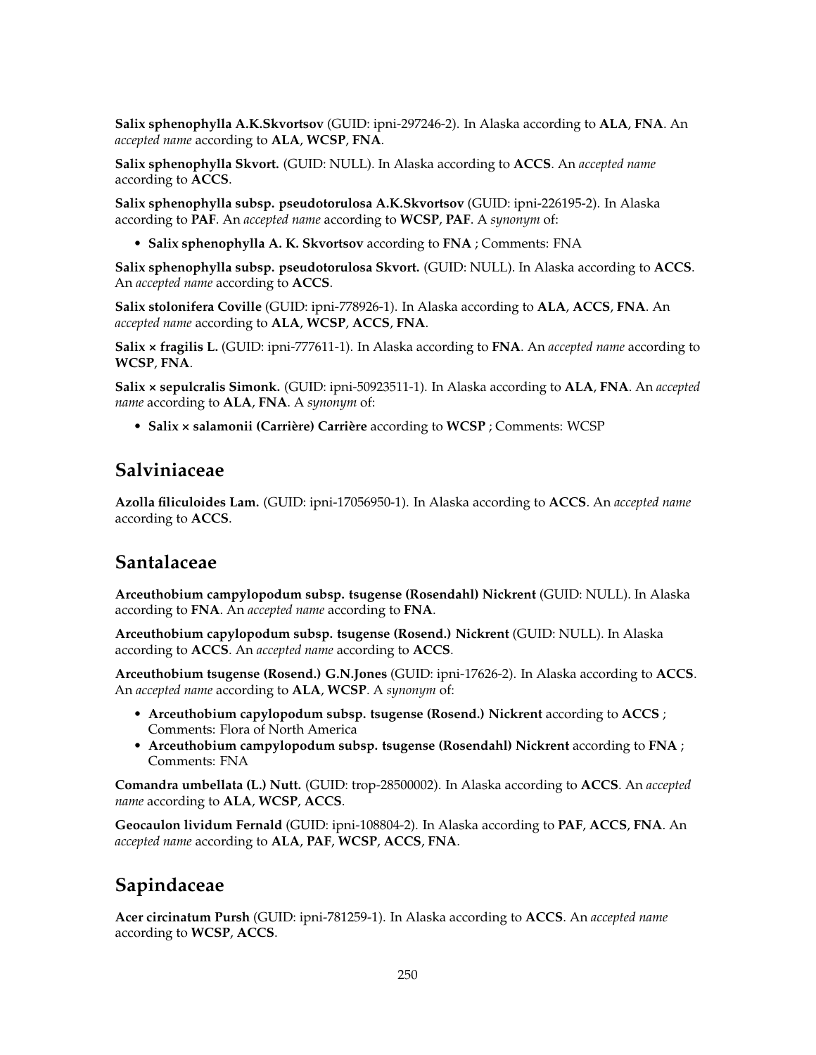**Salix sphenophylla A.K.Skvortsov** (GUID: ipni-297246-2). In Alaska according to **ALA**, **FNA**. An *accepted name* according to **ALA**, **WCSP**, **FNA**.

**Salix sphenophylla Skvort.** (GUID: NULL). In Alaska according to **ACCS**. An *accepted name* according to **ACCS**.

**Salix sphenophylla subsp. pseudotorulosa A.K.Skvortsov** (GUID: ipni-226195-2). In Alaska according to **PAF**. An *accepted name* according to **WCSP**, **PAF**. A *synonym* of:

- **Salix sphenophylla A. K. Skvortsov** according to **FNA** ; Comments: FNA

**Salix sphenophylla subsp. pseudotorulosa Skvort.** (GUID: NULL). In Alaska according to **ACCS**. An *accepted name* according to **ACCS**.

**Salix stolonifera Coville** (GUID: ipni-778926-1). In Alaska according to **ALA**, **ACCS**, **FNA**. An *accepted name* according to **ALA**, **WCSP**, **ACCS**, **FNA**.

**Salix × fragilis L.** (GUID: ipni-777611-1). In Alaska according to **FNA**. An *accepted name* according to **WCSP**, **FNA**.

**Salix × sepulcralis Simonk.** (GUID: ipni-50923511-1). In Alaska according to **ALA**, **FNA**. An *accepted name* according to **ALA**, **FNA**. A *synonym* of:

- **Salix × salamonii (Carrière) Carrière** according to **WCSP** ; Comments: WCSP

## Salviniaceae

**Azolla filiculoides Lam.** (GUID: ipni-17056950-1). In Alaska according to **ACCS**. An *accepted name* according to **ACCS**.

## Santalaceae

**Arceuthobium campylopodum subsp. tsugense (Rosendahl) Nickrent** (GUID: NULL). In Alaska according to **FNA**. An *accepted name* according to **FNA**.

**Arceuthobium capylopodum subsp. tsugense (Rosend.) Nickrent** (GUID: NULL). In Alaska according to **ACCS**. An *accepted name* according to **ACCS**.

**Arceuthobium tsugense (Rosend.) G.N.Jones** (GUID: ipni-17626-2). In Alaska according to **ACCS**. An *accepted name* according to **ALA**, **WCSP**. A *synonym* of:

- **Arceuthobium capylopodum subsp. tsugense (Rosend.) Nickrent** according to **ACCS** ; Comments: Flora of North America
- **Arceuthobium campylopodum subsp. tsugense (Rosendahl) Nickrent** according to **FNA** ; Comments: FNA

**Comandra umbellata (L.) Nutt.** (GUID: trop-28500002). In Alaska according to **ACCS**. An *accepted name* according to **ALA**, **WCSP**, **ACCS**.

**Geocaulon lividum Fernald** (GUID: ipni-108804-2). In Alaska according to **PAF**, **ACCS**, **FNA**. An *accepted name* according to **ALA**, **PAF**, **WCSP**, **ACCS**, **FNA**.

## Sapindaceae

**Acer circinatum Pursh** (GUID: ipni-781259-1). In Alaska according to **ACCS**. An *accepted name* according to **WCSP**, **ACCS**.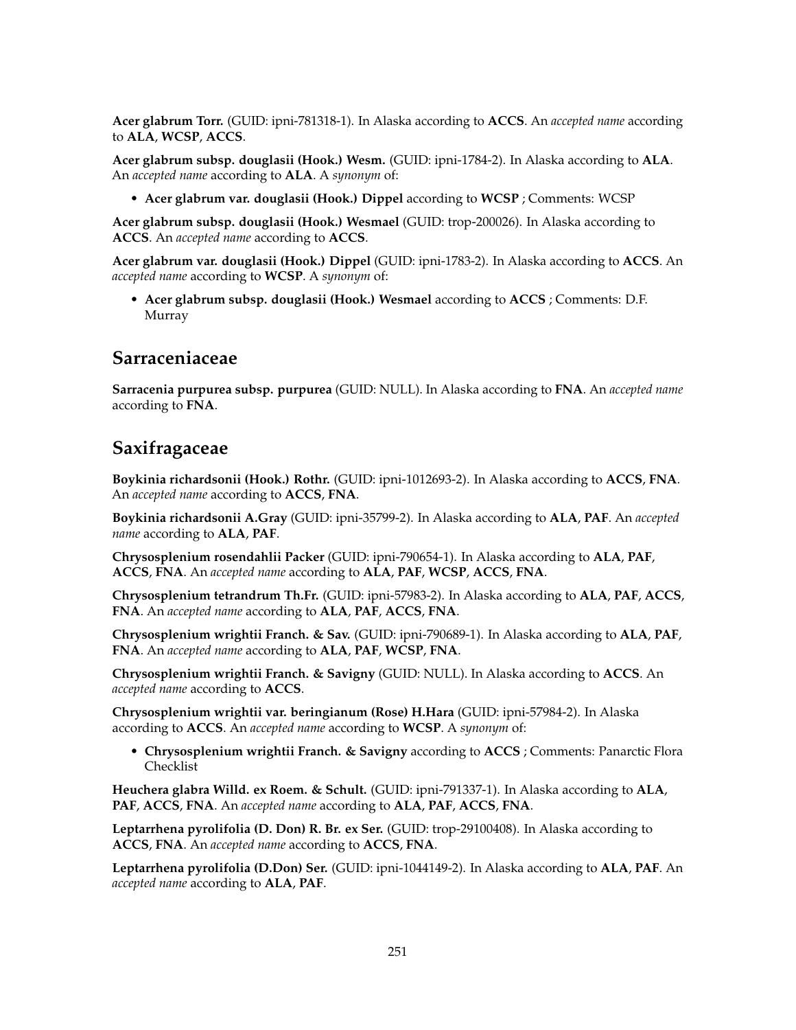**Acer glabrum Torr.** (GUID: ipni-781318-1). In Alaska according to **ACCS**. An *accepted name* according to **ALA**, **WCSP**, **ACCS**.

**Acer glabrum subsp. douglasii (Hook.) Wesm.** (GUID: ipni-1784-2). In Alaska according to **ALA**. An *accepted name* according to **ALA**. A *synonym* of:

- **Acer glabrum var. douglasii (Hook.) Dippel** according to **WCSP** ; Comments: WCSP

**Acer glabrum subsp. douglasii (Hook.) Wesmael** (GUID: trop-200026). In Alaska according to **ACCS**. An *accepted name* according to **ACCS**.

**Acer glabrum var. douglasii (Hook.) Dippel** (GUID: ipni-1783-2). In Alaska according to **ACCS**. An *accepted name* according to **WCSP**. A *synonym* of:

- **Acer glabrum subsp. douglasii (Hook.) Wesmael** according to **ACCS** ; Comments: D.F. Murray

## Sarraceniaceae

**Sarracenia purpurea subsp. purpurea** (GUID: NULL). In Alaska according to **FNA**. An *accepted name* according to **FNA**.

## Saxifragaceae

**Boykinia richardsonii (Hook.) Rothr.** (GUID: ipni-1012693-2). In Alaska according to **ACCS**, **FNA**. An *accepted name* according to **ACCS**, **FNA**.

**Boykinia richardsonii A.Gray** (GUID: ipni-35799-2). In Alaska according to **ALA**, **PAF**. An *accepted name* according to **ALA**, **PAF**.

**Chrysosplenium rosendahlii Packer** (GUID: ipni-790654-1). In Alaska according to **ALA**, **PAF**, **ACCS**, **FNA**. An *accepted name* according to **ALA**, **PAF**, **WCSP**, **ACCS**, **FNA**.

**Chrysosplenium tetrandrum Th.Fr.** (GUID: ipni-57983-2). In Alaska according to **ALA**, **PAF**, **ACCS**, **FNA**. An *accepted name* according to **ALA**, **PAF**, **ACCS**, **FNA**.

**Chrysosplenium wrightii Franch. & Sav.** (GUID: ipni-790689-1). In Alaska according to **ALA**, **PAF**, **FNA**. An *accepted name* according to **ALA**, **PAF**, **WCSP**, **FNA**.

**Chrysosplenium wrightii Franch. & Savigny** (GUID: NULL). In Alaska according to **ACCS**. An *accepted name* according to **ACCS**.

**Chrysosplenium wrightii var. beringianum (Rose) H.Hara** (GUID: ipni-57984-2). In Alaska according to **ACCS**. An *accepted name* according to **WCSP**. A *synonym* of:

- **Chrysosplenium wrightii Franch. & Savigny** according to **ACCS** ; Comments: Panarctic Flora Checklist

**Heuchera glabra Willd. ex Roem. & Schult.** (GUID: ipni-791337-1). In Alaska according to **ALA**, **PAF**, **ACCS**, **FNA**. An *accepted name* according to **ALA**, **PAF**, **ACCS**, **FNA**.

**Leptarrhena pyrolifolia (D. Don) R. Br. ex Ser.** (GUID: trop-29100408). In Alaska according to **ACCS**, **FNA**. An *accepted name* according to **ACCS**, **FNA**.

**Leptarrhena pyrolifolia (D.Don) Ser.** (GUID: ipni-1044149-2). In Alaska according to **ALA**, **PAF**. An *accepted name* according to **ALA**, **PAF**.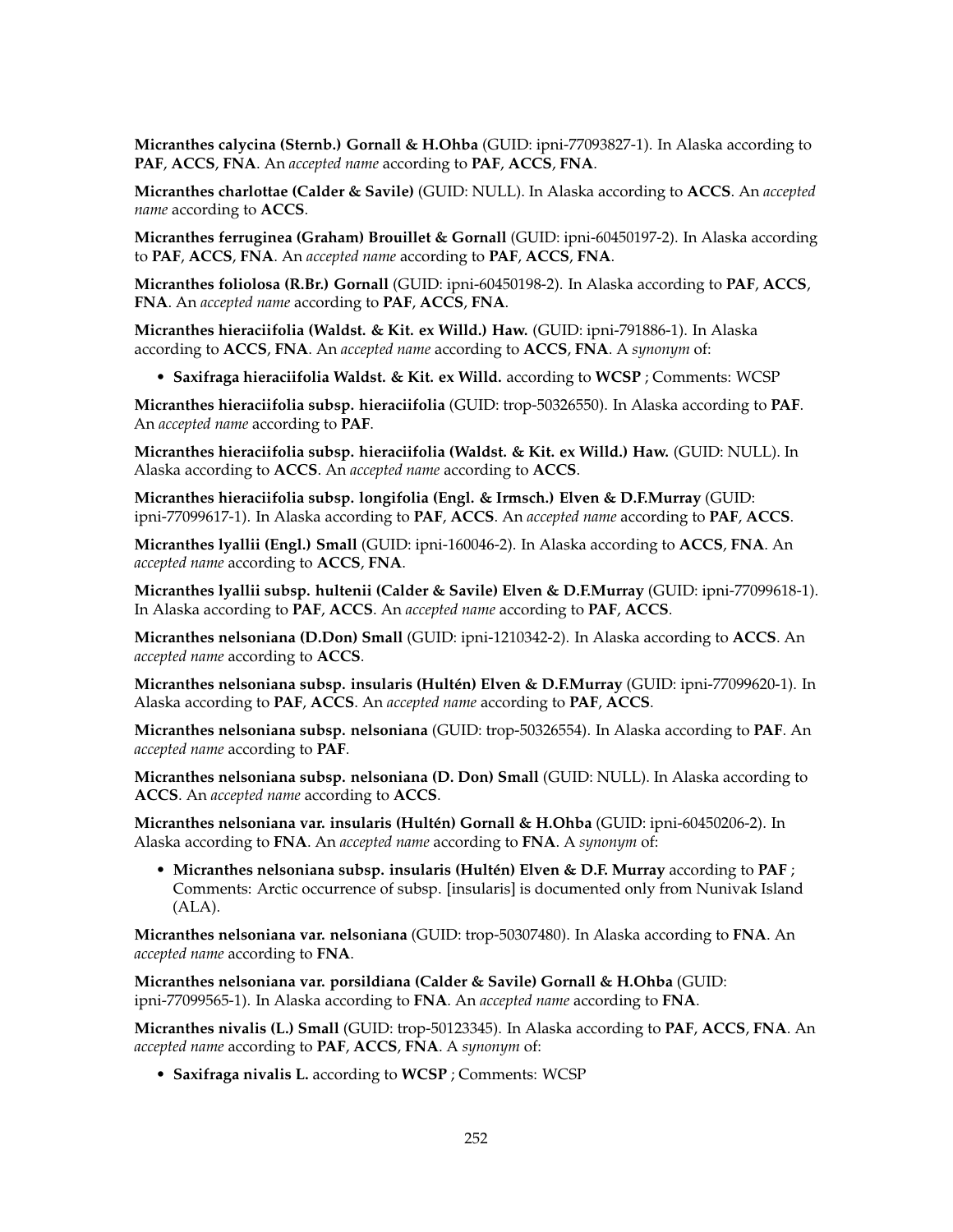**Micranthes calycina (Sternb.) Gornall & H.Ohba** (GUID: ipni-77093827-1). In Alaska according to **PAF**, **ACCS**, **FNA**. An *accepted name* according to **PAF**, **ACCS**, **FNA**.

**Micranthes charlottae (Calder & Savile)** (GUID: NULL). In Alaska according to **ACCS**. An *accepted name* according to **ACCS**.

**Micranthes ferruginea (Graham) Brouillet & Gornall** (GUID: ipni-60450197-2). In Alaska according to **PAF**, **ACCS**, **FNA**. An *accepted name* according to **PAF**, **ACCS**, **FNA**.

**Micranthes foliolosa (R.Br.) Gornall** (GUID: ipni-60450198-2). In Alaska according to **PAF**, **ACCS**, **FNA**. An *accepted name* according to **PAF**, **ACCS**, **FNA**.

**Micranthes hieraciifolia (Waldst. & Kit. ex Willd.) Haw.** (GUID: ipni-791886-1). In Alaska according to **ACCS**, **FNA**. An *accepted name* according to **ACCS**, **FNA**. A *synonym* of:

- **Saxifraga hieraciifolia Waldst. & Kit. ex Willd.** according to **WCSP** ; Comments: WCSP

**Micranthes hieraciifolia subsp. hieraciifolia** (GUID: trop-50326550). In Alaska according to **PAF**. An *accepted name* according to **PAF**.

**Micranthes hieraciifolia subsp. hieraciifolia (Waldst. & Kit. ex Willd.) Haw.** (GUID: NULL). In Alaska according to **ACCS**. An *accepted name* according to **ACCS**.

**Micranthes hieraciifolia subsp. longifolia (Engl. & Irmsch.) Elven & D.F.Murray** (GUID: ipni-77099617-1). In Alaska according to **PAF**, **ACCS**. An *accepted name* according to **PAF**, **ACCS**.

**Micranthes lyallii (Engl.) Small** (GUID: ipni-160046-2). In Alaska according to **ACCS**, **FNA**. An *accepted name* according to **ACCS**, **FNA**.

**Micranthes lyallii subsp. hultenii (Calder & Savile) Elven & D.F.Murray** (GUID: ipni-77099618-1). In Alaska according to **PAF**, **ACCS**. An *accepted name* according to **PAF**, **ACCS**.

**Micranthes nelsoniana (D.Don) Small** (GUID: ipni-1210342-2). In Alaska according to **ACCS**. An *accepted name* according to **ACCS**.

**Micranthes nelsoniana subsp. insularis (Hultén) Elven & D.F.Murray** (GUID: ipni-77099620-1). In Alaska according to **PAF**, **ACCS**. An *accepted name* according to **PAF**, **ACCS**.

**Micranthes nelsoniana subsp. nelsoniana** (GUID: trop-50326554). In Alaska according to **PAF**. An *accepted name* according to **PAF**.

**Micranthes nelsoniana subsp. nelsoniana (D. Don) Small** (GUID: NULL). In Alaska according to **ACCS**. An *accepted name* according to **ACCS**.

**Micranthes nelsoniana var. insularis (Hultén) Gornall & H.Ohba** (GUID: ipni-60450206-2). In Alaska according to **FNA**. An *accepted name* according to **FNA**. A *synonym* of:

- **Micranthes nelsoniana subsp. insularis (Hultén) Elven & D.F. Murray** according to **PAF** ; Comments: Arctic occurrence of subsp. [insularis] is documented only from Nunivak Island (ALA).

**Micranthes nelsoniana var. nelsoniana** (GUID: trop-50307480). In Alaska according to **FNA**. An *accepted name* according to **FNA**.

**Micranthes nelsoniana var. porsildiana (Calder & Savile) Gornall & H.Ohba** (GUID: ipni-77099565-1). In Alaska according to **FNA**. An *accepted name* according to **FNA**.

**Micranthes nivalis (L.) Small** (GUID: trop-50123345). In Alaska according to **PAF**, **ACCS**, **FNA**. An *accepted name* according to **PAF**, **ACCS**, **FNA**. A *synonym* of:

- **Saxifraga nivalis L.** according to **WCSP** ; Comments: WCSP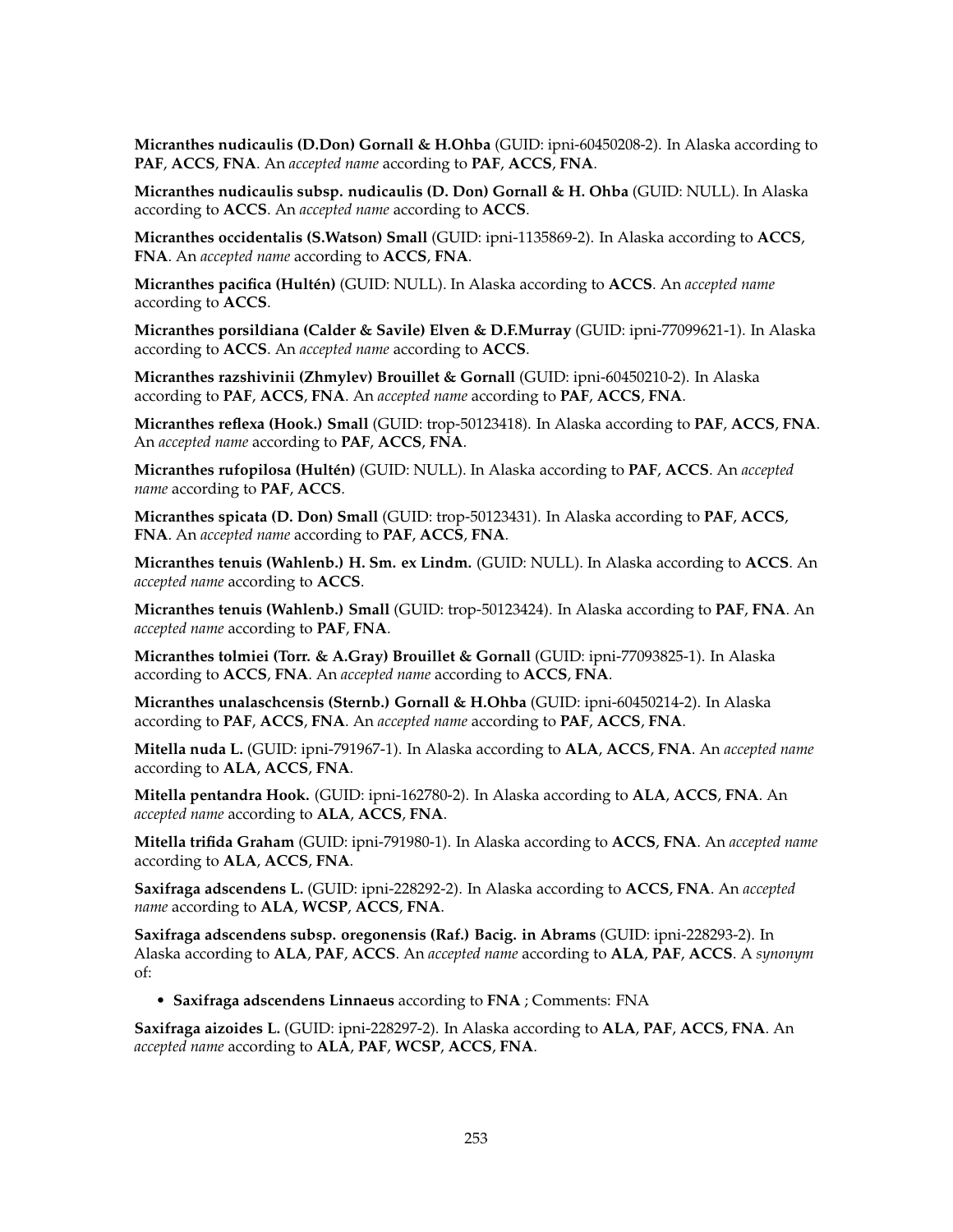**Micranthes nudicaulis (D.Don) Gornall & H.Ohba** (GUID: ipni-60450208-2). In Alaska according to **PAF**, **ACCS**, **FNA**. An *accepted name* according to **PAF**, **ACCS**, **FNA**.

**Micranthes nudicaulis subsp. nudicaulis (D. Don) Gornall & H. Ohba** (GUID: NULL). In Alaska according to **ACCS**. An *accepted name* according to **ACCS**.

**Micranthes occidentalis (S.Watson) Small** (GUID: ipni-1135869-2). In Alaska according to **ACCS**, **FNA**. An *accepted name* according to **ACCS**, **FNA**.

**Micranthes pacifica (Hultén)** (GUID: NULL). In Alaska according to **ACCS**. An *accepted name* according to **ACCS**.

**Micranthes porsildiana (Calder & Savile) Elven & D.F.Murray** (GUID: ipni-77099621-1). In Alaska according to **ACCS**. An *accepted name* according to **ACCS**.

**Micranthes razshivinii (Zhmylev) Brouillet & Gornall** (GUID: ipni-60450210-2). In Alaska according to **PAF**, **ACCS**, **FNA**. An *accepted name* according to **PAF**, **ACCS**, **FNA**.

**Micranthes reflexa (Hook.) Small** (GUID: trop-50123418). In Alaska according to **PAF**, **ACCS**, **FNA**. An *accepted name* according to **PAF**, **ACCS**, **FNA**.

**Micranthes rufopilosa (Hultén)** (GUID: NULL). In Alaska according to **PAF**, **ACCS**. An *accepted name* according to **PAF**, **ACCS**.

**Micranthes spicata (D. Don) Small** (GUID: trop-50123431). In Alaska according to **PAF**, **ACCS**, **FNA**. An *accepted name* according to **PAF**, **ACCS**, **FNA**.

**Micranthes tenuis (Wahlenb.) H. Sm. ex Lindm.** (GUID: NULL). In Alaska according to **ACCS**. An *accepted name* according to **ACCS**.

**Micranthes tenuis (Wahlenb.) Small** (GUID: trop-50123424). In Alaska according to **PAF**, **FNA**. An *accepted name* according to **PAF**, **FNA**.

**Micranthes tolmiei (Torr. & A.Gray) Brouillet & Gornall** (GUID: ipni-77093825-1). In Alaska according to **ACCS**, **FNA**. An *accepted name* according to **ACCS**, **FNA**.

**Micranthes unalaschcensis (Sternb.) Gornall & H.Ohba** (GUID: ipni-60450214-2). In Alaska according to **PAF**, **ACCS**, **FNA**. An *accepted name* according to **PAF**, **ACCS**, **FNA**.

**Mitella nuda L.** (GUID: ipni-791967-1). In Alaska according to **ALA**, **ACCS**, **FNA**. An *accepted name* according to **ALA**, **ACCS**, **FNA**.

**Mitella pentandra Hook.** (GUID: ipni-162780-2). In Alaska according to **ALA**, **ACCS**, **FNA**. An *accepted name* according to **ALA**, **ACCS**, **FNA**.

**Mitella trifida Graham** (GUID: ipni-791980-1). In Alaska according to **ACCS**, **FNA**. An *accepted name* according to **ALA**, **ACCS**, **FNA**.

**Saxifraga adscendens L.** (GUID: ipni-228292-2). In Alaska according to **ACCS**, **FNA**. An *accepted name* according to **ALA**, **WCSP**, **ACCS**, **FNA**.

**Saxifraga adscendens subsp. oregonensis (Raf.) Bacig. in Abrams** (GUID: ipni-228293-2). In Alaska according to **ALA**, **PAF**, **ACCS**. An *accepted name* according to **ALA**, **PAF**, **ACCS**. A *synonym* of:

- **Saxifraga adscendens Linnaeus** according to **FNA** ; Comments: FNA

**Saxifraga aizoides L.** (GUID: ipni-228297-2). In Alaska according to **ALA**, **PAF**, **ACCS**, **FNA**. An *accepted name* according to **ALA**, **PAF**, **WCSP**, **ACCS**, **FNA**.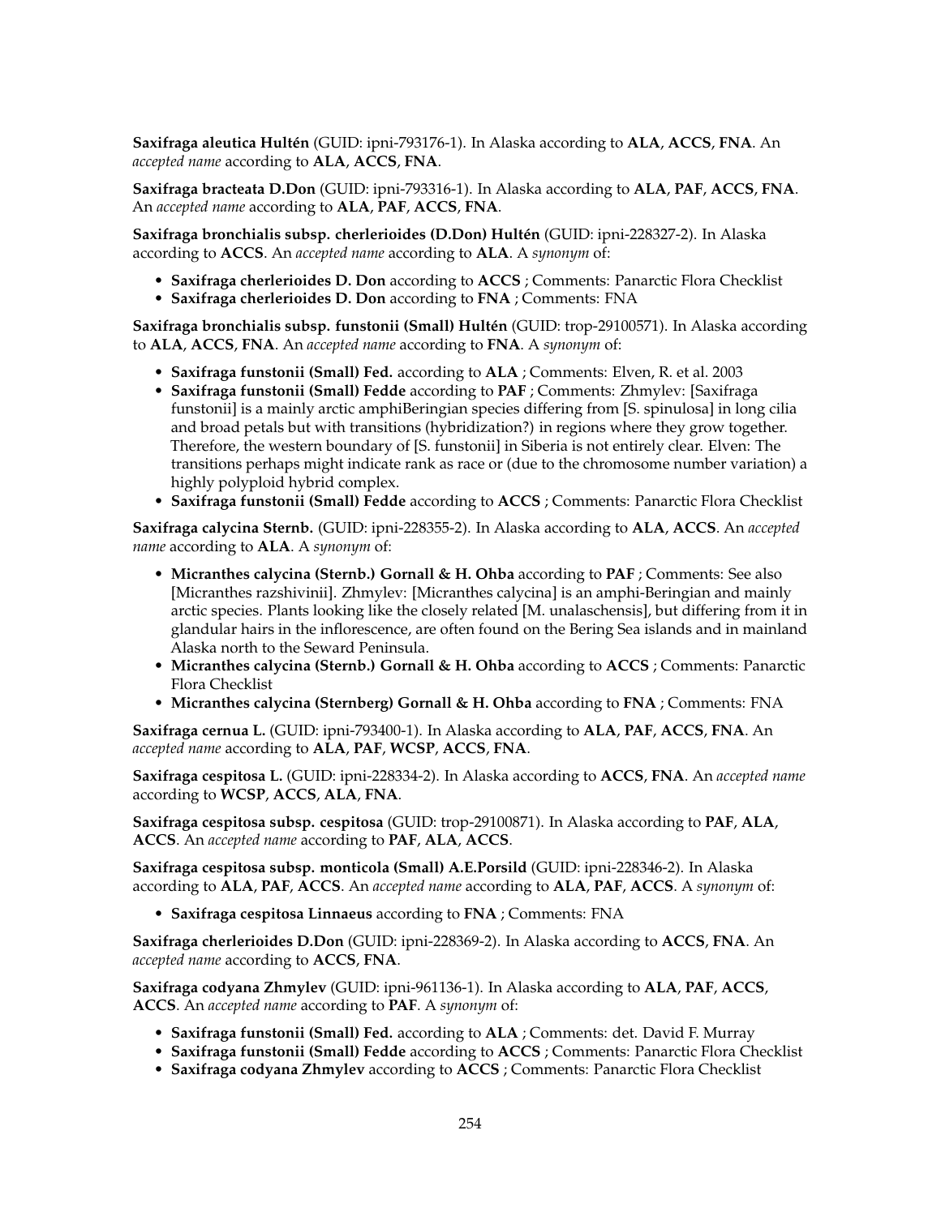**Saxifraga aleutica Hultén** (GUID: ipni-793176-1). In Alaska according to **ALA**, **ACCS**, **FNA**. An *accepted name* according to **ALA**, **ACCS**, **FNA**.

**Saxifraga bracteata D.Don** (GUID: ipni-793316-1). In Alaska according to **ALA**, **PAF**, **ACCS**, **FNA**. An *accepted name* according to **ALA**, **PAF**, **ACCS**, **FNA**.

**Saxifraga bronchialis subsp. cherlerioides (D.Don) Hultén** (GUID: ipni-228327-2). In Alaska according to **ACCS**. An *accepted name* according to **ALA**. A *synonym* of:

- **Saxifraga cherlerioides D. Don** according to **ACCS** ; Comments: Panarctic Flora Checklist
- **Saxifraga cherlerioides D. Don** according to **FNA** ; Comments: FNA

**Saxifraga bronchialis subsp. funstonii (Small) Hultén** (GUID: trop-29100571). In Alaska according to **ALA**, **ACCS**, **FNA**. An *accepted name* according to **FNA**. A *synonym* of:

- **Saxifraga funstonii (Small) Fed.** according to **ALA** ; Comments: Elven, R. et al. 2003
- **Saxifraga funstonii (Small) Fedde** according to **PAF** ; Comments: Zhmylev: [Saxifraga funstonii] is a mainly arctic amphiBeringian species differing from [S. spinulosa] in long cilia and broad petals but with transitions (hybridization?) in regions where they grow together. Therefore, the western boundary of [S. funstonii] in Siberia is not entirely clear. Elven: The transitions perhaps might indicate rank as race or (due to the chromosome number variation) a highly polyploid hybrid complex.
- **Saxifraga funstonii (Small) Fedde** according to **ACCS** ; Comments: Panarctic Flora Checklist

**Saxifraga calycina Sternb.** (GUID: ipni-228355-2). In Alaska according to **ALA**, **ACCS**. An *accepted name* according to **ALA**. A *synonym* of:

- **Micranthes calycina (Sternb.) Gornall & H. Ohba** according to **PAF** ; Comments: See also [Micranthes razshivinii]. Zhmylev: [Micranthes calycina] is an amphi-Beringian and mainly arctic species. Plants looking like the closely related [M. unalaschensis], but differing from it in glandular hairs in the inflorescence, are often found on the Bering Sea islands and in mainland Alaska north to the Seward Peninsula.
- **Micranthes calycina (Sternb.) Gornall & H. Ohba** according to **ACCS** ; Comments: Panarctic Flora Checklist
- **Micranthes calycina (Sternberg) Gornall & H. Ohba** according to **FNA** ; Comments: FNA

**Saxifraga cernua L.** (GUID: ipni-793400-1). In Alaska according to **ALA**, **PAF**, **ACCS**, **FNA**. An *accepted name* according to **ALA**, **PAF**, **WCSP**, **ACCS**, **FNA**.

**Saxifraga cespitosa L.** (GUID: ipni-228334-2). In Alaska according to **ACCS**, **FNA**. An *accepted name* according to **WCSP**, **ACCS**, **ALA**, **FNA**.

**Saxifraga cespitosa subsp. cespitosa** (GUID: trop-29100871). In Alaska according to **PAF**, **ALA**, **ACCS**. An *accepted name* according to **PAF**, **ALA**, **ACCS**.

**Saxifraga cespitosa subsp. monticola (Small) A.E.Porsild** (GUID: ipni-228346-2). In Alaska according to **ALA**, **PAF**, **ACCS**. An *accepted name* according to **ALA**, **PAF**, **ACCS**. A *synonym* of:

- **Saxifraga cespitosa Linnaeus** according to **FNA** ; Comments: FNA

**Saxifraga cherlerioides D.Don** (GUID: ipni-228369-2). In Alaska according to **ACCS**, **FNA**. An *accepted name* according to **ACCS**, **FNA**.

**Saxifraga codyana Zhmylev** (GUID: ipni-961136-1). In Alaska according to **ALA**, **PAF**, **ACCS**, **ACCS**. An *accepted name* according to **PAF**. A *synonym* of:

- **Saxifraga funstonii (Small) Fed.** according to **ALA** ; Comments: det. David F. Murray
- **Saxifraga funstonii (Small) Fedde** according to **ACCS** ; Comments: Panarctic Flora Checklist
- **Saxifraga codyana Zhmylev** according to **ACCS** ; Comments: Panarctic Flora Checklist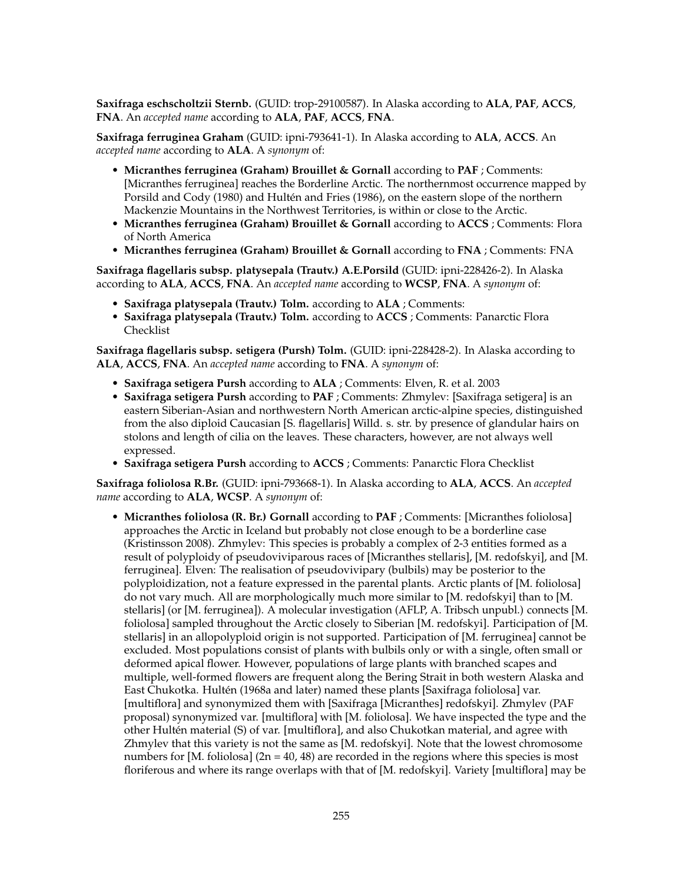**Saxifraga eschscholtzii Sternb.** (GUID: trop-29100587). In Alaska according to **ALA**, **PAF**, **ACCS**, **FNA**. An *accepted name* according to **ALA**, **PAF**, **ACCS**, **FNA**.

**Saxifraga ferruginea Graham** (GUID: ipni-793641-1). In Alaska according to **ALA**, **ACCS**. An *accepted name* according to **ALA**. A *synonym* of:

- **Micranthes ferruginea (Graham) Brouillet & Gornall** according to **PAF** ; Comments: [Micranthes ferruginea] reaches the Borderline Arctic. The northernmost occurrence mapped by Porsild and Cody (1980) and Hultén and Fries (1986), on the eastern slope of the northern Mackenzie Mountains in the Northwest Territories, is within or close to the Arctic.
- **Micranthes ferruginea (Graham) Brouillet & Gornall** according to **ACCS** ; Comments: Flora of North America
- **Micranthes ferruginea (Graham) Brouillet & Gornall** according to **FNA** ; Comments: FNA

**Saxifraga flagellaris subsp. platysepala (Trautv.) A.E.Porsild** (GUID: ipni-228426-2). In Alaska according to **ALA**, **ACCS**, **FNA**. An *accepted name* according to **WCSP**, **FNA**. A *synonym* of:

- **Saxifraga platysepala (Trautv.) Tolm.** according to **ALA** ; Comments:
- **Saxifraga platysepala (Trautv.) Tolm.** according to **ACCS** ; Comments: Panarctic Flora Checklist

**Saxifraga flagellaris subsp. setigera (Pursh) Tolm.** (GUID: ipni-228428-2). In Alaska according to **ALA**, **ACCS**, **FNA**. An *accepted name* according to **FNA**. A *synonym* of:

- **Saxifraga setigera Pursh** according to **ALA** ; Comments: Elven, R. et al. 2003
- **Saxifraga setigera Pursh** according to **PAF** ; Comments: Zhmylev: [Saxifraga setigera] is an eastern Siberian-Asian and northwestern North American arctic-alpine species, distinguished from the also diploid Caucasian [S. flagellaris] Willd. s. str. by presence of glandular hairs on stolons and length of cilia on the leaves. These characters, however, are not always well expressed.
- **Saxifraga setigera Pursh** according to **ACCS** ; Comments: Panarctic Flora Checklist

**Saxifraga foliolosa R.Br.** (GUID: ipni-793668-1). In Alaska according to **ALA**, **ACCS**. An *accepted name* according to **ALA**, **WCSP**. A *synonym* of:

- **Micranthes foliolosa (R. Br.) Gornall** according to **PAF** ; Comments: [Micranthes foliolosa] approaches the Arctic in Iceland but probably not close enough to be a borderline case (Kristinsson 2008). Zhmylev: This species is probably a complex of 2-3 entities formed as a result of polyploidy of pseudoviviparous races of [Micranthes stellaris], [M. redofskyi], and [M. ferruginea]. Elven: The realisation of pseudovivipary (bulbils) may be posterior to the polyploidization, not a feature expressed in the parental plants. Arctic plants of [M. foliolosa] do not vary much. All are morphologically much more similar to [M. redofskyi] than to [M. stellaris] (or [M. ferruginea]). A molecular investigation (AFLP, A. Tribsch unpubl.) connects [M. foliolosa] sampled throughout the Arctic closely to Siberian [M. redofskyi]. Participation of [M. stellaris] in an allopolyploid origin is not supported. Participation of [M. ferruginea] cannot be excluded. Most populations consist of plants with bulbils only or with a single, often small or deformed apical flower. However, populations of large plants with branched scapes and multiple, well-formed flowers are frequent along the Bering Strait in both western Alaska and East Chukotka. Hultén (1968a and later) named these plants [Saxifraga foliolosa] var. [multiflora] and synonymized them with [Saxifraga [Micranthes] redofskyi]. Zhmylev (PAF proposal) synonymized var. [multiflora] with [M. foliolosa]. We have inspected the type and the other Hultén material (S) of var. [multiflora], and also Chukotkan material, and agree with Zhmylev that this variety is not the same as [M. redofskyi]. Note that the lowest chromosome numbers for [M. foliolosa] (2n = 40, 48) are recorded in the regions where this species is most floriferous and where its range overlaps with that of [M. redofskyi]. Variety [multiflora] may be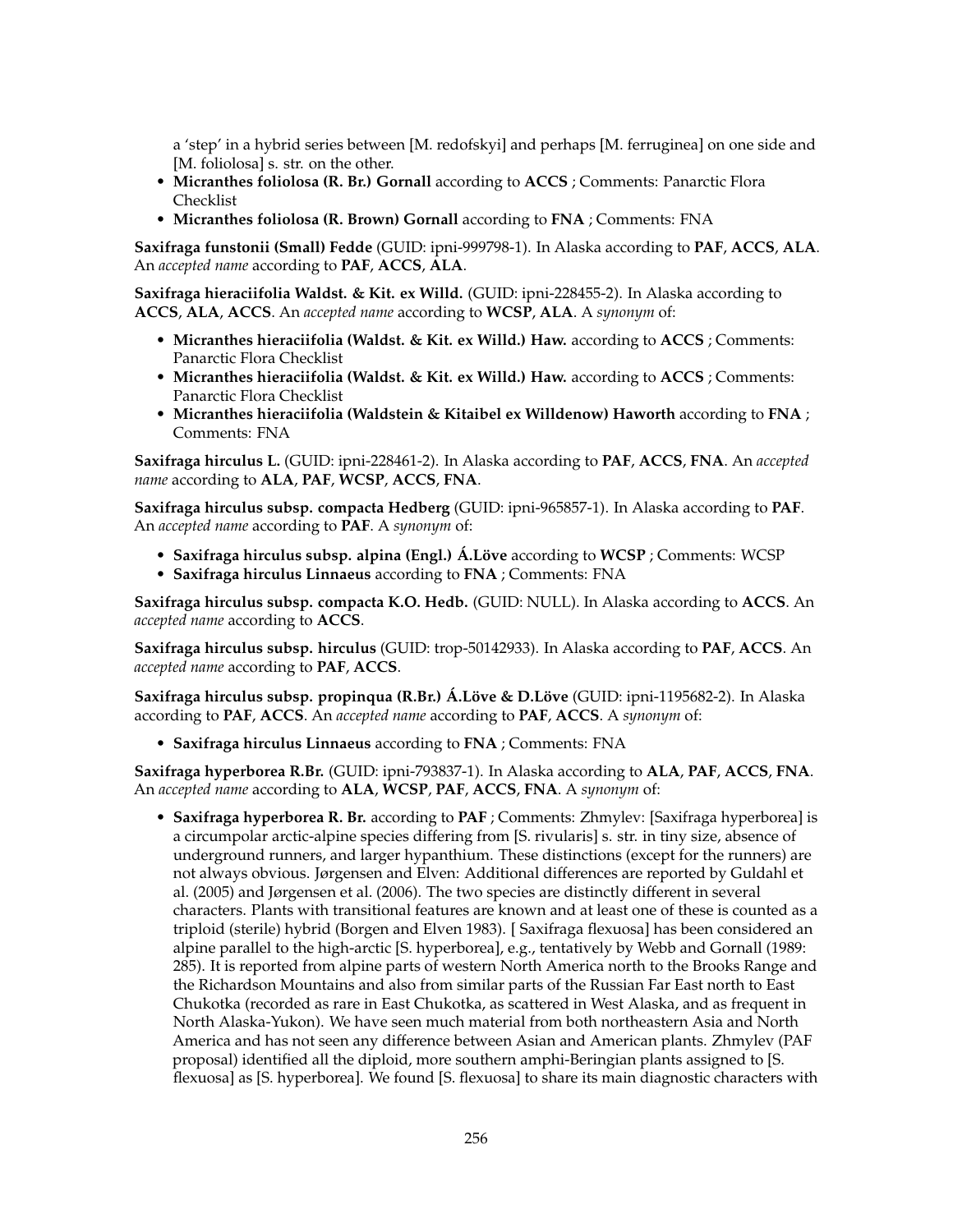a 'step' in a hybrid series between [M. redofskyi] and perhaps [M. ferruginea] on one side and [M. foliolosa] s. str. on the other.

- **Micranthes foliolosa (R. Br.) Gornall** according to **ACCS** ; Comments: Panarctic Flora Checklist
- **Micranthes foliolosa (R. Brown) Gornall** according to **FNA** ; Comments: FNA

**Saxifraga funstonii (Small) Fedde** (GUID: ipni-999798-1). In Alaska according to **PAF**, **ACCS**, **ALA**. An *accepted name* according to **PAF**, **ACCS**, **ALA**.

**Saxifraga hieraciifolia Waldst. & Kit. ex Willd.** (GUID: ipni-228455-2). In Alaska according to **ACCS**, **ALA**, **ACCS**. An *accepted name* according to **WCSP**, **ALA**. A *synonym* of:

- **Micranthes hieraciifolia (Waldst. & Kit. ex Willd.) Haw.** according to **ACCS** ; Comments: Panarctic Flora Checklist
- **Micranthes hieraciifolia (Waldst. & Kit. ex Willd.) Haw.** according to **ACCS** ; Comments: Panarctic Flora Checklist
- **Micranthes hieraciifolia (Waldstein & Kitaibel ex Willdenow) Haworth** according to **FNA** ; Comments: FNA

**Saxifraga hirculus L.** (GUID: ipni-228461-2). In Alaska according to **PAF**, **ACCS**, **FNA**. An *accepted name* according to **ALA**, **PAF**, **WCSP**, **ACCS**, **FNA**.

**Saxifraga hirculus subsp. compacta Hedberg** (GUID: ipni-965857-1). In Alaska according to **PAF**. An *accepted name* according to **PAF**. A *synonym* of:

- **Saxifraga hirculus subsp. alpina (Engl.) Á.Löve** according to **WCSP** ; Comments: WCSP
- **Saxifraga hirculus Linnaeus** according to **FNA** ; Comments: FNA

**Saxifraga hirculus subsp. compacta K.O. Hedb.** (GUID: NULL). In Alaska according to **ACCS**. An *accepted name* according to **ACCS**.

**Saxifraga hirculus subsp. hirculus** (GUID: trop-50142933). In Alaska according to **PAF**, **ACCS**. An *accepted name* according to **PAF, ACCS**.

**Saxifraga hirculus subsp. propinqua (R.Br.) Á.Löve & D.Löve** (GUID: ipni-1195682-2). In Alaska according to **PAF**, **ACCS**. An *accepted name* according to **PAF**, **ACCS**. A *synonym* of:

- **Saxifraga hirculus Linnaeus** according to **FNA** ; Comments: FNA

**Saxifraga hyperborea R.Br.** (GUID: ipni-793837-1). In Alaska according to **ALA**, **PAF**, **ACCS**, **FNA**. An *accepted name* according to **ALA**, **WCSP**, **PAF**, **ACCS**, **FNA**. A *synonym* of:

- **Saxifraga hyperborea R. Br.** according to **PAF** ; Comments: Zhmylev: [Saxifraga hyperborea] is a circumpolar arctic-alpine species differing from [S. rivularis] s. str. in tiny size, absence of underground runners, and larger hypanthium. These distinctions (except for the runners) are not always obvious. Jørgensen and Elven: Additional differences are reported by Guldahl et al. (2005) and Jørgensen et al. (2006). The two species are distinctly different in several characters. Plants with transitional features are known and at least one of these is counted as a triploid (sterile) hybrid (Borgen and Elven 1983). [ Saxifraga flexuosa] has been considered an alpine parallel to the high-arctic [S. hyperborea], e.g., tentatively by Webb and Gornall (1989: 285). It is reported from alpine parts of western North America north to the Brooks Range and the Richardson Mountains and also from similar parts of the Russian Far East north to East Chukotka (recorded as rare in East Chukotka, as scattered in West Alaska, and as frequent in North Alaska-Yukon). We have seen much material from both northeastern Asia and North America and has not seen any difference between Asian and American plants. Zhmylev (PAF proposal) identified all the diploid, more southern amphi-Beringian plants assigned to [S. flexuosa] as [S. hyperborea]. We found [S. flexuosa] to share its main diagnostic characters with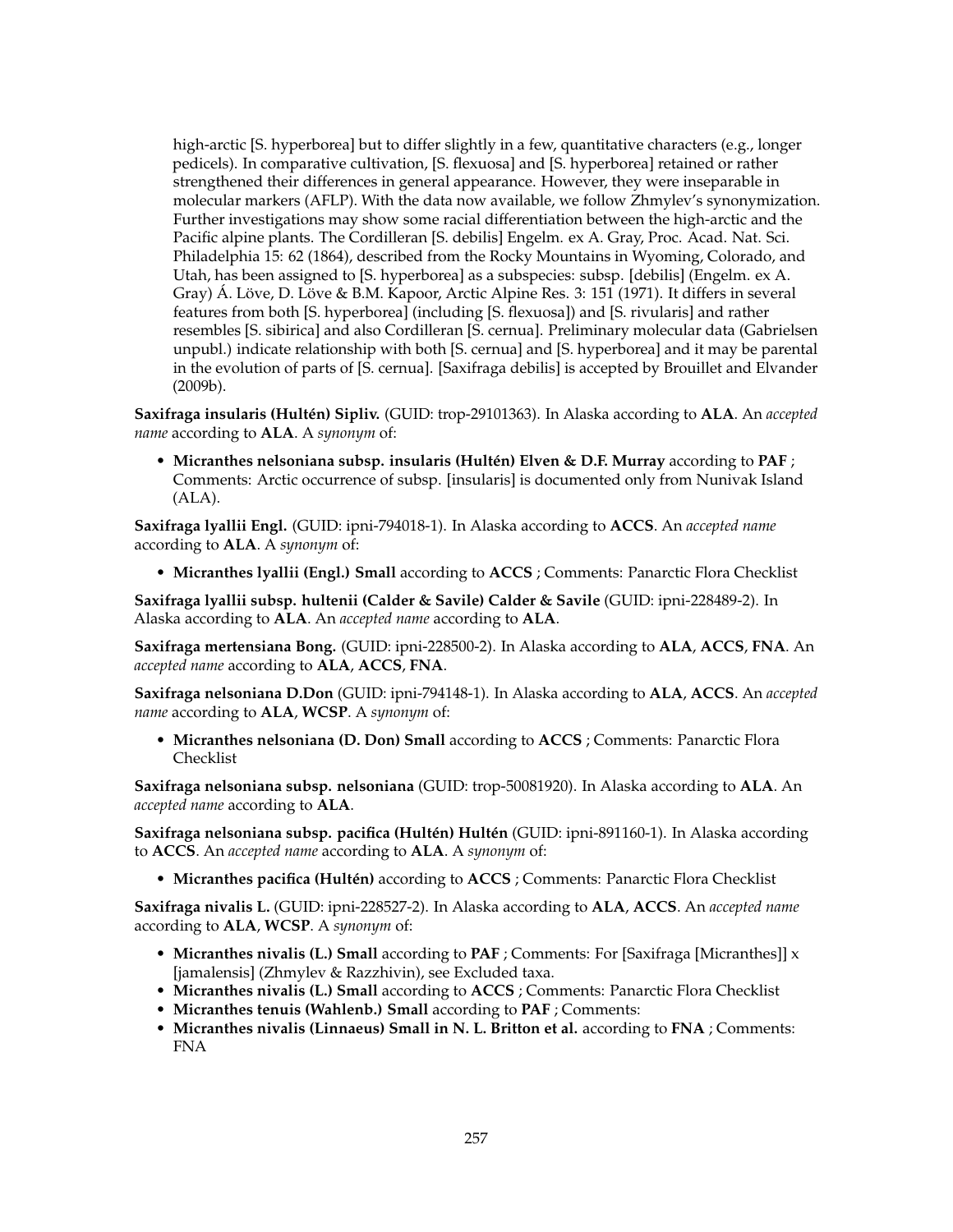high-arctic [S. hyperborea] but to differ slightly in a few, quantitative characters (e.g., longer pedicels). In comparative cultivation, [S. flexuosa] and [S. hyperborea] retained or rather strengthened their differences in general appearance. However, they were inseparable in molecular markers (AFLP). With the data now available, we follow Zhmylev's synonymization. Further investigations may show some racial differentiation between the high-arctic and the Pacific alpine plants. The Cordilleran [S. debilis] Engelm. ex A. Gray, Proc. Acad. Nat. Sci. Philadelphia 15: 62 (1864), described from the Rocky Mountains in Wyoming, Colorado, and Utah, has been assigned to [S. hyperborea] as a subspecies: subsp. [debilis] (Engelm. ex A. Gray) Á. Löve, D. Löve & B.M. Kapoor, Arctic Alpine Res. 3: 151 (1971). It differs in several features from both [S. hyperborea] (including [S. flexuosa]) and [S. rivularis] and rather resembles [S. sibirica] and also Cordilleran [S. cernua]. Preliminary molecular data (Gabrielsen unpubl.) indicate relationship with both [S. cernua] and [S. hyperborea] and it may be parental in the evolution of parts of [S. cernua]. [Saxifraga debilis] is accepted by Brouillet and Elvander (2009b).

**Saxifraga insularis (Hultén) Sipliv.** (GUID: trop-29101363). In Alaska according to **ALA**. An *accepted name* according to **ALA**. A *synonym* of:

- **Micranthes nelsoniana subsp. insularis (Hultén) Elven & D.F. Murray** according to **PAF** ; Comments: Arctic occurrence of subsp. [insularis] is documented only from Nunivak Island (ALA).

**Saxifraga lyallii Engl.** (GUID: ipni-794018-1). In Alaska according to **ACCS**. An *accepted name* according to **ALA**. A *synonym* of:

- **Micranthes lyallii (Engl.) Small** according to **ACCS** ; Comments: Panarctic Flora Checklist

**Saxifraga lyallii subsp. hultenii (Calder & Savile) Calder & Savile** (GUID: ipni-228489-2). In Alaska according to **ALA**. An *accepted name* according to **ALA**.

**Saxifraga mertensiana Bong.** (GUID: ipni-228500-2). In Alaska according to **ALA**, **ACCS**, **FNA**. An *accepted name* according to **ALA**, **ACCS**, **FNA**.

**Saxifraga nelsoniana D.Don** (GUID: ipni-794148-1). In Alaska according to **ALA**, **ACCS**. An *accepted name* according to **ALA**, **WCSP**. A *synonym* of:

- **Micranthes nelsoniana (D. Don) Small** according to **ACCS** ; Comments: Panarctic Flora Checklist

**Saxifraga nelsoniana subsp. nelsoniana** (GUID: trop-50081920). In Alaska according to **ALA**. An *accepted name* according to **ALA**.

**Saxifraga nelsoniana subsp. pacifica (Hultén) Hultén** (GUID: ipni-891160-1). In Alaska according to **ACCS**. An *accepted name* according to **ALA**. A *synonym* of:

- **Micranthes pacifica (Hultén)** according to **ACCS** ; Comments: Panarctic Flora Checklist

**Saxifraga nivalis L.** (GUID: ipni-228527-2). In Alaska according to **ALA**, **ACCS**. An *accepted name* according to **ALA**, **WCSP**. A *synonym* of:

- **Micranthes nivalis (L.) Small** according to **PAF** ; Comments: For [Saxifraga [Micranthes]] x [jamalensis] (Zhmylev & Razzhivin), see Excluded taxa.
- **Micranthes nivalis (L.) Small** according to **ACCS** ; Comments: Panarctic Flora Checklist
- **Micranthes tenuis (Wahlenb.) Small** according to **PAF** ; Comments:
- **Micranthes nivalis (Linnaeus) Small in N. L. Britton et al.** according to **FNA** ; Comments: FNA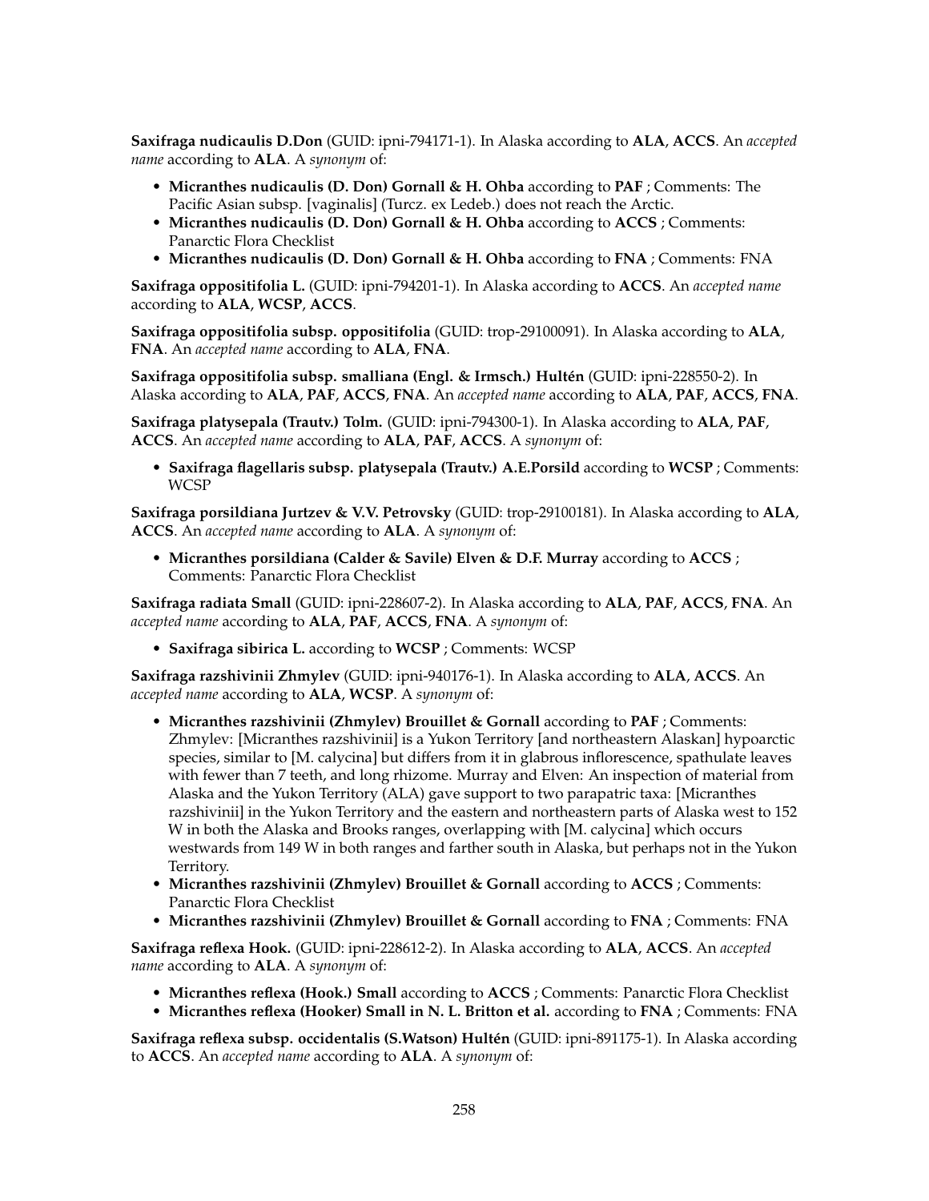**Saxifraga nudicaulis D.Don** (GUID: ipni-794171-1). In Alaska according to **ALA**, **ACCS**. An *accepted name* according to **ALA**. A *synonym* of:

- **Micranthes nudicaulis (D. Don) Gornall & H. Ohba** according to **PAF** ; Comments: The Pacific Asian subsp. [vaginalis] (Turcz. ex Ledeb.) does not reach the Arctic.
- **Micranthes nudicaulis (D. Don) Gornall & H. Ohba** according to **ACCS** ; Comments: Panarctic Flora Checklist
- **Micranthes nudicaulis (D. Don) Gornall & H. Ohba** according to **FNA** ; Comments: FNA

**Saxifraga oppositifolia L.** (GUID: ipni-794201-1). In Alaska according to **ACCS**. An *accepted name* according to **ALA**, **WCSP**, **ACCS**.

**Saxifraga oppositifolia subsp. oppositifolia** (GUID: trop-29100091). In Alaska according to **ALA**, **FNA**. An *accepted name* according to **ALA**, **FNA**.

**Saxifraga oppositifolia subsp. smalliana (Engl. & Irmsch.) Hultén** (GUID: ipni-228550-2). In Alaska according to **ALA**, **PAF**, **ACCS**, **FNA**. An *accepted name* according to **ALA**, **PAF**, **ACCS**, **FNA**.

**Saxifraga platysepala (Trautv.) Tolm.** (GUID: ipni-794300-1). In Alaska according to **ALA**, **PAF**, **ACCS**. An *accepted name* according to **ALA**, **PAF**, **ACCS**. A *synonym* of:

- **Saxifraga flagellaris subsp. platysepala (Trautv.) A.E.Porsild** according to **WCSP** ; Comments: WCSP

**Saxifraga porsildiana Jurtzev & V.V. Petrovsky** (GUID: trop-29100181). In Alaska according to **ALA**, **ACCS**. An *accepted name* according to **ALA**. A *synonym* of:

- **Micranthes porsildiana (Calder & Savile) Elven & D.F. Murray** according to **ACCS** ; Comments: Panarctic Flora Checklist

**Saxifraga radiata Small** (GUID: ipni-228607-2). In Alaska according to **ALA**, **PAF**, **ACCS**, **FNA**. An *accepted name* according to **ALA**, **PAF**, **ACCS**, **FNA**. A *synonym* of:

- **Saxifraga sibirica L.** according to **WCSP** ; Comments: WCSP

**Saxifraga razshivinii Zhmylev** (GUID: ipni-940176-1). In Alaska according to **ALA**, **ACCS**. An *accepted name* according to **ALA**, **WCSP**. A *synonym* of:

- **Micranthes razshivinii (Zhmylev) Brouillet & Gornall** according to **PAF** ; Comments: Zhmylev: [Micranthes razshivinii] is a Yukon Territory [and northeastern Alaskan] hypoarctic species, similar to [M. calycina] but differs from it in glabrous inflorescence, spathulate leaves with fewer than 7 teeth, and long rhizome. Murray and Elven: An inspection of material from Alaska and the Yukon Territory (ALA) gave support to two parapatric taxa: [Micranthes razshivinii] in the Yukon Territory and the eastern and northeastern parts of Alaska west to 152 W in both the Alaska and Brooks ranges, overlapping with [M. calycina] which occurs westwards from 149 W in both ranges and farther south in Alaska, but perhaps not in the Yukon Territory.
- **Micranthes razshivinii (Zhmylev) Brouillet & Gornall** according to **ACCS** ; Comments: Panarctic Flora Checklist
- **Micranthes razshivinii (Zhmylev) Brouillet & Gornall** according to **FNA** ; Comments: FNA

**Saxifraga reflexa Hook.** (GUID: ipni-228612-2). In Alaska according to **ALA**, **ACCS**. An *accepted name* according to **ALA**. A *synonym* of:

- **Micranthes reflexa (Hook.) Small** according to **ACCS** ; Comments: Panarctic Flora Checklist
- **Micranthes reflexa (Hooker) Small in N. L. Britton et al.** according to **FNA** ; Comments: FNA

**Saxifraga reflexa subsp. occidentalis (S.Watson) Hultén** (GUID: ipni-891175-1). In Alaska according to **ACCS**. An *accepted name* according to **ALA**. A *synonym* of: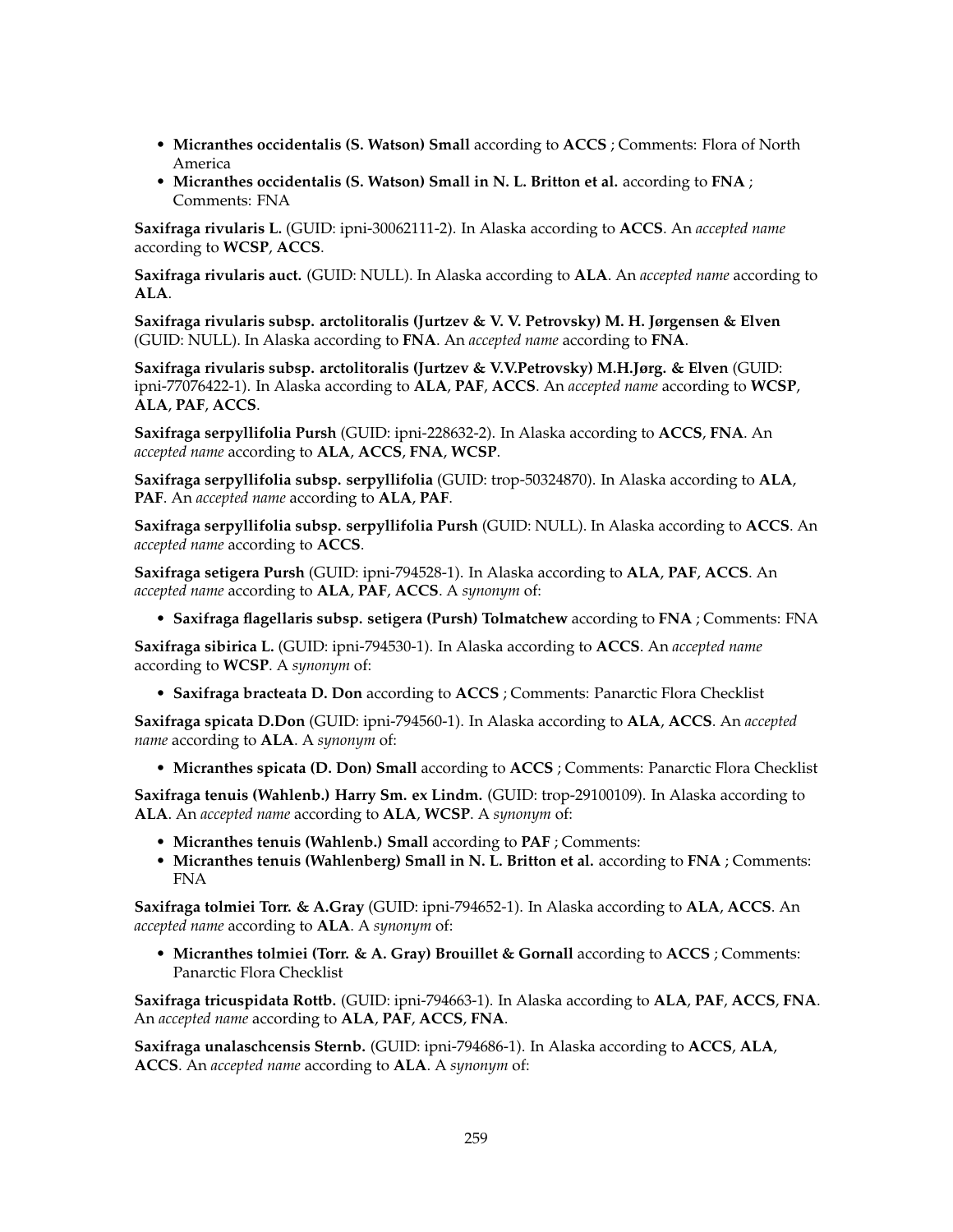- **Micranthes occidentalis (S. Watson) Small** according to **ACCS** ; Comments: Flora of North America
- **Micranthes occidentalis (S. Watson) Small in N. L. Britton et al.** according to **FNA** ; Comments: FNA

**Saxifraga rivularis L.** (GUID: ipni-30062111-2). In Alaska according to **ACCS**. An *accepted name* according to **WCSP**, **ACCS**.

**Saxifraga rivularis auct.** (GUID: NULL). In Alaska according to **ALA**. An *accepted name* according to **ALA**.

**Saxifraga rivularis subsp. arctolitoralis (Jurtzev & V. V. Petrovsky) M. H. Jørgensen & Elven** (GUID: NULL). In Alaska according to **FNA**. An *accepted name* according to **FNA**.

**Saxifraga rivularis subsp. arctolitoralis (Jurtzev & V.V.Petrovsky) M.H.Jørg. & Elven** (GUID: ipni-77076422-1). In Alaska according to **ALA**, **PAF**, **ACCS**. An *accepted name* according to **WCSP**, **ALA**, **PAF**, **ACCS**.

**Saxifraga serpyllifolia Pursh** (GUID: ipni-228632-2). In Alaska according to **ACCS**, **FNA**. An *accepted name* according to **ALA**, **ACCS**, **FNA**, **WCSP**.

**Saxifraga serpyllifolia subsp. serpyllifolia** (GUID: trop-50324870). In Alaska according to **ALA**, **PAF**. An *accepted name* according to **ALA**, **PAF**.

**Saxifraga serpyllifolia subsp. serpyllifolia Pursh** (GUID: NULL). In Alaska according to **ACCS**. An *accepted name* according to **ACCS**.

**Saxifraga setigera Pursh** (GUID: ipni-794528-1). In Alaska according to **ALA**, **PAF**, **ACCS**. An *accepted name* according to **ALA**, **PAF**, **ACCS**. A *synonym* of:

- **Saxifraga flagellaris subsp. setigera (Pursh) Tolmatchew** according to **FNA** ; Comments: FNA

**Saxifraga sibirica L.** (GUID: ipni-794530-1). In Alaska according to **ACCS**. An *accepted name* according to **WCSP**. A *synonym* of:

- **Saxifraga bracteata D. Don** according to **ACCS** ; Comments: Panarctic Flora Checklist

**Saxifraga spicata D.Don** (GUID: ipni-794560-1). In Alaska according to **ALA**, **ACCS**. An *accepted name* according to **ALA**. A *synonym* of:

- **Micranthes spicata (D. Don) Small** according to **ACCS** ; Comments: Panarctic Flora Checklist

**Saxifraga tenuis (Wahlenb.) Harry Sm. ex Lindm.** (GUID: trop-29100109). In Alaska according to **ALA**. An *accepted name* according to **ALA**, **WCSP**. A *synonym* of:

- **Micranthes tenuis (Wahlenb.) Small** according to **PAF** ; Comments:
- **Micranthes tenuis (Wahlenberg) Small in N. L. Britton et al.** according to **FNA** ; Comments: FNA

**Saxifraga tolmiei Torr. & A.Gray** (GUID: ipni-794652-1). In Alaska according to **ALA**, **ACCS**. An *accepted name* according to **ALA**. A *synonym* of:

- **Micranthes tolmiei (Torr. & A. Gray) Brouillet & Gornall** according to **ACCS** ; Comments: Panarctic Flora Checklist

**Saxifraga tricuspidata Rottb.** (GUID: ipni-794663-1). In Alaska according to **ALA**, **PAF**, **ACCS**, **FNA**. An *accepted name* according to **ALA**, **PAF**, **ACCS**, **FNA**.

**Saxifraga unalaschcensis Sternb.** (GUID: ipni-794686-1). In Alaska according to **ACCS**, **ALA**, **ACCS**. An *accepted name* according to **ALA**. A *synonym* of: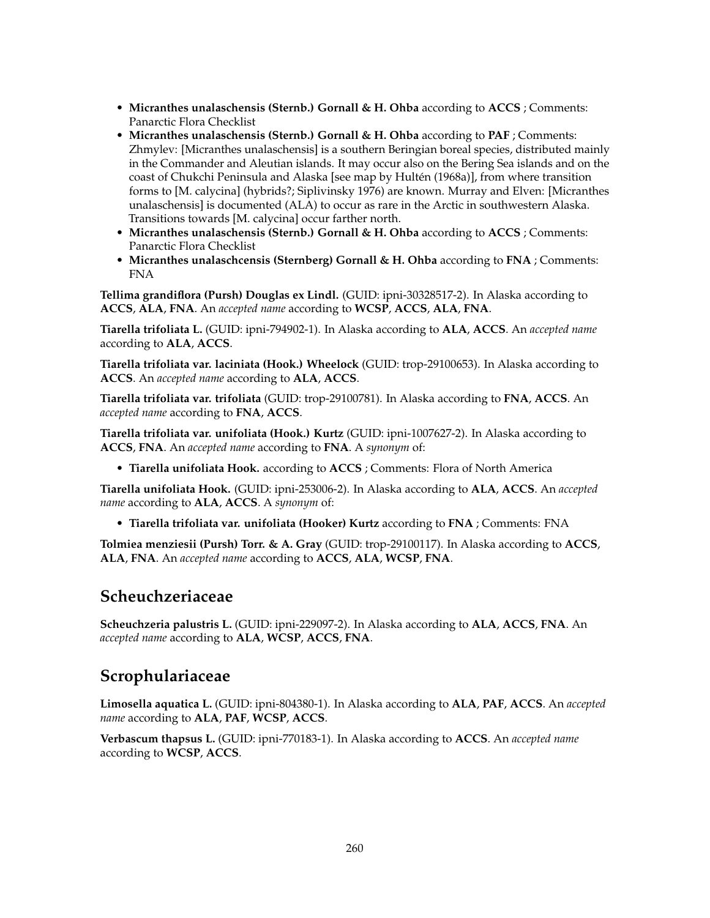- **Micranthes unalaschensis (Sternb.) Gornall & H. Ohba** according to **ACCS** ; Comments: Panarctic Flora Checklist
- **Micranthes unalaschensis (Sternb.) Gornall & H. Ohba** according to **PAF** ; Comments: Zhmylev: [Micranthes unalaschensis] is a southern Beringian boreal species, distributed mainly in the Commander and Aleutian islands. It may occur also on the Bering Sea islands and on the coast of Chukchi Peninsula and Alaska [see map by Hultén (1968a)], from where transition forms to [M. calycina] (hybrids?; Siplivinsky 1976) are known. Murray and Elven: [Micranthes unalaschensis] is documented (ALA) to occur as rare in the Arctic in southwestern Alaska. Transitions towards [M. calycina] occur farther north.
- **Micranthes unalaschensis (Sternb.) Gornall & H. Ohba** according to **ACCS** ; Comments: Panarctic Flora Checklist
- **Micranthes unalaschcensis (Sternberg) Gornall & H. Ohba** according to **FNA** ; Comments: FNA

**Tellima grandiflora (Pursh) Douglas ex Lindl.** (GUID: ipni-30328517-2). In Alaska according to **ACCS**, **ALA**, **FNA**. An *accepted name* according to **WCSP**, **ACCS**, **ALA**, **FNA**.

**Tiarella trifoliata L.** (GUID: ipni-794902-1). In Alaska according to **ALA**, **ACCS**. An *accepted name* according to **ALA**, **ACCS**.

**Tiarella trifoliata var. laciniata (Hook.) Wheelock** (GUID: trop-29100653). In Alaska according to **ACCS**. An *accepted name* according to **ALA**, **ACCS**.

**Tiarella trifoliata var. trifoliata** (GUID: trop-29100781). In Alaska according to **FNA**, **ACCS**. An *accepted name* according to **FNA**, **ACCS**.

**Tiarella trifoliata var. unifoliata (Hook.) Kurtz** (GUID: ipni-1007627-2). In Alaska according to **ACCS**, **FNA**. An *accepted name* according to **FNA**. A *synonym* of:

- **Tiarella unifoliata Hook.** according to **ACCS** ; Comments: Flora of North America

**Tiarella unifoliata Hook.** (GUID: ipni-253006-2). In Alaska according to **ALA**, **ACCS**. An *accepted name* according to **ALA**, **ACCS**. A *synonym* of:

- **Tiarella trifoliata var. unifoliata (Hooker) Kurtz** according to **FNA** ; Comments: FNA

**Tolmiea menziesii (Pursh) Torr. & A. Gray** (GUID: trop-29100117). In Alaska according to **ACCS**, **ALA**, **FNA**. An *accepted name* according to **ACCS**, **ALA**, **WCSP**, **FNA**.

## Scheuchzeriaceae

**Scheuchzeria palustris L.** (GUID: ipni-229097-2). In Alaska according to **ALA**, **ACCS**, **FNA**. An *accepted name* according to **ALA**, **WCSP**, **ACCS**, **FNA**.

## Scrophulariaceae

**Limosella aquatica L.** (GUID: ipni-804380-1). In Alaska according to **ALA**, **PAF**, **ACCS**. An *accepted name* according to **ALA**, **PAF**, **WCSP**, **ACCS**.

**Verbascum thapsus L.** (GUID: ipni-770183-1). In Alaska according to **ACCS**. An *accepted name* according to **WCSP**, **ACCS**.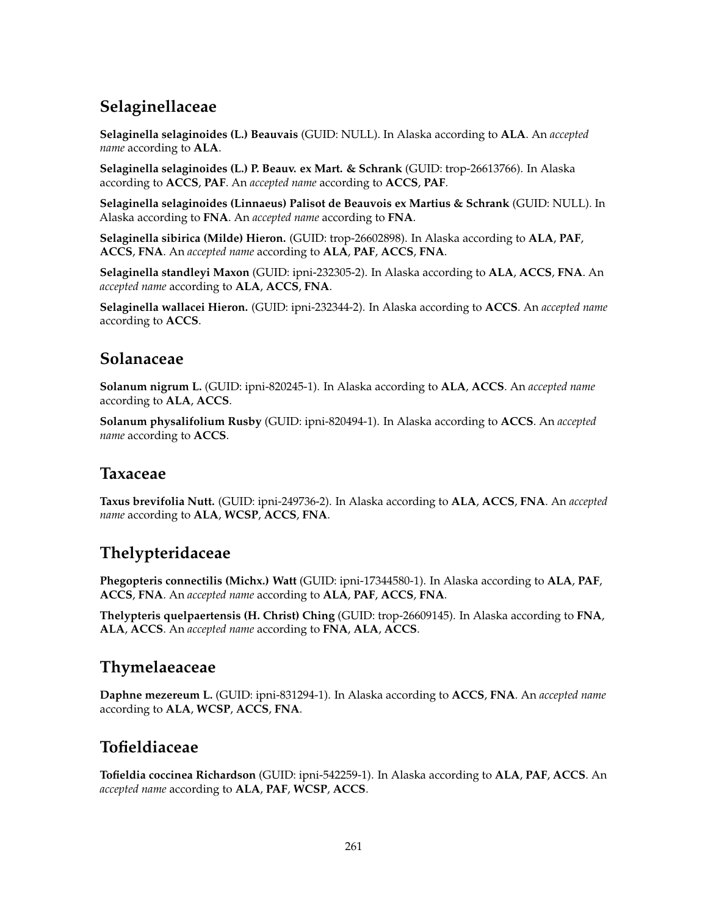## Selaginellaceae

**Selaginella selaginoides (L.) Beauvais** (GUID: NULL). In Alaska according to **ALA**. An *accepted name* according to **ALA**.

**Selaginella selaginoides (L.) P. Beauv. ex Mart. & Schrank** (GUID: trop-26613766). In Alaska according to **ACCS**, **PAF**. An *accepted name* according to **ACCS**, **PAF**.

**Selaginella selaginoides (Linnaeus) Palisot de Beauvois ex Martius & Schrank** (GUID: NULL). In Alaska according to **FNA**. An *accepted name* according to **FNA**.

**Selaginella sibirica (Milde) Hieron.** (GUID: trop-26602898). In Alaska according to **ALA**, **PAF**, **ACCS**, **FNA**. An *accepted name* according to **ALA**, **PAF**, **ACCS**, **FNA**.

**Selaginella standleyi Maxon** (GUID: ipni-232305-2). In Alaska according to **ALA**, **ACCS**, **FNA**. An *accepted name* according to **ALA**, **ACCS**, **FNA**.

**Selaginella wallacei Hieron.** (GUID: ipni-232344-2). In Alaska according to **ACCS**. An *accepted name* according to **ACCS**.

## Solanaceae

**Solanum nigrum L.** (GUID: ipni-820245-1). In Alaska according to **ALA**, **ACCS**. An *accepted name* according to **ALA**, **ACCS**.

**Solanum physalifolium Rusby** (GUID: ipni-820494-1). In Alaska according to **ACCS**. An *accepted name* according to **ACCS**.

## Taxaceae

**Taxus brevifolia Nutt.** (GUID: ipni-249736-2). In Alaska according to **ALA**, **ACCS**, **FNA**. An *accepted name* according to **ALA**, **WCSP**, **ACCS**, **FNA**.

## Thelypteridaceae

**Phegopteris connectilis (Michx.) Watt** (GUID: ipni-17344580-1). In Alaska according to **ALA**, **PAF**, **ACCS**, **FNA**. An *accepted name* according to **ALA**, **PAF**, **ACCS**, **FNA**.

**Thelypteris quelpaertensis (H. Christ) Ching** (GUID: trop-26609145). In Alaska according to **FNA**, **ALA**, **ACCS**. An *accepted name* according to **FNA**, **ALA**, **ACCS**.

## Thymelaeaceae

**Daphne mezereum L.** (GUID: ipni-831294-1). In Alaska according to **ACCS**, **FNA**. An *accepted name* according to **ALA**, **WCSP**, **ACCS**, **FNA**.

## Tofieldiaceae

**Tofieldia coccinea Richardson** (GUID: ipni-542259-1). In Alaska according to **ALA**, **PAF**, **ACCS**. An *accepted name* according to **ALA**, **PAF**, **WCSP**, **ACCS**.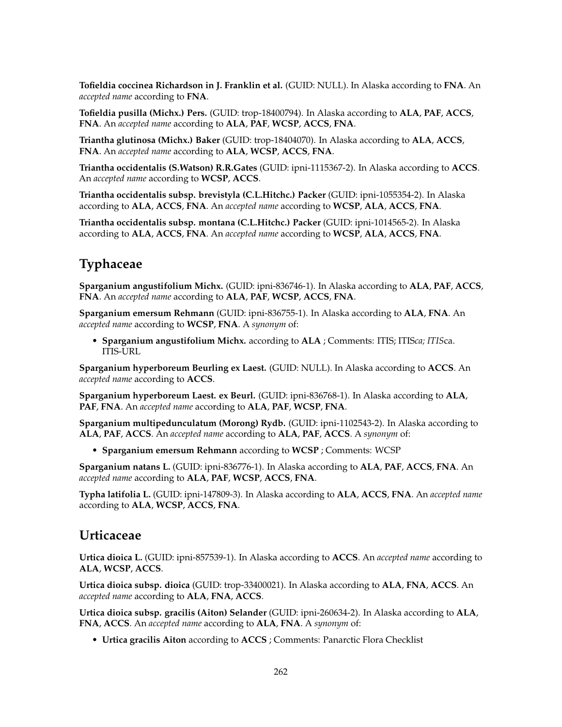**Tofieldia coccinea Richardson in J. Franklin et al.** (GUID: NULL). In Alaska according to **FNA**. An *accepted name* according to **FNA**.

**Tofieldia pusilla (Michx.) Pers.** (GUID: trop-18400794). In Alaska according to **ALA**, **PAF**, **ACCS**, **FNA**. An *accepted name* according to **ALA**, **PAF**, **WCSP**, **ACCS**, **FNA**.

**Triantha glutinosa (Michx.) Baker** (GUID: trop-18404070). In Alaska according to **ALA**, **ACCS**, **FNA**. An *accepted name* according to **ALA**, **WCSP**, **ACCS**, **FNA**.

**Triantha occidentalis (S.Watson) R.R.Gates** (GUID: ipni-1115367-2). In Alaska according to **ACCS**. An *accepted name* according to **WCSP**, **ACCS**.

**Triantha occidentalis subsp. brevistyla (C.L.Hitchc.) Packer** (GUID: ipni-1055354-2). In Alaska according to **ALA**, **ACCS**, **FNA**. An *accepted name* according to **WCSP**, **ALA**, **ACCS**, **FNA**.

**Triantha occidentalis subsp. montana (C.L.Hitchc.) Packer** (GUID: ipni-1014565-2). In Alaska according to **ALA**, **ACCS**, **FNA**. An *accepted name* according to **WCSP**, **ALA**, **ACCS**, **FNA**.

## Typhaceae

**Sparganium angustifolium Michx.** (GUID: ipni-836746-1). In Alaska according to **ALA**, **PAF**, **ACCS**, **FNA**. An *accepted name* according to **ALA**, **PAF**, **WCSP**, **ACCS**, **FNA**.

**Sparganium emersum Rehmann** (GUID: ipni-836755-1). In Alaska according to **ALA**, **FNA**. An *accepted name* according to **WCSP**, **FNA**. A *synonym* of:

- **Sparganium angustifolium Michx.** according to **ALA** ; Comments: ITIS; ITIS*ca; ITIS*ca. ITIS-URL

**Sparganium hyperboreum Beurling ex Laest.** (GUID: NULL). In Alaska according to **ACCS**. An *accepted name* according to **ACCS**.

**Sparganium hyperboreum Laest. ex Beurl.** (GUID: ipni-836768-1). In Alaska according to **ALA**, **PAF**, **FNA**. An *accepted name* according to **ALA**, **PAF**, **WCSP**, **FNA**.

**Sparganium multipedunculatum (Morong) Rydb.** (GUID: ipni-1102543-2). In Alaska according to **ALA**, **PAF**, **ACCS**. An *accepted name* according to **ALA**, **PAF**, **ACCS**. A *synonym* of:

- **Sparganium emersum Rehmann** according to **WCSP** ; Comments: WCSP

**Sparganium natans L.** (GUID: ipni-836776-1). In Alaska according to **ALA**, **PAF**, **ACCS**, **FNA**. An *accepted name* according to **ALA**, **PAF**, **WCSP**, **ACCS**, **FNA**.

**Typha latifolia L.** (GUID: ipni-147809-3). In Alaska according to **ALA**, **ACCS**, **FNA**. An *accepted name* according to **ALA**, **WCSP**, **ACCS**, **FNA**.

## Urticaceae

**Urtica dioica L.** (GUID: ipni-857539-1). In Alaska according to **ACCS**. An *accepted name* according to **ALA**, **WCSP**, **ACCS**.

**Urtica dioica subsp. dioica** (GUID: trop-33400021). In Alaska according to **ALA**, **FNA**, **ACCS**. An *accepted name* according to **ALA**, **FNA**, **ACCS**.

**Urtica dioica subsp. gracilis (Aiton) Selander** (GUID: ipni-260634-2). In Alaska according to **ALA**, **FNA**, **ACCS**. An *accepted name* according to **ALA**, **FNA**. A *synonym* of:

- **Urtica gracilis Aiton** according to **ACCS** ; Comments: Panarctic Flora Checklist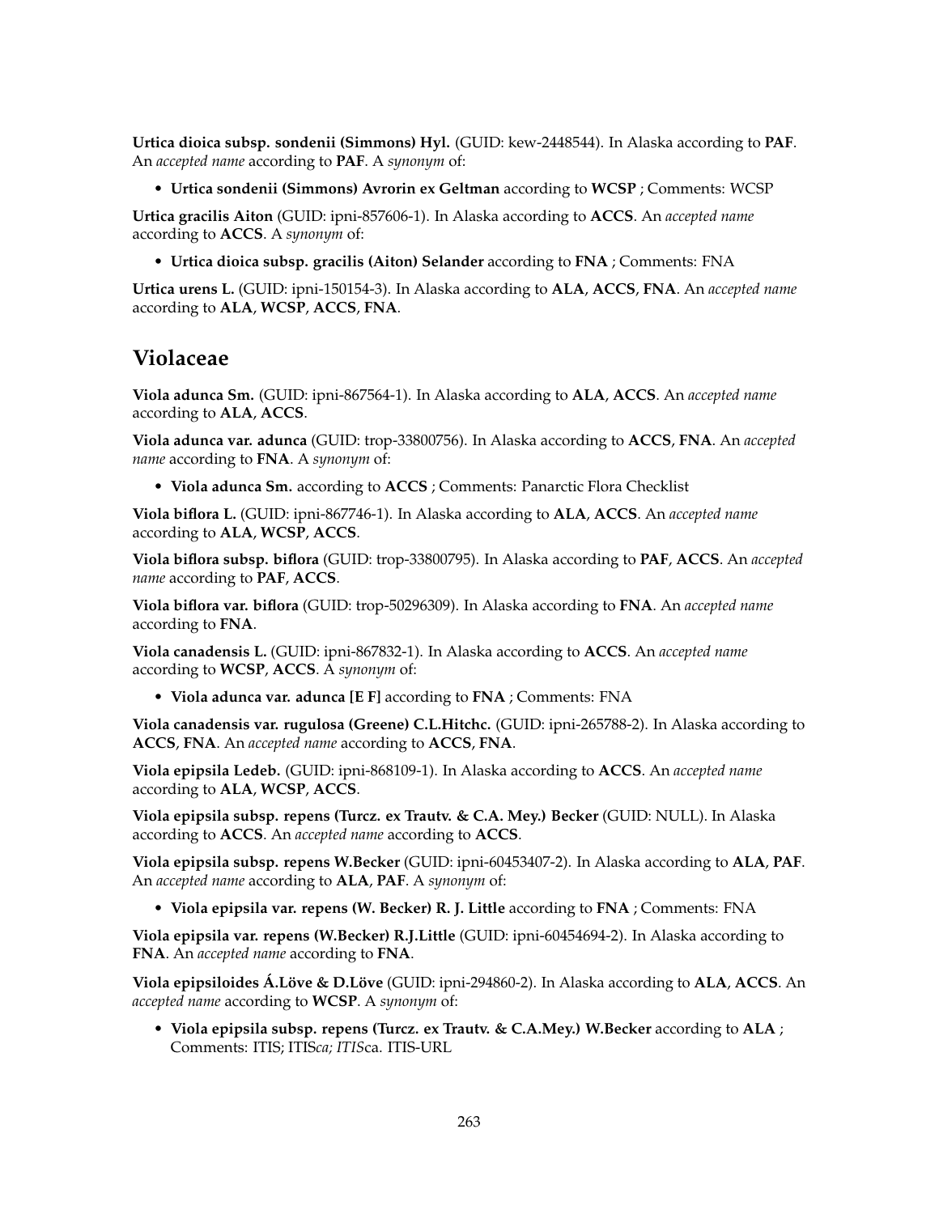**Urtica dioica subsp. sondenii (Simmons) Hyl.** (GUID: kew-2448544). In Alaska according to **PAF**. An *accepted name* according to **PAF**. A *synonym* of:

- **Urtica sondenii (Simmons) Avrorin ex Geltman** according to **WCSP** ; Comments: WCSP

**Urtica gracilis Aiton** (GUID: ipni-857606-1). In Alaska according to **ACCS**. An *accepted name* according to **ACCS**. A *synonym* of:

- **Urtica dioica subsp. gracilis (Aiton) Selander** according to **FNA** ; Comments: FNA

**Urtica urens L.** (GUID: ipni-150154-3). In Alaska according to **ALA**, **ACCS**, **FNA**. An *accepted name* according to **ALA**, **WCSP**, **ACCS**, **FNA**.

## Violaceae

**Viola adunca Sm.** (GUID: ipni-867564-1). In Alaska according to **ALA**, **ACCS**. An *accepted name* according to **ALA**, **ACCS**.

**Viola adunca var. adunca** (GUID: trop-33800756). In Alaska according to **ACCS**, **FNA**. An *accepted name* according to **FNA**. A *synonym* of:

- **Viola adunca Sm.** according to **ACCS** ; Comments: Panarctic Flora Checklist

**Viola biflora L.** (GUID: ipni-867746-1). In Alaska according to **ALA**, **ACCS**. An *accepted name* according to **ALA**, **WCSP**, **ACCS**.

**Viola biflora subsp. biflora** (GUID: trop-33800795). In Alaska according to **PAF**, **ACCS**. An *accepted name* according to **PAF**, **ACCS**.

**Viola biflora var. biflora** (GUID: trop-50296309). In Alaska according to **FNA**. An *accepted name* according to **FNA**.

**Viola canadensis L.** (GUID: ipni-867832-1). In Alaska according to **ACCS**. An *accepted name* according to **WCSP**, **ACCS**. A *synonym* of:

- **Viola adunca var. adunca [E F]** according to **FNA** ; Comments: FNA

**Viola canadensis var. rugulosa (Greene) C.L.Hitchc.** (GUID: ipni-265788-2). In Alaska according to **ACCS**, **FNA**. An *accepted name* according to **ACCS**, **FNA**.

**Viola epipsila Ledeb.** (GUID: ipni-868109-1). In Alaska according to **ACCS**. An *accepted name* according to **ALA**, **WCSP**, **ACCS**.

**Viola epipsila subsp. repens (Turcz. ex Trautv. & C.A. Mey.) Becker** (GUID: NULL). In Alaska according to **ACCS**. An *accepted name* according to **ACCS**.

**Viola epipsila subsp. repens W.Becker** (GUID: ipni-60453407-2). In Alaska according to **ALA**, **PAF**. An *accepted name* according to **ALA**, **PAF**. A *synonym* of:

- **Viola epipsila var. repens (W. Becker) R. J. Little** according to **FNA** ; Comments: FNA

**Viola epipsila var. repens (W.Becker) R.J.Little** (GUID: ipni-60454694-2). In Alaska according to **FNA**. An *accepted name* according to **FNA**.

**Viola epipsiloides Á.Löve & D.Löve** (GUID: ipni-294860-2). In Alaska according to **ALA**, **ACCS**. An *accepted name* according to **WCSP**. A *synonym* of:

- **Viola epipsila subsp. repens (Turcz. ex Trautv. & C.A.Mey.) W.Becker** according to **ALA** ; Comments: ITIS; ITIS*ca; ITIS*ca. ITIS-URL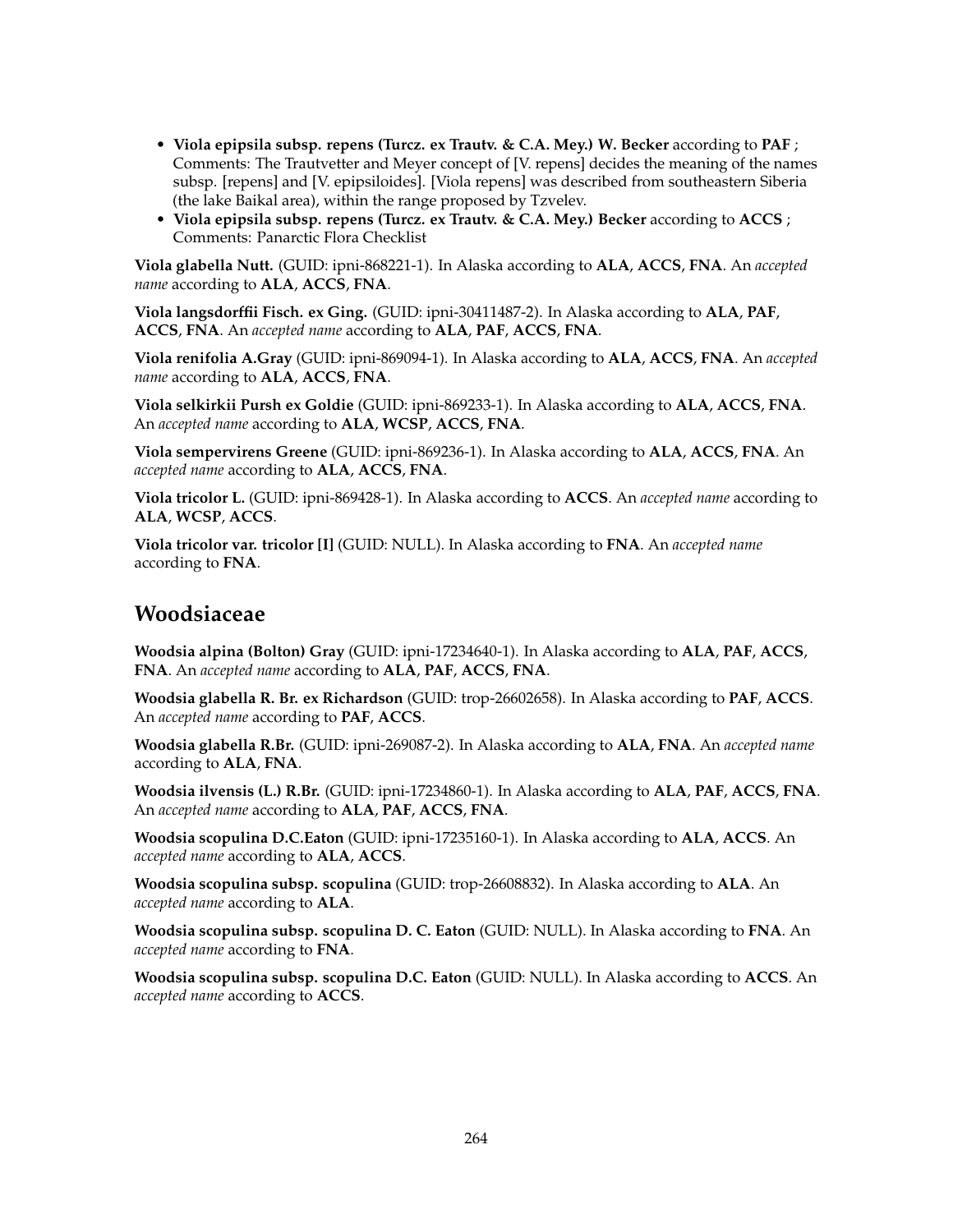- **Viola epipsila subsp. repens (Turcz. ex Trautv. & C.A. Mey.) W. Becker** according to **PAF** ; Comments: The Trautvetter and Meyer concept of [V. repens] decides the meaning of the names subsp. [repens] and [V. epipsiloides]. [Viola repens] was described from southeastern Siberia (the lake Baikal area), within the range proposed by Tzvelev.
- **Viola epipsila subsp. repens (Turcz. ex Trautv. & C.A. Mey.) Becker** according to **ACCS** ; Comments: Panarctic Flora Checklist

**Viola glabella Nutt.** (GUID: ipni-868221-1). In Alaska according to **ALA**, **ACCS**, **FNA**. An *accepted name* according to **ALA**, **ACCS**, **FNA**.

**Viola langsdorffii Fisch. ex Ging.** (GUID: ipni-30411487-2). In Alaska according to **ALA**, **PAF**, **ACCS**, **FNA**. An *accepted name* according to **ALA**, **PAF**, **ACCS**, **FNA**.

**Viola renifolia A.Gray** (GUID: ipni-869094-1). In Alaska according to **ALA**, **ACCS**, **FNA**. An *accepted name* according to **ALA**, **ACCS**, **FNA**.

**Viola selkirkii Pursh ex Goldie** (GUID: ipni-869233-1). In Alaska according to **ALA**, **ACCS**, **FNA**. An *accepted name* according to **ALA**, **WCSP**, **ACCS**, **FNA**.

**Viola sempervirens Greene** (GUID: ipni-869236-1). In Alaska according to **ALA**, **ACCS**, **FNA**. An *accepted name* according to **ALA**, **ACCS**, **FNA**.

**Viola tricolor L.** (GUID: ipni-869428-1). In Alaska according to **ACCS**. An *accepted name* according to **ALA**, **WCSP**, **ACCS**.

**Viola tricolor var. tricolor [I]** (GUID: NULL). In Alaska according to **FNA**. An *accepted name* according to **FNA**.

## Woodsiaceae

**Woodsia alpina (Bolton) Gray** (GUID: ipni-17234640-1). In Alaska according to **ALA**, **PAF**, **ACCS**, **FNA**. An *accepted name* according to **ALA**, **PAF**, **ACCS**, **FNA**.

**Woodsia glabella R. Br. ex Richardson** (GUID: trop-26602658). In Alaska according to **PAF**, **ACCS**. An *accepted name* according to **PAF**, **ACCS**.

**Woodsia glabella R.Br.** (GUID: ipni-269087-2). In Alaska according to **ALA**, **FNA**. An *accepted name* according to **ALA**, **FNA**.

**Woodsia ilvensis (L.) R.Br.** (GUID: ipni-17234860-1). In Alaska according to **ALA**, **PAF**, **ACCS**, **FNA**. An *accepted name* according to **ALA**, **PAF**, **ACCS**, **FNA**.

**Woodsia scopulina D.C.Eaton** (GUID: ipni-17235160-1). In Alaska according to **ALA**, **ACCS**. An *accepted name* according to **ALA**, **ACCS**.

**Woodsia scopulina subsp. scopulina** (GUID: trop-26608832). In Alaska according to **ALA**. An *accepted name* according to **ALA**.

**Woodsia scopulina subsp. scopulina D. C. Eaton** (GUID: NULL). In Alaska according to **FNA**. An *accepted name* according to **FNA**.

**Woodsia scopulina subsp. scopulina D.C. Eaton** (GUID: NULL). In Alaska according to **ACCS**. An *accepted name* according to **ACCS**.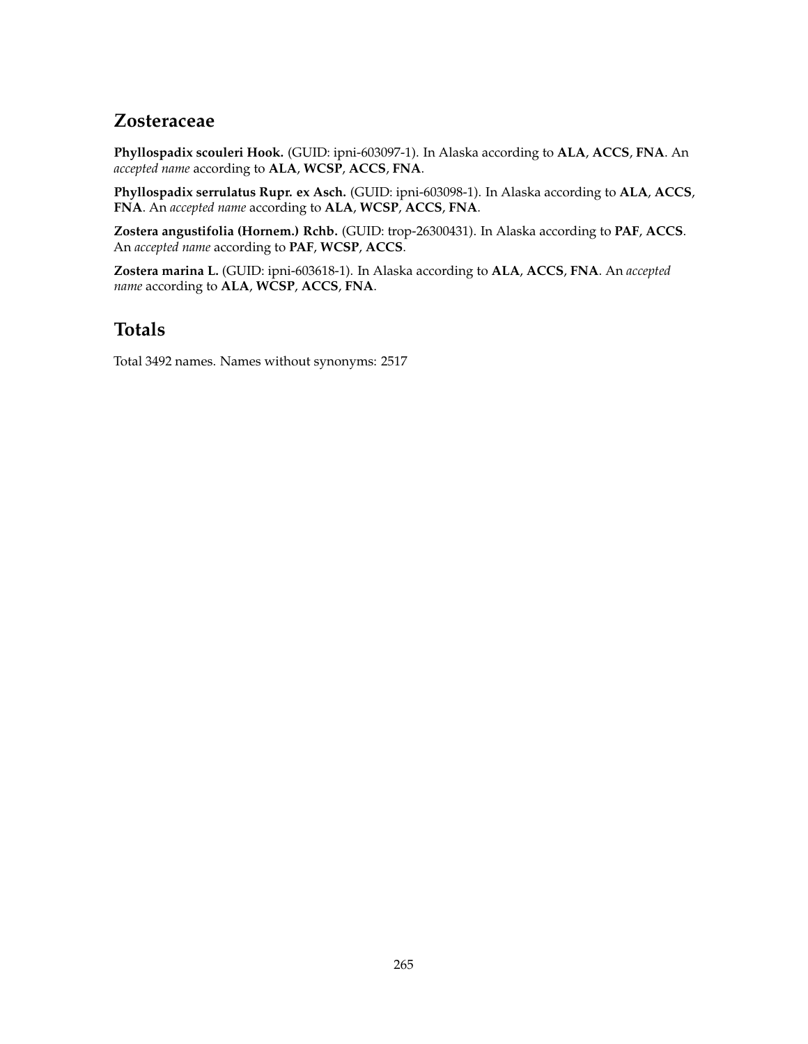## Zosteraceae

**Phyllospadix scouleri Hook.** (GUID: ipni-603097-1). In Alaska according to **ALA**, **ACCS**, **FNA**. An *accepted name* according to **ALA**, **WCSP**, **ACCS**, **FNA**.

**Phyllospadix serrulatus Rupr. ex Asch.** (GUID: ipni-603098-1). In Alaska according to **ALA**, **ACCS**, **FNA**. An *accepted name* according to **ALA**, **WCSP**, **ACCS**, **FNA**.

**Zostera angustifolia (Hornem.) Rchb.** (GUID: trop-26300431). In Alaska according to **PAF**, **ACCS**. An *accepted name* according to **PAF**, **WCSP**, **ACCS**.

**Zostera marina L.** (GUID: ipni-603618-1). In Alaska according to **ALA**, **ACCS**, **FNA**. An *accepted name* according to **ALA**, **WCSP**, **ACCS**, **FNA**.

## Totals

Total 3492 names. Names without synonyms: 2517